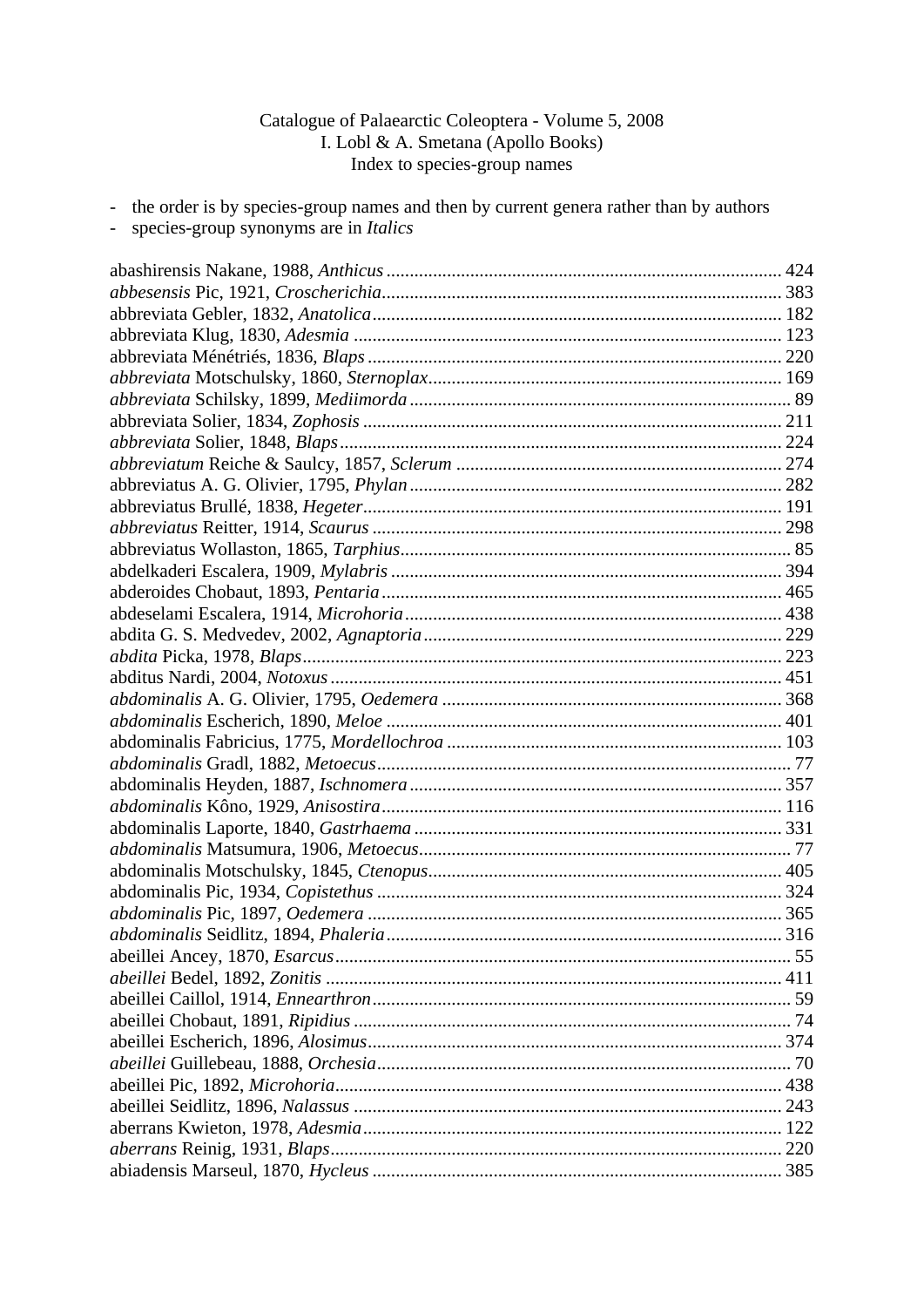Catalogue of Palaearctic Coleoptera - Volume 5, 2008
I. Lobl & A. Smetana (Apollo Books)
Index to species-group names

- the order is by species-group names and then by current genera rather than by authors
- species-group synonyms are in *Italics*

abashirensis Nakane, 1988, *Anthicus* ..... 424
*abbesensis* Pic, 1921, *Croscherichia* ..... 383
abbreviata Gebler, 1832, *Anatolica* ..... 182
abbreviata Klug, 1830, *Adesmia* ..... 123
abbreviata Ménétriés, 1836, *Blaps* ..... 220
*abbreviata* Motschulsky, 1860, *Sternoplax* ..... 169
*abbreviata* Schilsky, 1899, *Mediimorda* ..... 89
abbreviata Solier, 1834, *Zophosis* ..... 211
*abbreviata* Solier, 1848, *Blaps* ..... 224
*abbreviatum* Reiche & Saulcy, 1857, *Sclerum* ..... 274
abbreviatus A. G. Olivier, 1795, *Phylan* ..... 282
abbreviatus Brullé, 1838, *Hegeter* ..... 191
*abbreviatus* Reitter, 1914, *Scaurus* ..... 298
abbreviatus Wollaston, 1865, *Tarphius* ..... 85
abdelkaderi Escalera, 1909, *Mylabris* ..... 394
abderoides Chobaut, 1893, *Pentaria* ..... 465
abdeselami Escalera, 1914, *Microhoria* ..... 438
abdita G. S. Medvedev, 2002, *Agnaptoria* ..... 229
*abdita* Picka, 1978, *Blaps* ..... 223
abditus Nardi, 2004, *Notoxus* ..... 451
*abdominalis* A. G. Olivier, 1795, *Oedemera* ..... 368
*abdominalis* Escherich, 1890, *Meloe* ..... 401
abdominalis Fabricius, 1775, *Mordellochroa* ..... 103
*abdominalis* Gradl, 1882, *Metoecus* ..... 77
abdominalis Heyden, 1887, *Ischnomera* ..... 357
*abdominalis* Kôno, 1929, *Anisostira* ..... 116
abdominalis Laporte, 1840, *Gastrhaema* ..... 331
*abdominalis* Matsumura, 1906, *Metoecus* ..... 77
abdominalis Motschulsky, 1845, *Ctenopus* ..... 405
abdominalis Pic, 1934, *Copistethus* ..... 324
*abdominalis* Pic, 1897, *Oedemera* ..... 365
*abdominalis* Seidlitz, 1894, *Phaleria* ..... 316
abeillei Ancey, 1870, *Esarcus* ..... 55
*abeillei* Bedel, 1892, *Zonitis* ..... 411
abeillei Caillol, 1914, *Ennearthron* ..... 59
abeillei Chobaut, 1891, *Ripidius* ..... 74
abeillei Escherich, 1896, *Alosimus* ..... 374
*abeillei* Guillebeau, 1888, *Orchesia* ..... 70
abeillei Pic, 1892, *Microhoria* ..... 438
abeillei Seidlitz, 1896, *Nalassus* ..... 243
aberrans Kwieton, 1978, *Adesmia* ..... 122
*aberrans* Reinig, 1931, *Blaps* ..... 220
abiadensis Marseul, 1870, *Hycleus* ..... 385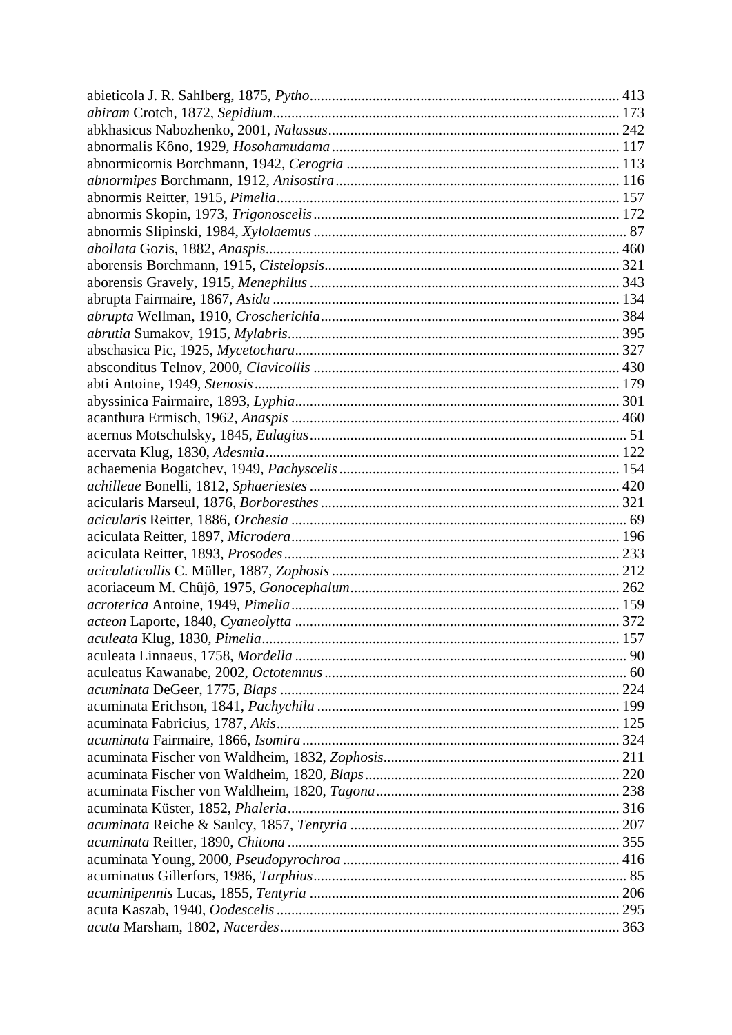abieticola J. R. Sahlberg, 1875, *Pytho* ........ 413
*abiram* Crotch, 1872, *Sepidium* ........ 173
abkhasicus Nabozhenko, 2001, *Nalassus* ........ 242
abnormalis Kôno, 1929, *Hosohamudama* ........ 117
abnormicornis Borchmann, 1942, *Cerogria* ........ 113
*abnormipes* Borchmann, 1912, *Anisostira* ........ 116
abnormis Reitter, 1915, *Pimelia* ........ 157
abnormis Skopin, 1973, *Trigonoscelis* ........ 172
abnormis Slipinski, 1984, *Xylolaemus* ........ 87
*abollata* Gozis, 1882, *Anaspis* ........ 460
aborensis Borchmann, 1915, *Cistelopsis* ........ 321
aborensis Gravely, 1915, *Menephilus* ........ 343
abrupta Fairmaire, 1867, *Asida* ........ 134
*abrupta* Wellman, 1910, *Croscherichia* ........ 384
*abrutia* Sumakov, 1915, *Mylabris* ........ 395
abschasica Pic, 1925, *Mycetochara* ........ 327
absconditus Telnov, 2000, *Clavicollis* ........ 430
abti Antoine, 1949, *Stenosis* ........ 179
abyssinica Fairmaire, 1893, *Lyphia* ........ 301
acanthura Ermisch, 1962, *Anaspis* ........ 460
acernus Motschulsky, 1845, *Eulagius* ........ 51
acervata Klug, 1830, *Adesmia* ........ 122
achaemenia Bogatchev, 1949, *Pachyscelis* ........ 154
*achilleae* Bonelli, 1812, *Sphaeriestes* ........ 420
acicularis Marseul, 1876, *Borboresthes* ........ 321
*acicularis* Reitter, 1886, *Orchesia* ........ 69
aciculata Reitter, 1897, *Microdera* ........ 196
aciculata Reitter, 1893, *Prosodes* ........ 233
*aciculaticollis* C. Müller, 1887, *Zophosis* ........ 212
acoriaceum M. Chûjô, 1975, *Gonocephalum* ........ 262
*acroterica* Antoine, 1949, *Pimelia* ........ 159
*acteon* Laporte, 1840, *Cyaneolytta* ........ 372
*aculeata* Klug, 1830, *Pimelia* ........ 157
aculeata Linnaeus, 1758, *Mordella* ........ 90
aculeatus Kawanabe, 2002, *Octotemnus* ........ 60
*acuminata* DeGeer, 1775, *Blaps* ........ 224
acuminata Erichson, 1841, *Pachychila* ........ 199
acuminata Fabricius, 1787, *Akis* ........ 125
*acuminata* Fairmaire, 1866, *Isomira* ........ 324
acuminata Fischer von Waldheim, 1832, *Zophosis* ........ 211
acuminata Fischer von Waldheim, 1820, *Blaps* ........ 220
acuminata Fischer von Waldheim, 1820, *Tagona* ........ 238
acuminata Küster, 1852, *Phaleria* ........ 316
*acuminata* Reiche & Saulcy, 1857, *Tentyria* ........ 207
*acuminata* Reitter, 1890, *Chitona* ........ 355
acuminata Young, 2000, *Pseudopyrochroa* ........ 416
acuminatus Gillerfors, 1986, *Tarphius* ........ 85
*acuminipennis* Lucas, 1855, *Tentyria* ........ 206
acuta Kaszab, 1940, *Oodescelis* ........ 295
*acuta* Marsham, 1802, *Nacerdes* ........ 363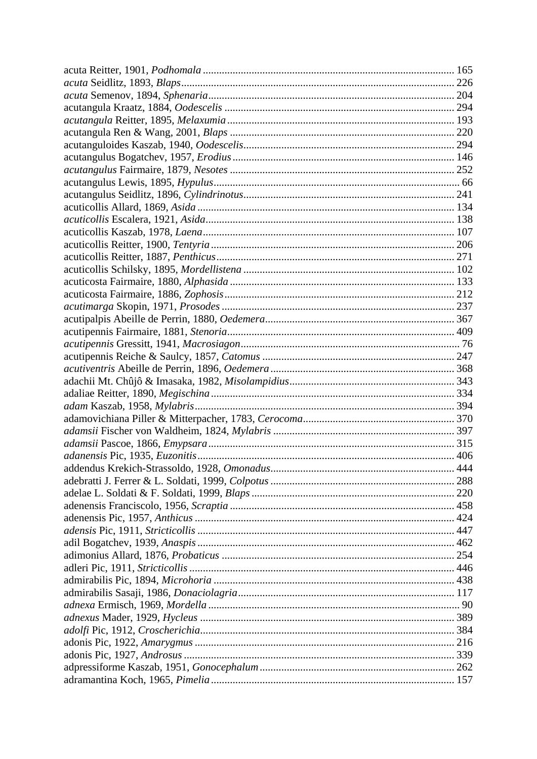acuta Reitter, 1901, *Podhomala* ........................................................................................ 165
*acuta* Seidlitz, 1893, *Blaps* ................................................................................................ 226
*acuta* Semenov, 1894, *Sphenaria* ...................................................................................... 204
acutangula Kraatz, 1884, *Oodescelis* ................................................................................. 294
*acutangula* Reitter, 1895, *Melaxumia* .............................................................................. 193
acutangula Ren & Wang, 2001, *Blaps* ............................................................................... 220
acutanguloides Kaszab, 1940, *Oodescelis* ......................................................................... 294
acutangulus Bogatchev, 1957, *Erodius* ............................................................................. 146
*acutangulus* Fairmaire, 1879, *Nesotes* ............................................................................. 252
acutangulus Lewis, 1895, *Hypulus* ...................................................................................... 66
acutangulus Seidlitz, 1896, *Cylindrinotus* ......................................................................... 241
acuticollis Allard, 1869, *Asida* ........................................................................................... 134
*acuticollis* Escalera, 1921, *Asida* ...................................................................................... 138
acuticollis Kaszab, 1978, *Laena* ......................................................................................... 107
acuticollis Reitter, 1900, *Tentyria* ...................................................................................... 206
acuticollis Reitter, 1887, *Penthicus* .................................................................................... 271
acuticollis Schilsky, 1895, *Mordellistena* .......................................................................... 102
acuticosta Fairmaire, 1880, *Alphasida* ............................................................................... 133
acuticosta Fairmaire, 1886, *Zophosis* ................................................................................. 212
*acutimarga* Skopin, 1971, *Prosodes* .................................................................................. 237
acutipalpis Abeille de Perrin, 1880, *Oedemera* .................................................................. 367
acutipennis Fairmaire, 1881, *Stenoria* ................................................................................ 409
*acutipennis* Gressitt, 1941, *Macrosiagon* ............................................................................ 76
acutipennis Reiche & Saulcy, 1857, *Catomus* ................................................................... 247
*acutiventris* Abeille de Perrin, 1896, *Oedemera* ............................................................... 368
adachii Mt. Chûjô & Imasaka, 1982, *Misolampidius* ......................................................... 343
adaliae Reitter, 1890, *Megischina* ...................................................................................... 334
*adam* Kaszab, 1958, *Mylabris* ............................................................................................ 394
adamovichiana Piller & Mitterpacher, 1783, *Cerocoma* .................................................... 370
*adamsii* Fischer von Waldheim, 1824, *Mylabris* ............................................................... 397
*adamsii* Pascoe, 1866, *Emypsara* ....................................................................................... 315
*adanensis* Pic, 1935, *Euzonitis* ........................................................................................... 406
addendus Krekich-Strassoldo, 1928, *Omonadus* ................................................................ 444
adebratti J. Ferrer & L. Soldati, 1999, *Colpotus* ................................................................ 288
adelae L. Soldati & F. Soldati, 1999, *Blaps* ........................................................................ 220
adenensis Franciscolo, 1956, *Scraptia* ............................................................................... 458
adenensis Pic, 1957, *Anthicus* ............................................................................................ 424
*adensis* Pic, 1911, *Stricticollis* ........................................................................................... 447
adil Bogatchev, 1939, *Anaspis* ............................................................................................ 462
adimonius Allard, 1876, *Probaticus* ................................................................................... 254
adleri Pic, 1911, *Stricticollis* .............................................................................................. 446
admirabilis Pic, 1894, *Microhoria* ..................................................................................... 438
admirabilis Sasaji, 1986, *Donaciolagria* ............................................................................. 117
*adnexa* Ermisch, 1969, *Mordella* ......................................................................................... 90
*adnexus* Mader, 1929, *Hycleus* .......................................................................................... 389
*adolfi* Pic, 1912, *Croscherichia* .......................................................................................... 384
adonis Pic, 1922, *Amarygmus* ............................................................................................ 216
adonis Pic, 1927, *Androsus* ................................................................................................ 339
adpressiforme Kaszab, 1951, *Gonocephalum* .................................................................... 262
adramantina Koch, 1965, *Pimelia* ...................................................................................... 157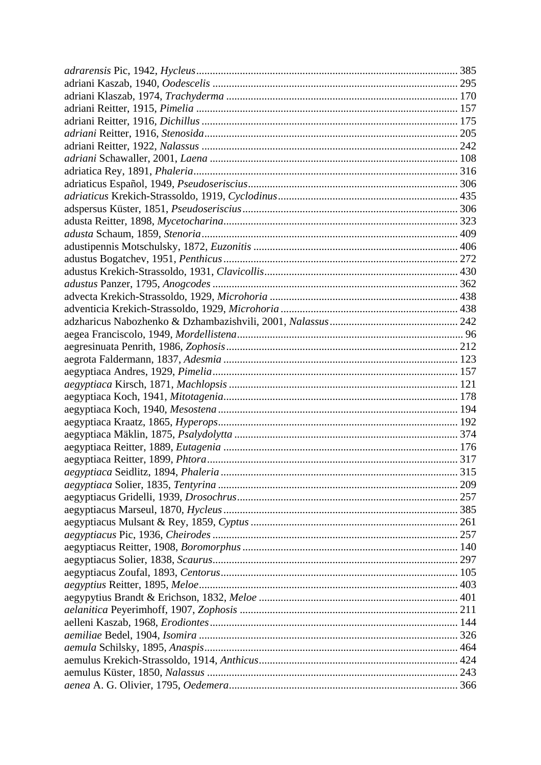*adrarensis* Pic, 1942, *Hycleus* ........................................................................................ 385
adriani Kaszab, 1940, *Oodescelis* ...................................................................................... 295
adriani Klaszab, 1974, *Trachyderma* .................................................................................. 170
adriani Reitter, 1915, *Pimelia* ........................................................................................... 157
adriani Reitter, 1916, *Dichillus* ......................................................................................... 175
*adriani* Reitter, 1916, *Stenosida* ........................................................................................ 205
adriani Reitter, 1922, *Nalassus* .......................................................................................... 242
*adriani* Schawaller, 2001, *Laena* ....................................................................................... 108
adriatica Rey, 1891, *Phaleria* ............................................................................................. 316
adriaticus Español, 1949, *Pseudoseriscius* ......................................................................... 306
*adriaticus* Krekich-Strassoldo, 1919, *Cyclodinus* ............................................................... 435
adspersus Küster, 1851, *Pseudoseriscius* ........................................................................... 306
adusta Reitter, 1898, *Mycetocharina* ................................................................................... 323
*adusta* Schaum, 1859, *Stenoria* .......................................................................................... 409
adustipennis Motschulsky, 1872, *Euzonitis* ......................................................................... 406
adustus Bogatchev, 1951, *Penthicus* ................................................................................... 272
adustus Krekich-Strassoldo, 1931, *Clavicollis* .................................................................... 430
*adustus* Panzer, 1795, *Anogcodes* ....................................................................................... 362
advecta Krekich-Strassoldo, 1929, *Microhoria* .................................................................... 438
adventicia Krekich-Strassoldo, 1929, *Microhoria* ................................................................ 438
adzharicus Nabozhenko & Dzhambazishvili, 2001, *Nalassus* ............................................... 242
aegea Franciscolo, 1949, *Mordellistena* ................................................................................. 96
aegresinuata Penrith, 1986, *Zophosis* .................................................................................. 212
aegrota Faldermann, 1837, *Adesmia* .................................................................................... 123
aegyptiaca Andres, 1929, *Pimelia* ....................................................................................... 157
*aegyptiaca* Kirsch, 1871, *Machlopsis* ................................................................................... 121
aegyptiaca Koch, 1941, *Mitotagenia* ..................................................................................... 178
aegyptiaca Koch, 1940, *Mesostena* ...................................................................................... 194
aegyptiaca Kraatz, 1865, *Hyperops* ..................................................................................... 192
aegyptiaca Mäklin, 1875, *Psalydolytta* ................................................................................ 374
aegyptiaca Reitter, 1889, *Eutagenia* .................................................................................... 176
aegyptiaca Reitter, 1899, *Phtora* .......................................................................................... 317
*aegyptiaca* Seidlitz, 1894, *Phaleria* ..................................................................................... 315
*aegyptiaca* Solier, 1835, *Tentyrina* ...................................................................................... 209
aegyptiacus Gridelli, 1939, *Drosochrus* ............................................................................... 257
aegyptiacus Marseul, 1870, *Hycleus* .................................................................................... 385
aegyptiacus Mulsant & Rey, 1859, *Cyptus* .......................................................................... 261
*aegyptiacus* Pic, 1936, *Cheirodes* ........................................................................................ 257
aegyptiacus Reitter, 1908, *Boromorphus* ............................................................................. 140
aegyptiacus Solier, 1838, *Scaurus* ........................................................................................ 297
aegyptiacus Zoufal, 1893, *Centorus* ..................................................................................... 105
*aegyptius* Reitter, 1895, *Meloe* ............................................................................................. 403
aegypytius Brandt & Erichson, 1832, *Meloe* ........................................................................ 401
*aelanitica* Peyerimhoff, 1907, *Zophosis* ............................................................................... 211
aelleni Kaszab, 1968, *Erodiontes* .......................................................................................... 144
*aemiliae* Bedel, 1904, *Isomira* ............................................................................................. 326
*aemula* Schilsky, 1895, *Anaspis* ........................................................................................... 464
aemulus Krekich-Strassoldo, 1914, *Anthicus* ........................................................................ 424
aemulus Küster, 1850, *Nalassus* ........................................................................................... 243
*aenea* A. G. Olivier, 1795, *Oedemera* .................................................................................. 366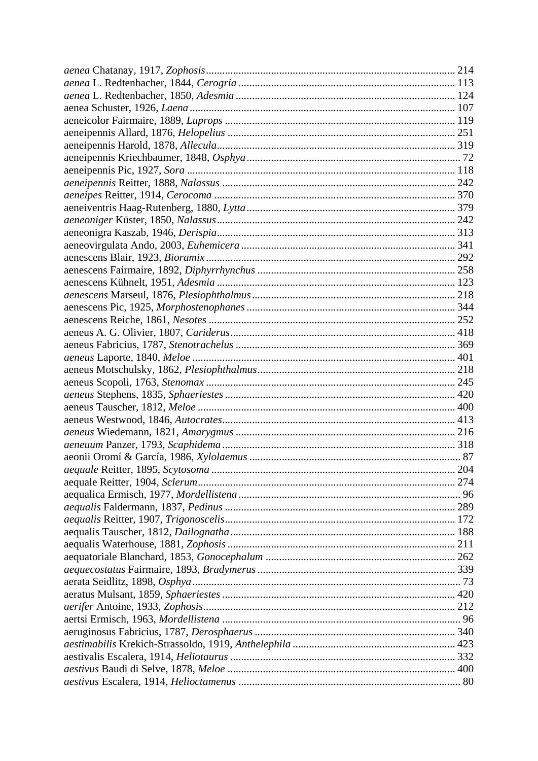*aenea* Chatanay, 1917, *Zophosis* ........................................................................................ 214
*aenea* L. Redtenbacher, 1844, *Cerogria* ............................................................................... 113
*aenea* L. Redtenbacher, 1850, *Adesmia* ............................................................................... 124
aenea Schuster, 1926, *Laena* ................................................................................................ 107
aeneicolor Fairmaire, 1889, *Luprops* .................................................................................... 119
aeneipennis Allard, 1876, *Helopelius* .................................................................................... 251
aeneipennis Harold, 1878, *Allecula*....................................................................................... 319
aeneipennis Kriechbaumer, 1848, *Osphya* ............................................................................. 72
aeneipennis Pic, 1927, *Sora* ................................................................................................. 118
*aeneipennis* Reitter, 1888, *Nalassus* ..................................................................................... 242
*aeneipes* Reitter, 1914, *Cerocoma* ........................................................................................ 370
aeneiventris Haag-Rutenberg, 1880, *Lytta* ............................................................................ 379
*aeneoniger* Küster, 1850, *Nalassus* ....................................................................................... 242
aeneonigra Kaszab, 1946, *Derispia* ....................................................................................... 313
aeneovirgulata Ando, 2003, *Euhemicera* ............................................................................... 341
aenescens Blair, 1923, *Bioramix* ........................................................................................... 292
aenescens Fairmaire, 1892, *Diphyrrhynchus* ........................................................................ 258
aenescens Kühnelt, 1951, *Adesmia* ....................................................................................... 123
*aenescens* Marseul, 1876, *Plesiophthalmus* .......................................................................... 218
aenescens Pic, 1925, *Morphostenophanes* ............................................................................ 344
aenescens Reiche, 1861, *Nesotes* .......................................................................................... 252
aeneus A. G. Olivier, 1807, *Cariderus* .................................................................................. 418
aeneus Fabricius, 1787, *Stenotrachelus* ................................................................................ 369
*aeneus* Laporte, 1840, *Meloe* ................................................................................................ 401
aeneus Motschulsky, 1862, *Plesiophthalmus* ........................................................................ 218
aeneus Scopoli, 1763, *Stenomax* ........................................................................................... 245
*aeneus* Stephens, 1835, *Sphaeriestes* .................................................................................... 420
aeneus Tauscher, 1812, *Meloe* .............................................................................................. 400
aeneus Westwood, 1846, *Autocrates* ..................................................................................... 413
*aeneus* Wiedemann, 1821, *Amarygmus* ................................................................................ 216
*aeneum* Panzer, 1793, *Scaphidema* ...................................................................................... 318
aeonii Oromí & García, 1986, *Xylolaemus* ............................................................................. 87
*aequale* Reitter, 1895, *Scytosoma* ......................................................................................... 204
aequale Reitter, 1904, *Sclerum* .............................................................................................. 274
aequalica Ermisch, 1977, *Mordellistena* ................................................................................. 96
*aequalis* Faldermann, 1837, *Pedinus* .................................................................................... 289
*aequalis* Reitter, 1907, *Trigonoscelis* .................................................................................... 172
aequalis Tauscher, 1812, *Dailognatha* .................................................................................. 188
aequalis Waterhouse, 1881, *Zophosis* ................................................................................... 211
aequatoriale Blanchard, 1853, *Gonocephalum* ...................................................................... 262
*aequecostatus* Fairmaire, 1893, *Bradymerus* ........................................................................ 339
aerata Seidlitz, 1898, *Osphya* ................................................................................................. 73
aeratus Mulsant, 1859, *Sphaeriestes* ..................................................................................... 420
*aerifer* Antoine, 1933, *Zophosis* ............................................................................................ 212
aertsi Ermisch, 1963, *Mordellistena* ....................................................................................... 96
aeruginosus Fabricius, 1787, *Derosphaerus* ......................................................................... 340
*aestimabilis* Krekich-Strassoldo, 1919, *Anthelephila* ............................................................ 423
aestivalis Escalera, 1914, *Heliotaurus* .................................................................................. 332
*aestivus* Baudi di Selve, 1878, *Meloe* ................................................................................... 400
*aestivus* Escalera, 1914, *Helioctamenus* ................................................................................ 80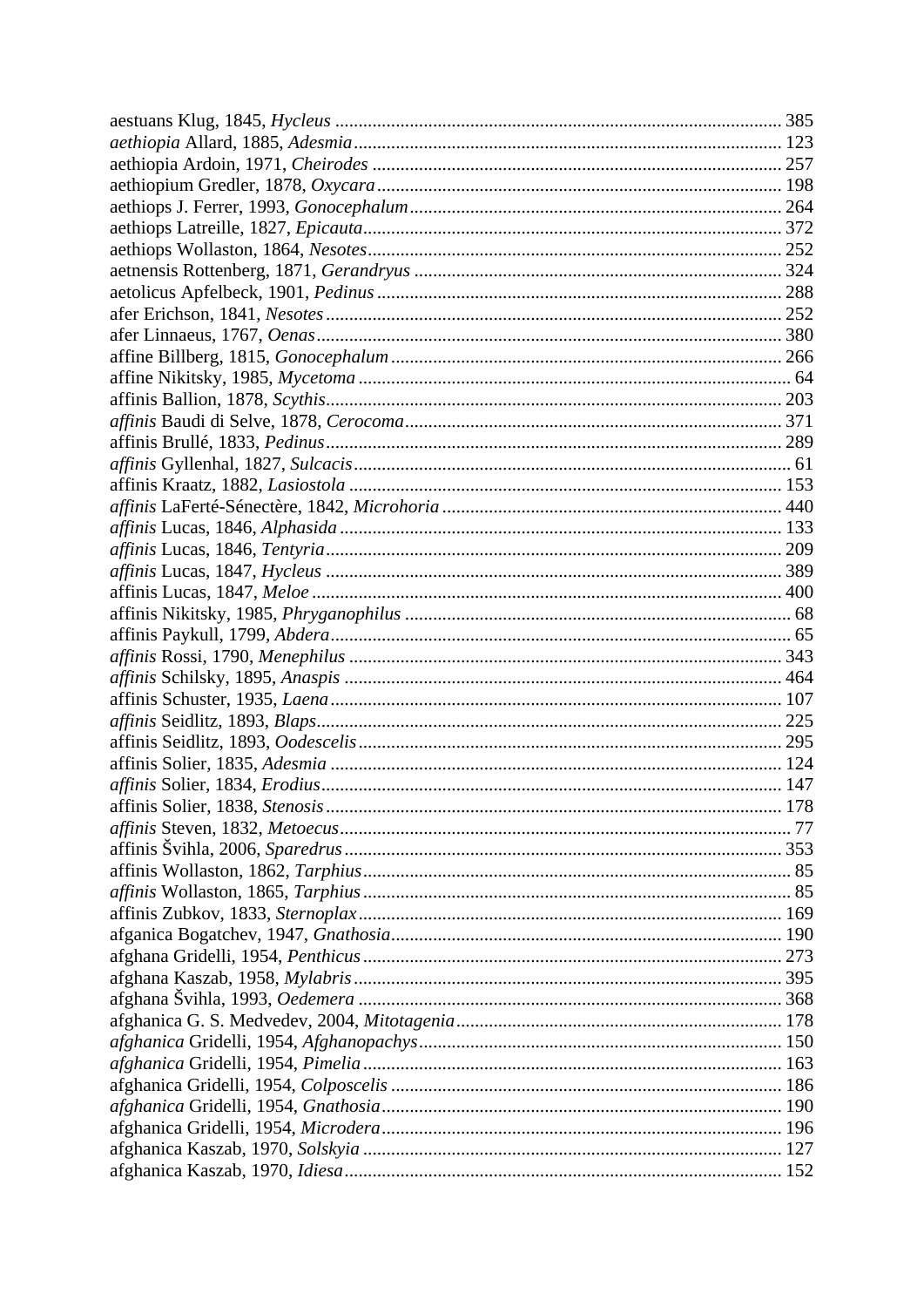aestuans Klug, 1845, *Hycleus* ............................................................................................ 385
*aethiopia* Allard, 1885, *Adesmia* ......................................................................................... 123
aethiopia Ardoin, 1971, *Cheirodes* ...................................................................................... 257
aethiopium Gredler, 1878, *Oxycara* ..................................................................................... 198
aethiops J. Ferrer, 1993, *Gonocephalum* .............................................................................. 264
aethiops Latreille, 1827, *Epicauta* ........................................................................................ 372
aethiops Wollaston, 1864, *Nesotes* ....................................................................................... 252
aetnensis Rottenberg, 1871, *Gerandryus* .............................................................................. 324
aetolicus Apfelbeck, 1901, *Pedinus* ...................................................................................... 288
afer Erichson, 1841, *Nesotes* ................................................................................................ 252
afer Linnaeus, 1767, *Oenas* .................................................................................................. 380
affine Billberg, 1815, *Gonocephalum* ................................................................................... 266
affine Nikitsky, 1985, *Mycetoma* ........................................................................................... 64
affinis Ballion, 1878, *Scythis* ................................................................................................ 203
*affinis* Baudi di Selve, 1878, *Cerocoma* ................................................................................ 371
affinis Brullé, 1833, *Pedinus* ................................................................................................ 289
*affinis* Gyllenhal, 1827, *Sulcacis* ............................................................................................ 61
affinis Kraatz, 1882, *Lasiostola* ............................................................................................ 153
*affinis* LaFerté-Sénectère, 1842, *Microhoria* ........................................................................ 440
*affinis* Lucas, 1846, *Alphasida* ............................................................................................. 133
*affinis* Lucas, 1846, *Tentyria* ................................................................................................ 209
*affinis* Lucas, 1847, *Hycleus* ................................................................................................ 389
affinis Lucas, 1847, *Meloe* .................................................................................................... 400
affinis Nikitsky, 1985, *Phryganophilus* ................................................................................... 68
affinis Paykull, 1799, *Abdera* .................................................................................................. 65
*affinis* Rossi, 1790, *Menephilus* ............................................................................................ 343
*affinis* Schilsky, 1895, *Anaspis* ............................................................................................. 464
affinis Schuster, 1935, *Laena* ................................................................................................ 107
*affinis* Seidlitz, 1893, *Blaps* .................................................................................................. 225
affinis Seidlitz, 1893, *Oodescelis* .......................................................................................... 295
affinis Solier, 1835, *Adesmia* ................................................................................................ 124
*affinis* Solier, 1834, *Erodius* .................................................................................................. 147
affinis Solier, 1838, *Stenosis* ................................................................................................ 178
*affinis* Steven, 1832, *Metoecus* ............................................................................................... 77
affinis Švihla, 2006, *Sparedrus* ............................................................................................. 353
affinis Wollaston, 1862, *Tarphius* ........................................................................................... 85
*affinis* Wollaston, 1865, *Tarphius* .......................................................................................... 85
affinis Zubkov, 1833, *Sternoplax* .......................................................................................... 169
afganica Bogatchev, 1947, *Gnathosia* .................................................................................... 190
afghana Gridelli, 1954, *Penthicus* .......................................................................................... 273
afghana Kaszab, 1958, *Mylabris* ........................................................................................... 395
afghana Švihla, 1993, *Oedemera* .......................................................................................... 368
afghanica G. S. Medvedev, 2004, *Mitotagenia* ..................................................................... 178
*afghanica* Gridelli, 1954, *Afghanopachys* ............................................................................. 150
*afghanica* Gridelli, 1954, *Pimelia* ......................................................................................... 163
afghanica Gridelli, 1954, *Colposcelis* ................................................................................... 186
*afghanica* Gridelli, 1954, *Gnathosia* ..................................................................................... 190
afghanica Gridelli, 1954, *Microdera* ..................................................................................... 196
afghanica Kaszab, 1970, *Solskyia* ......................................................................................... 127
afghanica Kaszab, 1970, *Idiesa* ............................................................................................ 152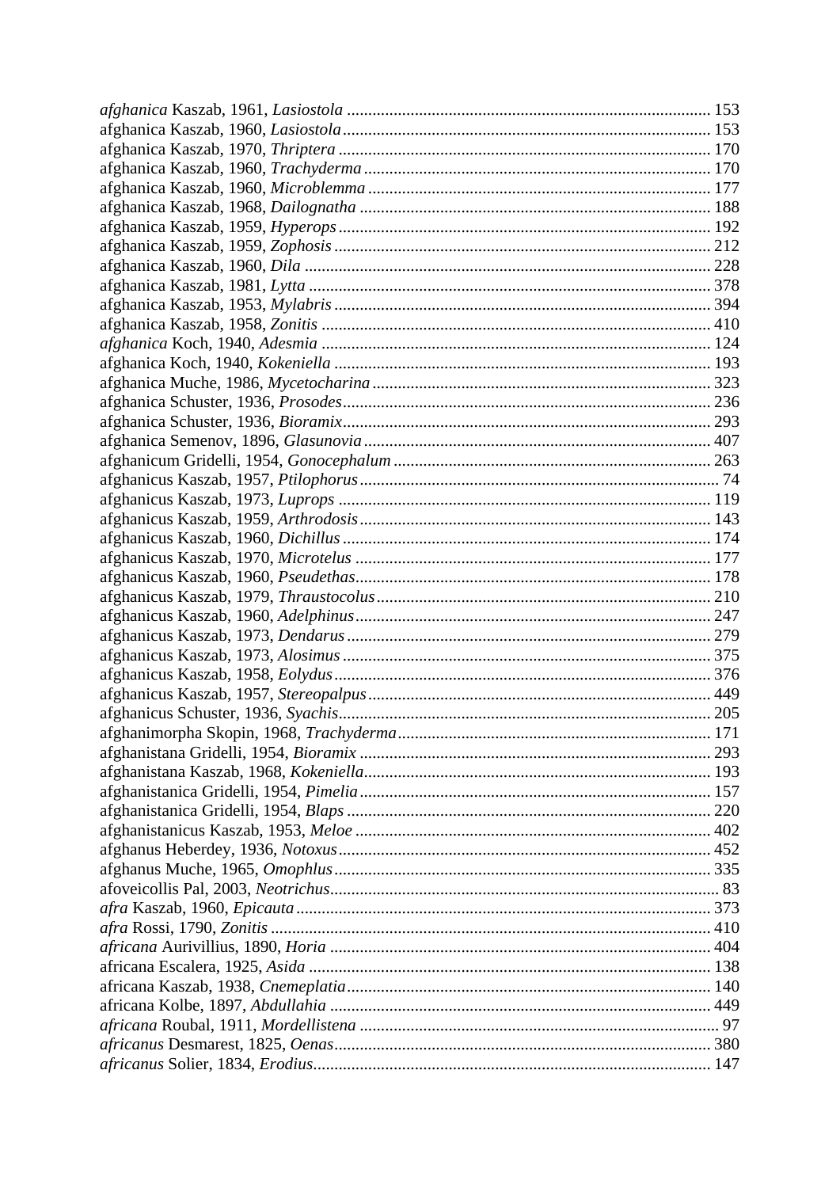*afghanica* Kaszab, 1961, *Lasiostola* .................... 153
afghanica Kaszab, 1960, *Lasiostola* .................... 153
afghanica Kaszab, 1970, *Thriptera* .................... 170
afghanica Kaszab, 1960, *Trachyderma* .................... 170
afghanica Kaszab, 1960, *Microblemma* .................... 177
afghanica Kaszab, 1968, *Dailognatha* .................... 188
afghanica Kaszab, 1959, *Hyperops* .................... 192
afghanica Kaszab, 1959, *Zophosis* .................... 212
afghanica Kaszab, 1960, *Dila* .................... 228
afghanica Kaszab, 1981, *Lytta* .................... 378
afghanica Kaszab, 1953, *Mylabris* .................... 394
afghanica Kaszab, 1958, *Zonitis* .................... 410
*afghanica* Koch, 1940, *Adesmia* .................... 124
afghanica Koch, 1940, *Kokeniella* .................... 193
afghanica Muche, 1986, *Mycetocharina* .................... 323
afghanica Schuster, 1936, *Prosodes* .................... 236
afghanica Schuster, 1936, *Bioramix* .................... 293
afghanica Semenov, 1896, *Glasunovia* .................... 407
afghanicum Gridelli, 1954, *Gonocephalum* .................... 263
afghanicus Kaszab, 1957, *Ptilophorus* .................... 74
afghanicus Kaszab, 1973, *Luprops* .................... 119
afghanicus Kaszab, 1959, *Arthrodosis* .................... 143
afghanicus Kaszab, 1960, *Dichillus* .................... 174
afghanicus Kaszab, 1970, *Microtelus* .................... 177
afghanicus Kaszab, 1960, *Pseudethas* .................... 178
afghanicus Kaszab, 1979, *Thraustocolus* .................... 210
afghanicus Kaszab, 1960, *Adelphinus* .................... 247
afghanicus Kaszab, 1973, *Dendarus* .................... 279
afghanicus Kaszab, 1973, *Alosimus* .................... 375
afghanicus Kaszab, 1958, *Eolydus* .................... 376
afghanicus Kaszab, 1957, *Stereopalpus* .................... 449
afghanicus Schuster, 1936, *Syachis* .................... 205
afghanimorpha Skopin, 1968, *Trachyderma* .................... 171
afghanistana Gridelli, 1954, *Bioramix* .................... 293
afghanistana Kaszab, 1968, *Kokeniella* .................... 193
afghanistanica Gridelli, 1954, *Pimelia* .................... 157
afghanistanica Gridelli, 1954, *Blaps* .................... 220
afghanistanicus Kaszab, 1953, *Meloe* .................... 402
afghanus Heberdey, 1936, *Notoxus* .................... 452
afghanus Muche, 1965, *Omophlus* .................... 335
afoveicollis Pal, 2003, *Neotrichus* .................... 83
*afra* Kaszab, 1960, *Epicauta* .................... 373
*afra* Rossi, 1790, *Zonitis* .................... 410
*africana* Aurivillius, 1890, *Horia* .................... 404
africana Escalera, 1925, *Asida* .................... 138
africana Kaszab, 1938, *Cnemeplatia* .................... 140
africana Kolbe, 1897, *Abdullahia* .................... 449
*africana* Roubal, 1911, *Mordellistena* .................... 97
*africanus* Desmarest, 1825, *Oenas* .................... 380
*africanus* Solier, 1834, *Erodius* .................... 147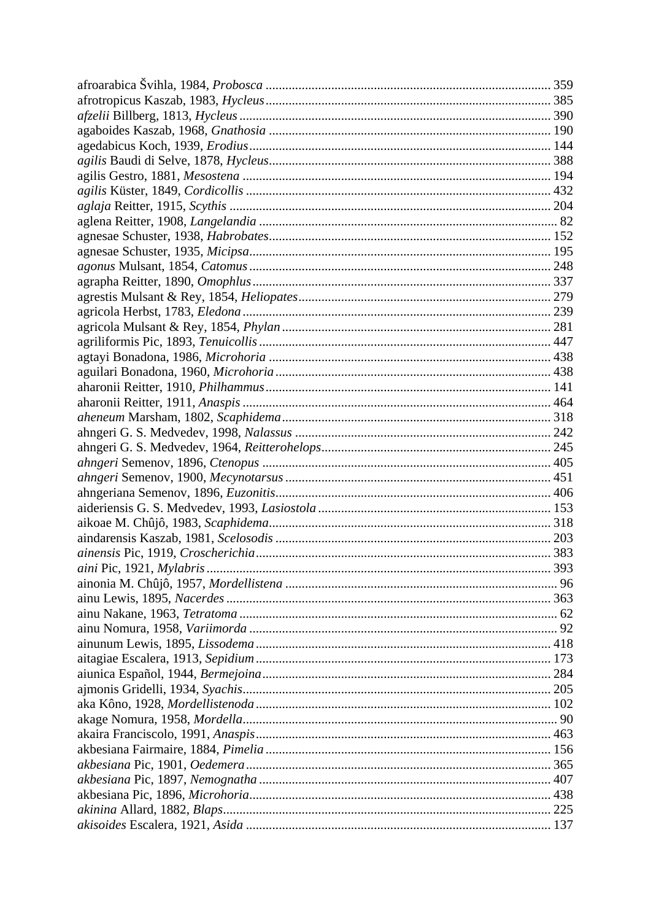afroarabica Švihla, 1984, *Probosca* ........................................ 359
afrotropicus Kaszab, 1983, *Hycleus* ........................................ 385
*afzelii* Billberg, 1813, *Hycleus* ........................................ 390
agaboides Kaszab, 1968, *Gnathosia* ........................................ 190
agedabicus Koch, 1939, *Erodius* ........................................ 144
*agilis* Baudi di Selve, 1878, *Hycleus* ........................................ 388
agilis Gestro, 1881, *Mesostena* ........................................ 194
*agilis* Küster, 1849, *Cordicollis* ........................................ 432
*aglaja* Reitter, 1915, *Scythis* ........................................ 204
aglena Reitter, 1908, *Langelandia* ........................................ 82
agnesae Schuster, 1938, *Habrobates* ........................................ 152
agnesae Schuster, 1935, *Micipsa* ........................................ 195
*agonus* Mulsant, 1854, *Catomus* ........................................ 248
agrapha Reitter, 1890, *Omophlus* ........................................ 337
agrestis Mulsant & Rey, 1854, *Heliopates* ........................................ 279
agricola Herbst, 1783, *Eledona* ........................................ 239
agricola Mulsant & Rey, 1854, *Phylan* ........................................ 281
agriliformis Pic, 1893, *Tenuicollis* ........................................ 447
agtayi Bonadona, 1986, *Microhoria* ........................................ 438
aguilari Bonadona, 1960, *Microhoria* ........................................ 438
aharonii Reitter, 1910, *Philhammus* ........................................ 141
aharonii Reitter, 1911, *Anaspis* ........................................ 464
*aheneum* Marsham, 1802, *Scaphidema* ........................................ 318
ahngeri G. S. Medvedev, 1998, *Nalassus* ........................................ 242
ahngeri G. S. Medvedev, 1964, *Reitterohelops* ........................................ 245
*ahngeri* Semenov, 1896, *Ctenopus* ........................................ 405
*ahngeri* Semenov, 1900, *Mecynotarsus* ........................................ 451
ahngeriana Semenov, 1896, *Euzonitis* ........................................ 406
aideriensis G. S. Medvedev, 1993, *Lasiostola* ........................................ 153
aikoae M. Chûjô, 1983, *Scaphidema* ........................................ 318
aindarensis Kaszab, 1981, *Scelosodis* ........................................ 203
*ainensis* Pic, 1919, *Croscherichia* ........................................ 383
*aini* Pic, 1921, *Mylabris* ........................................ 393
ainonia M. Chûjô, 1957, *Mordellistena* ........................................ 96
ainu Lewis, 1895, *Nacerdes* ........................................ 363
ainu Nakane, 1963, *Tetratoma* ........................................ 62
ainu Nomura, 1958, *Variimorda* ........................................ 92
ainunum Lewis, 1895, *Lissodema* ........................................ 418
aitagiae Escalera, 1913, *Sepidium* ........................................ 173
aiunica Español, 1944, *Bermejoina* ........................................ 284
ajmonis Gridelli, 1934, *Syachis* ........................................ 205
aka Kôno, 1928, *Mordellistenoda* ........................................ 102
akage Nomura, 1958, *Mordella* ........................................ 90
akaira Franciscolo, 1991, *Anaspis* ........................................ 463
akbesiana Fairmaire, 1884, *Pimelia* ........................................ 156
*akbesiana* Pic, 1901, *Oedemera* ........................................ 365
*akbesiana* Pic, 1897, *Nemognatha* ........................................ 407
akbesiana Pic, 1896, *Microhoria* ........................................ 438
*akinina* Allard, 1882, *Blaps* ........................................ 225
*akisoides* Escalera, 1921, *Asida* ........................................ 137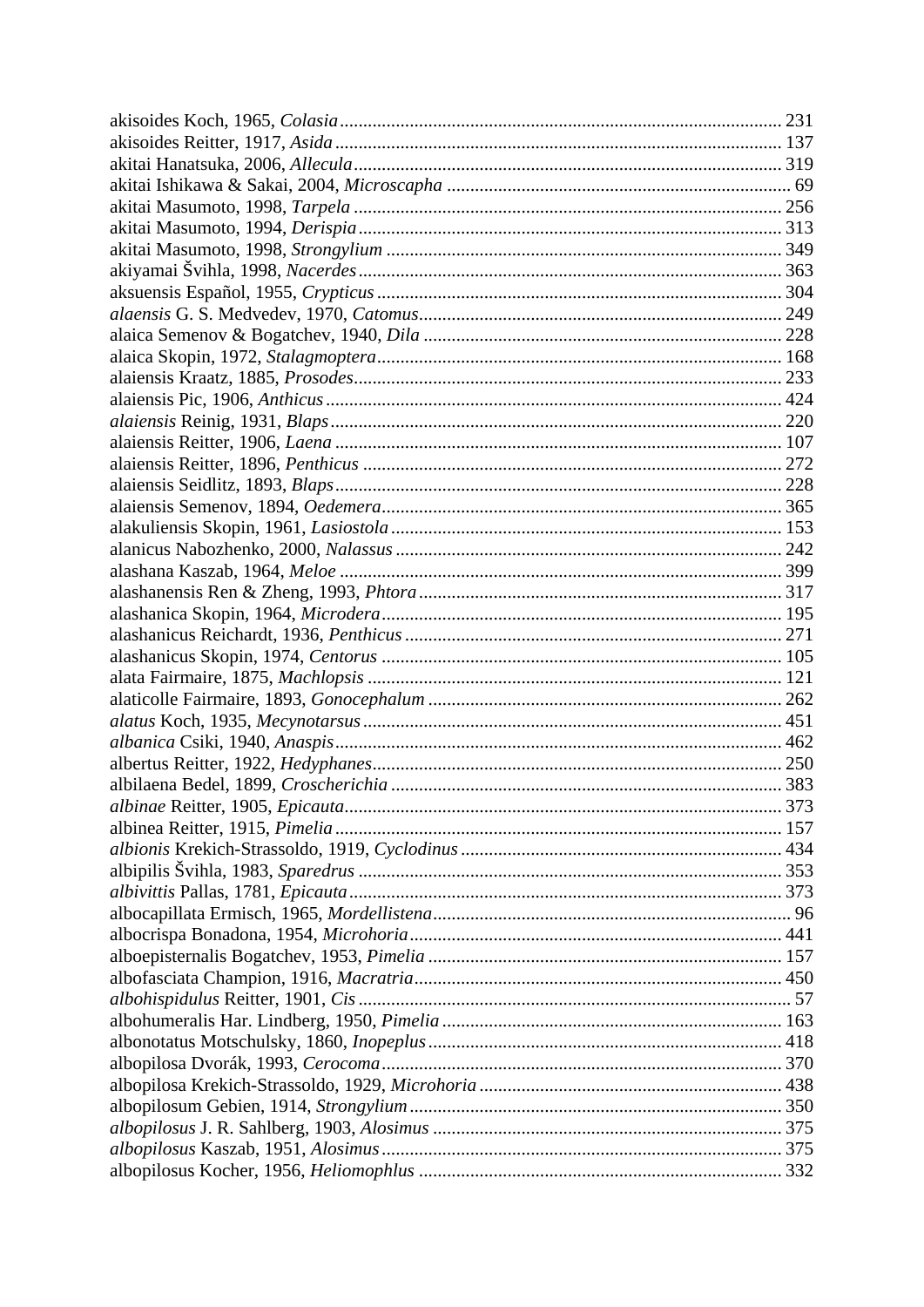akisoides Koch, 1965, *Colasia* ................................................................................................ 231
akisoides Reitter, 1917, *Asida* ................................................................................................ 137
akitai Hanatsuka, 2006, *Allecula* ................................................................................................ 319
akitai Ishikawa & Sakai, 2004, *Microscapha* ................................................................................................ 69
akitai Masumoto, 1998, *Tarpela* ................................................................................................ 256
akitai Masumoto, 1994, *Derispia* ................................................................................................ 313
akitai Masumoto, 1998, *Strongylium* ................................................................................................ 349
akiyamai Švihla, 1998, *Nacerdes* ................................................................................................ 363
aksuensis Español, 1955, *Crypticus* ................................................................................................ 304
*alaensis* G. S. Medvedev, 1970, *Catomus* ................................................................................................ 249
alaica Semenov & Bogatchev, 1940, *Dila* ................................................................................................ 228
alaica Skopin, 1972, *Stalagmoptera* ................................................................................................ 168
alaiensis Kraatz, 1885, *Prosodes* ................................................................................................ 233
alaiensis Pic, 1906, *Anthicus* ................................................................................................ 424
*alaiensis* Reinig, 1931, *Blaps* ................................................................................................ 220
alaiensis Reitter, 1906, *Laena* ................................................................................................ 107
alaiensis Reitter, 1896, *Penthicus* ................................................................................................ 272
alaiensis Seidlitz, 1893, *Blaps* ................................................................................................ 228
alaiensis Semenov, 1894, *Oedemera* ................................................................................................ 365
alakuliensis Skopin, 1961, *Lasiostola* ................................................................................................ 153
alanicus Nabozhenko, 2000, *Nalassus* ................................................................................................ 242
alashana Kaszab, 1964, *Meloe* ................................................................................................ 399
alashanensis Ren & Zheng, 1993, *Phtora* ................................................................................................ 317
alashanica Skopin, 1964, *Microdera* ................................................................................................ 195
alashanicus Reichardt, 1936, *Penthicus* ................................................................................................ 271
alashanicus Skopin, 1974, *Centorus* ................................................................................................ 105
alata Fairmaire, 1875, *Machlopsis* ................................................................................................ 121
alaticolle Fairmaire, 1893, *Gonocephalum* ................................................................................................ 262
*alatus* Koch, 1935, *Mecynotarsus* ................................................................................................ 451
*albanica* Csiki, 1940, *Anaspis* ................................................................................................ 462
albertus Reitter, 1922, *Hedyphanes* ................................................................................................ 250
albilaena Bedel, 1899, *Croscherichia* ................................................................................................ 383
*albinae* Reitter, 1905, *Epicauta* ................................................................................................ 373
albinea Reitter, 1915, *Pimelia* ................................................................................................ 157
*albionis* Krekich-Strassoldo, 1919, *Cyclodinus* ................................................................................................ 434
albipilis Švihla, 1983, *Sparedrus* ................................................................................................ 353
*albivittis* Pallas, 1781, *Epicauta* ................................................................................................ 373
albocapillata Ermisch, 1965, *Mordellistena* ................................................................................................ 96
albocrispa Bonadona, 1954, *Microhoria* ................................................................................................ 441
alboepisternalis Bogatchev, 1953, *Pimelia* ................................................................................................ 157
albofasciata Champion, 1916, *Macratria* ................................................................................................ 450
*albohispidulus* Reitter, 1901, *Cis* ................................................................................................ 57
albohumeralis Har. Lindberg, 1950, *Pimelia* ................................................................................................ 163
albonotatus Motschulsky, 1860, *Inopeplus* ................................................................................................ 418
albopilosa Dvorák, 1993, *Cerocoma* ................................................................................................ 370
albopilosa Krekich-Strassoldo, 1929, *Microhoria* ................................................................................................ 438
albopilosum Gebien, 1914, *Strongylium* ................................................................................................ 350
*albopilosus* J. R. Sahlberg, 1903, *Alosimus* ................................................................................................ 375
*albopilosus* Kaszab, 1951, *Alosimus* ................................................................................................ 375
albopilosus Kocher, 1956, *Heliomophlus* ................................................................................................ 332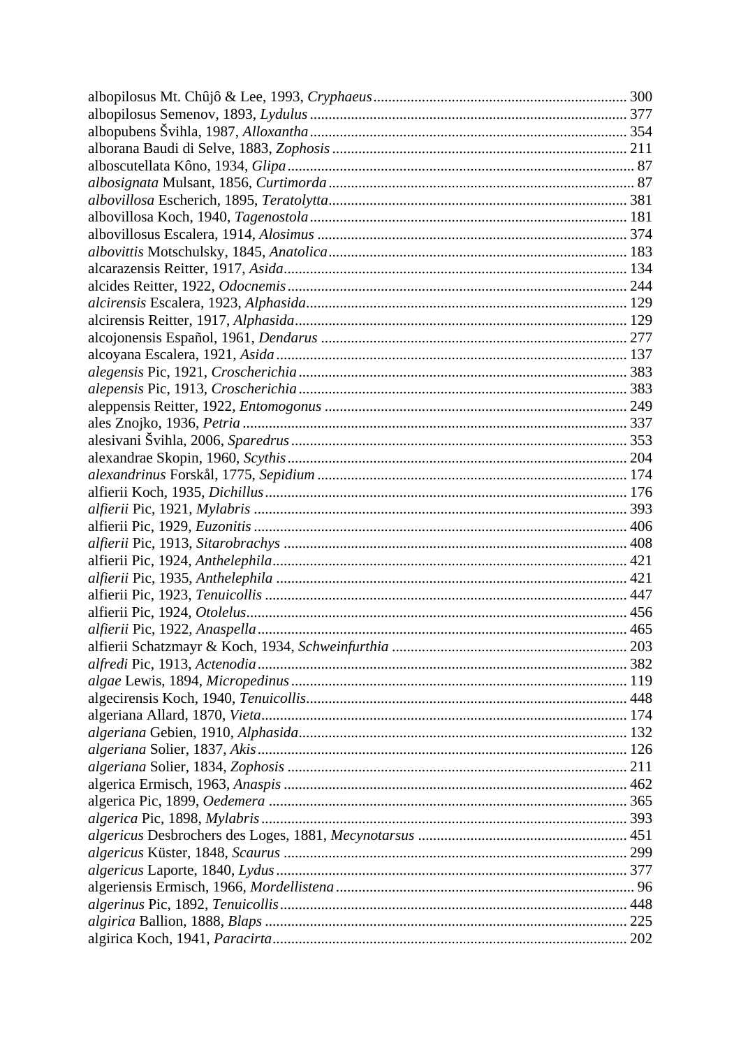albopilosus Mt. Chûjô & Lee, 1993, *Cryphaeus* .......... 300
albopilosus Semenov, 1893, *Lydulus* .......... 377
albopubens Švihla, 1987, *Alloxantha* .......... 354
alborana Baudi di Selve, 1883, *Zophosis* .......... 211
alboscutellata Kôno, 1934, *Glipa* .......... 87
*albosignata* Mulsant, 1856, *Curtimorda* .......... 87
*albovillosa* Escherich, 1895, *Teratolytta* .......... 381
albovillosa Koch, 1940, *Tagenostola* .......... 181
albovillosus Escalera, 1914, *Alosimus* .......... 374
*albovittis* Motschulsky, 1845, *Anatolica* .......... 183
alcarazensis Reitter, 1917, *Asida* .......... 134
alcides Reitter, 1922, *Odocnemis* .......... 244
*alcirensis* Escalera, 1923, *Alphasida* .......... 129
alcirensis Reitter, 1917, *Alphasida* .......... 129
alcojonensis Español, 1961, *Dendarus* .......... 277
alcoyana Escalera, 1921, *Asida* .......... 137
*alegensis* Pic, 1921, *Croscherichia* .......... 383
*alepensis* Pic, 1913, *Croscherichia* .......... 383
aleppensis Reitter, 1922, *Entomogonus* .......... 249
ales Znojko, 1936, *Petria* .......... 337
alesivani Švihla, 2006, *Sparedrus* .......... 353
alexandrae Skopin, 1960, *Scythis* .......... 204
*alexandrinus* Forskål, 1775, *Sepidium* .......... 174
alfierii Koch, 1935, *Dichillus* .......... 176
*alfierii* Pic, 1921, *Mylabris* .......... 393
alfierii Pic, 1929, *Euzonitis* .......... 406
*alfierii* Pic, 1913, *Sitarobrachys* .......... 408
alfierii Pic, 1924, *Anthelephila* .......... 421
*alfierii* Pic, 1935, *Anthelephila* .......... 421
alfierii Pic, 1923, *Tenuicollis* .......... 447
alfierii Pic, 1924, *Otolelus* .......... 456
*alfierii* Pic, 1922, *Anaspella* .......... 465
alfierii Schatzmayr & Koch, 1934, *Schweinfurthia* .......... 203
*alfredi* Pic, 1913, *Actenodia* .......... 382
*algae* Lewis, 1894, *Micropedinus* .......... 119
algecirensis Koch, 1940, *Tenuicollis* .......... 448
algeriana Allard, 1870, *Vieta* .......... 174
*algeriana* Gebien, 1910, *Alphasida* .......... 132
*algeriana* Solier, 1837, *Akis* .......... 126
*algeriana* Solier, 1834, *Zophosis* .......... 211
algerica Ermisch, 1963, *Anaspis* .......... 462
algerica Pic, 1899, *Oedemera* .......... 365
*algerica* Pic, 1898, *Mylabris* .......... 393
*algericus* Desbrochers des Loges, 1881, *Mecynotarsus* .......... 451
*algericus* Küster, 1848, *Scaurus* .......... 299
*algericus* Laporte, 1840, *Lydus* .......... 377
algeriensis Ermisch, 1966, *Mordellistena* .......... 96
*algerinus* Pic, 1892, *Tenuicollis* .......... 448
*algirica* Ballion, 1888, *Blaps* .......... 225
algirica Koch, 1941, *Paracirta* .......... 202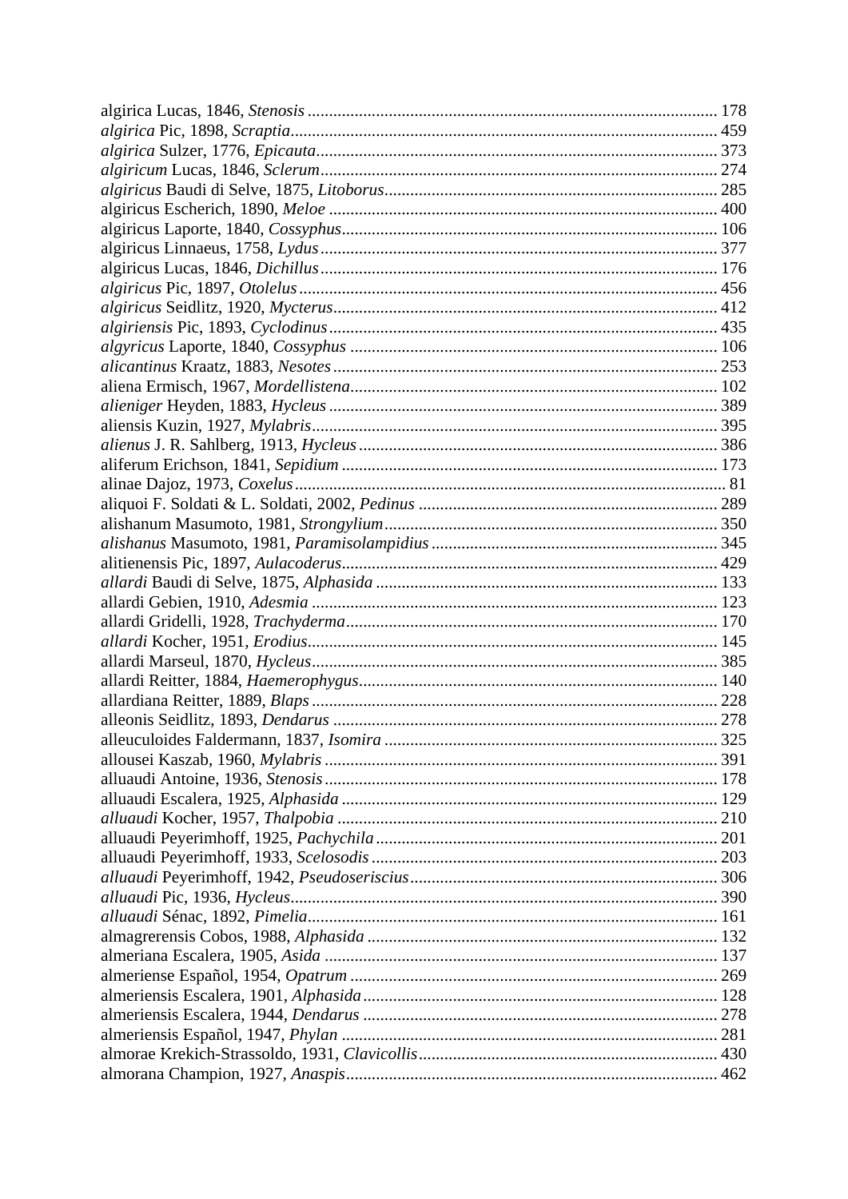algirica Lucas, 1846, *Stenosis* ... 178
*algirica* Pic, 1898, *Scraptia* ... 459
*algirica* Sulzer, 1776, *Epicauta* ... 373
*algiricum* Lucas, 1846, *Sclerum* ... 274
*algiricus* Baudi di Selve, 1875, *Litoborus* ... 285
algiricus Escherich, 1890, *Meloe* ... 400
algiricus Laporte, 1840, *Cossyphus* ... 106
algiricus Linnaeus, 1758, *Lydus* ... 377
algiricus Lucas, 1846, *Dichillus* ... 176
*algiricus* Pic, 1897, *Otolelus* ... 456
*algiricus* Seidlitz, 1920, *Mycterus* ... 412
*algiriensis* Pic, 1893, *Cyclodinus* ... 435
*algyricus* Laporte, 1840, *Cossyphus* ... 106
*alicantinus* Kraatz, 1883, *Nesotes* ... 253
aliena Ermisch, 1967, *Mordellistena* ... 102
*alieniger* Heyden, 1883, *Hycleus* ... 389
aliensis Kuzin, 1927, *Mylabris* ... 395
*alienus* J. R. Sahlberg, 1913, *Hycleus* ... 386
aliferum Erichson, 1841, *Sepidium* ... 173
alinae Dajoz, 1973, *Coxelus* ... 81
aliquoi F. Soldati & L. Soldati, 2002, *Pedinus* ... 289
alishanum Masumoto, 1981, *Strongylium* ... 350
*alishanus* Masumoto, 1981, *Paramisolampidius* ... 345
alitienensis Pic, 1897, *Aulacoderus* ... 429
*allardi* Baudi di Selve, 1875, *Alphasida* ... 133
allardi Gebien, 1910, *Adesmia* ... 123
allardi Gridelli, 1928, *Trachyderma* ... 170
*allardi* Kocher, 1951, *Erodius* ... 145
allardi Marseul, 1870, *Hycleus* ... 385
allardi Reitter, 1884, *Haemerophygus* ... 140
allardiana Reitter, 1889, *Blaps* ... 228
alleonis Seidlitz, 1893, *Dendarus* ... 278
alleuculoides Faldermann, 1837, *Isomira* ... 325
allousei Kaszab, 1960, *Mylabris* ... 391
alluaudi Antoine, 1936, *Stenosis* ... 178
alluaudi Escalera, 1925, *Alphasida* ... 129
*alluaudi* Kocher, 1957, *Thalpobia* ... 210
alluaudi Peyerimhoff, 1925, *Pachychila* ... 201
alluaudi Peyerimhoff, 1933, *Scelosodis* ... 203
*alluaudi* Peyerimhoff, 1942, *Pseudoseriscius* ... 306
*alluaudi* Pic, 1936, *Hycleus* ... 390
*alluaudi* Sénac, 1892, *Pimelia* ... 161
almagrerensis Cobos, 1988, *Alphasida* ... 132
almeriana Escalera, 1905, *Asida* ... 137
almeriense Español, 1954, *Opatrum* ... 269
almeriensis Escalera, 1901, *Alphasida* ... 128
almeriensis Escalera, 1944, *Dendarus* ... 278
almeriensis Español, 1947, *Phylan* ... 281
almorae Krekich-Strassoldo, 1931, *Clavicollis* ... 430
almorana Champion, 1927, *Anaspis* ... 462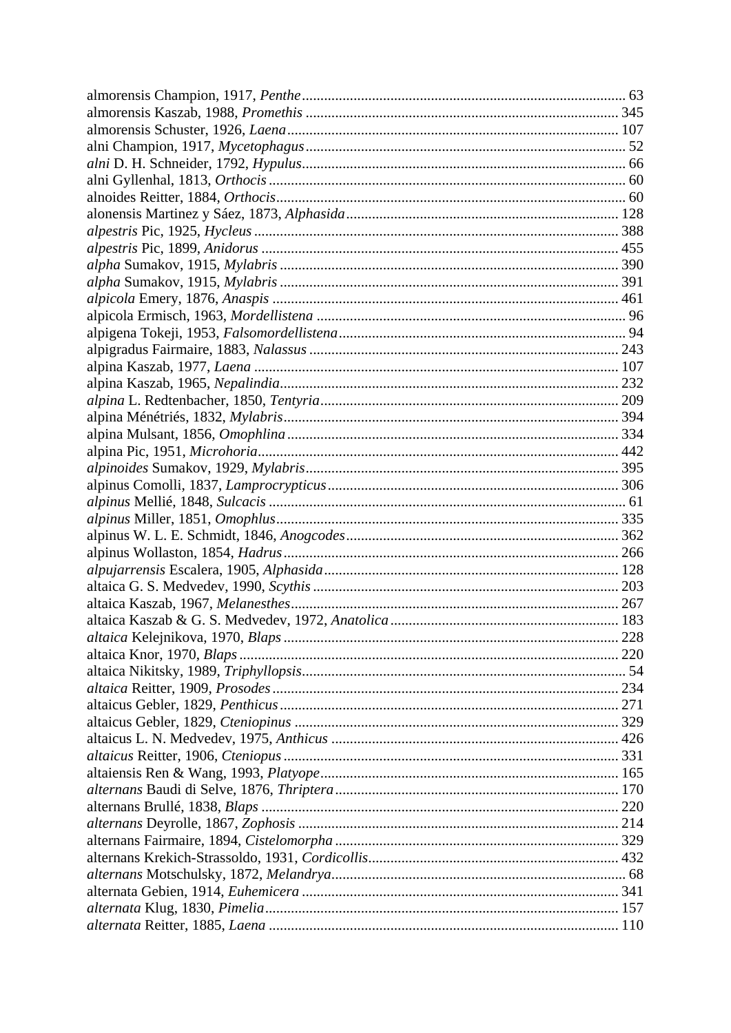almorensis Champion, 1917, *Penthe* ..... 63
almorensis Kaszab, 1988, *Promethis* ..... 345
almorensis Schuster, 1926, *Laena* ..... 107
alni Champion, 1917, *Mycetophagus* ..... 52
*alni* D. H. Schneider, 1792, *Hypulus* ..... 66
alni Gyllenhal, 1813, *Orthocis* ..... 60
alnoides Reitter, 1884, *Orthocis* ..... 60
alonensis Martinez y Sáez, 1873, *Alphasida* ..... 128
*alpestris* Pic, 1925, *Hycleus* ..... 388
*alpestris* Pic, 1899, *Anidorus* ..... 455
*alpha* Sumakov, 1915, *Mylabris* ..... 390
*alpha* Sumakov, 1915, *Mylabris* ..... 391
*alpicola* Emery, 1876, *Anaspis* ..... 461
alpicola Ermisch, 1963, *Mordellistena* ..... 96
alpigena Tokeji, 1953, *Falsomordellistena* ..... 94
alpigradus Fairmaire, 1883, *Nalassus* ..... 243
alpina Kaszab, 1977, *Laena* ..... 107
alpina Kaszab, 1965, *Nepalindia* ..... 232
*alpina* L. Redtenbacher, 1850, *Tentyria* ..... 209
alpina Ménétriés, 1832, *Mylabris* ..... 394
alpina Mulsant, 1856, *Omophlina* ..... 334
alpina Pic, 1951, *Microhoria* ..... 442
*alpinoides* Sumakov, 1929, *Mylabris* ..... 395
alpinus Comolli, 1837, *Lamprocrypticus* ..... 306
*alpinus* Mellié, 1848, *Sulcacis* ..... 61
*alpinus* Miller, 1851, *Omophlus* ..... 335
alpinus W. L. E. Schmidt, 1846, *Anogcodes* ..... 362
alpinus Wollaston, 1854, *Hadrus* ..... 266
*alpujarrensis* Escalera, 1905, *Alphasida* ..... 128
altaica G. S. Medvedev, 1990, *Scythis* ..... 203
altaica Kaszab, 1967, *Melanesthes* ..... 267
altaica Kaszab & G. S. Medvedev, 1972, *Anatolica* ..... 183
*altaica* Kelejnikova, 1970, *Blaps* ..... 228
altaica Knor, 1970, *Blaps* ..... 220
altaica Nikitsky, 1989, *Triphyllopsis* ..... 54
*altaica* Reitter, 1909, *Prosodes* ..... 234
altaicus Gebler, 1829, *Penthicus* ..... 271
altaicus Gebler, 1829, *Cteniopinus* ..... 329
altaicus L. N. Medvedev, 1975, *Anthicus* ..... 426
*altaicus* Reitter, 1906, *Cteniopus* ..... 331
altaiensis Ren & Wang, 1993, *Platyope* ..... 165
*alternans* Baudi di Selve, 1876, *Thriptera* ..... 170
alternans Brullé, 1838, *Blaps* ..... 220
*alternans* Deyrolle, 1867, *Zophosis* ..... 214
alternans Fairmaire, 1894, *Cistelomorpha* ..... 329
alternans Krekich-Strassoldo, 1931, *Cordicollis* ..... 432
*alternans* Motschulsky, 1872, *Melandrya* ..... 68
alternata Gebien, 1914, *Euhemicera* ..... 341
*alternata* Klug, 1830, *Pimelia* ..... 157
*alternata* Reitter, 1885, *Laena* ..... 110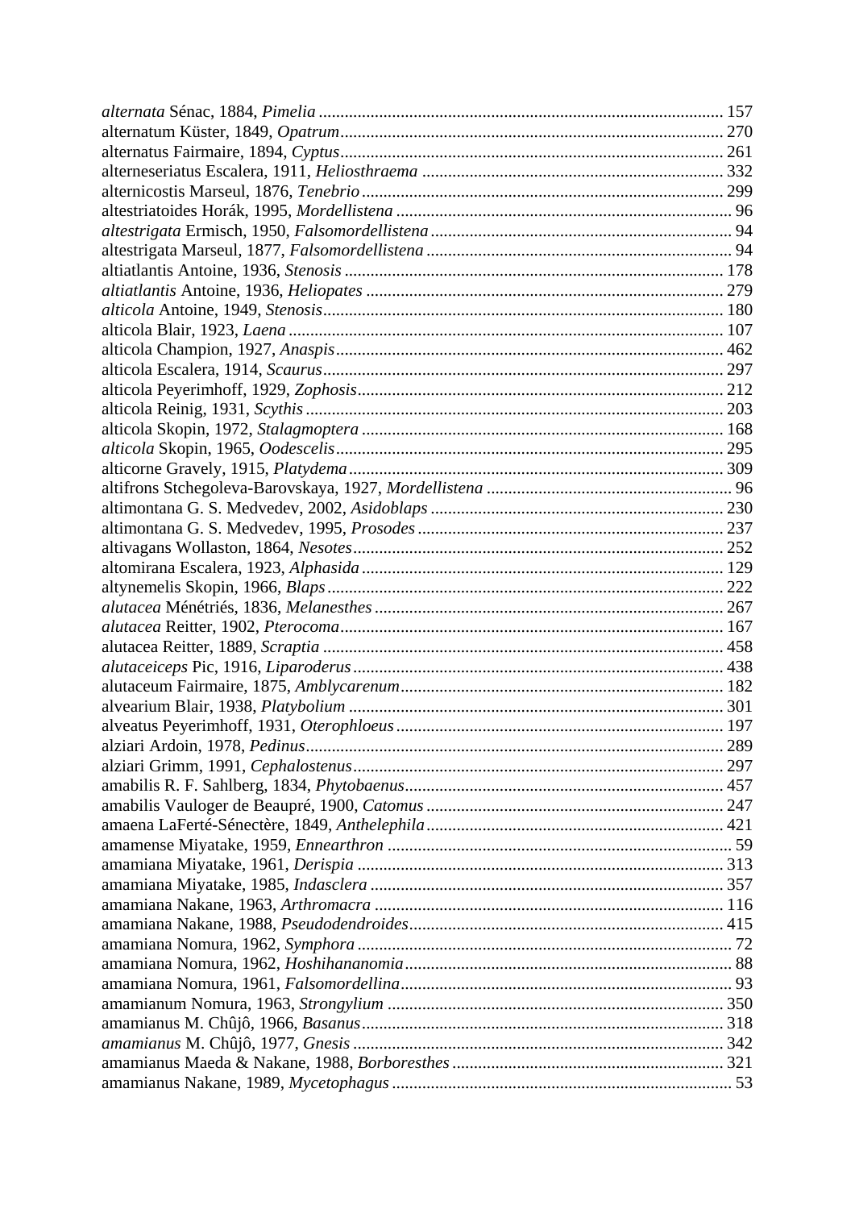*alternata* Sénac, 1884, *Pimelia* ........................................................................................ 157
alternatum Küster, 1849, *Opatrum* ..................................................................................... 270
alternatus Fairmaire, 1894, *Cyptus* ..................................................................................... 261
alterneseriatus Escalera, 1911, *Heliosthraema* ................................................................... 332
alternicostis Marseul, 1876, *Tenebrio* ................................................................................. 299
altestriatoides Horák, 1995, *Mordellistena* ............................................................................. 96
*altestrigata* Ermisch, 1950, *Falsomordellistena* ..................................................................... 94
altestrigata Marseul, 1877, *Falsomordellistena* ...................................................................... 94
altiatlantis Antoine, 1936, *Stenosis* ..................................................................................... 178
*altiatlantis* Antoine, 1936, *Heliopates* ................................................................................. 279
*alticola* Antoine, 1949, *Stenosis* .......................................................................................... 180
alticola Blair, 1923, *Laena* .................................................................................................. 107
alticola Champion, 1927, *Anaspis* ....................................................................................... 462
alticola Escalera, 1914, *Scaurus* .......................................................................................... 297
alticola Peyerimhoff, 1929, *Zophosis* ................................................................................... 212
alticola Reinig, 1931, *Scythis* .............................................................................................. 203
alticola Skopin, 1972, *Stalagmoptera* .................................................................................. 168
*alticola* Skopin, 1965, *Oodescelis* ....................................................................................... 295
alticorne Gravely, 1915, *Platydema* ..................................................................................... 309
altifrons Stchegoleva-Barovskaya, 1927, *Mordellistena* ........................................................ 96
altimontana G. S. Medvedev, 2002, *Asidoblaps* ................................................................... 230
altimontana G. S. Medvedev, 1995, *Prosodes* ..................................................................... 237
altivagans Wollaston, 1864, *Nesotes* .................................................................................... 252
altomirana Escalera, 1923, *Alphasida* .................................................................................. 129
altynemelis Skopin, 1966, *Blaps* .......................................................................................... 222
*alutacea* Ménétriés, 1836, *Melanesthes* ............................................................................... 267
*alutacea* Reitter, 1902, *Pterocoma* ....................................................................................... 167
alutacea Reitter, 1889, *Scraptia* ........................................................................................... 458
*alutaceiceps* Pic, 1916, *Liparoderus* .................................................................................... 438
alutaceum Fairmaire, 1875, *Amblycarenum* ......................................................................... 182
alvearium Blair, 1938, *Platybolium* ...................................................................................... 301
alveatus Peyerimhoff, 1931, *Oterophloeus* ........................................................................... 197
alziari Ardoin, 1978, *Pedinus* ............................................................................................... 289
alziari Grimm, 1991, *Cephalostenus* .................................................................................... 297
amabilis R. F. Sahlberg, 1834, *Phytobaenus* ......................................................................... 457
amabilis Vauloger de Beaupré, 1900, *Catomus* .................................................................... 247
amaena LaFerté-Sénectère, 1849, *Anthelephila* ................................................................... 421
amamense Miyatake, 1959, *Ennearthron* ............................................................................... 59
amamiana Miyatake, 1961, *Derispia* .................................................................................... 313
amamiana Miyatake, 1985, *Indasclera* ................................................................................. 357
amamiana Nakane, 1963, *Arthromacra* ................................................................................ 116
amamiana Nakane, 1988, *Pseudodendroides* ........................................................................ 415
amamiana Nomura, 1962, *Symphora* ...................................................................................... 72
amamiana Nomura, 1962, *Hoshihananomia* ........................................................................... 88
amamiana Nomura, 1961, *Falsomordellina* ............................................................................ 93
amamianum Nomura, 1963, *Strongylium* ............................................................................. 350
amamianus M. Chûjô, 1966, *Basanus* ................................................................................... 318
*amamianus* M. Chûjô, 1977, *Gnesis* ..................................................................................... 342
amamianus Maeda & Nakane, 1988, *Borboresthes* ............................................................... 321
amamianus Nakane, 1989, *Mycetophagus* .............................................................................. 53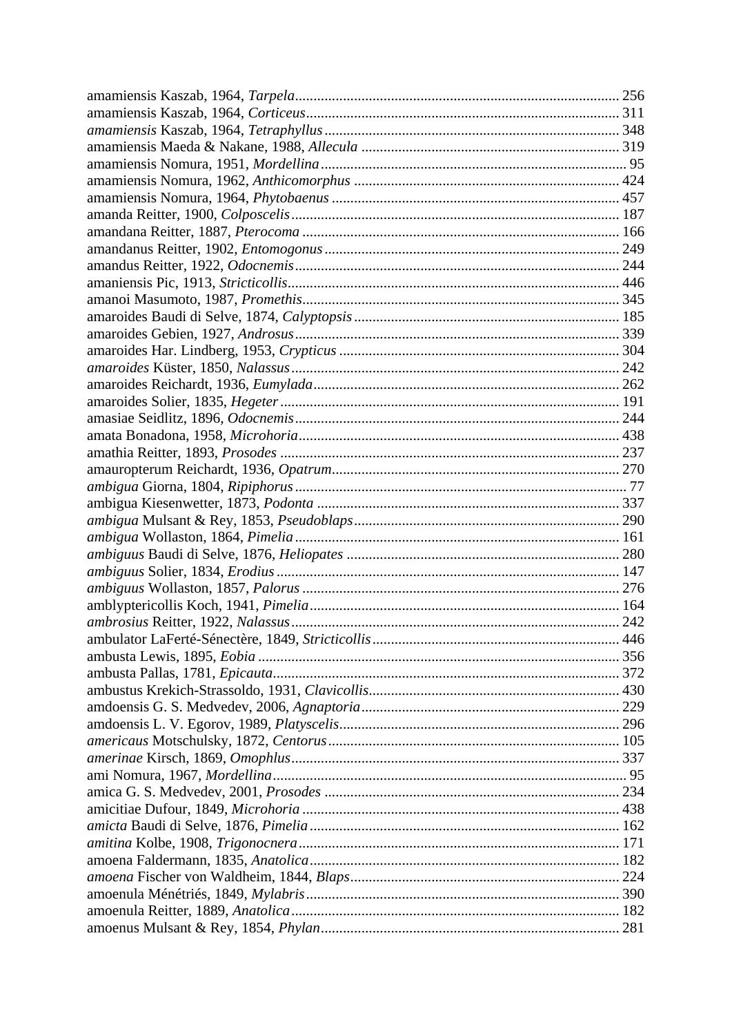amamiensis Kaszab, 1964, *Tarpela* ........................................................................................ 256
amamiensis Kaszab, 1964, *Corticeus* ..................................................................................... 311
*amamiensis* Kaszab, 1964, *Tetraphyllus* ................................................................................ 348
amamiensis Maeda & Nakane, 1988, *Allecula* ...................................................................... 319
amamiensis Nomura, 1951, *Mordellina* .................................................................................. 95
amamiensis Nomura, 1962, *Anthicomorphus* ........................................................................ 424
amamiensis Nomura, 1964, *Phytobaenus* .............................................................................. 457
amanda Reitter, 1900, *Colposcelis* ......................................................................................... 187
amandana Reitter, 1887, *Pterocoma* ...................................................................................... 166
amandanus Reitter, 1902, *Entomogonus* ................................................................................ 249
amandus Reitter, 1922, *Odocnemis* ........................................................................................ 244
amaniensis Pic, 1913, *Stricticollis* .......................................................................................... 446
amanoi Masumoto, 1987, *Promethis* ...................................................................................... 345
amaroides Baudi di Selve, 1874, *Calyptopsis* ........................................................................ 185
amaroides Gebien, 1927, *Androsus* ........................................................................................ 339
amaroides Har. Lindberg, 1953, *Crypticus* ............................................................................ 304
*amaroides* Küster, 1850, *Nalassus* ......................................................................................... 242
amaroides Reichardt, 1936, *Eumylada* ................................................................................... 262
amaroides Solier, 1835, *Hegeter* ............................................................................................ 191
amasiae Seidlitz, 1896, *Odocnemis* ........................................................................................ 244
amata Bonadona, 1958, *Microhoria* ....................................................................................... 438
amathia Reitter, 1893, *Prosodes* ............................................................................................ 237
amauropterum Reichardt, 1936, *Opatrum* .............................................................................. 270
*ambigua* Giorna, 1804, *Ripiphorus* ......................................................................................... 77
ambigua Kiesenwetter, 1873, *Podonta* .................................................................................. 337
*ambigua* Mulsant & Rey, 1853, *Pseudoblaps* ........................................................................ 290
*ambigua* Wollaston, 1864, *Pimelia* ........................................................................................ 161
*ambiguus* Baudi di Selve, 1876, *Heliopates* .......................................................................... 280
*ambiguus* Solier, 1834, *Erodius* ............................................................................................. 147
*ambiguus* Wollaston, 1857, *Palorus* ...................................................................................... 276
amblyptericollis Koch, 1941, *Pimelia* .................................................................................... 164
*ambrosius* Reitter, 1922, *Nalassus* ......................................................................................... 242
ambulator LaFerté-Sénectère, 1849, *Stricticollis* ................................................................... 446
ambusta Lewis, 1895, *Eobia* .................................................................................................. 356
ambusta Pallas, 1781, *Epicauta* .............................................................................................. 372
ambustus Krekich-Strassoldo, 1931, *Clavicollis* .................................................................... 430
amdoensis G. S. Medvedev, 2006, *Agnaptoria* ...................................................................... 229
amdoensis L. V. Egorov, 1989, *Platyscelis* ............................................................................ 296
*americaus* Motschulsky, 1872, *Centorus* ............................................................................... 105
*amerinae* Kirsch, 1869, *Omophlus* ......................................................................................... 337
ami Nomura, 1967, *Mordellina* ................................................................................................ 95
amica G. S. Medvedev, 2001, *Prosodes* ................................................................................ 234
amicitiae Dufour, 1849, *Microhoria* ...................................................................................... 438
*amicta* Baudi di Selve, 1876, *Pimelia* .................................................................................... 162
*amitina* Kolbe, 1908, *Trigonocnera* ....................................................................................... 171
amoena Faldermann, 1835, *Anatolica* .................................................................................... 182
*amoena* Fischer von Waldheim, 1844, *Blaps* ......................................................................... 224
amoenula Ménétriés, 1849, *Mylabris* ..................................................................................... 390
amoenula Reitter, 1889, *Anatolica* ......................................................................................... 182
amoenus Mulsant & Rey, 1854, *Phylan* ................................................................................. 281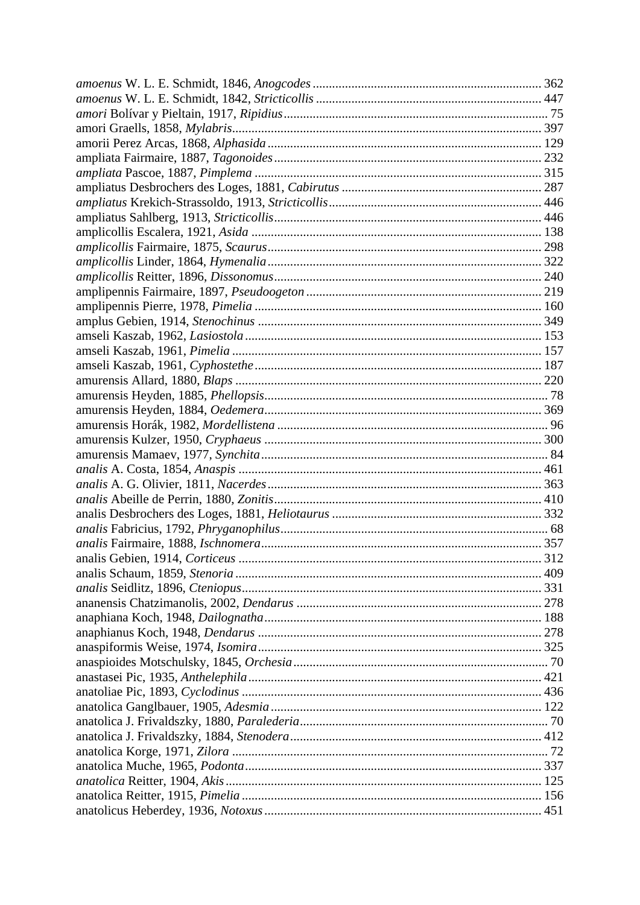*amoenus* W. L. E. Schmidt, 1846, *Anogcodes* ........................................................................ 362
*amoenus* W. L. E. Schmidt, 1842, *Stricticollis* ...................................................................... 447
*amori* Bolívar y Pieltain, 1917, *Ripidius* ................................................................................ 75
amori Graells, 1858, *Mylabris* ................................................................................................ 397
amorii Perez Arcas, 1868, *Alphasida* ..................................................................................... 129
ampliata Fairmaire, 1887, *Tagonoides* .................................................................................... 232
*ampliata* Pascoe, 1887, *Pimplema* ......................................................................................... 315
ampliatus Desbrochers des Loges, 1881, *Cabirutus* ................................................................ 287
*ampliatus* Krekich-Strassoldo, 1913, *Stricticollis* ................................................................. 446
ampliatus Sahlberg, 1913, *Stricticollis* .................................................................................... 446
amplicollis Escalera, 1921, *Asida* ........................................................................................... 138
*amplicollis* Fairmaire, 1875, *Scaurus* ..................................................................................... 298
*amplicollis* Linder, 1864, *Hymenalia* ..................................................................................... 322
*amplicollis* Reitter, 1896, *Dissonomus* ................................................................................... 240
amplipennis Fairmaire, 1897, *Pseudoogeton* ........................................................................... 219
amplipennis Pierre, 1978, *Pimelia* .......................................................................................... 160
amplus Gebien, 1914, *Stenochinus* ......................................................................................... 349
amseli Kaszab, 1962, *Lasiostola* ............................................................................................. 153
amseli Kaszab, 1961, *Pimelia* ................................................................................................. 157
amseli Kaszab, 1961, *Cyphostethe* .......................................................................................... 187
amurensis Allard, 1880, *Blaps* ................................................................................................ 220
amurensis Heyden, 1885, *Phellopsis* ......................................................................................... 78
amurensis Heyden, 1884, *Oedemera* ....................................................................................... 369
amurensis Horák, 1982, *Mordellistena* ..................................................................................... 96
amurensis Kulzer, 1950, *Cryphaeus* ....................................................................................... 300
amurensis Mamaev, 1977, *Synchita* .......................................................................................... 84
*analis* A. Costa, 1854, *Anaspis* .............................................................................................. 461
*analis* A. G. Olivier, 1811, *Nacerdes* ..................................................................................... 363
*analis* Abeille de Perrin, 1880, *Zonitis* ................................................................................... 410
analis Desbrochers des Loges, 1881, *Heliotaurus* .................................................................. 332
*analis* Fabricius, 1792, *Phryganophilus* ................................................................................... 68
*analis* Fairmaire, 1888, *Ischnomera* ....................................................................................... 357
analis Gebien, 1914, *Corticeus* ............................................................................................... 312
analis Schaum, 1859, *Stenoria* ................................................................................................ 409
*analis* Seidlitz, 1896, *Cteniopus* ............................................................................................. 331
ananensis Chatzimanolis, 2002, *Dendarus* .............................................................................. 278
anaphiana Koch, 1948, *Dailognatha* ....................................................................................... 188
anaphianus Koch, 1948, *Dendarus* ......................................................................................... 278
anaspiformis Weise, 1974, *Isomira* ......................................................................................... 325
anaspioides Motschulsky, 1845, *Orchesia* ................................................................................ 70
anastasei Pic, 1935, *Anthelephila* ............................................................................................ 421
anatoliae Pic, 1893, *Cyclodinus* .............................................................................................. 436
anatolica Ganglbauer, 1905, *Adesmia* ..................................................................................... 122
anatolica J. Frivaldszky, 1880, *Paralederia* .............................................................................. 70
anatolica J. Frivaldszky, 1884, *Stenodera* ............................................................................... 412
anatolica Korge, 1971, *Zilora* ................................................................................................... 72
anatolica Muche, 1965, *Podonta* ............................................................................................. 337
*anatolica* Reitter, 1904, *Akis* ................................................................................................... 125
anatolica Reitter, 1915, *Pimelia* .............................................................................................. 156
anatolicus Heberdey, 1936, *Notoxus* ....................................................................................... 451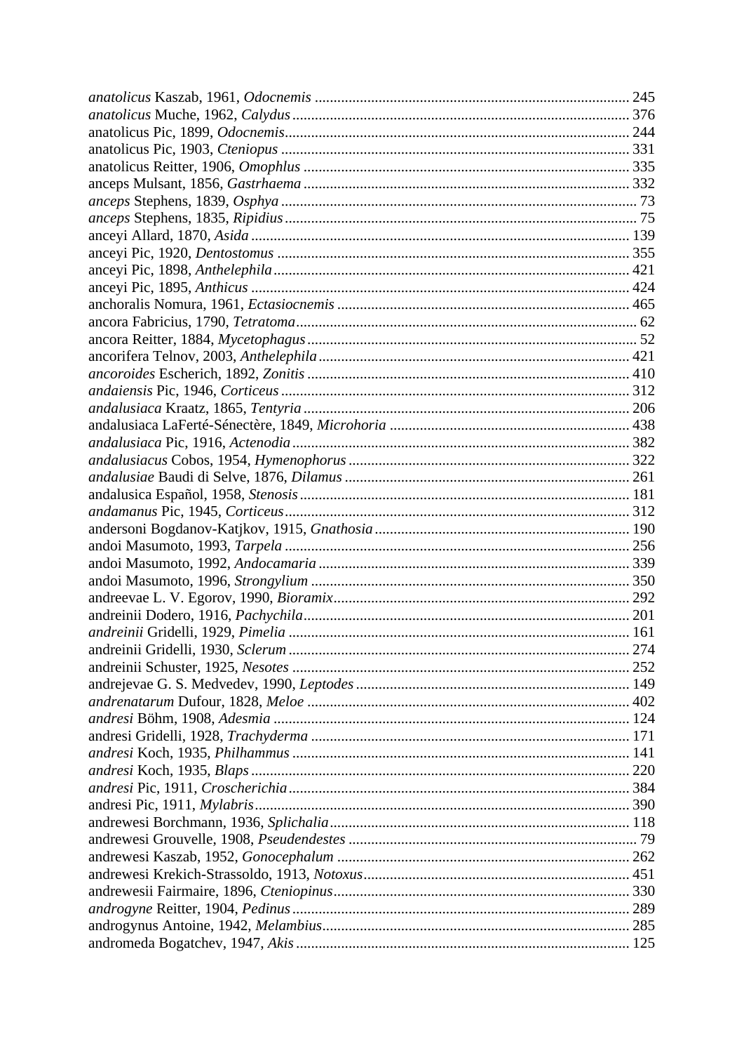*anatolicus* Kaszab, 1961, *Odocnemis* .................................................................................... 245
*anatolicus* Muche, 1962, *Calydus* ......................................................................................... 376
anatolicus Pic, 1899, *Odocnemis*............................................................................................ 244
anatolicus Pic, 1903, *Cteniopus* ............................................................................................. 331
anatolicus Reitter, 1906, *Omophlus* ....................................................................................... 335
anceps Mulsant, 1856, *Gastrhaema* ....................................................................................... 332
*anceps* Stephens, 1839, *Osphya* ............................................................................................... 73
*anceps* Stephens, 1835, *Ripidius* ............................................................................................. 75
anceyi Allard, 1870, *Asida* ..................................................................................................... 139
anceyi Pic, 1920, *Dentostomus* .............................................................................................. 355
anceyi Pic, 1898, *Anthelephila* .............................................................................................. 421
anceyi Pic, 1895, *Anthicus* .................................................................................................... 424
anchoralis Nomura, 1961, *Ectasiocnemis* .............................................................................. 465
ancora Fabricius, 1790, *Tetratoma*........................................................................................... 62
ancora Reitter, 1884, *Mycetophagus*........................................................................................ 52
ancorifera Telnov, 2003, *Anthelephila*................................................................................... 421
*ancoroides* Escherich, 1892, *Zonitis* ..................................................................................... 410
*andaiensis* Pic, 1946, *Corticeus* ............................................................................................. 312
*andalusiaca* Kraatz, 1865, *Tentyria* ....................................................................................... 206
andalusiaca LaFerté-Sénectère, 1849, *Microhoria* ................................................................ 438
*andalusiaca* Pic, 1916, *Actenodia* .......................................................................................... 382
*andalusiacus* Cobos, 1954, *Hymenophorus* ........................................................................... 322
*andalusiae* Baudi di Selve, 1876, *Dilamus* ............................................................................ 261
andalusica Español, 1958, *Stenosis* ........................................................................................ 181
*andamanus* Pic, 1945, *Corticeus*............................................................................................ 312
andersoni Bogdanov-Katjkov, 1915, *Gnathosia* .................................................................... 190
andoi Masumoto, 1993, *Tarpela* ............................................................................................ 256
andoi Masumoto, 1992, *Andocamaria* ................................................................................... 339
andoi Masumoto, 1996, *Strongylium* ..................................................................................... 350
andreevae L. V. Egorov, 1990, *Bioramix*............................................................................... 292
andreinii Dodero, 1916, *Pachychila*....................................................................................... 201
*andreinii* Gridelli, 1929, *Pimelia* ........................................................................................... 161
andreinii Gridelli, 1930, *Sclerum* ........................................................................................... 274
andreinii Schuster, 1925, *Nesotes* .......................................................................................... 252
andrejevae G. S. Medvedev, 1990, *Leptodes* ......................................................................... 149
*andrenatarum* Dufour, 1828, *Meloe* ...................................................................................... 402
*andresi* Böhm, 1908, *Adesmia* .............................................................................................. 124
andresi Gridelli, 1928, *Trachyderma* ..................................................................................... 171
*andresi* Koch, 1935, *Philhammus* .......................................................................................... 141
*andresi* Koch, 1935, *Blaps* ..................................................................................................... 220
*andresi* Pic, 1911, *Croscherichia* .......................................................................................... 384
andresi Pic, 1911, *Mylabris*.................................................................................................... 390
andrewesi Borchmann, 1936, *Splichalia*................................................................................ 118
andrewesi Grouvelle, 1908, *Pseudendestes* ............................................................................. 79
andrewesi Kaszab, 1952, *Gonocephalum* .............................................................................. 262
andrewesi Krekich-Strassoldo, 1913, *Notoxus*....................................................................... 451
andrewesii Fairmaire, 1896, *Cteniopinus*............................................................................... 330
*androgyne* Reitter, 1904, *Pedinus* .......................................................................................... 289
androgynus Antoine, 1942, *Melambius*.................................................................................. 285
andromeda Bogatchev, 1947, *Akis* ........................................................................................ 125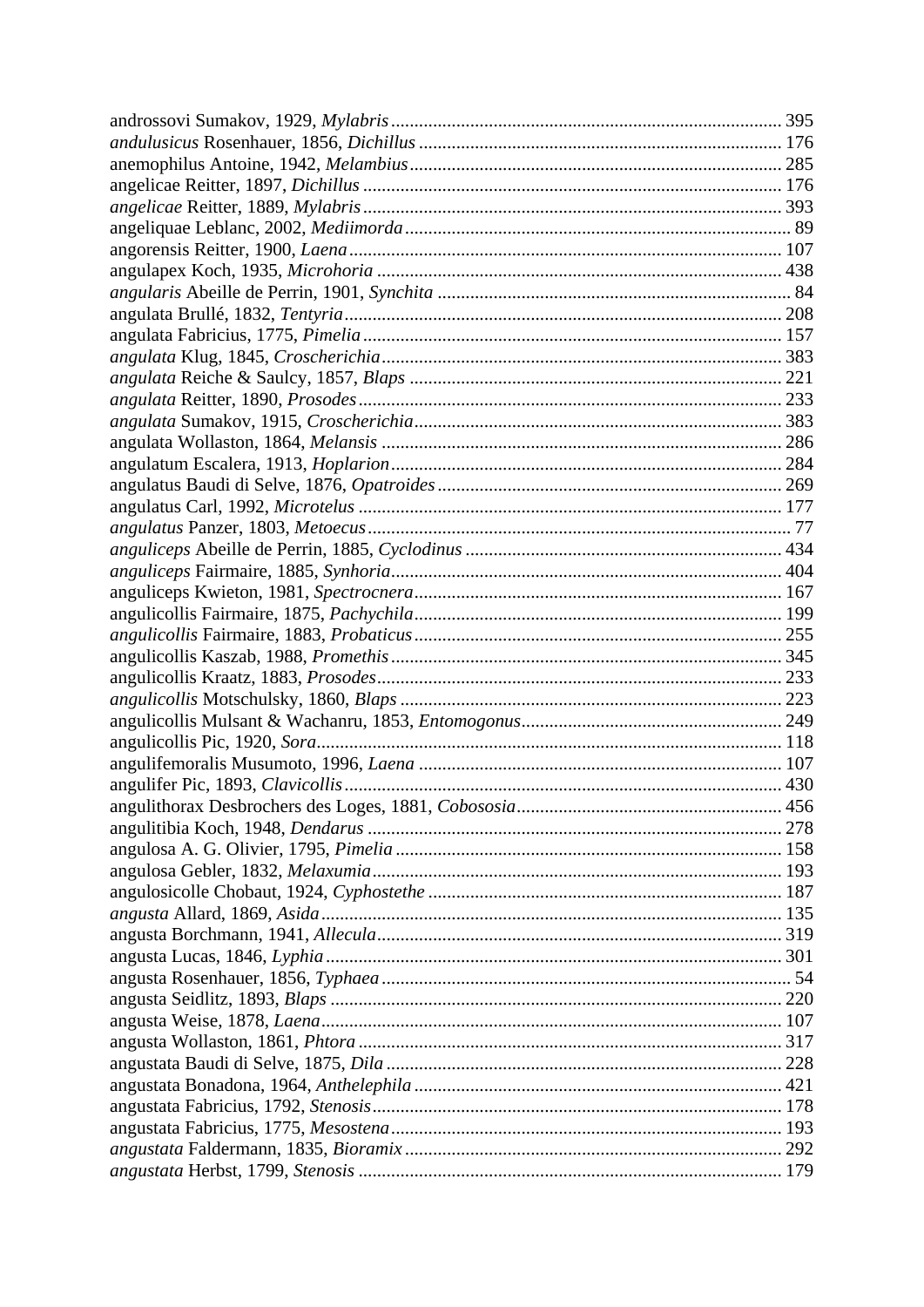androssovi Sumakov, 1929, *Mylabris* ..................................... 395
*andulusicus* Rosenhauer, 1856, *Dichillus* ..................................... 176
anemophilus Antoine, 1942, *Melambius* ..................................... 285
angelicae Reitter, 1897, *Dichillus* ..................................... 176
*angelicae* Reitter, 1889, *Mylabris* ..................................... 393
angeliquae Leblanc, 2002, *Mediimorda* ..................................... 89
angorensis Reitter, 1900, *Laena* ..................................... 107
angulapex Koch, 1935, *Microhoria* ..................................... 438
*angularis* Abeille de Perrin, 1901, *Synchita* ..................................... 84
angulata Brullé, 1832, *Tentyria* ..................................... 208
angulata Fabricius, 1775, *Pimelia* ..................................... 157
*angulata* Klug, 1845, *Croscherichia* ..................................... 383
*angulata* Reiche & Saulcy, 1857, *Blaps* ..................................... 221
*angulata* Reitter, 1890, *Prosodes* ..................................... 233
*angulata* Sumakov, 1915, *Croscherichia* ..................................... 383
angulata Wollaston, 1864, *Melansis* ..................................... 286
angulatum Escalera, 1913, *Hoplarion* ..................................... 284
angulatus Baudi di Selve, 1876, *Opatroides* ..................................... 269
angulatus Carl, 1992, *Microtelus* ..................................... 177
*angulatus* Panzer, 1803, *Metoecus* ..................................... 77
*anguliceps* Abeille de Perrin, 1885, *Cyclodinus* ..................................... 434
*anguliceps* Fairmaire, 1885, *Synhoria* ..................................... 404
anguliceps Kwieton, 1981, *Spectrocnera* ..................................... 167
angulicollis Fairmaire, 1875, *Pachychila* ..................................... 199
*angulicollis* Fairmaire, 1883, *Probaticus* ..................................... 255
angulicollis Kaszab, 1988, *Promethis* ..................................... 345
angulicollis Kraatz, 1883, *Prosodes* ..................................... 233
*angulicollis* Motschulsky, 1860, *Blaps* ..................................... 223
angulicollis Mulsant & Wachanru, 1853, *Entomogonus* ..................................... 249
angulicollis Pic, 1920, *Sora* ..................................... 118
angulifemoralis Musumoto, 1996, *Laena* ..................................... 107
angulifer Pic, 1893, *Clavicollis* ..................................... 430
angulithorax Desbrochers des Loges, 1881, *Cobososia* ..................................... 456
angulitibia Koch, 1948, *Dendarus* ..................................... 278
angulosa A. G. Olivier, 1795, *Pimelia* ..................................... 158
angulosa Gebler, 1832, *Melaxumia* ..................................... 193
angulosicolle Chobaut, 1924, *Cyphostethe* ..................................... 187
*angusta* Allard, 1869, *Asida* ..................................... 135
angusta Borchmann, 1941, *Allecula* ..................................... 319
angusta Lucas, 1846, *Lyphia* ..................................... 301
angusta Rosenhauer, 1856, *Typhaea* ..................................... 54
angusta Seidlitz, 1893, *Blaps* ..................................... 220
angusta Weise, 1878, *Laena* ..................................... 107
angusta Wollaston, 1861, *Phtora* ..................................... 317
angustata Baudi di Selve, 1875, *Dila* ..................................... 228
angustata Bonadona, 1964, *Anthelephila* ..................................... 421
angustata Fabricius, 1792, *Stenosis* ..................................... 178
angustata Fabricius, 1775, *Mesostena* ..................................... 193
*angustata* Faldermann, 1835, *Bioramix* ..................................... 292
*angustata* Herbst, 1799, *Stenosis* ..................................... 179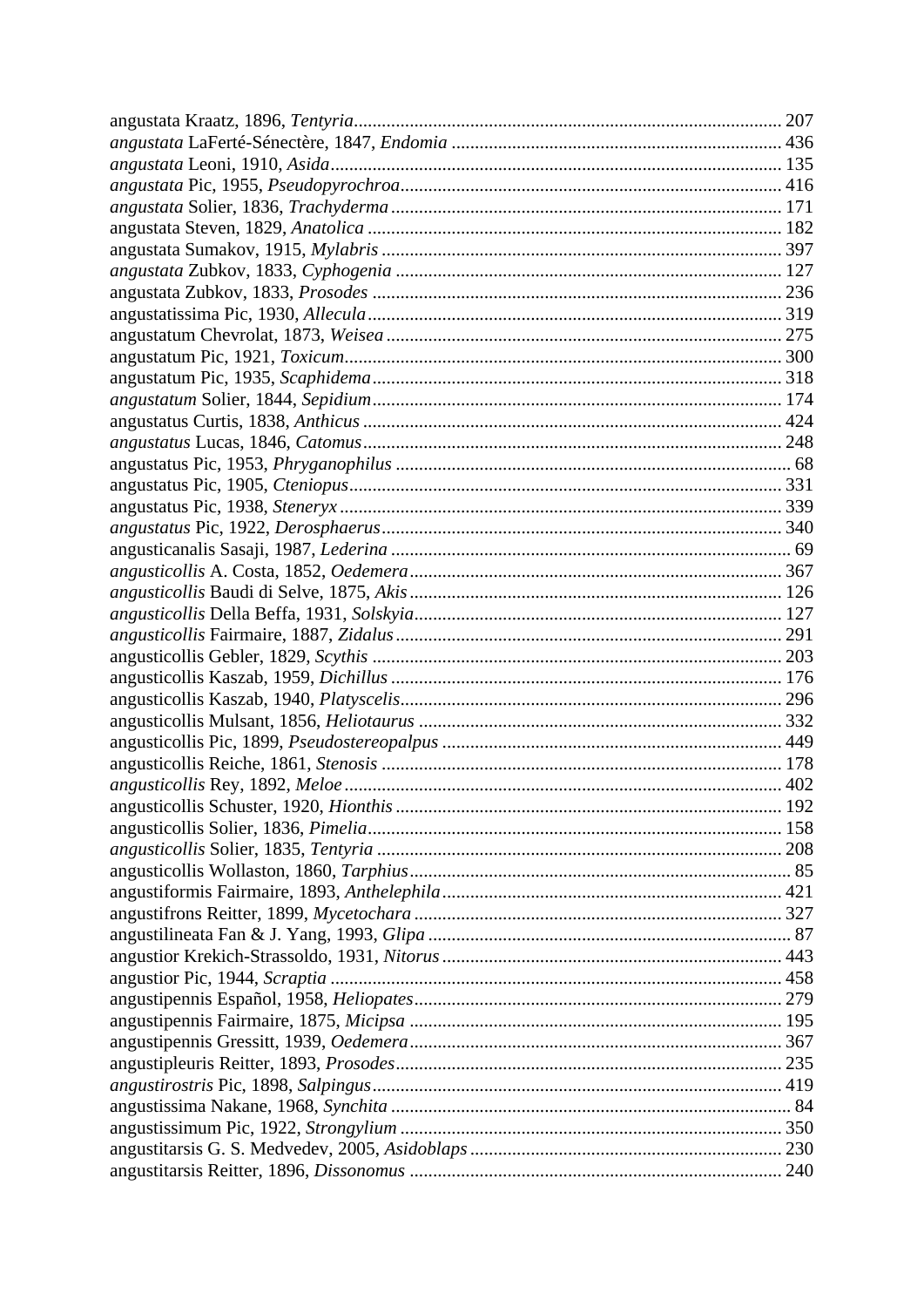angustata Kraatz, 1896, *Tentyria* ........................................................ 207
*angustata* LaFerté-Sénectère, 1847, *Endomia* ........................................ 436
*angustata* Leoni, 1910, *Asida* ............................................................. 135
*angustata* Pic, 1955, *Pseudopyrochroa* ............................................... 416
*angustata* Solier, 1836, *Trachyderma* .................................................. 171
angustata Steven, 1829, *Anatolica* ........................................................ 182
angustata Sumakov, 1915, *Mylabris* ...................................................... 397
*angustata* Zubkov, 1833, *Cyphogenia* ................................................... 127
angustata Zubkov, 1833, *Prosodes* ........................................................ 236
angustatissima Pic, 1930, *Allecula* ........................................................ 319
angustatum Chevrolat, 1873, *Weisea* ..................................................... 275
angustatum Pic, 1921, *Toxicum* ............................................................ 300
angustatum Pic, 1935, *Scaphidema* ....................................................... 318
*angustatum* Solier, 1844, *Sepidium* ...................................................... 174
angustatus Curtis, 1838, *Anthicus* ......................................................... 424
*angustatus* Lucas, 1846, *Catomus* ........................................................ 248
angustatus Pic, 1953, *Phryganophilus* ..................................................... 68
angustatus Pic, 1905, *Cteniopus* ............................................................ 331
angustatus Pic, 1938, *Stenerys* ............................................................. 339
*angustatus* Pic, 1922, *Derosphaerus* ..................................................... 340
angusticanalis Sasaji, 1987, *Lederina* ...................................................... 69
*angusticollis* A. Costa, 1852, *Oedemera* ................................................ 367
*angusticollis* Baudi di Selve, 1875, *Akis* ............................................... 126
*angusticollis* Della Beffa, 1931, *Solskyia* ............................................... 127
*angusticollis* Fairmaire, 1887, *Zidalus* .................................................. 291
angusticollis Gebler, 1829, *Scythis* ........................................................ 203
angusticollis Kaszab, 1959, *Dichillus* ..................................................... 176
angusticollis Kaszab, 1940, *Platyscelis* .................................................. 296
angusticollis Mulsant, 1856, *Heliotaurus* ............................................... 332
angusticollis Pic, 1899, *Pseudostereopalpus* ........................................... 449
angusticollis Reiche, 1861, *Stenosis* ...................................................... 178
*angusticollis* Rey, 1892, *Meloe* ............................................................ 402
angusticollis Schuster, 1920, *Hionthis* ................................................... 192
angusticollis Solier, 1836, *Pimelia* ........................................................ 158
*angusticollis* Solier, 1835, *Tentyria* ...................................................... 208
angusticollis Wollaston, 1860, *Tarphius* ................................................... 85
angustiformis Fairmaire, 1893, *Anthelephila* ........................................... 421
angustifrons Reitter, 1899, *Mycetochara* ................................................ 327
angustilineata Fan & J. Yang, 1993, *Glipa* ............................................... 87
angustior Krekich-Strassoldo, 1931, *Nitorus* .......................................... 443
angustior Pic, 1944, *Scraptia* ................................................................ 458
angustipennis Español, 1958, *Heliopates* ................................................ 279
angustipennis Fairmaire, 1875, *Micipsa* ................................................. 195
angustipennis Gressitt, 1939, *Oedemera* ................................................ 367
angustipleuris Reitter, 1893, *Prosodes* ................................................... 235
*angustirostris* Pic, 1898, *Salpingus* ....................................................... 419
angustissima Nakane, 1968, *Synchita* ...................................................... 84
angustissimum Pic, 1922, *Strongylium* ................................................... 350
angustitarsis G. S. Medvedev, 2005, *Asidoblaps* ...................................... 230
angustitarsis Reitter, 1896, *Dissonomus* ................................................. 240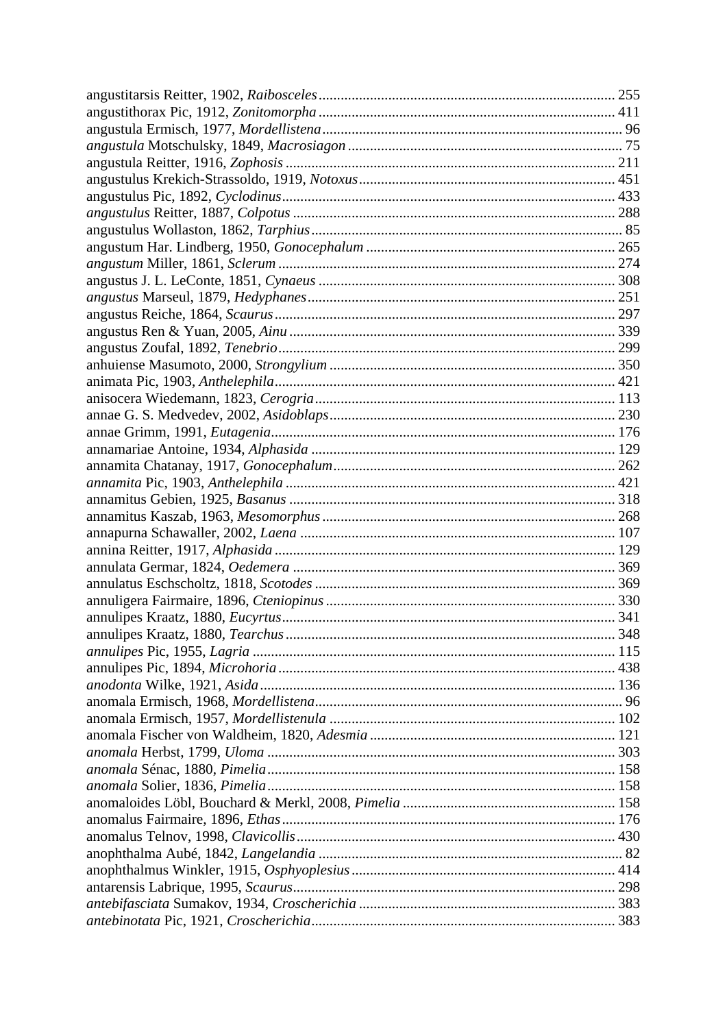angustitarsis Reitter, 1902, *Raibosceles* ................ 255
angustithorax Pic, 1912, *Zonitomorpha* ................ 411
angustula Ermisch, 1977, *Mordellistena* ................ 96
*angustula* Motschulsky, 1849, *Macrosiagon* ................ 75
angustula Reitter, 1916, *Zophosis* ................ 211
angustulus Krekich-Strassoldo, 1919, *Notoxus* ................ 451
angustulus Pic, 1892, *Cyclodinus* ................ 433
*angustulus* Reitter, 1887, *Colpotus* ................ 288
angustulus Wollaston, 1862, *Tarphius* ................ 85
angustum Har. Lindberg, 1950, *Gonocephalum* ................ 265
*angustum* Miller, 1861, *Sclerum* ................ 274
angustus J. L. LeConte, 1851, *Cynaeus* ................ 308
*angustus* Marseul, 1879, *Hedyphanes* ................ 251
angustus Reiche, 1864, *Scaurus* ................ 297
angustus Ren & Yuan, 2005, *Ainu* ................ 339
angustus Zoufal, 1892, *Tenebrio* ................ 299
anhuiense Masumoto, 2000, *Strongylium* ................ 350
animata Pic, 1903, *Anthelephila* ................ 421
anisocera Wiedemann, 1823, *Cerogria* ................ 113
annae G. S. Medvedev, 2002, *Asidoblaps* ................ 230
annae Grimm, 1991, *Eutagenia* ................ 176
annamariae Antoine, 1934, *Alphasida* ................ 129
annamita Chatanay, 1917, *Gonocephalum* ................ 262
*annamita* Pic, 1903, *Anthelephila* ................ 421
annamitus Gebien, 1925, *Basanus* ................ 318
annamitus Kaszab, 1963, *Mesomorphus* ................ 268
annapurna Schawaller, 2002, *Laena* ................ 107
annina Reitter, 1917, *Alphasida* ................ 129
annulata Germar, 1824, *Oedemera* ................ 369
annulatus Eschscholtz, 1818, *Scotodes* ................ 369
annuligera Fairmaire, 1896, *Cteniopinus* ................ 330
annulipes Kraatz, 1880, *Eucyrtus* ................ 341
annulipes Kraatz, 1880, *Tearchus* ................ 348
*annulipes* Pic, 1955, *Lagria* ................ 115
annulipes Pic, 1894, *Microhoria* ................ 438
*anodonta* Wilke, 1921, *Asida* ................ 136
anomala Ermisch, 1968, *Mordellistena* ................ 96
anomala Ermisch, 1957, *Mordellistenula* ................ 102
anomala Fischer von Waldheim, 1820, *Adesmia* ................ 121
*anomala* Herbst, 1799, *Uloma* ................ 303
*anomala* Sénac, 1880, *Pimelia* ................ 158
*anomala* Solier, 1836, *Pimelia* ................ 158
anomaloides Löbl, Bouchard & Merkl, 2008, *Pimelia* ................ 158
anomalus Fairmaire, 1896, *Ethas* ................ 176
anomalus Telnov, 1998, *Clavicollis* ................ 430
anophthalma Aubé, 1842, *Langelandia* ................ 82
anophthalmus Winkler, 1915, *Osphyoplesius* ................ 414
antarensis Labrique, 1995, *Scaurus* ................ 298
*antebifasciata* Sumakov, 1934, *Croscherichia* ................ 383
*antebinotata* Pic, 1921, *Croscherichia* ................ 383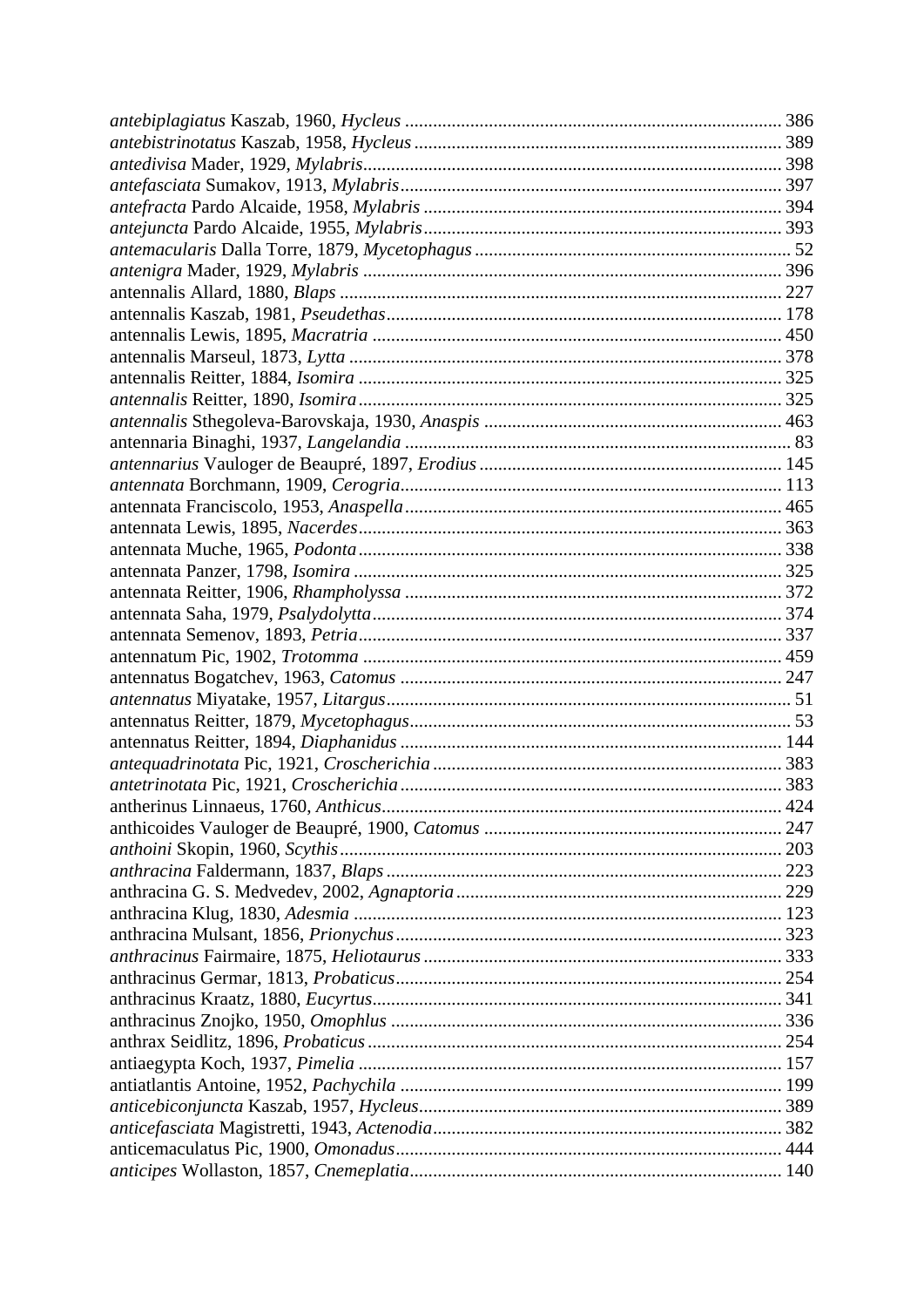*antebiplagiatus* Kaszab, 1960, *Hycleus* ........ 386
*antebistrinotatus* Kaszab, 1958, *Hycleus* ........ 389
*antedivisa* Mader, 1929, *Mylabris* ........ 398
*antefasciata* Sumakov, 1913, *Mylabris* ........ 397
*antefracta* Pardo Alcaide, 1958, *Mylabris* ........ 394
*antejuncta* Pardo Alcaide, 1955, *Mylabris* ........ 393
*antemacularis* Dalla Torre, 1879, *Mycetophagus* ........ 52
*antenigra* Mader, 1929, *Mylabris* ........ 396
antennalis Allard, 1880, *Blaps* ........ 227
antennalis Kaszab, 1981, *Pseudethas* ........ 178
antennalis Lewis, 1895, *Macratria* ........ 450
antennalis Marseul, 1873, *Lytta* ........ 378
antennalis Reitter, 1884, *Isomira* ........ 325
*antennalis* Reitter, 1890, *Isomira* ........ 325
*antennalis* Sthegoleva-Barovskaja, 1930, *Anaspis* ........ 463
antennaria Binaghi, 1937, *Langelandia* ........ 83
*antennarius* Vauloger de Beaupré, 1897, *Erodius* ........ 145
*antennata* Borchmann, 1909, *Cerogria* ........ 113
antennata Franciscolo, 1953, *Anaspella* ........ 465
antennata Lewis, 1895, *Nacerdes* ........ 363
antennata Muche, 1965, *Podonta* ........ 338
antennata Panzer, 1798, *Isomira* ........ 325
antennata Reitter, 1906, *Rhampholyssa* ........ 372
antennata Saha, 1979, *Psalydolytta* ........ 374
antennata Semenov, 1893, *Petria* ........ 337
antennatum Pic, 1902, *Trotomma* ........ 459
antennatus Bogatchev, 1963, *Catomus* ........ 247
*antennatus* Miyatake, 1957, *Litargus* ........ 51
antennatus Reitter, 1879, *Mycetophagus* ........ 53
antennatus Reitter, 1894, *Diaphanidus* ........ 144
*antequadrinotata* Pic, 1921, *Croscherichia* ........ 383
*antetrinotata* Pic, 1921, *Croscherichia* ........ 383
antherinus Linnaeus, 1760, *Anthicus* ........ 424
anthicoides Vauloger de Beaupré, 1900, *Catomus* ........ 247
*anthoini* Skopin, 1960, *Scythis* ........ 203
*anthracina* Faldermann, 1837, *Blaps* ........ 223
anthracina G. S. Medvedev, 2002, *Agnaptoria* ........ 229
anthracina Klug, 1830, *Adesmia* ........ 123
anthracina Mulsant, 1856, *Prionychus* ........ 323
*anthracinus* Fairmaire, 1875, *Heliotaurus* ........ 333
anthracinus Germar, 1813, *Probaticus* ........ 254
anthracinus Kraatz, 1880, *Eucyrtus* ........ 341
anthracinus Znojko, 1950, *Omophlus* ........ 336
anthrax Seidlitz, 1896, *Probaticus* ........ 254
antiaegypta Koch, 1937, *Pimelia* ........ 157
antiatlantis Antoine, 1952, *Pachychila* ........ 199
*anticebiconjuncta* Kaszab, 1957, *Hycleus* ........ 389
*anticefasciata* Magistretti, 1943, *Actenodia* ........ 382
anticemaculatus Pic, 1900, *Omonadus* ........ 444
*anticipes* Wollaston, 1857, *Cnemeplatia* ........ 140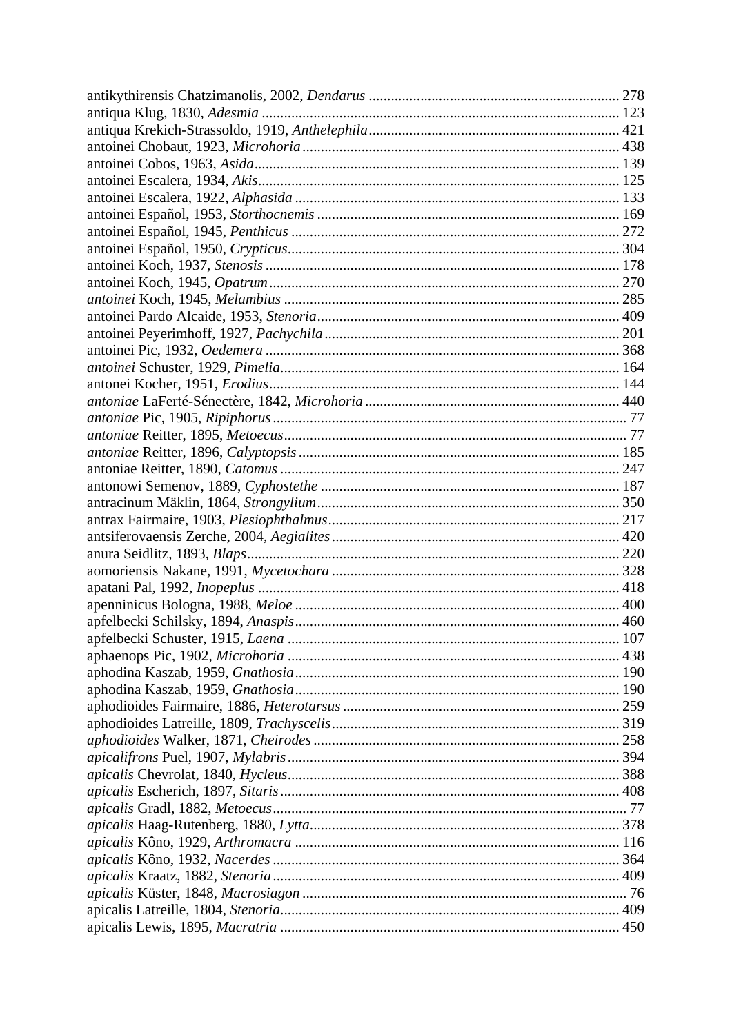antikythirensis Chatzimanolis, 2002, *Dendarus* .................................................................. 278
antiqua Klug, 1830, *Adesmia* ................................................................................ 123
antiqua Krekich-Strassoldo, 1919, *Anthelephila*.................................................. 421
antoinei Chobaut, 1923, *Microhoria* .................................................................... 438
antoinei Cobos, 1963, *Asida*................................................................................. 139
antoinei Escalera, 1934, *Akis*................................................................................ 125
antoinei Escalera, 1922, *Alphasida* ....................................................................... 133
antoinei Español, 1953, *Storthocnemis* ................................................................ 169
antoinei Español, 1945, *Penthicus* ....................................................................... 272
antoinei Español, 1950, *Crypticus*........................................................................ 304
antoinei Koch, 1937, *Stenosis* .............................................................................. 178
antoinei Koch, 1945, *Opatrum*............................................................................. 270
*antoinei* Koch, 1945, *Melambius* ......................................................................... 285
antoinei Pardo Alcaide, 1953, *Stenoria*................................................................ 409
antoinei Peyerimhoff, 1927, *Pachychila* .............................................................. 201
antoinei Pic, 1932, *Oedemera* .............................................................................. 368
*antoinei* Schuster, 1929, *Pimelia*.......................................................................... 164
antonei Kocher, 1951, *Erodius*.............................................................................. 144
*antoniae* LaFerté-Sénectère, 1842, *Microhoria* .................................................... 440
*antoniae* Pic, 1905, *Ripiphorus* .............................................................................. 77
*antoniae* Reitter, 1895, *Metoecus*........................................................................... 77
*antoniae* Reitter, 1896, *Calyptopsis* ..................................................................... 185
antoniae Reitter, 1890, *Catomus* .......................................................................... 247
antonowi Semenov, 1889, *Cyphostethe* ................................................................ 187
antracinum Mäklin, 1864, *Strongylium*................................................................ 350
antrax Fairmaire, 1903, *Plesiophthalmus*............................................................. 217
antsiferovaensis Zerche, 2004, *Aegialites*............................................................ 420
anura Seidlitz, 1893, *Blaps*................................................................................... 220
aomoriensis Nakane, 1991, *Mycetochara* ............................................................ 328
apatani Pal, 1992, *Inopeplus* ................................................................................ 418
apenninicus Bologna, 1988, *Meloe* ....................................................................... 400
apfelbecki Schilsky, 1894, *Anaspis*....................................................................... 460
apfelbecki Schuster, 1915, *Laena* ........................................................................ 107
aphaenops Pic, 1902, *Microhoria* ......................................................................... 438
aphodina Kaszab, 1959, *Gnathosia*....................................................................... 190
aphodina Kaszab, 1959, *Gnathosia*....................................................................... 190
aphodioides Fairmaire, 1886, *Heterotarsus* .......................................................... 259
aphodioides Latreille, 1809, *Trachyscelis*............................................................. 319
*aphodioides* Walker, 1871, *Cheirodes* .................................................................. 258
*apicalifrons* Puel, 1907, *Mylabris*......................................................................... 394
*apicalis* Chevrolat, 1840, *Hycleus*......................................................................... 388
*apicalis* Escherich, 1897, *Sitaris*........................................................................... 408
*apicalis* Gradl, 1882, *Metoecus*.............................................................................. 77
*apicalis* Haag-Rutenberg, 1880, *Lytta*................................................................... 378
*apicalis* Kôno, 1929, *Arthromacra* ....................................................................... 116
*apicalis* Kôno, 1932, *Nacerdes* ............................................................................. 364
*apicalis* Kraatz, 1882, *Stenoria* ............................................................................. 409
*apicalis* Küster, 1848, *Macrosiagon* ....................................................................... 76
apicalis Latreille, 1804, *Stenoria*........................................................................... 409
apicalis Lewis, 1895, *Macratria* ........................................................................... 450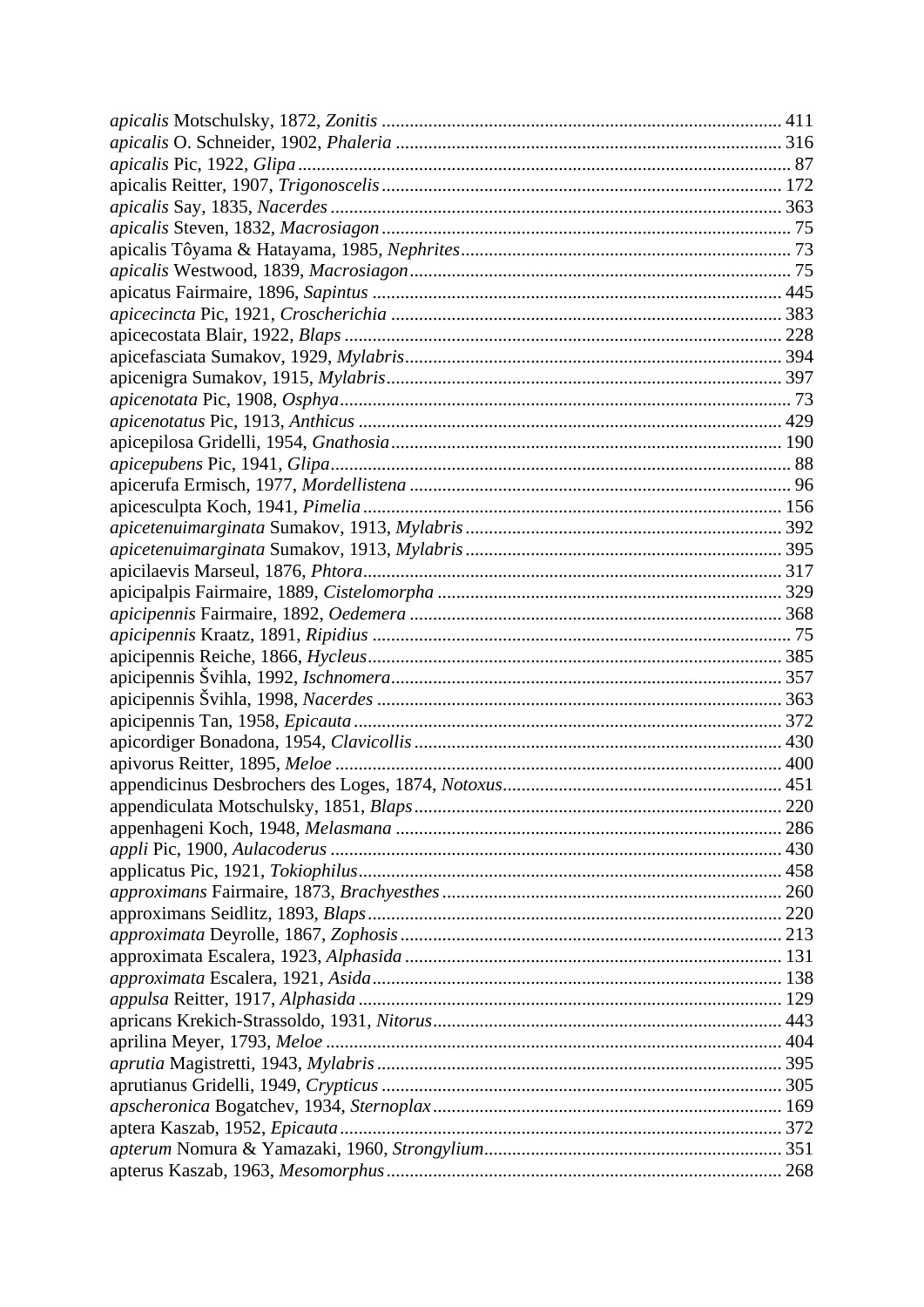*apicalis* Motschulsky, 1872, *Zonitis* ........................................................................................ 411
*apicalis* O. Schneider, 1902, *Phaleria* ..................................................................................... 316
*apicalis* Pic, 1922, *Glipa* ........................................................................................................... 87
apicalis Reitter, 1907, *Trigonoscelis* ........................................................................................ 172
*apicalis* Say, 1835, *Nacerdes* .................................................................................................. 363
*apicalis* Steven, 1832, *Macrosiagon* ......................................................................................... 75
apicalis Tôyama & Hatayama, 1985, *Nephrites* ......................................................................... 73
*apicalis* Westwood, 1839, *Macrosiagon* .................................................................................... 75
apicatus Fairmaire, 1896, *Sapintus* ......................................................................................... 445
*apicecincta* Pic, 1921, *Croscherichia* ...................................................................................... 383
apicecostata Blair, 1922, *Blaps* ............................................................................................... 228
apicefasciata Sumakov, 1929, *Mylabris* ................................................................................... 394
apicenigra Sumakov, 1915, *Mylabris* ....................................................................................... 397
*apicenotata* Pic, 1908, *Osphya* ................................................................................................. 73
*apicenotatus* Pic, 1913, *Anthicus* ............................................................................................ 429
apicepilosa Gridelli, 1954, *Gnathosia* ...................................................................................... 190
*apicepubens* Pic, 1941, *Glipa* ................................................................................................... 88
apicerufa Ermisch, 1977, *Mordellistena* ...................................................................................... 96
apicesculpta Koch, 1941, *Pimelia* ............................................................................................ 156
*apicetenuimarginata* Sumakov, 1913, *Mylabris* ...................................................................... 392
*apicetenuimarginata* Sumakov, 1913, *Mylabris* ...................................................................... 395
apicilaevis Marseul, 1876, *Phtora* ............................................................................................ 317
apicipalpis Fairmaire, 1889, *Cistelomorpha* ............................................................................ 329
*apicipennis* Fairmaire, 1892, *Oedemera* ................................................................................. 368
*apicipennis* Kraatz, 1891, *Ripidius* ........................................................................................... 75
apicipennis Reiche, 1866, *Hycleus* ........................................................................................... 385
apicipennis Švihla, 1992, *Ischnomera* ...................................................................................... 357
apicipennis Švihla, 1998, *Nacerdes* ......................................................................................... 363
apicipennis Tan, 1958, *Epicauta* .............................................................................................. 372
apicordiger Bonadona, 1954, *Clavicollis* ................................................................................. 430
apivorus Reitter, 1895, *Meloe* .................................................................................................. 400
appendicinus Desbrochers des Loges, 1874, *Notoxus* ............................................................. 451
appendiculata Motschulsky, 1851, *Blaps* ................................................................................. 220
appenhageni Koch, 1948, *Melasmana* ...................................................................................... 286
*appli* Pic, 1900, *Aulacoderus* ................................................................................................... 430
applicatus Pic, 1921, *Tokiophilus* ............................................................................................. 458
*approximans* Fairmaire, 1873, *Brachyesthes* .......................................................................... 260
approximans Seidlitz, 1893, *Blaps* ........................................................................................... 220
*approximata* Deyrolle, 1867, *Zophosis* ................................................................................... 213
approximata Escalera, 1923, *Alphasida* ................................................................................... 131
*approximata* Escalera, 1921, *Asida* ......................................................................................... 138
*appulsa* Reitter, 1917, *Alphasida* ........................................................................................... 129
apricans Krekich-Strassoldo, 1931, *Nitorus* ............................................................................. 443
aprilina Meyer, 1793, *Meloe* .................................................................................................... 404
*aprutia* Magistretti, 1943, *Mylabris* ........................................................................................ 395
aprutianus Gridelli, 1949, *Crypticus* ........................................................................................ 305
*apscheronica* Bogatchev, 1934, *Sternoplax* ............................................................................ 169
aptera Kaszab, 1952, *Epicauta* ................................................................................................. 372
*apterum* Nomura & Yamazaki, 1960, *Strongylium* ................................................................. 351
apterus Kaszab, 1963, *Mesomorphus* ....................................................................................... 268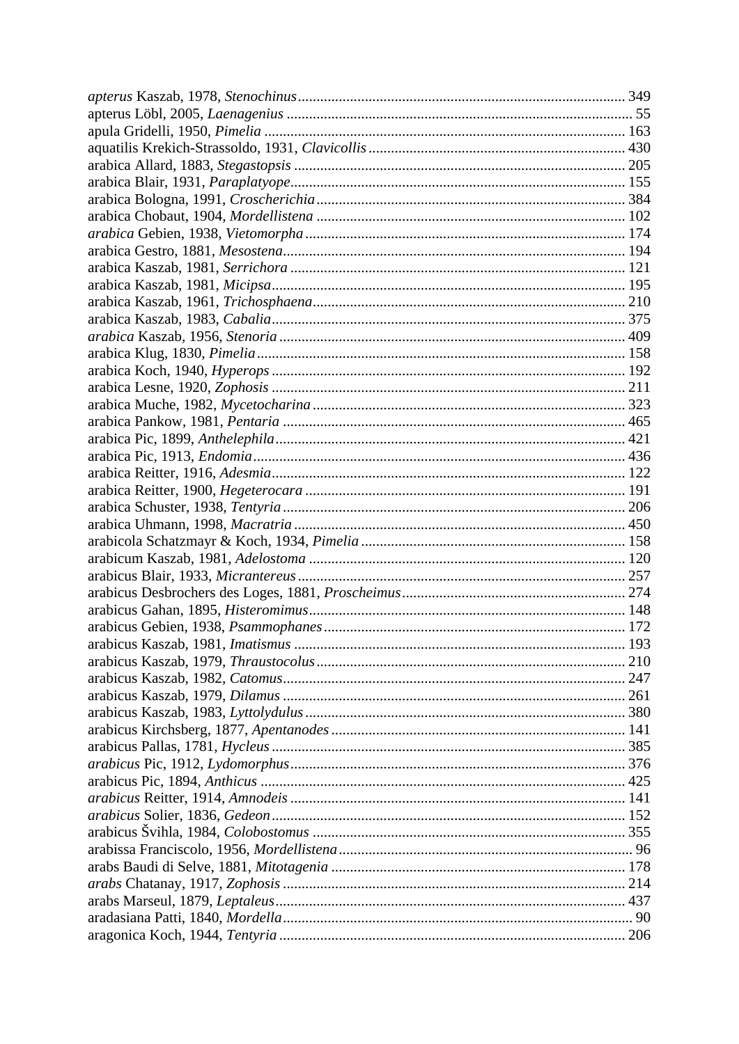*apterus* Kaszab, 1978, *Stenochinus* ........................................ 349
apterus Löbl, 2005, *Laenagenius* ........................................ 55
apula Gridelli, 1950, *Pimelia* ........................................ 163
aquatilis Krekich-Strassoldo, 1931, *Clavicollis* ........................................ 430
arabica Allard, 1883, *Stegastopsis* ........................................ 205
arabica Blair, 1931, *Paraplatyope* ........................................ 155
arabica Bologna, 1991, *Croscherichia* ........................................ 384
arabica Chobaut, 1904, *Mordellistena* ........................................ 102
*arabica* Gebien, 1938, *Vietomorpha* ........................................ 174
arabica Gestro, 1881, *Mesostena* ........................................ 194
arabica Kaszab, 1981, *Serrichora* ........................................ 121
arabica Kaszab, 1981, *Micipsa* ........................................ 195
arabica Kaszab, 1961, *Trichosphaena* ........................................ 210
arabica Kaszab, 1983, *Cabalia* ........................................ 375
*arabica* Kaszab, 1956, *Stenoria* ........................................ 409
arabica Klug, 1830, *Pimelia* ........................................ 158
arabica Koch, 1940, *Hyperops* ........................................ 192
arabica Lesne, 1920, *Zophosis* ........................................ 211
arabica Muche, 1982, *Mycetocharina* ........................................ 323
arabica Pankow, 1981, *Pentaria* ........................................ 465
arabica Pic, 1899, *Anthelephila* ........................................ 421
arabica Pic, 1913, *Endomia* ........................................ 436
arabica Reitter, 1916, *Adesmia* ........................................ 122
arabica Reitter, 1900, *Hegeterocara* ........................................ 191
arabica Schuster, 1938, *Tentyria* ........................................ 206
arabica Uhmann, 1998, *Macratria* ........................................ 450
arabicola Schatzmayr & Koch, 1934, *Pimelia* ........................................ 158
arabicum Kaszab, 1981, *Adelostoma* ........................................ 120
arabicus Blair, 1933, *Micrantereus* ........................................ 257
arabicus Desbrochers des Loges, 1881, *Proscheimus* ........................................ 274
arabicus Gahan, 1895, *Histeromimus* ........................................ 148
arabicus Gebien, 1938, *Psammophanes* ........................................ 172
arabicus Kaszab, 1981, *Imatismus* ........................................ 193
arabicus Kaszab, 1979, *Thraustocolus* ........................................ 210
arabicus Kaszab, 1982, *Catomus* ........................................ 247
arabicus Kaszab, 1979, *Dilamus* ........................................ 261
arabicus Kaszab, 1983, *Lyttolydulus* ........................................ 380
arabicus Kirchsberg, 1877, *Apentanodes* ........................................ 141
arabicus Pallas, 1781, *Hycleus* ........................................ 385
*arabicus* Pic, 1912, *Lydomorphus* ........................................ 376
arabicus Pic, 1894, *Anthicus* ........................................ 425
*arabicus* Reitter, 1914, *Amnodeis* ........................................ 141
*arabicus* Solier, 1836, *Gedeon* ........................................ 152
arabicus Švihla, 1984, *Colobostomus* ........................................ 355
arabissa Franciscolo, 1956, *Mordellistena* ........................................ 96
arabs Baudi di Selve, 1881, *Mitotagenia* ........................................ 178
*arabs* Chatanay, 1917, *Zophosis* ........................................ 214
arabs Marseul, 1879, *Leptaleus* ........................................ 437
aradasiana Patti, 1840, *Mordella* ........................................ 90
aragonica Koch, 1944, *Tentyria* ........................................ 206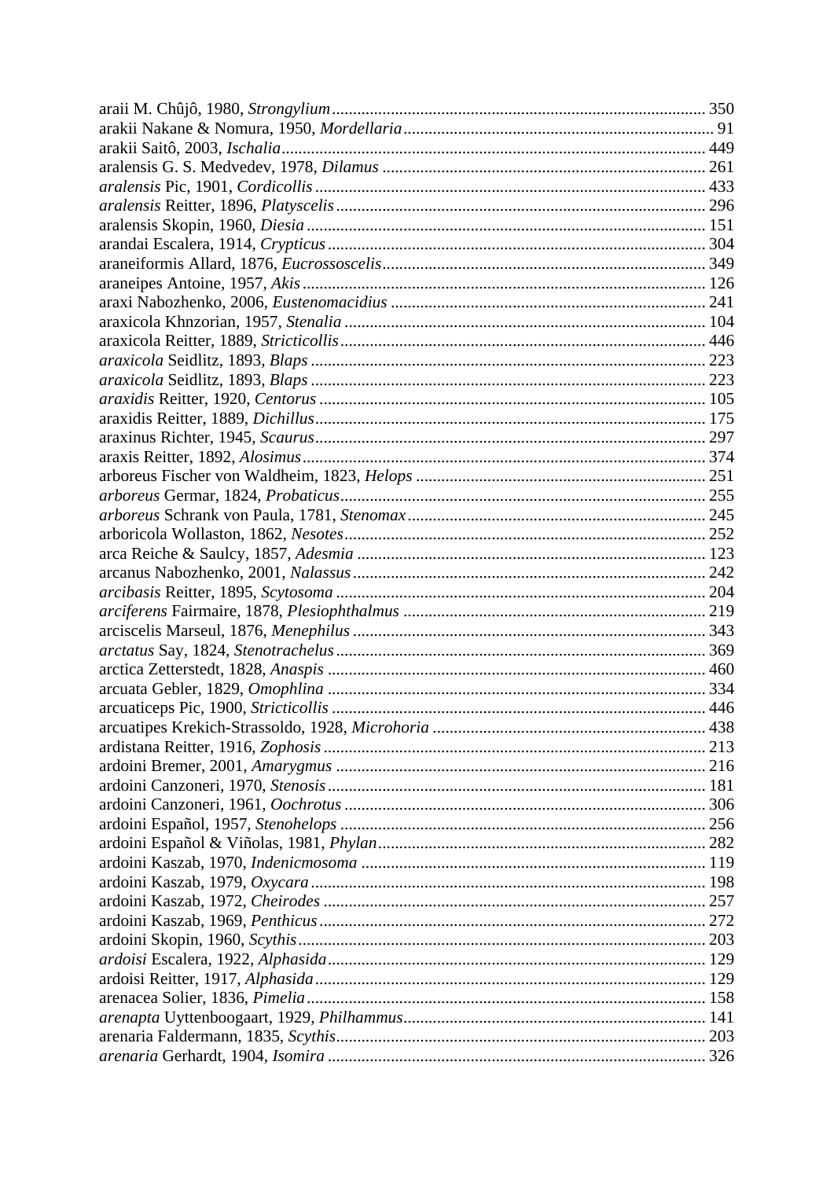araii M. Chûjô, 1980, *Strongylium* ........................................................................................ 350
arakii Nakane & Nomura, 1950, *Mordellaria* ........................................................................... 91
arakii Saitô, 2003, *Ischalia* ...................................................................................................... 449
aralensis G. S. Medvedev, 1978, *Dilamus* .............................................................................. 261
*aralensis* Pic, 1901, *Cordicollis* ............................................................................................. 433
*aralensis* Reitter, 1896, *Platyscelis* ........................................................................................ 296
aralensis Skopin, 1960, *Diesia* ................................................................................................ 151
arandai Escalera, 1914, *Crypticus* .......................................................................................... 304
araneiformis Allard, 1876, *Eucrossoscelis* ............................................................................... 349
araneipes Antoine, 1957, *Akis* ................................................................................................ 126
araxi Nabozhenko, 2006, *Eustenomacidius* ............................................................................ 241
araxicola Khnzorian, 1957, *Stenalia* ...................................................................................... 104
araxicola Reitter, 1889, *Stricticollis* ....................................................................................... 446
*araxicola* Seidlitz, 1893, *Blaps* .............................................................................................. 223
*araxicola* Seidlitz, 1893, *Blaps* .............................................................................................. 223
*araxidis* Reitter, 1920, *Centorus* ............................................................................................ 105
araxidis Reitter, 1889, *Dichillus* ............................................................................................. 175
araxinus Richter, 1945, *Scaurus* ............................................................................................. 297
araxis Reitter, 1892, *Alosimus* ................................................................................................ 374
arboreus Fischer von Waldheim, 1823, *Helops* ...................................................................... 251
*arboreus* Germar, 1824, *Probaticus* ....................................................................................... 255
*arboreus* Schrank von Paula, 1781, *Stenomax* ....................................................................... 245
arboricola Wollaston, 1862, *Nesotes* ...................................................................................... 252
arca Reiche & Saulcy, 1857, *Adesmia* ................................................................................... 123
arcanus Nabozhenko, 2001, *Nalassus* .................................................................................... 242
*arcibasis* Reitter, 1895, *Scytosoma* ........................................................................................ 204
*arciferens* Fairmaire, 1878, *Plesiophthalmus* ......................................................................... 219
arciscelis Marseul, 1876, *Menephilus* ..................................................................................... 343
*arctatus* Say, 1824, *Stenotrachelus* ........................................................................................ 369
arctica Zetterstedt, 1828, *Anaspis* .......................................................................................... 460
arcuata Gebler, 1829, *Omophlina* .......................................................................................... 334
arcuaticeps Pic, 1900, *Stricticollis* ......................................................................................... 446
arcuatipes Krekich-Strassoldo, 1928, *Microhoria* ................................................................. 438
ardistana Reitter, 1916, *Zophosis* ........................................................................................... 213
ardoini Bremer, 2001, *Amarygmus* ........................................................................................ 216
ardoini Canzoneri, 1970, *Stenosis* .......................................................................................... 181
ardoini Canzoneri, 1961, *Oochrotus* ...................................................................................... 306
ardoini Español, 1957, *Stenohelops* ....................................................................................... 256
ardoini Español & Viñolas, 1981, *Phylan* .............................................................................. 282
ardoini Kaszab, 1970, *Indenicmosoma* .................................................................................. 119
ardoini Kaszab, 1979, *Oxycara* .............................................................................................. 198
ardoini Kaszab, 1972, *Cheirodes* ........................................................................................... 257
ardoini Kaszab, 1969, *Penthicus* ............................................................................................ 272
ardoini Skopin, 1960, *Scythis* ................................................................................................. 203
*ardoisi* Escalera, 1922, *Alphasida* .......................................................................................... 129
ardoisi Reitter, 1917, *Alphasida* ............................................................................................. 129
arenacea Solier, 1836, *Pimelia* ............................................................................................... 158
*arenapta* Uyttenboogaart, 1929, *Philhammus* ........................................................................ 141
arenaria Faldermann, 1835, *Scythis* ....................................................................................... 203
*arenaria* Gerhardt, 1904, *Isomira* .......................................................................................... 326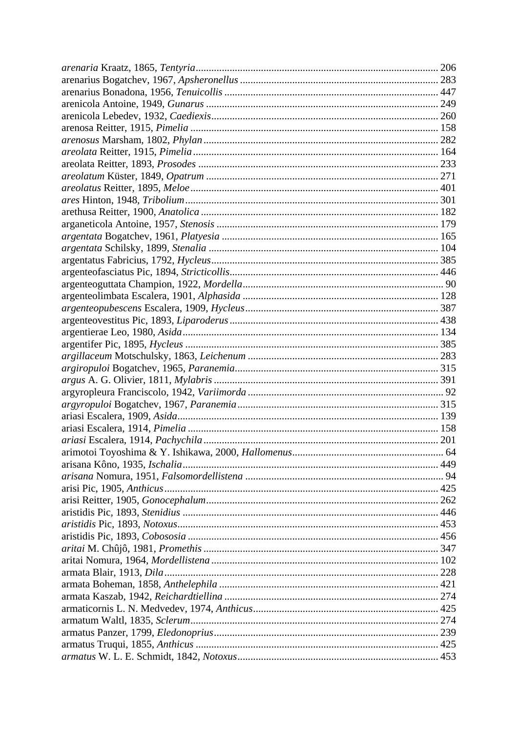*arenaria* Kraatz, 1865, *Tentyria* ............ 206
arenarius Bogatchev, 1967, *Apsheronellus* ............ 283
arenarius Bonadona, 1956, *Tenuicollis* ............ 447
arenicola Antoine, 1949, *Gunarus* ............ 249
arenicola Lebedev, 1932, *Caediexis* ............ 260
arenosa Reitter, 1915, *Pimelia* ............ 158
*arenosus* Marsham, 1802, *Phylan* ............ 282
*areolata* Reitter, 1915, *Pimelia* ............ 164
areolata Reitter, 1893, *Prosodes* ............ 233
*areolatum* Küster, 1849, *Opatrum* ............ 271
*areolatus* Reitter, 1895, *Meloe* ............ 401
*ares* Hinton, 1948, *Tribolium* ............ 301
arethusa Reitter, 1900, *Anatolica* ............ 182
arganeticola Antoine, 1957, *Stenosis* ............ 179
*argentata* Bogatchev, 1961, *Platyesia* ............ 165
*argentata* Schilsky, 1899, *Stenalia* ............ 104
argentatus Fabricius, 1792, *Hycleus* ............ 385
argenteofasciatus Pic, 1894, *Stricticollis* ............ 446
argenteoguttata Champion, 1922, *Mordella* ............ 90
argenteolimbata Escalera, 1901, *Alphasida* ............ 128
*argenteopubescens* Escalera, 1909, *Hycleus* ............ 387
argenteovestitus Pic, 1893, *Liparoderus* ............ 438
argentierae Leo, 1980, *Asida* ............ 134
argentifer Pic, 1895, *Hycleus* ............ 385
*argillaceum* Motschulsky, 1863, *Leichenum* ............ 283
*argiropuloi* Bogatchev, 1965, *Paranemia* ............ 315
*argus* A. G. Olivier, 1811, *Mylabris* ............ 391
argyropleura Franciscolo, 1942, *Variimorda* ............ 92
*argyropuloi* Bogatchev, 1967, *Paranemia* ............ 315
ariasi Escalera, 1909, *Asida* ............ 139
ariasi Escalera, 1914, *Pimelia* ............ 158
*ariasi* Escalera, 1914, *Pachychila* ............ 201
arimotoi Toyoshima & Y. Ishikawa, 2000, *Hallomenus* ............ 64
arisana Kôno, 1935, *Ischalia* ............ 449
*arisana* Nomura, 1951, *Falsomordellistena* ............ 94
arisi Pic, 1905, *Anthicus* ............ 425
arisi Reitter, 1905, *Gonocephalum* ............ 262
aristidis Pic, 1893, *Stenidius* ............ 446
*aristidis* Pic, 1893, *Notoxus* ............ 453
aristidis Pic, 1893, *Cobososia* ............ 456
*aritai* M. Chûjô, 1981, *Promethis* ............ 347
aritai Nomura, 1964, *Mordellistena* ............ 102
armata Blair, 1913, *Dila* ............ 228
armata Boheman, 1858, *Anthelephila* ............ 421
armata Kaszab, 1942, *Reichardtiellina* ............ 274
armaticornis L. N. Medvedev, 1974, *Anthicus* ............ 425
armatum Waltl, 1835, *Sclerum* ............ 274
armatus Panzer, 1799, *Eledonoprius* ............ 239
armatus Truqui, 1855, *Anthicus* ............ 425
*armatus* W. L. E. Schmidt, 1842, *Notoxus* ............ 453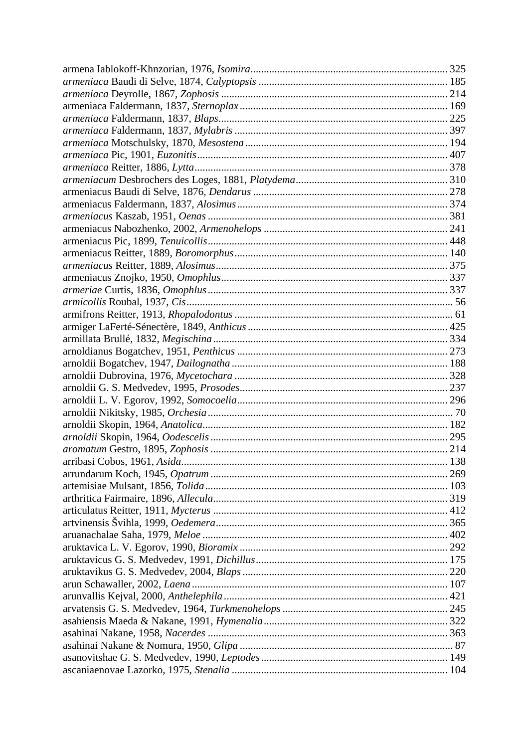armena Iablokoff-Khnzorian, 1976, *Isomira* ............................................................ 325
*armeniaca* Baudi di Selve, 1874, *Calyptopsis* ........................................................ 185
*armeniaca* Deyrolle, 1867, *Zophosis* .................................................................. 214
armeniaca Faldermann, 1837, *Sternoplax* ............................................................. 169
*armeniaca* Faldermann, 1837, *Blaps* ................................................................... 225
*armeniaca* Faldermann, 1837, *Mylabris* ............................................................... 397
*armeniaca* Motschulsky, 1870, *Mesostena* ........................................................... 194
*armeniaca* Pic, 1901, *Euzonitis* ........................................................................... 407
*armeniaca* Reitter, 1886, *Lytta* ............................................................................. 378
*armeniacum* Desbrochers des Loges, 1881, *Platydema* ........................................... 310
armeniacus Baudi di Selve, 1876, *Dendarus* ........................................................... 278
armeniacus Faldermann, 1837, *Alosimus* ................................................................ 374
*armeniacus* Kaszab, 1951, *Oenas* ......................................................................... 381
armeniacus Nabozhenko, 2002, *Armenohelops* ........................................................ 241
armeniacus Pic, 1899, *Tenuicollis* .......................................................................... 448
armeniacus Reitter, 1889, *Boromorphus* ................................................................. 140
*armeniacus* Reitter, 1889, *Alosimus* ..................................................................... 375
armeniacus Znojko, 1950, *Omophlus* ..................................................................... 337
*armeriae* Curtis, 1836, *Omophlus* ......................................................................... 337
*armicollis* Roubal, 1937, *Cis* ................................................................................. 56
armifrons Reitter, 1913, *Rhopalodontus* ................................................................. 61
armiger LaFerté-Sénectère, 1849, *Anthicus* ............................................................ 425
armillata Brullé, 1832, *Megischina* ......................................................................... 334
arnoldianus Bogatchev, 1951, *Penthicus* ................................................................ 273
arnoldii Bogatchev, 1947, *Dailognatha* ................................................................... 188
arnoldii Dubrovina, 1976, *Mycetochara* .................................................................. 328
arnoldii G. S. Medvedev, 1995, *Prosodes* ............................................................... 237
arnoldii L. V. Egorov, 1992, *Somocoelia* ................................................................ 296
arnoldii Nikitsky, 1985, *Orchesia* ........................................................................... 70
arnoldii Skopin, 1964, *Anatolica* ............................................................................ 182
*arnoldii* Skopin, 1964, *Oodescelis* ......................................................................... 295
*aromatum* Gestro, 1895, *Zophosis* ......................................................................... 214
arribasi Cobos, 1961, *Asida* .................................................................................... 138
arrundarum Koch, 1945, *Opatrum* .......................................................................... 269
artemisiae Mulsant, 1856, *Tolida* ............................................................................ 103
arthritica Fairmaire, 1896, *Allecula* ........................................................................ 319
articulatus Reitter, 1911, *Mycterus* ......................................................................... 412
artvinensis Švihla, 1999, *Oedemera* ........................................................................ 365
aruanachalae Saha, 1979, *Meloe* ............................................................................. 402
aruktavica L. V. Egorov, 1990, *Bioramix* ............................................................... 292
aruktavicus G. S. Medvedev, 1991, *Dichillus* ......................................................... 175
aruktavikus G. S. Medvedev, 2004, *Blaps* .............................................................. 220
arun Schawaller, 2002, *Laena* ................................................................................ 107
arunvallis Kejval, 2000, *Anthelephila* .................................................................... 421
arvatensis G. S. Medvedev, 1964, *Turkmenohelops* ................................................ 245
asahiensis Maeda & Nakane, 1991, *Hymenalia* ....................................................... 322
asahinai Nakane, 1958, *Nacerdes* ........................................................................... 363
asahinai Nakane & Nomura, 1950, *Glipa* ................................................................ 87
asanovitshae G. S. Medvedev, 1990, *Leptodes* ........................................................ 149
ascaniaenovae Lazorko, 1975, *Stenalia* .................................................................. 104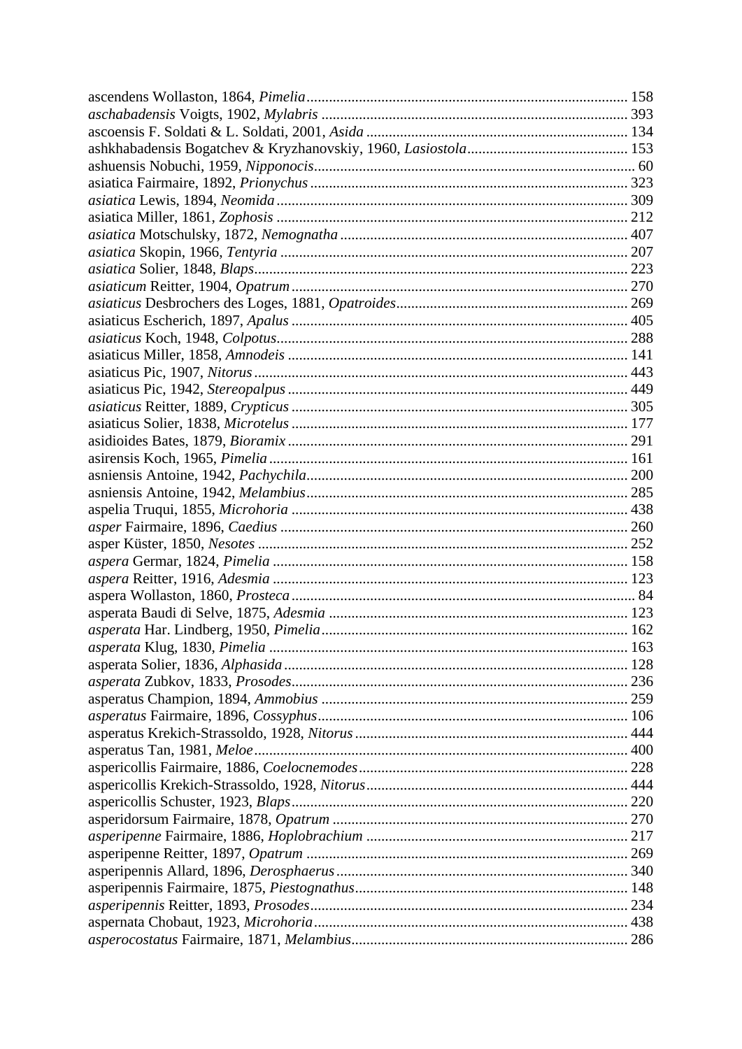ascendens Wollaston, 1864, *Pimelia* ..................................................................................... 158
*aschabadensis* Voigts, 1902, *Mylabris* ................................................................................ 393
ascoensis F. Soldati & L. Soldati, 2001, *Asida* ..................................................................... 134
ashkhabadensis Bogatchev & Kryzhanovskiy, 1960, *Lasiostola*........................................... 153
ashuensis Nobuchi, 1959, *Nipponocis*...................................................................................... 60
asiatica Fairmaire, 1892, *Prionychus* .................................................................................... 323
*asiatica* Lewis, 1894, *Neomida* ............................................................................................. 309
asiatica Miller, 1861, *Zophosis* ............................................................................................. 212
*asiatica* Motschulsky, 1872, *Nemognatha* ............................................................................ 407
*asiatica* Skopin, 1966, *Tentyria* ............................................................................................ 207
*asiatica* Solier, 1848, *Blaps*................................................................................................... 223
*asiaticum* Reitter, 1904, *Opatrum* ......................................................................................... 270
*asiaticus* Desbrochers des Loges, 1881, *Opatroides*............................................................. 269
asiaticus Escherich, 1897, *Apalus* ......................................................................................... 405
*asiaticus* Koch, 1948, *Colpotus*............................................................................................. 288
asiaticus Miller, 1858, *Amnodeis* .......................................................................................... 141
asiaticus Pic, 1907, *Nitorus* ................................................................................................... 443
asiaticus Pic, 1942, *Stereopalpus* .......................................................................................... 449
*asiaticus* Reitter, 1889, *Crypticus* ......................................................................................... 305
asiaticus Solier, 1838, *Microtelus* ......................................................................................... 177
asidioides Bates, 1879, *Bioramix* .......................................................................................... 291
asirensis Koch, 1965, *Pimelia* ............................................................................................... 161
asniensis Antoine, 1942, *Pachychila*...................................................................................... 200
asniensis Antoine, 1942, *Melambius*...................................................................................... 285
aspelia Truqui, 1855, *Microhoria* ......................................................................................... 438
*asper* Fairmaire, 1896, *Caedius* ............................................................................................ 260
asper Küster, 1850, *Nesotes* .................................................................................................. 252
*aspera* Germar, 1824, *Pimelia* .............................................................................................. 158
*aspera* Reitter, 1916, *Adesmia* .............................................................................................. 123
aspera Wollaston, 1860, *Prosteca* ............................................................................................ 84
asperata Baudi di Selve, 1875, *Adesmia* ............................................................................... 123
*asperata* Har. Lindberg, 1950, *Pimelia*................................................................................. 162
*asperata* Klug, 1830, *Pimelia* ............................................................................................... 163
asperata Solier, 1836, *Alphasida* ........................................................................................... 128
*asperata* Zubkov, 1833, *Prosodes*......................................................................................... 236
asperatus Champion, 1894, *Ammobius* ................................................................................. 259
*asperatus* Fairmaire, 1896, *Cossyphus*.................................................................................. 106
asperatus Krekich-Strassoldo, 1928, *Nitorus* ........................................................................ 444
asperatus Tan, 1981, *Meloe*................................................................................................... 400
aspericollis Fairmaire, 1886, *Coelocnemodes*........................................................................ 228
aspericollis Krekich-Strassoldo, 1928, *Nitorus*..................................................................... 444
aspericollis Schuster, 1923, *Blaps*......................................................................................... 220
asperidorsum Fairmaire, 1878, *Opatrum* .............................................................................. 270
*asperipenne* Fairmaire, 1886, *Hoplobrachium* ..................................................................... 217
asperipenne Reitter, 1897, *Opatrum* ..................................................................................... 269
asperipennis Allard, 1896, *Derosphaerus*............................................................................. 340
asperipennis Fairmaire, 1875, *Piestognathus*......................................................................... 148
*asperipennis* Reitter, 1893, *Prosodes*.................................................................................... 234
aspernata Chobaut, 1923, *Microhoria*................................................................................... 438
*asperocostatus* Fairmaire, 1871, *Melambius*.......................................................................... 286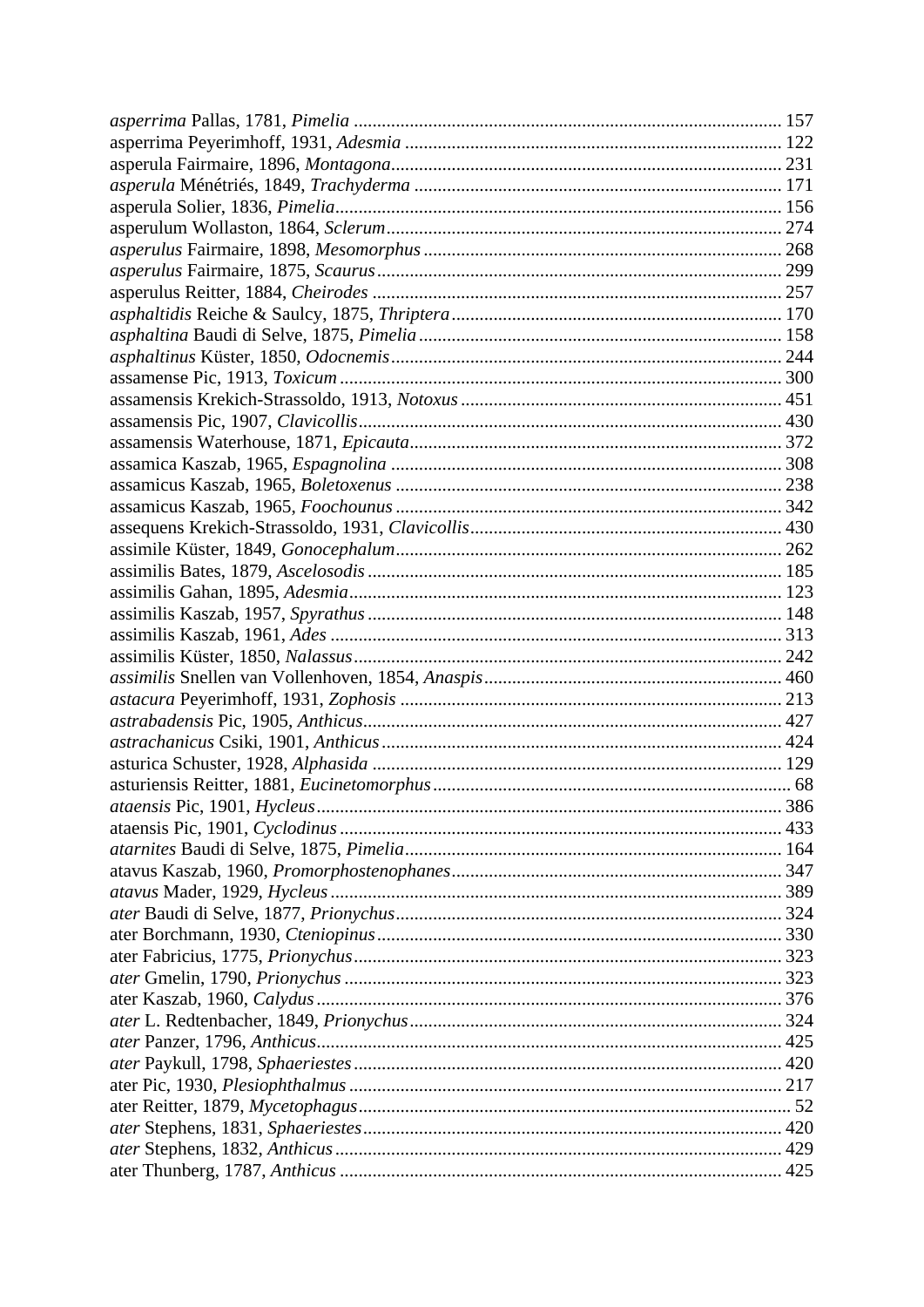*asperrima* Pallas, 1781, *Pimelia* ............................................ 157
asperrima Peyerimhoff, 1931, *Adesmia* ............................................ 122
asperula Fairmaire, 1896, *Montagona* ............................................ 231
*asperula* Ménétriés, 1849, *Trachyderma* ............................................ 171
asperula Solier, 1836, *Pimelia* ............................................ 156
asperulum Wollaston, 1864, *Sclerum* ............................................ 274
*asperulus* Fairmaire, 1898, *Mesomorphus* ............................................ 268
*asperulus* Fairmaire, 1875, *Scaurus* ............................................ 299
asperulus Reitter, 1884, *Cheirodes* ............................................ 257
*asphaltidis* Reiche & Saulcy, 1875, *Thriptera* ............................................ 170
*asphaltina* Baudi di Selve, 1875, *Pimelia* ............................................ 158
*asphaltinus* Küster, 1850, *Odocnemis* ............................................ 244
assamense Pic, 1913, *Toxicum* ............................................ 300
assamensis Krekich-Strassoldo, 1913, *Notoxus* ............................................ 451
assamensis Pic, 1907, *Clavicollis* ............................................ 430
assamensis Waterhouse, 1871, *Epicauta* ............................................ 372
assamica Kaszab, 1965, *Espagnolina* ............................................ 308
assamicus Kaszab, 1965, *Boletoxenus* ............................................ 238
assamicus Kaszab, 1965, *Foochounus* ............................................ 342
assequens Krekich-Strassoldo, 1931, *Clavicollis* ............................................ 430
assimile Küster, 1849, *Gonocephalum* ............................................ 262
assimilis Bates, 1879, *Ascelosodis* ............................................ 185
assimilis Gahan, 1895, *Adesmia* ............................................ 123
assimilis Kaszab, 1957, *Spyrathus* ............................................ 148
assimilis Kaszab, 1961, *Ades* ............................................ 313
assimilis Küster, 1850, *Nalassus* ............................................ 242
*assimilis* Snellen van Vollenhoven, 1854, *Anaspis* ............................................ 460
*astacura* Peyerimhoff, 1931, *Zophosis* ............................................ 213
*astrabadensis* Pic, 1905, *Anthicus* ............................................ 427
*astrachanicus* Csiki, 1901, *Anthicus* ............................................ 424
asturica Schuster, 1928, *Alphasida* ............................................ 129
asturiensis Reitter, 1881, *Eucinetomorphus* ............................................ 68
*ataensis* Pic, 1901, *Hycleus* ............................................ 386
ataensis Pic, 1901, *Cyclodinus* ............................................ 433
*atarnites* Baudi di Selve, 1875, *Pimelia* ............................................ 164
atavus Kaszab, 1960, *Promorphostenophanes* ............................................ 347
*atavus* Mader, 1929, *Hycleus* ............................................ 389
*ater* Baudi di Selve, 1877, *Prionychus* ............................................ 324
ater Borchmann, 1930, *Cteniopinus* ............................................ 330
ater Fabricius, 1775, *Prionychus* ............................................ 323
*ater* Gmelin, 1790, *Prionychus* ............................................ 323
ater Kaszab, 1960, *Calydus* ............................................ 376
*ater* L. Redtenbacher, 1849, *Prionychus* ............................................ 324
*ater* Panzer, 1796, *Anthicus* ............................................ 425
*ater* Paykull, 1798, *Sphaeriestes* ............................................ 420
ater Pic, 1930, *Plesiophthalmus* ............................................ 217
ater Reitter, 1879, *Mycetophagus* ............................................ 52
*ater* Stephens, 1831, *Sphaeriestes* ............................................ 420
*ater* Stephens, 1832, *Anthicus* ............................................ 429
ater Thunberg, 1787, *Anthicus* ............................................ 425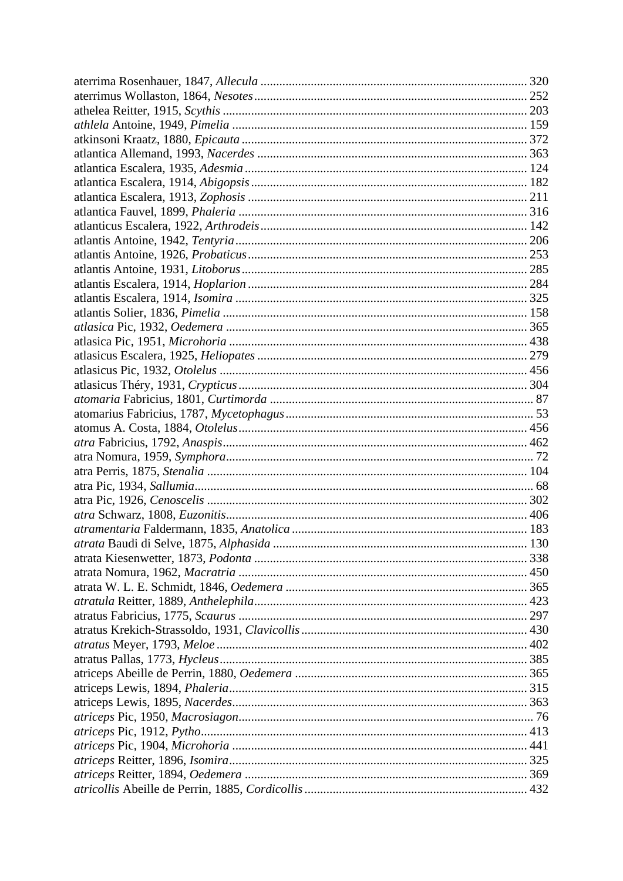aterrima Rosenhauer, 1847, *Allecula* .................................................................................... 320
aterrimus Wollaston, 1864, *Nesotes* ...................................................................................... 252
athelea Reitter, 1915, *Scythis* ................................................................................................ 203
*athlela* Antoine, 1949, *Pimelia* ............................................................................................. 159
atkinsoni Kraatz, 1880, *Epicauta* .......................................................................................... 372
atlantica Allemand, 1993, *Nacerdes* ..................................................................................... 363
atlantica Escalera, 1935, *Adesmia* ......................................................................................... 124
atlantica Escalera, 1914, *Abigopsis* ....................................................................................... 182
atlantica Escalera, 1913, *Zophosis* ........................................................................................ 211
atlantica Fauvel, 1899, *Phaleria* ........................................................................................... 316
atlanticus Escalera, 1922, *Arthrodeis* .................................................................................... 142
atlantis Antoine, 1942, *Tentyria* ............................................................................................ 206
atlantis Antoine, 1926, *Probaticus* ........................................................................................ 253
atlantis Antoine, 1931, *Litoborus* .......................................................................................... 285
atlantis Escalera, 1914, *Hoplarion* ........................................................................................ 284
atlantis Escalera, 1914, *Isomira* ............................................................................................ 325
atlantis Solier, 1836, *Pimelia* ................................................................................................ 158
*atlasica* Pic, 1932, *Oedemera* ............................................................................................... 365
atlasica Pic, 1951, *Microhoria* .............................................................................................. 438
atlasicus Escalera, 1925, *Heliopates* ..................................................................................... 279
atlasicus Pic, 1932, *Otolelus* ................................................................................................. 456
atlasicus Théry, 1931, *Crypticus* ........................................................................................... 304
*atomaria* Fabricius, 1801, *Curtimorda* ................................................................................... 87
atomarius Fabricius, 1787, *Mycetophagus* .............................................................................. 53
atomus A. Costa, 1884, *Otolelus* ........................................................................................... 456
*atra* Fabricius, 1792, *Anaspis* ................................................................................................ 462
atra Nomura, 1959, *Symphora* ................................................................................................. 72
atra Perris, 1875, *Stenalia* ..................................................................................................... 104
atra Pic, 1934, *Sallumia* .......................................................................................................... 68
atra Pic, 1926, *Cenoscelis* ..................................................................................................... 302
*atra* Schwarz, 1808, *Euzonitis* ............................................................................................... 406
*atramentaria* Faldermann, 1835, *Anatolica* ........................................................................... 183
*atrata* Baudi di Selve, 1875, *Alphasida* ................................................................................ 130
atrata Kiesenwetter, 1873, *Podonta* ....................................................................................... 338
atrata Nomura, 1962, *Macratria* ............................................................................................ 450
atrata W. L. E. Schmidt, 1846, *Oedemera* ............................................................................. 365
*atratula* Reitter, 1889, *Anthelephila* ...................................................................................... 423
atratus Fabricius, 1775, *Scaurus* ........................................................................................... 297
atratus Krekich-Strassoldo, 1931, *Clavicollis* ........................................................................ 430
*atratus* Meyer, 1793, *Meloe* .................................................................................................. 402
atratus Pallas, 1773, *Hycleus* ................................................................................................. 385
atriceps Abeille de Perrin, 1880, *Oedemera* .......................................................................... 365
atriceps Lewis, 1894, *Phaleria* ............................................................................................... 315
atriceps Lewis, 1895, *Nacerdes* ............................................................................................. 363
*atriceps* Pic, 1950, *Macrosiagon* ............................................................................................. 76
*atriceps* Pic, 1912, *Pytho* ....................................................................................................... 413
*atriceps* Pic, 1904, *Microhoria* .............................................................................................. 441
*atriceps* Reitter, 1896, *Isomira* ............................................................................................... 325
*atriceps* Reitter, 1894, *Oedemera* .......................................................................................... 369
*atricollis* Abeille de Perrin, 1885, *Cordicollis* ....................................................................... 432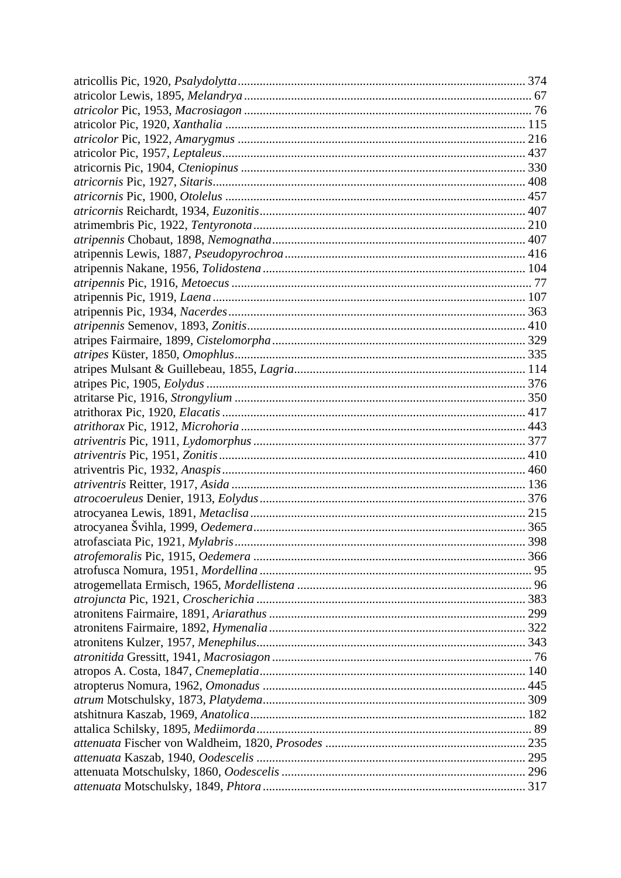atricollis Pic, 1920, *Psalydolytta* ........ 374
atricolor Lewis, 1895, *Melandrya* ........ 67
*atricolor* Pic, 1953, *Macrosiagon* ........ 76
atricolor Pic, 1920, *Xanthalia* ........ 115
*atricolor* Pic, 1922, *Amarygmus* ........ 216
atricolor Pic, 1957, *Leptaleus* ........ 437
atricornis Pic, 1904, *Cteniopinus* ........ 330
*atricornis* Pic, 1927, *Sitaris* ........ 408
*atricornis* Pic, 1900, *Otolelus* ........ 457
*atricornis* Reichardt, 1934, *Euzonitis* ........ 407
atrimembris Pic, 1922, *Tentyronota* ........ 210
*atripennis* Chobaut, 1898, *Nemognatha* ........ 407
atripennis Lewis, 1887, *Pseudopyrochroa* ........ 416
atripennis Nakane, 1956, *Tolidostena* ........ 104
*atripennis* Pic, 1916, *Metoecus* ........ 77
atripennis Pic, 1919, *Laena* ........ 107
atripennis Pic, 1934, *Nacerdes* ........ 363
*atripennis* Semenov, 1893, *Zonitis* ........ 410
atripes Fairmaire, 1899, *Cistelomorpha* ........ 329
*atripes* Küster, 1850, *Omophlus* ........ 335
atripes Mulsant & Guillebeau, 1855, *Lagria* ........ 114
atripes Pic, 1905, *Eolydus* ........ 376
atritarse Pic, 1916, *Strongylium* ........ 350
atrithorax Pic, 1920, *Elacatis* ........ 417
*atrithorax* Pic, 1912, *Microhoria* ........ 443
*atriventris* Pic, 1911, *Lydomorphus* ........ 377
*atriventris* Pic, 1951, *Zonitis* ........ 410
atriventris Pic, 1932, *Anaspis* ........ 460
*atriventris* Reitter, 1917, *Asida* ........ 136
*atrocoeruleus* Denier, 1913, *Eolydus* ........ 376
atrocyanea Lewis, 1891, *Metaclisa* ........ 215
atrocyanea Švihla, 1999, *Oedemera* ........ 365
atrofasciata Pic, 1921, *Mylabris* ........ 398
*atrofemoralis* Pic, 1915, *Oedemera* ........ 366
atrofusca Nomura, 1951, *Mordellina* ........ 95
atrogemellata Ermisch, 1965, *Mordellistena* ........ 96
*atrojuncta* Pic, 1921, *Croscherichia* ........ 383
atronitens Fairmaire, 1891, *Ariarathus* ........ 299
atronitens Fairmaire, 1892, *Hymenalia* ........ 322
atronitens Kulzer, 1957, *Menephilus* ........ 343
*atronitida* Gressitt, 1941, *Macrosiagon* ........ 76
atropos A. Costa, 1847, *Cnemeplatia* ........ 140
atropterus Nomura, 1962, *Omonadus* ........ 445
*atrum* Motschulsky, 1873, *Platydema* ........ 309
atshitnura Kaszab, 1969, *Anatolica* ........ 182
attalica Schilsky, 1895, *Mediimorda* ........ 89
*attenuata* Fischer von Waldheim, 1820, *Prosodes* ........ 235
*attenuata* Kaszab, 1940, *Oodescelis* ........ 295
attenuata Motschulsky, 1860, *Oodescelis* ........ 296
*attenuata* Motschulsky, 1849, *Phtora* ........ 317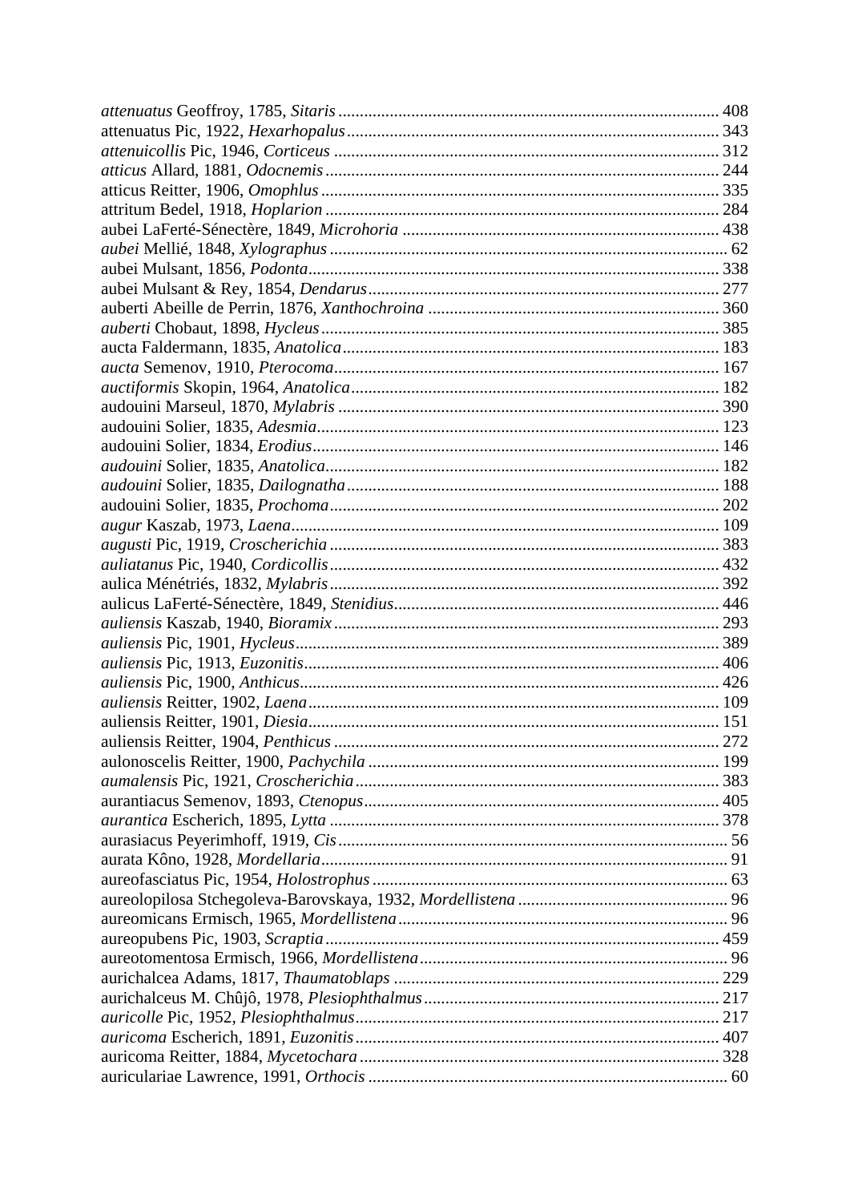*attenuatus* Geoffroy, 1785, *Sitaris* ........................................ 408
attenuatus Pic, 1922, *Hexarhopalus* ........................................ 343
*attenuicollis* Pic, 1946, *Corticeus* ........................................ 312
*atticus* Allard, 1881, *Odocnemis* ........................................ 244
atticus Reitter, 1906, *Omophlus* ........................................ 335
attritum Bedel, 1918, *Hoplarion* ........................................ 284
aubei LaFerté-Sénectère, 1849, *Microhoria* ........................................ 438
*aubei* Mellié, 1848, *Xylographus* ........................................ 62
aubei Mulsant, 1856, *Podonta* ........................................ 338
aubei Mulsant & Rey, 1854, *Dendarus* ........................................ 277
auberti Abeille de Perrin, 1876, *Xanthochroina* ........................................ 360
*auberti* Chobaut, 1898, *Hycleus* ........................................ 385
aucta Faldermann, 1835, *Anatolica* ........................................ 183
*aucta* Semenov, 1910, *Pterocoma* ........................................ 167
*auctiformis* Skopin, 1964, *Anatolica* ........................................ 182
audouini Marseul, 1870, *Mylabris* ........................................ 390
audouini Solier, 1835, *Adesmia* ........................................ 123
audouini Solier, 1834, *Erodius* ........................................ 146
*audouini* Solier, 1835, *Anatolica* ........................................ 182
*audouini* Solier, 1835, *Dailognatha* ........................................ 188
audouini Solier, 1835, *Prochoma* ........................................ 202
*augur* Kaszab, 1973, *Laena* ........................................ 109
*augusti* Pic, 1919, *Croscherichia* ........................................ 383
*auliatanus* Pic, 1940, *Cordicollis* ........................................ 432
aulica Ménétriés, 1832, *Mylabris* ........................................ 392
aulicus LaFerté-Sénectère, 1849, *Stenidius* ........................................ 446
*auliensis* Kaszab, 1940, *Bioramix* ........................................ 293
*auliensis* Pic, 1901, *Hycleus* ........................................ 389
*auliensis* Pic, 1913, *Euzonitis* ........................................ 406
*auliensis* Pic, 1900, *Anthicus* ........................................ 426
*auliensis* Reitter, 1902, *Laena* ........................................ 109
auliensis Reitter, 1901, *Diesia* ........................................ 151
auliensis Reitter, 1904, *Penthicus* ........................................ 272
aulonoscelis Reitter, 1900, *Pachychila* ........................................ 199
*aumalensis* Pic, 1921, *Croscherichia* ........................................ 383
aurantiacus Semenov, 1893, *Ctenopus* ........................................ 405
*aurantica* Escherich, 1895, *Lytta* ........................................ 378
aurasiacus Peyerimhoff, 1919, *Cis* ........................................ 56
aurata Kôno, 1928, *Mordellaria* ........................................ 91
aureofasciatus Pic, 1954, *Holostrophus* ........................................ 63
aureolopilosa Stchegoleva-Barovskaya, 1932, *Mordellistena* ........................................ 96
aureomicans Ermisch, 1965, *Mordellistena* ........................................ 96
aureopubens Pic, 1903, *Scraptia* ........................................ 459
aureotomentosa Ermisch, 1966, *Mordellistena* ........................................ 96
aurichalcea Adams, 1817, *Thaumatoblaps* ........................................ 229
aurichalceus M. Chûjô, 1978, *Plesiophthalmus* ........................................ 217
*auricolle* Pic, 1952, *Plesiophthalmus* ........................................ 217
*auricoma* Escherich, 1891, *Euzonitis* ........................................ 407
auricoma Reitter, 1884, *Mycetochara* ........................................ 328
auriculariae Lawrence, 1991, *Orthocis* ........................................ 60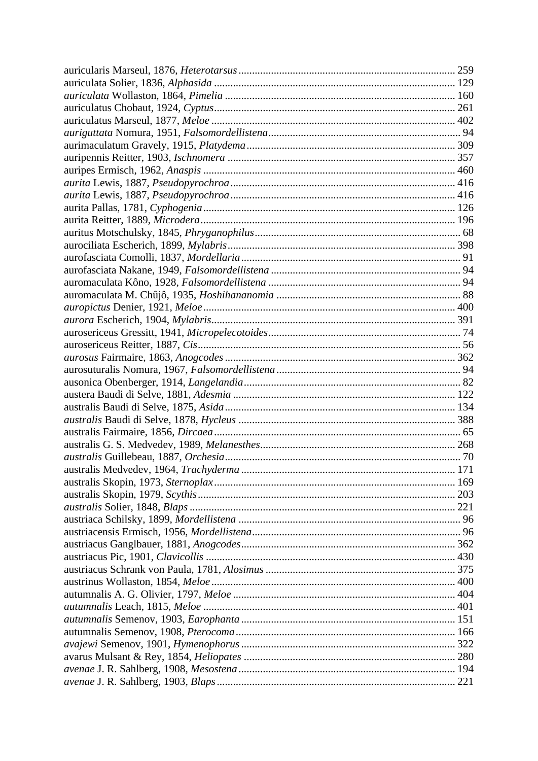auricularis Marseul, 1876, *Heterotarsus* ................................................................................ 259
auriculata Solier, 1836, *Alphasida* ......................................................................................... 129
*auriculata* Wollaston, 1864, *Pimelia* .................................................................................... 160
auriculatus Chobaut, 1924, *Cyptus* ........................................................................................ 261
auriculatus Marseul, 1877, *Meloe* .......................................................................................... 402
*auriguttata* Nomura, 1951, *Falsomordellistena* ...................................................................... 94
aurimaculatum Gravely, 1915, *Platydema* ............................................................................. 309
auripennis Reitter, 1903, *Ischnomera* .................................................................................... 357
auripes Ermisch, 1962, *Anaspis* ............................................................................................. 460
*aurita* Lewis, 1887, *Pseudopyrochroa* ................................................................................... 416
*aurita* Lewis, 1887, *Pseudopyrochroa* ................................................................................... 416
aurita Pallas, 1781, *Cyphogenia* ............................................................................................. 126
aurita Reitter, 1889, *Microdera* .............................................................................................. 196
auritus Motschulsky, 1845, *Phryganophilus* ............................................................................ 68
aurociliata Escherich, 1899, *Mylabris* .................................................................................... 398
aurofasciata Comolli, 1837, *Mordellaria* ................................................................................. 91
aurofasciata Nakane, 1949, *Falsomordellistena* ...................................................................... 94
auromaculata Kôno, 1928, *Falsomordellistena* ....................................................................... 94
auromaculata M. Chûjô, 1935, *Hoshihananomia* .................................................................... 88
*auropictus* Denier, 1921, *Meloe* ............................................................................................ 400
*aurora* Escherich, 1904, *Mylabris* ......................................................................................... 391
aurosericeus Gressitt, 1941, *Micropelecotoides* ....................................................................... 74
aurosericeus Reitter, 1887, *Cis* ................................................................................................. 56
*aurosus* Fairmaire, 1863, *Anogcodes* ..................................................................................... 362
aurosuturalis Nomura, 1967, *Falsomordellistena* .................................................................... 94
ausonica Obenberger, 1914, *Langelandia* ................................................................................ 82
austera Baudi di Selve, 1881, *Adesmia* .................................................................................. 122
australis Baudi di Selve, 1875, *Asida* ..................................................................................... 134
*australis* Baudi di Selve, 1878, *Hycleus* ................................................................................ 388
australis Fairmaire, 1856, *Dircaea* .......................................................................................... 65
australis G. S. Medvedev, 1989, *Melanesthes* ......................................................................... 268
*australis* Guillebeau, 1887, *Orchesia* ...................................................................................... 70
australis Medvedev, 1964, *Trachyderma* ............................................................................... 171
australis Skopin, 1973, *Sternoplax* ......................................................................................... 169
australis Skopin, 1979, *Scythis* ............................................................................................... 203
*australis* Solier, 1848, *Blaps* .................................................................................................. 221
austriaca Schilsky, 1899, *Mordellistena* .................................................................................. 96
austriacensis Ermisch, 1956, *Mordellistena* ............................................................................ 96
austriacus Ganglbauer, 1881, *Anogcodes* ............................................................................... 362
austriacus Pic, 1901, *Clavicollis* ............................................................................................ 430
austriacus Schrank von Paula, 1781, *Alosimus* ...................................................................... 375
austrinus Wollaston, 1854, *Meloe* .......................................................................................... 400
autumnalis A. G. Olivier, 1797, *Meloe* .................................................................................. 404
*autumnalis* Leach, 1815, *Meloe* ............................................................................................ 401
*autumnalis* Semenov, 1903, *Earophanta* ............................................................................... 151
autumnalis Semenov, 1908, *Pterocoma* ................................................................................. 166
*avajewi* Semenov, 1901, *Hymenophorus* .............................................................................. 322
avarus Mulsant & Rey, 1854, *Heliopates* .............................................................................. 280
*avenae* J. R. Sahlberg, 1908, *Mesostena* ............................................................................... 194
*avenae* J. R. Sahlberg, 1903, *Blaps* ....................................................................................... 221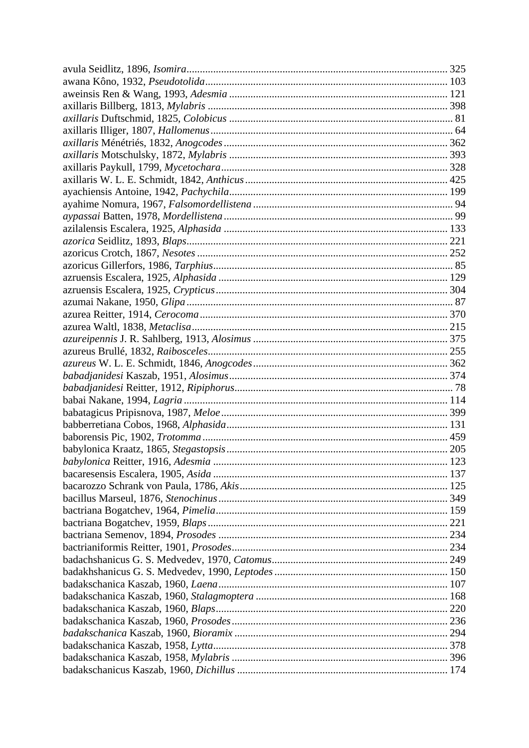avula Seidlitz, 1896, *Isomira* ........................................................................................ 325
awana Kôno, 1932, *Pseudotolida* .................................................................................. 103
aweinsis Ren & Wang, 1993, *Adesmia* ........................................................................... 121
axillaris Billberg, 1813, *Mylabris* .................................................................................. 398
*axillaris* Duftschmid, 1825, *Colobicus* ........................................................................... 81
axillaris Illiger, 1807, *Hallomenus* .................................................................................. 64
*axillaris* Ménétriés, 1832, *Anogcodes* ............................................................................ 362
*axillaris* Motschulsky, 1872, *Mylabris* .......................................................................... 393
axillaris Paykull, 1799, *Mycetochara* ............................................................................. 328
axillaris W. L. E. Schmidt, 1842, *Anthicus* ..................................................................... 425
ayachiensis Antoine, 1942, *Pachychila* ........................................................................... 199
ayahime Nomura, 1967, *Falsomordellistena* ...................................................................... 94
*aypassai* Batten, 1978, *Mordellistena* ............................................................................... 99
azilalensis Escalera, 1925, *Alphasida* ............................................................................. 133
*azorica* Seidlitz, 1893, *Blaps* .......................................................................................... 221
azoricus Crotch, 1867, *Nesotes* ...................................................................................... 252
azoricus Gillerfors, 1986, *Tarphius* ................................................................................... 85
azruensis Escalera, 1925, *Alphasida* .............................................................................. 129
azruensis Escalera, 1925, *Crypticus* ................................................................................ 304
azumai Nakane, 1950, *Glipa* ............................................................................................. 87
azurea Reitter, 1914, *Cerocoma* ...................................................................................... 370
azurea Waltl, 1838, *Metaclisa* ......................................................................................... 215
*azureipennis* J. R. Sahlberg, 1913, *Alosimus* .................................................................. 375
azureus Brullé, 1832, *Raibosceles* ................................................................................... 255
*azureus* W. L. E. Schmidt, 1846, *Anogcodes* .................................................................. 362
*babadjanidesi* Kaszab, 1951, *Alosimus* ........................................................................... 374
*babadjanidesi* Reitter, 1912, *Ripiphorus* .......................................................................... 78
babai Nakane, 1994, *Lagria* ............................................................................................. 114
babatagicus Pripisnova, 1987, *Meloe* .............................................................................. 399
babberretiana Cobos, 1968, *Alphasida* ............................................................................ 131
baborensis Pic, 1902, *Trotomma* ..................................................................................... 459
babylonica Kraatz, 1865, *Stegastopsis* ............................................................................. 205
*babylonica* Reitter, 1916, *Adesmia* ................................................................................. 123
bacaresensis Escalera, 1905, *Asida* ................................................................................. 137
bacarozzo Schrank von Paula, 1786, *Akis* ........................................................................ 125
bacillus Marseul, 1876, *Stenochinus* ................................................................................ 349
bactriana Bogatchev, 1964, *Pimelia* ................................................................................ 159
bactriana Bogatchev, 1959, *Blaps* .................................................................................... 221
bactriana Semenov, 1894, *Prosodes* ............................................................................... 234
bactrianiformis Reitter, 1901, *Prosodes* ........................................................................... 234
badachshanicus G. S. Medvedev, 1970, *Catomus* ............................................................ 249
badakhshanicus G. S. Medvedev, 1990, *Leptodes* ............................................................ 150
badakschanica Kaszab, 1960, *Laena* ............................................................................... 107
badakschanica Kaszab, 1960, *Stalagmoptera* .................................................................. 168
badakschanica Kaszab, 1960, *Blaps* ................................................................................ 220
badakschanica Kaszab, 1960, *Prosodes* .......................................................................... 236
*badakschanica* Kaszab, 1960, *Bioramix* .......................................................................... 294
badakschanica Kaszab, 1958, *Lytta* ................................................................................. 378
badakschanica Kaszab, 1958, *Mylabris* ........................................................................... 396
badakschanicus Kaszab, 1960, *Dichillus* ......................................................................... 174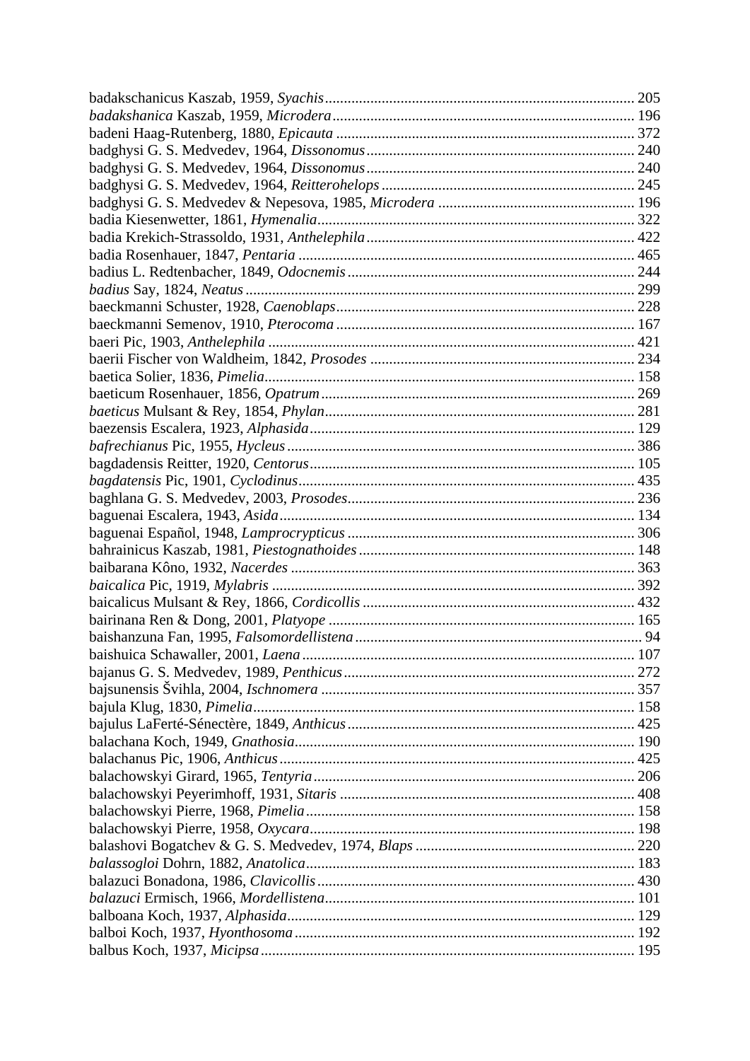badakschanicus Kaszab, 1959, *Syachis* .................................................................................... 205
*badakshanica* Kaszab, 1959, *Microdera* ................................................................................ 196
badeni Haag-Rutenberg, 1880, *Epicauta* ................................................................................ 372
badghysi G. S. Medvedev, 1964, *Dissonomus* ......................................................................... 240
badghysi G. S. Medvedev, 1964, *Dissonomus* ......................................................................... 240
badghysi G. S. Medvedev, 1964, *Reitterohelops* ..................................................................... 245
badghysi G. S. Medvedev & Nepesova, 1985, *Microdera* ........................................................ 196
badia Kiesenwetter, 1861, *Hymenalia* ...................................................................................... 322
badia Krekich-Strassoldo, 1931, *Anthelephila* ......................................................................... 422
badia Rosenhauer, 1847, *Pentaria* ........................................................................................... 465
badius L. Redtenbacher, 1849, *Odocnemis* .............................................................................. 244
*badius* Say, 1824, *Neatus* ......................................................................................................... 299
baeckmanni Schuster, 1928, *Caenoblaps* ................................................................................. 228
baeckmanni Semenov, 1910, *Pterocoma* .................................................................................. 167
baeri Pic, 1903, *Anthelephila* .................................................................................................... 421
baerii Fischer von Waldheim, 1842, *Prosodes* ......................................................................... 234
baetica Solier, 1836, *Pimelia* ..................................................................................................... 158
baeticum Rosenhauer, 1856, *Opatrum* ...................................................................................... 269
*baeticus* Mulsant & Rey, 1854, *Phylan* ..................................................................................... 281
baezensis Escalera, 1923, *Alphasida* ......................................................................................... 129
*bafrechianus* Pic, 1955, *Hycleus* ............................................................................................... 386
bagdadensis Reitter, 1920, *Centorus* ......................................................................................... 105
*bagdatensis* Pic, 1901, *Cyclodinus* ............................................................................................ 435
baghlana G. S. Medvedev, 2003, *Prosodes* ................................................................................ 236
baguenai Escalera, 1943, *Asida* .................................................................................................. 134
baguenai Español, 1948, *Lamprocrypticus* ................................................................................ 306
bahrainicus Kaszab, 1981, *Piestognathoides* ............................................................................. 148
baibarana Kôno, 1932, *Nacerdes* ................................................................................................ 363
*baicalica* Pic, 1919, *Mylabris* .................................................................................................... 392
baicalicus Mulsant & Rey, 1866, *Cordicollis* ............................................................................ 432
bairinana Ren & Dong, 2001, *Platyope* ...................................................................................... 165
baishanzuna Fan, 1995, *Falsomordellistena* ................................................................................ 94
baishuica Schawaller, 2001, *Laena* ............................................................................................. 107
bajanus G. S. Medvedev, 1989, *Penthicus* .................................................................................. 272
bajsunensis Švihla, 2004, *Ischnomera* ........................................................................................ 357
bajula Klug, 1830, *Pimelia* .......................................................................................................... 158
bajulus LaFerté-Sénectère, 1849, *Anthicus* ................................................................................ 425
balachana Koch, 1949, *Gnathosia* ............................................................................................... 190
balachanus Pic, 1906, *Anthicus* ................................................................................................... 425
balachowskyi Girard, 1965, *Tentyria* .......................................................................................... 206
balachowskyi Peyerimhoff, 1931, *Sitaris* .................................................................................... 408
balachowskyi Pierre, 1968, *Pimelia* ............................................................................................ 158
balachowskyi Pierre, 1958, *Oxycara* ........................................................................................... 198
balashovi Bogatchev & G. S. Medvedev, 1974, *Blaps* ................................................................ 220
*balassogloi* Dohrn, 1882, *Anatolica* ............................................................................................ 183
balazuci Bonadona, 1986, *Clavicollis* ......................................................................................... 430
*balazuci* Ermisch, 1966, *Mordellistena* ....................................................................................... 101
balboana Koch, 1937, *Alphasida* .................................................................................................. 129
balboi Koch, 1937, *Hyonthosoma* ................................................................................................ 192
balbus Koch, 1937, *Micipsa* ......................................................................................................... 195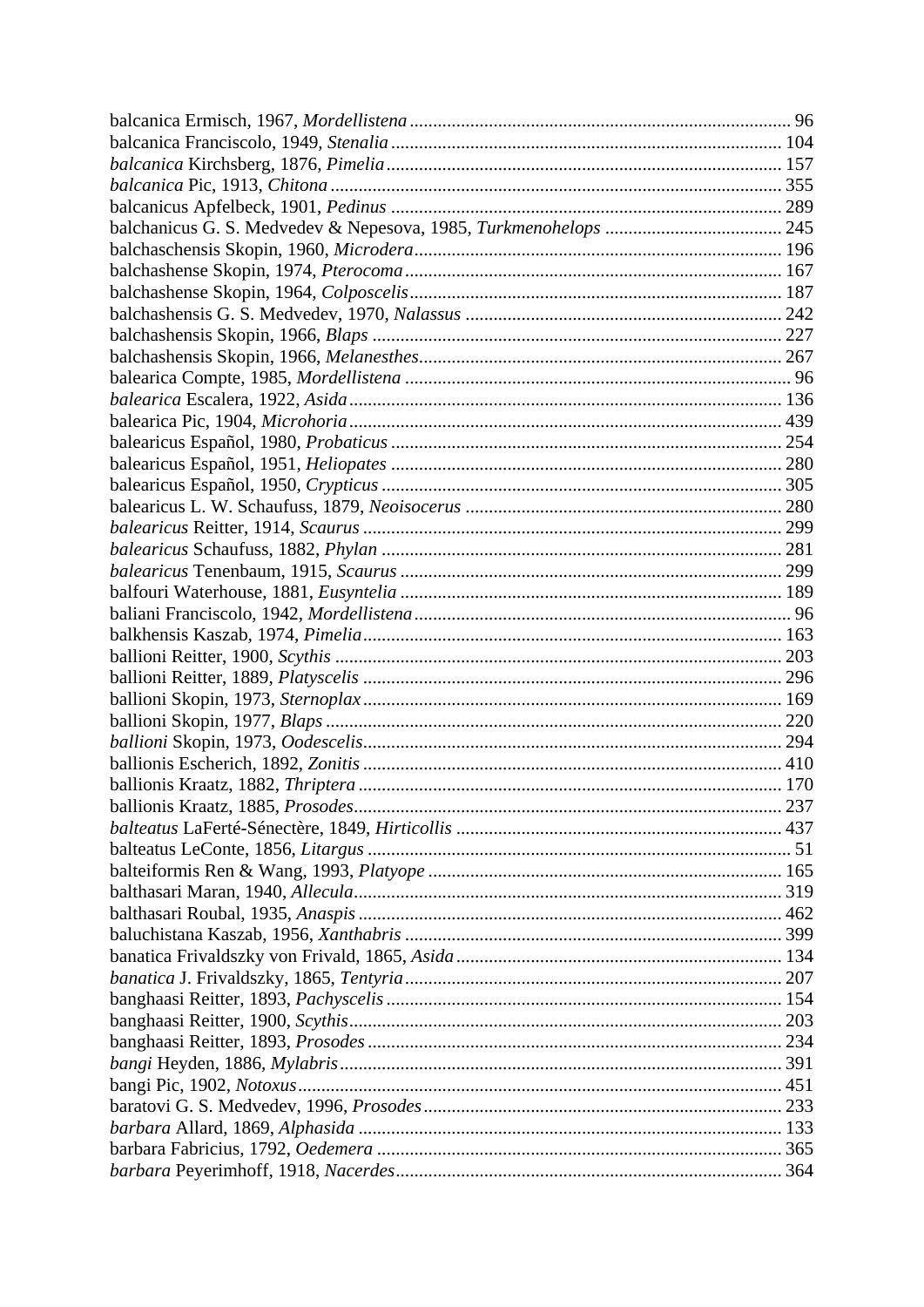balcanica Ermisch, 1967, *Mordellistena* .................................................................................. 96
balcanica Franciscolo, 1949, *Stenalia* ..................................................................................... 104
*balcanica* Kirchsberg, 1876, *Pimelia* ....................................................................................... 157
*balcanica* Pic, 1913, *Chitona* .................................................................................................. 355
balcanicus Apfelbeck, 1901, *Pedinus* ...................................................................................... 289
balchanicus G. S. Medvedev & Nepesova, 1985, *Turkmenohelops* ....................................... 245
balchaschensis Skopin, 1960, *Microdera* ................................................................................ 196
balchashense Skopin, 1974, *Pterocoma* .................................................................................. 167
balchashense Skopin, 1964, *Colposcelis* .................................................................................. 187
balchashensis G. S. Medvedev, 1970, *Nalassus* ...................................................................... 242
balchashensis Skopin, 1966, *Blaps* .......................................................................................... 227
balchashensis Skopin, 1966, *Melanesthes* ................................................................................ 267
balearica Compte, 1985, *Mordellistena* .................................................................................... 96
*balearica* Escalera, 1922, *Asida* .............................................................................................. 136
balearica Pic, 1904, *Microhoria* .............................................................................................. 439
balearicus Español, 1980, *Probaticus* ...................................................................................... 254
balearicus Español, 1951, *Heliopates* ...................................................................................... 280
balearicus Español, 1950, *Crypticus* ........................................................................................ 305
balearicus L. W. Schaufuss, 1879, *Neoisocerus* ...................................................................... 280
*balearicus* Reitter, 1914, *Scaurus* ............................................................................................ 299
*balearicus* Schaufuss, 1882, *Phylan* ........................................................................................ 281
*balearicus* Tenenbaum, 1915, *Scaurus* .................................................................................... 299
balfouri Waterhouse, 1881, *Eusyntelia* .................................................................................... 189
baliani Franciscolo, 1942, *Mordellistena* .................................................................................. 96
balkhensis Kaszab, 1974, *Pimelia* ............................................................................................ 163
ballioni Reitter, 1900, *Scythis* .................................................................................................. 203
ballioni Reitter, 1889, *Platyscelis* ............................................................................................ 296
ballioni Skopin, 1973, *Sternoplax* ............................................................................................ 169
ballioni Skopin, 1977, *Blaps* .................................................................................................... 220
*ballioni* Skopin, 1973, *Oodescelis* ............................................................................................ 294
ballionis Escherich, 1892, *Zonitis* ............................................................................................ 410
ballionis Kraatz, 1882, *Thriptera* ............................................................................................. 170
ballionis Kraatz, 1885, *Prosodes* .............................................................................................. 237
*balteatus* LaFerté-Sénectère, 1849, *Hirticollis* ....................................................................... 437
balteatus LeConte, 1856, *Litargus* ............................................................................................. 51
balteiformis Ren & Wang, 1993, *Platyope* .............................................................................. 165
balthasari Maran, 1940, *Allecula* ............................................................................................. 319
balthasari Roubal, 1935, *Anaspis* ............................................................................................ 462
baluchistana Kaszab, 1956, *Xanthabris* ................................................................................... 399
banatica Frivaldszky von Frivald, 1865, *Asida* ....................................................................... 134
*banatica* J. Frivaldszky, 1865, *Tentyria* ................................................................................... 207
banghaasi Reitter, 1893, *Pachyscelis* ....................................................................................... 154
banghaasi Reitter, 1900, *Scythis* .............................................................................................. 203
banghaasi Reitter, 1893, *Prosodes* ........................................................................................... 234
*bangi* Heyden, 1886, *Mylabris* ................................................................................................ 391
bangi Pic, 1902, *Notoxus* .......................................................................................................... 451
baratovi G. S. Medvedev, 1996, *Prosodes* ............................................................................... 233
*barbara* Allard, 1869, *Alphasida* ............................................................................................. 133
barbara Fabricius, 1792, *Oedemera* ........................................................................................ 365
*barbara* Peyerimhoff, 1918, *Nacerdes* .................................................................................... 364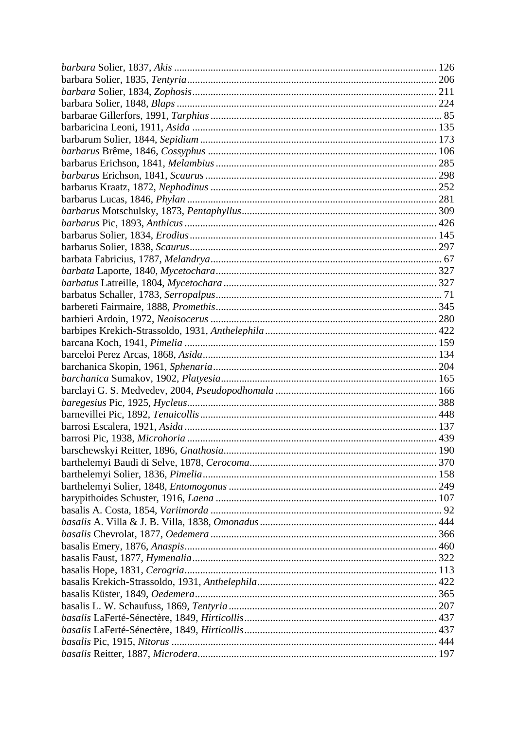*barbara* Solier, 1837, *Akis* .................................................................................................... 126
barbara Solier, 1835, *Tentyria*................................................................................................ 206
*barbara* Solier, 1834, *Zophosis*............................................................................................. 211
barbara Solier, 1848, *Blaps* ................................................................................................... 224
barbarae Gillerfors, 1991, *Tarphius* ........................................................................................ 85
barbaricina Leoni, 1911, *Asida* .............................................................................................. 135
barbarum Solier, 1844, *Sepidium* ........................................................................................... 173
*barbarus* Brême, 1846, *Cossyphus* ....................................................................................... 106
barbarus Erichson, 1841, *Melambius* ..................................................................................... 285
*barbarus* Erichson, 1841, *Scaurus* ........................................................................................ 298
barbarus Kraatz, 1872, *Nephodinus* ....................................................................................... 252
barbarus Lucas, 1846, *Phylan* ............................................................................................... 281
*barbarus* Motschulsky, 1873, *Pentaphyllus*........................................................................... 309
*barbarus* Pic, 1893, *Anthicus* ................................................................................................ 426
barbarus Solier, 1834, *Erodius*............................................................................................... 145
barbarus Solier, 1838, *Scaurus*............................................................................................... 297
barbata Fabricius, 1787, *Melandrya*......................................................................................... 67
*barbata* Laporte, 1840, *Mycetochara*..................................................................................... 327
*barbatus* Latreille, 1804, *Mycetochara* .................................................................................. 327
barbatus Schaller, 1783, *Serropalpus*........................................................................................ 71
barbereti Fairmaire, 1888, *Promethis*...................................................................................... 345
barbieri Ardoin, 1972, *Neoisocerus* ........................................................................................ 280
barbipes Krekich-Strassoldo, 1931, *Anthelephila* .................................................................. 422
barcana Koch, 1941, *Pimelia* ................................................................................................. 159
barceloi Perez Arcas, 1868, *Asida*.......................................................................................... 134
barchanica Skopin, 1961, *Sphenaria*...................................................................................... 204
*barchanica* Sumakov, 1902, *Platyesia*................................................................................... 165
barclayi G. S. Medvedev, 2004, *Pseudopodhomala* ............................................................. 166
*baregesius* Pic, 1925, *Hycleus*............................................................................................... 388
barnevillei Pic, 1892, *Tenuicollis*........................................................................................... 448
barrosi Escalera, 1921, *Asida* ................................................................................................ 137
barrosi Pic, 1938, *Microhoria* ................................................................................................ 439
barschewskyi Reitter, 1896, *Gnathosia*.................................................................................. 190
barthelemyi Baudi di Selve, 1878, *Cerocoma*........................................................................ 370
barthelemyi Solier, 1836, *Pimelia*.......................................................................................... 158
barthelemyi Solier, 1848, *Entomogonus* ................................................................................ 249
barypithoides Schuster, 1916, *Laena* .................................................................................... 107
basalis A. Costa, 1854, *Variimorda* ......................................................................................... 92
*basalis* A. Villa & J. B. Villa, 1838, *Omonadus* .................................................................... 444
*basalis* Chevrolat, 1877, *Oedemera* ....................................................................................... 366
basalis Emery, 1876, *Anaspis*................................................................................................. 460
basalis Faust, 1877, *Hymenalia*.............................................................................................. 322
basalis Hope, 1831, *Cerogria*................................................................................................. 113
basalis Krekich-Strassoldo, 1931, *Anthelephila*..................................................................... 422
basalis Küster, 1849, *Oedemera*............................................................................................. 365
basalis L. W. Schaufuss, 1869, *Tentyria* ................................................................................ 207
*basalis* LaFerté-Sénectère, 1849, *Hirticollis*.......................................................................... 437
*basalis* LaFerté-Sénectère, 1849, *Hirticollis*.......................................................................... 437
*basalis* Pic, 1915, *Nitorus* ..................................................................................................... 444
*basalis* Reitter, 1887, *Microdera*............................................................................................ 197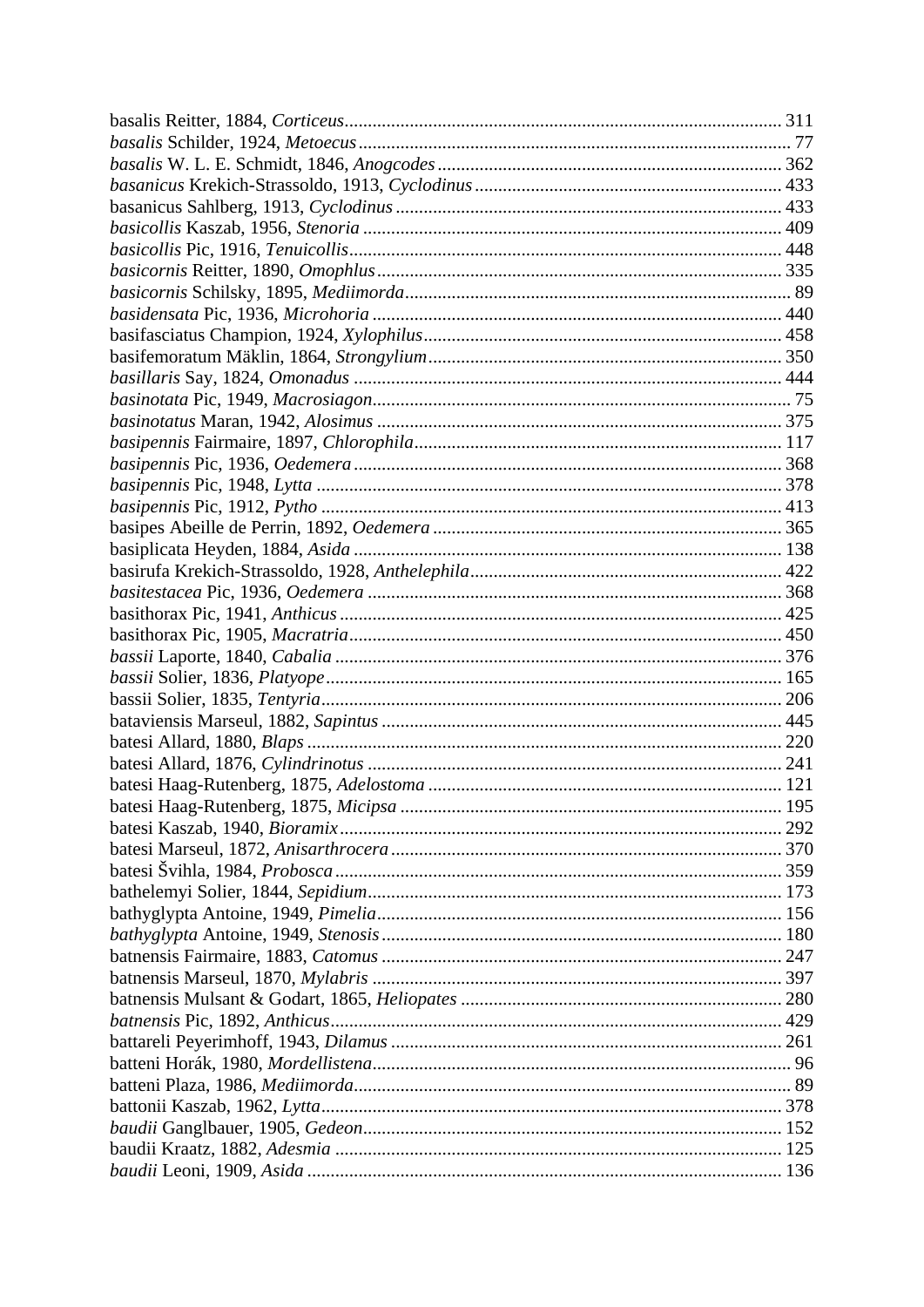basalis Reitter, 1884, *Corticeus* ........ 311
*basalis* Schilder, 1924, *Metoecus* ........ 77
*basalis* W. L. E. Schmidt, 1846, *Anogcodes* ........ 362
*basanicus* Krekich-Strassoldo, 1913, *Cyclodinus* ........ 433
basanicus Sahlberg, 1913, *Cyclodinus* ........ 433
*basicollis* Kaszab, 1956, *Stenoria* ........ 409
*basicollis* Pic, 1916, *Tenuicollis* ........ 448
*basicornis* Reitter, 1890, *Omophlus* ........ 335
*basicornis* Schilsky, 1895, *Mediimorda* ........ 89
*basidensata* Pic, 1936, *Microhoria* ........ 440
basifasciatus Champion, 1924, *Xylophilus* ........ 458
basifemoratum Mäklin, 1864, *Strongylium* ........ 350
*basillaris* Say, 1824, *Omonadus* ........ 444
*basinotata* Pic, 1949, *Macrosiagon* ........ 75
*basinotatus* Maran, 1942, *Alosimus* ........ 375
*basipennis* Fairmaire, 1897, *Chlorophila* ........ 117
*basipennis* Pic, 1936, *Oedemera* ........ 368
*basipennis* Pic, 1948, *Lytta* ........ 378
*basipennis* Pic, 1912, *Pytho* ........ 413
basipes Abeille de Perrin, 1892, *Oedemera* ........ 365
basiplicata Heyden, 1884, *Asida* ........ 138
basirufa Krekich-Strassoldo, 1928, *Anthelephila* ........ 422
*basitestacea* Pic, 1936, *Oedemera* ........ 368
basithorax Pic, 1941, *Anthicus* ........ 425
basithorax Pic, 1905, *Macratria* ........ 450
*bassii* Laporte, 1840, *Cabalia* ........ 376
*bassii* Solier, 1836, *Platyope* ........ 165
bassii Solier, 1835, *Tentyria* ........ 206
bataviensis Marseul, 1882, *Sapintus* ........ 445
batesi Allard, 1880, *Blaps* ........ 220
batesi Allard, 1876, *Cylindrinotus* ........ 241
batesi Haag-Rutenberg, 1875, *Adelostoma* ........ 121
batesi Haag-Rutenberg, 1875, *Micipsa* ........ 195
batesi Kaszab, 1940, *Bioramix* ........ 292
batesi Marseul, 1872, *Anisarthrocera* ........ 370
batesi Švihla, 1984, *Probosca* ........ 359
bathelemyi Solier, 1844, *Sepidium* ........ 173
bathyglypta Antoine, 1949, *Pimelia* ........ 156
*bathyglypta* Antoine, 1949, *Stenosis* ........ 180
batnensis Fairmaire, 1883, *Catomus* ........ 247
batnensis Marseul, 1870, *Mylabris* ........ 397
batnensis Mulsant & Godart, 1865, *Heliopates* ........ 280
*batnensis* Pic, 1892, *Anthicus* ........ 429
battareli Peyerimhoff, 1943, *Dilamus* ........ 261
batteni Horák, 1980, *Mordellistena* ........ 96
batteni Plaza, 1986, *Mediimorda* ........ 89
battonii Kaszab, 1962, *Lytta* ........ 378
*baudii* Ganglbauer, 1905, *Gedeon* ........ 152
baudii Kraatz, 1882, *Adesmia* ........ 125
*baudii* Leoni, 1909, *Asida* ........ 136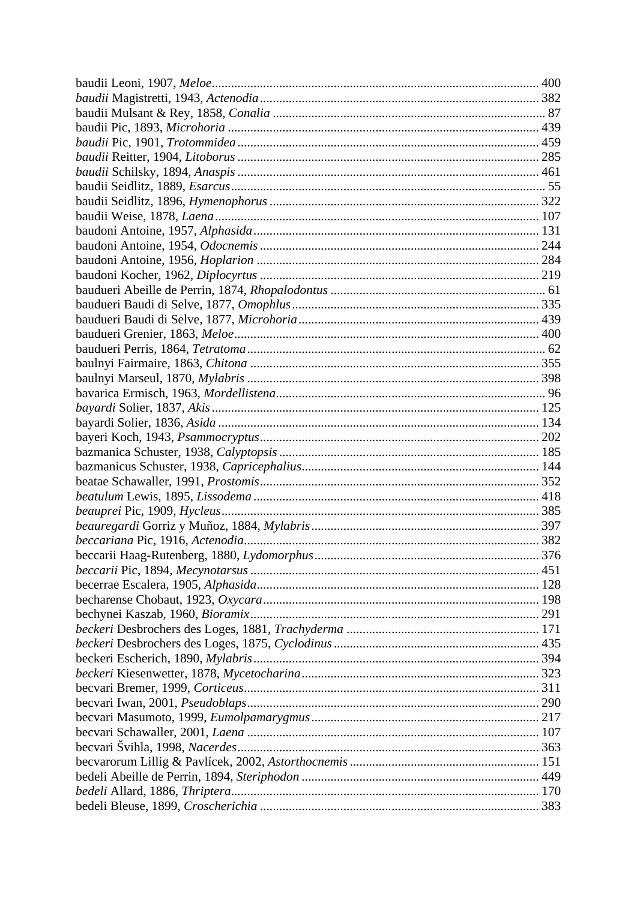baudii Leoni, 1907, *Meloe* ........................................................ 400
*baudii* Magistretti, 1943, *Actenodia* ........................................ 382
baudii Mulsant & Rey, 1858, *Conalia* ........................................... 87
baudii Pic, 1893, *Microhoria* .................................................... 439
*baudii* Pic, 1901, *Trotommidea* .............................................. 459
*baudii* Reitter, 1904, *Litoborus* .............................................. 285
*baudii* Schilsky, 1894, *Anaspis* ............................................... 461
baudii Seidlitz, 1889, *Esarcus* ..................................................... 55
baudii Seidlitz, 1896, *Hymenophorus* ......................................... 322
baudii Weise, 1878, *Laena* ........................................................ 107
baudoni Antoine, 1957, *Alphasida* .............................................. 131
baudoni Antoine, 1954, *Odocnemis* ............................................ 244
baudoni Antoine, 1956, *Hoplarion* .............................................. 284
baudoni Kocher, 1962, *Diplocyrtus* ............................................. 219
baudueri Abeille de Perrin, 1874, *Rhopalodontus* ............................ 61
baudueri Baudi di Selve, 1877, *Omophlus* ................................... 335
baudueri Baudi di Selve, 1877, *Microhoria* .................................. 439
baudueri Grenier, 1863, *Meloe* .................................................. 400
baudueri Perris, 1864, *Tetratoma* ................................................ 62
baulnyi Fairmaire, 1863, *Chitona* ............................................... 355
baulnyi Marseul, 1870, *Mylabris* ................................................ 398
bavarica Ermisch, 1963, *Mordellistena* ......................................... 96
*bayardi* Solier, 1837, *Akis* ....................................................... 125
bayardi Solier, 1836, *Asida* ....................................................... 134
bayeri Koch, 1943, *Psammocryptus* ............................................. 202
bazmanica Schuster, 1938, *Calyptopsis* ........................................ 185
bazmanicus Schuster, 1938, *Capricephalius* ................................... 144
beatae Schawaller, 1991, *Prostomis* ............................................ 352
*beatulum* Lewis, 1895, *Lissodema* ............................................. 418
*beauprei* Pic, 1909, *Hycleus* ..................................................... 385
*beauregardi* Gorriz y Muñoz, 1884, *Mylabris* .............................. 397
*beccariana* Pic, 1916, *Actenodia* ............................................... 382
beccarii Haag-Rutenberg, 1880, *Lydomorphus* ............................... 376
*beccarii* Pic, 1894, *Mecynotarsus* .............................................. 451
becerrae Escalera, 1905, *Alphasida* ............................................. 128
becharense Chobaut, 1923, *Oxycara* ............................................ 198
bechynei Kaszab, 1960, *Bioramix* ................................................ 291
*beckeri* Desbrochers des Loges, 1881, *Trachyderma* ...................... 171
*beckeri* Desbrochers des Loges, 1875, *Cyclodinus* ........................ 435
beckeri Escherich, 1890, *Mylabris* ............................................... 394
*beckeri* Kiesenwetter, 1878, *Mycetocharina* ................................. 323
becvari Bremer, 1999, *Corticeus* ................................................. 311
becvari Iwan, 2001, *Pseudoblaps* ................................................ 290
becvari Masumoto, 1999, *Eumolpamarygmus* .................................. 217
becvari Schawaller, 2001, *Laena* ................................................. 107
becvari Švihla, 1998, *Nacerdes* .................................................. 363
becvarorum Lillig & Pavlícek, 2002, *Astorthocnemis* ...................... 151
bedeli Abeille de Perrin, 1894, *Steriphodon* .................................. 449
*bedeli* Allard, 1886, *Thriptera* ................................................... 170
bedeli Bleuse, 1899, *Croscherichia* .............................................. 383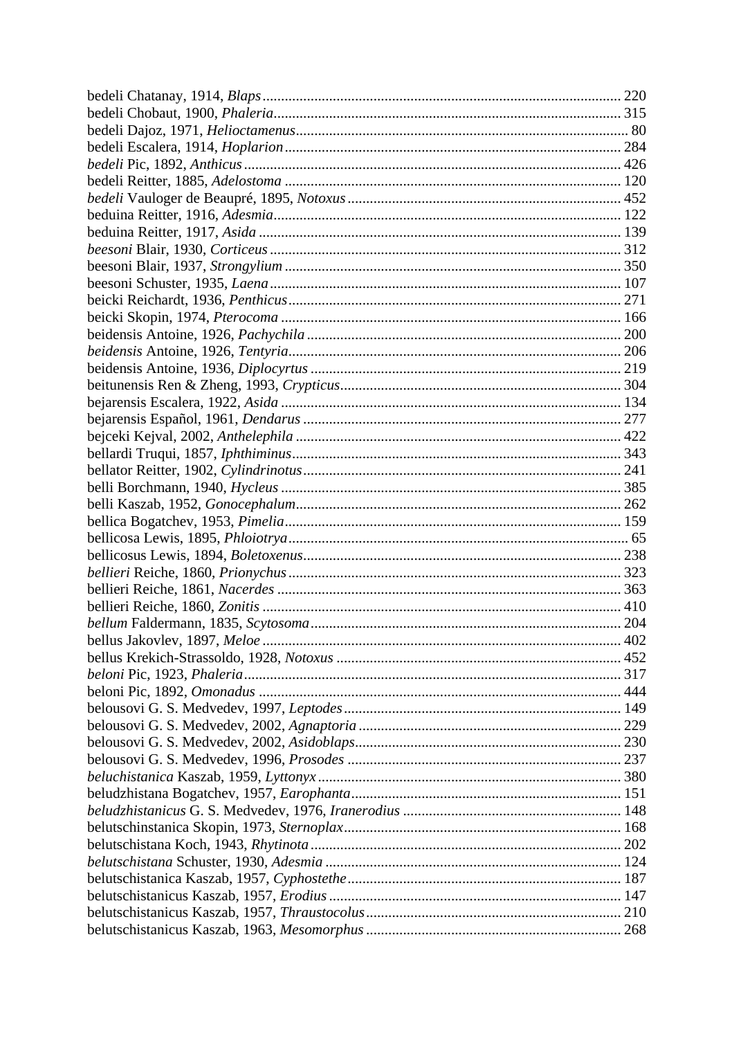bedeli Chatanay, 1914, *Blaps* .... 220
bedeli Chobaut, 1900, *Phaleria* .... 315
bedeli Dajoz, 1971, *Helioctamenus* .... 80
bedeli Escalera, 1914, *Hoplarion* .... 284
*bedeli* Pic, 1892, *Anthicus* .... 426
bedeli Reitter, 1885, *Adelostoma* .... 120
*bedeli* Vauloger de Beaupré, 1895, *Notoxus* .... 452
beduina Reitter, 1916, *Adesmia* .... 122
beduina Reitter, 1917, *Asida* .... 139
*beesoni* Blair, 1930, *Corticeus* .... 312
beesoni Blair, 1937, *Strongylium* .... 350
beesoni Schuster, 1935, *Laena* .... 107
beicki Reichardt, 1936, *Penthicus* .... 271
beicki Skopin, 1974, *Pterocoma* .... 166
beidensis Antoine, 1926, *Pachychila* .... 200
*beidensis* Antoine, 1926, *Tentyria* .... 206
beidensis Antoine, 1936, *Diplocyrtus* .... 219
beitunensis Ren & Zheng, 1993, *Crypticus* .... 304
bejarensis Escalera, 1922, *Asida* .... 134
bejarensis Español, 1961, *Dendarus* .... 277
bejceki Kejval, 2002, *Anthelephila* .... 422
bellardi Truqui, 1857, *Iphthiminus* .... 343
bellator Reitter, 1902, *Cylindrinotus* .... 241
belli Borchmann, 1940, *Hycleus* .... 385
belli Kaszab, 1952, *Gonocephalum* .... 262
bellica Bogatchev, 1953, *Pimelia* .... 159
bellicosa Lewis, 1895, *Phloiotrya* .... 65
bellicosus Lewis, 1894, *Boletoxenus* .... 238
*bellieri* Reiche, 1860, *Prionychus* .... 323
bellieri Reiche, 1861, *Nacerdes* .... 363
bellieri Reiche, 1860, *Zonitis* .... 410
*bellum* Faldermann, 1835, *Scytosoma* .... 204
bellus Jakovlev, 1897, *Meloe* .... 402
bellus Krekich-Strassoldo, 1928, *Notoxus* .... 452
*beloni* Pic, 1923, *Phaleria* .... 317
beloni Pic, 1892, *Omonadus* .... 444
belousovi G. S. Medvedev, 1997, *Leptodes* .... 149
belousovi G. S. Medvedev, 2002, *Agnaptoria* .... 229
belousovi G. S. Medvedev, 2002, *Asidoblaps* .... 230
belousovi G. S. Medvedev, 1996, *Prosodes* .... 237
*beluchistanica* Kaszab, 1959, *Lyttonyx* .... 380
beludzhistana Bogatchev, 1957, *Earophanta* .... 151
*beludzhistanicus* G. S. Medvedev, 1976, *Iranerodius* .... 148
belutschinstanica Skopin, 1973, *Sternoplax* .... 168
belutschistana Koch, 1943, *Rhytinota* .... 202
*belutschistana* Schuster, 1930, *Adesmia* .... 124
belutschistanica Kaszab, 1957, *Cyphostethe* .... 187
belutschistanicus Kaszab, 1957, *Erodius* .... 147
belutschistanicus Kaszab, 1957, *Thraustocolus* .... 210
belutschistanicus Kaszab, 1963, *Mesomorphus* .... 268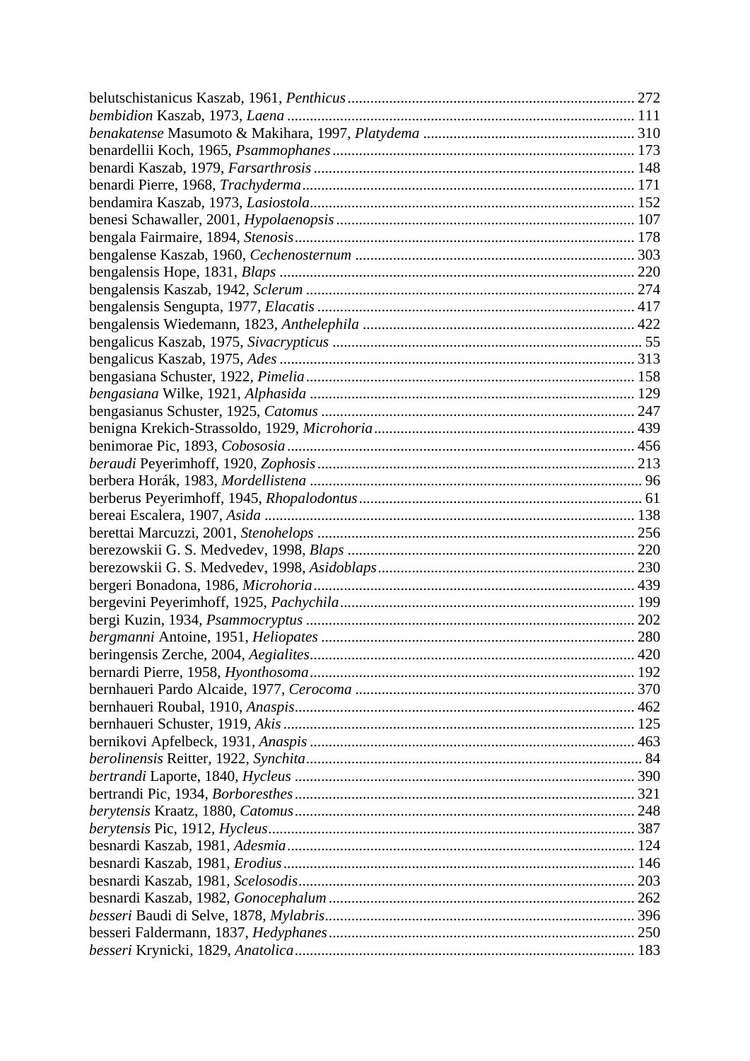belutschistanicus Kaszab, 1961, *Penthicus* ........................................................................... 272
*bembidion* Kaszab, 1973, *Laena* ........................................................................... 111
*benakatense* Masumoto & Makihara, 1997, *Platydema* ........................................................ 310
benardellii Koch, 1965, *Psammophanes* ............................................................................... 173
benardi Kaszab, 1979, *Farsarthrosis* .................................................................................... 148
benardi Pierre, 1968, *Trachyderma* ....................................................................................... 171
bendamira Kaszab, 1973, *Lasiostola* ..................................................................................... 152
benesi Schawaller, 2001, *Hypolaenopsis* .............................................................................. 107
bengala Fairmaire, 1894, *Stenosis* ......................................................................................... 178
bengalense Kaszab, 1960, *Cechenosternum* .......................................................................... 303
bengalensis Hope, 1831, *Blaps* ............................................................................................. 220
bengalensis Kaszab, 1942, *Sclerum* ...................................................................................... 274
bengalensis Sengupta, 1977, *Elacatis* ................................................................................... 417
bengalensis Wiedemann, 1823, *Anthelephila* ....................................................................... 422
bengalicus Kaszab, 1975, *Sivacrypticus* ................................................................................. 55
bengalicus Kaszab, 1975, *Ades* ............................................................................................. 313
bengasiana Schuster, 1922, *Pimelia* ...................................................................................... 158
*bengasiana* Wilke, 1921, *Alphasida* ..................................................................................... 129
bengasianus Schuster, 1925, *Catomus* .................................................................................. 247
benigna Krekich-Strassoldo, 1929, *Microhoria* .................................................................... 439
benimorae Pic, 1893, *Cobososia* ........................................................................................... 456
*beraudi* Peyerimhoff, 1920, *Zophosis* ................................................................................... 213
berbera Horák, 1983, *Mordellistena* ....................................................................................... 96
berberus Peyerimhoff, 1945, *Rhopalodontus* .......................................................................... 61
bereai Escalera, 1907, *Asida* ................................................................................................. 138
berettai Marcuzzi, 2001, *Stenohelops* ................................................................................... 256
berezowskii G. S. Medvedev, 1998, *Blaps* ........................................................................... 220
berezowskii G. S. Medvedev, 1998, *Asidoblaps* ................................................................... 230
bergeri Bonadona, 1986, *Microhoria* .................................................................................... 439
bergevini Peyerimhoff, 1925, *Pachychila* ............................................................................. 199
bergi Kuzin, 1934, *Psammocryptus* ...................................................................................... 202
*bergmanni* Antoine, 1951, *Heliopates* .................................................................................. 280
beringensis Zerche, 2004, *Aegialites* .................................................................................... 420
bernardi Pierre, 1958, *Hyonthosoma* ..................................................................................... 192
bernhaueri Pardo Alcaide, 1977, *Cerocoma* .......................................................................... 370
bernhaueri Roubal, 1910, *Anaspis* ........................................................................................ 462
bernhaueri Schuster, 1919, *Akis* ........................................................................................... 125
bernikovi Apfelbeck, 1931, *Anaspis* ..................................................................................... 463
*berolinensis* Reitter, 1922, *Synchita* ....................................................................................... 84
*bertrandi* Laporte, 1840, *Hycleus* .......................................................................................... 390
bertrandi Pic, 1934, *Borboresthes* ......................................................................................... 321
*berytensis* Kraatz, 1880, *Catomus* ......................................................................................... 248
*berytensis* Pic, 1912, *Hycleus* ................................................................................................ 387
besnardi Kaszab, 1981, *Adesmia* ........................................................................................... 124
besnardi Kaszab, 1981, *Erodius* ............................................................................................ 146
besnardi Kaszab, 1981, *Scelosodis* ....................................................................................... 203
besnardi Kaszab, 1982, *Gonocephalum* ................................................................................ 262
*besseri* Baudi di Selve, 1878, *Mylabris* ................................................................................. 396
besseri Faldermann, 1837, *Hedyphanes* ................................................................................ 250
*besseri* Krynicki, 1829, *Anatolica* ......................................................................................... 183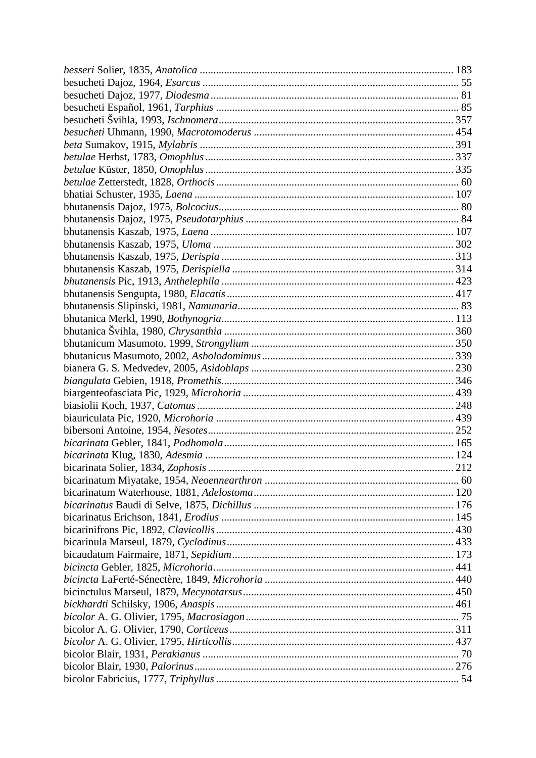*besseri* Solier, 1835, *Anatolica* ........................................................................................ 183
besucheti Dajoz, 1964, *Esarcus* ........................................................................................ 55
besucheti Dajoz, 1977, *Diodesma* ........................................................................................ 81
besucheti Español, 1961, *Tarphius* ........................................................................................ 85
besucheti Švihla, 1993, *Ischnomera* ........................................................................................ 357
*besucheti* Uhmann, 1990, *Macrotomoderus* ........................................................................................ 454
*beta* Sumakov, 1915, *Mylabris* ........................................................................................ 391
*betulae* Herbst, 1783, *Omophlus* ........................................................................................ 337
*betulae* Küster, 1850, *Omophlus* ........................................................................................ 335
*betulae* Zetterstedt, 1828, *Orthocis* ........................................................................................ 60
bhatiai Schuster, 1935, *Laena* ........................................................................................ 107
bhutanensis Dajoz, 1975, *Bolcocius* ........................................................................................ 80
bhutanensis Dajoz, 1975, *Pseudotarphius* ........................................................................................ 84
bhutanensis Kaszab, 1975, *Laena* ........................................................................................ 107
bhutanensis Kaszab, 1975, *Uloma* ........................................................................................ 302
bhutanensis Kaszab, 1975, *Derispia* ........................................................................................ 313
bhutanensis Kaszab, 1975, *Derispiella* ........................................................................................ 314
*bhutanensis* Pic, 1913, *Anthelephila* ........................................................................................ 423
bhutanensis Sengupta, 1980, *Elacatis* ........................................................................................ 417
bhutanensis Slipinski, 1981, *Namunaria* ........................................................................................ 83
bhutanica Merkl, 1990, *Bothynogria* ........................................................................................ 113
bhutanica Švihla, 1980, *Chrysanthia* ........................................................................................ 360
bhutanicum Masumoto, 1999, *Strongylium* ........................................................................................ 350
bhutanicus Masumoto, 2002, *Asbolodomimus* ........................................................................................ 339
bianera G. S. Medvedev, 2005, *Asidoblaps* ........................................................................................ 230
*biangulata* Gebien, 1918, *Promethis* ........................................................................................ 346
biargenteofasciata Pic, 1929, *Microhoria* ........................................................................................ 439
biasiolii Koch, 1937, *Catomus* ........................................................................................ 248
biauriculata Pic, 1920, *Microhoria* ........................................................................................ 439
bibersoni Antoine, 1954, *Nesotes* ........................................................................................ 252
*bicarinata* Gebler, 1841, *Podhomala* ........................................................................................ 165
*bicarinata* Klug, 1830, *Adesmia* ........................................................................................ 124
bicarinata Solier, 1834, *Zophosis* ........................................................................................ 212
bicarinatum Miyatake, 1954, *Neoennearthron* ........................................................................................ 60
bicarinatum Waterhouse, 1881, *Adelostoma* ........................................................................................ 120
*bicarinatus* Baudi di Selve, 1875, *Dichillus* ........................................................................................ 176
bicarinatus Erichson, 1841, *Erodius* ........................................................................................ 145
bicarinifrons Pic, 1892, *Clavicollis* ........................................................................................ 430
bicarinula Marseul, 1879, *Cyclodinus* ........................................................................................ 433
bicaudatum Fairmaire, 1871, *Sepidium* ........................................................................................ 173
*bicincta* Gebler, 1825, *Microhoria* ........................................................................................ 441
*bicincta* LaFerté-Sénectère, 1849, *Microhoria* ........................................................................................ 440
bicinctulus Marseul, 1879, *Mecynotarsus* ........................................................................................ 450
*bickhardti* Schilsky, 1906, *Anaspis* ........................................................................................ 461
*bicolor* A. G. Olivier, 1795, *Macrosiagon* ........................................................................................ 75
bicolor A. G. Olivier, 1790, *Corticeus* ........................................................................................ 311
*bicolor* A. G. Olivier, 1795, *Hirticollis* ........................................................................................ 437
bicolor Blair, 1931, *Perakianus* ........................................................................................ 70
bicolor Blair, 1930, *Palorinus* ........................................................................................ 276
bicolor Fabricius, 1777, *Triphyllus* ........................................................................................ 54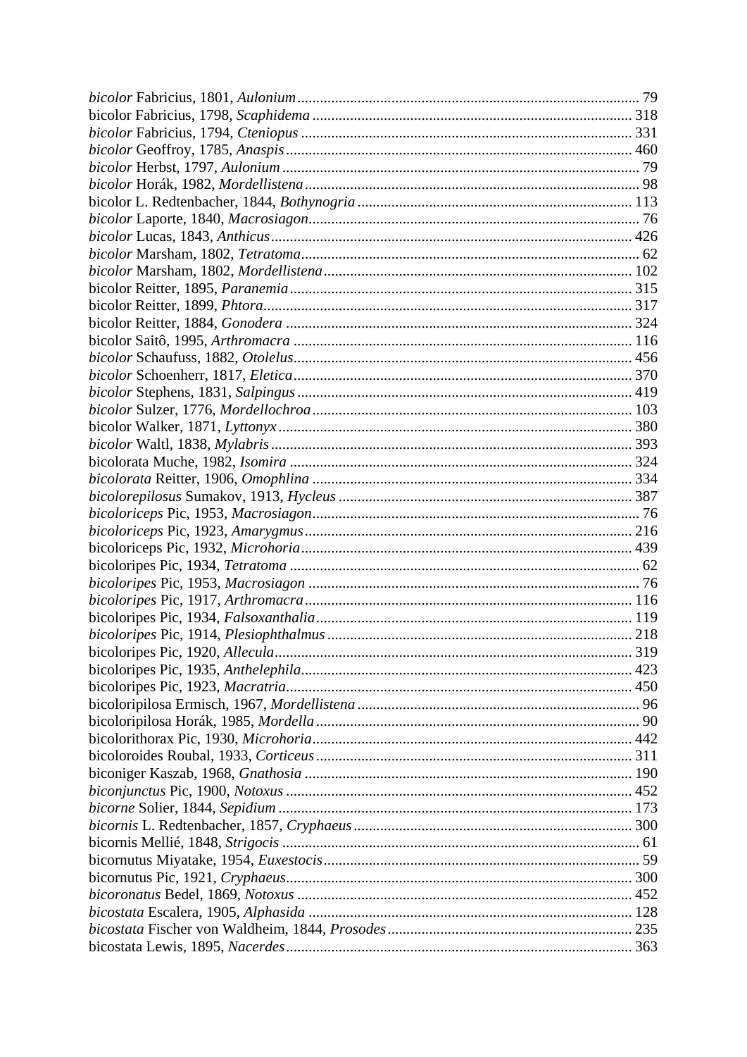*bicolor* Fabricius, 1801, *Aulonium* .......... 79
bicolor Fabricius, 1798, *Scaphidema* .......... 318
*bicolor* Fabricius, 1794, *Cteniopus* .......... 331
*bicolor* Geoffroy, 1785, *Anaspis* .......... 460
*bicolor* Herbst, 1797, *Aulonium* .......... 79
*bicolor* Horák, 1982, *Mordellistena* .......... 98
bicolor L. Redtenbacher, 1844, *Bothynogria* .......... 113
*bicolor* Laporte, 1840, *Macrosiagon* .......... 76
*bicolor* Lucas, 1843, *Anthicus* .......... 426
*bicolor* Marsham, 1802, *Tetratoma* .......... 62
*bicolor* Marsham, 1802, *Mordellistena* .......... 102
bicolor Reitter, 1895, *Paranemia* .......... 315
bicolor Reitter, 1899, *Phtora* .......... 317
bicolor Reitter, 1884, *Gonodera* .......... 324
bicolor Saitô, 1995, *Arthromacra* .......... 116
*bicolor* Schaufuss, 1882, *Otolelus* .......... 456
*bicolor* Schoenherr, 1817, *Eletica* .......... 370
*bicolor* Stephens, 1831, *Salpingus* .......... 419
*bicolor* Sulzer, 1776, *Mordellochroa* .......... 103
bicolor Walker, 1871, *Lyttonyx* .......... 380
*bicolor* Waltl, 1838, *Mylabris* .......... 393
bicolorata Muche, 1982, *Isomira* .......... 324
*bicolorata* Reitter, 1906, *Omophlina* .......... 334
*bicolorepilosus* Sumakov, 1913, *Hycleus* .......... 387
*bicoloriceps* Pic, 1953, *Macrosiagon* .......... 76
*bicoloriceps* Pic, 1923, *Amarygmus* .......... 216
bicoloriceps Pic, 1932, *Microhoria* .......... 439
bicoloripes Pic, 1934, *Tetratoma* .......... 62
*bicoloripes* Pic, 1953, *Macrosiagon* .......... 76
*bicoloripes* Pic, 1917, *Arthromacra* .......... 116
bicoloripes Pic, 1934, *Falsoxanthalia* .......... 119
*bicoloripes* Pic, 1914, *Plesiophthalmus* .......... 218
bicoloripes Pic, 1920, *Allecula* .......... 319
bicoloripes Pic, 1935, *Anthelephila* .......... 423
bicoloripes Pic, 1923, *Macratria* .......... 450
bicoloripilosa Ermisch, 1967, *Mordellistena* .......... 96
bicoloripilosa Horák, 1985, *Mordella* .......... 90
bicolorithorax Pic, 1930, *Microhoria* .......... 442
bicoloroides Roubal, 1933, *Corticeus* .......... 311
biconiger Kaszab, 1968, *Gnathosia* .......... 190
*biconjunctus* Pic, 1900, *Notoxus* .......... 452
*bicorne* Solier, 1844, *Sepidium* .......... 173
*bicornis* L. Redtenbacher, 1857, *Cryphaeus* .......... 300
bicornis Mellié, 1848, *Strigocis* .......... 61
bicornutus Miyatake, 1954, *Euxestocis* .......... 59
bicornutus Pic, 1921, *Cryphaeus* .......... 300
*bicoronatus* Bedel, 1869, *Notoxus* .......... 452
*bicostata* Escalera, 1905, *Alphasida* .......... 128
*bicostata* Fischer von Waldheim, 1844, *Prosodes* .......... 235
bicostata Lewis, 1895, *Nacerdes* .......... 363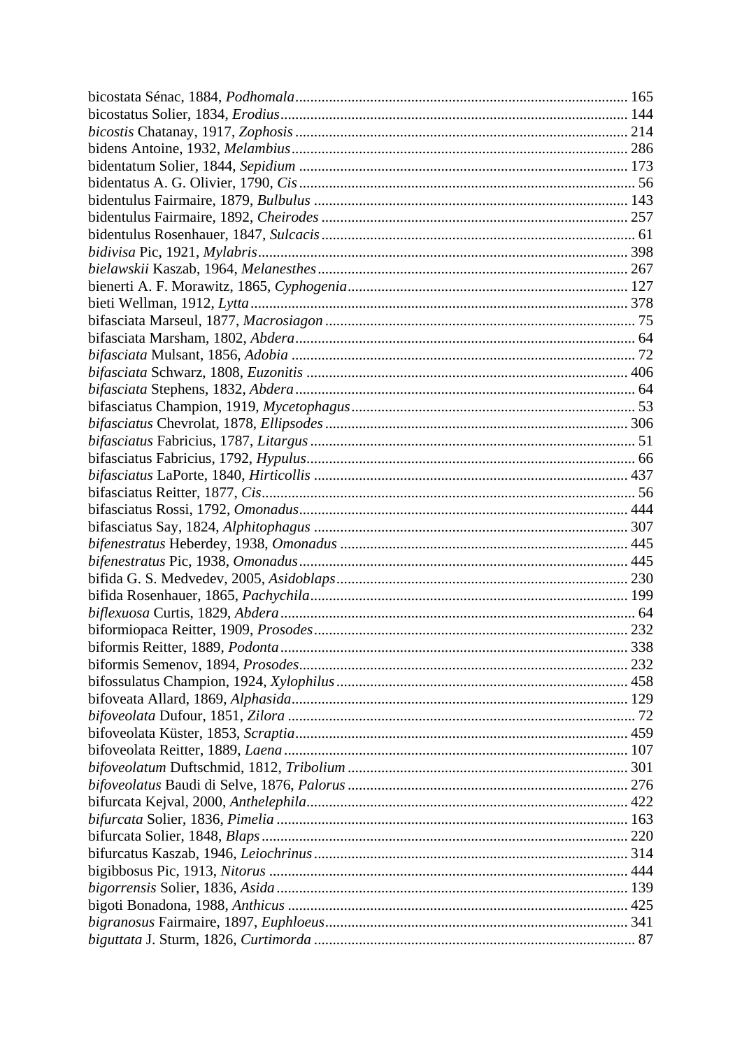bicostata Sénac, 1884, *Podhomala* ........ 165
bicostatus Solier, 1834, *Erodius* ........ 144
*bicostis* Chatanay, 1917, *Zophosis* ........ 214
bidens Antoine, 1932, *Melambius* ........ 286
bidentatum Solier, 1844, *Sepidium* ........ 173
bidentatus A. G. Olivier, 1790, *Cis* ........ 56
bidentulus Fairmaire, 1879, *Bulbulus* ........ 143
bidentulus Fairmaire, 1892, *Cheirodes* ........ 257
bidentulus Rosenhauer, 1847, *Sulcacis* ........ 61
*bidivisa* Pic, 1921, *Mylabris* ........ 398
*bielawskii* Kaszab, 1964, *Melanesthes* ........ 267
bienerti A. F. Morawitz, 1865, *Cyphogenia* ........ 127
bieti Wellman, 1912, *Lytta* ........ 378
bifasciata Marseul, 1877, *Macrosiagon* ........ 75
bifasciata Marsham, 1802, *Abdera* ........ 64
*bifasciata* Mulsant, 1856, *Adobia* ........ 72
*bifasciata* Schwarz, 1808, *Euzonitis* ........ 406
*bifasciata* Stephens, 1832, *Abdera* ........ 64
bifasciatus Champion, 1919, *Mycetophagus* ........ 53
*bifasciatus* Chevrolat, 1878, *Ellipsodes* ........ 306
*bifasciatus* Fabricius, 1787, *Litargus* ........ 51
bifasciatus Fabricius, 1792, *Hypulus* ........ 66
*bifasciatus* LaPorte, 1840, *Hirticollis* ........ 437
bifasciatus Reitter, 1877, *Cis* ........ 56
bifasciatus Rossi, 1792, *Omonadus* ........ 444
bifasciatus Say, 1824, *Alphitophagus* ........ 307
*bifenestratus* Heberdey, 1938, *Omonadus* ........ 445
*bifenestratus* Pic, 1938, *Omonadus* ........ 445
bifida G. S. Medvedev, 2005, *Asidoblaps* ........ 230
bifida Rosenhauer, 1865, *Pachychila* ........ 199
*biflexuosa* Curtis, 1829, *Abdera* ........ 64
biformiopaca Reitter, 1909, *Prosodes* ........ 232
biformis Reitter, 1889, *Podonta* ........ 338
biformis Semenov, 1894, *Prosodes* ........ 232
bifossulatus Champion, 1924, *Xylophilus* ........ 458
bifoveata Allard, 1869, *Alphasida* ........ 129
*bifoveolata* Dufour, 1851, *Zilora* ........ 72
bifoveolata Küster, 1853, *Scraptia* ........ 459
bifoveolata Reitter, 1889, *Laena* ........ 107
*bifoveolatum* Duftschmid, 1812, *Tribolium* ........ 301
*bifoveolatus* Baudi di Selve, 1876, *Palorus* ........ 276
bifurcata Kejval, 2000, *Anthelephila* ........ 422
*bifurcata* Solier, 1836, *Pimelia* ........ 163
bifurcata Solier, 1848, *Blaps* ........ 220
bifurcatus Kaszab, 1946, *Leiochrinus* ........ 314
bigibbosus Pic, 1913, *Nitorus* ........ 444
*bigorrensis* Solier, 1836, *Asida* ........ 139
bigoti Bonadona, 1988, *Anthicus* ........ 425
*bigranosus* Fairmaire, 1897, *Euphloeus* ........ 341
*biguttata* J. Sturm, 1826, *Curtimorda* ........ 87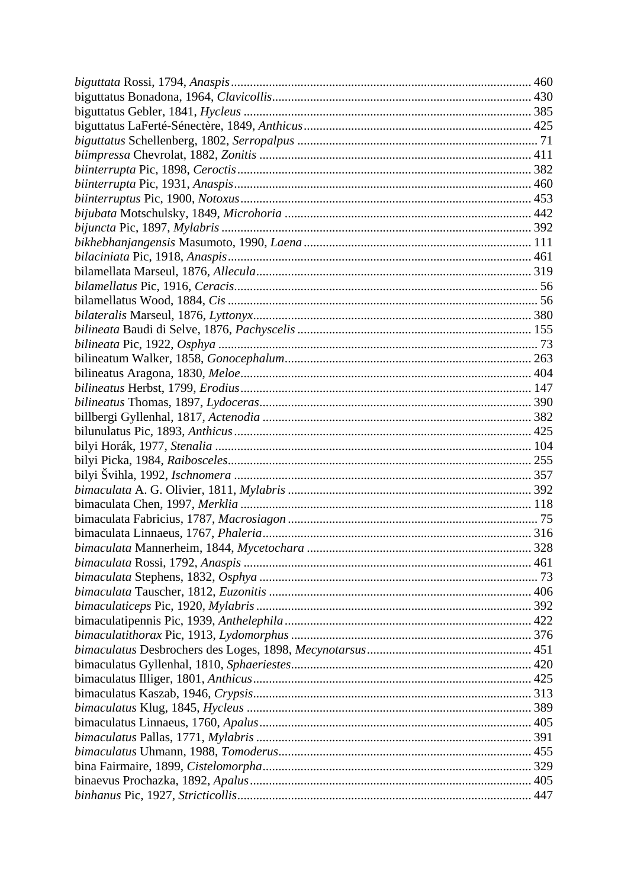*biguttata* Rossi, 1794, *Anaspis* .......... 460
biguttatus Bonadona, 1964, *Clavicollis* .......... 430
biguttatus Gebler, 1841, *Hycleus* .......... 385
biguttatus LaFerté-Sénectère, 1849, *Anthicus* .......... 425
*biguttatus* Schellenberg, 1802, *Serropalpus* .......... 71
*biimpressa* Chevrolat, 1882, *Zonitis* .......... 411
*biinterrupta* Pic, 1898, *Ceroctis* .......... 382
*biinterrupta* Pic, 1931, *Anaspis* .......... 460
*biinterruptus* Pic, 1900, *Notoxus* .......... 453
*bijubata* Motschulsky, 1849, *Microhoria* .......... 442
*bijuncta* Pic, 1897, *Mylabris* .......... 392
*bikhebhanjangensis* Masumoto, 1990, *Laena* .......... 111
*bilaciniata* Pic, 1918, *Anaspis* .......... 461
bilamellata Marseul, 1876, *Allecula* .......... 319
*bilamellatus* Pic, 1916, *Ceracis* .......... 56
bilamellatus Wood, 1884, *Cis* .......... 56
*bilateralis* Marseul, 1876, *Lyttonyx* .......... 380
*bilineata* Baudi di Selve, 1876, *Pachyscelis* .......... 155
*bilineata* Pic, 1922, *Osphya* .......... 73
bilineatum Walker, 1858, *Gonocephalum* .......... 263
bilineatus Aragona, 1830, *Meloe* .......... 404
*bilineatus* Herbst, 1799, *Erodius* .......... 147
*bilineatus* Thomas, 1897, *Lydoceras* .......... 390
billbergi Gyllenhal, 1817, *Actenodia* .......... 382
bilunulatus Pic, 1893, *Anthicus* .......... 425
bilyi Horák, 1977, *Stenalia* .......... 104
bilyi Picka, 1984, *Raibosceles* .......... 255
bilyi Švihla, 1992, *Ischnomera* .......... 357
*bimaculata* A. G. Olivier, 1811, *Mylabris* .......... 392
bimaculata Chen, 1997, *Merklia* .......... 118
bimaculata Fabricius, 1787, *Macrosiagon* .......... 75
bimaculata Linnaeus, 1767, *Phaleria* .......... 316
*bimaculata* Mannerheim, 1844, *Mycetochara* .......... 328
*bimaculata* Rossi, 1792, *Anaspis* .......... 461
*bimaculata* Stephens, 1832, *Osphya* .......... 73
*bimaculata* Tauscher, 1812, *Euzonitis* .......... 406
*bimaculaticeps* Pic, 1920, *Mylabris* .......... 392
bimaculatipennis Pic, 1939, *Anthelephila* .......... 422
*bimaculatithorax* Pic, 1913, *Lydomorphus* .......... 376
*bimaculatus* Desbrochers des Loges, 1898, *Mecynotarsus* .......... 451
bimaculatus Gyllenhal, 1810, *Sphaeriestes* .......... 420
bimaculatus Illiger, 1801, *Anthicus* .......... 425
bimaculatus Kaszab, 1946, *Crypsis* .......... 313
*bimaculatus* Klug, 1845, *Hycleus* .......... 389
bimaculatus Linnaeus, 1760, *Apalus* .......... 405
*bimaculatus* Pallas, 1771, *Mylabris* .......... 391
*bimaculatus* Uhmann, 1988, *Tomoderus* .......... 455
bina Fairmaire, 1899, *Cistelomorpha* .......... 329
binaevus Prochazka, 1892, *Apalus* .......... 405
*binhanus* Pic, 1927, *Stricticollis* .......... 447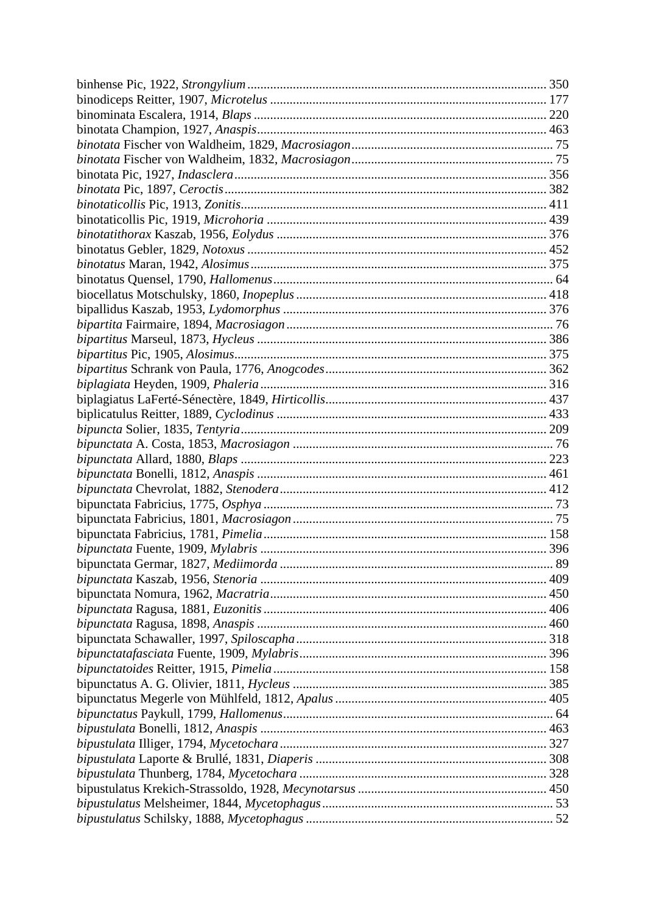binhense Pic, 1922, *Strongylium* ........................................................................................ 350
binodiceps Reitter, 1907, *Microtelus* ................................................................................... 177
binominata Escalera, 1914, *Blaps* ........................................................................................ 220
binotata Champion, 1927, *Anaspis*....................................................................................... 463
*binotata* Fischer von Waldheim, 1829, *Macrosiagon*............................................................ 75
*binotata* Fischer von Waldheim, 1832, *Macrosiagon*............................................................ 75
binotata Pic, 1927, *Indasclera*............................................................................................... 356
*binotata* Pic, 1897, *Ceroctis*................................................................................................. 382
*binotaticollis* Pic, 1913, *Zonitis*............................................................................................ 411
binotaticollis Pic, 1919, *Microhoria* ..................................................................................... 439
*binotatithorax* Kaszab, 1956, *Eolydus* ................................................................................. 376
binotatus Gebler, 1829, *Notoxus* .......................................................................................... 452
*binotatus* Maran, 1942, *Alosimus*......................................................................................... 375
binotatus Quensel, 1790, *Hallomenus*.................................................................................... 64
biocellatus Motschulsky, 1860, *Inopeplus* ............................................................................ 418
bipallidus Kaszab, 1953, *Lydomorphus* ................................................................................ 376
*bipartita* Fairmaire, 1894, *Macrosiagon* ................................................................................ 76
*bipartitus* Marseul, 1873, *Hycleus* ........................................................................................ 386
*bipartitus* Pic, 1905, *Alosimus*.............................................................................................. 375
*bipartitus* Schrank von Paula, 1776, *Anogcodes*................................................................... 362
*biplagiata* Heyden, 1909, *Phaleria* ...................................................................................... 316
biplagiatus LaFerté-Sénectère, 1849, *Hirticollis*................................................................... 437
biplicatulus Reitter, 1889, *Cyclodinus* .................................................................................. 433
*bipuncta* Solier, 1835, *Tentyria*............................................................................................. 209
*bipunctata* A. Costa, 1853, *Macrosiagon* ............................................................................... 76
*bipunctata* Allard, 1880, *Blaps* ............................................................................................. 223
*bipunctata* Bonelli, 1812, *Anaspis* ........................................................................................ 461
*bipunctata* Chevrolat, 1882, *Stenodera*................................................................................. 412
bipunctata Fabricius, 1775, *Osphya* ........................................................................................ 73
bipunctata Fabricius, 1801, *Macrosiagon* ............................................................................... 75
bipunctata Fabricius, 1781, *Pimelia*...................................................................................... 158
*bipunctata* Fuente, 1909, *Mylabris* ....................................................................................... 396
bipunctata Germar, 1827, *Mediimorda* .................................................................................... 89
*bipunctata* Kaszab, 1956, *Stenoria* ....................................................................................... 409
bipunctata Nomura, 1962, *Macratria*..................................................................................... 450
*bipunctata* Ragusa, 1881, *Euzonitis* ...................................................................................... 406
*bipunctata* Ragusa, 1898, *Anaspis* ........................................................................................ 460
bipunctata Schawaller, 1997, *Spiloscapha*............................................................................ 318
*bipunctatafasciata* Fuente, 1909, *Mylabris*........................................................................... 396
*bipunctatoides* Reitter, 1915, *Pimelia*................................................................................... 158
bipunctatus A. G. Olivier, 1811, *Hycleus* ............................................................................. 385
bipunctatus Megerle von Mühlfeld, 1812, *Apalus* ................................................................ 405
*bipunctatus* Paykull, 1799, *Hallomenus*.................................................................................. 64
*bipustulata* Bonelli, 1812, *Anaspis* ....................................................................................... 463
*bipustulata* Illiger, 1794, *Mycetochara* ................................................................................. 327
*bipustulata* Laporte & Brullé, 1831, *Diaperis* ...................................................................... 308
*bipustulata* Thunberg, 1784, *Mycetochara* ........................................................................... 328
bipustulatus Krekich-Strassoldo, 1928, *Mecynotarsus* .......................................................... 450
*bipustulatus* Melsheimer, 1844, *Mycetophagus*...................................................................... 53
*bipustulatus* Schilsky, 1888, *Mycetophagus* ........................................................................... 52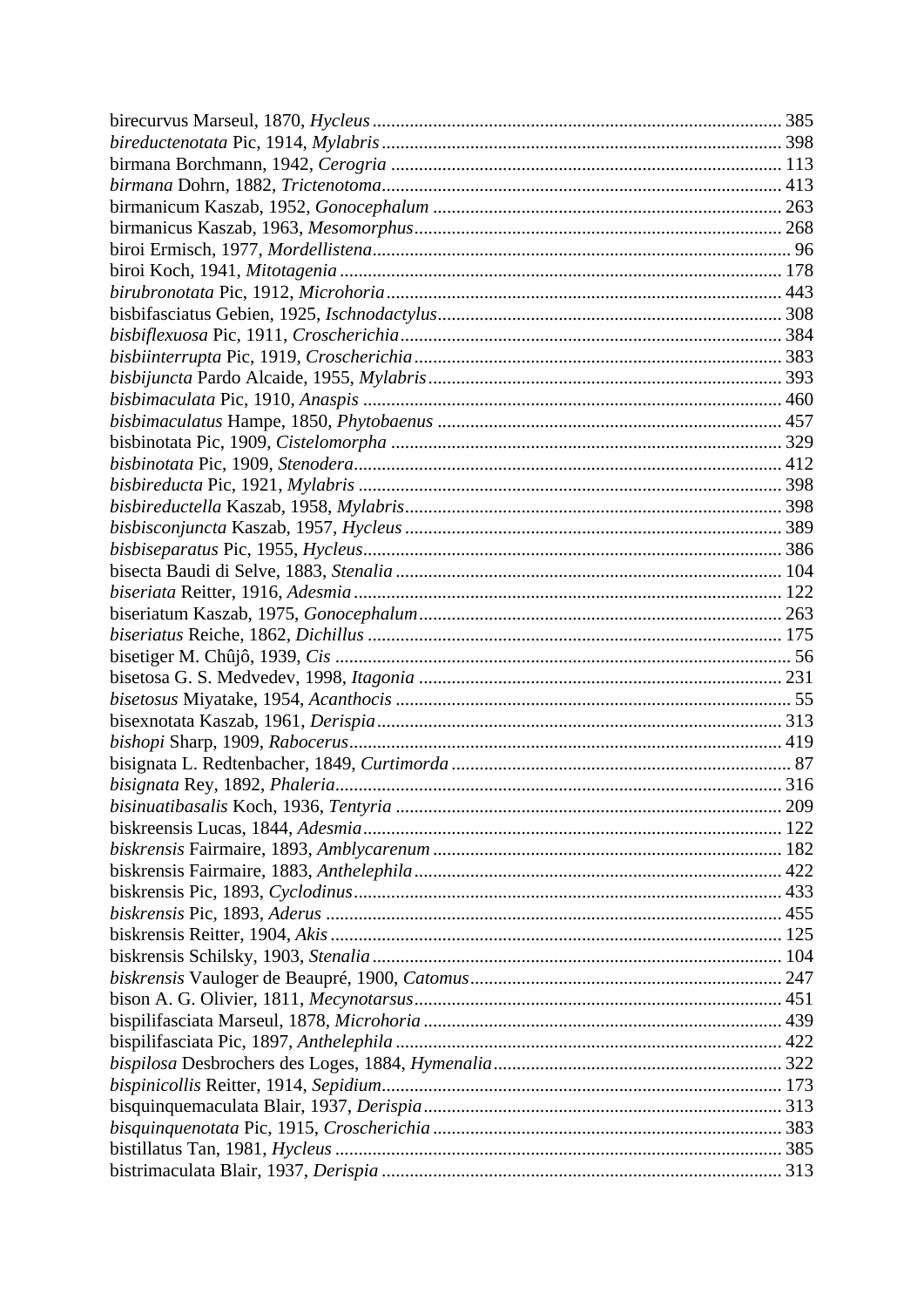birecurvus Marseul, 1870, *Hycleus* ........ 385
*bireductenotata* Pic, 1914, *Mylabris* ........ 398
birmana Borchmann, 1942, *Cerogria* ........ 113
*birmana* Dohrn, 1882, *Trictenotoma* ........ 413
birmanicum Kaszab, 1952, *Gonocephalum* ........ 263
birmanicus Kaszab, 1963, *Mesomorphus* ........ 268
biroi Ermisch, 1977, *Mordellistena* ........ 96
biroi Koch, 1941, *Mitotagenia* ........ 178
*birubronotata* Pic, 1912, *Microhoria* ........ 443
bisbifasciatus Gebien, 1925, *Ischnodactylus* ........ 308
*bisbiflexuosa* Pic, 1911, *Croscherichia* ........ 384
*bisbiinterrupta* Pic, 1919, *Croscherichia* ........ 383
*bisbijuncta* Pardo Alcaide, 1955, *Mylabris* ........ 393
*bisbimaculata* Pic, 1910, *Anaspis* ........ 460
*bisbimaculatus* Hampe, 1850, *Phytobaenus* ........ 457
bisbinotata Pic, 1909, *Cistelomorpha* ........ 329
*bisbinotata* Pic, 1909, *Stenodera* ........ 412
*bisbireducta* Pic, 1921, *Mylabris* ........ 398
*bisbireductella* Kaszab, 1958, *Mylabris* ........ 398
*bisbisconjuncta* Kaszab, 1957, *Hycleus* ........ 389
*bisbiseparatus* Pic, 1955, *Hycleus* ........ 386
bisecta Baudi di Selve, 1883, *Stenalia* ........ 104
*biseriata* Reitter, 1916, *Adesmia* ........ 122
biseriatum Kaszab, 1975, *Gonocephalum* ........ 263
*biseriatus* Reiche, 1862, *Dichillus* ........ 175
bisetiger M. Chûjô, 1939, *Cis* ........ 56
bisetosa G. S. Medvedev, 1998, *Itagonia* ........ 231
*bisetosus* Miyatake, 1954, *Acanthocis* ........ 55
bisexnotata Kaszab, 1961, *Derispia* ........ 313
*bishopi* Sharp, 1909, *Rabocerus* ........ 419
bisignata L. Redtenbacher, 1849, *Curtimorda* ........ 87
*bisignata* Rey, 1892, *Phaleria* ........ 316
*bisinuatibasalis* Koch, 1936, *Tentyria* ........ 209
biskreensis Lucas, 1844, *Adesmia* ........ 122
*biskrensis* Fairmaire, 1893, *Amblycarenum* ........ 182
biskrensis Fairmaire, 1883, *Anthelephila* ........ 422
biskrensis Pic, 1893, *Cyclodinus* ........ 433
*biskrensis* Pic, 1893, *Aderus* ........ 455
biskrensis Reitter, 1904, *Akis* ........ 125
biskrensis Schilsky, 1903, *Stenalia* ........ 104
*biskrensis* Vauloger de Beaupré, 1900, *Catomus* ........ 247
bison A. G. Olivier, 1811, *Mecynotarsus* ........ 451
bispilifasciata Marseul, 1878, *Microhoria* ........ 439
bispilifasciata Pic, 1897, *Anthelephila* ........ 422
*bispilosa* Desbrochers des Loges, 1884, *Hymenalia* ........ 322
*bispinicollis* Reitter, 1914, *Sepidium* ........ 173
bisquinquemaculata Blair, 1937, *Derispia* ........ 313
*bisquinquenotata* Pic, 1915, *Croscherichia* ........ 383
bistillatus Tan, 1981, *Hycleus* ........ 385
bistrimaculata Blair, 1937, *Derispia* ........ 313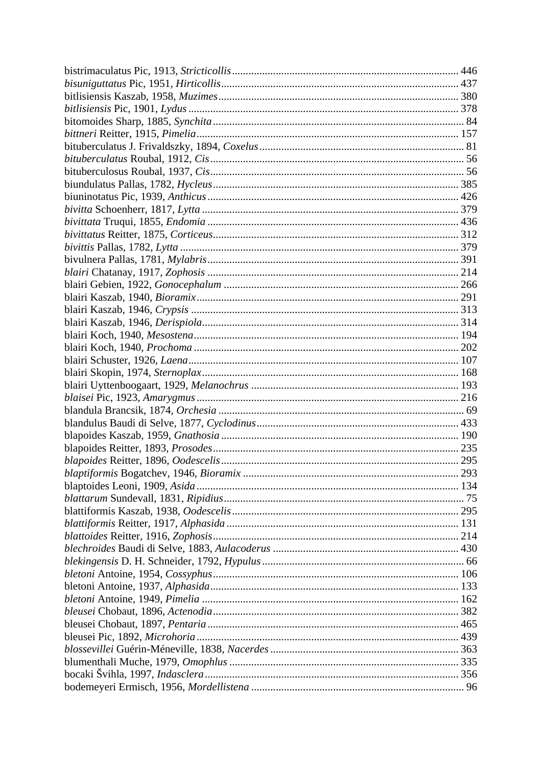bistrimaculatus Pic, 1913, *Stricticollis* .................... 446
*bisuniguttatus* Pic, 1951, *Hirticollis* .................... 437
bitlisiensis Kaszab, 1958, *Muzimes* .................... 380
*bitlisiensis* Pic, 1901, *Lydus* .................... 378
bitomoides Sharp, 1885, *Synchita* .................... 84
*bittneri* Reitter, 1915, *Pimelia* .................... 157
bituberculatus J. Frivaldszky, 1894, *Coxelus* .................... 81
*bituberculatus* Roubal, 1912, *Cis* .................... 56
bituberculosus Roubal, 1937, *Cis* .................... 56
biundulatus Pallas, 1782, *Hycleus* .................... 385
biuninotatus Pic, 1939, *Anthicus* .................... 426
*bivitta* Schoenherr, 1817, *Lytta* .................... 379
*bivittata* Truqui, 1855, *Endomia* .................... 436
*bivittatus* Reitter, 1875, *Corticeus* .................... 312
*bivittis* Pallas, 1782, *Lytta* .................... 379
bivulnera Pallas, 1781, *Mylabris* .................... 391
*blairi* Chatanay, 1917, *Zophosis* .................... 214
blairi Gebien, 1922, *Gonocephalum* .................... 266
blairi Kaszab, 1940, *Bioramix* .................... 291
blairi Kaszab, 1946, *Crypsis* .................... 313
blairi Kaszab, 1946, *Derispiola* .................... 314
blairi Koch, 1940, *Mesostena* .................... 194
blairi Koch, 1940, *Prochoma* .................... 202
blairi Schuster, 1926, *Laena* .................... 107
blairi Skopin, 1974, *Sternoplax* .................... 168
blairi Uyttenboogaart, 1929, *Melanochrus* .................... 193
*blaisei* Pic, 1923, *Amarygmus* .................... 216
blandula Brancsik, 1874, *Orchesia* .................... 69
blandulus Baudi di Selve, 1877, *Cyclodinus* .................... 433
blapoides Kaszab, 1959, *Gnathosia* .................... 190
blapoides Reitter, 1893, *Prosodes* .................... 235
*blapoides* Reitter, 1896, *Oodescelis* .................... 295
*blaptiformis* Bogatchev, 1946, *Bioramix* .................... 293
blaptoides Leoni, 1909, *Asida* .................... 134
*blattarum* Sundevall, 1831, *Ripidius* .................... 75
blattiformis Kaszab, 1938, *Oodescelis* .................... 295
*blattiformis* Reitter, 1917, *Alphasida* .................... 131
*blattoides* Reitter, 1916, *Zophosis* .................... 214
*blechroides* Baudi di Selve, 1883, *Aulacoderus* .................... 430
*blekingensis* D. H. Schneider, 1792, *Hypulus* .................... 66
*bletoni* Antoine, 1954, *Cossyphus* .................... 106
bletoni Antoine, 1937, *Alphasida* .................... 133
*bletoni* Antoine, 1949, *Pimelia* .................... 162
*bleusei* Chobaut, 1896, *Actenodia* .................... 382
bleusei Chobaut, 1897, *Pentaria* .................... 465
bleusei Pic, 1892, *Microhoria* .................... 439
*blossevillei* Guérin-Méneville, 1838, *Nacerdes* .................... 363
blumenthali Muche, 1979, *Omophlus* .................... 335
bocaki Švihla, 1997, *Indasclera* .................... 356
bodemeyeri Ermisch, 1956, *Mordellistena* .................... 96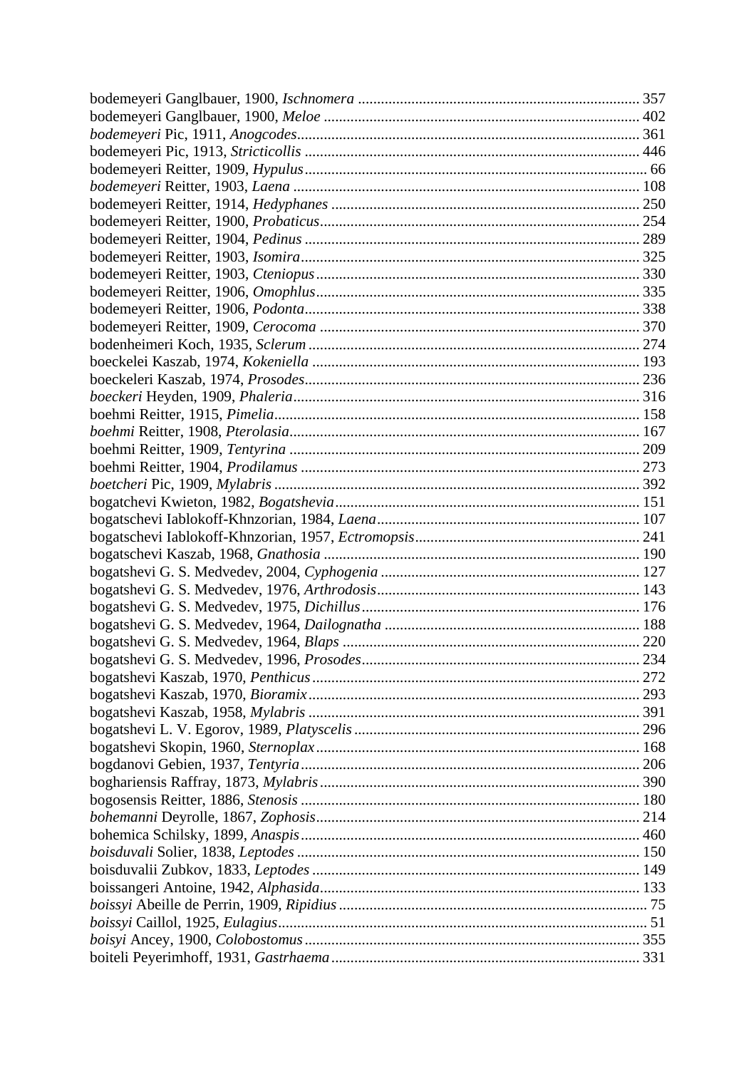bodemeyeri Ganglbauer, 1900, *Ischnomera* ........................................................................ 357
bodemeyeri Ganglbauer, 1900, *Meloe* ................................................................................. 402
*bodemeyeri* Pic, 1911, *Anogcodes*....................................................................................... 361
bodemeyeri Pic, 1913, *Stricticollis* ..................................................................................... 446
bodemeyeri Reitter, 1909, *Hypulus*........................................................................................ 66
*bodemeyeri* Reitter, 1903, *Laena* ........................................................................................ 108
bodemeyeri Reitter, 1914, *Hedyphanes* ............................................................................... 250
bodemeyeri Reitter, 1900, *Probaticus*.................................................................................. 254
bodemeyeri Reitter, 1904, *Pedinus* ...................................................................................... 289
bodemeyeri Reitter, 1903, *Isomira*....................................................................................... 325
bodemeyeri Reitter, 1903, *Cteniopus*................................................................................... 330
bodemeyeri Reitter, 1906, *Omophlus*................................................................................... 335
bodemeyeri Reitter, 1906, *Podonta*...................................................................................... 338
bodemeyeri Reitter, 1909, *Cerocoma* .................................................................................. 370
bodenheimeri Koch, 1935, *Sclerum* ..................................................................................... 274
boeckelei Kaszab, 1974, *Kokeniella* .................................................................................... 193
boeckeleri Kaszab, 1974, *Prosodes*...................................................................................... 236
*boeckeri* Heyden, 1909, *Phaleria*......................................................................................... 316
boehmi Reitter, 1915, *Pimelia*.............................................................................................. 158
*boehmi* Reitter, 1908, *Pterolasia*.......................................................................................... 167
boehmi Reitter, 1909, *Tentyrina* .......................................................................................... 209
boehmi Reitter, 1904, *Prodilamus* ....................................................................................... 273
*boetcheri* Pic, 1909, *Mylabris* .............................................................................................. 392
bogatchevi Kwieton, 1982, *Bogatshevia*.............................................................................. 151
bogatschevi Iablokoff-Khnzorian, 1984, *Laena*................................................................... 107
bogatschevi Iablokoff-Khnzorian, 1957, *Ectromopsis*.......................................................... 241
bogatschevi Kaszab, 1968, *Gnathosia* ................................................................................. 190
bogatshevi G. S. Medvedev, 2004, *Cyphogenia* .................................................................. 127
bogatshevi G. S. Medvedev, 1976, *Arthrodosis*................................................................... 143
bogatshevi G. S. Medvedev, 1975, *Dichillus*........................................................................ 176
bogatshevi G. S. Medvedev, 1964, *Dailognatha* .................................................................. 188
bogatshevi G. S. Medvedev, 1964, *Blaps* ............................................................................. 220
bogatshevi G. S. Medvedev, 1996, *Prosodes*........................................................................ 234
bogatshevi Kaszab, 1970, *Penthicus*.................................................................................... 272
bogatshevi Kaszab, 1970, *Bioramix*..................................................................................... 293
bogatshevi Kaszab, 1958, *Mylabris* ..................................................................................... 391
bogatshevi L. V. Egorov, 1989, *Platyscelis*.......................................................................... 296
bogatshevi Skopin, 1960, *Sternoplax*................................................................................... 168
bogdanovi Gebien, 1937, *Tentyria*........................................................................................ 206
boghariensis Raffray, 1873, *Mylabris*.................................................................................. 390
bogosensis Reitter, 1886, *Stenosis* ....................................................................................... 180
*bohemanni* Deyrolle, 1867, *Zophosis*................................................................................... 214
bohemica Schilsky, 1899, *Anaspis*....................................................................................... 460
*boisduvali* Solier, 1838, *Leptodes* ......................................................................................... 150
boisduvalii Zubkov, 1833, *Leptodes* .................................................................................... 149
boissangeri Antoine, 1942, *Alphasida*.................................................................................. 133
*boissyi* Abeille de Perrin, 1909, *Ripidius* ............................................................................... 75
*boissyi* Caillol, 1925, *Eulagius*............................................................................................... 51
*boisyi* Ancey, 1900, *Colobostomus* ...................................................................................... 355
boiteli Peyerimhoff, 1931, *Gastrhaema* ................................................................................ 331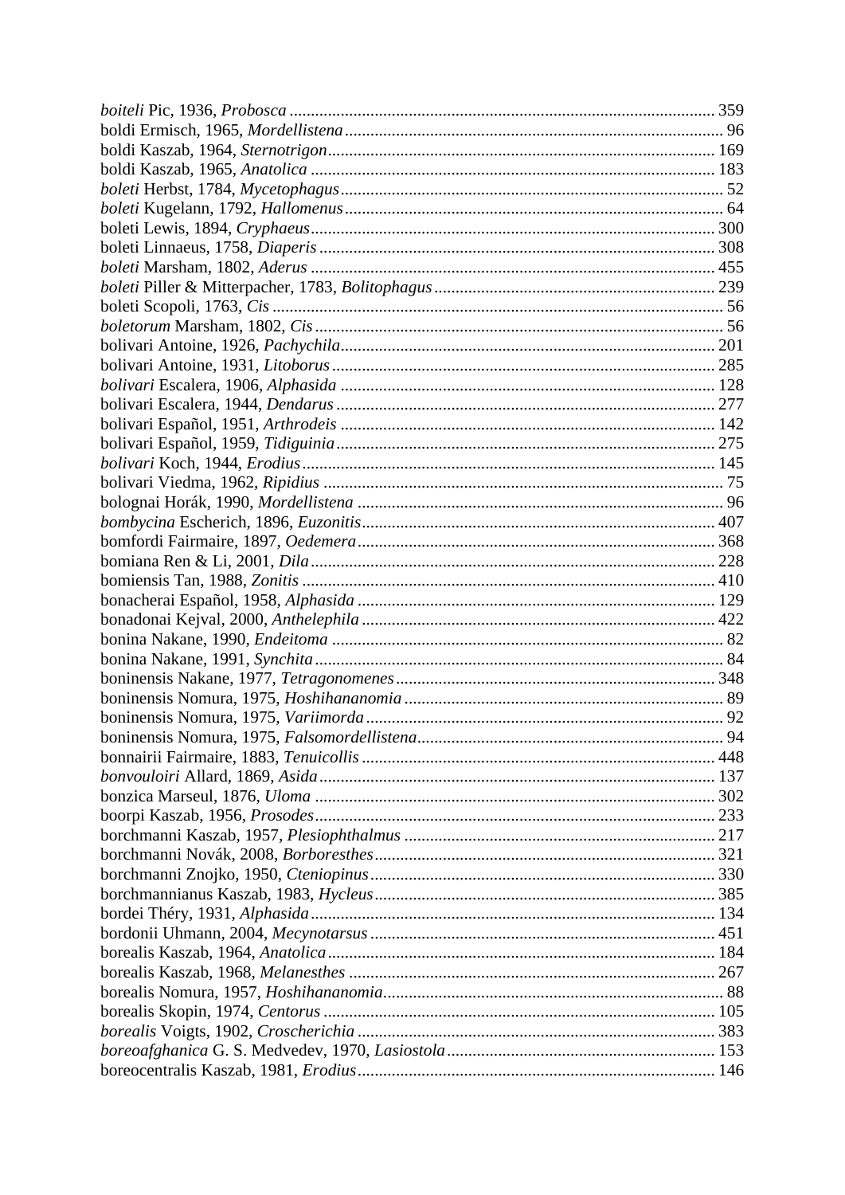*boiteli* Pic, 1936, *Probosca* .................................................. 359
boldi Ermisch, 1965, *Mordellistena* .................................................. 96
boldi Kaszab, 1964, *Sternotrigon* .................................................. 169
boldi Kaszab, 1965, *Anatolica* .................................................. 183
*boleti* Herbst, 1784, *Mycetophagus* .................................................. 52
*boleti* Kugelann, 1792, *Hallomenus* .................................................. 64
boleti Lewis, 1894, *Cryphaeus* .................................................. 300
boleti Linnaeus, 1758, *Diaperis* .................................................. 308
*boleti* Marsham, 1802, *Aderus* .................................................. 455
*boleti* Piller & Mitterpacher, 1783, *Bolitophagus* .................................................. 239
boleti Scopoli, 1763, *Cis* .................................................. 56
*boletorum* Marsham, 1802, *Cis* .................................................. 56
bolivari Antoine, 1926, *Pachychila* .................................................. 201
bolivari Antoine, 1931, *Litoborus* .................................................. 285
*bolivari* Escalera, 1906, *Alphasida* .................................................. 128
bolivari Escalera, 1944, *Dendarus* .................................................. 277
bolivari Español, 1951, *Arthrodeis* .................................................. 142
bolivari Español, 1959, *Tidiguinia* .................................................. 275
*bolivari* Koch, 1944, *Erodius* .................................................. 145
bolivari Viedma, 1962, *Ripidius* .................................................. 75
bolognai Horák, 1990, *Mordellistena* .................................................. 96
*bombycina* Escherich, 1896, *Euzonitis* .................................................. 407
bomfordi Fairmaire, 1897, *Oedemera* .................................................. 368
bomiana Ren & Li, 2001, *Dila* .................................................. 228
bomiensis Tan, 1988, *Zonitis* .................................................. 410
bonacherai Español, 1958, *Alphasida* .................................................. 129
bonadonai Kejval, 2000, *Anthelephila* .................................................. 422
bonina Nakane, 1990, *Endeitoma* .................................................. 82
bonina Nakane, 1991, *Synchita* .................................................. 84
boninensis Nakane, 1977, *Tetragonomenes* .................................................. 348
boninensis Nomura, 1975, *Hoshihananomia* .................................................. 89
boninensis Nomura, 1975, *Variimorda* .................................................. 92
boninensis Nomura, 1975, *Falsomordellistena* .................................................. 94
bonnairii Fairmaire, 1883, *Tenuicollis* .................................................. 448
*bonvouloiri* Allard, 1869, *Asida* .................................................. 137
bonzica Marseul, 1876, *Uloma* .................................................. 302
boorpi Kaszab, 1956, *Prosodes* .................................................. 233
borchmanni Kaszab, 1957, *Plesiophthalmus* .................................................. 217
borchmanni Novák, 2008, *Borboresthes* .................................................. 321
borchmanni Znojko, 1950, *Cteniopinus* .................................................. 330
borchmannianus Kaszab, 1983, *Hycleus* .................................................. 385
bordei Théry, 1931, *Alphasida* .................................................. 134
bordonii Uhmann, 2004, *Mecynotarsus* .................................................. 451
borealis Kaszab, 1964, *Anatolica* .................................................. 184
borealis Kaszab, 1968, *Melanesthes* .................................................. 267
borealis Nomura, 1957, *Hoshihananomia* .................................................. 88
borealis Skopin, 1974, *Centorus* .................................................. 105
*borealis* Voigts, 1902, *Croscherichia* .................................................. 383
*boreoafghanica* G. S. Medvedev, 1970, *Lasiostola* .................................................. 153
boreocentralis Kaszab, 1981, *Erodius* .................................................. 146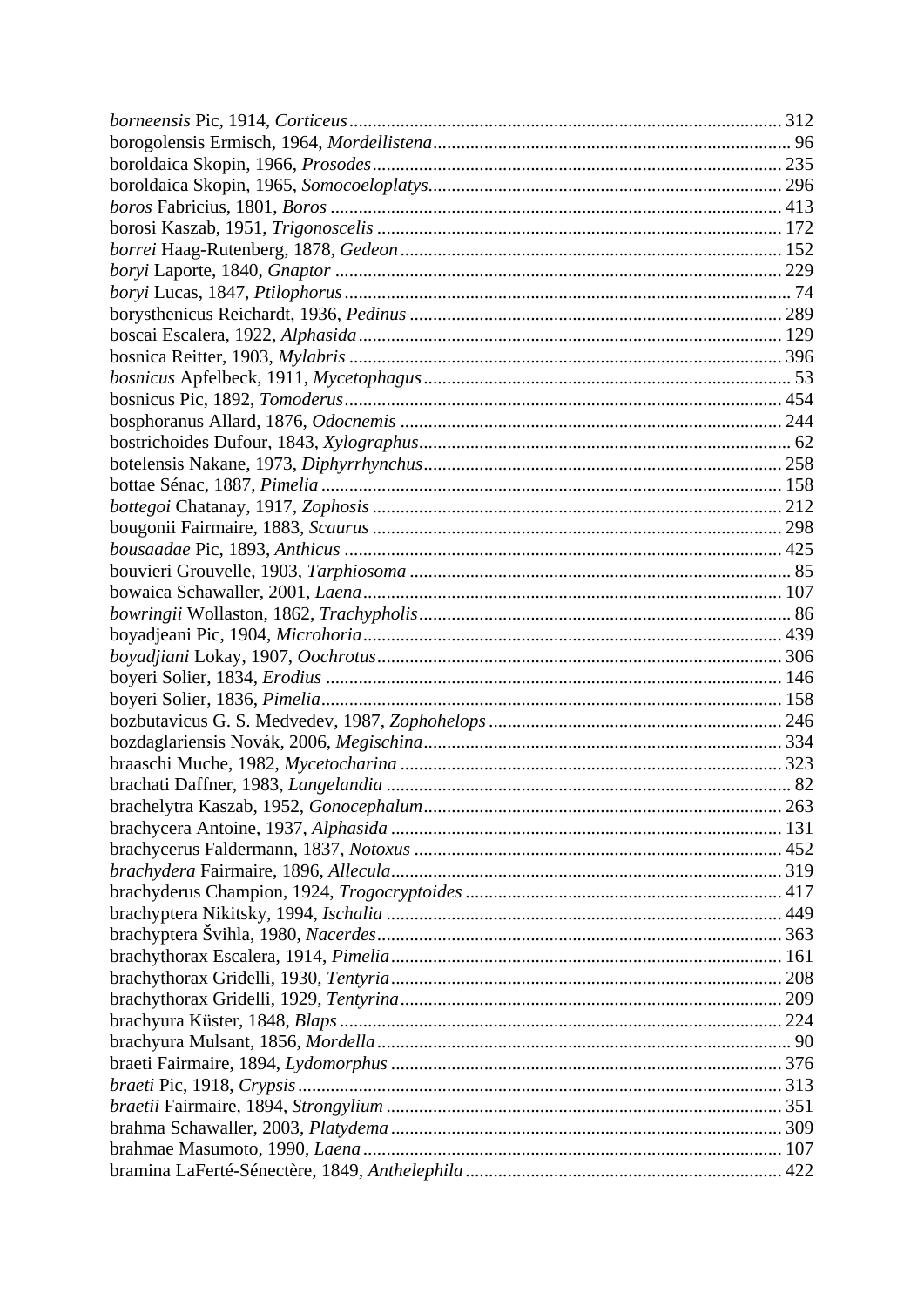*borneensis* Pic, 1914, *Corticeus* ........................................ 312
borogolensis Ermisch, 1964, *Mordellistena* ........................................ 96
boroldaica Skopin, 1966, *Prosodes* ........................................ 235
boroldaica Skopin, 1965, *Somocoeloplatys* ........................................ 296
*boros* Fabricius, 1801, *Boros* ........................................ 413
borosi Kaszab, 1951, *Trigonoscelis* ........................................ 172
*borrei* Haag-Rutenberg, 1878, *Gedeon* ........................................ 152
*boryi* Laporte, 1840, *Gnaptor* ........................................ 229
*boryi* Lucas, 1847, *Ptilophorus* ........................................ 74
borysthenicus Reichardt, 1936, *Pedinus* ........................................ 289
boscai Escalera, 1922, *Alphasida* ........................................ 129
bosnica Reitter, 1903, *Mylabris* ........................................ 396
*bosnicus* Apfelbeck, 1911, *Mycetophagus* ........................................ 53
bosnicus Pic, 1892, *Tomoderus* ........................................ 454
bosphoranus Allard, 1876, *Odocnemis* ........................................ 244
bostrichoides Dufour, 1843, *Xylographus* ........................................ 62
botelensis Nakane, 1973, *Diphyrrhynchus* ........................................ 258
bottae Sénac, 1887, *Pimelia* ........................................ 158
*bottegoi* Chatanay, 1917, *Zophosis* ........................................ 212
bougonii Fairmaire, 1883, *Scaurus* ........................................ 298
*bousaadae* Pic, 1893, *Anthicus* ........................................ 425
bouvieri Grouvelle, 1903, *Tarphiosoma* ........................................ 85
bowaica Schawaller, 2001, *Laena* ........................................ 107
*bowringii* Wollaston, 1862, *Trachypholis* ........................................ 86
boyadjeani Pic, 1904, *Microhoria* ........................................ 439
*boyadjiani* Lokay, 1907, *Oochrotus* ........................................ 306
boyeri Solier, 1834, *Erodius* ........................................ 146
boyeri Solier, 1836, *Pimelia* ........................................ 158
bozbutavicus G. S. Medvedev, 1987, *Zophohelops* ........................................ 246
bozdaglariensis Novák, 2006, *Megischina* ........................................ 334
braaschi Muche, 1982, *Mycetocharina* ........................................ 323
brachati Daffner, 1983, *Langelandia* ........................................ 82
brachelytra Kaszab, 1952, *Gonocephalum* ........................................ 263
brachycera Antoine, 1937, *Alphasida* ........................................ 131
brachycerus Faldermann, 1837, *Notoxus* ........................................ 452
*brachydera* Fairmaire, 1896, *Allecula* ........................................ 319
brachyderus Champion, 1924, *Trogocryptoides* ........................................ 417
brachyptera Nikitsky, 1994, *Ischalia* ........................................ 449
brachyptera Švihla, 1980, *Nacerdes* ........................................ 363
brachythorax Escalera, 1914, *Pimelia* ........................................ 161
brachythorax Gridelli, 1930, *Tentyria* ........................................ 208
brachythorax Gridelli, 1929, *Tentyrina* ........................................ 209
brachyura Küster, 1848, *Blaps* ........................................ 224
brachyura Mulsant, 1856, *Mordella* ........................................ 90
braeti Fairmaire, 1894, *Lydomorphus* ........................................ 376
*braeti* Pic, 1918, *Crypsis* ........................................ 313
*braetii* Fairmaire, 1894, *Strongylium* ........................................ 351
brahma Schawaller, 2003, *Platydema* ........................................ 309
brahmae Masumoto, 1990, *Laena* ........................................ 107
bramina LaFerté-Sénectère, 1849, *Anthelephila* ........................................ 422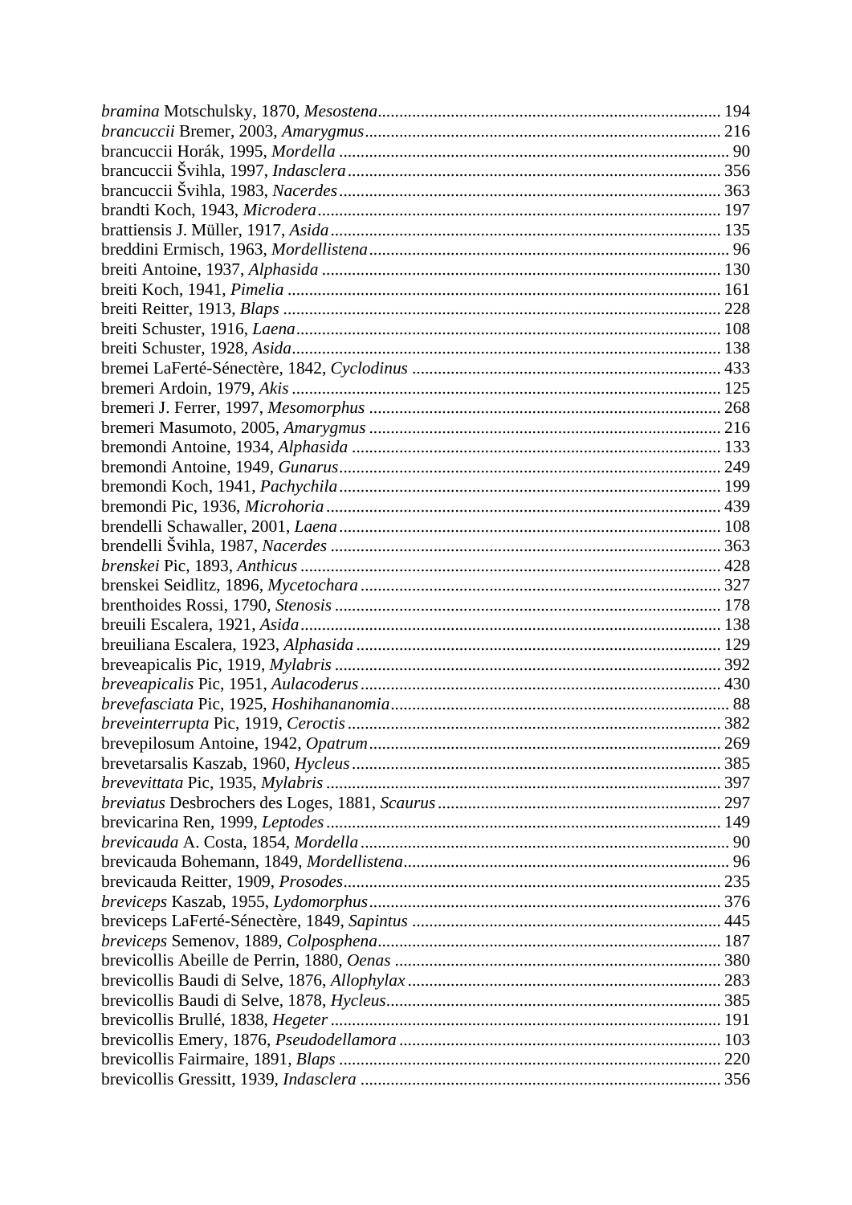*bramina* Motschulsky, 1870, *Mesostena* ........ 194
*brancuccii* Bremer, 2003, *Amarygmus* ........ 216
brancuccii Horák, 1995, *Mordella* ........ 90
brancuccii Švihla, 1997, *Indasclera* ........ 356
brancuccii Švihla, 1983, *Nacerdes* ........ 363
brandti Koch, 1943, *Microdera* ........ 197
brattiensis J. Müller, 1917, *Asida* ........ 135
breddini Ermisch, 1963, *Mordellistena* ........ 96
breiti Antoine, 1937, *Alphasida* ........ 130
breiti Koch, 1941, *Pimelia* ........ 161
breiti Reitter, 1913, *Blaps* ........ 228
breiti Schuster, 1916, *Laena* ........ 108
breiti Schuster, 1928, *Asida* ........ 138
bremei LaFerté-Sénectère, 1842, *Cyclodinus* ........ 433
bremeri Ardoin, 1979, *Akis* ........ 125
bremeri J. Ferrer, 1997, *Mesomorphus* ........ 268
bremeri Masumoto, 2005, *Amarygmus* ........ 216
bremondi Antoine, 1934, *Alphasida* ........ 133
bremondi Antoine, 1949, *Gunarus* ........ 249
bremondi Koch, 1941, *Pachychila* ........ 199
bremondi Pic, 1936, *Microhoria* ........ 439
brendelli Schawaller, 2001, *Laena* ........ 108
brendelli Švihla, 1987, *Nacerdes* ........ 363
*brenskei* Pic, 1893, *Anthicus* ........ 428
brenskei Seidlitz, 1896, *Mycetochara* ........ 327
brenthoides Rossi, 1790, *Stenosis* ........ 178
breuili Escalera, 1921, *Asida* ........ 138
breuiliana Escalera, 1923, *Alphasida* ........ 129
breveapicalis Pic, 1919, *Mylabris* ........ 392
*breveapicalis* Pic, 1951, *Aulacoderus* ........ 430
*brevefasciata* Pic, 1925, *Hoshihananomia* ........ 88
*breveinterrupta* Pic, 1919, *Ceroctis* ........ 382
brevepilosum Antoine, 1942, *Opatrum* ........ 269
brevetarsalis Kaszab, 1960, *Hycleus* ........ 385
*brevevittata* Pic, 1935, *Mylabris* ........ 397
*breviatus* Desbrochers des Loges, 1881, *Scaurus* ........ 297
brevicarina Ren, 1999, *Leptodes* ........ 149
*brevicauda* A. Costa, 1854, *Mordella* ........ 90
brevicauda Bohemann, 1849, *Mordellistena* ........ 96
brevicauda Reitter, 1909, *Prosodes* ........ 235
*breviceps* Kaszab, 1955, *Lydomorphus* ........ 376
breviceps LaFerté-Sénectère, 1849, *Sapintus* ........ 445
*breviceps* Semenov, 1889, *Colposphena* ........ 187
brevicollis Abeille de Perrin, 1880, *Oenas* ........ 380
brevicollis Baudi di Selve, 1876, *Allophylax* ........ 283
brevicollis Baudi di Selve, 1878, *Hycleus* ........ 385
brevicollis Brullé, 1838, *Hegeter* ........ 191
brevicollis Emery, 1876, *Pseudodellamora* ........ 103
brevicollis Fairmaire, 1891, *Blaps* ........ 220
brevicollis Gressitt, 1939, *Indasclera* ........ 356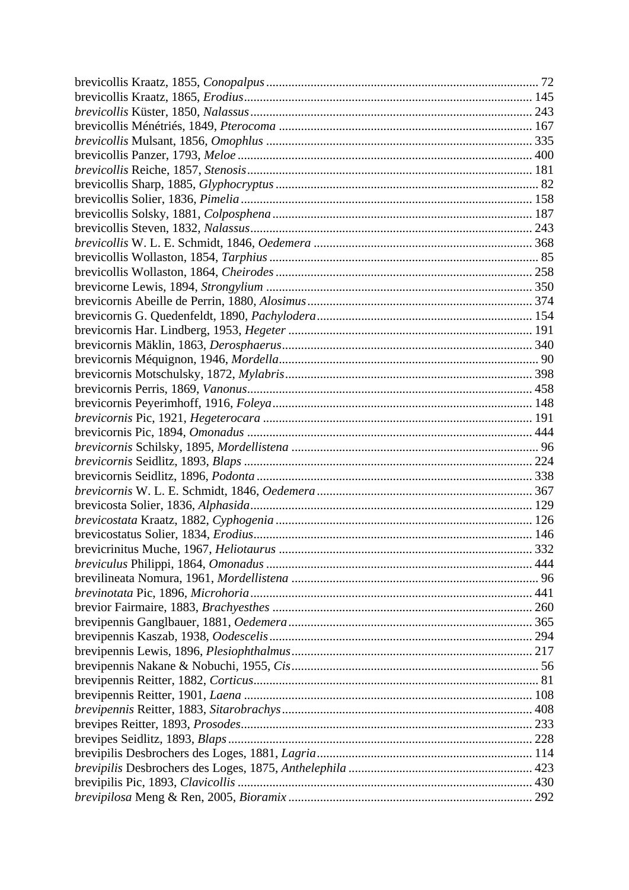brevicollis Kraatz, 1855, *Conopalpus* ........................................................................ 72
brevicollis Kraatz, 1865, *Erodius* ........................................................................ 145
*brevicollis* Küster, 1850, *Nalassus* ........................................................................ 243
brevicollis Ménétriés, 1849, *Pterocoma* ........................................................................ 167
*brevicollis* Mulsant, 1856, *Omophlus* ........................................................................ 335
brevicollis Panzer, 1793, *Meloe* ........................................................................ 400
*brevicollis* Reiche, 1857, *Stenosis* ........................................................................ 181
brevicollis Sharp, 1885, *Glyphocryptus* ........................................................................ 82
brevicollis Solier, 1836, *Pimelia* ........................................................................ 158
brevicollis Solsky, 1881, *Colposphena* ........................................................................ 187
brevicollis Steven, 1832, *Nalassus* ........................................................................ 243
*brevicollis* W. L. E. Schmidt, 1846, *Oedemera* ........................................................................ 368
brevicollis Wollaston, 1854, *Tarphius* ........................................................................ 85
brevicollis Wollaston, 1864, *Cheirodes* ........................................................................ 258
brevicorne Lewis, 1894, *Strongylium* ........................................................................ 350
brevicornis Abeille de Perrin, 1880, *Alosimus* ........................................................................ 374
brevicornis G. Quedenfeldt, 1890, *Pachylodera* ........................................................................ 154
brevicornis Har. Lindberg, 1953, *Hegeter* ........................................................................ 191
brevicornis Mäklin, 1863, *Derosphaerus* ........................................................................ 340
brevicornis Méquignon, 1946, *Mordella* ........................................................................ 90
brevicornis Motschulsky, 1872, *Mylabris* ........................................................................ 398
brevicornis Perris, 1869, *Vanonus* ........................................................................ 458
brevicornis Peyerimhoff, 1916, *Foleya* ........................................................................ 148
*brevicornis* Pic, 1921, *Hegeterocara* ........................................................................ 191
brevicornis Pic, 1894, *Omonadus* ........................................................................ 444
*brevicornis* Schilsky, 1895, *Mordellistena* ........................................................................ 96
*brevicornis* Seidlitz, 1893, *Blaps* ........................................................................ 224
brevicornis Seidlitz, 1896, *Podonta* ........................................................................ 338
*brevicornis* W. L. E. Schmidt, 1846, *Oedemera* ........................................................................ 367
brevicosta Solier, 1836, *Alphasida* ........................................................................ 129
*brevicostata* Kraatz, 1882, *Cyphogenia* ........................................................................ 126
brevicostatus Solier, 1834, *Erodius* ........................................................................ 146
brevicrinitus Muche, 1967, *Heliotaurus* ........................................................................ 332
*breviculus* Philippi, 1864, *Omonadus* ........................................................................ 444
brevilineata Nomura, 1961, *Mordellistena* ........................................................................ 96
*brevinotata* Pic, 1896, *Microhoria* ........................................................................ 441
brevior Fairmaire, 1883, *Brachyesthes* ........................................................................ 260
brevipennis Ganglbauer, 1881, *Oedemera* ........................................................................ 365
brevipennis Kaszab, 1938, *Oodescelis* ........................................................................ 294
brevipennis Lewis, 1896, *Plesiophthalmus* ........................................................................ 217
brevipennis Nakane & Nobuchi, 1955, *Cis* ........................................................................ 56
brevipennis Reitter, 1882, *Corticus* ........................................................................ 81
brevipennis Reitter, 1901, *Laena* ........................................................................ 108
*brevipennis* Reitter, 1883, *Sitarobrachys* ........................................................................ 408
brevipes Reitter, 1893, *Prosodes* ........................................................................ 233
brevipes Seidlitz, 1893, *Blaps* ........................................................................ 228
brevipilis Desbrochers des Loges, 1881, *Lagria* ........................................................................ 114
*brevipilis* Desbrochers des Loges, 1875, *Anthelephila* ........................................................................ 423
brevipilis Pic, 1893, *Clavicollis* ........................................................................ 430
*brevipilosa* Meng & Ren, 2005, *Bioramix* ........................................................................ 292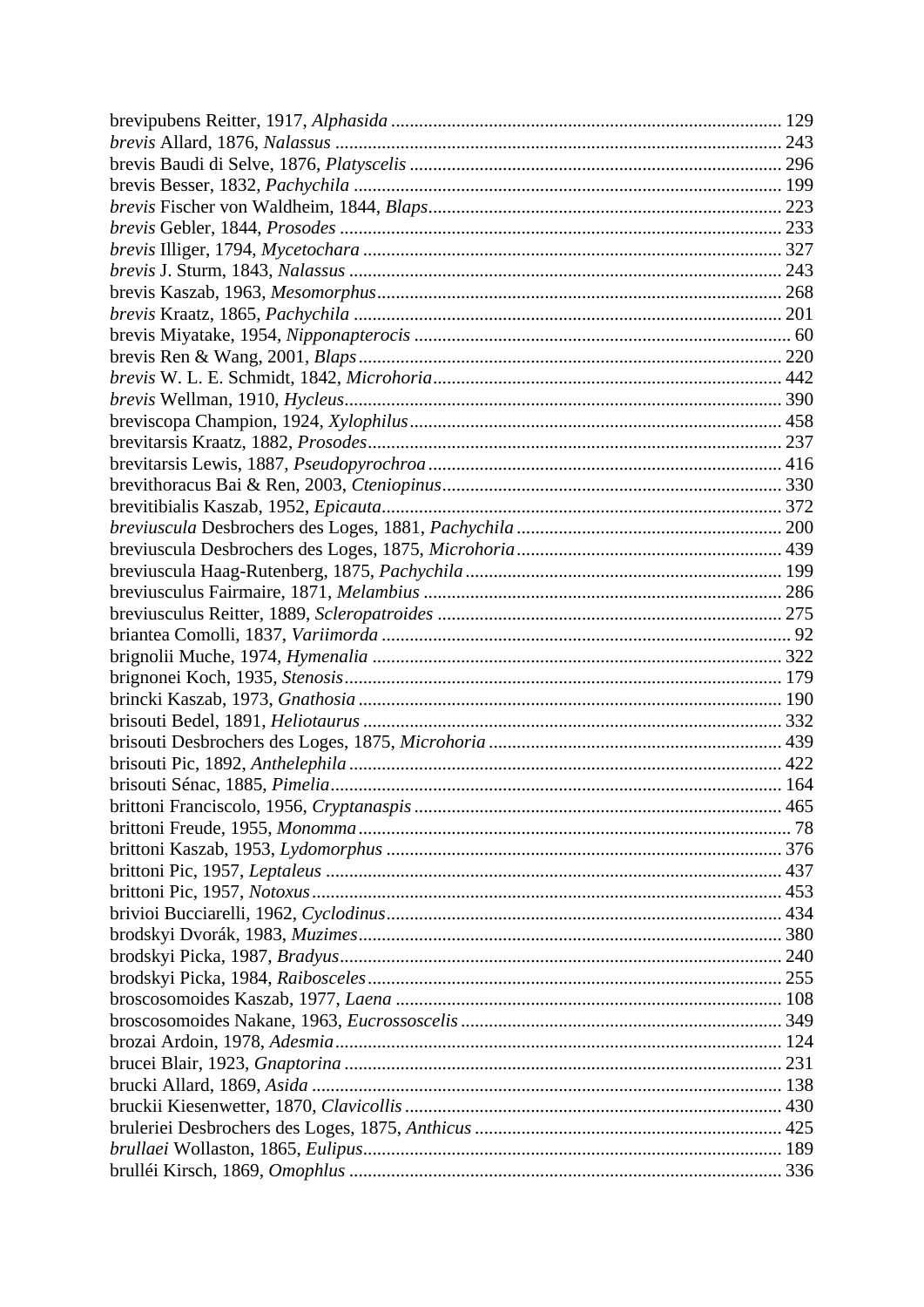brevipubens Reitter, 1917, *Alphasida* ........................................ 129
*brevis* Allard, 1876, *Nalassus* ........................................ 243
brevis Baudi di Selve, 1876, *Platyscelis* ........................................ 296
brevis Besser, 1832, *Pachychila* ........................................ 199
*brevis* Fischer von Waldheim, 1844, *Blaps* ........................................ 223
*brevis* Gebler, 1844, *Prosodes* ........................................ 233
*brevis* Illiger, 1794, *Mycetochara* ........................................ 327
*brevis* J. Sturm, 1843, *Nalassus* ........................................ 243
brevis Kaszab, 1963, *Mesomorphus* ........................................ 268
*brevis* Kraatz, 1865, *Pachychila* ........................................ 201
brevis Miyatake, 1954, *Nipponapterocis* ........................................ 60
brevis Ren & Wang, 2001, *Blaps* ........................................ 220
*brevis* W. L. E. Schmidt, 1842, *Microhoria* ........................................ 442
*brevis* Wellman, 1910, *Hycleus* ........................................ 390
breviscopa Champion, 1924, *Xylophilus* ........................................ 458
brevitarsis Kraatz, 1882, *Prosodes* ........................................ 237
brevitarsis Lewis, 1887, *Pseudopyrochroa* ........................................ 416
brevithoracus Bai & Ren, 2003, *Cteniopinus* ........................................ 330
brevitibialis Kaszab, 1952, *Epicauta* ........................................ 372
*breviuscula* Desbrochers des Loges, 1881, *Pachychila* ........................................ 200
breviuscula Desbrochers des Loges, 1875, *Microhoria* ........................................ 439
breviuscula Haag-Rutenberg, 1875, *Pachychila* ........................................ 199
breviusculus Fairmaire, 1871, *Melambius* ........................................ 286
breviusculus Reitter, 1889, *Scleropatroides* ........................................ 275
briantea Comolli, 1837, *Variimorda* ........................................ 92
brignolii Muche, 1974, *Hymenalia* ........................................ 322
brignonei Koch, 1935, *Stenosis* ........................................ 179
brincki Kaszab, 1973, *Gnathosia* ........................................ 190
brisouti Bedel, 1891, *Heliotaurus* ........................................ 332
brisouti Desbrochers des Loges, 1875, *Microhoria* ........................................ 439
brisouti Pic, 1892, *Anthelephila* ........................................ 422
brisouti Sénac, 1885, *Pimelia* ........................................ 164
brittoni Franciscolo, 1956, *Cryptanaspis* ........................................ 465
brittoni Freude, 1955, *Monomma* ........................................ 78
brittoni Kaszab, 1953, *Lydomorphus* ........................................ 376
brittoni Pic, 1957, *Leptaleus* ........................................ 437
brittoni Pic, 1957, *Notoxus* ........................................ 453
brivioi Bucciarelli, 1962, *Cyclodinus* ........................................ 434
brodskyi Dvorák, 1983, *Muzimes* ........................................ 380
brodskyi Picka, 1987, *Bradyus* ........................................ 240
brodskyi Picka, 1984, *Raibosceles* ........................................ 255
broscosomoides Kaszab, 1977, *Laena* ........................................ 108
broscosomoides Nakane, 1963, *Eucrossoscelis* ........................................ 349
brozai Ardoin, 1978, *Adesmia* ........................................ 124
brucei Blair, 1923, *Gnaptorina* ........................................ 231
brucki Allard, 1869, *Asida* ........................................ 138
bruckii Kiesenwetter, 1870, *Clavicollis* ........................................ 430
bruleriei Desbrochers des Loges, 1875, *Anthicus* ........................................ 425
*brullaei* Wollaston, 1865, *Eulipus* ........................................ 189
brulléi Kirsch, 1869, *Omophlus* ........................................ 336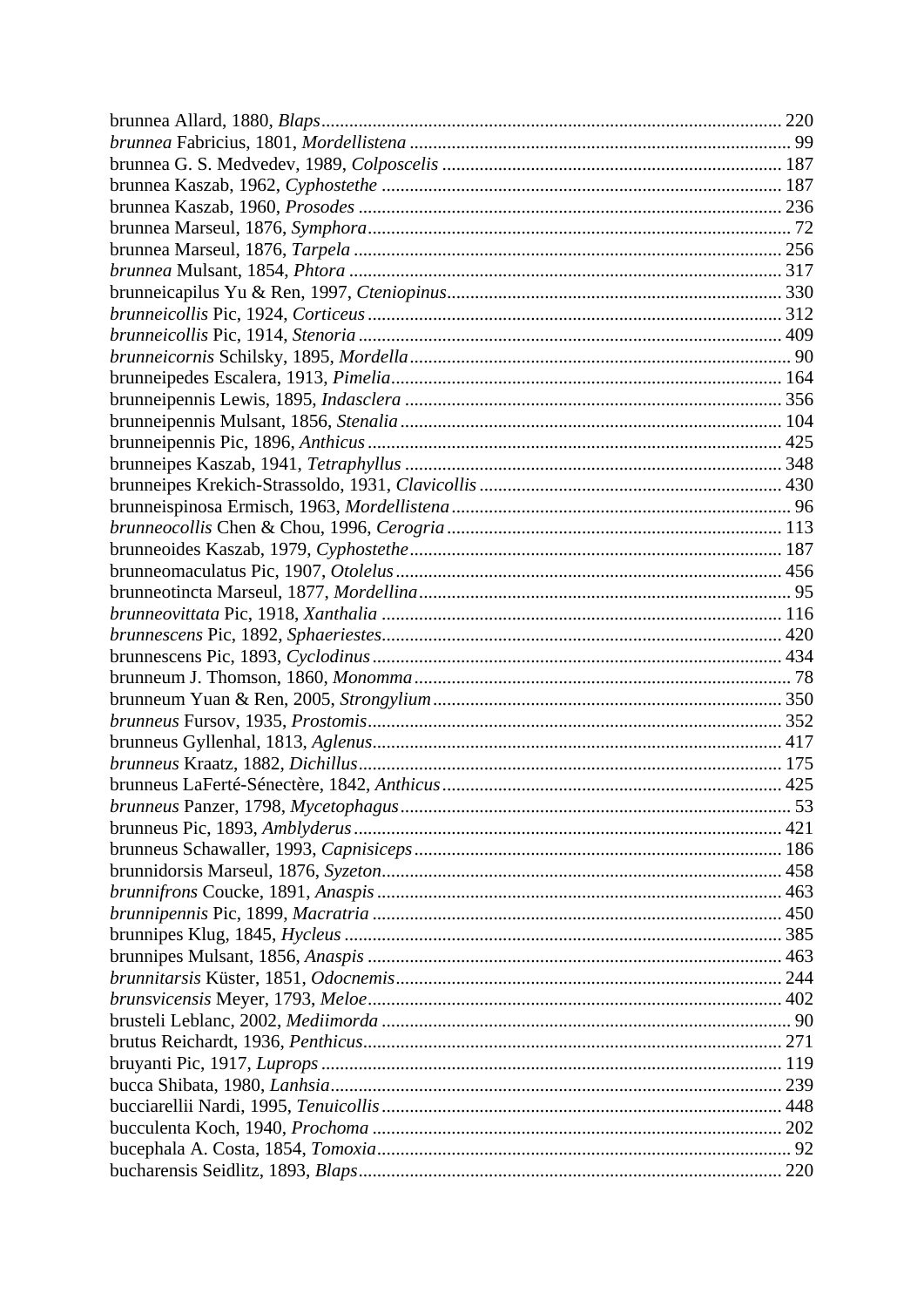brunnea Allard, 1880, *Blaps* .................................................. 220
*brunnea* Fabricius, 1801, *Mordellistena* .................................................. 99
brunnea G. S. Medvedev, 1989, *Colposcelis* .................................................. 187
brunnea Kaszab, 1962, *Cyphostethe* .................................................. 187
brunnea Kaszab, 1960, *Prosodes* .................................................. 236
brunnea Marseul, 1876, *Symphora* .................................................. 72
brunnea Marseul, 1876, *Tarpela* .................................................. 256
*brunnea* Mulsant, 1854, *Phtora* .................................................. 317
brunneicapilus Yu & Ren, 1997, *Cteniopinus* .................................................. 330
*brunneicollis* Pic, 1924, *Corticeus* .................................................. 312
*brunneicollis* Pic, 1914, *Stenoria* .................................................. 409
*brunneicornis* Schilsky, 1895, *Mordella* .................................................. 90
brunneipedes Escalera, 1913, *Pimelia* .................................................. 164
brunneipennis Lewis, 1895, *Indasclera* .................................................. 356
brunneipennis Mulsant, 1856, *Stenalia* .................................................. 104
brunneipennis Pic, 1896, *Anthicus* .................................................. 425
brunneipes Kaszab, 1941, *Tetraphyllus* .................................................. 348
brunneipes Krekich-Strassoldo, 1931, *Clavicollis* .................................................. 430
brunneispinosa Ermisch, 1963, *Mordellistena* .................................................. 96
*brunneocollis* Chen & Chou, 1996, *Cerogria* .................................................. 113
brunneoides Kaszab, 1979, *Cyphostethe* .................................................. 187
brunneomaculatus Pic, 1907, *Otolelus* .................................................. 456
brunneotincta Marseul, 1877, *Mordellina* .................................................. 95
*brunneovittata* Pic, 1918, *Xanthalia* .................................................. 116
*brunnescens* Pic, 1892, *Sphaeriestes* .................................................. 420
brunnescens Pic, 1893, *Cyclodinus* .................................................. 434
brunneum J. Thomson, 1860, *Monomma* .................................................. 78
brunneum Yuan & Ren, 2005, *Strongylium* .................................................. 350
*brunneus* Fursov, 1935, *Prostomis* .................................................. 352
brunneus Gyllenhal, 1813, *Aglenus* .................................................. 417
*brunneus* Kraatz, 1882, *Dichillus* .................................................. 175
brunneus LaFerté-Sénectère, 1842, *Anthicus* .................................................. 425
*brunneus* Panzer, 1798, *Mycetophagus* .................................................. 53
brunneus Pic, 1893, *Amblyderus* .................................................. 421
brunneus Schawaller, 1993, *Capnisiceps* .................................................. 186
brunnidorsis Marseul, 1876, *Syzeton* .................................................. 458
*brunnifrons* Coucke, 1891, *Anaspis* .................................................. 463
*brunnipennis* Pic, 1899, *Macratria* .................................................. 450
brunnipes Klug, 1845, *Hycleus* .................................................. 385
brunnipes Mulsant, 1856, *Anaspis* .................................................. 463
*brunnitarsis* Küster, 1851, *Odocnemis* .................................................. 244
*brunsvicensis* Meyer, 1793, *Meloe* .................................................. 402
brusteli Leblanc, 2002, *Mediimorda* .................................................. 90
brutus Reichardt, 1936, *Penthicus* .................................................. 271
bruyanti Pic, 1917, *Luprops* .................................................. 119
bucca Shibata, 1980, *Lanhsia* .................................................. 239
bucciarellii Nardi, 1995, *Tenuicollis* .................................................. 448
bucculenta Koch, 1940, *Prochoma* .................................................. 202
bucephala A. Costa, 1854, *Tomoxia* .................................................. 92
bucharensis Seidlitz, 1893, *Blaps* .................................................. 220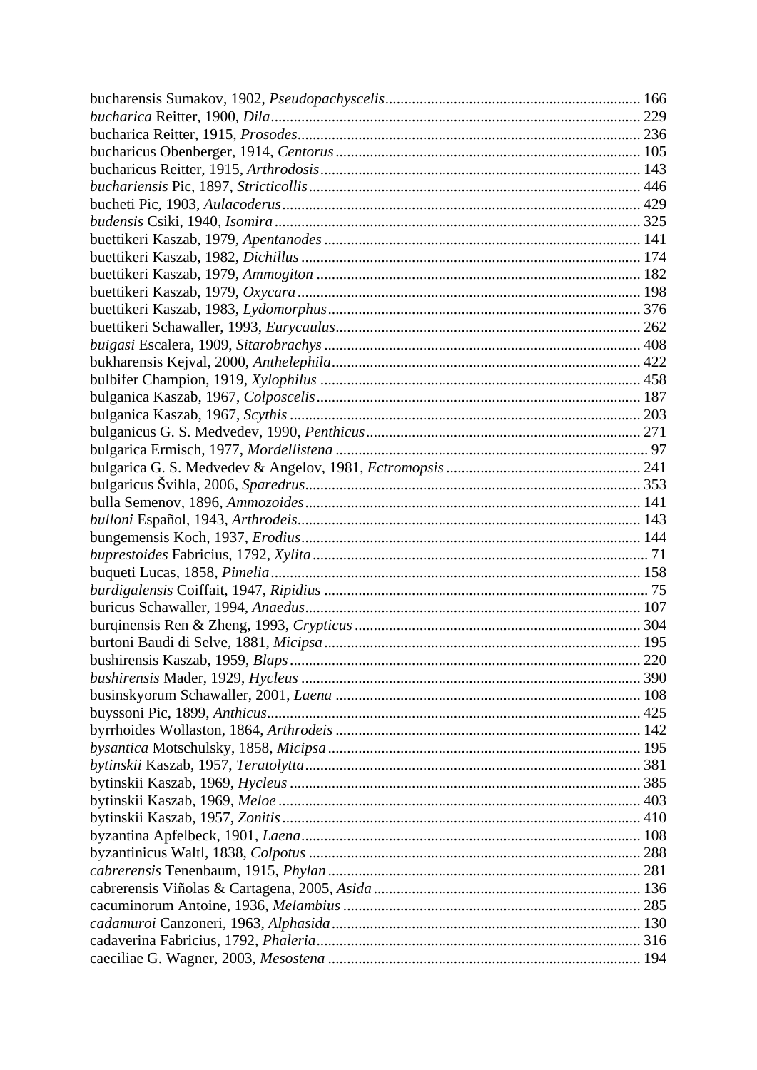bucharensis Sumakov, 1902, *Pseudopachyscelis* .................................................................. 166
*bucharica* Reitter, 1900, *Dila* ................................................................................................ 229
bucharica Reitter, 1915, *Prosodes* ......................................................................................... 236
bucharicus Obenberger, 1914, *Centorus* ............................................................................... 105
bucharicus Reitter, 1915, *Arthrodosis* ................................................................................... 143
*buchariensis* Pic, 1897, *Stricticollis* ....................................................................................... 446
bucheti Pic, 1903, *Aulacoderus* .............................................................................................. 429
*budensis* Csiki, 1940, *Isomira* ................................................................................................ 325
buettikeri Kaszab, 1979, *Apentanodes* ................................................................................... 141
buettikeri Kaszab, 1982, *Dichillus* ......................................................................................... 174
buettikeri Kaszab, 1979, *Ammogiton* ..................................................................................... 182
buettikeri Kaszab, 1979, *Oxycara* .......................................................................................... 198
buettikeri Kaszab, 1983, *Lydomorphus* .................................................................................. 376
buettikeri Schawaller, 1993, *Eurycaulus* ................................................................................ 262
*buigasi* Escalera, 1909, *Sitarobrachys* ................................................................................... 408
bukharensis Kejval, 2000, *Anthelephila* ................................................................................. 422
bulbifer Champion, 1919, *Xylophilus* .................................................................................... 458
bulganica Kaszab, 1967, *Colposcelis* ..................................................................................... 187
bulganica Kaszab, 1967, *Scythis* ............................................................................................ 203
bulganicus G. S. Medvedev, 1990, *Penthicus* ........................................................................ 271
bulgarica Ermisch, 1977, *Mordellistena* ................................................................................... 97
bulgarica G. S. Medvedev & Angelov, 1981, *Ectromopsis* ................................................... 241
bulgaricus Švihla, 2006, *Sparedrus* ........................................................................................ 353
bulla Semenov, 1896, *Ammozoides* ........................................................................................ 141
*bulloni* Español, 1943, *Arthrodeis* .......................................................................................... 143
bungemensis Koch, 1937, *Erodius* ......................................................................................... 144
*buprestoides* Fabricius, 1792, *Xylita* ........................................................................................ 71
buqueti Lucas, 1858, *Pimelia* ................................................................................................. 158
*burdigalensis* Coiffait, 1947, *Ripidius* ..................................................................................... 75
buricus Schawaller, 1994, *Anaedus* ........................................................................................ 107
burqinensis Ren & Zheng, 1993, *Crypticus* ........................................................................... 304
burtoni Baudi di Selve, 1881, *Micipsa* ................................................................................... 195
bushirensis Kaszab, 1959, *Blaps* ............................................................................................ 220
*bushirensis* Mader, 1929, *Hycleus* ......................................................................................... 390
businskyorum Schawaller, 2001, *Laena* ................................................................................ 108
buyssoni Pic, 1899, *Anthicus* .................................................................................................. 425
byrrhoides Wollaston, 1864, *Arthrodeis* ................................................................................ 142
*bysantica* Motschulsky, 1858, *Micipsa* .................................................................................. 195
*bytinskii* Kaszab, 1957, *Teratolytta* ........................................................................................ 381
bytinskii Kaszab, 1969, *Hycleus* ............................................................................................ 385
bytinskii Kaszab, 1969, *Meloe* ............................................................................................... 403
bytinskii Kaszab, 1957, *Zonitis* .............................................................................................. 410
byzantina Apfelbeck, 1901, *Laena* ......................................................................................... 108
byzantinicus Waltl, 1838, *Colpotus* ....................................................................................... 288
*cabrerensis* Tenenbaum, 1915, *Phylan* .................................................................................. 281
cabrerensis Viñolas & Cartagena, 2005, *Asida* ...................................................................... 136
cacuminorum Antoine, 1936, *Melambius* .............................................................................. 285
*cadamuroi* Canzoneri, 1963, *Alphasida* ................................................................................. 130
cadaverina Fabricius, 1792, *Phaleria* ..................................................................................... 316
caeciliae G. Wagner, 2003, *Mesostena* .................................................................................. 194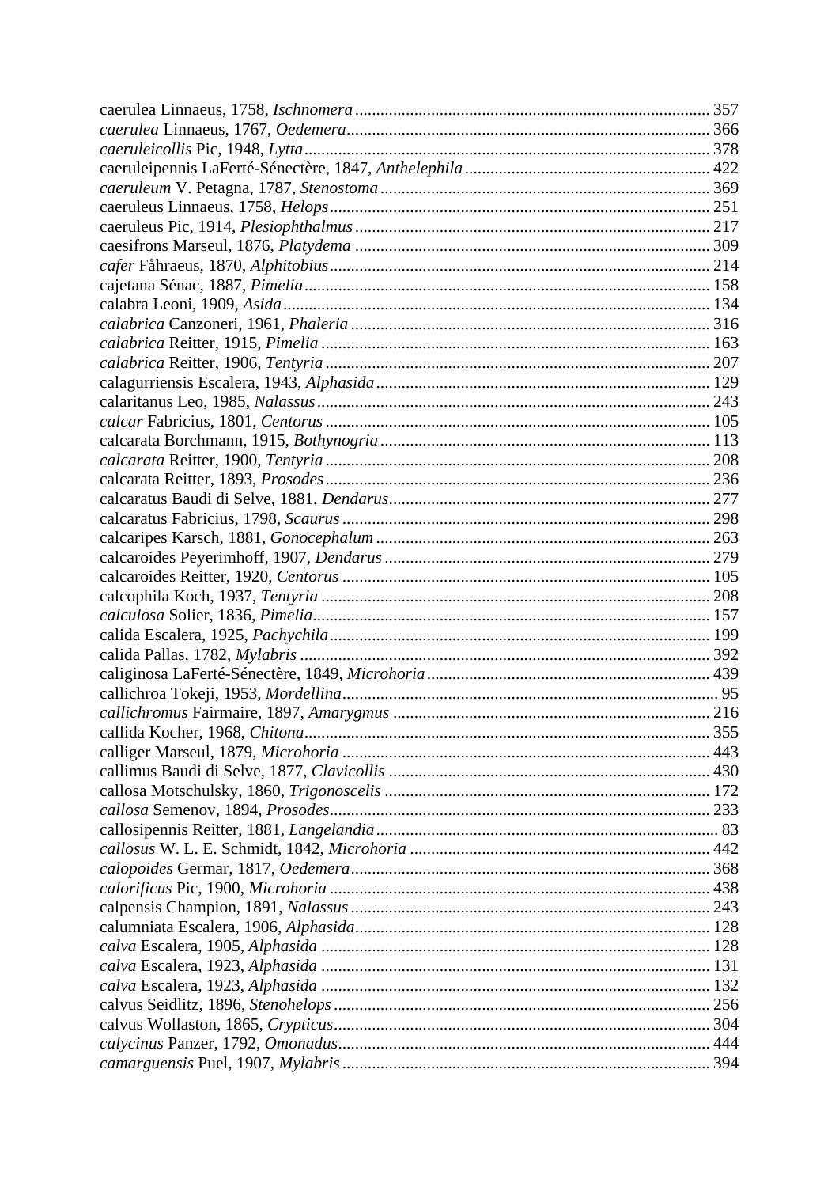caerulea Linnaeus, 1758, *Ischnomera* ................................................ 357
*caerulea* Linnaeus, 1767, *Oedemera* ................................................ 366
*caeruleicollis* Pic, 1948, *Lytta* ................................................ 378
caeruleipennis LaFerté-Sénectère, 1847, *Anthelephila* ................................................ 422
*caeruleum* V. Petagna, 1787, *Stenostoma* ................................................ 369
caeruleus Linnaeus, 1758, *Helops* ................................................ 251
caeruleus Pic, 1914, *Plesiophthalmus* ................................................ 217
caesifrons Marseul, 1876, *Platydema* ................................................ 309
*cafer* Fåhraeus, 1870, *Alphitobius* ................................................ 214
cajetana Sénac, 1887, *Pimelia* ................................................ 158
calabra Leoni, 1909, *Asida* ................................................ 134
*calabrica* Canzoneri, 1961, *Phaleria* ................................................ 316
*calabrica* Reitter, 1915, *Pimelia* ................................................ 163
*calabrica* Reitter, 1906, *Tentyria* ................................................ 207
calagurriensis Escalera, 1943, *Alphasida* ................................................ 129
calaritanus Leo, 1985, *Nalassus* ................................................ 243
*calcar* Fabricius, 1801, *Centorus* ................................................ 105
calcarata Borchmann, 1915, *Bothynogria* ................................................ 113
*calcarata* Reitter, 1900, *Tentyria* ................................................ 208
calcarata Reitter, 1893, *Prosodes* ................................................ 236
calcaratus Baudi di Selve, 1881, *Dendarus* ................................................ 277
calcaratus Fabricius, 1798, *Scaurus* ................................................ 298
calcaripes Karsch, 1881, *Gonocephalum* ................................................ 263
calcaroides Peyerimhoff, 1907, *Dendarus* ................................................ 279
calcaroides Reitter, 1920, *Centorus* ................................................ 105
calcophila Koch, 1937, *Tentyria* ................................................ 208
*calculosa* Solier, 1836, *Pimelia* ................................................ 157
calida Escalera, 1925, *Pachychila* ................................................ 199
calida Pallas, 1782, *Mylabris* ................................................ 392
caliginosa LaFerté-Sénectère, 1849, *Microhoria* ................................................ 439
callichroa Tokeji, 1953, *Mordellina* ................................................ 95
*callichromus* Fairmaire, 1897, *Amarygmus* ................................................ 216
callida Kocher, 1968, *Chitona* ................................................ 355
calliger Marseul, 1879, *Microhoria* ................................................ 443
callimus Baudi di Selve, 1877, *Clavicollis* ................................................ 430
callosa Motschulsky, 1860, *Trigonoscelis* ................................................ 172
*callosa* Semenov, 1894, *Prosodes* ................................................ 233
callosipennis Reitter, 1881, *Langelandia* ................................................ 83
*callosus* W. L. E. Schmidt, 1842, *Microhoria* ................................................ 442
*calopoides* Germar, 1817, *Oedemera* ................................................ 368
*calorificus* Pic, 1900, *Microhoria* ................................................ 438
calpensis Champion, 1891, *Nalassus* ................................................ 243
calumniata Escalera, 1906, *Alphasida* ................................................ 128
*calva* Escalera, 1905, *Alphasida* ................................................ 128
*calva* Escalera, 1923, *Alphasida* ................................................ 131
*calva* Escalera, 1923, *Alphasida* ................................................ 132
calvus Seidlitz, 1896, *Stenohelops* ................................................ 256
calvus Wollaston, 1865, *Crypticus* ................................................ 304
*calycinus* Panzer, 1792, *Omonadus* ................................................ 444
*camarguensis* Puel, 1907, *Mylabris* ................................................ 394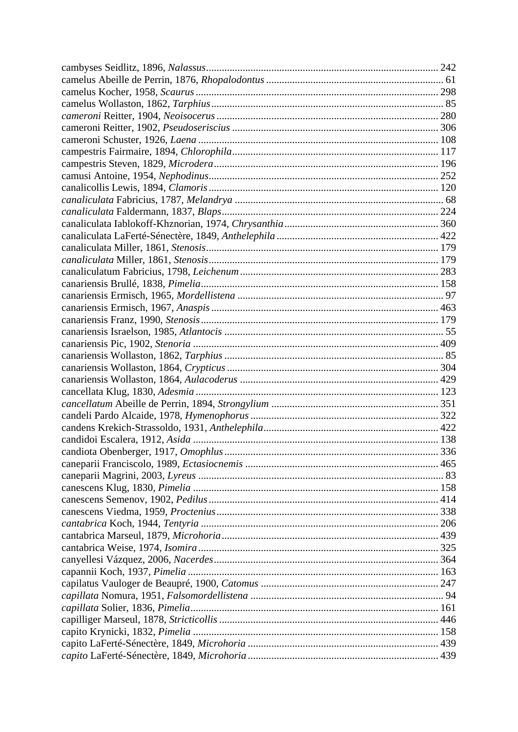cambyses Seidlitz, 1896, *Nalassus* ........ 242
camelus Abeille de Perrin, 1876, *Rhopalodontus* ........ 61
camelus Kocher, 1958, *Scaurus* ........ 298
camelus Wollaston, 1862, *Tarphius* ........ 85
*cameroni* Reitter, 1904, *Neoisocerus* ........ 280
cameroni Reitter, 1902, *Pseudoseriscius* ........ 306
cameroni Schuster, 1926, *Laena* ........ 108
campestris Fairmaire, 1894, *Chlorophila* ........ 117
campestris Steven, 1829, *Microdera* ........ 196
camusi Antoine, 1954, *Nephodinus* ........ 252
canalicollis Lewis, 1894, *Clamoris* ........ 120
*canaliculata* Fabricius, 1787, *Melandrya* ........ 68
*canaliculata* Faldermann, 1837, *Blaps* ........ 224
canaliculata Iablokoff-Khznorian, 1974, *Chrysanthia* ........ 360
canaliculata LaFerté-Sénectère, 1849, *Anthelephila* ........ 422
canaliculata Miller, 1861, *Stenosis* ........ 179
*canaliculata* Miller, 1861, *Stenosis* ........ 179
canaliculatum Fabricius, 1798, *Leichenum* ........ 283
canariensis Brullé, 1838, *Pimelia* ........ 158
canariensis Ermisch, 1965, *Mordellistena* ........ 97
canariensis Ermisch, 1967, *Anaspis* ........ 463
canariensis Franz, 1990, *Stenosis* ........ 179
canariensis Israelson, 1985, *Atlantocis* ........ 55
canariensis Pic, 1902, *Stenoria* ........ 409
canariensis Wollaston, 1862, *Tarphius* ........ 85
canariensis Wollaston, 1864, *Crypticus* ........ 304
canariensis Wollaston, 1864, *Aulacoderus* ........ 429
cancellata Klug, 1830, *Adesmia* ........ 123
*cancellatum* Abeille de Perrin, 1894, *Strongylium* ........ 351
candeli Pardo Alcaide, 1978, *Hymenophorus* ........ 322
candens Krekich-Strassoldo, 1931, *Anthelephila* ........ 422
candidoi Escalera, 1912, *Asida* ........ 138
candiota Obenberger, 1917, *Omophlus* ........ 336
caneparii Franciscolo, 1989, *Ectasiocnemis* ........ 465
caneparii Magrini, 2003, *Lyreus* ........ 83
canescens Klug, 1830, *Pimelia* ........ 158
canescens Semenov, 1902, *Pedilus* ........ 414
canescens Viedma, 1959, *Proctenius* ........ 338
*cantabrica* Koch, 1944, *Tentyria* ........ 206
cantabrica Marseul, 1879, *Microhoria* ........ 439
cantabrica Weise, 1974, *Isomira* ........ 325
canyellesi Vázquez, 2006, *Nacerdes* ........ 364
capannii Koch, 1937, *Pimelia* ........ 163
capilatus Vauloger de Beaupré, 1900, *Catomus* ........ 247
*capillata* Nomura, 1951, *Falsomordellistena* ........ 94
*capillata* Solier, 1836, *Pimelia* ........ 161
capilliger Marseul, 1878, *Stricticollis* ........ 446
capito Krynicki, 1832, *Pimelia* ........ 158
capito LaFerté-Sénectère, 1849, *Microhoria* ........ 439
*capito* LaFerté-Sénectère, 1849, *Microhoria* ........ 439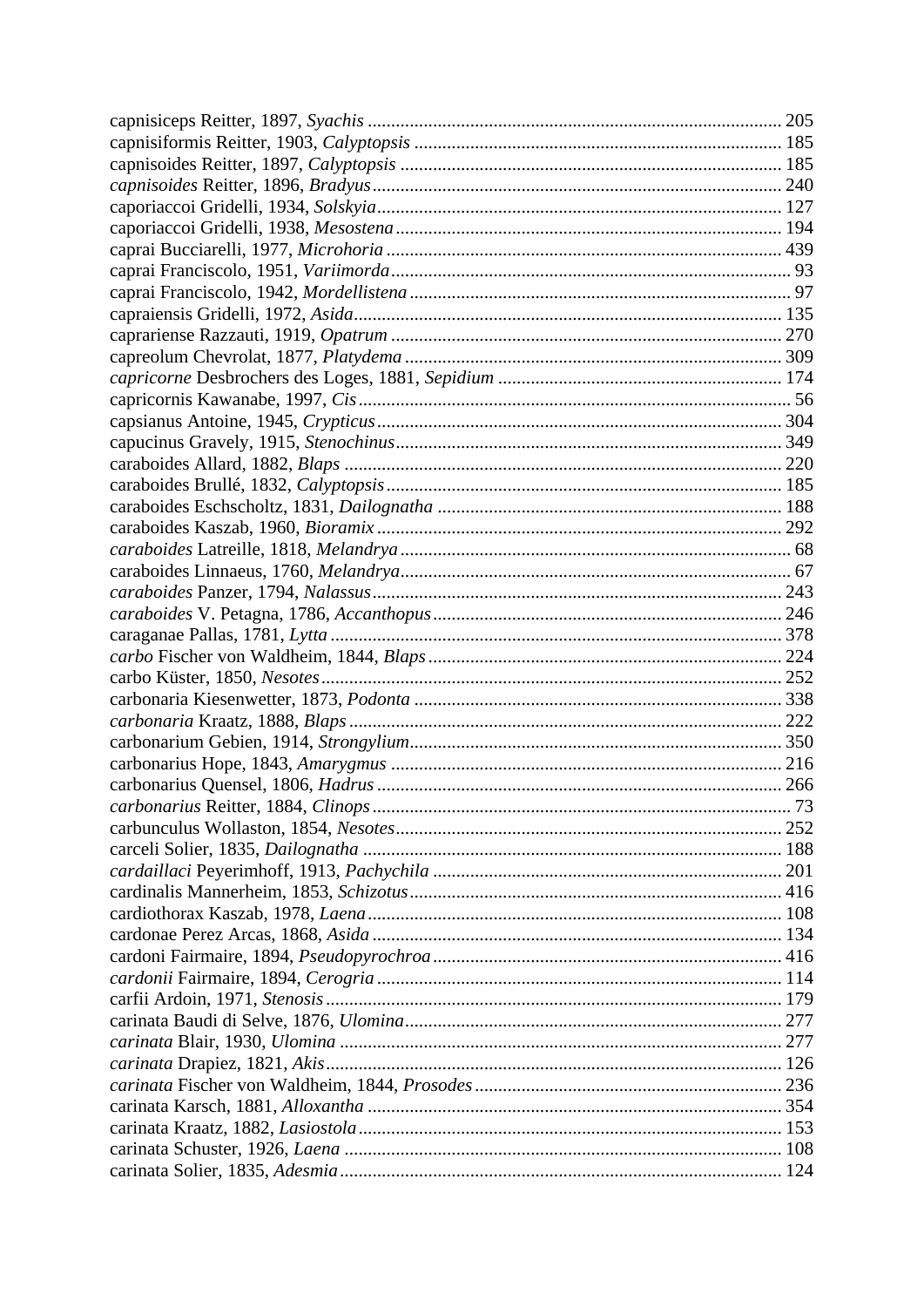capnisiceps Reitter, 1897, *Syachis* ........................................................................................ 205
capnisiformis Reitter, 1903, *Calyptopsis* .............................................................................. 185
capnisoides Reitter, 1897, *Calyptopsis* ................................................................................ 185
*capnisoides* Reitter, 1896, *Bradyus*..................................................................................... 240
caporiaccoi Gridelli, 1934, *Solskyia*..................................................................................... 127
caporiaccoi Gridelli, 1938, *Mesostena*.................................................................................. 194
caprai Bucciarelli, 1977, *Microhoria* .................................................................................... 439
caprai Franciscolo, 1951, *Variimorda*.................................................................................... 93
caprai Franciscolo, 1942, *Mordellistena* ................................................................................ 97
capraiensis Gridelli, 1972, *Asida*........................................................................................... 135
caprariense Razzauti, 1919, *Opatrum* ................................................................................... 270
capreolum Chevrolat, 1877, *Platydema* ................................................................................ 309
*capricorne* Desbrochers des Loges, 1881, *Sepidium* ............................................................ 174
capricornis Kawanabe, 1997, *Cis*........................................................................................... 56
capsianus Antoine, 1945, *Crypticus*...................................................................................... 304
capucinus Gravely, 1915, *Stenochinus*.................................................................................. 349
caraboides Allard, 1882, *Blaps* ............................................................................................. 220
caraboides Brullé, 1832, *Calyptopsis*.................................................................................... 185
caraboides Eschscholtz, 1831, *Dailognatha* ......................................................................... 188
caraboides Kaszab, 1960, *Bioramix* ...................................................................................... 292
*caraboides* Latreille, 1818, *Melandrya* .................................................................................. 68
caraboides Linnaeus, 1760, *Melandrya*.................................................................................. 67
*caraboides* Panzer, 1794, *Nalassus*....................................................................................... 243
*caraboides* V. Petagna, 1786, *Accanthopus*.......................................................................... 246
caraganae Pallas, 1781, *Lytta* ................................................................................................ 378
*carbo* Fischer von Waldheim, 1844, *Blaps* ........................................................................... 224
carbo Küster, 1850, *Nesotes*.................................................................................................. 252
carbonaria Kiesenwetter, 1873, *Podonta* .............................................................................. 338
*carbonaria* Kraatz, 1888, *Blaps* ............................................................................................ 222
carbonarium Gebien, 1914, *Strongylium*............................................................................... 350
carbonarius Hope, 1843, *Amarygmus* ................................................................................... 216
carbonarius Quensel, 1806, *Hadrus* ...................................................................................... 266
*carbonarius* Reitter, 1884, *Clinops* ......................................................................................... 73
carbunculus Wollaston, 1854, *Nesotes*.................................................................................. 252
carceli Solier, 1835, *Dailognatha* .......................................................................................... 188
*cardaillaci* Peyerimhoff, 1913, *Pachychila* ........................................................................... 201
cardinalis Mannerheim, 1853, *Schizotus*............................................................................... 416
cardiothorax Kaszab, 1978, *Laena*........................................................................................ 108
cardonae Perez Arcas, 1868, *Asida* ....................................................................................... 134
cardoni Fairmaire, 1894, *Pseudopyrochroa*........................................................................... 416
*cardonii* Fairmaire, 1894, *Cerogria* ...................................................................................... 114
carfii Ardoin, 1971, *Stenosis*................................................................................................. 179
carinata Baudi di Selve, 1876, *Ulomina*................................................................................ 277
*carinata* Blair, 1930, *Ulomina* .............................................................................................. 277
*carinata* Drapiez, 1821, *Akis*................................................................................................. 126
*carinata* Fischer von Waldheim, 1844, *Prosodes* .................................................................. 236
carinata Karsch, 1881, *Alloxantha* ........................................................................................ 354
carinata Kraatz, 1882, *Lasiostola*.......................................................................................... 153
carinata Schuster, 1926, *Laena* ............................................................................................. 108
carinata Solier, 1835, *Adesmia*.............................................................................................. 124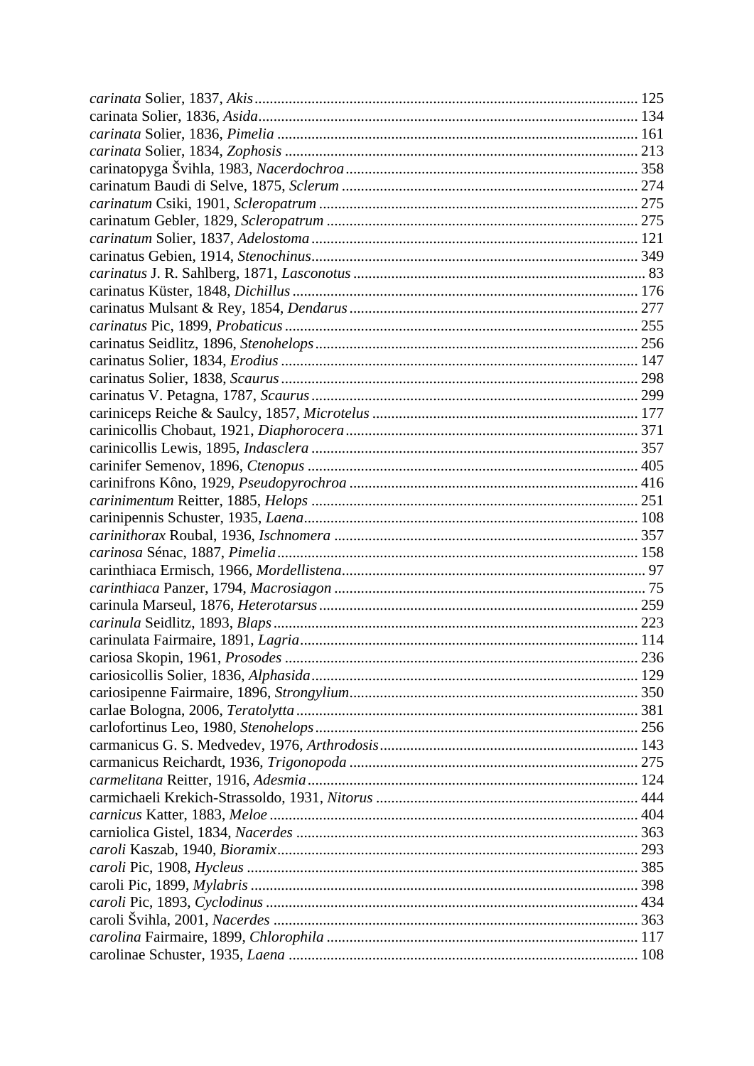*carinata* Solier, 1837, *Akis* .................... 125
carinata Solier, 1836, *Asida* .................... 134
*carinata* Solier, 1836, *Pimelia* .................... 161
*carinata* Solier, 1834, *Zophosis* .................... 213
carinatopyga Švihla, 1983, *Nacerdochroa* .................... 358
carinatum Baudi di Selve, 1875, *Sclerum* .................... 274
*carinatum* Csiki, 1901, *Scleropatrum* .................... 275
carinatum Gebler, 1829, *Scleropatrum* .................... 275
*carinatum* Solier, 1837, *Adelostoma* .................... 121
carinatus Gebien, 1914, *Stenochinus* .................... 349
*carinatus* J. R. Sahlberg, 1871, *Lasconotus* .................... 83
carinatus Küster, 1848, *Dichillus* .................... 176
carinatus Mulsant & Rey, 1854, *Dendarus* .................... 277
*carinatus* Pic, 1899, *Probaticus* .................... 255
carinatus Seidlitz, 1896, *Stenohelops* .................... 256
carinatus Solier, 1834, *Erodius* .................... 147
carinatus Solier, 1838, *Scaurus* .................... 298
carinatus V. Petagna, 1787, *Scaurus* .................... 299
cariniceps Reiche & Saulcy, 1857, *Microtelus* .................... 177
carinicollis Chobaut, 1921, *Diaphorocera* .................... 371
carinicollis Lewis, 1895, *Indasclera* .................... 357
carinifer Semenov, 1896, *Ctenopus* .................... 405
carinifrons Kôno, 1929, *Pseudopyrochroa* .................... 416
*carinimentum* Reitter, 1885, *Helops* .................... 251
carinipennis Schuster, 1935, *Laena* .................... 108
*carinithorax* Roubal, 1936, *Ischnomera* .................... 357
*carinosa* Sénac, 1887, *Pimelia* .................... 158
carinthiaca Ermisch, 1966, *Mordellistena* .................... 97
*carinthiaca* Panzer, 1794, *Macrosiagon* .................... 75
carinula Marseul, 1876, *Heterotarsus* .................... 259
*carinula* Seidlitz, 1893, *Blaps* .................... 223
carinulata Fairmaire, 1891, *Lagria* .................... 114
cariosa Skopin, 1961, *Prosodes* .................... 236
cariosicollis Solier, 1836, *Alphasida* .................... 129
cariosipenne Fairmaire, 1896, *Strongylium* .................... 350
carlae Bologna, 2006, *Teratolytta* .................... 381
carlofortinus Leo, 1980, *Stenohelops* .................... 256
carmanicus G. S. Medvedev, 1976, *Arthrodosis* .................... 143
carmanicus Reichardt, 1936, *Trigonopoda* .................... 275
*carmelitana* Reitter, 1916, *Adesmia* .................... 124
carmichaeli Krekich-Strassoldo, 1931, *Nitorus* .................... 444
*carnicus* Katter, 1883, *Meloe* .................... 404
carniolica Gistel, 1834, *Nacerdes* .................... 363
*caroli* Kaszab, 1940, *Bioramix* .................... 293
*caroli* Pic, 1908, *Hycleus* .................... 385
caroli Pic, 1899, *Mylabris* .................... 398
*caroli* Pic, 1893, *Cyclodinus* .................... 434
caroli Švihla, 2001, *Nacerdes* .................... 363
*carolina* Fairmaire, 1899, *Chlorophila* .................... 117
carolinae Schuster, 1935, *Laena* .................... 108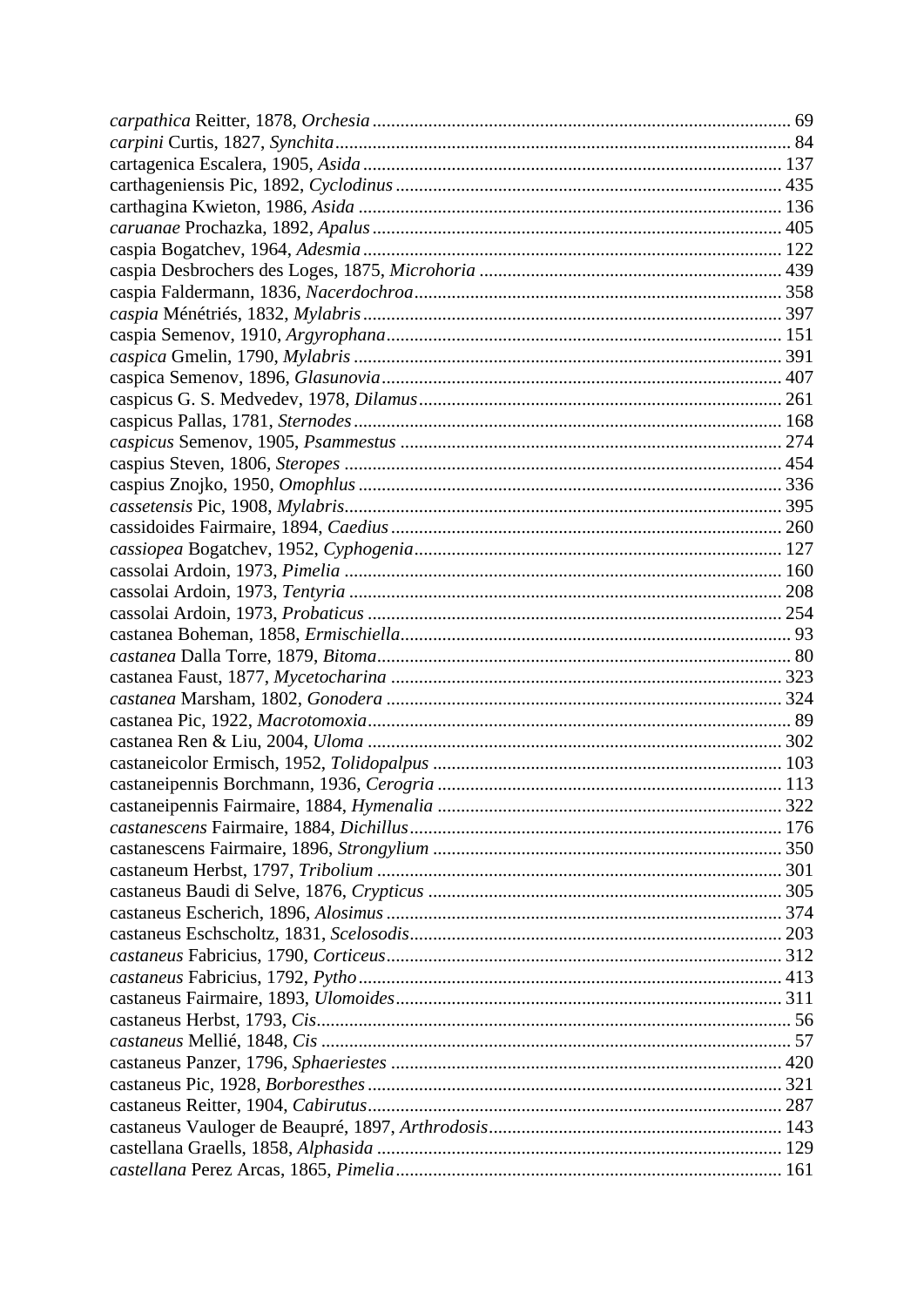*carpathica* Reitter, 1878, *Orchesia* ........................................ 69
*carpini* Curtis, 1827, *Synchita* ........................................ 84
cartagenica Escalera, 1905, *Asida* ........................................ 137
carthageniensis Pic, 1892, *Cyclodinus* ........................................ 435
carthagina Kwieton, 1986, *Asida* ........................................ 136
*caruanae* Prochazka, 1892, *Apalus* ........................................ 405
caspia Bogatchev, 1964, *Adesmia* ........................................ 122
caspia Desbrochers des Loges, 1875, *Microhoria* ........................................ 439
caspia Faldermann, 1836, *Nacerdochroa* ........................................ 358
*caspia* Ménétriés, 1832, *Mylabris* ........................................ 397
caspia Semenov, 1910, *Argyrophana* ........................................ 151
*caspica* Gmelin, 1790, *Mylabris* ........................................ 391
caspica Semenov, 1896, *Glasunovia* ........................................ 407
caspicus G. S. Medvedev, 1978, *Dilamus* ........................................ 261
caspicus Pallas, 1781, *Sternodes* ........................................ 168
*caspicus* Semenov, 1905, *Psammestus* ........................................ 274
caspius Steven, 1806, *Steropes* ........................................ 454
caspius Znojko, 1950, *Omophlus* ........................................ 336
*cassetensis* Pic, 1908, *Mylabris* ........................................ 395
cassidoides Fairmaire, 1894, *Caedius* ........................................ 260
*cassiopea* Bogatchev, 1952, *Cyphogenia* ........................................ 127
cassolai Ardoin, 1973, *Pimelia* ........................................ 160
cassolai Ardoin, 1973, *Tentyria* ........................................ 208
cassolai Ardoin, 1973, *Probaticus* ........................................ 254
castanea Boheman, 1858, *Ermischiella* ........................................ 93
*castanea* Dalla Torre, 1879, *Bitoma* ........................................ 80
castanea Faust, 1877, *Mycetocharina* ........................................ 323
*castanea* Marsham, 1802, *Gonodera* ........................................ 324
castanea Pic, 1922, *Macrotomoxia* ........................................ 89
castanea Ren & Liu, 2004, *Uloma* ........................................ 302
castaneicolor Ermisch, 1952, *Tolidopalpus* ........................................ 103
castaneipennis Borchmann, 1936, *Cerogria* ........................................ 113
castaneipennis Fairmaire, 1884, *Hymenalia* ........................................ 322
*castanescens* Fairmaire, 1884, *Dichillus* ........................................ 176
castanescens Fairmaire, 1896, *Strongylium* ........................................ 350
castaneum Herbst, 1797, *Tribolium* ........................................ 301
castaneus Baudi di Selve, 1876, *Crypticus* ........................................ 305
castaneus Escherich, 1896, *Alosimus* ........................................ 374
castaneus Eschscholtz, 1831, *Scelosodis* ........................................ 203
*castaneus* Fabricius, 1790, *Corticeus* ........................................ 312
*castaneus* Fabricius, 1792, *Pytho* ........................................ 413
castaneus Fairmaire, 1893, *Ulomoides* ........................................ 311
castaneus Herbst, 1793, *Cis* ........................................ 56
*castaneus* Mellié, 1848, *Cis* ........................................ 57
castaneus Panzer, 1796, *Sphaeriestes* ........................................ 420
castaneus Pic, 1928, *Borboresthes* ........................................ 321
castaneus Reitter, 1904, *Cabirutus* ........................................ 287
castaneus Vauloger de Beaupré, 1897, *Arthrodosis* ........................................ 143
castellana Graells, 1858, *Alphasida* ........................................ 129
*castellana* Perez Arcas, 1865, *Pimelia* ........................................ 161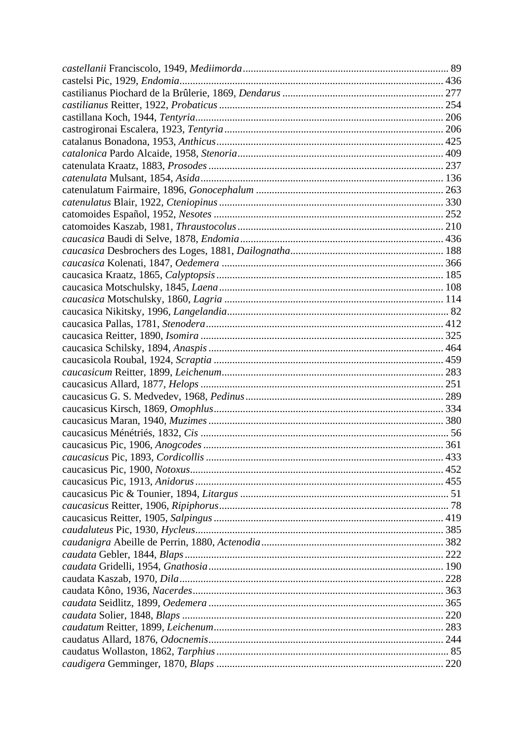*castellanii* Franciscolo, 1949, *Mediimorda* ........................................ 89
castelsi Pic, 1929, *Endomia* ........................................ 436
castilianus Piochard de la Brûlerie, 1869, *Dendarus* ........................................ 277
*castilianus* Reitter, 1922, *Probaticus* ........................................ 254
castillana Koch, 1944, *Tentyria* ........................................ 206
castrogironai Escalera, 1923, *Tentyria* ........................................ 206
catalanus Bonadona, 1953, *Anthicus* ........................................ 425
*catalonica* Pardo Alcaide, 1958, *Stenoria* ........................................ 409
catenulata Kraatz, 1883, *Prosodes* ........................................ 237
*catenulata* Mulsant, 1854, *Asida* ........................................ 136
catenulatum Fairmaire, 1896, *Gonocephalum* ........................................ 263
*catenulatus* Blair, 1922, *Cteniopinus* ........................................ 330
catomoides Español, 1952, *Nesotes* ........................................ 252
catomoides Kaszab, 1981, *Thraustocolus* ........................................ 210
*caucasica* Baudi di Selve, 1878, *Endomia* ........................................ 436
*caucasica* Desbrochers des Loges, 1881, *Dailognatha* ........................................ 188
*caucasica* Kolenati, 1847, *Oedemera* ........................................ 366
caucasica Kraatz, 1865, *Calyptopsis* ........................................ 185
caucasica Motschulsky, 1845, *Laena* ........................................ 108
*caucasica* Motschulsky, 1860, *Lagria* ........................................ 114
caucasica Nikitsky, 1996, *Langelandia* ........................................ 82
caucasica Pallas, 1781, *Stenodera* ........................................ 412
caucasica Reitter, 1890, *Isomira* ........................................ 325
caucasica Schilsky, 1894, *Anaspis* ........................................ 464
caucasicola Roubal, 1924, *Scraptia* ........................................ 459
*caucasicum* Reitter, 1899, *Leichenum* ........................................ 283
caucasicus Allard, 1877, *Helops* ........................................ 251
caucasicus G. S. Medvedev, 1968, *Pedinus* ........................................ 289
caucasicus Kirsch, 1869, *Omophlus* ........................................ 334
caucasicus Maran, 1940, *Muzimes* ........................................ 380
caucasicus Ménétriés, 1832, *Cis* ........................................ 56
caucasicus Pic, 1906, *Anogcodes* ........................................ 361
*caucasicus* Pic, 1893, *Cordicollis* ........................................ 433
caucasicus Pic, 1900, *Notoxus* ........................................ 452
caucasicus Pic, 1913, *Anidorus* ........................................ 455
caucasicus Pic & Tounier, 1894, *Litargus* ........................................ 51
*caucasicus* Reitter, 1906, *Ripiphorus* ........................................ 78
caucasicus Reitter, 1905, *Salpingus* ........................................ 419
*caudaluteus* Pic, 1930, *Hycleus* ........................................ 385
*caudanigra* Abeille de Perrin, 1880, *Actenodia* ........................................ 382
*caudata* Gebler, 1844, *Blaps* ........................................ 222
*caudata* Gridelli, 1954, *Gnathosia* ........................................ 190
caudata Kaszab, 1970, *Dila* ........................................ 228
caudata Kôno, 1936, *Nacerdes* ........................................ 363
*caudata* Seidlitz, 1899, *Oedemera* ........................................ 365
*caudata* Solier, 1848, *Blaps* ........................................ 220
*caudatum* Reitter, 1899, *Leichenum* ........................................ 283
caudatus Allard, 1876, *Odocnemis* ........................................ 244
caudatus Wollaston, 1862, *Tarphius* ........................................ 85
*caudigera* Gemminger, 1870, *Blaps* ........................................ 220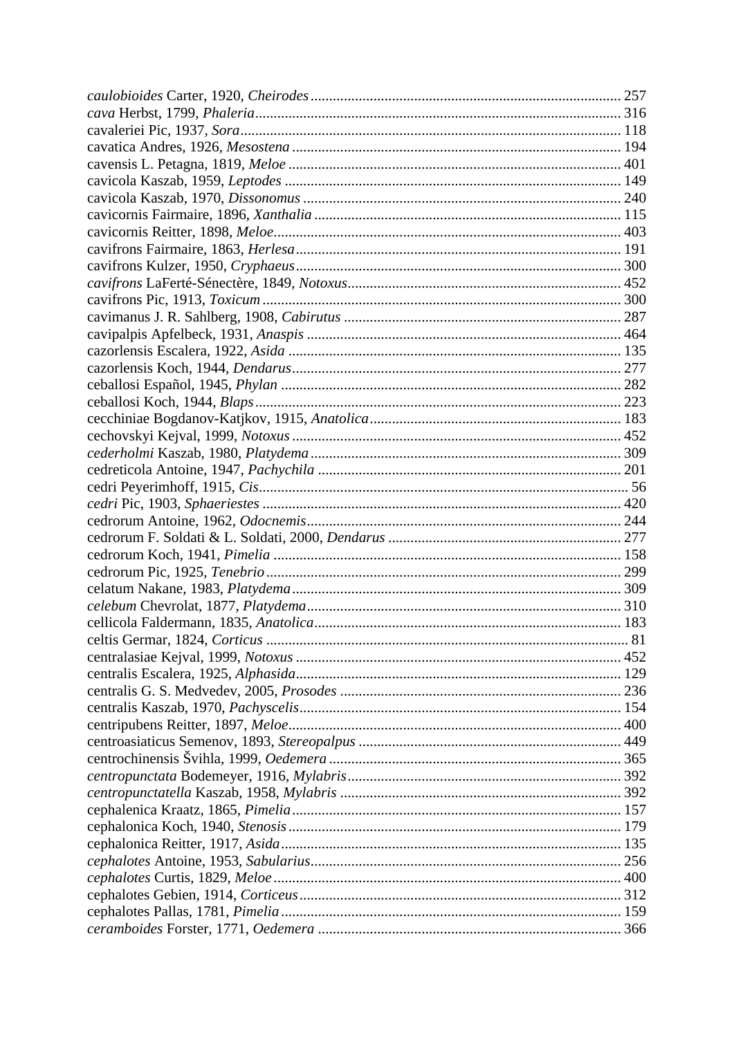*caulobioides* Carter, 1920, *Cheirodes* .......... 257
*cava* Herbst, 1799, *Phaleria* .......... 316
cavaleriei Pic, 1937, *Sora* .......... 118
cavatica Andres, 1926, *Mesostena* .......... 194
cavensis L. Petagna, 1819, *Meloe* .......... 401
cavicola Kaszab, 1959, *Leptodes* .......... 149
cavicola Kaszab, 1970, *Dissonomus* .......... 240
cavicornis Fairmaire, 1896, *Xanthalia* .......... 115
cavicornis Reitter, 1898, *Meloe* .......... 403
cavifrons Fairmaire, 1863, *Herlesa* .......... 191
cavifrons Kulzer, 1950, *Cryphaeus* .......... 300
*cavifrons* LaFerté-Sénectère, 1849, *Notoxus* .......... 452
cavifrons Pic, 1913, *Toxicum* .......... 300
cavimanus J. R. Sahlberg, 1908, *Cabirutus* .......... 287
cavipalpis Apfelbeck, 1931, *Anaspis* .......... 464
cazorlensis Escalera, 1922, *Asida* .......... 135
cazorlensis Koch, 1944, *Dendarus* .......... 277
ceballosi Español, 1945, *Phylan* .......... 282
ceballosi Koch, 1944, *Blaps* .......... 223
cecchiniae Bogdanov-Katjkov, 1915, *Anatolica* .......... 183
cechovskyi Kejval, 1999, *Notoxus* .......... 452
*cederholmi* Kaszab, 1980, *Platydema* .......... 309
cedreticola Antoine, 1947, *Pachychila* .......... 201
cedri Peyerimhoff, 1915, *Cis* .......... 56
*cedri* Pic, 1903, *Sphaeriestes* .......... 420
cedrorum Antoine, 1962, *Odocnemis* .......... 244
cedrorum F. Soldati & L. Soldati, 2000, *Dendarus* .......... 277
cedrorum Koch, 1941, *Pimelia* .......... 158
cedrorum Pic, 1925, *Tenebrio* .......... 299
celatum Nakane, 1983, *Platydema* .......... 309
*celebum* Chevrolat, 1877, *Platydema* .......... 310
cellicola Faldermann, 1835, *Anatolica* .......... 183
celtis Germar, 1824, *Corticus* .......... 81
centralasiae Kejval, 1999, *Notoxus* .......... 452
centralis Escalera, 1925, *Alphasida* .......... 129
centralis G. S. Medvedev, 2005, *Prosodes* .......... 236
centralis Kaszab, 1970, *Pachyscelis* .......... 154
centripubens Reitter, 1897, *Meloe* .......... 400
centroasiaticus Semenov, 1893, *Stereopalpus* .......... 449
centrochinensis Švihla, 1999, *Oedemera* .......... 365
*centropunctata* Bodemeyer, 1916, *Mylabris* .......... 392
*centropunctatella* Kaszab, 1958, *Mylabris* .......... 392
cephalenica Kraatz, 1865, *Pimelia* .......... 157
cephalonica Koch, 1940, *Stenosis* .......... 179
cephalonica Reitter, 1917, *Asida* .......... 135
*cephalotes* Antoine, 1953, *Sabularius* .......... 256
*cephalotes* Curtis, 1829, *Meloe* .......... 400
cephalotes Gebien, 1914, *Corticeus* .......... 312
cephalotes Pallas, 1781, *Pimelia* .......... 159
*ceramboides* Forster, 1771, *Oedemera* .......... 366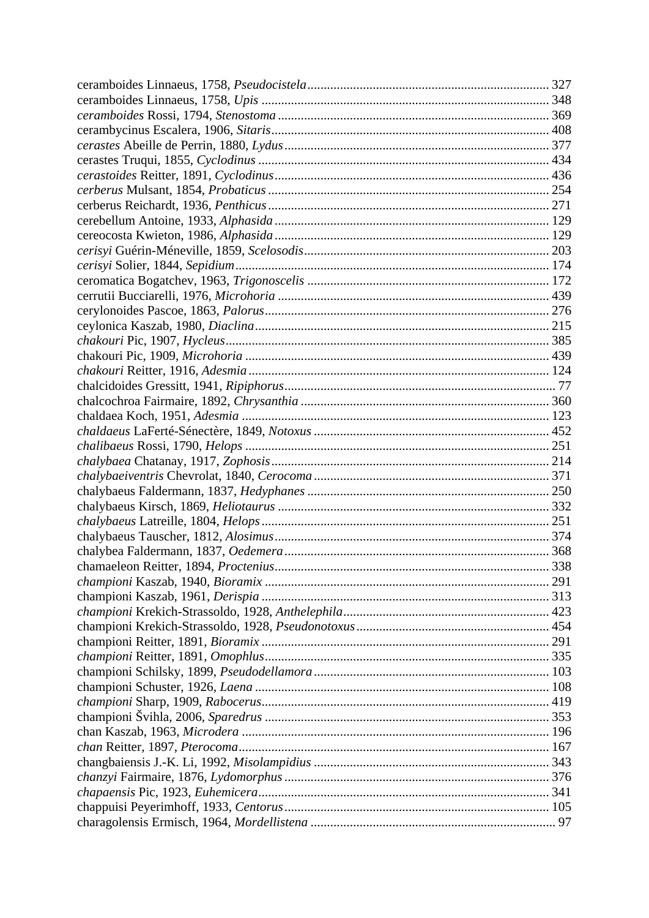ceramboides Linnaeus, 1758, *Pseudocistela* ........................................ 327
ceramboides Linnaeus, 1758, *Upis* ........................................ 348
*ceramboides* Rossi, 1794, *Stenostoma* ........................................ 369
cerambycinus Escalera, 1906, *Sitaris* ........................................ 408
*cerastes* Abeille de Perrin, 1880, *Lydus* ........................................ 377
cerastes Truqui, 1855, *Cyclodinus* ........................................ 434
*cerastoides* Reitter, 1891, *Cyclodinus* ........................................ 436
*cerberus* Mulsant, 1854, *Probaticus* ........................................ 254
cerberus Reichardt, 1936, *Penthicus* ........................................ 271
cerebellum Antoine, 1933, *Alphasida* ........................................ 129
cereocosta Kwieton, 1986, *Alphasida* ........................................ 129
*cerisyi* Guérin-Méneville, 1859, *Scelosodis* ........................................ 203
*cerisyi* Solier, 1844, *Sepidium* ........................................ 174
ceromatica Bogatchev, 1963, *Trigonoscelis* ........................................ 172
cerrutii Bucciarelli, 1976, *Microhoria* ........................................ 439
cerylonoides Pascoe, 1863, *Palorus* ........................................ 276
ceylonica Kaszab, 1980, *Diaclina* ........................................ 215
*chakouri* Pic, 1907, *Hycleus* ........................................ 385
chakouri Pic, 1909, *Microhoria* ........................................ 439
*chakouri* Reitter, 1916, *Adesmia* ........................................ 124
chalcidoides Gressitt, 1941, *Ripiphorus* ........................................ 77
chalcochroa Fairmaire, 1892, *Chrysanthia* ........................................ 360
chaldaea Koch, 1951, *Adesmia* ........................................ 123
*chaldaeus* LaFerté-Sénectère, 1849, *Notoxus* ........................................ 452
*chalibaeus* Rossi, 1790, *Helops* ........................................ 251
*chalybaea* Chatanay, 1917, *Zophosis* ........................................ 214
*chalybaeiventris* Chevrolat, 1840, *Cerocoma* ........................................ 371
chalybaeus Faldermann, 1837, *Hedyphanes* ........................................ 250
chalybaeus Kirsch, 1869, *Heliotaurus* ........................................ 332
*chalybaeus* Latreille, 1804, *Helops* ........................................ 251
chalybaeus Tauscher, 1812, *Alosimus* ........................................ 374
chalybea Faldermann, 1837, *Oedemera* ........................................ 368
chamaeleon Reitter, 1894, *Proctenius* ........................................ 338
*championi* Kaszab, 1940, *Bioramix* ........................................ 291
championi Kaszab, 1961, *Derispia* ........................................ 313
*championi* Krekich-Strassoldo, 1928, *Anthelephila* ........................................ 423
championi Krekich-Strassoldo, 1928, *Pseudonotoxus* ........................................ 454
championi Reitter, 1891, *Bioramix* ........................................ 291
*championi* Reitter, 1891, *Omophlus* ........................................ 335
championi Schilsky, 1899, *Pseudodellamora* ........................................ 103
championi Schuster, 1926, *Laena* ........................................ 108
*championi* Sharp, 1909, *Rabocerus* ........................................ 419
championi Švihla, 2006, *Sparedrus* ........................................ 353
chan Kaszab, 1963, *Microdera* ........................................ 196
*chan* Reitter, 1897, *Pterocoma* ........................................ 167
changbaiensis J.-K. Li, 1992, *Misolampidius* ........................................ 343
*chanzyi* Fairmaire, 1876, *Lydomorphus* ........................................ 376
*chapaensis* Pic, 1923, *Euhemicera* ........................................ 341
chappuisi Peyerimhoff, 1933, *Centorus* ........................................ 105
charagolensis Ermisch, 1964, *Mordellistena* ........................................ 97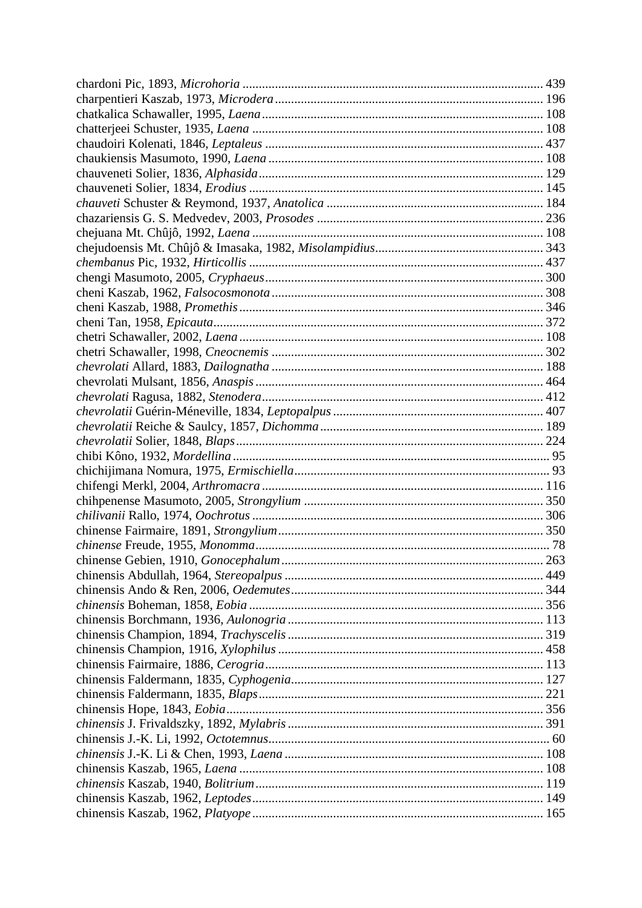chardoni Pic, 1893, *Microhoria* .......... 439
charpentieri Kaszab, 1973, *Microdera* .......... 196
chatkalica Schawaller, 1995, *Laena* .......... 108
chatterjeei Schuster, 1935, *Laena* .......... 108
chaudoiri Kolenati, 1846, *Leptaleus* .......... 437
chaukiensis Masumoto, 1990, *Laena* .......... 108
chauveneti Solier, 1836, *Alphasida* .......... 129
chauveneti Solier, 1834, *Erodius* .......... 145
*chauveti* Schuster & Reymond, 1937, *Anatolica* .......... 184
chazariensis G. S. Medvedev, 2003, *Prosodes* .......... 236
chejuana Mt. Chûjô, 1992, *Laena* .......... 108
chejudoensis Mt. Chûjô & Imasaka, 1982, *Misolampidius* .......... 343
*chembanus* Pic, 1932, *Hirticollis* .......... 437
chengi Masumoto, 2005, *Cryphaeus* .......... 300
cheni Kaszab, 1962, *Falsocosmonota* .......... 308
cheni Kaszab, 1988, *Promethis* .......... 346
cheni Tan, 1958, *Epicauta* .......... 372
chetri Schawaller, 2002, *Laena* .......... 108
chetri Schawaller, 1998, *Cneocnemis* .......... 302
*chevrolati* Allard, 1883, *Dailognatha* .......... 188
chevrolati Mulsant, 1856, *Anaspis* .......... 464
*chevrolati* Ragusa, 1882, *Stenodera* .......... 412
*chevrolatii* Guérin-Méneville, 1834, *Leptopalpus* .......... 407
*chevrolatii* Reiche & Saulcy, 1857, *Dichomma* .......... 189
*chevrolatii* Solier, 1848, *Blaps* .......... 224
chibi Kôno, 1932, *Mordellina* .......... 95
chichijimana Nomura, 1975, *Ermischiella* .......... 93
chifengi Merkl, 2004, *Arthromacra* .......... 116
chihpenense Masumoto, 2005, *Strongylium* .......... 350
*chilivanii* Rallo, 1974, *Oochrotus* .......... 306
chinense Fairmaire, 1891, *Strongylium* .......... 350
*chinense* Freude, 1955, *Monomma* .......... 78
chinense Gebien, 1910, *Gonocephalum* .......... 263
chinensis Abdullah, 1964, *Stereopalpus* .......... 449
chinensis Ando & Ren, 2006, *Oedemutes* .......... 344
*chinensis* Boheman, 1858, *Eobia* .......... 356
chinensis Borchmann, 1936, *Aulonogria* .......... 113
chinensis Champion, 1894, *Trachyscelis* .......... 319
chinensis Champion, 1916, *Xylophilus* .......... 458
chinensis Fairmaire, 1886, *Cerogria* .......... 113
chinensis Faldermann, 1835, *Cyphogenia* .......... 127
chinensis Faldermann, 1835, *Blaps* .......... 221
chinensis Hope, 1843, *Eobia* .......... 356
*chinensis* J. Frivaldszky, 1892, *Mylabris* .......... 391
chinensis J.-K. Li, 1992, *Octotemnus* .......... 60
*chinensis* J.-K. Li & Chen, 1993, *Laena* .......... 108
chinensis Kaszab, 1965, *Laena* .......... 108
*chinensis* Kaszab, 1940, *Bolitrium* .......... 119
chinensis Kaszab, 1962, *Leptodes* .......... 149
chinensis Kaszab, 1962, *Platyope* .......... 165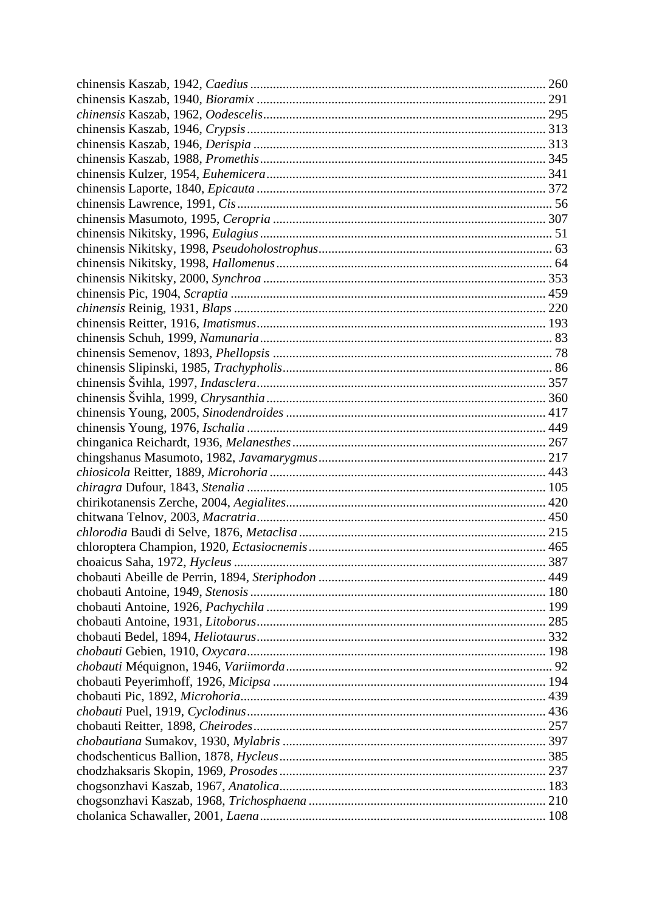chinensis Kaszab, 1942, *Caedius* .......... 260
chinensis Kaszab, 1940, *Bioramix* .......... 291
*chinensis* Kaszab, 1962, *Oodescelis* .......... 295
chinensis Kaszab, 1946, *Crypsis* .......... 313
chinensis Kaszab, 1946, *Derispia* .......... 313
chinensis Kaszab, 1988, *Promethis* .......... 345
chinensis Kulzer, 1954, *Euhemicera* .......... 341
chinensis Laporte, 1840, *Epicauta* .......... 372
chinensis Lawrence, 1991, *Cis* .......... 56
chinensis Masumoto, 1995, *Ceropria* .......... 307
chinensis Nikitsky, 1996, *Eulagius* .......... 51
chinensis Nikitsky, 1998, *Pseudoholostrophus* .......... 63
chinensis Nikitsky, 1998, *Hallomenus* .......... 64
chinensis Nikitsky, 2000, *Synchroa* .......... 353
chinensis Pic, 1904, *Scraptia* .......... 459
*chinensis* Reinig, 1931, *Blaps* .......... 220
chinensis Reitter, 1916, *Imatismus* .......... 193
chinensis Schuh, 1999, *Namunaria* .......... 83
chinensis Semenov, 1893, *Phellopsis* .......... 78
chinensis Slipinski, 1985, *Trachypholis* .......... 86
chinensis Švihla, 1997, *Indasclera* .......... 357
chinensis Švihla, 1999, *Chrysanthia* .......... 360
chinensis Young, 2005, *Sinodendroides* .......... 417
chinensis Young, 1976, *Ischalia* .......... 449
chinganica Reichardt, 1936, *Melanesthes* .......... 267
chingshanus Masumoto, 1982, *Javamarygmus* .......... 217
*chiosicola* Reitter, 1889, *Microhoria* .......... 443
*chiragra* Dufour, 1843, *Stenalia* .......... 105
chirikotanensis Zerche, 2004, *Aegialites* .......... 420
chitwana Telnov, 2003, *Macratria* .......... 450
*chlorodia* Baudi di Selve, 1876, *Metaclisa* .......... 215
chloroptera Champion, 1920, *Ectasiocnemis* .......... 465
choaicus Saha, 1972, *Hycleus* .......... 387
chobauti Abeille de Perrin, 1894, *Steriphodon* .......... 449
chobauti Antoine, 1949, *Stenosis* .......... 180
chobauti Antoine, 1926, *Pachychila* .......... 199
chobauti Antoine, 1931, *Litoborus* .......... 285
chobauti Bedel, 1894, *Heliotaurus* .......... 332
*chobauti* Gebien, 1910, *Oxycara* .......... 198
*chobauti* Méquignon, 1946, *Variimorda* .......... 92
chobauti Peyerimhoff, 1926, *Micipsa* .......... 194
chobauti Pic, 1892, *Microhoria* .......... 439
*chobauti* Puel, 1919, *Cyclodinus* .......... 436
chobauti Reitter, 1898, *Cheirodes* .......... 257
*chobautiana* Sumakov, 1930, *Mylabris* .......... 397
chodschenticus Ballion, 1878, *Hycleus* .......... 385
chodzhaksaris Skopin, 1969, *Prosodes* .......... 237
chogsonzhavi Kaszab, 1967, *Anatolica* .......... 183
chogsonzhavi Kaszab, 1968, *Trichosphaena* .......... 210
cholanica Schawaller, 2001, *Laena* .......... 108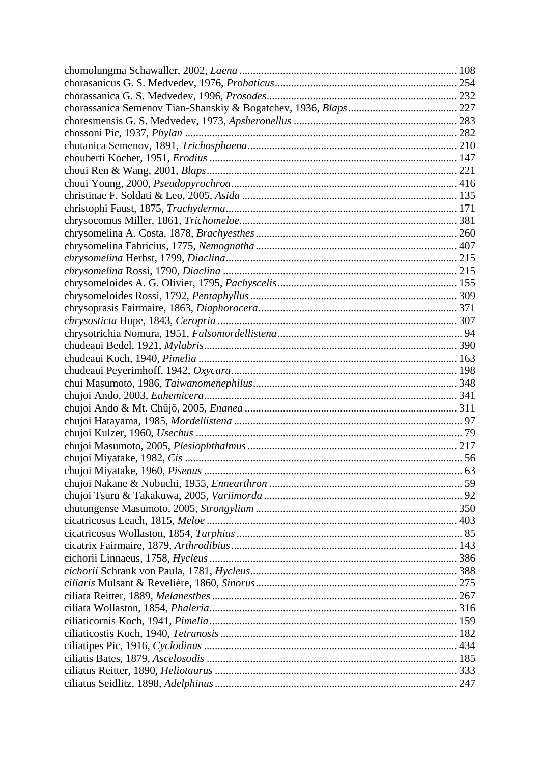chomolungma Schawaller, 2002, *Laena* ........................................................................ 108
chorasanicus G. S. Medvedev, 1976, *Probaticus* .......................................................... 254
chorassanica G. S. Medvedev, 1996, *Prosodes* ............................................................. 232
chorassanica Semenov Tian-Shanskiy & Bogatchev, 1936, *Blaps* ...................................... 227
choresmensis G. S. Medvedev, 1973, *Apsheronellus* ..................................................... 283
chossoni Pic, 1937, *Phylan* ........................................................................................ 282
chotanica Semenov, 1891, *Trichosphaena* ..................................................................... 210
chouberti Kocher, 1951, *Erodius* ................................................................................. 147
choui Ren & Wang, 2001, *Blaps* .................................................................................. 221
choui Young, 2000, *Pseudopyrochroa* ........................................................................... 416
christinae F. Soldati & Leo, 2005, *Asida* ..................................................................... 135
christophi Faust, 1875, *Trachyderma* ........................................................................... 171
chrysocomus Miller, 1861, *Trichomeloe* ....................................................................... 381
chrysomelina A. Costa, 1878, *Brachyesthes* ................................................................. 260
chrysomelina Fabricius, 1775, *Nemognatha* .................................................................. 407
*chrysomelina* Herbst, 1799, *Diaclina* ........................................................................... 215
*chrysomelina* Rossi, 1790, *Diaclina* ............................................................................ 215
chrysomeloides A. G. Olivier, 1795, *Pachyscelis* ........................................................... 155
chrysomeloides Rossi, 1792, *Pentaphyllus* ................................................................... 309
chrysoprasis Fairmaire, 1863, *Diaphorocera* ................................................................. 371
*chrysosticta* Hope, 1843, *Ceropria* ............................................................................... 307
chrysotrichia Nomura, 1951, *Falsomordellistena* ............................................................ 94
chudeaui Bedel, 1921, *Mylabris* ................................................................................... 390
chudeaui Koch, 1940, *Pimelia* ..................................................................................... 163
chudeaui Peyerimhoff, 1942, *Oxycara* .......................................................................... 198
chui Masumoto, 1986, *Taiwanomenephilus* ................................................................... 348
chujoi Ando, 2003, *Euhemicera* .................................................................................... 341
chujoi Ando & Mt. Chûjô, 2005, *Enanea* ....................................................................... 311
chujoi Hatayama, 1985, *Mordellistena* ............................................................................ 97
chujoi Kulzer, 1960, *Usechus* ........................................................................................ 79
chujoi Masumoto, 2005, *Plesiophthalmus* ..................................................................... 217
chujoi Miyatake, 1982, *Cis* ............................................................................................ 56
chujoi Miyatake, 1960, *Pisenus* ...................................................................................... 63
chujoi Nakane & Nobuchi, 1955, *Ennearthron* ................................................................. 59
chujoi Tsuru & Takakuwa, 2005, *Variimorda* ................................................................... 92
chutungense Masumoto, 2005, *Strongylium* .................................................................. 350
cicatricosus Leach, 1815, *Meloe* .................................................................................. 403
cicatricosus Wollaston, 1854, *Tarphius* ........................................................................... 85
cicatrix Fairmaire, 1879, *Arthrodibius* ........................................................................... 143
cichorii Linnaeus, 1758, *Hycleus* .................................................................................. 386
*cichorii* Schrank von Paula, 1781, *Hycleus* .................................................................... 388
*ciliaris* Mulsant & Revelière, 1860, *Sinorus* ................................................................. 275
ciliata Reitter, 1889, *Melanesthes* ................................................................................ 267
ciliata Wollaston, 1854, *Phaleria* ................................................................................. 316
ciliaticornis Koch, 1941, *Pimelia* .................................................................................. 159
ciliaticostis Koch, 1940, *Tetranosis* .............................................................................. 182
ciliatipes Pic, 1916, *Cyclodinus* .................................................................................... 434
ciliatis Bates, 1879, *Ascelosodis* ................................................................................... 185
ciliatus Reitter, 1890, *Heliotaurus* ................................................................................ 333
ciliatus Seidlitz, 1898, *Adelphinus* ............................................................................... 247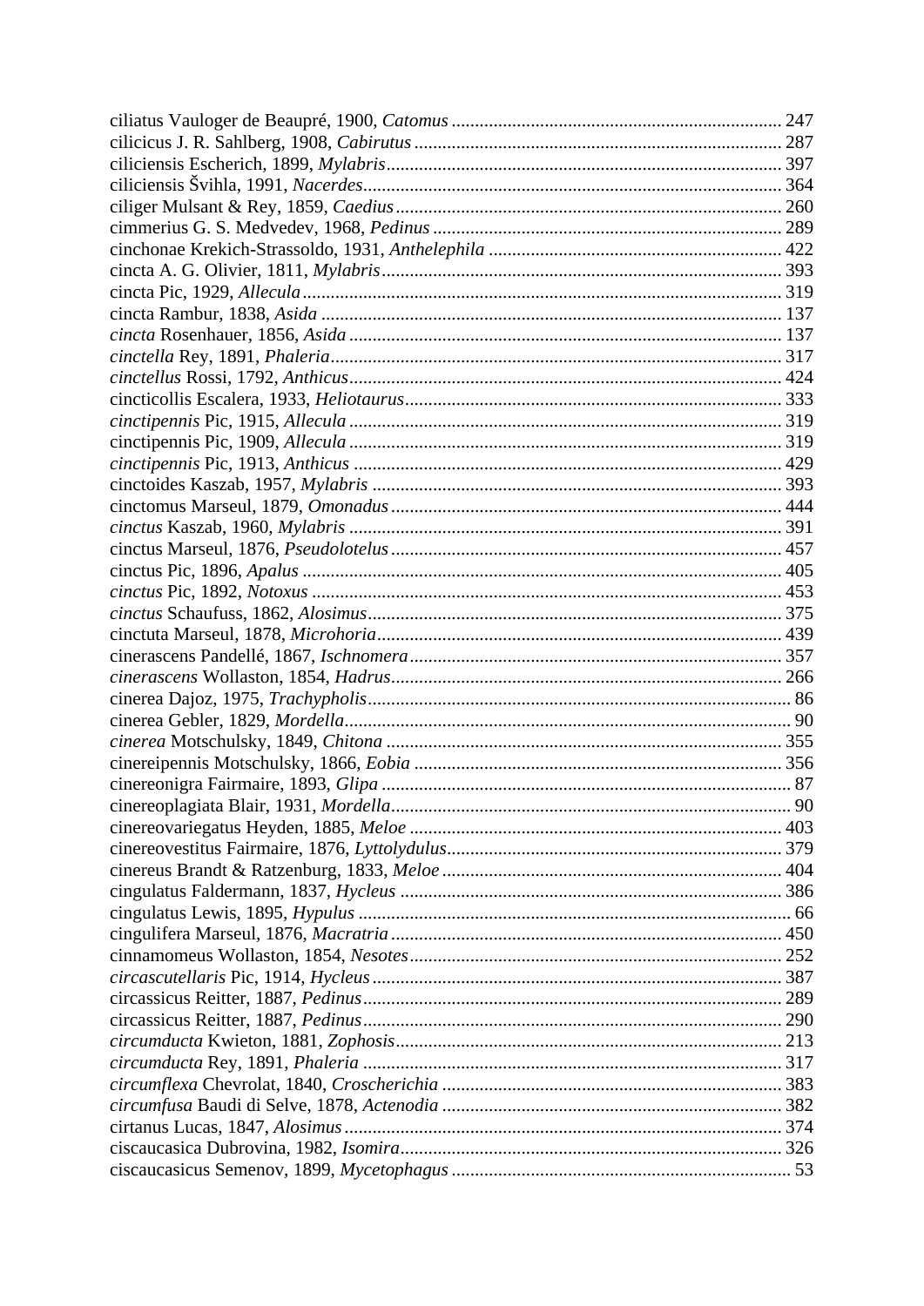ciliatus Vauloger de Beaupré, 1900, *Catomus* ........ 247
cilicicus J. R. Sahlberg, 1908, *Cabirutus* ........ 287
ciliciensis Escherich, 1899, *Mylabris* ........ 397
ciliciensis Švihla, 1991, *Nacerdes* ........ 364
ciliger Mulsant & Rey, 1859, *Caedius* ........ 260
cimmerius G. S. Medvedev, 1968, *Pedinus* ........ 289
cinchonae Krekich-Strassoldo, 1931, *Anthelephila* ........ 422
cincta A. G. Olivier, 1811, *Mylabris* ........ 393
cincta Pic, 1929, *Allecula* ........ 319
cincta Rambur, 1838, *Asida* ........ 137
*cincta* Rosenhauer, 1856, *Asida* ........ 137
*cinctella* Rey, 1891, *Phaleria* ........ 317
*cinctellus* Rossi, 1792, *Anthicus* ........ 424
cincticollis Escalera, 1933, *Heliotaurus* ........ 333
*cinctipennis* Pic, 1915, *Allecula* ........ 319
cinctipennis Pic, 1909, *Allecula* ........ 319
*cinctipennis* Pic, 1913, *Anthicus* ........ 429
cinctoides Kaszab, 1957, *Mylabris* ........ 393
cinctomus Marseul, 1879, *Omonadus* ........ 444
*cinctus* Kaszab, 1960, *Mylabris* ........ 391
cinctus Marseul, 1876, *Pseudolotelus* ........ 457
cinctus Pic, 1896, *Apalus* ........ 405
*cinctus* Pic, 1892, *Notoxus* ........ 453
*cinctus* Schaufuss, 1862, *Alosimus* ........ 375
cinctuta Marseul, 1878, *Microhoria* ........ 439
cinerascens Pandellé, 1867, *Ischnomera* ........ 357
*cinerascens* Wollaston, 1854, *Hadrus* ........ 266
cinerea Dajoz, 1975, *Trachypholis* ........ 86
cinerea Gebler, 1829, *Mordella* ........ 90
*cinerea* Motschulsky, 1849, *Chitona* ........ 355
cinereipennis Motschulsky, 1866, *Eobia* ........ 356
cinereonigra Fairmaire, 1893, *Glipa* ........ 87
cinereoplagiata Blair, 1931, *Mordella* ........ 90
cinereovariegatus Heyden, 1885, *Meloe* ........ 403
cinereovestitus Fairmaire, 1876, *Lyttolydulus* ........ 379
cinereus Brandt & Ratzenburg, 1833, *Meloe* ........ 404
cingulatus Faldermann, 1837, *Hycleus* ........ 386
cingulatus Lewis, 1895, *Hypulus* ........ 66
cingulifera Marseul, 1876, *Macratria* ........ 450
cinnamomeus Wollaston, 1854, *Nesotes* ........ 252
*circascutellaris* Pic, 1914, *Hycleus* ........ 387
circassicus Reitter, 1887, *Pedinus* ........ 289
circassicus Reitter, 1887, *Pedinus* ........ 290
*circumducta* Kwieton, 1881, *Zophosis* ........ 213
*circumducta* Rey, 1891, *Phaleria* ........ 317
*circumflexa* Chevrolat, 1840, *Croscherichia* ........ 383
*circumfusa* Baudi di Selve, 1878, *Actenodia* ........ 382
cirtanus Lucas, 1847, *Alosimus* ........ 374
ciscaucasica Dubrovina, 1982, *Isomira* ........ 326
ciscaucasicus Semenov, 1899, *Mycetophagus* ........ 53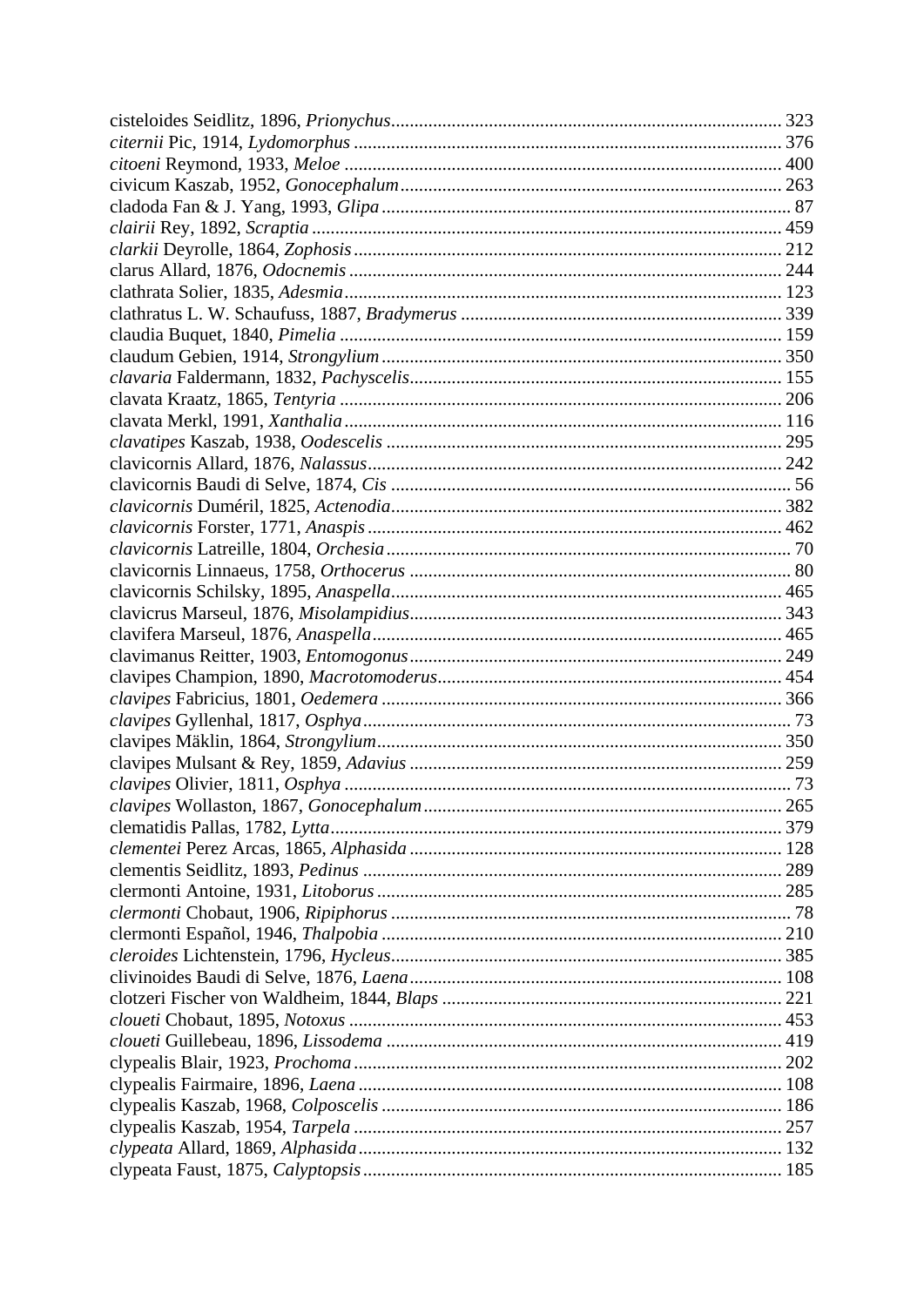cisteloides Seidlitz, 1896, *Prionychus* .................................... 323
*citernii* Pic, 1914, *Lydomorphus* .................................... 376
*citoeni* Reymond, 1933, *Meloe* .................................... 400
civicum Kaszab, 1952, *Gonocephalum* .................................... 263
cladoda Fan & J. Yang, 1993, *Glipa* .................................... 87
*clairii* Rey, 1892, *Scraptia* .................................... 459
*clarkii* Deyrolle, 1864, *Zophosis* .................................... 212
clarus Allard, 1876, *Odocnemis* .................................... 244
clathrata Solier, 1835, *Adesmia* .................................... 123
clathratus L. W. Schaufuss, 1887, *Bradymerus* .................................... 339
claudia Buquet, 1840, *Pimelia* .................................... 159
claudum Gebien, 1914, *Strongylium* .................................... 350
*clavaria* Faldermann, 1832, *Pachyscelis* .................................... 155
clavata Kraatz, 1865, *Tentyria* .................................... 206
clavata Merkl, 1991, *Xanthalia* .................................... 116
*clavatipes* Kaszab, 1938, *Oodescelis* .................................... 295
clavicornis Allard, 1876, *Nalassus* .................................... 242
clavicornis Baudi di Selve, 1874, *Cis* .................................... 56
*clavicornis* Duméril, 1825, *Actenodia* .................................... 382
*clavicornis* Forster, 1771, *Anaspis* .................................... 462
*clavicornis* Latreille, 1804, *Orchesia* .................................... 70
clavicornis Linnaeus, 1758, *Orthocerus* .................................... 80
clavicornis Schilsky, 1895, *Anaspella* .................................... 465
clavicrus Marseul, 1876, *Misolampidius* .................................... 343
clavifera Marseul, 1876, *Anaspella* .................................... 465
clavimanus Reitter, 1903, *Entomogonus* .................................... 249
clavipes Champion, 1890, *Macrotomoderus* .................................... 454
*clavipes* Fabricius, 1801, *Oedemera* .................................... 366
*clavipes* Gyllenhal, 1817, *Osphya* .................................... 73
clavipes Mäklin, 1864, *Strongylium* .................................... 350
clavipes Mulsant & Rey, 1859, *Adavius* .................................... 259
*clavipes* Olivier, 1811, *Osphya* .................................... 73
*clavipes* Wollaston, 1867, *Gonocephalum* .................................... 265
clematidis Pallas, 1782, *Lytta* .................................... 379
*clementei* Perez Arcas, 1865, *Alphasida* .................................... 128
clementis Seidlitz, 1893, *Pedinus* .................................... 289
clermonti Antoine, 1931, *Litoborus* .................................... 285
*clermonti* Chobaut, 1906, *Ripiphorus* .................................... 78
clermonti Español, 1946, *Thalpobia* .................................... 210
*cleroides* Lichtenstein, 1796, *Hycleus* .................................... 385
clivinoides Baudi di Selve, 1876, *Laena* .................................... 108
clotzeri Fischer von Waldheim, 1844, *Blaps* .................................... 221
*cloueti* Chobaut, 1895, *Notoxus* .................................... 453
*cloueti* Guillebeau, 1896, *Lissodema* .................................... 419
clypealis Blair, 1923, *Prochoma* .................................... 202
clypealis Fairmaire, 1896, *Laena* .................................... 108
clypealis Kaszab, 1968, *Colposcelis* .................................... 186
clypealis Kaszab, 1954, *Tarpela* .................................... 257
*clypeata* Allard, 1869, *Alphasida* .................................... 132
clypeata Faust, 1875, *Calyptopsis* .................................... 185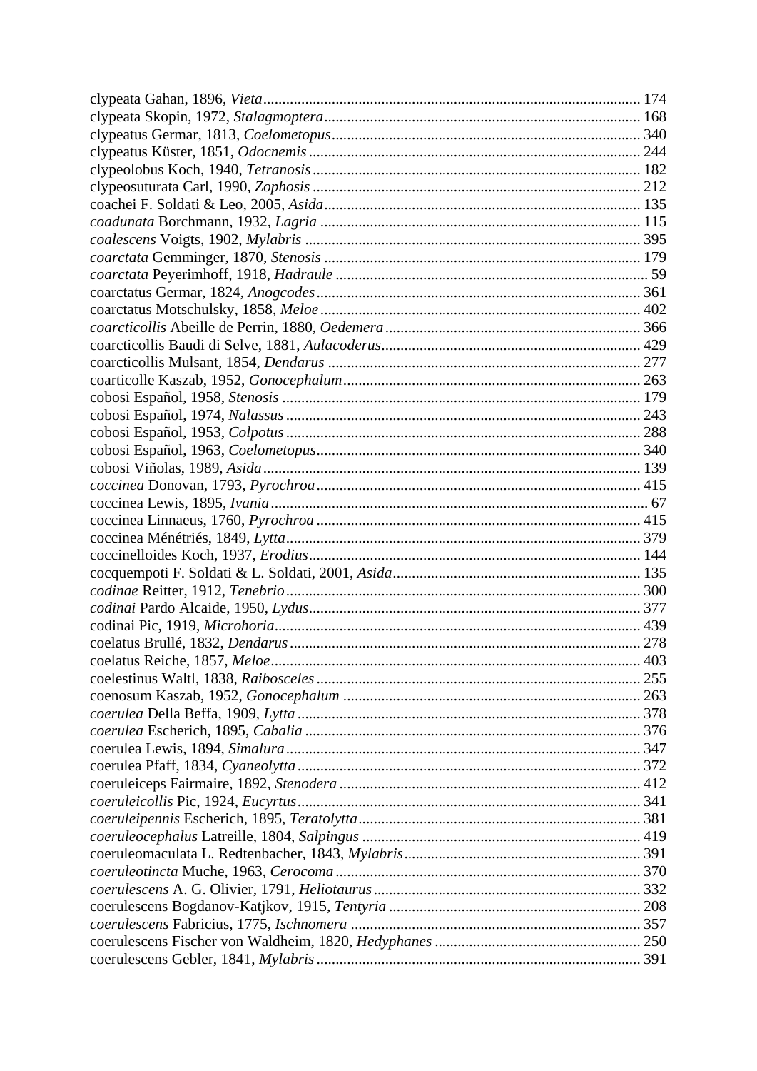clypeata Gahan, 1896, *Vieta* .................................................................................................... 174
clypeata Skopin, 1972, *Stalagmoptera* ........................................................................................ 168
clypeatus Germar, 1813, *Coelometopus* ...................................................................................... 340
clypeatus Küster, 1851, *Odocnemis* ............................................................................................ 244
clypeolobus Koch, 1940, *Tetranosis* .......................................................................................... 182
clypeosuturata Carl, 1990, *Zophosis* ......................................................................................... 212
coachei F. Soldati & Leo, 2005, *Asida* ....................................................................................... 135
*coadunata* Borchmann, 1932, *Lagria* ........................................................................................ 115
*coalescens* Voigts, 1902, *Mylabris* ........................................................................................... 395
*coarctata* Gemminger, 1870, *Stenosis* ...................................................................................... 179
*coarctata* Peyerimhoff, 1918, *Hadraule* ..................................................................................... 59
coarctatus Germar, 1824, *Anogcodes* ......................................................................................... 361
coarctatus Motschulsky, 1858, *Meloe* ......................................................................................... 402
*coarcticollis* Abeille de Perrin, 1880, *Oedemera* ...................................................................... 366
coarcticollis Baudi di Selve, 1881, *Aulacoderus* ......................................................................... 429
coarcticollis Mulsant, 1854, *Dendarus* ....................................................................................... 277
coarticolle Kaszab, 1952, *Gonocephalum* ................................................................................... 263
cobosi Español, 1958, *Stenosis* ................................................................................................... 179
cobosi Español, 1974, *Nalassus* ................................................................................................. 243
cobosi Español, 1953, *Colpotus* ................................................................................................. 288
cobosi Español, 1963, *Coelometopus* ......................................................................................... 340
cobosi Viñolas, 1989, *Asida* ....................................................................................................... 139
*coccinea* Donovan, 1793, *Pyrochroa* ......................................................................................... 415
coccinea Lewis, 1895, *Ivania* ........................................................................................................ 67
coccinea Linnaeus, 1760, *Pyrochroa* .......................................................................................... 415
coccinea Ménétriés, 1849, *Lytta* ................................................................................................. 379
coccinelloides Koch, 1937, *Erodius* ............................................................................................ 144
cocquempoti F. Soldati & L. Soldati, 2001, *Asida* ....................................................................... 135
*codinae* Reitter, 1912, *Tenebrio* ................................................................................................. 300
*codinai* Pardo Alcaide, 1950, *Lydus* ........................................................................................... 377
codinai Pic, 1919, *Microhoria* ..................................................................................................... 439
coelatus Brullé, 1832, *Dendarus* ................................................................................................. 278
coelatus Reiche, 1857, *Meloe* ...................................................................................................... 403
coelestinus Waltl, 1838, *Raibosceles* .......................................................................................... 255
coenosum Kaszab, 1952, *Gonocephalum* .................................................................................... 263
*coerulea* Della Beffa, 1909, *Lytta* .............................................................................................. 378
*coerulea* Escherich, 1895, *Cabalia* ............................................................................................ 376
coerulea Lewis, 1894, *Simalura* .................................................................................................. 347
coerulea Pfaff, 1834, *Cyaneolytta* ............................................................................................... 372
coeruleiceps Fairmaire, 1892, *Stenodera* .................................................................................... 412
*coeruleicollis* Pic, 1924, *Eucyrtus* .............................................................................................. 341
*coeruleipennis* Escherich, 1895, *Teratolytta* .............................................................................. 381
*coeruleocephalus* Latreille, 1804, *Salpingus* .............................................................................. 419
coeruleomaculata L. Redtenbacher, 1843, *Mylabris* .................................................................... 391
*coeruleotincta* Muche, 1963, *Cerocoma* ..................................................................................... 370
*coerulescens* A. G. Olivier, 1791, *Heliotaurus* ........................................................................... 332
coerulescens Bogdanov-Katjkov, 1915, *Tentyria* ......................................................................... 208
*coerulescens* Fabricius, 1775, *Ischnomera* ................................................................................. 357
coerulescens Fischer von Waldheim, 1820, *Hedyphanes* ............................................................. 250
coerulescens Gebler, 1841, *Mylabris* ........................................................................................... 391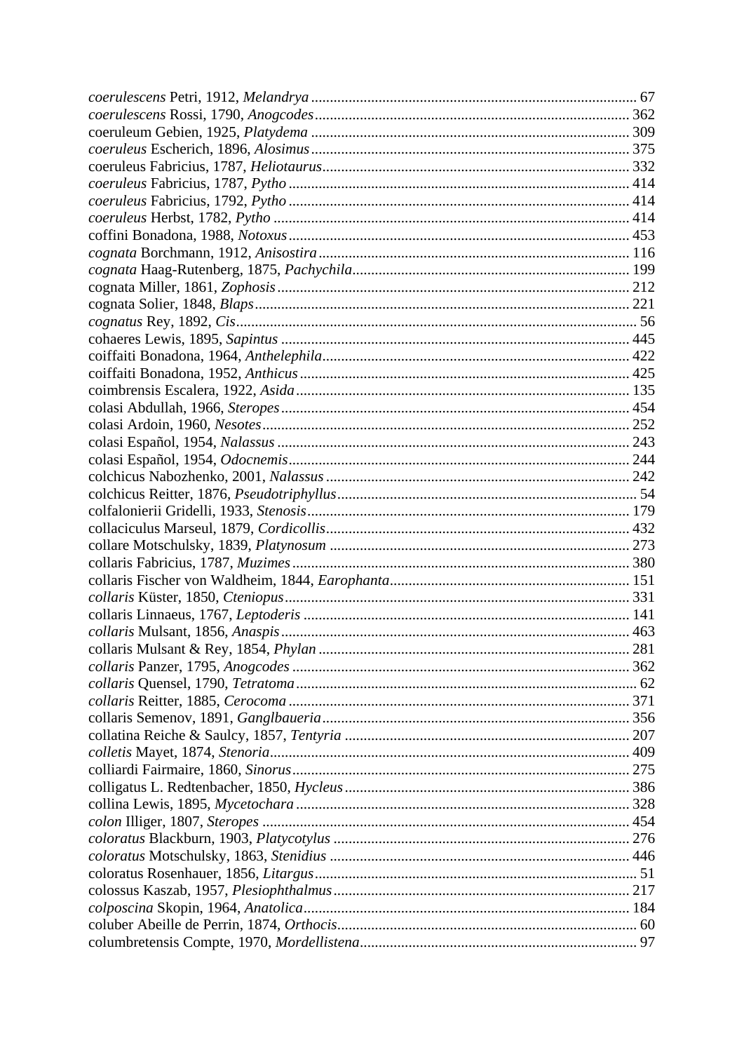*coerulescens* Petri, 1912, *Melandrya* ... 67
*coerulescens* Rossi, 1790, *Anogcodes* ... 362
coeruleum Gebien, 1925, *Platydema* ... 309
*coeruleus* Escherich, 1896, *Alosimus* ... 375
coeruleus Fabricius, 1787, *Heliotaurus* ... 332
*coeruleus* Fabricius, 1787, *Pytho* ... 414
*coeruleus* Fabricius, 1792, *Pytho* ... 414
*coeruleus* Herbst, 1782, *Pytho* ... 414
coffini Bonadona, 1988, *Notoxus* ... 453
*cognata* Borchmann, 1912, *Anisostira* ... 116
*cognata* Haag-Rutenberg, 1875, *Pachychila* ... 199
cognata Miller, 1861, *Zophosis* ... 212
cognata Solier, 1848, *Blaps* ... 221
*cognatus* Rey, 1892, *Cis* ... 56
cohaeres Lewis, 1895, *Sapintus* ... 445
coiffaiti Bonadona, 1964, *Anthelephila* ... 422
coiffaiti Bonadona, 1952, *Anthicus* ... 425
coimbrensis Escalera, 1922, *Asida* ... 135
colasi Abdullah, 1966, *Steropes* ... 454
colasi Ardoin, 1960, *Nesotes* ... 252
colasi Español, 1954, *Nalassus* ... 243
colasi Español, 1954, *Odocnemis* ... 244
colchicus Nabozhenko, 2001, *Nalassus* ... 242
colchicus Reitter, 1876, *Pseudotriphyllus* ... 54
colfalonierii Gridelli, 1933, *Stenosis* ... 179
collaciculus Marseul, 1879, *Cordicollis* ... 432
collare Motschulsky, 1839, *Platynosum* ... 273
collaris Fabricius, 1787, *Muzimes* ... 380
collaris Fischer von Waldheim, 1844, *Earophanta* ... 151
*collaris* Küster, 1850, *Cteniopus* ... 331
collaris Linnaeus, 1767, *Leptoderis* ... 141
*collaris* Mulsant, 1856, *Anaspis* ... 463
collaris Mulsant & Rey, 1854, *Phylan* ... 281
*collaris* Panzer, 1795, *Anogcodes* ... 362
*collaris* Quensel, 1790, *Tetratoma* ... 62
*collaris* Reitter, 1885, *Cerocoma* ... 371
collaris Semenov, 1891, *Ganglbaueria* ... 356
collatina Reiche & Saulcy, 1857, *Tentyria* ... 207
*colletis* Mayet, 1874, *Stenoria* ... 409
colliardi Fairmaire, 1860, *Sinorus* ... 275
colligatus L. Redtenbacher, 1850, *Hycleus* ... 386
collina Lewis, 1895, *Mycetochara* ... 328
*colon* Illiger, 1807, *Steropes* ... 454
*coloratus* Blackburn, 1903, *Platycotylus* ... 276
*coloratus* Motschulsky, 1863, *Stenidius* ... 446
coloratus Rosenhauer, 1856, *Litargus* ... 51
colossus Kaszab, 1957, *Plesiophthalmus* ... 217
*colposcina* Skopin, 1964, *Anatolica* ... 184
coluber Abeille de Perrin, 1874, *Orthocis* ... 60
columbretensis Compte, 1970, *Mordellistena* ... 97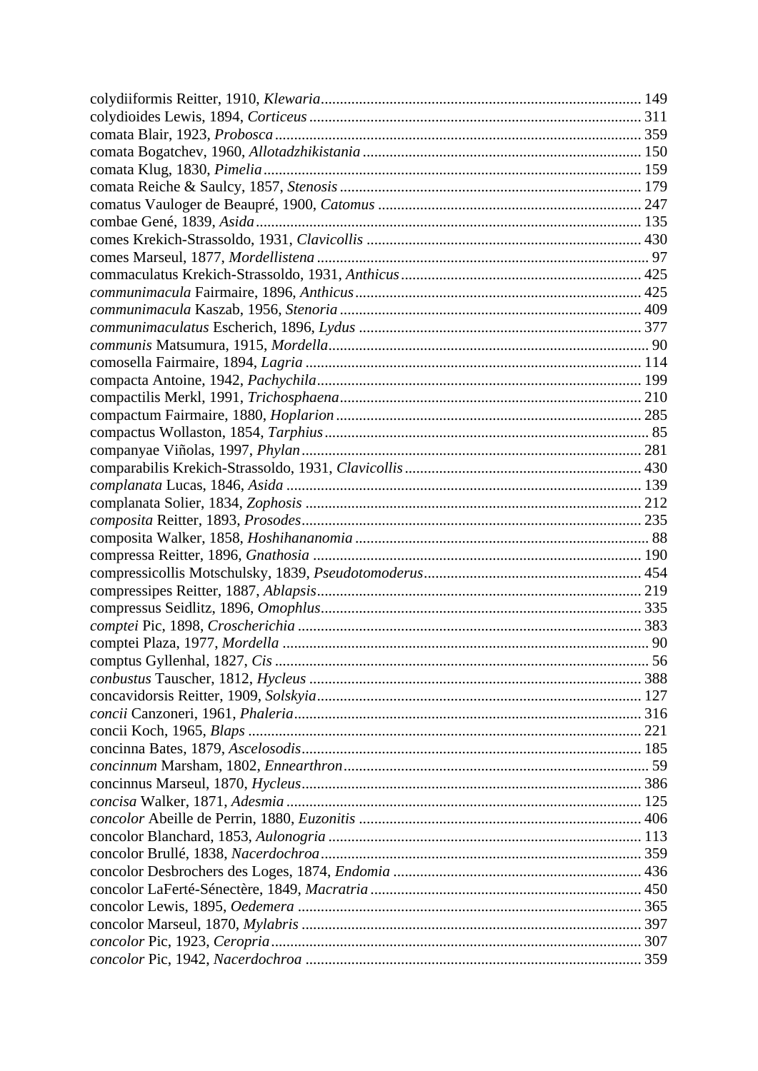colydiiformis Reitter, 1910, *Klewaria* .......... 149
colydioides Lewis, 1894, *Corticeus* .......... 311
comata Blair, 1923, *Probosca* .......... 359
comata Bogatchev, 1960, *Allotadzhikistania* .......... 150
comata Klug, 1830, *Pimelia* .......... 159
comata Reiche & Saulcy, 1857, *Stenosis* .......... 179
comatus Vauloger de Beaupré, 1900, *Catomus* .......... 247
combae Gené, 1839, *Asida* .......... 135
comes Krekich-Strassoldo, 1931, *Clavicollis* .......... 430
comes Marseul, 1877, *Mordellistena* .......... 97
commaculatus Krekich-Strassoldo, 1931, *Anthicus* .......... 425
*communimacula* Fairmaire, 1896, *Anthicus* .......... 425
*communimacula* Kaszab, 1956, *Stenoria* .......... 409
*communimaculatus* Escherich, 1896, *Lydus* .......... 377
*communis* Matsumura, 1915, *Mordella* .......... 90
comosella Fairmaire, 1894, *Lagria* .......... 114
compacta Antoine, 1942, *Pachychila* .......... 199
compactilis Merkl, 1991, *Trichosphaena* .......... 210
compactum Fairmaire, 1880, *Hoplarion* .......... 285
compactus Wollaston, 1854, *Tarphius* .......... 85
companyae Viñolas, 1997, *Phylan* .......... 281
comparabilis Krekich-Strassoldo, 1931, *Clavicollis* .......... 430
*complanata* Lucas, 1846, *Asida* .......... 139
complanata Solier, 1834, *Zophosis* .......... 212
*composita* Reitter, 1893, *Prosodes* .......... 235
composita Walker, 1858, *Hoshihananomia* .......... 88
compressa Reitter, 1896, *Gnathosia* .......... 190
compressicollis Motschulsky, 1839, *Pseudotomoderus* .......... 454
compressipes Reitter, 1887, *Ablapsis* .......... 219
compressus Seidlitz, 1896, *Omophlus* .......... 335
*comptei* Pic, 1898, *Croscherichia* .......... 383
comptei Plaza, 1977, *Mordella* .......... 90
comptus Gyllenhal, 1827, *Cis* .......... 56
*conbustus* Tauscher, 1812, *Hycleus* .......... 388
concavidorsis Reitter, 1909, *Solskyia* .......... 127
*concii* Canzoneri, 1961, *Phaleria* .......... 316
concii Koch, 1965, *Blaps* .......... 221
concinna Bates, 1879, *Ascelosodis* .......... 185
*concinnum* Marsham, 1802, *Ennearthron* .......... 59
concinnus Marseul, 1870, *Hycleus* .......... 386
*concisa* Walker, 1871, *Adesmia* .......... 125
*concolor* Abeille de Perrin, 1880, *Euzonitis* .......... 406
concolor Blanchard, 1853, *Aulonogria* .......... 113
concolor Brullé, 1838, *Nacerdochroa* .......... 359
concolor Desbrochers des Loges, 1874, *Endomia* .......... 436
concolor LaFerté-Sénectère, 1849, *Macratria* .......... 450
concolor Lewis, 1895, *Oedemera* .......... 365
concolor Marseul, 1870, *Mylabris* .......... 397
*concolor* Pic, 1923, *Ceropria* .......... 307
*concolor* Pic, 1942, *Nacerdochroa* .......... 359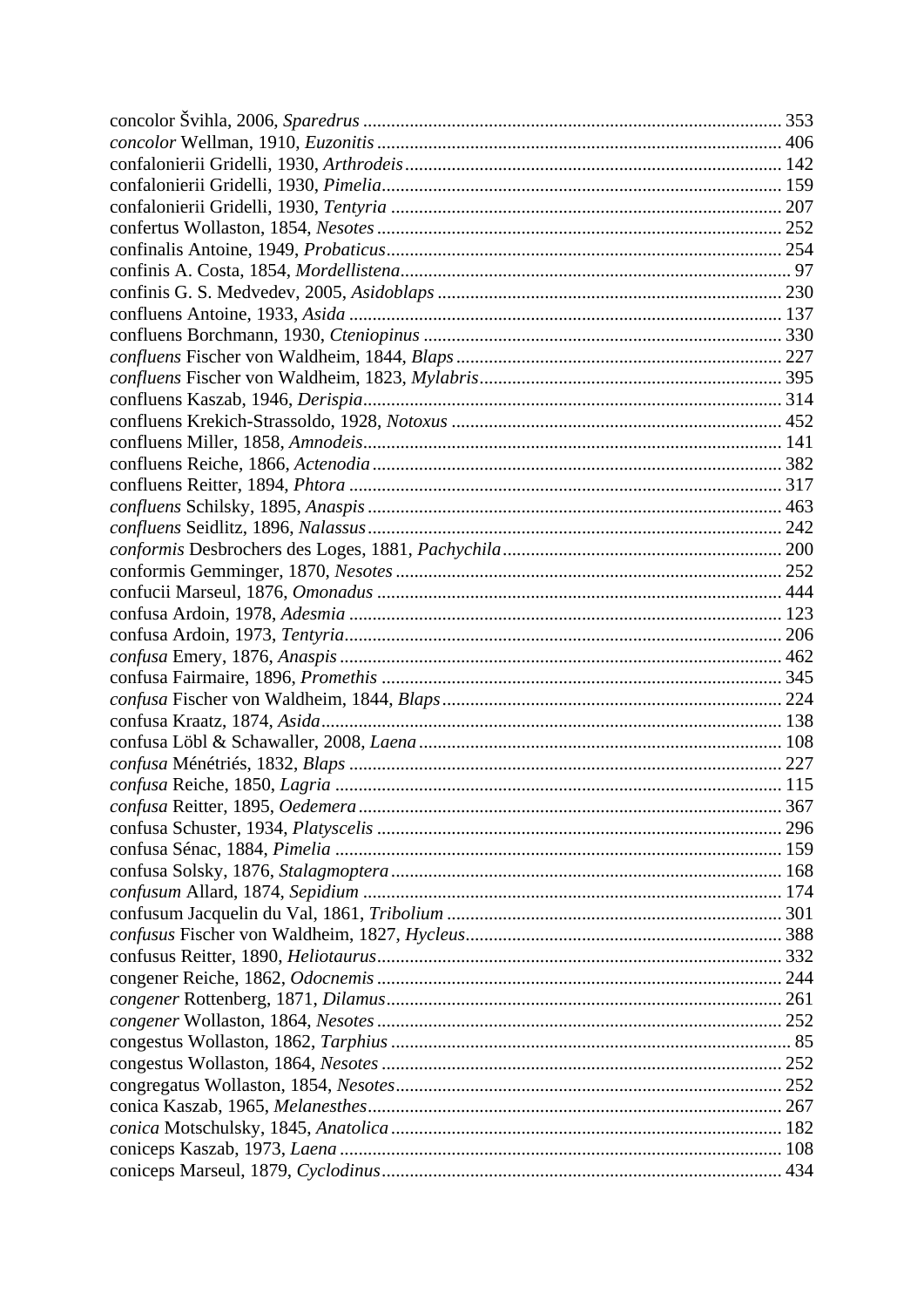concolor Švihla, 2006, *Sparedrus* ........................................ 353
*concolor* Wellman, 1910, *Euzonitis* ........................................ 406
confalonierii Gridelli, 1930, *Arthrodeis* ........................................ 142
confalonierii Gridelli, 1930, *Pimelia* ........................................ 159
confalonierii Gridelli, 1930, *Tentyria* ........................................ 207
confertus Wollaston, 1854, *Nesotes* ........................................ 252
confinalis Antoine, 1949, *Probaticus* ........................................ 254
confinis A. Costa, 1854, *Mordellistena* ........................................ 97
confinis G. S. Medvedev, 2005, *Asidoblaps* ........................................ 230
confluens Antoine, 1933, *Asida* ........................................ 137
confluens Borchmann, 1930, *Cteniopinus* ........................................ 330
*confluens* Fischer von Waldheim, 1844, *Blaps* ........................................ 227
*confluens* Fischer von Waldheim, 1823, *Mylabris* ........................................ 395
confluens Kaszab, 1946, *Derispia* ........................................ 314
confluens Krekich-Strassoldo, 1928, *Notoxus* ........................................ 452
confluens Miller, 1858, *Amnodeis* ........................................ 141
confluens Reiche, 1866, *Actenodia* ........................................ 382
confluens Reitter, 1894, *Phtora* ........................................ 317
*confluens* Schilsky, 1895, *Anaspis* ........................................ 463
*confluens* Seidlitz, 1896, *Nalassus* ........................................ 242
*conformis* Desbrochers des Loges, 1881, *Pachychila* ........................................ 200
conformis Gemminger, 1870, *Nesotes* ........................................ 252
confucii Marseul, 1876, *Omonadus* ........................................ 444
confusa Ardoin, 1978, *Adesmia* ........................................ 123
confusa Ardoin, 1973, *Tentyria* ........................................ 206
*confusa* Emery, 1876, *Anaspis* ........................................ 462
confusa Fairmaire, 1896, *Promethis* ........................................ 345
*confusa* Fischer von Waldheim, 1844, *Blaps* ........................................ 224
confusa Kraatz, 1874, *Asida* ........................................ 138
confusa Löbl & Schawaller, 2008, *Laena* ........................................ 108
*confusa* Ménétriés, 1832, *Blaps* ........................................ 227
*confusa* Reiche, 1850, *Lagria* ........................................ 115
*confusa* Reitter, 1895, *Oedemera* ........................................ 367
confusa Schuster, 1934, *Platyscelis* ........................................ 296
confusa Sénac, 1884, *Pimelia* ........................................ 159
confusa Solsky, 1876, *Stalagmoptera* ........................................ 168
*confusum* Allard, 1874, *Sepidium* ........................................ 174
confusum Jacquelin du Val, 1861, *Tribolium* ........................................ 301
*confusus* Fischer von Waldheim, 1827, *Hycleus* ........................................ 388
confusus Reitter, 1890, *Heliotaurus* ........................................ 332
congener Reiche, 1862, *Odocnemis* ........................................ 244
*congener* Rottenberg, 1871, *Dilamus* ........................................ 261
*congener* Wollaston, 1864, *Nesotes* ........................................ 252
congestus Wollaston, 1862, *Tarphius* ........................................ 85
congestus Wollaston, 1864, *Nesotes* ........................................ 252
congregatus Wollaston, 1854, *Nesotes* ........................................ 252
conica Kaszab, 1965, *Melanesthes* ........................................ 267
*conica* Motschulsky, 1845, *Anatolica* ........................................ 182
coniceps Kaszab, 1973, *Laena* ........................................ 108
coniceps Marseul, 1879, *Cyclodinus* ........................................ 434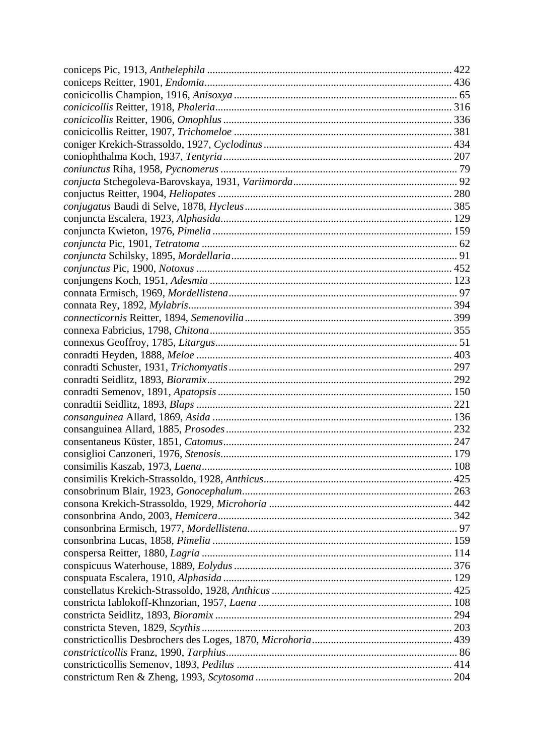coniceps Pic, 1913, *Anthelephila* ........................................................................ 422
coniceps Reitter, 1901, *Endomia* ......................................................................... 436
conicicollis Champion, 1916, *Anisoxya* .................................................................. 65
*conicicollis* Reitter, 1918, *Phaleria* ...................................................................... 316
*conicicollis* Reitter, 1906, *Omophlus* .................................................................... 336
conicicollis Reitter, 1907, *Trichomeloe* .................................................................. 381
coniger Krekich-Strassoldo, 1927, *Cyclodinus* ....................................................... 434
coniophthalma Koch, 1937, *Tentyria* ...................................................................... 207
*coniunctus* Ríha, 1958, *Pycnomerus* ........................................................................ 79
*conjucta* Stchegoleva-Barovskaya, 1931, *Variimorda* .............................................. 92
conjuctus Reitter, 1904, *Heliopates* ........................................................................ 280
*conjugatus* Baudi di Selve, 1878, *Hycleus* .............................................................. 385
conjuncta Escalera, 1923, *Alphasida* ....................................................................... 129
conjuncta Kwieton, 1976, *Pimelia* .......................................................................... 159
*conjuncta* Pic, 1901, *Tetratoma* ................................................................................ 62
*conjuncta* Schilsky, 1895, *Mordellaria* ...................................................................... 91
*conjunctus* Pic, 1900, *Notoxus* ................................................................................ 452
conjungens Koch, 1951, *Adesmia* ........................................................................... 123
connata Ermisch, 1969, *Mordellistena* ...................................................................... 97
connata Rey, 1892, *Mylabris* .................................................................................... 394
*connecticornis* Reitter, 1894, *Semenovilia* ............................................................. 399
connexa Fabricius, 1798, *Chitona* ........................................................................... 355
connexus Geoffroy, 1785, *Litargus* ........................................................................... 51
conradti Heyden, 1888, *Meloe* ................................................................................ 403
conradti Schuster, 1931, *Trichomyatis* .................................................................... 297
conradti Seidlitz, 1893, *Bioramix* ............................................................................ 292
conradti Semenov, 1891, *Apatopsis* ........................................................................ 150
conradtii Seidlitz, 1893, *Blaps* ................................................................................ 221
*consanguinea* Allard, 1869, *Asida* .......................................................................... 136
consanguinea Allard, 1885, *Prosodes* ..................................................................... 232
consentaneus Küster, 1851, *Catomus* ...................................................................... 247
consiglioi Canzoneri, 1976, *Stenosis* ....................................................................... 179
consimilis Kaszab, 1973, *Laena* .............................................................................. 108
consimilis Krekich-Strassoldo, 1928, *Anthicus* ....................................................... 425
consobrinum Blair, 1923, *Gonocephalum* ................................................................ 263
consona Krekich-Strassoldo, 1929, *Microhoria* ...................................................... 442
consonbrina Ando, 2003, *Hemicera* ........................................................................ 342
consonbrina Ermisch, 1977, *Mordellistena* ............................................................... 97
consonbrina Lucas, 1858, *Pimelia* .......................................................................... 159
conspersa Reitter, 1880, *Lagria* .............................................................................. 114
conspicuus Waterhouse, 1889, *Eolydus* .................................................................. 376
conspuata Escalera, 1910, *Alphasida* ...................................................................... 129
constellatus Krekich-Strassoldo, 1928, *Anthicus* .................................................... 425
constricta Iablokoff-Khnzorian, 1957, *Laena* .......................................................... 108
constricta Seidlitz, 1893, *Bioramix* ......................................................................... 294
constricta Steven, 1829, *Scythis* .............................................................................. 203
constricticollis Desbrochers des Loges, 1870, *Microhoria* ...................................... 439
*constricticollis* Franz, 1990, *Tarphius* ....................................................................... 86
constricticollis Semenov, 1893, *Pedilus* ................................................................. 414
constrictum Ren & Zheng, 1993, *Scytosoma* ........................................................... 204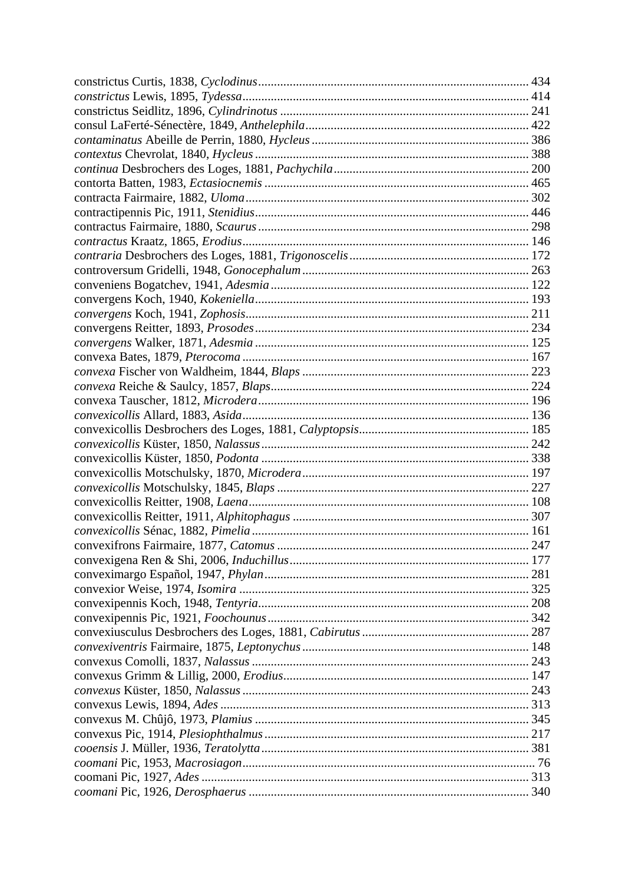constrictus Curtis, 1838, *Cyclodinus* ........................................................................................ 434
*constrictus* Lewis, 1895, *Tydessa* .............................................................................................. 414
constrictus Seidlitz, 1896, *Cylindrinotus* .................................................................................. 241
consul LaFerté-Sénectère, 1849, *Anthelephila* ......................................................................... 422
*contaminatus* Abeille de Perrin, 1880, *Hycleus* ....................................................................... 386
*contextus* Chevrolat, 1840, *Hycleus* ......................................................................................... 388
*continua* Desbrochers des Loges, 1881, *Pachychila* ................................................................ 200
contorta Batten, 1983, *Ectasiocnemis* ....................................................................................... 465
contracta Fairmaire, 1882, *Uloma* ............................................................................................. 302
contractipennis Pic, 1911, *Stenidius* .......................................................................................... 446
contractus Fairmaire, 1880, *Scaurus* ......................................................................................... 298
*contractus* Kraatz, 1865, *Erodius* .............................................................................................. 146
*contraria* Desbrochers des Loges, 1881, *Trigonoscelis* ............................................................ 172
controversum Gridelli, 1948, *Gonocephalum* ............................................................................ 263
conveniens Bogatchev, 1941, *Adesmia* ...................................................................................... 122
convergens Koch, 1940, *Kokeniella* ........................................................................................... 193
*convergens* Koch, 1941, *Zophosis* ............................................................................................. 211
convergens Reitter, 1893, *Prosodes* .......................................................................................... 234
*convergens* Walker, 1871, *Adesmia* .......................................................................................... 125
convexa Bates, 1879, *Pterocoma* ............................................................................................... 167
*convexa* Fischer von Waldheim, 1844, *Blaps* ........................................................................... 223
*convexa* Reiche & Saulcy, 1857, *Blaps* ..................................................................................... 224
convexa Tauscher, 1812, *Microdera* .......................................................................................... 196
*convexicollis* Allard, 1883, *Asida* .............................................................................................. 136
convexicollis Desbrochers des Loges, 1881, *Calyptopsis* ......................................................... 185
*convexicollis* Küster, 1850, *Nalassus* ........................................................................................ 242
convexicollis Küster, 1850, *Podonta* ......................................................................................... 338
convexicollis Motschulsky, 1870, *Microdera* ............................................................................ 197
*convexicollis* Motschulsky, 1845, *Blaps* ................................................................................... 227
convexicollis Reitter, 1908, *Laena* ............................................................................................. 108
convexicollis Reitter, 1911, *Alphitophagus* ............................................................................... 307
*convexicollis* Sénac, 1882, *Pimelia* ........................................................................................... 161
convexifrons Fairmaire, 1877, *Catomus* .................................................................................... 247
convexigena Ren & Shi, 2006, *Induchillus* ................................................................................ 177
conveximargo Español, 1947, *Phylan* ........................................................................................ 281
convexior Weise, 1974, *Isomira* ................................................................................................ 325
convexipennis Koch, 1948, *Tentyria* .......................................................................................... 208
convexipennis Pic, 1921, *Foochounus* ....................................................................................... 342
convexiusculus Desbrochers des Loges, 1881, *Cabirutus* ......................................................... 287
*convexiventris* Fairmaire, 1875, *Leptonychus* ........................................................................... 148
convexus Comolli, 1837, *Nalassus* ............................................................................................ 243
convexus Grimm & Lillig, 2000, *Erodius* ................................................................................... 147
*convexus* Küster, 1850, *Nalassus* .............................................................................................. 243
convexus Lewis, 1894, *Ades* ...................................................................................................... 313
convexus M. Chûjô, 1973, *Plamius* ........................................................................................... 345
convexus Pic, 1914, *Plesiophthalmus* ........................................................................................ 217
*cooensis* J. Müller, 1936, *Teratolytta* ......................................................................................... 381
*coomani* Pic, 1953, *Macrosiagon* ................................................................................................. 76
coomani Pic, 1927, *Ades* ........................................................................................................... 313
*coomani* Pic, 1926, *Derosphaerus* ............................................................................................. 340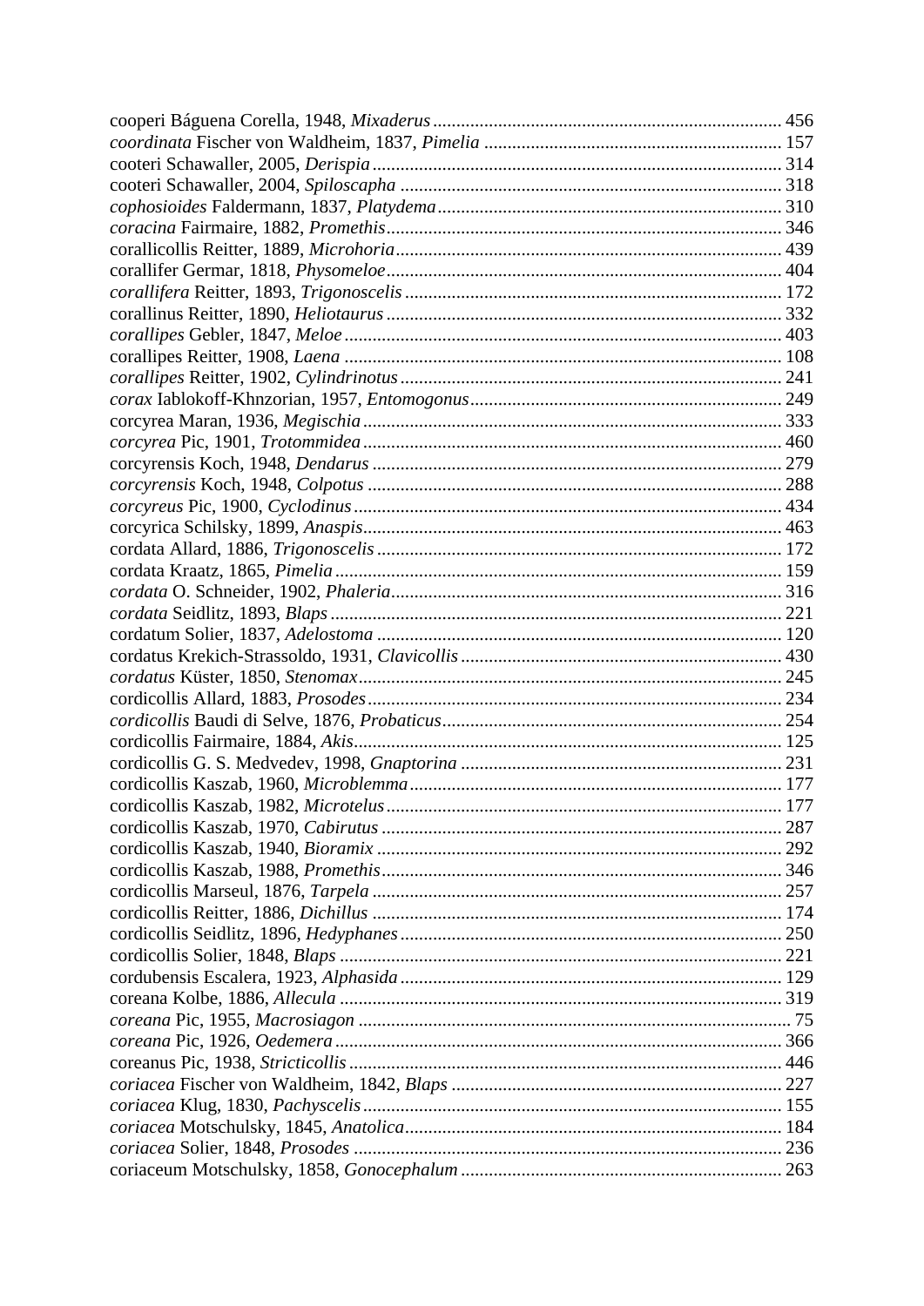cooperi Báguena Corella, 1948, *Mixaderus* ........................................................................ 456
*coordinata* Fischer von Waldheim, 1837, *Pimelia* ............................................................ 157
cooteri Schawaller, 2005, *Derispia* .................................................................................. 314
cooteri Schawaller, 2004, *Spiloscapha* ............................................................................. 318
*cophosioides* Faldermann, 1837, *Platydema* ...................................................................... 310
*coracina* Fairmaire, 1882, *Promethis* ................................................................................ 346
corallicollis Reitter, 1889, *Microhoria* ............................................................................... 439
corallifer Germar, 1818, *Physomeloe* ................................................................................. 404
*corallifera* Reitter, 1893, *Trigonoscelis* ............................................................................. 172
corallinus Reitter, 1890, *Heliotaurus* ................................................................................. 332
*corallipes* Gebler, 1847, *Meloe* ......................................................................................... 403
corallipes Reitter, 1908, *Laena* .......................................................................................... 108
*corallipes* Reitter, 1902, *Cylindrinotus* ............................................................................... 241
*corax* Iablokoff-Khnzorian, 1957, *Entomogonus* ................................................................ 249
corcyrea Maran, 1936, *Megischia* ...................................................................................... 333
*corcyrea* Pic, 1901, *Trotommidea* ...................................................................................... 460
corcyrensis Koch, 1948, *Dendarus* .................................................................................... 279
*corcyrensis* Koch, 1948, *Colpotus* ..................................................................................... 288
*corcyreus* Pic, 1900, *Cyclodinus* ........................................................................................ 434
corcyrica Schilsky, 1899, *Anaspis* ...................................................................................... 463
cordata Allard, 1886, *Trigonoscelis* ................................................................................... 172
cordata Kraatz, 1865, *Pimelia* ............................................................................................ 159
*cordata* O. Schneider, 1902, *Phaleria* ................................................................................. 316
*cordata* Seidlitz, 1893, *Blaps* .............................................................................................. 221
cordatum Solier, 1837, *Adelostoma* ................................................................................... 120
cordatus Krekich-Strassoldo, 1931, *Clavicollis* .................................................................. 430
*cordatus* Küster, 1850, *Stenomax* ....................................................................................... 245
cordicollis Allard, 1883, *Prosodes* ..................................................................................... 234
*cordicollis* Baudi di Selve, 1876, *Probaticus* ....................................................................... 254
cordicollis Fairmaire, 1884, *Akis* ........................................................................................ 125
cordicollis G. S. Medvedev, 1998, *Gnaptorina* .................................................................. 231
cordicollis Kaszab, 1960, *Microblemma* ............................................................................. 177
cordicollis Kaszab, 1982, *Microtelus* ................................................................................. 177
cordicollis Kaszab, 1970, *Cabirutus* ................................................................................... 287
cordicollis Kaszab, 1940, *Bioramix* .................................................................................... 292
cordicollis Kaszab, 1988, *Promethis* ................................................................................... 346
cordicollis Marseul, 1876, *Tarpela* ..................................................................................... 257
cordicollis Reitter, 1886, *Dichillus* ..................................................................................... 174
cordicollis Seidlitz, 1896, *Hedyphanes* ............................................................................... 250
cordicollis Solier, 1848, *Blaps* ............................................................................................ 221
cordubensis Escalera, 1923, *Alphasida* .............................................................................. 129
coreana Kolbe, 1886, *Allecula* ............................................................................................ 319
*coreana* Pic, 1955, *Macrosiagon* ........................................................................................... 75
*coreana* Pic, 1926, *Oedemera* ............................................................................................. 366
coreanus Pic, 1938, *Stricticollis* .......................................................................................... 446
*coriacea* Fischer von Waldheim, 1842, *Blaps* ..................................................................... 227
*coriacea* Klug, 1830, *Pachyscelis* ........................................................................................ 155
*coriacea* Motschulsky, 1845, *Anatolica* ............................................................................... 184
*coriacea* Solier, 1848, *Prosodes* .......................................................................................... 236
coriaceum Motschulsky, 1858, *Gonocephalum* ................................................................... 263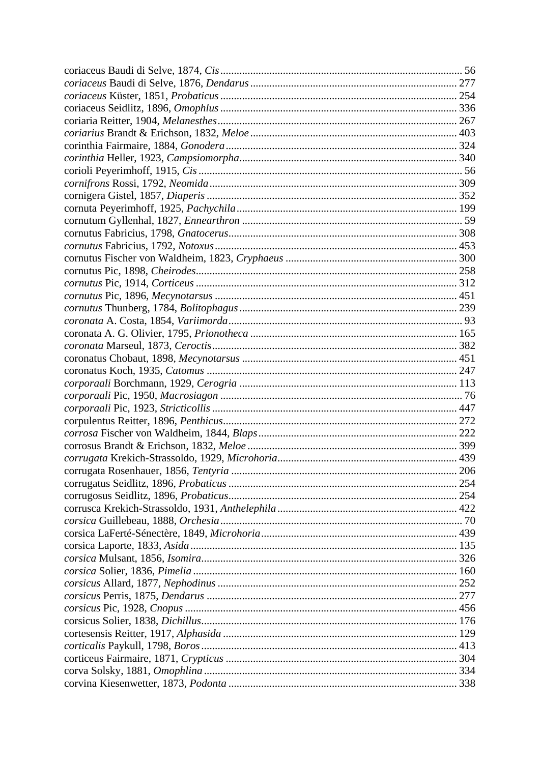coriaceus Baudi di Selve, 1874, *Cis* ........ 56
*coriaceus* Baudi di Selve, 1876, *Dendarus* ........ 277
*coriaceus* Küster, 1851, *Probaticus* ........ 254
coriaceus Seidlitz, 1896, *Omophlus* ........ 336
coriaria Reitter, 1904, *Melanesthes* ........ 267
*coriarius* Brandt & Erichson, 1832, *Meloe* ........ 403
corinthia Fairmaire, 1884, *Gonodera* ........ 324
*corinthia* Heller, 1923, *Campsiomorpha* ........ 340
corioli Peyerimhoff, 1915, *Cis* ........ 56
*cornifrons* Rossi, 1792, *Neomida* ........ 309
cornigera Gistel, 1857, *Diaperis* ........ 352
cornuta Peyerimhoff, 1925, *Pachychila* ........ 199
cornutum Gyllenhal, 1827, *Ennearthron* ........ 59
cornutus Fabricius, 1798, *Gnatocerus* ........ 308
*cornutus* Fabricius, 1792, *Notoxus* ........ 453
cornutus Fischer von Waldheim, 1823, *Cryphaeus* ........ 300
cornutus Pic, 1898, *Cheirodes* ........ 258
*cornutus* Pic, 1914, *Corticeus* ........ 312
*cornutus* Pic, 1896, *Mecynotarsus* ........ 451
*cornutus* Thunberg, 1784, *Bolitophagus* ........ 239
*coronata* A. Costa, 1854, *Variimorda* ........ 93
coronata A. G. Olivier, 1795, *Prionotheca* ........ 165
*coronata* Marseul, 1873, *Ceroctis* ........ 382
coronatus Chobaut, 1898, *Mecynotarsus* ........ 451
coronatus Koch, 1935, *Catomus* ........ 247
*corporaali* Borchmann, 1929, *Cerogria* ........ 113
*corporaali* Pic, 1950, *Macrosiagon* ........ 76
*corporaali* Pic, 1923, *Stricticollis* ........ 447
corpulentus Reitter, 1896, *Penthicus* ........ 272
*corrosa* Fischer von Waldheim, 1844, *Blaps* ........ 222
corrosus Brandt & Erichson, 1832, *Meloe* ........ 399
*corrugata* Krekich-Strassoldo, 1929, *Microhoria* ........ 439
corrugata Rosenhauer, 1856, *Tentyria* ........ 206
corrugatus Seidlitz, 1896, *Probaticus* ........ 254
corrugosus Seidlitz, 1896, *Probaticus* ........ 254
corrusca Krekich-Strassoldo, 1931, *Anthelephila* ........ 422
*corsica* Guillebeau, 1888, *Orchesia* ........ 70
corsica LaFerté-Sénectère, 1849, *Microhoria* ........ 439
corsica Laporte, 1833, *Asida* ........ 135
*corsica* Mulsant, 1856, *Isomira* ........ 326
*corsica* Solier, 1836, *Pimelia* ........ 160
*corsicus* Allard, 1877, *Nephodinus* ........ 252
*corsicus* Perris, 1875, *Dendarus* ........ 277
*corsicus* Pic, 1928, *Cnopus* ........ 456
corsicus Solier, 1838, *Dichillus* ........ 176
cortesensis Reitter, 1917, *Alphasida* ........ 129
*corticalis* Paykull, 1798, *Boros* ........ 413
corticeus Fairmaire, 1871, *Crypticus* ........ 304
corva Solsky, 1881, *Omophlina* ........ 334
corvina Kiesenwetter, 1873, *Podonta* ........ 338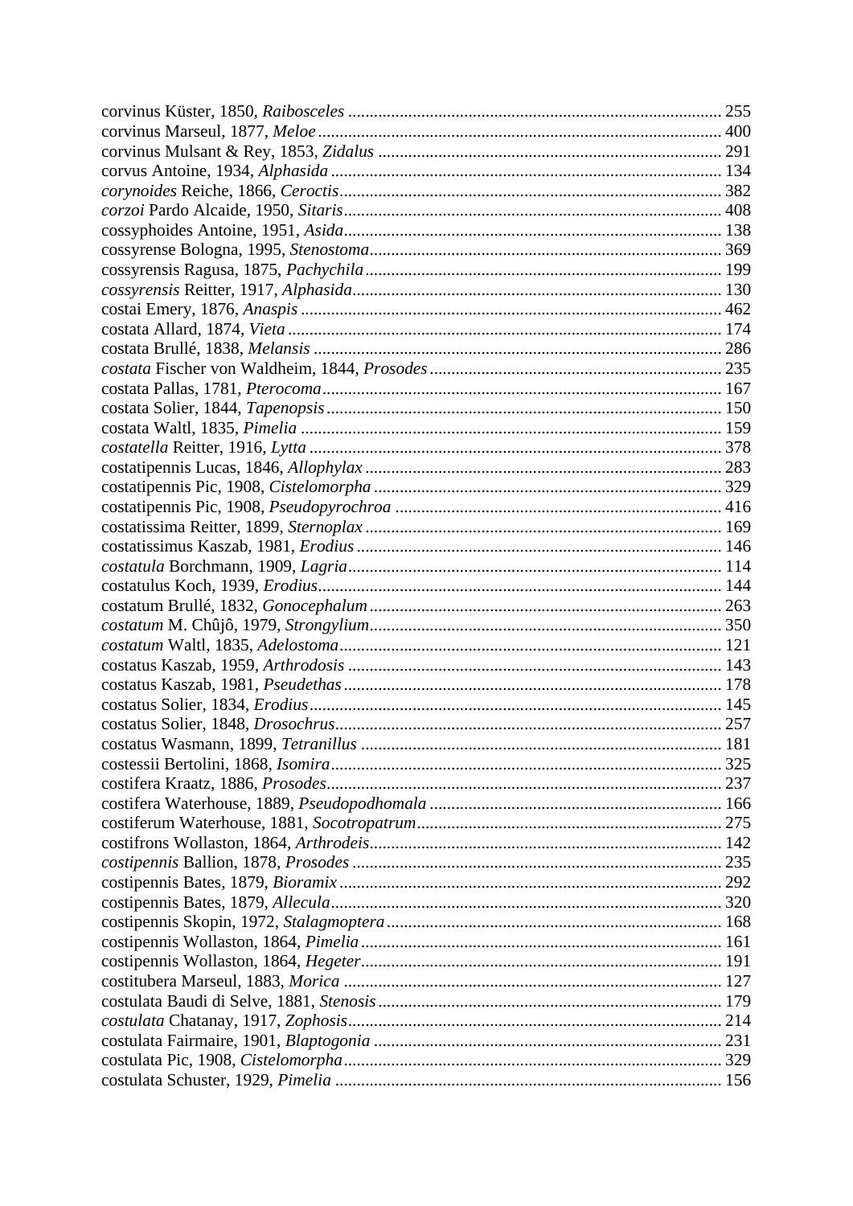corvinus Küster, 1850, *Raibosceles* ........................................ 255
corvinus Marseul, 1877, *Meloe* ........................................ 400
corvinus Mulsant & Rey, 1853, *Zidalus* ........................................ 291
corvus Antoine, 1934, *Alphasida* ........................................ 134
*corynoides* Reiche, 1866, *Ceroctis* ........................................ 382
*corzoi* Pardo Alcaide, 1950, *Sitaris* ........................................ 408
cossyphoides Antoine, 1951, *Asida* ........................................ 138
cossyrense Bologna, 1995, *Stenostoma* ........................................ 369
cossyrensis Ragusa, 1875, *Pachychila* ........................................ 199
*cossyrensis* Reitter, 1917, *Alphasida* ........................................ 130
costai Emery, 1876, *Anaspis* ........................................ 462
costata Allard, 1874, *Vieta* ........................................ 174
costata Brullé, 1838, *Melansis* ........................................ 286
*costata* Fischer von Waldheim, 1844, *Prosodes* ........................................ 235
costata Pallas, 1781, *Pterocoma* ........................................ 167
costata Solier, 1844, *Tapenopsis* ........................................ 150
costata Waltl, 1835, *Pimelia* ........................................ 159
*costatella* Reitter, 1916, *Lytta* ........................................ 378
costatipennis Lucas, 1846, *Allophylax* ........................................ 283
costatipennis Pic, 1908, *Cistelomorpha* ........................................ 329
costatipennis Pic, 1908, *Pseudopyrochroa* ........................................ 416
costatissima Reitter, 1899, *Sternoplax* ........................................ 169
costatissimus Kaszab, 1981, *Erodius* ........................................ 146
*costatula* Borchmann, 1909, *Lagria* ........................................ 114
costatulus Koch, 1939, *Erodius* ........................................ 144
costatum Brullé, 1832, *Gonocephalum* ........................................ 263
*costatum* M. Chûjô, 1979, *Strongylium* ........................................ 350
*costatum* Waltl, 1835, *Adelostoma* ........................................ 121
costatus Kaszab, 1959, *Arthrodosis* ........................................ 143
costatus Kaszab, 1981, *Pseudethas* ........................................ 178
costatus Solier, 1834, *Erodius* ........................................ 145
costatus Solier, 1848, *Drosochrus* ........................................ 257
costatus Wasmann, 1899, *Tetranillus* ........................................ 181
costessii Bertolini, 1868, *Isomira* ........................................ 325
costifera Kraatz, 1886, *Prosodes* ........................................ 237
costifera Waterhouse, 1889, *Pseudopodhomala* ........................................ 166
costiferum Waterhouse, 1881, *Socotropatrum* ........................................ 275
costifrons Wollaston, 1864, *Arthrodeis* ........................................ 142
*costipennis* Ballion, 1878, *Prosodes* ........................................ 235
costipennis Bates, 1879, *Bioramix* ........................................ 292
costipennis Bates, 1879, *Allecula* ........................................ 320
costipennis Skopin, 1972, *Stalagmoptera* ........................................ 168
costipennis Wollaston, 1864, *Pimelia* ........................................ 161
costipennis Wollaston, 1864, *Hegeter* ........................................ 191
costitubera Marseul, 1883, *Morica* ........................................ 127
costulata Baudi di Selve, 1881, *Stenosis* ........................................ 179
*costulata* Chatanay, 1917, *Zophosis* ........................................ 214
costulata Fairmaire, 1901, *Blaptogonia* ........................................ 231
costulata Pic, 1908, *Cistelomorpha* ........................................ 329
costulata Schuster, 1929, *Pimelia* ........................................ 156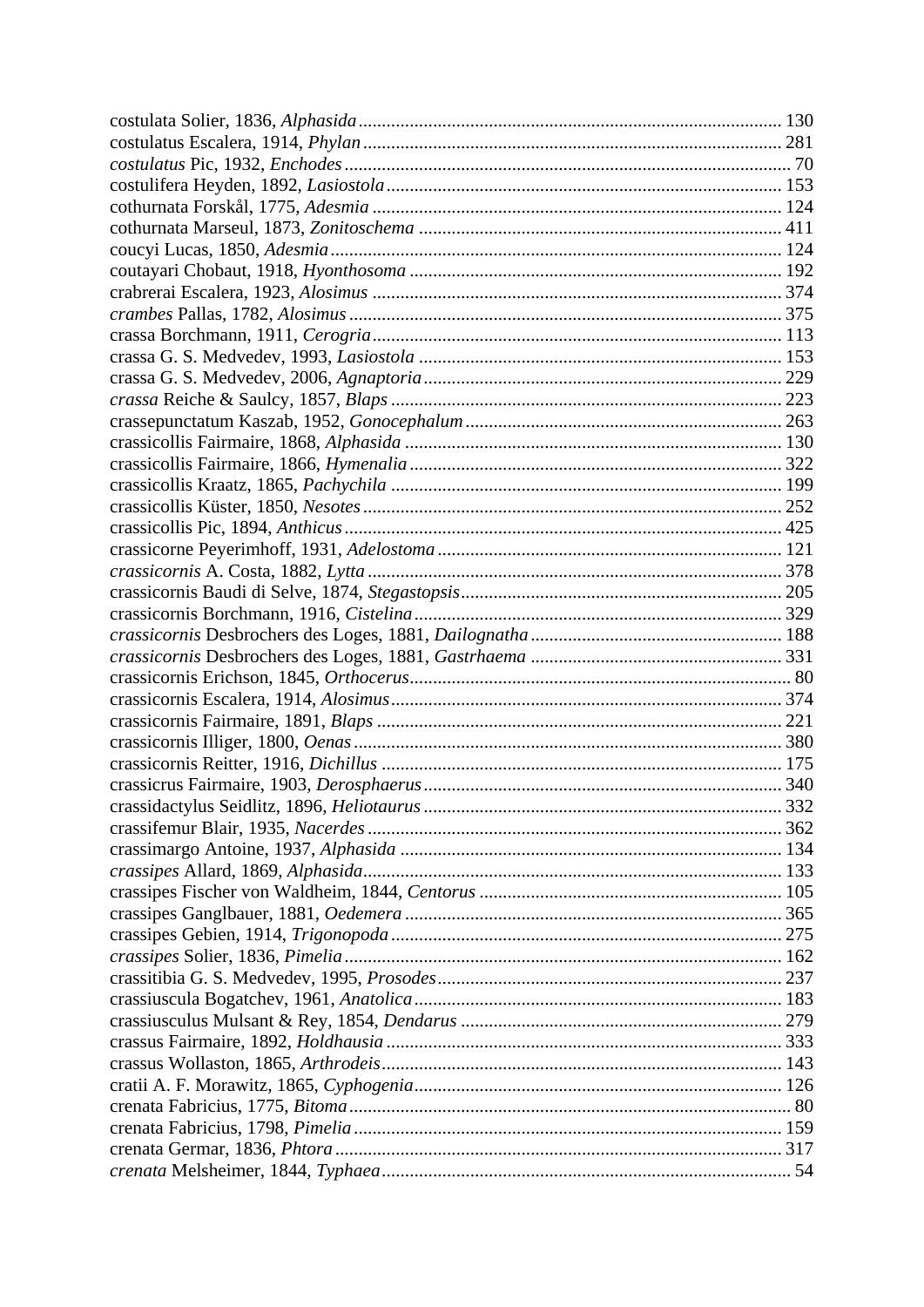costulata Solier, 1836, *Alphasida* ........................................................................................ 130
costulatus Escalera, 1914, *Phylan* ......................................................................................... 281
*costulatus* Pic, 1932, *Enchodes* .............................................................................................. 70
costulifera Heyden, 1892, *Lasiostola* ................................................................................... 153
cothurnata Forskål, 1775, *Adesmia* ...................................................................................... 124
cothurnata Marseul, 1873, *Zonitoschema* ............................................................................. 411
coucyi Lucas, 1850, *Adesmia* ................................................................................................ 124
coutayari Chobaut, 1918, *Hyonthosoma* ............................................................................... 192
crabrerai Escalera, 1923, *Alosimus* ....................................................................................... 374
*crambes* Pallas, 1782, *Alosimus* ............................................................................................ 375
crassa Borchmann, 1911, *Cerogria* ....................................................................................... 113
crassa G. S. Medvedev, 1993, *Lasiostola* ............................................................................. 153
crassa G. S. Medvedev, 2006, *Agnaptoria* ............................................................................ 229
*crassa* Reiche & Saulcy, 1857, *Blaps* ................................................................................... 223
crassepunctatum Kaszab, 1952, *Gonocephalum* ................................................................... 263
crassicollis Fairmaire, 1868, *Alphasida* ................................................................................ 130
crassicollis Fairmaire, 1866, *Hymenalia* ............................................................................... 322
crassicollis Kraatz, 1865, *Pachychila* ................................................................................... 199
crassicollis Küster, 1850, *Nesotes* ......................................................................................... 252
crassicollis Pic, 1894, *Anthicus* ............................................................................................. 425
crassicorne Peyerimhoff, 1931, *Adelostoma* ......................................................................... 121
*crassicornis* A. Costa, 1882, *Lytta* ........................................................................................ 378
crassicornis Baudi di Selve, 1874, *Stegastopsis* .................................................................... 205
crassicornis Borchmann, 1916, *Cistelina* .............................................................................. 329
*crassicornis* Desbrochers des Loges, 1881, *Dailognatha* ...................................................... 188
*crassicornis* Desbrochers des Loges, 1881, *Gastrhaema* ...................................................... 331
crassicornis Erichson, 1845, *Orthocerus* ................................................................................. 80
crassicornis Escalera, 1914, *Alosimus* ................................................................................... 374
crassicornis Fairmaire, 1891, *Blaps* ...................................................................................... 221
crassicornis Illiger, 1800, *Oenas* ........................................................................................... 380
crassicornis Reitter, 1916, *Dichillus* ..................................................................................... 175
crassicrus Fairmaire, 1903, *Derosphaerus* ............................................................................ 340
crassidactylus Seidlitz, 1896, *Heliotaurus* ............................................................................ 332
crassifemur Blair, 1935, *Nacerdes* ........................................................................................ 362
crassimargo Antoine, 1937, *Alphasida* ................................................................................. 134
*crassipes* Allard, 1869, *Alphasida* ......................................................................................... 133
crassipes Fischer von Waldheim, 1844, *Centorus* ................................................................ 105
crassipes Ganglbauer, 1881, *Oedemera* ................................................................................ 365
crassipes Gebien, 1914, *Trigonopoda* ................................................................................... 275
*crassipes* Solier, 1836, *Pimelia* ............................................................................................. 162
crassitibia G. S. Medvedev, 1995, *Prosodes* ......................................................................... 237
crassiuscula Bogatchev, 1961, *Anatolica* .............................................................................. 183
crassiusculus Mulsant & Rey, 1854, *Dendarus* .................................................................... 279
crassus Fairmaire, 1892, *Holdhausia* .................................................................................... 333
crassus Wollaston, 1865, *Arthrodeis* ..................................................................................... 143
cratii A. F. Morawitz, 1865, *Cyphogenia* .............................................................................. 126
crenata Fabricius, 1775, *Bitoma* ............................................................................................. 80
crenata Fabricius, 1798, *Pimelia* ........................................................................................... 159
crenata Germar, 1836, *Phtora* ............................................................................................... 317
*crenata* Melsheimer, 1844, *Typhaea* ........................................................................................ 54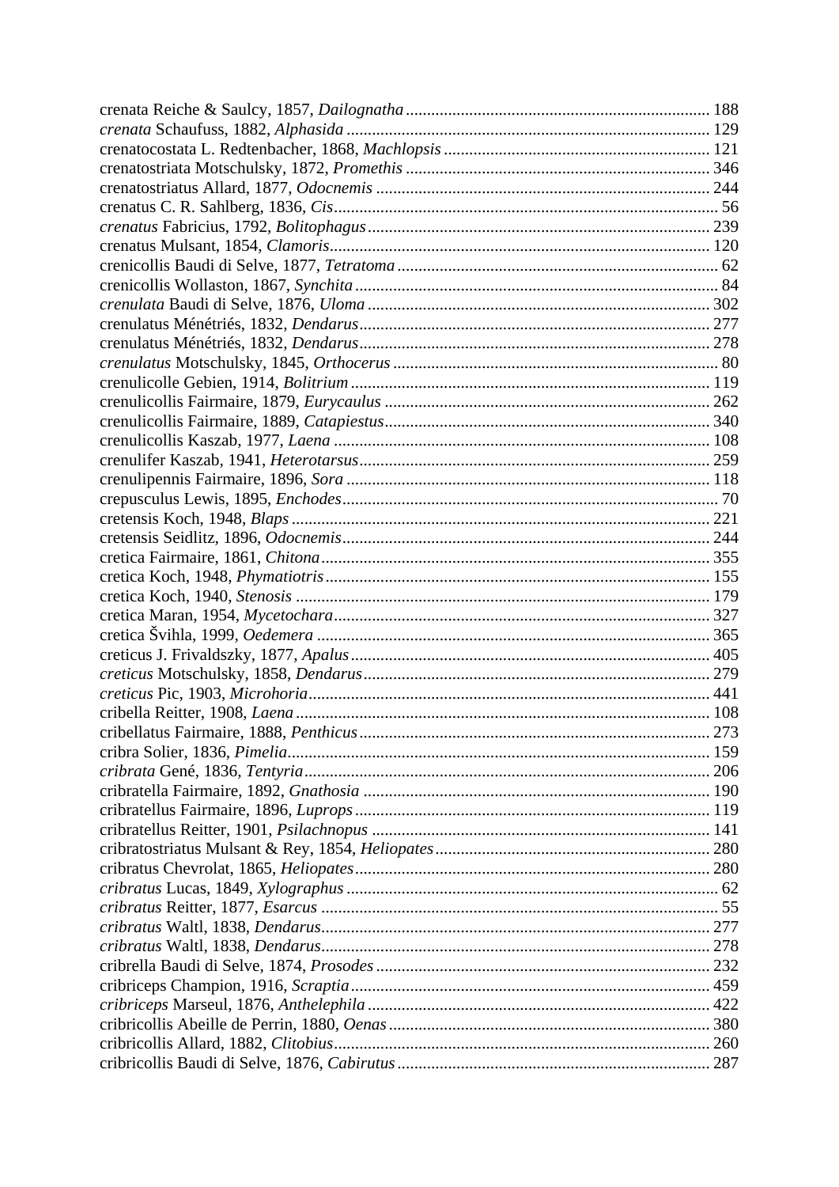crenata Reiche & Saulcy, 1857, *Dailognatha* ........................................................ 188
*crenata* Schaufuss, 1882, *Alphasida* ........................................................ 129
crenatocostata L. Redtenbacher, 1868, *Machlopsis* ........................................................ 121
crenatostriata Motschulsky, 1872, *Promethis* ........................................................ 346
crenatostriatus Allard, 1877, *Odocnemis* ........................................................ 244
crenatus C. R. Sahlberg, 1836, *Cis* ........................................................ 56
*crenatus* Fabricius, 1792, *Bolitophagus* ........................................................ 239
crenatus Mulsant, 1854, *Clamoris* ........................................................ 120
crenicollis Baudi di Selve, 1877, *Tetratoma* ........................................................ 62
crenicollis Wollaston, 1867, *Synchita* ........................................................ 84
*crenulata* Baudi di Selve, 1876, *Uloma* ........................................................ 302
crenulatus Ménétriés, 1832, *Dendarus* ........................................................ 277
crenulatus Ménétriés, 1832, *Dendarus* ........................................................ 278
*crenulatus* Motschulsky, 1845, *Orthocerus* ........................................................ 80
crenulicolle Gebien, 1914, *Bolitrium* ........................................................ 119
crenulicollis Fairmaire, 1879, *Eurycaulus* ........................................................ 262
crenulicollis Fairmaire, 1889, *Catapiestus* ........................................................ 340
crenulicollis Kaszab, 1977, *Laena* ........................................................ 108
crenulifer Kaszab, 1941, *Heterotarsus* ........................................................ 259
crenulipennis Fairmaire, 1896, *Sora* ........................................................ 118
crepusculus Lewis, 1895, *Enchodes* ........................................................ 70
cretensis Koch, 1948, *Blaps* ........................................................ 221
cretensis Seidlitz, 1896, *Odocnemis* ........................................................ 244
cretica Fairmaire, 1861, *Chitona* ........................................................ 355
cretica Koch, 1948, *Phymatiotris* ........................................................ 155
cretica Koch, 1940, *Stenosis* ........................................................ 179
cretica Maran, 1954, *Mycetochara* ........................................................ 327
cretica Švihla, 1999, *Oedemera* ........................................................ 365
creticus J. Frivaldszky, 1877, *Apalus* ........................................................ 405
*creticus* Motschulsky, 1858, *Dendarus* ........................................................ 279
*creticus* Pic, 1903, *Microhoria* ........................................................ 441
cribella Reitter, 1908, *Laena* ........................................................ 108
cribellatus Fairmaire, 1888, *Penthicus* ........................................................ 273
cribra Solier, 1836, *Pimelia* ........................................................ 159
*cribrata* Gené, 1836, *Tentyria* ........................................................ 206
cribratella Fairmaire, 1892, *Gnathosia* ........................................................ 190
cribratellus Fairmaire, 1896, *Luprops* ........................................................ 119
cribratellus Reitter, 1901, *Psilachnopus* ........................................................ 141
cribratostriatus Mulsant & Rey, 1854, *Heliopates* ........................................................ 280
cribratus Chevrolat, 1865, *Heliopates* ........................................................ 280
*cribratus* Lucas, 1849, *Xylographus* ........................................................ 62
*cribratus* Reitter, 1877, *Esarcus* ........................................................ 55
*cribratus* Waltl, 1838, *Dendarus* ........................................................ 277
*cribratus* Waltl, 1838, *Dendarus* ........................................................ 278
cribrella Baudi di Selve, 1874, *Prosodes* ........................................................ 232
cribriceps Champion, 1916, *Scraptia* ........................................................ 459
*cribriceps* Marseul, 1876, *Anthelephila* ........................................................ 422
cribricollis Abeille de Perrin, 1880, *Oenas* ........................................................ 380
cribricollis Allard, 1882, *Clitobius* ........................................................ 260
cribricollis Baudi di Selve, 1876, *Cabirutus* ........................................................ 287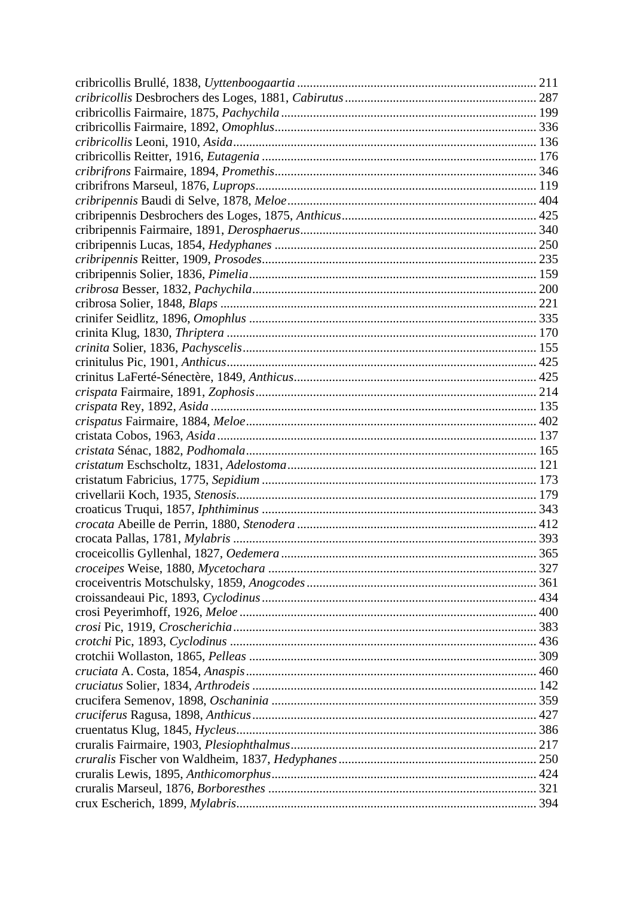cribricollis Brullé, 1838, *Uyttenboogaartia* ........................................................................ 211
*cribricollis* Desbrochers des Loges, 1881, *Cabirutus* .......................................................... 287
cribricollis Fairmaire, 1875, *Pachychila* .............................................................................. 199
cribricollis Fairmaire, 1892, *Omophlus*................................................................................ 336
*cribricollis* Leoni, 1910, *Asida*............................................................................................ 136
cribricollis Reitter, 1916, *Eutagenia* .................................................................................... 176
*cribrifrons* Fairmaire, 1894, *Promethis*................................................................................ 346
cribrifrons Marseul, 1876, *Luprops*...................................................................................... 119
*cribripennis* Baudi di Selve, 1878, *Meloe*............................................................................ 404
cribripennis Desbrochers des Loges, 1875, *Anthicus*............................................................ 425
cribripennis Fairmaire, 1891, *Derosphaerus*......................................................................... 340
cribripennis Lucas, 1854, *Hedyphanes* ................................................................................ 250
*cribripennis* Reitter, 1909, *Prosodes*.................................................................................... 235
cribripennis Solier, 1836, *Pimelia*........................................................................................ 159
*cribrosa* Besser, 1832, *Pachychila*....................................................................................... 200
cribrosa Solier, 1848, *Blaps* ................................................................................................. 221
crinifer Seidlitz, 1896, *Omophlus* ........................................................................................ 335
crinita Klug, 1830, *Thriptera* ............................................................................................... 170
*crinita* Solier, 1836, *Pachyscelis*.......................................................................................... 155
crinitulus Pic, 1901, *Anthicus*............................................................................................... 425
crinitus LaFerté-Sénectère, 1849, *Anthicus*.......................................................................... 425
*crispata* Fairmaire, 1891, *Zophosis*...................................................................................... 214
*crispata* Rey, 1892, *Asida* .................................................................................................... 135
*crispatus* Fairmaire, 1884, *Meloe*......................................................................................... 402
cristata Cobos, 1963, *Asida* .................................................................................................. 137
*cristata* Sénac, 1882, *Podhomala*......................................................................................... 165
*cristatum* Eschscholtz, 1831, *Adelostoma*............................................................................ 121
cristatum Fabricius, 1775, *Sepidium* .................................................................................... 173
crivellarii Koch, 1935, *Stenosis*............................................................................................ 179
croaticus Truqui, 1857, *Iphthiminus* .................................................................................... 343
*crocata* Abeille de Perrin, 1880, *Stenodera* .......................................................................... 412
crocata Pallas, 1781, *Mylabris* ............................................................................................. 393
croceicollis Gyllenhal, 1827, *Oedemera* .............................................................................. 365
*croceipes* Weise, 1880, *Mycetochara* .................................................................................. 327
croceiventris Motschulsky, 1859, *Anogcodes* ....................................................................... 361
croissandeaui Pic, 1893, *Cyclodinus* .................................................................................... 434
crosi Peyerimhoff, 1926, *Meloe* ........................................................................................... 400
*crosi* Pic, 1919, *Croscherichia* ............................................................................................. 383
*crotchi* Pic, 1893, *Cyclodinus* .............................................................................................. 436
crotchii Wollaston, 1865, *Pelleas* ......................................................................................... 309
*cruciata* A. Costa, 1854, *Anaspis*.......................................................................................... 460
*cruciatus* Solier, 1834, *Arthrodeis* ....................................................................................... 142
crucifera Semenov, 1898, *Oschaninia* .................................................................................. 359
*cruciferus* Ragusa, 1898, *Anthicus*....................................................................................... 427
cruentatus Klug, 1845, *Hycleus*............................................................................................ 386
cruralis Fairmaire, 1903, *Plesiophthalmus*............................................................................ 217
*cruralis* Fischer von Waldheim, 1837, *Hedyphanes* ............................................................ 250
cruralis Lewis, 1895, *Anthicomorphus*................................................................................. 424
cruralis Marseul, 1876, *Borboresthes* .................................................................................. 321
crux Escherich, 1899, *Mylabris*............................................................................................ 394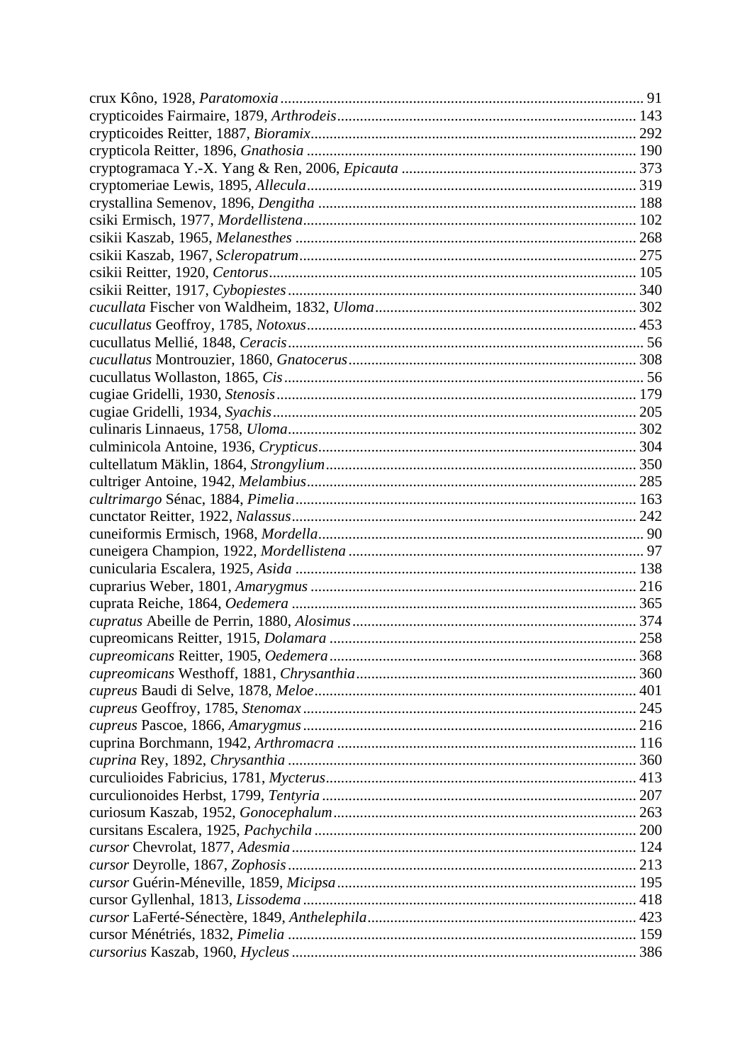crux Kôno, 1928, *Paratomoxia* .......... 91
crypticoides Fairmaire, 1879, *Arthrodeis* .......... 143
crypticoides Reitter, 1887, *Bioramix* .......... 292
crypticola Reitter, 1896, *Gnathosia* .......... 190
cryptogramaca Y.-X. Yang & Ren, 2006, *Epicauta* .......... 373
cryptomeriae Lewis, 1895, *Allecula* .......... 319
crystallina Semenov, 1896, *Dengitha* .......... 188
csiki Ermisch, 1977, *Mordellistena* .......... 102
csikii Kaszab, 1965, *Melanesthes* .......... 268
csikii Kaszab, 1967, *Scleropatrum* .......... 275
csikii Reitter, 1920, *Centorus* .......... 105
csikii Reitter, 1917, *Cybopiestes* .......... 340
*cucullata* Fischer von Waldheim, 1832, *Uloma* .......... 302
*cucullatus* Geoffroy, 1785, *Notoxus* .......... 453
cucullatus Mellié, 1848, *Ceracis* .......... 56
*cucullatus* Montrouzier, 1860, *Gnatocerus* .......... 308
cucullatus Wollaston, 1865, *Cis* .......... 56
cugiae Gridelli, 1930, *Stenosis* .......... 179
cugiae Gridelli, 1934, *Syachis* .......... 205
culinaris Linnaeus, 1758, *Uloma* .......... 302
culminicola Antoine, 1936, *Crypticus* .......... 304
cultellatum Mäklin, 1864, *Strongylium* .......... 350
cultriger Antoine, 1942, *Melambius* .......... 285
*cultrimargo* Sénac, 1884, *Pimelia* .......... 163
cunctator Reitter, 1922, *Nalassus* .......... 242
cuneiformis Ermisch, 1968, *Mordella* .......... 90
cuneigera Champion, 1922, *Mordellistena* .......... 97
cunicularia Escalera, 1925, *Asida* .......... 138
cuprarius Weber, 1801, *Amarygmus* .......... 216
cuprata Reiche, 1864, *Oedemera* .......... 365
*cupratus* Abeille de Perrin, 1880, *Alosimus* .......... 374
cupreomicans Reitter, 1915, *Dolamara* .......... 258
*cupreomicans* Reitter, 1905, *Oedemera* .......... 368
*cupreomicans* Westhoff, 1881, *Chrysanthia* .......... 360
*cupreus* Baudi di Selve, 1878, *Meloe* .......... 401
*cupreus* Geoffroy, 1785, *Stenomax* .......... 245
*cupreus* Pascoe, 1866, *Amarygmus* .......... 216
cuprina Borchmann, 1942, *Arthromacra* .......... 116
*cuprina* Rey, 1892, *Chrysanthia* .......... 360
curculioides Fabricius, 1781, *Mycterus* .......... 413
curculionoides Herbst, 1799, *Tentyria* .......... 207
curiosum Kaszab, 1952, *Gonocephalum* .......... 263
cursitans Escalera, 1925, *Pachychila* .......... 200
*cursor* Chevrolat, 1877, *Adesmia* .......... 124
*cursor* Deyrolle, 1867, *Zophosis* .......... 213
*cursor* Guérin-Méneville, 1859, *Micipsa* .......... 195
cursor Gyllenhal, 1813, *Lissodema* .......... 418
*cursor* LaFerté-Sénectère, 1849, *Anthelephila* .......... 423
cursor Ménétriés, 1832, *Pimelia* .......... 159
*cursorius* Kaszab, 1960, *Hycleus* .......... 386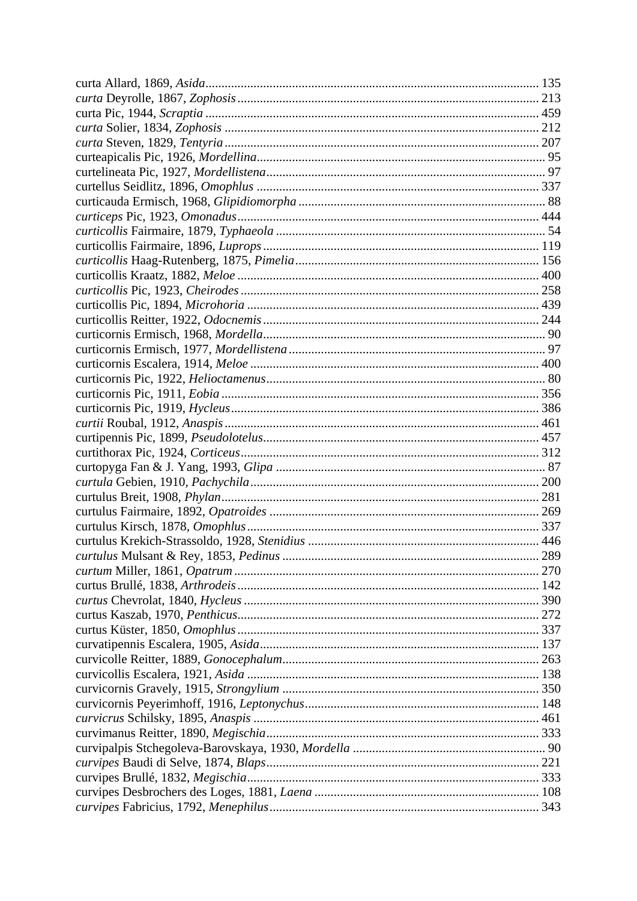curta Allard, 1869, *Asida* ........................................................................................ 135
*curta* Deyrolle, 1867, *Zophosis* .............................................................................. 213
curta Pic, 1944, *Scraptia* ........................................................................................ 459
*curta* Solier, 1834, *Zophosis* .................................................................................. 212
*curta* Steven, 1829, *Tentyria* .................................................................................. 207
curteapicalis Pic, 1926, *Mordellina* ........................................................................... 95
curtelineata Pic, 1927, *Mordellistena* ........................................................................ 97
curtellus Seidlitz, 1896, *Omophlus* .......................................................................... 337
curticauda Ermisch, 1968, *Glipidiomorpha* ................................................................. 88
*curticeps* Pic, 1923, *Omonadus* .............................................................................. 444
*curticollis* Fairmaire, 1879, *Typhaeola* ..................................................................... 54
curticollis Fairmaire, 1896, *Luprops* ........................................................................ 119
*curticollis* Haag-Rutenberg, 1875, *Pimelia* ............................................................. 156
curticollis Kraatz, 1882, *Meloe* ................................................................................ 400
*curticollis* Pic, 1923, *Cheirodes* .............................................................................. 258
curticollis Pic, 1894, *Microhoria* ............................................................................. 439
curticollis Reitter, 1922, *Odocnemis* ........................................................................ 244
curticornis Ermisch, 1968, *Mordella* .......................................................................... 90
curticornis Ermisch, 1977, *Mordellistena* ................................................................... 97
curticornis Escalera, 1914, *Meloe* ............................................................................ 400
curticornis Pic, 1922, *Helioctamenus* ........................................................................ 80
curticornis Pic, 1911, *Eobia* .................................................................................... 356
curticornis Pic, 1919, *Hycleus* ................................................................................. 386
*curtii* Roubal, 1912, *Anaspis* .................................................................................. 461
curtipennis Pic, 1899, *Pseudolotelus* ....................................................................... 457
curtithorax Pic, 1924, *Corticeus* .............................................................................. 312
curtopyga Fan & J. Yang, 1993, *Glipa* ....................................................................... 87
*curtula* Gebien, 1910, *Pachychila* ........................................................................... 200
curtulus Breit, 1908, *Phylan* .................................................................................... 281
curtulus Fairmaire, 1892, *Opatroides* ...................................................................... 269
curtulus Kirsch, 1878, *Omophlus* ............................................................................. 337
curtulus Krekich-Strassoldo, 1928, *Stenidius* ........................................................... 446
*curtulus* Mulsant & Rey, 1853, *Pedinus* ................................................................... 289
*curtum* Miller, 1861, *Opatrum* ................................................................................ 270
curtus Brullé, 1838, *Arthrodeis* ................................................................................ 142
*curtus* Chevrolat, 1840, *Hycleus* ............................................................................. 390
curtus Kaszab, 1970, *Penthicus* ................................................................................ 272
curtus Küster, 1850, *Omophlus* ................................................................................ 337
curvatipennis Escalera, 1905, *Asida* ......................................................................... 137
curvicolle Reitter, 1889, *Gonocephalum* ................................................................... 263
curvicollis Escalera, 1921, *Asida* ............................................................................. 138
curvicornis Gravely, 1915, *Strongylium* ................................................................... 350
curvicornis Peyerimhoff, 1916, *Leptonychus* ............................................................ 148
*curvicrus* Schilsky, 1895, *Anaspis* .......................................................................... 461
curvimanus Reitter, 1890, *Megischia* ....................................................................... 333
curvipalpis Stchegoleva-Barovskaya, 1930, *Mordella* ................................................ 90
*curvipes* Baudi di Selve, 1874, *Blaps* ...................................................................... 221
curvipes Brullé, 1832, *Megischia* .............................................................................. 333
curvipes Desbrochers des Loges, 1881, *Laena* ......................................................... 108
*curvipes* Fabricius, 1792, *Menephilus* ..................................................................... 343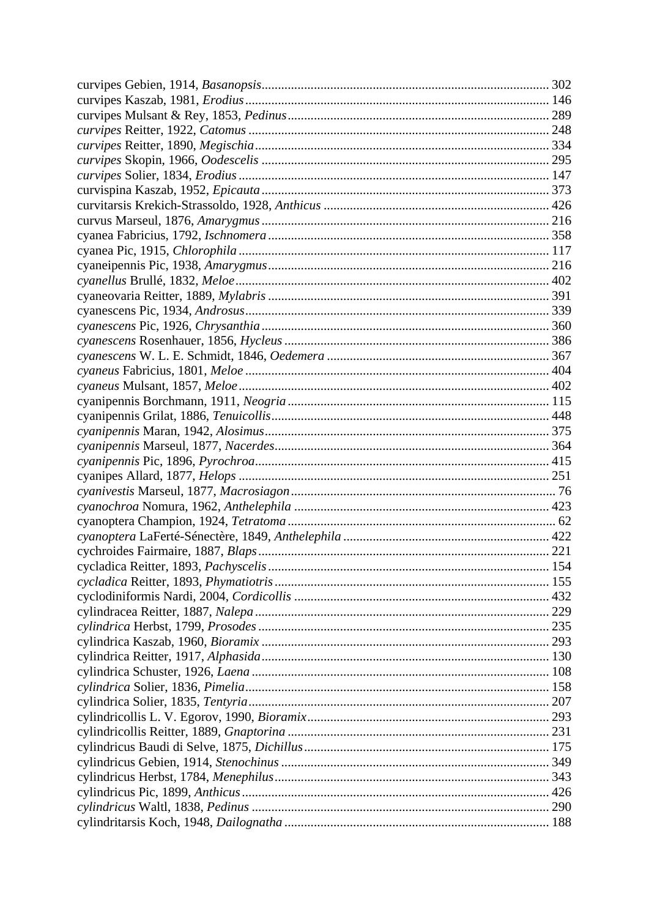curvipes Gebien, 1914, *Basanopsis* ........ 302
curvipes Kaszab, 1981, *Erodius* ........ 146
curvipes Mulsant & Rey, 1853, *Pedinus* ........ 289
*curvipes* Reitter, 1922, *Catomus* ........ 248
*curvipes* Reitter, 1890, *Megischia* ........ 334
*curvipes* Skopin, 1966, *Oodescelis* ........ 295
*curvipes* Solier, 1834, *Erodius* ........ 147
curvispina Kaszab, 1952, *Epicauta* ........ 373
curvitarsis Krekich-Strassoldo, 1928, *Anthicus* ........ 426
curvus Marseul, 1876, *Amarygmus* ........ 216
cyanea Fabricius, 1792, *Ischnomera* ........ 358
cyanea Pic, 1915, *Chlorophila* ........ 117
cyaneipennis Pic, 1938, *Amarygmus* ........ 216
*cyanellus* Brullé, 1832, *Meloe* ........ 402
cyaneovaria Reitter, 1889, *Mylabris* ........ 391
cyanescens Pic, 1934, *Androsus* ........ 339
*cyanescens* Pic, 1926, *Chrysanthia* ........ 360
*cyanescens* Rosenhauer, 1856, *Hycleus* ........ 386
*cyanescens* W. L. E. Schmidt, 1846, *Oedemera* ........ 367
*cyaneus* Fabricius, 1801, *Meloe* ........ 404
*cyaneus* Mulsant, 1857, *Meloe* ........ 402
cyanipennis Borchmann, 1911, *Neogria* ........ 115
cyanipennis Grilat, 1886, *Tenuicollis* ........ 448
*cyanipennis* Maran, 1942, *Alosimus* ........ 375
*cyanipennis* Marseul, 1877, *Nacerdes* ........ 364
*cyanipennis* Pic, 1896, *Pyrochroa* ........ 415
cyanipes Allard, 1877, *Helops* ........ 251
*cyanivestis* Marseul, 1877, *Macrosiagon* ........ 76
*cyanochroa* Nomura, 1962, *Anthelephila* ........ 423
cyanoptera Champion, 1924, *Tetratoma* ........ 62
*cyanoptera* LaFerté-Sénectère, 1849, *Anthelephila* ........ 422
cychroides Fairmaire, 1887, *Blaps* ........ 221
cycladica Reitter, 1893, *Pachyscelis* ........ 154
*cycladica* Reitter, 1893, *Phymatiotris* ........ 155
cyclodiniformis Nardi, 2004, *Cordicollis* ........ 432
cylindracea Reitter, 1887, *Nalepa* ........ 229
*cylindrica* Herbst, 1799, *Prosodes* ........ 235
cylindrica Kaszab, 1960, *Bioramix* ........ 293
cylindrica Reitter, 1917, *Alphasida* ........ 130
cylindrica Schuster, 1926, *Laena* ........ 108
*cylindrica* Solier, 1836, *Pimelia* ........ 158
cylindrica Solier, 1835, *Tentyria* ........ 207
cylindricollis L. V. Egorov, 1990, *Bioramix* ........ 293
cylindricollis Reitter, 1889, *Gnaptorina* ........ 231
cylindricus Baudi di Selve, 1875, *Dichillus* ........ 175
cylindricus Gebien, 1914, *Stenochinus* ........ 349
cylindricus Herbst, 1784, *Menephilus* ........ 343
cylindricus Pic, 1899, *Anthicus* ........ 426
*cylindricus* Waltl, 1838, *Pedinus* ........ 290
cylindritarsis Koch, 1948, *Dailognatha* ........ 188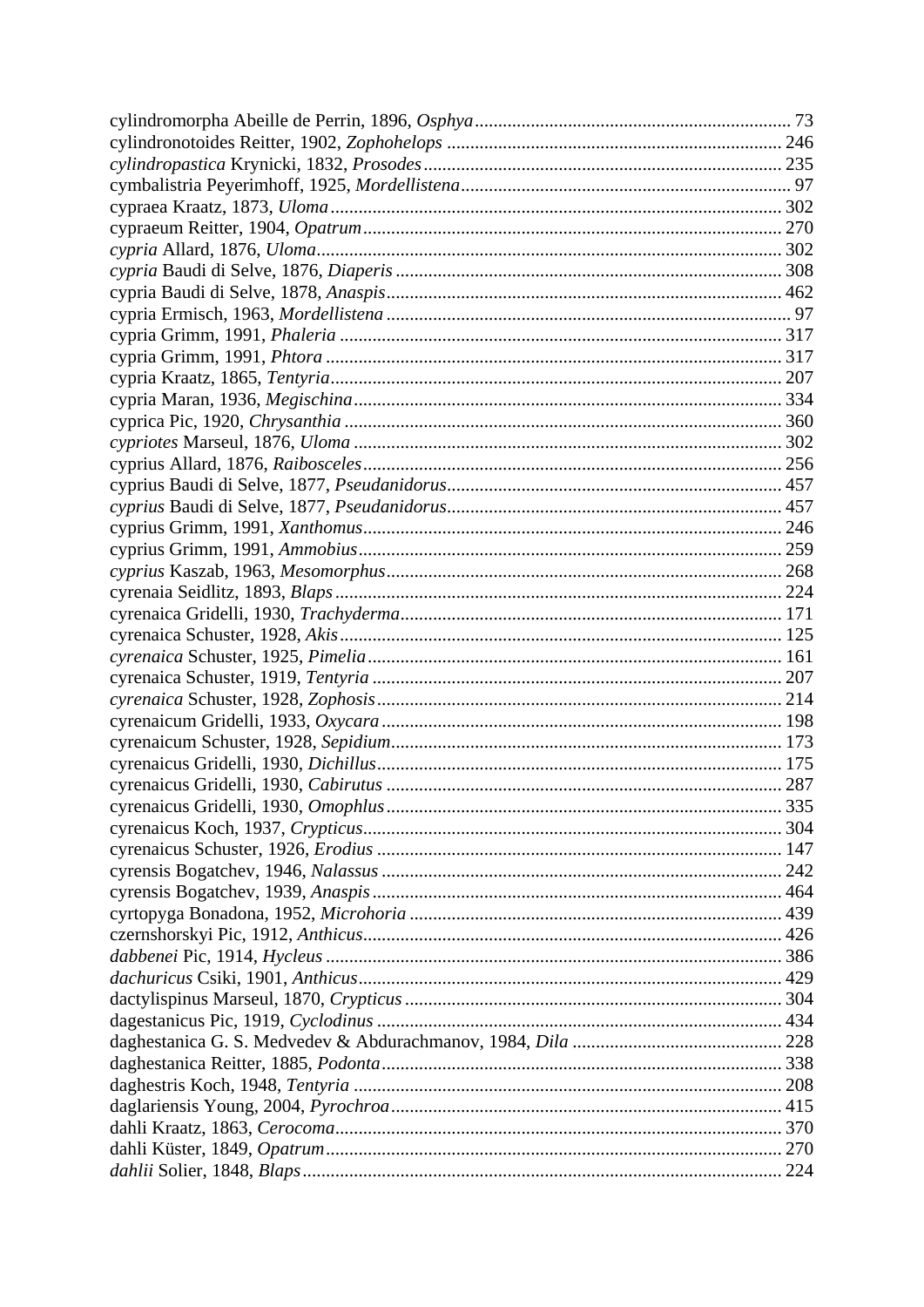cylindromorpha Abeille de Perrin, 1896, *Osphya* .................................................................. 73
cylindronotoides Reitter, 1902, *Zophohelops* ........................................................................ 246
*cylindropastica* Krynicki, 1832, *Prosodes* ............................................................................ 235
cymbalistria Peyerimhoff, 1925, *Mordellistena* ...................................................................... 97
cypraea Kraatz, 1873, *Uloma* ................................................................................................. 302
cypraeum Reitter, 1904, *Opatrum* .......................................................................................... 270
*cypria* Allard, 1876, *Uloma* .................................................................................................... 302
*cypria* Baudi di Selve, 1876, *Diaperis* ................................................................................... 308
cypria Baudi di Selve, 1878, *Anaspis* ..................................................................................... 462
cypria Ermisch, 1963, *Mordellistena* ....................................................................................... 97
cypria Grimm, 1991, *Phaleria* ................................................................................................ 317
cypria Grimm, 1991, *Phtora* ................................................................................................... 317
cypria Kraatz, 1865, *Tentyria* ................................................................................................. 207
cypria Maran, 1936, *Megischina* ............................................................................................ 334
cyprica Pic, 1920, *Chrysanthia* ............................................................................................... 360
*cypriotes* Marseul, 1876, *Uloma* ............................................................................................ 302
cyprius Allard, 1876, *Raibosceles* ........................................................................................... 256
cyprius Baudi di Selve, 1877, *Pseudanidorus* ........................................................................ 457
*cyprius* Baudi di Selve, 1877, *Pseudanidorus* ........................................................................ 457
cyprius Grimm, 1991, *Xanthomus* .......................................................................................... 246
cyprius Grimm, 1991, *Ammobius* ........................................................................................... 259
*cyprius* Kaszab, 1963, *Mesomorphus* ..................................................................................... 268
cyrenaia Seidlitz, 1893, *Blaps* ................................................................................................. 224
cyrenaica Gridelli, 1930, *Trachyderma* .................................................................................. 171
cyrenaica Schuster, 1928, *Akis* ............................................................................................... 125
*cyrenaica* Schuster, 1925, *Pimelia* ......................................................................................... 161
cyrenaica Schuster, 1919, *Tentyria* ........................................................................................ 207
*cyrenaica* Schuster, 1928, *Zophosis* ....................................................................................... 214
cyrenaicum Gridelli, 1933, *Oxycara* ....................................................................................... 198
cyrenaicum Schuster, 1928, *Sepidium* .................................................................................... 173
cyrenaicus Gridelli, 1930, *Dichillus* ........................................................................................ 175
cyrenaicus Gridelli, 1930, *Cabirutus* ...................................................................................... 287
cyrenaicus Gridelli, 1930, *Omophlus* ..................................................................................... 335
cyrenaicus Koch, 1937, *Crypticus* .......................................................................................... 304
cyrenaicus Schuster, 1926, *Erodius* ........................................................................................ 147
cyrensis Bogatchev, 1946, *Nalassus* ....................................................................................... 242
cyrensis Bogatchev, 1939, *Anaspis* ........................................................................................ 464
cyrtopyga Bonadona, 1952, *Microhoria* ................................................................................. 439
czernshorskyi Pic, 1912, *Anthicus* .......................................................................................... 426
*dabbenei* Pic, 1914, *Hycleus* .................................................................................................. 386
*dachuricus* Csiki, 1901, *Anthicus* ........................................................................................... 429
dactylispinus Marseul, 1870, *Crypticus* ................................................................................. 304
dagestanicus Pic, 1919, *Cyclodinus* ....................................................................................... 434
daghestanica G. S. Medvedev & Abdurachmanov, 1984, *Dila* ............................................. 228
daghestanica Reitter, 1885, *Podonta* ...................................................................................... 338
daghestris Koch, 1948, *Tentyria* ............................................................................................. 208
daglariensis Young, 2004, *Pyrochroa* ..................................................................................... 415
dahli Kraatz, 1863, *Cerocoma* ................................................................................................ 370
dahli Küster, 1849, *Opatrum* .................................................................................................. 270
*dahlii* Solier, 1848, *Blaps* ....................................................................................................... 224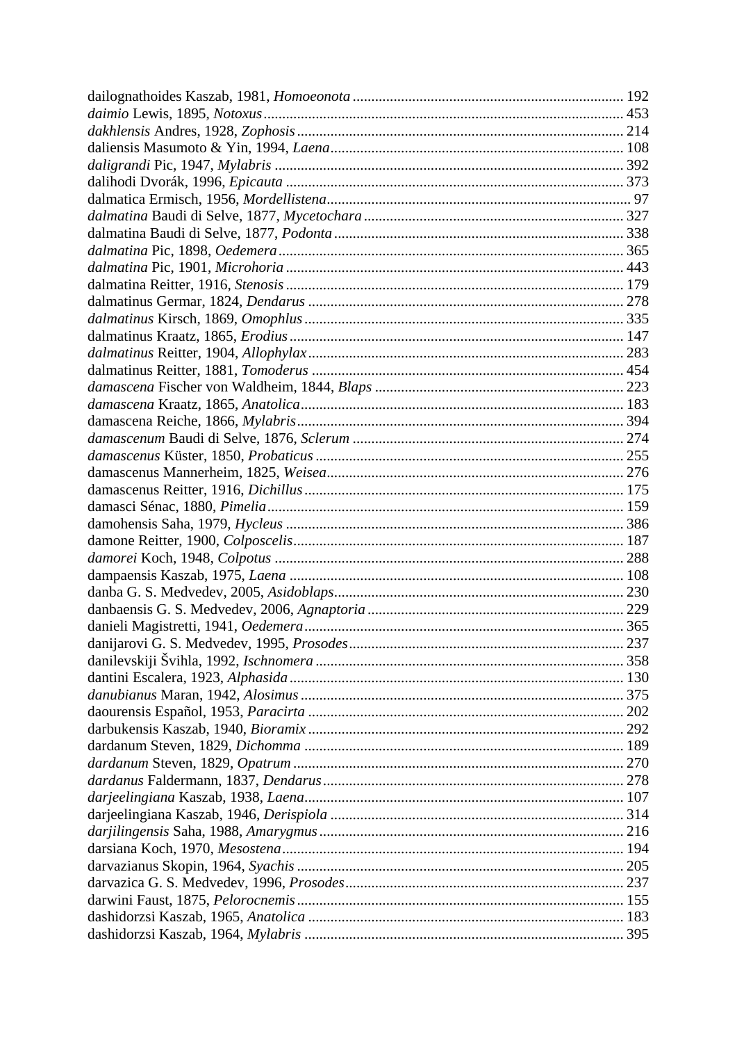dailognathoides Kaszab, 1981, *Homoeonota* ........................................................................ 192
*daimio* Lewis, 1895, *Notoxus* ........................................................................ 453
*dakhlensis* Andres, 1928, *Zophosis* ........................................................................ 214
daliensis Masumoto & Yin, 1994, *Laena* ........................................................................ 108
*daligrandi* Pic, 1947, *Mylabris* ........................................................................ 392
dalihodi Dvorák, 1996, *Epicauta* ........................................................................ 373
dalmatica Ermisch, 1956, *Mordellistena* ........................................................................ 97
*dalmatina* Baudi di Selve, 1877, *Mycetochara* ........................................................................ 327
dalmatina Baudi di Selve, 1877, *Podonta* ........................................................................ 338
*dalmatina* Pic, 1898, *Oedemera* ........................................................................ 365
*dalmatina* Pic, 1901, *Microhoria* ........................................................................ 443
dalmatina Reitter, 1916, *Stenosis* ........................................................................ 179
dalmatinus Germar, 1824, *Dendarus* ........................................................................ 278
*dalmatinus* Kirsch, 1869, *Omophlus* ........................................................................ 335
dalmatinus Kraatz, 1865, *Erodius* ........................................................................ 147
*dalmatinus* Reitter, 1904, *Allophylax* ........................................................................ 283
dalmatinus Reitter, 1881, *Tomoderus* ........................................................................ 454
*damascena* Fischer von Waldheim, 1844, *Blaps* ........................................................................ 223
*damascena* Kraatz, 1865, *Anatolica* ........................................................................ 183
damascena Reiche, 1866, *Mylabris* ........................................................................ 394
*damascenum* Baudi di Selve, 1876, *Sclerum* ........................................................................ 274
*damascenus* Küster, 1850, *Probaticus* ........................................................................ 255
damascenus Mannerheim, 1825, *Weisea* ........................................................................ 276
damascenus Reitter, 1916, *Dichillus* ........................................................................ 175
damasci Sénac, 1880, *Pimelia* ........................................................................ 159
damohensis Saha, 1979, *Hycleus* ........................................................................ 386
damone Reitter, 1900, *Colposcelis* ........................................................................ 187
*damorei* Koch, 1948, *Colpotus* ........................................................................ 288
dampaensis Kaszab, 1975, *Laena* ........................................................................ 108
danba G. S. Medvedev, 2005, *Asidoblaps* ........................................................................ 230
danbaensis G. S. Medvedev, 2006, *Agnaptoria* ........................................................................ 229
danieli Magistretti, 1941, *Oedemera* ........................................................................ 365
danijarovi G. S. Medvedev, 1995, *Prosodes* ........................................................................ 237
danilevskiji Švihla, 1992, *Ischnomera* ........................................................................ 358
dantini Escalera, 1923, *Alphasida* ........................................................................ 130
*danubianus* Maran, 1942, *Alosimus* ........................................................................ 375
daourensis Español, 1953, *Paracirta* ........................................................................ 202
darbukensis Kaszab, 1940, *Bioramix* ........................................................................ 292
dardanum Steven, 1829, *Dichomma* ........................................................................ 189
*dardanum* Steven, 1829, *Opatrum* ........................................................................ 270
*dardanus* Faldermann, 1837, *Dendarus* ........................................................................ 278
*darjeelingiana* Kaszab, 1938, *Laena* ........................................................................ 107
darjeelingiana Kaszab, 1946, *Derispiola* ........................................................................ 314
*darjilingensis* Saha, 1988, *Amarygmus* ........................................................................ 216
darsiana Koch, 1970, *Mesostena* ........................................................................ 194
darvazianus Skopin, 1964, *Syachis* ........................................................................ 205
darvazica G. S. Medvedev, 1996, *Prosodes* ........................................................................ 237
darwini Faust, 1875, *Pelorocnemis* ........................................................................ 155
dashidorzsi Kaszab, 1965, *Anatolica* ........................................................................ 183
dashidorzsi Kaszab, 1964, *Mylabris* ........................................................................ 395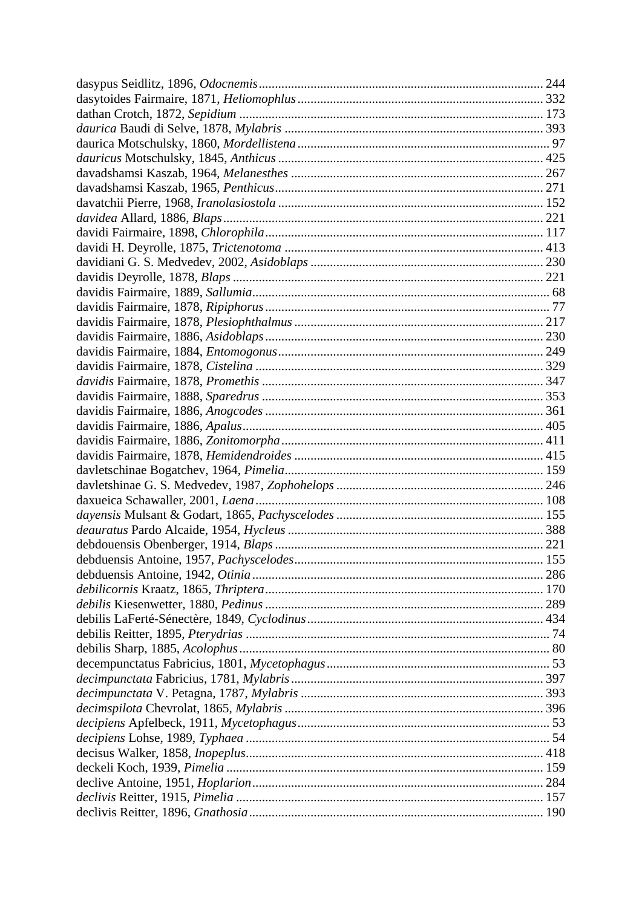dasypus Seidlitz, 1896, *Odocnemis* ........................................................................ 244
dasytoides Fairmaire, 1871, *Heliomophlus* ........................................................................ 332
dathan Crotch, 1872, *Sepidium* ........................................................................ 173
*daurica* Baudi di Selve, 1878, *Mylabris* ........................................................................ 393
daurica Motschulsky, 1860, *Mordellistena* ........................................................................ 97
*dauricus* Motschulsky, 1845, *Anthicus* ........................................................................ 425
davadshamsi Kaszab, 1964, *Melanesthes* ........................................................................ 267
davadshamsi Kaszab, 1965, *Penthicus* ........................................................................ 271
davatchii Pierre, 1968, *Iranolasiostola* ........................................................................ 152
*davidea* Allard, 1886, *Blaps* ........................................................................ 221
davidi Fairmaire, 1898, *Chlorophila* ........................................................................ 117
davidi H. Deyrolle, 1875, *Trictenotoma* ........................................................................ 413
davidiani G. S. Medvedev, 2002, *Asidoblaps* ........................................................................ 230
davidis Deyrolle, 1878, *Blaps* ........................................................................ 221
davidis Fairmaire, 1889, *Sallumia* ........................................................................ 68
davidis Fairmaire, 1878, *Ripiphorus* ........................................................................ 77
davidis Fairmaire, 1878, *Plesiophthalmus* ........................................................................ 217
davidis Fairmaire, 1886, *Asidoblaps* ........................................................................ 230
davidis Fairmaire, 1884, *Entomogonus* ........................................................................ 249
davidis Fairmaire, 1878, *Cistelina* ........................................................................ 329
*davidis* Fairmaire, 1878, *Promethis* ........................................................................ 347
davidis Fairmaire, 1888, *Sparedrus* ........................................................................ 353
davidis Fairmaire, 1886, *Anogcodes* ........................................................................ 361
davidis Fairmaire, 1886, *Apalus* ........................................................................ 405
davidis Fairmaire, 1886, *Zonitomorpha* ........................................................................ 411
davidis Fairmaire, 1878, *Hemidendroides* ........................................................................ 415
davletschinae Bogatchev, 1964, *Pimelia* ........................................................................ 159
davletshinae G. S. Medvedev, 1987, *Zophohelops* ........................................................................ 246
daxueica Schawaller, 2001, *Laena* ........................................................................ 108
*dayensis* Mulsant & Godart, 1865, *Pachyscelodes* ........................................................................ 155
*deauratus* Pardo Alcaide, 1954, *Hycleus* ........................................................................ 388
debdouensis Obenberger, 1914, *Blaps* ........................................................................ 221
debduensis Antoine, 1957, *Pachyscelodes* ........................................................................ 155
debduensis Antoine, 1942, *Otinia* ........................................................................ 286
*debilicornis* Kraatz, 1865, *Thriptera* ........................................................................ 170
*debilis* Kiesenwetter, 1880, *Pedinus* ........................................................................ 289
debilis LaFerté-Sénectère, 1849, *Cyclodinus* ........................................................................ 434
debilis Reitter, 1895, *Pterydrias* ........................................................................ 74
debilis Sharp, 1885, *Acolophus* ........................................................................ 80
decempunctatus Fabricius, 1801, *Mycetophagus* ........................................................................ 53
*decimpunctata* Fabricius, 1781, *Mylabris* ........................................................................ 397
*decimpunctata* V. Petagna, 1787, *Mylabris* ........................................................................ 393
*decimspilota* Chevrolat, 1865, *Mylabris* ........................................................................ 396
*decipiens* Apfelbeck, 1911, *Mycetophagus* ........................................................................ 53
*decipiens* Lohse, 1989, *Typhaea* ........................................................................ 54
decisus Walker, 1858, *Inopeplus* ........................................................................ 418
deckeli Koch, 1939, *Pimelia* ........................................................................ 159
declive Antoine, 1951, *Hoplarion* ........................................................................ 284
*declivis* Reitter, 1915, *Pimelia* ........................................................................ 157
declivis Reitter, 1896, *Gnathosia* ........................................................................ 190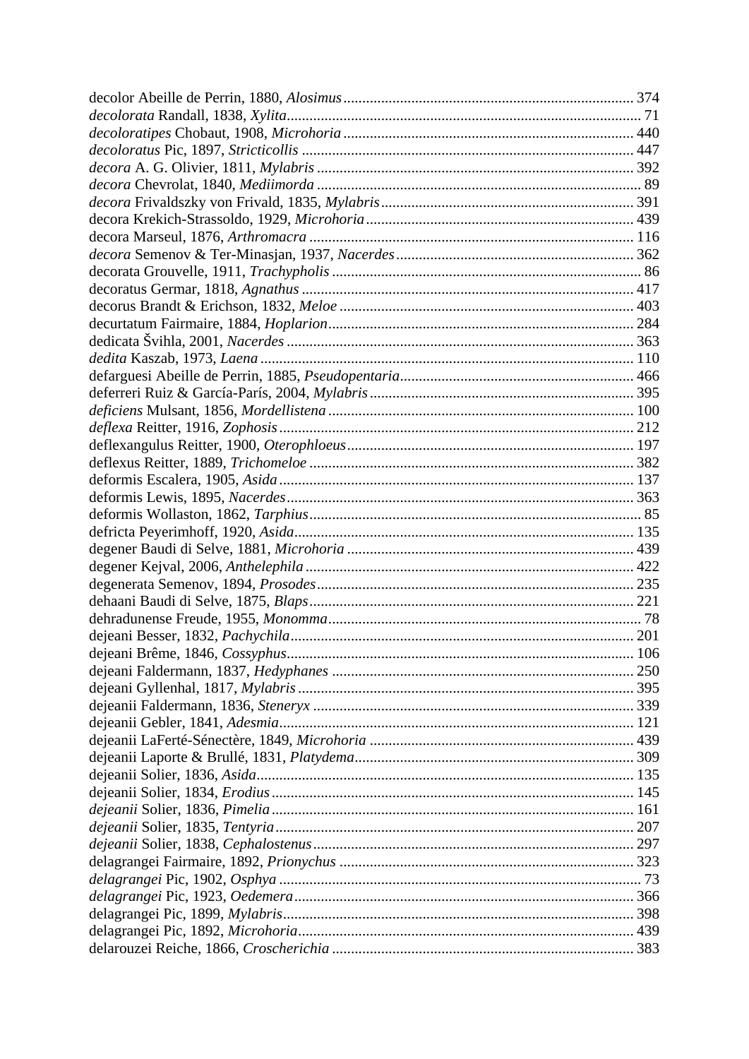decolor Abeille de Perrin, 1880, *Alosimus* ........ 374
*decolorata* Randall, 1838, *Xylita* ........ 71
*decoloratipes* Chobaut, 1908, *Microhoria* ........ 440
*decoloratus* Pic, 1897, *Stricticollis* ........ 447
*decora* A. G. Olivier, 1811, *Mylabris* ........ 392
*decora* Chevrolat, 1840, *Mediimorda* ........ 89
*decora* Frivaldszky von Frivald, 1835, *Mylabris* ........ 391
decora Krekich-Strassoldo, 1929, *Microhoria* ........ 439
decora Marseul, 1876, *Arthromacra* ........ 116
*decora* Semenov & Ter-Minasjan, 1937, *Nacerdes* ........ 362
decorata Grouvelle, 1911, *Trachypholis* ........ 86
decoratus Germar, 1818, *Agnathus* ........ 417
decorus Brandt & Erichson, 1832, *Meloe* ........ 403
decurtatum Fairmaire, 1884, *Hoplarion* ........ 284
dedicata Švihla, 2001, *Nacerdes* ........ 363
*dedita* Kaszab, 1973, *Laena* ........ 110
defarguesi Abeille de Perrin, 1885, *Pseudopentaria* ........ 466
deferreri Ruiz & García-París, 2004, *Mylabris* ........ 395
*deficiens* Mulsant, 1856, *Mordellistena* ........ 100
*deflexa* Reitter, 1916, *Zophosis* ........ 212
deflexangulus Reitter, 1900, *Oterophloeus* ........ 197
deflexus Reitter, 1889, *Trichomeloe* ........ 382
deformis Escalera, 1905, *Asida* ........ 137
deformis Lewis, 1895, *Nacerdes* ........ 363
deformis Wollaston, 1862, *Tarphius* ........ 85
defricta Peyerimhoff, 1920, *Asida* ........ 135
degener Baudi di Selve, 1881, *Microhoria* ........ 439
degener Kejval, 2006, *Anthelephila* ........ 422
degenerata Semenov, 1894, *Prosodes* ........ 235
dehaani Baudi di Selve, 1875, *Blaps* ........ 221
dehradunense Freude, 1955, *Monomma* ........ 78
dejeani Besser, 1832, *Pachychila* ........ 201
dejeani Brême, 1846, *Cossyphus* ........ 106
dejeani Faldermann, 1837, *Hedyphanes* ........ 250
dejeani Gyllenhal, 1817, *Mylabris* ........ 395
dejeanii Faldermann, 1836, *Steneryx* ........ 339
dejeanii Gebler, 1841, *Adesmia* ........ 121
dejeanii LaFerté-Sénectère, 1849, *Microhoria* ........ 439
dejeanii Laporte & Brullé, 1831, *Platydema* ........ 309
dejeanii Solier, 1836, *Asida* ........ 135
dejeanii Solier, 1834, *Erodius* ........ 145
*dejeanii* Solier, 1836, *Pimelia* ........ 161
*dejeanii* Solier, 1835, *Tentyria* ........ 207
*dejeanii* Solier, 1838, *Cephalostenus* ........ 297
delagrangei Fairmaire, 1892, *Prionychus* ........ 323
*delagrangei* Pic, 1902, *Osphya* ........ 73
*delagrangei* Pic, 1923, *Oedemera* ........ 366
delagrangei Pic, 1899, *Mylabris* ........ 398
delagrangei Pic, 1892, *Microhoria* ........ 439
delarouzei Reiche, 1866, *Croscherichia* ........ 383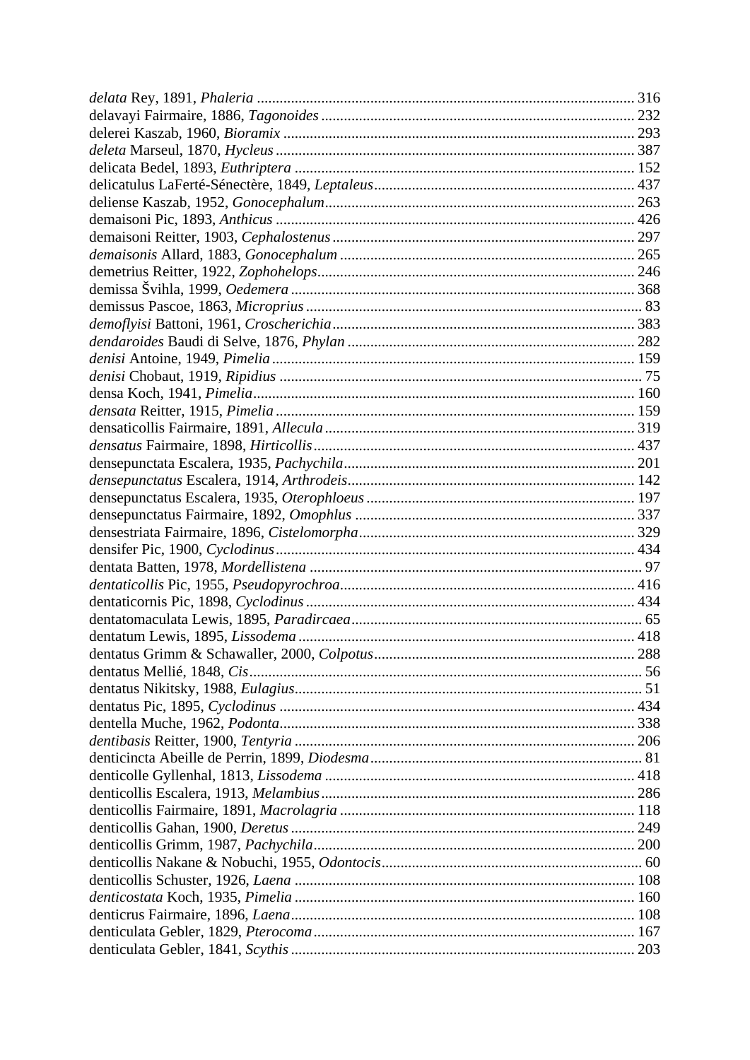*delata* Rey, 1891, *Phaleria* .................................................................................................... 316
delavayi Fairmaire, 1886, *Tagonoides* ......................................................................................... 232
delerei Kaszab, 1960, *Bioramix* ................................................................................................... 293
*deleta* Marseul, 1870, *Hycleus* .................................................................................................. 387
delicata Bedel, 1893, *Euthriptera* ................................................................................................ 152
delicatulus LaFerté-Sénectère, 1849, *Leptaleus*............................................................................ 437
deliense Kaszab, 1952, *Gonocephalum*......................................................................................... 263
demaisoni Pic, 1893, *Anthicus* ..................................................................................................... 426
demaisoni Reitter, 1903, *Cephalostenus* ....................................................................................... 297
*demaisonis* Allard, 1883, *Gonocephalum* .................................................................................... 265
demetrius Reitter, 1922, *Zophohelops*........................................................................................... 246
demissa Švihla, 1999, *Oedemera* .................................................................................................. 368
demissus Pascoe, 1863, *Microprius* ................................................................................................ 83
*demoflyisi* Battoni, 1961, *Croscherichia* ...................................................................................... 383
*dendaroides* Baudi di Selve, 1876, *Phylan* ................................................................................... 282
*denisi* Antoine, 1949, *Pimelia* ...................................................................................................... 159
*denisi* Chobaut, 1919, *Ripidius* ....................................................................................................... 75
densa Koch, 1941, *Pimelia*............................................................................................................ 160
*densata* Reitter, 1915, *Pimelia* ..................................................................................................... 159
densaticollis Fairmaire, 1891, *Allecula* ......................................................................................... 319
*densatus* Fairmaire, 1898, *Hirticollis*............................................................................................ 437
densepunctata Escalera, 1935, *Pachychila*.................................................................................... 201
*densepunctatus* Escalera, 1914, *Arthrodeis*................................................................................... 142
densepunctatus Escalera, 1935, *Oterophloeus* .............................................................................. 197
densepunctatus Fairmaire, 1892, *Omophlus* ................................................................................. 337
densestriata Fairmaire, 1896, *Cistelomorpha*................................................................................ 329
densifer Pic, 1900, *Cyclodinus*...................................................................................................... 434
dentata Batten, 1978, *Mordellistena* ............................................................................................... 97
*dentaticollis* Pic, 1955, *Pseudopyrochroa*..................................................................................... 416
dentaticornis Pic, 1898, *Cyclodinus* .............................................................................................. 434
dentatomaculata Lewis, 1895, *Paradircaea*..................................................................................... 65
dentatum Lewis, 1895, *Lissodema* ................................................................................................ 418
dentatus Grimm & Schawaller, 2000, *Colpotus*............................................................................ 288
dentatus Mellié, 1848, *Cis*............................................................................................................... 56
dentatus Nikitsky, 1988, *Eulagius*................................................................................................... 51
dentatus Pic, 1895, *Cyclodinus* ..................................................................................................... 434
dentella Muche, 1962, *Podonta*..................................................................................................... 338
*dentibasis* Reitter, 1900, *Tentyria* ................................................................................................. 206
denticincta Abeille de Perrin, 1899, *Diodesma*................................................................................ 81
denticolle Gyllenhal, 1813, *Lissodema* ......................................................................................... 418
denticollis Escalera, 1913, *Melambius*.......................................................................................... 286
denticollis Fairmaire, 1891, *Macrolagria* ..................................................................................... 118
denticollis Gahan, 1900, *Deretus* .................................................................................................. 249
denticollis Grimm, 1987, *Pachychila*............................................................................................. 200
denticollis Nakane & Nobuchi, 1955, *Odontocis*............................................................................. 60
denticollis Schuster, 1926, *Laena* ................................................................................................. 108
*denticostata* Koch, 1935, *Pimelia* ................................................................................................. 160
denticrus Fairmaire, 1896, *Laena*.................................................................................................. 108
denticulata Gebler, 1829, *Pterocoma*............................................................................................ 167
denticulata Gebler, 1841, *Scythis* .................................................................................................. 203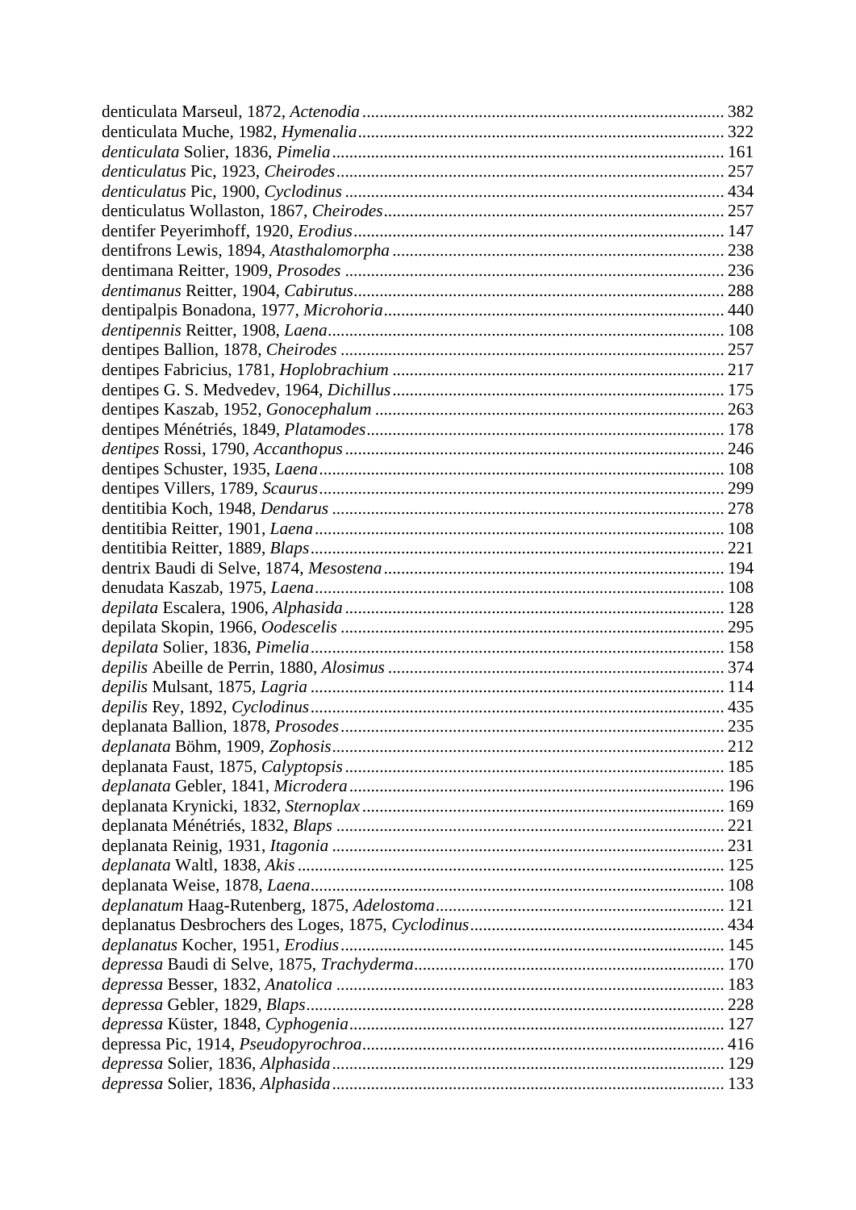denticulata Marseul, 1872, *Actenodia* .......... 382
denticulata Muche, 1982, *Hymenalia* .......... 322
*denticulata* Solier, 1836, *Pimelia* .......... 161
*denticulatus* Pic, 1923, *Cheirodes* .......... 257
*denticulatus* Pic, 1900, *Cyclodinus* .......... 434
denticulatus Wollaston, 1867, *Cheirodes* .......... 257
dentifer Peyerimhoff, 1920, *Erodius* .......... 147
dentifrons Lewis, 1894, *Atasthalomorpha* .......... 238
dentimana Reitter, 1909, *Prosodes* .......... 236
*dentimanus* Reitter, 1904, *Cabirutus* .......... 288
dentipalpis Bonadona, 1977, *Microhoria* .......... 440
*dentipennis* Reitter, 1908, *Laena* .......... 108
dentipes Ballion, 1878, *Cheirodes* .......... 257
dentipes Fabricius, 1781, *Hoplobrachium* .......... 217
dentipes G. S. Medvedev, 1964, *Dichillus* .......... 175
dentipes Kaszab, 1952, *Gonocephalum* .......... 263
dentipes Ménétriés, 1849, *Platamodes* .......... 178
*dentipes* Rossi, 1790, *Accanthopus* .......... 246
dentipes Schuster, 1935, *Laena* .......... 108
dentipes Villers, 1789, *Scaurus* .......... 299
dentitibia Koch, 1948, *Dendarus* .......... 278
dentitibia Reitter, 1901, *Laena* .......... 108
dentitibia Reitter, 1889, *Blaps* .......... 221
dentrix Baudi di Selve, 1874, *Mesostena* .......... 194
denudata Kaszab, 1975, *Laena* .......... 108
*depilata* Escalera, 1906, *Alphasida* .......... 128
depilata Skopin, 1966, *Oodescelis* .......... 295
*depilata* Solier, 1836, *Pimelia* .......... 158
*depilis* Abeille de Perrin, 1880, *Alosimus* .......... 374
*depilis* Mulsant, 1875, *Lagria* .......... 114
*depilis* Rey, 1892, *Cyclodinus* .......... 435
deplanata Ballion, 1878, *Prosodes* .......... 235
*deplanata* Böhm, 1909, *Zophosis* .......... 212
deplanata Faust, 1875, *Calyptopsis* .......... 185
*deplanata* Gebler, 1841, *Microdera* .......... 196
deplanata Krynicki, 1832, *Sternoplax* .......... 169
deplanata Ménétriés, 1832, *Blaps* .......... 221
deplanata Reinig, 1931, *Itagonia* .......... 231
*deplanata* Waltl, 1838, *Akis* .......... 125
deplanata Weise, 1878, *Laena* .......... 108
*deplanatum* Haag-Rutenberg, 1875, *Adelostoma* .......... 121
deplanatus Desbrochers des Loges, 1875, *Cyclodinus* .......... 434
*deplanatus* Kocher, 1951, *Erodius* .......... 145
*depressa* Baudi di Selve, 1875, *Trachyderma* .......... 170
*depressa* Besser, 1832, *Anatolica* .......... 183
*depressa* Gebler, 1829, *Blaps* .......... 228
*depressa* Küster, 1848, *Cyphogenia* .......... 127
depressa Pic, 1914, *Pseudopyrochroa* .......... 416
*depressa* Solier, 1836, *Alphasida* .......... 129
*depressa* Solier, 1836, *Alphasida* .......... 133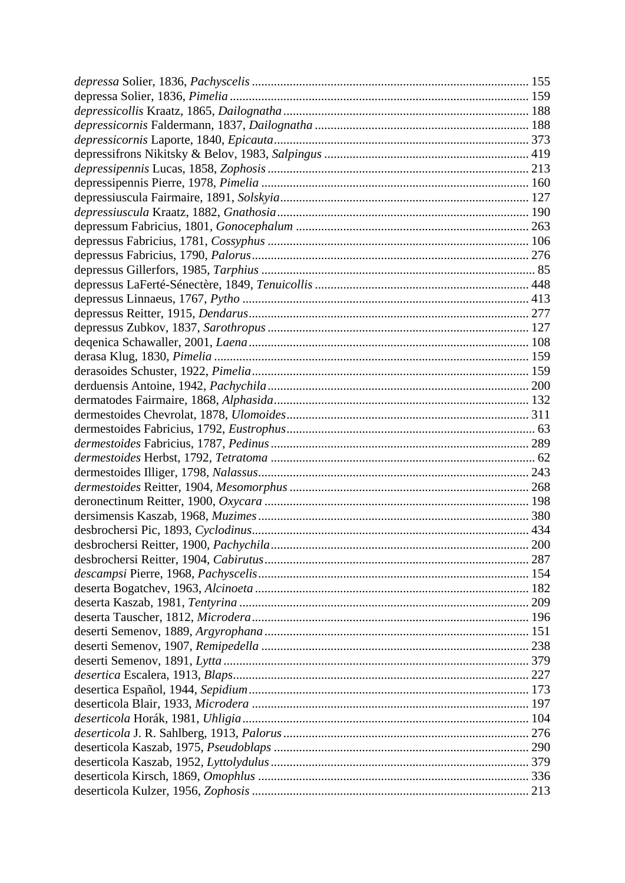*depressa* Solier, 1836, *Pachyscelis* ........................................ 155
depressa Solier, 1836, *Pimelia* ........................................ 159
*depressicollis* Kraatz, 1865, *Dailognatha* ........................................ 188
*depressicornis* Faldermann, 1837, *Dailognatha* ........................................ 188
*depressicornis* Laporte, 1840, *Epicauta* ........................................ 373
depressifrons Nikitsky & Belov, 1983, *Salpingus* ........................................ 419
*depressipennis* Lucas, 1858, *Zophosis* ........................................ 213
depressipennis Pierre, 1978, *Pimelia* ........................................ 160
depressiuscula Fairmaire, 1891, *Solskyia* ........................................ 127
*depressiuscula* Kraatz, 1882, *Gnathosia* ........................................ 190
depressum Fabricius, 1801, *Gonocephalum* ........................................ 263
depressus Fabricius, 1781, *Cossyphus* ........................................ 106
depressus Fabricius, 1790, *Palorus* ........................................ 276
depressus Gillerfors, 1985, *Tarphius* ........................................ 85
depressus LaFerté-Sénectère, 1849, *Tenuicollis* ........................................ 448
depressus Linnaeus, 1767, *Pytho* ........................................ 413
depressus Reitter, 1915, *Dendarus* ........................................ 277
depressus Zubkov, 1837, *Sarothropus* ........................................ 127
deqenica Schawaller, 2001, *Laena* ........................................ 108
derasa Klug, 1830, *Pimelia* ........................................ 159
derasoides Schuster, 1922, *Pimelia* ........................................ 159
derduensis Antoine, 1942, *Pachychila* ........................................ 200
dermatodes Fairmaire, 1868, *Alphasida* ........................................ 132
dermestoides Chevrolat, 1878, *Ulomoides* ........................................ 311
dermestoides Fabricius, 1792, *Eustrophus* ........................................ 63
*dermestoides* Fabricius, 1787, *Pedinus* ........................................ 289
*dermestoides* Herbst, 1792, *Tetratoma* ........................................ 62
dermestoides Illiger, 1798, *Nalassus* ........................................ 243
*dermestoides* Reitter, 1904, *Mesomorphus* ........................................ 268
deronectinum Reitter, 1900, *Oxycara* ........................................ 198
dersimensis Kaszab, 1968, *Muzimes* ........................................ 380
desbrochersi Pic, 1893, *Cyclodinus* ........................................ 434
desbrochersi Reitter, 1900, *Pachychila* ........................................ 200
desbrochersi Reitter, 1904, *Cabirutus* ........................................ 287
*descampsi* Pierre, 1968, *Pachyscelis* ........................................ 154
deserta Bogatchev, 1963, *Alcinoeta* ........................................ 182
deserta Kaszab, 1981, *Tentyrina* ........................................ 209
deserta Tauscher, 1812, *Microdera* ........................................ 196
deserti Semenov, 1889, *Argyrophana* ........................................ 151
deserti Semenov, 1907, *Remipedella* ........................................ 238
deserti Semenov, 1891, *Lytta* ........................................ 379
*desertica* Escalera, 1913, *Blaps* ........................................ 227
desertica Español, 1944, *Sepidium* ........................................ 173
deserticola Blair, 1933, *Microdera* ........................................ 197
*deserticola* Horák, 1981, *Uhligia* ........................................ 104
*deserticola* J. R. Sahlberg, 1913, *Palorus* ........................................ 276
deserticola Kaszab, 1975, *Pseudoblaps* ........................................ 290
deserticola Kaszab, 1952, *Lyttolydulus* ........................................ 379
deserticola Kirsch, 1869, *Omophlus* ........................................ 336
deserticola Kulzer, 1956, *Zophosis* ........................................ 213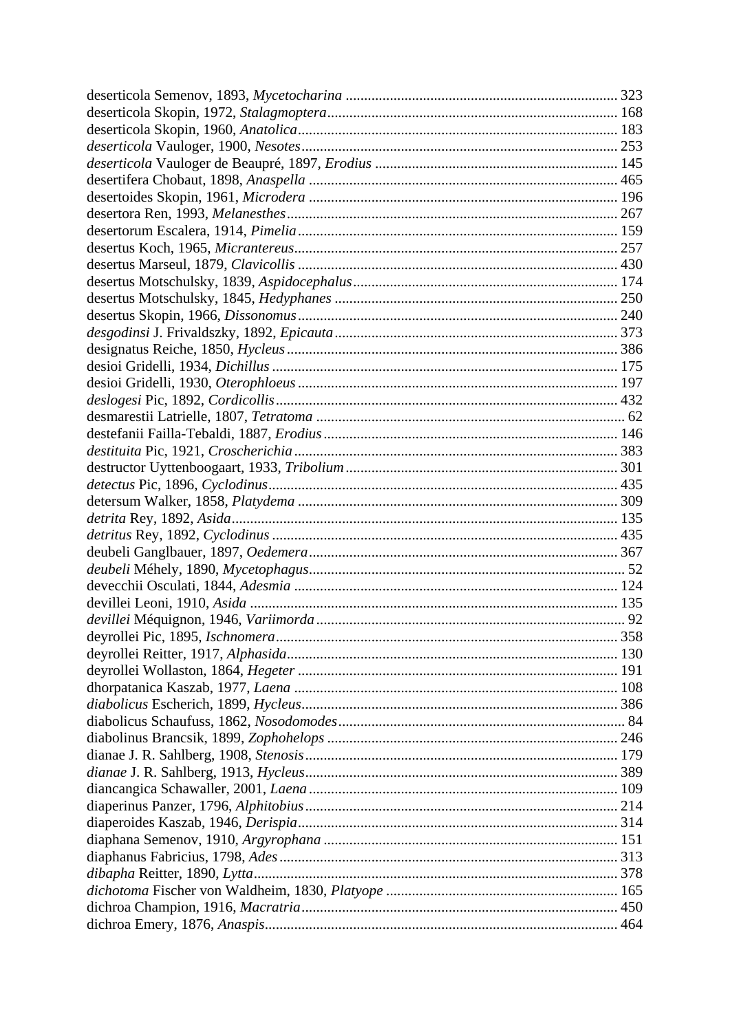deserticola Semenov, 1893, *Mycetocharina* ........................................................................ 323
deserticola Skopin, 1972, *Stalagmoptera* .............................................................................. 168
deserticola Skopin, 1960, *Anatolica* ..................................................................................... 183
*deserticola* Vauloger, 1900, *Nesotes* .................................................................................... 253
*deserticola* Vauloger de Beaupré, 1897, *Erodius* ................................................................. 145
desertifera Chobaut, 1898, *Anaspella* ................................................................................... 465
desertoides Skopin, 1961, *Microdera* ................................................................................... 196
desertora Ren, 1993, *Melanesthes* ........................................................................................ 267
desertorum Escalera, 1914, *Pimelia* ..................................................................................... 159
desertus Koch, 1965, *Micrantereus* ...................................................................................... 257
desertus Marseul, 1879, *Clavicollis* ...................................................................................... 430
desertus Motschulsky, 1839, *Aspidocephalus* ....................................................................... 174
desertus Motschulsky, 1845, *Hedyphanes* ............................................................................ 250
desertus Skopin, 1966, *Dissonomus* ..................................................................................... 240
*desgodinsi* J. Frivaldszky, 1892, *Epicauta* ............................................................................ 373
designatus Reiche, 1850, *Hycleus* ......................................................................................... 386
desioi Gridelli, 1934, *Dichillus* ............................................................................................. 175
desioi Gridelli, 1930, *Oterophloeus* ...................................................................................... 197
*deslogesi* Pic, 1892, *Cordicollis* ............................................................................................ 432
desmarestii Latrielle, 1807, *Tetratoma* ................................................................................... 62
destefanii Failla-Tebaldi, 1887, *Erodius* ............................................................................... 146
*destituita* Pic, 1921, *Croscherichia* ....................................................................................... 383
destructor Uyttenboogaart, 1933, *Tribolium* ......................................................................... 301
*detectus* Pic, 1896, *Cyclodinus* .............................................................................................. 435
detersum Walker, 1858, *Platydema* ...................................................................................... 309
*detrita* Rey, 1892, *Asida* ........................................................................................................ 135
*detritus* Rey, 1892, *Cyclodinus* ............................................................................................. 435
deubeli Ganglbauer, 1897, *Oedemera* ................................................................................... 367
*deubeli* Méhely, 1890, *Mycetophagus* ..................................................................................... 52
devecchii Osculati, 1844, *Adesmia* ....................................................................................... 124
devillei Leoni, 1910, *Asida* .................................................................................................... 135
*devillei* Méquignon, 1946, *Variimorda* ................................................................................... 92
deyrollei Pic, 1895, *Ischnomera* ............................................................................................ 358
deyrollei Reitter, 1917, *Alphasida* ......................................................................................... 130
deyrollei Wollaston, 1864, *Hegeter* ....................................................................................... 191
dhorpatanica Kaszab, 1977, *Laena* ....................................................................................... 108
*diabolicus* Escherich, 1899, *Hycleus* ..................................................................................... 386
diabolicus Schaufuss, 1862, *Nosodomodes* ............................................................................ 84
diabolinus Brancsik, 1899, *Zophohelops* .............................................................................. 246
dianae J. R. Sahlberg, 1908, *Stenosis* .................................................................................... 179
*dianae* J. R. Sahlberg, 1913, *Hycleus* .................................................................................... 389
diancangica Schawaller, 2001, *Laena* ................................................................................... 109
diaperinus Panzer, 1796, *Alphitobius* .................................................................................... 214
diaperoides Kaszab, 1946, *Derispia* ...................................................................................... 314
diaphana Semenov, 1910, *Argyrophana* ............................................................................... 151
diaphanus Fabricius, 1798, *Ades* .......................................................................................... 313
*dibapha* Reitter, 1890, *Lytta* ................................................................................................... 378
*dichotoma* Fischer von Waldheim, 1830, *Platyope* ............................................................... 165
dichroa Champion, 1916, *Macratria* ..................................................................................... 450
dichroa Emery, 1876, *Anaspis* ............................................................................................... 464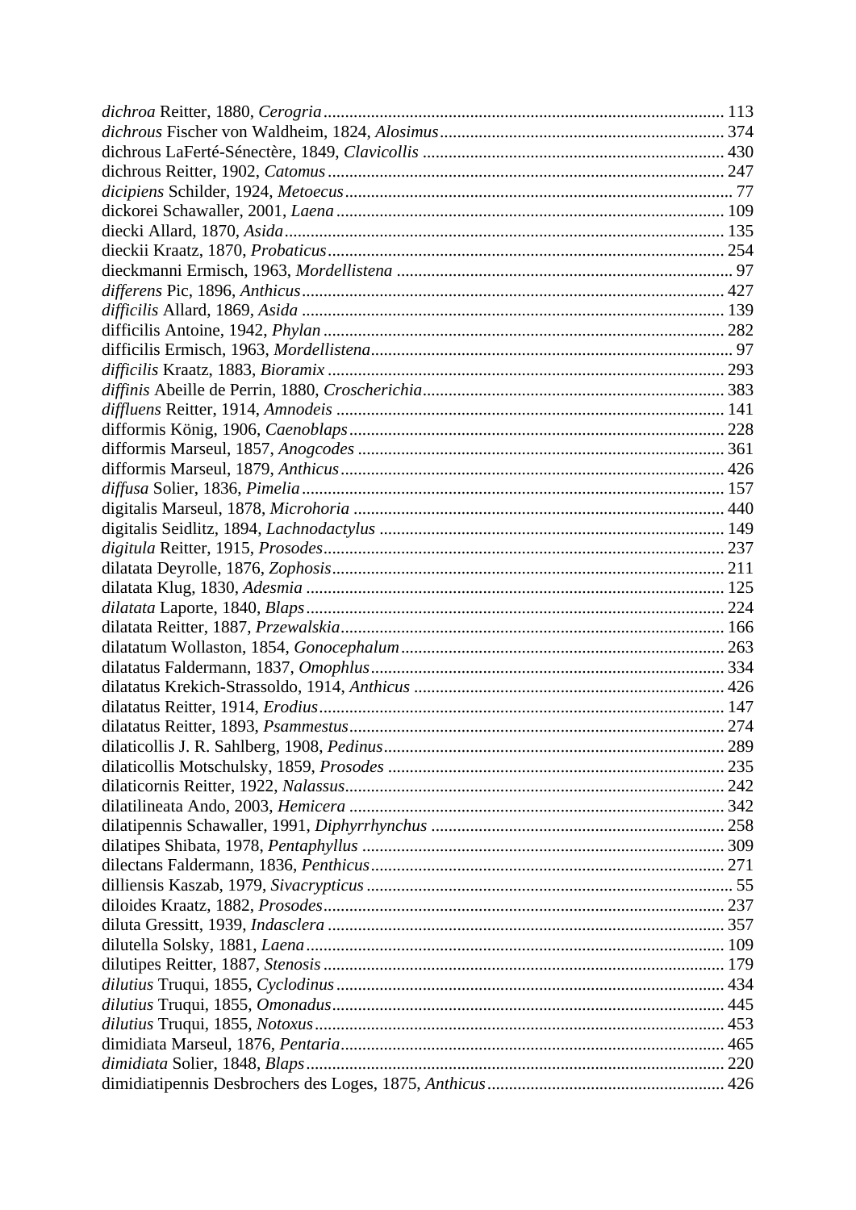*dichroa* Reitter, 1880, *Cerogria* ........................................................................................ 113
*dichrous* Fischer von Waldheim, 1824, *Alosimus* ............................................................ 374
dichrous LaFerté-Sénectère, 1849, *Clavicollis* ................................................................. 430
dichrous Reitter, 1902, *Catomus* ........................................................................................ 247
*dicipiens* Schilder, 1924, *Metoecus* ..................................................................................... 77
dickorei Schawaller, 2001, *Laena* ........................................................................................ 109
diecki Allard, 1870, *Asida* ................................................................................................... 135
dieckii Kraatz, 1870, *Probaticus* ......................................................................................... 254
dieckmanni Ermisch, 1963, *Mordellistena* ............................................................................ 97
*differens* Pic, 1896, *Anthicus* .............................................................................................. 427
*difficilis* Allard, 1869, *Asida* ............................................................................................... 139
difficilis Antoine, 1942, *Phylan* ........................................................................................... 282
difficilis Ermisch, 1963, *Mordellistena* ................................................................................. 97
*difficilis* Kraatz, 1883, *Bioramix* ......................................................................................... 293
*diffinis* Abeille de Perrin, 1880, *Croscherichia* .................................................................... 383
*diffluens* Reitter, 1914, *Amnodeis* ....................................................................................... 141
difformis König, 1906, *Caenoblaps* ..................................................................................... 228
difformis Marseul, 1857, *Anogcodes* .................................................................................... 361
difformis Marseul, 1879, *Anthicus* ....................................................................................... 426
*diffusa* Solier, 1836, *Pimelia* ............................................................................................... 157
digitalis Marseul, 1878, *Microhoria* .................................................................................... 440
digitalis Seidlitz, 1894, *Lachnodactylus* .............................................................................. 149
*digitula* Reitter, 1915, *Prosodes* .......................................................................................... 237
dilatata Deyrolle, 1876, *Zophosis* ......................................................................................... 211
dilatata Klug, 1830, *Adesmia* ............................................................................................... 125
*dilatata* Laporte, 1840, *Blaps* .............................................................................................. 224
dilatata Reitter, 1887, *Przewalskia* ....................................................................................... 166
dilatatum Wollaston, 1854, *Gonocephalum* .......................................................................... 263
dilatatus Faldermann, 1837, *Omophlus* ................................................................................ 334
dilatatus Krekich-Strassoldo, 1914, *Anthicus* ....................................................................... 426
dilatatus Reitter, 1914, *Erodius* ............................................................................................ 147
dilatatus Reitter, 1893, *Psammestus* ..................................................................................... 274
dilaticollis J. R. Sahlberg, 1908, *Pedinus* ............................................................................. 289
dilaticollis Motschulsky, 1859, *Prosodes* ............................................................................. 235
dilaticornis Reitter, 1922, *Nalassus* ...................................................................................... 242
dilatilineata Ando, 2003, *Hemicera* ...................................................................................... 342
dilatipennis Schawaller, 1991, *Diphyrrhynchus* ................................................................... 258
dilatipes Shibata, 1978, *Pentaphyllus* ................................................................................... 309
dilectans Faldermann, 1836, *Penthicus* ................................................................................. 271
dilliensis Kaszab, 1979, *Sivacrypticus* .................................................................................... 55
diloides Kraatz, 1882, *Prosodes* ........................................................................................... 237
diluta Gressitt, 1939, *Indasclera* ........................................................................................... 357
dilutella Solsky, 1881, *Laena* ............................................................................................... 109
dilutipes Reitter, 1887, *Stenosis* ........................................................................................... 179
*dilutius* Truqui, 1855, *Cyclodinus* ........................................................................................ 434
*dilutius* Truqui, 1855, *Omonadus* ........................................................................................ 445
*dilutius* Truqui, 1855, *Notoxus* ............................................................................................ 453
dimidiata Marseul, 1876, *Pentaria* ........................................................................................ 465
*dimidiata* Solier, 1848, *Blaps* ............................................................................................... 220
dimidiatipennis Desbrochers des Loges, 1875, *Anthicus* ...................................................... 426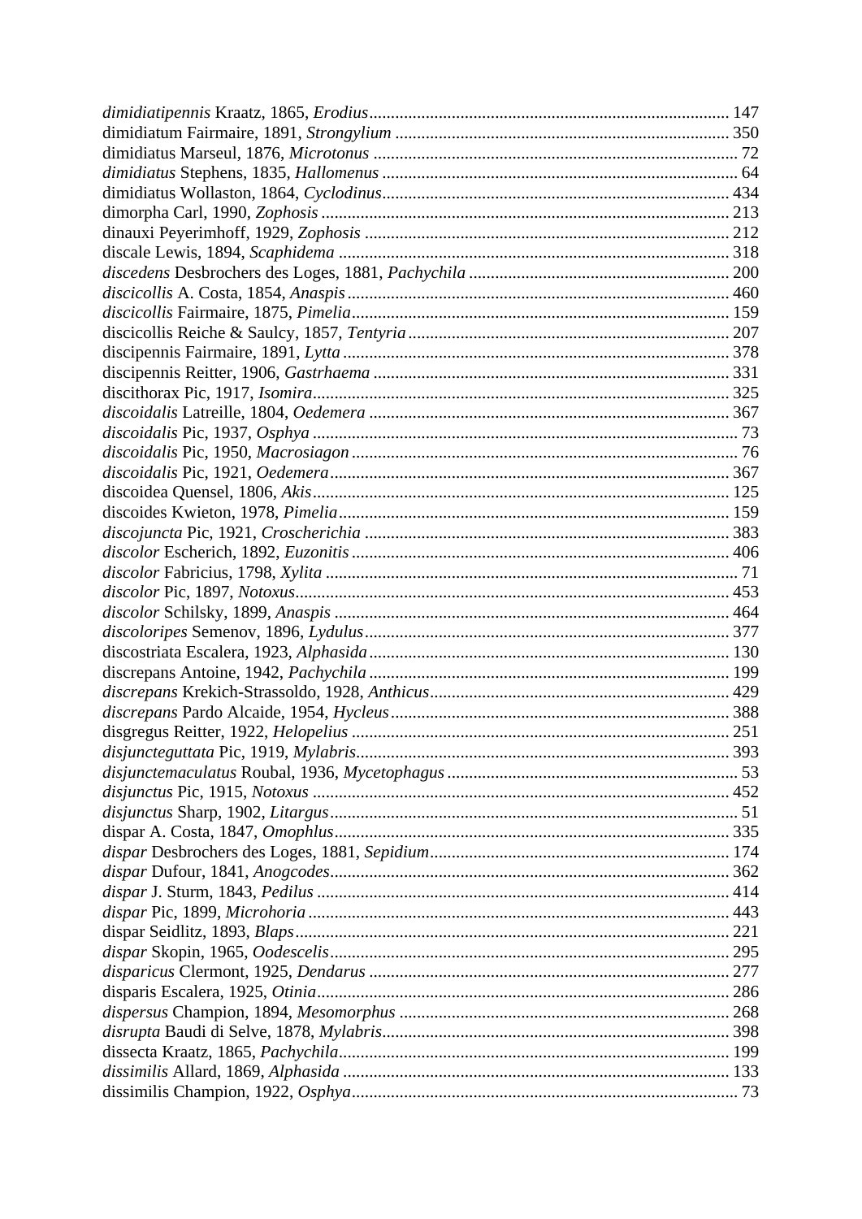*dimidiatipennis* Kraatz, 1865, *Erodius* .......... 147
dimidiatum Fairmaire, 1891, *Strongylium* .......... 350
dimidiatus Marseul, 1876, *Microtonus* .......... 72
*dimidiatus* Stephens, 1835, *Hallomenus* .......... 64
dimidiatus Wollaston, 1864, *Cyclodinus* .......... 434
dimorpha Carl, 1990, *Zophosis* .......... 213
dinauxi Peyerimhoff, 1929, *Zophosis* .......... 212
discale Lewis, 1894, *Scaphidema* .......... 318
*discedens* Desbrochers des Loges, 1881, *Pachychila* .......... 200
*discicollis* A. Costa, 1854, *Anaspis* .......... 460
*discicollis* Fairmaire, 1875, *Pimelia* .......... 159
discicollis Reiche & Saulcy, 1857, *Tentyria* .......... 207
discipennis Fairmaire, 1891, *Lytta* .......... 378
discipennis Reitter, 1906, *Gastrhaema* .......... 331
discithorax Pic, 1917, *Isomira* .......... 325
*discoidalis* Latreille, 1804, *Oedemera* .......... 367
*discoidalis* Pic, 1937, *Osphya* .......... 73
*discoidalis* Pic, 1950, *Macrosiagon* .......... 76
*discoidalis* Pic, 1921, *Oedemera* .......... 367
discoidea Quensel, 1806, *Akis* .......... 125
discoides Kwieton, 1978, *Pimelia* .......... 159
*discojuncta* Pic, 1921, *Croscherichia* .......... 383
*discolor* Escherich, 1892, *Euzonitis* .......... 406
*discolor* Fabricius, 1798, *Xylita* .......... 71
*discolor* Pic, 1897, *Notoxus* .......... 453
*discolor* Schilsky, 1899, *Anaspis* .......... 464
*discoloripes* Semenov, 1896, *Lydulus* .......... 377
discostriata Escalera, 1923, *Alphasida* .......... 130
discrepans Antoine, 1942, *Pachychila* .......... 199
*discrepans* Krekich-Strassoldo, 1928, *Anthicus* .......... 429
*discrepans* Pardo Alcaide, 1954, *Hycleus* .......... 388
disgregus Reitter, 1922, *Helopelius* .......... 251
*disjuncteguttata* Pic, 1919, *Mylabris* .......... 393
*disjunctemaculatus* Roubal, 1936, *Mycetophagus* .......... 53
*disjunctus* Pic, 1915, *Notoxus* .......... 452
*disjunctus* Sharp, 1902, *Litargus* .......... 51
dispar A. Costa, 1847, *Omophlus* .......... 335
*dispar* Desbrochers des Loges, 1881, *Sepidium* .......... 174
*dispar* Dufour, 1841, *Anogcodes* .......... 362
*dispar* J. Sturm, 1843, *Pedilus* .......... 414
*dispar* Pic, 1899, *Microhoria* .......... 443
dispar Seidlitz, 1893, *Blaps* .......... 221
*dispar* Skopin, 1965, *Oodescelis* .......... 295
*disparicus* Clermont, 1925, *Dendarus* .......... 277
disparis Escalera, 1925, *Otinia* .......... 286
*dispersus* Champion, 1894, *Mesomorphus* .......... 268
*disrupta* Baudi di Selve, 1878, *Mylabris* .......... 398
dissecta Kraatz, 1865, *Pachychila* .......... 199
*dissimilis* Allard, 1869, *Alphasida* .......... 133
dissimilis Champion, 1922, *Osphya* .......... 73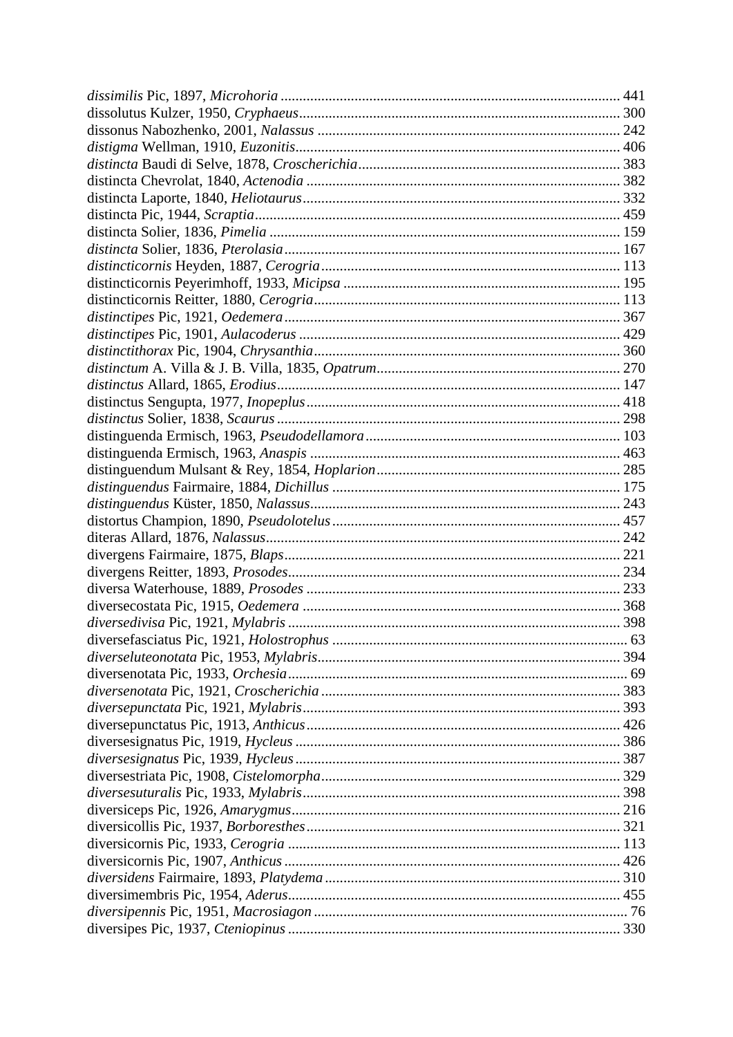*dissimilis* Pic, 1897, *Microhoria* ........................................................................................ 441
dissolutus Kulzer, 1950, *Cryphaeus* ..................................................................................... 300
dissonus Nabozhenko, 2001, *Nalassus* .................................................................................. 242
*distigma* Wellman, 1910, *Euzonitis* ...................................................................................... 406
*distincta* Baudi di Selve, 1878, *Croscherichia* ...................................................................... 383
distincta Chevrolat, 1840, *Actenodia* .................................................................................... 382
distincta Laporte, 1840, *Heliotaurus* ..................................................................................... 332
distincta Pic, 1944, *Scraptia* ................................................................................................. 459
distincta Solier, 1836, *Pimelia* .............................................................................................. 159
*distincta* Solier, 1836, *Pterolasia* .......................................................................................... 167
*distincticornis* Heyden, 1887, *Cerogria* ................................................................................ 113
distincticornis Peyerimhoff, 1933, *Micipsa* .......................................................................... 195
distincticornis Reitter, 1880, *Cerogria* .................................................................................. 113
*distinctipes* Pic, 1921, *Oedemera* .......................................................................................... 367
*distinctipes* Pic, 1901, *Aulacoderus* ...................................................................................... 429
*distinctithorax* Pic, 1904, *Chrysanthia* .................................................................................. 360
*distinctum* A. Villa & J. B. Villa, 1835, *Opatrum* ................................................................. 270
*distinctus* Allard, 1865, *Erodius* ............................................................................................ 147
distinctus Sengupta, 1977, *Inopeplus* ..................................................................................... 418
*distinctus* Solier, 1838, *Scaurus* ............................................................................................ 298
distinguenda Ermisch, 1963, *Pseudodellamora* ...................................................................... 103
distinguenda Ermisch, 1963, *Anaspis* .................................................................................... 463
distinguendum Mulsant & Rey, 1854, *Hoplarion* .................................................................. 285
*distinguendus* Fairmaire, 1884, *Dichillus* ............................................................................. 175
*distinguendus* Küster, 1850, *Nalassus* ................................................................................... 243
distortus Champion, 1890, *Pseudolotelus* ............................................................................. 457
diteras Allard, 1876, *Nalassus* ............................................................................................... 242
divergens Fairmaire, 1875, *Blaps* .......................................................................................... 221
divergens Reitter, 1893, *Prosodes* ......................................................................................... 234
diversa Waterhouse, 1889, *Prosodes* ..................................................................................... 233
diversecostata Pic, 1915, *Oedemera* ...................................................................................... 368
*diversedivisa* Pic, 1921, *Mylabris* ......................................................................................... 398
diversefasciatus Pic, 1921, *Holostrophus* ................................................................................ 63
*diverseluteonotata* Pic, 1953, *Mylabris* .................................................................................. 394
diversenotata Pic, 1933, *Orchesia* ............................................................................................ 69
*diversenotata* Pic, 1921, *Croscherichia* ................................................................................. 383
*diversepunctata* Pic, 1921, *Mylabris* ...................................................................................... 393
diversepunctatus Pic, 1913, *Anthicus* ..................................................................................... 426
diversesignatus Pic, 1919, *Hycleus* ........................................................................................ 386
*diversesignatus* Pic, 1939, *Hycleus* ........................................................................................ 387
diversestriata Pic, 1908, *Cistelomorpha* ................................................................................. 329
*diversesuturalis* Pic, 1933, *Mylabris* ...................................................................................... 398
diversiceps Pic, 1926, *Amarygmus* ......................................................................................... 216
diversicollis Pic, 1937, *Borboresthes* ..................................................................................... 321
diversicornis Pic, 1933, *Cerogria* .......................................................................................... 113
diversicornis Pic, 1907, *Anthicus* ........................................................................................... 426
*diversidens* Fairmaire, 1893, *Platydema* ................................................................................ 310
diversimembris Pic, 1954, *Aderus* .......................................................................................... 455
*diversipennis* Pic, 1951, *Macrosiagon* .................................................................................... 76
diversipes Pic, 1937, *Cteniopinus* .......................................................................................... 330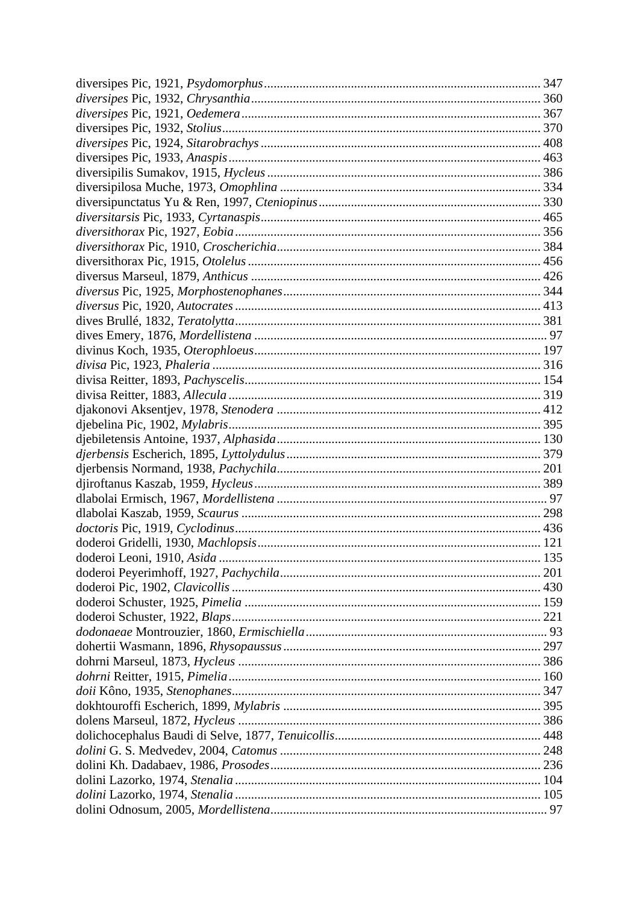diversipes Pic, 1921, *Psydomorphus* ........ 347
*diversipes* Pic, 1932, *Chrysanthia* ........ 360
*diversipes* Pic, 1921, *Oedemera* ........ 367
diversipes Pic, 1932, *Stolius* ........ 370
*diversipes* Pic, 1924, *Sitarobrachys* ........ 408
diversipes Pic, 1933, *Anaspis* ........ 463
diversipilis Sumakov, 1915, *Hycleus* ........ 386
diversipilosa Muche, 1973, *Omophlina* ........ 334
diversipunctatus Yu & Ren, 1997, *Cteniopinus* ........ 330
*diversitarsis* Pic, 1933, *Cyrtanaspis* ........ 465
*diversithorax* Pic, 1927, *Eobia* ........ 356
*diversithorax* Pic, 1910, *Croscherichia* ........ 384
diversithorax Pic, 1915, *Otolelus* ........ 456
diversus Marseul, 1879, *Anthicus* ........ 426
*diversus* Pic, 1925, *Morphostenophanes* ........ 344
*diversus* Pic, 1920, *Autocrates* ........ 413
dives Brullé, 1832, *Teratolytta* ........ 381
dives Emery, 1876, *Mordellistena* ........ 97
divinus Koch, 1935, *Oterophloeus* ........ 197
*divisa* Pic, 1923, *Phaleria* ........ 316
divisa Reitter, 1893, *Pachyscelis* ........ 154
divisa Reitter, 1883, *Allecula* ........ 319
djakonovi Aksentjev, 1978, *Stenodera* ........ 412
djebelina Pic, 1902, *Mylabris* ........ 395
djebiletensis Antoine, 1937, *Alphasida* ........ 130
*djerbensis* Escherich, 1895, *Lyttolydulus* ........ 379
djerbensis Normand, 1938, *Pachychila* ........ 201
djiroftanus Kaszab, 1959, *Hycleus* ........ 389
dlabolai Ermisch, 1967, *Mordellistena* ........ 97
dlabolai Kaszab, 1959, *Scaurus* ........ 298
*doctoris* Pic, 1919, *Cyclodinus* ........ 436
doderoi Gridelli, 1930, *Machlopsis* ........ 121
doderoi Leoni, 1910, *Asida* ........ 135
doderoi Peyerimhoff, 1927, *Pachychila* ........ 201
doderoi Pic, 1902, *Clavicollis* ........ 430
doderoi Schuster, 1925, *Pimelia* ........ 159
doderoi Schuster, 1922, *Blaps* ........ 221
*dodonaeae* Montrouzier, 1860, *Ermischiella* ........ 93
dohertii Wasmann, 1896, *Rhysopaussus* ........ 297
dohrni Marseul, 1873, *Hycleus* ........ 386
*dohrni* Reitter, 1915, *Pimelia* ........ 160
*doii* Kôno, 1935, *Stenophanes* ........ 347
dokhtouroffi Escherich, 1899, *Mylabris* ........ 395
dolens Marseul, 1872, *Hycleus* ........ 386
dolichocephalus Baudi di Selve, 1877, *Tenuicollis* ........ 448
*dolini* G. S. Medvedev, 2004, *Catomus* ........ 248
dolini Kh. Dadabaev, 1986, *Prosodes* ........ 236
dolini Lazorko, 1974, *Stenalia* ........ 104
*dolini* Lazorko, 1974, *Stenalia* ........ 105
dolini Odnosum, 2005, *Mordellistena* ........ 97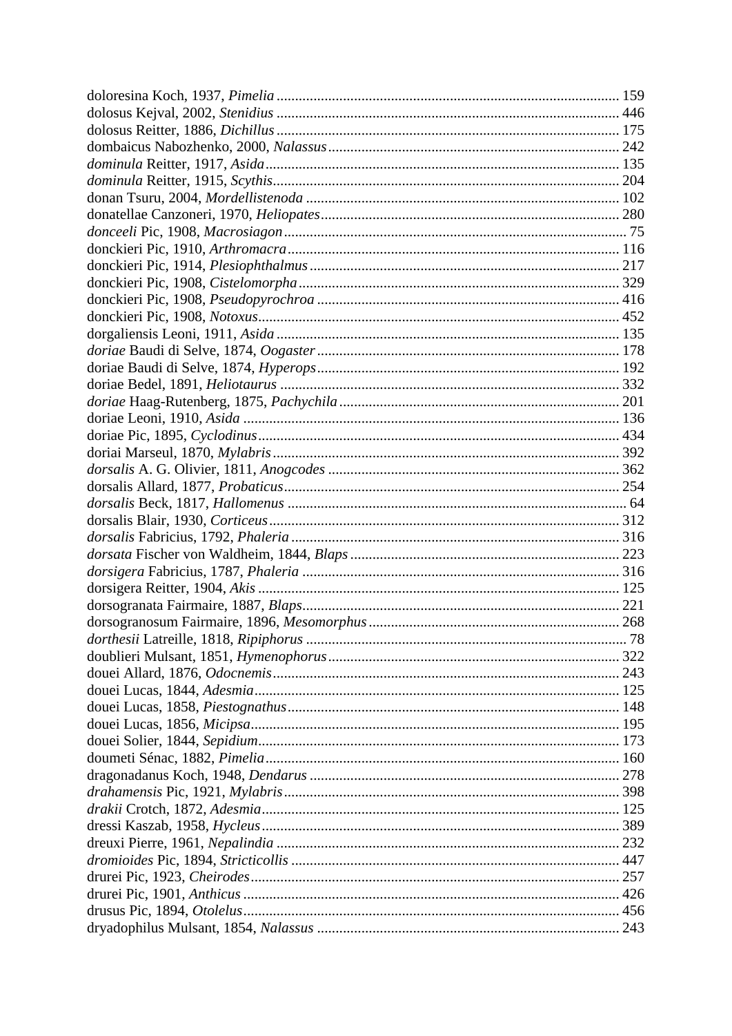doloresina Koch, 1937, *Pimelia* ........................................................................................ 159
dolosus Kejval, 2002, *Stenidius* ......................................................................................... 446
dolosus Reitter, 1886, *Dichillus* ......................................................................................... 175
dombaicus Nabozhenko, 2000, *Nalassus* ............................................................................ 242
*dominula* Reitter, 1917, *Asida* ........................................................................................... 135
*dominula* Reitter, 1915, *Scythis* ......................................................................................... 204
donan Tsuru, 2004, *Mordellistenoda* .................................................................................. 102
donatellae Canzoneri, 1970, *Heliopates* .............................................................................. 280
*donceeli* Pic, 1908, *Macrosiagon* .......................................................................................... 75
donckieri Pic, 1910, *Arthromacra* ....................................................................................... 116
donckieri Pic, 1914, *Plesiophthalmus* ................................................................................. 217
donckieri Pic, 1908, *Cistelomorpha* .................................................................................... 329
donckieri Pic, 1908, *Pseudopyrochroa* ............................................................................... 416
donckieri Pic, 1908, *Notoxus* .............................................................................................. 452
dorgaliensis Leoni, 1911, *Asida* .......................................................................................... 135
*doriae* Baudi di Selve, 1874, *Oogaster* ............................................................................... 178
doriae Baudi di Selve, 1874, *Hyperops* ............................................................................... 192
doriae Bedel, 1891, *Heliotaurus* .......................................................................................... 332
*doriae* Haag-Rutenberg, 1875, *Pachychila* .......................................................................... 201
doriae Leoni, 1910, *Asida* ................................................................................................... 136
doriae Pic, 1895, *Cyclodinus* ............................................................................................... 434
doriai Marseul, 1870, *Mylabris* ........................................................................................... 392
*dorsalis* A. G. Olivier, 1811, *Anogcodes* ............................................................................. 362
dorsalis Allard, 1877, *Probaticus* ......................................................................................... 254
*dorsalis* Beck, 1817, *Hallomenus* .......................................................................................... 64
dorsalis Blair, 1930, *Corticeus* ............................................................................................. 312
*dorsalis* Fabricius, 1792, *Phaleria* ....................................................................................... 316
*dorsata* Fischer von Waldheim, 1844, *Blaps* ....................................................................... 223
*dorsigera* Fabricius, 1787, *Phaleria* .................................................................................... 316
dorsigera Reitter, 1904, *Akis* ............................................................................................... 125
dorsogranata Fairmaire, 1887, *Blaps* .................................................................................... 221
dorsogranosum Fairmaire, 1896, *Mesomorphus* ................................................................... 268
*dorthesii* Latreille, 1818, *Ripiphorus* ..................................................................................... 78
doublieri Mulsant, 1851, *Hymenophorus* ............................................................................. 322
douei Allard, 1876, *Odocnemis* ............................................................................................ 243
douei Lucas, 1844, *Adesmia* ................................................................................................. 125
douei Lucas, 1858, *Piestognathus* ........................................................................................ 148
douei Lucas, 1856, *Micipsa* .................................................................................................. 195
douei Solier, 1844, *Sepidium* ................................................................................................ 173
doumeti Sénac, 1882, *Pimelia* .............................................................................................. 160
dragonadanus Koch, 1948, *Dendarus* .................................................................................. 278
*drahamensis* Pic, 1921, *Mylabris* ......................................................................................... 398
*drakii* Crotch, 1872, *Adesmia* ............................................................................................... 125
dressi Kaszab, 1958, *Hycleus* ............................................................................................... 389
dreuxi Pierre, 1961, *Nepalindia* ........................................................................................... 232
*dromioides* Pic, 1894, *Stricticollis* ....................................................................................... 447
drurei Pic, 1923, *Cheirodes* .................................................................................................. 257
drurei Pic, 1901, *Anthicus* .................................................................................................... 426
drusus Pic, 1894, *Otolelus* .................................................................................................... 456
dryadophilus Mulsant, 1854, *Nalassus* ................................................................................ 243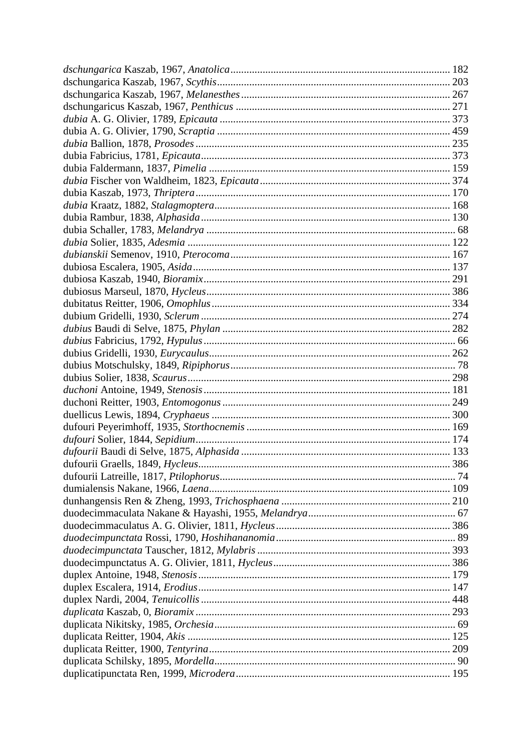*dschungarica* Kaszab, 1967, *Anatolica* ................................................ 182
dschungarica Kaszab, 1967, *Scythis* ................................................ 203
dschungarica Kaszab, 1967, *Melanesthes* ................................................ 267
dschungaricus Kaszab, 1967, *Penthicus* ................................................ 271
*dubia* A. G. Olivier, 1789, *Epicauta* ................................................ 373
dubia A. G. Olivier, 1790, *Scraptia* ................................................ 459
*dubia* Ballion, 1878, *Prosodes* ................................................ 235
dubia Fabricius, 1781, *Epicauta* ................................................ 373
dubia Faldermann, 1837, *Pimelia* ................................................ 159
*dubia* Fischer von Waldheim, 1823, *Epicauta* ................................................ 374
dubia Kaszab, 1973, *Thriptera* ................................................ 170
*dubia* Kraatz, 1882, *Stalagmoptera* ................................................ 168
dubia Rambur, 1838, *Alphasida* ................................................ 130
dubia Schaller, 1783, *Melandrya* ................................................ 68
*dubia* Solier, 1835, *Adesmia* ................................................ 122
*dubianskii* Semenov, 1910, *Pterocoma* ................................................ 167
dubiosa Escalera, 1905, *Asida* ................................................ 137
dubiosa Kaszab, 1940, *Bioramix* ................................................ 291
dubiosus Marseul, 1870, *Hycleus* ................................................ 386
dubitatus Reitter, 1906, *Omophlus* ................................................ 334
dubium Gridelli, 1930, *Sclerum* ................................................ 274
*dubius* Baudi di Selve, 1875, *Phylan* ................................................ 282
*dubius* Fabricius, 1792, *Hypulus* ................................................ 66
dubius Gridelli, 1930, *Eurycaulus* ................................................ 262
dubius Motschulsky, 1849, *Ripiphorus* ................................................ 78
dubius Solier, 1838, *Scaurus* ................................................ 298
*duchoni* Antoine, 1949, *Stenosis* ................................................ 181
duchoni Reitter, 1903, *Entomogonus* ................................................ 249
duellicus Lewis, 1894, *Cryphaeus* ................................................ 300
dufouri Peyerimhoff, 1935, *Storthocnemis* ................................................ 169
*dufouri* Solier, 1844, *Sepidium* ................................................ 174
*dufourii* Baudi di Selve, 1875, *Alphasida* ................................................ 133
dufourii Graells, 1849, *Hycleus* ................................................ 386
dufourii Latreille, 1817, *Ptilophorus* ................................................ 74
dumialensis Nakane, 1966, *Laena* ................................................ 109
dunhangensis Ren & Zheng, 1993, *Trichosphaena* ................................................ 210
duodecimmaculata Nakane & Hayashi, 1955, *Melandrya* ................................................ 67
duodecimmaculatus A. G. Olivier, 1811, *Hycleus* ................................................ 386
*duodecimpunctata* Rossi, 1790, *Hoshihananomia* ................................................ 89
*duodecimpunctata* Tauscher, 1812, *Mylabris* ................................................ 393
duodecimpunctatus A. G. Olivier, 1811, *Hycleus* ................................................ 386
duplex Antoine, 1948, *Stenosis* ................................................ 179
duplex Escalera, 1914, *Erodius* ................................................ 147
duplex Nardi, 2004, *Tenuicollis* ................................................ 448
*duplicata* Kaszab, 0, *Bioramix* ................................................ 293
duplicata Nikitsky, 1985, *Orchesia* ................................................ 69
duplicata Reitter, 1904, *Akis* ................................................ 125
duplicata Reitter, 1900, *Tentyrina* ................................................ 209
duplicata Schilsky, 1895, *Mordella* ................................................ 90
duplicatipunctata Ren, 1999, *Microdera* ................................................ 195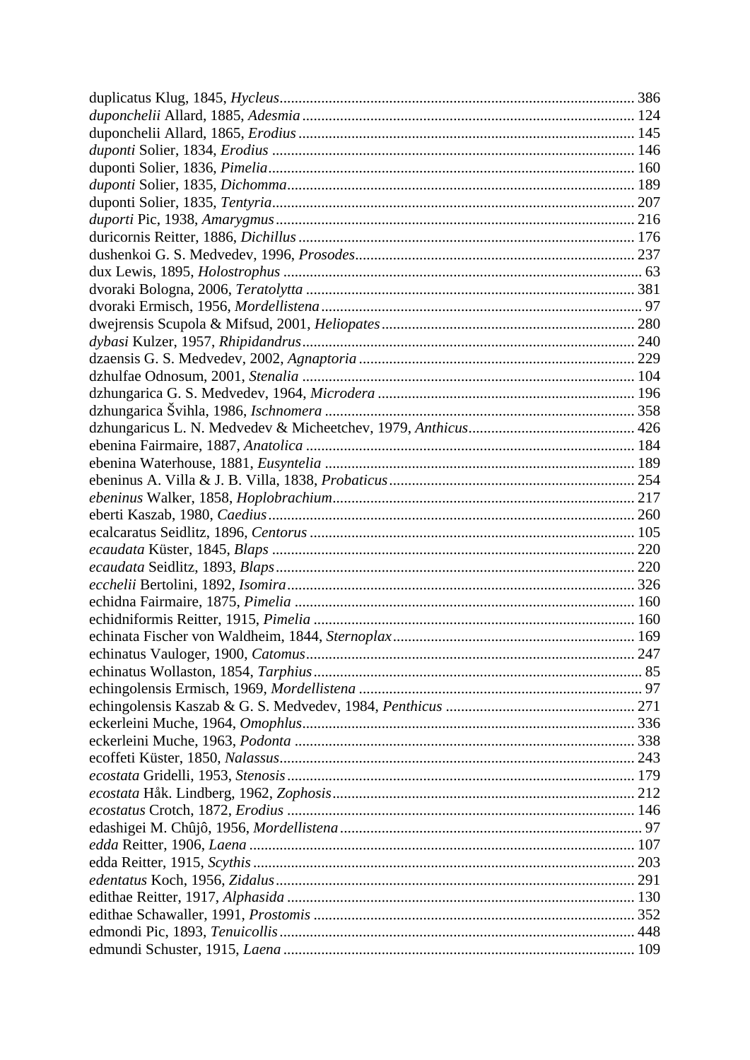duplicatus Klug, 1845, *Hycleus* ........ 386
*duponchelii* Allard, 1885, *Adesmia* ........ 124
duponchelii Allard, 1865, *Erodius* ........ 145
*duponti* Solier, 1834, *Erodius* ........ 146
duponti Solier, 1836, *Pimelia* ........ 160
*duponti* Solier, 1835, *Dichomma* ........ 189
duponti Solier, 1835, *Tentyria* ........ 207
*duporti* Pic, 1938, *Amarygmus* ........ 216
duricornis Reitter, 1886, *Dichillus* ........ 176
dushenkoi G. S. Medvedev, 1996, *Prosodes* ........ 237
dux Lewis, 1895, *Holostrophus* ........ 63
dvoraki Bologna, 2006, *Teratolytta* ........ 381
dvoraki Ermisch, 1956, *Mordellistena* ........ 97
dwejrensis Scupola & Mifsud, 2001, *Heliopates* ........ 280
*dybasi* Kulzer, 1957, *Rhipidandrus* ........ 240
dzaensis G. S. Medvedev, 2002, *Agnaptoria* ........ 229
dzhulfae Odnosum, 2001, *Stenalia* ........ 104
dzhungarica G. S. Medvedev, 1964, *Microdera* ........ 196
dzhungarica Švihla, 1986, *Ischnomera* ........ 358
dzhungaricus L. N. Medvedev & Micheetchev, 1979, *Anthicus* ........ 426
ebenina Fairmaire, 1887, *Anatolica* ........ 184
ebenina Waterhouse, 1881, *Eusyntelia* ........ 189
ebeninus A. Villa & J. B. Villa, 1838, *Probaticus* ........ 254
*ebeninus* Walker, 1858, *Hoplobrachium* ........ 217
eberti Kaszab, 1980, *Caedius* ........ 260
ecalcaratus Seidlitz, 1896, *Centorus* ........ 105
*ecaudata* Küster, 1845, *Blaps* ........ 220
*ecaudata* Seidlitz, 1893, *Blaps* ........ 220
*ecchelii* Bertolini, 1892, *Isomira* ........ 326
echidna Fairmaire, 1875, *Pimelia* ........ 160
echidniformis Reitter, 1915, *Pimelia* ........ 160
echinata Fischer von Waldheim, 1844, *Sternoplax* ........ 169
echinatus Vauloger, 1900, *Catomus* ........ 247
echinatus Wollaston, 1854, *Tarphius* ........ 85
echingolensis Ermisch, 1969, *Mordellistena* ........ 97
echingolensis Kaszab & G. S. Medvedev, 1984, *Penthicus* ........ 271
eckerleini Muche, 1964, *Omophlus* ........ 336
eckerleini Muche, 1963, *Podonta* ........ 338
ecoffeti Küster, 1850, *Nalassus* ........ 243
*ecostata* Gridelli, 1953, *Stenosis* ........ 179
*ecostata* Håk. Lindberg, 1962, *Zophosis* ........ 212
*ecostatus* Crotch, 1872, *Erodius* ........ 146
edashigei M. Chûjô, 1956, *Mordellistena* ........ 97
*edda* Reitter, 1906, *Laena* ........ 107
edda Reitter, 1915, *Scythis* ........ 203
*edentatus* Koch, 1956, *Zidalus* ........ 291
edithae Reitter, 1917, *Alphasida* ........ 130
edithae Schawaller, 1991, *Prostomis* ........ 352
edmondi Pic, 1893, *Tenuicollis* ........ 448
edmundi Schuster, 1915, *Laena* ........ 109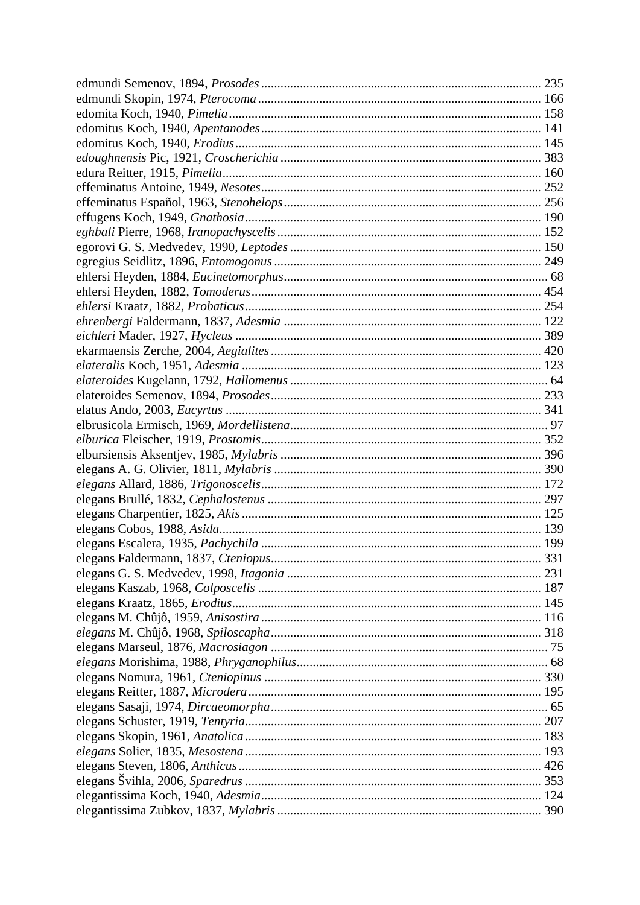edmundi Semenov, 1894, *Prosodes* ........ 235
edmundi Skopin, 1974, *Pterocoma* ........ 166
edomita Koch, 1940, *Pimelia* ........ 158
edomitus Koch, 1940, *Apentanodes* ........ 141
edomitus Koch, 1940, *Erodius* ........ 145
*edoughnensis* Pic, 1921, *Croscherichia* ........ 383
edura Reitter, 1915, *Pimelia* ........ 160
effeminatus Antoine, 1949, *Nesotes* ........ 252
effeminatus Español, 1963, *Stenohelops* ........ 256
effugens Koch, 1949, *Gnathosia* ........ 190
*eghbali* Pierre, 1968, *Iranopachyscelis* ........ 152
egorovi G. S. Medvedev, 1990, *Leptodes* ........ 150
egregius Seidlitz, 1896, *Entomogonus* ........ 249
ehlersi Heyden, 1884, *Eucinetomorphus* ........ 68
ehlersi Heyden, 1882, *Tomoderus* ........ 454
*ehlersi* Kraatz, 1882, *Probaticus* ........ 254
*ehrenbergi* Faldermann, 1837, *Adesmia* ........ 122
*eichleri* Mader, 1927, *Hycleus* ........ 389
ekarmaensis Zerche, 2004, *Aegialites* ........ 420
*elateralis* Koch, 1951, *Adesmia* ........ 123
*elateroides* Kugelann, 1792, *Hallomenus* ........ 64
elateroides Semenov, 1894, *Prosodes* ........ 233
elatus Ando, 2003, *Eucyrtus* ........ 341
elbrusicola Ermisch, 1969, *Mordellistena* ........ 97
*elburica* Fleischer, 1919, *Prostomis* ........ 352
elbursiensis Aksentjev, 1985, *Mylabris* ........ 396
elegans A. G. Olivier, 1811, *Mylabris* ........ 390
*elegans* Allard, 1886, *Trigonoscelis* ........ 172
elegans Brullé, 1832, *Cephalostenus* ........ 297
elegans Charpentier, 1825, *Akis* ........ 125
elegans Cobos, 1988, *Asida* ........ 139
elegans Escalera, 1935, *Pachychila* ........ 199
elegans Faldermann, 1837, *Cteniopus* ........ 331
elegans G. S. Medvedev, 1998, *Itagonia* ........ 231
elegans Kaszab, 1968, *Colposcelis* ........ 187
elegans Kraatz, 1865, *Erodius* ........ 145
elegans M. Chûjô, 1959, *Anisostira* ........ 116
*elegans* M. Chûjô, 1968, *Spiloscapha* ........ 318
elegans Marseul, 1876, *Macrosiagon* ........ 75
*elegans* Morishima, 1988, *Phryganophilus* ........ 68
elegans Nomura, 1961, *Cteniopinus* ........ 330
elegans Reitter, 1887, *Microdera* ........ 195
elegans Sasaji, 1974, *Dircaeomorpha* ........ 65
elegans Schuster, 1919, *Tentyria* ........ 207
elegans Skopin, 1961, *Anatolica* ........ 183
*elegans* Solier, 1835, *Mesostena* ........ 193
elegans Steven, 1806, *Anthicus* ........ 426
elegans Švihla, 2006, *Sparedrus* ........ 353
elegantissima Koch, 1940, *Adesmia* ........ 124
elegantissima Zubkov, 1837, *Mylabris* ........ 390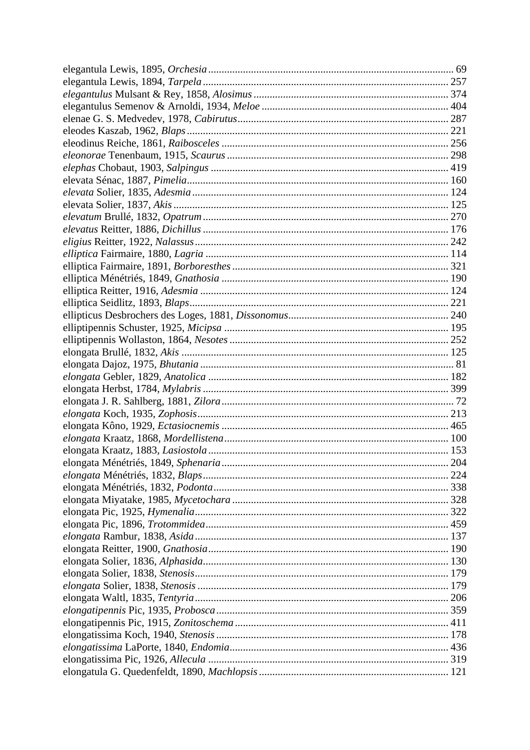elegantula Lewis, 1895, *Orchesia* .......... 69
elegantula Lewis, 1894, *Tarpela* .......... 257
*elegantulus* Mulsant & Rey, 1858, *Alosimus* .......... 374
elegantulus Semenov & Arnoldi, 1934, *Meloe* .......... 404
elenae G. S. Medvedev, 1978, *Cabirutus* .......... 287
eleodes Kaszab, 1962, *Blaps* .......... 221
eleodinus Reiche, 1861, *Raibosceles* .......... 256
*eleonorae* Tenenbaum, 1915, *Scaurus* .......... 298
*elephas* Chobaut, 1903, *Salpingus* .......... 419
elevata Sénac, 1887, *Pimelia* .......... 160
*elevata* Solier, 1835, *Adesmia* .......... 124
elevata Solier, 1837, *Akis* .......... 125
*elevatum* Brullé, 1832, *Opatrum* .......... 270
*elevatus* Reitter, 1886, *Dichillus* .......... 176
*eligius* Reitter, 1922, *Nalassus* .......... 242
*elliptica* Fairmaire, 1880, *Lagria* .......... 114
elliptica Fairmaire, 1891, *Borboresthes* .......... 321
elliptica Ménétriés, 1849, *Gnathosia* .......... 190
elliptica Reitter, 1916, *Adesmia* .......... 124
elliptica Seidlitz, 1893, *Blaps* .......... 221
ellipticus Desbrochers des Loges, 1881, *Dissonomus* .......... 240
elliptipennis Schuster, 1925, *Micipsa* .......... 195
elliptipennis Wollaston, 1864, *Nesotes* .......... 252
elongata Brullé, 1832, *Akis* .......... 125
elongata Dajoz, 1975, *Bhutania* .......... 81
*elongata* Gebler, 1829, *Anatolica* .......... 182
elongata Herbst, 1784, *Mylabris* .......... 399
elongata J. R. Sahlberg, 1881, *Zilora* .......... 72
*elongata* Koch, 1935, *Zophosis* .......... 213
elongata Kôno, 1929, *Ectasiocnemis* .......... 465
*elongata* Kraatz, 1868, *Mordellistena* .......... 100
elongata Kraatz, 1883, *Lasiostola* .......... 153
elongata Ménétriés, 1849, *Sphenaria* .......... 204
*elongata* Ménétriés, 1832, *Blaps* .......... 224
elongata Ménétriés, 1832, *Podonta* .......... 338
elongata Miyatake, 1985, *Mycetochara* .......... 328
elongata Pic, 1925, *Hymenalia* .......... 322
elongata Pic, 1896, *Trotommidea* .......... 459
*elongata* Rambur, 1838, *Asida* .......... 137
elongata Reitter, 1900, *Gnathosia* .......... 190
elongata Solier, 1836, *Alphasida* .......... 130
elongata Solier, 1838, *Stenosis* .......... 179
*elongata* Solier, 1838, *Stenosis* .......... 179
elongata Waltl, 1835, *Tentyria* .......... 206
*elongatipennis* Pic, 1935, *Probosca* .......... 359
elongatipennis Pic, 1915, *Zonitoschema* .......... 411
elongatissima Koch, 1940, *Stenosis* .......... 178
*elongatissima* LaPorte, 1840, *Endomia* .......... 436
elongatissima Pic, 1926, *Allecula* .......... 319
elongatula G. Quedenfeldt, 1890, *Machlopsis* .......... 121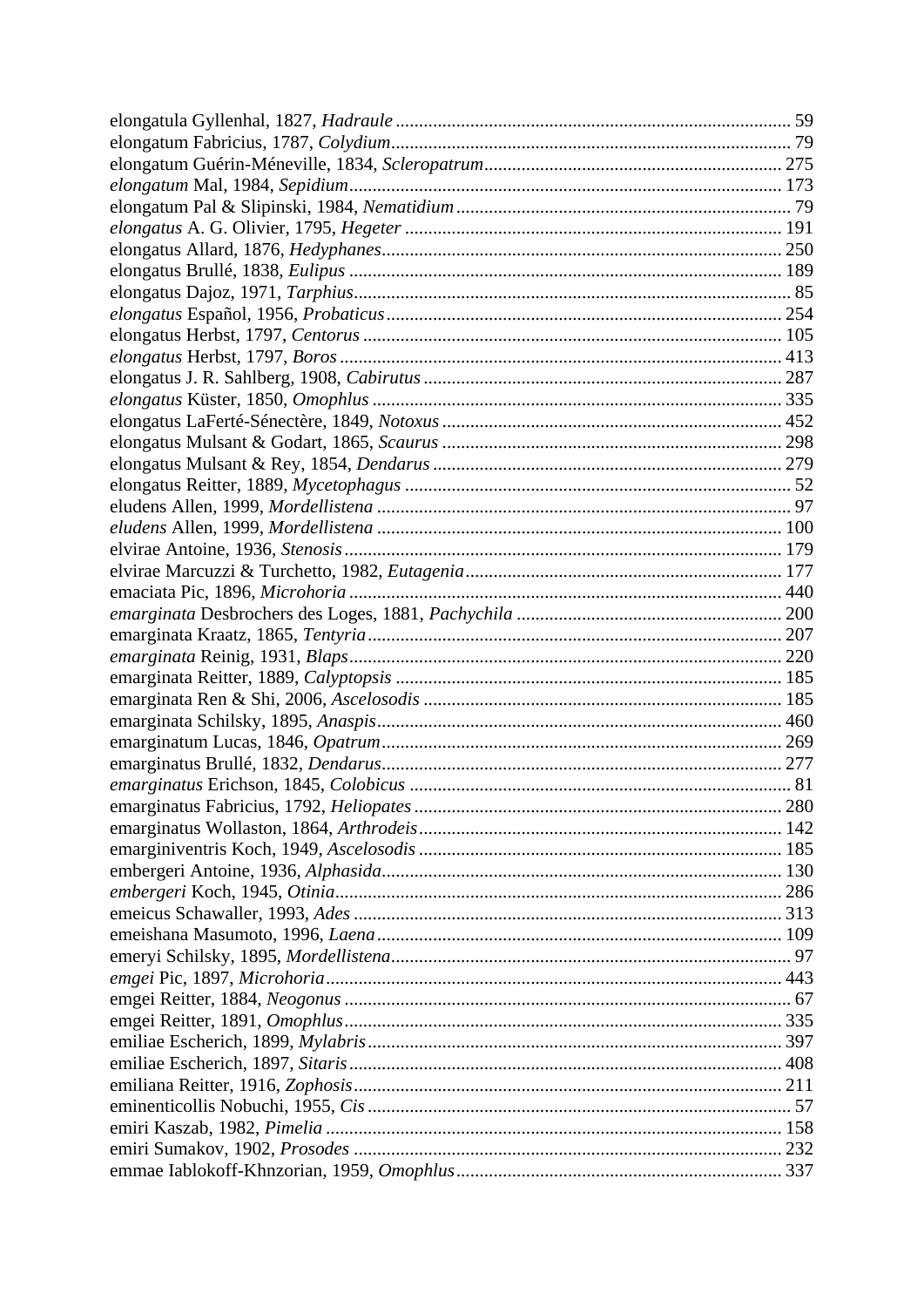elongatula Gyllenhal, 1827, *Hadraule* .................................................................................... 59
elongatum Fabricius, 1787, *Colydium*..................................................................................... 79
elongatum Guérin-Méneville, 1834, *Scleropatrum*............................................................... 275
*elongatum* Mal, 1984, *Sepidium*............................................................................................ 173
elongatum Pal & Slipinski, 1984, *Nematidium*....................................................................... 79
*elongatus* A. G. Olivier, 1795, *Hegeter* ................................................................................ 191
elongatus Allard, 1876, *Hedyphanes*..................................................................................... 250
elongatus Brullé, 1838, *Eulipus* ............................................................................................ 189
elongatus Dajoz, 1971, *Tarphius*............................................................................................. 85
*elongatus* Español, 1956, *Probaticus*.................................................................................... 254
elongatus Herbst, 1797, *Centorus* .......................................................................................... 105
*elongatus* Herbst, 1797, *Boros* .............................................................................................. 413
elongatus J. R. Sahlberg, 1908, *Cabirutus* ............................................................................ 287
*elongatus* Küster, 1850, *Omophlus* ....................................................................................... 335
elongatus LaFerté-Sénectère, 1849, *Notoxus* ........................................................................ 452
elongatus Mulsant & Godart, 1865, *Scaurus* ......................................................................... 298
elongatus Mulsant & Rey, 1854, *Dendarus* ........................................................................... 279
elongatus Reitter, 1889, *Mycetophagus* .................................................................................. 52
eludens Allen, 1999, *Mordellistena* ........................................................................................ 97
*eludens* Allen, 1999, *Mordellistena* ...................................................................................... 100
elvirae Antoine, 1936, *Stenosis*............................................................................................. 179
elvirae Marcuzzi & Turchetto, 1982, *Eutagenia*................................................................... 177
emaciata Pic, 1896, *Microhoria* ............................................................................................ 440
*emarginata* Desbrochers des Loges, 1881, *Pachychila* ......................................................... 200
emarginata Kraatz, 1865, *Tentyria*........................................................................................ 207
*emarginata* Reinig, 1931, *Blaps*............................................................................................ 220
emarginata Reitter, 1889, *Calyptopsis* .................................................................................. 185
emarginata Ren & Shi, 2006, *Ascelosodis* ............................................................................ 185
emarginata Schilsky, 1895, *Anaspis*...................................................................................... 460
emarginatum Lucas, 1846, *Opatrum*..................................................................................... 269
emarginatus Brullé, 1832, *Dendarus*..................................................................................... 277
*emarginatus* Erichson, 1845, *Colobicus* ................................................................................. 81
emarginatus Fabricius, 1792, *Heliopates* .............................................................................. 280
emarginatus Wollaston, 1864, *Arthrodeis*............................................................................. 142
emarginiventris Koch, 1949, *Ascelosodis* ............................................................................. 185
embergeri Antoine, 1936, *Alphasida*..................................................................................... 130
*embergeri* Koch, 1945, *Otinia*............................................................................................... 286
emeicus Schawaller, 1993, *Ades* ........................................................................................... 313
emeishana Masumoto, 1996, *Laena*....................................................................................... 109
emeryi Schilsky, 1895, *Mordellistena*..................................................................................... 97
*emgei* Pic, 1897, *Microhoria*................................................................................................. 443
emgei Reitter, 1884, *Neogonus* ................................................................................................ 67
emgei Reitter, 1891, *Omophlus*.............................................................................................. 335
emiliae Escherich, 1899, *Mylabris*......................................................................................... 397
emiliae Escherich, 1897, *Sitaris*............................................................................................ 408
emiliana Reitter, 1916, *Zophosis*............................................................................................ 211
eminenticollis Nobuchi, 1955, *Cis* .......................................................................................... 57
emiri Kaszab, 1982, *Pimelia* .................................................................................................. 158
emiri Sumakov, 1902, *Prosodes* ........................................................................................... 232
emmae Iablokoff-Khnzorian, 1959, *Omophlus*...................................................................... 337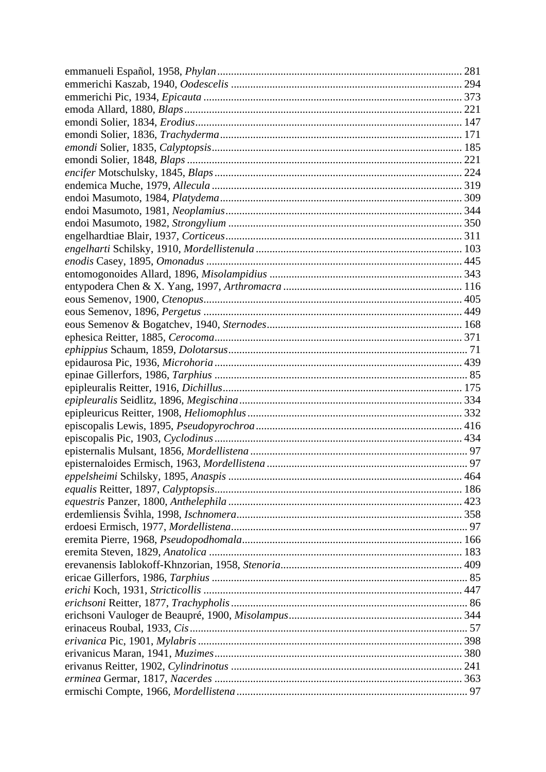emmanueli Español, 1958, *Phylan* ........................................................................................ 281
emmerichi Kaszab, 1940, *Oodescelis* .................................................................................... 294
emmerichi Pic, 1934, *Epicauta* .............................................................................................. 373
emoda Allard, 1880, *Blaps* ..................................................................................................... 221
emondi Solier, 1834, *Erodius* ................................................................................................. 147
emondi Solier, 1836, *Trachyderma* ........................................................................................ 171
*emondi* Solier, 1835, *Calyptopsis* ........................................................................................... 185
emondi Solier, 1848, *Blaps* ..................................................................................................... 221
*encifer* Motschulsky, 1845, *Blaps* ......................................................................................... 224
endemica Muche, 1979, *Allecula* ........................................................................................... 319
endoi Masumoto, 1984, *Platydema* ........................................................................................ 309
endoi Masumoto, 1981, *Neoplamius* ...................................................................................... 344
endoi Masumoto, 1982, *Strongylium* ..................................................................................... 350
engelhardtiae Blair, 1937, *Corticeus* ..................................................................................... 311
*engelharti* Schilsky, 1910, *Mordellistenula* ............................................................................ 103
*enodis* Casey, 1895, *Omonadus* ............................................................................................ 445
entomogonoides Allard, 1896, *Misolampidius* ...................................................................... 343
entypodera Chen & X. Yang, 1997, *Arthromacra* ................................................................. 116
eous Semenov, 1900, *Ctenopus* .............................................................................................. 405
eous Semenov, 1896, *Pergetus* .............................................................................................. 449
eous Semenov & Bogatchev, 1940, *Sternodes* ....................................................................... 168
ephesica Reitter, 1885, *Cerocoma* .......................................................................................... 371
*ephippius* Schaum, 1859, *Dolotarsus* ....................................................................................... 71
epidaurosa Pic, 1936, *Microhoria* .......................................................................................... 439
epinae Gillerfors, 1986, *Tarphius* ............................................................................................ 85
epipleuralis Reitter, 1916, *Dichillus* ....................................................................................... 175
*epipleuralis* Seidlitz, 1896, *Megischina* ................................................................................. 334
epipleuricus Reitter, 1908, *Heliomophlus* .............................................................................. 332
episcopalis Lewis, 1895, *Pseudopyrochroa* ........................................................................... 416
episcopalis Pic, 1903, *Cyclodinus* .......................................................................................... 434
episternalis Mulsant, 1856, *Mordellistena* ............................................................................... 97
episternaloides Ermisch, 1963, *Mordellistena* ......................................................................... 97
*eppelsheimi* Schilsky, 1895, *Anaspis* ..................................................................................... 464
*equalis* Reitter, 1897, *Calyptopsis* .......................................................................................... 186
*equestris* Panzer, 1800, *Anthelephila* ..................................................................................... 423
erdemliensis Švihla, 1998, *Ischnomera* .................................................................................. 358
erdoesi Ermisch, 1977, *Mordellistena* ..................................................................................... 97
eremita Pierre, 1968, *Pseudopodhomala* ................................................................................ 166
eremita Steven, 1829, *Anatolica* ............................................................................................ 183
erevanensis Iablokoff-Khnzorian, 1958, *Stenoria* .................................................................. 409
ericae Gillerfors, 1986, *Tarphius* ............................................................................................ 85
*erichi* Koch, 1931, *Stricticollis* .............................................................................................. 447
*erichsoni* Reitter, 1877, *Trachypholis* ..................................................................................... 86
erichsoni Vauloger de Beaupré, 1900, *Misolampus* ............................................................... 344
erinaceus Roubal, 1933, *Cis* .................................................................................................... 57
*erivanica* Pic, 1901, *Mylabris* ................................................................................................ 398
erivanicus Maran, 1941, *Muzimes* .......................................................................................... 380
erivanus Reitter, 1902, *Cylindrinotus* .................................................................................... 241
*erminea* Germar, 1817, *Nacerdes* .......................................................................................... 363
ermischi Compte, 1966, *Mordellistena* ................................................................................... 97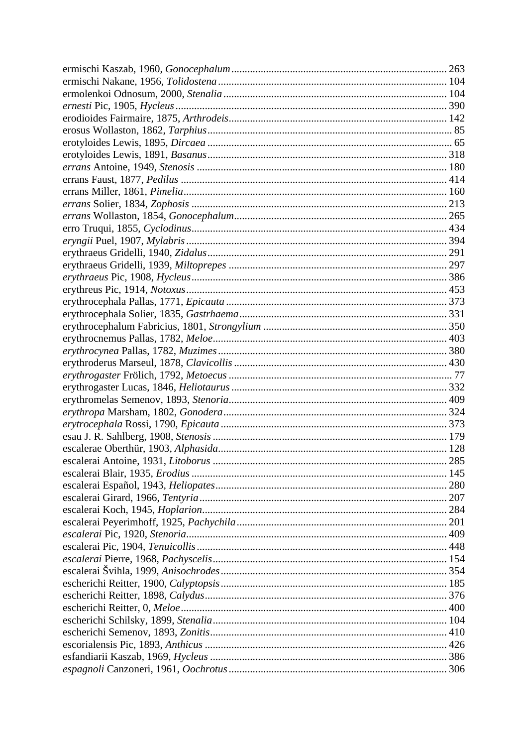ermischi Kaszab, 1960, *Gonocephalum* ................................................ 263
ermischi Nakane, 1956, *Tolidostena* ................................................ 104
ermolenkoi Odnosum, 2000, *Stenalia* ................................................ 104
*ernesti* Pic, 1905, *Hycleus* ................................................ 390
erodioides Fairmaire, 1875, *Arthrodeis* ................................................ 142
erosus Wollaston, 1862, *Tarphius* ................................................ 85
erotyloides Lewis, 1895, *Dircaea* ................................................ 65
erotyloides Lewis, 1891, *Basanus* ................................................ 318
*errans* Antoine, 1949, *Stenosis* ................................................ 180
errans Faust, 1877, *Pedilus* ................................................ 414
errans Miller, 1861, *Pimelia* ................................................ 160
*errans* Solier, 1834, *Zophosis* ................................................ 213
*errans* Wollaston, 1854, *Gonocephalum* ................................................ 265
erro Truqui, 1855, *Cyclodinus* ................................................ 434
*eryngii* Puel, 1907, *Mylabris* ................................................ 394
erythraeus Gridelli, 1940, *Zidalus* ................................................ 291
erythraeus Gridelli, 1939, *Miltoprepes* ................................................ 297
*erythraeus* Pic, 1908, *Hycleus* ................................................ 386
erythreus Pic, 1914, *Notoxus* ................................................ 453
erythrocephala Pallas, 1771, *Epicauta* ................................................ 373
erythrocephala Solier, 1835, *Gastrhaema* ................................................ 331
erythrocephalum Fabricius, 1801, *Strongylium* ................................................ 350
erythrocnemus Pallas, 1782, *Meloe* ................................................ 403
*erythrocynea* Pallas, 1782, *Muzimes* ................................................ 380
erythroderus Marseul, 1878, *Clavicollis* ................................................ 430
*erythrogaster* Frölich, 1792, *Metoecus* ................................................ 77
erythrogaster Lucas, 1846, *Heliotaurus* ................................................ 332
erythromelas Semenov, 1893, *Stenoria* ................................................ 409
*erythropa* Marsham, 1802, *Gonodera* ................................................ 324
*erytrocephala* Rossi, 1790, *Epicauta* ................................................ 373
esau J. R. Sahlberg, 1908, *Stenosis* ................................................ 179
escalerae Oberthür, 1903, *Alphasida* ................................................ 128
escalerai Antoine, 1931, *Litoborus* ................................................ 285
escalerai Blair, 1935, *Erodius* ................................................ 145
escalerai Español, 1943, *Heliopates* ................................................ 280
escalerai Girard, 1966, *Tentyria* ................................................ 207
escalerai Koch, 1945, *Hoplarion* ................................................ 284
escalerai Peyerimhoff, 1925, *Pachychila* ................................................ 201
*escalerai* Pic, 1920, *Stenoria* ................................................ 409
escalerai Pic, 1904, *Tenuicollis* ................................................ 448
*escalerai* Pierre, 1968, *Pachyscelis* ................................................ 154
escalerai Švihla, 1999, *Anisochrodes* ................................................ 354
escherichi Reitter, 1900, *Calyptopsis* ................................................ 185
escherichi Reitter, 1898, *Calydus* ................................................ 376
escherichi Reitter, 0, *Meloe* ................................................ 400
escherichi Schilsky, 1899, *Stenalia* ................................................ 104
escherichi Semenov, 1893, *Zonitis* ................................................ 410
escorialensis Pic, 1893, *Anthicus* ................................................ 426
esfandiarii Kaszab, 1969, *Hycleus* ................................................ 386
*espagnoli* Canzoneri, 1961, *Oochrotus* ................................................ 306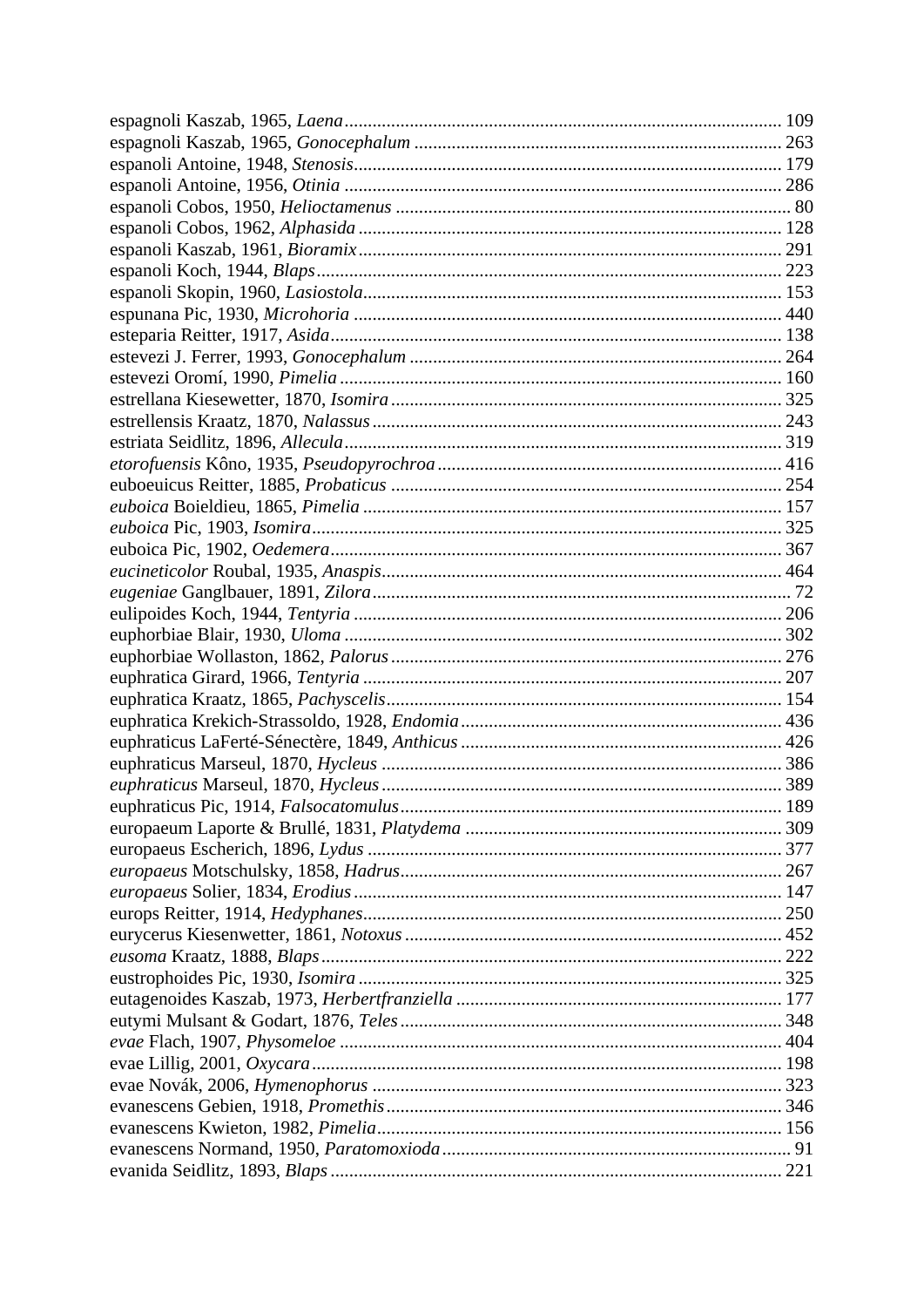espagnoli Kaszab, 1965, *Laena* ........ 109
espagnoli Kaszab, 1965, *Gonocephalum* ........ 263
espanoli Antoine, 1948, *Stenosis* ........ 179
espanoli Antoine, 1956, *Otinia* ........ 286
espanoli Cobos, 1950, *Helioctamenus* ........ 80
espanoli Cobos, 1962, *Alphasida* ........ 128
espanoli Kaszab, 1961, *Bioramix* ........ 291
espanoli Koch, 1944, *Blaps* ........ 223
espanoli Skopin, 1960, *Lasiostola* ........ 153
espunana Pic, 1930, *Microhoria* ........ 440
esteparia Reitter, 1917, *Asida* ........ 138
estevezi J. Ferrer, 1993, *Gonocephalum* ........ 264
estevezi Oromí, 1990, *Pimelia* ........ 160
estrellana Kiesewetter, 1870, *Isomira* ........ 325
estrellensis Kraatz, 1870, *Nalassus* ........ 243
estriata Seidlitz, 1896, *Allecula* ........ 319
*etorofuensis* Kôno, 1935, *Pseudopyrochroa* ........ 416
euboeuicus Reitter, 1885, *Probaticus* ........ 254
*euboica* Boieldieu, 1865, *Pimelia* ........ 157
*euboica* Pic, 1903, *Isomira* ........ 325
euboica Pic, 1902, *Oedemera* ........ 367
*eucineticolor* Roubal, 1935, *Anaspis* ........ 464
*eugeniae* Ganglbauer, 1891, *Zilora* ........ 72
eulipoides Koch, 1944, *Tentyria* ........ 206
euphorbiae Blair, 1930, *Uloma* ........ 302
euphorbiae Wollaston, 1862, *Palorus* ........ 276
euphratica Girard, 1966, *Tentyria* ........ 207
euphratica Kraatz, 1865, *Pachyscelis* ........ 154
euphratica Krekich-Strassoldo, 1928, *Endomia* ........ 436
euphraticus LaFerté-Sénectère, 1849, *Anthicus* ........ 426
euphraticus Marseul, 1870, *Hycleus* ........ 386
*euphraticus* Marseul, 1870, *Hycleus* ........ 389
euphraticus Pic, 1914, *Falsocatomulus* ........ 189
europaeum Laporte & Brullé, 1831, *Platydema* ........ 309
europaeus Escherich, 1896, *Lydus* ........ 377
*europaeus* Motschulsky, 1858, *Hadrus* ........ 267
*europaeus* Solier, 1834, *Erodius* ........ 147
europs Reitter, 1914, *Hedyphanes* ........ 250
eurycerus Kiesenwetter, 1861, *Notoxus* ........ 452
*eusoma* Kraatz, 1888, *Blaps* ........ 222
eustrophoides Pic, 1930, *Isomira* ........ 325
eutagenoides Kaszab, 1973, *Herbertfranziella* ........ 177
eutymi Mulsant & Godart, 1876, *Teles* ........ 348
*evae* Flach, 1907, *Physomeloe* ........ 404
evae Lillig, 2001, *Oxycara* ........ 198
evae Novák, 2006, *Hymenophorus* ........ 323
evanescens Gebien, 1918, *Promethis* ........ 346
evanescens Kwieton, 1982, *Pimelia* ........ 156
evanescens Normand, 1950, *Paratomoxioda* ........ 91
evanida Seidlitz, 1893, *Blaps* ........ 221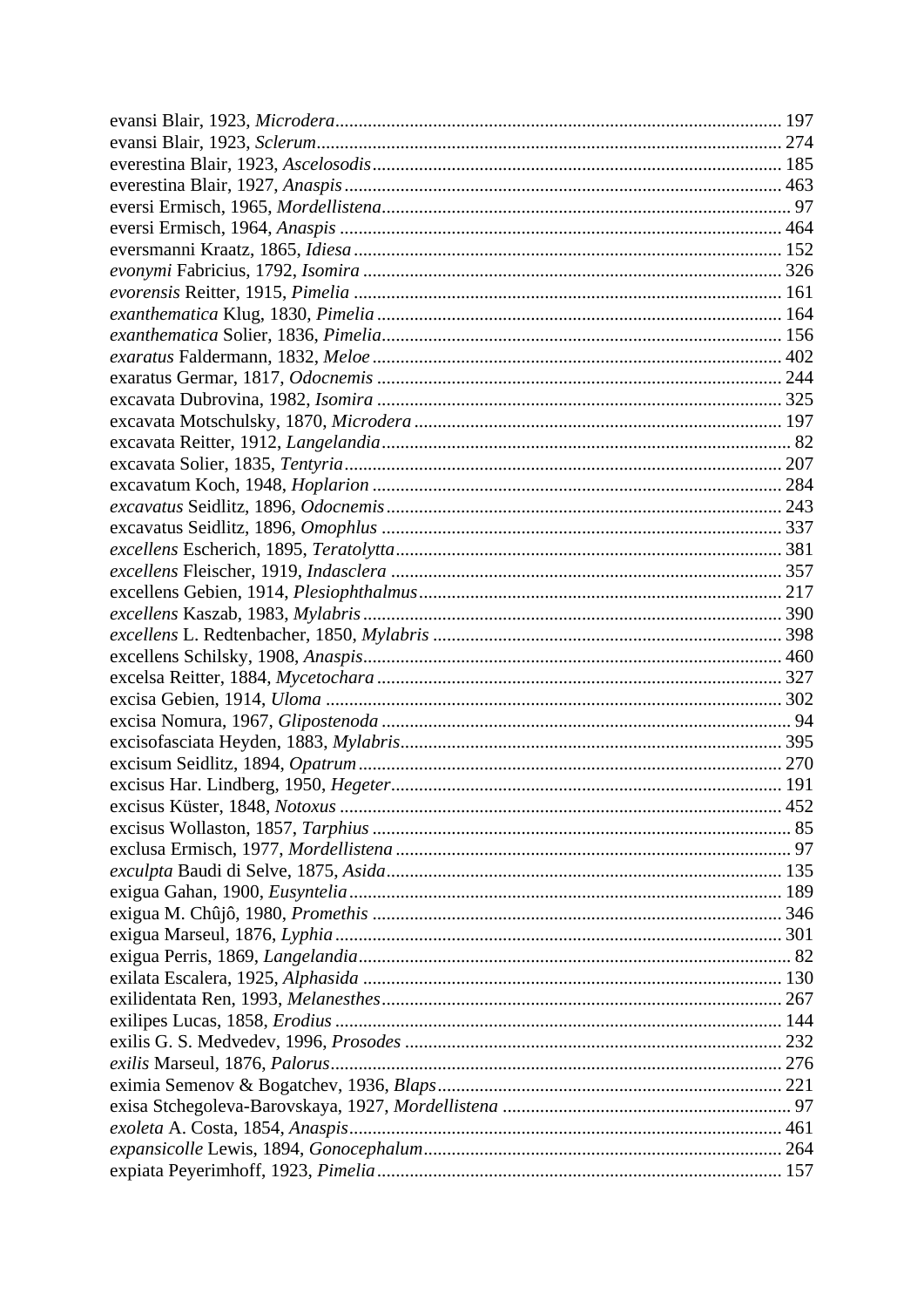evansi Blair, 1923, *Microdera* ... 197
evansi Blair, 1923, *Sclerum* ... 274
everestina Blair, 1923, *Ascelosodis* ... 185
everestina Blair, 1927, *Anaspis* ... 463
eversi Ermisch, 1965, *Mordellistena* ... 97
eversi Ermisch, 1964, *Anaspis* ... 464
eversmanni Kraatz, 1865, *Idiesa* ... 152
*evonymi* Fabricius, 1792, *Isomira* ... 326
*evorensis* Reitter, 1915, *Pimelia* ... 161
*exanthematica* Klug, 1830, *Pimelia* ... 164
*exanthematica* Solier, 1836, *Pimelia* ... 156
*exaratus* Faldermann, 1832, *Meloe* ... 402
exaratus Germar, 1817, *Odocnemis* ... 244
excavata Dubrovina, 1982, *Isomira* ... 325
excavata Motschulsky, 1870, *Microdera* ... 197
excavata Reitter, 1912, *Langelandia* ... 82
excavata Solier, 1835, *Tentyria* ... 207
excavatum Koch, 1948, *Hoplarion* ... 284
*excavatus* Seidlitz, 1896, *Odocnemis* ... 243
excavatus Seidlitz, 1896, *Omophlus* ... 337
*excellens* Escherich, 1895, *Teratolytta* ... 381
*excellens* Fleischer, 1919, *Indasclera* ... 357
excellens Gebien, 1914, *Plesiophthalmus* ... 217
*excellens* Kaszab, 1983, *Mylabris* ... 390
*excellens* L. Redtenbacher, 1850, *Mylabris* ... 398
excellens Schilsky, 1908, *Anaspis* ... 460
excelsa Reitter, 1884, *Mycetochara* ... 327
excisa Gebien, 1914, *Uloma* ... 302
excisa Nomura, 1967, *Glipostenoda* ... 94
excisofasciata Heyden, 1883, *Mylabris* ... 395
excisum Seidlitz, 1894, *Opatrum* ... 270
excisus Har. Lindberg, 1950, *Hegeter* ... 191
excisus Küster, 1848, *Notoxus* ... 452
excisus Wollaston, 1857, *Tarphius* ... 85
exclusa Ermisch, 1977, *Mordellistena* ... 97
*exculpta* Baudi di Selve, 1875, *Asida* ... 135
exigua Gahan, 1900, *Eusyntelia* ... 189
exigua M. Chûjô, 1980, *Promethis* ... 346
exigua Marseul, 1876, *Lyphia* ... 301
exigua Perris, 1869, *Langelandia* ... 82
exilata Escalera, 1925, *Alphasida* ... 130
exilidentata Ren, 1993, *Melanesthes* ... 267
exilipes Lucas, 1858, *Erodius* ... 144
exilis G. S. Medvedev, 1996, *Prosodes* ... 232
*exilis* Marseul, 1876, *Palorus* ... 276
eximia Semenov & Bogatchev, 1936, *Blaps* ... 221
exisa Stchegoleva-Barovskaya, 1927, *Mordellistena* ... 97
*exoleta* A. Costa, 1854, *Anaspis* ... 461
*expansicolle* Lewis, 1894, *Gonocephalum* ... 264
expiata Peyerimhoff, 1923, *Pimelia* ... 157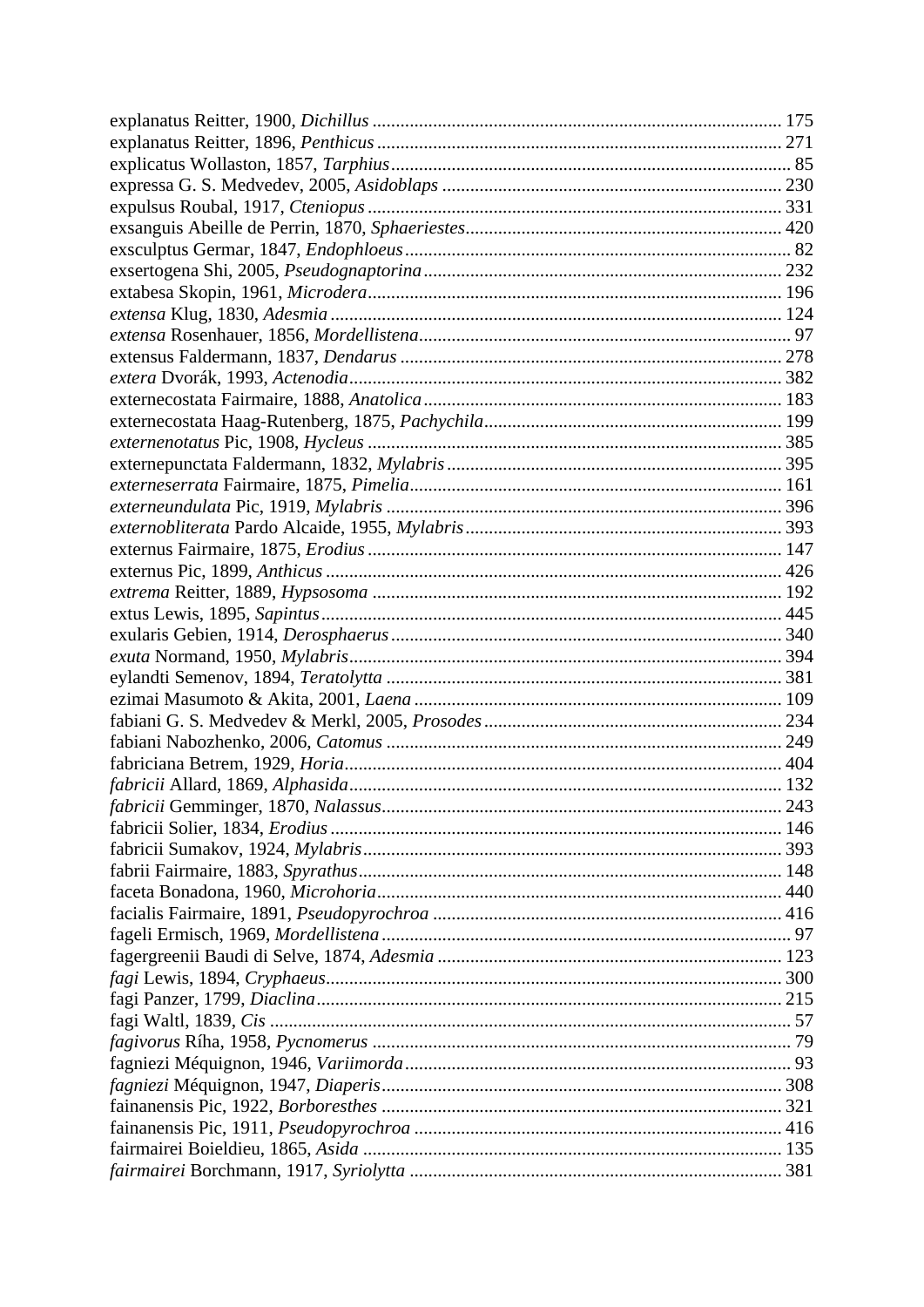explanatus Reitter, 1900, *Dichillus* ........................................................................................ 175
explanatus Reitter, 1896, *Penthicus* ....................................................................................... 271
explicatus Wollaston, 1857, *Tarphius* ........................................................................................ 85
expressa G. S. Medvedev, 2005, *Asidoblaps* .......................................................................... 230
expulsus Roubal, 1917, *Cteniopus* ......................................................................................... 331
exsanguis Abeille de Perrin, 1870, *Sphaeriestes* .................................................................... 420
exsculptus Germar, 1847, *Endophloeus* ................................................................................... 82
exsertogena Shi, 2005, *Pseudognaptorina* ............................................................................. 232
extabesa Skopin, 1961, *Microdera* ......................................................................................... 196
*extensa* Klug, 1830, *Adesmia* ................................................................................................ 124
*extensa* Rosenhauer, 1856, *Mordellistena* ................................................................................ 97
extensus Faldermann, 1837, *Dendarus* ................................................................................... 278
*extera* Dvorák, 1993, *Actenodia* ............................................................................................ 382
externecostata Fairmaire, 1888, *Anatolica* ............................................................................. 183
externecostata Haag-Rutenberg, 1875, *Pachychila* ................................................................. 199
*externenotatus* Pic, 1908, *Hycleus* ......................................................................................... 385
externepunctata Faldermann, 1832, *Mylabris* ........................................................................ 395
*externeserrata* Fairmaire, 1875, *Pimelia* ................................................................................ 161
*externeundulata* Pic, 1919, *Mylabris* ..................................................................................... 396
*externobliterata* Pardo Alcaide, 1955, *Mylabris* .................................................................... 393
externus Fairmaire, 1875, *Erodius* ......................................................................................... 147
externus Pic, 1899, *Anthicus* .................................................................................................. 426
*extrema* Reitter, 1889, *Hypsosoma* ........................................................................................ 192
extus Lewis, 1895, *Sapintus* ................................................................................................... 445
exularis Gebien, 1914, *Derosphaerus* ..................................................................................... 340
*exuta* Normand, 1950, *Mylabris* ............................................................................................ 394
eylandti Semenov, 1894, *Teratolytta* ..................................................................................... 381
ezimai Masumoto & Akita, 2001, *Laena* ................................................................................ 109
fabiani G. S. Medvedev & Merkl, 2005, *Prosodes* ................................................................ 234
fabiani Nabozhenko, 2006, *Catomus* ..................................................................................... 249
fabriciana Betrem, 1929, *Horia* .............................................................................................. 404
*fabricii* Allard, 1869, *Alphasida* ............................................................................................. 132
*fabricii* Gemminger, 1870, *Nalassus* ..................................................................................... 243
fabricii Solier, 1834, *Erodius* ................................................................................................. 146
fabricii Sumakov, 1924, *Mylabris* .......................................................................................... 393
fabrii Fairmaire, 1883, *Spyrathus* ........................................................................................... 148
faceta Bonadona, 1960, *Microhoria* ....................................................................................... 440
facialis Fairmaire, 1891, *Pseudopyrochroa* ........................................................................... 416
fageli Ermisch, 1969, *Mordellistena* ........................................................................................ 97
fagergreenii Baudi di Selve, 1874, *Adesmia* .......................................................................... 123
*fagi* Lewis, 1894, *Cryphaeus* ................................................................................................. 300
fagi Panzer, 1799, *Diaclina* .................................................................................................... 215
fagi Waltl, 1839, *Cis* ................................................................................................................ 57
*fagivorus* Ríha, 1958, *Pycnomerus* .......................................................................................... 79
fagniezi Méquignon, 1946, *Variimorda* .................................................................................... 93
*fagniezi* Méquignon, 1947, *Diaperis* ....................................................................................... 308
fainanensis Pic, 1922, *Borboresthes* ...................................................................................... 321
fainanensis Pic, 1911, *Pseudopyrochroa* ............................................................................... 416
fairmairei Boieldieu, 1865, *Asida* .......................................................................................... 135
*fairmairei* Borchmann, 1917, *Syriolytta* ................................................................................ 381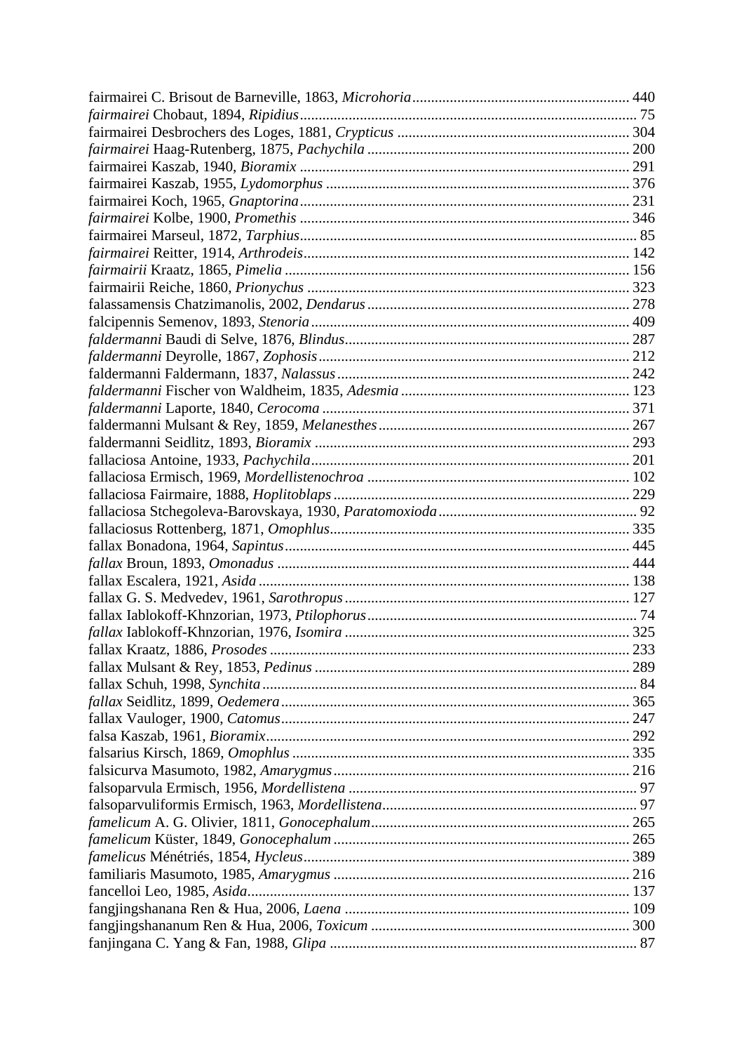fairmairei C. Brisout de Barneville, 1863, *Microhoria* ........................................................ 440
*fairmairei* Chobaut, 1894, *Ripidius* ........................................................ 75
fairmairei Desbrochers des Loges, 1881, *Crypticus* ........................................................ 304
*fairmairei* Haag-Rutenberg, 1875, *Pachychila* ........................................................ 200
fairmairei Kaszab, 1940, *Bioramix* ........................................................ 291
fairmairei Kaszab, 1955, *Lydomorphus* ........................................................ 376
fairmairei Koch, 1965, *Gnaptorina* ........................................................ 231
*fairmairei* Kolbe, 1900, *Promethis* ........................................................ 346
fairmairei Marseul, 1872, *Tarphius* ........................................................ 85
*fairmairei* Reitter, 1914, *Arthrodeis* ........................................................ 142
*fairmairii* Kraatz, 1865, *Pimelia* ........................................................ 156
fairmairii Reiche, 1860, *Prionychus* ........................................................ 323
falassamensis Chatzimanolis, 2002, *Dendarus* ........................................................ 278
falcipennis Semenov, 1893, *Stenoria* ........................................................ 409
*faldermanni* Baudi di Selve, 1876, *Blindus* ........................................................ 287
*faldermanni* Deyrolle, 1867, *Zophosis* ........................................................ 212
faldermanni Faldermann, 1837, *Nalassus* ........................................................ 242
*faldermanni* Fischer von Waldheim, 1835, *Adesmia* ........................................................ 123
*faldermanni* Laporte, 1840, *Cerocoma* ........................................................ 371
faldermanni Mulsant & Rey, 1859, *Melanesthes* ........................................................ 267
faldermanni Seidlitz, 1893, *Bioramix* ........................................................ 293
fallaciosa Antoine, 1933, *Pachychila* ........................................................ 201
fallaciosa Ermisch, 1969, *Mordellistenochroa* ........................................................ 102
fallaciosa Fairmaire, 1888, *Hoplitoblaps* ........................................................ 229
fallaciosa Stchegoleva-Barovskaya, 1930, *Paratomoxioda* ........................................................ 92
fallaciosus Rottenberg, 1871, *Omophlus* ........................................................ 335
fallax Bonadona, 1964, *Sapintus* ........................................................ 445
*fallax* Broun, 1893, *Omonadus* ........................................................ 444
fallax Escalera, 1921, *Asida* ........................................................ 138
fallax G. S. Medvedev, 1961, *Sarothropus* ........................................................ 127
fallax Iablokoff-Khnzorian, 1973, *Ptilophorus* ........................................................ 74
*fallax* Iablokoff-Khnzorian, 1976, *Isomira* ........................................................ 325
fallax Kraatz, 1886, *Prosodes* ........................................................ 233
fallax Mulsant & Rey, 1853, *Pedinus* ........................................................ 289
fallax Schuh, 1998, *Synchita* ........................................................ 84
*fallax* Seidlitz, 1899, *Oedemera* ........................................................ 365
fallax Vauloger, 1900, *Catomus* ........................................................ 247
falsa Kaszab, 1961, *Bioramix* ........................................................ 292
falsarius Kirsch, 1869, *Omophlus* ........................................................ 335
falsicurva Masumoto, 1982, *Amarygmus* ........................................................ 216
falsoparvula Ermisch, 1956, *Mordellistena* ........................................................ 97
falsoparvuliformis Ermisch, 1963, *Mordellistena* ........................................................ 97
*famelicum* A. G. Olivier, 1811, *Gonocephalum* ........................................................ 265
*famelicum* Küster, 1849, *Gonocephalum* ........................................................ 265
*famelicus* Ménétriés, 1854, *Hycleus* ........................................................ 389
familiaris Masumoto, 1985, *Amarygmus* ........................................................ 216
fancelloi Leo, 1985, *Asida* ........................................................ 137
fangjingshanana Ren & Hua, 2006, *Laena* ........................................................ 109
fangjingshananum Ren & Hua, 2006, *Toxicum* ........................................................ 300
fanjingana C. Yang & Fan, 1988, *Glipa* ........................................................ 87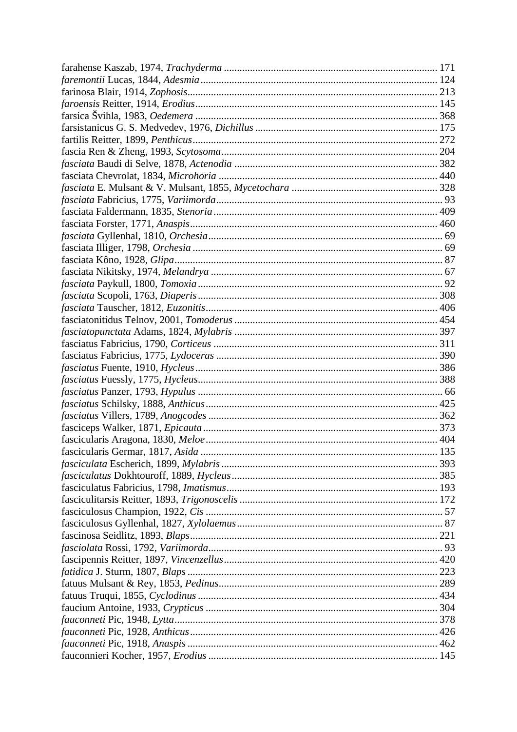farahense Kaszab, 1974, *Trachyderma* ........................................ 171
*faremontii* Lucas, 1844, *Adesmia* ........................................ 124
farinosa Blair, 1914, *Zophosis* ........................................ 213
*faroensis* Reitter, 1914, *Erodius* ........................................ 145
farsica Švihla, 1983, *Oedemera* ........................................ 368
farsistanicus G. S. Medvedev, 1976, *Dichillus* ........................................ 175
fartilis Reitter, 1899, *Penthicus* ........................................ 272
fascia Ren & Zheng, 1993, *Scytosoma* ........................................ 204
*fasciata* Baudi di Selve, 1878, *Actenodia* ........................................ 382
fasciata Chevrolat, 1834, *Microhoria* ........................................ 440
*fasciata* E. Mulsant & V. Mulsant, 1855, *Mycetochara* ........................................ 328
*fasciata* Fabricius, 1775, *Variimorda* ........................................ 93
fasciata Faldermann, 1835, *Stenoria* ........................................ 409
fasciata Forster, 1771, *Anaspis* ........................................ 460
*fasciata* Gyllenhal, 1810, *Orchesia* ........................................ 69
fasciata Illiger, 1798, *Orchesia* ........................................ 69
fasciata Kôno, 1928, *Glipa* ........................................ 87
fasciata Nikitsky, 1974, *Melandrya* ........................................ 67
*fasciata* Paykull, 1800, *Tomoxia* ........................................ 92
*fasciata* Scopoli, 1763, *Diaperis* ........................................ 308
*fasciata* Tauscher, 1812, *Euzonitis* ........................................ 406
fasciatonitidus Telnov, 2001, *Tomoderus* ........................................ 454
*fasciatopunctata* Adams, 1824, *Mylabris* ........................................ 397
fasciatus Fabricius, 1790, *Corticeus* ........................................ 311
fasciatus Fabricius, 1775, *Lydoceras* ........................................ 390
*fasciatus* Fuente, 1910, *Hycleus* ........................................ 386
*fasciatus* Fuessly, 1775, *Hycleus* ........................................ 388
*fasciatus* Panzer, 1793, *Hypulus* ........................................ 66
*fasciatus* Schilsky, 1888, *Anthicus* ........................................ 425
*fasciatus* Villers, 1789, *Anogcodes* ........................................ 362
fasciceps Walker, 1871, *Epicauta* ........................................ 373
fascicularis Aragona, 1830, *Meloe* ........................................ 404
fascicularis Germar, 1817, *Asida* ........................................ 135
*fasciculata* Escherich, 1899, *Mylabris* ........................................ 393
*fasciculatus* Dokhtouroff, 1889, *Hycleus* ........................................ 385
fasciculatus Fabricius, 1798, *Imatismus* ........................................ 193
fasciculitarsis Reitter, 1893, *Trigonoscelis* ........................................ 172
fasciculosus Champion, 1922, *Cis* ........................................ 57
fasciculosus Gyllenhal, 1827, *Xylolaemus* ........................................ 87
fascinosa Seidlitz, 1893, *Blaps* ........................................ 221
*fasciolata* Rossi, 1792, *Variimorda* ........................................ 93
fascipennis Reitter, 1897, *Vincenzellus* ........................................ 420
*fatidica* J. Sturm, 1807, *Blaps* ........................................ 223
fatuus Mulsant & Rey, 1853, *Pedinus* ........................................ 289
fatuus Truqui, 1855, *Cyclodinus* ........................................ 434
faucium Antoine, 1933, *Crypticus* ........................................ 304
*fauconneti* Pic, 1948, *Lytta* ........................................ 378
*fauconneti* Pic, 1928, *Anthicus* ........................................ 426
*fauconneti* Pic, 1918, *Anaspis* ........................................ 462
fauconnieri Kocher, 1957, *Erodius* ........................................ 145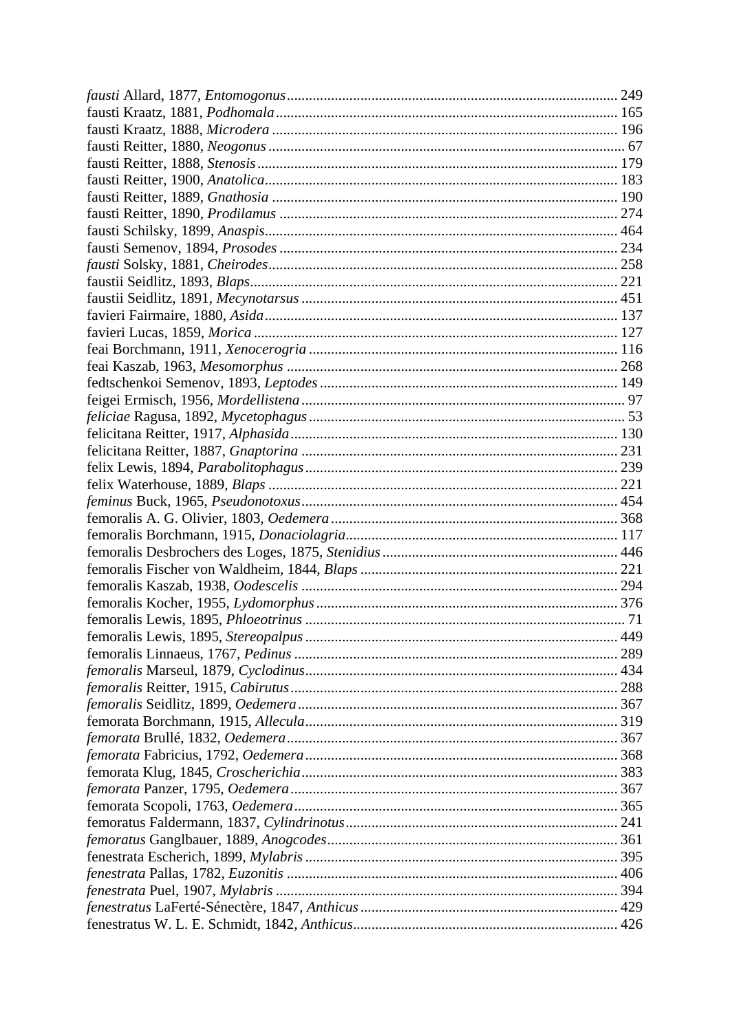*fausti* Allard, 1877, *Entomogonus* ........................................ 249
fausti Kraatz, 1881, *Podhomala* ........................................ 165
fausti Kraatz, 1888, *Microdera* ........................................ 196
fausti Reitter, 1880, *Neogonus* ........................................ 67
fausti Reitter, 1888, *Stenosis* ........................................ 179
fausti Reitter, 1900, *Anatolica* ........................................ 183
fausti Reitter, 1889, *Gnathosia* ........................................ 190
fausti Reitter, 1890, *Prodilamus* ........................................ 274
fausti Schilsky, 1899, *Anaspis* ........................................ 464
fausti Semenov, 1894, *Prosodes* ........................................ 234
*fausti* Solsky, 1881, *Cheirodes* ........................................ 258
faustii Seidlitz, 1893, *Blaps* ........................................ 221
faustii Seidlitz, 1891, *Mecynotarsus* ........................................ 451
favieri Fairmaire, 1880, *Asida* ........................................ 137
favieri Lucas, 1859, *Morica* ........................................ 127
feai Borchmann, 1911, *Xenocerogria* ........................................ 116
feai Kaszab, 1963, *Mesomorphus* ........................................ 268
fedtschenkoi Semenov, 1893, *Leptodes* ........................................ 149
feigei Ermisch, 1956, *Mordellistena* ........................................ 97
*feliciae* Ragusa, 1892, *Mycetophagus* ........................................ 53
felicitana Reitter, 1917, *Alphasida* ........................................ 130
felicitana Reitter, 1887, *Gnaptorina* ........................................ 231
felix Lewis, 1894, *Parabolitophagus* ........................................ 239
felix Waterhouse, 1889, *Blaps* ........................................ 221
*feminus* Buck, 1965, *Pseudonotoxus* ........................................ 454
femoralis A. G. Olivier, 1803, *Oedemera* ........................................ 368
femoralis Borchmann, 1915, *Donaciolagria* ........................................ 117
femoralis Desbrochers des Loges, 1875, *Stenidius* ........................................ 446
femoralis Fischer von Waldheim, 1844, *Blaps* ........................................ 221
femoralis Kaszab, 1938, *Oodescelis* ........................................ 294
femoralis Kocher, 1955, *Lydomorphus* ........................................ 376
femoralis Lewis, 1895, *Phloeotrinus* ........................................ 71
femoralis Lewis, 1895, *Stereopalpus* ........................................ 449
femoralis Linnaeus, 1767, *Pedinus* ........................................ 289
*femoralis* Marseul, 1879, *Cyclodinus* ........................................ 434
*femoralis* Reitter, 1915, *Cabirutus* ........................................ 288
*femoralis* Seidlitz, 1899, *Oedemera* ........................................ 367
femorata Borchmann, 1915, *Allecula* ........................................ 319
*femorata* Brullé, 1832, *Oedemera* ........................................ 367
*femorata* Fabricius, 1792, *Oedemera* ........................................ 368
femorata Klug, 1845, *Croscherichia* ........................................ 383
*femorata* Panzer, 1795, *Oedemera* ........................................ 367
femorata Scopoli, 1763, *Oedemera* ........................................ 365
femoratus Faldermann, 1837, *Cylindrinotus* ........................................ 241
*femoratus* Ganglbauer, 1889, *Anogcodes* ........................................ 361
fenestrata Escherich, 1899, *Mylabris* ........................................ 395
*fenestrata* Pallas, 1782, *Euzonitis* ........................................ 406
*fenestrata* Puel, 1907, *Mylabris* ........................................ 394
*fenestratus* LaFerté-Sénectère, 1847, *Anthicus* ........................................ 429
fenestratus W. L. E. Schmidt, 1842, *Anthicus* ........................................ 426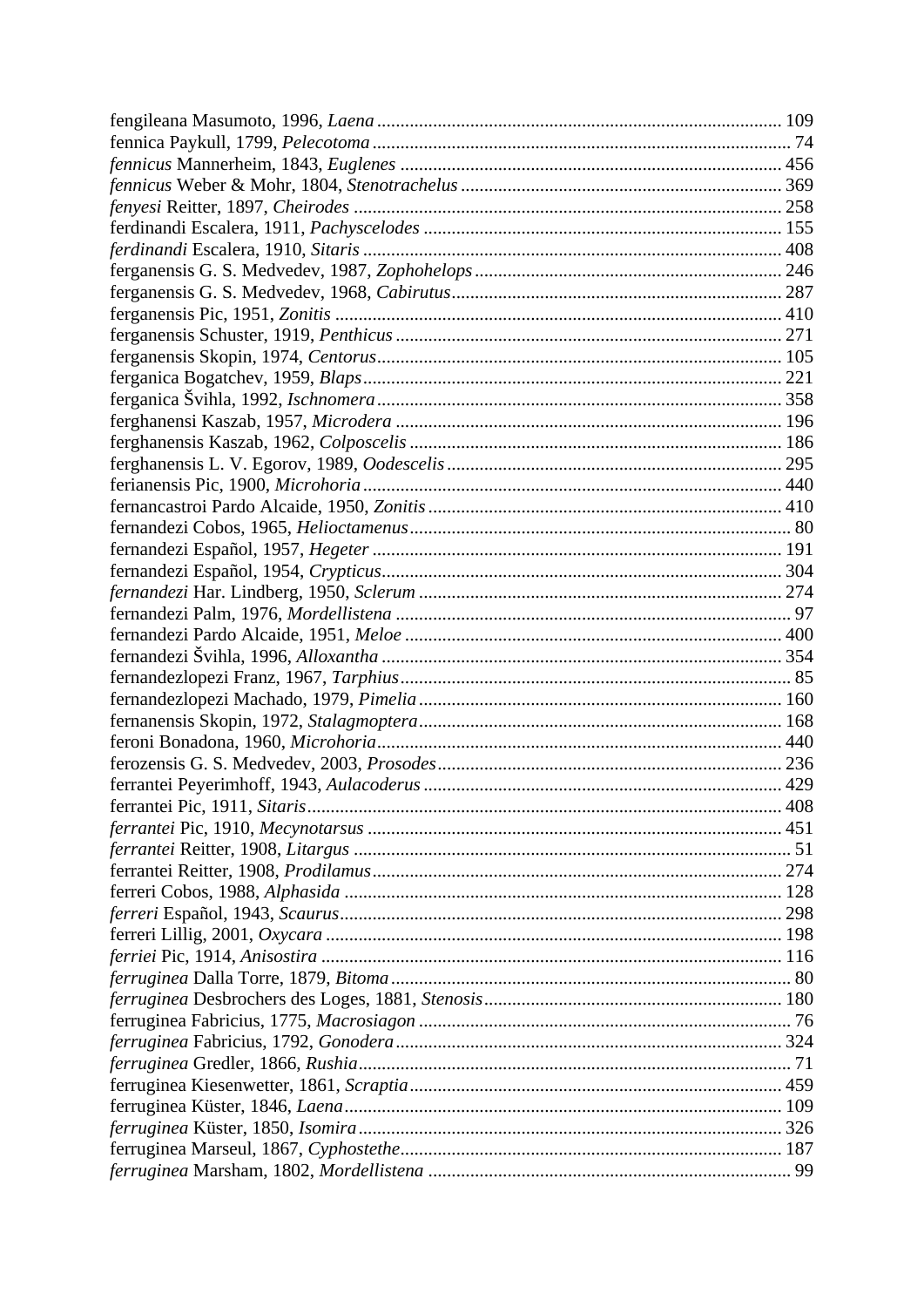fengileana Masumoto, 1996, *Laena* ..................................................................................... 109
fennica Paykull, 1799, *Pelecotoma* ........................................................................................ 74
*fennicus* Mannerheim, 1843, *Euglenes* ................................................................................. 456
*fennicus* Weber & Mohr, 1804, *Stenotrachelus* .................................................................... 369
*fenyesi* Reitter, 1897, *Cheirodes* ........................................................................................... 258
ferdinandi Escalera, 1911, *Pachyscelodes* ............................................................................ 155
*ferdinandi* Escalera, 1910, *Sitaris* ......................................................................................... 408
ferganensis G. S. Medvedev, 1987, *Zophohelops* ................................................................. 246
ferganensis G. S. Medvedev, 1968, *Cabirutus* ....................................................................... 287
ferganensis Pic, 1951, *Zonitis* ............................................................................................... 410
ferganensis Schuster, 1919, *Penthicus* .................................................................................. 271
ferganensis Skopin, 1974, *Centorus* ...................................................................................... 105
ferganica Bogatchev, 1959, *Blaps* ......................................................................................... 221
ferganica Švihla, 1992, *Ischnomera* ...................................................................................... 358
ferghanensi Kaszab, 1957, *Microdera* .................................................................................. 196
ferghanensis Kaszab, 1962, *Colposcelis* ............................................................................... 186
ferghanensis L. V. Egorov, 1989, *Oodescelis* ....................................................................... 295
ferianensis Pic, 1900, *Microhoria* ......................................................................................... 440
fernancastroi Pardo Alcaide, 1950, *Zonitis* ........................................................................... 410
fernandezi Cobos, 1965, *Helioctamenus* ................................................................................. 80
fernandezi Español, 1957, *Hegeter* ....................................................................................... 191
fernandezi Español, 1954, *Crypticus* ..................................................................................... 304
*fernandezi* Har. Lindberg, 1950, *Sclerum* ............................................................................. 274
fernandezi Palm, 1976, *Mordellistena* .................................................................................... 97
fernandezi Pardo Alcaide, 1951, *Meloe* ................................................................................ 400
fernandezi Švihla, 1996, *Alloxantha* ..................................................................................... 354
fernandezlopezi Franz, 1967, *Tarphius* ................................................................................... 85
fernandezlopezi Machado, 1979, *Pimelia* ............................................................................. 160
fernanensis Skopin, 1972, *Stalagmoptera* ............................................................................. 168
feroni Bonadona, 1960, *Microhoria* ...................................................................................... 440
ferozensis G. S. Medvedev, 2003, *Prosodes* .......................................................................... 236
ferrantei Peyerimhoff, 1943, *Aulacoderus* ............................................................................ 429
ferrantei Pic, 1911, *Sitaris* .................................................................................................... 408
*ferrantei* Pic, 1910, *Mecynotarsus* ........................................................................................ 451
*ferrantei* Reitter, 1908, *Litargus* ............................................................................................. 51
ferrantei Reitter, 1908, *Prodilamus* ....................................................................................... 274
ferreri Cobos, 1988, *Alphasida* ............................................................................................. 128
*ferreri* Español, 1943, *Scaurus* .............................................................................................. 298
ferreri Lillig, 2001, *Oxycara* ................................................................................................. 198
*ferriei* Pic, 1914, *Anisostira* .................................................................................................. 116
*ferruginea* Dalla Torre, 1879, *Bitoma* ..................................................................................... 80
*ferruginea* Desbrochers des Loges, 1881, *Stenosis* ............................................................... 180
ferruginea Fabricius, 1775, *Macrosiagon* ............................................................................... 76
*ferruginea* Fabricius, 1792, *Gonodera* .................................................................................. 324
*ferruginea* Gredler, 1866, *Rushia* ........................................................................................... 71
ferruginea Kiesenwetter, 1861, *Scraptia* ............................................................................... 459
ferruginea Küster, 1846, *Laena* ............................................................................................. 109
*ferruginea* Küster, 1850, *Isomira* .......................................................................................... 326
ferruginea Marseul, 1867, *Cyphostethe* ................................................................................. 187
*ferruginea* Marsham, 1802, *Mordellistena* ............................................................................. 99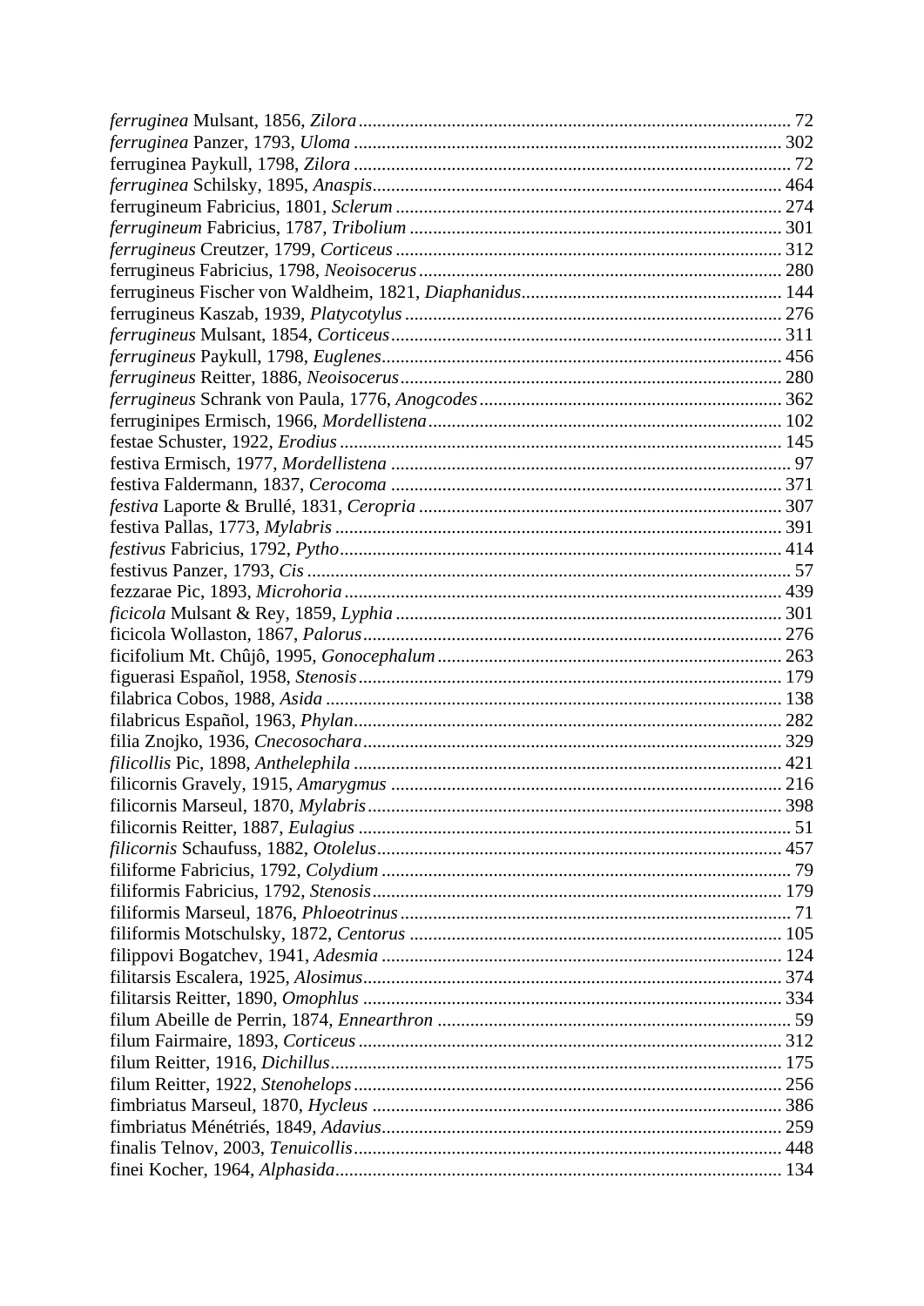*ferruginea* Mulsant, 1856, *Zilora* .......... 72
*ferruginea* Panzer, 1793, *Uloma* .......... 302
ferruginea Paykull, 1798, *Zilora* .......... 72
*ferruginea* Schilsky, 1895, *Anaspis* .......... 464
ferrugineum Fabricius, 1801, *Sclerum* .......... 274
*ferrugineum* Fabricius, 1787, *Tribolium* .......... 301
*ferrugineus* Creutzer, 1799, *Corticeus* .......... 312
ferrugineus Fabricius, 1798, *Neoisocerus* .......... 280
ferrugineus Fischer von Waldheim, 1821, *Diaphanidus* .......... 144
ferrugineus Kaszab, 1939, *Platycotylus* .......... 276
*ferrugineus* Mulsant, 1854, *Corticeus* .......... 311
*ferrugineus* Paykull, 1798, *Euglenes* .......... 456
*ferrugineus* Reitter, 1886, *Neoisocerus* .......... 280
*ferrugineus* Schrank von Paula, 1776, *Anogcodes* .......... 362
ferruginipes Ermisch, 1966, *Mordellistena* .......... 102
festae Schuster, 1922, *Erodius* .......... 145
festiva Ermisch, 1977, *Mordellistena* .......... 97
festiva Faldermann, 1837, *Cerocoma* .......... 371
*festiva* Laporte & Brullé, 1831, *Ceropria* .......... 307
festiva Pallas, 1773, *Mylabris* .......... 391
*festivus* Fabricius, 1792, *Pytho* .......... 414
festivus Panzer, 1793, *Cis* .......... 57
fezzarae Pic, 1893, *Microhoria* .......... 439
*ficicola* Mulsant & Rey, 1859, *Lyphia* .......... 301
ficicola Wollaston, 1867, *Palorus* .......... 276
ficifolium Mt. Chûjô, 1995, *Gonocephalum* .......... 263
figuerasi Español, 1958, *Stenosis* .......... 179
filabrica Cobos, 1988, *Asida* .......... 138
filabricus Español, 1963, *Phylan* .......... 282
filia Znojko, 1936, *Cnecosochara* .......... 329
*filicollis* Pic, 1898, *Anthelephila* .......... 421
filicornis Gravely, 1915, *Amarygmus* .......... 216
filicornis Marseul, 1870, *Mylabris* .......... 398
filicornis Reitter, 1887, *Eulagius* .......... 51
*filicornis* Schaufuss, 1882, *Otolelus* .......... 457
filiforme Fabricius, 1792, *Colydium* .......... 79
filiformis Fabricius, 1792, *Stenosis* .......... 179
filiformis Marseul, 1876, *Phloeotrinus* .......... 71
filiformis Motschulsky, 1872, *Centorus* .......... 105
filippovi Bogatchev, 1941, *Adesmia* .......... 124
filitarsis Escalera, 1925, *Alosimus* .......... 374
filitarsis Reitter, 1890, *Omophlus* .......... 334
filum Abeille de Perrin, 1874, *Ennearthron* .......... 59
filum Fairmaire, 1893, *Corticeus* .......... 312
filum Reitter, 1916, *Dichillus* .......... 175
filum Reitter, 1922, *Stenohelops* .......... 256
fimbriatus Marseul, 1870, *Hycleus* .......... 386
fimbriatus Ménétriés, 1849, *Adavius* .......... 259
finalis Telnov, 2003, *Tenuicollis* .......... 448
finei Kocher, 1964, *Alphasida* .......... 134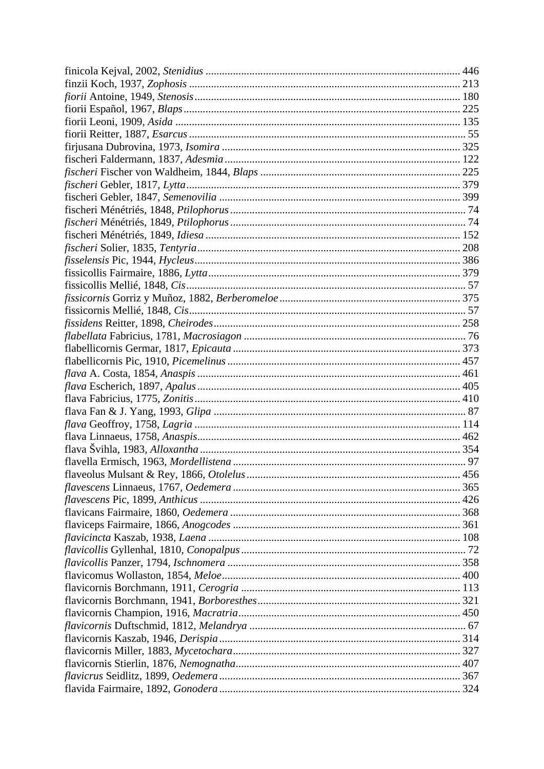finicola Kejval, 2002, *Stenidius* ........................................................................................ 446
finzii Koch, 1937, *Zophosis* ................................................................................................ 213
*fiorii* Antoine, 1949, *Stenosis* ............................................................................................ 180
fiorii Español, 1967, *Blaps* .................................................................................................. 225
fiorii Leoni, 1909, *Asida* ..................................................................................................... 135
fiorii Reitter, 1887, *Esarcus* ................................................................................................... 55
firjusana Dubrovina, 1973, *Isomira* ..................................................................................... 325
fischeri Faldermann, 1837, *Adesmia* ................................................................................... 122
*fischeri* Fischer von Waldheim, 1844, *Blaps* ...................................................................... 225
*fischeri* Gebler, 1817, *Lytta* ................................................................................................. 379
fischeri Gebler, 1847, *Semenovilia* ...................................................................................... 399
fischeri Ménétriés, 1848, *Ptilophorus* ..................................................................................... 74
*fischeri* Ménétriés, 1849, *Ptilophorus* ................................................................................... 74
fischeri Ménétriés, 1849, *Idiesa* ........................................................................................... 152
*fischeri* Solier, 1835, *Tentyria* ............................................................................................. 208
*fisselensis* Pic, 1944, *Hycleus* .............................................................................................. 386
fissicollis Fairmaire, 1886, *Lytta* .......................................................................................... 379
fissicollis Mellié, 1848, *Cis* ..................................................................................................... 57
*fissicornis* Gorriz y Muñoz, 1882, *Berberomeloe* ................................................................ 375
fissicornis Mellié, 1848, *Cis* .................................................................................................... 57
*fissidens* Reitter, 1898, *Cheirodes* ....................................................................................... 258
*flabellata* Fabricius, 1781, *Macrosiagon* ............................................................................... 76
flabellicornis Germar, 1817, *Epicauta* .................................................................................. 373
flabellicornis Pic, 1910, *Picemelinus* ................................................................................... 457
*flava* A. Costa, 1854, *Anaspis* .............................................................................................. 461
*flava* Escherich, 1897, *Apalus* ............................................................................................. 405
flava Fabricius, 1775, *Zonitis* ............................................................................................... 410
flava Fan & J. Yang, 1993, *Glipa* ........................................................................................... 87
*flava* Geoffroy, 1758, *Lagria* ............................................................................................... 114
flava Linnaeus, 1758, *Anaspis* .............................................................................................. 462
flava Švihla, 1983, *Alloxantha* .............................................................................................. 354
flavella Ermisch, 1963, *Mordellistena* ................................................................................... 97
flaveolus Mulsant & Rey, 1866, *Otolelus* ............................................................................. 456
*flavescens* Linnaeus, 1767, *Oedemera* ................................................................................. 365
*flavescens* Pic, 1899, *Anthicus* ............................................................................................. 426
flavicans Fairmaire, 1860, *Oedemera* ................................................................................... 368
flaviceps Fairmaire, 1866, *Anogcodes* .................................................................................. 361
*flavicincta* Kaszab, 1938, *Laena* .......................................................................................... 108
*flavicollis* Gyllenhal, 1810, *Conopalpus* ................................................................................ 72
*flavicollis* Panzer, 1794, *Ischnomera* .................................................................................... 358
flavicomus Wollaston, 1854, *Meloe* ...................................................................................... 400
flavicornis Borchmann, 1911, *Cerogria* ............................................................................... 113
flavicornis Borchmann, 1941, *Borboresthes* ......................................................................... 321
flavicornis Champion, 1916, *Macratria* ................................................................................ 450
*flavicornis* Duftschmid, 1812, *Melandrya* ............................................................................. 67
flavicornis Kaszab, 1946, *Derispia* ....................................................................................... 314
flavicornis Miller, 1883, *Mycetochara* .................................................................................. 327
flavicornis Stierlin, 1876, *Nemognatha* ................................................................................. 407
*flavicrus* Seidlitz, 1899, *Oedemera* ...................................................................................... 367
flavida Fairmaire, 1892, *Gonodera* ....................................................................................... 324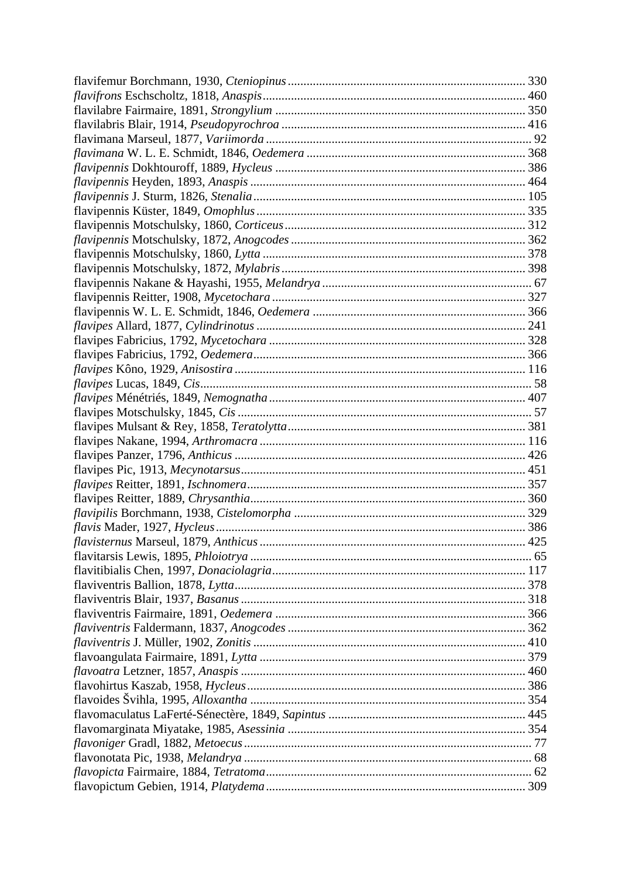flavifemur Borchmann, 1930, *Cteniopinus* ........ 330
*flavifrons* Eschscholtz, 1818, *Anaspis* ........ 460
flavilabre Fairmaire, 1891, *Strongylium* ........ 350
flavilabris Blair, 1914, *Pseudopyrochroa* ........ 416
flavimana Marseul, 1877, *Variimorda* ........ 92
*flavimana* W. L. E. Schmidt, 1846, *Oedemera* ........ 368
*flavipennis* Dokhtouroff, 1889, *Hycleus* ........ 386
*flavipennis* Heyden, 1893, *Anaspis* ........ 464
*flavipennis* J. Sturm, 1826, *Stenalia* ........ 105
flavipennis Küster, 1849, *Omophlus* ........ 335
flavipennis Motschulsky, 1860, *Corticeus* ........ 312
*flavipennis* Motschulsky, 1872, *Anogcodes* ........ 362
flavipennis Motschulsky, 1860, *Lytta* ........ 378
flavipennis Motschulsky, 1872, *Mylabris* ........ 398
flavipennis Nakane & Hayashi, 1955, *Melandrya* ........ 67
flavipennis Reitter, 1908, *Mycetochara* ........ 327
flavipennis W. L. E. Schmidt, 1846, *Oedemera* ........ 366
*flavipes* Allard, 1877, *Cylindrinotus* ........ 241
flavipes Fabricius, 1792, *Mycetochara* ........ 328
flavipes Fabricius, 1792, *Oedemera* ........ 366
*flavipes* Kôno, 1929, *Anisostira* ........ 116
*flavipes* Lucas, 1849, *Cis* ........ 58
*flavipes* Ménétriés, 1849, *Nemognatha* ........ 407
flavipes Motschulsky, 1845, *Cis* ........ 57
flavipes Mulsant & Rey, 1858, *Teratolytta* ........ 381
flavipes Nakane, 1994, *Arthromacra* ........ 116
flavipes Panzer, 1796, *Anthicus* ........ 426
flavipes Pic, 1913, *Mecynotarsus* ........ 451
*flavipes* Reitter, 1891, *Ischnomera* ........ 357
flavipes Reitter, 1889, *Chrysanthia* ........ 360
*flavipilis* Borchmann, 1938, *Cistelomorpha* ........ 329
*flavis* Mader, 1927, *Hycleus* ........ 386
*flavisternus* Marseul, 1879, *Anthicus* ........ 425
flavitarsis Lewis, 1895, *Phloiotrya* ........ 65
flavitibialis Chen, 1997, *Donaciolagria* ........ 117
flaviventris Ballion, 1878, *Lytta* ........ 378
flaviventris Blair, 1937, *Basanus* ........ 318
flaviventris Fairmaire, 1891, *Oedemera* ........ 366
*flaviventris* Faldermann, 1837, *Anogcodes* ........ 362
*flaviventris* J. Müller, 1902, *Zonitis* ........ 410
flavoangulata Fairmaire, 1891, *Lytta* ........ 379
*flavoatra* Letzner, 1857, *Anaspis* ........ 460
flavohirtus Kaszab, 1958, *Hycleus* ........ 386
flavoides Švihla, 1995, *Alloxantha* ........ 354
flavomaculatus LaFerté-Sénectère, 1849, *Sapintus* ........ 445
flavomarginata Miyatake, 1985, *Asessinia* ........ 354
*flavoniger* Gradl, 1882, *Metoecus* ........ 77
flavonotata Pic, 1938, *Melandrya* ........ 68
*flavopicta* Fairmaire, 1884, *Tetratoma* ........ 62
flavopictum Gebien, 1914, *Platydema* ........ 309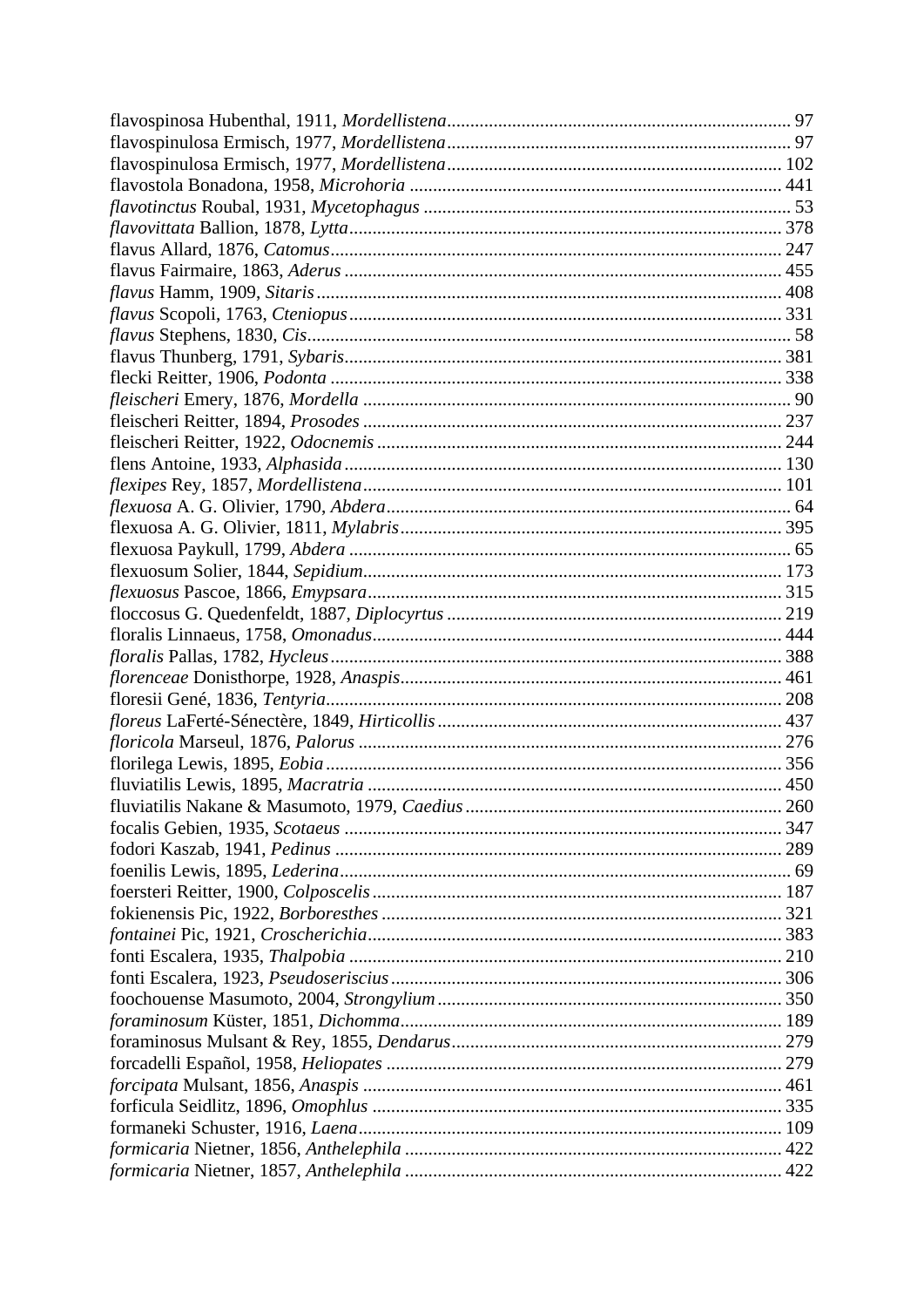flavospinosa Hubenthal, 1911, *Mordellistena* ........................................................................ 97
flavospinulosa Ermisch, 1977, *Mordellistena* ........................................................................ 97
flavospinulosa Ermisch, 1977, *Mordellistena* ...................................................................... 102
flavostola Bonadona, 1958, *Microhoria* ............................................................................... 441
*flavotinctus* Roubal, 1931, *Mycetophagus* .............................................................................. 53
*flavovittata* Ballion, 1878, *Lytta* .......................................................................................... 378
flavus Allard, 1876, *Catomus* ................................................................................................ 247
flavus Fairmaire, 1863, *Aderus* ............................................................................................. 455
*flavus* Hamm, 1909, *Sitaris* .................................................................................................. 408
*flavus* Scopoli, 1763, *Cteniopus* ........................................................................................... 331
*flavus* Stephens, 1830, *Cis* ...................................................................................................... 58
flavus Thunberg, 1791, *Sybaris* ............................................................................................. 381
flecki Reitter, 1906, *Podonta* ................................................................................................ 338
*fleischeri* Emery, 1876, *Mordella* ............................................................................................ 90
fleischeri Reitter, 1894, *Prosodes* .......................................................................................... 237
fleischeri Reitter, 1922, *Odocnemis* ...................................................................................... 244
flens Antoine, 1933, *Alphasida* ............................................................................................. 130
*flexipes* Rey, 1857, *Mordellistena* ........................................................................................ 101
*flexuosa* A. G. Olivier, 1790, *Abdera* ...................................................................................... 64
flexuosa A. G. Olivier, 1811, *Mylabris* ................................................................................. 395
flexuosa Paykull, 1799, *Abdera* ............................................................................................... 65
flexuosum Solier, 1844, *Sepidium* ......................................................................................... 173
*flexuosus* Pascoe, 1866, *Emypsara* ....................................................................................... 315
floccosus G. Quedenfeldt, 1887, *Diplocyrtus* ........................................................................ 219
floralis Linnaeus, 1758, *Omonadus* ....................................................................................... 444
*floralis* Pallas, 1782, *Hycleus* ................................................................................................ 388
*florenceae* Donisthorpe, 1928, *Anaspis* ................................................................................. 461
floresii Gené, 1836, *Tentyria* ................................................................................................. 208
*floreus* LaFerté-Sénectère, 1849, *Hirticollis* ......................................................................... 437
*floricola* Marseul, 1876, *Palorus* .......................................................................................... 276
florilega Lewis, 1895, *Eobia* ................................................................................................. 356
fluviatilis Lewis, 1895, *Macratria* ........................................................................................ 450
fluviatilis Nakane & Masumoto, 1979, *Caedius* ................................................................... 260
focalis Gebien, 1935, *Scotaeus* ............................................................................................. 347
fodori Kaszab, 1941, *Pedinus* ................................................................................................ 289
foenilis Lewis, 1895, *Lederina* ................................................................................................ 69
foersteri Reitter, 1900, *Colposcelis* ....................................................................................... 187
fokienensis Pic, 1922, *Borboresthes* ..................................................................................... 321
*fontainei* Pic, 1921, *Croscherichia* ........................................................................................ 383
fonti Escalera, 1935, *Thalpobia* ............................................................................................ 210
fonti Escalera, 1923, *Pseudoseriscius* ................................................................................... 306
foochouense Masumoto, 2004, *Strongylium* ......................................................................... 350
*foraminosum* Küster, 1851, *Dichomma* ................................................................................. 189
foraminosus Mulsant & Rey, 1855, *Dendarus* ...................................................................... 279
forcadelli Español, 1958, *Heliopates* .................................................................................... 279
*forcipata* Mulsant, 1856, *Anaspis* ......................................................................................... 461
forficula Seidlitz, 1896, *Omophlus* ....................................................................................... 335
formaneki Schuster, 1916, *Laena* .......................................................................................... 109
*formicaria* Nietner, 1856, *Anthelephila* ................................................................................ 422
*formicaria* Nietner, 1857, *Anthelephila* ................................................................................ 422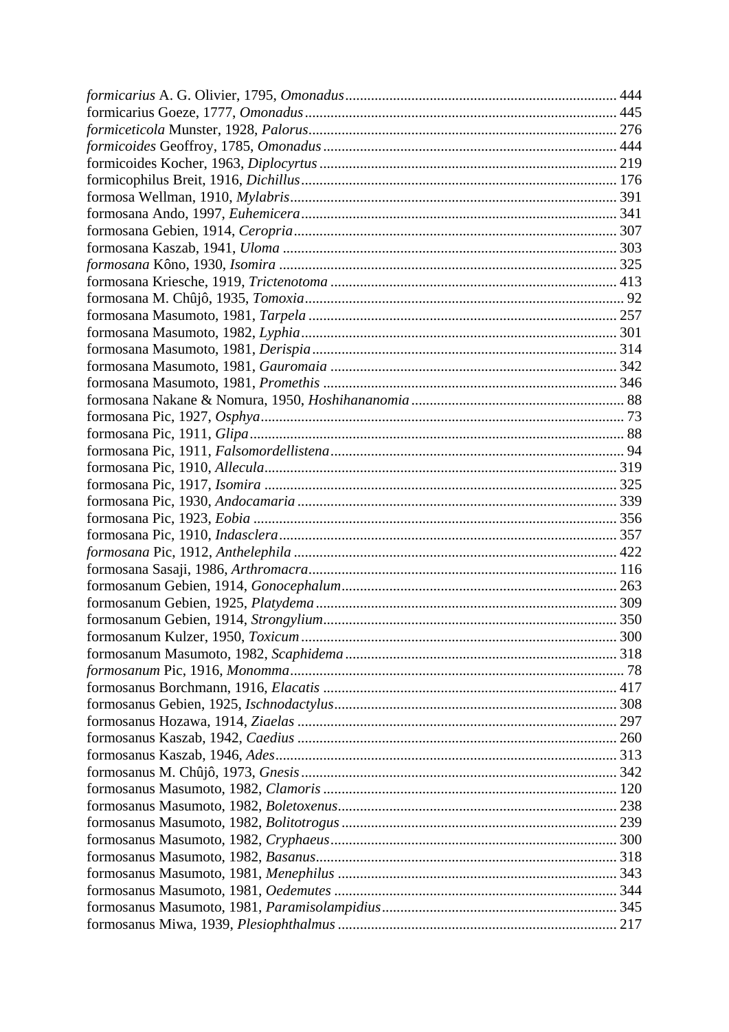*formicarius* A. G. Olivier, 1795, *Omonadus* ........ 444
formicarius Goeze, 1777, *Omonadus* ........ 445
*formiceticola* Munster, 1928, *Palorus* ........ 276
*formicoides* Geoffroy, 1785, *Omonadus* ........ 444
formicoides Kocher, 1963, *Diplocyrtus* ........ 219
formicophilus Breit, 1916, *Dichillus* ........ 176
formosa Wellman, 1910, *Mylabris* ........ 391
formosana Ando, 1997, *Euhemicera* ........ 341
formosana Gebien, 1914, *Ceropria* ........ 307
formosana Kaszab, 1941, *Uloma* ........ 303
*formosana* Kôno, 1930, *Isomira* ........ 325
formosana Kriesche, 1919, *Trictenotoma* ........ 413
formosana M. Chûjô, 1935, *Tomoxia* ........ 92
formosana Masumoto, 1981, *Tarpela* ........ 257
formosana Masumoto, 1982, *Lyphia* ........ 301
formosana Masumoto, 1981, *Derispia* ........ 314
formosana Masumoto, 1981, *Gauromaia* ........ 342
formosana Masumoto, 1981, *Promethis* ........ 346
formosana Nakane & Nomura, 1950, *Hoshihananomia* ........ 88
formosana Pic, 1927, *Osphya* ........ 73
formosana Pic, 1911, *Glipa* ........ 88
formosana Pic, 1911, *Falsomordellistena* ........ 94
formosana Pic, 1910, *Allecula* ........ 319
formosana Pic, 1917, *Isomira* ........ 325
formosana Pic, 1930, *Andocamaria* ........ 339
formosana Pic, 1923, *Eobia* ........ 356
formosana Pic, 1910, *Indasclera* ........ 357
*formosana* Pic, 1912, *Anthelephila* ........ 422
formosana Sasaji, 1986, *Arthromacra* ........ 116
formosanum Gebien, 1914, *Gonocephalum* ........ 263
formosanum Gebien, 1925, *Platydema* ........ 309
formosanum Gebien, 1914, *Strongylium* ........ 350
formosanum Kulzer, 1950, *Toxicum* ........ 300
formosanum Masumoto, 1982, *Scaphidema* ........ 318
*formosanum* Pic, 1916, *Monomma* ........ 78
formosanus Borchmann, 1916, *Elacatis* ........ 417
formosanus Gebien, 1925, *Ischnodactylus* ........ 308
formosanus Hozawa, 1914, *Ziaelas* ........ 297
formosanus Kaszab, 1942, *Caedius* ........ 260
formosanus Kaszab, 1946, *Ades* ........ 313
formosanus M. Chûjô, 1973, *Gnesis* ........ 342
formosanus Masumoto, 1982, *Clamoris* ........ 120
formosanus Masumoto, 1982, *Boletoxenus* ........ 238
formosanus Masumoto, 1982, *Bolitotrogus* ........ 239
formosanus Masumoto, 1982, *Cryphaeus* ........ 300
formosanus Masumoto, 1982, *Basanus* ........ 318
formosanus Masumoto, 1981, *Menephilus* ........ 343
formosanus Masumoto, 1981, *Oedemutes* ........ 344
formosanus Masumoto, 1981, *Paramisolampidius* ........ 345
formosanus Miwa, 1939, *Plesiophthalmus* ........ 217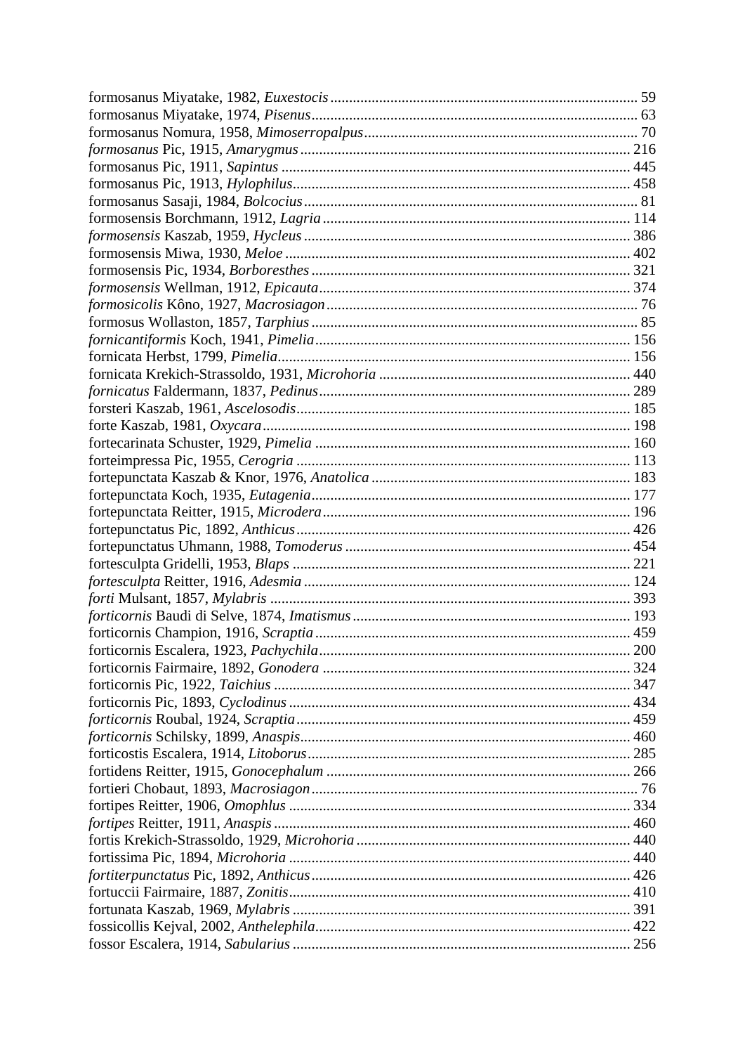formosanus Miyatake, 1982, *Euxestocis* ............................................................ 59
formosanus Miyatake, 1974, *Pisenus* ............................................................ 63
formosanus Nomura, 1958, *Mimoserropalpus* ............................................................ 70
*formosanus* Pic, 1915, *Amarygmus* ............................................................ 216
formosanus Pic, 1911, *Sapintus* ............................................................ 445
formosanus Pic, 1913, *Hylophilus* ............................................................ 458
formosanus Sasaji, 1984, *Bolcocius* ............................................................ 81
formosensis Borchmann, 1912, *Lagria* ............................................................ 114
*formosensis* Kaszab, 1959, *Hycleus* ............................................................ 386
formosensis Miwa, 1930, *Meloe* ............................................................ 402
formosensis Pic, 1934, *Borboresthes* ............................................................ 321
*formosensis* Wellman, 1912, *Epicauta* ............................................................ 374
*formosicolis* Kôno, 1927, *Macrosiagon* ............................................................ 76
formosus Wollaston, 1857, *Tarphius* ............................................................ 85
*fornicantiformis* Koch, 1941, *Pimelia* ............................................................ 156
fornicata Herbst, 1799, *Pimelia* ............................................................ 156
fornicata Krekich-Strassoldo, 1931, *Microhoria* ............................................................ 440
*fornicatus* Faldermann, 1837, *Pedinus* ............................................................ 289
forsteri Kaszab, 1961, *Ascelosodis* ............................................................ 185
forte Kaszab, 1981, *Oxycara* ............................................................ 198
fortecarinata Schuster, 1929, *Pimelia* ............................................................ 160
forteimpressa Pic, 1955, *Cerogria* ............................................................ 113
fortepunctata Kaszab & Knor, 1976, *Anatolica* ............................................................ 183
fortepunctata Koch, 1935, *Eutagenia* ............................................................ 177
fortepunctata Reitter, 1915, *Microdera* ............................................................ 196
fortepunctatus Pic, 1892, *Anthicus* ............................................................ 426
fortepunctatus Uhmann, 1988, *Tomoderus* ............................................................ 454
fortesculpta Gridelli, 1953, *Blaps* ............................................................ 221
*fortesculpta* Reitter, 1916, *Adesmia* ............................................................ 124
*forti* Mulsant, 1857, *Mylabris* ............................................................ 393
*forticornis* Baudi di Selve, 1874, *Imatismus* ............................................................ 193
forticornis Champion, 1916, *Scraptia* ............................................................ 459
forticornis Escalera, 1923, *Pachychila* ............................................................ 200
forticornis Fairmaire, 1892, *Gonodera* ............................................................ 324
forticornis Pic, 1922, *Taichius* ............................................................ 347
forticornis Pic, 1893, *Cyclodinus* ............................................................ 434
*forticornis* Roubal, 1924, *Scraptia* ............................................................ 459
*forticornis* Schilsky, 1899, *Anaspis* ............................................................ 460
forticostis Escalera, 1914, *Litoborus* ............................................................ 285
fortidens Reitter, 1915, *Gonocephalum* ............................................................ 266
fortieri Chobaut, 1893, *Macrosiagon* ............................................................ 76
fortipes Reitter, 1906, *Omophlus* ............................................................ 334
*fortipes* Reitter, 1911, *Anaspis* ............................................................ 460
fortis Krekich-Strassoldo, 1929, *Microhoria* ............................................................ 440
fortissima Pic, 1894, *Microhoria* ............................................................ 440
*fortiterpunctatus* Pic, 1892, *Anthicus* ............................................................ 426
fortuccii Fairmaire, 1887, *Zonitis* ............................................................ 410
fortunata Kaszab, 1969, *Mylabris* ............................................................ 391
fossicollis Kejval, 2002, *Anthelephila* ............................................................ 422
fossor Escalera, 1914, *Sabularius* ............................................................ 256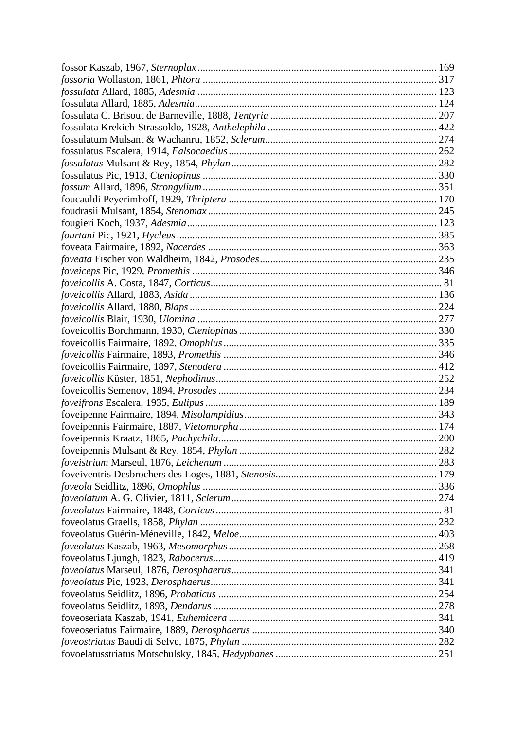fossor Kaszab, 1967, *Sternoplax* ........................................................................................ 169
*fossoria* Wollaston, 1861, *Phtora* ....................................................................................... 317
*fossulata* Allard, 1885, *Adesmia* ........................................................................................ 123
fossulata Allard, 1885, *Adesmia* ......................................................................................... 124
fossulata C. Brisout de Barneville, 1888, *Tentyria* ............................................................. 207
fossulata Krekich-Strassoldo, 1928, *Anthelephila* .............................................................. 422
fossulatum Mulsant & Wachanru, 1852, *Sclerum* ................................................................ 274
fossulatus Escalera, 1914, *Falsocaedius* ............................................................................. 262
*fossulatus* Mulsant & Rey, 1854, *Phylan* ............................................................................ 282
fossulatus Pic, 1913, *Cteniopinus* ........................................................................................ 330
*fossum* Allard, 1896, *Strongylium* ....................................................................................... 351
foucauldi Peyerimhoff, 1929, *Thriptera* .............................................................................. 170
foudrasii Mulsant, 1854, *Stenomax* ...................................................................................... 245
fougieri Koch, 1937, *Adesmia* ............................................................................................... 123
*fourtani* Pic, 1921, *Hycleus* .................................................................................................. 385
foveata Fairmaire, 1892, *Nacerdes* ...................................................................................... 363
*foveata* Fischer von Waldheim, 1842, *Prosodes* .................................................................. 235
*foveiceps* Pic, 1929, *Promethis* ............................................................................................ 346
*foveicollis* A. Costa, 1847, *Corticus* ..................................................................................... 81
*foveicollis* Allard, 1883, *Asida* ............................................................................................. 136
*foveicollis* Allard, 1880, *Blaps* ............................................................................................. 224
*foveicollis* Blair, 1930, *Ulomina* .......................................................................................... 277
foveicollis Borchmann, 1930, *Cteniopinus* ........................................................................... 330
foveicollis Fairmaire, 1892, *Omophlus* ................................................................................. 335
*foveicollis* Fairmaire, 1893, *Promethis* ................................................................................ 346
foveicollis Fairmaire, 1897, *Stenodera* ................................................................................. 412
*foveicollis* Küster, 1851, *Nephodinus* ................................................................................... 252
foveicollis Semenov, 1894, *Prosodes* .................................................................................... 234
*foveifrons* Escalera, 1935, *Eulipus* ....................................................................................... 189
foveipenne Fairmaire, 1894, *Misolampidius* ......................................................................... 343
foveipennis Fairmaire, 1887, *Vietomorpha* ........................................................................... 174
foveipennis Kraatz, 1865, *Pachychila* ................................................................................... 200
foveipennis Mulsant & Rey, 1854, *Phylan* ........................................................................... 282
*foveistrium* Marseul, 1876, *Leichenum* ................................................................................ 283
foveiventris Desbrochers des Loges, 1881, *Stenosis* ............................................................. 179
*foveola* Seidlitz, 1896, *Omophlus* ......................................................................................... 336
*foveolatum* A. G. Olivier, 1811, *Sclerum* .............................................................................. 274
*foveolatus* Fairmaire, 1848, *Corticus* .................................................................................... 81
foveolatus Graells, 1858, *Phylan* .......................................................................................... 282
foveolatus Guérin-Méneville, 1842, *Meloe* ........................................................................... 403
*foveolatus* Kaszab, 1963, *Mesomorphus* ............................................................................... 268
foveolatus Ljungh, 1823, *Rabocerus* ..................................................................................... 419
*foveolatus* Marseul, 1876, *Derosphaerus* .............................................................................. 341
*foveolatus* Pic, 1923, *Derosphaerus* ...................................................................................... 341
foveolatus Seidlitz, 1896, *Probaticus* ................................................................................... 254
foveolatus Seidlitz, 1893, *Dendarus* ..................................................................................... 278
foveoseriata Kaszab, 1941, *Euhemicera* ............................................................................... 341
foveoseriatus Fairmaire, 1889, *Derosphaerus* ...................................................................... 340
*foveostriatus* Baudi di Selve, 1875, *Phylan* .......................................................................... 282
fovoelatusstriatus Motschulsky, 1845, *Hedyphanes* ............................................................. 251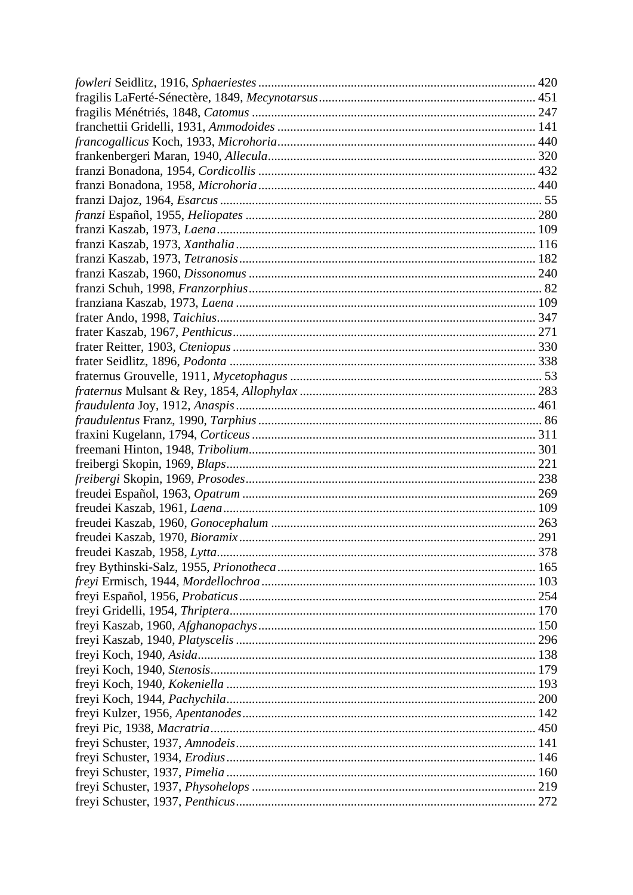*fowleri* Seidlitz, 1916, *Sphaeriestes* .................................... 420
fragilis LaFerté-Sénectère, 1849, *Mecynotarsus* .................................... 451
fragilis Ménétriés, 1848, *Catomus* .................................... 247
franchettii Gridelli, 1931, *Ammodoides* .................................... 141
*francogallicus* Koch, 1933, *Microhoria* .................................... 440
frankenbergeri Maran, 1940, *Allecula* .................................... 320
franzi Bonadona, 1954, *Cordicollis* .................................... 432
franzi Bonadona, 1958, *Microhoria* .................................... 440
franzi Dajoz, 1964, *Esarcus* .................................... 55
*franzi* Español, 1955, *Heliopates* .................................... 280
franzi Kaszab, 1973, *Laena* .................................... 109
franzi Kaszab, 1973, *Xanthalia* .................................... 116
franzi Kaszab, 1973, *Tetranosis* .................................... 182
franzi Kaszab, 1960, *Dissonomus* .................................... 240
franzi Schuh, 1998, *Franzorphius* .................................... 82
franziana Kaszab, 1973, *Laena* .................................... 109
frater Ando, 1998, *Taichius* .................................... 347
frater Kaszab, 1967, *Penthicus* .................................... 271
frater Reitter, 1903, *Cteniopus* .................................... 330
frater Seidlitz, 1896, *Podonta* .................................... 338
fraternus Grouvelle, 1911, *Mycetophagus* .................................... 53
*fraternus* Mulsant & Rey, 1854, *Allophylax* .................................... 283
*fraudulenta* Joy, 1912, *Anaspis* .................................... 461
*fraudulentus* Franz, 1990, *Tarphius* .................................... 86
fraxini Kugelann, 1794, *Corticeus* .................................... 311
freemani Hinton, 1948, *Tribolium* .................................... 301
freibergi Skopin, 1969, *Blaps* .................................... 221
*freibergi* Skopin, 1969, *Prosodes* .................................... 238
freudei Español, 1963, *Opatrum* .................................... 269
freudei Kaszab, 1961, *Laena* .................................... 109
freudei Kaszab, 1960, *Gonocephalum* .................................... 263
freudei Kaszab, 1970, *Bioramix* .................................... 291
freudei Kaszab, 1958, *Lytta* .................................... 378
frey Bythinski-Salz, 1955, *Prionotheca* .................................... 165
*freyi* Ermisch, 1944, *Mordellochroa* .................................... 103
freyi Español, 1956, *Probaticus* .................................... 254
freyi Gridelli, 1954, *Thriptera* .................................... 170
freyi Kaszab, 1960, *Afghanopachys* .................................... 150
freyi Kaszab, 1940, *Platyscelis* .................................... 296
freyi Koch, 1940, *Asida* .................................... 138
freyi Koch, 1940, *Stenosis* .................................... 179
freyi Koch, 1940, *Kokeniella* .................................... 193
freyi Koch, 1944, *Pachychila* .................................... 200
freyi Kulzer, 1956, *Apentanodes* .................................... 142
freyi Pic, 1938, *Macratria* .................................... 450
freyi Schuster, 1937, *Amnodeis* .................................... 141
freyi Schuster, 1934, *Erodius* .................................... 146
freyi Schuster, 1937, *Pimelia* .................................... 160
freyi Schuster, 1937, *Physohelops* .................................... 219
freyi Schuster, 1937, *Penthicus* .................................... 272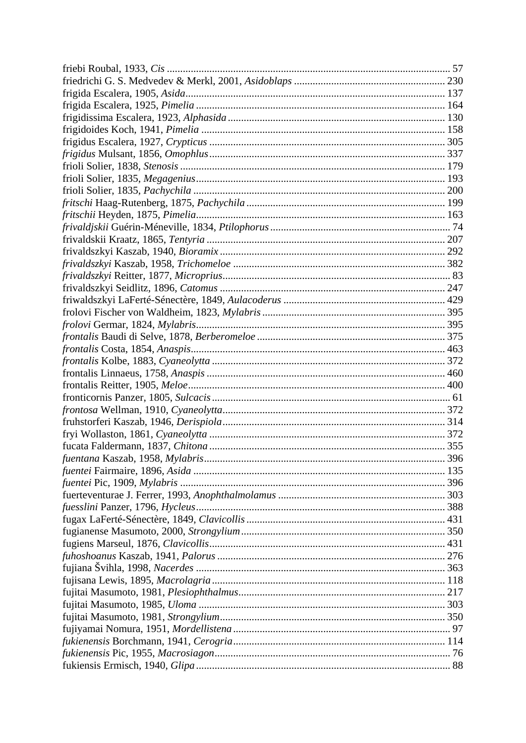friebi Roubal, 1933, *Cis* .......... 57
friedrichi G. S. Medvedev & Merkl, 2001, *Asidoblaps* .......... 230
frigida Escalera, 1905, *Asida* .......... 137
frigida Escalera, 1925, *Pimelia* .......... 164
frigidissima Escalera, 1923, *Alphasida* .......... 130
frigidoides Koch, 1941, *Pimelia* .......... 158
frigidus Escalera, 1927, *Crypticus* .......... 305
*frigidus* Mulsant, 1856, *Omophlus* .......... 337
frioli Solier, 1838, *Stenosis* .......... 179
frioli Solier, 1835, *Megagenius* .......... 193
frioli Solier, 1835, *Pachychila* .......... 200
*fritschi* Haag-Rutenberg, 1875, *Pachychila* .......... 199
*fritschii* Heyden, 1875, *Pimelia* .......... 163
*frivaldjskii* Guérin-Méneville, 1834, *Ptilophorus* .......... 74
frivaldskii Kraatz, 1865, *Tentyria* .......... 207
frivaldszkyi Kaszab, 1940, *Bioramix* .......... 292
*frivaldszkyi* Kaszab, 1958, *Trichomeloe* .......... 382
*frivaldszkyi* Reitter, 1877, *Microprius* .......... 83
frivaldszkyi Seidlitz, 1896, *Catomus* .......... 247
friwaldszkyi LaFerté-Sénectère, 1849, *Aulacoderus* .......... 429
frolovi Fischer von Waldheim, 1823, *Mylabris* .......... 395
*frolovi* Germar, 1824, *Mylabris* .......... 395
*frontalis* Baudi di Selve, 1878, *Berberomeloe* .......... 375
*frontalis* Costa, 1854, *Anaspis* .......... 463
*frontalis* Kolbe, 1883, *Cyaneolytta* .......... 372
frontalis Linnaeus, 1758, *Anaspis* .......... 460
frontalis Reitter, 1905, *Meloe* .......... 400
fronticornis Panzer, 1805, *Sulcacis* .......... 61
*frontosa* Wellman, 1910, *Cyaneolytta* .......... 372
fruhstorferi Kaszab, 1946, *Derispiola* .......... 314
fryi Wollaston, 1861, *Cyaneolytta* .......... 372
fucata Faldermann, 1837, *Chitona* .......... 355
*fuentana* Kaszab, 1958, *Mylabris* .......... 396
*fuentei* Fairmaire, 1896, *Asida* .......... 135
*fuentei* Pic, 1909, *Mylabris* .......... 396
fuerteventurae J. Ferrer, 1993, *Anophthalmolamus* .......... 303
*fuesslini* Panzer, 1796, *Hycleus* .......... 388
fugax LaFerté-Sénectère, 1849, *Clavicollis* .......... 431
fugianense Masumoto, 2000, *Strongylium* .......... 350
fugiens Marseul, 1876, *Clavicollis* .......... 431
*fuhoshoanus* Kaszab, 1941, *Palorus* .......... 276
fujiana Švihla, 1998, *Nacerdes* .......... 363
fujisana Lewis, 1895, *Macrolagria* .......... 118
fujitai Masumoto, 1981, *Plesiophthalmus* .......... 217
fujitai Masumoto, 1985, *Uloma* .......... 303
fujitai Masumoto, 1981, *Strongylium* .......... 350
fujiyamai Nomura, 1951, *Mordellistena* .......... 97
*fukienensis* Borchmann, 1941, *Cerogria* .......... 114
*fukienensis* Pic, 1955, *Macrosiagon* .......... 76
fukiensis Ermisch, 1940, *Glipa* .......... 88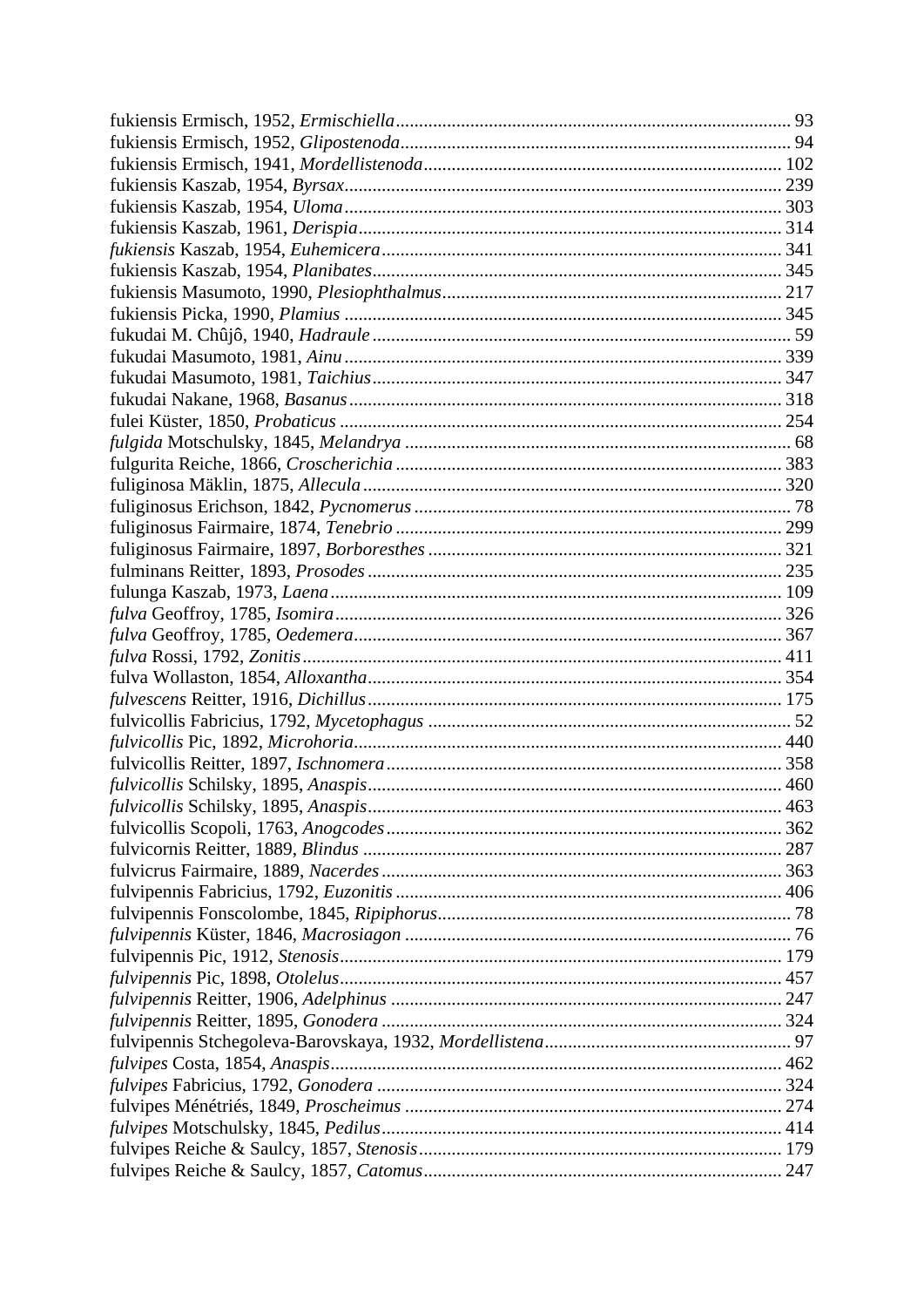fukiensis Ermisch, 1952, *Ermischiella* .......... 93
fukiensis Ermisch, 1952, *Glipostenoda* .......... 94
fukiensis Ermisch, 1941, *Mordellistenoda* .......... 102
fukiensis Kaszab, 1954, *Byrsax* .......... 239
fukiensis Kaszab, 1954, *Uloma* .......... 303
fukiensis Kaszab, 1961, *Derispia* .......... 314
*fukiensis* Kaszab, 1954, *Euhemicera* .......... 341
fukiensis Kaszab, 1954, *Planibates* .......... 345
fukiensis Masumoto, 1990, *Plesiophthalmus* .......... 217
fukiensis Picka, 1990, *Plamius* .......... 345
fukudai M. Chûjô, 1940, *Hadraule* .......... 59
fukudai Masumoto, 1981, *Ainu* .......... 339
fukudai Masumoto, 1981, *Taichius* .......... 347
fukudai Nakane, 1968, *Basanus* .......... 318
fulei Küster, 1850, *Probaticus* .......... 254
*fulgida* Motschulsky, 1845, *Melandrya* .......... 68
fulgurita Reiche, 1866, *Croscherichia* .......... 383
fuliginosa Mäklin, 1875, *Allecula* .......... 320
fuliginosus Erichson, 1842, *Pycnomerus* .......... 78
fuliginosus Fairmaire, 1874, *Tenebrio* .......... 299
fuliginosus Fairmaire, 1897, *Borboresthes* .......... 321
fulminans Reitter, 1893, *Prosodes* .......... 235
fulunga Kaszab, 1973, *Laena* .......... 109
*fulva* Geoffroy, 1785, *Isomira* .......... 326
*fulva* Geoffroy, 1785, *Oedemera* .......... 367
*fulva* Rossi, 1792, *Zonitis* .......... 411
fulva Wollaston, 1854, *Alloxantha* .......... 354
*fulvescens* Reitter, 1916, *Dichillus* .......... 175
fulvicollis Fabricius, 1792, *Mycetophagus* .......... 52
*fulvicollis* Pic, 1892, *Microhoria* .......... 440
fulvicollis Reitter, 1897, *Ischnomera* .......... 358
*fulvicollis* Schilsky, 1895, *Anaspis* .......... 460
*fulvicollis* Schilsky, 1895, *Anaspis* .......... 463
fulvicollis Scopoli, 1763, *Anogcodes* .......... 362
fulvicornis Reitter, 1889, *Blindus* .......... 287
fulvicrus Fairmaire, 1889, *Nacerdes* .......... 363
fulvipennis Fabricius, 1792, *Euzonitis* .......... 406
fulvipennis Fonscolombe, 1845, *Ripiphorus* .......... 78
*fulvipennis* Küster, 1846, *Macrosiagon* .......... 76
fulvipennis Pic, 1912, *Stenosis* .......... 179
*fulvipennis* Pic, 1898, *Otolelus* .......... 457
*fulvipennis* Reitter, 1906, *Adelphinus* .......... 247
*fulvipennis* Reitter, 1895, *Gonodera* .......... 324
fulvipennis Stchegoleva-Barovskaya, 1932, *Mordellistena* .......... 97
*fulvipes* Costa, 1854, *Anaspis* .......... 462
*fulvipes* Fabricius, 1792, *Gonodera* .......... 324
fulvipes Ménétriés, 1849, *Proscheimus* .......... 274
*fulvipes* Motschulsky, 1845, *Pedilus* .......... 414
fulvipes Reiche & Saulcy, 1857, *Stenosis* .......... 179
fulvipes Reiche & Saulcy, 1857, *Catomus* .......... 247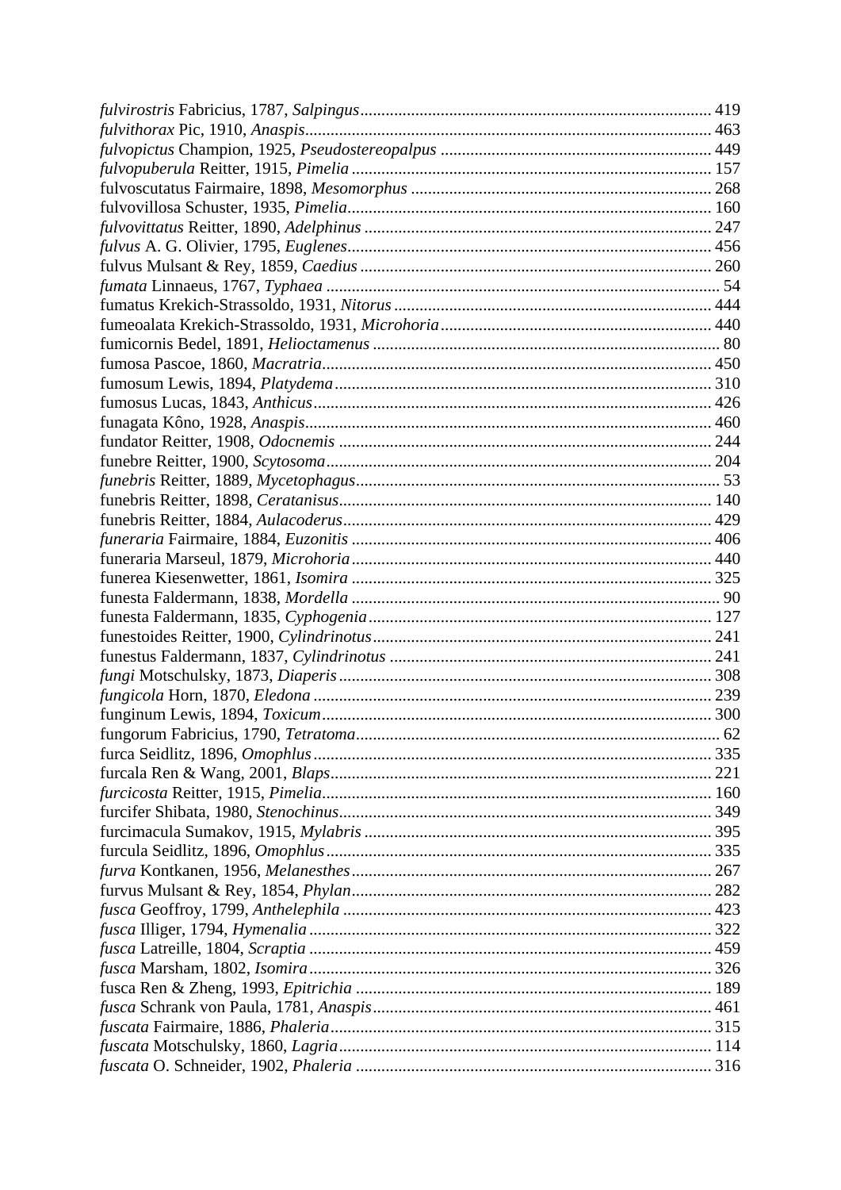*fulvirostris* Fabricius, 1787, *Salpingus* ................................................ 419
*fulvithorax* Pic, 1910, *Anaspis* ................................................ 463
*fulvopictus* Champion, 1925, *Pseudostereopalpus* ................................................ 449
*fulvopuberula* Reitter, 1915, *Pimelia* ................................................ 157
fulvoscutatus Fairmaire, 1898, *Mesomorphus* ................................................ 268
fulvovillosa Schuster, 1935, *Pimelia* ................................................ 160
*fulvovittatus* Reitter, 1890, *Adelphinus* ................................................ 247
*fulvus* A. G. Olivier, 1795, *Euglenes* ................................................ 456
fulvus Mulsant & Rey, 1859, *Caedius* ................................................ 260
*fumata* Linnaeus, 1767, *Typhaea* ................................................ 54
fumatus Krekich-Strassoldo, 1931, *Nitorus* ................................................ 444
fumeoalata Krekich-Strassoldo, 1931, *Microhoria* ................................................ 440
fumicornis Bedel, 1891, *Helioctamenus* ................................................ 80
fumosa Pascoe, 1860, *Macratria* ................................................ 450
fumosum Lewis, 1894, *Platydema* ................................................ 310
fumosus Lucas, 1843, *Anthicus* ................................................ 426
funagata Kôno, 1928, *Anaspis* ................................................ 460
fundator Reitter, 1908, *Odocnemis* ................................................ 244
funebre Reitter, 1900, *Scytosoma* ................................................ 204
*funebris* Reitter, 1889, *Mycetophagus* ................................................ 53
funebris Reitter, 1898, *Ceratanisus* ................................................ 140
funebris Reitter, 1884, *Aulacoderus* ................................................ 429
*funeraria* Fairmaire, 1884, *Euzonitis* ................................................ 406
funeraria Marseul, 1879, *Microhoria* ................................................ 440
funerea Kiesenwetter, 1861, *Isomira* ................................................ 325
funesta Faldermann, 1838, *Mordella* ................................................ 90
funesta Faldermann, 1835, *Cyphogenia* ................................................ 127
funestoides Reitter, 1900, *Cylindrinotus* ................................................ 241
funestus Faldermann, 1837, *Cylindrinotus* ................................................ 241
*fungi* Motschulsky, 1873, *Diaperis* ................................................ 308
*fungicola* Horn, 1870, *Eledona* ................................................ 239
funginum Lewis, 1894, *Toxicum* ................................................ 300
fungorum Fabricius, 1790, *Tetratoma* ................................................ 62
furca Seidlitz, 1896, *Omophlus* ................................................ 335
furcala Ren & Wang, 2001, *Blaps* ................................................ 221
*furcicosta* Reitter, 1915, *Pimelia* ................................................ 160
furcifer Shibata, 1980, *Stenochinus* ................................................ 349
furcimacula Sumakov, 1915, *Mylabris* ................................................ 395
furcula Seidlitz, 1896, *Omophlus* ................................................ 335
*furva* Kontkanen, 1956, *Melanesthes* ................................................ 267
furvus Mulsant & Rey, 1854, *Phylan* ................................................ 282
*fusca* Geoffroy, 1799, *Anthelephila* ................................................ 423
*fusca* Illiger, 1794, *Hymenalia* ................................................ 322
*fusca* Latreille, 1804, *Scraptia* ................................................ 459
*fusca* Marsham, 1802, *Isomira* ................................................ 326
fusca Ren & Zheng, 1993, *Epitrichia* ................................................ 189
*fusca* Schrank von Paula, 1781, *Anaspis* ................................................ 461
*fuscata* Fairmaire, 1886, *Phaleria* ................................................ 315
*fuscata* Motschulsky, 1860, *Lagria* ................................................ 114
*fuscata* O. Schneider, 1902, *Phaleria* ................................................ 316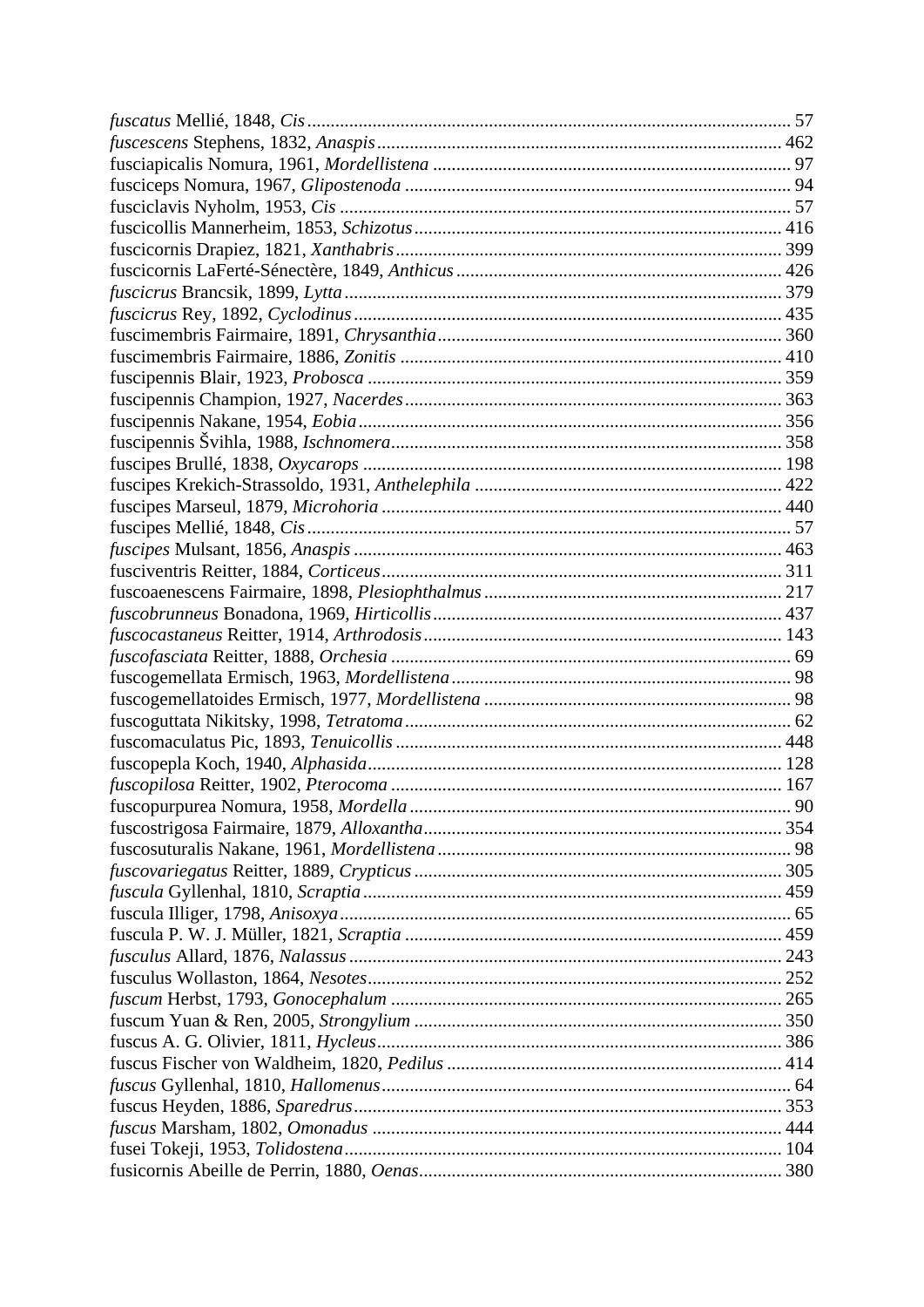*fuscatus* Mellié, 1848, *Cis* .......................................................................................................... 57
*fuscescens* Stephens, 1832, *Anaspis* ........................................................................................ 462
fusciapicalis Nomura, 1961, *Mordellistena* ............................................................................... 97
fusciceps Nomura, 1967, *Glipostenoda* ...................................................................................... 94
fusciclavis Nyholm, 1953, *Cis* ..................................................................................................... 57
fuscicollis Mannerheim, 1853, *Schizotus* .................................................................................. 416
fuscicornis Drapiez, 1821, *Xanthabris* ...................................................................................... 399
fuscicornis LaFerté-Sénectère, 1849, *Anthicus* ........................................................................ 426
*fuscicrus* Brancsik, 1899, *Lytta* ............................................................................................... 379
*fuscicrus* Rey, 1892, *Cyclodinus* ............................................................................................. 435
fuscimembris Fairmaire, 1891, *Chrysanthia* ............................................................................. 360
fuscimembris Fairmaire, 1886, *Zonitis* ..................................................................................... 410
fuscipennis Blair, 1923, *Probosca* ............................................................................................. 359
fuscipennis Champion, 1927, *Nacerdes* ..................................................................................... 363
fuscipennis Nakane, 1954, *Eobia* .............................................................................................. 356
fuscipennis Švihla, 1988, *Ischnomera* ....................................................................................... 358
fuscipes Brullé, 1838, *Oxycarops* ............................................................................................. 198
fuscipes Krekich-Strassoldo, 1931, *Anthelephila* ..................................................................... 422
fuscipes Marseul, 1879, *Microhoria* .......................................................................................... 440
fuscipes Mellié, 1848, *Cis* .......................................................................................................... 57
*fuscipes* Mulsant, 1856, *Anaspis* ............................................................................................. 463
fusciventris Reitter, 1884, *Corticeus* ......................................................................................... 311
fuscoaenescens Fairmaire, 1898, *Plesiophthalmus* ................................................................... 217
*fuscobrunneus* Bonadona, 1969, *Hirticollis* ............................................................................. 437
*fuscocastaneus* Reitter, 1914, *Arthrodosis* ............................................................................... 143
*fuscofasciata* Reitter, 1888, *Orchesia* ........................................................................................ 69
fuscogemellata Ermisch, 1963, *Mordellistena* ............................................................................ 98
fuscogemellatoides Ermisch, 1977, *Mordellistena* ..................................................................... 98
fuscoguttata Nikitsky, 1998, *Tetratoma* ...................................................................................... 62
fuscomaculatus Pic, 1893, *Tenuicollis* ...................................................................................... 448
fuscopepla Koch, 1940, *Alphasida* ............................................................................................ 128
*fuscopilosa* Reitter, 1902, *Pterocoma* ....................................................................................... 167
fuscopurpurea Nomura, 1958, *Mordella* ...................................................................................... 90
fuscostrigosa Fairmaire, 1879, *Alloxantha* ................................................................................ 354
fuscosuturalis Nakane, 1961, *Mordellistena* ............................................................................... 98
*fuscovariegatus* Reitter, 1889, *Crypticus* .................................................................................. 305
*fuscula* Gyllenhal, 1810, *Scraptia* ............................................................................................ 459
fuscula Illiger, 1798, *Anisoxya* ................................................................................................... 65
fuscula P. W. J. Müller, 1821, *Scraptia* ..................................................................................... 459
*fusculus* Allard, 1876, *Nalassus* ................................................................................................ 243
fusculus Wollaston, 1864, *Nesotes* ............................................................................................ 252
*fuscum* Herbst, 1793, *Gonocephalum* ....................................................................................... 265
fuscum Yuan & Ren, 2005, *Strongylium* .................................................................................. 350
fuscus A. G. Olivier, 1811, *Hycleus* .......................................................................................... 386
fuscus Fischer von Waldheim, 1820, *Pedilus* ........................................................................... 414
*fuscus* Gyllenhal, 1810, *Hallomenus* .......................................................................................... 64
fuscus Heyden, 1886, *Sparedrus* ............................................................................................... 353
*fuscus* Marsham, 1802, *Omonadus* ........................................................................................... 444
fusei Tokeji, 1953, *Tolidostena* .................................................................................................. 104
fusicornis Abeille de Perrin, 1880, *Oenas* .................................................................................. 380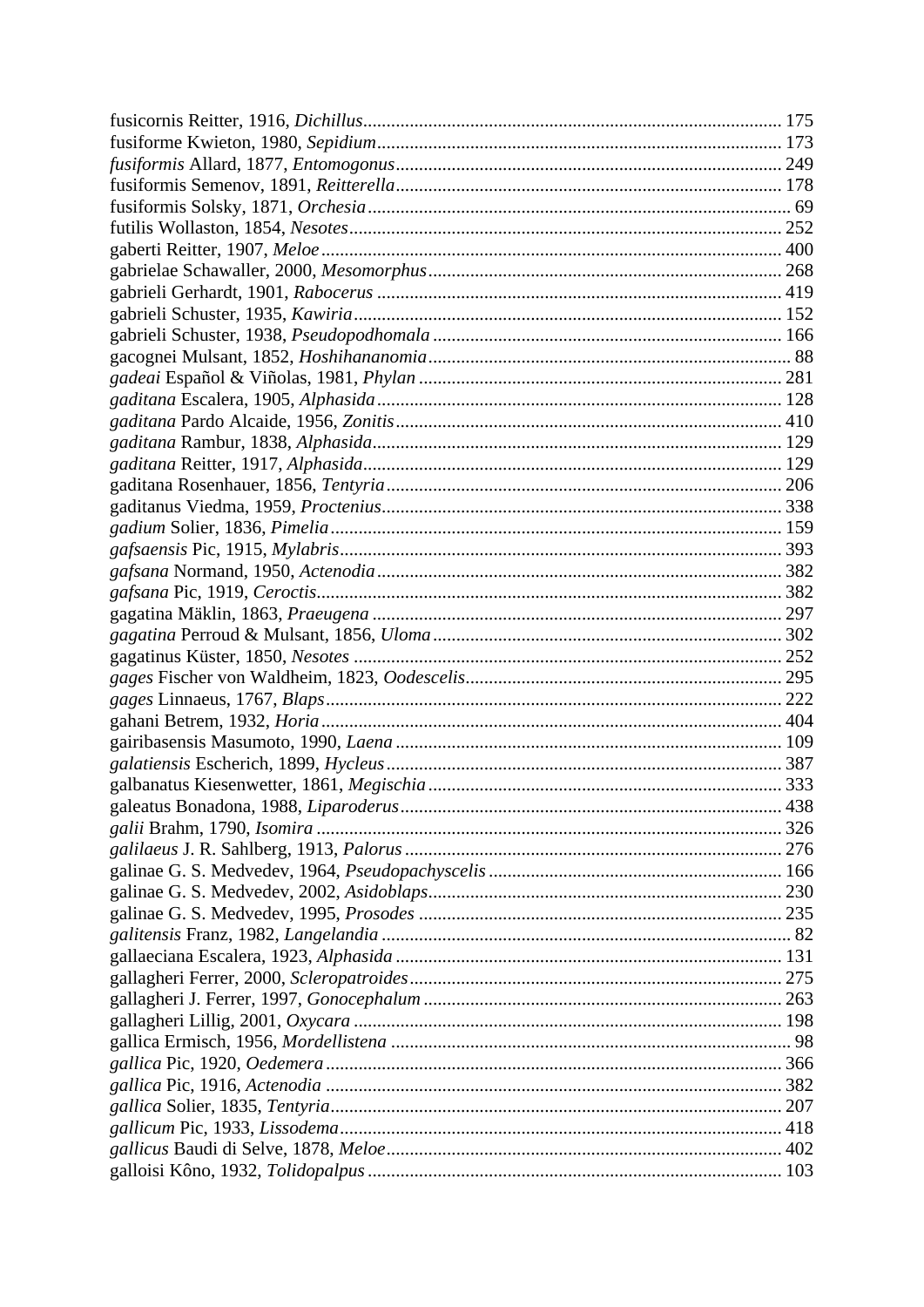fusicornis Reitter, 1916, *Dichillus*........................................................................................ 175
fusiforme Kwieton, 1980, *Sepidium*..................................................................................... 173
*fusiformis* Allard, 1877, *Entomogonus*.................................................................................. 249
fusiformis Semenov, 1891, *Reitterella*.................................................................................. 178
fusiformis Solsky, 1871, *Orchesia*......................................................................................... 69
futilis Wollaston, 1854, *Nesotes*............................................................................................ 252
gaberti Reitter, 1907, *Meloe*.................................................................................................. 400
gabrielae Schawaller, 2000, *Mesomorphus*........................................................................... 268
gabrieli Gerhardt, 1901, *Rabocerus* ...................................................................................... 419
gabrieli Schuster, 1935, *Kawiria*........................................................................................... 152
gabrieli Schuster, 1938, *Pseudopodhomala* .......................................................................... 166
gacognei Mulsant, 1852, *Hoshihananomia*............................................................................ 88
*gadeai* Español & Viñolas, 1981, *Phylan* ............................................................................. 281
*gaditana* Escalera, 1905, *Alphasida*...................................................................................... 128
*gaditana* Pardo Alcaide, 1956, *Zonitis*................................................................................. 410
*gaditana* Rambur, 1838, *Alphasida*....................................................................................... 129
*gaditana* Reitter, 1917, *Alphasida*........................................................................................ 129
gaditana Rosenhauer, 1856, *Tentyria*.................................................................................... 206
gaditanus Viedma, 1959, *Proctenius*..................................................................................... 338
*gadium* Solier, 1836, *Pimelia*................................................................................................ 159
*gafsaensis* Pic, 1915, *Mylabris*.............................................................................................. 393
*gafsana* Normand, 1950, *Actenodia*...................................................................................... 382
*gafsana* Pic, 1919, *Ceroctis*................................................................................................... 382
gagatina Mäklin, 1863, *Praeugena* ....................................................................................... 297
*gagatina* Perroud & Mulsant, 1856, *Uloma*.......................................................................... 302
gagatinus Küster, 1850, *Nesotes* ........................................................................................... 252
*gages* Fischer von Waldheim, 1823, *Oodescelis*................................................................... 295
*gages* Linnaeus, 1767, *Blaps*................................................................................................. 222
gahani Betrem, 1932, *Horia*................................................................................................... 404
gairibasensis Masumoto, 1990, *Laena* .................................................................................. 109
*galatiensis* Escherich, 1899, *Hycleus*.................................................................................... 387
galbanatus Kiesenwetter, 1861, *Megischia*............................................................................ 333
galeatus Bonadona, 1988, *Liparoderus*................................................................................. 438
*galii* Brahm, 1790, *Isomira* ................................................................................................... 326
*galilaeus* J. R. Sahlberg, 1913, *Palorus* ................................................................................ 276
galinae G. S. Medvedev, 1964, *Pseudopachyscelis* .............................................................. 166
galinae G. S. Medvedev, 2002, *Asidoblaps*........................................................................... 230
galinae G. S. Medvedev, 1995, *Prosodes* ............................................................................. 235
*galitensis* Franz, 1982, *Langelandia* ....................................................................................... 82
gallaeciana Escalera, 1923, *Alphasida* .................................................................................. 131
gallagheri Ferrer, 2000, *Scleropatroides*............................................................................... 275
gallagheri J. Ferrer, 1997, *Gonocephalum* ............................................................................ 263
gallagheri Lillig, 2001, *Oxycara* ........................................................................................... 198
gallica Ermisch, 1956, *Mordellistena* ..................................................................................... 98
*gallica* Pic, 1920, *Oedemera* ................................................................................................. 366
*gallica* Pic, 1916, *Actenodia* ................................................................................................. 382
*gallica* Solier, 1835, *Tentyria*................................................................................................ 207
*gallicum* Pic, 1933, *Lissodema*.............................................................................................. 418
*gallicus* Baudi di Selve, 1878, *Meloe*.................................................................................... 402
galloisi Kôno, 1932, *Tolidopalpus* ........................................................................................ 103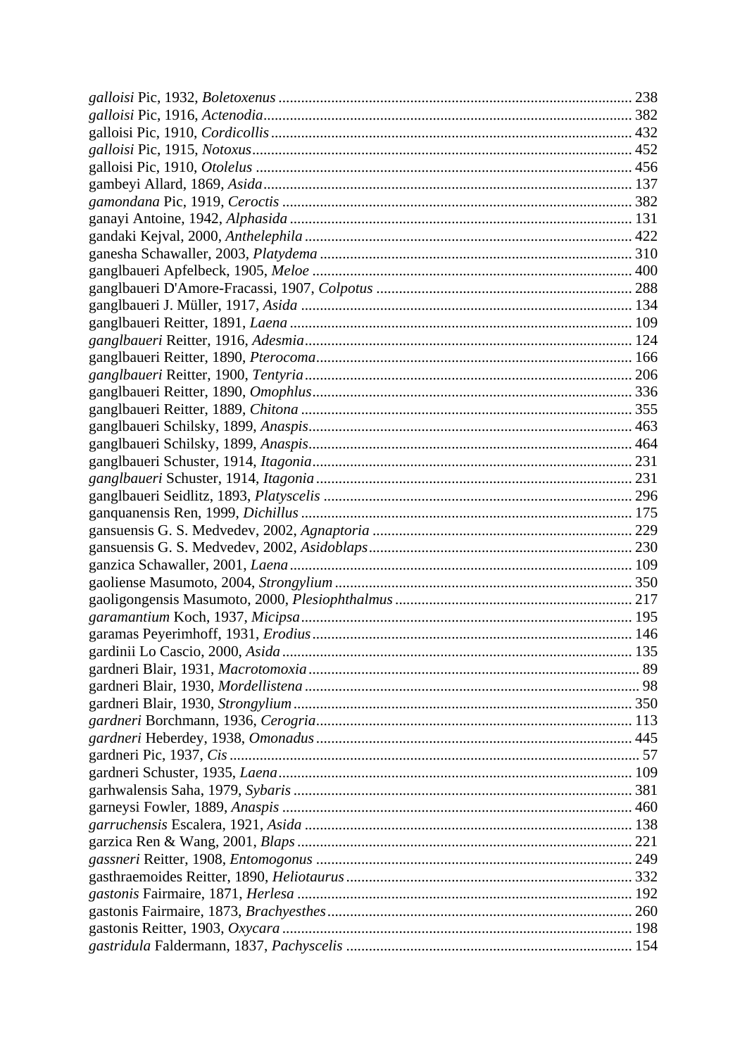*galloisi* Pic, 1932, *Boletoxenus* ............................................................................ 238
*galloisi* Pic, 1916, *Actenodia*................................................................................ 382
galloisi Pic, 1910, *Cordicollis* .............................................................................. 432
*galloisi* Pic, 1915, *Notoxus*.................................................................................. 452
galloisi Pic, 1910, *Otolelus* .................................................................................. 456
gambeyi Allard, 1869, *Asida*................................................................................ 137
*gamondana* Pic, 1919, *Ceroctis* ............................................................................ 382
ganayi Antoine, 1942, *Alphasida* ......................................................................... 131
gandaki Kejval, 2000, *Anthelephila* ...................................................................... 422
ganesha Schawaller, 2003, *Platydema* .................................................................. 310
ganglbaueri Apfelbeck, 1905, *Meloe* .................................................................... 400
ganglbaueri D'Amore-Fracassi, 1907, *Colpotus* ................................................... 288
ganglbaueri J. Müller, 1917, *Asida* ...................................................................... 134
ganglbaueri Reitter, 1891, *Laena* .......................................................................... 109
*ganglbaueri* Reitter, 1916, *Adesmia*..................................................................... 124
ganglbaueri Reitter, 1890, *Pterocoma*................................................................... 166
*ganglbaueri* Reitter, 1900, *Tentyria*..................................................................... 206
ganglbaueri Reitter, 1890, *Omophlus*.................................................................... 336
ganglbaueri Reitter, 1889, *Chitona* ....................................................................... 355
ganglbaueri Schilsky, 1899, *Anaspis*..................................................................... 463
ganglbaueri Schilsky, 1899, *Anaspis*..................................................................... 464
ganglbaueri Schuster, 1914, *Itagonia*.................................................................... 231
*ganglbaueri* Schuster, 1914, *Itagonia* ................................................................... 231
ganglbaueri Seidlitz, 1893, *Platyscelis* ................................................................. 296
ganquanensis Ren, 1999, *Dichillus* ....................................................................... 175
gansuensis G. S. Medvedev, 2002, *Agnaptoria* .................................................... 229
gansuensis G. S. Medvedev, 2002, *Asidoblaps*..................................................... 230
ganzica Schawaller, 2001, *Laena* .......................................................................... 109
gaoliense Masumoto, 2004, *Strongylium* .............................................................. 350
gaoligongensis Masumoto, 2000, *Plesiophthalmus* .............................................. 217
*garamantium* Koch, 1937, *Micipsa*....................................................................... 195
garamas Peyerimhoff, 1931, *Erodius*.................................................................... 146
gardinii Lo Cascio, 2000, *Asida* ............................................................................ 135
gardneri Blair, 1931, *Macrotomoxia* ....................................................................... 89
gardneri Blair, 1930, *Mordellistena* ........................................................................ 98
gardneri Blair, 1930, *Strongylium* ......................................................................... 350
*gardneri* Borchmann, 1936, *Cerogria*................................................................... 113
*gardneri* Heberdey, 1938, *Omonadus* ................................................................... 445
gardneri Pic, 1937, *Cis* ............................................................................................ 57
gardneri Schuster, 1935, *Laena*............................................................................. 109
garhwalensis Saha, 1979, *Sybaris* ......................................................................... 381
garneysi Fowler, 1889, *Anaspis* ............................................................................ 460
*garruchensis* Escalera, 1921, *Asida* ...................................................................... 138
garzica Ren & Wang, 2001, *Blaps* ........................................................................ 221
*gassneri* Reitter, 1908, *Entomogonus* ................................................................... 249
gasthraemoides Reitter, 1890, *Heliotaurus* ........................................................... 332
*gastonis* Fairmaire, 1871, *Herlesa* ........................................................................ 192
gastonis Fairmaire, 1873, *Brachyesthes*................................................................ 260
gastonis Reitter, 1903, *Oxycara* ............................................................................ 198
*gastridula* Faldermann, 1837, *Pachyscelis* ........................................................... 154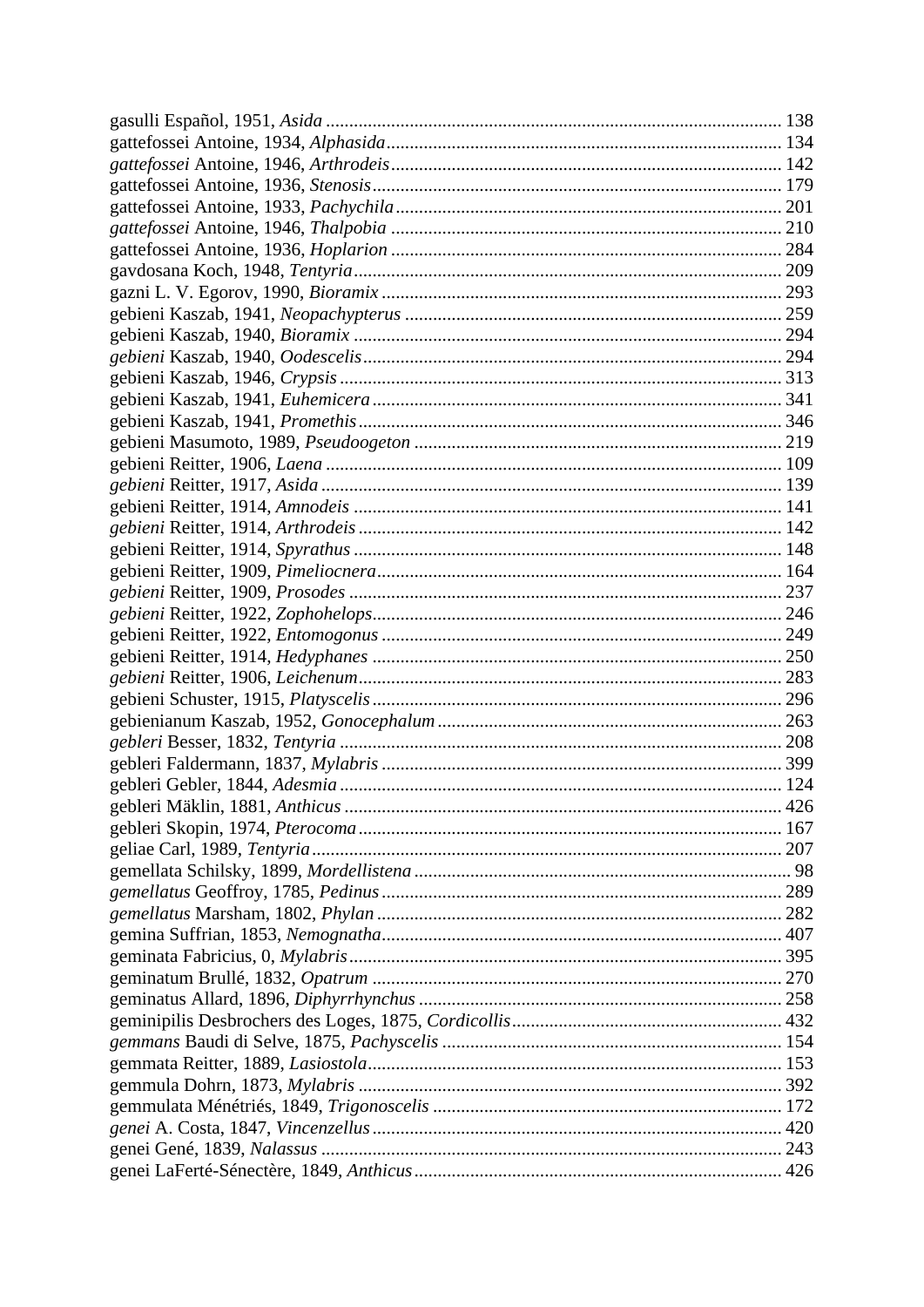gasulli Español, 1951, *Asida* ................................................................................ 138
gattefossei Antoine, 1934, *Alphasida* ................................................................... 134
*gattefossei* Antoine, 1946, *Arthrodeis* ................................................................. 142
gattefossei Antoine, 1936, *Stenosis* ..................................................................... 179
gattefossei Antoine, 1933, *Pachychila* ................................................................... 201
*gattefossei* Antoine, 1946, *Thalpobia* .................................................................. 210
gattefossei Antoine, 1936, *Hoplarion* .................................................................... 284
gavdosana Koch, 1948, *Tentyria* ........................................................................... 209
gazni L. V. Egorov, 1990, *Bioramix* ...................................................................... 293
gebieni Kaszab, 1941, *Neopachypterus* ................................................................. 259
gebieni Kaszab, 1940, *Bioramix* ............................................................................ 294
*gebieni* Kaszab, 1940, *Oodescelis* ....................................................................... 294
gebieni Kaszab, 1946, *Crypsis* .............................................................................. 313
gebieni Kaszab, 1941, *Euhemicera* ....................................................................... 341
gebieni Kaszab, 1941, *Promethis* .......................................................................... 346
gebieni Masumoto, 1989, *Pseudoogeton* ............................................................... 219
gebieni Reitter, 1906, *Laena* ................................................................................. 109
*gebieni* Reitter, 1917, *Asida* ................................................................................ 139
gebieni Reitter, 1914, *Amnodeis* ........................................................................... 141
*gebieni* Reitter, 1914, *Arthrodeis* ........................................................................ 142
gebieni Reitter, 1914, *Spyrathus* .......................................................................... 148
gebieni Reitter, 1909, *Pimeliocnera* ...................................................................... 164
*gebieni* Reitter, 1909, *Prosodes* ........................................................................... 237
*gebieni* Reitter, 1922, *Zophohelops* ...................................................................... 246
gebieni Reitter, 1922, *Entomogonus* ..................................................................... 249
gebieni Reitter, 1914, *Hedyphanes* ....................................................................... 250
*gebieni* Reitter, 1906, *Leichenum* ......................................................................... 283
gebieni Schuster, 1915, *Platyscelis* ....................................................................... 296
gebienianum Kaszab, 1952, *Gonocephalum* .......................................................... 263
*gebleri* Besser, 1832, *Tentyria* ............................................................................. 208
gebleri Faldermann, 1837, *Mylabris* ..................................................................... 399
gebleri Gebler, 1844, *Adesmia* .............................................................................. 124
gebleri Mäklin, 1881, *Anthicus* ............................................................................. 426
gebleri Skopin, 1974, *Pterocoma* .......................................................................... 167
geliae Carl, 1989, *Tentyria* .................................................................................... 207
gemellata Schilsky, 1899, *Mordellistena* ................................................................. 98
*gemellatus* Geoffroy, 1785, *Pedinus* ..................................................................... 289
*gemellatus* Marsham, 1802, *Phylan* ...................................................................... 282
gemina Suffrian, 1853, *Nemognatha* ..................................................................... 407
geminata Fabricius, 0, *Mylabris* ............................................................................ 395
geminatum Brullé, 1832, *Opatrum* ....................................................................... 270
geminatus Allard, 1896, *Diphyrrhynchus* ............................................................. 258
geminipilis Desbrochers des Loges, 1875, *Cordicollis* .......................................... 432
*gemmans* Baudi di Selve, 1875, *Pachyscelis* ........................................................ 154
gemmata Reitter, 1889, *Lasiostola* ........................................................................ 153
gemmula Dohrn, 1873, *Mylabris* .......................................................................... 392
gemmulata Ménétriés, 1849, *Trigonoscelis* .......................................................... 172
*genei* A. Costa, 1847, *Vincenzellus* ....................................................................... 420
genei Gené, 1839, *Nalassus* ................................................................................. 243
genei LaFerté-Sénectère, 1849, *Anthicus* .............................................................. 426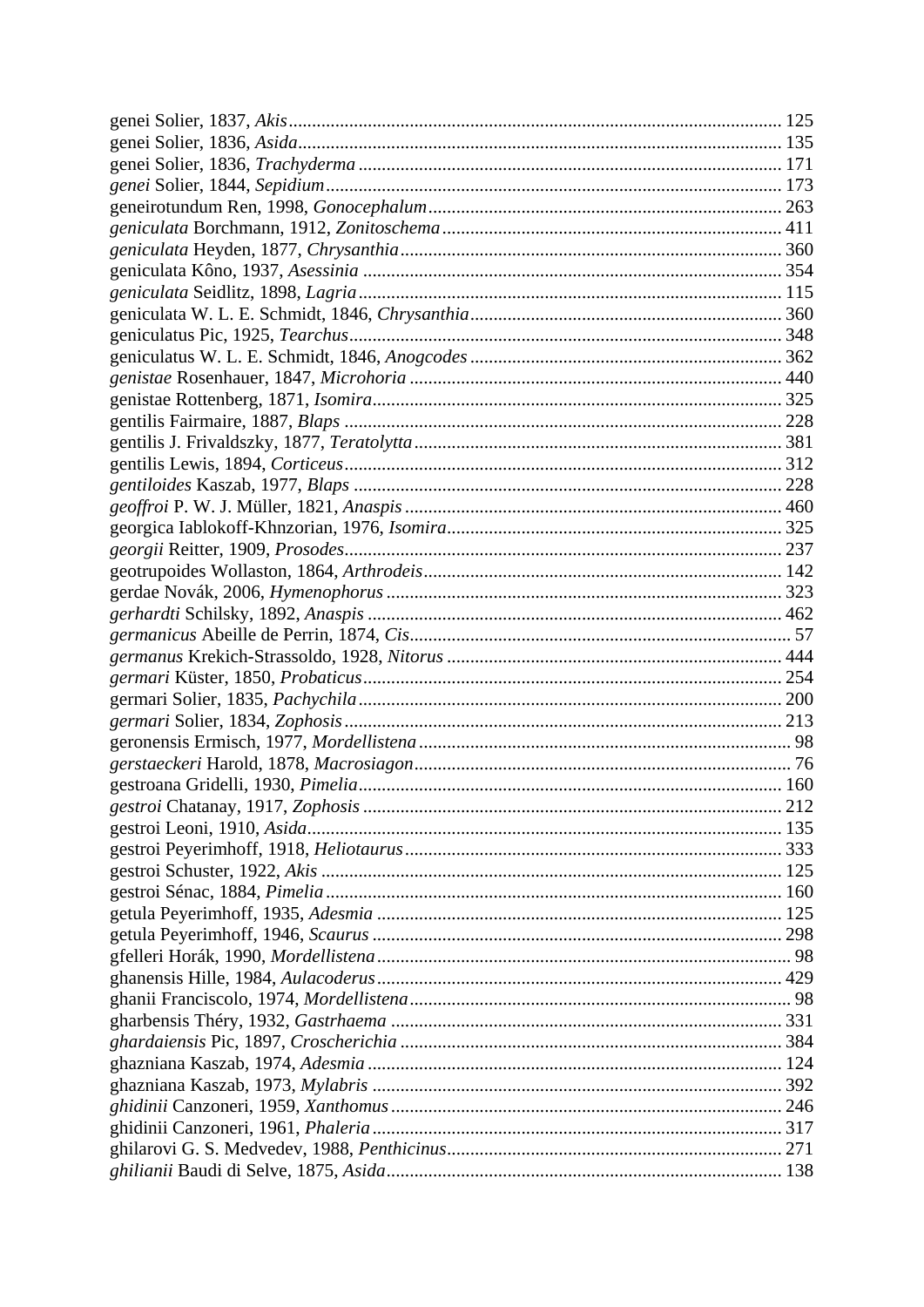genei Solier, 1837, *Akis* ........................................................................................ 125
genei Solier, 1836, *Asida* ....................................................................................... 135
genei Solier, 1836, *Trachyderma* ........................................................................... 171
*genei* Solier, 1844, *Sepidium* ................................................................................ 173
geneirotundum Ren, 1998, *Gonocephalum* ............................................................ 263
*geniculata* Borchmann, 1912, *Zonitoschema* .......................................................... 411
*geniculata* Heyden, 1877, *Chrysanthia* ................................................................... 360
geniculata Kôno, 1937, *Asessinia* ............................................................................ 354
*geniculata* Seidlitz, 1898, *Lagria* ........................................................................... 115
geniculata W. L. E. Schmidt, 1846, *Chrysanthia* ..................................................... 360
geniculatus Pic, 1925, *Tearchus* .............................................................................. 348
geniculatus W. L. E. Schmidt, 1846, *Anogcodes* ..................................................... 362
*genistae* Rosenhauer, 1847, *Microhoria* ................................................................. 440
genistae Rottenberg, 1871, *Isomira* ......................................................................... 325
gentilis Fairmaire, 1887, *Blaps* ............................................................................... 228
gentilis J. Frivaldszky, 1877, *Teratolytta* ................................................................ 381
gentilis Lewis, 1894, *Corticeus* ............................................................................... 312
*gentiloides* Kaszab, 1977, *Blaps* ............................................................................. 228
*geoffroi* P. W. J. Müller, 1821, *Anaspis* ................................................................. 460
georgica Iablokoff-Khnzorian, 1976, *Isomira* ........................................................... 325
*georgii* Reitter, 1909, *Prosodes* ............................................................................... 237
geotrupoides Wollaston, 1864, *Arthrodeis* ............................................................... 142
gerdae Novák, 2006, *Hymenophorus* ........................................................................ 323
*gerhardti* Schilsky, 1892, *Anaspis* ........................................................................... 462
*germanicus* Abeille de Perrin, 1874, *Cis* .................................................................. 57
*germanus* Krekich-Strassoldo, 1928, *Nitorus* ......................................................... 444
*germari* Küster, 1850, *Probaticus* ............................................................................ 254
germari Solier, 1835, *Pachychila* .............................................................................. 200
*germari* Solier, 1834, *Zophosis* ................................................................................ 213
geronensis Ermisch, 1977, *Mordellistena* ................................................................... 98
*gerstaeckeri* Harold, 1878, *Macrosiagon* ................................................................... 76
gestroana Gridelli, 1930, *Pimelia* ............................................................................. 160
*gestroi* Chatanay, 1917, *Zophosis* ............................................................................ 212
gestroi Leoni, 1910, *Asida* ....................................................................................... 135
gestroi Peyerimhoff, 1918, *Heliotaurus* .................................................................... 333
gestroi Schuster, 1922, *Akis* ..................................................................................... 125
gestroi Sénac, 1884, *Pimelia* .................................................................................... 160
getula Peyerimhoff, 1935, *Adesmia* .......................................................................... 125
getula Peyerimhoff, 1946, *Scaurus* ........................................................................... 298
gfelleri Horák, 1990, *Mordellistena* ........................................................................... 98
ghanensis Hille, 1984, *Aulacoderus* .......................................................................... 429
ghanii Franciscolo, 1974, *Mordellistena* ..................................................................... 98
gharbensis Théry, 1932, *Gastrhaema* ....................................................................... 331
*ghardaiensis* Pic, 1897, *Croscherichia* ..................................................................... 384
ghazniana Kaszab, 1974, *Adesmia* ........................................................................... 124
ghazniana Kaszab, 1973, *Mylabris* ........................................................................... 392
*ghidinii* Canzoneri, 1959, *Xanthomus* ...................................................................... 246
ghidinii Canzoneri, 1961, *Phaleria* ........................................................................... 317
ghilarovi G. S. Medvedev, 1988, *Penthicinus* ........................................................... 271
*ghilianii* Baudi di Selve, 1875, *Asida* ...................................................................... 138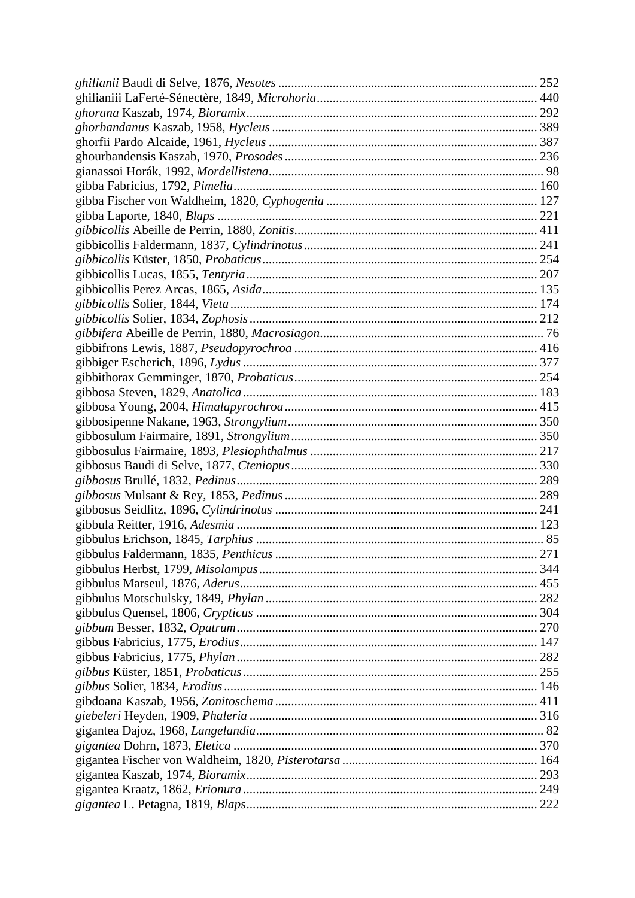*ghilianii* Baudi di Selve, 1876, *Nesotes* ................................ 252
ghilianiii LaFerté-Sénectère, 1849, *Microhoria* ................................ 440
*ghorana* Kaszab, 1974, *Bioramix* ................................ 292
*ghorbandanus* Kaszab, 1958, *Hycleus* ................................ 389
ghorfii Pardo Alcaide, 1961, *Hycleus* ................................ 387
ghourbandensis Kaszab, 1970, *Prosodes* ................................ 236
gianassoi Horák, 1992, *Mordellistena* ................................ 98
gibba Fabricius, 1792, *Pimelia* ................................ 160
gibba Fischer von Waldheim, 1820, *Cyphogenia* ................................ 127
gibba Laporte, 1840, *Blaps* ................................ 221
*gibbicollis* Abeille de Perrin, 1880, *Zonitis* ................................ 411
gibbicollis Faldermann, 1837, *Cylindrinotus* ................................ 241
*gibbicollis* Küster, 1850, *Probaticus* ................................ 254
gibbicollis Lucas, 1855, *Tentyria* ................................ 207
gibbicollis Perez Arcas, 1865, *Asida* ................................ 135
*gibbicollis* Solier, 1844, *Vieta* ................................ 174
*gibbicollis* Solier, 1834, *Zophosis* ................................ 212
*gibbifera* Abeille de Perrin, 1880, *Macrosiagon* ................................ 76
gibbifrons Lewis, 1887, *Pseudopyrochroa* ................................ 416
gibbiger Escherich, 1896, *Lydus* ................................ 377
gibbithorax Gemminger, 1870, *Probaticus* ................................ 254
gibbosa Steven, 1829, *Anatolica* ................................ 183
gibbosa Young, 2004, *Himalapyrochroa* ................................ 415
gibbosipenne Nakane, 1963, *Strongylium* ................................ 350
gibbosulum Fairmaire, 1891, *Strongylium* ................................ 350
gibbosulus Fairmaire, 1893, *Plesiophthalmus* ................................ 217
gibbosus Baudi di Selve, 1877, *Cteniopus* ................................ 330
*gibbosus* Brullé, 1832, *Pedinus* ................................ 289
*gibbosus* Mulsant & Rey, 1853, *Pedinus* ................................ 289
gibbosus Seidlitz, 1896, *Cylindrinotus* ................................ 241
gibbula Reitter, 1916, *Adesmia* ................................ 123
gibbulus Erichson, 1845, *Tarphius* ................................ 85
gibbulus Faldermann, 1835, *Penthicus* ................................ 271
gibbulus Herbst, 1799, *Misolampus* ................................ 344
gibbulus Marseul, 1876, *Aderus* ................................ 455
gibbulus Motschulsky, 1849, *Phylan* ................................ 282
gibbulus Quensel, 1806, *Crypticus* ................................ 304
*gibbum* Besser, 1832, *Opatrum* ................................ 270
gibbus Fabricius, 1775, *Erodius* ................................ 147
gibbus Fabricius, 1775, *Phylan* ................................ 282
*gibbus* Küster, 1851, *Probaticus* ................................ 255
*gibbus* Solier, 1834, *Erodius* ................................ 146
gibdoana Kaszab, 1956, *Zonitoschema* ................................ 411
*giebeleri* Heyden, 1909, *Phaleria* ................................ 316
gigantea Dajoz, 1968, *Langelandia* ................................ 82
*gigantea* Dohrn, 1873, *Eletica* ................................ 370
gigantea Fischer von Waldheim, 1820, *Pisterotarsa* ................................ 164
gigantea Kaszab, 1974, *Bioramix* ................................ 293
gigantea Kraatz, 1862, *Erionura* ................................ 249
*gigantea* L. Petagna, 1819, *Blaps* ................................ 222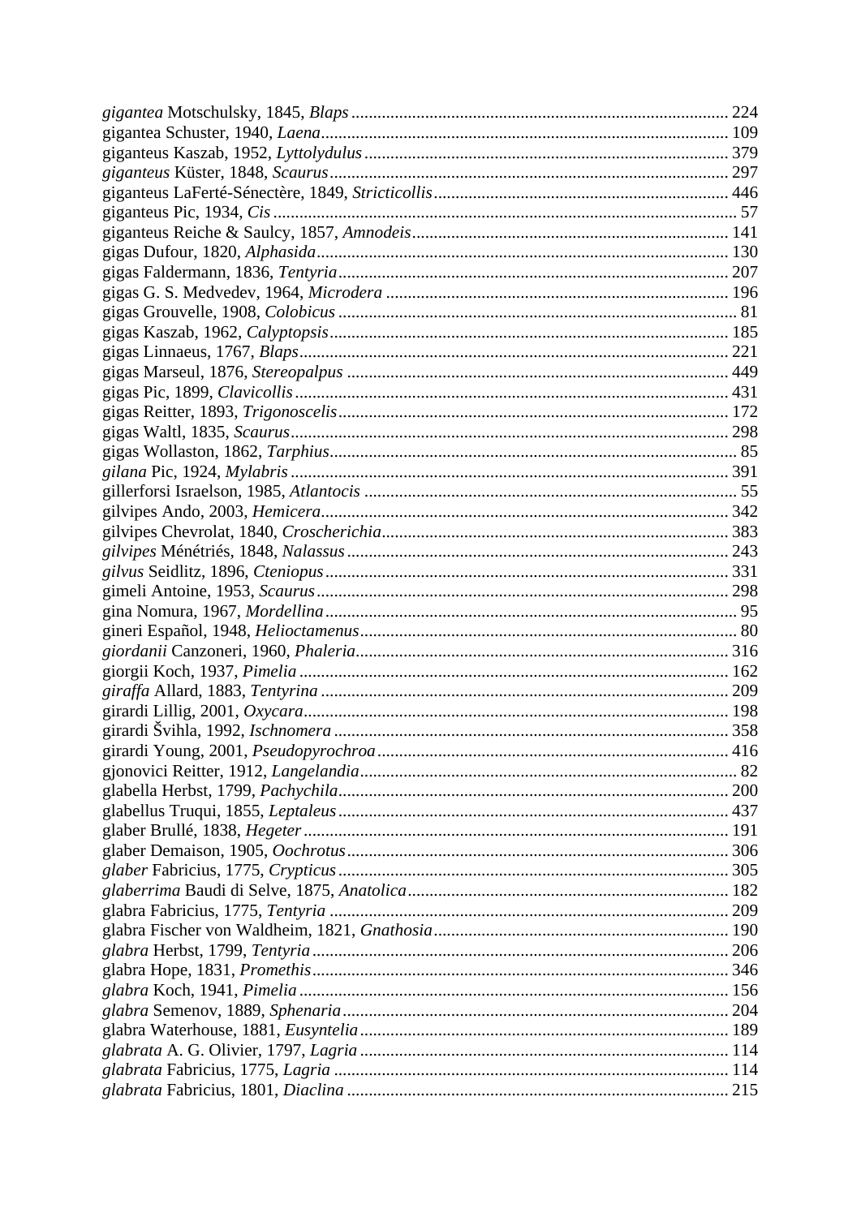*gigantea* Motschulsky, 1845, *Blaps* .................................................... 224
gigantea Schuster, 1940, *Laena* .................................................... 109
giganteus Kaszab, 1952, *Lyttolydulus* .................................................... 379
*giganteus* Küster, 1848, *Scaurus* .................................................... 297
giganteus LaFerté-Sénectère, 1849, *Stricticollis* .................................................... 446
giganteus Pic, 1934, *Cis* .................................................... 57
giganteus Reiche & Saulcy, 1857, *Amnodeis* .................................................... 141
gigas Dufour, 1820, *Alphasida* .................................................... 130
gigas Faldermann, 1836, *Tentyria* .................................................... 207
gigas G. S. Medvedev, 1964, *Microdera* .................................................... 196
gigas Grouvelle, 1908, *Colobicus* .................................................... 81
gigas Kaszab, 1962, *Calyptopsis* .................................................... 185
gigas Linnaeus, 1767, *Blaps* .................................................... 221
gigas Marseul, 1876, *Stereopalpus* .................................................... 449
gigas Pic, 1899, *Clavicollis* .................................................... 431
gigas Reitter, 1893, *Trigonoscelis* .................................................... 172
gigas Waltl, 1835, *Scaurus* .................................................... 298
gigas Wollaston, 1862, *Tarphius* .................................................... 85
*gilana* Pic, 1924, *Mylabris* .................................................... 391
gillerforsi Israelson, 1985, *Atlantocis* .................................................... 55
gilvipes Ando, 2003, *Hemicera* .................................................... 342
gilvipes Chevrolat, 1840, *Croscherichia* .................................................... 383
*gilvipes* Ménétriés, 1848, *Nalassus* .................................................... 243
*gilvus* Seidlitz, 1896, *Cteniopus* .................................................... 331
gimeli Antoine, 1953, *Scaurus* .................................................... 298
gina Nomura, 1967, *Mordellina* .................................................... 95
gineri Español, 1948, *Helioctamenus* .................................................... 80
*giordanii* Canzoneri, 1960, *Phaleria* .................................................... 316
giorgii Koch, 1937, *Pimelia* .................................................... 162
*giraffa* Allard, 1883, *Tentyrina* .................................................... 209
girardi Lillig, 2001, *Oxycara* .................................................... 198
girardi Švihla, 1992, *Ischnomera* .................................................... 358
girardi Young, 2001, *Pseudopyrochroa* .................................................... 416
gjonovici Reitter, 1912, *Langelandia* .................................................... 82
glabella Herbst, 1799, *Pachychila* .................................................... 200
glabellus Truqui, 1855, *Leptaleus* .................................................... 437
glaber Brullé, 1838, *Hegeter* .................................................... 191
glaber Demaison, 1905, *Oochrotus* .................................................... 306
*glaber* Fabricius, 1775, *Crypticus* .................................................... 305
*glaberrima* Baudi di Selve, 1875, *Anatolica* .................................................... 182
glabra Fabricius, 1775, *Tentyria* .................................................... 209
glabra Fischer von Waldheim, 1821, *Gnathosia* .................................................... 190
*glabra* Herbst, 1799, *Tentyria* .................................................... 206
glabra Hope, 1831, *Promethis* .................................................... 346
*glabra* Koch, 1941, *Pimelia* .................................................... 156
*glabra* Semenov, 1889, *Sphenaria* .................................................... 204
glabra Waterhouse, 1881, *Eusyntelia* .................................................... 189
*glabrata* A. G. Olivier, 1797, *Lagria* .................................................... 114
*glabrata* Fabricius, 1775, *Lagria* .................................................... 114
*glabrata* Fabricius, 1801, *Diaclina* .................................................... 215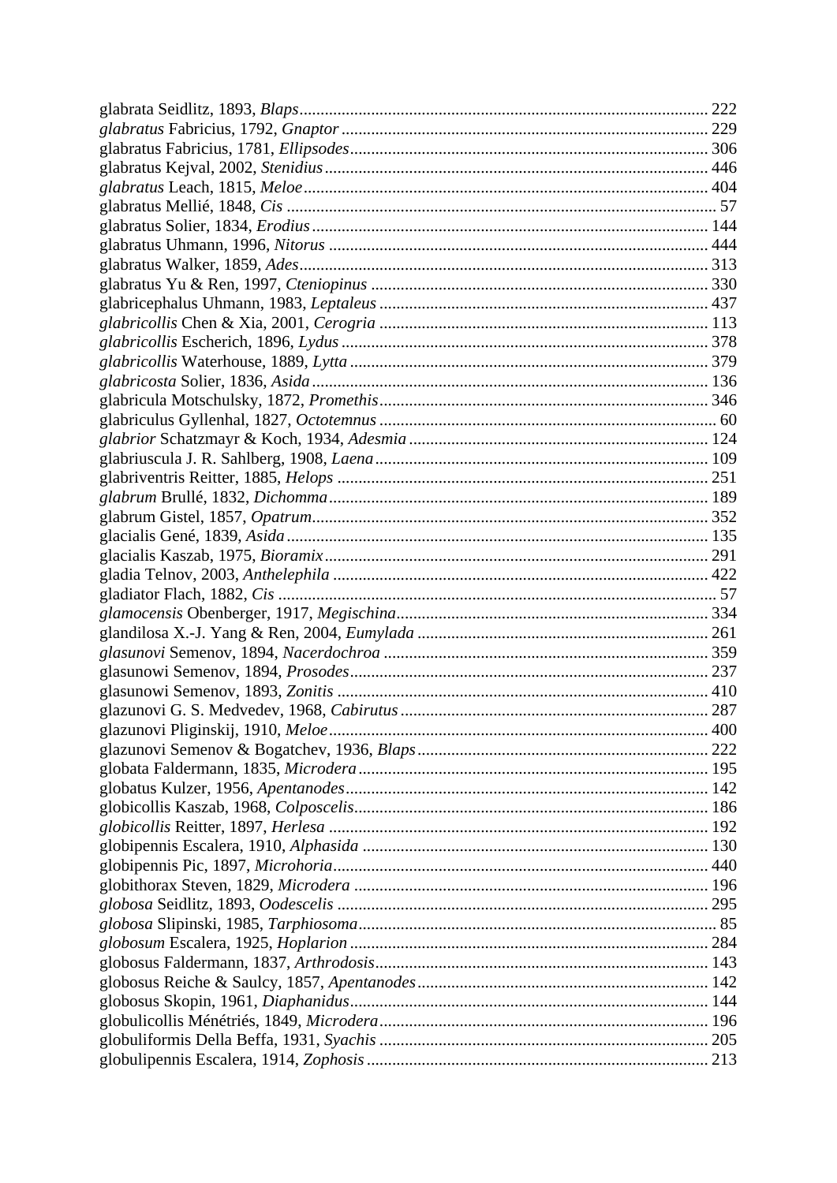glabrata Seidlitz, 1893, *Blaps* ........ 222
*glabratus* Fabricius, 1792, *Gnaptor* ........ 229
glabratus Fabricius, 1781, *Ellipsodes* ........ 306
glabratus Kejval, 2002, *Stenidius* ........ 446
*glabratus* Leach, 1815, *Meloe* ........ 404
glabratus Mellié, 1848, *Cis* ........ 57
glabratus Solier, 1834, *Erodius* ........ 144
glabratus Uhmann, 1996, *Nitorus* ........ 444
glabratus Walker, 1859, *Ades* ........ 313
glabratus Yu & Ren, 1997, *Cteniopinus* ........ 330
glabricephalus Uhmann, 1983, *Leptaleus* ........ 437
*glabricollis* Chen & Xia, 2001, *Cerogria* ........ 113
*glabricollis* Escherich, 1896, *Lydus* ........ 378
*glabricollis* Waterhouse, 1889, *Lytta* ........ 379
*glabricosta* Solier, 1836, *Asida* ........ 136
glabricula Motschulsky, 1872, *Promethis* ........ 346
glabriculus Gyllenhal, 1827, *Octotemnus* ........ 60
*glabrior* Schatzmayr & Koch, 1934, *Adesmia* ........ 124
glabriuscula J. R. Sahlberg, 1908, *Laena* ........ 109
glabriventris Reitter, 1885, *Helops* ........ 251
*glabrum* Brullé, 1832, *Dichomma* ........ 189
glabrum Gistel, 1857, *Opatrum* ........ 352
glacialis Gené, 1839, *Asida* ........ 135
glacialis Kaszab, 1975, *Bioramix* ........ 291
gladia Telnov, 2003, *Anthelephila* ........ 422
gladiator Flach, 1882, *Cis* ........ 57
*glamocensis* Obenberger, 1917, *Megischina* ........ 334
glandilosa X.-J. Yang & Ren, 2004, *Eumylada* ........ 261
*glasunovi* Semenov, 1894, *Nacerdochroa* ........ 359
glasunowi Semenov, 1894, *Prosodes* ........ 237
glasunowi Semenov, 1893, *Zonitis* ........ 410
glazunovi G. S. Medvedev, 1968, *Cabirutus* ........ 287
glazunovi Pliginskij, 1910, *Meloe* ........ 400
glazunovi Semenov & Bogatchev, 1936, *Blaps* ........ 222
globata Faldermann, 1835, *Microdera* ........ 195
globatus Kulzer, 1956, *Apentanodes* ........ 142
globicollis Kaszab, 1968, *Colposcelis* ........ 186
*globicollis* Reitter, 1897, *Herlesa* ........ 192
globipennis Escalera, 1910, *Alphasida* ........ 130
globipennis Pic, 1897, *Microhoria* ........ 440
globithorax Steven, 1829, *Microdera* ........ 196
*globosa* Seidlitz, 1893, *Oodescelis* ........ 295
*globosa* Slipinski, 1985, *Tarphiosoma* ........ 85
*globosum* Escalera, 1925, *Hoplarion* ........ 284
globosus Faldermann, 1837, *Arthrodosis* ........ 143
globosus Reiche & Saulcy, 1857, *Apentanodes* ........ 142
globosus Skopin, 1961, *Diaphanidus* ........ 144
globulicollis Ménétriés, 1849, *Microdera* ........ 196
globuliformis Della Beffa, 1931, *Syachis* ........ 205
globulipennis Escalera, 1914, *Zophosis* ........ 213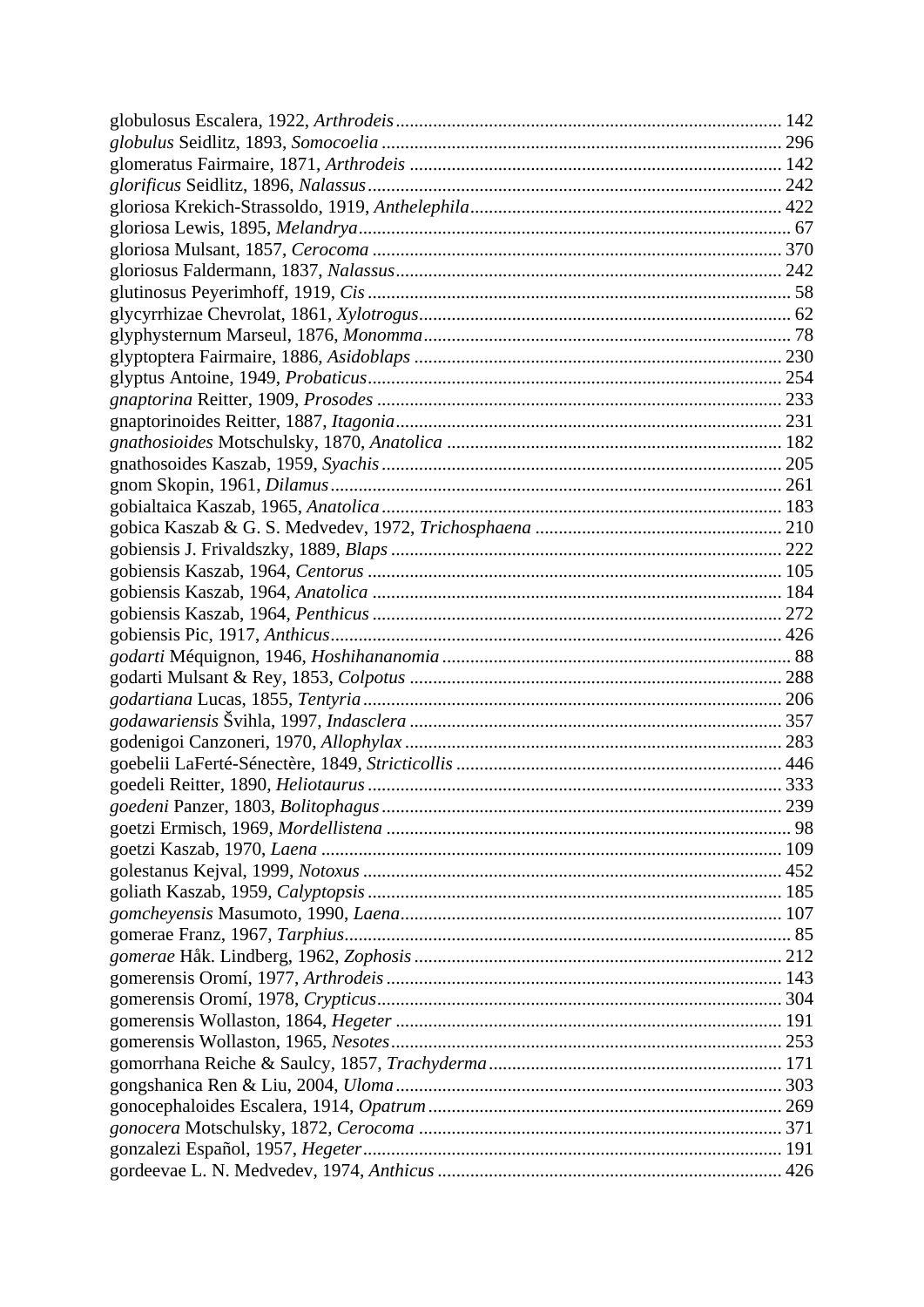globulosus Escalera, 1922, *Arthrodeis* .................................................................................... 142
*globulus* Seidlitz, 1893, *Somocoelia* ..................................................................................... 296
glomeratus Fairmaire, 1871, *Arthrodeis* ................................................................................ 142
*glorificus* Seidlitz, 1896, *Nalassus* ........................................................................................ 242
gloriosa Krekich-Strassoldo, 1919, *Anthelephila* ................................................................... 422
gloriosa Lewis, 1895, *Melandrya* ............................................................................................. 67
gloriosa Mulsant, 1857, *Cerocoma* ......................................................................................... 370
gloriosus Faldermann, 1837, *Nalassus* .................................................................................... 242
glutinosus Peyerimhoff, 1919, *Cis* ........................................................................................... 58
glycyrrhizae Chevrolat, 1861, *Xylotrogus* ................................................................................ 62
glyphysternum Marseul, 1876, *Monomma* ................................................................................ 78
glyptoptera Fairmaire, 1886, *Asidoblaps* ................................................................................ 230
glyptus Antoine, 1949, *Probaticus* .......................................................................................... 254
*gnaptorina* Reitter, 1909, *Prosodes* ....................................................................................... 233
gnaptorinoides Reitter, 1887, *Itagonia* .................................................................................... 231
*gnathosioides* Motschulsky, 1870, *Anatolica* ......................................................................... 182
gnathosoides Kaszab, 1959, *Syachis* ...................................................................................... 205
gnom Skopin, 1961, *Dilamus* .................................................................................................. 261
gobialtaica Kaszab, 1965, *Anatolica* ....................................................................................... 183
gobica Kaszab & G. S. Medvedev, 1972, *Trichosphaena* ...................................................... 210
gobiensis J. Frivaldszky, 1889, *Blaps* .................................................................................... 222
gobiensis Kaszab, 1964, *Centorus* .......................................................................................... 105
gobiensis Kaszab, 1964, *Anatolica* ......................................................................................... 184
gobiensis Kaszab, 1964, *Penthicus* ......................................................................................... 272
gobiensis Pic, 1917, *Anthicus* .................................................................................................. 426
*godarti* Méquignon, 1946, *Hoshihananomia* ............................................................................ 88
godarti Mulsant & Rey, 1853, *Colpotus* ................................................................................. 288
*godartiana* Lucas, 1855, *Tentyria* .......................................................................................... 206
*godawariensis* Švihla, 1997, *Indasclera* ................................................................................. 357
godenigoi Canzoneri, 1970, *Allophylax* .................................................................................. 283
goebelii LaFerté-Sénectère, 1849, *Stricticollis* ....................................................................... 446
goedeli Reitter, 1890, *Heliotaurus* .......................................................................................... 333
*goedeni* Panzer, 1803, *Bolitophagus* ...................................................................................... 239
goetzi Ermisch, 1969, *Mordellistena* ........................................................................................ 98
goetzi Kaszab, 1970, *Laena* ..................................................................................................... 109
golestanus Kejval, 1999, *Notoxus* ........................................................................................... 452
goliath Kaszab, 1959, *Calyptopsis* ........................................................................................... 185
*gomcheyensis* Masumoto, 1990, *Laena* ................................................................................... 107
gomerae Franz, 1967, *Tarphius* ................................................................................................. 85
*gomerae* Håk. Lindberg, 1962, *Zophosis* ................................................................................ 212
gomerensis Oromí, 1977, *Arthrodeis* ...................................................................................... 143
gomerensis Oromí, 1978, *Crypticus* ........................................................................................ 304
gomerensis Wollaston, 1864, *Hegeter* .................................................................................... 191
gomerensis Wollaston, 1965, *Nesotes* ..................................................................................... 253
gomorrhana Reiche & Saulcy, 1857, *Trachyderma* ................................................................ 171
gongshanica Ren & Liu, 2004, *Uloma* .................................................................................... 303
gonocephaloides Escalera, 1914, *Opatrum* ............................................................................. 269
*gonocera* Motschulsky, 1872, *Cerocoma* ............................................................................... 371
gonzalezi Español, 1957, *Hegeter* ........................................................................................... 191
gordeevae L. N. Medvedev, 1974, *Anthicus* ........................................................................... 426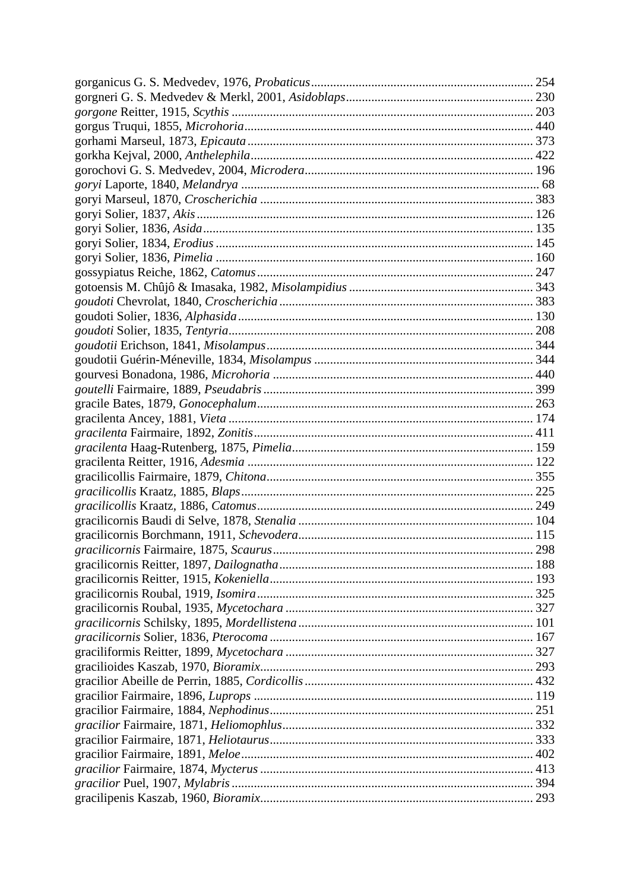gorganicus G. S. Medvedev, 1976, *Probaticus* ..... 254
gorgneri G. S. Medvedev & Merkl, 2001, *Asidoblaps* ..... 230
*gorgone* Reitter, 1915, *Scythis* ..... 203
gorgus Truqui, 1855, *Microhoria* ..... 440
gorhami Marseul, 1873, *Epicauta* ..... 373
gorkha Kejval, 2000, *Anthelephila* ..... 422
gorochovi G. S. Medvedev, 2004, *Microdera* ..... 196
*goryi* Laporte, 1840, *Melandrya* ..... 68
goryi Marseul, 1870, *Croscherichia* ..... 383
goryi Solier, 1837, *Akis* ..... 126
goryi Solier, 1836, *Asida* ..... 135
goryi Solier, 1834, *Erodius* ..... 145
goryi Solier, 1836, *Pimelia* ..... 160
gossypiatus Reiche, 1862, *Catomus* ..... 247
gotoensis M. Chûjô & Imasaka, 1982, *Misolampidius* ..... 343
*goudoti* Chevrolat, 1840, *Croscherichia* ..... 383
goudoti Solier, 1836, *Alphasida* ..... 130
*goudoti* Solier, 1835, *Tentyria* ..... 208
*goudotii* Erichson, 1841, *Misolampus* ..... 344
goudotii Guérin-Méneville, 1834, *Misolampus* ..... 344
gourvesi Bonadona, 1986, *Microhoria* ..... 440
*goutelli* Fairmaire, 1889, *Pseudabris* ..... 399
gracile Bates, 1879, *Gonocephalum* ..... 263
gracilenta Ancey, 1881, *Vieta* ..... 174
*gracilenta* Fairmaire, 1892, *Zonitis* ..... 411
*gracilenta* Haag-Rutenberg, 1875, *Pimelia* ..... 159
gracilenta Reitter, 1916, *Adesmia* ..... 122
gracilicollis Fairmaire, 1879, *Chitona* ..... 355
*gracilicollis* Kraatz, 1885, *Blaps* ..... 225
*gracilicollis* Kraatz, 1886, *Catomus* ..... 249
gracilicornis Baudi di Selve, 1878, *Stenalia* ..... 104
gracilicornis Borchmann, 1911, *Schevodera* ..... 115
*gracilicornis* Fairmaire, 1875, *Scaurus* ..... 298
gracilicornis Reitter, 1897, *Dailognatha* ..... 188
gracilicornis Reitter, 1915, *Kokeniella* ..... 193
gracilicornis Roubal, 1919, *Isomira* ..... 325
gracilicornis Roubal, 1935, *Mycetochara* ..... 327
*gracilicornis* Schilsky, 1895, *Mordellistena* ..... 101
*gracilicornis* Solier, 1836, *Pterocoma* ..... 167
graciliformis Reitter, 1899, *Mycetochara* ..... 327
gracilioides Kaszab, 1970, *Bioramix* ..... 293
gracilior Abeille de Perrin, 1885, *Cordicollis* ..... 432
gracilior Fairmaire, 1896, *Luprops* ..... 119
gracilior Fairmaire, 1884, *Nephodinus* ..... 251
*gracilior* Fairmaire, 1871, *Heliomophlus* ..... 332
gracilior Fairmaire, 1871, *Heliotaurus* ..... 333
gracilior Fairmaire, 1891, *Meloe* ..... 402
*gracilior* Fairmaire, 1874, *Mycterus* ..... 413
*gracilior* Puel, 1907, *Mylabris* ..... 394
gracilipenis Kaszab, 1960, *Bioramix* ..... 293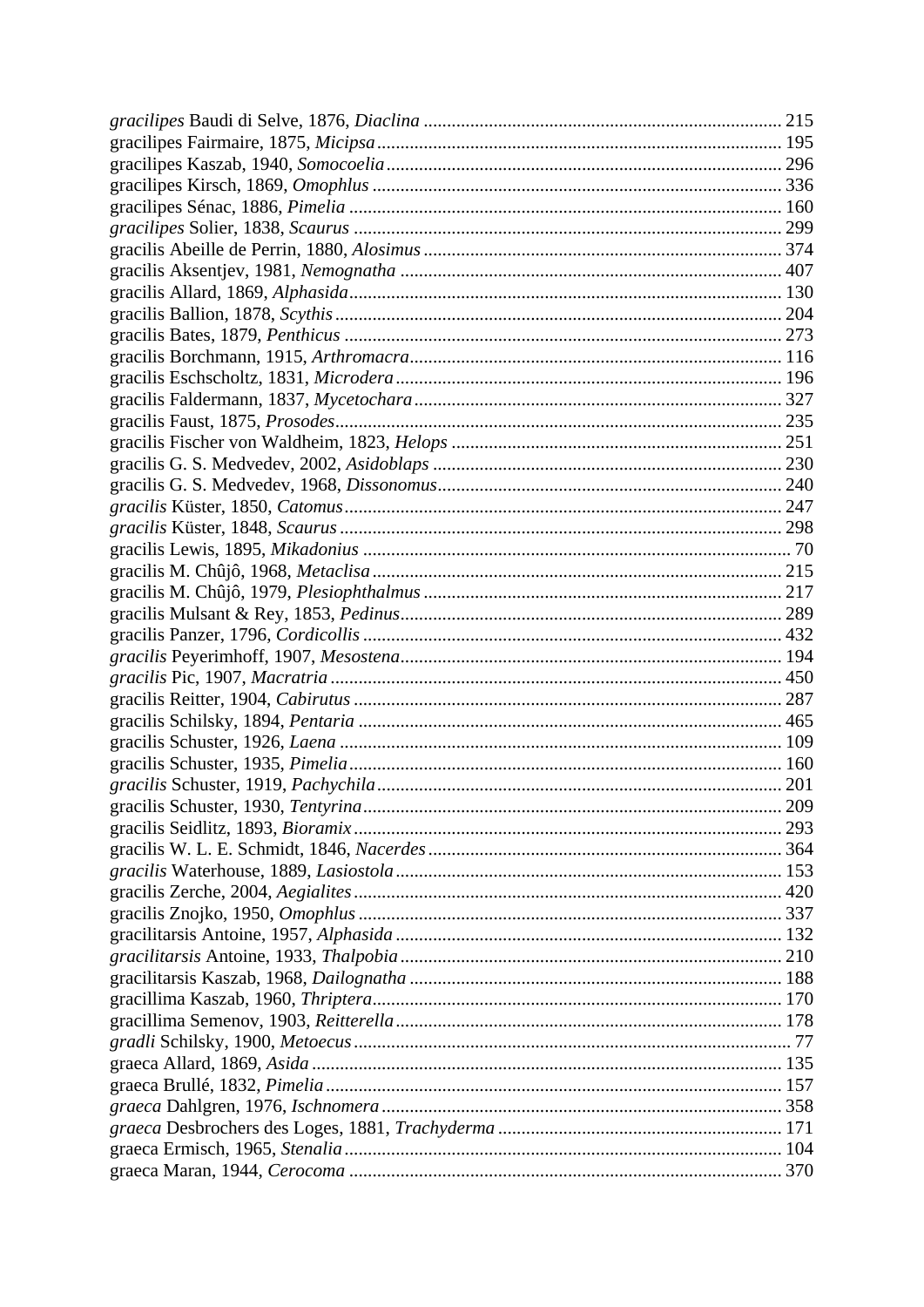*gracilipes* Baudi di Selve, 1876, *Diaclina* ........................................................................... 215
gracilipes Fairmaire, 1875, *Micipsa* ...................................................................................... 195
gracilipes Kaszab, 1940, *Somocoelia* ..................................................................................... 296
gracilipes Kirsch, 1869, *Omophlus* ....................................................................................... 336
gracilipes Sénac, 1886, *Pimelia* ............................................................................................ 160
*gracilipes* Solier, 1838, *Scaurus* ........................................................................................... 299
gracilis Abeille de Perrin, 1880, *Alosimus* ............................................................................. 374
gracilis Aksentjev, 1981, *Nemognatha* ................................................................................... 407
gracilis Allard, 1869, *Alphasida* ............................................................................................ 130
gracilis Ballion, 1878, *Scythis* ............................................................................................... 204
gracilis Bates, 1879, *Penthicus* .............................................................................................. 273
gracilis Borchmann, 1915, *Arthromacra* ................................................................................ 116
gracilis Eschscholtz, 1831, *Microdera* .................................................................................... 196
gracilis Faldermann, 1837, *Mycetochara* ................................................................................ 327
gracilis Faust, 1875, *Prosodes* ............................................................................................... 235
gracilis Fischer von Waldheim, 1823, *Helops* ........................................................................ 251
gracilis G. S. Medvedev, 2002, *Asidoblaps* ............................................................................ 230
gracilis G. S. Medvedev, 1968, *Dissonomus* ........................................................................... 240
*gracilis* Küster, 1850, *Catomus* ............................................................................................. 247
*gracilis* Küster, 1848, *Scaurus* ............................................................................................... 298
gracilis Lewis, 1895, *Mikadonius* ............................................................................................ 70
gracilis M. Chûjô, 1968, *Metaclisa* ........................................................................................ 215
gracilis M. Chûjô, 1979, *Plesiophthalmus* .............................................................................. 217
gracilis Mulsant & Rey, 1853, *Pedinus* ................................................................................... 289
gracilis Panzer, 1796, *Cordicollis* .......................................................................................... 432
*gracilis* Peyerimhoff, 1907, *Mesostena* .................................................................................. 194
*gracilis* Pic, 1907, *Macratria* ................................................................................................. 450
gracilis Reitter, 1904, *Cabirutus* ............................................................................................ 287
gracilis Schilsky, 1894, *Pentaria* ........................................................................................... 465
gracilis Schuster, 1926, *Laena* ............................................................................................... 109
gracilis Schuster, 1935, *Pimelia* ............................................................................................. 160
*gracilis* Schuster, 1919, *Pachychila* ....................................................................................... 201
gracilis Schuster, 1930, *Tentyrina* .......................................................................................... 209
gracilis Seidlitz, 1893, *Bioramix* ............................................................................................ 293
gracilis W. L. E. Schmidt, 1846, *Nacerdes* ............................................................................. 364
*gracilis* Waterhouse, 1889, *Lasiostola* ................................................................................... 153
gracilis Zerche, 2004, *Aegialites* ............................................................................................ 420
gracilis Znojko, 1950, *Omophlus* ........................................................................................... 337
gracilitarsis Antoine, 1957, *Alphasida* .................................................................................... 132
*gracilitarsis* Antoine, 1933, *Thalpobia* ................................................................................... 210
gracilitarsis Kaszab, 1968, *Dailognatha* ................................................................................. 188
gracillima Kaszab, 1960, *Thriptera* ........................................................................................ 170
gracillima Semenov, 1903, *Reitterella* .................................................................................... 178
*gradli* Schilsky, 1900, *Metoecus* .............................................................................................. 77
graeca Allard, 1869, *Asida* ..................................................................................................... 135
graeca Brullé, 1832, *Pimelia* .................................................................................................. 157
*graeca* Dahlgren, 1976, *Ischnomera* ...................................................................................... 358
*graeca* Desbrochers des Loges, 1881, *Trachyderma* ............................................................. 171
graeca Ermisch, 1965, *Stenalia* .............................................................................................. 104
graeca Maran, 1944, *Cerocoma* ............................................................................................. 370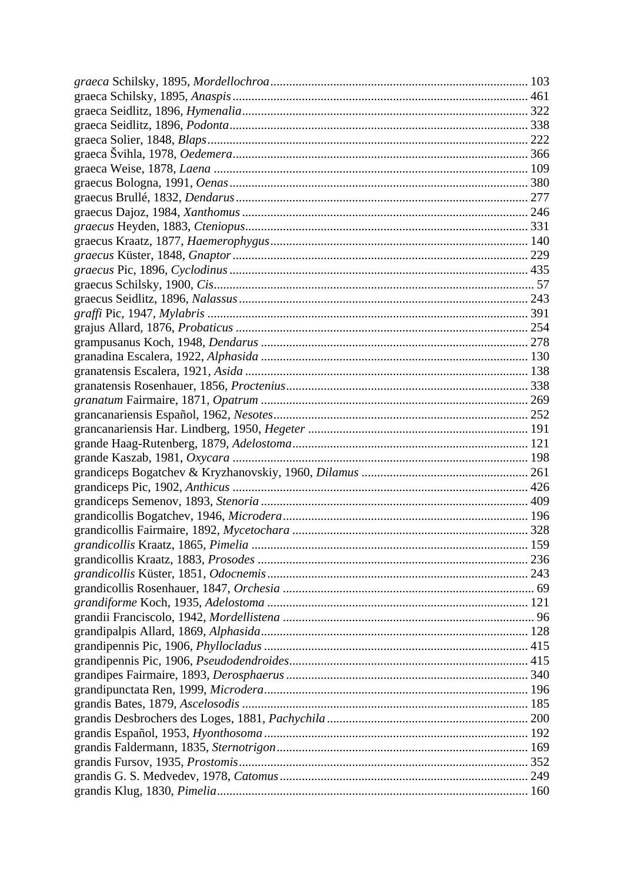*graeca* Schilsky, 1895, *Mordellochroa* ........ 103
graeca Schilsky, 1895, *Anaspis* ........ 461
graeca Seidlitz, 1896, *Hymenalia* ........ 322
graeca Seidlitz, 1896, *Podonta* ........ 338
graeca Solier, 1848, *Blaps* ........ 222
graeca Švihla, 1978, *Oedemera* ........ 366
graeca Weise, 1878, *Laena* ........ 109
graecus Bologna, 1991, *Oenas* ........ 380
graecus Brullé, 1832, *Dendarus* ........ 277
graecus Dajoz, 1984, *Xanthomus* ........ 246
*graecus* Heyden, 1883, *Cteniopus* ........ 331
graecus Kraatz, 1877, *Haemerophygus* ........ 140
*graecus* Küster, 1848, *Gnaptor* ........ 229
*graecus* Pic, 1896, *Cyclodinus* ........ 435
graecus Schilsky, 1900, *Cis* ........ 57
graecus Seidlitz, 1896, *Nalassus* ........ 243
*graffi* Pic, 1947, *Mylabris* ........ 391
grajus Allard, 1876, *Probaticus* ........ 254
grampusanus Koch, 1948, *Dendarus* ........ 278
granadina Escalera, 1922, *Alphasida* ........ 130
granatensis Escalera, 1921, *Asida* ........ 138
granatensis Rosenhauer, 1856, *Proctenius* ........ 338
*granatum* Fairmaire, 1871, *Opatrum* ........ 269
grancanariensis Español, 1962, *Nesotes* ........ 252
grancanariensis Har. Lindberg, 1950, *Hegeter* ........ 191
grande Haag-Rutenberg, 1879, *Adelostoma* ........ 121
grande Kaszab, 1981, *Oxycara* ........ 198
grandiceps Bogatchev & Kryzhanovskiy, 1960, *Dilamus* ........ 261
grandiceps Pic, 1902, *Anthicus* ........ 426
grandiceps Semenov, 1893, *Stenoria* ........ 409
grandicollis Bogatchev, 1946, *Microdera* ........ 196
grandicollis Fairmaire, 1892, *Mycetochara* ........ 328
*grandicollis* Kraatz, 1865, *Pimelia* ........ 159
grandicollis Kraatz, 1883, *Prosodes* ........ 236
*grandicollis* Küster, 1851, *Odocnemis* ........ 243
grandicollis Rosenhauer, 1847, *Orchesia* ........ 69
*grandiforme* Koch, 1935, *Adelostoma* ........ 121
grandii Franciscolo, 1942, *Mordellistena* ........ 96
grandipalpis Allard, 1869, *Alphasida* ........ 128
grandipennis Pic, 1906, *Phyllocladus* ........ 415
grandipennis Pic, 1906, *Pseudodendroides* ........ 415
grandipes Fairmaire, 1893, *Derosphaerus* ........ 340
grandipunctata Ren, 1999, *Microdera* ........ 196
grandis Bates, 1879, *Ascelosodis* ........ 185
grandis Desbrochers des Loges, 1881, *Pachychila* ........ 200
grandis Español, 1953, *Hyonthosoma* ........ 192
grandis Faldermann, 1835, *Sternotrigon* ........ 169
grandis Fursov, 1935, *Prostomis* ........ 352
grandis G. S. Medvedev, 1978, *Catomus* ........ 249
grandis Klug, 1830, *Pimelia* ........ 160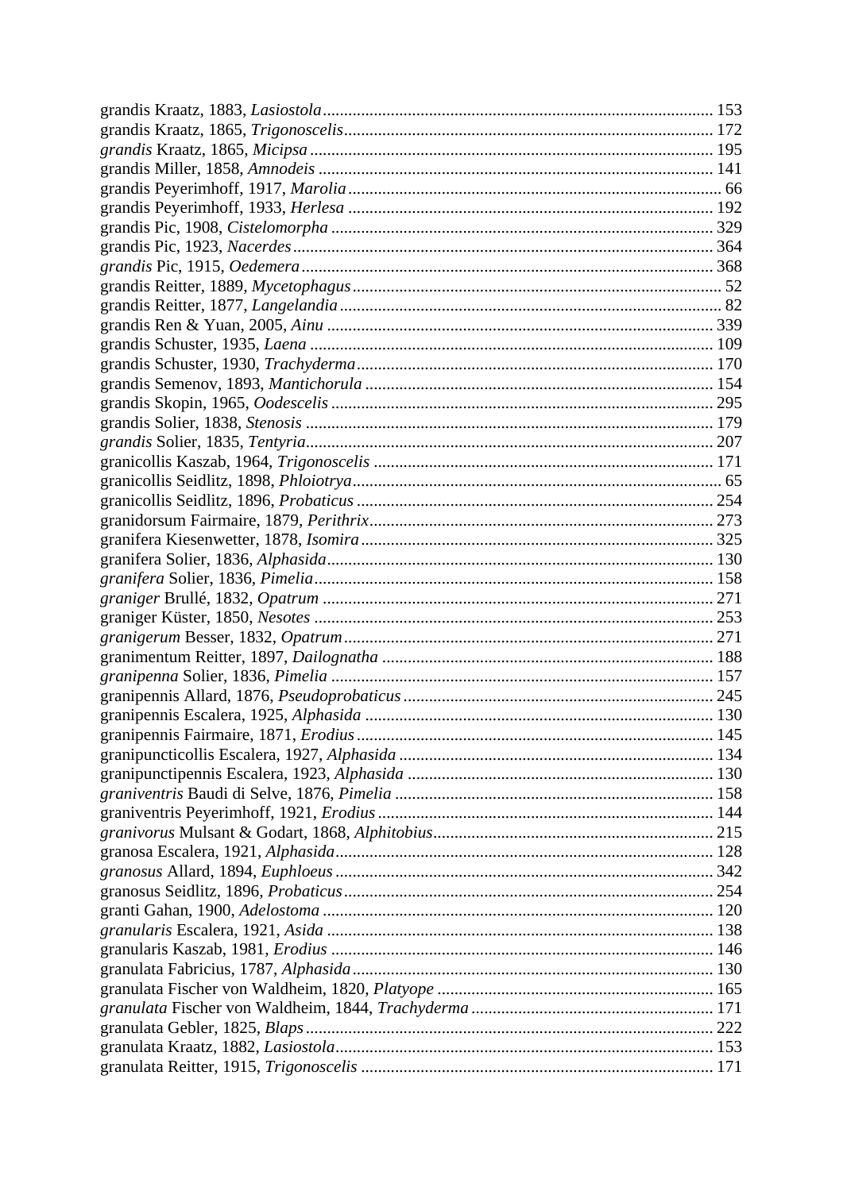grandis Kraatz, 1883, *Lasiostola* .......... 153
grandis Kraatz, 1865, *Trigonoscelis* .......... 172
*grandis* Kraatz, 1865, *Micipsa* .......... 195
grandis Miller, 1858, *Amnodeis* .......... 141
grandis Peyerimhoff, 1917, *Marolia* .......... 66
grandis Peyerimhoff, 1933, *Herlesa* .......... 192
grandis Pic, 1908, *Cistelomorpha* .......... 329
grandis Pic, 1923, *Nacerdes* .......... 364
*grandis* Pic, 1915, *Oedemera* .......... 368
grandis Reitter, 1889, *Mycetophagus* .......... 52
grandis Reitter, 1877, *Langelandia* .......... 82
grandis Ren & Yuan, 2005, *Ainu* .......... 339
grandis Schuster, 1935, *Laena* .......... 109
grandis Schuster, 1930, *Trachyderma* .......... 170
grandis Semenov, 1893, *Mantichorula* .......... 154
grandis Skopin, 1965, *Oodescelis* .......... 295
grandis Solier, 1838, *Stenosis* .......... 179
*grandis* Solier, 1835, *Tentyria* .......... 207
granicollis Kaszab, 1964, *Trigonoscelis* .......... 171
granicollis Seidlitz, 1898, *Phloiotrya* .......... 65
granicollis Seidlitz, 1896, *Probaticus* .......... 254
granidorsum Fairmaire, 1879, *Perithrix* .......... 273
granifera Kiesenwetter, 1878, *Isomira* .......... 325
granifera Solier, 1836, *Alphasida* .......... 130
*granifera* Solier, 1836, *Pimelia* .......... 158
*graniger* Brullé, 1832, *Opatrum* .......... 271
graniger Küster, 1850, *Nesotes* .......... 253
*granigerum* Besser, 1832, *Opatrum* .......... 271
granimentum Reitter, 1897, *Dailognatha* .......... 188
*granipenna* Solier, 1836, *Pimelia* .......... 157
granipennis Allard, 1876, *Pseudoprobaticus* .......... 245
granipennis Escalera, 1925, *Alphasida* .......... 130
granipennis Fairmaire, 1871, *Erodius* .......... 145
granipuncticollis Escalera, 1927, *Alphasida* .......... 134
granipunctipennis Escalera, 1923, *Alphasida* .......... 130
*graniventris* Baudi di Selve, 1876, *Pimelia* .......... 158
graniventris Peyerimhoff, 1921, *Erodius* .......... 144
*granivorus* Mulsant & Godart, 1868, *Alphitobius* .......... 215
granosa Escalera, 1921, *Alphasida* .......... 128
*granosus* Allard, 1894, *Euphloeus* .......... 342
granosus Seidlitz, 1896, *Probaticus* .......... 254
granti Gahan, 1900, *Adelostoma* .......... 120
*granularis* Escalera, 1921, *Asida* .......... 138
granularis Kaszab, 1981, *Erodius* .......... 146
granulata Fabricius, 1787, *Alphasida* .......... 130
granulata Fischer von Waldheim, 1820, *Platyope* .......... 165
*granulata* Fischer von Waldheim, 1844, *Trachyderma* .......... 171
granulata Gebler, 1825, *Blaps* .......... 222
granulata Kraatz, 1882, *Lasiostola* .......... 153
granulata Reitter, 1915, *Trigonoscelis* .......... 171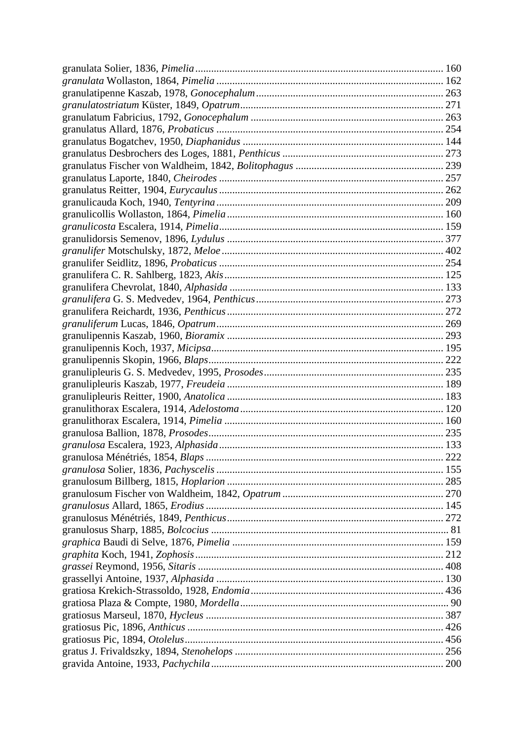granulata Solier, 1836, *Pimelia* ........................................................................................ 160
*granulata* Wollaston, 1864, *Pimelia* ................................................................................ 162
granulatipenne Kaszab, 1978, *Gonocephalum* ..................................................................... 263
*granulatostriatum* Küster, 1849, *Opatrum* ......................................................................... 271
granulatum Fabricius, 1792, *Gonocephalum* ....................................................................... 263
granulatus Allard, 1876, *Probaticus* .................................................................................... 254
granulatus Bogatchev, 1950, *Diaphanidus* ........................................................................... 144
granulatus Desbrochers des Loges, 1881, *Penthicus* ............................................................ 273
granulatus Fischer von Waldheim, 1842, *Bolitophagus* ........................................................ 239
granulatus Laporte, 1840, *Cheirodes* ................................................................................... 257
granulatus Reitter, 1904, *Eurycaulus* ................................................................................... 262
granulicauda Koch, 1940, *Tentyrina* .................................................................................... 209
granulicollis Wollaston, 1864, *Pimelia* ................................................................................ 160
*granulicosta* Escalera, 1914, *Pimelia* ................................................................................... 159
granulidorsis Semenov, 1896, *Lydulus* ................................................................................ 377
*granulifer* Motschulsky, 1872, *Meloe* .................................................................................. 402
granulifer Seidlitz, 1896, *Probaticus* .................................................................................... 254
granulifera C. R. Sahlberg, 1823, *Akis* ................................................................................. 125
granulifera Chevrolat, 1840, *Alphasida* ............................................................................... 133
*granulifera* G. S. Medvedev, 1964, *Penthicus* ..................................................................... 273
granulifera Reichardt, 1936, *Penthicus* ................................................................................ 272
*granuliferum* Lucas, 1846, *Opatrum* .................................................................................... 269
granulipennis Kaszab, 1960, *Bioramix* ................................................................................ 293
granulipennis Koch, 1937, *Micipsa* ...................................................................................... 195
granulipennis Skopin, 1966, *Blaps* ....................................................................................... 222
granulipleuris G. S. Medvedev, 1995, *Prosodes* .................................................................. 235
granulipleuris Kaszab, 1977, *Freudeia* ................................................................................ 189
granulipleuris Reitter, 1900, *Anatolica* ................................................................................ 183
granulithorax Escalera, 1914, *Adelostoma* ........................................................................... 120
granulithorax Escalera, 1914, *Pimelia* ................................................................................. 160
granulosa Ballion, 1878, *Prosodes* ....................................................................................... 235
*granulosa* Escalera, 1923, *Alphasida* ................................................................................... 133
granulosa Ménétriés, 1854, *Blaps* ........................................................................................ 222
*granulosa* Solier, 1836, *Pachyscelis* .................................................................................... 155
granulosum Billberg, 1815, *Hoplarion* ................................................................................. 285
granulosum Fischer von Waldheim, 1842, *Opatrum* ............................................................ 270
*granulosus* Allard, 1865, *Erodius* ........................................................................................ 145
granulosus Ménétriés, 1849, *Penthicus* ................................................................................ 272
granulosus Sharp, 1885, *Bolcocius* ........................................................................................ 81
*graphica* Baudi di Selve, 1876, *Pimelia* ............................................................................... 159
*graphita* Koch, 1941, *Zophosis* ............................................................................................ 212
*grassei* Reymond, 1956, *Sitaris* ........................................................................................... 408
grassellyi Antoine, 1937, *Alphasida* ..................................................................................... 130
gratiosa Krekich-Strassoldo, 1928, *Endomia* ........................................................................ 436
gratiosa Plaza & Compte, 1980, *Mordella* ............................................................................. 90
gratiosus Marseul, 1870, *Hycleus* ........................................................................................ 387
gratiosus Pic, 1896, *Anthicus* ............................................................................................... 426
gratiosus Pic, 1894, *Otolelus* ................................................................................................ 456
gratus J. Frivaldszky, 1894, *Stenohelops* ............................................................................. 256
gravida Antoine, 1933, *Pachychila* ....................................................................................... 200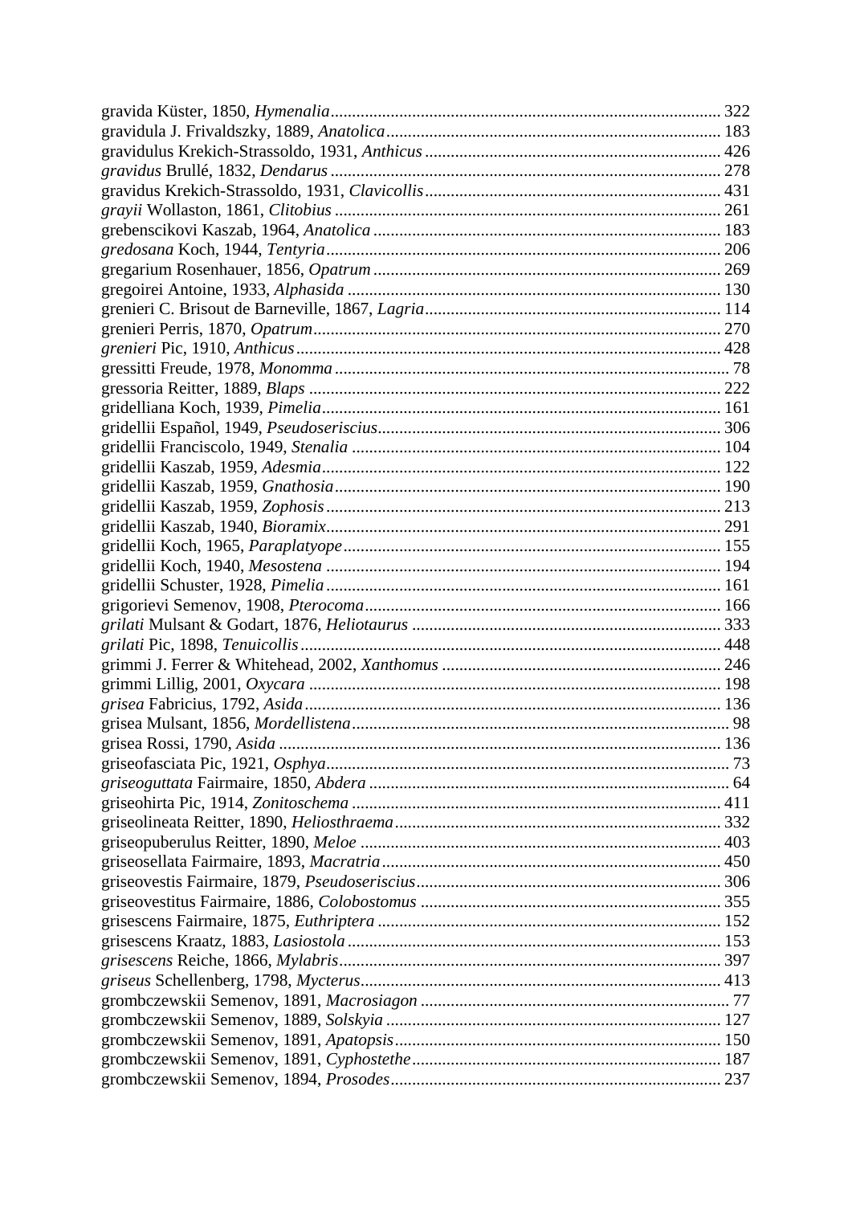gravida Küster, 1850, *Hymenalia* ........................................ 322
gravidula J. Frivaldszky, 1889, *Anatolica* ........................................ 183
gravidulus Krekich-Strassoldo, 1931, *Anthicus* ........................................ 426
*gravidus* Brullé, 1832, *Dendarus* ........................................ 278
gravidus Krekich-Strassoldo, 1931, *Clavicollis* ........................................ 431
*grayii* Wollaston, 1861, *Clitobius* ........................................ 261
grebenscikovi Kaszab, 1964, *Anatolica* ........................................ 183
*gredosana* Koch, 1944, *Tentyria* ........................................ 206
gregarium Rosenhauer, 1856, *Opatrum* ........................................ 269
gregoirei Antoine, 1933, *Alphasida* ........................................ 130
grenieri C. Brisout de Barneville, 1867, *Lagria* ........................................ 114
grenieri Perris, 1870, *Opatrum* ........................................ 270
*grenieri* Pic, 1910, *Anthicus* ........................................ 428
gressitti Freude, 1978, *Monomma* ........................................ 78
gressoria Reitter, 1889, *Blaps* ........................................ 222
gridelliana Koch, 1939, *Pimelia* ........................................ 161
gridellii Español, 1949, *Pseudoseriscius* ........................................ 306
gridellii Franciscolo, 1949, *Stenalia* ........................................ 104
gridellii Kaszab, 1959, *Adesmia* ........................................ 122
gridellii Kaszab, 1959, *Gnathosia* ........................................ 190
gridellii Kaszab, 1959, *Zophosis* ........................................ 213
gridellii Kaszab, 1940, *Bioramix* ........................................ 291
gridellii Koch, 1965, *Paraplatyope* ........................................ 155
gridellii Koch, 1940, *Mesostena* ........................................ 194
gridellii Schuster, 1928, *Pimelia* ........................................ 161
grigorievi Semenov, 1908, *Pterocoma* ........................................ 166
*grilati* Mulsant & Godart, 1876, *Heliotaurus* ........................................ 333
*grilati* Pic, 1898, *Tenuicollis* ........................................ 448
grimmi J. Ferrer & Whitehead, 2002, *Xanthomus* ........................................ 246
grimmi Lillig, 2001, *Oxycara* ........................................ 198
*grisea* Fabricius, 1792, *Asida* ........................................ 136
grisea Mulsant, 1856, *Mordellistena* ........................................ 98
grisea Rossi, 1790, *Asida* ........................................ 136
griseofasciata Pic, 1921, *Osphya* ........................................ 73
*griseoguttata* Fairmaire, 1850, *Abdera* ........................................ 64
griseohirta Pic, 1914, *Zonitoschema* ........................................ 411
griseolineata Reitter, 1890, *Heliosthraema* ........................................ 332
griseopuberulus Reitter, 1890, *Meloe* ........................................ 403
griseosellata Fairmaire, 1893, *Macratria* ........................................ 450
griseovestis Fairmaire, 1879, *Pseudoseriscius* ........................................ 306
griseovestitus Fairmaire, 1886, *Colobostomus* ........................................ 355
grisescens Fairmaire, 1875, *Euthriptera* ........................................ 152
grisescens Kraatz, 1883, *Lasiostola* ........................................ 153
*grisescens* Reiche, 1866, *Mylabris* ........................................ 397
*griseus* Schellenberg, 1798, *Mycterus* ........................................ 413
grombczewskii Semenov, 1891, *Macrosiagon* ........................................ 77
grombczewskii Semenov, 1889, *Solskyia* ........................................ 127
grombczewskii Semenov, 1891, *Apatopsis* ........................................ 150
grombczewskii Semenov, 1891, *Cyphostethe* ........................................ 187
grombczewskii Semenov, 1894, *Prosodes* ........................................ 237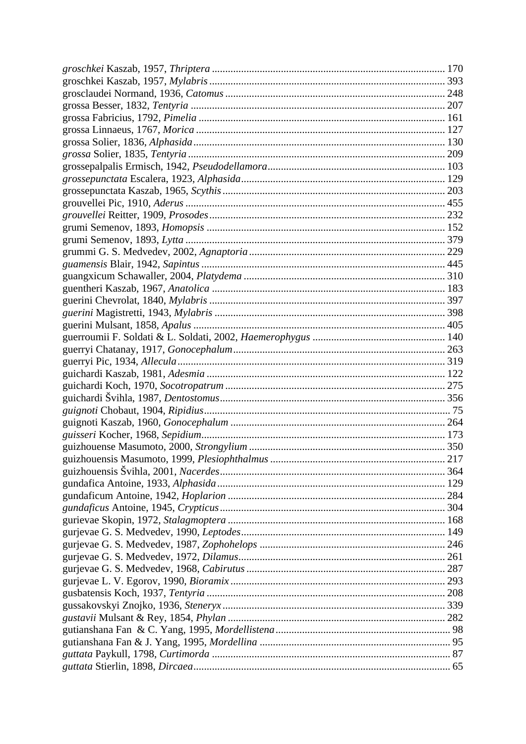*groschkei* Kaszab, 1957, *Thriptera* ........................................ 170
groschkei Kaszab, 1957, *Mylabris* ........................................ 393
grosclaudei Normand, 1936, *Catomus* ........................................ 248
grossa Besser, 1832, *Tentyria* ........................................ 207
grossa Fabricius, 1792, *Pimelia* ........................................ 161
grossa Linnaeus, 1767, *Morica* ........................................ 127
grossa Solier, 1836, *Alphasida* ........................................ 130
*grossa* Solier, 1835, *Tentyria* ........................................ 209
grossepalpalis Ermisch, 1942, *Pseudodellamora* ........................................ 103
*grossepunctata* Escalera, 1923, *Alphasida* ........................................ 129
grossepunctata Kaszab, 1965, *Scythis* ........................................ 203
grouvellei Pic, 1910, *Aderus* ........................................ 455
*grouvellei* Reitter, 1909, *Prosodes* ........................................ 232
grumi Semenov, 1893, *Homopsis* ........................................ 152
grumi Semenov, 1893, *Lytta* ........................................ 379
grummi G. S. Medvedev, 2002, *Agnaptoria* ........................................ 229
*guamensis* Blair, 1942, *Sapintus* ........................................ 445
guangxicum Schawaller, 2004, *Platydema* ........................................ 310
guentheri Kaszab, 1967, *Anatolica* ........................................ 183
guerini Chevrolat, 1840, *Mylabris* ........................................ 397
*guerini* Magistretti, 1943, *Mylabris* ........................................ 398
guerini Mulsant, 1858, *Apalus* ........................................ 405
guerroumii F. Soldati & L. Soldati, 2002, *Haemerophygus* ........................................ 140
guerryi Chatanay, 1917, *Gonocephalum* ........................................ 263
guerryi Pic, 1934, *Allecula* ........................................ 319
guichardi Kaszab, 1981, *Adesmia* ........................................ 122
guichardi Koch, 1970, *Socotropatrum* ........................................ 275
guichardi Švihla, 1987, *Dentostomus* ........................................ 356
*guignoti* Chobaut, 1904, *Ripidius* ........................................ 75
guignoti Kaszab, 1960, *Gonocephalum* ........................................ 264
*guisseri* Kocher, 1968, *Sepidium* ........................................ 173
guizhouense Masumoto, 2000, *Strongylium* ........................................ 350
guizhouensis Masumoto, 1999, *Plesiophthalmus* ........................................ 217
guizhouensis Švihla, 2001, *Nacerdes* ........................................ 364
gundafica Antoine, 1933, *Alphasida* ........................................ 129
gundaficum Antoine, 1942, *Hoplarion* ........................................ 284
*gundaficus* Antoine, 1945, *Crypticus* ........................................ 304
gurievae Skopin, 1972, *Stalagmoptera* ........................................ 168
gurjevae G. S. Medvedev, 1990, *Leptodes* ........................................ 149
gurjevae G. S. Medvedev, 1987, *Zophohelops* ........................................ 246
gurjevae G. S. Medvedev, 1972, *Dilamus* ........................................ 261
gurjevae G. S. Medvedev, 1968, *Cabirutus* ........................................ 287
gurjevae L. V. Egorov, 1990, *Bioramix* ........................................ 293
gusbatensis Koch, 1937, *Tentyria* ........................................ 208
gussakovskyi Znojko, 1936, *Stenerys* ........................................ 339
*gustavii* Mulsant & Rey, 1854, *Phylan* ........................................ 282
gutianshana Fan & C. Yang, 1995, *Mordellistena* ........................................ 98
gutianshana Fan & J. Yang, 1995, *Mordellina* ........................................ 95
*guttata* Paykull, 1798, *Curtimorda* ........................................ 87
*guttata* Stierlin, 1898, *Dircaea* ........................................ 65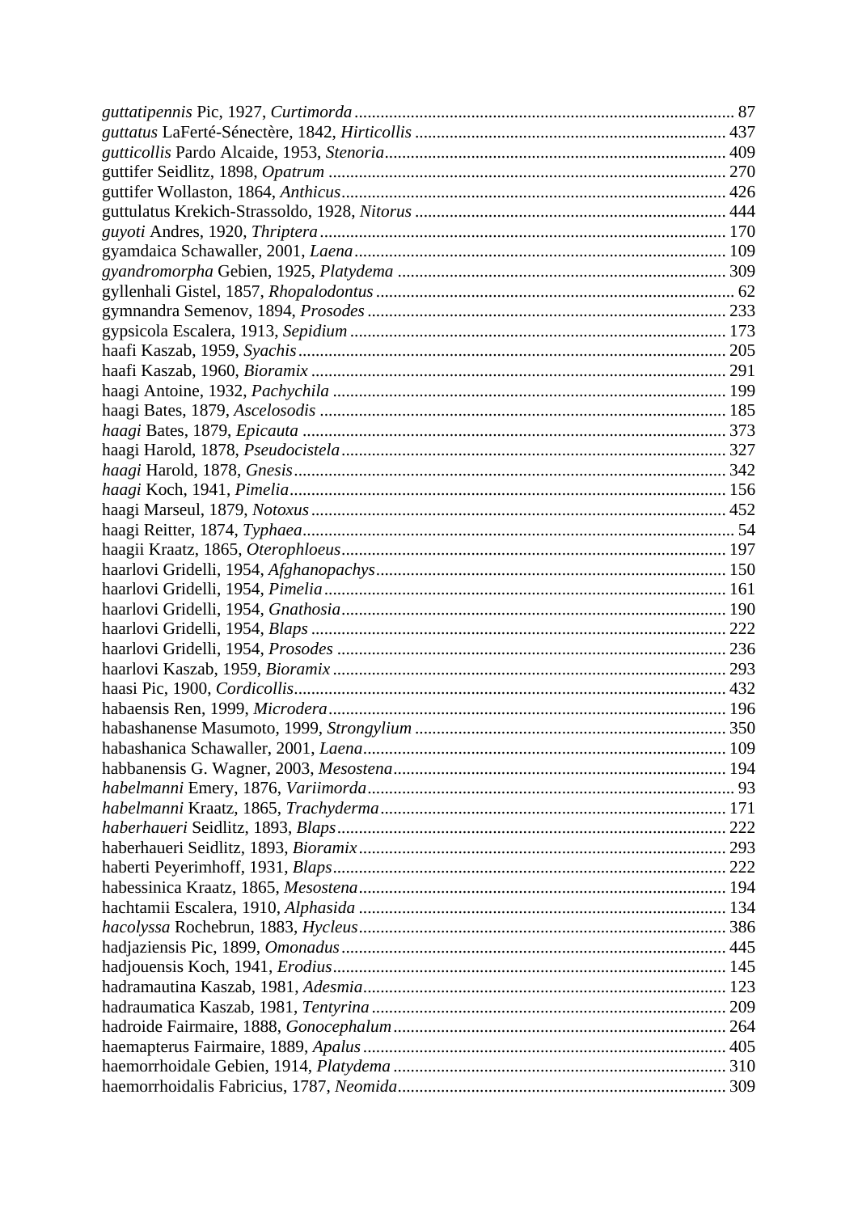*guttatipennis* Pic, 1927, *Curtimorda* ........................................ 87
*guttatus* LaFerté-Sénectère, 1842, *Hirticollis* ........................................ 437
*gutticollis* Pardo Alcaide, 1953, *Stenoria* ........................................ 409
guttifer Seidlitz, 1898, *Opatrum* ........................................ 270
guttifer Wollaston, 1864, *Anthicus* ........................................ 426
guttulatus Krekich-Strassoldo, 1928, *Nitorus* ........................................ 444
*guyoti* Andres, 1920, *Thriptera* ........................................ 170
gyamdaica Schawaller, 2001, *Laena* ........................................ 109
*gyandromorpha* Gebien, 1925, *Platydema* ........................................ 309
gyllenhali Gistel, 1857, *Rhopalodontus* ........................................ 62
gymnandra Semenov, 1894, *Prosodes* ........................................ 233
gypsicola Escalera, 1913, *Sepidium* ........................................ 173
haafi Kaszab, 1959, *Syachis* ........................................ 205
haafi Kaszab, 1960, *Bioramix* ........................................ 291
haagi Antoine, 1932, *Pachychila* ........................................ 199
haagi Bates, 1879, *Ascelosodis* ........................................ 185
*haagi* Bates, 1879, *Epicauta* ........................................ 373
haagi Harold, 1878, *Pseudocistela* ........................................ 327
*haagi* Harold, 1878, *Gnesis* ........................................ 342
*haagi* Koch, 1941, *Pimelia* ........................................ 156
haagi Marseul, 1879, *Notoxus* ........................................ 452
haagi Reitter, 1874, *Typhaea* ........................................ 54
haagii Kraatz, 1865, *Oterophloeus* ........................................ 197
haarlovi Gridelli, 1954, *Afghanopachys* ........................................ 150
haarlovi Gridelli, 1954, *Pimelia* ........................................ 161
haarlovi Gridelli, 1954, *Gnathosia* ........................................ 190
haarlovi Gridelli, 1954, *Blaps* ........................................ 222
haarlovi Gridelli, 1954, *Prosodes* ........................................ 236
haarlovi Kaszab, 1959, *Bioramix* ........................................ 293
haasi Pic, 1900, *Cordicollis* ........................................ 432
habaensis Ren, 1999, *Microdera* ........................................ 196
habashanense Masumoto, 1999, *Strongylium* ........................................ 350
habashanica Schawaller, 2001, *Laena* ........................................ 109
habbanensis G. Wagner, 2003, *Mesostena* ........................................ 194
*habelmanni* Emery, 1876, *Variimorda* ........................................ 93
*habelmanni* Kraatz, 1865, *Trachyderma* ........................................ 171
*haberhaueri* Seidlitz, 1893, *Blaps* ........................................ 222
haberhaueri Seidlitz, 1893, *Bioramix* ........................................ 293
haberti Peyerimhoff, 1931, *Blaps* ........................................ 222
habessinica Kraatz, 1865, *Mesostena* ........................................ 194
hachtamii Escalera, 1910, *Alphasida* ........................................ 134
*hacolyssa* Rochebrun, 1883, *Hycleus* ........................................ 386
hadjaziensis Pic, 1899, *Omonadus* ........................................ 445
hadjouensis Koch, 1941, *Erodius* ........................................ 145
hadramautina Kaszab, 1981, *Adesmia* ........................................ 123
hadraumatica Kaszab, 1981, *Tentyrina* ........................................ 209
hadroide Fairmaire, 1888, *Gonocephalum* ........................................ 264
haemapterus Fairmaire, 1889, *Apalus* ........................................ 405
haemorrhoidale Gebien, 1914, *Platydema* ........................................ 310
haemorrhoidalis Fabricius, 1787, *Neomida* ........................................ 309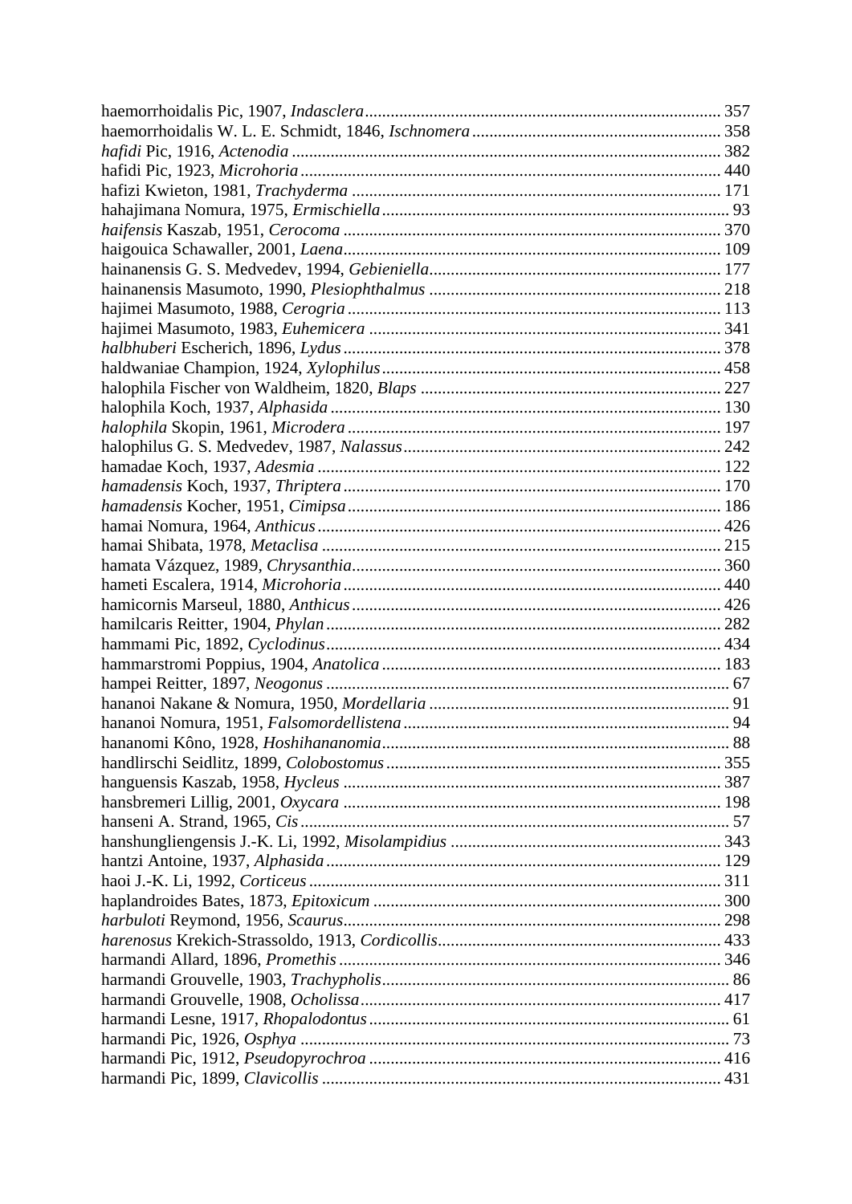haemorrhoidalis Pic, 1907, *Indasclera* .................................................. 357
haemorrhoidalis W. L. E. Schmidt, 1846, *Ischnomera* .................................................. 358
*hafidi* Pic, 1916, *Actenodia* .................................................. 382
hafidi Pic, 1923, *Microhoria* .................................................. 440
hafizi Kwieton, 1981, *Trachyderma* .................................................. 171
hahajimana Nomura, 1975, *Ermischiella* .................................................. 93
*haifensis* Kaszab, 1951, *Cerocoma* .................................................. 370
haigouica Schawaller, 2001, *Laena* .................................................. 109
hainanensis G. S. Medvedev, 1994, *Gebieniella* .................................................. 177
hainanensis Masumoto, 1990, *Plesiophthalmus* .................................................. 218
hajimei Masumoto, 1988, *Cerogria* .................................................. 113
hajimei Masumoto, 1983, *Euhemicera* .................................................. 341
*halbhuberi* Escherich, 1896, *Lydus* .................................................. 378
haldwaniae Champion, 1924, *Xylophilus* .................................................. 458
halophila Fischer von Waldheim, 1820, *Blaps* .................................................. 227
halophila Koch, 1937, *Alphasida* .................................................. 130
*halophila* Skopin, 1961, *Microdera* .................................................. 197
halophilus G. S. Medvedev, 1987, *Nalassus* .................................................. 242
hamadae Koch, 1937, *Adesmia* .................................................. 122
*hamadensis* Koch, 1937, *Thriptera* .................................................. 170
*hamadensis* Kocher, 1951, *Cimipsa* .................................................. 186
hamai Nomura, 1964, *Anthicus* .................................................. 426
hamai Shibata, 1978, *Metaclisa* .................................................. 215
hamata Vázquez, 1989, *Chrysanthia* .................................................. 360
hameti Escalera, 1914, *Microhoria* .................................................. 440
hamicornis Marseul, 1880, *Anthicus* .................................................. 426
hamilcaris Reitter, 1904, *Phylan* .................................................. 282
hammami Pic, 1892, *Cyclodinus* .................................................. 434
hammarstromi Poppius, 1904, *Anatolica* .................................................. 183
hampei Reitter, 1897, *Neogonus* .................................................. 67
hananoi Nakane & Nomura, 1950, *Mordellaria* .................................................. 91
hananoi Nomura, 1951, *Falsomordellistena* .................................................. 94
hananomi Kôno, 1928, *Hoshihananomia* .................................................. 88
handlirschi Seidlitz, 1899, *Colobostomus* .................................................. 355
hanguensis Kaszab, 1958, *Hycleus* .................................................. 387
hansbremeri Lillig, 2001, *Oxycara* .................................................. 198
hanseni A. Strand, 1965, *Cis* .................................................. 57
hanshungliengensis J.-K. Li, 1992, *Misolampidius* .................................................. 343
hantzi Antoine, 1937, *Alphasida* .................................................. 129
haoi J.-K. Li, 1992, *Corticeus* .................................................. 311
haplandroides Bates, 1873, *Epitoxicum* .................................................. 300
*harbuloti* Reymond, 1956, *Scaurus* .................................................. 298
*harenosus* Krekich-Strassoldo, 1913, *Cordicollis* .................................................. 433
harmandi Allard, 1896, *Promethis* .................................................. 346
harmandi Grouvelle, 1903, *Trachypholis* .................................................. 86
harmandi Grouvelle, 1908, *Ocholissa* .................................................. 417
harmandi Lesne, 1917, *Rhopalodontus* .................................................. 61
harmandi Pic, 1926, *Osphya* .................................................. 73
harmandi Pic, 1912, *Pseudopyrochroa* .................................................. 416
harmandi Pic, 1899, *Clavicollis* .................................................. 431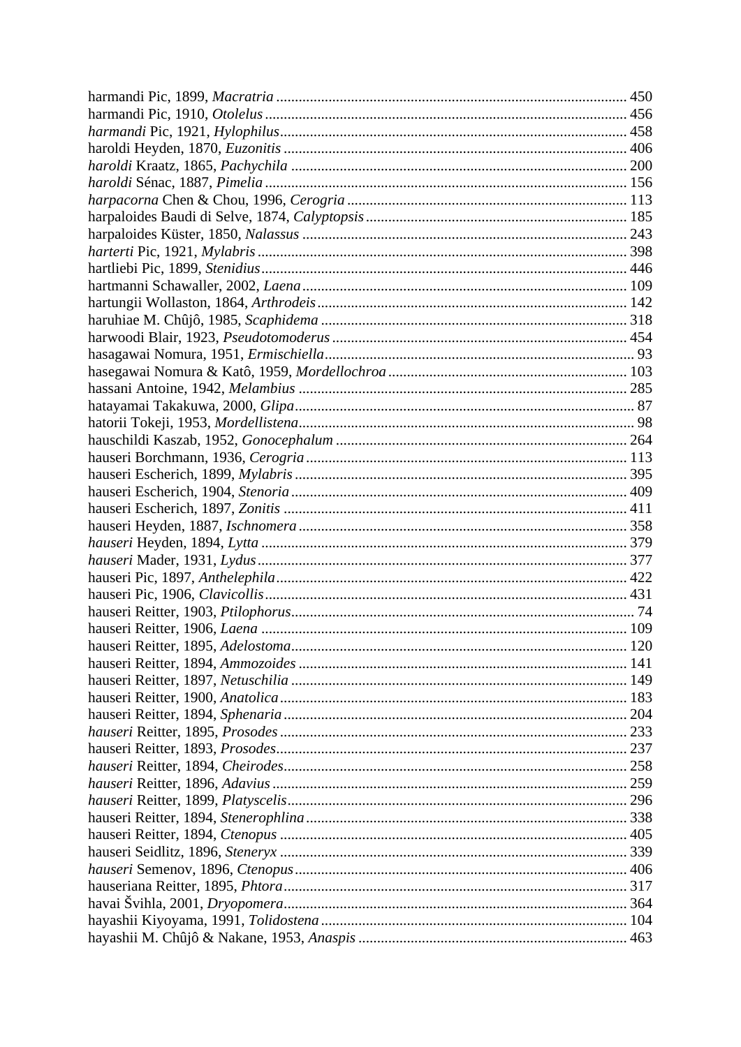harmandi Pic, 1899, *Macratria* ............................................................................. 450
harmandi Pic, 1910, *Otolelus* ................................................................................ 456
*harmandi* Pic, 1921, *Hylophilus*............................................................................ 458
haroldi Heyden, 1870, *Euzonitis* ........................................................................... 406
*haroldi* Kraatz, 1865, *Pachychila* ......................................................................... 200
*haroldi* Sénac, 1887, *Pimelia* ................................................................................ 156
*harpacorna* Chen & Chou, 1996, *Cerogria* ........................................................... 113
harpaloides Baudi di Selve, 1874, *Calyptopsis* ..................................................... 185
harpaloides Küster, 1850, *Nalassus* ...................................................................... 243
*harterti* Pic, 1921, *Mylabris* .................................................................................. 398
hartliebi Pic, 1899, *Stenidius* ................................................................................. 446
hartmanni Schawaller, 2002, *Laena* ...................................................................... 109
hartungii Wollaston, 1864, *Arthrodeis* .................................................................. 142
haruhiae M. Chûjô, 1985, *Scaphidema* ................................................................. 318
harwoodi Blair, 1923, *Pseudotomoderus* ............................................................... 454
hasagawai Nomura, 1951, *Ermischiella* .................................................................. 93
hasegawai Nomura & Katô, 1959, *Mordellochroa* ................................................ 103
hassani Antoine, 1942, *Melambius* ....................................................................... 285
hatayamai Takakuwa, 2000, *Glipa* .......................................................................... 87
hatorii Tokeji, 1953, *Mordellistena* ......................................................................... 98
hauschildi Kaszab, 1952, *Gonocephalum* ............................................................. 264
hauseri Borchmann, 1936, *Cerogria* ..................................................................... 113
hauseri Escherich, 1899, *Mylabris* ........................................................................ 395
hauseri Escherich, 1904, *Stenoria* ......................................................................... 409
hauseri Escherich, 1897, *Zonitis* ........................................................................... 411
hauseri Heyden, 1887, *Ischnomera* ....................................................................... 358
*hauseri* Heyden, 1894, *Lytta* ................................................................................. 379
*hauseri* Mader, 1931, *Lydus* .................................................................................. 377
hauseri Pic, 1897, *Anthelephila* ............................................................................. 422
hauseri Pic, 1906, *Clavicollis* ................................................................................ 431
hauseri Reitter, 1903, *Ptilophorus* ........................................................................... 74
hauseri Reitter, 1906, *Laena* ................................................................................. 109
hauseri Reitter, 1895, *Adelostoma* ........................................................................ 120
hauseri Reitter, 1894, *Ammozoides* ....................................................................... 141
hauseri Reitter, 1897, *Netuschilia* ......................................................................... 149
hauseri Reitter, 1900, *Anatolica* ............................................................................ 183
hauseri Reitter, 1894, *Sphenaria* ........................................................................... 204
*hauseri* Reitter, 1895, *Prosodes* ............................................................................ 233
hauseri Reitter, 1893, *Prosodes* ............................................................................. 237
*hauseri* Reitter, 1894, *Cheirodes* ........................................................................... 258
*hauseri* Reitter, 1896, *Adavius* .............................................................................. 259
*hauseri* Reitter, 1899, *Platyscelis* .......................................................................... 296
hauseri Reitter, 1894, *Stenerophlina* ..................................................................... 338
hauseri Reitter, 1894, *Ctenopus* ............................................................................ 405
hauseri Seidlitz, 1896, *Steneryx* ............................................................................ 339
*hauseri* Semenov, 1896, *Ctenopus* ........................................................................ 406
hauseriana Reitter, 1895, *Phtora* ........................................................................... 317
havai Švihla, 2001, *Dryopomera* ........................................................................... 364
hayashii Kiyoyama, 1991, *Tolidostena* ................................................................. 104
hayashii M. Chûjô & Nakane, 1953, *Anaspis* ....................................................... 463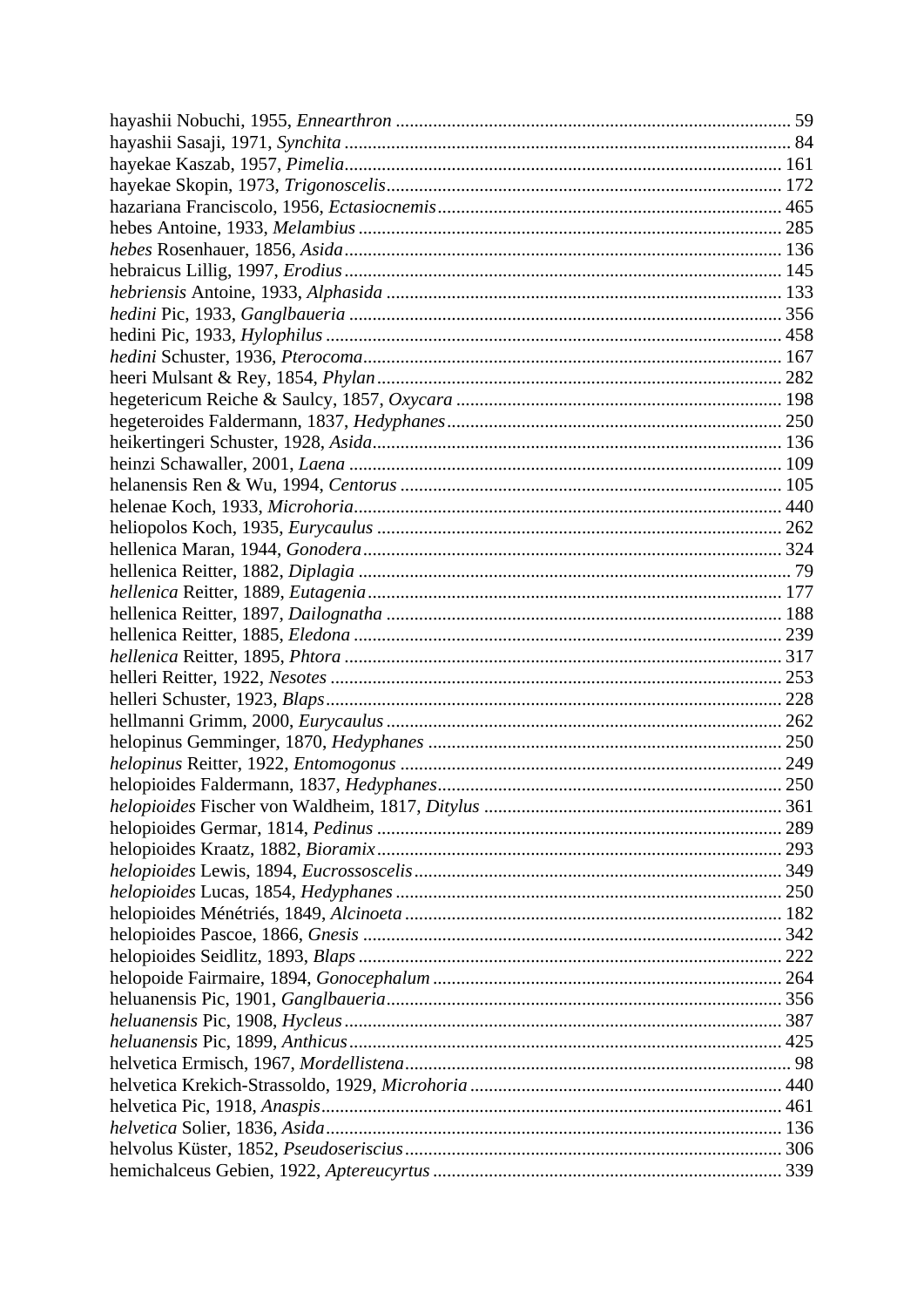hayashii Nobuchi, 1955, *Ennearthron* .................................................................................... 59
hayashii Sasaji, 1971, *Synchita* ............................................................................................... 84
hayekae Kaszab, 1957, *Pimelia*............................................................................................. 161
hayekae Skopin, 1973, *Trigonoscelis*.................................................................................... 172
hazariana Franciscolo, 1956, *Ectasiocnemis*.......................................................................... 465
hebes Antoine, 1933, *Melambius* ........................................................................................... 285
*hebes* Rosenhauer, 1856, *Asida*............................................................................................. 136
hebraicus Lillig, 1997, *Erodius*............................................................................................. 145
*hebriensis* Antoine, 1933, *Alphasida* .................................................................................... 133
*hedini* Pic, 1933, *Ganglbaueria* ............................................................................................ 356
hedini Pic, 1933, *Hylophilus* ................................................................................................. 458
*hedini* Schuster, 1936, *Pterocoma*......................................................................................... 167
heeri Mulsant & Rey, 1854, *Phylan*...................................................................................... 282
hegetericum Reiche & Saulcy, 1857, *Oxycara* ...................................................................... 198
hegeteroides Faldermann, 1837, *Hedyphanes*........................................................................ 250
heikertingeri Schuster, 1928, *Asida*....................................................................................... 136
heinzi Schawaller, 2001, *Laena* ............................................................................................ 109
helanensis Ren & Wu, 1994, *Centorus* ................................................................................. 105
helenae Koch, 1933, *Microhoria*............................................................................................ 440
heliopolos Koch, 1935, *Eurycaulus* ...................................................................................... 262
hellenica Maran, 1944, *Gonodera*......................................................................................... 324
hellenica Reitter, 1882, *Diplagia* ............................................................................................ 79
*hellenica* Reitter, 1889, *Eutagenia*........................................................................................ 177
hellenica Reitter, 1897, *Dailognatha* .................................................................................... 188
hellenica Reitter, 1885, *Eledona* ........................................................................................... 239
*hellenica* Reitter, 1895, *Phtora* ............................................................................................. 317
helleri Reitter, 1922, *Nesotes* ................................................................................................ 253
helleri Schuster, 1923, *Blaps*................................................................................................. 228
hellmanni Grimm, 2000, *Eurycaulus* .................................................................................... 262
helopinus Gemminger, 1870, *Hedyphanes* ........................................................................... 250
*helopinus* Reitter, 1922, *Entomogonus* ................................................................................. 249
helopioides Faldermann, 1837, *Hedyphanes*......................................................................... 250
*helopioides* Fischer von Waldheim, 1817, *Ditylus* ............................................................... 361
helopioides Germar, 1814, *Pedinus* ...................................................................................... 289
helopioides Kraatz, 1882, *Bioramix*...................................................................................... 293
*helopioides* Lewis, 1894, *Eucrossoscelis*.............................................................................. 349
*helopioides* Lucas, 1854, *Hedyphanes* .................................................................................. 250
helopioides Ménétriés, 1849, *Alcinoeta* ................................................................................ 182
helopioides Pascoe, 1866, *Gnesis* .......................................................................................... 342
helopioides Seidlitz, 1893, *Blaps* .......................................................................................... 222
helopoide Fairmaire, 1894, *Gonocephalum* .......................................................................... 264
heluanensis Pic, 1901, *Ganglbaueria*.................................................................................... 356
*heluanensis* Pic, 1908, *Hycleus*............................................................................................. 387
*heluanensis* Pic, 1899, *Anthicus*............................................................................................ 425
helvetica Ermisch, 1967, *Mordellistena*................................................................................... 98
helvetica Krekich-Strassoldo, 1929, *Microhoria* .................................................................. 440
helvetica Pic, 1918, *Anaspis*.................................................................................................. 461
*helvetica* Solier, 1836, *Asida*................................................................................................. 136
helvolus Küster, 1852, *Pseudoseriscius*................................................................................ 306
hemichalceus Gebien, 1922, *Aptereucyrtus* .......................................................................... 339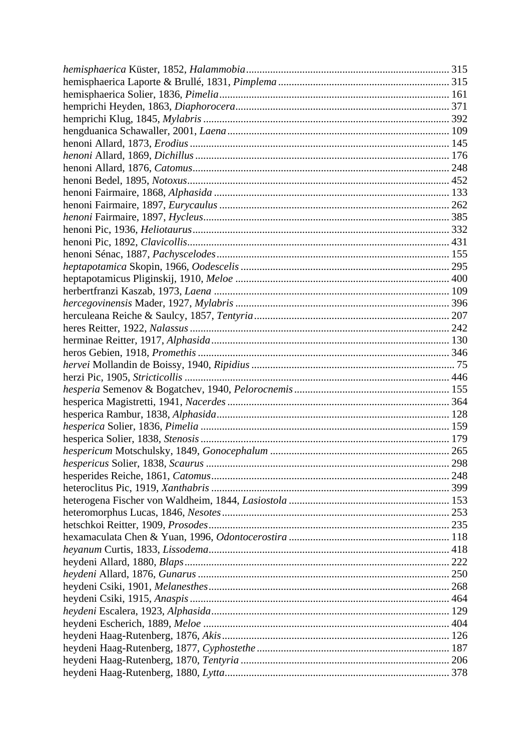*hemisphaerica* Küster, 1852, *Halammobia* ............................................................................ 315
hemisphaerica Laporte & Brullé, 1831, *Pimplema* ............................................................... 315
hemisphaerica Solier, 1836, *Pimelia* ...................................................................................... 161
hemprichi Heyden, 1863, *Diaphorocera* ................................................................................ 371
hemprichi Klug, 1845, *Mylabris* ............................................................................................ 392
hengduanica Schawaller, 2001, *Laena* ................................................................................... 109
henoni Allard, 1873, *Erodius* ................................................................................................. 145
*henoni* Allard, 1869, *Dichillus* .............................................................................................. 176
henoni Allard, 1876, *Catomus* ................................................................................................ 248
henoni Bedel, 1895, *Notoxus* .................................................................................................. 452
henoni Fairmaire, 1868, *Alphasida* ........................................................................................ 133
henoni Fairmaire, 1897, *Eurycaulus* ...................................................................................... 262
*henoni* Fairmaire, 1897, *Hycleus* ........................................................................................... 385
henoni Pic, 1936, *Heliotaurus* ................................................................................................. 332
henoni Pic, 1892, *Clavicollis* ................................................................................................... 431
henoni Sénac, 1887, *Pachyscelodes* ........................................................................................ 155
*heptapotamica* Skopin, 1966, *Oodescelis* ............................................................................... 295
heptapotamicus Pliginskij, 1910, *Meloe* ................................................................................ 400
herbertfranzi Kaszab, 1973, *Laena* ........................................................................................ 109
*hercegovinensis* Mader, 1927, *Mylabris* ................................................................................ 396
herculeana Reiche & Saulcy, 1857, *Tentyria* ......................................................................... 207
heres Reitter, 1922, *Nalassus* ................................................................................................. 242
herminae Reitter, 1917, *Alphasida* ......................................................................................... 130
heros Gebien, 1918, *Promethis* ............................................................................................... 346
*hervei* Mollandin de Boissy, 1940, *Ripidius* ............................................................................ 75
herzi Pic, 1905, *Stricticollis* ................................................................................................... 446
*hesperia* Semenov & Bogatchev, 1940, *Pelorocnemis* ........................................................... 155
hesperica Magistretti, 1941, *Nacerdes* ................................................................................... 364
hesperica Rambur, 1838, *Alphasida* ....................................................................................... 128
*hesperica* Solier, 1836, *Pimelia* ............................................................................................ 159
hesperica Solier, 1838, *Stenosis* ............................................................................................. 179
*hespericum* Motschulsky, 1849, *Gonocephalum* .................................................................... 265
*hespericus* Solier, 1838, *Scaurus* ........................................................................................... 298
hesperides Reiche, 1861, *Catomus* ......................................................................................... 248
heteroclitus Pic, 1919, *Xanthabris* ......................................................................................... 399
heterogena Fischer von Waldheim, 1844, *Lasiostola* ............................................................ 153
heteromorphus Lucas, 1846, *Nesotes* ..................................................................................... 253
hetschkoi Reitter, 1909, *Prosodes* .......................................................................................... 235
hexamaculata Chen & Yuan, 1996, *Odontocerostira* ............................................................. 118
*heyanum* Curtis, 1833, *Lissodema* .......................................................................................... 418
heydeni Allard, 1880, *Blaps* ................................................................................................... 222
*heydeni* Allard, 1876, *Gunarus* .............................................................................................. 250
heydeni Csiki, 1901, *Melanesthes* ........................................................................................... 268
heydeni Csiki, 1915, *Anaspis* ................................................................................................. 464
*heydeni* Escalera, 1923, *Alphasida* ......................................................................................... 129
heydeni Escherich, 1889, *Meloe* ............................................................................................. 404
heydeni Haag-Rutenberg, 1876, *Akis* ..................................................................................... 126
heydeni Haag-Rutenberg, 1877, *Cyphostethe* ......................................................................... 187
heydeni Haag-Rutenberg, 1870, *Tentyria* .............................................................................. 206
heydeni Haag-Rutenberg, 1880, *Lytta* .................................................................................... 378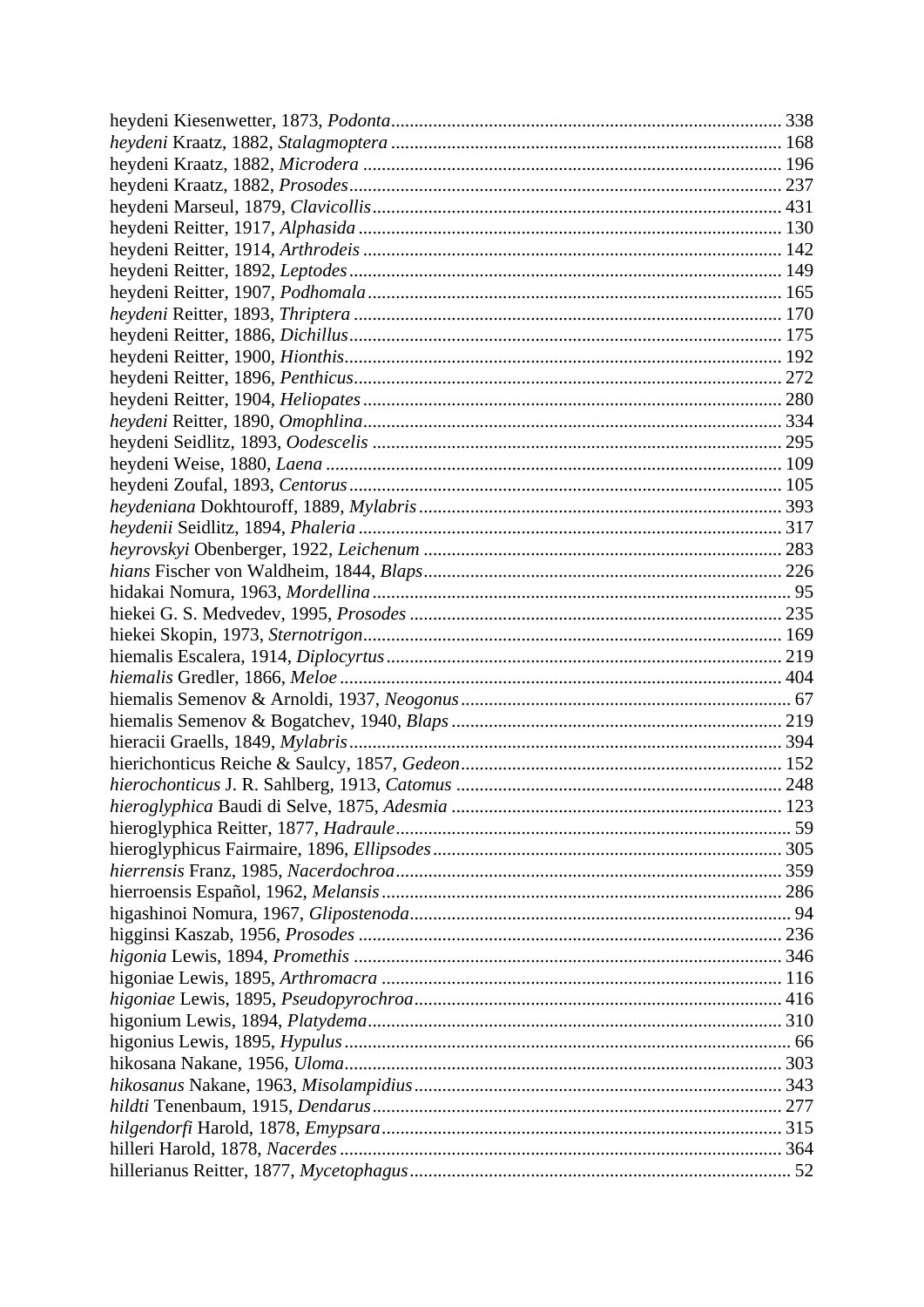heydeni Kiesenwetter, 1873, *Podonta* ................................................ 338
*heydeni* Kraatz, 1882, *Stalagmoptera* ................................................ 168
heydeni Kraatz, 1882, *Microdera* ................................................ 196
heydeni Kraatz, 1882, *Prosodes* ................................................ 237
heydeni Marseul, 1879, *Clavicollis* ................................................ 431
heydeni Reitter, 1917, *Alphasida* ................................................ 130
heydeni Reitter, 1914, *Arthrodeis* ................................................ 142
heydeni Reitter, 1892, *Leptodes* ................................................ 149
heydeni Reitter, 1907, *Podhomala* ................................................ 165
*heydeni* Reitter, 1893, *Thriptera* ................................................ 170
heydeni Reitter, 1886, *Dichillus* ................................................ 175
heydeni Reitter, 1900, *Hionthis* ................................................ 192
heydeni Reitter, 1896, *Penthicus* ................................................ 272
heydeni Reitter, 1904, *Heliopates* ................................................ 280
*heydeni* Reitter, 1890, *Omophlina* ................................................ 334
heydeni Seidlitz, 1893, *Oodescelis* ................................................ 295
heydeni Weise, 1880, *Laena* ................................................ 109
heydeni Zoufal, 1893, *Centorus* ................................................ 105
*heydeniana* Dokhtouroff, 1889, *Mylabris* ................................................ 393
*heydenii* Seidlitz, 1894, *Phaleria* ................................................ 317
*heyrovskyi* Obenberger, 1922, *Leichenum* ................................................ 283
*hians* Fischer von Waldheim, 1844, *Blaps* ................................................ 226
hidakai Nomura, 1963, *Mordellina* ................................................ 95
hiekei G. S. Medvedev, 1995, *Prosodes* ................................................ 235
hiekei Skopin, 1973, *Sternotrigon* ................................................ 169
hiemalis Escalera, 1914, *Diplocyrtus* ................................................ 219
*hiemalis* Gredler, 1866, *Meloe* ................................................ 404
hiemalis Semenov & Arnoldi, 1937, *Neogonus* ................................................ 67
hiemalis Semenov & Bogatchev, 1940, *Blaps* ................................................ 219
hieracii Graells, 1849, *Mylabris* ................................................ 394
hierichonticus Reiche & Saulcy, 1857, *Gedeon* ................................................ 152
*hierochonticus* J. R. Sahlberg, 1913, *Catomus* ................................................ 248
*hieroglyphica* Baudi di Selve, 1875, *Adesmia* ................................................ 123
hieroglyphica Reitter, 1877, *Hadraule* ................................................ 59
hieroglyphicus Fairmaire, 1896, *Ellipsodes* ................................................ 305
*hierrensis* Franz, 1985, *Nacerdochroa* ................................................ 359
hierroensis Español, 1962, *Melansis* ................................................ 286
higashinoi Nomura, 1967, *Glipostenoda* ................................................ 94
higginsi Kaszab, 1956, *Prosodes* ................................................ 236
*higonia* Lewis, 1894, *Promethis* ................................................ 346
higoniae Lewis, 1895, *Arthromacra* ................................................ 116
*higoniae* Lewis, 1895, *Pseudopyrochroa* ................................................ 416
higonium Lewis, 1894, *Platydema* ................................................ 310
higonius Lewis, 1895, *Hypulus* ................................................ 66
hikosana Nakane, 1956, *Uloma* ................................................ 303
*hikosanus* Nakane, 1963, *Misolampidius* ................................................ 343
*hildti* Tenenbaum, 1915, *Dendarus* ................................................ 277
*hilgendorfi* Harold, 1878, *Emypsara* ................................................ 315
hilleri Harold, 1878, *Nacerdes* ................................................ 364
hillerianus Reitter, 1877, *Mycetophagus* ................................................ 52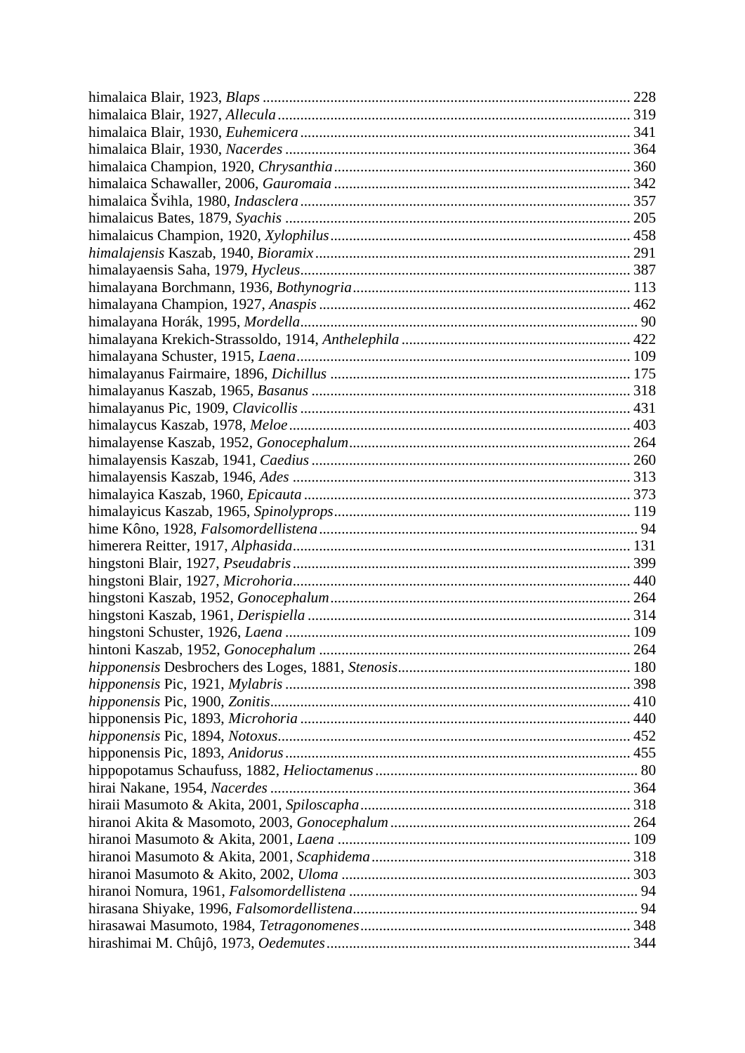himalaica Blair, 1923, *Blaps* ........................................................................................ 228
himalaica Blair, 1927, *Allecula* ..................................................................................... 319
himalaica Blair, 1930, *Euhemicera* ................................................................................ 341
himalaica Blair, 1930, *Nacerdes* ................................................................................... 364
himalaica Champion, 1920, *Chrysanthia* ....................................................................... 360
himalaica Schawaller, 2006, *Gauromaia* ....................................................................... 342
himalaica Švihla, 1980, *Indasclera* ................................................................................ 357
himalaicus Bates, 1879, *Syachis* ................................................................................... 205
himalaicus Champion, 1920, *Xylophilus* ......................................................................... 458
*himalajensis* Kaszab, 1940, *Bioramix* ........................................................................... 291
himalayaensis Saha, 1979, *Hycleus* ................................................................................ 387
himalayana Borchmann, 1936, *Bothynogria* .................................................................... 113
himalayana Champion, 1927, *Anaspis* ............................................................................ 462
himalayana Horák, 1995, *Mordella* ................................................................................... 90
himalayana Krekich-Strassoldo, 1914, *Anthelephila* ....................................................... 422
himalayana Schuster, 1915, *Laena* ................................................................................. 109
himalayanus Fairmaire, 1896, *Dichillus* .......................................................................... 175
himalayanus Kaszab, 1965, *Basanus* .............................................................................. 318
himalayanus Pic, 1909, *Clavicollis* ................................................................................. 431
himalaycus Kaszab, 1978, *Meloe* .................................................................................... 403
himalayense Kaszab, 1952, *Gonocephalum* .................................................................... 264
himalayensis Kaszab, 1941, *Caedius* .............................................................................. 260
himalayensis Kaszab, 1946, *Ades* ................................................................................... 313
himalayica Kaszab, 1960, *Epicauta* ................................................................................ 373
himalayicus Kaszab, 1965, *Spinolyprops* ........................................................................ 119
hime Kôno, 1928, *Falsomordellistena* ............................................................................... 94
himerera Reitter, 1917, *Alphasida* ................................................................................... 131
hingstoni Blair, 1927, *Pseudabris* ................................................................................... 399
hingstoni Blair, 1927, *Microhoria* .................................................................................... 440
hingstoni Kaszab, 1952, *Gonocephalum* .......................................................................... 264
hingstoni Kaszab, 1961, *Derispiella* ................................................................................ 314
hingstoni Schuster, 1926, *Laena* ..................................................................................... 109
hintoni Kaszab, 1952, *Gonocephalum* ............................................................................. 264
*hipponensis* Desbrochers des Loges, 1881, *Stenosis* ..................................................... 180
*hipponensis* Pic, 1921, *Mylabris* ..................................................................................... 398
*hipponensis* Pic, 1900, *Zonitis* ........................................................................................ 410
hipponensis Pic, 1893, *Microhoria* ................................................................................... 440
*hipponensis* Pic, 1894, *Notoxus* ...................................................................................... 452
hipponensis Pic, 1893, *Anidorus* ..................................................................................... 455
hippopotamus Schaufuss, 1882, *Helioctamenus* ................................................................ 80
hirai Nakane, 1954, *Nacerdes* .......................................................................................... 364
hiraii Masumoto & Akita, 2001, *Spiloscapha* .................................................................. 318
hiranoi Akita & Masomoto, 2003, *Gonocephalum* ........................................................... 264
hiranoi Masumoto & Akita, 2001, *Laena* ......................................................................... 109
hiranoi Masumoto & Akita, 2001, *Scaphidema* ................................................................ 318
hiranoi Masumoto & Akito, 2002, *Uloma* ........................................................................ 303
hiranoi Nomura, 1961, *Falsomordellistena* ........................................................................ 94
hirasana Shiyake, 1996, *Falsomordellistena* ...................................................................... 94
hirasawai Masumoto, 1984, *Tetragonomenes* ................................................................... 348
hirashimai M. Chûjô, 1973, *Oedemutes* ........................................................................... 344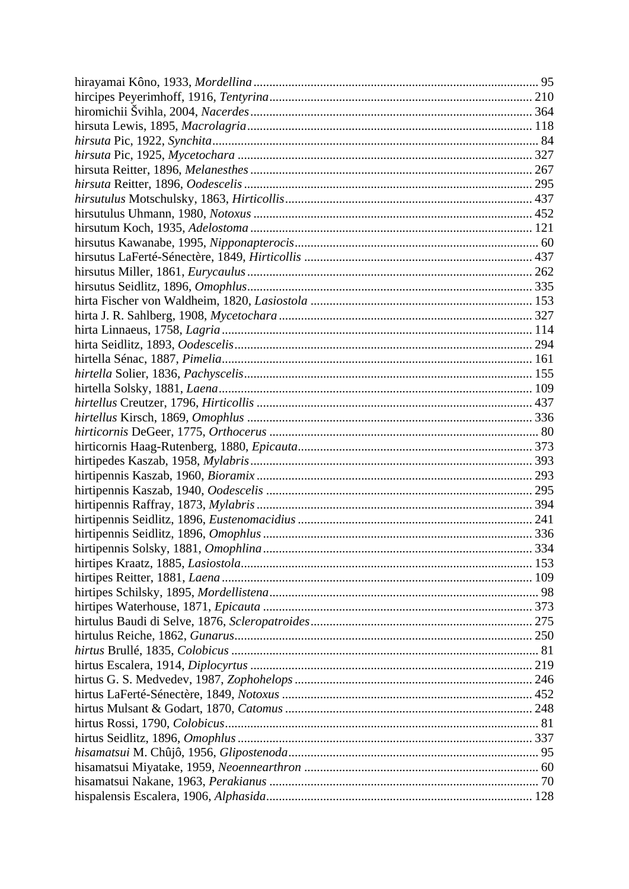hirayamai Kôno, 1933, *Mordellina* ........................................................................................ 95
hircipes Peyerimhoff, 1916, *Tentyrina* ................................................................................. 210
hiromichii Švihla, 2004, *Nacerdes* ....................................................................................... 364
hirsuta Lewis, 1895, *Macrolagria* ......................................................................................... 118
*hirsuta* Pic, 1922, *Synchita* .................................................................................................... 84
*hirsuta* Pic, 1925, *Mycetochara* ........................................................................................... 327
hirsuta Reitter, 1896, *Melanesthes* ....................................................................................... 267
*hirsuta* Reitter, 1896, *Oodescelis* ......................................................................................... 295
*hirsutulus* Motschulsky, 1863, *Hirticollis* ............................................................................. 437
hirsutulus Uhmann, 1980, *Notoxus* ....................................................................................... 452
hirsutum Koch, 1935, *Adelostoma* ........................................................................................ 121
hirsutus Kawanabe, 1995, *Nipponapterocis* ............................................................................ 60
hirsutus LaFerté-Sénectère, 1849, *Hirticollis* ....................................................................... 437
hirsutus Miller, 1861, *Eurycaulus* ......................................................................................... 262
hirsutus Seidlitz, 1896, *Omophlus* ......................................................................................... 335
hirta Fischer von Waldheim, 1820, *Lasiostola* ..................................................................... 153
hirta J. R. Sahlberg, 1908, *Mycetochara* ............................................................................... 327
hirta Linnaeus, 1758, *Lagria* ................................................................................................. 114
hirta Seidlitz, 1893, *Oodescelis* ............................................................................................. 294
hirtella Sénac, 1887, *Pimelia* ................................................................................................. 161
*hirtella* Solier, 1836, *Pachyscelis* .......................................................................................... 155
hirtella Solsky, 1881, *Laena* .................................................................................................. 109
*hirtellus* Creutzer, 1796, *Hirticollis* ....................................................................................... 437
*hirtellus* Kirsch, 1869, *Omophlus* ......................................................................................... 336
*hirticornis* DeGeer, 1775, *Orthocerus* ...................................................................................... 80
hirticornis Haag-Rutenberg, 1880, *Epicauta* ......................................................................... 373
hirtipedes Kaszab, 1958, *Mylabris* ........................................................................................ 393
hirtipennis Kaszab, 1960, *Bioramix* ...................................................................................... 293
hirtipennis Kaszab, 1940, *Oodescelis* ................................................................................... 295
hirtipennis Raffray, 1873, *Mylabris* ...................................................................................... 394
hirtipennis Seidlitz, 1896, *Eustenomacidius* ......................................................................... 241
hirtipennis Seidlitz, 1896, *Omophlus* .................................................................................... 336
hirtipennis Solsky, 1881, *Omophlina* .................................................................................... 334
hirtipes Kraatz, 1885, *Lasiostola* ........................................................................................... 153
hirtipes Reitter, 1881, *Laena* ................................................................................................. 109
hirtipes Schilsky, 1895, *Mordellistena* ..................................................................................... 98
hirtipes Waterhouse, 1871, *Epicauta* .................................................................................... 373
hirtulus Baudi di Selve, 1876, *Scleropatroides* ..................................................................... 275
hirtulus Reiche, 1862, *Gunarus* ............................................................................................. 250
*hirtus* Brullé, 1835, *Colobicus* ................................................................................................ 81
hirtus Escalera, 1914, *Diplocyrtus* ........................................................................................ 219
hirtus G. S. Medvedev, 1987, *Zophohelops* .......................................................................... 246
hirtus LaFerté-Sénectère, 1849, *Notoxus* .............................................................................. 452
hirtus Mulsant & Godart, 1870, *Catomus* ............................................................................. 248
hirtus Rossi, 1790, *Colobicus* ................................................................................................. 81
hirtus Seidlitz, 1896, *Omophlus* ............................................................................................ 337
*hisamatsui* M. Chûjô, 1956, *Glipostenoda* .............................................................................. 95
hisamatsui Miyatake, 1959, *Neoennearthron* .......................................................................... 60
hisamatsui Nakane, 1963, *Perakianus* ..................................................................................... 70
hispalensis Escalera, 1906, *Alphasida* ................................................................................... 128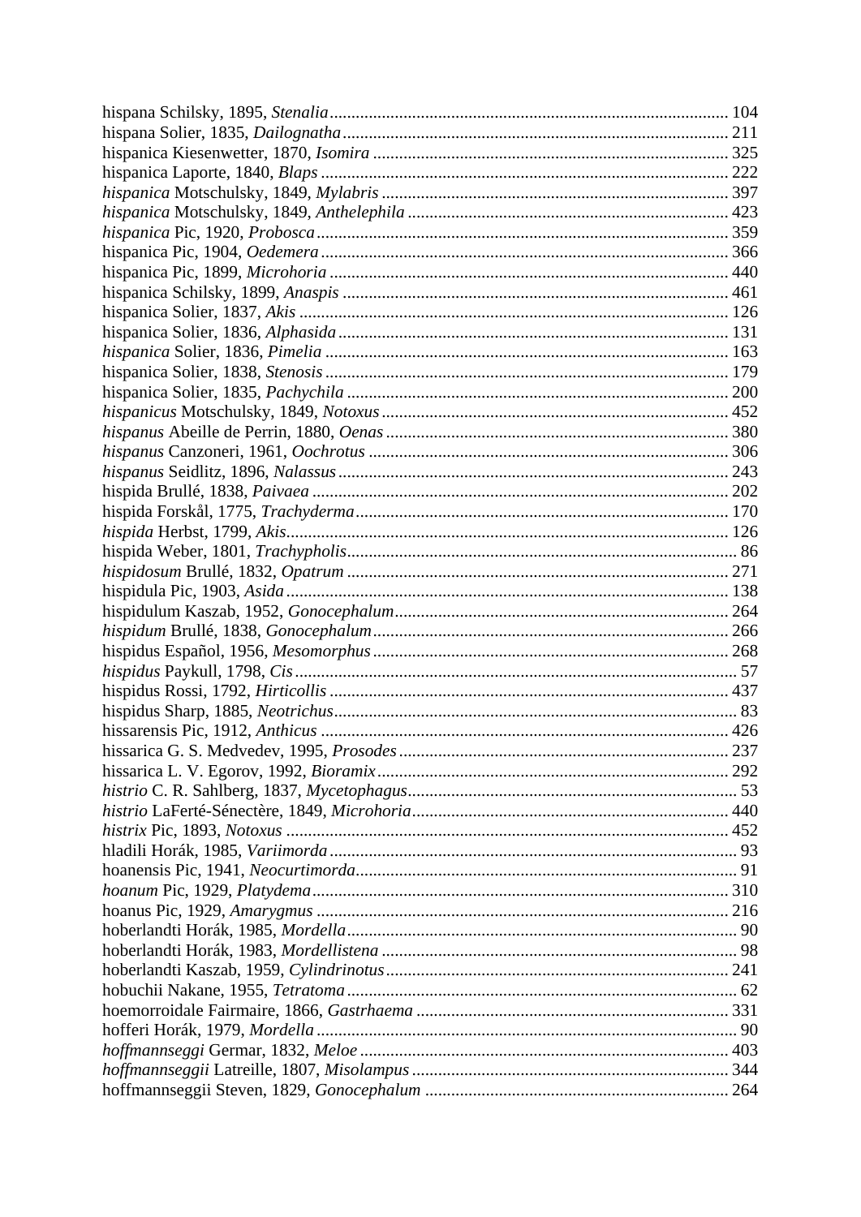hispana Schilsky, 1895, *Stenalia* ........................................................................................ 104
hispana Solier, 1835, *Dailognatha* ...................................................................................... 211
hispanica Kiesenwetter, 1870, *Isomira* ................................................................................ 325
hispanica Laporte, 1840, *Blaps* ........................................................................................... 222
*hispanica* Motschulsky, 1849, *Mylabris* ............................................................................. 397
*hispanica* Motschulsky, 1849, *Anthelephila* ....................................................................... 423
*hispanica* Pic, 1920, *Probosca* ........................................................................................... 359
hispanica Pic, 1904, *Oedemera* ........................................................................................... 366
hispanica Pic, 1899, *Microhoria* .......................................................................................... 440
hispanica Schilsky, 1899, *Anaspis* ...................................................................................... 461
hispanica Solier, 1837, *Akis* ................................................................................................ 126
hispanica Solier, 1836, *Alphasida* ....................................................................................... 131
*hispanica* Solier, 1836, *Pimelia* .......................................................................................... 163
hispanica Solier, 1838, *Stenosis* .......................................................................................... 179
hispanica Solier, 1835, *Pachychila* ...................................................................................... 200
*hispanicus* Motschulsky, 1849, *Notoxus* ............................................................................. 452
*hispanus* Abeille de Perrin, 1880, *Oenas* ............................................................................ 380
*hispanus* Canzoneri, 1961, *Oochrotus* ................................................................................. 306
*hispanus* Seidlitz, 1896, *Nalassus* ....................................................................................... 243
hispida Brullé, 1838, *Paivaea* ............................................................................................. 202
hispida Forskål, 1775, *Trachyderma* ................................................................................... 170
*hispida* Herbst, 1799, *Akis* .................................................................................................. 126
hispida Weber, 1801, *Trachypholis* ....................................................................................... 86
*hispidosum* Brullé, 1832, *Opatrum* ..................................................................................... 271
hispidula Pic, 1903, *Asida* ................................................................................................... 138
hispidulum Kaszab, 1952, *Gonocephalum* ........................................................................... 264
*hispidum* Brullé, 1838, *Gonocephalum* ............................................................................... 266
hispidus Español, 1956, *Mesomorphus* ................................................................................ 268
*hispidus* Paykull, 1798, *Cis* .................................................................................................. 57
hispidus Rossi, 1792, *Hirticollis* .......................................................................................... 437
hispidus Sharp, 1885, *Neotrichus* .......................................................................................... 83
hissarensis Pic, 1912, *Anthicus* ............................................................................................ 426
hissarica G. S. Medvedev, 1995, *Prosodes* .......................................................................... 237
hissarica L. V. Egorov, 1992, *Bioramix* ............................................................................... 292
*histrio* C. R. Sahlberg, 1837, *Mycetophagus* ......................................................................... 53
*histrio* LaFerté-Sénectère, 1849, *Microhoria* ....................................................................... 440
*histrix* Pic, 1893, *Notoxus* ................................................................................................... 452
hladili Horák, 1985, *Variimorda* ............................................................................................ 93
hoanensis Pic, 1941, *Neocurtimorda* ...................................................................................... 91
*hoanum* Pic, 1929, *Platydema* ............................................................................................. 310
hoanus Pic, 1929, *Amarygmus* ............................................................................................. 216
hoberlandti Horák, 1985, *Mordella* ........................................................................................ 90
hoberlandti Horák, 1983, *Mordellistena* ................................................................................ 98
hoberlandti Kaszab, 1959, *Cylindrinotus* ............................................................................. 241
hobuchii Nakane, 1955, *Tetratoma* ........................................................................................ 62
hoemorroidale Fairmaire, 1866, *Gastrhaema* ....................................................................... 331
hofferi Horák, 1979, *Mordella* ............................................................................................... 90
*hoffmannseggi* Germar, 1832, *Meloe* ................................................................................... 403
*hoffmannseggii* Latreille, 1807, *Misolampus* ....................................................................... 344
hoffmannseggii Steven, 1829, *Gonocephalum* ..................................................................... 264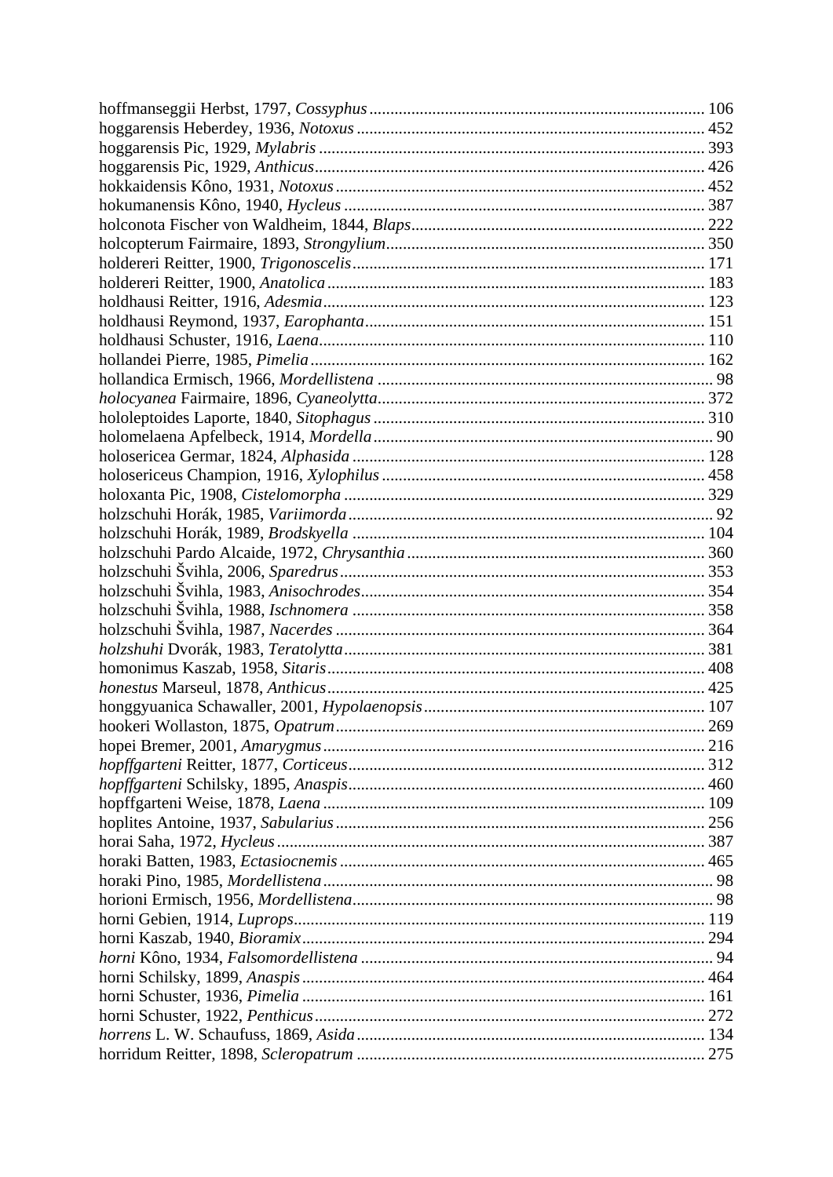hoffmanseggii Herbst, 1797, *Cossyphus* ........ 106
hoggarensis Heberdey, 1936, *Notoxus* ........ 452
hoggarensis Pic, 1929, *Mylabris* ........ 393
hoggarensis Pic, 1929, *Anthicus* ........ 426
hokkaidensis Kôno, 1931, *Notoxus* ........ 452
hokumanensis Kôno, 1940, *Hycleus* ........ 387
holconota Fischer von Waldheim, 1844, *Blaps* ........ 222
holcopterum Fairmaire, 1893, *Strongylium* ........ 350
holdereri Reitter, 1900, *Trigonoscelis* ........ 171
holdereri Reitter, 1900, *Anatolica* ........ 183
holdhausi Reitter, 1916, *Adesmia* ........ 123
holdhausi Reymond, 1937, *Earophanta* ........ 151
holdhausi Schuster, 1916, *Laena* ........ 110
hollandei Pierre, 1985, *Pimelia* ........ 162
hollandica Ermisch, 1966, *Mordellistena* ........ 98
*holocyanea* Fairmaire, 1896, *Cyaneolytta* ........ 372
hololeptoides Laporte, 1840, *Sitophagus* ........ 310
holomelaena Apfelbeck, 1914, *Mordella* ........ 90
holosericea Germar, 1824, *Alphasida* ........ 128
holosericeus Champion, 1916, *Xylophilus* ........ 458
holoxanta Pic, 1908, *Cistelomorpha* ........ 329
holzschuhi Horák, 1985, *Variimorda* ........ 92
holzschuhi Horák, 1989, *Brodskyella* ........ 104
holzschuhi Pardo Alcaide, 1972, *Chrysanthia* ........ 360
holzschuhi Švihla, 2006, *Sparedrus* ........ 353
holzschuhi Švihla, 1983, *Anisochrodes* ........ 354
holzschuhi Švihla, 1988, *Ischnomera* ........ 358
holzschuhi Švihla, 1987, *Nacerdes* ........ 364
*holzshuhi* Dvorák, 1983, *Teratolytta* ........ 381
homonimus Kaszab, 1958, *Sitaris* ........ 408
*honestus* Marseul, 1878, *Anthicus* ........ 425
honggyuanica Schawaller, 2001, *Hypolaenopsis* ........ 107
hookeri Wollaston, 1875, *Opatrum* ........ 269
hopei Bremer, 2001, *Amarygmus* ........ 216
*hopffgarteni* Reitter, 1877, *Corticeus* ........ 312
*hopffgarteni* Schilsky, 1895, *Anaspis* ........ 460
hopffgarteni Weise, 1878, *Laena* ........ 109
hoplites Antoine, 1937, *Sabularius* ........ 256
horai Saha, 1972, *Hycleus* ........ 387
horaki Batten, 1983, *Ectasiocnemis* ........ 465
horaki Pino, 1985, *Mordellistena* ........ 98
horioni Ermisch, 1956, *Mordellistena* ........ 98
horni Gebien, 1914, *Luprops* ........ 119
horni Kaszab, 1940, *Bioramix* ........ 294
*horni* Kôno, 1934, *Falsomordellistena* ........ 94
horni Schilsky, 1899, *Anaspis* ........ 464
horni Schuster, 1936, *Pimelia* ........ 161
horni Schuster, 1922, *Penthicus* ........ 272
*horrens* L. W. Schaufuss, 1869, *Asida* ........ 134
horridum Reitter, 1898, *Scleropatrum* ........ 275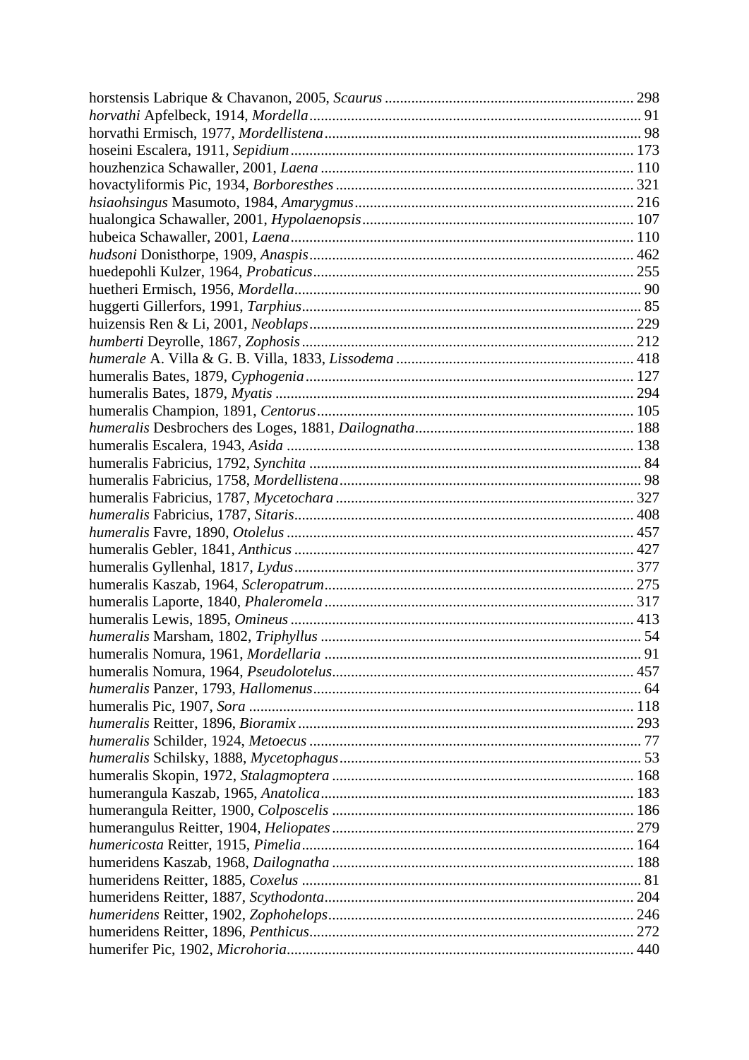horstensis Labrique & Chavanon, 2005, *Scaurus* ................................................................ 298
*horvathi* Apfelbeck, 1914, *Mordella* ...................................................................................... 91
horvathi Ermisch, 1977, *Mordellistena* .................................................................................. 98
hoseini Escalera, 1911, *Sepidium* ......................................................................................... 173
houzhenzica Schawaller, 2001, *Laena* .................................................................................. 110
hovactyliformis Pic, 1934, *Borboresthes* .............................................................................. 321
*hsiaohsingus* Masumoto, 1984, *Amarygmus* ......................................................................... 216
hualongica Schawaller, 2001, *Hypolaenopsis* ....................................................................... 107
hubeica Schawaller, 2001, *Laena* .......................................................................................... 110
*hudsoni* Donisthorpe, 1909, *Anaspis* ..................................................................................... 462
huedepohli Kulzer, 1964, *Probaticus* .................................................................................... 255
huetheri Ermisch, 1956, *Mordella* ........................................................................................... 90
huggerti Gillerfors, 1991, *Tarphius* ......................................................................................... 85
huizensis Ren & Li, 2001, *Neoblaps* ..................................................................................... 229
*humberti* Deyrolle, 1867, *Zophosis* ....................................................................................... 212
*humerale* A. Villa & G. B. Villa, 1833, *Lissodema* .............................................................. 418
humeralis Bates, 1879, *Cyphogenia* ...................................................................................... 127
humeralis Bates, 1879, *Myatis* .............................................................................................. 294
humeralis Champion, 1891, *Centorus* ................................................................................... 105
*humeralis* Desbrochers des Loges, 1881, *Dailognatha* ......................................................... 188
humeralis Escalera, 1943, *Asida* ........................................................................................... 138
humeralis Fabricius, 1792, *Synchita* ....................................................................................... 84
humeralis Fabricius, 1758, *Mordellistena* ............................................................................... 98
humeralis Fabricius, 1787, *Mycetochara* .............................................................................. 327
*humeralis* Fabricius, 1787, *Sitaris* ......................................................................................... 408
*humeralis* Favre, 1890, *Otolelus* ........................................................................................... 457
humeralis Gebler, 1841, *Anthicus* ......................................................................................... 427
humeralis Gyllenhal, 1817, *Lydus* ......................................................................................... 377
humeralis Kaszab, 1964, *Scleropatrum* ................................................................................. 275
humeralis Laporte, 1840, *Phaleromela* ................................................................................. 317
humeralis Lewis, 1895, *Omineus* ........................................................................................... 413
*humeralis* Marsham, 1802, *Triphyllus* .................................................................................... 54
humeralis Nomura, 1961, *Mordellaria* .................................................................................... 91
humeralis Nomura, 1964, *Pseudolotelus* ................................................................................ 457
*humeralis* Panzer, 1793, *Hallomenus* ...................................................................................... 64
humeralis Pic, 1907, *Sora* ..................................................................................................... 118
*humeralis* Reitter, 1896, *Bioramix* ........................................................................................ 293
*humeralis* Schilder, 1924, *Metoecus* ....................................................................................... 77
*humeralis* Schilsky, 1888, *Mycetophagus* ............................................................................... 53
humeralis Skopin, 1972, *Stalagmoptera* ............................................................................... 168
humerangula Kaszab, 1965, *Anatolica* ................................................................................. 183
humerangula Reitter, 1900, *Colposcelis* ............................................................................... 186
humerangulus Reitter, 1904, *Heliopates* ............................................................................... 279
*humericosta* Reitter, 1915, *Pimelia* ....................................................................................... 164
humeridens Kaszab, 1968, *Dailognatha* ............................................................................... 188
humeridens Reitter, 1885, *Coxelus* ......................................................................................... 81
humeridens Reitter, 1887, *Scythodonta* ................................................................................. 204
*humeridens* Reitter, 1902, *Zophohelops* ................................................................................. 246
humeridens Reitter, 1896, *Penthicus* ..................................................................................... 272
humerifer Pic, 1902, *Microhoria* ........................................................................................... 440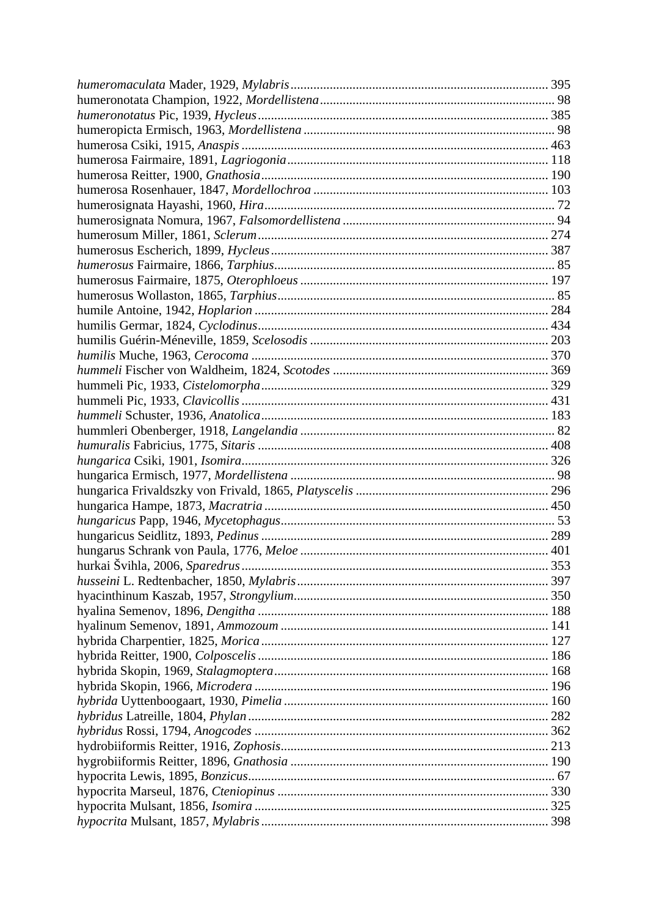*humeromaculata* Mader, 1929, *Mylabris* ................................................................................ 395
humeronotata Champion, 1922, *Mordellistena* ........................................................................ 98
*humeronotatus* Pic, 1939, *Hycleus* ........................................................................................ 385
humeropicta Ermisch, 1963, *Mordellistena* ............................................................................. 98
humerosa Csiki, 1915, *Anaspis* ................................................................................................ 463
humerosa Fairmaire, 1891, *Lagriogonia* ................................................................................. 118
humerosa Reitter, 1900, *Gnathosia* ......................................................................................... 190
humerosa Rosenhauer, 1847, *Mordellochroa* ......................................................................... 103
humerosignata Hayashi, 1960, *Hira* .......................................................................................... 72
humerosignata Nomura, 1967, *Falsomordellistena* .................................................................. 94
humerosum Miller, 1861, *Sclerum* ........................................................................................... 274
humerosus Escherich, 1899, *Hycleus* ...................................................................................... 387
*humerosus* Fairmaire, 1866, *Tarphius* ...................................................................................... 85
humerosus Fairmaire, 1875, *Oterophloeus* .............................................................................. 197
humerosus Wollaston, 1865, *Tarphius* ...................................................................................... 85
humile Antoine, 1942, *Hoplarion* ............................................................................................ 284
humilis Germar, 1824, *Cyclodinus* ........................................................................................... 434
humilis Guérin-Méneville, 1859, *Scelosodis* ........................................................................... 203
*humilis* Muche, 1963, *Cerocoma* ............................................................................................. 370
*hummeli* Fischer von Waldheim, 1824, *Scotodes* ................................................................... 369
hummeli Pic, 1933, *Cistelomorpha* ......................................................................................... 329
hummeli Pic, 1933, *Clavicollis* ............................................................................................... 431
*hummeli* Schuster, 1936, *Anatolica* ......................................................................................... 183
hummleri Obenberger, 1918, *Langelandia* ................................................................................ 82
*humuralis* Fabricius, 1775, *Sitaris* .......................................................................................... 408
*hungarica* Csiki, 1901, *Isomira* ............................................................................................... 326
hungarica Ermisch, 1977, *Mordellistena* .................................................................................. 98
hungarica Frivaldszky von Frivald, 1865, *Platyscelis* ............................................................ 296
hungarica Hampe, 1873, *Macratria* ........................................................................................ 450
*hungaricus* Papp, 1946, *Mycetophagus* ..................................................................................... 53
hungaricus Seidlitz, 1893, *Pedinus* ......................................................................................... 289
hungarus Schrank von Paula, 1776, *Meloe* ............................................................................. 401
hurkai Švihla, 2006, *Sparedrus* ............................................................................................... 353
*husseini* L. Redtenbacher, 1850, *Mylabris* .............................................................................. 397
hyacinthinum Kaszab, 1957, *Strongylium* ............................................................................... 350
hyalina Semenov, 1896, *Dengitha* ........................................................................................... 188
hyalinum Semenov, 1891, *Ammozoum* ................................................................................... 141
hybrida Charpentier, 1825, *Morica* ......................................................................................... 127
hybrida Reitter, 1900, *Colposcelis* .......................................................................................... 186
hybrida Skopin, 1969, *Stalagmoptera* ..................................................................................... 168
hybrida Skopin, 1966, *Microdera* ............................................................................................ 196
*hybrida* Uyttenboogaart, 1930, *Pimelia* .................................................................................. 160
*hybridus* Latreille, 1804, *Phylan* ............................................................................................. 282
*hybridus* Rossi, 1794, *Anogcodes* ........................................................................................... 362
hydrobiiformis Reitter, 1916, *Zophosis* ................................................................................... 213
hygrobiiformis Reitter, 1896, *Gnathosia* ................................................................................ 190
hypocrita Lewis, 1895, *Bonzicus* ............................................................................................... 67
hypocrita Marseul, 1876, *Cteniopinus* ..................................................................................... 330
hypocrita Mulsant, 1856, *Isomira* ........................................................................................... 325
*hypocrita* Mulsant, 1857, *Mylabris* ......................................................................................... 398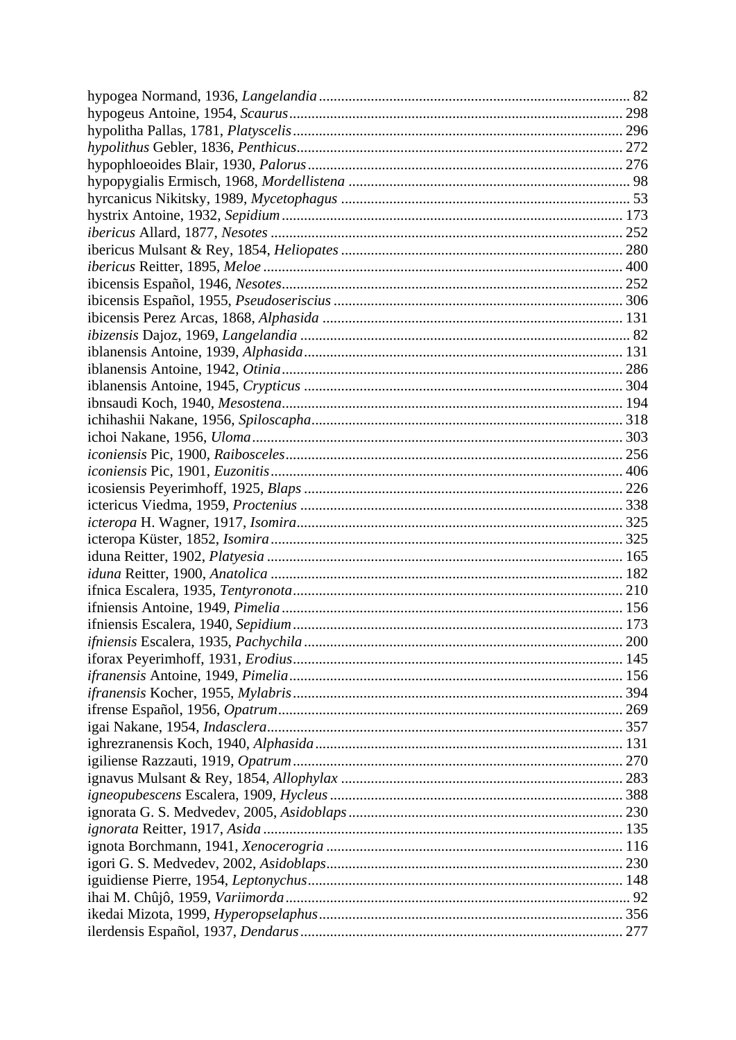hypogea Normand, 1936, *Langelandia* .................................................................................. 82
hypogeus Antoine, 1954, *Scaurus* .......................................................................................... 298
hypolitha Pallas, 1781, *Platyscelis* ......................................................................................... 296
*hypolithus* Gebler, 1836, *Penthicus* ...................................................................................... 272
hypophloeoides Blair, 1930, *Palorus* ..................................................................................... 276
hypopygialis Ermisch, 1968, *Mordellistena* ........................................................................... 98
hyrcanicus Nikitsky, 1989, *Mycetophagus* .............................................................................. 53
hystrix Antoine, 1932, *Sepidium* ............................................................................................ 173
*ibericus* Allard, 1877, *Nesotes* ............................................................................................... 252
ibericus Mulsant & Rey, 1854, *Heliopates* ............................................................................. 280
*ibericus* Reitter, 1895, *Meloe* ................................................................................................. 400
ibicensis Español, 1946, *Nesotes* ............................................................................................ 252
ibicensis Español, 1955, *Pseudoseriscius* .............................................................................. 306
ibicensis Perez Arcas, 1868, *Alphasida* .................................................................................. 131
*ibizensis* Dajoz, 1969, *Langelandia* ........................................................................................ 82
iblanensis Antoine, 1939, *Alphasida* ...................................................................................... 131
iblanensis Antoine, 1942, *Otinia* ............................................................................................ 286
iblanensis Antoine, 1945, *Crypticus* ...................................................................................... 304
ibnsaudi Koch, 1940, *Mesostena* ............................................................................................ 194
ichihashii Nakane, 1956, *Spiloscapha* .................................................................................... 318
ichoi Nakane, 1956, *Uloma* .................................................................................................... 303
*iconiensis* Pic, 1900, *Raibosceles* .......................................................................................... 256
*iconiensis* Pic, 1901, *Euzonitis* .............................................................................................. 406
icosiensis Peyerimhoff, 1925, *Blaps* ...................................................................................... 226
ictericus Viedma, 1959, *Proctenius* ....................................................................................... 338
*icteropa* H. Wagner, 1917, *Isomira* ........................................................................................ 325
icteropa Küster, 1852, *Isomira* ............................................................................................... 325
iduna Reitter, 1902, *Platyesia* ................................................................................................ 165
*iduna* Reitter, 1900, *Anatolica* .............................................................................................. 182
ifnica Escalera, 1935, *Tentyronota* ......................................................................................... 210
ifniensis Antoine, 1949, *Pimelia* ............................................................................................ 156
ifniensis Escalera, 1940, *Sepidium* ......................................................................................... 173
*ifniensis* Escalera, 1935, *Pachychila* ..................................................................................... 200
iforax Peyerimhoff, 1931, *Erodius* ......................................................................................... 145
*ifranensis* Antoine, 1949, *Pimelia* .......................................................................................... 156
*ifranensis* Kocher, 1955, *Mylabris* ......................................................................................... 394
ifrense Español, 1956, *Opatrum* ............................................................................................. 269
igai Nakane, 1954, *Indasclera* ................................................................................................ 357
ighrezranensis Koch, 1940, *Alphasida* ................................................................................... 131
igiliense Razzauti, 1919, *Opatrum* .......................................................................................... 270
ignavus Mulsant & Rey, 1854, *Allophylax* ............................................................................ 283
*igneopubescens* Escalera, 1909, *Hycleus* ................................................................................ 388
ignorata G. S. Medvedev, 2005, *Asidoblaps* .......................................................................... 230
*ignorata* Reitter, 1917, *Asida* ................................................................................................. 135
ignota Borchmann, 1941, *Xenocerogria* ................................................................................ 116
igori G. S. Medvedev, 2002, *Asidoblaps* ................................................................................ 230
iguidiense Pierre, 1954, *Leptonychus* ..................................................................................... 148
ihai M. Chûjô, 1959, *Variimorda* ............................................................................................. 92
ikedai Mizota, 1999, *Hyperopselaphus* .................................................................................. 356
ilerdensis Español, 1937, *Dendarus* ....................................................................................... 277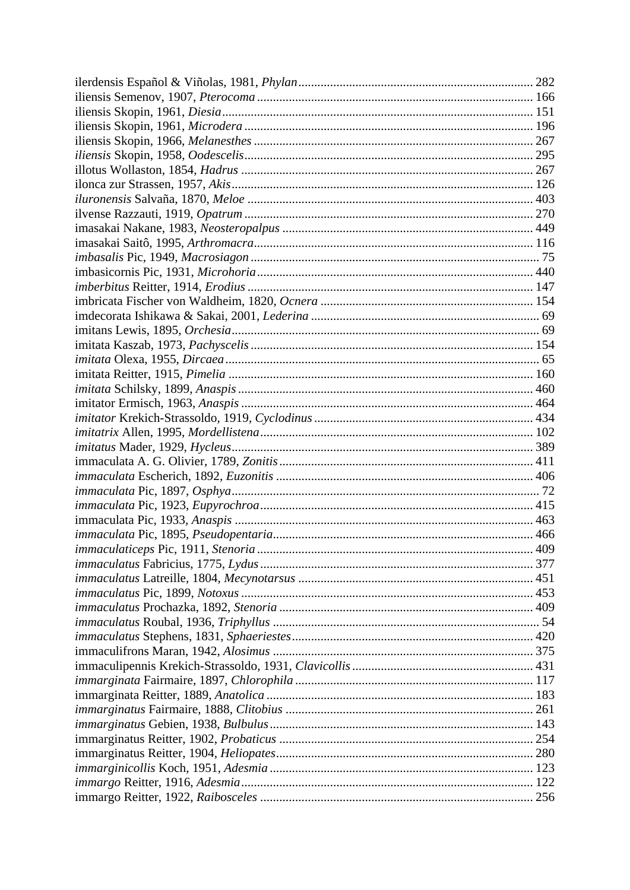ilerdensis Español & Viñolas, 1981, *Phylan* ........ 282
iliensis Semenov, 1907, *Pterocoma* ........ 166
iliensis Skopin, 1961, *Diesia* ........ 151
iliensis Skopin, 1961, *Microdera* ........ 196
iliensis Skopin, 1966, *Melanesthes* ........ 267
*iliensis* Skopin, 1958, *Oodescelis* ........ 295
illotus Wollaston, 1854, *Hadrus* ........ 267
ilonca zur Strassen, 1957, *Akis* ........ 126
*iluronensis* Salvaña, 1870, *Meloe* ........ 403
ilvense Razzauti, 1919, *Opatrum* ........ 270
imasakai Nakane, 1983, *Neosteropalpus* ........ 449
imasakai Saitô, 1995, *Arthromacra* ........ 116
*imbasalis* Pic, 1949, *Macrosiagon* ........ 75
imbasicornis Pic, 1931, *Microhoria* ........ 440
*imberbitus* Reitter, 1914, *Erodius* ........ 147
imbricata Fischer von Waldheim, 1820, *Ocnera* ........ 154
imdecorata Ishikawa & Sakai, 2001, *Lederina* ........ 69
imitans Lewis, 1895, *Orchesia* ........ 69
imitata Kaszab, 1973, *Pachyscelis* ........ 154
*imitata* Olexa, 1955, *Dircaea* ........ 65
imitata Reitter, 1915, *Pimelia* ........ 160
*imitata* Schilsky, 1899, *Anaspis* ........ 460
imitator Ermisch, 1963, *Anaspis* ........ 464
*imitator* Krekich-Strassoldo, 1919, *Cyclodinus* ........ 434
*imitatrix* Allen, 1995, *Mordellistena* ........ 102
*imitatus* Mader, 1929, *Hycleus* ........ 389
immaculata A. G. Olivier, 1789, *Zonitis* ........ 411
*immaculata* Escherich, 1892, *Euzonitis* ........ 406
*immaculata* Pic, 1897, *Osphya* ........ 72
*immaculata* Pic, 1923, *Eupyrochroa* ........ 415
immaculata Pic, 1933, *Anaspis* ........ 463
*immaculata* Pic, 1895, *Pseudopentaria* ........ 466
*immaculaticeps* Pic, 1911, *Stenoria* ........ 409
*immaculatus* Fabricius, 1775, *Lydus* ........ 377
*immaculatus* Latreille, 1804, *Mecynotarsus* ........ 451
*immaculatus* Pic, 1899, *Notoxus* ........ 453
*immaculatus* Prochazka, 1892, *Stenoria* ........ 409
*immaculatus* Roubal, 1936, *Triphyllus* ........ 54
*immaculatus* Stephens, 1831, *Sphaeriestes* ........ 420
immaculifrons Maran, 1942, *Alosimus* ........ 375
immaculipennis Krekich-Strassoldo, 1931, *Clavicollis* ........ 431
*immarginata* Fairmaire, 1897, *Chlorophila* ........ 117
immarginata Reitter, 1889, *Anatolica* ........ 183
*immarginatus* Fairmaire, 1888, *Clitobius* ........ 261
*immarginatus* Gebien, 1938, *Bulbulus* ........ 143
immarginatus Reitter, 1902, *Probaticus* ........ 254
immarginatus Reitter, 1904, *Heliopates* ........ 280
*immarginicollis* Koch, 1951, *Adesmia* ........ 123
*immargo* Reitter, 1916, *Adesmia* ........ 122
immargo Reitter, 1922, *Raibosceles* ........ 256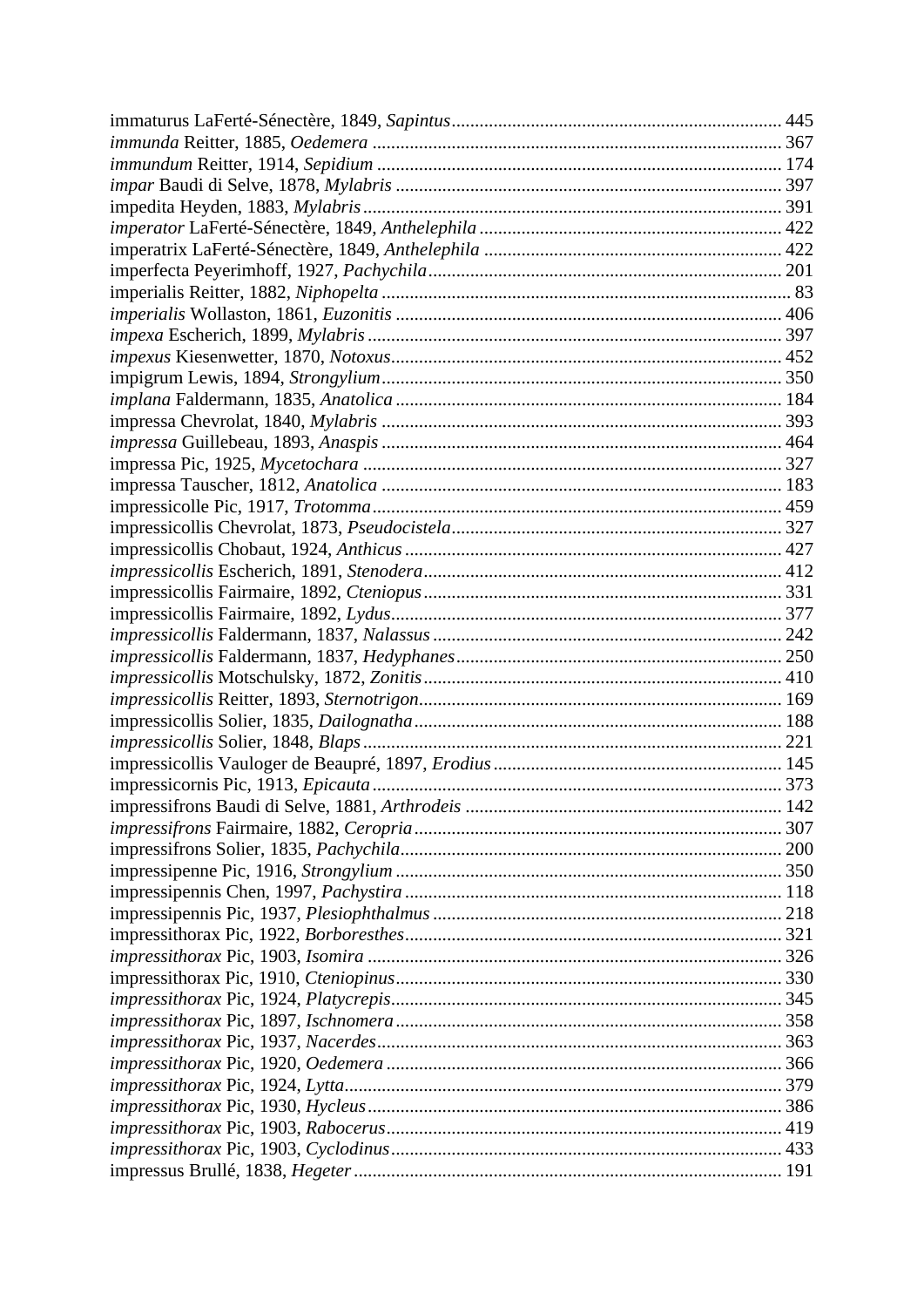immaturus LaFerté-Sénectère, 1849, *Sapintus* ........................................................ 445
*immunda* Reitter, 1885, *Oedemera* ........................................................ 367
*immundum* Reitter, 1914, *Sepidium* ........................................................ 174
*impar* Baudi di Selve, 1878, *Mylabris* ........................................................ 397
impedita Heyden, 1883, *Mylabris* ........................................................ 391
*imperator* LaFerté-Sénectère, 1849, *Anthelephila* ........................................................ 422
imperatrix LaFerté-Sénectère, 1849, *Anthelephila* ........................................................ 422
imperfecta Peyerimhoff, 1927, *Pachychila* ........................................................ 201
imperialis Reitter, 1882, *Niphopelta* ........................................................ 83
*imperialis* Wollaston, 1861, *Euzonitis* ........................................................ 406
*impexa* Escherich, 1899, *Mylabris* ........................................................ 397
*impexus* Kiesenwetter, 1870, *Notoxus* ........................................................ 452
impigrum Lewis, 1894, *Strongylium* ........................................................ 350
*implana* Faldermann, 1835, *Anatolica* ........................................................ 184
impressa Chevrolat, 1840, *Mylabris* ........................................................ 393
*impressa* Guillebeau, 1893, *Anaspis* ........................................................ 464
impressa Pic, 1925, *Mycetochara* ........................................................ 327
impressa Tauscher, 1812, *Anatolica* ........................................................ 183
impressicolle Pic, 1917, *Trotomma* ........................................................ 459
impressicollis Chevrolat, 1873, *Pseudocistela* ........................................................ 327
impressicollis Chobaut, 1924, *Anthicus* ........................................................ 427
*impressicollis* Escherich, 1891, *Stenodera* ........................................................ 412
impressicollis Fairmaire, 1892, *Cteniopus* ........................................................ 331
impressicollis Fairmaire, 1892, *Lydus* ........................................................ 377
*impressicollis* Faldermann, 1837, *Nalassus* ........................................................ 242
*impressicollis* Faldermann, 1837, *Hedyphanes* ........................................................ 250
*impressicollis* Motschulsky, 1872, *Zonitis* ........................................................ 410
*impressicollis* Reitter, 1893, *Sternotrigon* ........................................................ 169
impressicollis Solier, 1835, *Dailognatha* ........................................................ 188
*impressicollis* Solier, 1848, *Blaps* ........................................................ 221
impressicollis Vauloger de Beaupré, 1897, *Erodius* ........................................................ 145
impressicornis Pic, 1913, *Epicauta* ........................................................ 373
impressifrons Baudi di Selve, 1881, *Arthrodeis* ........................................................ 142
*impressifrons* Fairmaire, 1882, *Ceropria* ........................................................ 307
impressifrons Solier, 1835, *Pachychila* ........................................................ 200
impressipenne Pic, 1916, *Strongylium* ........................................................ 350
impressipennis Chen, 1997, *Pachystira* ........................................................ 118
impressipennis Pic, 1937, *Plesiophthalmus* ........................................................ 218
impressithorax Pic, 1922, *Borboresthes* ........................................................ 321
*impressithorax* Pic, 1903, *Isomira* ........................................................ 326
impressithorax Pic, 1910, *Cteniopinus* ........................................................ 330
*impressithorax* Pic, 1924, *Platycrepis* ........................................................ 345
*impressithorax* Pic, 1897, *Ischnomera* ........................................................ 358
*impressithorax* Pic, 1937, *Nacerdes* ........................................................ 363
*impressithorax* Pic, 1920, *Oedemera* ........................................................ 366
*impressithorax* Pic, 1924, *Lytta* ........................................................ 379
*impressithorax* Pic, 1930, *Hycleus* ........................................................ 386
*impressithorax* Pic, 1903, *Rabocerus* ........................................................ 419
*impressithorax* Pic, 1903, *Cyclodinus* ........................................................ 433
impressus Brullé, 1838, *Hegeter* ........................................................ 191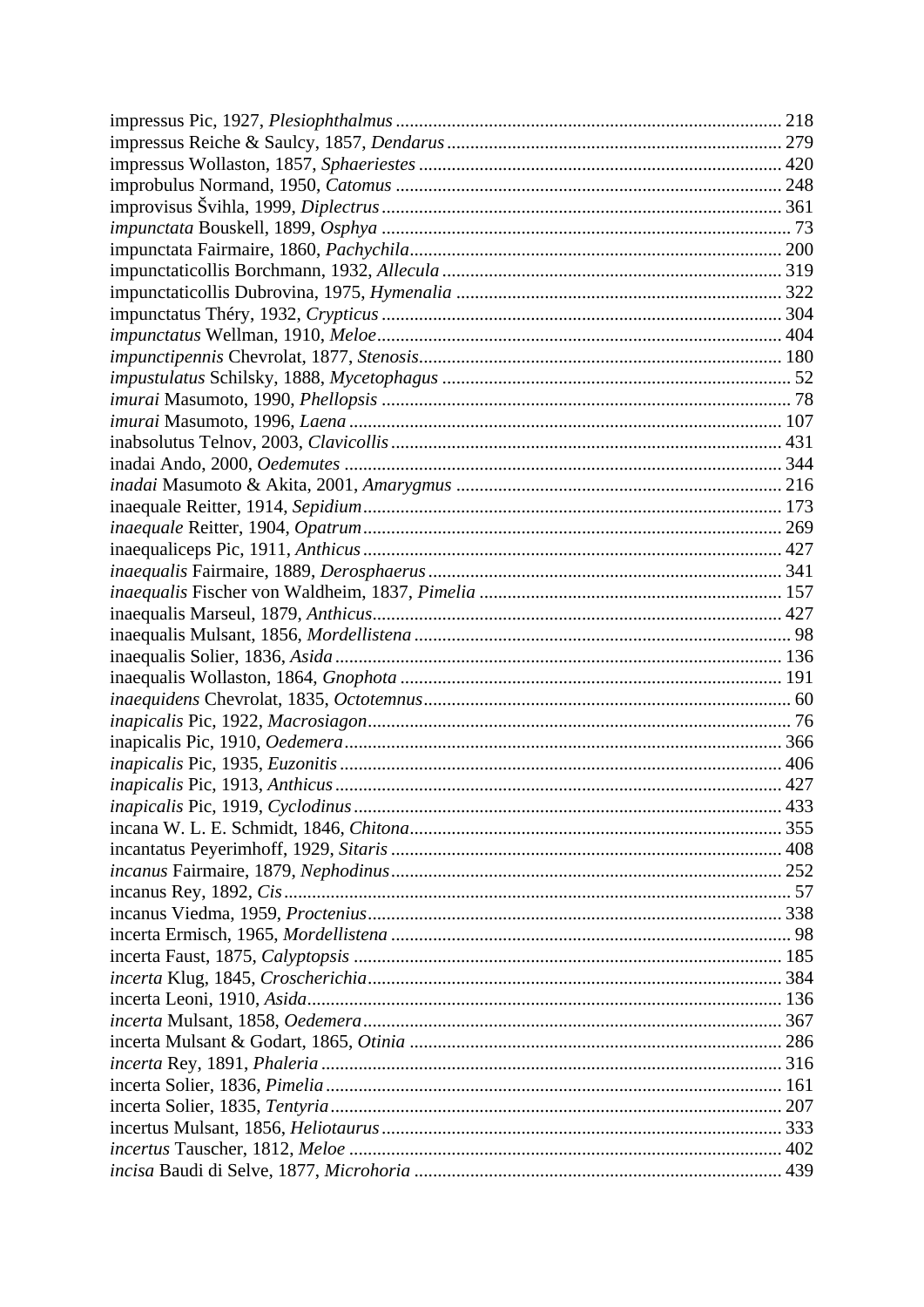impressus Pic, 1927, *Plesiophthalmus* .................................................................................. 218
impressus Reiche & Saulcy, 1857, *Dendarus* ........................................................................ 279
impressus Wollaston, 1857, *Sphaeriestes* ............................................................................. 420
improbulus Normand, 1950, *Catomus* .................................................................................. 248
improvisus Švihla, 1999, *Diplectrus* ..................................................................................... 361
*impunctata* Bouskell, 1899, *Osphya* ....................................................................................... 73
impunctata Fairmaire, 1860, *Pachychila* ................................................................................ 200
impunctaticollis Borchmann, 1932, *Allecula* ......................................................................... 319
impunctaticollis Dubrovina, 1975, *Hymenalia* ...................................................................... 322
impunctatus Théry, 1932, *Crypticus* ...................................................................................... 304
*impunctatus* Wellman, 1910, *Meloe* ....................................................................................... 404
*impunctipennis* Chevrolat, 1877, *Stenosis* ............................................................................. 180
*impustulatus* Schilsky, 1888, *Mycetophagus* ........................................................................... 52
*imurai* Masumoto, 1990, *Phellopsis* ....................................................................................... 78
*imurai* Masumoto, 1996, *Laena* ............................................................................................ 107
inabsolutus Telnov, 2003, *Clavicollis* .................................................................................... 431
inadai Ando, 2000, *Oedemutes* .............................................................................................. 344
*inadai* Masumoto & Akita, 2001, *Amarygmus* ...................................................................... 216
inaequale Reitter, 1914, *Sepidium* .......................................................................................... 173
*inaequale* Reitter, 1904, *Opatrum* .......................................................................................... 269
inaequaliceps Pic, 1911, *Anthicus* .......................................................................................... 427
*inaequalis* Fairmaire, 1889, *Derosphaerus* ............................................................................ 341
*inaequalis* Fischer von Waldheim, 1837, *Pimelia* ................................................................. 157
inaequalis Marseul, 1879, *Anthicus* ........................................................................................ 427
inaequalis Mulsant, 1856, *Mordellistena* ................................................................................. 98
inaequalis Solier, 1836, *Asida* ................................................................................................ 136
inaequalis Wollaston, 1864, *Gnophota* .................................................................................. 191
*inaequidens* Chevrolat, 1835, *Octotemnus* .............................................................................. 60
*inapicalis* Pic, 1922, *Macrosiagon* .......................................................................................... 76
inapicalis Pic, 1910, *Oedemera* .............................................................................................. 366
*inapicalis* Pic, 1935, *Euzonitis* ............................................................................................... 406
*inapicalis* Pic, 1913, *Anthicus* ................................................................................................ 427
*inapicalis* Pic, 1919, *Cyclodinus* ............................................................................................ 433
incana W. L. E. Schmidt, 1846, *Chitona* ................................................................................. 355
incantatus Peyerimhoff, 1929, *Sitaris* .................................................................................... 408
*incanus* Fairmaire, 1879, *Nephodinus* .................................................................................... 252
incanus Rey, 1892, *Cis* ............................................................................................................. 57
incanus Viedma, 1959, *Proctenius* ......................................................................................... 338
incerta Ermisch, 1965, *Mordellistena* ...................................................................................... 98
incerta Faust, 1875, *Calyptopsis* ............................................................................................ 185
*incerta* Klug, 1845, *Croscherichia* ......................................................................................... 384
incerta Leoni, 1910, *Asida* ...................................................................................................... 136
*incerta* Mulsant, 1858, *Oedemera* .......................................................................................... 367
incerta Mulsant & Godart, 1865, *Otinia* ................................................................................ 286
*incerta* Rey, 1891, *Phaleria* .................................................................................................... 316
incerta Solier, 1836, *Pimelia* .................................................................................................. 161
incerta Solier, 1835, *Tentyria* ................................................................................................. 207
incertus Mulsant, 1856, *Heliotaurus* ...................................................................................... 333
*incertus* Tauscher, 1812, *Meloe* .............................................................................................. 402
*incisa* Baudi di Selve, 1877, *Microhoria* ............................................................................... 439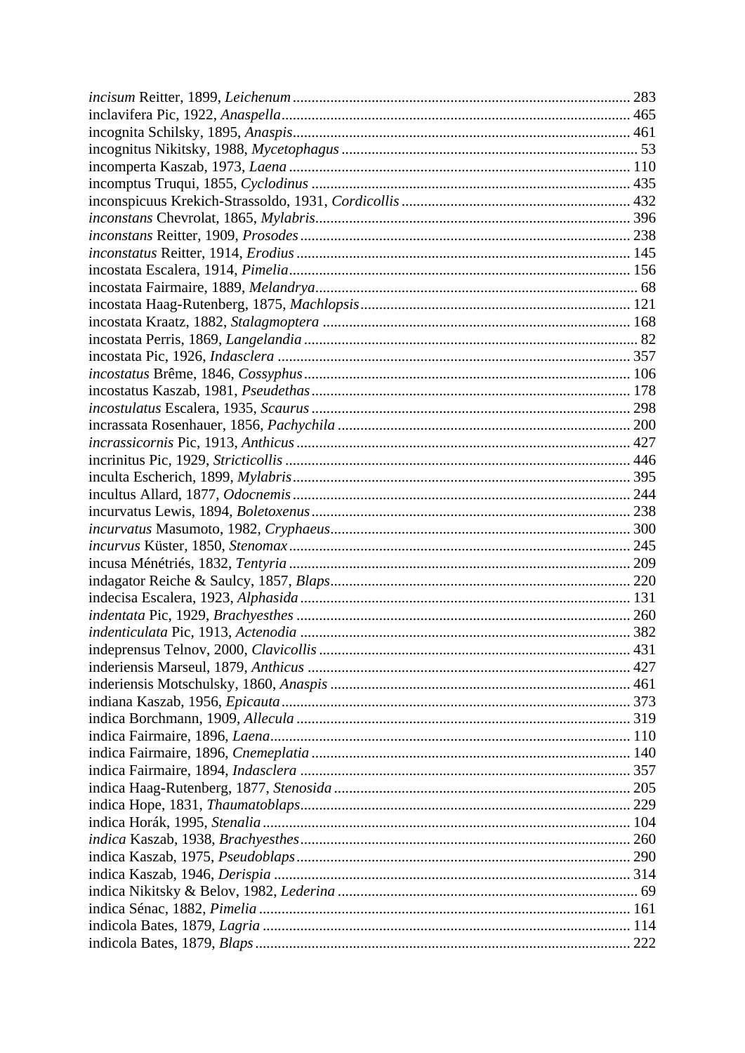*incisum* Reitter, 1899, *Leichenum* ........................................................................ 283
inclavifera Pic, 1922, *Anaspella* ............................................................................ 465
incognita Schilsky, 1895, *Anaspis* ......................................................................... 461
incognitus Nikitsky, 1988, *Mycetophagus* .................................................................. 53
incomperta Kaszab, 1973, *Laena* ............................................................................ 110
incomptus Truqui, 1855, *Cyclodinus* ........................................................................ 435
inconspicuus Krekich-Strassoldo, 1931, *Cordicollis* ................................................... 432
*inconstans* Chevrolat, 1865, *Mylabris* ..................................................................... 396
*inconstans* Reitter, 1909, *Prosodes* ......................................................................... 238
*inconstatus* Reitter, 1914, *Erodius* ......................................................................... 145
incostata Escalera, 1914, *Pimelia* ............................................................................ 156
incostata Fairmaire, 1889, *Melandrya* ........................................................................ 68
incostata Haag-Rutenberg, 1875, *Machlopsis* ............................................................. 121
incostata Kraatz, 1882, *Stalagmoptera* ..................................................................... 168
incostata Perris, 1869, *Langelandia* ........................................................................... 82
incostata Pic, 1926, *Indasclera* ................................................................................ 357
*incostatus* Brême, 1846, *Cossyphus* ........................................................................ 106
incostatus Kaszab, 1981, *Pseudethas* ........................................................................ 178
*incostulatus* Escalera, 1935, *Scaurus* ....................................................................... 298
incrassata Rosenhauer, 1856, *Pachychila* ................................................................... 200
*incrassicornis* Pic, 1913, *Anthicus* .......................................................................... 427
incrinitus Pic, 1929, *Stricticollis* ............................................................................... 446
inculta Escherich, 1899, *Mylabris* ............................................................................. 395
incultus Allard, 1877, *Odocnemis* ............................................................................. 244
incurvatus Lewis, 1894, *Boletoxenus* ........................................................................ 238
*incurvatus* Masumoto, 1982, *Cryphaeus* .................................................................. 300
*incurvus* Küster, 1850, *Stenomax* ............................................................................ 245
incusa Ménétriés, 1832, *Tentyria* ............................................................................. 209
indagator Reiche & Saulcy, 1857, *Blaps* .................................................................... 220
indecisa Escalera, 1923, *Alphasida* .......................................................................... 131
*indentata* Pic, 1929, *Brachyesthes* .......................................................................... 260
*indenticulata* Pic, 1913, *Actenodia* .......................................................................... 382
indeprensus Telnov, 2000, *Clavicollis* ....................................................................... 431
inderiensis Marseul, 1879, *Anthicus* ......................................................................... 427
inderiensis Motschulsky, 1860, *Anaspis* .................................................................... 461
indiana Kaszab, 1956, *Epicauta* ............................................................................... 373
indica Borchmann, 1909, *Allecula* ............................................................................ 319
indica Fairmaire, 1896, *Laena* ................................................................................. 110
indica Fairmaire, 1896, *Cnemeplatia* ........................................................................ 140
indica Fairmaire, 1894, *Indasclera* ........................................................................... 357
indica Haag-Rutenberg, 1877, *Stenosida* ................................................................... 205
indica Hope, 1831, *Thaumatoblaps* .......................................................................... 229
indica Horák, 1995, *Stenalia* ................................................................................... 104
*indica* Kaszab, 1938, *Brachyesthes* .......................................................................... 260
indica Kaszab, 1975, *Pseudoblaps* ........................................................................... 290
indica Kaszab, 1946, *Derispia* ................................................................................. 314
indica Nikitsky & Belov, 1982, *Lederina* .................................................................... 69
indica Sénac, 1882, *Pimelia* .................................................................................... 161
indicola Bates, 1879, *Lagria* .................................................................................... 114
indicola Bates, 1879, *Blaps* ...................................................................................... 222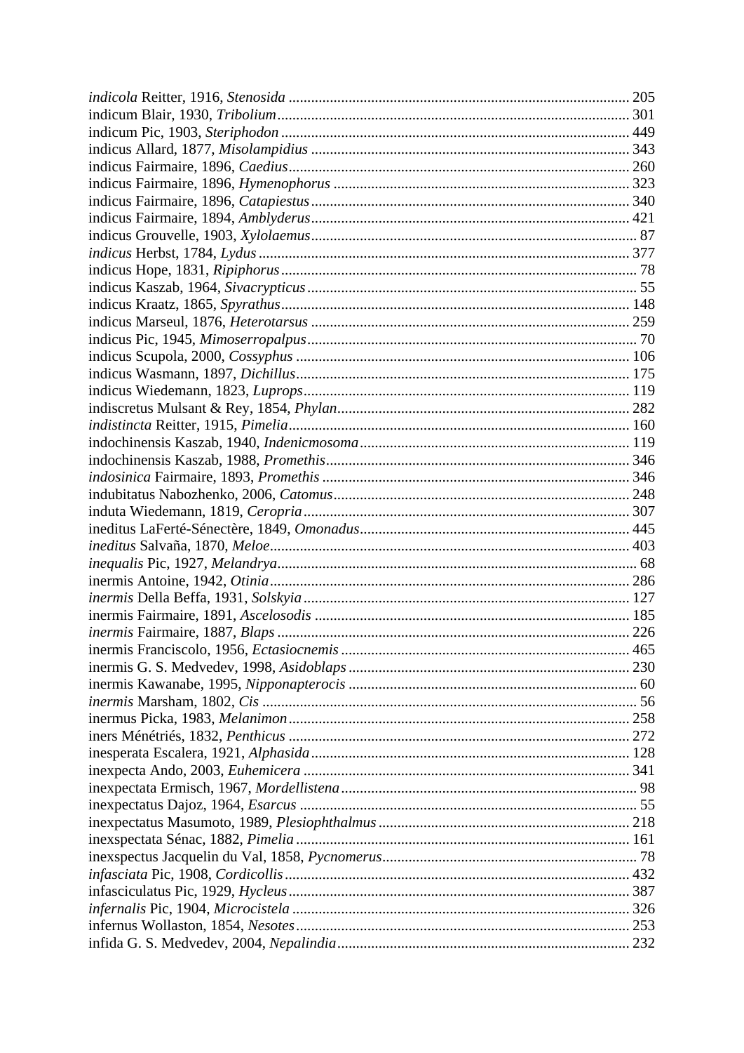*indicola* Reitter, 1916, *Stenosida* ........................................ 205
indicum Blair, 1930, *Tribolium* ........................................ 301
indicum Pic, 1903, *Steriphodon* ........................................ 449
indicus Allard, 1877, *Misolampidius* ........................................ 343
indicus Fairmaire, 1896, *Caedius* ........................................ 260
indicus Fairmaire, 1896, *Hymenophorus* ........................................ 323
indicus Fairmaire, 1896, *Catapiestus* ........................................ 340
indicus Fairmaire, 1894, *Amblyderus* ........................................ 421
indicus Grouvelle, 1903, *Xylolaemus* ........................................ 87
*indicus* Herbst, 1784, *Lydus* ........................................ 377
indicus Hope, 1831, *Ripiphorus* ........................................ 78
indicus Kaszab, 1964, *Sivacrypticus* ........................................ 55
indicus Kraatz, 1865, *Spyrathus* ........................................ 148
indicus Marseul, 1876, *Heterotarsus* ........................................ 259
indicus Pic, 1945, *Mimoserropalpus* ........................................ 70
indicus Scupola, 2000, *Cossyphus* ........................................ 106
indicus Wasmann, 1897, *Dichillus* ........................................ 175
indicus Wiedemann, 1823, *Luprops* ........................................ 119
indiscretus Mulsant & Rey, 1854, *Phylan* ........................................ 282
*indistincta* Reitter, 1915, *Pimelia* ........................................ 160
indochinensis Kaszab, 1940, *Indenicmosoma* ........................................ 119
indochinensis Kaszab, 1988, *Promethis* ........................................ 346
*indosinica* Fairmaire, 1893, *Promethis* ........................................ 346
indubitatus Nabozhenko, 2006, *Catomus* ........................................ 248
induta Wiedemann, 1819, *Ceropria* ........................................ 307
ineditus LaFerté-Sénectère, 1849, *Omonadus* ........................................ 445
*ineditus* Salvaña, 1870, *Meloe* ........................................ 403
*inequalis* Pic, 1927, *Melandrya* ........................................ 68
inermis Antoine, 1942, *Otinia* ........................................ 286
*inermis* Della Beffa, 1931, *Solskyia* ........................................ 127
inermis Fairmaire, 1891, *Ascelosodis* ........................................ 185
*inermis* Fairmaire, 1887, *Blaps* ........................................ 226
inermis Franciscolo, 1956, *Ectasiocnemis* ........................................ 465
inermis G. S. Medvedev, 1998, *Asidoblaps* ........................................ 230
inermis Kawanabe, 1995, *Nipponapterocis* ........................................ 60
*inermis* Marsham, 1802, *Cis* ........................................ 56
inermus Picka, 1983, *Melanimon* ........................................ 258
iners Ménétriés, 1832, *Penthicus* ........................................ 272
inesperata Escalera, 1921, *Alphasida* ........................................ 128
inexpecta Ando, 2003, *Euhemicera* ........................................ 341
inexpectata Ermisch, 1967, *Mordellistena* ........................................ 98
inexpectatus Dajoz, 1964, *Esarcus* ........................................ 55
inexpectatus Masumoto, 1989, *Plesiophthalmus* ........................................ 218
inexspectata Sénac, 1882, *Pimelia* ........................................ 161
inexspectus Jacquelin du Val, 1858, *Pycnomerus* ........................................ 78
*infasciata* Pic, 1908, *Cordicollis* ........................................ 432
infasciculatus Pic, 1929, *Hycleus* ........................................ 387
*infernalis* Pic, 1904, *Microcistela* ........................................ 326
infernus Wollaston, 1854, *Nesotes* ........................................ 253
infida G. S. Medvedev, 2004, *Nepalindia* ........................................ 232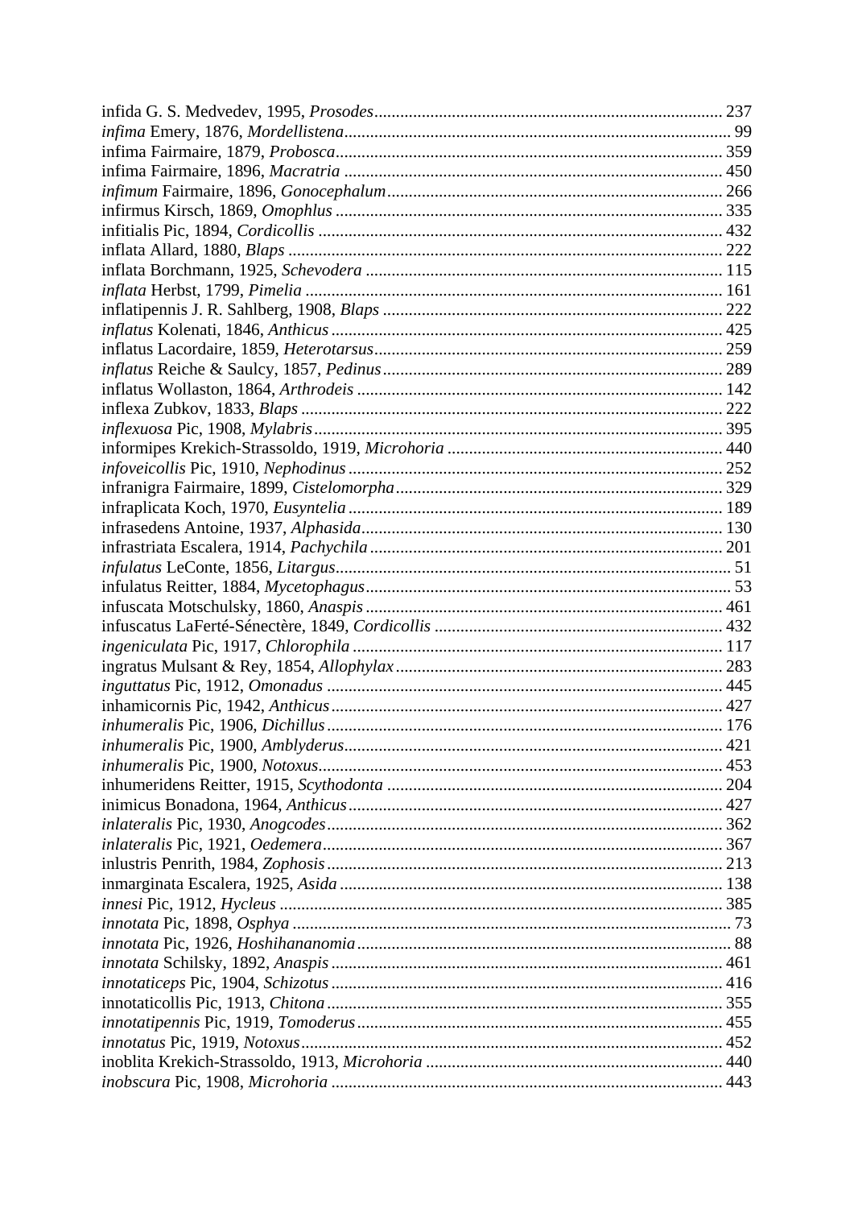infida G. S. Medvedev, 1995, *Prosodes* ................................................................................ 237
*infima* Emery, 1876, *Mordellistena* ........................................................................................ 99
infima Fairmaire, 1879, *Probosca* .......................................................................................... 359
infima Fairmaire, 1896, *Macratria* ........................................................................................ 450
*infimum* Fairmaire, 1896, *Gonocephalum* ............................................................................. 266
infirmus Kirsch, 1869, *Omophlus* .......................................................................................... 335
infitialis Pic, 1894, *Cordicollis* .............................................................................................. 432
inflata Allard, 1880, *Blaps* ..................................................................................................... 222
inflata Borchmann, 1925, *Schevodera* .................................................................................. 115
*inflata* Herbst, 1799, *Pimelia* ................................................................................................ 161
inflatipennis J. R. Sahlberg, 1908, *Blaps* .............................................................................. 222
*inflatus* Kolenati, 1846, *Anthicus* ......................................................................................... 425
inflatus Lacordaire, 1859, *Heterotarsus* ................................................................................. 259
*inflatus* Reiche & Saulcy, 1857, *Pedinus* .............................................................................. 289
inflatus Wollaston, 1864, *Arthrodeis* ..................................................................................... 142
inflexa Zubkov, 1833, *Blaps* .................................................................................................. 222
*inflexuosa* Pic, 1908, *Mylabris* .............................................................................................. 395
informipes Krekich-Strassoldo, 1919, *Microhoria* ................................................................ 440
*infoveicollis* Pic, 1910, *Nephodinus* ...................................................................................... 252
infranigra Fairmaire, 1899, *Cistelomorpha* ........................................................................... 329
infraplicata Koch, 1970, *Eusyntelia* ...................................................................................... 189
infrasedens Antoine, 1937, *Alphasida* ................................................................................... 130
infrastriata Escalera, 1914, *Pachychila* .................................................................................. 201
*infulatus* LeConte, 1856, *Litargus* .......................................................................................... 51
infulatus Reitter, 1884, *Mycetophagus* .................................................................................... 53
infuscata Motschulsky, 1860, *Anaspis* .................................................................................. 461
infuscatus LaFerté-Sénectère, 1849, *Cordicollis* ................................................................... 432
*ingeniculata* Pic, 1917, *Chlorophila* ...................................................................................... 117
ingratus Mulsant & Rey, 1854, *Allophylax* ........................................................................... 283
*inguttatus* Pic, 1912, *Omonadus* ........................................................................................... 445
inhamicornis Pic, 1942, *Anthicus* .......................................................................................... 427
*inhumeralis* Pic, 1906, *Dichillus* ............................................................................................ 176
*inhumeralis* Pic, 1900, *Amblyderus* ....................................................................................... 421
*inhumeralis* Pic, 1900, *Notoxus* ............................................................................................. 453
inhumeridens Reitter, 1915, *Scythodonta* .............................................................................. 204
inimicus Bonadona, 1964, *Anthicus* ....................................................................................... 427
*inlateralis* Pic, 1930, *Anogcodes* ........................................................................................... 362
*inlateralis* Pic, 1921, *Oedemera* ............................................................................................. 367
inlustris Penrith, 1984, *Zophosis* ............................................................................................ 213
inmarginata Escalera, 1925, *Asida* ......................................................................................... 138
*innesi* Pic, 1912, *Hycleus* ...................................................................................................... 385
*innotata* Pic, 1898, *Osphya* ..................................................................................................... 73
*innotata* Pic, 1926, *Hoshihananomia* ...................................................................................... 88
*innotata* Schilsky, 1892, *Anaspis* ........................................................................................... 461
*innotaticeps* Pic, 1904, *Schizotus* .......................................................................................... 416
innotaticollis Pic, 1913, *Chitona* ............................................................................................ 355
*innotatipennis* Pic, 1919, *Tomoderus* ..................................................................................... 455
*innotatus* Pic, 1919, *Notoxus* .................................................................................................. 452
inoblita Krekich-Strassoldo, 1913, *Microhoria* ..................................................................... 440
*inobscura* Pic, 1908, *Microhoria* ........................................................................................... 443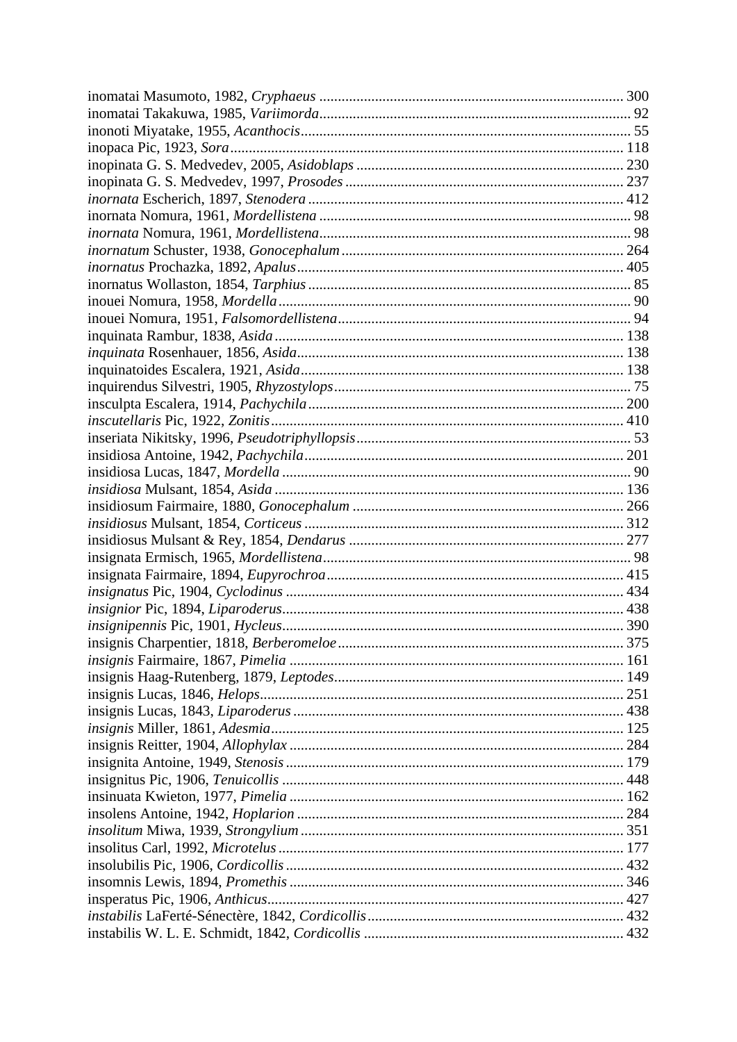inomatai Masumoto, 1982, *Cryphaeus* ................................................................................ 300
inomatai Takakuwa, 1985, *Variimorda*.................................................................................. 92
inonoti Miyatake, 1955, *Acanthocis*........................................................................................ 55
inopaca Pic, 1923, *Sora*......................................................................................................... 118
inopinata G. S. Medvedev, 2005, *Asidoblaps* ....................................................................... 230
inopinata G. S. Medvedev, 1997, *Prosodes* .......................................................................... 237
*inornata* Escherich, 1897, *Stenodera* .................................................................................... 412
inornata Nomura, 1961, *Mordellistena* .................................................................................. 98
*inornata* Nomura, 1961, *Mordellistena*................................................................................... 98
*inornatum* Schuster, 1938, *Gonocephalum* ........................................................................... 264
*inornatus* Prochazka, 1892, *Apalus*....................................................................................... 405
inornatus Wollaston, 1854, *Tarphius* ...................................................................................... 85
inouei Nomura, 1958, *Mordella* .............................................................................................. 90
inouei Nomura, 1951, *Falsomordellistena*.............................................................................. 94
inquinata Rambur, 1838, *Asida* ............................................................................................. 138
*inquinata* Rosenhauer, 1856, *Asida*....................................................................................... 138
inquinatoides Escalera, 1921, *Asida*...................................................................................... 138
inquirendus Silvestri, 1905, *Rhyzostylops*............................................................................... 75
insculpta Escalera, 1914, *Pachychila*.................................................................................... 200
*inscutellaris* Pic, 1922, *Zonitis*.............................................................................................. 410
inseriata Nikitsky, 1996, *Pseudotriphyllopsis*.......................................................................... 53
insidiosa Antoine, 1942, *Pachychila*..................................................................................... 201
insidiosa Lucas, 1847, *Mordella* ............................................................................................. 90
*insidiosa* Mulsant, 1854, *Asida* ............................................................................................. 136
insidiosum Fairmaire, 1880, *Gonocephalum* ........................................................................ 266
*insidiosus* Mulsant, 1854, *Corticeus* ..................................................................................... 312
insidiosus Mulsant & Rey, 1854, *Dendarus* .......................................................................... 277
insignata Ermisch, 1965, *Mordellistena*.................................................................................. 98
insignata Fairmaire, 1894, *Eupyrochroa*............................................................................... 415
*insignatus* Pic, 1904, *Cyclodinus* .......................................................................................... 434
*insignior* Pic, 1894, *Liparoderus*........................................................................................... 438
*insignipennis* Pic, 1901, *Hycleus*.......................................................................................... 390
insignis Charpentier, 1818, *Berberomeloe*............................................................................ 375
*insignis* Fairmaire, 1867, *Pimelia* ......................................................................................... 161
insignis Haag-Rutenberg, 1879, *Leptodes*............................................................................. 149
insignis Lucas, 1846, *Helops*................................................................................................. 251
insignis Lucas, 1843, *Liparoderus* ........................................................................................ 438
*insignis* Miller, 1861, *Adesmia*.............................................................................................. 125
insignis Reitter, 1904, *Allophylax* ......................................................................................... 284
insignita Antoine, 1949, *Stenosis* .......................................................................................... 179
insignitus Pic, 1906, *Tenuicollis* ........................................................................................... 448
insinuata Kwieton, 1977, *Pimelia* ......................................................................................... 162
insolens Antoine, 1942, *Hoplarion* ....................................................................................... 284
*insolitum* Miwa, 1939, *Strongylium* ...................................................................................... 351
insolitus Carl, 1992, *Microtelus* ............................................................................................ 177
insolubilis Pic, 1906, *Cordicollis* .......................................................................................... 432
insomnis Lewis, 1894, *Promethis* ......................................................................................... 346
insperatus Pic, 1906, *Anthicus*............................................................................................... 427
*instabilis* LaFerté-Sénectère, 1842, *Cordicollis*.................................................................... 432
instabilis W. L. E. Schmidt, 1842, *Cordicollis* ..................................................................... 432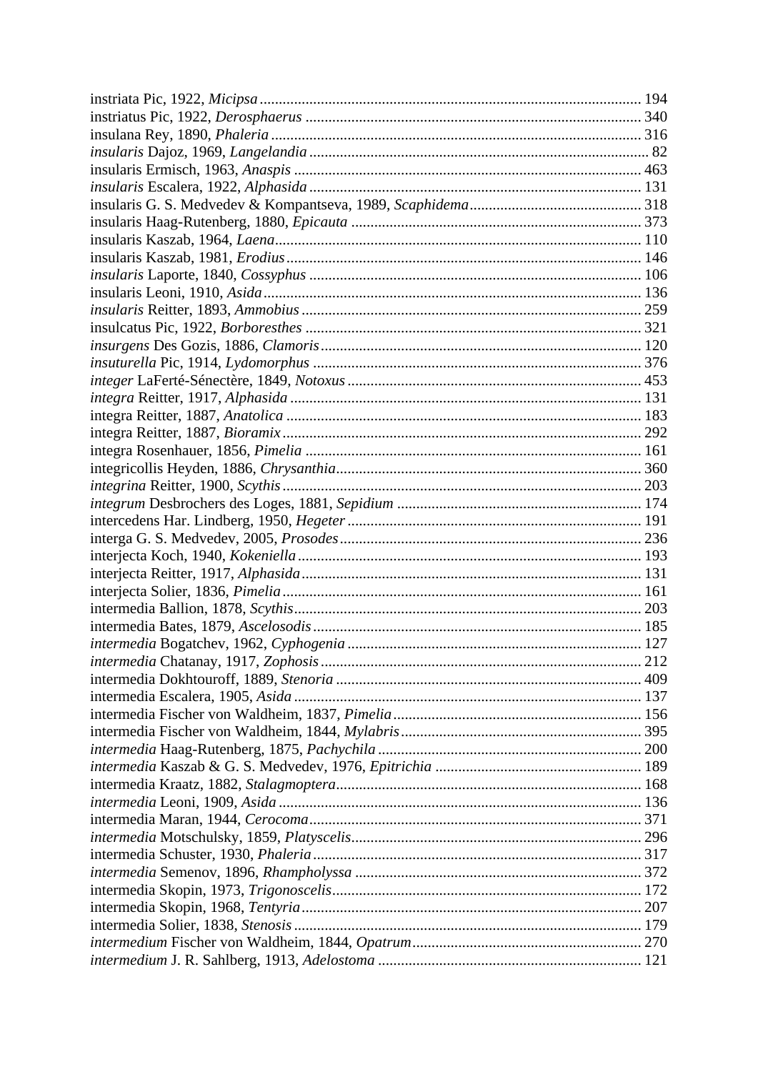instriata Pic, 1922, *Micipsa* ........................................................................................ 194
instriatus Pic, 1922, *Derosphaerus* .............................................................................. 340
insulana Rey, 1890, *Phaleria* ........................................................................................ 316
*insularis* Dajoz, 1969, *Langelandia* ................................................................................ 82
insularis Ermisch, 1963, *Anaspis* .................................................................................. 463
*insularis* Escalera, 1922, *Alphasida* ............................................................................ 131
insularis G. S. Medvedev & Kompantseva, 1989, *Scaphidema* ..................................... 318
insularis Haag-Rutenberg, 1880, *Epicauta* .................................................................. 373
insularis Kaszab, 1964, *Laena* ...................................................................................... 110
insularis Kaszab, 1981, *Erodius* .................................................................................... 146
*insularis* Laporte, 1840, *Cossyphus* .............................................................................. 106
insularis Leoni, 1910, *Asida* .......................................................................................... 136
*insularis* Reitter, 1893, *Ammobius* ................................................................................ 259
insulcatus Pic, 1922, *Borboresthes* ................................................................................ 321
*insurgens* Des Gozis, 1886, *Clamoris* ............................................................................ 120
*insuturella* Pic, 1914, *Lydomorphus* ............................................................................... 376
*integer* LaFerté-Sénectère, 1849, *Notoxus* ..................................................................... 453
*integra* Reitter, 1917, *Alphasida* .................................................................................... 131
integra Reitter, 1887, *Anatolica* ..................................................................................... 183
integra Reitter, 1887, *Bioramix* ...................................................................................... 292
integra Rosenhauer, 1856, *Pimelia* ................................................................................ 161
integricollis Heyden, 1886, *Chrysanthia* ........................................................................ 360
*integrina* Reitter, 1900, *Scythis* ...................................................................................... 203
*integrum* Desbrochers des Loges, 1881, *Sepidium* ........................................................ 174
intercedens Har. Lindberg, 1950, *Hegeter* ..................................................................... 191
interga G. S. Medvedev, 2005, *Prosodes* ........................................................................ 236
interjecta Koch, 1940, *Kokeniella* .................................................................................. 193
interjecta Reitter, 1917, *Alphasida* ................................................................................. 131
interjecta Solier, 1836, *Pimelia* ..................................................................................... 161
intermedia Ballion, 1878, *Scythis* ................................................................................... 203
intermedia Bates, 1879, *Ascelosodis* .............................................................................. 185
*intermedia* Bogatchev, 1962, *Cyphogenia* ..................................................................... 127
*intermedia* Chatanay, 1917, *Zophosis* ............................................................................ 212
intermedia Dokhtouroff, 1889, *Stenoria* ........................................................................ 409
intermedia Escalera, 1905, *Asida* ................................................................................... 137
intermedia Fischer von Waldheim, 1837, *Pimelia* ......................................................... 156
intermedia Fischer von Waldheim, 1844, *Mylabris* ....................................................... 395
*intermedia* Haag-Rutenberg, 1875, *Pachychila* ............................................................. 200
*intermedia* Kaszab & G. S. Medvedev, 1976, *Epitrichia* ............................................... 189
intermedia Kraatz, 1882, *Stalagmoptera* ........................................................................ 168
*intermedia* Leoni, 1909, *Asida* ...................................................................................... 136
intermedia Maran, 1944, *Cerocoma* ............................................................................... 371
*intermedia* Motschulsky, 1859, *Platyscelis* .................................................................... 296
intermedia Schuster, 1930, *Phaleria* .............................................................................. 317
*intermedia* Semenov, 1896, *Rhampholyssa* ................................................................... 372
intermedia Skopin, 1973, *Trigonoscelis* ......................................................................... 172
intermedia Skopin, 1968, *Tentyria* ................................................................................. 207
intermedia Solier, 1838, *Stenosis* ................................................................................... 179
*intermedium* Fischer von Waldheim, 1844, *Opatrum* .................................................... 270
*intermedium* J. R. Sahlberg, 1913, *Adelostoma* ............................................................. 121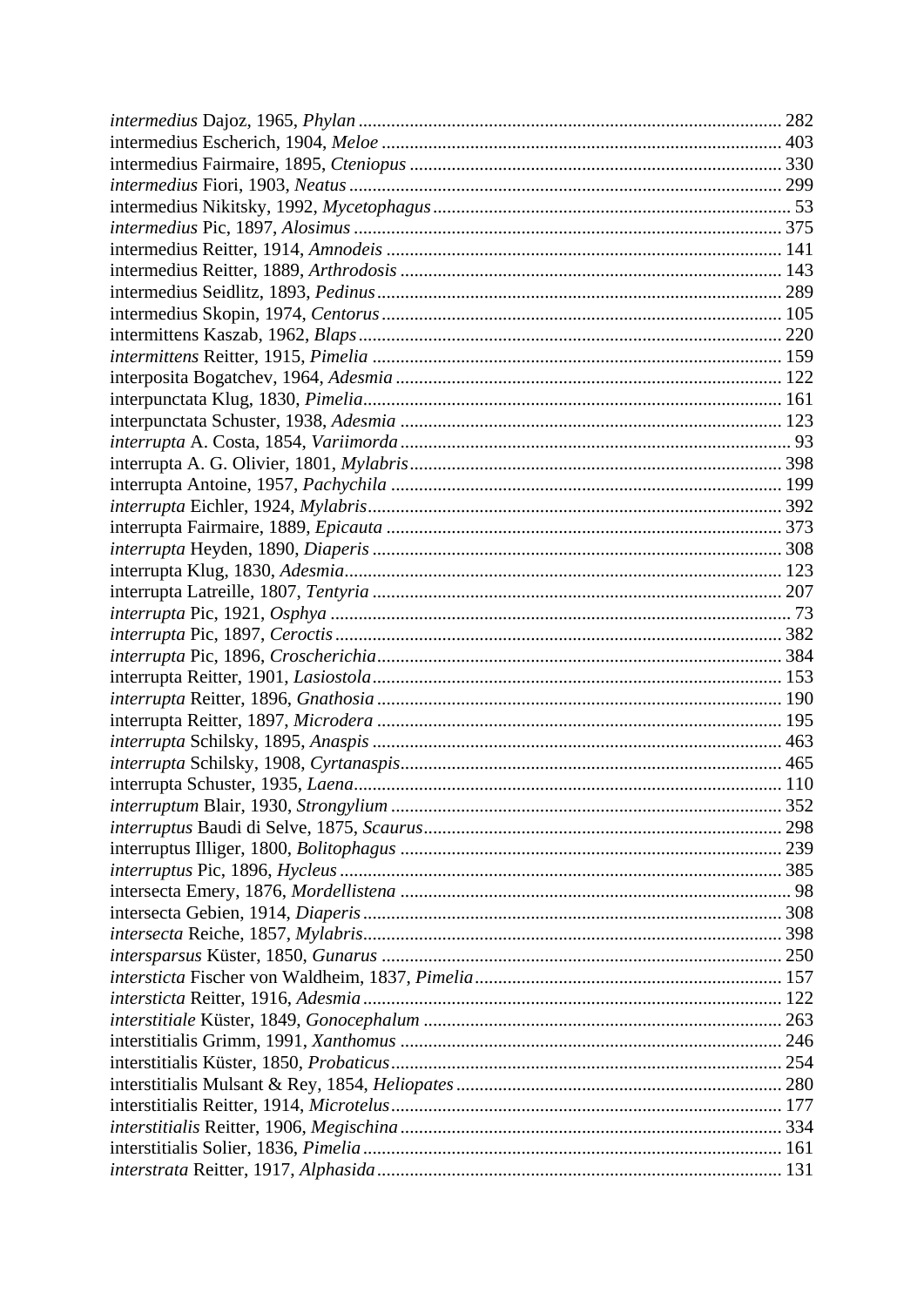*intermedius* Dajoz, 1965, *Phylan* .......... 282
intermedius Escherich, 1904, *Meloe* .......... 403
intermedius Fairmaire, 1895, *Cteniopus* .......... 330
*intermedius* Fiori, 1903, *Neatus* .......... 299
intermedius Nikitsky, 1992, *Mycetophagus* .......... 53
*intermedius* Pic, 1897, *Alosimus* .......... 375
intermedius Reitter, 1914, *Amnodeis* .......... 141
intermedius Reitter, 1889, *Arthrodosis* .......... 143
intermedius Seidlitz, 1893, *Pedinus* .......... 289
intermedius Skopin, 1974, *Centorus* .......... 105
intermittens Kaszab, 1962, *Blaps* .......... 220
*intermittens* Reitter, 1915, *Pimelia* .......... 159
interposita Bogatchev, 1964, *Adesmia* .......... 122
interpunctata Klug, 1830, *Pimelia* .......... 161
interpunctata Schuster, 1938, *Adesmia* .......... 123
*interrupta* A. Costa, 1854, *Variimorda* .......... 93
interrupta A. G. Olivier, 1801, *Mylabris* .......... 398
interrupta Antoine, 1957, *Pachychila* .......... 199
*interrupta* Eichler, 1924, *Mylabris* .......... 392
interrupta Fairmaire, 1889, *Epicauta* .......... 373
*interrupta* Heyden, 1890, *Diaperis* .......... 308
interrupta Klug, 1830, *Adesmia* .......... 123
interrupta Latreille, 1807, *Tentyria* .......... 207
*interrupta* Pic, 1921, *Osphya* .......... 73
*interrupta* Pic, 1897, *Ceroctis* .......... 382
*interrupta* Pic, 1896, *Croscherichia* .......... 384
interrupta Reitter, 1901, *Lasiostola* .......... 153
*interrupta* Reitter, 1896, *Gnathosia* .......... 190
interrupta Reitter, 1897, *Microdera* .......... 195
*interrupta* Schilsky, 1895, *Anaspis* .......... 463
*interrupta* Schilsky, 1908, *Cyrtanaspis* .......... 465
interrupta Schuster, 1935, *Laena* .......... 110
*interruptum* Blair, 1930, *Strongylium* .......... 352
*interruptus* Baudi di Selve, 1875, *Scaurus* .......... 298
interruptus Illiger, 1800, *Bolitophagus* .......... 239
*interruptus* Pic, 1896, *Hycleus* .......... 385
intersecta Emery, 1876, *Mordellistena* .......... 98
intersecta Gebien, 1914, *Diaperis* .......... 308
*intersecta* Reiche, 1857, *Mylabris* .......... 398
*intersparsus* Küster, 1850, *Gunarus* .......... 250
*intersticta* Fischer von Waldheim, 1837, *Pimelia* .......... 157
*intersticta* Reitter, 1916, *Adesmia* .......... 122
*interstitiale* Küster, 1849, *Gonocephalum* .......... 263
interstitialis Grimm, 1991, *Xanthomus* .......... 246
interstitialis Küster, 1850, *Probaticus* .......... 254
interstitialis Mulsant & Rey, 1854, *Heliopates* .......... 280
interstitialis Reitter, 1914, *Microtelus* .......... 177
*interstitialis* Reitter, 1906, *Megischina* .......... 334
interstitialis Solier, 1836, *Pimelia* .......... 161
*interstrata* Reitter, 1917, *Alphasida* .......... 131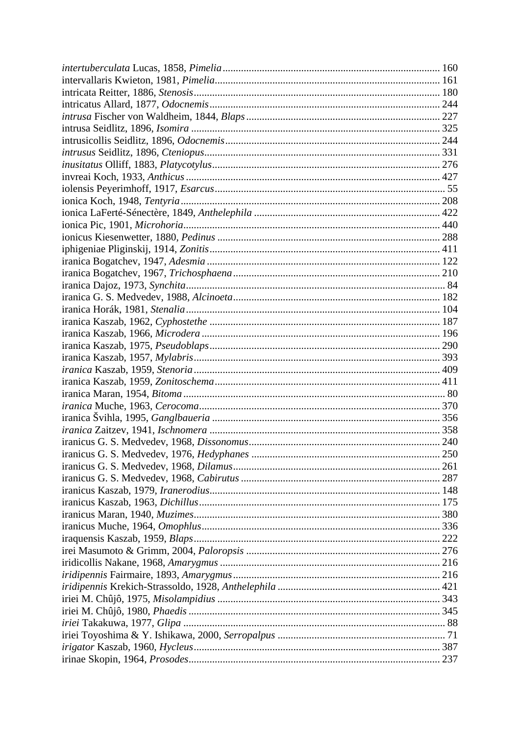*intertuberculata* Lucas, 1858, *Pimelia* .................................................................................... 160
intervallaris Kwieton, 1981, *Pimelia* ........................................................................................ 161
intricata Reitter, 1886, *Stenosis* ................................................................................................ 180
intricatus Allard, 1877, *Odocnemis* .......................................................................................... 244
*intrusa* Fischer von Waldheim, 1844, *Blaps* ............................................................................ 227
intrusa Seidlitz, 1896, *Isomira* ................................................................................................. 325
intrusicollis Seidlitz, 1896, *Odocnemis* ..................................................................................... 244
*intrusus* Seidlitz, 1896, *Cteniopus* ............................................................................................ 331
*inusitatus* Olliff, 1883, *Platycotylus* ......................................................................................... 276
invreai Koch, 1933, *Anthicus* ................................................................................................... 427
iolensis Peyerimhoff, 1917, *Esarcus* ........................................................................................... 55
ionica Koch, 1948, *Tentyria* ..................................................................................................... 208
ionica LaFerté-Sénectère, 1849, *Anthelephila* ......................................................................... 422
ionica Pic, 1901, *Microhoria* .................................................................................................... 440
ionicus Kiesenwetter, 1880, *Pedinus* ....................................................................................... 288
iphigeniae Pliginskij, 1914, *Zonitis* .......................................................................................... 411
iranica Bogatchev, 1947, *Adesmia* ........................................................................................... 122
iranica Bogatchev, 1967, *Trichosphaena* .................................................................................. 210
iranica Dajoz, 1973, *Synchita* ..................................................................................................... 84
iranica G. S. Medvedev, 1988, *Alcinoeta* .................................................................................. 182
iranica Horák, 1981, *Stenalia* ................................................................................................... 104
iranica Kaszab, 1962, *Cyphostethe* .......................................................................................... 187
iranica Kaszab, 1966, *Microdera* .............................................................................................. 196
iranica Kaszab, 1975, *Pseudoblaps* .......................................................................................... 290
iranica Kaszab, 1957, *Mylabris* ................................................................................................. 393
*iranica* Kaszab, 1959, *Stenoria* ................................................................................................. 409
iranica Kaszab, 1959, *Zonitoschema* ......................................................................................... 411
iranica Maran, 1954, *Bitoma* ...................................................................................................... 80
*iranica* Muche, 1963, *Cerocoma* ............................................................................................... 370
iranica Švihla, 1995, *Ganglbaueria* .......................................................................................... 356
*iranica* Zaitzev, 1941, *Ischnomera* .......................................................................................... 358
iranicus G. S. Medvedev, 1968, *Dissonomus* ........................................................................... 240
iranicus G. S. Medvedev, 1976, *Hedyphanes* .......................................................................... 250
iranicus G. S. Medvedev, 1968, *Dilamus* ................................................................................. 261
iranicus G. S. Medvedev, 1968, *Cabirutus* .............................................................................. 287
iranicus Kaszab, 1979, *Iranerodius* .......................................................................................... 148
iranicus Kaszab, 1963, *Dichillus* .............................................................................................. 175
iranicus Maran, 1940, *Muzimes* ................................................................................................ 380
iranicus Muche, 1964, *Omophlus* ............................................................................................. 336
iraquensis Kaszab, 1959, *Blaps* ................................................................................................ 222
irei Masumoto & Grimm, 2004, *Paloropsis* ............................................................................. 276
iridicollis Nakane, 1968, *Amarygmus* ...................................................................................... 216
*iridipennis* Fairmaire, 1893, *Amarygmus* ................................................................................. 216
*iridipennis* Krekich-Strassoldo, 1928, *Anthelephila* ................................................................ 421
iriei M. Chûjô, 1975, *Misolampidius* ....................................................................................... 343
iriei M. Chûjô, 1980, *Phaedis* .................................................................................................. 345
*iriei* Takakuwa, 1977, *Glipa* ...................................................................................................... 88
iriei Toyoshima & Y. Ishikawa, 2000, *Serropalpus* ................................................................... 71
*irigator* Kaszab, 1960, *Hycleus* ................................................................................................ 387
irinae Skopin, 1964, *Prosodes* .................................................................................................. 237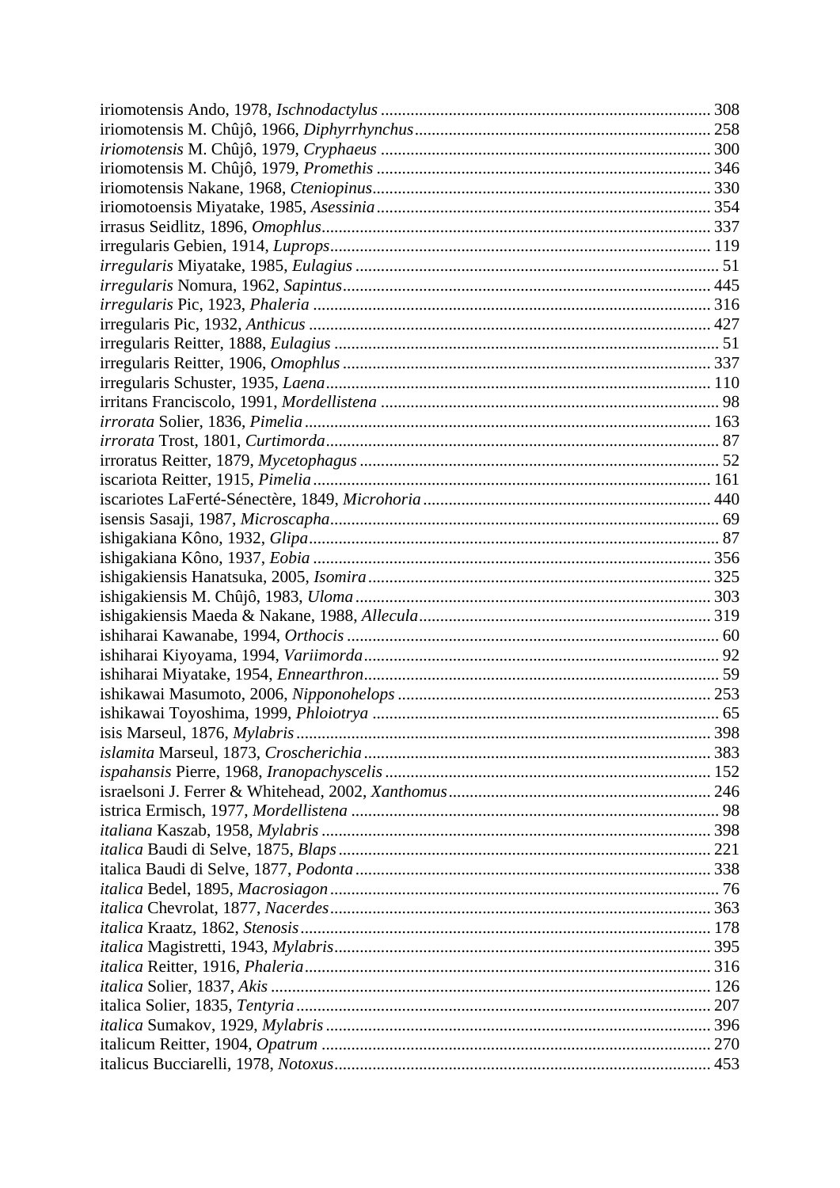iriomotensis Ando, 1978, *Ischnodactylus* ........ 308
iriomotensis M. Chûjô, 1966, *Diphyrrhynchus* ........ 258
*iriomotensis* M. Chûjô, 1979, *Cryphaeus* ........ 300
iriomotensis M. Chûjô, 1979, *Promethis* ........ 346
iriomotensis Nakane, 1968, *Cteniopinus* ........ 330
iriomotoensis Miyatake, 1985, *Asessinia* ........ 354
irrasus Seidlitz, 1896, *Omophlus* ........ 337
irregularis Gebien, 1914, *Luprops* ........ 119
*irregularis* Miyatake, 1985, *Eulagius* ........ 51
*irregularis* Nomura, 1962, *Sapintus* ........ 445
*irregularis* Pic, 1923, *Phaleria* ........ 316
irregularis Pic, 1932, *Anthicus* ........ 427
irregularis Reitter, 1888, *Eulagius* ........ 51
irregularis Reitter, 1906, *Omophlus* ........ 337
irregularis Schuster, 1935, *Laena* ........ 110
irritans Franciscolo, 1991, *Mordellistena* ........ 98
*irrorata* Solier, 1836, *Pimelia* ........ 163
*irrorata* Trost, 1801, *Curtimorda* ........ 87
irroratus Reitter, 1879, *Mycetophagus* ........ 52
iscariota Reitter, 1915, *Pimelia* ........ 161
iscariotes LaFerté-Sénectère, 1849, *Microhoria* ........ 440
isensis Sasaji, 1987, *Microscapha* ........ 69
ishigakiana Kôno, 1932, *Glipa* ........ 87
ishigakiana Kôno, 1937, *Eobia* ........ 356
ishigakiensis Hanatsuka, 2005, *Isomira* ........ 325
ishigakiensis M. Chûjô, 1983, *Uloma* ........ 303
ishigakiensis Maeda & Nakane, 1988, *Allecula* ........ 319
ishiharai Kawanabe, 1994, *Orthocis* ........ 60
ishiharai Kiyoyama, 1994, *Variimorda* ........ 92
ishiharai Miyatake, 1954, *Ennearthron* ........ 59
ishikawai Masumoto, 2006, *Nipponohelops* ........ 253
ishikawai Toyoshima, 1999, *Phloiotrya* ........ 65
isis Marseul, 1876, *Mylabris* ........ 398
*islamita* Marseul, 1873, *Croscherichia* ........ 383
*ispahansis* Pierre, 1968, *Iranopachyscelis* ........ 152
israelsoni J. Ferrer & Whitehead, 2002, *Xanthomus* ........ 246
istrica Ermisch, 1977, *Mordellistena* ........ 98
*italiana* Kaszab, 1958, *Mylabris* ........ 398
*italica* Baudi di Selve, 1875, *Blaps* ........ 221
italica Baudi di Selve, 1877, *Podonta* ........ 338
*italica* Bedel, 1895, *Macrosiagon* ........ 76
*italica* Chevrolat, 1877, *Nacerdes* ........ 363
*italica* Kraatz, 1862, *Stenosis* ........ 178
*italica* Magistretti, 1943, *Mylabris* ........ 395
*italica* Reitter, 1916, *Phaleria* ........ 316
*italica* Solier, 1837, *Akis* ........ 126
italica Solier, 1835, *Tentyria* ........ 207
*italica* Sumakov, 1929, *Mylabris* ........ 396
italicum Reitter, 1904, *Opatrum* ........ 270
italicus Bucciarelli, 1978, *Notoxus* ........ 453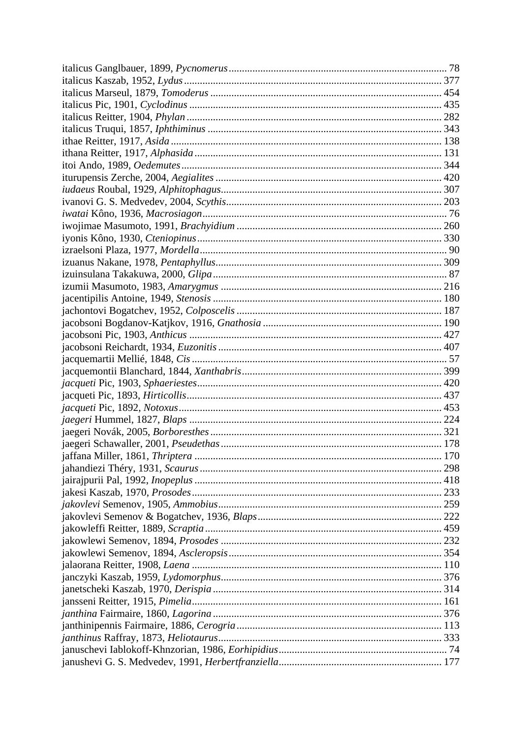italicus Ganglbauer, 1899, *Pycnomerus* .................................................. 78
italicus Kaszab, 1952, *Lydus* .................................................. 377
italicus Marseul, 1879, *Tomoderus* .................................................. 454
italicus Pic, 1901, *Cyclodinus* .................................................. 435
italicus Reitter, 1904, *Phylan* .................................................. 282
italicus Truqui, 1857, *Iphthiminus* .................................................. 343
ithae Reitter, 1917, *Asida* .................................................. 138
ithana Reitter, 1917, *Alphasida* .................................................. 131
itoi Ando, 1989, *Oedemutes* .................................................. 344
iturupensis Zerche, 2004, *Aegialites* .................................................. 420
*iudaeus* Roubal, 1929, *Alphitophagus* .................................................. 307
ivanovi G. S. Medvedev, 2004, *Scythis* .................................................. 203
*iwatai* Kôno, 1936, *Macrosiagon* .................................................. 76
iwojimae Masumoto, 1991, *Brachyidium* .................................................. 260
iyonis Kôno, 1930, *Cteniopinus* .................................................. 330
izraelsoni Plaza, 1977, *Mordella* .................................................. 90
izuanus Nakane, 1978, *Pentaphyllus* .................................................. 309
izuinsulana Takakuwa, 2000, *Glipa* .................................................. 87
izumii Masumoto, 1983, *Amarygmus* .................................................. 216
jacentipilis Antoine, 1949, *Stenosis* .................................................. 180
jachontovi Bogatchev, 1952, *Colposcelis* .................................................. 187
jacobsoni Bogdanov-Katjkov, 1916, *Gnathosia* .................................................. 190
jacobsoni Pic, 1903, *Anthicus* .................................................. 427
jacobsoni Reichardt, 1934, *Euzonitis* .................................................. 407
jacquemartii Mellié, 1848, *Cis* .................................................. 57
jacquemontii Blanchard, 1844, *Xanthabris* .................................................. 399
*jacqueti* Pic, 1903, *Sphaeriestes* .................................................. 420
jacqueti Pic, 1893, *Hirticollis* .................................................. 437
*jacqueti* Pic, 1892, *Notoxus* .................................................. 453
*jaegeri* Hummel, 1827, *Blaps* .................................................. 224
jaegeri Novák, 2005, *Borboresthes* .................................................. 321
jaegeri Schawaller, 2001, *Pseudethas* .................................................. 178
jaffana Miller, 1861, *Thriptera* .................................................. 170
jahandiezi Théry, 1931, *Scaurus* .................................................. 298
jairajpurii Pal, 1992, *Inopeplus* .................................................. 418
jakesi Kaszab, 1970, *Prosodes* .................................................. 233
*jakovlevi* Semenov, 1905, *Ammobius* .................................................. 259
jakovlevi Semenov & Bogatchev, 1936, *Blaps* .................................................. 222
jakowleffi Reitter, 1889, *Scraptia* .................................................. 459
jakowlewi Semenov, 1894, *Prosodes* .................................................. 232
jakowlewi Semenov, 1894, *Ascleropsis* .................................................. 354
jalaorana Reitter, 1908, *Laena* .................................................. 110
janczyki Kaszab, 1959, *Lydomorphus* .................................................. 376
janetscheki Kaszab, 1970, *Derispia* .................................................. 314
jansseni Reitter, 1915, *Pimelia* .................................................. 161
*janthina* Fairmaire, 1860, *Lagorina* .................................................. 376
janthinipennis Fairmaire, 1886, *Cerogria* .................................................. 113
*janthinus* Raffray, 1873, *Heliotaurus* .................................................. 333
januschevi Iablokoff-Khnzorian, 1986, *Eorhipidius* .................................................. 74
janushevi G. S. Medvedev, 1991, *Herbertfranziella* .................................................. 177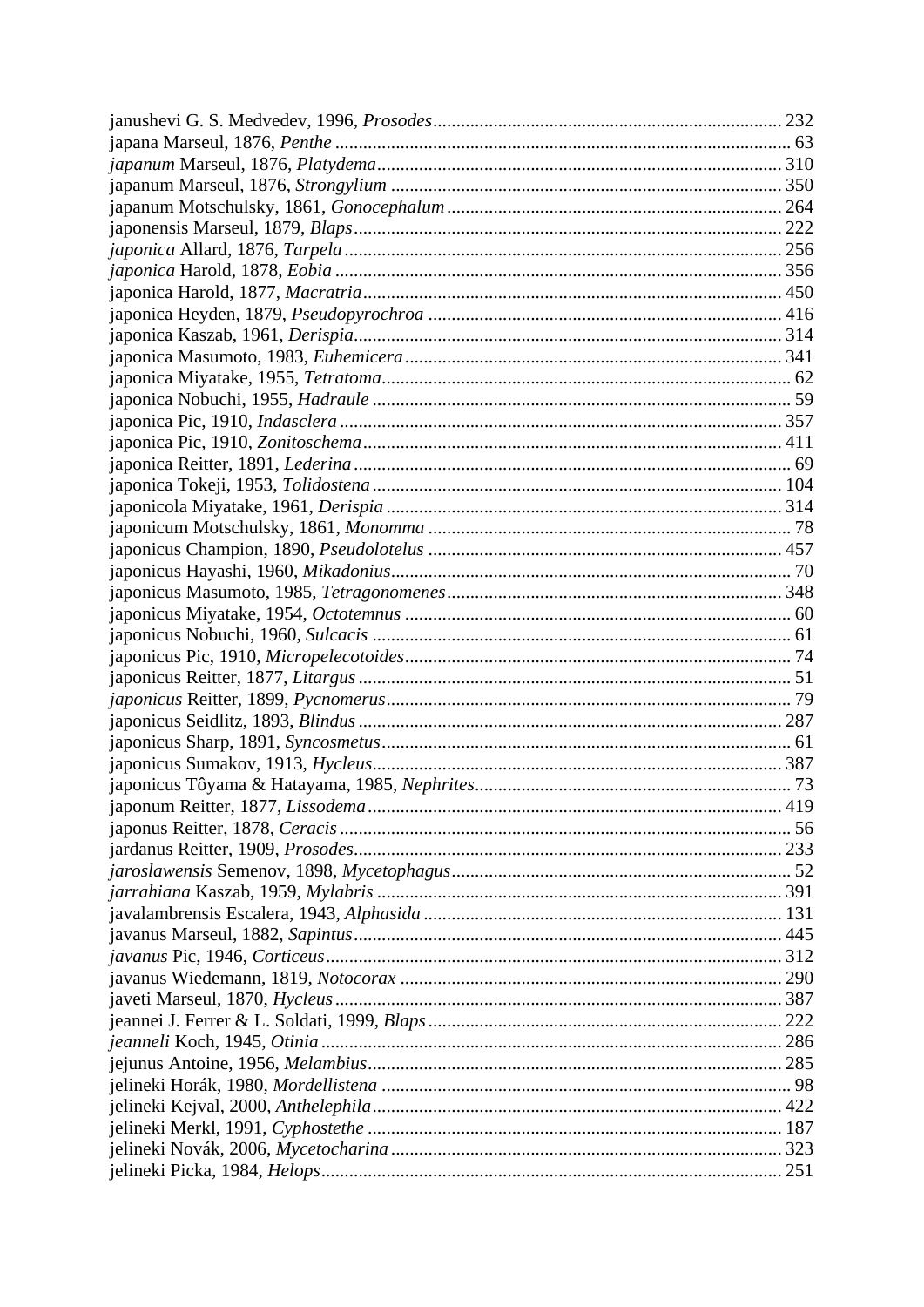janushevi G. S. Medvedev, 1996, *Prosodes* .......... 232
japana Marseul, 1876, *Penthe* .......... 63
*japanum* Marseul, 1876, *Platydema* .......... 310
japanum Marseul, 1876, *Strongylium* .......... 350
japanum Motschulsky, 1861, *Gonocephalum* .......... 264
japonensis Marseul, 1879, *Blaps* .......... 222
*japonica* Allard, 1876, *Tarpela* .......... 256
*japonica* Harold, 1878, *Eobia* .......... 356
japonica Harold, 1877, *Macratria* .......... 450
japonica Heyden, 1879, *Pseudopyrochroa* .......... 416
japonica Kaszab, 1961, *Derispia* .......... 314
japonica Masumoto, 1983, *Euhemicera* .......... 341
japonica Miyatake, 1955, *Tetratoma* .......... 62
japonica Nobuchi, 1955, *Hadraule* .......... 59
japonica Pic, 1910, *Indasclera* .......... 357
japonica Pic, 1910, *Zonitoschema* .......... 411
japonica Reitter, 1891, *Lederina* .......... 69
japonica Tokeji, 1953, *Tolidostena* .......... 104
japonicola Miyatake, 1961, *Derispia* .......... 314
japonicum Motschulsky, 1861, *Monomma* .......... 78
japonicus Champion, 1890, *Pseudolotelus* .......... 457
japonicus Hayashi, 1960, *Mikadonius* .......... 70
japonicus Masumoto, 1985, *Tetragonomenes* .......... 348
japonicus Miyatake, 1954, *Octotemnus* .......... 60
japonicus Nobuchi, 1960, *Sulcacis* .......... 61
japonicus Pic, 1910, *Micropelecotoides* .......... 74
japonicus Reitter, 1877, *Litargus* .......... 51
*japonicus* Reitter, 1899, *Pycnomerus* .......... 79
japonicus Seidlitz, 1893, *Blindus* .......... 287
japonicus Sharp, 1891, *Syncosmetus* .......... 61
japonicus Sumakov, 1913, *Hycleus* .......... 387
japonicus Tôyama & Hatayama, 1985, *Nephrites* .......... 73
japonum Reitter, 1877, *Lissodema* .......... 419
japonus Reitter, 1878, *Ceracis* .......... 56
jardanus Reitter, 1909, *Prosodes* .......... 233
*jaroslawensis* Semenov, 1898, *Mycetophagus* .......... 52
*jarrahiana* Kaszab, 1959, *Mylabris* .......... 391
javalambrensis Escalera, 1943, *Alphasida* .......... 131
javanus Marseul, 1882, *Sapintus* .......... 445
*javanus* Pic, 1946, *Corticeus* .......... 312
javanus Wiedemann, 1819, *Notocorax* .......... 290
javeti Marseul, 1870, *Hycleus* .......... 387
jeannei J. Ferrer & L. Soldati, 1999, *Blaps* .......... 222
*jeanneli* Koch, 1945, *Otinia* .......... 286
jejunus Antoine, 1956, *Melambius* .......... 285
jelineki Horák, 1980, *Mordellistena* .......... 98
jelineki Kejval, 2000, *Anthelephila* .......... 422
jelineki Merkl, 1991, *Cyphostethe* .......... 187
jelineki Novák, 2006, *Mycetocharina* .......... 323
jelineki Picka, 1984, *Helops* .......... 251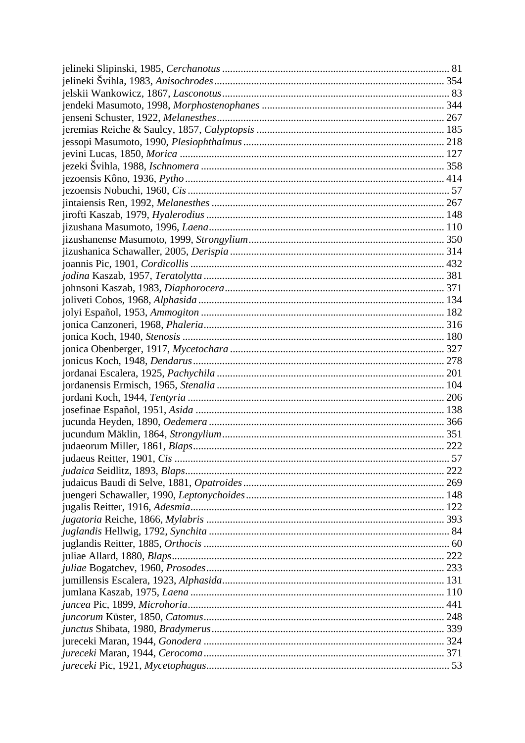jelineki Slipinski, 1985, *Cerchanotus* ........ 81
jelineki Švihla, 1983, *Anisochrodes* ........ 354
jelskii Wankowicz, 1867, *Lasconotus* ........ 83
jendeki Masumoto, 1998, *Morphostenophanes* ........ 344
jenseni Schuster, 1922, *Melanesthes* ........ 267
jeremias Reiche & Saulcy, 1857, *Calyptopsis* ........ 185
jessopi Masumoto, 1990, *Plesiophthalmus* ........ 218
jevini Lucas, 1850, *Morica* ........ 127
jezeki Švihla, 1988, *Ischnomera* ........ 358
jezoensis Kôno, 1936, *Pytho* ........ 414
jezoensis Nobuchi, 1960, *Cis* ........ 57
jintaiensis Ren, 1992, *Melanesthes* ........ 267
jirofti Kaszab, 1979, *Hyalerodius* ........ 148
jizushana Masumoto, 1996, *Laena* ........ 110
jizushanense Masumoto, 1999, *Strongylium* ........ 350
jizushanica Schawaller, 2005, *Derispia* ........ 314
joannis Pic, 1901, *Cordicollis* ........ 432
*jodina* Kaszab, 1957, *Teratolytta* ........ 381
johnsoni Kaszab, 1983, *Diaphorocera* ........ 371
joliveti Cobos, 1968, *Alphasida* ........ 134
jolyi Español, 1953, *Ammogiton* ........ 182
jonica Canzoneri, 1968, *Phaleria* ........ 316
jonica Koch, 1940, *Stenosis* ........ 180
jonica Obenberger, 1917, *Mycetochara* ........ 327
jonicus Koch, 1948, *Dendarus* ........ 278
jordanai Escalera, 1925, *Pachychila* ........ 201
jordanensis Ermisch, 1965, *Stenalia* ........ 104
jordani Koch, 1944, *Tentyria* ........ 206
josefinae Español, 1951, *Asida* ........ 138
jucunda Heyden, 1890, *Oedemera* ........ 366
jucundum Mäklin, 1864, *Strongylium* ........ 351
judaeorum Miller, 1861, *Blaps* ........ 222
judaeus Reitter, 1901, *Cis* ........ 57
*judaica* Seidlitz, 1893, *Blaps* ........ 222
judaicus Baudi di Selve, 1881, *Opatroides* ........ 269
juengeri Schawaller, 1990, *Leptonychoides* ........ 148
jugalis Reitter, 1916, *Adesmia* ........ 122
*jugatoria* Reiche, 1866, *Mylabris* ........ 393
*juglandis* Hellwig, 1792, *Synchita* ........ 84
juglandis Reitter, 1885, *Orthocis* ........ 60
juliae Allard, 1880, *Blaps* ........ 222
*juliae* Bogatchev, 1960, *Prosodes* ........ 233
jumillensis Escalera, 1923, *Alphasida* ........ 131
jumlana Kaszab, 1975, *Laena* ........ 110
*juncea* Pic, 1899, *Microhoria* ........ 441
*juncorum* Küster, 1850, *Catomus* ........ 248
*junctus* Shibata, 1980, *Bradymerus* ........ 339
jureceki Maran, 1944, *Gonodera* ........ 324
*jureceki* Maran, 1944, *Cerocoma* ........ 371
*jureceki* Pic, 1921, *Mycetophagus* ........ 53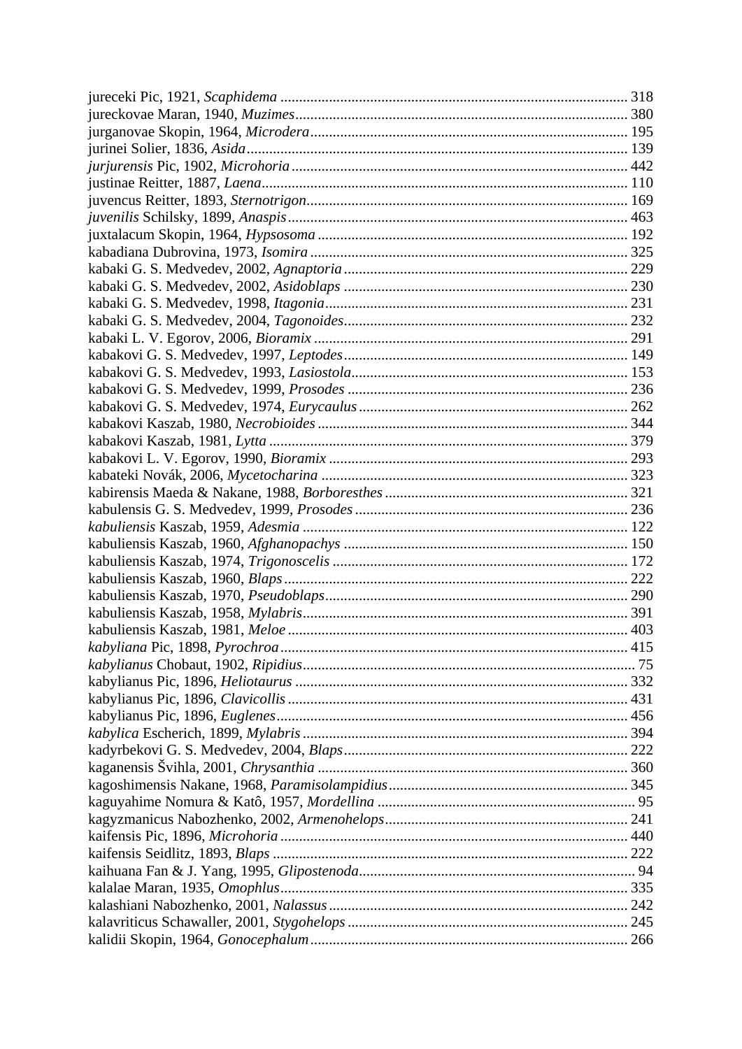jureceki Pic, 1921, *Scaphidema* ............................................................................ 318
jureckovae Maran, 1940, *Muzimes*......................................................................... 380
jurganovae Skopin, 1964, *Microdera*..................................................................... 195
jurinei Solier, 1836, *Asida*.................................................................................... 139
*jurjurensis* Pic, 1902, *Microhoria* ......................................................................... 442
justinae Reitter, 1887, *Laena*................................................................................. 110
juvencus Reitter, 1893, *Sternotrigon*...................................................................... 169
*juvenilis* Schilsky, 1899, *Anaspis*.......................................................................... 463
juxtalacum Skopin, 1964, *Hypsosoma* .................................................................. 192
kabadiana Dubrovina, 1973, *Isomira* .................................................................... 325
kabaki G. S. Medvedev, 2002, *Agnaptoria* ........................................................... 229
kabaki G. S. Medvedev, 2002, *Asidoblaps* ........................................................... 230
kabaki G. S. Medvedev, 1998, *Itagonia*................................................................. 231
kabaki G. S. Medvedev, 2004, *Tagonoides*............................................................ 232
kabaki L. V. Egorov, 2006, *Bioramix* ................................................................... 291
kabakovi G. S. Medvedev, 1997, *Leptodes*............................................................ 149
kabakovi G. S. Medvedev, 1993, *Lasiostola*.......................................................... 153
kabakovi G. S. Medvedev, 1999, *Prosodes* ........................................................... 236
kabakovi G. S. Medvedev, 1974, *Eurycaulus* ........................................................ 262
kabakovi Kaszab, 1980, *Necrobioides* .................................................................. 344
kabakovi Kaszab, 1981, *Lytta* ............................................................................... 379
kabakovi L. V. Egorov, 1990, *Bioramix* ............................................................... 293
kabateki Novák, 2006, *Mycetocharina* ................................................................. 323
kabirensis Maeda & Nakane, 1988, *Borboresthes* ................................................ 321
kabulensis G. S. Medvedev, 1999, *Prosodes* ......................................................... 236
*kabuliensis* Kaszab, 1959, *Adesmia* ...................................................................... 122
kabuliensis Kaszab, 1960, *Afghanopachys* ............................................................ 150
kabuliensis Kaszab, 1974, *Trigonoscelis* .............................................................. 172
kabuliensis Kaszab, 1960, *Blaps*............................................................................ 222
kabuliensis Kaszab, 1970, *Pseudoblaps*................................................................. 290
kabuliensis Kaszab, 1958, *Mylabris*....................................................................... 391
kabuliensis Kaszab, 1981, *Meloe*........................................................................... 403
*kabyliana* Pic, 1898, *Pyrochroa*............................................................................ 415
*kabylianus* Chobaut, 1902, *Ripidius*........................................................................ 75
kabylianus Pic, 1896, *Heliotaurus* ......................................................................... 332
kabylianus Pic, 1896, *Clavicollis* .......................................................................... 431
kabylianus Pic, 1896, *Euglenes*............................................................................. 456
*kabylica* Escherich, 1899, *Mylabris* ...................................................................... 394
kadyrbekovi G. S. Medvedev, 2004, *Blaps*............................................................ 222
kaganensis Švihla, 2001, *Chrysanthia* .................................................................. 360
kagoshimensis Nakane, 1968, *Paramisolampidius*................................................ 345
kaguyahime Nomura & Katô, 1957, *Mordellina* ..................................................... 95
kagyzmanicus Nabozhenko, 2002, *Armenohelops*................................................ 241
kaifensis Pic, 1896, *Microhoria* ............................................................................ 440
kaifensis Seidlitz, 1893, *Blaps* .............................................................................. 222
kaihuana Fan & J. Yang, 1995, *Glipostenoda*.......................................................... 94
kalalae Maran, 1935, *Omophlus*............................................................................ 335
kalashiani Nabozhenko, 2001, *Nalassus*................................................................ 242
kalavriticus Schawaller, 2001, *Stygohelops* .......................................................... 245
kalidii Skopin, 1964, *Gonocephalum*.................................................................... 266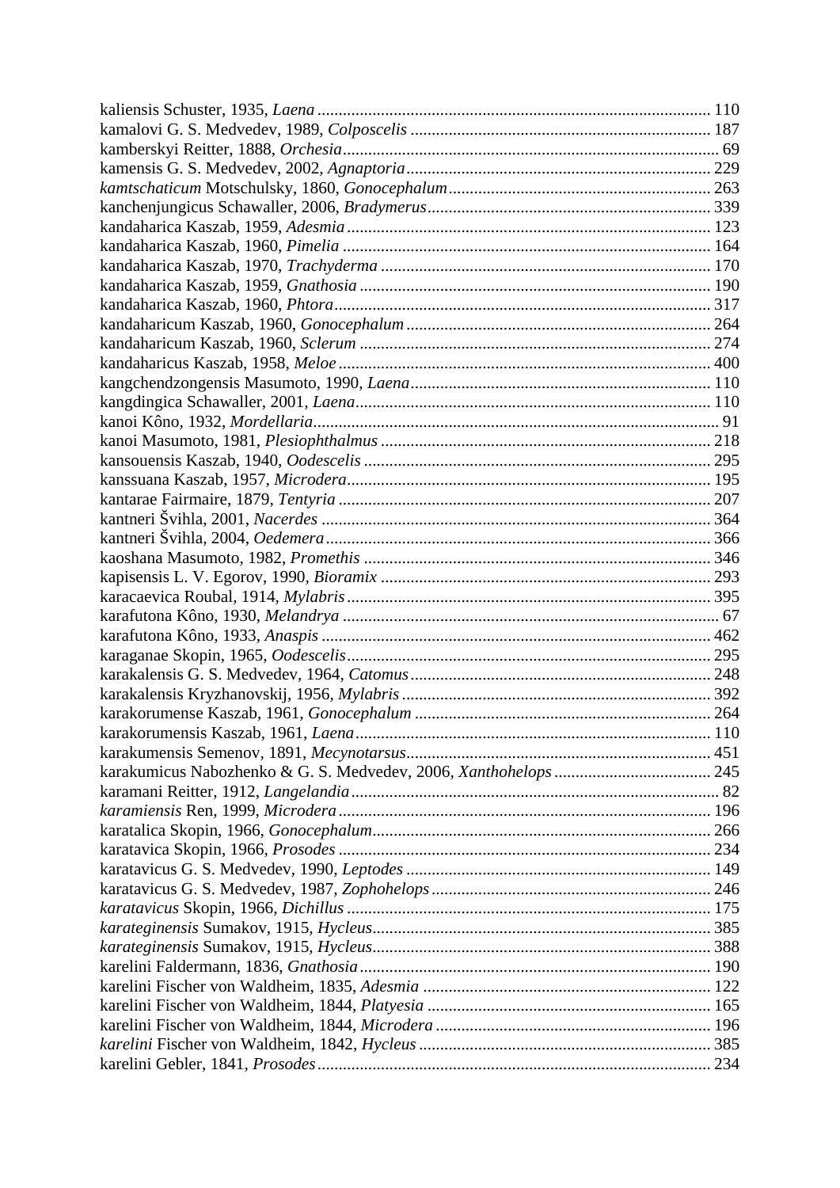kaliensis Schuster, 1935, *Laena* ........ 110
kamalovi G. S. Medvedev, 1989, *Colposcelis* ........ 187
kamberskyi Reitter, 1888, *Orchesia* ........ 69
kamensis G. S. Medvedev, 2002, *Agnaptoria* ........ 229
*kamtschaticum* Motschulsky, 1860, *Gonocephalum* ........ 263
kanchenjungicus Schawaller, 2006, *Bradymerus* ........ 339
kandaharica Kaszab, 1959, *Adesmia* ........ 123
kandaharica Kaszab, 1960, *Pimelia* ........ 164
kandaharica Kaszab, 1970, *Trachyderma* ........ 170
kandaharica Kaszab, 1959, *Gnathosia* ........ 190
kandaharica Kaszab, 1960, *Phtora* ........ 317
kandaharicum Kaszab, 1960, *Gonocephalum* ........ 264
kandaharicum Kaszab, 1960, *Sclerum* ........ 274
kandaharicus Kaszab, 1958, *Meloe* ........ 400
kangchendzongensis Masumoto, 1990, *Laena* ........ 110
kangdingica Schawaller, 2001, *Laena* ........ 110
kanoi Kôno, 1932, *Mordellaria* ........ 91
kanoi Masumoto, 1981, *Plesiophthalmus* ........ 218
kansouensis Kaszab, 1940, *Oodescelis* ........ 295
kanssuana Kaszab, 1957, *Microdera* ........ 195
kantarae Fairmaire, 1879, *Tentyria* ........ 207
kantneri Švihla, 2001, *Nacerdes* ........ 364
kantneri Švihla, 2004, *Oedemera* ........ 366
kaoshana Masumoto, 1982, *Promethis* ........ 346
kapisensis L. V. Egorov, 1990, *Bioramix* ........ 293
karacaevica Roubal, 1914, *Mylabris* ........ 395
karafutona Kôno, 1930, *Melandrya* ........ 67
karafutona Kôno, 1933, *Anaspis* ........ 462
karaganae Skopin, 1965, *Oodescelis* ........ 295
karakalensis G. S. Medvedev, 1964, *Catomus* ........ 248
karakalensis Kryzhanovskij, 1956, *Mylabris* ........ 392
karakorumense Kaszab, 1961, *Gonocephalum* ........ 264
karakorumensis Kaszab, 1961, *Laena* ........ 110
karakumensis Semenov, 1891, *Mecynotarsus* ........ 451
karakumicus Nabozhenko & G. S. Medvedev, 2006, *Xanthohelops* ........ 245
karamani Reitter, 1912, *Langelandia* ........ 82
*karamiensis* Ren, 1999, *Microdera* ........ 196
karatalica Skopin, 1966, *Gonocephalum* ........ 266
karatavica Skopin, 1966, *Prosodes* ........ 234
karatavicus G. S. Medvedev, 1990, *Leptodes* ........ 149
karatavicus G. S. Medvedev, 1987, *Zophohelops* ........ 246
*karatavicus* Skopin, 1966, *Dichillus* ........ 175
*karateginensis* Sumakov, 1915, *Hycleus* ........ 385
*karateginensis* Sumakov, 1915, *Hycleus* ........ 388
karelini Faldermann, 1836, *Gnathosia* ........ 190
karelini Fischer von Waldheim, 1835, *Adesmia* ........ 122
karelini Fischer von Waldheim, 1844, *Platyesia* ........ 165
karelini Fischer von Waldheim, 1844, *Microdera* ........ 196
*karelini* Fischer von Waldheim, 1842, *Hycleus* ........ 385
karelini Gebler, 1841, *Prosodes* ........ 234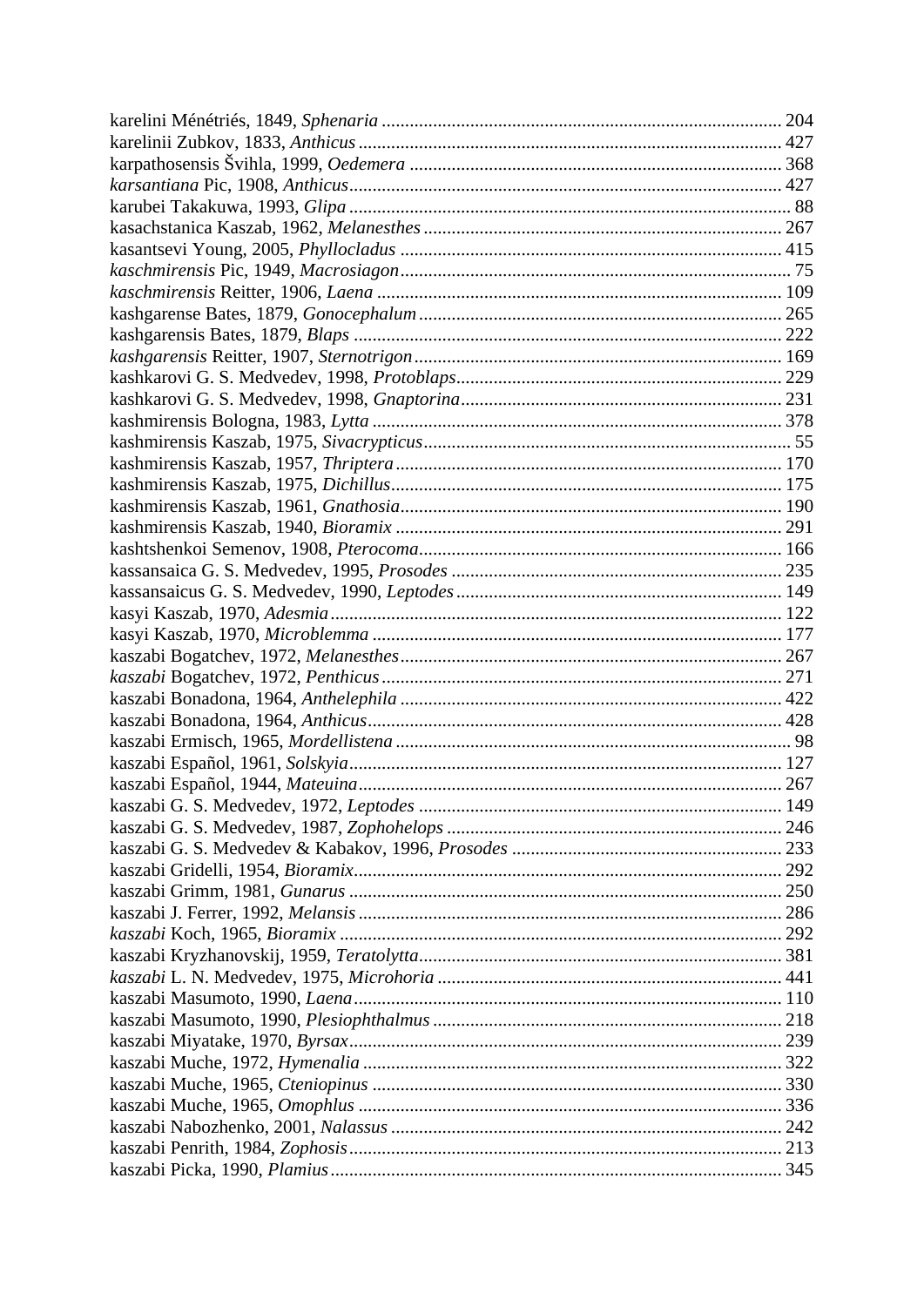karelini Ménétriés, 1849, *Sphenaria* .......................................................................................... 204
karelinii Zubkov, 1833, *Anthicus* ............................................................................................... 427
karpathosensis Švihla, 1999, *Oedemera* ..................................................................................... 368
*karsantiana* Pic, 1908, *Anthicus* .................................................................................................. 427
karubei Takakuwa, 1993, *Glipa* ..................................................................................................... 88
kasachstanica Kaszab, 1962, *Melanesthes* ..................................................................................... 267
kasantsevi Young, 2005, *Phyllocladus* ......................................................................................... 415
*kaschmirensis* Pic, 1949, *Macrosiagon* .......................................................................................... 75
*kaschmirensis* Reitter, 1906, *Laena* ............................................................................................. 109
kashgarense Bates, 1879, *Gonocephalum* ..................................................................................... 265
kashgarensis Bates, 1879, *Blaps* ................................................................................................... 222
*kashgarensis* Reitter, 1907, *Sternotrigon* ..................................................................................... 169
kashkarovi G. S. Medvedev, 1998, *Protoblaps* .............................................................................. 229
kashkarovi G. S. Medvedev, 1998, *Gnaptorina* ............................................................................. 231
kashmirensis Bologna, 1983, *Lytta* ................................................................................................ 378
kashmirensis Kaszab, 1975, *Sivacrypticus* ...................................................................................... 55
kashmirensis Kaszab, 1957, *Thriptera* .......................................................................................... 170
kashmirensis Kaszab, 1975, *Dichillus* ............................................................................................ 175
kashmirensis Kaszab, 1961, *Gnathosia* .......................................................................................... 190
kashmirensis Kaszab, 1940, *Bioramix* ........................................................................................... 291
kashtshenkoi Semenov, 1908, *Pterocoma* ...................................................................................... 166
kassansaica G. S. Medvedev, 1995, *Prosodes* ............................................................................... 235
kassansaicus G. S. Medvedev, 1990, *Leptodes* .............................................................................. 149
kasyi Kaszab, 1970, *Adesmia* ........................................................................................................ 122
kasyi Kaszab, 1970, *Microblemma* ................................................................................................ 177
kaszabi Bogatchev, 1972, *Melanesthes* .......................................................................................... 267
*kaszabi* Bogatchev, 1972, *Penthicus* ............................................................................................. 271
kaszabi Bonadona, 1964, *Anthelephila* .......................................................................................... 422
kaszabi Bonadona, 1964, *Anthicus* ................................................................................................. 428
kaszabi Ermisch, 1965, *Mordellistena* ............................................................................................. 98
kaszabi Español, 1961, *Solskyia* ..................................................................................................... 127
kaszabi Español, 1944, *Mateuina* ................................................................................................... 267
kaszabi G. S. Medvedev, 1972, *Leptodes* ....................................................................................... 149
kaszabi G. S. Medvedev, 1987, *Zophohelops* ................................................................................. 246
kaszabi G. S. Medvedev & Kabakov, 1996, *Prosodes* ................................................................... 233
kaszabi Gridelli, 1954, *Bioramix* .................................................................................................... 292
kaszabi Grimm, 1981, *Gunarus* ..................................................................................................... 250
kaszabi J. Ferrer, 1992, *Melansis* ................................................................................................... 286
*kaszabi* Koch, 1965, *Bioramix* ....................................................................................................... 292
kaszabi Kryzhanovskij, 1959, *Teratolytta* ...................................................................................... 381
*kaszabi* L. N. Medvedev, 1975, *Microhoria* .................................................................................. 441
kaszabi Masumoto, 1990, *Laena* .................................................................................................... 110
kaszabi Masumoto, 1990, *Plesiophthalmus* ................................................................................... 218
kaszabi Miyatake, 1970, *Byrsax* ..................................................................................................... 239
kaszabi Muche, 1972, *Hymenalia* .................................................................................................. 322
kaszabi Muche, 1965, *Cteniopinus* ................................................................................................ 330
kaszabi Muche, 1965, *Omophlus* ................................................................................................... 336
kaszabi Nabozhenko, 2001, *Nalassus* ............................................................................................. 242
kaszabi Penrith, 1984, *Zophosis* ..................................................................................................... 213
kaszabi Picka, 1990, *Plamius* ......................................................................................................... 345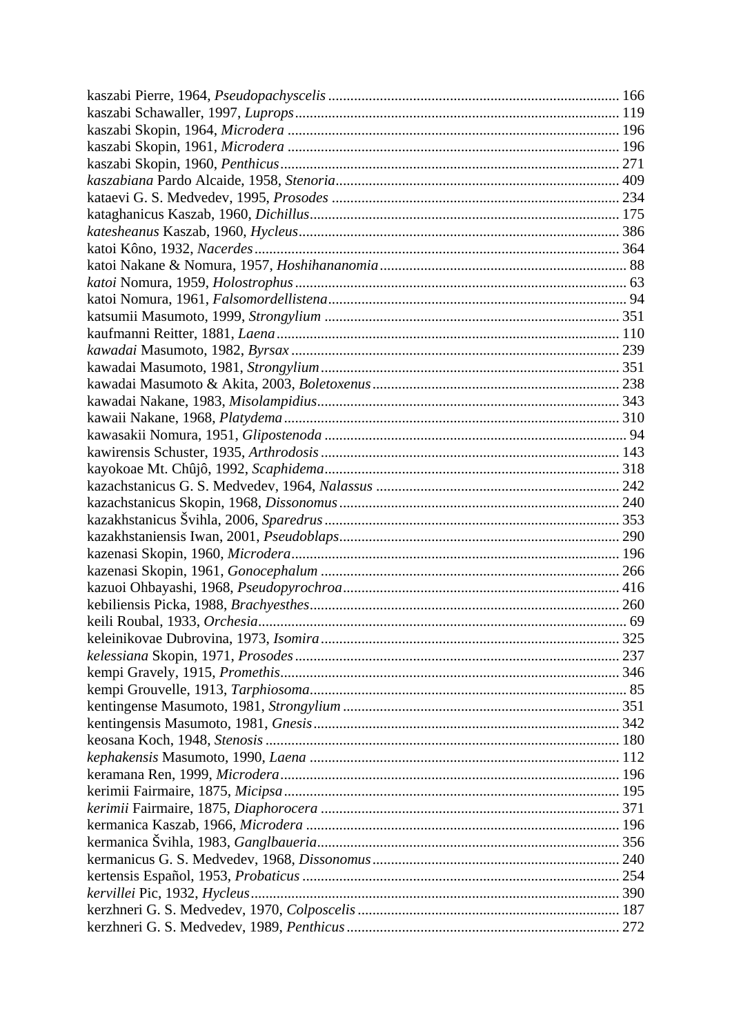kaszabi Pierre, 1964, *Pseudopachyscelis* .......................................................................... 166
kaszabi Schawaller, 1997, *Luprops* ...................................................................................... 119
kaszabi Skopin, 1964, *Microdera* ........................................................................................ 196
kaszabi Skopin, 1961, *Microdera* ........................................................................................ 196
kaszabi Skopin, 1960, *Penthicus* .......................................................................................... 271
*kaszabiana* Pardo Alcaide, 1958, *Stenoria* ........................................................................... 409
kataevi G. S. Medvedev, 1995, *Prosodes* ............................................................................. 234
kataghanicus Kaszab, 1960, *Dichillus* ................................................................................... 175
*katesheanus* Kaszab, 1960, *Hycleus* ...................................................................................... 386
katoi Kôno, 1932, *Nacerdes* ................................................................................................... 364
katoi Nakane & Nomura, 1957, *Hoshihananomia* ................................................................... 88
*katoi* Nomura, 1959, *Holostrophus* .......................................................................................... 63
katoi Nomura, 1961, *Falsomordellistena* ................................................................................. 94
katsumii Masumoto, 1999, *Strongylium* ................................................................................ 351
kaufmanni Reitter, 1881, *Laena* ............................................................................................. 110
*kawadai* Masumoto, 1982, *Byrsax* ......................................................................................... 239
kawadai Masumoto, 1981, *Strongylium* ................................................................................. 351
kawadai Masumoto & Akita, 2003, *Boletoxenus* ................................................................... 238
kawadai Nakane, 1983, *Misolampidius* .................................................................................. 343
kawaii Nakane, 1968, *Platydema* ........................................................................................... 310
kawasakii Nomura, 1951, *Glipostenoda* ................................................................................... 94
kawirensis Schuster, 1935, *Arthrodosis* ................................................................................. 143
kayokoae Mt. Chûjô, 1992, *Scaphidema* ................................................................................ 318
kazachstanicus G. S. Medvedev, 1964, *Nalassus* .................................................................. 242
kazachstanicus Skopin, 1968, *Dissonomus* ............................................................................ 240
kazakhstanicus Švihla, 2006, *Sparedrus* ................................................................................ 353
kazakhstaniensis Iwan, 2001, *Pseudoblaps* ............................................................................ 290
kazenasi Skopin, 1960, *Microdera* ......................................................................................... 196
kazenasi Skopin, 1961, *Gonocephalum* ................................................................................. 266
kazuoi Ohbayashi, 1968, *Pseudopyrochroa* ........................................................................... 416
kebiliensis Picka, 1988, *Brachyesthes* .................................................................................... 260
keili Roubal, 1933, *Orchesia* .................................................................................................... 69
keleinikovae Dubrovina, 1973, *Isomira* ................................................................................. 325
*kelessiana* Skopin, 1971, *Prosodes* ........................................................................................ 237
kempi Gravely, 1915, *Promethis* ............................................................................................ 346
kempi Grouvelle, 1913, *Tarphiosoma* ...................................................................................... 85
kentingense Masumoto, 1981, *Strongylium* ........................................................................... 351
kentingensis Masumoto, 1981, *Gnesis* ................................................................................... 342
keosana Koch, 1948, *Stenosis* ................................................................................................ 180
*kephakensis* Masumoto, 1990, *Laena* .................................................................................... 112
keramana Ren, 1999, *Microdera* ............................................................................................ 196
kerimii Fairmaire, 1875, *Micipsa* ........................................................................................... 195
*kerimii* Fairmaire, 1875, *Diaphorocera* ................................................................................. 371
kermanica Kaszab, 1966, *Microdera* ..................................................................................... 196
kermanica Švihla, 1983, *Ganglbaueria* .................................................................................. 356
kermanicus G. S. Medvedev, 1968, *Dissonomus* ................................................................... 240
kertensis Español, 1953, *Probaticus* ...................................................................................... 254
*kervillei* Pic, 1932, *Hycleus* .................................................................................................... 390
kerzhneri G. S. Medvedev, 1970, *Colposcelis* ....................................................................... 187
kerzhneri G. S. Medvedev, 1989, *Penthicus* .......................................................................... 272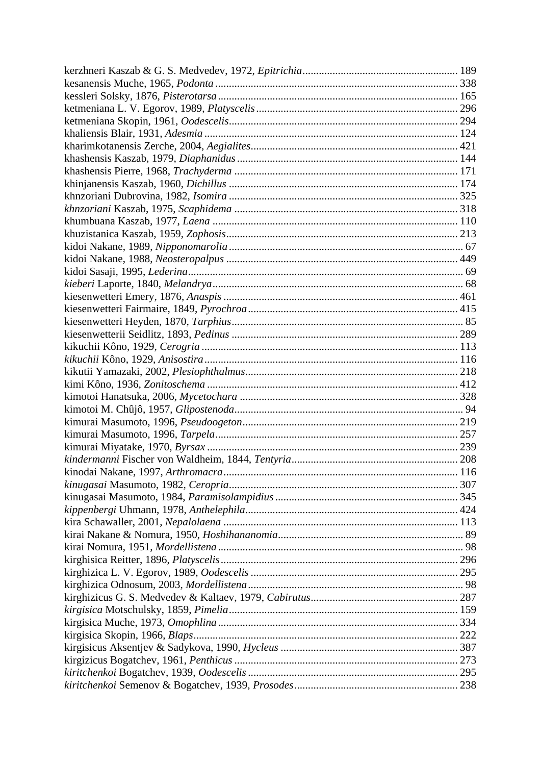kerzhneri Kaszab & G. S. Medvedev, 1972, *Epitrichia* ........ 189
kesanensis Muche, 1965, *Podonta* ........ 338
kessleri Solsky, 1876, *Pisterotarsa* ........ 165
ketmeniana L. V. Egorov, 1989, *Platyscelis* ........ 296
ketmeniana Skopin, 1961, *Oodescelis* ........ 294
khaliensis Blair, 1931, *Adesmia* ........ 124
kharimkotanensis Zerche, 2004, *Aegialites* ........ 421
khashensis Kaszab, 1979, *Diaphanidus* ........ 144
khashensis Pierre, 1968, *Trachyderma* ........ 171
khinjanensis Kaszab, 1960, *Dichillus* ........ 174
khnzoriani Dubrovina, 1982, *Isomira* ........ 325
*khnzoriani* Kaszab, 1975, *Scaphidema* ........ 318
khumbuana Kaszab, 1977, *Laena* ........ 110
khuzistanica Kaszab, 1959, *Zophosis* ........ 213
kidoi Nakane, 1989, *Nipponomarolia* ........ 67
kidoi Nakane, 1988, *Neosteropalpus* ........ 449
kidoi Sasaji, 1995, *Lederina* ........ 69
*kieberi* Laporte, 1840, *Melandrya* ........ 68
kiesenwetteri Emery, 1876, *Anaspis* ........ 461
kiesenwetteri Fairmaire, 1849, *Pyrochroa* ........ 415
kiesenwetteri Heyden, 1870, *Tarphius* ........ 85
kiesenwetterii Seidlitz, 1893, *Pedinus* ........ 289
kikuchii Kôno, 1929, *Cerogria* ........ 113
*kikuchii* Kôno, 1929, *Anisostira* ........ 116
kikutii Yamazaki, 2002, *Plesiophthalmus* ........ 218
kimi Kôno, 1936, *Zonitoschema* ........ 412
kimotoi Hanatsuka, 2006, *Mycetochara* ........ 328
kimotoi M. Chûjô, 1957, *Glipostenoda* ........ 94
kimurai Masumoto, 1996, *Pseudoogeton* ........ 219
kimurai Masumoto, 1996, *Tarpela* ........ 257
kimurai Miyatake, 1970, *Byrsax* ........ 239
*kindermanni* Fischer von Waldheim, 1844, *Tentyria* ........ 208
kinodai Nakane, 1997, *Arthromacra* ........ 116
*kinugasai* Masumoto, 1982, *Ceropria* ........ 307
kinugasai Masumoto, 1984, *Paramisolampidius* ........ 345
*kippenbergi* Uhmann, 1978, *Anthelephila* ........ 424
kira Schawaller, 2001, *Nepalolaena* ........ 113
kirai Nakane & Nomura, 1950, *Hoshihananomia* ........ 89
kirai Nomura, 1951, *Mordellistena* ........ 98
kirghisica Reitter, 1896, *Platyscelis* ........ 296
kirghizica L. V. Egorov, 1989, *Oodescelis* ........ 295
kirghizica Odnosum, 2003, *Mordellistena* ........ 98
kirghizicus G. S. Medvedev & Kaltaev, 1979, *Cabirutus* ........ 287
*kirgisica* Motschulsky, 1859, *Pimelia* ........ 159
kirgisica Muche, 1973, *Omophlina* ........ 334
kirgisica Skopin, 1966, *Blaps* ........ 222
kirgisicus Aksentjev & Sadykova, 1990, *Hycleus* ........ 387
kirgizicus Bogatchev, 1961, *Penthicus* ........ 273
*kiritchenkoi* Bogatchev, 1939, *Oodescelis* ........ 295
*kiritchenkoi* Semenov & Bogatchev, 1939, *Prosodes* ........ 238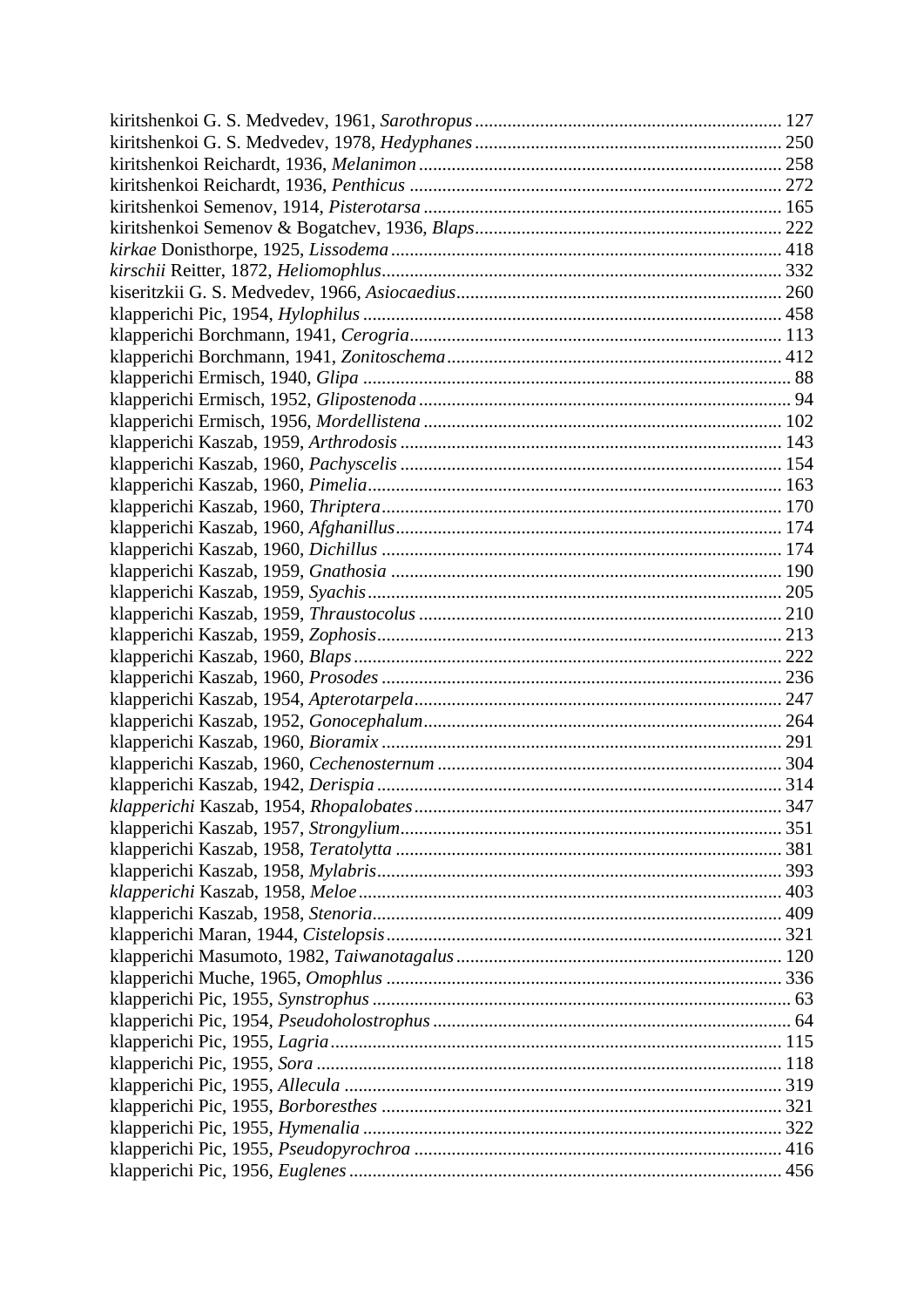kiritshenkoi G. S. Medvedev, 1961, *Sarothropus* ................................................................ 127
kiritshenkoi G. S. Medvedev, 1978, *Hedyphanes* ................................................................ 250
kiritshenkoi Reichardt, 1936, *Melanimon* .......................................................................... 258
kiritshenkoi Reichardt, 1936, *Penthicus* ............................................................................ 272
kiritshenkoi Semenov, 1914, *Pisterotarsa* .......................................................................... 165
kiritshenkoi Semenov & Bogatchev, 1936, *Blaps* .................................................................. 222
*kirkae* Donisthorpe, 1925, *Lissodema* ................................................................................ 418
*kirschii* Reitter, 1872, *Heliomophlus* .................................................................................. 332
kiseritzkii G. S. Medvedev, 1966, *Asiocaedius* .................................................................... 260
klapperichi Pic, 1954, *Hylophilus* ........................................................................................ 458
klapperichi Borchmann, 1941, *Cerogria* .............................................................................. 113
klapperichi Borchmann, 1941, *Zonitoschema* ...................................................................... 412
klapperichi Ermisch, 1940, *Glipa* ........................................................................................ 88
klapperichi Ermisch, 1952, *Glipostenoda* ............................................................................ 94
klapperichi Ermisch, 1956, *Mordellistena* .......................................................................... 102
klapperichi Kaszab, 1959, *Arthrodosis* .............................................................................. 143
klapperichi Kaszab, 1960, *Pachyscelis* .............................................................................. 154
klapperichi Kaszab, 1960, *Pimelia* ...................................................................................... 163
klapperichi Kaszab, 1960, *Thriptera* .................................................................................... 170
klapperichi Kaszab, 1960, *Afghanillus* ................................................................................ 174
klapperichi Kaszab, 1960, *Dichillus* .................................................................................... 174
klapperichi Kaszab, 1959, *Gnathosia* .................................................................................. 190
klapperichi Kaszab, 1959, *Syachis* ...................................................................................... 205
klapperichi Kaszab, 1959, *Thraustocolus* ............................................................................ 210
klapperichi Kaszab, 1959, *Zophosis* .................................................................................... 213
klapperichi Kaszab, 1960, *Blaps* .......................................................................................... 222
klapperichi Kaszab, 1960, *Prosodes* .................................................................................... 236
klapperichi Kaszab, 1954, *Apterotarpela* ............................................................................ 247
klapperichi Kaszab, 1952, *Gonocephalum* .......................................................................... 264
klapperichi Kaszab, 1960, *Bioramix* .................................................................................... 291
klapperichi Kaszab, 1960, *Cechenosternum* ........................................................................ 304
klapperichi Kaszab, 1942, *Derispia* ...................................................................................... 314
*klapperichi* Kaszab, 1954, *Rhopalobates* ............................................................................ 347
klapperichi Kaszab, 1957, *Strongylium* ................................................................................ 351
klapperichi Kaszab, 1958, *Teratolytta* .................................................................................. 381
klapperichi Kaszab, 1958, *Mylabris* ...................................................................................... 393
*klapperichi* Kaszab, 1958, *Meloe* .......................................................................................... 403
klapperichi Kaszab, 1958, *Stenoria* ...................................................................................... 409
klapperichi Maran, 1944, *Cistelopsis* .................................................................................... 321
klapperichi Masumoto, 1982, *Taiwanotagalus* .................................................................... 120
klapperichi Muche, 1965, *Omophlus* .................................................................................... 336
klapperichi Pic, 1955, *Synstrophus* ........................................................................................ 63
klapperichi Pic, 1954, *Pseudoholostrophus* ............................................................................ 64
klapperichi Pic, 1955, *Lagria* ................................................................................................ 115
klapperichi Pic, 1955, *Sora* .................................................................................................. 118
klapperichi Pic, 1955, *Allecula* ............................................................................................ 319
klapperichi Pic, 1955, *Borboresthes* ...................................................................................... 321
klapperichi Pic, 1955, *Hymenalia* .......................................................................................... 322
klapperichi Pic, 1955, *Pseudopyrochroa* .............................................................................. 416
klapperichi Pic, 1956, *Euglenes* ............................................................................................ 456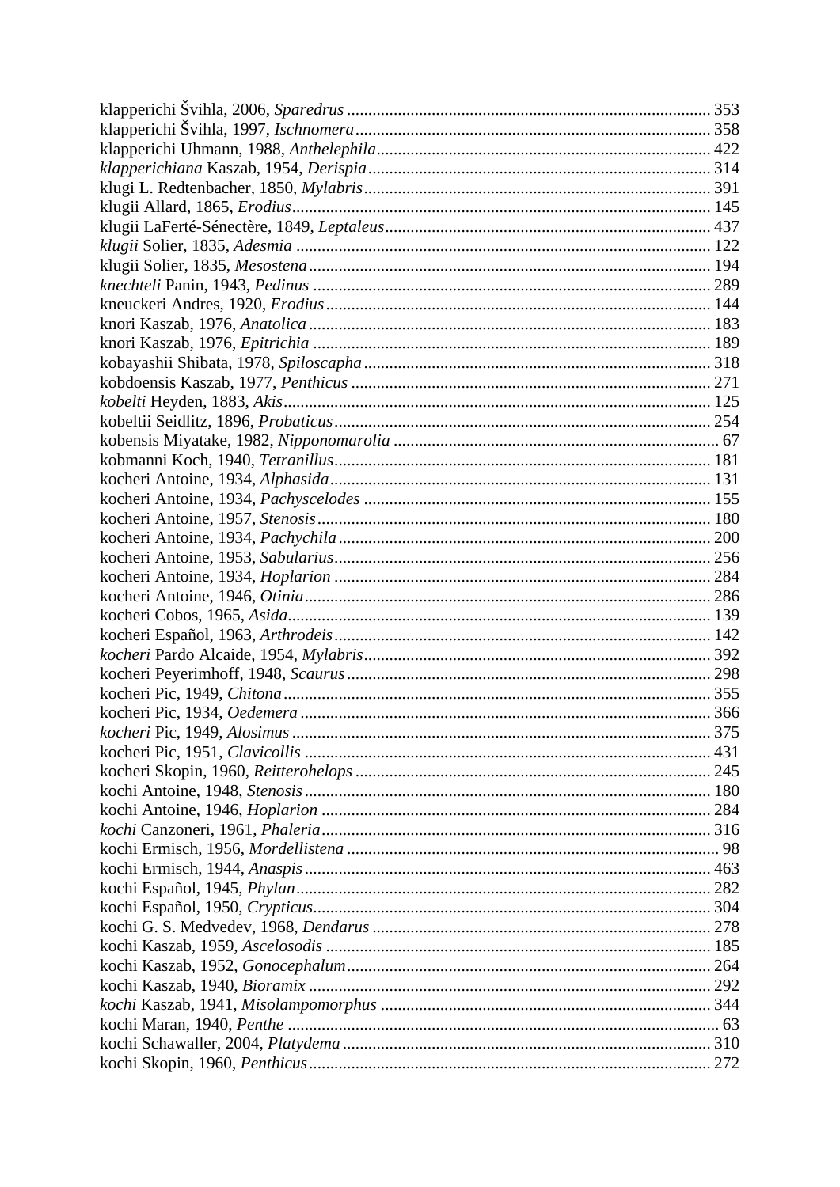klapperichi Švihla, 2006, *Sparedrus* ........................................ 353
klapperichi Švihla, 1997, *Ischnomera* ........................................ 358
klapperichi Uhmann, 1988, *Anthelephila* ........................................ 422
*klapperichiana* Kaszab, 1954, *Derispia* ........................................ 314
klugi L. Redtenbacher, 1850, *Mylabris* ........................................ 391
klugii Allard, 1865, *Erodius* ........................................ 145
klugii LaFerté-Sénectère, 1849, *Leptaleus* ........................................ 437
*klugii* Solier, 1835, *Adesmia* ........................................ 122
klugii Solier, 1835, *Mesostena* ........................................ 194
*knechteli* Panin, 1943, *Pedinus* ........................................ 289
kneuckeri Andres, 1920, *Erodius* ........................................ 144
knori Kaszab, 1976, *Anatolica* ........................................ 183
knori Kaszab, 1976, *Epitrichia* ........................................ 189
kobayashii Shibata, 1978, *Spiloscapha* ........................................ 318
kobdoensis Kaszab, 1977, *Penthicus* ........................................ 271
*kobelti* Heyden, 1883, *Akis* ........................................ 125
kobeltii Seidlitz, 1896, *Probaticus* ........................................ 254
kobensis Miyatake, 1982, *Nipponomarolia* ........................................ 67
kobmanni Koch, 1940, *Tetranillus* ........................................ 181
kocheri Antoine, 1934, *Alphasida* ........................................ 131
kocheri Antoine, 1934, *Pachyscelodes* ........................................ 155
kocheri Antoine, 1957, *Stenosis* ........................................ 180
kocheri Antoine, 1934, *Pachychila* ........................................ 200
kocheri Antoine, 1953, *Sabularius* ........................................ 256
kocheri Antoine, 1934, *Hoplarion* ........................................ 284
kocheri Antoine, 1946, *Otinia* ........................................ 286
kocheri Cobos, 1965, *Asida* ........................................ 139
kocheri Español, 1963, *Arthrodeis* ........................................ 142
*kocheri* Pardo Alcaide, 1954, *Mylabris* ........................................ 392
kocheri Peyerimhoff, 1948, *Scaurus* ........................................ 298
kocheri Pic, 1949, *Chitona* ........................................ 355
kocheri Pic, 1934, *Oedemera* ........................................ 366
*kocheri* Pic, 1949, *Alosimus* ........................................ 375
kocheri Pic, 1951, *Clavicollis* ........................................ 431
kocheri Skopin, 1960, *Reitterohelops* ........................................ 245
kochi Antoine, 1948, *Stenosis* ........................................ 180
kochi Antoine, 1946, *Hoplarion* ........................................ 284
*kochi* Canzoneri, 1961, *Phaleria* ........................................ 316
kochi Ermisch, 1956, *Mordellistena* ........................................ 98
kochi Ermisch, 1944, *Anaspis* ........................................ 463
kochi Español, 1945, *Phylan* ........................................ 282
kochi Español, 1950, *Crypticus* ........................................ 304
kochi G. S. Medvedev, 1968, *Dendarus* ........................................ 278
kochi Kaszab, 1959, *Ascelosodis* ........................................ 185
kochi Kaszab, 1952, *Gonocephalum* ........................................ 264
kochi Kaszab, 1940, *Bioramix* ........................................ 292
*kochi* Kaszab, 1941, *Misolampomorphus* ........................................ 344
kochi Maran, 1940, *Penthe* ........................................ 63
kochi Schawaller, 2004, *Platydema* ........................................ 310
kochi Skopin, 1960, *Penthicus* ........................................ 272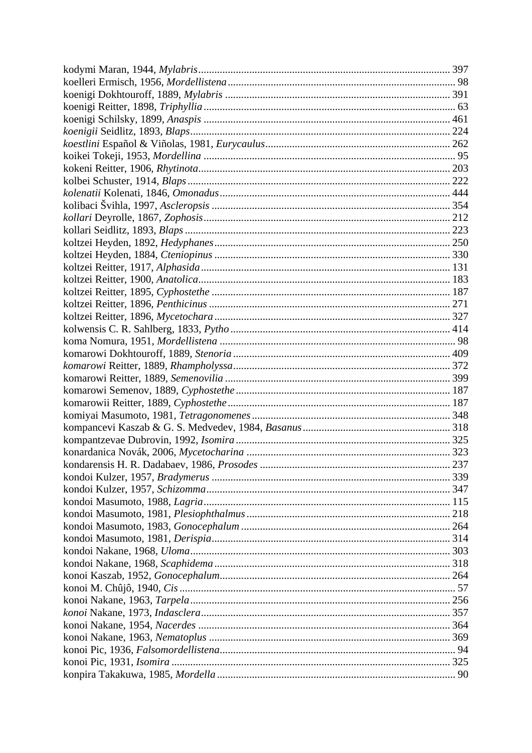kodymi Maran, 1944, *Mylabris* ........................................ 397
koelleri Ermisch, 1956, *Mordellistena* ........................................ 98
koenigi Dokhtouroff, 1889, *Mylabris* ........................................ 391
koenigi Reitter, 1898, *Triphyllia* ........................................ 63
koenigi Schilsky, 1899, *Anaspis* ........................................ 461
*koenigii* Seidlitz, 1893, *Blaps* ........................................ 224
*koestlini* Español & Viñolas, 1981, *Eurycaulus* ........................................ 262
koikei Tokeji, 1953, *Mordellina* ........................................ 95
kokeni Reitter, 1906, *Rhytinota* ........................................ 203
kolbei Schuster, 1914, *Blaps* ........................................ 222
*kolenatii* Kolenati, 1846, *Omonadus* ........................................ 444
kolibaci Švihla, 1997, *Ascleropsis* ........................................ 354
*kollari* Deyrolle, 1867, *Zophosis* ........................................ 212
kollari Seidlitz, 1893, *Blaps* ........................................ 223
koltzei Heyden, 1892, *Hedyphanes* ........................................ 250
koltzei Heyden, 1884, *Cteniopinus* ........................................ 330
koltzei Reitter, 1917, *Alphasida* ........................................ 131
koltzei Reitter, 1900, *Anatolica* ........................................ 183
koltzei Reitter, 1895, *Cyphostethe* ........................................ 187
koltzei Reitter, 1896, *Penthicinus* ........................................ 271
koltzei Reitter, 1896, *Mycetochara* ........................................ 327
kolwensis C. R. Sahlberg, 1833, *Pytho* ........................................ 414
koma Nomura, 1951, *Mordellistena* ........................................ 98
komarowi Dokhtouroff, 1889, *Stenoria* ........................................ 409
*komarowi* Reitter, 1889, *Rhampholyssa* ........................................ 372
komarowi Reitter, 1889, *Semenovilia* ........................................ 399
komarowi Semenov, 1889, *Cyphostethe* ........................................ 187
komarowii Reitter, 1889, *Cyphostethe* ........................................ 187
komiyai Masumoto, 1981, *Tetragonomenes* ........................................ 348
kompancevi Kaszab & G. S. Medvedev, 1984, *Basanus* ........................................ 318
kompantzevae Dubrovin, 1992, *Isomira* ........................................ 325
konardanica Novák, 2006, *Mycetocharina* ........................................ 323
kondarensis H. R. Dadabaev, 1986, *Prosodes* ........................................ 237
kondoi Kulzer, 1957, *Bradymerus* ........................................ 339
kondoi Kulzer, 1957, *Schizomma* ........................................ 347
kondoi Masumoto, 1988, *Lagria* ........................................ 115
kondoi Masumoto, 1981, *Plesiophthalmus* ........................................ 218
kondoi Masumoto, 1983, *Gonocephalum* ........................................ 264
kondoi Masumoto, 1981, *Derispia* ........................................ 314
kondoi Nakane, 1968, *Uloma* ........................................ 303
kondoi Nakane, 1968, *Scaphidema* ........................................ 318
konoi Kaszab, 1952, *Gonocephalum* ........................................ 264
konoi M. Chûjô, 1940, *Cis* ........................................ 57
konoi Nakane, 1963, *Tarpela* ........................................ 256
*konoi* Nakane, 1973, *Indasclera* ........................................ 357
konoi Nakane, 1954, *Nacerdes* ........................................ 364
konoi Nakane, 1963, *Nematoplus* ........................................ 369
konoi Pic, 1936, *Falsomordellistena* ........................................ 94
konoi Pic, 1931, *Isomira* ........................................ 325
konpira Takakuwa, 1985, *Mordella* ........................................ 90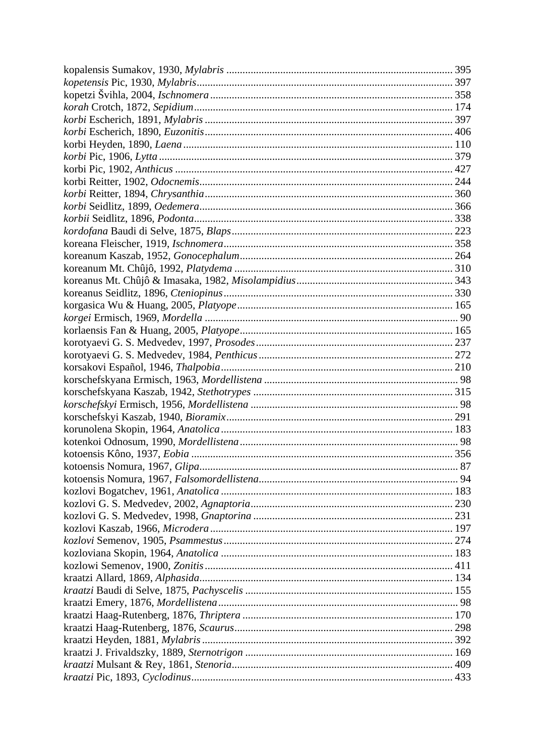kopalensis Sumakov, 1930, *Mylabris* .................................................................................. 395
*kopetensis* Pic, 1930, *Mylabris*.............................................................................................. 397
kopetzi Švihla, 2004, *Ischnomera* ......................................................................................... 358
*korah* Crotch, 1872, *Sepidium*............................................................................................... 174
*korbi* Escherich, 1891, *Mylabris* ........................................................................................... 397
*korbi* Escherich, 1890, *Euzonitis*........................................................................................... 406
korbi Heyden, 1890, *Laena* ................................................................................................... 110
*korbi* Pic, 1906, *Lytta* ........................................................................................................... 379
korbi Pic, 1902, *Anthicus* ...................................................................................................... 427
korbi Reitter, 1902, *Odocnemis*............................................................................................. 244
*korbi* Reitter, 1894, *Chrysanthia*........................................................................................... 360
*korbi* Seidlitz, 1899, *Oedemera*............................................................................................. 366
*korbii* Seidlitz, 1896, *Podonta*............................................................................................... 338
*kordofana* Baudi di Selve, 1875, *Blaps*................................................................................. 223
koreana Fleischer, 1919, *Ischnomera*.................................................................................... 358
koreanum Kaszab, 1952, *Gonocephalum*.............................................................................. 264
koreanum Mt. Chûjô, 1992, *Platydema* ................................................................................ 310
koreanus Mt. Chûjô & Imasaka, 1982, *Misolampidius*......................................................... 343
koreanus Seidlitz, 1896, *Cteniopinus*.................................................................................... 330
korgasica Wu & Huang, 2005, *Platyope*............................................................................... 165
*korgei* Ermisch, 1969, *Mordella* ............................................................................................ 90
korlaensis Fan & Huang, 2005, *Platyope*.............................................................................. 165
korotyaevi G. S. Medvedev, 1997, *Prosodes*........................................................................ 237
korotyaevi G. S. Medvedev, 1984, *Penthicus*....................................................................... 272
korsakovi Español, 1946, *Thalpobia*..................................................................................... 210
korschefskyana Ermisch, 1963, *Mordellistena* ...................................................................... 98
korschefskyana Kaszab, 1942, *Stethotrypes* ......................................................................... 315
*korschefskyi* Ermisch, 1956, *Mordellistena* ........................................................................... 98
korschefskyi Kaszab, 1940, *Bioramix*................................................................................... 291
korunolena Skopin, 1964, *Anatolica*..................................................................................... 183
kotenkoi Odnosum, 1990, *Mordellistena*................................................................................. 98
kotoensis Kôno, 1937, *Eobia* ................................................................................................ 356
kotoensis Nomura, 1967, *Glipa*.............................................................................................. 87
kotoensis Nomura, 1967, *Falsomordellistena*......................................................................... 94
kozlovi Bogatchev, 1961, *Anatolica* ..................................................................................... 183
kozlovi G. S. Medvedev, 2002, *Agnaptoria*.......................................................................... 230
kozlovi G. S. Medvedev, 1998, *Gnaptorina* ......................................................................... 231
kozlovi Kaszab, 1966, *Microdera* ......................................................................................... 197
*kozlovi* Semenov, 1905, *Psammestus*.................................................................................... 274
kozloviana Skopin, 1964, *Anatolica* ..................................................................................... 183
kozlowi Semenov, 1900, *Zonitis*........................................................................................... 411
kraatzi Allard, 1869, *Alphasida*............................................................................................. 134
*kraatzi* Baudi di Selve, 1875, *Pachyscelis* ............................................................................ 155
kraatzi Emery, 1876, *Mordellistena*........................................................................................ 98
kraatzi Haag-Rutenberg, 1876, *Thriptera* ............................................................................. 170
kraatzi Haag-Rutenberg, 1876, *Scaurus*................................................................................ 298
kraatzi Heyden, 1881, *Mylabris* ............................................................................................ 392
kraatzi J. Frivaldszky, 1889, *Sternotrigon* ............................................................................ 169
*kraatzi* Mulsant & Rey, 1861, *Stenoria*................................................................................. 409
*kraatzi* Pic, 1893, *Cyclodinus*................................................................................................ 433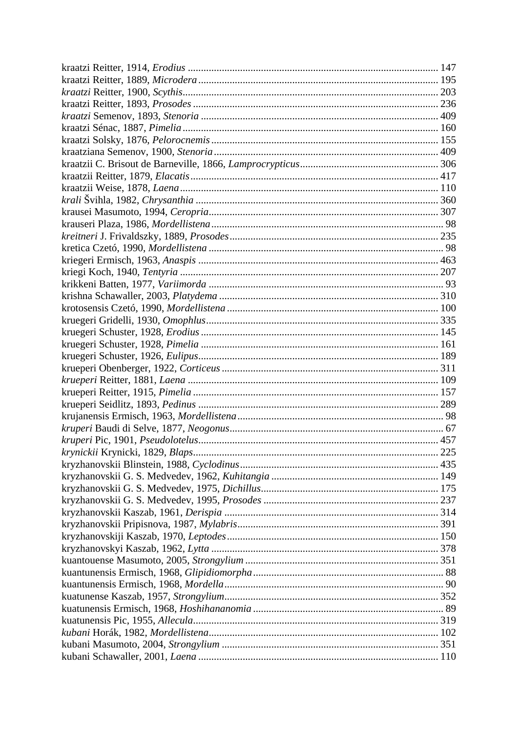kraatzi Reitter, 1914, *Erodius* ................................................................ 147
kraatzi Reitter, 1889, *Microdera* ............................................................ 195
*kraatzi* Reitter, 1900, *Scythis*................................................................. 203
kraatzi Reitter, 1893, *Prosodes* .............................................................. 236
*kraatzi* Semenov, 1893, *Stenoria* ........................................................... 409
kraatzi Sénac, 1887, *Pimelia* .................................................................. 160
kraatzi Solsky, 1876, *Pelorocnemis* ....................................................... 155
kraatziana Semenov, 1900, *Stenoria* ...................................................... 409
kraatzii C. Brisout de Barneville, 1866, *Lamprocrypticus*..................................... 306
kraatzii Reitter, 1879, *Elacatis*............................................................... 417
kraatzii Weise, 1878, *Laena*.................................................................... 110
*krali* Švihla, 1982, *Chrysanthia* ............................................................. 360
krausei Masumoto, 1994, *Ceropria*......................................................... 307
krauseri Plaza, 1986, *Mordellistena* ......................................................... 98
*kreitneri* J. Frivaldszky, 1889, *Prosodes*.................................................. 235
kretica Czetó, 1990, *Mordellistena* .......................................................... 98
kriegeri Ermisch, 1963, *Anaspis* ............................................................. 463
kriegi Koch, 1940, *Tentyria* .................................................................... 207
krikkeni Batten, 1977, *Variimorda* ........................................................... 93
krishna Schawaller, 2003, *Platydema* .................................................... 310
krotosensis Czetó, 1990, *Mordellistena* ................................................. 100
kruegeri Gridelli, 1930, *Omophlus*......................................................... 335
kruegeri Schuster, 1928, *Erodius* ........................................................... 145
kruegeri Schuster, 1928, *Pimelia* ........................................................... 161
kruegeri Schuster, 1926, *Eulipus*............................................................ 189
krueperi Obenberger, 1922, *Corticeus* ................................................... 311
*krueperi* Reitter, 1881, *Laena* ................................................................ 109
krueperi Reitter, 1915, *Pimelia* .............................................................. 157
krueperi Seidlitz, 1893, *Pedinus* ............................................................ 289
krujanensis Ermisch, 1963, *Mordellistena* ............................................... 98
*kruperi* Baudi di Selve, 1877, *Neogonus*.................................................. 67
*kruperi* Pic, 1901, *Pseudolotelus*........................................................... 457
*krynickii* Krynicki, 1829, *Blaps*.............................................................. 225
kryzhanovskii Blinstein, 1988, *Cyclodinus*............................................ 435
kryzhanovskii G. S. Medvedev, 1962, *Kuhitangia* ................................. 149
kryzhanovskii G. S. Medvedev, 1975, *Dichillus*..................................... 175
kryzhanovskii G. S. Medvedev, 1995, *Prosodes* .................................... 237
kryzhanovskii Kaszab, 1961, *Derispia* ................................................... 314
kryzhanovskii Pripisnova, 1987, *Mylabris*............................................. 391
kryzhanovskiji Kaszab, 1970, *Leptodes*.................................................. 150
kryzhanovskyi Kaszab, 1962, *Lytta* ....................................................... 378
kuantouense Masumoto, 2005, *Strongylium* .......................................... 351
kuantunensis Ermisch, 1968, *Glipidiomorpha* ......................................... 88
kuantunensis Ermisch, 1968, *Mordella*.................................................... 90
kuatunense Kaszab, 1957, *Strongylium*.................................................. 352
kuatunensis Ermisch, 1968, *Hoshihananomia* ......................................... 89
kuatunensis Pic, 1955, *Allecula*.............................................................. 319
*kubani* Horák, 1982, *Mordellistena*........................................................ 102
kubani Masumoto, 2004, *Strongylium* ................................................... 351
kubani Schawaller, 2001, *Laena* ............................................................ 110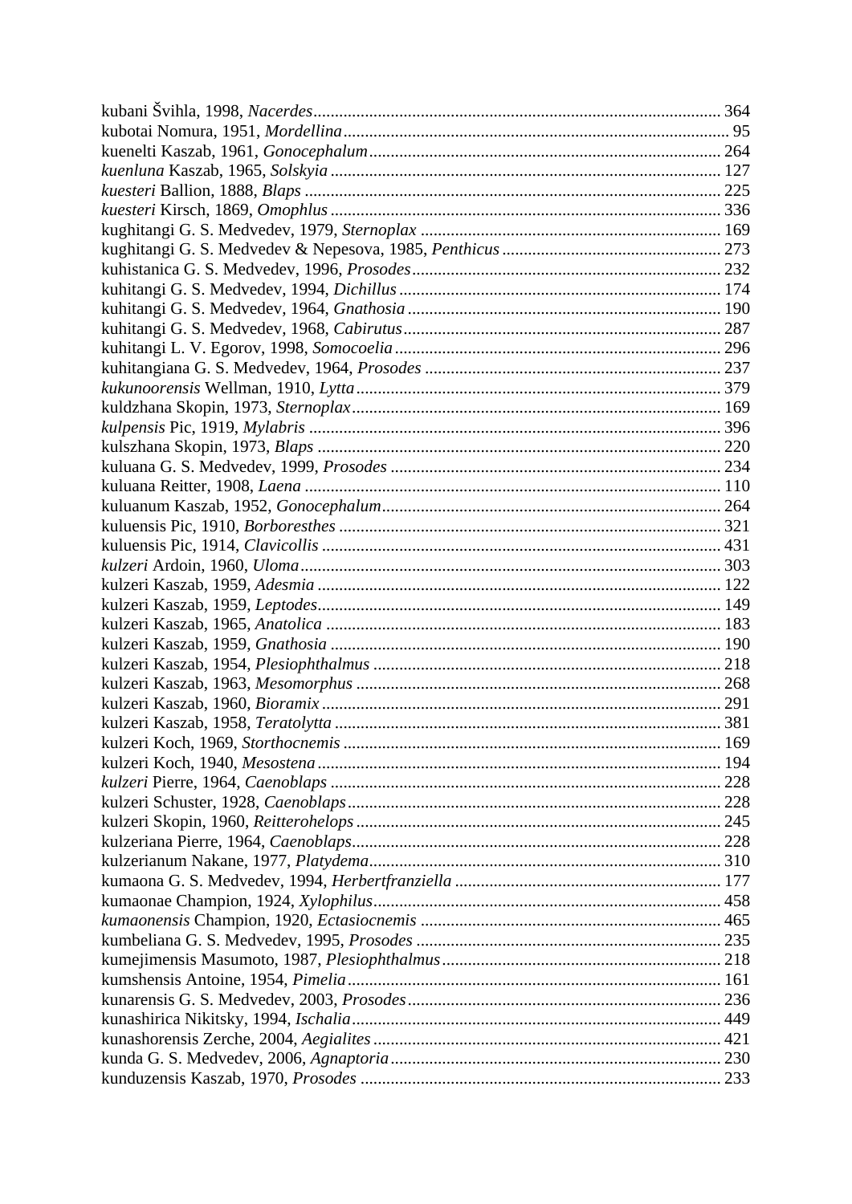kubani Švihla, 1998, *Nacerdes* .......... 364
kubotai Nomura, 1951, *Mordellina* .......... 95
kuenelti Kaszab, 1961, *Gonocephalum* .......... 264
*kuenluna* Kaszab, 1965, *Solskyia* .......... 127
*kuesteri* Ballion, 1888, *Blaps* .......... 225
*kuesteri* Kirsch, 1869, *Omophlus* .......... 336
kughitangi G. S. Medvedev, 1979, *Sternoplax* .......... 169
kughitangi G. S. Medvedev & Nepesova, 1985, *Penthicus* .......... 273
kuhistanica G. S. Medvedev, 1996, *Prosodes* .......... 232
kuhitangi G. S. Medvedev, 1994, *Dichillus* .......... 174
kuhitangi G. S. Medvedev, 1964, *Gnathosia* .......... 190
kuhitangi G. S. Medvedev, 1968, *Cabirutus* .......... 287
kuhitangi L. V. Egorov, 1998, *Somocoelia* .......... 296
kuhitangiana G. S. Medvedev, 1964, *Prosodes* .......... 237
*kukunoorensis* Wellman, 1910, *Lytta* .......... 379
kuldzhana Skopin, 1973, *Sternoplax* .......... 169
*kulpensis* Pic, 1919, *Mylabris* .......... 396
kulszhana Skopin, 1973, *Blaps* .......... 220
kuluana G. S. Medvedev, 1999, *Prosodes* .......... 234
kuluana Reitter, 1908, *Laena* .......... 110
kuluanum Kaszab, 1952, *Gonocephalum* .......... 264
kuluensis Pic, 1910, *Borboresthes* .......... 321
kuluensis Pic, 1914, *Clavicollis* .......... 431
*kulzeri* Ardoin, 1960, *Uloma* .......... 303
kulzeri Kaszab, 1959, *Adesmia* .......... 122
kulzeri Kaszab, 1959, *Leptodes* .......... 149
kulzeri Kaszab, 1965, *Anatolica* .......... 183
kulzeri Kaszab, 1959, *Gnathosia* .......... 190
kulzeri Kaszab, 1954, *Plesiophthalmus* .......... 218
kulzeri Kaszab, 1963, *Mesomorphus* .......... 268
kulzeri Kaszab, 1960, *Bioramix* .......... 291
kulzeri Kaszab, 1958, *Teratolytta* .......... 381
kulzeri Koch, 1969, *Storthocnemis* .......... 169
kulzeri Koch, 1940, *Mesostena* .......... 194
*kulzeri* Pierre, 1964, *Caenoblaps* .......... 228
kulzeri Schuster, 1928, *Caenoblaps* .......... 228
kulzeri Skopin, 1960, *Reitterohelops* .......... 245
kulzeriana Pierre, 1964, *Caenoblaps* .......... 228
kulzerianum Nakane, 1977, *Platydema* .......... 310
kumaona G. S. Medvedev, 1994, *Herbertfranziella* .......... 177
kumaonae Champion, 1924, *Xylophilus* .......... 458
*kumaonensis* Champion, 1920, *Ectasiocnemis* .......... 465
kumbeliana G. S. Medvedev, 1995, *Prosodes* .......... 235
kumejimensis Masumoto, 1987, *Plesiophthalmus* .......... 218
kumshensis Antoine, 1954, *Pimelia* .......... 161
kunarensis G. S. Medvedev, 2003, *Prosodes* .......... 236
kunashirica Nikitsky, 1994, *Ischalia* .......... 449
kunashorensis Zerche, 2004, *Aegialites* .......... 421
kunda G. S. Medvedev, 2006, *Agnaptoria* .......... 230
kunduzensis Kaszab, 1970, *Prosodes* .......... 233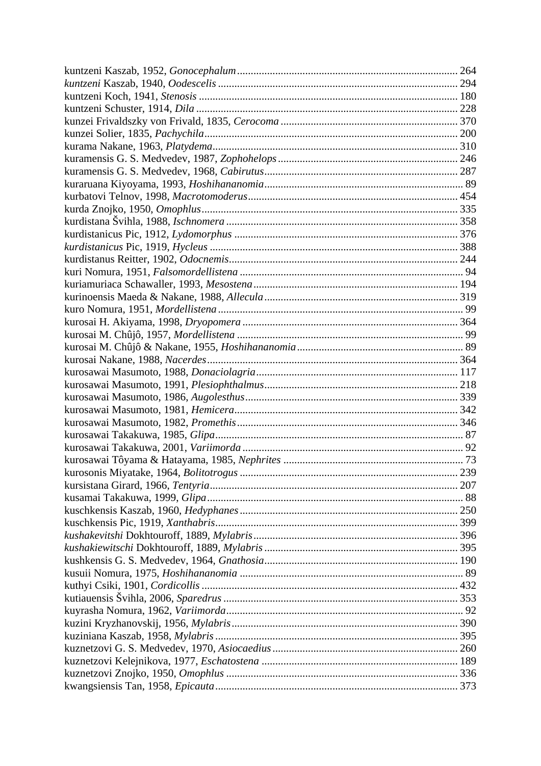kuntzeni Kaszab, 1952, *Gonocephalum* ................................................................................ 264
*kuntzeni* Kaszab, 1940, *Oodescelis* ....................................................................................... 294
kuntzeni Koch, 1941, *Stenosis* .............................................................................................. 180
kuntzeni Schuster, 1914, *Dila* ............................................................................................... 228
kunzei Frivaldszky von Frivald, 1835, *Cerocoma* ................................................................ 370
kunzei Solier, 1835, *Pachychila* ............................................................................................ 200
kurama Nakane, 1963, *Platydema* ......................................................................................... 310
kuramensis G. S. Medvedev, 1987, *Zophohelops* ................................................................. 246
kuramensis G. S. Medvedev, 1968, *Cabirutus* ...................................................................... 287
kuraruana Kiyoyama, 1993, *Hoshihananomia* ........................................................................ 89
kurbatovi Telnov, 1998, *Macrotomoderus* ............................................................................. 454
kurda Znojko, 1950, *Omophlus* ............................................................................................. 335
kurdistana Švihla, 1988, *Ischnomera* .................................................................................... 358
kurdistanicus Pic, 1912, *Lydomorphus* ................................................................................. 376
*kurdistanicus* Pic, 1919, *Hycleus* .......................................................................................... 388
kurdistanus Reitter, 1902, *Odocnemis* ................................................................................... 244
kuri Nomura, 1951, *Falsomordellistena* ................................................................................. 94
kuriamuriaca Schawaller, 1993, *Mesostena* .......................................................................... 194
kurinoensis Maeda & Nakane, 1988, *Allecula* ...................................................................... 319
kuro Nomura, 1951, *Mordellistena* ......................................................................................... 99
kurosai H. Akiyama, 1998, *Dryopomera* .............................................................................. 364
kurosai M. Chûjô, 1957, *Mordellistena* .................................................................................. 99
kurosai M. Chûjô & Nakane, 1955, *Hoshihananomia* ............................................................. 89
kurosai Nakane, 1988, *Nacerdes* ........................................................................................... 364
kurosawai Masumoto, 1988, *Donaciolagria* .......................................................................... 117
kurosawai Masumoto, 1991, *Plesiophthalmus* ...................................................................... 218
kurosawai Masumoto, 1986, *Augolesthus* ............................................................................. 339
kurosawai Masumoto, 1981, *Hemicera* ................................................................................. 342
kurosawai Masumoto, 1982, *Promethis* ................................................................................ 346
kurosawai Takakuwa, 1985, *Glipa* .......................................................................................... 87
kurosawai Takakuwa, 2001, *Variimorda* ................................................................................. 92
kurosawai Tôyama & Hatayama, 1985, *Nephrites* .................................................................. 73
kurosonis Miyatake, 1964, *Bolitotrogus* ............................................................................... 239
kursistana Girard, 1966, *Tentyria* .......................................................................................... 207
kusamai Takakuwa, 1999, *Glipa* ............................................................................................. 88
kuschkensis Kaszab, 1960, *Hedyphanes* ............................................................................... 250
kuschkensis Pic, 1919, *Xanthabris* ........................................................................................ 399
*kushakevitshi* Dokhtouroff, 1889, *Mylabris* .......................................................................... 396
*kushakiewitschi* Dokhtouroff, 1889, *Mylabris* ...................................................................... 395
kushkensis G. S. Medvedev, 1964, *Gnathosia* ...................................................................... 190
kusuii Nomura, 1975, *Hoshihananomia* ................................................................................. 89
kuthyi Csiki, 1901, *Cordicollis* ............................................................................................. 432
kutiauensis Švihla, 2006, *Sparedrus* ..................................................................................... 353
kuyrasha Nomura, 1962, *Variimorda* ...................................................................................... 92
kuzini Kryzhanovskij, 1956, *Mylabris* .................................................................................. 390
kuziniana Kaszab, 1958, *Mylabris* ........................................................................................ 395
kuznetzovi G. S. Medvedev, 1970, *Asiocaedius* .................................................................... 260
kuznetzovi Kelejnikova, 1977, *Eschatostena* ....................................................................... 189
kuznetzovi Znojko, 1950, *Omophlus* ..................................................................................... 336
kwangsiensis Tan, 1958, *Epicauta* ........................................................................................ 373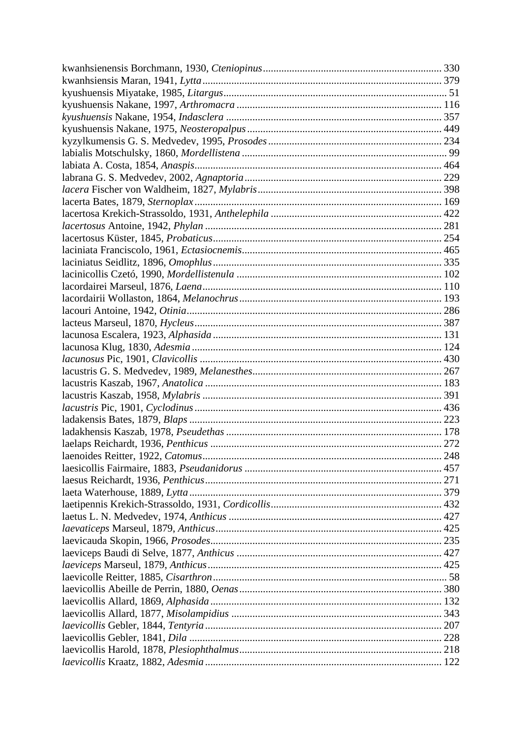kwanhsienensis Borchmann, 1930, *Cteniopinus* .......... 330
kwanhsiensis Maran, 1941, *Lytta* .......... 379
kyushuensis Miyatake, 1985, *Litargus* .......... 51
kyushuensis Nakane, 1997, *Arthromacra* .......... 116
*kyushuensis* Nakane, 1954, *Indasclera* .......... 357
kyushuensis Nakane, 1975, *Neosteropalpus* .......... 449
kyzylkumensis G. S. Medvedev, 1995, *Prosodes* .......... 234
labialis Motschulsky, 1860, *Mordellistena* .......... 99
labiata A. Costa, 1854, *Anaspis* .......... 464
labrana G. S. Medvedev, 2002, *Agnaptoria* .......... 229
*lacera* Fischer von Waldheim, 1827, *Mylabris* .......... 398
lacerta Bates, 1879, *Sternoplax* .......... 169
lacertosa Krekich-Strassoldo, 1931, *Anthelephila* .......... 422
*lacertosus* Antoine, 1942, *Phylan* .......... 281
lacertosus Küster, 1845, *Probaticus* .......... 254
laciniata Franciscolo, 1961, *Ectasiocnemis* .......... 465
laciniatus Seidlitz, 1896, *Omophlus* .......... 335
lacinicollis Czetó, 1990, *Mordellistenula* .......... 102
lacordairei Marseul, 1876, *Laena* .......... 110
lacordairii Wollaston, 1864, *Melanochrus* .......... 193
lacouri Antoine, 1942, *Otinia* .......... 286
lacteus Marseul, 1870, *Hycleus* .......... 387
lacunosa Escalera, 1923, *Alphasida* .......... 131
lacunosa Klug, 1830, *Adesmia* .......... 124
*lacunosus* Pic, 1901, *Clavicollis* .......... 430
lacustris G. S. Medvedev, 1989, *Melanesthes* .......... 267
lacustris Kaszab, 1967, *Anatolica* .......... 183
lacustris Kaszab, 1958, *Mylabris* .......... 391
*lacustris* Pic, 1901, *Cyclodinus* .......... 436
ladakensis Bates, 1879, *Blaps* .......... 223
ladakhensis Kaszab, 1978, *Pseudethas* .......... 178
laelaps Reichardt, 1936, *Penthicus* .......... 272
laenoides Reitter, 1922, *Catomus* .......... 248
laesicollis Fairmaire, 1883, *Pseudanidorus* .......... 457
laesus Reichardt, 1936, *Penthicus* .......... 271
laeta Waterhouse, 1889, *Lytta* .......... 379
laetipennis Krekich-Strassoldo, 1931, *Cordicollis* .......... 432
laetus L. N. Medvedev, 1974, *Anthicus* .......... 427
*laevaticeps* Marseul, 1879, *Anthicus* .......... 425
laevicauda Skopin, 1966, *Prosodes* .......... 235
laeviceps Baudi di Selve, 1877, *Anthicus* .......... 427
*laeviceps* Marseul, 1879, *Anthicus* .......... 425
laevicolle Reitter, 1885, *Cisarthron* .......... 58
laevicollis Abeille de Perrin, 1880, *Oenas* .......... 380
laevicollis Allard, 1869, *Alphasida* .......... 132
laevicollis Allard, 1877, *Misolampidius* .......... 343
*laevicollis* Gebler, 1844, *Tentyria* .......... 207
laevicollis Gebler, 1841, *Dila* .......... 228
laevicollis Harold, 1878, *Plesiophthalmus* .......... 218
*laevicollis* Kraatz, 1882, *Adesmia* .......... 122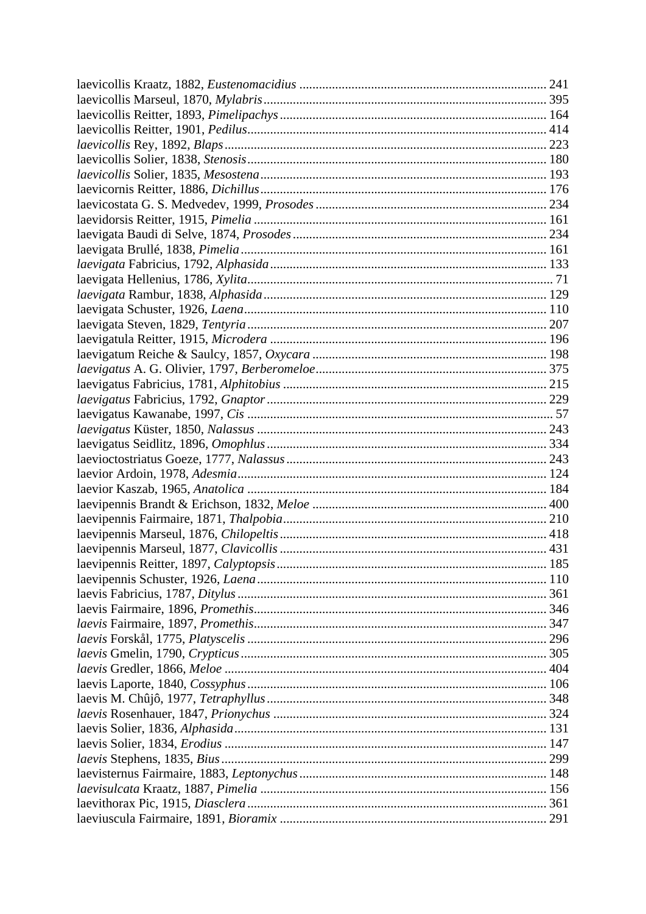laevicollis Kraatz, 1882, *Eustenomacidius* ........................................................................ 241
laevicollis Marseul, 1870, *Mylabris* ...................................................................................... 395
laevicollis Reitter, 1893, *Pimelipachys* ................................................................................. 164
laevicollis Reitter, 1901, *Pedilus* ......................................................................................... 414
*laevicollis* Rey, 1892, *Blaps* ............................................................................................... 223
laevicollis Solier, 1838, *Stenosis* ......................................................................................... 180
*laevicollis* Solier, 1835, *Mesostena* ..................................................................................... 193
laevicornis Reitter, 1886, *Dichillus* ...................................................................................... 176
laevicostata G. S. Medvedev, 1999, *Prosodes* ...................................................................... 234
laevidorsis Reitter, 1915, *Pimelia* ........................................................................................ 161
laevigata Baudi di Selve, 1874, *Prosodes* ............................................................................. 234
laevigata Brullé, 1838, *Pimelia* ............................................................................................. 161
*laevigata* Fabricius, 1792, *Alphasida* .................................................................................... 133
laevigata Hellenius, 1786, *Xylita* ............................................................................................ 71
*laevigata* Rambur, 1838, *Alphasida* ...................................................................................... 129
laevigata Schuster, 1926, *Laena* ........................................................................................... 110
laevigata Steven, 1829, *Tentyria* ........................................................................................... 207
laevigatula Reitter, 1915, *Microdera* .................................................................................... 196
laevigatum Reiche & Saulcy, 1857, *Oxycara* ....................................................................... 198
*laevigatus* A. G. Olivier, 1797, *Berberomeloe* ...................................................................... 375
laevigatus Fabricius, 1781, *Alphitobius* ................................................................................ 215
*laevigatus* Fabricius, 1792, *Gnaptor* ..................................................................................... 229
laevigatus Kawanabe, 1997, *Cis* ............................................................................................. 57
*laevigatus* Küster, 1850, *Nalassus* ........................................................................................ 243
laevigatus Seidlitz, 1896, *Omophlus* ..................................................................................... 334
laevioctostriatus Goeze, 1777, *Nalassus* ............................................................................... 243
laevior Ardoin, 1978, *Adesmia* ............................................................................................. 124
laevior Kaszab, 1965, *Anatolica* ........................................................................................... 184
laevipennis Brandt & Erichson, 1832, *Meloe* ....................................................................... 400
laevipennis Fairmaire, 1871, *Thalpobia* ................................................................................ 210
laevipennis Marseul, 1876, *Chilopeltis* ................................................................................. 418
laevipennis Marseul, 1877, *Clavicollis* ................................................................................. 431
laevipennis Reitter, 1897, *Calyptopsis* .................................................................................. 185
laevipennis Schuster, 1926, *Laena* ........................................................................................ 110
laevis Fabricius, 1787, *Ditylus* .............................................................................................. 361
laevis Fairmaire, 1896, *Promethis* ......................................................................................... 346
*laevis* Fairmaire, 1897, *Promethis* ......................................................................................... 347
*laevis* Forskål, 1775, *Platyscelis* ........................................................................................... 296
*laevis* Gmelin, 1790, *Crypticus* ............................................................................................. 305
*laevis* Gredler, 1866, *Meloe* .................................................................................................. 404
laevis Laporte, 1840, *Cossyphus* ........................................................................................... 106
laevis M. Chûjô, 1977, *Tetraphyllus* ..................................................................................... 348
*laevis* Rosenhauer, 1847, *Prionychus* ................................................................................... 324
laevis Solier, 1836, *Alphasida* ............................................................................................... 131
laevis Solier, 1834, *Erodius* ................................................................................................... 147
*laevis* Stephens, 1835, *Bius* ................................................................................................... 299
laevisternus Fairmaire, 1883, *Leptonychus* ........................................................................... 148
*laevisulcata* Kraatz, 1887, *Pimelia* ....................................................................................... 156
laevithorax Pic, 1915, *Diasclera* ........................................................................................... 361
laeviuscula Fairmaire, 1891, *Bioramix* ................................................................................. 291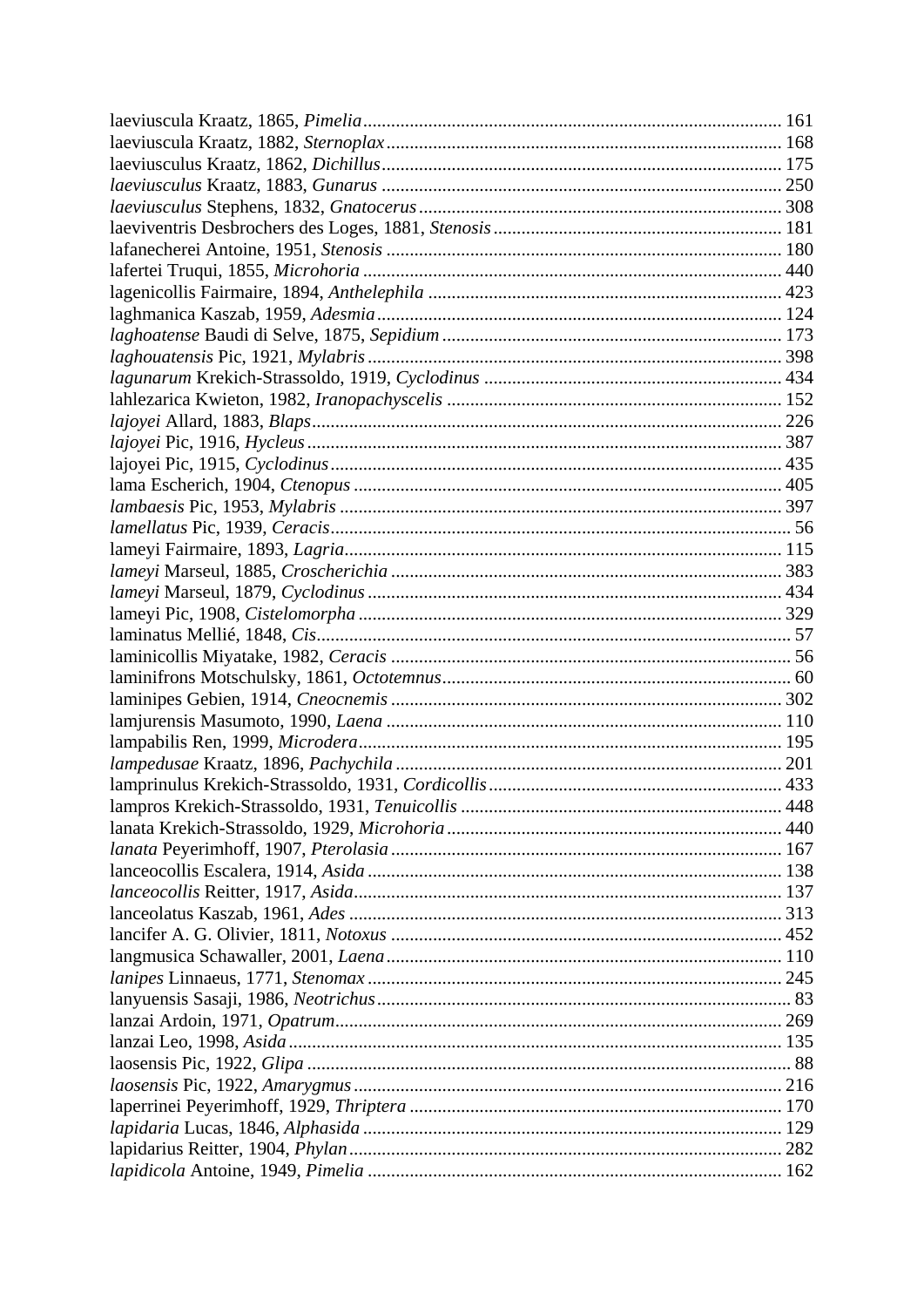laeviuscula Kraatz, 1865, *Pimelia* ........................................................................................ 161
laeviuscula Kraatz, 1882, *Sternoplax* ..................................................................................... 168
laeviusculus Kraatz, 1862, *Dichillus* ..................................................................................... 175
*laeviusculus* Kraatz, 1883, *Gunarus* ..................................................................................... 250
*laeviusculus* Stephens, 1832, *Gnatocerus* ............................................................................. 308
laeviventris Desbrochers des Loges, 1881, *Stenosis* ............................................................. 181
lafanecherei Antoine, 1951, *Stenosis* ..................................................................................... 180
lafertei Truqui, 1855, *Microhoria* ......................................................................................... 440
lagenicollis Fairmaire, 1894, *Anthelephila* ............................................................................ 423
laghmanica Kaszab, 1959, *Adesmia* ...................................................................................... 124
*laghoatense* Baudi di Selve, 1875, *Sepidium* ........................................................................ 173
*laghouatensis* Pic, 1921, *Mylabris* ........................................................................................ 398
*lagunarum* Krekich-Strassoldo, 1919, *Cyclodinus* ............................................................... 434
lahlezarica Kwieton, 1982, *Iranopachyscelis* ....................................................................... 152
*lajoyei* Allard, 1883, *Blaps* .................................................................................................... 226
*lajoyei* Pic, 1916, *Hycleus* ..................................................................................................... 387
lajoyei Pic, 1915, *Cyclodinus* ................................................................................................. 435
lama Escherich, 1904, *Ctenopus* ........................................................................................... 405
*lambaesis* Pic, 1953, *Mylabris* .............................................................................................. 397
*lamellatus* Pic, 1939, *Ceracis* ................................................................................................. 56
lameyi Fairmaire, 1893, *Lagria* ............................................................................................. 115
*lameyi* Marseul, 1885, *Croscherichia* ................................................................................... 383
*lameyi* Marseul, 1879, *Cyclodinus* ........................................................................................ 434
lameyi Pic, 1908, *Cistelomorpha* .......................................................................................... 329
laminatus Mellié, 1848, *Cis* ..................................................................................................... 57
laminicollis Miyatake, 1982, *Ceracis* ..................................................................................... 56
laminifrons Motschulsky, 1861, *Octotemnus* .......................................................................... 60
laminipes Gebien, 1914, *Cneocnemis* ................................................................................... 302
lamjurensis Masumoto, 1990, *Laena* .................................................................................... 110
lampabilis Ren, 1999, *Microdera* .......................................................................................... 195
*lampedusae* Kraatz, 1896, *Pachychila* .................................................................................. 201
lamprinulus Krekich-Strassoldo, 1931, *Cordicollis* ............................................................... 433
lampros Krekich-Strassoldo, 1931, *Tenuicollis* .................................................................... 448
lanata Krekich-Strassoldo, 1929, *Microhoria* ........................................................................ 440
*lanata* Peyerimhoff, 1907, *Pterolasia* ................................................................................... 167
lanceocollis Escalera, 1914, *Asida* ........................................................................................ 138
*lanceocollis* Reitter, 1917, *Asida* ........................................................................................... 137
lanceolatus Kaszab, 1961, *Ades* ............................................................................................ 313
lancifer A. G. Olivier, 1811, *Notoxus* .................................................................................... 452
langmusica Schawaller, 2001, *Laena* .................................................................................... 110
*lanipes* Linnaeus, 1771, *Stenomax* ........................................................................................ 245
lanyuensis Sasaji, 1986, *Neotrichus* ....................................................................................... 83
lanzai Ardoin, 1971, *Opatrum* ............................................................................................... 269
lanzai Leo, 1998, *Asida* .......................................................................................................... 135
laosensis Pic, 1922, *Glipa* ....................................................................................................... 88
*laosensis* Pic, 1922, *Amarygmus* ........................................................................................... 216
laperrinei Peyerimhoff, 1929, *Thriptera* ............................................................................... 170
*lapidaria* Lucas, 1846, *Alphasida* .......................................................................................... 129
lapidarius Reitter, 1904, *Phylan* ............................................................................................ 282
*lapidicola* Antoine, 1949, *Pimelia* ........................................................................................ 162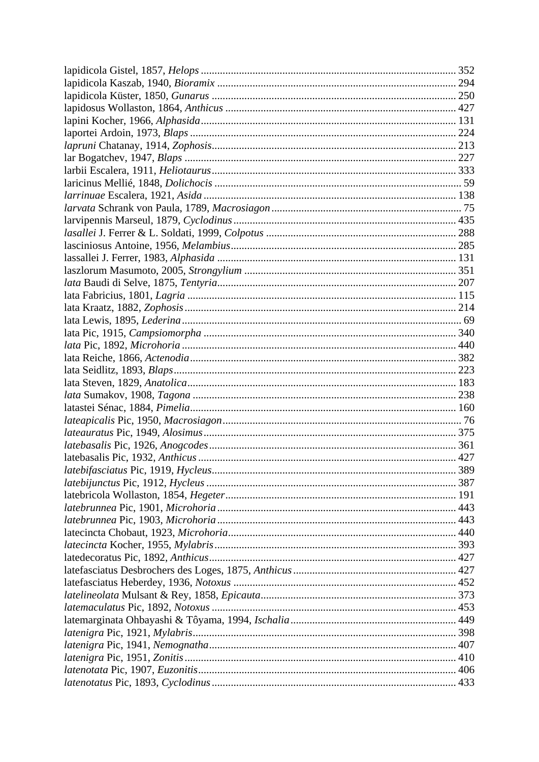lapidicola Gistel, 1857, *Helops* ........................................ 352
lapidicola Kaszab, 1940, *Bioramix* ........................................ 294
lapidicola Küster, 1850, *Gunarus* ........................................ 250
lapidosus Wollaston, 1864, *Anthicus* ........................................ 427
lapini Kocher, 1966, *Alphasida* ........................................ 131
laportei Ardoin, 1973, *Blaps* ........................................ 224
*lapruni* Chatanay, 1914, *Zophosis* ........................................ 213
lar Bogatchev, 1947, *Blaps* ........................................ 227
larbii Escalera, 1911, *Heliotaurus* ........................................ 333
laricinus Mellié, 1848, *Dolichocis* ........................................ 59
*larrinuae* Escalera, 1921, *Asida* ........................................ 138
*larvata* Schrank von Paula, 1789, *Macrosiagon* ........................................ 75
larvipennis Marseul, 1879, *Cyclodinus* ........................................ 435
*lasallei* J. Ferrer & L. Soldati, 1999, *Colpotus* ........................................ 288
lasciniosus Antoine, 1956, *Melambius* ........................................ 285
lassallei J. Ferrer, 1983, *Alphasida* ........................................ 131
laszlorum Masumoto, 2005, *Strongylium* ........................................ 351
*lata* Baudi di Selve, 1875, *Tentyria* ........................................ 207
lata Fabricius, 1801, *Lagria* ........................................ 115
lata Kraatz, 1882, *Zophosis* ........................................ 214
lata Lewis, 1895, *Lederina* ........................................ 69
lata Pic, 1915, *Campsiomorpha* ........................................ 340
*lata* Pic, 1892, *Microhoria* ........................................ 440
lata Reiche, 1866, *Actenodia* ........................................ 382
lata Seidlitz, 1893, *Blaps* ........................................ 223
lata Steven, 1829, *Anatolica* ........................................ 183
*lata* Sumakov, 1908, *Tagona* ........................................ 238
latastei Sénac, 1884, *Pimelia* ........................................ 160
*lateapicalis* Pic, 1950, *Macrosiagon* ........................................ 76
*lateauratus* Pic, 1949, *Alosimus* ........................................ 375
*latebasalis* Pic, 1926, *Anogcodes* ........................................ 361
latebasalis Pic, 1932, *Anthicus* ........................................ 427
*latebifasciatus* Pic, 1919, *Hycleus* ........................................ 389
*latebijunctus* Pic, 1912, *Hycleus* ........................................ 387
latebricola Wollaston, 1854, *Hegeter* ........................................ 191
*latebrunnea* Pic, 1901, *Microhoria* ........................................ 443
*latebrunnea* Pic, 1903, *Microhoria* ........................................ 443
latecincta Chobaut, 1923, *Microhoria* ........................................ 440
*latecincta* Kocher, 1955, *Mylabris* ........................................ 393
latedecoratus Pic, 1892, *Anthicus* ........................................ 427
latefasciatus Desbrochers des Loges, 1875, *Anthicus* ........................................ 427
latefasciatus Heberdey, 1936, *Notoxus* ........................................ 452
*latelineolata* Mulsant & Rey, 1858, *Epicauta* ........................................ 373
*latemaculatus* Pic, 1892, *Notoxus* ........................................ 453
latemarginata Ohbayashi & Tôyama, 1994, *Ischalia* ........................................ 449
*latenigra* Pic, 1921, *Mylabris* ........................................ 398
*latenigra* Pic, 1941, *Nemognatha* ........................................ 407
*latenigra* Pic, 1951, *Zonitis* ........................................ 410
*latenotata* Pic, 1907, *Euzonitis* ........................................ 406
*latenotatus* Pic, 1893, *Cyclodinus* ........................................ 433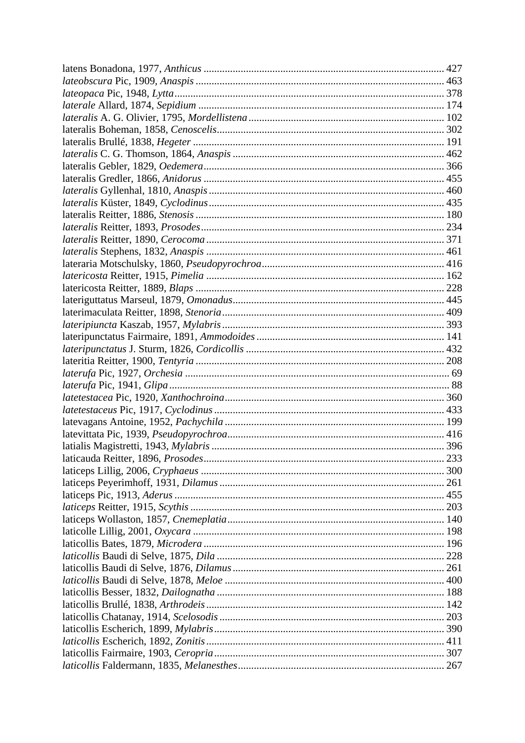latens Bonadona, 1977, *Anthicus* .......................................................................... 427
*lateobscura* Pic, 1909, *Anaspis* ............................................................................ 463
*lateopaca* Pic, 1948, *Lytta* ..................................................................................... 378
*laterale* Allard, 1874, *Sepidium* ............................................................................ 174
*lateralis* A. G. Olivier, 1795, *Mordellistena* ......................................................... 102
lateralis Boheman, 1858, *Cenoscelis* ...................................................................... 302
lateralis Brullé, 1838, *Hegeter* ............................................................................... 191
*lateralis* C. G. Thomson, 1864, *Anaspis* ............................................................... 462
lateralis Gebler, 1829, *Oedemera* ........................................................................... 366
lateralis Gredler, 1866, *Anidorus* ........................................................................... 455
*lateralis* Gyllenhal, 1810, *Anaspis* ........................................................................ 460
*lateralis* Küster, 1849, *Cyclodinus* ........................................................................ 435
lateralis Reitter, 1886, *Stenosis* ............................................................................. 180
*lateralis* Reitter, 1893, *Prosodes* ........................................................................... 234
*lateralis* Reitter, 1890, *Cerocoma* .......................................................................... 371
*lateralis* Stephens, 1832, *Anaspis* ......................................................................... 461
lateraria Motschulsky, 1860, *Pseudopyrochroa* ...................................................... 416
*latericosta* Reitter, 1915, *Pimelia* .......................................................................... 162
latericosta Reitter, 1889, *Blaps* .............................................................................. 228
lateriguttatus Marseul, 1879, *Omonadus* ................................................................ 445
laterimaculata Reitter, 1898, *Stenoria* ................................................................... 409
*lateripiuncta* Kaszab, 1957, *Mylabris* ................................................................... 393
lateripunctatus Fairmaire, 1891, *Ammodoides* ....................................................... 141
*lateripunctatus* J. Sturm, 1826, *Cordicollis* ........................................................... 432
lateritia Reitter, 1900, *Tentyria* .............................................................................. 208
*laterufa* Pic, 1927, *Orchesia* .................................................................................... 69
*laterufa* Pic, 1941, *Glipa* .......................................................................................... 88
*latetestacea* Pic, 1920, *Xanthochroina* .................................................................. 360
*latetestaceus* Pic, 1917, *Cyclodinus* ...................................................................... 433
latevagans Antoine, 1952, *Pachychila* .................................................................. 199
latevittata Pic, 1939, *Pseudopyrochroa* ................................................................. 416
latialis Magistretti, 1943, *Mylabris* ....................................................................... 396
laticauda Reitter, 1896, *Prosodes* .......................................................................... 233
laticeps Lillig, 2006, *Cryphaeus* ............................................................................ 300
laticeps Peyerimhoff, 1931, *Dilamus* .................................................................... 261
laticeps Pic, 1913, *Aderus* ...................................................................................... 455
*laticeps* Reitter, 1915, *Scythis* ............................................................................... 203
laticeps Wollaston, 1857, *Cnemeplatia* ................................................................. 140
laticolle Lillig, 2001, *Oxycara* ............................................................................... 198
laticollis Bates, 1879, *Microdera* ........................................................................... 196
*laticollis* Baudi di Selve, 1875, *Dila* ..................................................................... 228
laticollis Baudi di Selve, 1876, *Dilamus* ................................................................ 261
*laticollis* Baudi di Selve, 1878, *Meloe* ................................................................... 400
laticollis Besser, 1832, *Dailognatha* ...................................................................... 188
laticollis Brullé, 1838, *Arthrodeis* .......................................................................... 142
laticollis Chatanay, 1914, *Scelosodis* .................................................................... 203
laticollis Escherich, 1899, *Mylabris* ....................................................................... 390
*laticollis* Escherich, 1892, *Zonitis* ......................................................................... 411
laticollis Fairmaire, 1903, *Ceropria* ....................................................................... 307
*laticollis* Faldermann, 1835, *Melanesthes* ............................................................. 267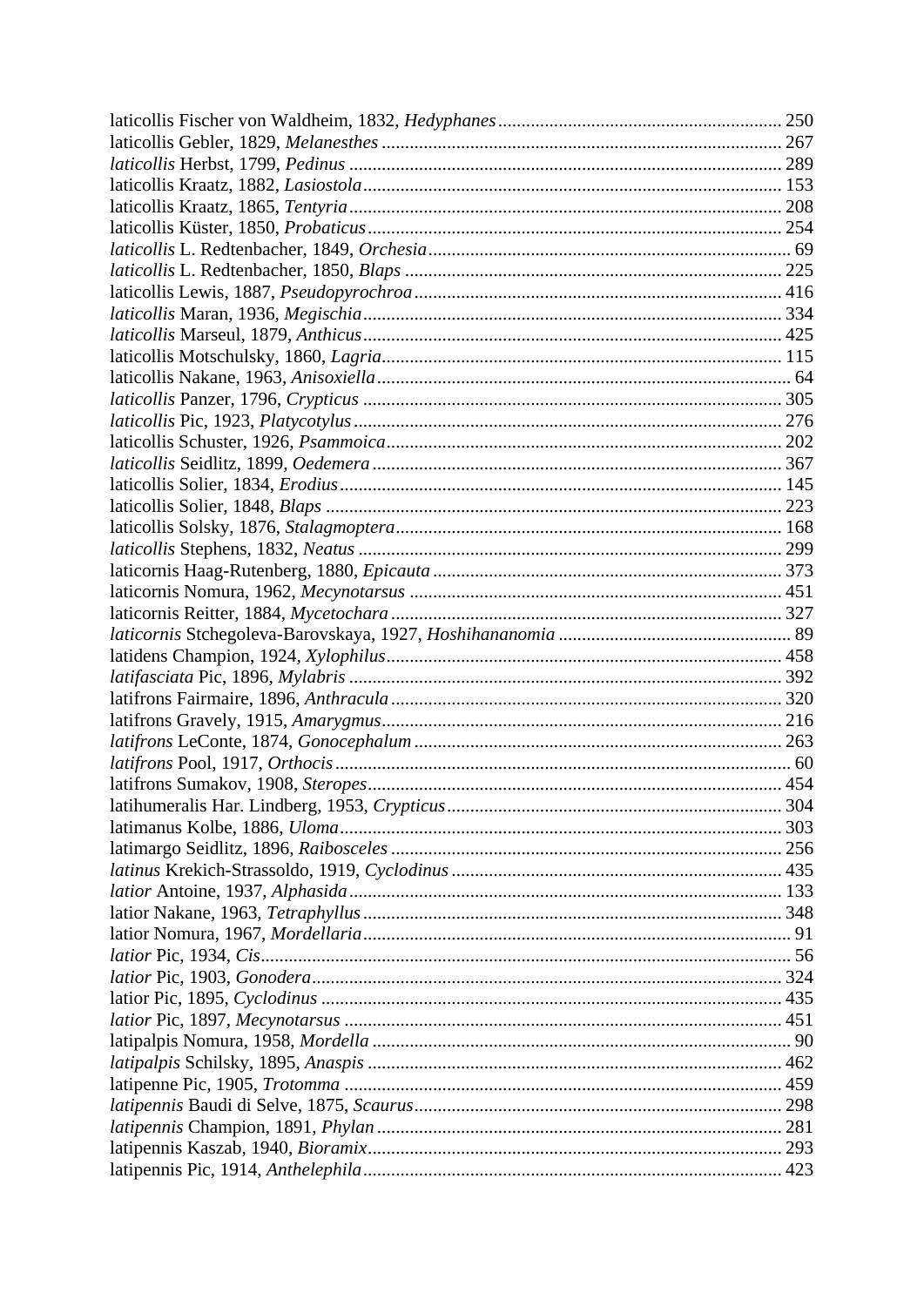laticollis Fischer von Waldheim, 1832, *Hedyphanes* ............................................................ 250
laticollis Gebler, 1829, *Melanesthes* ..................................................................................... 267
*laticollis* Herbst, 1799, *Pedinus* ............................................................................................ 289
laticollis Kraatz, 1882, *Lasiostola* ........................................................................................ 153
laticollis Kraatz, 1865, *Tentyria* ........................................................................................... 208
laticollis Küster, 1850, *Probaticus* ........................................................................................ 254
*laticollis* L. Redtenbacher, 1849, *Orchesia* ............................................................................. 69
*laticollis* L. Redtenbacher, 1850, *Blaps* ................................................................................ 225
laticollis Lewis, 1887, *Pseudopyrochroa* .............................................................................. 416
*laticollis* Maran, 1936, *Megischia* ......................................................................................... 334
*laticollis* Marseul, 1879, *Anthicus* ......................................................................................... 425
laticollis Motschulsky, 1860, *Lagria* ..................................................................................... 115
laticollis Nakane, 1963, *Anisoxiella* ........................................................................................ 64
*laticollis* Panzer, 1796, *Crypticus* ......................................................................................... 305
*laticollis* Pic, 1923, *Platycotylus* ........................................................................................... 276
laticollis Schuster, 1926, *Psammoica* .................................................................................... 202
*laticollis* Seidlitz, 1899, *Oedemera* ....................................................................................... 367
laticollis Solier, 1834, *Erodius* .............................................................................................. 145
laticollis Solier, 1848, *Blaps* ................................................................................................. 223
laticollis Solsky, 1876, *Stalagmoptera* .................................................................................. 168
*laticollis* Stephens, 1832, *Neatus* .......................................................................................... 299
laticornis Haag-Rutenberg, 1880, *Epicauta* .......................................................................... 373
laticornis Nomura, 1962, *Mecynotarsus* ............................................................................... 451
laticornis Reitter, 1884, *Mycetochara* ................................................................................... 327
*laticornis* Stchegoleva-Barovskaya, 1927, *Hoshihananomia* .................................................. 89
latidens Champion, 1924, *Xylophilus* .................................................................................... 458
*latifasciata* Pic, 1896, *Mylabris* ............................................................................................ 392
latifrons Fairmaire, 1896, *Anthracula* ................................................................................... 320
latifrons Gravely, 1915, *Amarygmus* ..................................................................................... 216
*latifrons* LeConte, 1874, *Gonocephalum* .............................................................................. 263
*latifrons* Pool, 1917, *Orthocis* ................................................................................................. 60
latifrons Sumakov, 1908, *Steropes* ........................................................................................ 454
latihumeralis Har. Lindberg, 1953, *Crypticus* ....................................................................... 304
latimanus Kolbe, 1886, *Uloma* .............................................................................................. 303
latimargo Seidlitz, 1896, *Raibosceles* ................................................................................... 256
*latinus* Krekich-Strassoldo, 1919, *Cyclodinus* ...................................................................... 435
*latior* Antoine, 1937, *Alphasida* ............................................................................................ 133
latior Nakane, 1963, *Tetraphyllus* ......................................................................................... 348
latior Nomura, 1967, *Mordellaria* ........................................................................................... 91
*latior* Pic, 1934, *Cis* ................................................................................................................. 56
*latior* Pic, 1903, *Gonodera* .................................................................................................... 324
latior Pic, 1895, *Cyclodinus* .................................................................................................. 435
*latior* Pic, 1897, *Mecynotarsus* ............................................................................................. 451
latipalpis Nomura, 1958, *Mordella* ......................................................................................... 90
*latipalpis* Schilsky, 1895, *Anaspis* ........................................................................................ 462
latipenne Pic, 1905, *Trotomma* ............................................................................................. 459
*latipennis* Baudi di Selve, 1875, *Scaurus* .............................................................................. 298
*latipennis* Champion, 1891, *Phylan* ...................................................................................... 281
latipennis Kaszab, 1940, *Bioramix* ........................................................................................ 293
latipennis Pic, 1914, *Anthelephila* ......................................................................................... 423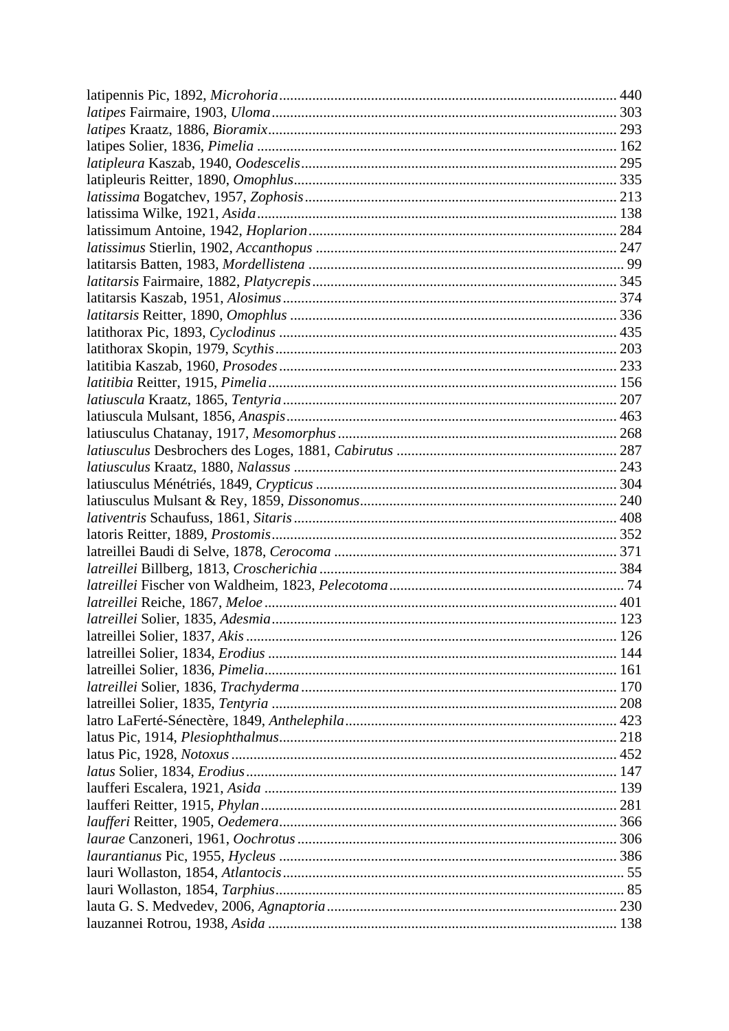latipennis Pic, 1892, *Microhoria* ........................................ 440
*latipes* Fairmaire, 1903, *Uloma* ........................................ 303
*latipes* Kraatz, 1886, *Bioramix* ........................................ 293
latipes Solier, 1836, *Pimelia* ........................................ 162
*latipleura* Kaszab, 1940, *Oodescelis* ........................................ 295
latipleuris Reitter, 1890, *Omophlus* ........................................ 335
*latissima* Bogatchev, 1957, *Zophosis* ........................................ 213
latissima Wilke, 1921, *Asida* ........................................ 138
latissimum Antoine, 1942, *Hoplarion* ........................................ 284
*latissimus* Stierlin, 1902, *Accanthopus* ........................................ 247
latitarsis Batten, 1983, *Mordellistena* ........................................ 99
*latitarsis* Fairmaire, 1882, *Platycrepis* ........................................ 345
latitarsis Kaszab, 1951, *Alosimus* ........................................ 374
*latitarsis* Reitter, 1890, *Omophlus* ........................................ 336
latithorax Pic, 1893, *Cyclodinus* ........................................ 435
latithorax Skopin, 1979, *Scythis* ........................................ 203
latitibia Kaszab, 1960, *Prosodes* ........................................ 233
*latitibia* Reitter, 1915, *Pimelia* ........................................ 156
*latiuscula* Kraatz, 1865, *Tentyria* ........................................ 207
latiuscula Mulsant, 1856, *Anaspis* ........................................ 463
latiusculus Chatanay, 1917, *Mesomorphus* ........................................ 268
*latiusculus* Desbrochers des Loges, 1881, *Cabirutus* ........................................ 287
*latiusculus* Kraatz, 1880, *Nalassus* ........................................ 243
latiusculus Ménétriés, 1849, *Crypticus* ........................................ 304
latiusculus Mulsant & Rey, 1859, *Dissonomus* ........................................ 240
*lativentris* Schaufuss, 1861, *Sitaris* ........................................ 408
latoris Reitter, 1889, *Prostomis* ........................................ 352
latreillei Baudi di Selve, 1878, *Cerocoma* ........................................ 371
*latreillei* Billberg, 1813, *Croscherichia* ........................................ 384
*latreillei* Fischer von Waldheim, 1823, *Pelecotoma* ........................................ 74
*latreillei* Reiche, 1867, *Meloe* ........................................ 401
*latreillei* Solier, 1835, *Adesmia* ........................................ 123
latreillei Solier, 1837, *Akis* ........................................ 126
latreillei Solier, 1834, *Erodius* ........................................ 144
latreillei Solier, 1836, *Pimelia* ........................................ 161
*latreillei* Solier, 1836, *Trachyderma* ........................................ 170
latreillei Solier, 1835, *Tentyria* ........................................ 208
latro LaFerté-Sénectère, 1849, *Anthelephila* ........................................ 423
latus Pic, 1914, *Plesiophthalmus* ........................................ 218
latus Pic, 1928, *Notoxus* ........................................ 452
*latus* Solier, 1834, *Erodius* ........................................ 147
laufferi Escalera, 1921, *Asida* ........................................ 139
laufferi Reitter, 1915, *Phylan* ........................................ 281
*laufferi* Reitter, 1905, *Oedemera* ........................................ 366
*laurae* Canzoneri, 1961, *Oochrotus* ........................................ 306
*laurantianus* Pic, 1955, *Hycleus* ........................................ 386
lauri Wollaston, 1854, *Atlantocis* ........................................ 55
lauri Wollaston, 1854, *Tarphius* ........................................ 85
lauta G. S. Medvedev, 2006, *Agnaptoria* ........................................ 230
lauzannei Rotrou, 1938, *Asida* ........................................ 138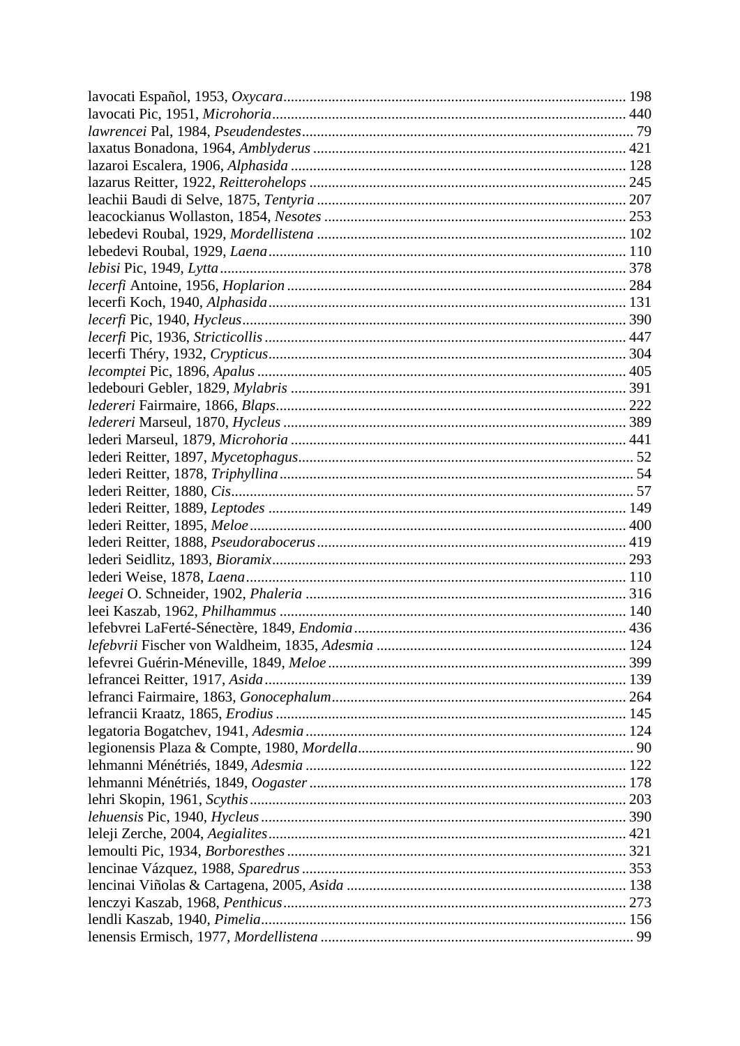lavocati Español, 1953, *Oxycara* .......... 198
lavocati Pic, 1951, *Microhoria* .......... 440
*lawrencei* Pal, 1984, *Pseudendestes* .......... 79
laxatus Bonadona, 1964, *Amblyderus* .......... 421
lazaroi Escalera, 1906, *Alphasida* .......... 128
lazarus Reitter, 1922, *Reitterohelops* .......... 245
leachii Baudi di Selve, 1875, *Tentyria* .......... 207
leacockianus Wollaston, 1854, *Nesotes* .......... 253
lebedevi Roubal, 1929, *Mordellistena* .......... 102
lebedevi Roubal, 1929, *Laena* .......... 110
*lebisi* Pic, 1949, *Lytta* .......... 378
*lecerfi* Antoine, 1956, *Hoplarion* .......... 284
lecerfi Koch, 1940, *Alphasida* .......... 131
*lecerfi* Pic, 1940, *Hycleus* .......... 390
*lecerfi* Pic, 1936, *Stricticollis* .......... 447
lecerfi Théry, 1932, *Crypticus* .......... 304
*lecomptei* Pic, 1896, *Apalus* .......... 405
ledebouri Gebler, 1829, *Mylabris* .......... 391
*ledereri* Fairmaire, 1866, *Blaps* .......... 222
*ledereri* Marseul, 1870, *Hycleus* .......... 389
lederi Marseul, 1879, *Microhoria* .......... 441
lederi Reitter, 1897, *Mycetophagus* .......... 52
lederi Reitter, 1878, *Triphyllina* .......... 54
lederi Reitter, 1880, *Cis* .......... 57
lederi Reitter, 1889, *Leptodes* .......... 149
lederi Reitter, 1895, *Meloe* .......... 400
lederi Reitter, 1888, *Pseudorabocerus* .......... 419
lederi Seidlitz, 1893, *Bioramix* .......... 293
lederi Weise, 1878, *Laena* .......... 110
*leegei* O. Schneider, 1902, *Phaleria* .......... 316
leei Kaszab, 1962, *Philhammus* .......... 140
lefebvrei LaFerté-Sénectère, 1849, *Endomia* .......... 436
*lefebvrii* Fischer von Waldheim, 1835, *Adesmia* .......... 124
lefevrei Guérin-Méneville, 1849, *Meloe* .......... 399
lefrancei Reitter, 1917, *Asida* .......... 139
lefranci Fairmaire, 1863, *Gonocephalum* .......... 264
lefrancii Kraatz, 1865, *Erodius* .......... 145
legatoria Bogatchev, 1941, *Adesmia* .......... 124
legionensis Plaza & Compte, 1980, *Mordella* .......... 90
lehmanni Ménétriés, 1849, *Adesmia* .......... 122
lehmanni Ménétriés, 1849, *Oogaster* .......... 178
lehri Skopin, 1961, *Scythis* .......... 203
*lehuensis* Pic, 1940, *Hycleus* .......... 390
leleji Zerche, 2004, *Aegialites* .......... 421
lemoulti Pic, 1934, *Borboresthes* .......... 321
lencinae Vázquez, 1988, *Sparedrus* .......... 353
lencinai Viñolas & Cartagena, 2005, *Asida* .......... 138
lenczyi Kaszab, 1968, *Penthicus* .......... 273
lendli Kaszab, 1940, *Pimelia* .......... 156
lenensis Ermisch, 1977, *Mordellistena* .......... 99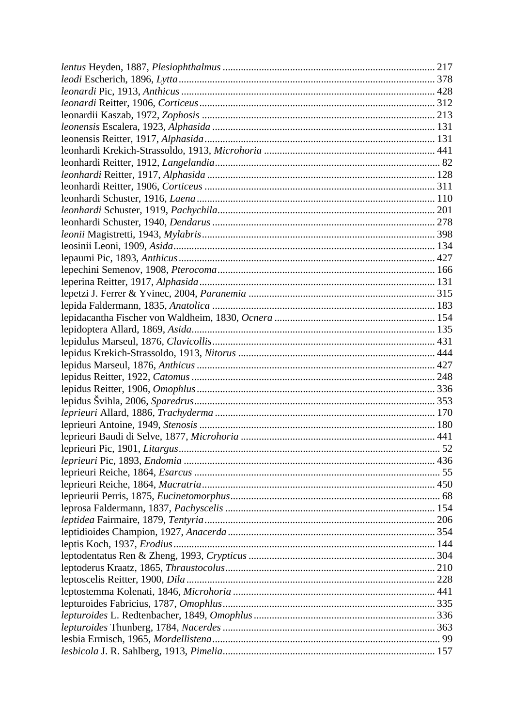*lentus* Heyden, 1887, *Plesiophthalmus* ........ 217
*leodi* Escherich, 1896, *Lytta* ........ 378
*leonardi* Pic, 1913, *Anthicus* ........ 428
*leonardi* Reitter, 1906, *Corticeus* ........ 312
leonardii Kaszab, 1972, *Zophosis* ........ 213
*leonensis* Escalera, 1923, *Alphasida* ........ 131
leonensis Reitter, 1917, *Alphasida* ........ 131
leonhardi Krekich-Strassoldo, 1913, *Microhoria* ........ 441
leonhardi Reitter, 1912, *Langelandia* ........ 82
*leonhardi* Reitter, 1917, *Alphasida* ........ 128
leonhardi Reitter, 1906, *Corticeus* ........ 311
leonhardi Schuster, 1916, *Laena* ........ 110
*leonhardi* Schuster, 1919, *Pachychila* ........ 201
leonhardi Schuster, 1940, *Dendarus* ........ 278
*leonii* Magistretti, 1943, *Mylabris* ........ 398
leosinii Leoni, 1909, *Asida* ........ 134
lepaumi Pic, 1893, *Anthicus* ........ 427
lepechini Semenov, 1908, *Pterocoma* ........ 166
leperina Reitter, 1917, *Alphasida* ........ 131
lepetzi J. Ferrer & Yvinec, 2004, *Paranemia* ........ 315
lepida Faldermann, 1835, *Anatolica* ........ 183
lepidacantha Fischer von Waldheim, 1830, *Ocnera* ........ 154
lepidoptera Allard, 1869, *Asida* ........ 135
lepidulus Marseul, 1876, *Clavicollis* ........ 431
lepidus Krekich-Strassoldo, 1913, *Nitorus* ........ 444
lepidus Marseul, 1876, *Anthicus* ........ 427
lepidus Reitter, 1922, *Catomus* ........ 248
lepidus Reitter, 1906, *Omophlus* ........ 336
lepidus Švihla, 2006, *Sparedrus* ........ 353
*leprieuri* Allard, 1886, *Trachyderma* ........ 170
leprieuri Antoine, 1949, *Stenosis* ........ 180
leprieuri Baudi di Selve, 1877, *Microhoria* ........ 441
leprieuri Pic, 1901, *Litargus* ........ 52
*leprieuri* Pic, 1893, *Endomia* ........ 436
leprieuri Reiche, 1864, *Esarcus* ........ 55
leprieuri Reiche, 1864, *Macratria* ........ 450
leprieurii Perris, 1875, *Eucinetomorphus* ........ 68
leprosa Faldermann, 1837, *Pachyscelis* ........ 154
*leptidea* Fairmaire, 1879, *Tentyria* ........ 206
leptidioides Champion, 1927, *Anacerda* ........ 354
leptis Koch, 1937, *Erodius* ........ 144
leptodentatus Ren & Zheng, 1993, *Crypticus* ........ 304
leptoderus Kraatz, 1865, *Thraustocolus* ........ 210
leptoscelis Reitter, 1900, *Dila* ........ 228
leptostemma Kolenati, 1846, *Microhoria* ........ 441
lepturoides Fabricius, 1787, *Omophlus* ........ 335
*lepturoides* L. Redtenbacher, 1849, *Omophlus* ........ 336
*lepturoides* Thunberg, 1784, *Nacerdes* ........ 363
lesbia Ermisch, 1965, *Mordellistena* ........ 99
*lesbicola* J. R. Sahlberg, 1913, *Pimelia* ........ 157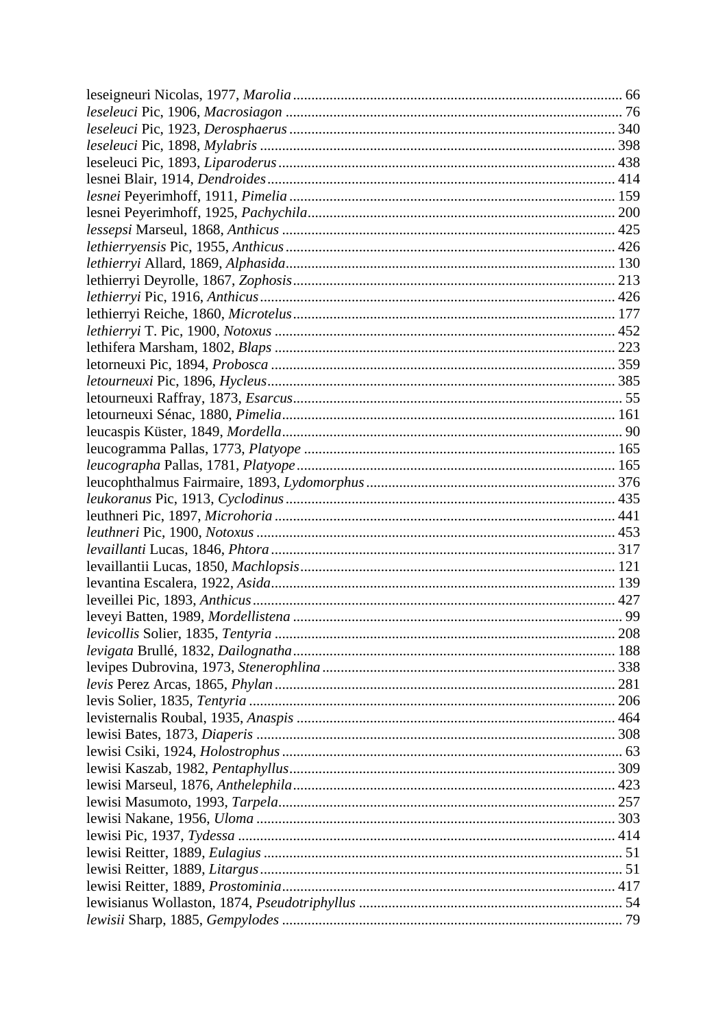leseigneuri Nicolas, 1977, *Marolia* .......................................................................................... 66
*leseleuci* Pic, 1906, *Macrosiagon* ........................................................................................ 76
*leseleuci* Pic, 1923, *Derosphaerus* ...................................................................................... 340
*leseleuci* Pic, 1898, *Mylabris* ............................................................................................. 398
leseleuci Pic, 1893, *Liparoderus* ........................................................................................... 438
lesnei Blair, 1914, *Dendroides* ............................................................................................... 414
*lesnei* Peyerimhoff, 1911, *Pimelia* ....................................................................................... 159
lesnei Peyerimhoff, 1925, *Pachychila* .................................................................................... 200
*lessepsi* Marseul, 1868, *Anthicus* ........................................................................................ 425
*lethierryensis* Pic, 1955, *Anthicus* ....................................................................................... 426
*lethierryi* Allard, 1869, *Alphasida* ........................................................................................ 130
lethierryi Deyrolle, 1867, *Zophosis* ........................................................................................ 213
*lethierryi* Pic, 1916, *Anthicus* ............................................................................................... 426
lethierryi Reiche, 1860, *Microtelus* ......................................................................................... 177
*lethierryi* T. Pic, 1900, *Notoxus* ........................................................................................... 452
lethifera Marsham, 1802, *Blaps* ............................................................................................. 223
letorneuxi Pic, 1894, *Proboscа* .............................................................................................. 359
*letourneuxi* Pic, 1896, *Hycleus* ............................................................................................ 385
letourneuxi Raffray, 1873, *Esarcus* ......................................................................................... 55
letourneuxi Sénac, 1880, *Pimelia* ........................................................................................... 161
leucaspis Küster, 1849, *Mordella* ............................................................................................. 90
leucogramma Pallas, 1773, *Platyope* ..................................................................................... 165
*leucographa* Pallas, 1781, *Platyope* ..................................................................................... 165
leucophthalmus Fairmaire, 1893, *Lydomorphus* .................................................................... 376
*leukoranus* Pic, 1913, *Cyclodinus* ........................................................................................ 435
leuthneri Pic, 1897, *Microhoria* .............................................................................................. 441
*leuthneri* Pic, 1900, *Notoxus* ................................................................................................ 453
*levaillanti* Lucas, 1846, *Phtora* ............................................................................................ 317
levaillantii Lucas, 1850, *Machlopsis* ...................................................................................... 121
levantina Escalera, 1922, *Asida* .............................................................................................. 139
leveillei Pic, 1893, *Anthicus* ................................................................................................... 427
leveyi Batten, 1989, *Mordellistena* .......................................................................................... 99
*levicollis* Solier, 1835, *Tentyria* ........................................................................................... 208
*levigata* Brullé, 1832, *Dailognatha* ....................................................................................... 188
levipes Dubrovina, 1973, *Stenerophlina* ................................................................................ 338
*levis* Perez Arcas, 1865, *Phylan* ........................................................................................... 281
levis Solier, 1835, *Tentyria* .................................................................................................... 206
levisternalis Roubal, 1935, *Anaspis* ....................................................................................... 464
lewisi Bates, 1873, *Diaperis* ................................................................................................... 308
lewisi Csiki, 1924, *Holostrophus* ............................................................................................. 63
lewisi Kaszab, 1982, *Pentaphyllus* ......................................................................................... 309
lewisi Marseul, 1876, *Anthelephila* ........................................................................................ 423
lewisi Masumoto, 1993, *Tarpela* ............................................................................................ 257
lewisi Nakane, 1956, *Uloma* ................................................................................................... 303
lewisi Pic, 1937, *Tydessa* ....................................................................................................... 414
lewisi Reitter, 1889, *Eulagius* .................................................................................................. 51
lewisi Reitter, 1889, *Litargus* ................................................................................................... 51
lewisi Reitter, 1889, *Prostominia* ........................................................................................... 417
lewisianus Wollaston, 1874, *Pseudotriphyllus* ........................................................................ 54
*lewisii* Sharp, 1885, *Gempylodes* ........................................................................................... 79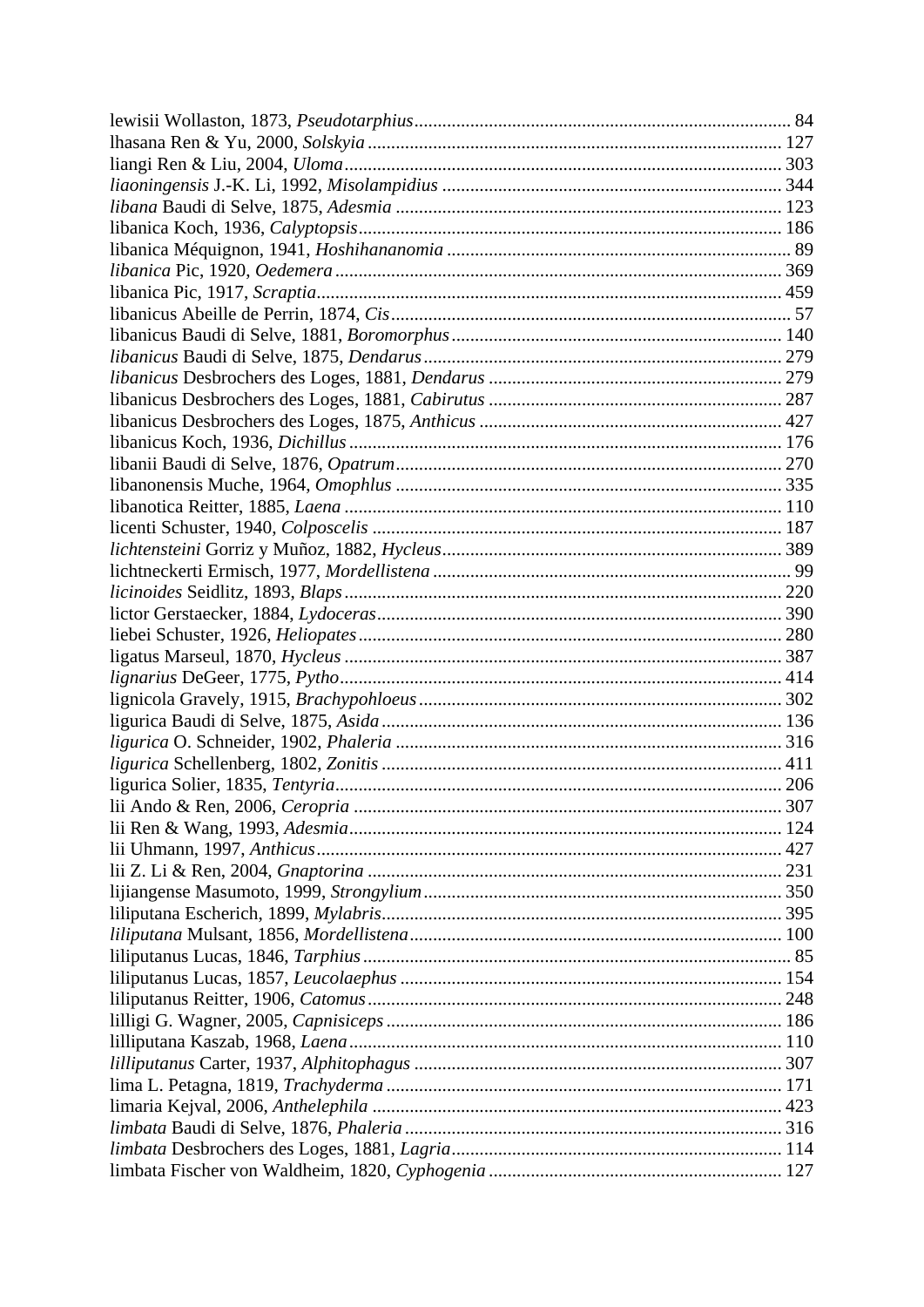lewisii Wollaston, 1873, *Pseudotarphius* ............................................................................ 84
lhasana Ren & Yu, 2000, *Solskyia* ...................................................................................... 127
liangi Ren & Liu, 2004, *Uloma* ........................................................................................... 303
*liaoningensis* J.-K. Li, 1992, *Misolampidius* ....................................................................... 344
*libana* Baudi di Selve, 1875, *Adesmia* ................................................................................ 123
libanica Koch, 1936, *Calyptopsis* ......................................................................................... 186
libanica Méquignon, 1941, *Hoshihananomia* ......................................................................... 89
*libanica* Pic, 1920, *Oedemera* ............................................................................................. 369
libanica Pic, 1917, *Scraptia* .................................................................................................. 459
libanicus Abeille de Perrin, 1874, *Cis* .................................................................................... 57
libanicus Baudi di Selve, 1881, *Boromorphus* ....................................................................... 140
*libanicus* Baudi di Selve, 1875, *Dendarus* ............................................................................ 279
*libanicus* Desbrochers des Loges, 1881, *Dendarus* ............................................................... 279
libanicus Desbrochers des Loges, 1881, *Cabirutus* ................................................................ 287
libanicus Desbrochers des Loges, 1875, *Anthicus* .................................................................. 427
libanicus Koch, 1936, *Dichillus* ............................................................................................ 176
libanii Baudi di Selve, 1876, *Opatrum* .................................................................................. 270
libanonensis Muche, 1964, *Omophlus* ................................................................................... 335
libanotica Reitter, 1885, *Laena* ............................................................................................. 110
licenti Schuster, 1940, *Colposcelis* ....................................................................................... 187
*lichtensteini* Gorriz y Muñoz, 1882, *Hycleus* ........................................................................ 389
lichtneckerti Ermisch, 1977, *Mordellistena* ............................................................................ 99
*licinoides* Seidlitz, 1893, *Blaps* ............................................................................................. 220
lictor Gerstaecker, 1884, *Lydoceras* ...................................................................................... 390
liebei Schuster, 1926, *Heliopates* .......................................................................................... 280
ligatus Marseul, 1870, *Hycleus* ............................................................................................. 387
*lignarius* DeGeer, 1775, *Pytho* ............................................................................................. 414
lignicola Gravely, 1915, *Brachypohloeus* ............................................................................... 302
ligurica Baudi di Selve, 1875, *Asida* ..................................................................................... 136
*ligurica* O. Schneider, 1902, *Phaleria* .................................................................................. 316
*ligurica* Schellenberg, 1802, *Zonitis* ..................................................................................... 411
ligurica Solier, 1835, *Tentyria* ............................................................................................... 206
lii Ando & Ren, 2006, *Ceropria* ............................................................................................ 307
lii Ren & Wang, 1993, *Adesmia* ............................................................................................ 124
lii Uhmann, 1997, *Anthicus* ................................................................................................... 427
lii Z. Li & Ren, 2004, *Gnaptorina* ......................................................................................... 231
lijiangense Masumoto, 1999, *Strongylium* ............................................................................. 350
liliputana Escherich, 1899, *Mylabris* ..................................................................................... 395
*liliputana* Mulsant, 1856, *Mordellistena* ............................................................................... 100
liliputanus Lucas, 1846, *Tarphius* ........................................................................................... 85
liliputanus Lucas, 1857, *Leucolaephus* .................................................................................. 154
liliputanus Reitter, 1906, *Catomus* ........................................................................................ 248
lilligi G. Wagner, 2005, *Capnisiceps* ..................................................................................... 186
lilliputana Kaszab, 1968, *Laena* ............................................................................................ 110
*lilliputanus* Carter, 1937, *Alphitophagus* ............................................................................... 307
lima L. Petagna, 1819, *Trachyderma* ..................................................................................... 171
limaria Kejval, 2006, *Anthelephila* ........................................................................................ 423
*limbata* Baudi di Selve, 1876, *Phaleria* ................................................................................. 316
*limbata* Desbrochers des Loges, 1881, *Lagria* ....................................................................... 114
limbata Fischer von Waldheim, 1820, *Cyphogenia* ................................................................ 127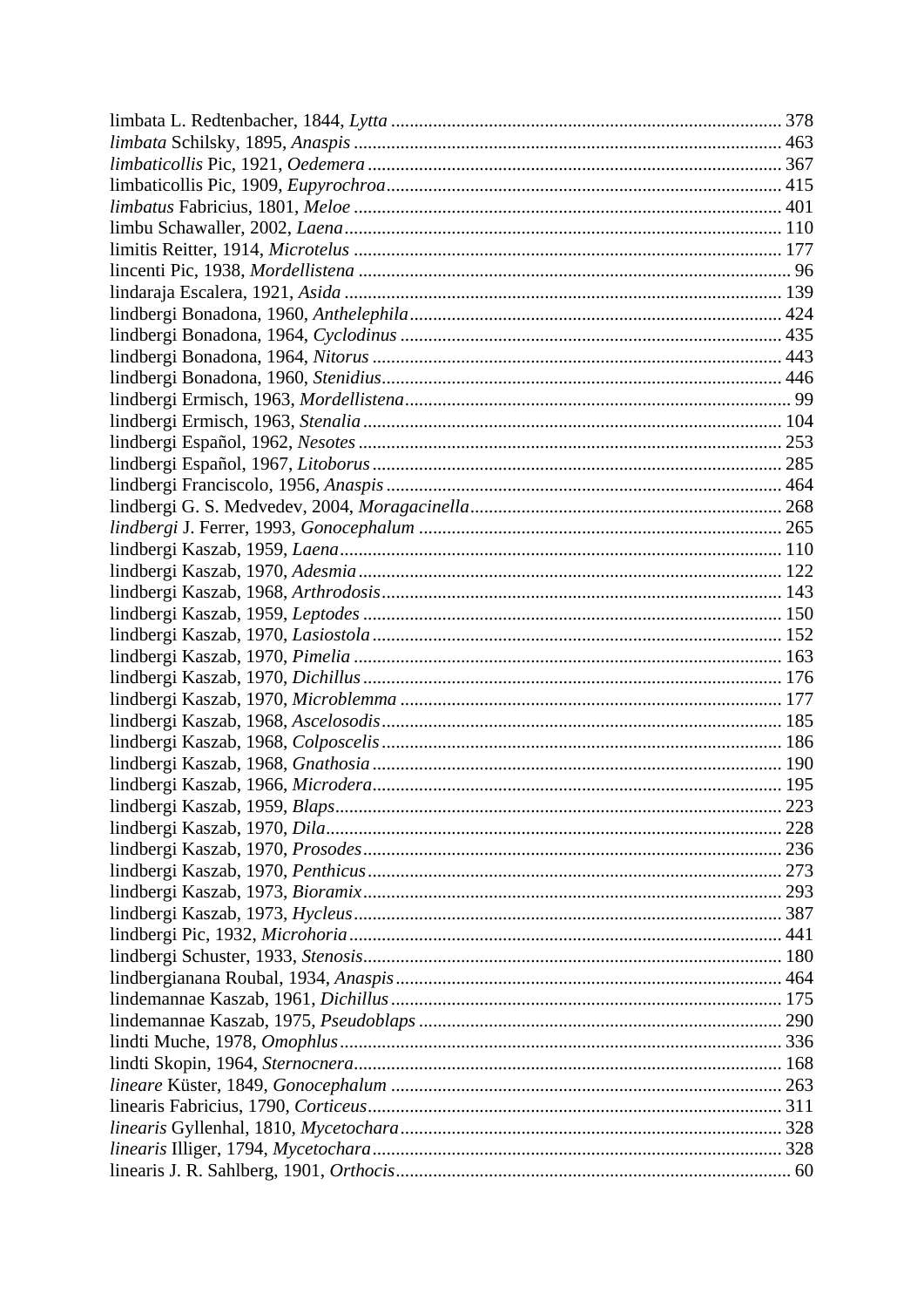limbata L. Redtenbacher, 1844, *Lytta* .................................................................................. 378
*limbata* Schilsky, 1895, *Anaspis* ........................................................................................ 463
*limbaticollis* Pic, 1921, *Oedemera* ..................................................................................... 367
limbaticollis Pic, 1909, *Eupyrochroa* .................................................................................. 415
*limbatus* Fabricius, 1801, *Meloe* ........................................................................................ 401
limbu Schawaller, 2002, *Laena* ............................................................................................ 110
limitis Reitter, 1914, *Microtelus* .......................................................................................... 177
lincenti Pic, 1938, *Mordellistena* ........................................................................................... 96
lindaraja Escalera, 1921, *Asida* ............................................................................................ 139
lindbergi Bonadona, 1960, *Anthelephila* .............................................................................. 424
lindbergi Bonadona, 1964, *Cyclodinus* ................................................................................ 435
lindbergi Bonadona, 1964, *Nitorus* ...................................................................................... 443
lindbergi Bonadona, 1960, *Stenidius* .................................................................................... 446
lindbergi Ermisch, 1963, *Mordellistena* ................................................................................. 99
lindbergi Ermisch, 1963, *Stenalia* ........................................................................................ 104
lindbergi Español, 1962, *Nesotes* ......................................................................................... 253
lindbergi Español, 1967, *Litoborus* ...................................................................................... 285
lindbergi Franciscolo, 1956, *Anaspis* ................................................................................... 464
lindbergi G. S. Medvedev, 2004, *Moragacinella* ................................................................. 268
*lindbergi* J. Ferrer, 1993, *Gonocephalum* ............................................................................ 265
lindbergi Kaszab, 1959, *Laena* ............................................................................................. 110
lindbergi Kaszab, 1970, *Adesmia* ......................................................................................... 122
lindbergi Kaszab, 1968, *Arthrodosis* .................................................................................... 143
lindbergi Kaszab, 1959, *Leptodes* ........................................................................................ 150
lindbergi Kaszab, 1970, *Lasiostola* ...................................................................................... 152
lindbergi Kaszab, 1970, *Pimelia* .......................................................................................... 163
lindbergi Kaszab, 1970, *Dichillus* ........................................................................................ 176
lindbergi Kaszab, 1970, *Microblemma* ................................................................................ 177
lindbergi Kaszab, 1968, *Ascelosodis* .................................................................................... 185
lindbergi Kaszab, 1968, *Colposcelis* .................................................................................... 186
lindbergi Kaszab, 1968, *Gnathosia* ...................................................................................... 190
lindbergi Kaszab, 1966, *Microdera* ....................................................................................... 195
lindbergi Kaszab, 1959, *Blaps* .............................................................................................. 223
lindbergi Kaszab, 1970, *Dila* ................................................................................................ 228
lindbergi Kaszab, 1970, *Prosodes* ......................................................................................... 236
lindbergi Kaszab, 1970, *Penthicus* ....................................................................................... 273
lindbergi Kaszab, 1973, *Bioramix* ........................................................................................ 293
lindbergi Kaszab, 1973, *Hycleus* .......................................................................................... 387
lindbergi Pic, 1932, *Microhoria* ........................................................................................... 441
lindbergi Schuster, 1933, *Stenosis* ........................................................................................ 180
lindbergianana Roubal, 1934, *Anaspis* ................................................................................. 464
lindemannae Kaszab, 1961, *Dichillus* .................................................................................. 175
lindemannae Kaszab, 1975, *Pseudoblaps* ............................................................................. 290
lindti Muche, 1978, *Omophlus* ............................................................................................. 336
lindti Skopin, 1964, *Sternocnera* .......................................................................................... 168
*lineare* Küster, 1849, *Gonocephalum* ................................................................................... 263
linearis Fabricius, 1790, *Corticeus* ....................................................................................... 311
*linearis* Gyllenhal, 1810, *Mycetochara* ................................................................................ 328
*linearis* Illiger, 1794, *Mycetochara* ...................................................................................... 328
linearis J. R. Sahlberg, 1901, *Orthocis* ................................................................................... 60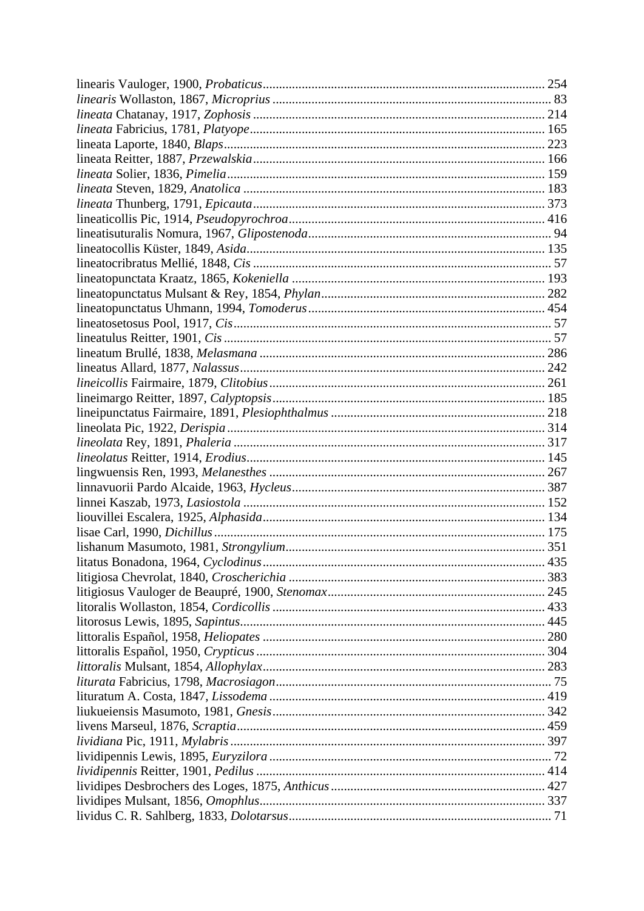linearis Vauloger, 1900, *Probaticus* ........ 254
*linearis* Wollaston, 1867, *Microprius* ........ 83
*lineata* Chatanay, 1917, *Zophosis* ........ 214
*lineata* Fabricius, 1781, *Platyope* ........ 165
lineata Laporte, 1840, *Blaps* ........ 223
lineata Reitter, 1887, *Przewalskia* ........ 166
*lineata* Solier, 1836, *Pimelia* ........ 159
*lineata* Steven, 1829, *Anatolica* ........ 183
*lineata* Thunberg, 1791, *Epicauta* ........ 373
lineaticollis Pic, 1914, *Pseudopyrochroa* ........ 416
lineatisuturalis Nomura, 1967, *Glipostenoda* ........ 94
lineatocollis Küster, 1849, *Asida* ........ 135
lineatocribratus Mellié, 1848, *Cis* ........ 57
lineatopunctata Kraatz, 1865, *Kokeniella* ........ 193
lineatopunctatus Mulsant & Rey, 1854, *Phylan* ........ 282
lineatopunctatus Uhmann, 1994, *Tomoderus* ........ 454
lineatosetosus Pool, 1917, *Cis* ........ 57
lineatulus Reitter, 1901, *Cis* ........ 57
lineatum Brullé, 1838, *Melasmana* ........ 286
lineatus Allard, 1877, *Nalassus* ........ 242
*lineicollis* Fairmaire, 1879, *Clitobius* ........ 261
lineimargo Reitter, 1897, *Calyptopsis* ........ 185
lineipunctatus Fairmaire, 1891, *Plesiophthalmus* ........ 218
lineolata Pic, 1922, *Derispia* ........ 314
*lineolata* Rey, 1891, *Phaleria* ........ 317
*lineolatus* Reitter, 1914, *Erodius* ........ 145
lingwuensis Ren, 1993, *Melanesthes* ........ 267
linnavuorii Pardo Alcaide, 1963, *Hycleus* ........ 387
linnei Kaszab, 1973, *Lasiostola* ........ 152
liouvillei Escalera, 1925, *Alphasida* ........ 134
lisae Carl, 1990, *Dichillus* ........ 175
lishanum Masumoto, 1981, *Strongylium* ........ 351
litatus Bonadona, 1964, *Cyclodinus* ........ 435
litigiosa Chevrolat, 1840, *Croscherichia* ........ 383
litigiosus Vauloger de Beaupré, 1900, *Stenomax* ........ 245
litoralis Wollaston, 1854, *Cordicollis* ........ 433
litorosus Lewis, 1895, *Sapintus* ........ 445
littoralis Español, 1958, *Heliopates* ........ 280
littoralis Español, 1950, *Crypticus* ........ 304
*littoralis* Mulsant, 1854, *Allophylax* ........ 283
*liturata* Fabricius, 1798, *Macrosiagon* ........ 75
lituratum A. Costa, 1847, *Lissodema* ........ 419
liukueiensis Masumoto, 1981, *Gnesis* ........ 342
livens Marseul, 1876, *Scraptia* ........ 459
*lividiana* Pic, 1911, *Mylabris* ........ 397
lividipennis Lewis, 1895, *Euryzilora* ........ 72
*lividipennis* Reitter, 1901, *Pedilus* ........ 414
lividipes Desbrochers des Loges, 1875, *Anthicus* ........ 427
lividipes Mulsant, 1856, *Omophlus* ........ 337
lividus C. R. Sahlberg, 1833, *Dolotarsus* ........ 71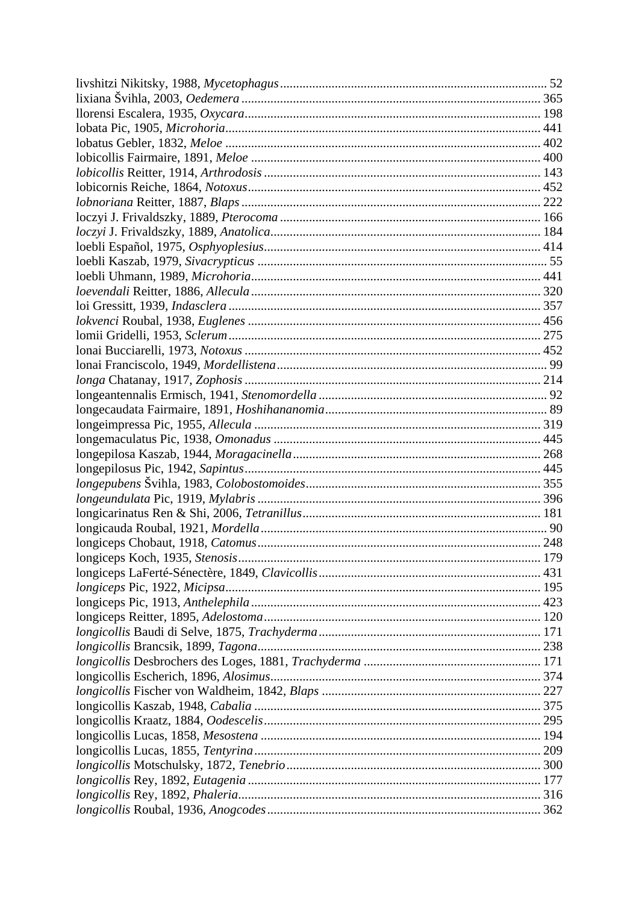livshitzi Nikitsky, 1988, *Mycetophagus* ........ 52
lixiana Švihla, 2003, *Oedemera* ........ 365
llorensi Escalera, 1935, *Oxycara* ........ 198
lobata Pic, 1905, *Microhoria* ........ 441
lobatus Gebler, 1832, *Meloe* ........ 402
lobicollis Fairmaire, 1891, *Meloe* ........ 400
*lobicollis* Reitter, 1914, *Arthrodosis* ........ 143
lobicornis Reiche, 1864, *Notoxus* ........ 452
*lobnoriana* Reitter, 1887, *Blaps* ........ 222
loczyi J. Frivaldszky, 1889, *Pterocoma* ........ 166
*loczyi* J. Frivaldszky, 1889, *Anatolica* ........ 184
loebli Español, 1975, *Osphyoplesius* ........ 414
loebli Kaszab, 1979, *Sivacrypticus* ........ 55
loebli Uhmann, 1989, *Microhoria* ........ 441
*loevendali* Reitter, 1886, *Allecula* ........ 320
loi Gressitt, 1939, *Indasclera* ........ 357
*lokvenci* Roubal, 1938, *Euglenes* ........ 456
lomii Gridelli, 1953, *Sclerum* ........ 275
lonai Bucciarelli, 1973, *Notoxus* ........ 452
lonai Franciscolo, 1949, *Mordellistena* ........ 99
*longa* Chatanay, 1917, *Zophosis* ........ 214
longeantennalis Ermisch, 1941, *Stenomordella* ........ 92
longecaudata Fairmaire, 1891, *Hoshihananomia* ........ 89
longeimpressa Pic, 1955, *Allecula* ........ 319
longemaculatus Pic, 1938, *Omonadus* ........ 445
longepilosa Kaszab, 1944, *Moragacinella* ........ 268
longepilosus Pic, 1942, *Sapintus* ........ 445
*longepubens* Švihla, 1983, *Colobostomoides* ........ 355
*longeundulata* Pic, 1919, *Mylabris* ........ 396
longicarinatus Ren & Shi, 2006, *Tetranillus* ........ 181
longicauda Roubal, 1921, *Mordella* ........ 90
longiceps Chobaut, 1918, *Catomus* ........ 248
longiceps Koch, 1935, *Stenosis* ........ 179
longiceps LaFerté-Sénectère, 1849, *Clavicollis* ........ 431
*longiceps* Pic, 1922, *Micipsa* ........ 195
longiceps Pic, 1913, *Anthelephila* ........ 423
longiceps Reitter, 1895, *Adelostoma* ........ 120
*longicollis* Baudi di Selve, 1875, *Trachyderma* ........ 171
*longicollis* Brancsik, 1899, *Tagona* ........ 238
*longicollis* Desbrochers des Loges, 1881, *Trachyderma* ........ 171
longicollis Escherich, 1896, *Alosimus* ........ 374
*longicollis* Fischer von Waldheim, 1842, *Blaps* ........ 227
longicollis Kaszab, 1948, *Cabalia* ........ 375
longicollis Kraatz, 1884, *Oodescelis* ........ 295
longicollis Lucas, 1858, *Mesostena* ........ 194
longicollis Lucas, 1855, *Tentyrina* ........ 209
*longicollis* Motschulsky, 1872, *Tenebrio* ........ 300
*longicollis* Rey, 1892, *Eutagenia* ........ 177
*longicollis* Rey, 1892, *Phaleria* ........ 316
*longicollis* Roubal, 1936, *Anogcodes* ........ 362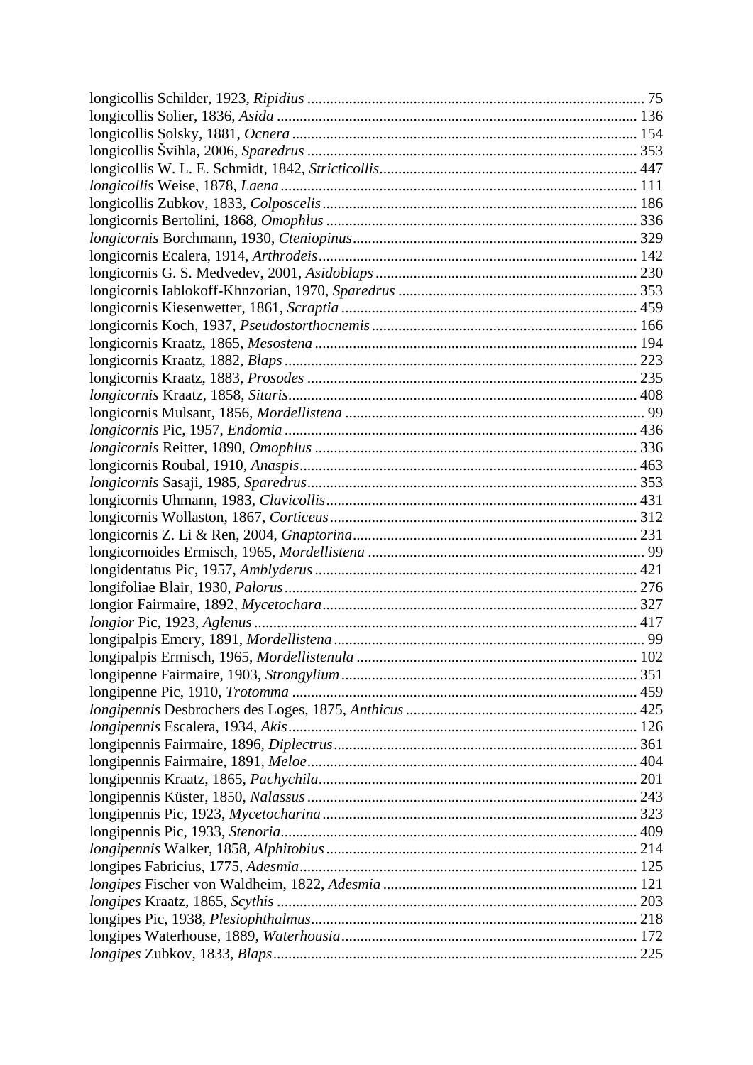longicollis Schilder, 1923, *Ripidius* ........................................................................................ 75
longicollis Solier, 1836, *Asida* ................................................................................................ 136
longicollis Solsky, 1881, *Ocnera* ............................................................................................. 154
longicollis Švihla, 2006, *Sparedrus* ........................................................................................ 353
longicollis W. L. E. Schmidt, 1842, *Stricticollis*..................................................................... 447
*longicollis* Weise, 1878, *Laena* ............................................................................................... 111
longicollis Zubkov, 1833, *Colposcelis* ..................................................................................... 186
longicornis Bertolini, 1868, *Omophlus* .................................................................................... 336
*longicornis* Borchmann, 1930, *Cteniopinus*............................................................................. 329
longicornis Ecalera, 1914, *Arthrodeis* ...................................................................................... 142
longicornis G. S. Medvedev, 2001, *Asidoblaps* ....................................................................... 230
longicornis Iablokoff-Khnzorian, 1970, *Sparedrus* ................................................................. 353
longicornis Kiesenwetter, 1861, *Scraptia* ................................................................................ 459
longicornis Koch, 1937, *Pseudostorthocnemis* ........................................................................ 166
longicornis Kraatz, 1865, *Mesostena* ....................................................................................... 194
longicornis Kraatz, 1882, *Blaps* ............................................................................................... 223
longicornis Kraatz, 1883, *Prosodes* ......................................................................................... 235
*longicornis* Kraatz, 1858, *Sitaris*............................................................................................. 408
longicornis Mulsant, 1856, *Mordellistena* ................................................................................. 99
*longicornis* Pic, 1957, *Endomia* .............................................................................................. 436
*longicornis* Reitter, 1890, *Omophlus* ...................................................................................... 336
longicornis Roubal, 1910, *Anaspis*........................................................................................... 463
*longicornis* Sasaji, 1985, *Sparedrus*........................................................................................ 353
longicornis Uhmann, 1983, *Clavicollis*.................................................................................... 431
longicornis Wollaston, 1867, *Corticeus*................................................................................... 312
longicornis Z. Li & Ren, 2004, *Gnaptorina*............................................................................. 231
longicornoides Ermisch, 1965, *Mordellistena* ........................................................................... 99
longidentatus Pic, 1957, *Amblyderus* ...................................................................................... 421
longifoliae Blair, 1930, *Palorus*............................................................................................... 276
longior Fairmaire, 1892, *Mycetochara*..................................................................................... 327
*longior* Pic, 1923, *Aglenus* ...................................................................................................... 417
longipalpis Emery, 1891, *Mordellistena* .................................................................................... 99
longipalpis Ermisch, 1965, *Mordellistenula* ............................................................................ 102
longipenne Fairmaire, 1903, *Strongylium* ................................................................................ 351
longipenne Pic, 1910, *Trotomma* ............................................................................................. 459
*longipennis* Desbrochers des Loges, 1875, *Anthicus* ............................................................. 425
*longipennis* Escalera, 1934, *Akis*............................................................................................. 126
longipennis Fairmaire, 1896, *Diplectrus*.................................................................................. 361
longipennis Fairmaire, 1891, *Meloe*......................................................................................... 404
longipennis Kraatz, 1865, *Pachychila*...................................................................................... 201
longipennis Küster, 1850, *Nalassus* ......................................................................................... 243
longipennis Pic, 1923, *Mycetocharina* ..................................................................................... 323
longipennis Pic, 1933, *Stenoria*................................................................................................ 409
*longipennis* Walker, 1858, *Alphitobius* ................................................................................... 214
longipes Fabricius, 1775, *Adesmia*........................................................................................... 125
*longipes* Fischer von Waldheim, 1822, *Adesmia* .................................................................... 121
*longipes* Kraatz, 1865, *Scythis* ................................................................................................ 203
longipes Pic, 1938, *Plesiophthalmus*........................................................................................ 218
longipes Waterhouse, 1889, *Waterhousia*................................................................................ 172
*longipes* Zubkov, 1833, *Blaps*.................................................................................................. 225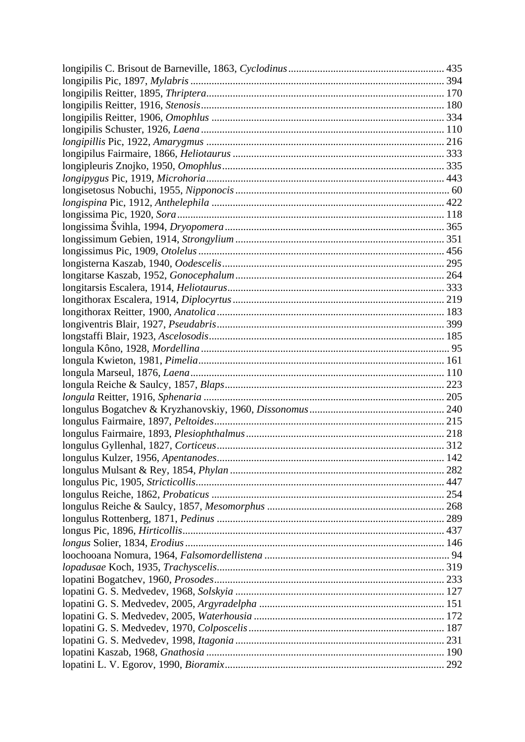longipilis C. Brisout de Barneville, 1863, *Cyclodinus* ........ 435
longipilis Pic, 1897, *Mylabris* ........ 394
longipilis Reitter, 1895, *Thriptera* ........ 170
longipilis Reitter, 1916, *Stenosis* ........ 180
longipilis Reitter, 1906, *Omophlus* ........ 334
longipilis Schuster, 1926, *Laena* ........ 110
*longipillis* Pic, 1922, *Amarygmus* ........ 216
longipilus Fairmaire, 1866, *Heliotaurus* ........ 333
longipleuris Znojko, 1950, *Omophlus* ........ 335
*longipygus* Pic, 1919, *Microhoria* ........ 443
longisetosus Nobuchi, 1955, *Nipponocis* ........ 60
*longispina* Pic, 1912, *Anthelephila* ........ 422
longissima Pic, 1920, *Sora* ........ 118
longissima Švihla, 1994, *Dryopomera* ........ 365
longissimum Gebien, 1914, *Strongylium* ........ 351
longissimus Pic, 1909, *Otolelus* ........ 456
longisterna Kaszab, 1940, *Oodescelis* ........ 295
longitarse Kaszab, 1952, *Gonocephalum* ........ 264
longitarsis Escalera, 1914, *Heliotaurus* ........ 333
longithorax Escalera, 1914, *Diplocyrtus* ........ 219
longithorax Reitter, 1900, *Anatolica* ........ 183
longiventris Blair, 1927, *Pseudabris* ........ 399
longstaffi Blair, 1923, *Ascelosodis* ........ 185
longula Kôno, 1928, *Mordellina* ........ 95
longula Kwieton, 1981, *Pimelia* ........ 161
longula Marseul, 1876, *Laena* ........ 110
longula Reiche & Saulcy, 1857, *Blaps* ........ 223
*longula* Reitter, 1916, *Sphenaria* ........ 205
longulus Bogatchev & Kryzhanovskiy, 1960, *Dissonomus* ........ 240
longulus Fairmaire, 1897, *Peltoides* ........ 215
longulus Fairmaire, 1893, *Plesiophthalmus* ........ 218
longulus Gyllenhal, 1827, *Corticeus* ........ 312
longulus Kulzer, 1956, *Apentanodes* ........ 142
longulus Mulsant & Rey, 1854, *Phylan* ........ 282
longulus Pic, 1905, *Stricticollis* ........ 447
longulus Reiche, 1862, *Probaticus* ........ 254
longulus Reiche & Saulcy, 1857, *Mesomorphus* ........ 268
longulus Rottenberg, 1871, *Pedinus* ........ 289
longus Pic, 1896, *Hirticollis* ........ 437
*longus* Solier, 1834, *Erodius* ........ 146
loochooana Nomura, 1964, *Falsomordellistena* ........ 94
*lopadusae* Koch, 1935, *Trachyscelis* ........ 319
lopatini Bogatchev, 1960, *Prosodes* ........ 233
lopatini G. S. Medvedev, 1968, *Solskyia* ........ 127
lopatini G. S. Medvedev, 2005, *Argyradelpha* ........ 151
lopatini G. S. Medvedev, 2005, *Waterhousia* ........ 172
lopatini G. S. Medvedev, 1970, *Colposcelis* ........ 187
lopatini G. S. Medvedev, 1998, *Itagonia* ........ 231
lopatini Kaszab, 1968, *Gnathosia* ........ 190
lopatini L. V. Egorov, 1990, *Bioramix* ........ 292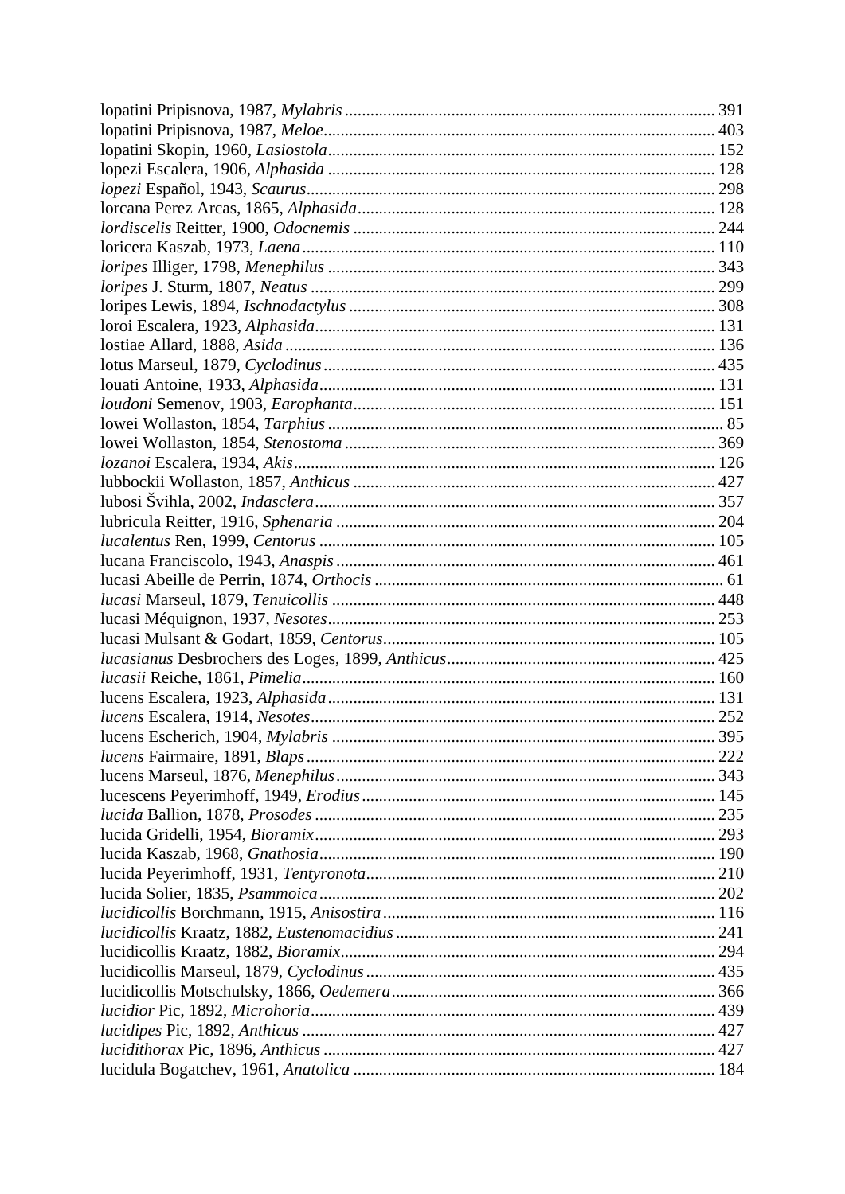lopatini Pripisnova, 1987, *Mylabris* ..................................................................................... 391
lopatini Pripisnova, 1987, *Meloe*........................................................................................... 403
lopatini Skopin, 1960, *Lasiostola*.......................................................................................... 152
lopezi Escalera, 1906, *Alphasida* .......................................................................................... 128
*lopezi* Español, 1943, *Scaurus*.............................................................................................. 298
lorcana Perez Arcas, 1865, *Alphasida*................................................................................... 128
*lordiscelis* Reitter, 1900, *Odocnemis* .................................................................................... 244
loricera Kaszab, 1973, *Laena*................................................................................................ 110
*loripes* Illiger, 1798, *Menephilus* .......................................................................................... 343
*loripes* J. Sturm, 1807, *Neatus* .............................................................................................. 299
loripes Lewis, 1894, *Ischnodactylus* ..................................................................................... 308
loroi Escalera, 1923, *Alphasida*............................................................................................. 131
lostiae Allard, 1888, *Asida* .................................................................................................... 136
lotus Marseul, 1879, *Cyclodinus*........................................................................................... 435
louati Antoine, 1933, *Alphasida*............................................................................................ 131
*loudoni* Semenov, 1903, *Earophanta*.................................................................................... 151
lowei Wollaston, 1854, *Tarphius* ............................................................................................ 85
lowei Wollaston, 1854, *Stenostoma* ...................................................................................... 369
*lozanoi* Escalera, 1934, *Akis*.................................................................................................. 126
lubbockii Wollaston, 1857, *Anthicus* .................................................................................... 427
lubosi Švihla, 2002, *Indasclera*............................................................................................. 357
lubricula Reitter, 1916, *Sphenaria* ........................................................................................ 204
*lucalentus* Ren, 1999, *Centorus* ............................................................................................ 105
lucana Franciscolo, 1943, *Anaspis*........................................................................................ 461
lucasi Abeille de Perrin, 1874, *Orthocis* ................................................................................. 61
*lucasi* Marseul, 1879, *Tenuicollis* ......................................................................................... 448
lucasi Méquignon, 1937, *Nesotes*.......................................................................................... 253
lucasi Mulsant & Godart, 1859, *Centorus*............................................................................. 105
*lucasianus* Desbrochers des Loges, 1899, *Anthicus*.............................................................. 425
*lucasii* Reiche, 1861, *Pimelia*................................................................................................ 160
lucens Escalera, 1923, *Alphasida*........................................................................................... 131
*lucens* Escalera, 1914, *Nesotes*.............................................................................................. 252
lucens Escherich, 1904, *Mylabris* ......................................................................................... 395
*lucens* Fairmaire, 1891, *Blaps*............................................................................................... 222
lucens Marseul, 1876, *Menephilus*........................................................................................ 343
lucescens Peyerimhoff, 1949, *Erodius*.................................................................................. 145
*lucida* Ballion, 1878, *Prosodes* ............................................................................................. 235
lucida Gridelli, 1954, *Bioramix*............................................................................................. 293
lucida Kaszab, 1968, *Gnathosia*............................................................................................. 190
lucida Peyerimhoff, 1931, *Tentyronota*.................................................................................. 210
lucida Solier, 1835, *Psammoica*............................................................................................ 202
*lucidicollis* Borchmann, 1915, *Anisostira*............................................................................. 116
*lucidicollis* Kraatz, 1882, *Eustenomacidius*.......................................................................... 241
lucidicollis Kraatz, 1882, *Bioramix*....................................................................................... 294
lucidicollis Marseul, 1879, *Cyclodinus*................................................................................. 435
lucidicollis Motschulsky, 1866, *Oedemera*........................................................................... 366
*lucidior* Pic, 1892, *Microhoria*.............................................................................................. 439
*lucidipes* Pic, 1892, *Anthicus* ................................................................................................ 427
*lucidithorax* Pic, 1896, *Anthicus* ........................................................................................... 427
lucidula Bogatchev, 1961, *Anatolica* .................................................................................... 184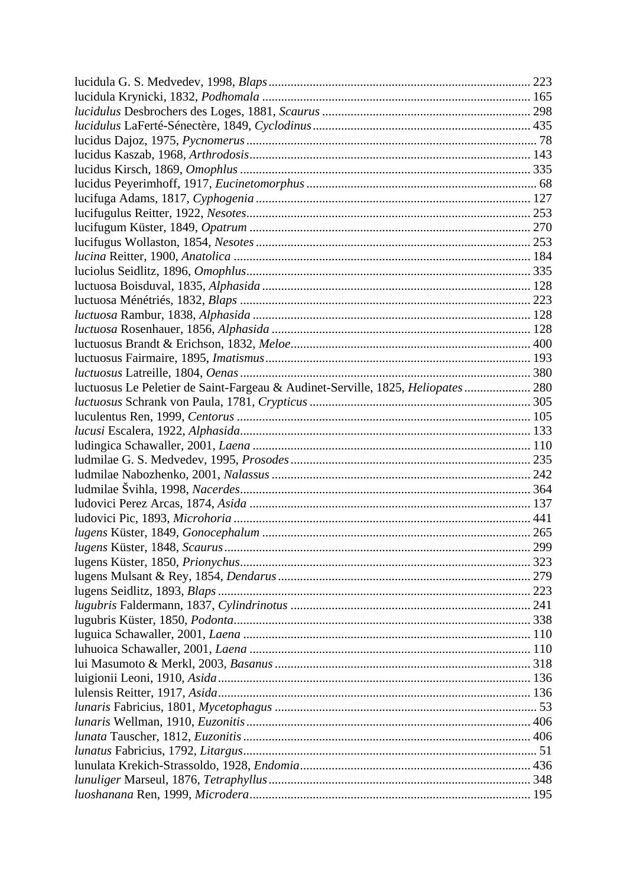lucidula G. S. Medvedev, 1998, *Blaps* .......... 223
lucidula Krynicki, 1832, *Podhomala* .......... 165
*lucidulus* Desbrochers des Loges, 1881, *Scaurus* .......... 298
*lucidulus* LaFerté-Sénectère, 1849, *Cyclodinus* .......... 435
lucidus Dajoz, 1975, *Pycnomerus* .......... 78
lucidus Kaszab, 1968, *Arthrodosis* .......... 143
lucidus Kirsch, 1869, *Omophlus* .......... 335
lucidus Peyerimhoff, 1917, *Eucinetomorphus* .......... 68
lucifuga Adams, 1817, *Cyphogenia* .......... 127
lucifugulus Reitter, 1922, *Nesotes* .......... 253
lucifugum Küster, 1849, *Opatrum* .......... 270
lucifugus Wollaston, 1854, *Nesotes* .......... 253
*lucina* Reitter, 1900, *Anatolica* .......... 184
luciolus Seidlitz, 1896, *Omophlus* .......... 335
luctuosa Boisduval, 1835, *Alphasida* .......... 128
luctuosa Ménétriés, 1832, *Blaps* .......... 223
*luctuosa* Rambur, 1838, *Alphasida* .......... 128
*luctuosa* Rosenhauer, 1856, *Alphasida* .......... 128
luctuosus Brandt & Erichson, 1832, *Meloe* .......... 400
luctuosus Fairmaire, 1895, *Imatismus* .......... 193
*luctuosus* Latreille, 1804, *Oenas* .......... 380
luctuosus Le Peletier de Saint-Fargeau & Audinet-Serville, 1825, *Heliopates* .......... 280
*luctuosus* Schrank von Paula, 1781, *Crypticus* .......... 305
luculentus Ren, 1999, *Centorus* .......... 105
*lucusi* Escalera, 1922, *Alphasida* .......... 133
ludingica Schawaller, 2001, *Laena* .......... 110
ludmilae G. S. Medvedev, 1995, *Prosodes* .......... 235
ludmilae Nabozhenko, 2001, *Nalassus* .......... 242
ludmilae Švihla, 1998, *Nacerdes* .......... 364
ludovici Perez Arcas, 1874, *Asida* .......... 137
ludovici Pic, 1893, *Microhoria* .......... 441
*lugens* Küster, 1849, *Gonocephalum* .......... 265
*lugens* Küster, 1848, *Scaurus* .......... 299
lugens Küster, 1850, *Prionychus* .......... 323
lugens Mulsant & Rey, 1854, *Dendarus* .......... 279
lugens Seidlitz, 1893, *Blaps* .......... 223
*lugubris* Faldermann, 1837, *Cylindrinotus* .......... 241
lugubris Küster, 1850, *Podonta* .......... 338
luguica Schawaller, 2001, *Laena* .......... 110
luhuoica Schawaller, 2001, *Laena* .......... 110
lui Masumoto & Merkl, 2003, *Basanus* .......... 318
luigionii Leoni, 1910, *Asida* .......... 136
lulensis Reitter, 1917, *Asida* .......... 136
*lunaris* Fabricius, 1801, *Mycetophagus* .......... 53
*lunaris* Wellman, 1910, *Euzonitis* .......... 406
*lunata* Tauscher, 1812, *Euzonitis* .......... 406
*lunatus* Fabricius, 1792, *Litargus* .......... 51
lunulata Krekich-Strassoldo, 1928, *Endomia* .......... 436
*lunuliger* Marseul, 1876, *Tetraphyllus* .......... 348
*luoshanana* Ren, 1999, *Microdera* .......... 195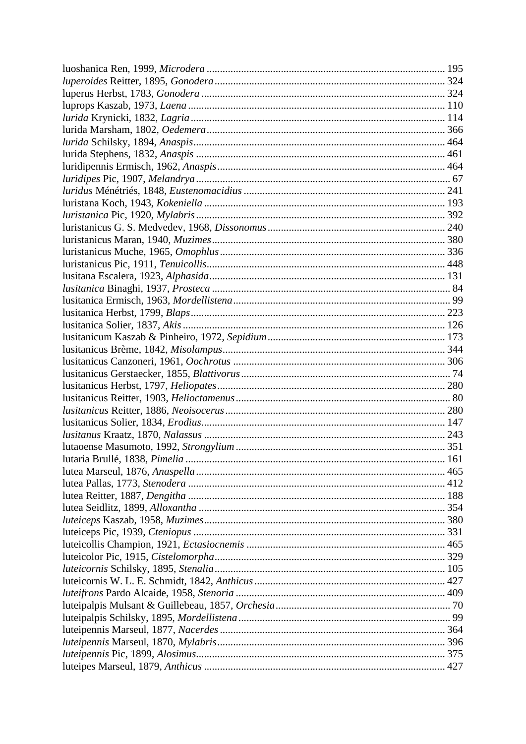luoshanica Ren, 1999, *Microdera* ........................................................................................ 195
*luperoides* Reitter, 1895, *Gonodera* ..................................................................................... 324
luperus Herbst, 1783, *Gonodera* .......................................................................................... 324
luprops Kaszab, 1973, *Laena* ............................................................................................... 110
*lurida* Krynicki, 1832, *Lagria* .............................................................................................. 114
lurida Marsham, 1802, *Oedemera* ........................................................................................ 366
*lurida* Schilsky, 1894, *Anaspis* ............................................................................................. 464
lurida Stephens, 1832, *Anaspis* ............................................................................................ 461
luridipennis Ermisch, 1962, *Anaspis* .................................................................................... 464
*luridipes* Pic, 1907, *Melandrya* ............................................................................................. 67
*luridus* Ménétriés, 1848, *Eustenomacidius* .......................................................................... 241
luristana Koch, 1943, *Kokeniella* ......................................................................................... 193
*luristanica* Pic, 1920, *Mylabris* ............................................................................................ 392
luristanicus G. S. Medvedev, 1968, *Dissonomus* ................................................................. 240
luristanicus Maran, 1940, *Muzimes* ...................................................................................... 380
luristanicus Muche, 1965, *Omophlus* ................................................................................... 336
luristanicus Pic, 1911, *Tenuicollis* ........................................................................................ 448
lusitana Escalera, 1923, *Alphasida* ....................................................................................... 131
*lusitanica* Binaghi, 1937, *Prosteca* ........................................................................................ 84
lusitanica Ermisch, 1963, *Mordellistena* ................................................................................ 99
lusitanica Herbst, 1799, *Blaps* .............................................................................................. 223
lusitanica Solier, 1837, *Akis* ................................................................................................. 126
lusitanicum Kaszab & Pinheiro, 1972, *Sepidium* .................................................................. 173
lusitanicus Brème, 1842, *Misolampus* .................................................................................. 344
lusitanicus Canzoneri, 1961, *Oochrotus* ............................................................................... 306
lusitanicus Gerstaecker, 1855, *Blattivorus* ............................................................................. 74
lusitanicus Herbst, 1797, *Heliopates* .................................................................................... 280
lusitanicus Reitter, 1903, *Helioctamenus* ............................................................................... 80
*lusitanicus* Reitter, 1886, *Neoisocerus* ................................................................................. 280
lusitanicus Solier, 1834, *Erodius* .......................................................................................... 147
*lusitanus* Kraatz, 1870, *Nalassus* .......................................................................................... 243
lutaoense Masumoto, 1992, *Strongylium* .............................................................................. 351
lutaria Brullé, 1838, *Pimelia* ................................................................................................. 161
lutea Marseul, 1876, *Anaspella* ............................................................................................ 465
lutea Pallas, 1773, *Stenodera* ................................................................................................ 412
lutea Reitter, 1887, *Dengitha* ................................................................................................ 188
lutea Seidlitz, 1899, *Alloxantha* ............................................................................................ 354
*luteiceps* Kaszab, 1958, *Muzimes* .......................................................................................... 380
luteiceps Pic, 1939, *Cteniopus* .............................................................................................. 331
luteicollis Champion, 1921, *Ectasiocnemis* .......................................................................... 465
luteicolor Pic, 1915, *Cistelomorpha* ..................................................................................... 329
*luteicornis* Schilsky, 1895, *Stenalia* ...................................................................................... 105
luteicornis W. L. E. Schmidt, 1842, *Anthicus* ....................................................................... 427
*luteifrons* Pardo Alcaide, 1958, *Stenoria* .............................................................................. 409
luteipalpis Mulsant & Guillebeau, 1857, *Orchesia* ................................................................. 70
luteipalpis Schilsky, 1895, *Mordellistena* ............................................................................... 99
luteipennis Marseul, 1877, *Nacerdes* .................................................................................... 364
*luteipennis* Marseul, 1870, *Mylabris* ..................................................................................... 396
*luteipennis* Pic, 1899, *Alosimus* ............................................................................................ 375
luteipes Marseul, 1879, *Anthicus* .......................................................................................... 427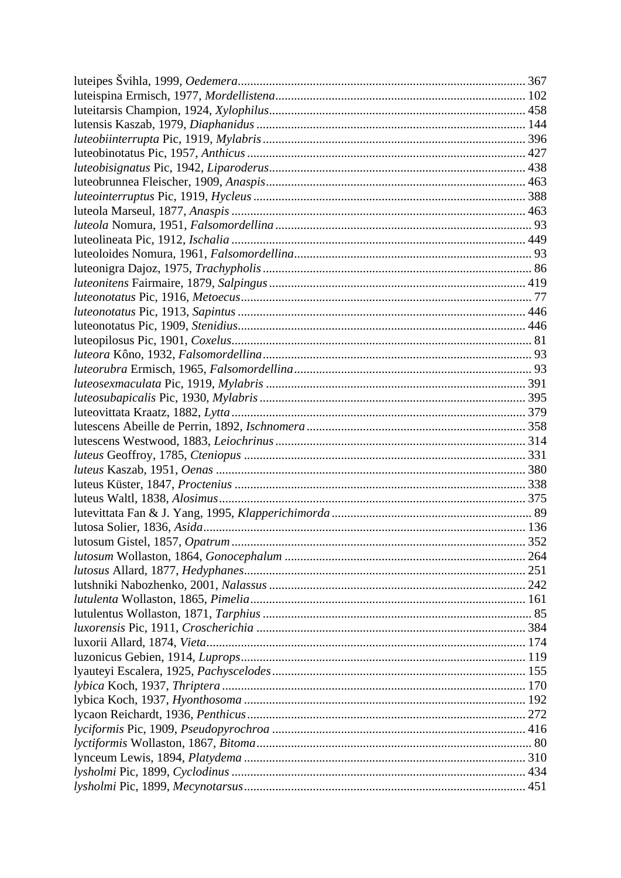luteipes Švihla, 1999, *Oedemera* ........................................................................................ 367
luteispina Ermisch, 1977, *Mordellistena* ............................................................................. 102
luteitarsis Champion, 1924, *Xylophilus* ................................................................................ 458
lutensis Kaszab, 1979, *Diaphanidus* .................................................................................... 144
*luteobiinterrupta* Pic, 1919, *Mylabris* .................................................................................. 396
luteobinotatus Pic, 1957, *Anthicus* ....................................................................................... 427
*luteobisignatus* Pic, 1942, *Liparoderus* ................................................................................ 438
luteobrunnea Fleischer, 1909, *Anaspis* ................................................................................. 463
*luteointerruptus* Pic, 1919, *Hycleus* ..................................................................................... 388
luteola Marseul, 1877, *Anaspis* ............................................................................................ 463
*luteola* Nomura, 1951, *Falsomordellina* ................................................................................. 93
luteolineata Pic, 1912, *Ischalia* ............................................................................................ 449
luteoloides Nomura, 1961, *Falsomordellina* ........................................................................... 93
luteonigra Dajoz, 1975, *Trachypholis* ..................................................................................... 86
*luteonitens* Fairmaire, 1879, *Salpingus* ................................................................................ 419
*luteonotatus* Pic, 1916, *Metoecus* ........................................................................................... 77
*luteonotatus* Pic, 1913, *Sapintus* .......................................................................................... 446
luteonotatus Pic, 1909, *Stenidius* .......................................................................................... 446
luteopilosus Pic, 1901, *Coxelus* ............................................................................................... 81
*luteora* Kôno, 1932, *Falsomordellina* ...................................................................................... 93
*luteorubra* Ermisch, 1965, *Falsomordellina* ........................................................................... 93
*luteosexmaculata* Pic, 1919, *Mylabris* ................................................................................. 391
*luteosubapicalis* Pic, 1930, *Mylabris* ................................................................................... 395
luteovittata Kraatz, 1882, *Lytta* ............................................................................................ 379
lutescens Abeille de Perrin, 1892, *Ischnomera* ..................................................................... 358
lutescens Westwood, 1883, *Leiochrinus* ............................................................................... 314
*luteus* Geoffroy, 1785, *Cteniopus* ......................................................................................... 331
*luteus* Kaszab, 1951, *Oenas* ................................................................................................. 380
luteus Küster, 1847, *Proctenius* ........................................................................................... 338
luteus Waltl, 1838, *Alosimus* ................................................................................................ 375
lutevittata Fan & J. Yang, 1995, *Klapperichimorda* ............................................................... 89
lutosa Solier, 1836, *Asida* ..................................................................................................... 136
lutosum Gistel, 1857, *Opatrum* ............................................................................................. 352
*lutosum* Wollaston, 1864, *Gonocephalum* ............................................................................ 264
*lutosus* Allard, 1877, *Hedyphanes* ........................................................................................ 251
lutshniki Nabozhenko, 2001, *Nalassus* ................................................................................. 242
*lutulenta* Wollaston, 1865, *Pimelia* ...................................................................................... 161
lutulentus Wollaston, 1871, *Tarphius* ..................................................................................... 85
*luxorensis* Pic, 1911, *Croscherichia* ..................................................................................... 384
luxorii Allard, 1874, *Vieta* ..................................................................................................... 174
luzonicus Gebien, 1914, *Luprops* .......................................................................................... 119
lyauteyi Escalera, 1925, *Pachyscelodes* ................................................................................ 155
*lybica* Koch, 1937, *Thriptera* ................................................................................................ 170
lybica Koch, 1937, *Hyonthosoma* ......................................................................................... 192
lycaon Reichardt, 1936, *Penthicus* ........................................................................................ 272
*lyciformis* Pic, 1909, *Pseudopyrochroa* ................................................................................ 416
*lyctiformis* Wollaston, 1867, *Bitoma* ....................................................................................... 80
lynceum Lewis, 1894, *Platydema* .......................................................................................... 310
*lysholmi* Pic, 1899, *Cyclodinus* ............................................................................................ 434
*lysholmi* Pic, 1899, *Mecynotarsus* ....................................................................................... 451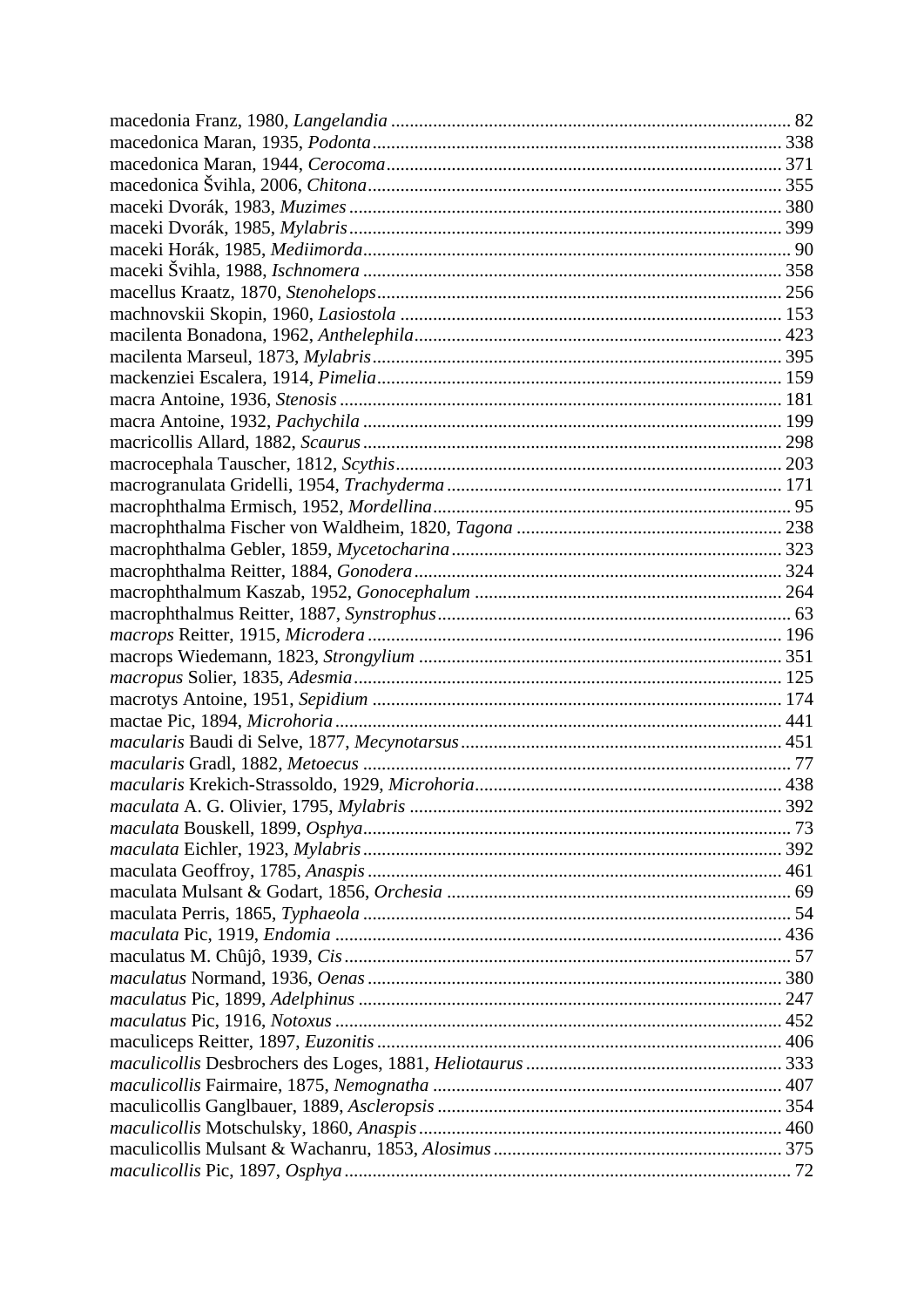macedonia Franz, 1980, *Langelandia* ..................................................................................... 82
macedonica Maran, 1935, *Podonta* ........................................................................................ 338
macedonica Maran, 1944, *Cerocoma* ..................................................................................... 371
macedonica Švihla, 2006, *Chitona* ......................................................................................... 355
maceki Dvorák, 1983, *Muzimes* ............................................................................................. 380
maceki Dvorák, 1985, *Mylabris* ............................................................................................. 399
maceki Horák, 1985, *Mediimorda* ............................................................................................ 90
maceki Švihla, 1988, *Ischnomera* .......................................................................................... 358
macellus Kraatz, 1870, *Stenohelops* ....................................................................................... 256
machnovskii Skopin, 1960, *Lasiostola* ................................................................................... 153
macilenta Bonadona, 1962, *Anthelephila* ............................................................................... 423
macilenta Marseul, 1873, *Mylabris* ........................................................................................ 395
mackenziei Escalera, 1914, *Pimelia* ....................................................................................... 159
macra Antoine, 1936, *Stenosis* ............................................................................................... 181
macra Antoine, 1932, *Pachychila* ........................................................................................... 199
macricollis Allard, 1882, *Scaurus* .......................................................................................... 298
macrocephala Tauscher, 1812, *Scythis* ................................................................................... 203
macrogranulata Gridelli, 1954, *Trachyderma* ........................................................................ 171
macrophthalma Ermisch, 1952, *Mordellina* ............................................................................. 95
macrophthalma Fischer von Waldheim, 1820, *Tagona* .......................................................... 238
macrophthalma Gebler, 1859, *Mycetocharina* ........................................................................ 323
macrophthalma Reitter, 1884, *Gonodera* ................................................................................ 324
macrophthalmum Kaszab, 1952, *Gonocephalum* ................................................................... 264
macrophthalmus Reitter, 1887, *Synstrophus* ............................................................................ 63
*macrops* Reitter, 1915, *Microdera* ......................................................................................... 196
macrops Wiedemann, 1823, *Strongylium* .............................................................................. 351
*macropus* Solier, 1835, *Adesmia* ............................................................................................ 125
macrotys Antoine, 1951, *Sepidium* ........................................................................................ 174
mactae Pic, 1894, *Microhoria* ................................................................................................ 441
*macularis* Baudi di Selve, 1877, *Mecynotarsus* ..................................................................... 451
*macularis* Gradl, 1882, *Metoecus* ............................................................................................ 77
*macularis* Krekich-Strassoldo, 1929, *Microhoria* .................................................................. 438
*maculata* A. G. Olivier, 1795, *Mylabris* ................................................................................ 392
*maculata* Bouskell, 1899, *Osphya* ........................................................................................... 73
*maculata* Eichler, 1923, *Mylabris* .......................................................................................... 392
maculata Geoffroy, 1785, *Anaspis* ......................................................................................... 461
maculata Mulsant & Godart, 1856, *Orchesia* .......................................................................... 69
maculata Perris, 1865, *Typhaeola* ........................................................................................... 54
*maculata* Pic, 1919, *Endomia* ................................................................................................ 436
maculatus M. Chûjô, 1939, *Cis* ................................................................................................ 57
*maculatus* Normand, 1936, *Oenas* ......................................................................................... 380
*maculatus* Pic, 1899, *Adelphinus* ........................................................................................... 247
*maculatus* Pic, 1916, *Notoxus* ................................................................................................ 452
maculiceps Reitter, 1897, *Euzonitis* ....................................................................................... 406
*maculicollis* Desbrochers des Loges, 1881, *Heliotaurus* ....................................................... 333
*maculicollis* Fairmaire, 1875, *Nemognatha* ........................................................................... 407
maculicollis Ganglbauer, 1889, *Ascleropsis* .......................................................................... 354
*maculicollis* Motschulsky, 1860, *Anaspis* .............................................................................. 460
maculicollis Mulsant & Wachanru, 1853, *Alosimus* .............................................................. 375
*maculicollis* Pic, 1897, *Osphya* ............................................................................................... 72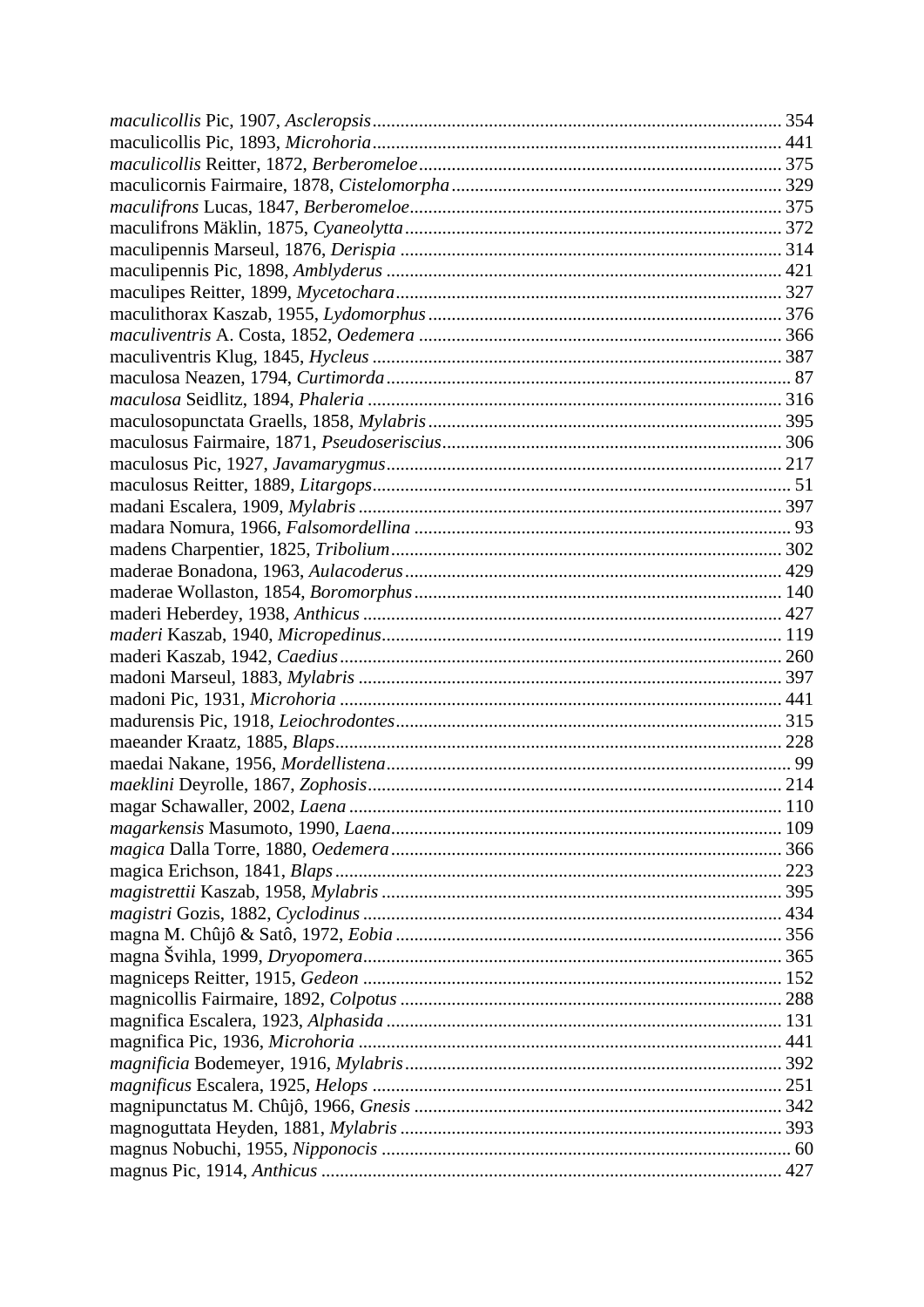*maculicollis* Pic, 1907, *Ascleropsis* .......... 354
maculicollis Pic, 1893, *Microhoria* .......... 441
*maculicollis* Reitter, 1872, *Berberomeloe* .......... 375
maculicornis Fairmaire, 1878, *Cistelomorpha* .......... 329
*maculifrons* Lucas, 1847, *Berberomeloe* .......... 375
maculifrons Mäklin, 1875, *Cyaneolytta* .......... 372
maculipennis Marseul, 1876, *Derispia* .......... 314
maculipennis Pic, 1898, *Amblyderus* .......... 421
maculipes Reitter, 1899, *Mycetochara* .......... 327
maculithorax Kaszab, 1955, *Lydomorphus* .......... 376
*maculiventris* A. Costa, 1852, *Oedemera* .......... 366
maculiventris Klug, 1845, *Hycleus* .......... 387
maculosa Neazen, 1794, *Curtimorda* .......... 87
*maculosa* Seidlitz, 1894, *Phaleria* .......... 316
maculosopunctata Graells, 1858, *Mylabris* .......... 395
maculosus Fairmaire, 1871, *Pseudoseriscius* .......... 306
maculosus Pic, 1927, *Javamarygmus* .......... 217
maculosus Reitter, 1889, *Litargops* .......... 51
madani Escalera, 1909, *Mylabris* .......... 397
madara Nomura, 1966, *Falsomordellina* .......... 93
madens Charpentier, 1825, *Tribolium* .......... 302
maderae Bonadona, 1963, *Aulacoderus* .......... 429
maderae Wollaston, 1854, *Boromorphus* .......... 140
maderi Heberdey, 1938, *Anthicus* .......... 427
*maderi* Kaszab, 1940, *Micropedinus* .......... 119
maderi Kaszab, 1942, *Caedius* .......... 260
madoni Marseul, 1883, *Mylabris* .......... 397
madoni Pic, 1931, *Microhoria* .......... 441
madurensis Pic, 1918, *Leiochrodontes* .......... 315
maeander Kraatz, 1885, *Blaps* .......... 228
maedai Nakane, 1956, *Mordellistena* .......... 99
*maeklini* Deyrolle, 1867, *Zophosis* .......... 214
magar Schawaller, 2002, *Laena* .......... 110
*magarkensis* Masumoto, 1990, *Laena* .......... 109
*magica* Dalla Torre, 1880, *Oedemera* .......... 366
magica Erichson, 1841, *Blaps* .......... 223
*magistrettii* Kaszab, 1958, *Mylabris* .......... 395
*magistri* Gozis, 1882, *Cyclodinus* .......... 434
magna M. Chûjô & Satô, 1972, *Eobia* .......... 356
magna Švihla, 1999, *Dryopomera* .......... 365
magniceps Reitter, 1915, *Gedeon* .......... 152
magnicollis Fairmaire, 1892, *Colpotus* .......... 288
magnifica Escalera, 1923, *Alphasida* .......... 131
magnifica Pic, 1936, *Microhoria* .......... 441
*magnificia* Bodemeyer, 1916, *Mylabris* .......... 392
*magnificus* Escalera, 1925, *Helops* .......... 251
magnipunctatus M. Chûjô, 1966, *Gnesis* .......... 342
magnoguttata Heyden, 1881, *Mylabris* .......... 393
magnus Nobuchi, 1955, *Nipponocis* .......... 60
magnus Pic, 1914, *Anthicus* .......... 427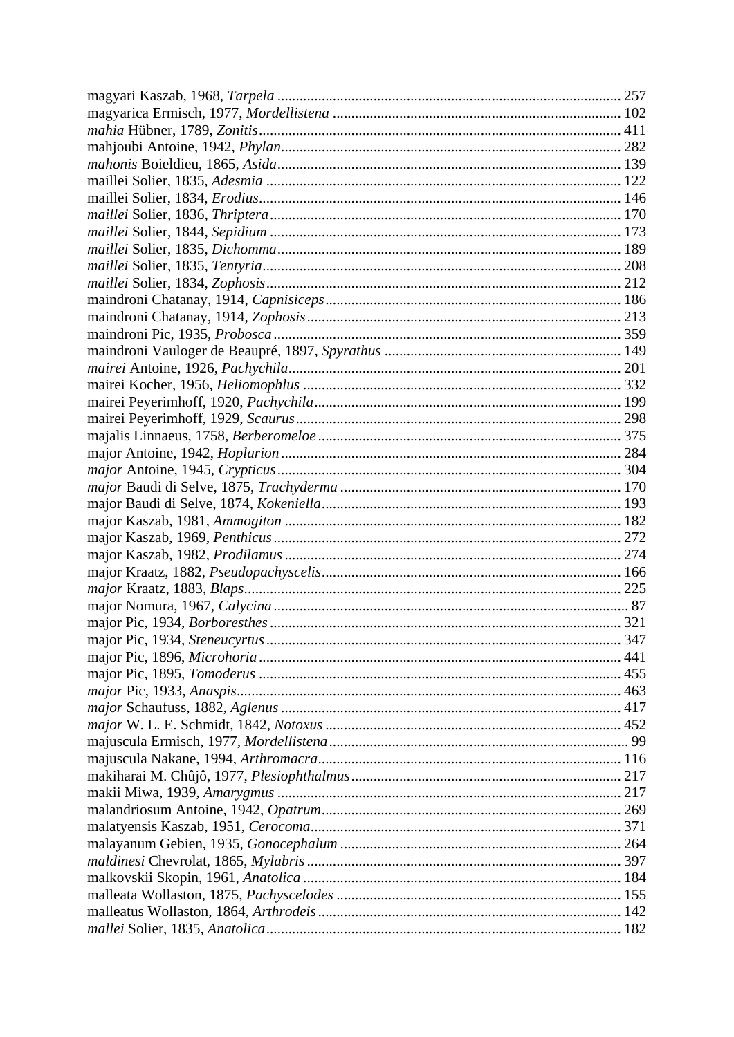magyari Kaszab, 1968, *Tarpela* ............................................................................................ 257
magyarica Ermisch, 1977, *Mordellistena* ............................................................................. 102
*mahia* Hübner, 1789, *Zonitis* ................................................................................................. 411
mahjoubi Antoine, 1942, *Phylan* ........................................................................................... 282
*mahonis* Boieldieu, 1865, *Asida* ........................................................................................... 139
maillei Solier, 1835, *Adesmia* ............................................................................................... 122
maillei Solier, 1834, *Erodius* ................................................................................................. 146
*maillei* Solier, 1836, *Thriptera* ............................................................................................. 170
*maillei* Solier, 1844, *Sepidium* ............................................................................................. 173
*maillei* Solier, 1835, *Dichomma* ............................................................................................ 189
*maillei* Solier, 1835, *Tentyria* ................................................................................................ 208
*maillei* Solier, 1834, *Zophosis* ............................................................................................... 212
maindroni Chatanay, 1914, *Capnisiceps* ............................................................................... 186
maindroni Chatanay, 1914, *Zophosis* .................................................................................... 213
maindroni Pic, 1935, *Proboscа* ............................................................................................. 359
maindroni Vauloger de Beaupré, 1897, *Spyrathus* ............................................... 149
*mairei* Antoine, 1926, *Pachychila* ......................................................................................... 201
mairei Kocher, 1956, *Heliomophlus* ..................................................................................... 332
mairei Peyerimhoff, 1920, *Pachychila* .................................................................................. 199
mairei Peyerimhoff, 1929, *Scaurus* ....................................................................................... 298
majalis Linnaeus, 1758, *Berberomeloe* ................................................................................. 375
major Antoine, 1942, *Hoplarion* ........................................................................................... 284
*major* Antoine, 1945, *Crypticus* ............................................................................................ 304
*major* Baudi di Selve, 1875, *Trachyderma* ........................................................................... 170
major Baudi di Selve, 1874, *Kokeniella* ................................................................................ 193
major Kaszab, 1981, *Ammogiton* .......................................................................................... 182
major Kaszab, 1969, *Penthicus* ............................................................................................. 272
major Kaszab, 1982, *Prodilamus* .......................................................................................... 274
major Kraatz, 1882, *Pseudopachyscelis* ................................................................................ 166
*major* Kraatz, 1883, *Blaps* ..................................................................................................... 225
major Nomura, 1967, *Calycina* ................................................................................................ 87
major Pic, 1934, *Borboresthes* .............................................................................................. 321
major Pic, 1934, *Steneucyrtus* .............................................................................................. 347
major Pic, 1896, *Microhoria* ................................................................................................. 441
major Pic, 1895, *Tomoderus* ................................................................................................. 455
*major* Pic, 1933, *Anaspis* ....................................................................................................... 463
*major* Schaufuss, 1882, *Aglenus* ........................................................................................... 417
*major* W. L. E. Schmidt, 1842, *Notoxus* ............................................................................... 452
majuscula Ermisch, 1977, *Mordellistena* ................................................................................ 99
majuscula Nakane, 1994, *Arthromacra* ................................................................................. 116
makiharai M. Chûjô, 1977, *Plesiophthalmus* ........................................................................ 217
makii Miwa, 1939, *Amarygmus* ............................................................................................ 217
malandriosum Antoine, 1942, *Opatrum* ................................................................................ 269
malatyensis Kaszab, 1951, *Cerocoma* ................................................................................... 371
malayanum Gebien, 1935, *Gonocephalum* ........................................................................... 264
*maldinesi* Chevrolat, 1865, *Mylabris* .................................................................................... 397
malkovskii Skopin, 1961, *Anatolica* ..................................................................................... 184
malleata Wollaston, 1875, *Pachyscelodes* ............................................................................ 155
malleatus Wollaston, 1864, *Arthrodeis* ................................................................................. 142
*mallei* Solier, 1835, *Anatolica* .............................................................................................. 182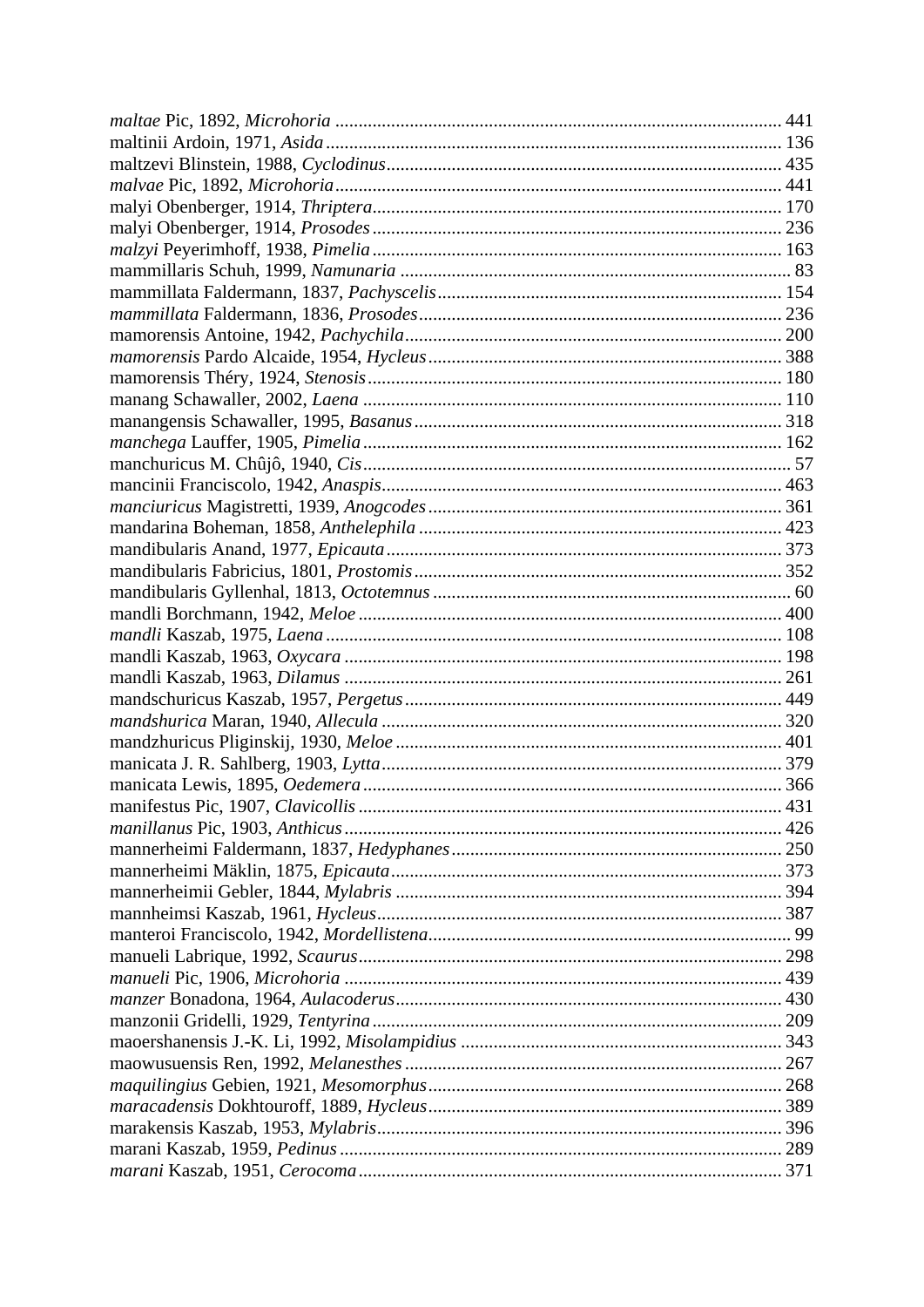*maltae* Pic, 1892, *Microhoria* ........................................................................ 441
maltinii Ardoin, 1971, *Asida* ......................................................................... 136
maltzevi Blinstein, 1988, *Cyclodinus* ............................................................ 435
*malvae* Pic, 1892, *Microhoria* ....................................................................... 441
malyi Obenberger, 1914, *Thriptera* ................................................................ 170
malyi Obenberger, 1914, *Prosodes* ................................................................. 236
*malzyi* Peyerimhoff, 1938, *Pimelia* ................................................................ 163
mammillaris Schuh, 1999, *Namunaria* ............................................................. 83
mammillata Faldermann, 1837, *Pachyscelis* .................................................... 154
*mammillata* Faldermann, 1836, *Prosodes* ...................................................... 236
mamorensis Antoine, 1942, *Pachychila* ........................................................... 200
*mamorensis* Pardo Alcaide, 1954, *Hycleus* ..................................................... 388
mamorensis Théry, 1924, *Stenosis* .................................................................. 180
manang Schawaller, 2002, *Laena* ................................................................... 110
manangensis Schawaller, 1995, *Basanus* ......................................................... 318
*manchega* Lauffer, 1905, *Pimelia* .................................................................. 162
manchuricus M. Chûjô, 1940, *Cis* .................................................................... 57
mancinii Franciscolo, 1942, *Anaspis* ............................................................... 463
*manciuricus* Magistretti, 1939, *Anogcodes* ...................................................... 361
mandarina Boheman, 1858, *Anthelephila* ......................................................... 423
mandibularis Anand, 1977, *Epicauta* ............................................................... 373
mandibularis Fabricius, 1801, *Prostomis* .......................................................... 352
mandibularis Gyllenhal, 1813, *Octotemnus* ........................................................ 60
mandli Borchmann, 1942, *Meloe* ..................................................................... 400
*mandli* Kaszab, 1975, *Laena* .......................................................................... 108
mandli Kaszab, 1963, *Oxycara* ........................................................................ 198
mandli Kaszab, 1963, *Dilamus* ........................................................................ 261
mandschuricus Kaszab, 1957, *Pergetus* ............................................................ 449
*mandshurica* Maran, 1940, *Allecula* ................................................................ 320
mandzhuricus Pliginskij, 1930, *Meloe* .............................................................. 401
manicata J. R. Sahlberg, 1903, *Lytta* ................................................................ 379
manicata Lewis, 1895, *Oedemera* .................................................................... 366
manifestus Pic, 1907, *Clavicollis* ..................................................................... 431
*manillanus* Pic, 1903, *Anthicus* ...................................................................... 426
mannerheimi Faldermann, 1837, *Hedyphanes* .................................................. 250
mannerheimi Mäklin, 1875, *Epicauta* ............................................................... 373
mannerheimii Gebler, 1844, *Mylabris* .............................................................. 394
mannheimsi Kaszab, 1961, *Hycleus* ................................................................. 387
manteroi Franciscolo, 1942, *Mordellistena* ........................................................ 99
manueli Labrique, 1992, *Scaurus* .................................................................... 298
*manueli* Pic, 1906, *Microhoria* ...................................................................... 439
*manzer* Bonadona, 1964, *Aulacoderus* ............................................................ 430
manzonii Gridelli, 1929, *Tentyrina* ................................................................. 209
maoershanensis J.-K. Li, 1992, *Misolampidius* ................................................. 343
maowusuensis Ren, 1992, *Melanesthes* ............................................................ 267
*maquilingius* Gebien, 1921, *Mesomorphus* ...................................................... 268
*maracadensis* Dokhtouroff, 1889, *Hycleus* ...................................................... 389
marakensis Kaszab, 1953, *Mylabris* ................................................................. 396
marani Kaszab, 1959, *Pedinus* ........................................................................ 289
*marani* Kaszab, 1951, *Cerocoma* .................................................................... 371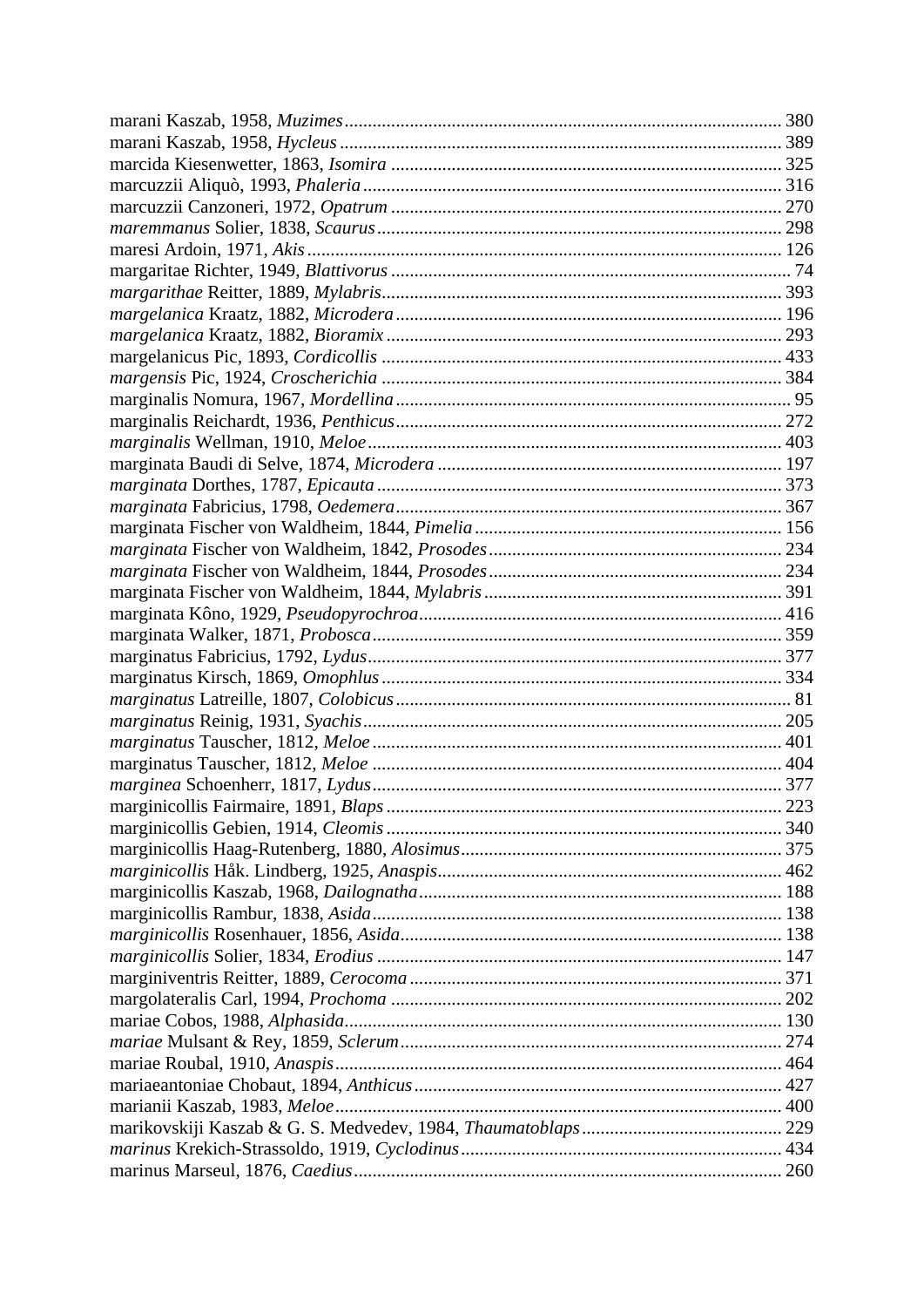marani Kaszab, 1958, *Muzimes* ........................................................................ 380
marani Kaszab, 1958, *Hycleus* ........................................................................ 389
marcida Kiesenwetter, 1863, *Isomira* ............................................................... 325
marcuzzii Aliquò, 1993, *Phaleria* .................................................................... 316
marcuzzii Canzoneri, 1972, *Opatrum* ............................................................... 270
*maremmanus* Solier, 1838, *Scaurus* ................................................................. 298
maresi Ardoin, 1971, *Akis* ................................................................................ 126
margaritae Richter, 1949, *Blattivorus* ................................................................. 74
*margarithae* Reitter, 1889, *Mylabris* ................................................................. 393
*margelanica* Kraatz, 1882, *Microdera* ............................................................... 196
*margelanica* Kraatz, 1882, *Bioramix* ................................................................. 293
margelanicus Pic, 1893, *Cordicollis* .................................................................. 433
*margensis* Pic, 1924, *Croscherichia* .................................................................. 384
marginalis Nomura, 1967, *Mordellina* .................................................................. 95
marginalis Reichardt, 1936, *Penthicus* ............................................................... 272
*marginalis* Wellman, 1910, *Meloe* ..................................................................... 403
marginata Baudi di Selve, 1874, *Microdera* ......................................................... 197
*marginata* Dorthes, 1787, *Epicauta* ................................................................... 373
*marginata* Fabricius, 1798, *Oedemera* ................................................................ 367
marginata Fischer von Waldheim, 1844, *Pimelia* ................................................ 156
*marginata* Fischer von Waldheim, 1842, *Prosodes* ............................................ 234
*marginata* Fischer von Waldheim, 1844, *Prosodes* ............................................ 234
marginata Fischer von Waldheim, 1844, *Mylabris* .............................................. 391
marginata Kôno, 1929, *Pseudopyrochroa* ............................................................ 416
marginata Walker, 1871, *Probosca* ..................................................................... 359
marginatus Fabricius, 1792, *Lydus* ..................................................................... 377
marginatus Kirsch, 1869, *Omophlus* .................................................................. 334
*marginatus* Latreille, 1807, *Colobicus* ................................................................. 81
*marginatus* Reinig, 1931, *Syachis* ..................................................................... 205
*marginatus* Tauscher, 1812, *Meloe* .................................................................... 401
marginatus Tauscher, 1812, *Meloe* ..................................................................... 404
*marginea* Schoenherr, 1817, *Lydus* .................................................................... 377
marginicollis Fairmaire, 1891, *Blaps* ................................................................. 223
marginicollis Gebien, 1914, *Cleomis* ................................................................. 340
marginicollis Haag-Rutenberg, 1880, *Alosimus* .................................................. 375
*marginicollis* Håk. Lindberg, 1925, *Anaspis* ...................................................... 462
marginicollis Kaszab, 1968, *Dailognatha* ............................................................ 188
marginicollis Rambur, 1838, *Asida* .................................................................... 138
*marginicollis* Rosenhauer, 1856, *Asida* .............................................................. 138
*marginicollis* Solier, 1834, *Erodius* ................................................................... 147
marginiventris Reitter, 1889, *Cerocoma* ............................................................. 371
margolateralis Carl, 1994, *Prochoma* ................................................................ 202
mariae Cobos, 1988, *Alphasida* ......................................................................... 130
*mariae* Mulsant & Rey, 1859, *Sclerum* .............................................................. 274
mariae Roubal, 1910, *Anaspis* ........................................................................... 464
mariaeantoniae Chobaut, 1894, *Anthicus* ........................................................... 427
marianii Kaszab, 1983, *Meloe* ............................................................................ 400
marikovskiji Kaszab & G. S. Medvedev, 1984, *Thaumatoblaps* ........................... 229
*marinus* Krekich-Strassoldo, 1919, *Cyclodinus* ................................................. 434
marinus Marseul, 1876, *Caedius* ........................................................................ 260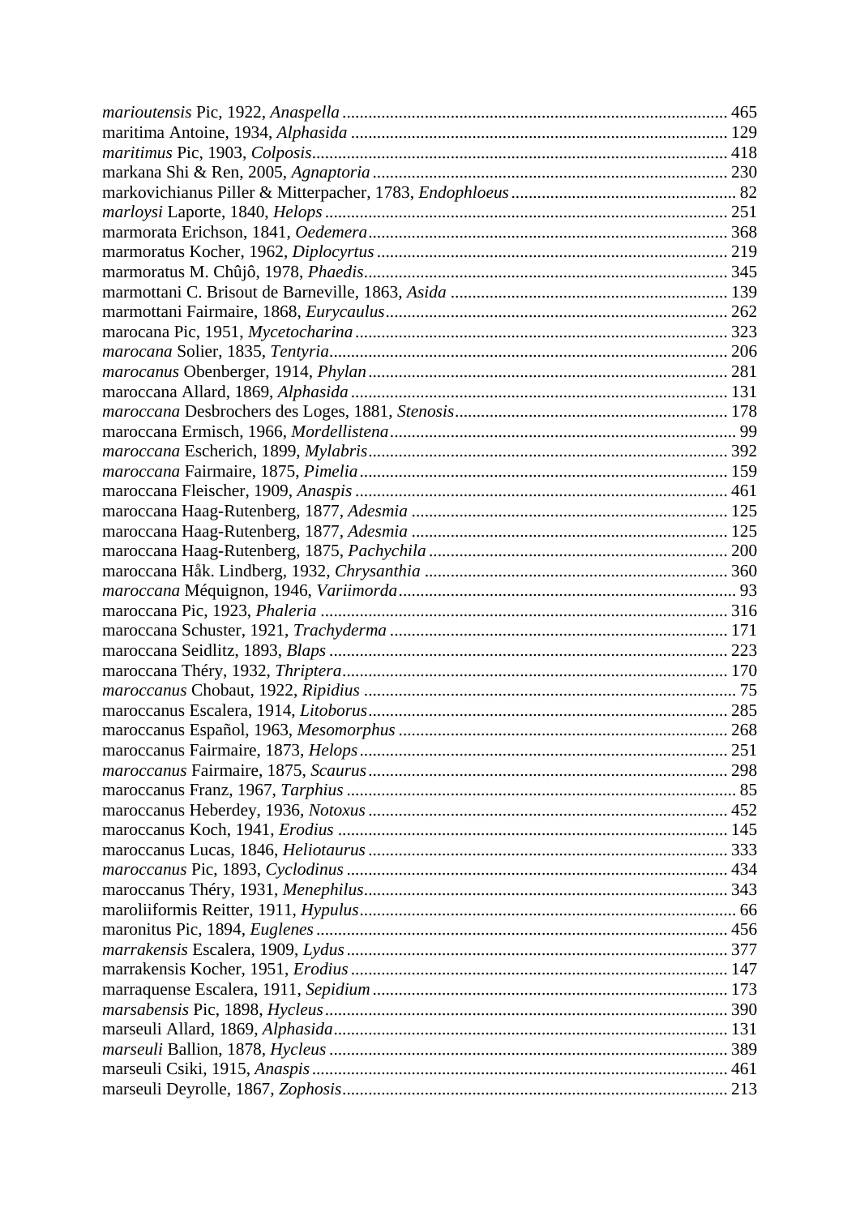*marioutensis* Pic, 1922, *Anaspella* ........................................................................ 465
maritima Antoine, 1934, *Alphasida* ...................................................................... 129
*maritimus* Pic, 1903, *Colposis*.............................................................................. 418
markana Shi & Ren, 2005, *Agnaptoria* ................................................................. 230
markovichianus Piller & Mitterpacher, 1783, *Endophloeus*.................................... 82
*marloysi* Laporte, 1840, *Helops* ............................................................................ 251
marmorata Erichson, 1841, *Oedemera*.................................................................. 368
marmoratus Kocher, 1962, *Diplocyrtus* ................................................................ 219
marmoratus M. Chûjô, 1978, *Phaedis*.................................................................... 345
marmottani C. Brisout de Barneville, 1863, *Asida* ................................................ 139
marmottani Fairmaire, 1868, *Eurycaulus*............................................................... 262
marocana Pic, 1951, *Mycetocharina* ..................................................................... 323
*marocana* Solier, 1835, *Tentyria*........................................................................... 206
*marocanus* Obenberger, 1914, *Phylan* .................................................................. 281
maroccana Allard, 1869, *Alphasida* ...................................................................... 131
*maroccana* Desbrochers des Loges, 1881, *Stenosis*.............................................. 178
maroccana Ermisch, 1966, *Mordellistena*................................................................ 99
*maroccana* Escherich, 1899, *Mylabris*.................................................................. 392
*maroccana* Fairmaire, 1875, *Pimelia* .................................................................... 159
maroccana Fleischer, 1909, *Anaspis* ..................................................................... 461
maroccana Haag-Rutenberg, 1877, *Adesmia* ........................................................ 125
maroccana Haag-Rutenberg, 1877, *Adesmia* ........................................................ 125
maroccana Haag-Rutenberg, 1875, *Pachychila* ..................................................... 200
maroccana Håk. Lindberg, 1932, *Chrysanthia* ...................................................... 360
*maroccana* Méquignon, 1946, *Variimorda*.............................................................. 93
maroccana Pic, 1923, *Phaleria* ............................................................................. 316
maroccana Schuster, 1921, *Trachyderma* ............................................................. 171
maroccana Seidlitz, 1893, *Blaps* ........................................................................... 223
maroccana Théry, 1932, *Thriptera*........................................................................ 170
*maroccanus* Chobaut, 1922, *Ripidius* ..................................................................... 75
maroccanus Escalera, 1914, *Litoborus*.................................................................. 285
maroccanus Español, 1963, *Mesomorphus* ........................................................... 268
maroccanus Fairmaire, 1873, *Helops*.................................................................... 251
*maroccanus* Fairmaire, 1875, *Scaurus*.................................................................. 298
maroccanus Franz, 1967, *Tarphius* ......................................................................... 85
maroccanus Heberdey, 1936, *Notoxus* .................................................................. 452
maroccanus Koch, 1941, *Erodius* ......................................................................... 145
maroccanus Lucas, 1846, *Heliotaurus* .................................................................. 333
*maroccanus* Pic, 1893, *Cyclodinus* ....................................................................... 434
maroccanus Théry, 1931, *Menephilus*.................................................................... 343
maroliiformis Reitter, 1911, *Hypulus*....................................................................... 66
maronitus Pic, 1894, *Euglenes* .............................................................................. 456
*marrakensis* Escalera, 1909, *Lydus* ....................................................................... 377
marrakensis Kocher, 1951, *Erodius* ...................................................................... 147
marraquense Escalera, 1911, *Sepidium* ................................................................. 173
*marsabensis* Pic, 1898, *Hycleus*............................................................................ 390
marseuli Allard, 1869, *Alphasida*.......................................................................... 131
*marseuli* Ballion, 1878, *Hycleus* ........................................................................... 389
marseuli Csiki, 1915, *Anaspis*............................................................................... 461
marseuli Deyrolle, 1867, *Zophosis*........................................................................ 213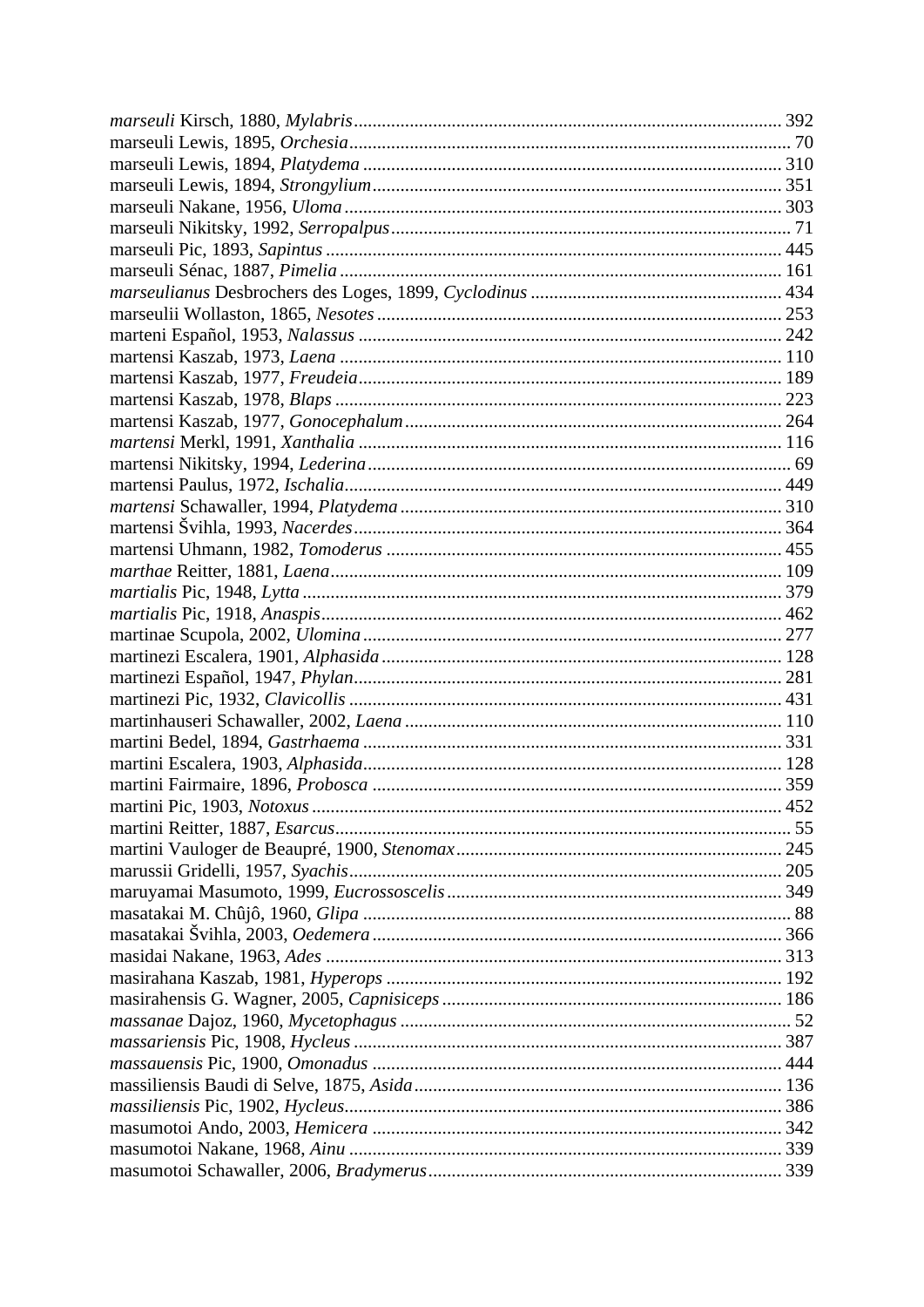*marseuli* Kirsch, 1880, *Mylabris* .......... 392
marseuli Lewis, 1895, *Orchesia* .......... 70
marseuli Lewis, 1894, *Platydema* .......... 310
marseuli Lewis, 1894, *Strongylium* .......... 351
marseuli Nakane, 1956, *Uloma* .......... 303
marseuli Nikitsky, 1992, *Serropalpus* .......... 71
marseuli Pic, 1893, *Sapintus* .......... 445
marseuli Sénac, 1887, *Pimelia* .......... 161
*marseulianus* Desbrochers des Loges, 1899, *Cyclodinus* .......... 434
marseulii Wollaston, 1865, *Nesotes* .......... 253
marteni Español, 1953, *Nalassus* .......... 242
martensi Kaszab, 1973, *Laena* .......... 110
martensi Kaszab, 1977, *Freudeia* .......... 189
martensi Kaszab, 1978, *Blaps* .......... 223
martensi Kaszab, 1977, *Gonocephalum* .......... 264
*martensi* Merkl, 1991, *Xanthalia* .......... 116
martensi Nikitsky, 1994, *Lederina* .......... 69
martensi Paulus, 1972, *Ischalia* .......... 449
*martensi* Schawaller, 1994, *Platydema* .......... 310
martensi Švihla, 1993, *Nacerdes* .......... 364
martensi Uhmann, 1982, *Tomoderus* .......... 455
*marthae* Reitter, 1881, *Laena* .......... 109
*martialis* Pic, 1948, *Lytta* .......... 379
*martialis* Pic, 1918, *Anaspis* .......... 462
martinae Scupola, 2002, *Ulomina* .......... 277
martinezi Escalera, 1901, *Alphasida* .......... 128
martinezi Español, 1947, *Phylan* .......... 281
martinezi Pic, 1932, *Clavicollis* .......... 431
martinhauseri Schawaller, 2002, *Laena* .......... 110
martini Bedel, 1894, *Gastrhaema* .......... 331
martini Escalera, 1903, *Alphasida* .......... 128
martini Fairmaire, 1896, *Probosca* .......... 359
martini Pic, 1903, *Notoxus* .......... 452
martini Reitter, 1887, *Esarcus* .......... 55
martini Vauloger de Beaupré, 1900, *Stenomax* .......... 245
marussii Gridelli, 1957, *Syachis* .......... 205
maruyamai Masumoto, 1999, *Eucrossoscelis* .......... 349
masatakai M. Chûjô, 1960, *Glipa* .......... 88
masatakai Švihla, 2003, *Oedemera* .......... 366
masidai Nakane, 1963, *Ades* .......... 313
masirahana Kaszab, 1981, *Hyperops* .......... 192
masirahensis G. Wagner, 2005, *Capnisiceps* .......... 186
*massanae* Dajoz, 1960, *Mycetophagus* .......... 52
*massariensis* Pic, 1908, *Hycleus* .......... 387
*massauensis* Pic, 1900, *Omonadus* .......... 444
massiliensis Baudi di Selve, 1875, *Asida* .......... 136
*massiliensis* Pic, 1902, *Hycleus* .......... 386
masumotoi Ando, 2003, *Hemicera* .......... 342
masumotoi Nakane, 1968, *Ainu* .......... 339
masumotoi Schawaller, 2006, *Bradymerus* .......... 339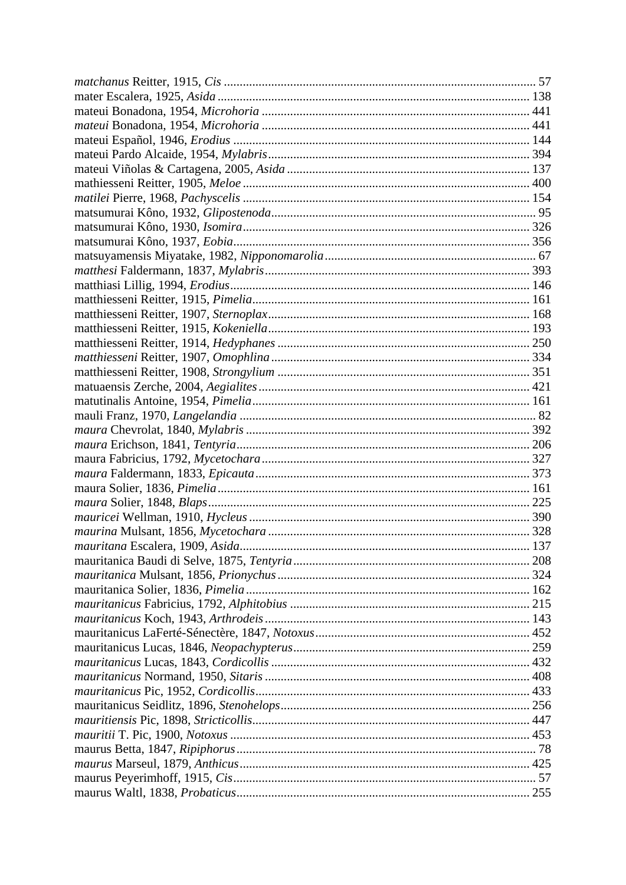*matchanus* Reitter, 1915, *Cis* ........................................................................................ 57
mater Escalera, 1925, *Asida* .......................................................................................... 138
mateui Bonadona, 1954, *Microhoria* ............................................................................... 441
*mateui* Bonadona, 1954, *Microhoria* ............................................................................. 441
mateui Español, 1946, *Erodius* ..................................................................................... 144
mateui Pardo Alcaide, 1954, *Mylabris* ............................................................................ 394
mateui Viñolas & Cartagena, 2005, *Asida* ....................................................................... 137
mathiesseni Reitter, 1905, *Meloe* .................................................................................. 400
*matilei* Pierre, 1968, *Pachyscelis* ................................................................................ 154
matsumurai Kôno, 1932, *Glipostenoda* .............................................................................. 95
matsumurai Kôno, 1930, *Isomira* .................................................................................... 326
matsumurai Kôno, 1937, *Eobia* ...................................................................................... 356
matsuyamensis Miyatake, 1982, *Nipponomarolia* ................................................................ 67
*matthesi* Faldermann, 1837, *Mylabris* ............................................................................ 393
matthiasi Lillig, 1994, *Erodius* ...................................................................................... 146
matthiesseni Reitter, 1915, *Pimelia* ................................................................................ 161
matthiesseni Reitter, 1907, *Sternoplax* ............................................................................ 168
matthiesseni Reitter, 1915, *Kokeniella* ............................................................................ 193
matthiesseni Reitter, 1914, *Hedyphanes* .......................................................................... 250
*matthiesseni* Reitter, 1907, *Omophlina* ........................................................................... 334
matthiesseni Reitter, 1908, *Strongylium* .......................................................................... 351
matuaensis Zerche, 2004, *Aegialites* ............................................................................... 421
matutinalis Antoine, 1954, *Pimelia* ................................................................................. 161
mauli Franz, 1970, *Langelandia* ...................................................................................... 82
*maura* Chevrolat, 1840, *Mylabris* .................................................................................. 392
*maura* Erichson, 1841, *Tentyria* .................................................................................... 206
maura Fabricius, 1792, *Mycetochara* ............................................................................... 327
*maura* Faldermann, 1833, *Epicauta* ............................................................................... 373
maura Solier, 1836, *Pimelia* ........................................................................................... 161
*maura* Solier, 1848, *Blaps* ............................................................................................ 225
*mauricei* Wellman, 1910, *Hycleus* .................................................................................. 390
*maurina* Mulsant, 1856, *Mycetochara* ............................................................................. 328
*mauritana* Escalera, 1909, *Asida* .................................................................................... 137
mauritanica Baudi di Selve, 1875, *Tentyria* ....................................................................... 208
*mauritanica* Mulsant, 1856, *Prionychus* .......................................................................... 324
mauritanica Solier, 1836, *Pimelia* ................................................................................... 162
*mauritanicus* Fabricius, 1792, *Alphitobius* ....................................................................... 215
*mauritanicus* Koch, 1943, *Arthrodeis* .............................................................................. 143
mauritanicus LaFerté-Sénectère, 1847, *Notoxus* ................................................................ 452
mauritanicus Lucas, 1846, *Neopachypterus* ....................................................................... 259
*mauritanicus* Lucas, 1843, *Cordicollis* ............................................................................ 432
*mauritanicus* Normand, 1950, *Sitaris* .............................................................................. 408
*mauritanicus* Pic, 1952, *Cordicollis* ................................................................................ 433
mauritanicus Seidlitz, 1896, *Stenohelops* .......................................................................... 256
*mauritiensis* Pic, 1898, *Stricticollis* ................................................................................ 447
*mauritii* T. Pic, 1900, *Notoxus* ...................................................................................... 453
maurus Betta, 1847, *Ripiphorus* ....................................................................................... 78
*maurus* Marseul, 1879, *Anthicus* ..................................................................................... 425
maurus Peyerimhoff, 1915, *Cis* ........................................................................................ 57
maurus Waltl, 1838, *Probaticus* ....................................................................................... 255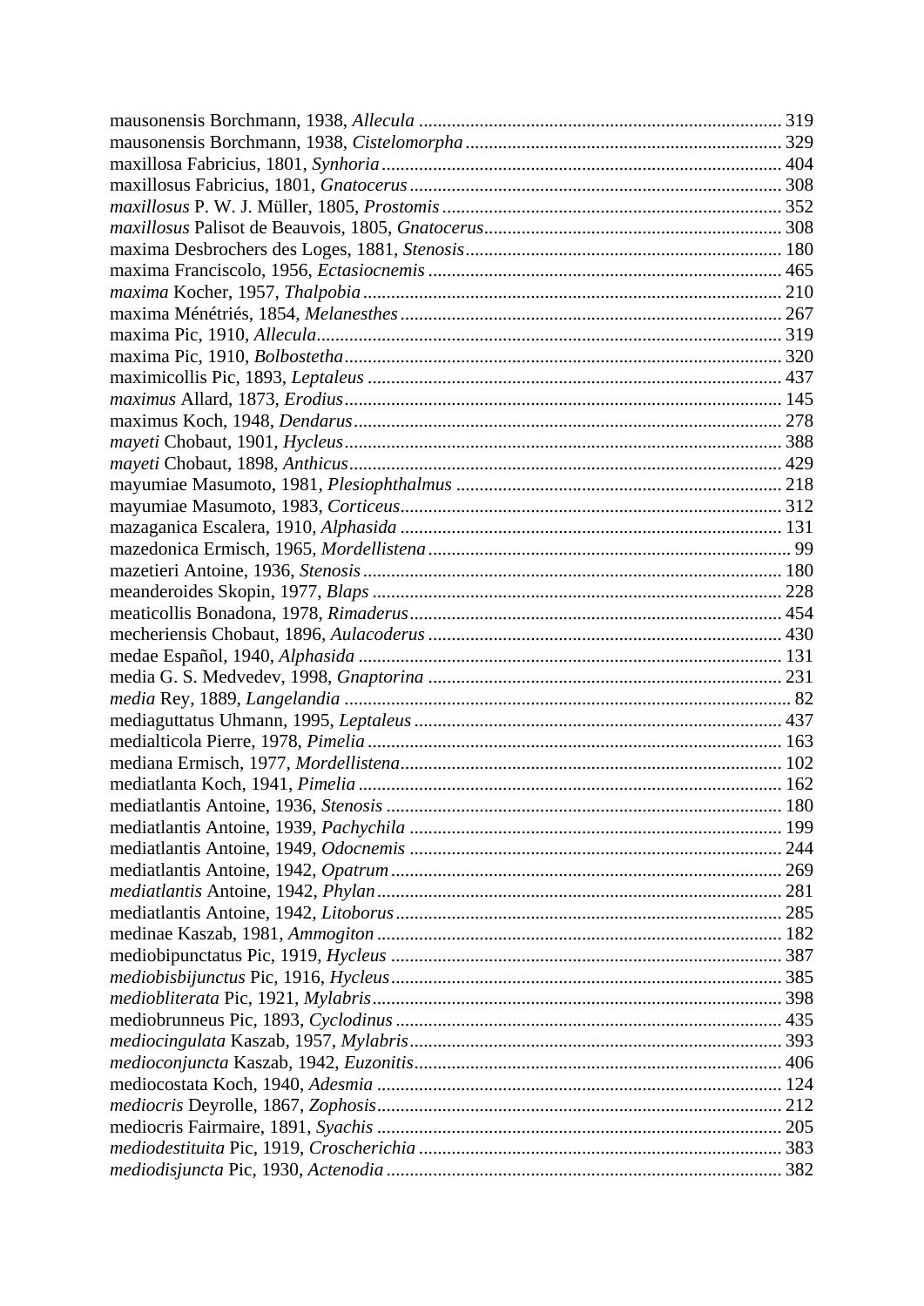mausonensis Borchmann, 1938, *Allecula* ........................................................................ 319
mausonensis Borchmann, 1938, *Cistelomorpha* ................................................................ 329
maxillosa Fabricius, 1801, *Synhoria* ............................................................................... 404
maxillosus Fabricius, 1801, *Gnatocerus* .......................................................................... 308
*maxillosus* P. W. J. Müller, 1805, *Prostomis* ................................................................... 352
*maxillosus* Palisot de Beauvois, 1805, *Gnatocerus* ........................................................... 308
maxima Desbrochers des Loges, 1881, *Stenosis* ................................................................ 180
maxima Franciscolo, 1956, *Ectasiocnemis* ....................................................................... 465
*maxima* Kocher, 1957, *Thalpobia* ..................................................................................... 210
maxima Ménétriés, 1854, *Melanesthes* ............................................................................. 267
maxima Pic, 1910, *Allecula* ............................................................................................... 319
maxima Pic, 1910, *Bolbostetha* .......................................................................................... 320
maximicollis Pic, 1893, *Leptaleus* ..................................................................................... 437
*maximus* Allard, 1873, *Erodius* .......................................................................................... 145
maximus Koch, 1948, *Dendarus* ........................................................................................ 278
*mayeti* Chobaut, 1901, *Hycleus* .......................................................................................... 388
*mayeti* Chobaut, 1898, *Anthicus* ......................................................................................... 429
mayumiae Masumoto, 1981, *Plesiophthalmus* ................................................................... 218
mayumiae Masumoto, 1983, *Corticeus* ............................................................................... 312
mazaganica Escalera, 1910, *Alphasida* ............................................................................... 131
mazedonica Ermisch, 1965, *Mordellistena* ............................................................................ 99
mazetieri Antoine, 1936, *Stenosis* ...................................................................................... 180
meanderoides Skopin, 1977, *Blaps* ..................................................................................... 228
meaticollis Bonadona, 1978, *Rimaderus* ............................................................................. 454
mecheriensis Chobaut, 1896, *Aulacoderus* ......................................................................... 430
medae Español, 1940, *Alphasida* ........................................................................................ 131
media G. S. Medvedev, 1998, *Gnaptorina* .......................................................................... 231
*media* Rey, 1889, *Langelandia* .............................................................................................. 82
mediaguttatus Uhmann, 1995, *Leptaleus* ............................................................................ 437
medialticola Pierre, 1978, *Pimelia* ...................................................................................... 163
mediana Ermisch, 1977, *Mordellistena* ............................................................................... 102
mediatlanta Koch, 1941, *Pimelia* ......................................................................................... 162
mediatlantis Antoine, 1936, *Stenosis* .................................................................................. 180
mediatlantis Antoine, 1939, *Pachychila* .............................................................................. 199
mediatlantis Antoine, 1949, *Odocnemis* .............................................................................. 244
mediatlantis Antoine, 1942, *Opatrum* .................................................................................. 269
*mediatlantis* Antoine, 1942, *Phylan* ..................................................................................... 281
mediatlantis Antoine, 1942, *Litoborus* ................................................................................. 285
medinae Kaszab, 1981, *Ammogiton* ..................................................................................... 182
mediobipunctatus Pic, 1919, *Hycleus* .................................................................................. 387
*mediobisbijunctus* Pic, 1916, *Hycleus* .................................................................................. 385
*medioobliterata* Pic, 1921, *Mylabris* ...................................................................................... 398
mediobrunneus Pic, 1893, *Cyclodinus* ................................................................................. 435
*mediocingulata* Kaszab, 1957, *Mylabris* .............................................................................. 393
*medioconjuncta* Kaszab, 1942, *Euzonitis* ............................................................................. 406
mediocostata Koch, 1940, *Adesmia* ..................................................................................... 124
*mediocris* Deyrolle, 1867, *Zophosis* ..................................................................................... 212
mediocris Fairmaire, 1891, *Syachis* ..................................................................................... 205
*mediodestituita* Pic, 1919, *Croscherichia* ............................................................................ 383
*mediodisjuncta* Pic, 1930, *Actenodia* ................................................................................... 382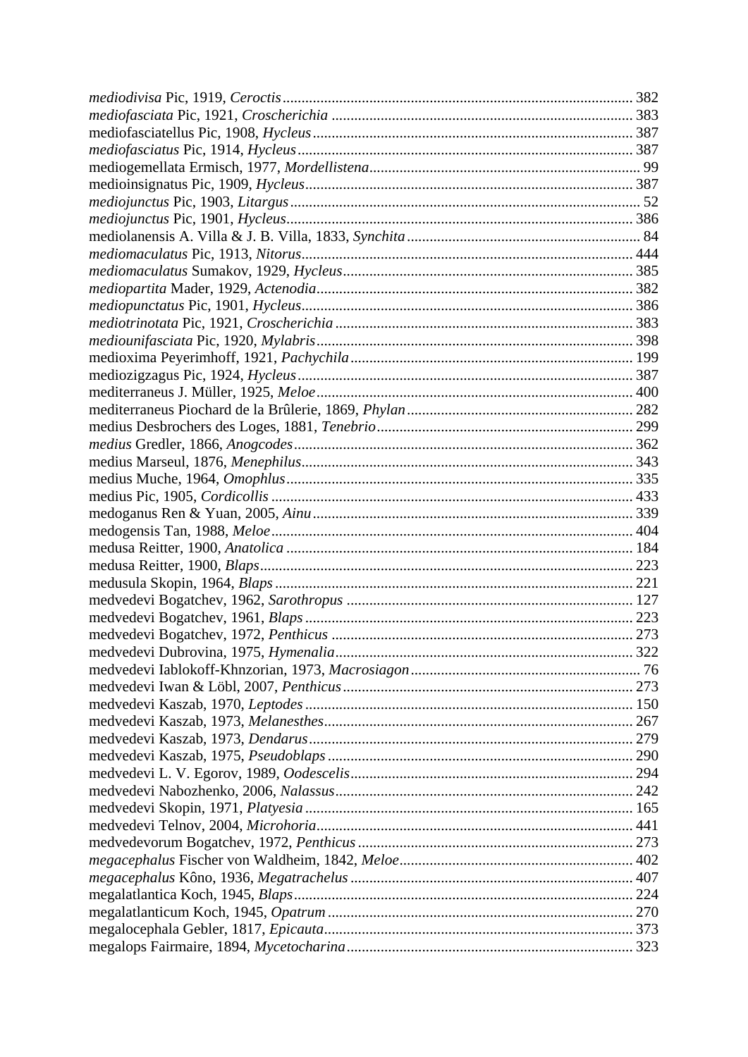*mediodivisa* Pic, 1919, *Ceroctis* ............................................................ 382
*mediofasciata* Pic, 1921, *Croscherichia* ............................................... 383
mediofasciatellus Pic, 1908, *Hycleus* ....................................................... 387
*mediofasciatus* Pic, 1914, *Hycleus* ......................................................... 387
mediogemellata Ermisch, 1977, *Mordellistena* .......................................... 99
medioinsignatus Pic, 1909, *Hycleus* ......................................................... 387
*mediojunctus* Pic, 1903, *Litargus* ............................................................ 52
*mediojunctus* Pic, 1901, *Hycleus* ............................................................ 386
mediolanensis A. Villa & J. B. Villa, 1833, *Synchita* ................................. 84
*mediomaculatus* Pic, 1913, *Nitorus* ......................................................... 444
*mediomaculatus* Sumakov, 1929, *Hycleus* ................................................ 385
*mediopartita* Mader, 1929, *Actenodia* ...................................................... 382
*mediopunctatus* Pic, 1901, *Hycleus* ......................................................... 386
*mediotrinotata* Pic, 1921, *Croscherichia* .................................................. 383
*mediounifasciata* Pic, 1920, *Mylabris* ...................................................... 398
medioxima Peyerimhoff, 1921, *Pachychila* ................................................ 199
mediozigzagus Pic, 1924, *Hycleus* ............................................................ 387
mediterraneus J. Müller, 1925, *Meloe* ....................................................... 400
mediterraneus Piochard de la Brûlerie, 1869, *Phylan* ................................. 282
medius Desbrochers des Loges, 1881, *Tenebrio* ......................................... 299
*medius* Gredler, 1866, *Anogcodes* ............................................................ 362
medius Marseul, 1876, *Menephilus* ........................................................... 343
medius Muche, 1964, *Omophlus* ................................................................ 335
medius Pic, 1905, *Cordicollis* .................................................................. 433
medoganus Ren & Yuan, 2005, *Ainu* ......................................................... 339
medogensis Tan, 1988, *Meloe* ................................................................... 404
medusa Reitter, 1900, *Anatolica* ............................................................... 184
medusa Reitter, 1900, *Blaps* ..................................................................... 223
medusula Skopin, 1964, *Blaps* .................................................................. 221
medvedevi Bogatchev, 1962, *Sarothropus* ................................................. 127
medvedevi Bogatchev, 1961, *Blaps* ........................................................... 223
medvedevi Bogatchev, 1972, *Penthicus* ..................................................... 273
medvedevi Dubrovina, 1975, *Hymenalia* .................................................... 322
medvedevi Iablokoff-Khnzorian, 1973, *Macrosiagon* ................................... 76
medvedevi Iwan & Löbl, 2007, *Penthicus* .................................................. 273
medvedevi Kaszab, 1970, *Leptodes* ........................................................... 150
medvedevi Kaszab, 1973, *Melanesthes* ...................................................... 267
medvedevi Kaszab, 1973, *Dendarus* .......................................................... 279
medvedevi Kaszab, 1975, *Pseudoblaps* ..................................................... 290
medvedevi L. V. Egorov, 1989, *Oodescelis* ................................................ 294
medvedevi Nabozhenko, 2006, *Nalassus* .................................................... 242
medvedevi Skopin, 1971, *Platyesia* ........................................................... 165
medvedevi Telnov, 2004, *Microhoria* ......................................................... 441
medvedevorum Bogatchev, 1972, *Penthicus* ............................................... 273
*megacephalus* Fischer von Waldheim, 1842, *Meloe* .................................... 402
*megacephalus* Kôno, 1936, *Megatrachelus* ................................................. 407
megalatlantica Koch, 1945, *Blaps* ............................................................. 224
megalatlanticum Koch, 1945, *Opatrum* ....................................................... 270
megalocephala Gebler, 1817, *Epicauta* ....................................................... 373
megalops Fairmaire, 1894, *Mycetocharina* .................................................. 323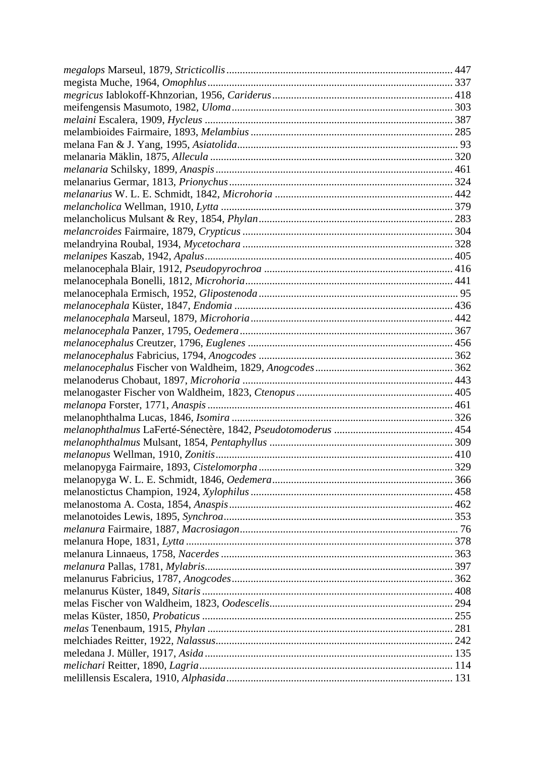*megalops* Marseul, 1879, *Stricticollis* ........................................................................................ 447
megista Muche, 1964, *Omophlus* ................................................................................................ 337
*megricus* Iablokoff-Khnzorian, 1956, *Cariderus* ........................................................................ 418
meifengensis Masumoto, 1982, *Uloma* ....................................................................................... 303
*melaini* Escalera, 1909, *Hycleus* ................................................................................................ 387
melambioides Fairmaire, 1893, *Melambius* ................................................................................. 285
melana Fan & J. Yang, 1995, *Asiatolida* ......................................................................................... 93
melanaria Mäklin, 1875, *Allecula* ............................................................................................... 320
*melanaria* Schilsky, 1899, *Anaspis* ............................................................................................. 461
melanarius Germar, 1813, *Prionychus* ......................................................................................... 324
*melanarius* W. L. E. Schmidt, 1842, *Microhoria* ........................................................................ 442
*melancholica* Wellman, 1910, *Lytta* ........................................................................................... 379
melancholicus Mulsant & Rey, 1854, *Phylan* .............................................................................. 283
*melancroides* Fairmaire, 1879, *Crypticus* .................................................................................... 304
melandryina Roubal, 1934, *Mycetochara* .................................................................................... 328
*melanipes* Kaszab, 1942, *Apalus* ................................................................................................. 405
melanocephala Blair, 1912, *Pseudopyrochroa* ............................................................................. 416
melanocephala Bonelli, 1812, *Microhoria* .................................................................................... 441
melanocephala Ermisch, 1952, *Glipostenoda* .................................................................................. 95
*melanocephala* Küster, 1847, *Endomia* ....................................................................................... 436
*melanocephala* Marseul, 1879, *Microhoria* ................................................................................. 442
*melanocephala* Panzer, 1795, *Oedemera* ..................................................................................... 367
*melanocephalus* Creutzer, 1796, *Euglenes* .................................................................................. 456
*melanocephalus* Fabricius, 1794, *Anogcodes* .............................................................................. 362
*melanocephalus* Fischer von Waldheim, 1829, *Anogcodes* ......................................................... 362
melanoderus Chobaut, 1897, *Microhoria* ..................................................................................... 443
melanogaster Fischer von Waldheim, 1823, *Ctenopus* ................................................................. 405
*melanopa* Forster, 1771, *Anaspis* ................................................................................................. 461
melanophthalma Lucas, 1846, *Isomira* ........................................................................................ 326
*melanophthalmus* LaFerté-Sénectère, 1842, *Pseudotomoderus* ................................................... 454
*melanophthalmus* Mulsant, 1854, *Pentaphyllus* .......................................................................... 309
*melanopus* Wellman, 1910, *Zonitis* .............................................................................................. 410
melanopyga Fairmaire, 1893, *Cistelomorpha* ............................................................................... 329
melanopyga W. L. E. Schmidt, 1846, *Oedemera* .......................................................................... 366
melanostictus Champion, 1924, *Xylophilus* .................................................................................. 458
melanostoma A. Costa, 1854, *Anaspis* .......................................................................................... 462
melanotoides Lewis, 1895, *Synchroa* ........................................................................................... 353
*melanura* Fairmaire, 1887, *Macrosiagon* ........................................................................................ 76
melanura Hope, 1831, *Lytta* .......................................................................................................... 378
melanura Linnaeus, 1758, *Nacerdes* ............................................................................................. 363
*melanura* Pallas, 1781, *Mylabris* .................................................................................................. 397
melanurus Fabricius, 1787, *Anogcodes* ......................................................................................... 362
melanurus Küster, 1849, *Sitaris* .................................................................................................... 408
melas Fischer von Waldheim, 1823, *Oodescelis* ........................................................................... 294
melas Küster, 1850, *Probaticus* .................................................................................................... 255
*melas* Tenenbaum, 1915, *Phylan* .................................................................................................. 281
melchiades Reitter, 1922, *Nalassus* ............................................................................................... 242
meledana J. Müller, 1917, *Asida* ................................................................................................... 135
*melichari* Reitter, 1890, *Lagria* .................................................................................................... 114
melillensis Escalera, 1910, *Alphasida* ........................................................................................... 131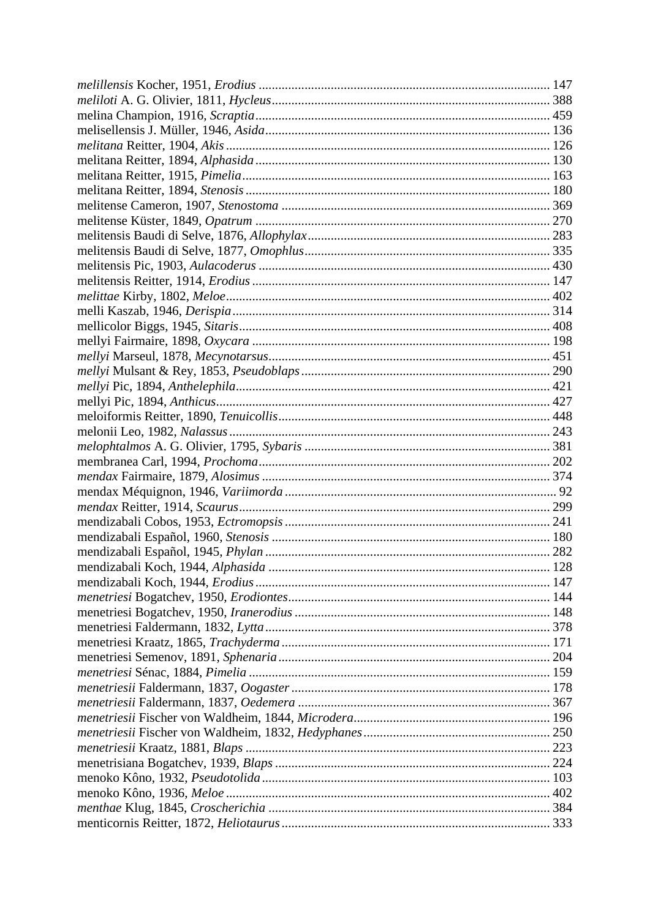*melillensis* Kocher, 1951, *Erodius* ........................................................................................ 147
*meliloti* A. G. Olivier, 1811, *Hycleus* .................................................................................... 388
melina Champion, 1916, *Scraptia* ......................................................................................... 459
melisellensis J. Müller, 1946, *Asida* ...................................................................................... 136
*melitana* Reitter, 1904, *Akis* .................................................................................................. 126
melitana Reitter, 1894, *Alphasida* ......................................................................................... 130
melitana Reitter, 1915, *Pimelia* ............................................................................................. 163
melitana Reitter, 1894, *Stenosis* ............................................................................................ 180
melitense Cameron, 1907, *Stenostoma* ................................................................................. 369
melitense Küster, 1849, *Opatrum* .......................................................................................... 270
melitensis Baudi di Selve, 1876, *Allophylax* .......................................................................... 283
melitensis Baudi di Selve, 1877, *Omophlus* ........................................................................... 335
melitensis Pic, 1903, *Aulacoderus* ........................................................................................ 430
melitensis Reitter, 1914, *Erodius* .......................................................................................... 147
*melittae* Kirby, 1802, *Meloe* .................................................................................................. 402
melli Kaszab, 1946, *Derispia* ................................................................................................. 314
mellicolor Biggs, 1945, *Sitaris* ............................................................................................... 408
mellyi Fairmaire, 1898, *Oxycara* ........................................................................................... 198
*mellyi* Marseul, 1878, *Mecynotarsus* ..................................................................................... 451
*mellyi* Mulsant & Rey, 1853, *Pseudoblaps* ........................................................................... 290
*mellyi* Pic, 1894, *Anthelephila* ............................................................................................... 421
mellyi Pic, 1894, *Anthicus* ..................................................................................................... 427
meloiformis Reitter, 1890, *Tenuicollis* ................................................................................... 448
melonii Leo, 1982, *Nalassus* .................................................................................................. 243
*melophtalmos* A. G. Olivier, 1795, *Sybaris* ........................................................................... 381
membranea Carl, 1994, *Prochoma* ......................................................................................... 202
*mendax* Fairmaire, 1879, *Alosimus* ........................................................................................ 374
mendax Méquignon, 1946, *Variimorda* .................................................................................... 92
*mendax* Reitter, 1914, *Scaurus* .............................................................................................. 299
mendizabali Cobos, 1953, *Ectromopsis* ................................................................................. 241
mendizabali Español, 1960, *Stenosis* ..................................................................................... 180
mendizabali Español, 1945, *Phylan* ....................................................................................... 282
mendizabali Koch, 1944, *Alphasida* ...................................................................................... 128
mendizabali Koch, 1944, *Erodius* .......................................................................................... 147
*menetriesi* Bogatchev, 1950, *Erodiontes* ................................................................................ 144
menetriesi Bogatchev, 1950, *Iranerodius* .............................................................................. 148
menetriesi Faldermann, 1832, *Lytta* ...................................................................................... 378
menetriesi Kraatz, 1865, *Trachyderma* .................................................................................. 171
menetriesi Semenov, 1891, *Sphenaria* ................................................................................... 204
*menetriesi* Sénac, 1884, *Pimelia* ............................................................................................ 159
*menetriesii* Faldermann, 1837, *Oogaster* ............................................................................... 178
*menetriesii* Faldermann, 1837, *Oedemera* .............................................................................. 367
*menetriesii* Fischer von Waldheim, 1844, *Microdera* ............................................................ 196
*menetriesii* Fischer von Waldheim, 1832, *Hedyphanes* ......................................................... 250
*menetriesii* Kraatz, 1881, *Blaps* ............................................................................................ 223
menetrisiana Bogatchev, 1939, *Blaps* .................................................................................... 224
menoko Kôno, 1932, *Pseudotolida* ........................................................................................ 103
menoko Kôno, 1936, *Meloe* .................................................................................................... 402
*menthae* Klug, 1845, *Croscherichia* ...................................................................................... 384
menticornis Reitter, 1872, *Heliotaurus* .................................................................................. 333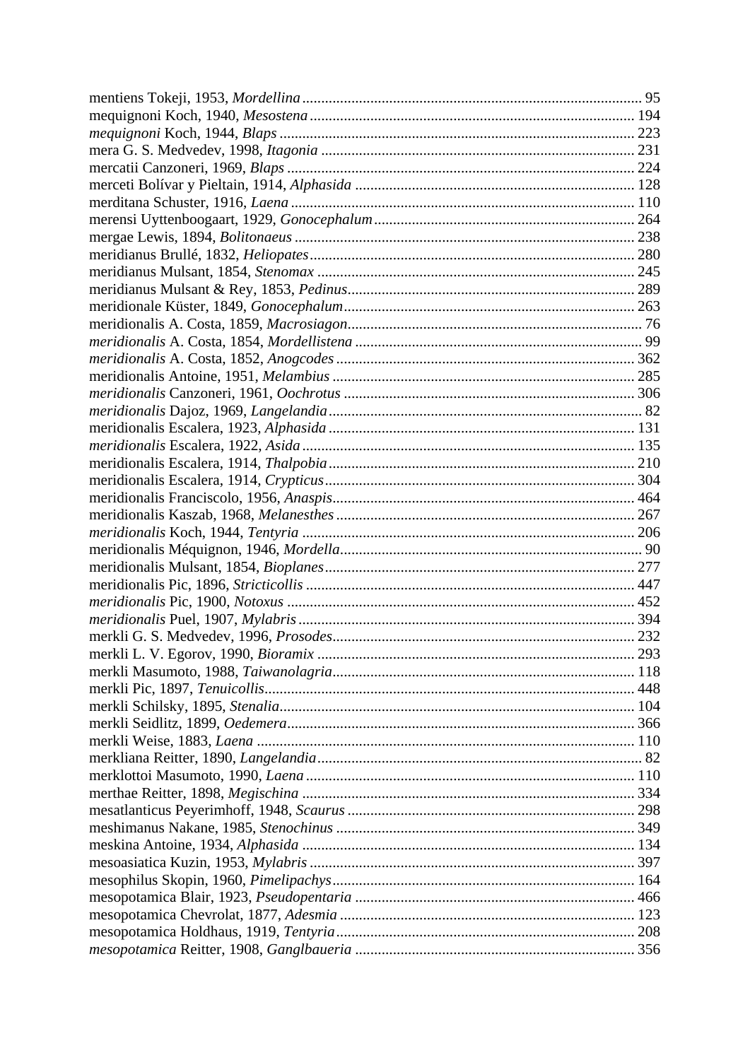mentiens Tokeji, 1953, *Mordellina* ........................................................................................ 95
mequignoni Koch, 1940, *Mesostena* ..................................................................................... 194
*mequignoni* Koch, 1944, *Blaps* ............................................................................................. 223
mera G. S. Medvedev, 1998, *Itagonia* .................................................................................. 231
mercatii Canzoneri, 1969, *Blaps* ........................................................................................... 224
merceti Bolívar y Pieltain, 1914, *Alphasida* ......................................................................... 128
merditana Schuster, 1916, *Laena* .......................................................................................... 110
merensi Uyttenboogaart, 1929, *Gonocephalum* .................................................................... 264
mergae Lewis, 1894, *Bolitonaeus* ......................................................................................... 238
meridianus Brullé, 1832, *Heliopates* ..................................................................................... 280
meridianus Mulsant, 1854, *Stenomax* ................................................................................... 245
meridianus Mulsant & Rey, 1853, *Pedinus* ........................................................................... 289
meridionale Küster, 1849, *Gonocephalum* ............................................................................ 263
meridionalis A. Costa, 1859, *Macrosiagon* ............................................................................. 76
*meridionalis* A. Costa, 1854, *Mordellistena* ........................................................................... 99
*meridionalis* A. Costa, 1852, *Anogcodes* .............................................................................. 362
meridionalis Antoine, 1951, *Melambius* ............................................................................... 285
*meridionalis* Canzoneri, 1961, *Oochrotus* ............................................................................ 306
*meridionalis* Dajoz, 1969, *Langelandia* .................................................................................. 82
meridionalis Escalera, 1923, *Alphasida* ................................................................................ 131
*meridionalis* Escalera, 1922, *Asida* ....................................................................................... 135
meridionalis Escalera, 1914, *Thalpobia* ................................................................................ 210
meridionalis Escalera, 1914, *Crypticus* ................................................................................. 304
meridionalis Franciscolo, 1956, *Anaspis* ............................................................................... 464
meridionalis Kaszab, 1968, *Melanesthes* .............................................................................. 267
*meridionalis* Koch, 1944, *Tentyria* ....................................................................................... 206
meridionalis Méquignon, 1946, *Mordella* ............................................................................... 90
meridionalis Mulsant, 1854, *Bioplanes* ................................................................................. 277
meridionalis Pic, 1896, *Stricticollis* ...................................................................................... 447
*meridionalis* Pic, 1900, *Notoxus* ........................................................................................... 452
*meridionalis* Puel, 1907, *Mylabris* ........................................................................................ 394
merkli G. S. Medvedev, 1996, *Prosodes* ............................................................................... 232
merkli L. V. Egorov, 1990, *Bioramix* ................................................................................... 293
merkli Masumoto, 1988, *Taiwanolagria* ............................................................................... 118
merkli Pic, 1897, *Tenuicollis* ................................................................................................. 448
merkli Schilsky, 1895, *Stenalia* ............................................................................................. 104
merkli Seidlitz, 1899, *Oedemera* ........................................................................................... 366
merkli Weise, 1883, *Laena* ................................................................................................... 110
merkliana Reitter, 1890, *Langelandia* ..................................................................................... 82
merklottoi Masumoto, 1990, *Laena* ...................................................................................... 110
merthae Reitter, 1898, *Megischina* ....................................................................................... 334
mesatlanticus Peyerimhoff, 1948, *Scaurus* ........................................................................... 298
meshimanus Nakane, 1985, *Stenochinus* .............................................................................. 349
meskina Antoine, 1934, *Alphasida* ....................................................................................... 134
mesoasiatica Kuzin, 1953, *Mylabris* ..................................................................................... 397
mesophilus Skopin, 1960, *Pimelipachys* ............................................................................... 164
mesopotamica Blair, 1923, *Pseudopentaria* .......................................................................... 466
mesopotamica Chevrolat, 1877, *Adesmia* ............................................................................. 123
mesopotamica Holdhaus, 1919, *Tentyria* .............................................................................. 208
*mesopotamica* Reitter, 1908, *Ganglbaueria* .......................................................................... 356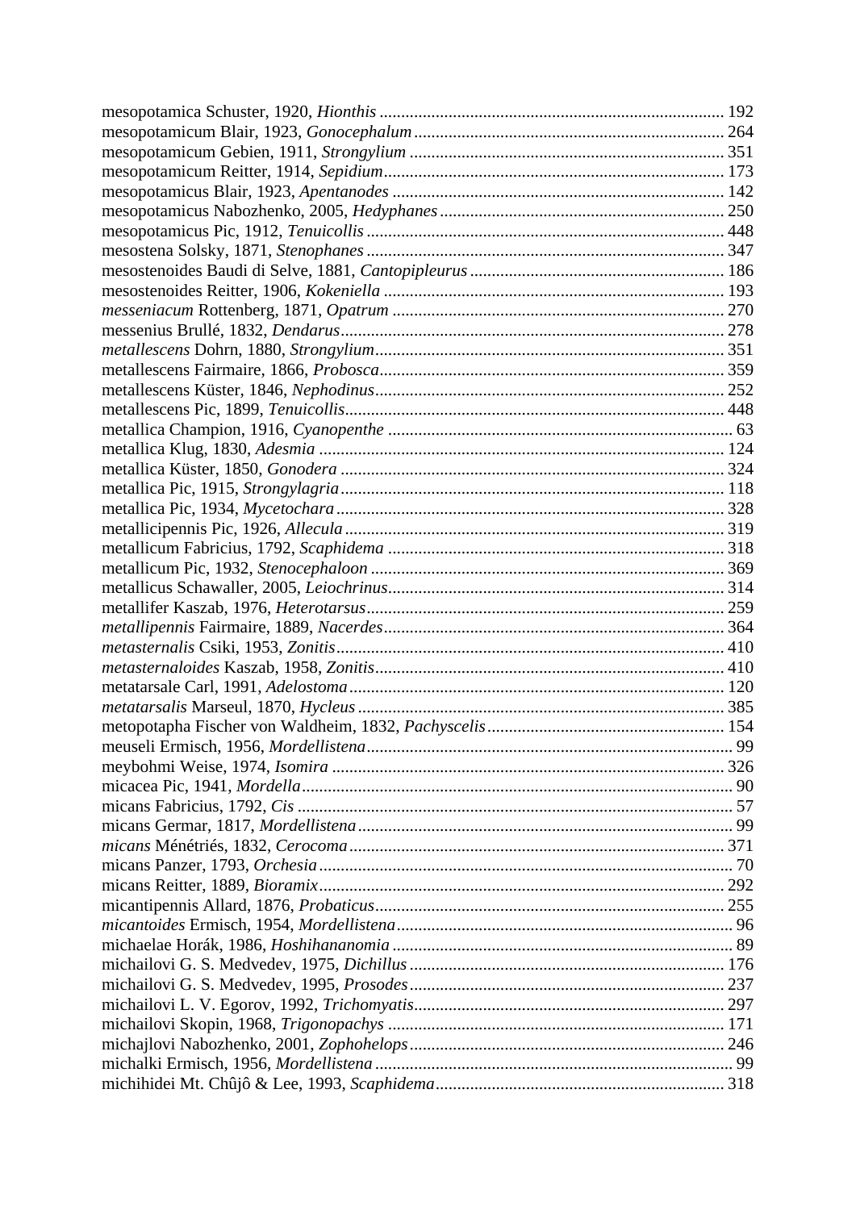mesopotamica Schuster, 1920, *Hionthis* ................................................................................ 192
mesopotamicum Blair, 1923, *Gonocephalum* ......................................................................... 264
mesopotamicum Gebien, 1911, *Strongylium* .......................................................................... 351
mesopotamicum Reitter, 1914, *Sepidium* ............................................................................... 173
mesopotamicus Blair, 1923, *Apentanodes* ............................................................................. 142
mesopotamicus Nabozhenko, 2005, *Hedyphanes* .................................................................. 250
mesopotamicus Pic, 1912, *Tenuicollis* ................................................................................... 448
mesostena Solsky, 1871, *Stenophanes* ................................................................................... 347
mesostenoides Baudi di Selve, 1881, *Cantopipleurus* ............................................................ 186
mesostenoides Reitter, 1906, *Kokeniella* ............................................................................... 193
*messeniacum* Rottenberg, 1871, *Opatrum* ............................................................................. 270
messenius Brullé, 1832, *Dendarus* ......................................................................................... 278
*metallescens* Dohrn, 1880, *Strongylium* ................................................................................. 351
metallescens Fairmaire, 1866, *Probosca* ................................................................................ 359
metallescens Küster, 1846, *Nephodinus* ................................................................................. 252
metallescens Pic, 1899, *Tenuicollis* ........................................................................................ 448
metallica Champion, 1916, *Cyanopenthe* ................................................................................ 63
metallica Klug, 1830, *Adesmia* .............................................................................................. 124
metallica Küster, 1850, *Gonodera* ......................................................................................... 324
metallica Pic, 1915, *Strongylagria* ......................................................................................... 118
metallica Pic, 1934, *Mycetochara* .......................................................................................... 328
metallicipennis Pic, 1926, *Allecula* ........................................................................................ 319
metallicum Fabricius, 1792, *Scaphidema* .............................................................................. 318
metallicum Pic, 1932, *Stenocephaloon* .................................................................................. 369
metallicus Schawaller, 2005, *Leiochrinus* .............................................................................. 314
metallifer Kaszab, 1976, *Heterotarsus* ................................................................................... 259
*metallipennis* Fairmaire, 1889, *Nacerdes* ............................................................................... 364
*metasternalis* Csiki, 1953, *Zonitis* .......................................................................................... 410
*metasternaloides* Kaszab, 1958, *Zonitis* ................................................................................. 410
metatarsale Carl, 1991, *Adelostoma* ....................................................................................... 120
*metatarsalis* Marseul, 1870, *Hycleus* ..................................................................................... 385
metopotapha Fischer von Waldheim, 1832, *Pachyscelis* ....................................................... 154
meuseli Ermisch, 1956, *Mordellistena* .................................................................................... 99
meybohmi Weise, 1974, *Isomira* ........................................................................................... 326
micacea Pic, 1941, *Mordella* .................................................................................................... 90
micans Fabricius, 1792, *Cis* ..................................................................................................... 57
micans Germar, 1817, *Mordellistena* ....................................................................................... 99
*micans* Ménétriés, 1832, *Cerocoma* ....................................................................................... 371
micans Panzer, 1793, *Orchesia* ................................................................................................ 70
micans Reitter, 1889, *Bioramix* .............................................................................................. 292
micantipennis Allard, 1876, *Probaticus* ................................................................................. 255
*micantoides* Ermisch, 1954, *Mordellistena* .............................................................................. 96
michaelae Horák, 1986, *Hoshihananomia* ............................................................................... 89
michailovi G. S. Medvedev, 1975, *Dichillus* ......................................................................... 176
michailovi G. S. Medvedev, 1995, *Prosodes* ......................................................................... 237
michailovi L. V. Egorov, 1992, *Trichomyatis* ........................................................................ 297
michailovi Skopin, 1968, *Trigonopachys* .............................................................................. 171
michajlovi Nabozhenko, 2001, *Zophohelops* ......................................................................... 246
michalki Ermisch, 1956, *Mordellistena* .................................................................................. 99
michihidei Mt. Chûjô & Lee, 1993, *Scaphidema* ................................................................... 318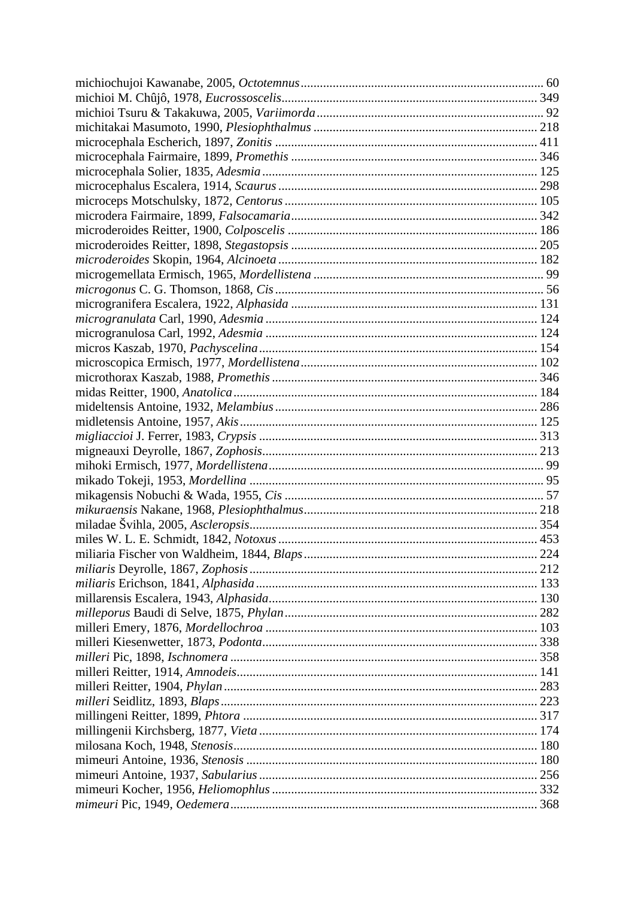michiochujoi Kawanabe, 2005, *Octotemnus* ............................................................ 60
michioi M. Chûjô, 1978, *Eucrossoscelis*.............................................................. 349
michioi Tsuru & Takakuwa, 2005, *Variimorda* ...................................................... 92
michitakai Masumoto, 1990, *Plesiophthalmus* ...................................................... 218
microcephala Escherich, 1897, *Zonitis* ................................................................. 411
microcephala Fairmaire, 1899, *Promethis* ............................................................ 346
microcephala Solier, 1835, *Adesmia* .................................................................... 125
microcephalus Escalera, 1914, *Scaurus* ............................................................... 298
microceps Motschulsky, 1872, *Centorus* .............................................................. 105
microdera Fairmaire, 1899, *Falsocamaria* ............................................................ 342
microderoides Reitter, 1900, *Colposcelis* ............................................................. 186
microderoides Reitter, 1898, *Stegastopsis* ............................................................ 205
*microderoides* Skopin, 1964, *Alcinoeta* ................................................................ 182
microgemellata Ermisch, 1965, *Mordellistena* ....................................................... 99
*microgonus* C. G. Thomson, 1868, *Cis* .................................................................. 56
microgranifera Escalera, 1922, *Alphasida* ............................................................ 131
*microgranulata* Carl, 1990, *Adesmia* .................................................................... 124
microgranulosa Carl, 1992, *Adesmia* .................................................................... 124
micros Kaszab, 1970, *Pachyscelina* ...................................................................... 154
microscopica Ermisch, 1977, *Mordellistena* ......................................................... 102
microthorax Kaszab, 1988, *Promethis* .................................................................. 346
midas Reitter, 1900, *Anatolica* .............................................................................. 184
mideltensis Antoine, 1932, *Melambius* ................................................................. 286
midletensis Antoine, 1957, *Akis* ............................................................................ 125
*migliaccioi* J. Ferrer, 1983, *Crypsis* ...................................................................... 313
migneauxi Deyrolle, 1867, *Zophosis* ..................................................................... 213
mihoki Ermisch, 1977, *Mordellistena* ..................................................................... 99
mikado Tokeji, 1953, *Mordellina* ........................................................................... 95
mikagensis Nobuchi & Wada, 1955, *Cis* ................................................................. 57
*mikuraensis* Nakane, 1968, *Plesiophthalmus* ........................................................ 218
miladae Švihla, 2005, *Ascleropsis* ......................................................................... 354
miles W. L. E. Schmidt, 1842, *Notoxus* ................................................................ 453
miliaria Fischer von Waldheim, 1844, *Blaps* ........................................................ 224
*miliaris* Deyrolle, 1867, *Zophosis* ......................................................................... 212
*miliaris* Erichson, 1841, *Alphasida* ....................................................................... 133
millarensis Escalera, 1943, *Alphasida* ................................................................... 130
*milleporus* Baudi di Selve, 1875, *Phylan* .............................................................. 282
milleri Emery, 1876, *Mordellochroa* ..................................................................... 103
milleri Kiesenwetter, 1873, *Podonta* ..................................................................... 338
*milleri* Pic, 1898, *Ischnomera* ............................................................................... 358
milleri Reitter, 1914, *Amnodeis* ............................................................................. 141
milleri Reitter, 1904, *Phylan* ................................................................................. 283
*milleri* Seidlitz, 1893, *Blaps* .................................................................................. 223
millingeni Reitter, 1899, *Phtora* ........................................................................... 317
millingenii Kirchsberg, 1877, *Vieta* ...................................................................... 174
milosana Koch, 1948, *Stenosis* .............................................................................. 180
mimeuri Antoine, 1936, *Stenosis* .......................................................................... 180
mimeuri Antoine, 1937, *Sabularius* ....................................................................... 256
mimeuri Kocher, 1956, *Heliomophlus* .................................................................. 332
*mimeuri* Pic, 1949, *Oedemera* ............................................................................... 368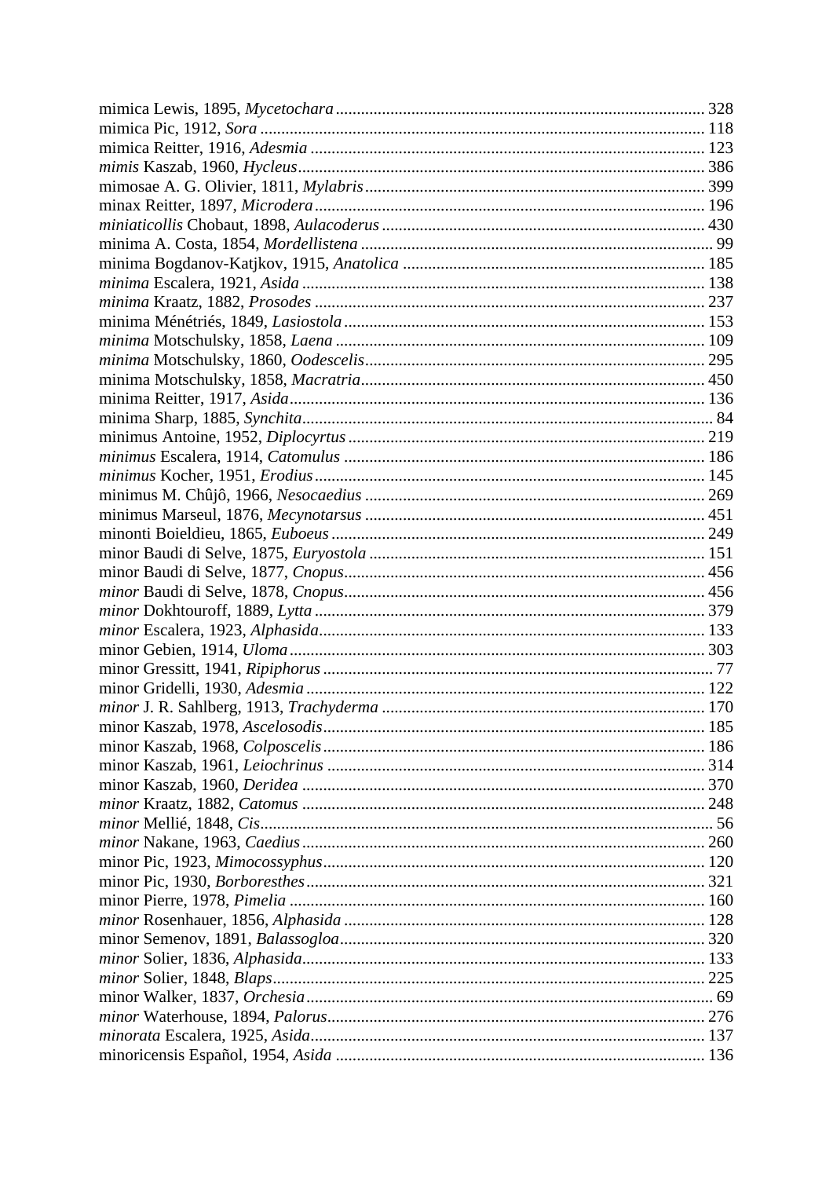mimica Lewis, 1895, *Mycetochara* ........................................ 328
mimica Pic, 1912, *Sora* ........................................ 118
mimica Reitter, 1916, *Adesmia* ........................................ 123
*mimis* Kaszab, 1960, *Hycleus* ........................................ 386
mimosae A. G. Olivier, 1811, *Mylabris* ........................................ 399
minax Reitter, 1897, *Microdera* ........................................ 196
*miniaticollis* Chobaut, 1898, *Aulacoderus* ........................................ 430
minima A. Costa, 1854, *Mordellistena* ........................................ 99
minima Bogdanov-Katjkov, 1915, *Anatolica* ........................................ 185
*minima* Escalera, 1921, *Asida* ........................................ 138
*minima* Kraatz, 1882, *Prosodes* ........................................ 237
minima Ménétriés, 1849, *Lasiostola* ........................................ 153
*minima* Motschulsky, 1858, *Laena* ........................................ 109
*minima* Motschulsky, 1860, *Oodescelis* ........................................ 295
minima Motschulsky, 1858, *Macratria* ........................................ 450
minima Reitter, 1917, *Asida* ........................................ 136
minima Sharp, 1885, *Synchita* ........................................ 84
minimus Antoine, 1952, *Diplocyrtus* ........................................ 219
*minimus* Escalera, 1914, *Catomulus* ........................................ 186
*minimus* Kocher, 1951, *Erodius* ........................................ 145
minimus M. Chûjô, 1966, *Nesocaedius* ........................................ 269
minimus Marseul, 1876, *Mecynotarsus* ........................................ 451
minonti Boieldieu, 1865, *Euboeus* ........................................ 249
minor Baudi di Selve, 1875, *Euryostola* ........................................ 151
minor Baudi di Selve, 1877, *Cnopus* ........................................ 456
*minor* Baudi di Selve, 1878, *Cnopus* ........................................ 456
*minor* Dokhtouroff, 1889, *Lytta* ........................................ 379
*minor* Escalera, 1923, *Alphasida* ........................................ 133
minor Gebien, 1914, *Uloma* ........................................ 303
minor Gressitt, 1941, *Ripiphorus* ........................................ 77
minor Gridelli, 1930, *Adesmia* ........................................ 122
*minor* J. R. Sahlberg, 1913, *Trachyderma* ........................................ 170
minor Kaszab, 1978, *Ascelosodis* ........................................ 185
minor Kaszab, 1968, *Colposcelis* ........................................ 186
minor Kaszab, 1961, *Leiochrinus* ........................................ 314
minor Kaszab, 1960, *Deridea* ........................................ 370
*minor* Kraatz, 1882, *Catomus* ........................................ 248
*minor* Mellié, 1848, *Cis* ........................................ 56
*minor* Nakane, 1963, *Caedius* ........................................ 260
minor Pic, 1923, *Mimocossyphus* ........................................ 120
minor Pic, 1930, *Borboresthes* ........................................ 321
minor Pierre, 1978, *Pimelia* ........................................ 160
*minor* Rosenhauer, 1856, *Alphasida* ........................................ 128
minor Semenov, 1891, *Balassogloa* ........................................ 320
*minor* Solier, 1836, *Alphasida* ........................................ 133
*minor* Solier, 1848, *Blaps* ........................................ 225
minor Walker, 1837, *Orchesia* ........................................ 69
*minor* Waterhouse, 1894, *Palorus* ........................................ 276
*minorata* Escalera, 1925, *Asida* ........................................ 137
minoricensis Español, 1954, *Asida* ........................................ 136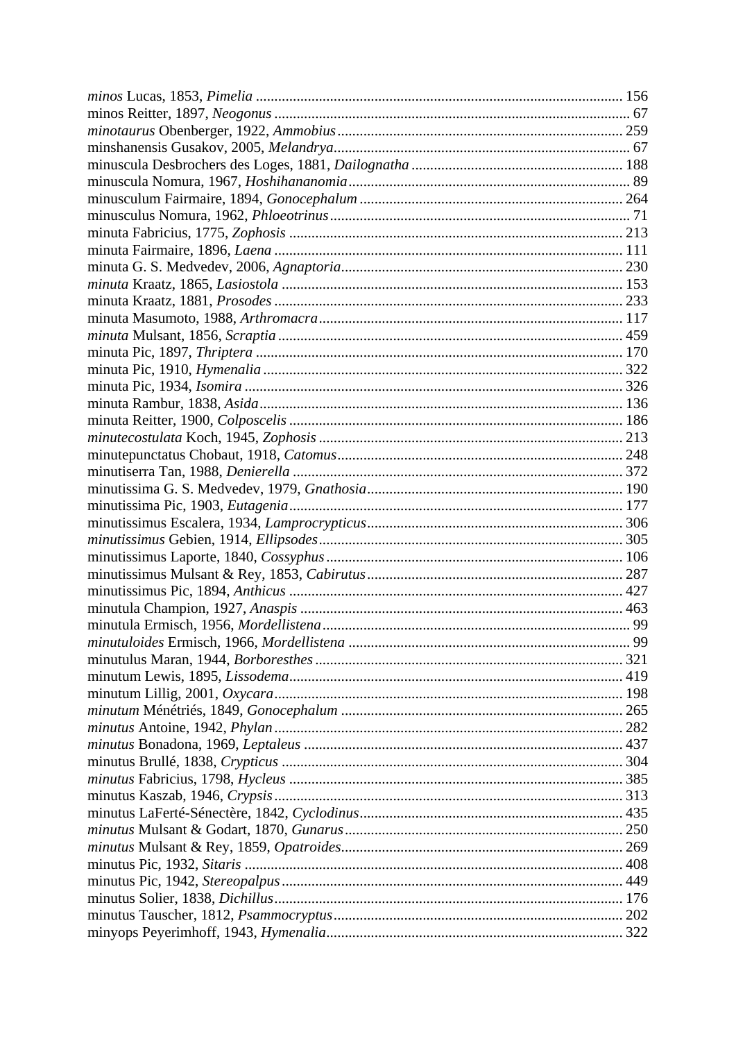*minos* Lucas, 1853, *Pimelia* .................................................................................................. 156
minos Reitter, 1897, *Neogonus* ............................................................................................... 67
*minotaurus* Obenberger, 1922, *Ammobius* ............................................................................. 259
minshanensis Gusakov, 2005, *Melandrya*................................................................................ 67
minuscula Desbrochers des Loges, 1881, *Dailognatha* .......................................................... 188
minuscula Nomura, 1967, *Hoshihananomia* ............................................................................. 89
minusculum Fairmaire, 1894, *Gonocephalum* ........................................................................ 264
minusculus Nomura, 1962, *Phloeotrinus* ................................................................................. 71
minuta Fabricius, 1775, *Zophosis* .......................................................................................... 213
minuta Fairmaire, 1896, *Laena* .............................................................................................. 111
minuta G. S. Medvedev, 2006, *Agnaptoria*............................................................................ 230
*minuta* Kraatz, 1865, *Lasiostola* ............................................................................................ 153
minuta Kraatz, 1881, *Prosodes* .............................................................................................. 233
minuta Masumoto, 1988, *Arthromacra*.................................................................................. 117
*minuta* Mulsant, 1856, *Scraptia* ............................................................................................. 459
minuta Pic, 1897, *Thriptera* .................................................................................................... 170
minuta Pic, 1910, *Hymenalia* ................................................................................................. 322
minuta Pic, 1934, *Isomira* ...................................................................................................... 326
minuta Rambur, 1838, *Asida*.................................................................................................. 136
minuta Reitter, 1900, *Colposcelis* .......................................................................................... 186
*minutecostulata* Koch, 1945, *Zophosis* .................................................................................. 213
minutepunctatus Chobaut, 1918, *Catomus*............................................................................. 248
minutiserra Tan, 1988, *Denierella* .......................................................................................... 372
minutissima G. S. Medvedev, 1979, *Gnathosia*..................................................................... 190
minutissima Pic, 1903, *Eutagenia*.......................................................................................... 177
minutissimus Escalera, 1934, *Lamprocrypticus*..................................................................... 306
*minutissimus* Gebien, 1914, *Ellipsodes*.................................................................................. 305
minutissimus Laporte, 1840, *Cossyphus* ................................................................................ 106
minutissimus Mulsant & Rey, 1853, *Cabirutus*..................................................................... 287
minutissimus Pic, 1894, *Anthicus* .......................................................................................... 427
minutula Champion, 1927, *Anaspis* ....................................................................................... 463
minutula Ermisch, 1956, *Mordellistena*................................................................................... 99
*minutuloides* Ermisch, 1966, *Mordellistena* ............................................................................ 99
minutulus Maran, 1944, *Borboresthes* ................................................................................... 321
minutum Lewis, 1895, *Lissodema*.......................................................................................... 419
minutum Lillig, 2001, *Oxycara*.............................................................................................. 198
*minutum* Ménétriés, 1849, *Gonocephalum* ............................................................................ 265
*minutus* Antoine, 1942, *Phylan* ............................................................................................. 282
*minutus* Bonadona, 1969, *Leptaleus* ...................................................................................... 437
minutus Brullé, 1838, *Crypticus* ............................................................................................ 304
*minutus* Fabricius, 1798, *Hycleus* .......................................................................................... 385
minutus Kaszab, 1946, *Crypsis*.............................................................................................. 313
minutus LaFerté-Sénectère, 1842, *Cyclodinus*....................................................................... 435
*minutus* Mulsant & Godart, 1870, *Gunarus*........................................................................... 250
*minutus* Mulsant & Rey, 1859, *Opatroides*............................................................................ 269
minutus Pic, 1932, *Sitaris* ...................................................................................................... 408
minutus Pic, 1942, *Stereopalpus*............................................................................................ 449
minutus Solier, 1838, *Dichillus*.............................................................................................. 176
minutus Tauscher, 1812, *Psammocryptus*.............................................................................. 202
minyops Peyerimhoff, 1943, *Hymenalia*................................................................................ 322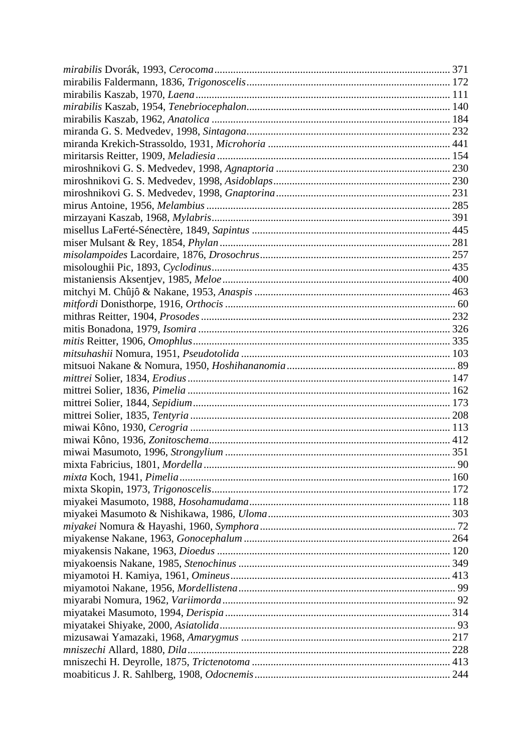*mirabilis* Dvorák, 1993, *Cerocoma* ........................................................................................ 371
mirabilis Faldermann, 1836, *Trigonoscelis* ............................................................................ 172
mirabilis Kaszab, 1970, *Laena* ............................................................................................... 111
*mirabilis* Kaszab, 1954, *Tenebriocephalon* ............................................................................ 140
mirabilis Kaszab, 1962, *Anatolica* ......................................................................................... 184
miranda G. S. Medvedev, 1998, *Sintagona* ............................................................................ 232
miranda Krekich-Strassoldo, 1931, *Microhoria* .................................................................... 441
miritarsis Reitter, 1909, *Meladiesia* ...................................................................................... 154
miroshnikovi G. S. Medvedev, 1998, *Agnaptoria* ................................................................. 230
miroshnikovi G. S. Medvedev, 1998, *Asidoblaps* .................................................................. 230
miroshnikovi G. S. Medvedev, 1998, *Gnaptorina* ................................................................. 231
mirus Antoine, 1956, *Melambius* ........................................................................................... 285
mirzayani Kaszab, 1968, *Mylabris* ......................................................................................... 391
misellus LaFerté-Sénectère, 1849, *Sapintus* .......................................................................... 445
miser Mulsant & Rey, 1854, *Phylan* ...................................................................................... 281
*misolampoides* Lacordaire, 1876, *Drosochrus* ....................................................................... 257
misoloughii Pic, 1893, *Cyclodinus* ......................................................................................... 435
mistaniensis Aksentjev, 1985, *Meloe* ..................................................................................... 400
mitchyi M. Chûjô & Nakane, 1953, *Anaspis* ......................................................................... 463
*mitfordi* Donisthorpe, 1916, *Orthocis* ...................................................................................... 60
mithras Reitter, 1904, *Prosodes* ............................................................................................. 232
mitis Bonadona, 1979, *Isomira* .............................................................................................. 326
*mitis* Reitter, 1906, *Omophlus* ................................................................................................ 335
*mitsuhashii* Nomura, 1951, *Pseudotolida* .............................................................................. 103
mitsuoi Nakane & Nomura, 1950, *Hoshihananomia* ................................................................ 89
*mittrei* Solier, 1834, *Erodius* .................................................................................................. 147
mittrei Solier, 1836, *Pimelia* .................................................................................................. 162
mittrei Solier, 1844, *Sepidium* ................................................................................................ 173
mittrei Solier, 1835, *Tentyria* ................................................................................................. 208
miwai Kôno, 1930, *Cerogria* .................................................................................................. 113
miwai Kôno, 1936, *Zonitoschema* .......................................................................................... 412
miwai Masumoto, 1996, *Strongylium* .................................................................................... 351
mixta Fabricius, 1801, *Mordella* ............................................................................................... 90
*mixta* Koch, 1941, *Pimelia* ..................................................................................................... 160
mixta Skopin, 1973, *Trigonoscelis* .......................................................................................... 172
miyakei Masumoto, 1988, *Hosohamudama* ............................................................................ 118
miyakei Masumoto & Nishikawa, 1986, *Uloma* ..................................................................... 303
*miyakei* Nomura & Hayashi, 1960, *Symphora* .......................................................................... 72
miyakense Nakane, 1963, *Gonocephalum* .............................................................................. 264
miyakensis Nakane, 1963, *Dioedus* ....................................................................................... 120
miyakoensis Nakane, 1985, *Stenochinus* ............................................................................... 349
miyamotoi H. Kamiya, 1961, *Omineus* .................................................................................. 413
miyamotoi Nakane, 1956, *Mordellistena* .................................................................................. 99
miyarabi Nomura, 1962, *Variimorda* ....................................................................................... 92
miyatakei Masumoto, 1994, *Derispia* .................................................................................... 314
miyatakei Shiyake, 2000, *Asiatolida* ........................................................................................ 93
mizusawai Yamazaki, 1968, *Amarygmus* ............................................................................... 217
*mniszechi* Allard, 1880, *Dila* .................................................................................................. 228
mniszechi H. Deyrolle, 1875, *Trictenotoma* ........................................................................... 413
moabiticus J. R. Sahlberg, 1908, *Odocnemis* ......................................................................... 244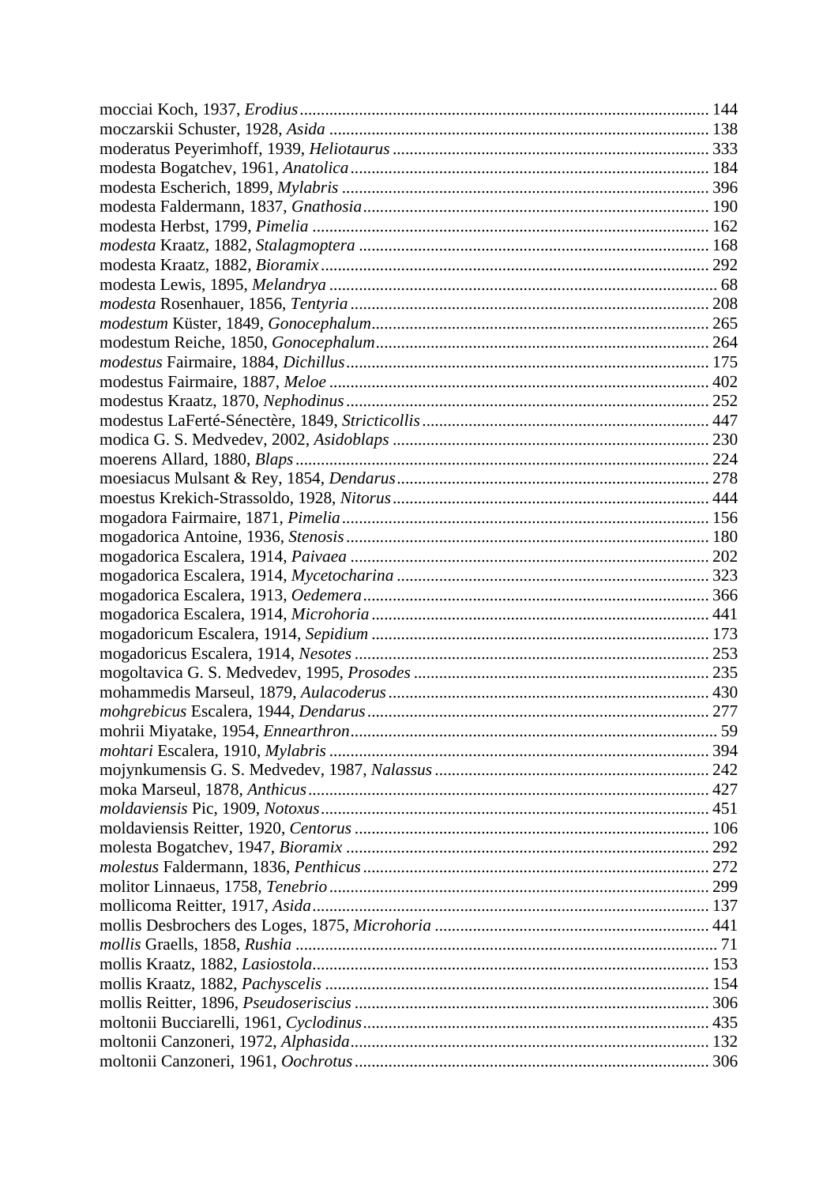mocciai Koch, 1937, *Erodius* ........ 144
moczarskii Schuster, 1928, *Asida* ........ 138
moderatus Peyerimhoff, 1939, *Heliotaurus* ........ 333
modesta Bogatchev, 1961, *Anatolica* ........ 184
modesta Escherich, 1899, *Mylabris* ........ 396
modesta Faldermann, 1837, *Gnathosia* ........ 190
modesta Herbst, 1799, *Pimelia* ........ 162
*modesta* Kraatz, 1882, *Stalagmoptera* ........ 168
modesta Kraatz, 1882, *Bioramix* ........ 292
modesta Lewis, 1895, *Melandrya* ........ 68
*modesta* Rosenhauer, 1856, *Tentyria* ........ 208
*modestum* Küster, 1849, *Gonocephalum* ........ 265
modestum Reiche, 1850, *Gonocephalum* ........ 264
*modestus* Fairmaire, 1884, *Dichillus* ........ 175
modestus Fairmaire, 1887, *Meloe* ........ 402
modestus Kraatz, 1870, *Nephodinus* ........ 252
modestus LaFerté-Sénectère, 1849, *Stricticollis* ........ 447
modica G. S. Medvedev, 2002, *Asidoblaps* ........ 230
moerens Allard, 1880, *Blaps* ........ 224
moesiacus Mulsant & Rey, 1854, *Dendarus* ........ 278
moestus Krekich-Strassoldo, 1928, *Nitorus* ........ 444
mogadora Fairmaire, 1871, *Pimelia* ........ 156
mogadorica Antoine, 1936, *Stenosis* ........ 180
mogadorica Escalera, 1914, *Paivaea* ........ 202
mogadorica Escalera, 1914, *Mycetocharina* ........ 323
mogadorica Escalera, 1913, *Oedemera* ........ 366
mogadorica Escalera, 1914, *Microhoria* ........ 441
mogadoricum Escalera, 1914, *Sepidium* ........ 173
mogadoricus Escalera, 1914, *Nesotes* ........ 253
mogoltavica G. S. Medvedev, 1995, *Prosodes* ........ 235
mohammedis Marseul, 1879, *Aulacoderus* ........ 430
*mohgrebicus* Escalera, 1944, *Dendarus* ........ 277
mohrii Miyatake, 1954, *Ennearthron* ........ 59
*mohtari* Escalera, 1910, *Mylabris* ........ 394
mojynkumensis G. S. Medvedev, 1987, *Nalassus* ........ 242
moka Marseul, 1878, *Anthicus* ........ 427
*moldaviensis* Pic, 1909, *Notoxus* ........ 451
moldaviensis Reitter, 1920, *Centorus* ........ 106
molesta Bogatchev, 1947, *Bioramix* ........ 292
*molestus* Faldermann, 1836, *Penthicus* ........ 272
molitor Linnaeus, 1758, *Tenebrio* ........ 299
mollicoma Reitter, 1917, *Asida* ........ 137
mollis Desbrochers des Loges, 1875, *Microhoria* ........ 441
*mollis* Graells, 1858, *Rushia* ........ 71
mollis Kraatz, 1882, *Lasiostola* ........ 153
mollis Kraatz, 1882, *Pachyscelis* ........ 154
mollis Reitter, 1896, *Pseudoseriscius* ........ 306
moltonii Bucciarelli, 1961, *Cyclodinus* ........ 435
moltonii Canzoneri, 1972, *Alphasida* ........ 132
moltonii Canzoneri, 1961, *Oochrotus* ........ 306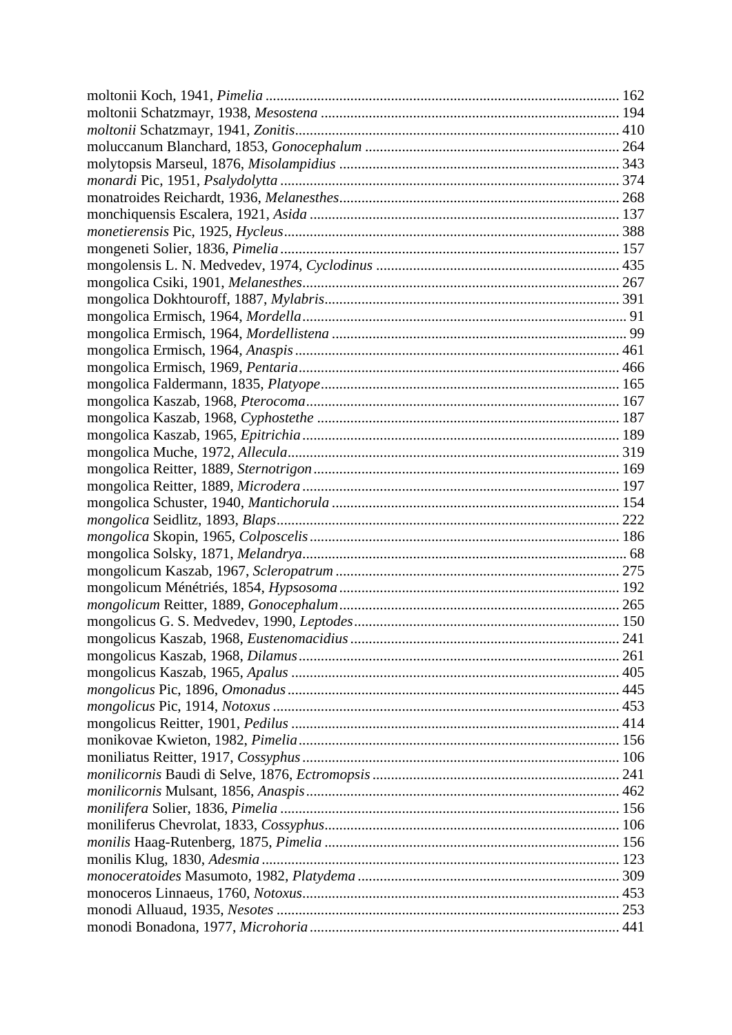moltonii Koch, 1941, *Pimelia* ................................................................................ 162
moltonii Schatzmayr, 1938, *Mesostena* ................................................................ 194
*moltonii* Schatzmayr, 1941, *Zonitis*...................................................................... 410
moluccanum Blanchard, 1853, *Gonocephalum* .................................................... 264
molytopsis Marseul, 1876, *Misolampidius* ........................................................... 343
*monardi* Pic, 1951, *Psalydolytta* ........................................................................... 374
monatroides Reichardt, 1936, *Melanesthes*........................................................... 268
monchiquensis Escalera, 1921, *Asida* ................................................................... 137
*monetierensis* Pic, 1925, *Hycleus*.......................................................................... 388
mongeneti Solier, 1836, *Pimelia* ........................................................................... 157
mongolensis L. N. Medvedev, 1974, *Cyclodinus* ................................................. 435
mongolica Csiki, 1901, *Melanesthes*..................................................................... 267
mongolica Dokhtouroff, 1887, *Mylabris*............................................................... 391
mongolica Ermisch, 1964, *Mordella*...................................................................... 91
mongolica Ermisch, 1964, *Mordellistena* ............................................................... 99
mongolica Ermisch, 1964, *Anaspis*....................................................................... 461
mongolica Ermisch, 1969, *Pentaria*...................................................................... 466
mongolica Faldermann, 1835, *Platyope*................................................................ 165
mongolica Kaszab, 1968, *Pterocoma*.................................................................... 167
mongolica Kaszab, 1968, *Cyphostethe* ................................................................. 187
mongolica Kaszab, 1965, *Epitrichia*..................................................................... 189
mongolica Muche, 1972, *Allecula*......................................................................... 319
mongolica Reitter, 1889, *Sternotrigon*.................................................................. 169
mongolica Reitter, 1889, *Microdera*..................................................................... 197
mongolica Schuster, 1940, *Mantichorula* ............................................................. 154
*mongolica* Seidlitz, 1893, *Blaps*............................................................................ 222
*mongolica* Skopin, 1965, *Colposcelis*................................................................... 186
mongolica Solsky, 1871, *Melandrya*....................................................................... 68
mongolicum Kaszab, 1967, *Scleropatrum* ............................................................ 275
mongolicum Ménétriés, 1854, *Hypsosoma* ........................................................... 192
*mongolicum* Reitter, 1889, *Gonocephalum*........................................................... 265
mongolicus G. S. Medvedev, 1990, *Leptodes*....................................................... 150
mongolicus Kaszab, 1968, *Eustenomacidius* ........................................................ 241
mongolicus Kaszab, 1968, *Dilamus*...................................................................... 261
mongolicus Kaszab, 1965, *Apalus* ........................................................................ 405
*mongolicus* Pic, 1896, *Omonadus* ......................................................................... 445
*mongolicus* Pic, 1914, *Notoxus* ............................................................................ 453
mongolicus Reitter, 1901, *Pedilus* ........................................................................ 414
monikovae Kwieton, 1982, *Pimelia*...................................................................... 156
moniliatus Reitter, 1917, *Cossyphus* ..................................................................... 106
*monilicornis* Baudi di Selve, 1876, *Ectromopsis* .................................................. 241
*monilicornis* Mulsant, 1856, *Anaspis*.................................................................... 462
*monilifera* Solier, 1836, *Pimelia* ........................................................................... 156
moniliferus Chevrolat, 1833, *Cossyphus*............................................................... 106
*monilis* Haag-Rutenberg, 1875, *Pimelia* ............................................................... 156
monilis Klug, 1830, *Adesmia* ................................................................................ 123
*monoceratoides* Masumoto, 1982, *Platydema* ...................................................... 309
monoceros Linnaeus, 1760, *Notoxus*..................................................................... 453
monodi Alluaud, 1935, *Nesotes* ............................................................................ 253
monodi Bonadona, 1977, *Microhoria* ................................................................... 441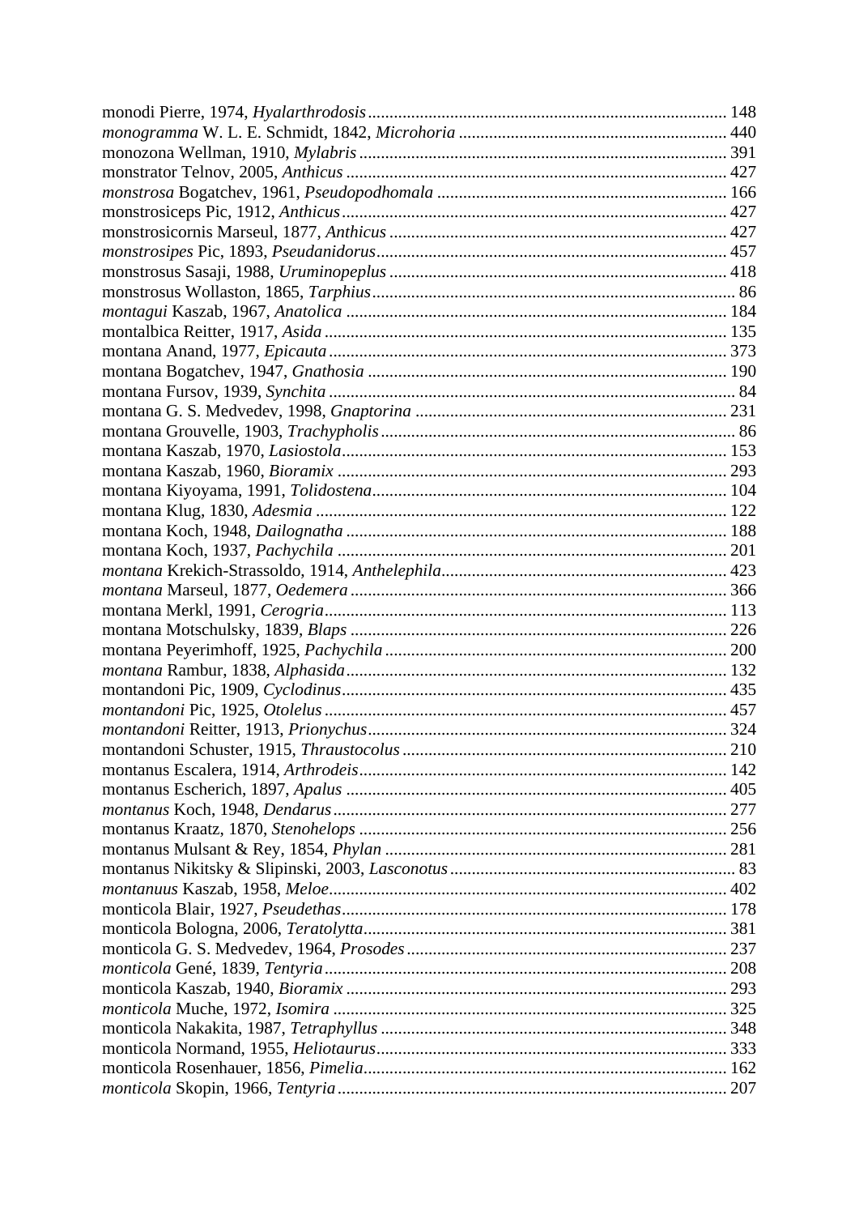monodi Pierre, 1974, *Hyalarthrodosis* ........ 148
*monogramma* W. L. E. Schmidt, 1842, *Microhoria* ........ 440
monozona Wellman, 1910, *Mylabris* ........ 391
monstrator Telnov, 2005, *Anthicus* ........ 427
*monstrosa* Bogatchev, 1961, *Pseudopodhomala* ........ 166
monstrosiceps Pic, 1912, *Anthicus* ........ 427
monstrosicornis Marseul, 1877, *Anthicus* ........ 427
*monstrosipes* Pic, 1893, *Pseudanidorus* ........ 457
monstrosus Sasaji, 1988, *Uruminopeplus* ........ 418
monstrosus Wollaston, 1865, *Tarphius* ........ 86
*montagui* Kaszab, 1967, *Anatolica* ........ 184
montalbica Reitter, 1917, *Asida* ........ 135
montana Anand, 1977, *Epicauta* ........ 373
montana Bogatchev, 1947, *Gnathosia* ........ 190
montana Fursov, 1939, *Synchita* ........ 84
montana G. S. Medvedev, 1998, *Gnaptorina* ........ 231
montana Grouvelle, 1903, *Trachypholis* ........ 86
montana Kaszab, 1970, *Lasiostola* ........ 153
montana Kaszab, 1960, *Bioramix* ........ 293
montana Kiyoyama, 1991, *Tolidostena* ........ 104
montana Klug, 1830, *Adesmia* ........ 122
montana Koch, 1948, *Dailognatha* ........ 188
montana Koch, 1937, *Pachychila* ........ 201
*montana* Krekich-Strassoldo, 1914, *Anthelephila* ........ 423
*montana* Marseul, 1877, *Oedemera* ........ 366
montana Merkl, 1991, *Cerogria* ........ 113
montana Motschulsky, 1839, *Blaps* ........ 226
montana Peyerimhoff, 1925, *Pachychila* ........ 200
*montana* Rambur, 1838, *Alphasida* ........ 132
montandoni Pic, 1909, *Cyclodinus* ........ 435
*montandoni* Pic, 1925, *Otolelus* ........ 457
*montandoni* Reitter, 1913, *Prionychus* ........ 324
montandoni Schuster, 1915, *Thraustocolus* ........ 210
montanus Escalera, 1914, *Arthrodeis* ........ 142
montanus Escherich, 1897, *Apalus* ........ 405
*montanus* Koch, 1948, *Dendarus* ........ 277
montanus Kraatz, 1870, *Stenohelops* ........ 256
montanus Mulsant & Rey, 1854, *Phylan* ........ 281
montanus Nikitsky & Slipinski, 2003, *Lasconotus* ........ 83
*montanuus* Kaszab, 1958, *Meloe* ........ 402
monticola Blair, 1927, *Pseudethas* ........ 178
monticola Bologna, 2006, *Teratolytta* ........ 381
monticola G. S. Medvedev, 1964, *Prosodes* ........ 237
*monticola* Gené, 1839, *Tentyria* ........ 208
monticola Kaszab, 1940, *Bioramix* ........ 293
*monticola* Muche, 1972, *Isomira* ........ 325
monticola Nakakita, 1987, *Tetraphyllus* ........ 348
monticola Normand, 1955, *Heliotaurus* ........ 333
monticola Rosenhauer, 1856, *Pimelia* ........ 162
*monticola* Skopin, 1966, *Tentyria* ........ 207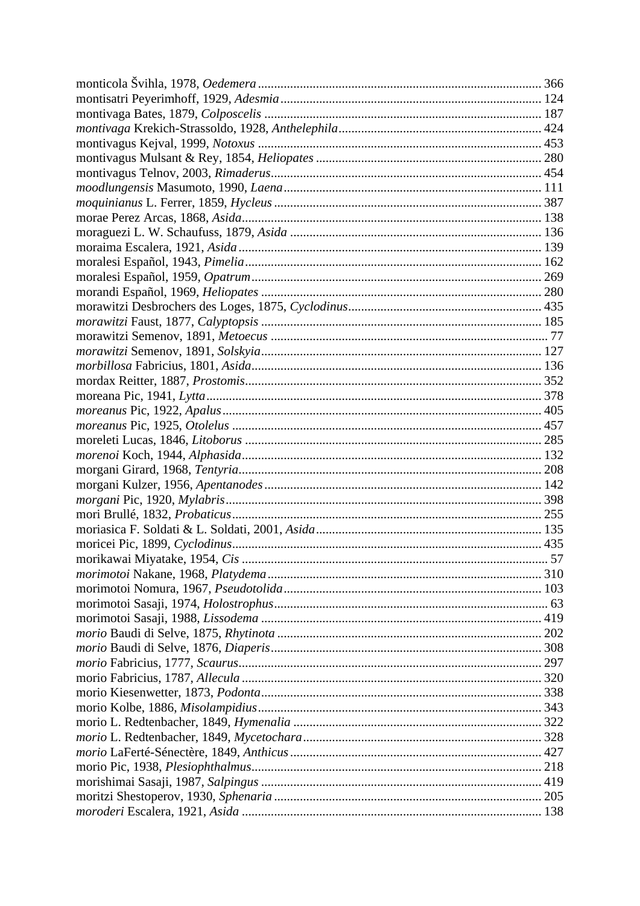monticola Švihla, 1978, *Oedemera* ........................................................................................ 366
montisatri Peyerimhoff, 1929, *Adesmia* ................................................................................. 124
montivaga Bates, 1879, *Colposcelis* ...................................................................................... 187
*montivaga* Krekich-Strassoldo, 1928, *Anthelephila* ................................................................ 424
montivagus Kejval, 1999, *Notoxus* ........................................................................................ 453
montivagus Mulsant & Rey, 1854, *Heliopates* ....................................................................... 280
montivagus Telnov, 2003, *Rimaderus* .................................................................................... 454
*moodlungensis* Masumoto, 1990, *Laena* ............................................................................... 111
*moquinianus* L. Ferrer, 1859, *Hycleus* ................................................................................. 387
morae Perez Arcas, 1868, *Asida* ............................................................................................ 138
moraguezi L. W. Schaufuss, 1879, *Asida* .............................................................................. 136
moraima Escalera, 1921, *Asida* .............................................................................................. 139
moralesi Español, 1943, *Pimelia* ........................................................................................... 162
moralesi Español, 1959, *Opatrum* .......................................................................................... 269
morandi Español, 1969, *Heliopates* ....................................................................................... 280
morawitzi Desbrochers des Loges, 1875, *Cyclodinus* ............................................................ 435
*morawitzi* Faust, 1877, *Calyptopsis* ....................................................................................... 185
morawitzi Semenov, 1891, *Metoecus* ....................................................................................... 77
*morawitzi* Semenov, 1891, *Solskyia* ...................................................................................... 127
*morbillosa* Fabricius, 1801, *Asida* ......................................................................................... 136
mordax Reitter, 1887, *Prostomis* ............................................................................................ 352
moreana Pic, 1941, *Lytta* ....................................................................................................... 378
*moreanus* Pic, 1922, *Apalus* .................................................................................................. 405
*moreanus* Pic, 1925, *Otolelus* ............................................................................................... 457
moreleti Lucas, 1846, *Litoborus* ............................................................................................. 285
*morenoi* Koch, 1944, *Alphasida* ............................................................................................ 132
morgani Girard, 1968, *Tentyria* .............................................................................................. 208
morgani Kulzer, 1956, *Apentanodes* ...................................................................................... 142
*morgani* Pic, 1920, *Mylabris* ................................................................................................. 398
mori Brullé, 1832, *Probaticus* ................................................................................................ 255
moriasica F. Soldati & L. Soldati, 2001, *Asida* ...................................................................... 135
moricei Pic, 1899, *Cyclodinus* ................................................................................................ 435
morikawai Miyatake, 1954, *Cis* ................................................................................................ 57
*morimotoi* Nakane, 1968, *Platydema* ..................................................................................... 310
morimotoi Nomura, 1967, *Pseudotolida* ................................................................................ 103
morimotoi Sasaji, 1974, *Holostrophus* ..................................................................................... 63
morimotoi Sasaji, 1988, *Lissodema* ....................................................................................... 419
*morio* Baudi di Selve, 1875, *Rhytinota* .................................................................................. 202
*morio* Baudi di Selve, 1876, *Diaperis* .................................................................................... 308
*morio* Fabricius, 1777, *Scaurus* ............................................................................................. 297
morio Fabricius, 1787, *Allecula* ............................................................................................. 320
morio Kiesenwetter, 1873, *Podonta* ....................................................................................... 338
morio Kolbe, 1886, *Misolampidius* ........................................................................................ 343
morio L. Redtenbacher, 1849, *Hymenalia* .............................................................................. 322
*morio* L. Redtenbacher, 1849, *Mycetochara* .......................................................................... 328
*morio* LaFerté-Sénectère, 1849, *Anthicus* .............................................................................. 427
morio Pic, 1938, *Plesiophthalmus* .......................................................................................... 218
morishimai Sasaji, 1987, *Salpingus* ....................................................................................... 419
moritzi Shestoperov, 1930, *Sphenaria* ................................................................................... 205
*moroderi* Escalera, 1921, *Asida* ............................................................................................. 138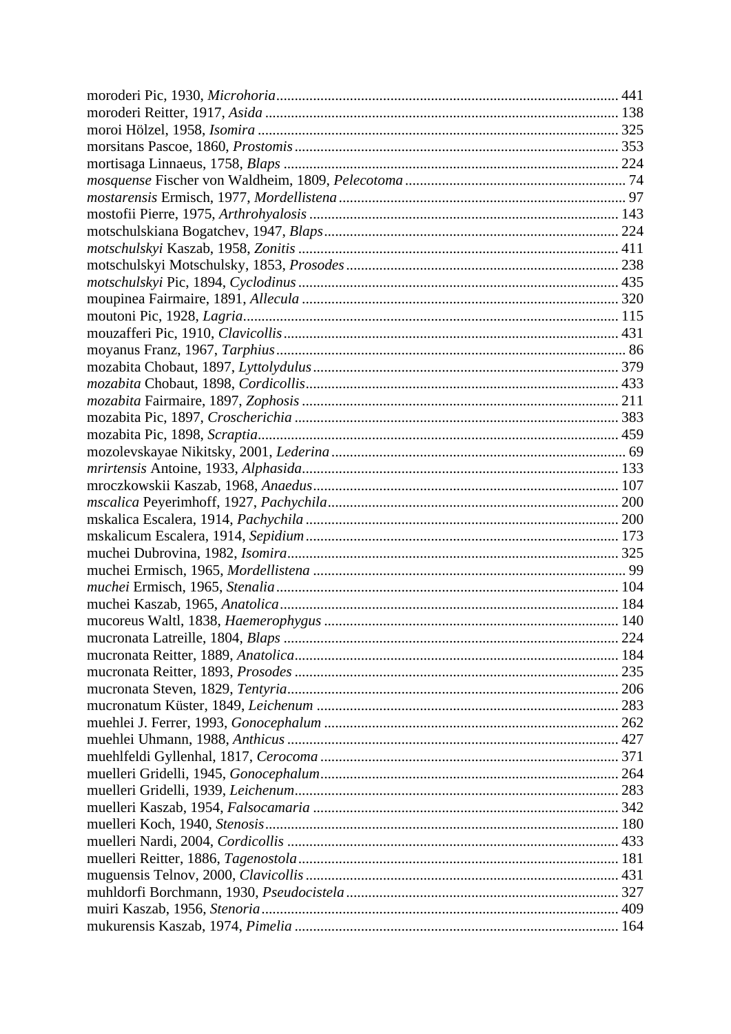moroderi Pic, 1930, *Microhoria* ............................................................................................ 441
moroderi Reitter, 1917, *Asida* ............................................................................................ 138
moroi Hölzel, 1958, *Isomira* ............................................................................................ 325
morsitans Pascoe, 1860, *Prostomis* ............................................................................................ 353
mortisaga Linnaeus, 1758, *Blaps* ............................................................................................ 224
*mosquense* Fischer von Waldheim, 1809, *Pelecotoma* ............................................................................................ 74
*mostarensis* Ermisch, 1977, *Mordellistena* ............................................................................................ 97
mostofii Pierre, 1975, *Arthrohyalosis* ............................................................................................ 143
motschulskiana Bogatchev, 1947, *Blaps* ............................................................................................ 224
*motschulskyi* Kaszab, 1958, *Zonitis* ............................................................................................ 411
motschulskyi Motschulsky, 1853, *Prosodes* ............................................................................................ 238
*motschulskyi* Pic, 1894, *Cyclodinus* ............................................................................................ 435
moupinea Fairmaire, 1891, *Allecula* ............................................................................................ 320
moutoni Pic, 1928, *Lagria* ............................................................................................ 115
mouzafferi Pic, 1910, *Clavicollis* ............................................................................................ 431
moyanus Franz, 1967, *Tarphius* ............................................................................................ 86
mozabita Chobaut, 1897, *Lyttolydulus* ............................................................................................ 379
*mozabita* Chobaut, 1898, *Cordicollis* ............................................................................................ 433
*mozabita* Fairmaire, 1897, *Zophosis* ............................................................................................ 211
mozabita Pic, 1897, *Croscherichia* ............................................................................................ 383
mozabita Pic, 1898, *Scraptia* ............................................................................................ 459
mozolevskayae Nikitsky, 2001, *Lederina* ............................................................................................ 69
*mrirtensis* Antoine, 1933, *Alphasida* ............................................................................................ 133
mroczkowskii Kaszab, 1968, *Anaedus* ............................................................................................ 107
*mscalica* Peyerimhoff, 1927, *Pachychila* ............................................................................................ 200
mskalica Escalera, 1914, *Pachychila* ............................................................................................ 200
mskalicum Escalera, 1914, *Sepidium* ............................................................................................ 173
muchei Dubrovina, 1982, *Isomira* ............................................................................................ 325
muchei Ermisch, 1965, *Mordellistena* ............................................................................................ 99
*muchei* Ermisch, 1965, *Stenalia* ............................................................................................ 104
muchei Kaszab, 1965, *Anatolica* ............................................................................................ 184
mucoreus Waltl, 1838, *Haemerophygus* ............................................................................................ 140
mucronata Latreille, 1804, *Blaps* ............................................................................................ 224
mucronata Reitter, 1889, *Anatolica* ............................................................................................ 184
mucronata Reitter, 1893, *Prosodes* ............................................................................................ 235
mucronata Steven, 1829, *Tentyria* ............................................................................................ 206
mucronatum Küster, 1849, *Leichenum* ............................................................................................ 283
muehlei J. Ferrer, 1993, *Gonocephalum* ............................................................................................ 262
muehlei Uhmann, 1988, *Anthicus* ............................................................................................ 427
muehlfeldi Gyllenhal, 1817, *Cerocoma* ............................................................................................ 371
muelleri Gridelli, 1945, *Gonocephalum* ............................................................................................ 264
muelleri Gridelli, 1939, *Leichenum* ............................................................................................ 283
muelleri Kaszab, 1954, *Falsocamaria* ............................................................................................ 342
muelleri Koch, 1940, *Stenosis* ............................................................................................ 180
muelleri Nardi, 2004, *Cordicollis* ............................................................................................ 433
muelleri Reitter, 1886, *Tagenostola* ............................................................................................ 181
muguensis Telnov, 2000, *Clavicollis* ............................................................................................ 431
muhldorfi Borchmann, 1930, *Pseudocistela* ............................................................................................ 327
muiri Kaszab, 1956, *Stenoria* ............................................................................................ 409
mukurensis Kaszab, 1974, *Pimelia* ............................................................................................ 164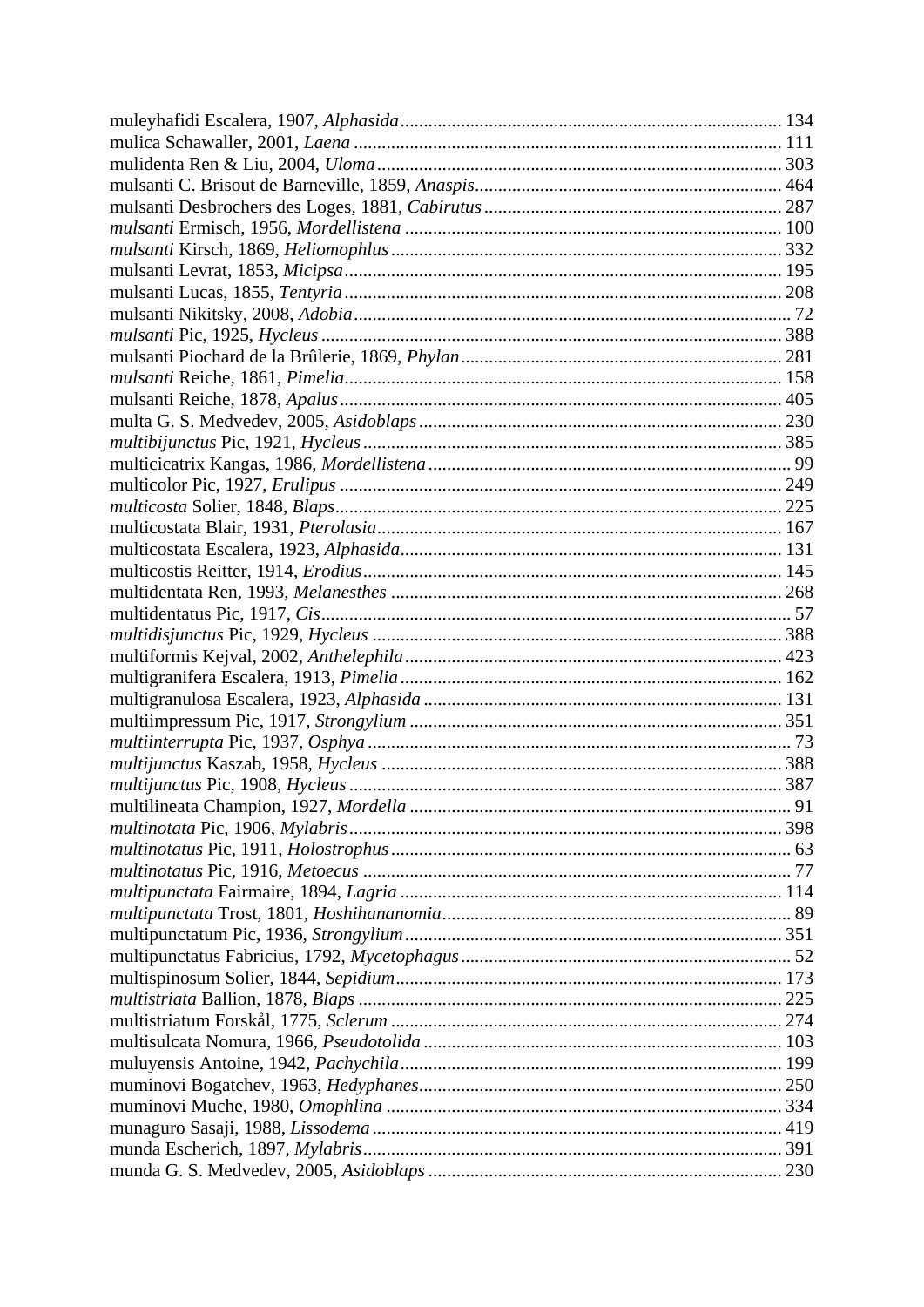muleyhafidi Escalera, 1907, *Alphasida* ................................................................................. 134
mulica Schawaller, 2001, *Laena* ........................................................................................... 111
mulidenta Ren & Liu, 2004, *Uloma* ...................................................................................... 303
mulsanti C. Brisout de Barneville, 1859, *Anaspis* ................................................................. 464
mulsanti Desbrochers des Loges, 1881, *Cabirutus* ............................................................... 287
*mulsanti* Ermisch, 1956, *Mordellistena* ................................................................................ 100
*mulsanti* Kirsch, 1869, *Heliomophlus* .................................................................................... 332
mulsanti Levrat, 1853, *Micipsa* ............................................................................................ 195
mulsanti Lucas, 1855, *Tentyria* ............................................................................................. 208
mulsanti Nikitsky, 2008, *Adobia* ............................................................................................. 72
*mulsanti* Pic, 1925, *Hycleus* .................................................................................................. 388
mulsanti Piochard de la Brûlerie, 1869, *Phylan* .................................................................... 281
*mulsanti* Reiche, 1861, *Pimelia* ............................................................................................. 158
mulsanti Reiche, 1878, *Apalus* .............................................................................................. 405
multa G. S. Medvedev, 2005, *Asidoblaps* ............................................................................. 230
*multibijunctus* Pic, 1921, *Hycleus* ......................................................................................... 385
multicicatrix Kangas, 1986, *Mordellistena* ............................................................................. 99
multicolor Pic, 1927, *Erulipus* .............................................................................................. 249
*multicosta* Solier, 1848, *Blaps* ............................................................................................... 225
multicostata Blair, 1931, *Pterolasia* ...................................................................................... 167
multicostata Escalera, 1923, *Alphasida* ................................................................................. 131
multicostis Reitter, 1914, *Erodius* ......................................................................................... 145
multidentata Ren, 1993, *Melanesthes* .................................................................................... 268
multidentatus Pic, 1917, *Cis* .................................................................................................... 57
*multidisjunctus* Pic, 1929, *Hycleus* ....................................................................................... 388
multiformis Kejval, 2002, *Anthelephila* ................................................................................ 423
multigranifera Escalera, 1913, *Pimelia* ................................................................................. 162
multigranulosa Escalera, 1923, *Alphasida* ............................................................................ 131
multiimpressum Pic, 1917, *Strongylium* ............................................................................... 351
*multiinterrupta* Pic, 1937, *Osphya* .......................................................................................... 73
*multijunctus* Kaszab, 1958, *Hycleus* ...................................................................................... 388
*multijunctus* Pic, 1908, *Hycleus* ............................................................................................ 387
multilineata Champion, 1927, *Mordella* ................................................................................. 91
*multinotata* Pic, 1906, *Mylabris* ............................................................................................ 398
*multinotatus* Pic, 1911, *Holostrophus* ..................................................................................... 63
*multinotatus* Pic, 1916, *Metoecus* ........................................................................................... 77
*multipunctata* Fairmaire, 1894, *Lagria* ................................................................................. 114
*multipunctata* Trost, 1801, *Hoshihananomia* .......................................................................... 89
multipunctatum Pic, 1936, *Strongylium* ................................................................................ 351
multipunctatus Fabricius, 1792, *Mycetophagus* ...................................................................... 52
multispinosum Solier, 1844, *Sepidium* .................................................................................. 173
*multistriata* Ballion, 1878, *Blaps* .......................................................................................... 225
multistriatum Forskål, 1775, *Sclerum* ................................................................................... 274
multisulcata Nomura, 1966, *Pseudotolida* ............................................................................ 103
muluyensis Antoine, 1942, *Pachychila* .................................................................................. 199
muminovi Bogatchev, 1963, *Hedyphanes* .............................................................................. 250
muminovi Muche, 1980, *Omophlina* ..................................................................................... 334
munaguro Sasaji, 1988, *Lissodema* ....................................................................................... 419
munda Escherich, 1897, *Mylabris* ......................................................................................... 391
munda G. S. Medvedev, 2005, *Asidoblaps* ............................................................................ 230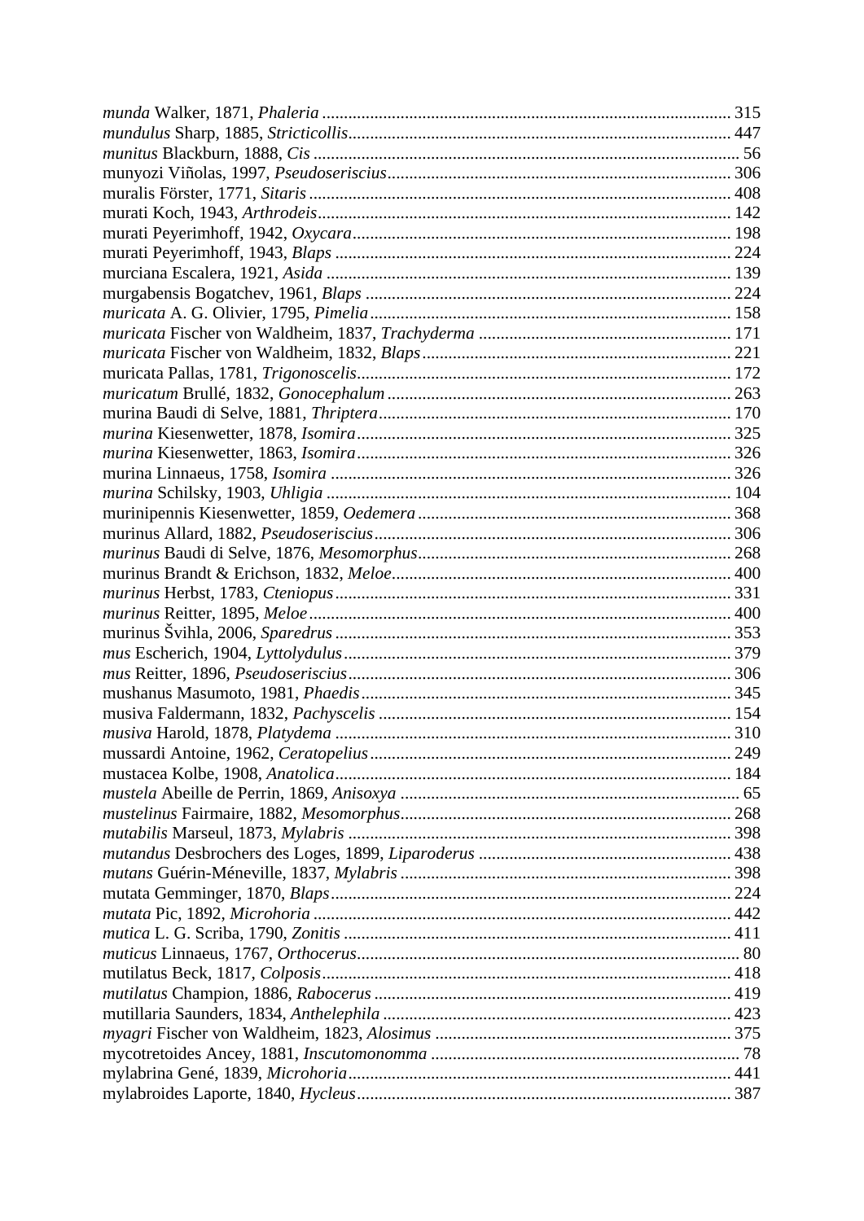*munda* Walker, 1871, *Phaleria* .......... 315
*mundulus* Sharp, 1885, *Stricticollis* .......... 447
*munitus* Blackburn, 1888, *Cis* .......... 56
munyozi Viñolas, 1997, *Pseudoseriscius* .......... 306
muralis Förster, 1771, *Sitaris* .......... 408
murati Koch, 1943, *Arthrodeis* .......... 142
murati Peyerimhoff, 1942, *Oxycara* .......... 198
murati Peyerimhoff, 1943, *Blaps* .......... 224
murciana Escalera, 1921, *Asida* .......... 139
murgabensis Bogatchev, 1961, *Blaps* .......... 224
*muricata* A. G. Olivier, 1795, *Pimelia* .......... 158
*muricata* Fischer von Waldheim, 1837, *Trachyderma* .......... 171
*muricata* Fischer von Waldheim, 1832, *Blaps* .......... 221
muricata Pallas, 1781, *Trigonoscelis* .......... 172
*muricatum* Brullé, 1832, *Gonocephalum* .......... 263
murina Baudi di Selve, 1881, *Thriptera* .......... 170
*murina* Kiesenwetter, 1878, *Isomira* .......... 325
*murina* Kiesenwetter, 1863, *Isomira* .......... 326
murina Linnaeus, 1758, *Isomira* .......... 326
*murina* Schilsky, 1903, *Uhligia* .......... 104
murinipennis Kiesenwetter, 1859, *Oedemera* .......... 368
murinus Allard, 1882, *Pseudoseriscius* .......... 306
*murinus* Baudi di Selve, 1876, *Mesomorphus* .......... 268
murinus Brandt & Erichson, 1832, *Meloe* .......... 400
*murinus* Herbst, 1783, *Cteniopus* .......... 331
*murinus* Reitter, 1895, *Meloe* .......... 400
murinus Švihla, 2006, *Sparedrus* .......... 353
*mus* Escherich, 1904, *Lyttolydulus* .......... 379
*mus* Reitter, 1896, *Pseudoseriscius* .......... 306
mushanus Masumoto, 1981, *Phaedis* .......... 345
musiva Faldermann, 1832, *Pachyscelis* .......... 154
*musiva* Harold, 1878, *Platydema* .......... 310
mussardi Antoine, 1962, *Ceratopelius* .......... 249
mustacea Kolbe, 1908, *Anatolica* .......... 184
*mustela* Abeille de Perrin, 1869, *Anisoxya* .......... 65
*mustelinus* Fairmaire, 1882, *Mesomorphus* .......... 268
*mutabilis* Marseul, 1873, *Mylabris* .......... 398
*mutandus* Desbrochers des Loges, 1899, *Liparoderus* .......... 438
*mutans* Guérin-Méneville, 1837, *Mylabris* .......... 398
mutata Gemminger, 1870, *Blaps* .......... 224
*mutata* Pic, 1892, *Microhoria* .......... 442
*mutica* L. G. Scriba, 1790, *Zonitis* .......... 411
*muticus* Linnaeus, 1767, *Orthocerus* .......... 80
mutilatus Beck, 1817, *Colposis* .......... 418
*mutilatus* Champion, 1886, *Rabocerus* .......... 419
mutillaria Saunders, 1834, *Anthelephila* .......... 423
*myagri* Fischer von Waldheim, 1823, *Alosimus* .......... 375
mycotretoides Ancey, 1881, *Inscutomonomma* .......... 78
mylabrina Gené, 1839, *Microhoria* .......... 441
mylabroides Laporte, 1840, *Hycleus* .......... 387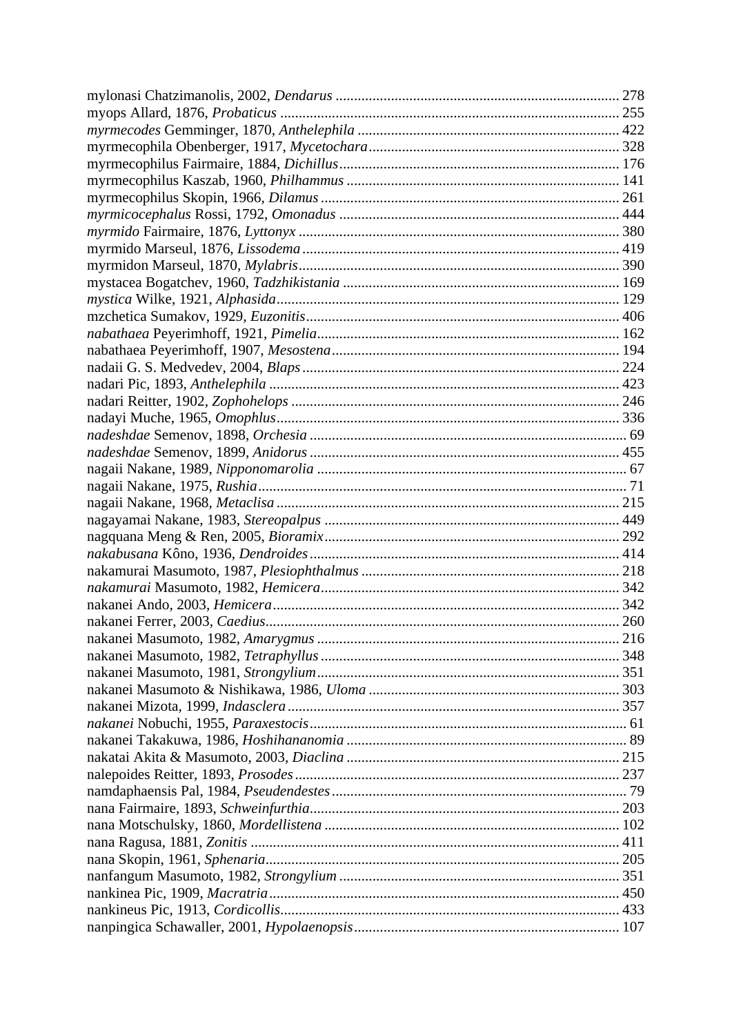mylonasi Chatzimanolis, 2002, *Dendarus* ............................................................................ 278
myops Allard, 1876, *Probaticus* ............................................................................................ 255
*myrmecodes* Gemminger, 1870, *Anthelephila* ...................................................................... 422
myrmecophila Obenberger, 1917, *Mycetochara* ................................................................... 328
myrmecophilus Fairmaire, 1884, *Dichillus* ........................................................................... 176
myrmecophilus Kaszab, 1960, *Philhammus* .......................................................................... 141
myrmecophilus Skopin, 1966, *Dilamus* ................................................................................ 261
*myrmicocephalus* Rossi, 1792, *Omonadus* ........................................................................... 444
*myrmido* Fairmaire, 1876, *Lyttonyx* ...................................................................................... 380
myrmido Marseul, 1876, *Lissodema* ..................................................................................... 419
myrmidon Marseul, 1870, *Mylabris* ...................................................................................... 390
mystacea Bogatchev, 1960, *Tadzhikistania* .......................................................................... 169
*mystica* Wilke, 1921, *Alphasida* ........................................................................................... 129
mzchetica Sumakov, 1929, *Euzonitis* .................................................................................... 406
*nabathaea* Peyerimhoff, 1921, *Pimelia* ................................................................................. 162
nabathaea Peyerimhoff, 1907, *Mesostena* ............................................................................. 194
nadaii G. S. Medvedev, 2004, *Blaps* ..................................................................................... 224
nadari Pic, 1893, *Anthelephila* .............................................................................................. 423
nadari Reitter, 1902, *Zophohelops* ........................................................................................ 246
nadayi Muche, 1965, *Omophlus* ............................................................................................ 336
*nadeshdae* Semenov, 1898, *Orchesia* ...................................................................................... 69
*nadeshdae* Semenov, 1899, *Anidorus* ................................................................................... 455
nagaii Nakane, 1989, *Nipponomarolia* ..................................................................................... 67
nagaii Nakane, 1975, *Rushia* ..................................................................................................... 71
nagaii Nakane, 1968, *Metaclisa* ............................................................................................ 215
nagayamai Nakane, 1983, *Stereopalpus* ............................................................................... 449
nagquana Meng & Ren, 2005, *Bioramix* ............................................................................... 292
*nakabusana* Kôno, 1936, *Dendroides* ................................................................................... 414
nakamurai Masumoto, 1987, *Plesiophthalmus* ..................................................................... 218
*nakamurai* Masumoto, 1982, *Hemicera* ................................................................................ 342
nakanei Ando, 2003, *Hemicera* ............................................................................................. 342
nakanei Ferrer, 2003, *Caedius* ............................................................................................... 260
nakanei Masumoto, 1982, *Amarygmus* ................................................................................. 216
nakanei Masumoto, 1982, *Tetraphyllus* ................................................................................ 348
nakanei Masumoto, 1981, *Strongylium* ................................................................................. 351
nakanei Masumoto & Nishikawa, 1986, *Uloma* .................................................................... 303
nakanei Mizota, 1999, *Indasclera* ......................................................................................... 357
*nakanei* Nobuchi, 1955, *Paraxestocis* ...................................................................................... 61
nakanei Takakuwa, 1986, *Hoshihananomia* ............................................................................ 89
nakatai Akita & Masumoto, 2003, *Diaclina* .......................................................................... 215
nalepoides Reitter, 1893, *Prosodes* ....................................................................................... 237
namdaphaensis Pal, 1984, *Pseudendestes* ............................................................................... 79
nana Fairmaire, 1893, *Schweinfurthia* ................................................................................... 203
nana Motschulsky, 1860, *Mordellistena* ............................................................................... 102
nana Ragusa, 1881, *Zonitis* ................................................................................................... 411
nana Skopin, 1961, *Sphenaria* ............................................................................................... 205
nanfangum Masumoto, 1982, *Strongylium* ............................................................................ 351
nankinea Pic, 1909, *Macratria* .............................................................................................. 450
nankineus Pic, 1913, *Cordicollis* ........................................................................................... 433
nanpingica Schawaller, 2001, *Hypolaenopsis* ....................................................................... 107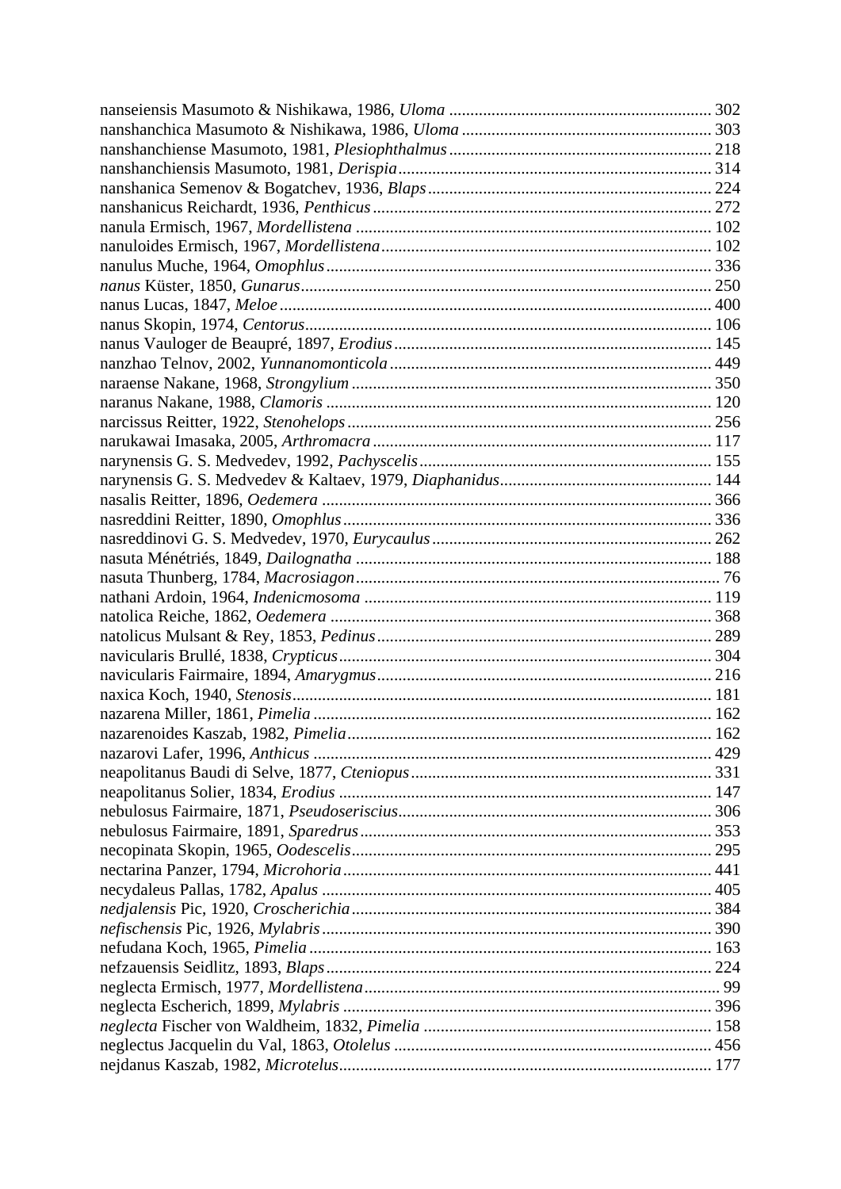nanseiensis Masumoto & Nishikawa, 1986, *Uloma* ............................................................ 302
nanshanchica Masumoto & Nishikawa, 1986, *Uloma* .......................................................... 303
nanshanchiense Masumoto, 1981, *Plesiophthalmus* ............................................................ 218
nanshanchiensis Masumoto, 1981, *Derispia* ......................................................................... 314
nanshanica Semenov & Bogatchev, 1936, *Blaps* .................................................................. 224
nanshanicus Reichardt, 1936, *Penthicus* ............................................................................... 272
nanula Ermisch, 1967, *Mordellistena* ................................................................................... 102
nanuloides Ermisch, 1967, *Mordellistena* ............................................................................. 102
nanulus Muche, 1964, *Omophlus* .......................................................................................... 336
*nanus* Küster, 1850, *Gunarus* ................................................................................................ 250
nanus Lucas, 1847, *Meloe* ..................................................................................................... 400
nanus Skopin, 1974, *Centorus* ............................................................................................... 106
nanus Vauloger de Beaupré, 1897, *Erodius* .......................................................................... 145
nanzhao Telnov, 2002, *Yunnanomonticola* ........................................................................... 449
naraense Nakane, 1968, *Strongylium* .................................................................................... 350
naranus Nakane, 1988, *Clamoris* .......................................................................................... 120
narcissus Reitter, 1922, *Stenohelops* ..................................................................................... 256
narukawai Imasaka, 2005, *Arthromacra* ............................................................................... 117
narynensis G. S. Medvedev, 1992, *Pachyscelis* .................................................................... 155
narynensis G. S. Medvedev & Kaltaev, 1979, *Diaphanidus* ................................................. 144
nasalis Reitter, 1896, *Oedemera* ........................................................................................... 366
nasreddini Reitter, 1890, *Omophlus* ...................................................................................... 336
nasreddinovi G. S. Medvedev, 1970, *Eurycaulus* ................................................................. 262
nasuta Ménétriés, 1849, *Dailognatha* ................................................................................... 188
nasuta Thunberg, 1784, *Macrosiagon* .................................................................................... 76
nathani Ardoin, 1964, *Indenicmosoma* ................................................................................. 119
natolica Reiche, 1862, *Oedemera* ......................................................................................... 368
natolicus Mulsant & Rey, 1853, *Pedinus* .............................................................................. 289
navicularis Brullé, 1838, *Crypticus* ....................................................................................... 304
navicularis Fairmaire, 1894, *Amarygmus* .............................................................................. 216
naxica Koch, 1940, *Stenosis* .................................................................................................. 181
nazarena Miller, 1861, *Pimelia* ............................................................................................. 162
nazarenoides Kaszab, 1982, *Pimelia* ..................................................................................... 162
nazarovi Lafer, 1996, *Anthicus* ............................................................................................. 429
neapolitanus Baudi di Selve, 1877, *Cteniopus* ....................................................................... 331
neapolitanus Solier, 1834, *Erodius* ....................................................................................... 147
nebulosus Fairmaire, 1871, *Pseudoseriscius* ......................................................................... 306
nebulosus Fairmaire, 1891, *Sparedrus* .................................................................................. 353
necopinata Skopin, 1965, *Oodescelis* .................................................................................... 295
nectarina Panzer, 1794, *Microhoria* ...................................................................................... 441
necydaleus Pallas, 1782, *Apalus* ........................................................................................... 405
*nedjalensis* Pic, 1920, *Croscherichia* .................................................................................... 384
*nefischensis* Pic, 1926, *Mylabris* ........................................................................................... 390
nefudana Koch, 1965, *Pimelia* .............................................................................................. 163
nefzauensis Seidlitz, 1893, *Blaps* .......................................................................................... 224
neglecta Ermisch, 1977, *Mordellistena* ................................................................................... 99
neglecta Escherich, 1899, *Mylabris* ...................................................................................... 396
*neglecta* Fischer von Waldheim, 1832, *Pimelia* .................................................................... 158
neglectus Jacquelin du Val, 1863, *Otolelus* .......................................................................... 456
nejdanus Kaszab, 1982, *Microtelus* ....................................................................................... 177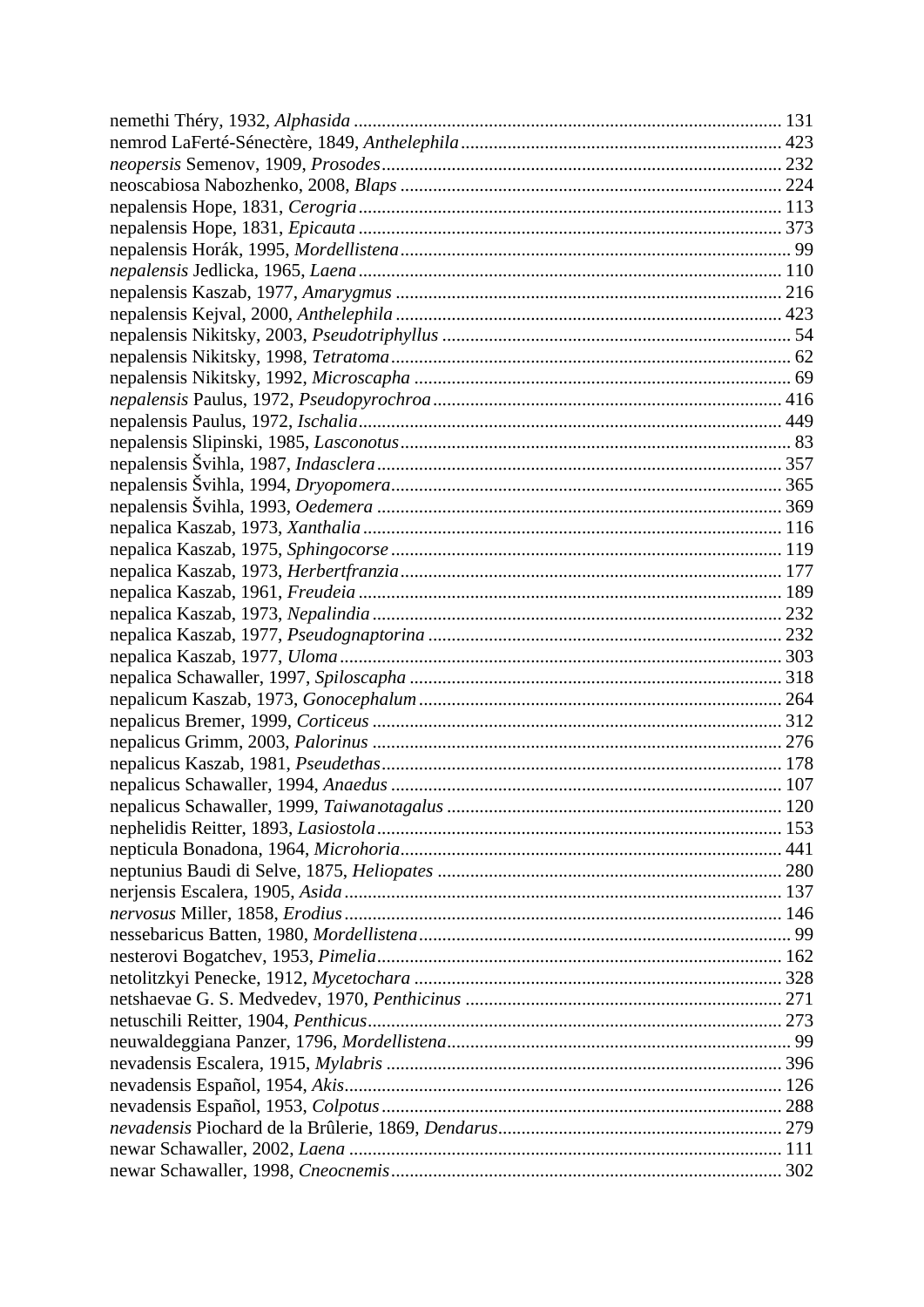nemethi Théry, 1932, *Alphasida* .......... 131
nemrod LaFerté-Sénectère, 1849, *Anthelephila* .......... 423
*neopersis* Semenov, 1909, *Prosodes* .......... 232
neoscabiosa Nabozhenko, 2008, *Blaps* .......... 224
nepalensis Hope, 1831, *Cerogria* .......... 113
nepalensis Hope, 1831, *Epicauta* .......... 373
nepalensis Horák, 1995, *Mordellistena* .......... 99
*nepalensis* Jedlicka, 1965, *Laena* .......... 110
nepalensis Kaszab, 1977, *Amarygmus* .......... 216
nepalensis Kejval, 2000, *Anthelephila* .......... 423
nepalensis Nikitsky, 2003, *Pseudotriphyllus* .......... 54
nepalensis Nikitsky, 1998, *Tetratoma* .......... 62
nepalensis Nikitsky, 1992, *Microscapha* .......... 69
*nepalensis* Paulus, 1972, *Pseudopyrochroa* .......... 416
nepalensis Paulus, 1972, *Ischalia* .......... 449
nepalensis Slipinski, 1985, *Lasconotus* .......... 83
nepalensis Švihla, 1987, *Indasclera* .......... 357
nepalensis Švihla, 1994, *Dryopomera* .......... 365
nepalensis Švihla, 1993, *Oedemera* .......... 369
nepalica Kaszab, 1973, *Xanthalia* .......... 116
nepalica Kaszab, 1975, *Sphingocorse* .......... 119
nepalica Kaszab, 1973, *Herbertfranzia* .......... 177
nepalica Kaszab, 1961, *Freudeia* .......... 189
nepalica Kaszab, 1973, *Nepalindia* .......... 232
nepalica Kaszab, 1977, *Pseudognaptorina* .......... 232
nepalica Kaszab, 1977, *Uloma* .......... 303
nepalica Schawaller, 1997, *Spiloscapha* .......... 318
nepalicum Kaszab, 1973, *Gonocephalum* .......... 264
nepalicus Bremer, 1999, *Corticeus* .......... 312
nepalicus Grimm, 2003, *Palorinus* .......... 276
nepalicus Kaszab, 1981, *Pseudethas* .......... 178
nepalicus Schawaller, 1994, *Anaedus* .......... 107
nepalicus Schawaller, 1999, *Taiwanotagalus* .......... 120
nephelidis Reitter, 1893, *Lasiostola* .......... 153
nepticula Bonadona, 1964, *Microhoria* .......... 441
neptunius Baudi di Selve, 1875, *Heliopates* .......... 280
nerjensis Escalera, 1905, *Asida* .......... 137
*nervosus* Miller, 1858, *Erodius* .......... 146
nessebaricus Batten, 1980, *Mordellistena* .......... 99
nesterovi Bogatchev, 1953, *Pimelia* .......... 162
netolitzkyi Penecke, 1912, *Mycetochara* .......... 328
netshaevae G. S. Medvedev, 1970, *Penthicinus* .......... 271
netuschili Reitter, 1904, *Penthicus* .......... 273
neuwaldeggiana Panzer, 1796, *Mordellistena* .......... 99
nevadensis Escalera, 1915, *Mylabris* .......... 396
nevadensis Español, 1954, *Akis* .......... 126
nevadensis Español, 1953, *Colpotus* .......... 288
*nevadensis* Piochard de la Brûlerie, 1869, *Dendarus* .......... 279
newar Schawaller, 2002, *Laena* .......... 111
newar Schawaller, 1998, *Cneocnemis* .......... 302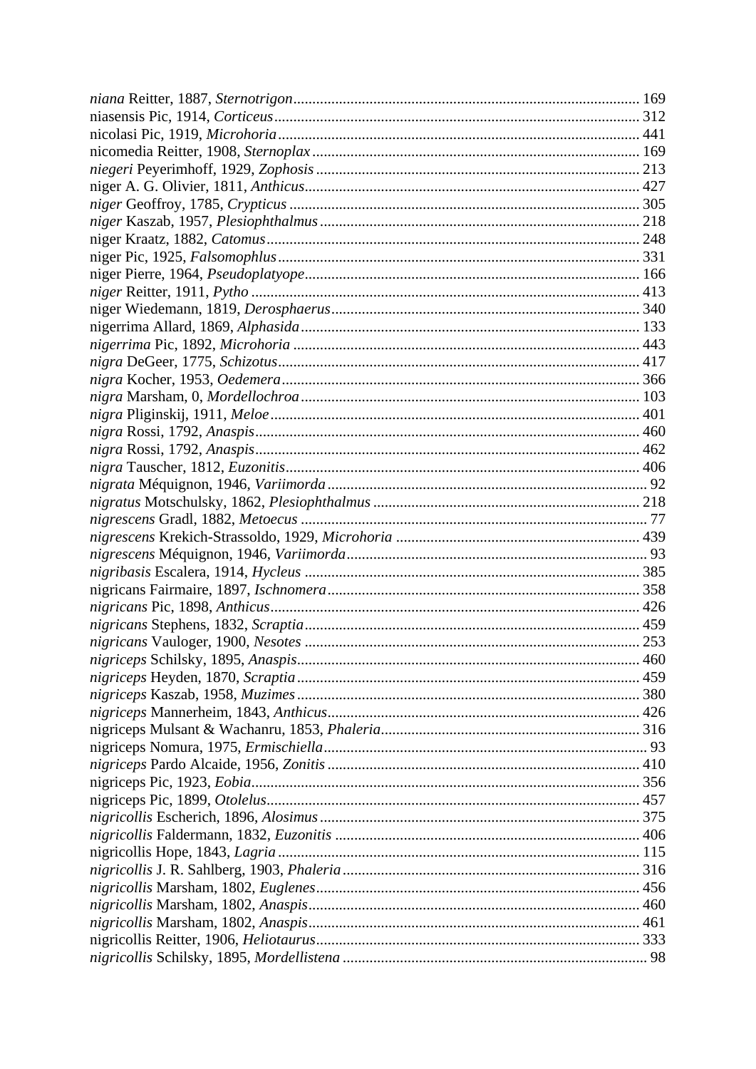*niana* Reitter, 1887, *Sternotrigon* ........ 169
niasensis Pic, 1914, *Corticeus* ........ 312
nicolasi Pic, 1919, *Microhoria* ........ 441
nicomedia Reitter, 1908, *Sternoplax* ........ 169
*niegeri* Peyerimhoff, 1929, *Zophosis* ........ 213
niger A. G. Olivier, 1811, *Anthicus* ........ 427
*niger* Geoffroy, 1785, *Crypticus* ........ 305
*niger* Kaszab, 1957, *Plesiophthalmus* ........ 218
niger Kraatz, 1882, *Catomus* ........ 248
niger Pic, 1925, *Falsomophlus* ........ 331
niger Pierre, 1964, *Pseudoplatyope* ........ 166
*niger* Reitter, 1911, *Pytho* ........ 413
niger Wiedemann, 1819, *Derosphaerus* ........ 340
nigerrima Allard, 1869, *Alphasida* ........ 133
*nigerrima* Pic, 1892, *Microhoria* ........ 443
*nigra* DeGeer, 1775, *Schizotus* ........ 417
*nigra* Kocher, 1953, *Oedemera* ........ 366
*nigra* Marsham, 0, *Mordellochroa* ........ 103
*nigra* Pliginskij, 1911, *Meloe* ........ 401
*nigra* Rossi, 1792, *Anaspis* ........ 460
*nigra* Rossi, 1792, *Anaspis* ........ 462
*nigra* Tauscher, 1812, *Euzonitis* ........ 406
*nigrata* Méquignon, 1946, *Variimorda* ........ 92
*nigratus* Motschulsky, 1862, *Plesiophthalmus* ........ 218
*nigrescens* Gradl, 1882, *Metoecus* ........ 77
*nigrescens* Krekich-Strassoldo, 1929, *Microhoria* ........ 439
*nigrescens* Méquignon, 1946, *Variimorda* ........ 93
*nigribasis* Escalera, 1914, *Hycleus* ........ 385
nigricans Fairmaire, 1897, *Ischnomera* ........ 358
*nigricans* Pic, 1898, *Anthicus* ........ 426
*nigricans* Stephens, 1832, *Scraptia* ........ 459
*nigricans* Vauloger, 1900, *Nesotes* ........ 253
*nigriceps* Schilsky, 1895, *Anaspis* ........ 460
*nigriceps* Heyden, 1870, *Scraptia* ........ 459
*nigriceps* Kaszab, 1958, *Muzimes* ........ 380
*nigriceps* Mannerheim, 1843, *Anthicus* ........ 426
nigriceps Mulsant & Wachanru, 1853, *Phaleria* ........ 316
nigriceps Nomura, 1975, *Ermischiella* ........ 93
*nigriceps* Pardo Alcaide, 1956, *Zonitis* ........ 410
nigriceps Pic, 1923, *Eobia* ........ 356
nigriceps Pic, 1899, *Otolelus* ........ 457
*nigricollis* Escherich, 1896, *Alosimus* ........ 375
*nigricollis* Faldermann, 1832, *Euzonitis* ........ 406
nigricollis Hope, 1843, *Lagria* ........ 115
*nigricollis* J. R. Sahlberg, 1903, *Phaleria* ........ 316
*nigricollis* Marsham, 1802, *Euglenes* ........ 456
*nigricollis* Marsham, 1802, *Anaspis* ........ 460
*nigricollis* Marsham, 1802, *Anaspis* ........ 461
nigricollis Reitter, 1906, *Heliotaurus* ........ 333
*nigricollis* Schilsky, 1895, *Mordellistena* ........ 98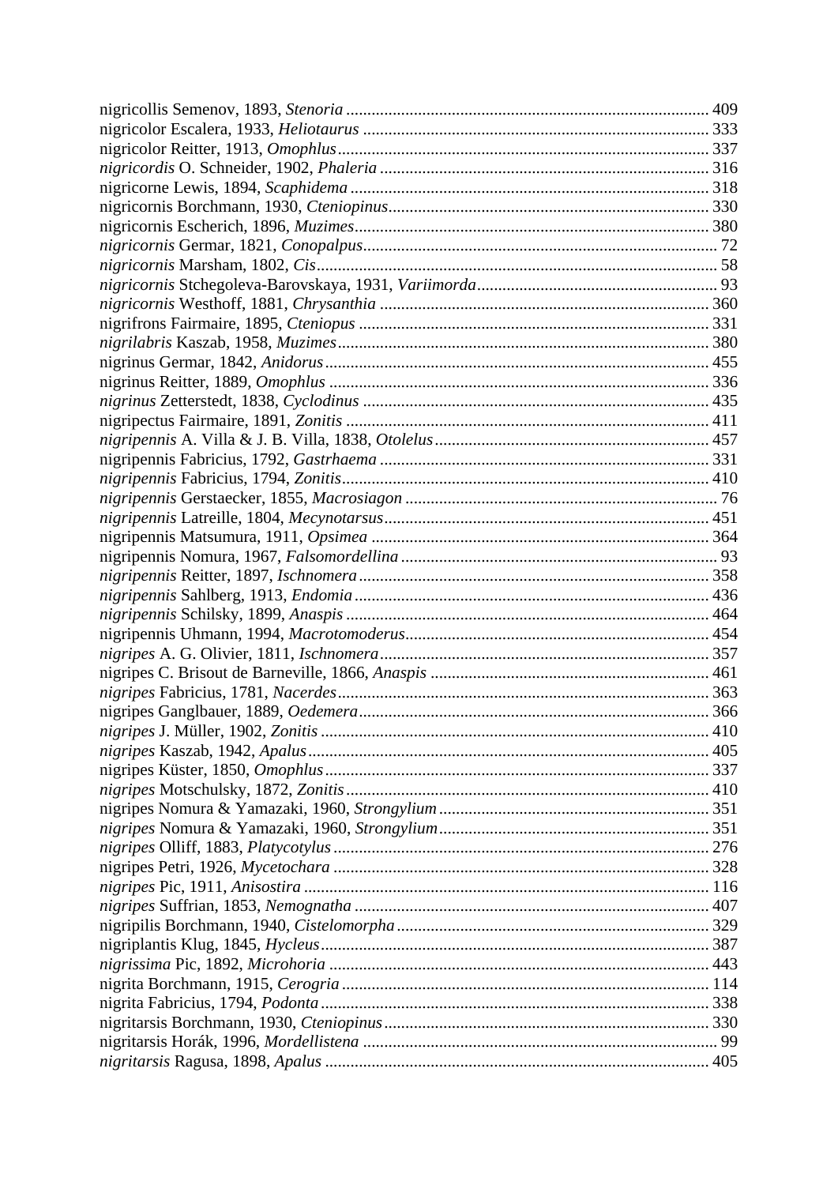nigricollis Semenov, 1893, *Stenoria* ..................................................................... 409
nigricolor Escalera, 1933, *Heliotaurus* ................................................................ 333
nigricolor Reitter, 1913, *Omophlus* ...................................................................... 337
*nigricordis* O. Schneider, 1902, *Phaleria* ............................................................ 316
nigricorne Lewis, 1894, *Scaphidema* .................................................................... 318
nigricornis Borchmann, 1930, *Cteniopinus* ............................................................ 330
nigricornis Escherich, 1896, *Muzimes* ................................................................... 380
*nigricornis* Germar, 1821, *Conopalpus* .................................................................... 72
*nigricornis* Marsham, 1802, *Cis* ................................................................................ 58
*nigricornis* Stchegoleva-Barovskaya, 1931, *Variimorda* ......................................... 93
*nigricornis* Westhoff, 1881, *Chrysanthia* ............................................................... 360
nigrifrons Fairmaire, 1895, *Cteniopus* ................................................................... 331
*nigrilabris* Kaszab, 1958, *Muzimes* ....................................................................... 380
nigrinus Germar, 1842, *Anidorus* ........................................................................... 455
nigrinus Reitter, 1889, *Omophlus* .......................................................................... 336
*nigrinus* Zetterstedt, 1838, *Cyclodinus* ................................................................. 435
nigripectus Fairmaire, 1891, *Zonitis* ...................................................................... 411
*nigripennis* A. Villa & J. B. Villa, 1838, *Otolelus* ................................................ 457
nigripennis Fabricius, 1792, *Gastrhaema* .............................................................. 331
*nigripennis* Fabricius, 1794, *Zonitis* ...................................................................... 410
*nigripennis* Gerstaecker, 1855, *Macrosiagon* .......................................................... 76
*nigripennis* Latreille, 1804, *Mecynotarsus* ............................................................ 451
nigripennis Matsumura, 1911, *Opsimea* ................................................................ 364
nigripennis Nomura, 1967, *Falsomordellina* ............................................................ 93
*nigripennis* Reitter, 1897, *Ischnomera* ................................................................... 358
*nigripennis* Sahlberg, 1913, *Endomia* .................................................................... 436
*nigripennis* Schilsky, 1899, *Anaspis* ..................................................................... 464
nigripennis Uhmann, 1994, *Macrotomoderus* ......................................................... 454
*nigripes* A. G. Olivier, 1811, *Ischnomera* ............................................................. 357
nigripes C. Brisout de Barneville, 1866, *Anaspis* .................................................. 461
*nigripes* Fabricius, 1781, *Nacerdes* ........................................................................ 363
nigripes Ganglbauer, 1889, *Oedemera* ................................................................... 366
*nigripes* J. Müller, 1902, *Zonitis* ........................................................................... 410
*nigripes* Kaszab, 1942, *Apalus* ............................................................................... 405
nigripes Küster, 1850, *Omophlus* ........................................................................... 337
*nigripes* Motschulsky, 1872, *Zonitis* ...................................................................... 410
nigripes Nomura & Yamazaki, 1960, *Strongylium* ................................................ 351
*nigripes* Nomura & Yamazaki, 1960, *Strongylium* ................................................ 351
*nigripes* Olliff, 1883, *Platycotylus* ......................................................................... 276
nigripes Petri, 1926, *Mycetochara* ......................................................................... 328
*nigripes* Pic, 1911, *Anisostira* ............................................................................... 116
*nigripes* Suffrian, 1853, *Nemognatha* .................................................................... 407
nigripilis Borchmann, 1940, *Cistelomorpha* .......................................................... 329
nigriplantis Klug, 1845, *Hycleus* ............................................................................ 387
*nigrissima* Pic, 1892, *Microhoria* .......................................................................... 443
nigrita Borchmann, 1915, *Cerogria* ....................................................................... 114
nigrita Fabricius, 1794, *Podonta* ............................................................................ 338
nigritarsis Borchmann, 1930, *Cteniopinus* ............................................................. 330
nigritarsis Horák, 1996, *Mordellistena* ..................................................................... 99
*nigritarsis* Ragusa, 1898, *Apalus* ........................................................................... 405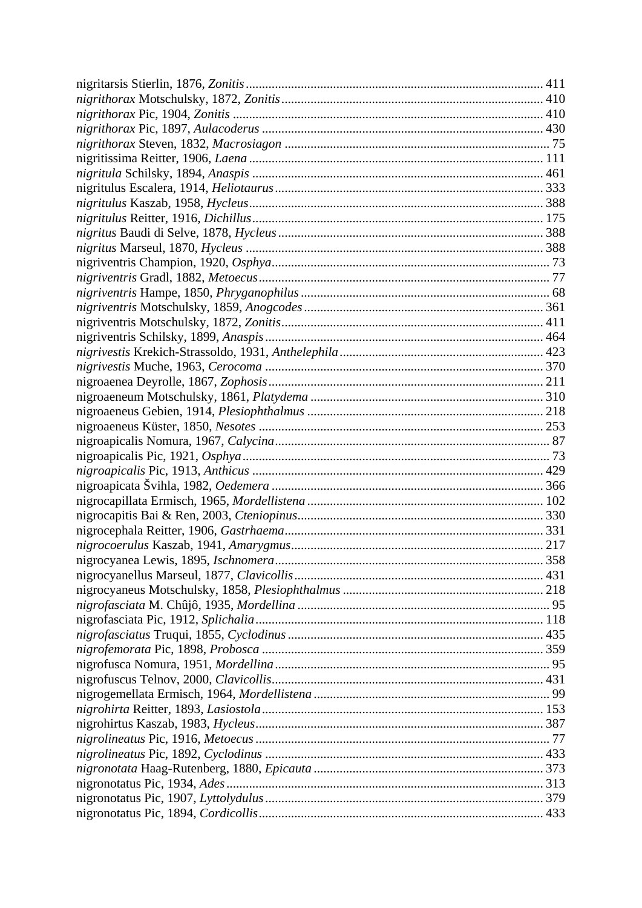nigritarsis Stierlin, 1876, *Zonitis* ........ 411
*nigrithorax* Motschulsky, 1872, *Zonitis* ........ 410
*nigrithorax* Pic, 1904, *Zonitis* ........ 410
*nigrithorax* Pic, 1897, *Aulacoderus* ........ 430
*nigrithorax* Steven, 1832, *Macrosiagon* ........ 75
nigritissima Reitter, 1906, *Laena* ........ 111
*nigritula* Schilsky, 1894, *Anaspis* ........ 461
nigritulus Escalera, 1914, *Heliotaurus* ........ 333
*nigritulus* Kaszab, 1958, *Hycleus* ........ 388
*nigritulus* Reitter, 1916, *Dichillus* ........ 175
*nigritus* Baudi di Selve, 1878, *Hycleus* ........ 388
*nigritus* Marseul, 1870, *Hycleus* ........ 388
nigriventris Champion, 1920, *Osphya* ........ 73
*nigriventris* Gradl, 1882, *Metoecus* ........ 77
*nigriventris* Hampe, 1850, *Phryganophilus* ........ 68
*nigriventris* Motschulsky, 1859, *Anogcodes* ........ 361
nigriventris Motschulsky, 1872, *Zonitis* ........ 411
nigriventris Schilsky, 1899, *Anaspis* ........ 464
*nigrivestis* Krekich-Strassoldo, 1931, *Anthelephila* ........ 423
*nigrivestis* Muche, 1963, *Cerocoma* ........ 370
nigroaenea Deyrolle, 1867, *Zophosis* ........ 211
nigroaeneum Motschulsky, 1861, *Platydema* ........ 310
nigroaeneus Gebien, 1914, *Plesiophthalmus* ........ 218
nigroaeneus Küster, 1850, *Nesotes* ........ 253
nigroapicalis Nomura, 1967, *Calycina* ........ 87
nigroapicalis Pic, 1921, *Osphya* ........ 73
*nigroapicalis* Pic, 1913, *Anthicus* ........ 429
nigroapicata Švihla, 1982, *Oedemera* ........ 366
nigrocapillata Ermisch, 1965, *Mordellistena* ........ 102
nigrocapitis Bai & Ren, 2003, *Cteniopinus* ........ 330
nigrocephala Reitter, 1906, *Gastrhaema* ........ 331
*nigrocoerulus* Kaszab, 1941, *Amarygmus* ........ 217
nigrocyanea Lewis, 1895, *Ischnomera* ........ 358
nigrocyanellus Marseul, 1877, *Clavicollis* ........ 431
nigrocyaneus Motschulsky, 1858, *Plesiophthalmus* ........ 218
*nigrofasciata* M. Chûjô, 1935, *Mordellina* ........ 95
nigrofasciata Pic, 1912, *Splichalia* ........ 118
*nigrofasciatus* Truqui, 1855, *Cyclodinus* ........ 435
*nigrofemorata* Pic, 1898, *Probosca* ........ 359
nigrofusca Nomura, 1951, *Mordellina* ........ 95
nigrofuscus Telnov, 2000, *Clavicollis* ........ 431
nigrogemellata Ermisch, 1964, *Mordellistena* ........ 99
*nigrohirta* Reitter, 1893, *Lasiostola* ........ 153
nigrohirtus Kaszab, 1983, *Hycleus* ........ 387
*nigrolineatus* Pic, 1916, *Metoecus* ........ 77
*nigrolineatus* Pic, 1892, *Cyclodinus* ........ 433
*nigronotata* Haag-Rutenberg, 1880, *Epicauta* ........ 373
nigronotatus Pic, 1934, *Ades* ........ 313
nigronotatus Pic, 1907, *Lyttolydulus* ........ 379
nigronotatus Pic, 1894, *Cordicollis* ........ 433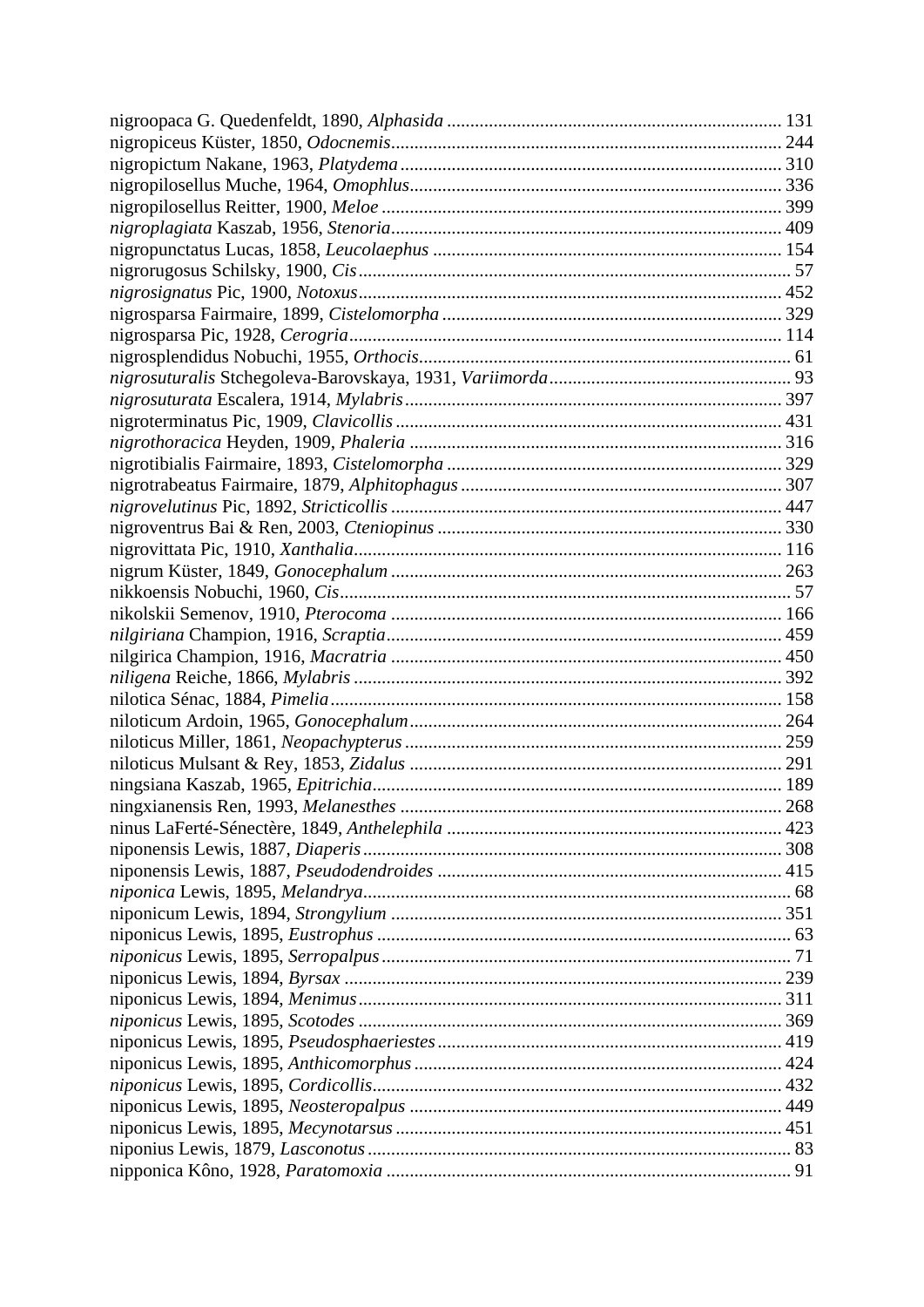nigroopaca G. Quedenfeldt, 1890, *Alphasida* ........................................................................ 131
nigropiceus Küster, 1850, *Odocnemis*................................................................................... 244
nigropictum Nakane, 1963, *Platydema* ................................................................................. 310
nigropilosellus Muche, 1964, *Omophlus*............................................................................... 336
nigropilosellus Reitter, 1900, *Meloe* ..................................................................................... 399
*nigroplagiata* Kaszab, 1956, *Stenoria*................................................................................... 409
nigropunctatus Lucas, 1858, *Leucolaephus* .......................................................................... 154
nigrorugosus Schilsky, 1900, *Cis* ........................................................................................... 57
*nigrosignatus* Pic, 1900, *Notoxus*.......................................................................................... 452
nigrosparsa Fairmaire, 1899, *Cistelomorpha* ........................................................................ 329
nigrosparsa Pic, 1928, *Cerogria*............................................................................................ 114
nigrosplendidus Nobuchi, 1955, *Orthocis*............................................................................... 61
*nigrosuturalis* Stchegoleva-Barovskaya, 1931, *Variimorda*.................................................... 93
*nigrosuturata* Escalera, 1914, *Mylabris*................................................................................ 397
nigroterminatus Pic, 1909, *Clavicollis* .................................................................................. 431
*nigrothoracica* Heyden, 1909, *Phaleria* ............................................................................... 316
nigrotibialis Fairmaire, 1893, *Cistelomorpha* ....................................................................... 329
nigrotrabeatus Fairmaire, 1879, *Alphitophagus* .................................................................... 307
*nigrovelutinus* Pic, 1892, *Stricticollis* .................................................................................. 447
nigroventrus Bai & Ren, 2003, *Cteniopinus* .......................................................................... 330
nigrovittata Pic, 1910, *Xanthalia*........................................................................................... 116
nigrum Küster, 1849, *Gonocephalum* ................................................................................... 263
nikkoensis Nobuchi, 1960, *Cis*................................................................................................ 57
nikolskii Semenov, 1910, *Pterocoma* ................................................................................... 166
*nilgiriana* Champion, 1916, *Scraptia*.................................................................................... 459
nilgirica Champion, 1916, *Macratria* ................................................................................... 450
*niligena* Reiche, 1866, *Mylabris* ........................................................................................... 392
nilotica Sénac, 1884, *Pimelia*................................................................................................ 158
niloticum Ardoin, 1965, *Gonocephalum*............................................................................... 264
niloticus Miller, 1861, *Neopachypterus* ................................................................................ 259
niloticus Mulsant & Rey, 1853, *Zidalus* ............................................................................... 291
ningsiana Kaszab, 1965, *Epitrichia*....................................................................................... 189
ningxianensis Ren, 1993, *Melanesthes* ................................................................................. 268
ninus LaFerté-Sénectère, 1849, *Anthelephila* ....................................................................... 423
niponensis Lewis, 1887, *Diaperis* ......................................................................................... 308
niponensis Lewis, 1887, *Pseudodendroides* .......................................................................... 415
*niponica* Lewis, 1895, *Melandrya*.......................................................................................... 68
niponicum Lewis, 1894, *Strongylium* ................................................................................... 351
niponicus Lewis, 1895, *Eustrophus* ........................................................................................ 63
*niponicus* Lewis, 1895, *Serropalpus*....................................................................................... 71
niponicus Lewis, 1894, *Byrsax* ............................................................................................. 239
niponicus Lewis, 1894, *Menimus*.......................................................................................... 311
*niponicus* Lewis, 1895, *Scotodes* .......................................................................................... 369
niponicus Lewis, 1895, *Pseudosphaeriestes*......................................................................... 419
niponicus Lewis, 1895, *Anthicomorphus* .............................................................................. 424
*niponicus* Lewis, 1895, *Cordicollis*....................................................................................... 432
niponicus Lewis, 1895, *Neosteropalpus* ............................................................................... 449
niponicus Lewis, 1895, *Mecynotarsus* .................................................................................. 451
niponius Lewis, 1879, *Lasconotus* .......................................................................................... 83
nipponica Kôno, 1928, *Paratomoxia* ...................................................................................... 91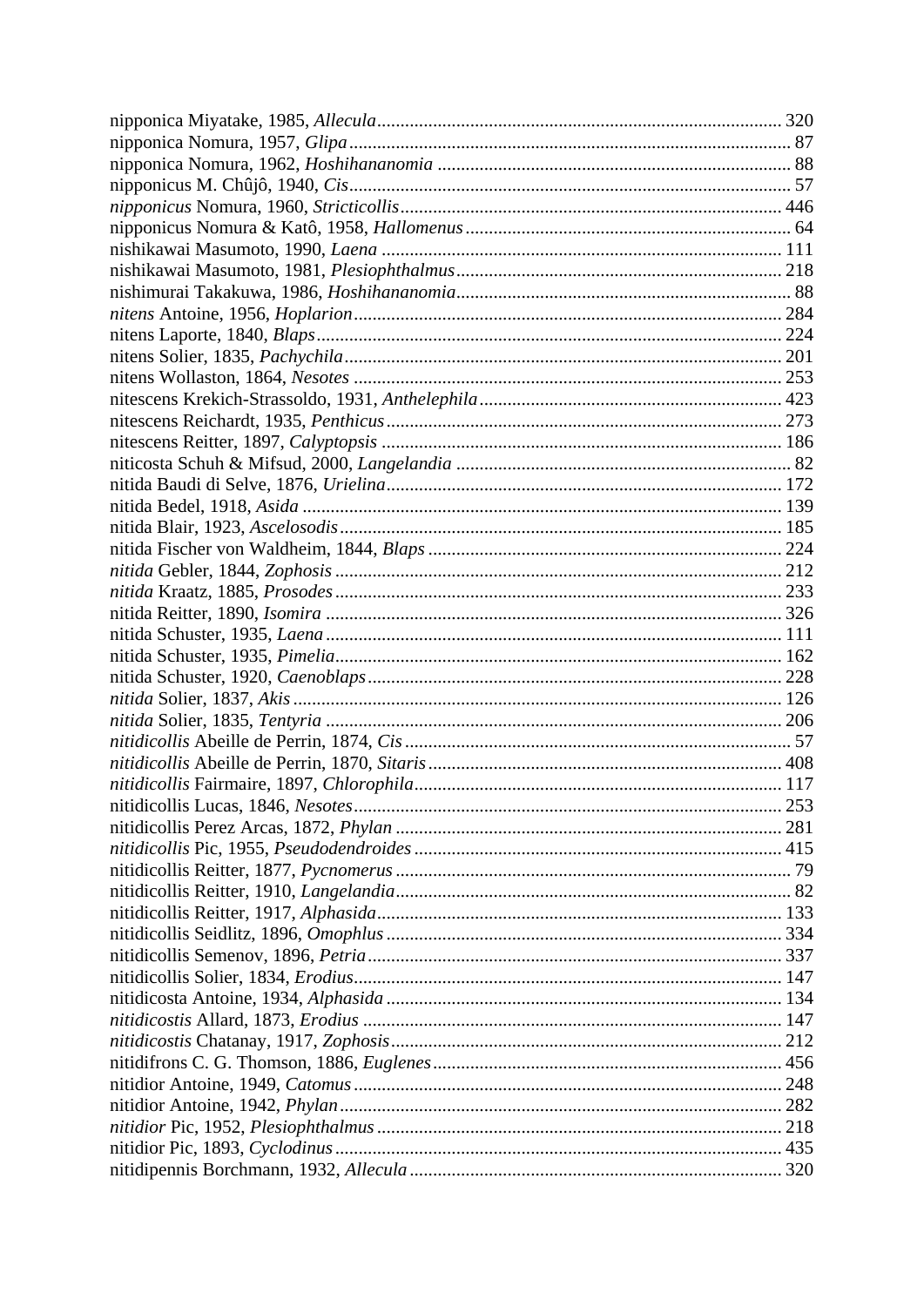nipponica Miyatake, 1985, *Allecula* ........................................ 320
nipponica Nomura, 1957, *Glipa* ........................................ 87
nipponica Nomura, 1962, *Hoshihananomia* ........................................ 88
nipponicus M. Chûjô, 1940, *Cis* ........................................ 57
*nipponicus* Nomura, 1960, *Stricticollis* ........................................ 446
nipponicus Nomura & Katô, 1958, *Hallomenus* ........................................ 64
nishikawai Masumoto, 1990, *Laena* ........................................ 111
nishikawai Masumoto, 1981, *Plesiophthalmus* ........................................ 218
nishimurai Takakuwa, 1986, *Hoshihananomia* ........................................ 88
*nitens* Antoine, 1956, *Hoplarion* ........................................ 284
nitens Laporte, 1840, *Blaps* ........................................ 224
nitens Solier, 1835, *Pachychila* ........................................ 201
nitens Wollaston, 1864, *Nesotes* ........................................ 253
nitescens Krekich-Strassoldo, 1931, *Anthelephila* ........................................ 423
nitescens Reichardt, 1935, *Penthicus* ........................................ 273
nitescens Reitter, 1897, *Calyptopsis* ........................................ 186
niticosta Schuh & Mifsud, 2000, *Langelandia* ........................................ 82
nitida Baudi di Selve, 1876, *Urielina* ........................................ 172
nitida Bedel, 1918, *Asida* ........................................ 139
nitida Blair, 1923, *Ascelosodis* ........................................ 185
nitida Fischer von Waldheim, 1844, *Blaps* ........................................ 224
*nitida* Gebler, 1844, *Zophosis* ........................................ 212
*nitida* Kraatz, 1885, *Prosodes* ........................................ 233
nitida Reitter, 1890, *Isomira* ........................................ 326
nitida Schuster, 1935, *Laena* ........................................ 111
nitida Schuster, 1935, *Pimelia* ........................................ 162
nitida Schuster, 1920, *Caenoblaps* ........................................ 228
*nitida* Solier, 1837, *Akis* ........................................ 126
*nitida* Solier, 1835, *Tentyria* ........................................ 206
*nitidicollis* Abeille de Perrin, 1874, *Cis* ........................................ 57
*nitidicollis* Abeille de Perrin, 1870, *Sitaris* ........................................ 408
*nitidicollis* Fairmaire, 1897, *Chlorophila* ........................................ 117
nitidicollis Lucas, 1846, *Nesotes* ........................................ 253
nitidicollis Perez Arcas, 1872, *Phylan* ........................................ 281
*nitidicollis* Pic, 1955, *Pseudodendroides* ........................................ 415
nitidicollis Reitter, 1877, *Pycnomerus* ........................................ 79
nitidicollis Reitter, 1910, *Langelandia* ........................................ 82
nitidicollis Reitter, 1917, *Alphasida* ........................................ 133
nitidicollis Seidlitz, 1896, *Omophlus* ........................................ 334
nitidicollis Semenov, 1896, *Petria* ........................................ 337
nitidicollis Solier, 1834, *Erodius* ........................................ 147
nitidicosta Antoine, 1934, *Alphasida* ........................................ 134
*nitidicostis* Allard, 1873, *Erodius* ........................................ 147
*nitidicostis* Chatanay, 1917, *Zophosis* ........................................ 212
nitidifrons C. G. Thomson, 1886, *Euglenes* ........................................ 456
nitidior Antoine, 1949, *Catomus* ........................................ 248
nitidior Antoine, 1942, *Phylan* ........................................ 282
*nitidior* Pic, 1952, *Plesiophthalmus* ........................................ 218
nitidior Pic, 1893, *Cyclodinus* ........................................ 435
nitidipennis Borchmann, 1932, *Allecula* ........................................ 320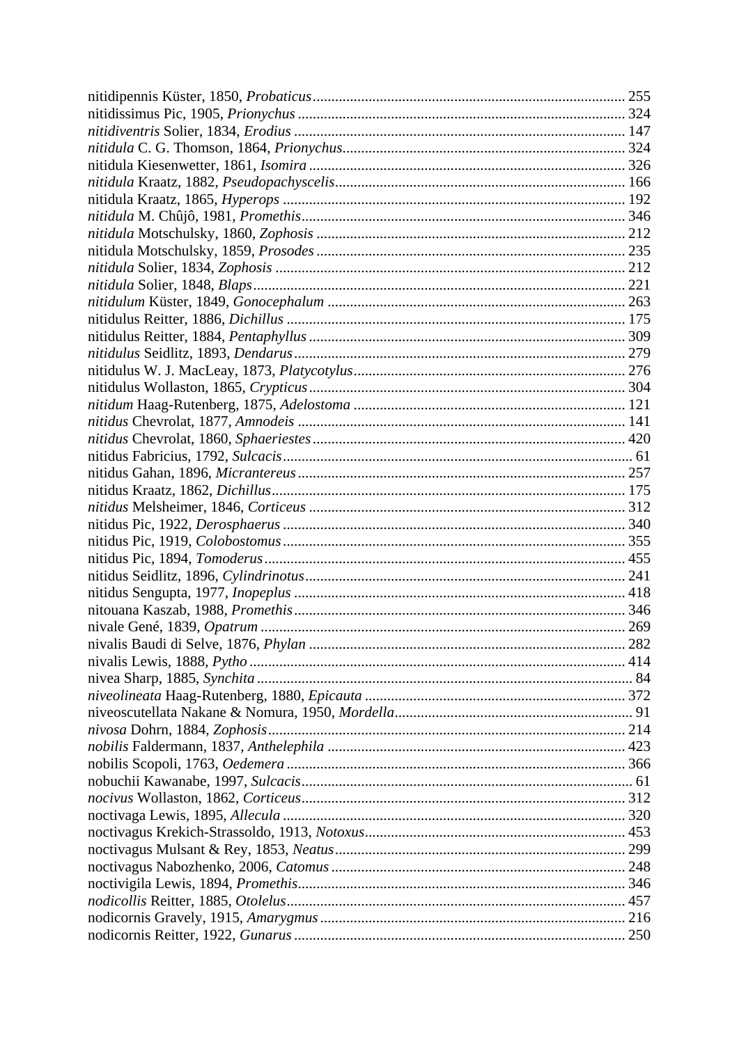nitidipennis Küster, 1850, *Probaticus* .................... 255
nitidissimus Pic, 1905, *Prionychus* .................... 324
*nitidiventris* Solier, 1834, *Erodius* .................... 147
*nitidula* C. G. Thomson, 1864, *Prionychus* .................... 324
nitidula Kiesenwetter, 1861, *Isomira* .................... 326
*nitidula* Kraatz, 1882, *Pseudopachyscelis* .................... 166
nitidula Kraatz, 1865, *Hyperops* .................... 192
*nitidula* M. Chûjô, 1981, *Promethis* .................... 346
*nitidula* Motschulsky, 1860, *Zophosis* .................... 212
nitidula Motschulsky, 1859, *Prosodes* .................... 235
*nitidula* Solier, 1834, *Zophosis* .................... 212
*nitidula* Solier, 1848, *Blaps* .................... 221
*nitidulum* Küster, 1849, *Gonocephalum* .................... 263
nitidulus Reitter, 1886, *Dichillus* .................... 175
nitidulus Reitter, 1884, *Pentaphyllus* .................... 309
*nitidulus* Seidlitz, 1893, *Dendarus* .................... 279
nitidulus W. J. MacLeay, 1873, *Platycotylus* .................... 276
nitidulus Wollaston, 1865, *Crypticus* .................... 304
*nitidum* Haag-Rutenberg, 1875, *Adelostoma* .................... 121
*nitidus* Chevrolat, 1877, *Amnodeis* .................... 141
*nitidus* Chevrolat, 1860, *Sphaeriestes* .................... 420
nitidus Fabricius, 1792, *Sulcacis* .................... 61
nitidus Gahan, 1896, *Micrantereus* .................... 257
nitidus Kraatz, 1862, *Dichillus* .................... 175
*nitidus* Melsheimer, 1846, *Corticeus* .................... 312
nitidus Pic, 1922, *Derosphaerus* .................... 340
nitidus Pic, 1919, *Colobostomus* .................... 355
nitidus Pic, 1894, *Tomoderus* .................... 455
nitidus Seidlitz, 1896, *Cylindrinotus* .................... 241
nitidus Sengupta, 1977, *Inopeplus* .................... 418
nitouana Kaszab, 1988, *Promethis* .................... 346
nivale Gené, 1839, *Opatrum* .................... 269
nivalis Baudi di Selve, 1876, *Phylan* .................... 282
nivalis Lewis, 1888, *Pytho* .................... 414
nivea Sharp, 1885, *Synchita* .................... 84
*niveolineata* Haag-Rutenberg, 1880, *Epicauta* .................... 372
niveoscutellata Nakane & Nomura, 1950, *Mordella* .................... 91
*nivosa* Dohrn, 1884, *Zophosis* .................... 214
*nobilis* Faldermann, 1837, *Anthelephila* .................... 423
nobilis Scopoli, 1763, *Oedemera* .................... 366
nobuchii Kawanabe, 1997, *Sulcacis* .................... 61
*nocivus* Wollaston, 1862, *Corticeus* .................... 312
noctivaga Lewis, 1895, *Allecula* .................... 320
noctivagus Krekich-Strassoldo, 1913, *Notoxus* .................... 453
noctivagus Mulsant & Rey, 1853, *Neatus* .................... 299
noctivagus Nabozhenko, 2006, *Catomus* .................... 248
noctivigila Lewis, 1894, *Promethis* .................... 346
*nodicollis* Reitter, 1885, *Otolelus* .................... 457
nodicornis Gravely, 1915, *Amarygmus* .................... 216
nodicornis Reitter, 1922, *Gunarus* .................... 250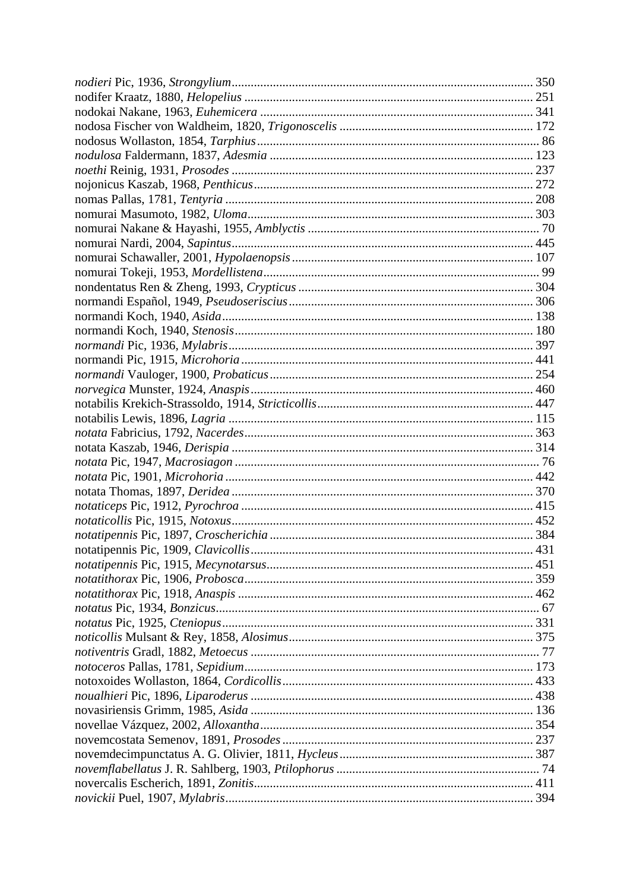*nodieri* Pic, 1936, *Strongylium* .................... 350
nodifer Kraatz, 1880, *Helopelius* .................... 251
nodokai Nakane, 1963, *Euhemicera* .................... 341
nodosa Fischer von Waldheim, 1820, *Trigonoscelis* .................... 172
nodosus Wollaston, 1854, *Tarphius* .................... 86
*nodulosa* Faldermann, 1837, *Adesmia* .................... 123
*noethi* Reinig, 1931, *Prosodes* .................... 237
nojonicus Kaszab, 1968, *Penthicus* .................... 272
nomas Pallas, 1781, *Tentyria* .................... 208
nomurai Masumoto, 1982, *Uloma* .................... 303
nomurai Nakane & Hayashi, 1955, *Amblyctis* .................... 70
nomurai Nardi, 2004, *Sapintus* .................... 445
nomurai Schawaller, 2001, *Hypolaenopsis* .................... 107
nomurai Tokeji, 1953, *Mordellistena* .................... 99
nondentatus Ren & Zheng, 1993, *Crypticus* .................... 304
normandi Español, 1949, *Pseudoseriscius* .................... 306
normandi Koch, 1940, *Asida* .................... 138
normandi Koch, 1940, *Stenosis* .................... 180
*normandi* Pic, 1936, *Mylabris* .................... 397
normandi Pic, 1915, *Microhoria* .................... 441
*normandi* Vauloger, 1900, *Probaticus* .................... 254
*norvegica* Munster, 1924, *Anaspis* .................... 460
notabilis Krekich-Strassoldo, 1914, *Stricticollis* .................... 447
notabilis Lewis, 1896, *Lagria* .................... 115
*notata* Fabricius, 1792, *Nacerdes* .................... 363
notata Kaszab, 1946, *Derispia* .................... 314
*notata* Pic, 1947, *Macrosiagon* .................... 76
*notata* Pic, 1901, *Microhoria* .................... 442
notata Thomas, 1897, *Deridea* .................... 370
*notaticeps* Pic, 1912, *Pyrochroa* .................... 415
*notaticollis* Pic, 1915, *Notoxus* .................... 452
*notatipennis* Pic, 1897, *Croscherichia* .................... 384
notatipennis Pic, 1909, *Clavicollis* .................... 431
*notatipennis* Pic, 1915, *Mecynotarsus* .................... 451
*notatithorax* Pic, 1906, *Probosca* .................... 359
*notatithorax* Pic, 1918, *Anaspis* .................... 462
*notatus* Pic, 1934, *Bonzicus* .................... 67
*notatus* Pic, 1925, *Cteniopus* .................... 331
*noticollis* Mulsant & Rey, 1858, *Alosimus* .................... 375
*notiventris* Gradl, 1882, *Metoecus* .................... 77
*notoceros* Pallas, 1781, *Sepidium* .................... 173
notoxoides Wollaston, 1864, *Cordicollis* .................... 433
*noualhieri* Pic, 1896, *Liparoderus* .................... 438
novasiriensis Grimm, 1985, *Asida* .................... 136
novellae Vázquez, 2002, *Alloxantha* .................... 354
novemcostata Semenov, 1891, *Prosodes* .................... 237
novemdecimpunctatus A. G. Olivier, 1811, *Hycleus* .................... 387
*novemflabellatus* J. R. Sahlberg, 1903, *Ptilophorus* .................... 74
novercalis Escherich, 1891, *Zonitis* .................... 411
*novickii* Puel, 1907, *Mylabris* .................... 394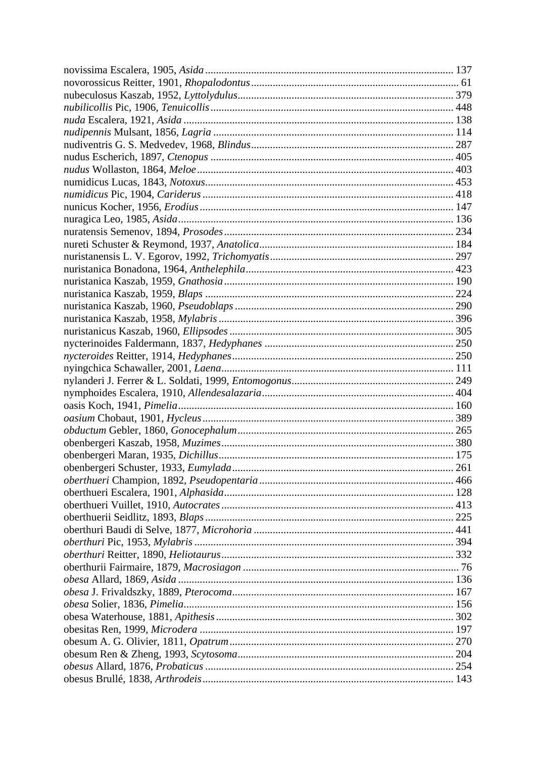novissima Escalera, 1905, *Asida* ........................................................................................ 137
novorossicus Reitter, 1901, *Rhopalodontus* ......................................................................... 61
nubeculosus Kaszab, 1952, *Lyttolydulus* ............................................................................. 379
*nubilicollis* Pic, 1906, *Tenuicollis* ...................................................................................... 448
*nuda* Escalera, 1921, *Asida* ................................................................................................ 138
*nudipennis* Mulsant, 1856, *Lagria* ...................................................................................... 114
nudiventris G. S. Medvedev, 1968, *Blindus* ......................................................................... 287
nudus Escherich, 1897, *Ctenopus* ........................................................................................ 405
*nudus* Wollaston, 1864, *Meloe* ............................................................................................. 403
numidicus Lucas, 1843, *Notoxus* .......................................................................................... 453
*numidicus* Pic, 1904, *Cariderus* ........................................................................................... 418
nunicus Kocher, 1956, *Erodius* ............................................................................................. 147
nuragica Leo, 1985, *Asida* .................................................................................................... 136
nuratensis Semenov, 1894, *Prosodes* .................................................................................... 234
nureti Schuster & Reymond, 1937, *Anatolica* ........................................................................ 184
nuristanensis L. V. Egorov, 1992, *Trichomyatis* ................................................................... 297
nuristanica Bonadona, 1964, *Anthelephila* ............................................................................ 423
nuristanica Kaszab, 1959, *Gnathosia* .................................................................................... 190
nuristanica Kaszab, 1959, *Blaps* ........................................................................................... 224
nuristanica Kaszab, 1960, *Pseudoblaps* ................................................................................ 290
nuristanica Kaszab, 1958, *Mylabris* ...................................................................................... 396
nuristanicus Kaszab, 1960, *Ellipsodes* .................................................................................. 305
nycterinoides Faldermann, 1837, *Hedyphanes* ...................................................................... 250
*nycteroides* Reitter, 1914, *Hedyphanes* ................................................................................ 250
nyingchica Schawaller, 2001, *Laena* ..................................................................................... 111
nylanderi J. Ferrer & L. Soldati, 1999, *Entomogonus* ........................................................... 249
nymphoides Escalera, 1910, *Allendesalazaria* ...................................................................... 404
oasis Koch, 1941, *Pimelia* .................................................................................................... 160
*oasium* Chobaut, 1901, *Hycleus* ........................................................................................... 389
*obductum* Gebler, 1860, *Gonocephalum* ............................................................................... 265
obenbergeri Kaszab, 1958, *Muzimes* ..................................................................................... 380
obenbergeri Maran, 1935, *Dichillus* ...................................................................................... 175
obenbergeri Schuster, 1933, *Eumylada* ................................................................................. 261
*oberthueri* Champion, 1892, *Pseudopentaria* ....................................................................... 466
oberthueri Escalera, 1901, *Alphasida* .................................................................................... 128
oberthueri Vuillet, 1910, *Autocrates* ..................................................................................... 413
oberthuerii Seidlitz, 1893, *Blaps* ........................................................................................... 225
oberthuri Baudi di Selve, 1877, *Microhoria* ......................................................................... 441
*oberthuri* Pic, 1953, *Mylabris* ............................................................................................... 394
*oberthuri* Reitter, 1890, *Heliotaurus* ..................................................................................... 332
oberthurii Fairmaire, 1879, *Macrosiagon* ............................................................................... 76
*obesa* Allard, 1869, *Asida* .................................................................................................... 136
*obesa* J. Frivaldszky, 1889, *Pterocoma* ................................................................................. 167
*obesa* Solier, 1836, *Pimelia* ................................................................................................... 156
obesa Waterhouse, 1881, *Apithesis* ....................................................................................... 302
obesitas Ren, 1999, *Microdera* ............................................................................................. 197
obesum A. G. Olivier, 1811, *Opatrum* .................................................................................. 270
obesum Ren & Zheng, 1993, *Scytosoma* ............................................................................... 204
*obesus* Allard, 1876, *Probaticus* ........................................................................................... 254
obesus Brullé, 1838, *Arthrodeis* ............................................................................................ 143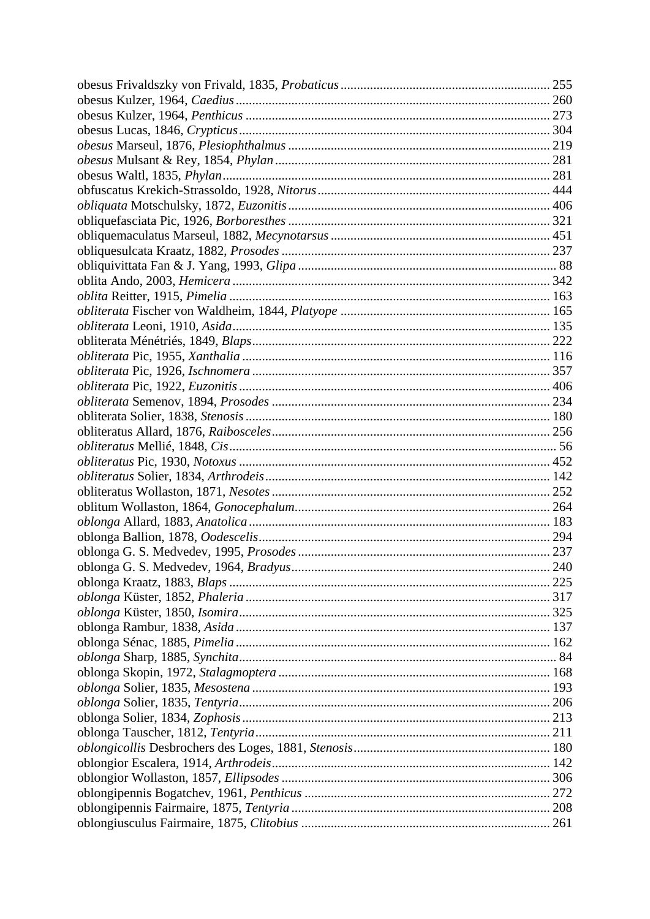obesus Frivaldszky von Frivald, 1835, *Probaticus* ............................................................ 255
obesus Kulzer, 1964, *Caedius* ............................................................ 260
obesus Kulzer, 1964, *Penthicus* ............................................................ 273
obesus Lucas, 1846, *Crypticus* ............................................................ 304
*obesus* Marseul, 1876, *Plesiophthalmus* ............................................................ 219
*obesus* Mulsant & Rey, 1854, *Phylan* ............................................................ 281
obesus Waltl, 1835, *Phylan* ............................................................ 281
obfuscatus Krekich-Strassoldo, 1928, *Nitorus* ............................................................ 444
*obliquata* Motschulsky, 1872, *Euzonitis* ............................................................ 406
obliquefasciata Pic, 1926, *Borboresthes* ............................................................ 321
obliquemaculatus Marseul, 1882, *Mecynotarsus* ............................................................ 451
obliquesulcata Kraatz, 1882, *Prosodes* ............................................................ 237
obliquivittata Fan & J. Yang, 1993, *Glipa* ............................................................ 88
oblita Ando, 2003, *Hemicera* ............................................................ 342
*oblita* Reitter, 1915, *Pimelia* ............................................................ 163
*obliterata* Fischer von Waldheim, 1844, *Platyope* ............................................................ 165
*obliterata* Leoni, 1910, *Asida* ............................................................ 135
obliterata Ménétriés, 1849, *Blaps* ............................................................ 222
*obliterata* Pic, 1955, *Xanthalia* ............................................................ 116
*obliterata* Pic, 1926, *Ischnomera* ............................................................ 357
*obliterata* Pic, 1922, *Euzonitis* ............................................................ 406
*obliterata* Semenov, 1894, *Prosodes* ............................................................ 234
obliterata Solier, 1838, *Stenosis* ............................................................ 180
obliteratus Allard, 1876, *Raibosceles* ............................................................ 256
*obliteratus* Mellié, 1848, *Cis* ............................................................ 56
*obliteratus* Pic, 1930, *Notoxus* ............................................................ 452
*obliteratus* Solier, 1834, *Arthrodeis* ............................................................ 142
obliteratus Wollaston, 1871, *Nesotes* ............................................................ 252
oblitum Wollaston, 1864, *Gonocephalum* ............................................................ 264
*oblonga* Allard, 1883, *Anatolica* ............................................................ 183
oblonga Ballion, 1878, *Oodescelis* ............................................................ 294
oblonga G. S. Medvedev, 1995, *Prosodes* ............................................................ 237
oblonga G. S. Medvedev, 1964, *Bradyus* ............................................................ 240
oblonga Kraatz, 1883, *Blaps* ............................................................ 225
*oblonga* Küster, 1852, *Phaleria* ............................................................ 317
*oblonga* Küster, 1850, *Isomira* ............................................................ 325
oblonga Rambur, 1838, *Asida* ............................................................ 137
oblonga Sénac, 1885, *Pimelia* ............................................................ 162
*oblonga* Sharp, 1885, *Synchita* ............................................................ 84
oblonga Skopin, 1972, *Stalagmoptera* ............................................................ 168
*oblonga* Solier, 1835, *Mesostena* ............................................................ 193
*oblonga* Solier, 1835, *Tentyria* ............................................................ 206
oblonga Solier, 1834, *Zophosis* ............................................................ 213
oblonga Tauscher, 1812, *Tentyria* ............................................................ 211
*oblongicollis* Desbrochers des Loges, 1881, *Stenosis* ............................................................ 180
oblongior Escalera, 1914, *Arthrodeis* ............................................................ 142
oblongior Wollaston, 1857, *Ellipsodes* ............................................................ 306
oblongipennis Bogatchev, 1961, *Penthicus* ............................................................ 272
oblongipennis Fairmaire, 1875, *Tentyria* ............................................................ 208
oblongiusculus Fairmaire, 1875, *Clitobius* ............................................................ 261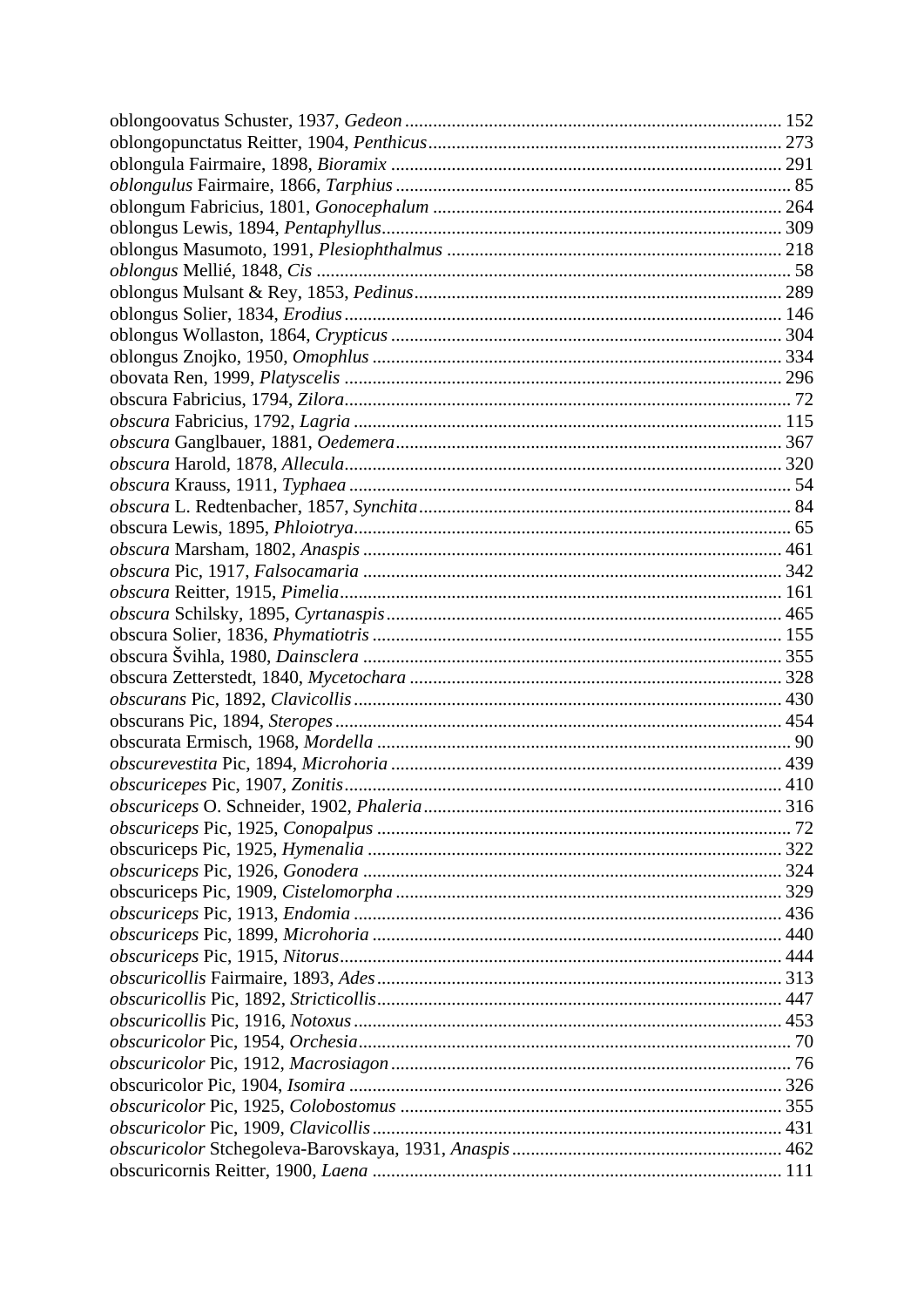oblongoovatus Schuster, 1937, *Gedeon* ................................................................................ 152
oblongopunctatus Reitter, 1904, *Penthicus* ........................................................................... 273
oblongula Fairmaire, 1898, *Bioramix* .................................................................................. 291
*oblongulus* Fairmaire, 1866, *Tarphius* .................................................................................. 85
oblongum Fabricius, 1801, *Gonocephalum* .......................................................................... 264
oblongus Lewis, 1894, *Pentaphyllus* ..................................................................................... 309
oblongus Masumoto, 1991, *Plesiophthalmus* ........................................................................ 218
*oblongus* Mellié, 1848, *Cis* ..................................................................................................... 58
oblongus Mulsant & Rey, 1853, *Pedinus* ............................................................................... 289
oblongus Solier, 1834, *Erodius* .............................................................................................. 146
oblongus Wollaston, 1864, *Crypticus* ................................................................................... 304
oblongus Znojko, 1950, *Omophlus* ....................................................................................... 334
obovata Ren, 1999, *Platyscelis* ............................................................................................. 296
obscura Fabricius, 1794, *Zilora* ................................................................................................ 72
*obscura* Fabricius, 1792, *Lagria* ........................................................................................... 115
*obscura* Ganglbauer, 1881, *Oedemera* .................................................................................. 367
*obscura* Harold, 1878, *Allecula* ............................................................................................. 320
*obscura* Krauss, 1911, *Typhaea* ............................................................................................. 54
*obscura* L. Redtenbacher, 1857, *Synchita* ................................................................................ 84
obscura Lewis, 1895, *Phloiotrya* ............................................................................................. 65
*obscura* Marsham, 1802, *Anaspis* ......................................................................................... 461
*obscura* Pic, 1917, *Falsocamaria* ......................................................................................... 342
*obscura* Reitter, 1915, *Pimelia* .............................................................................................. 161
*obscura* Schilsky, 1895, *Cyrtanaspis* .................................................................................... 465
obscura Solier, 1836, *Phymatiotris* ....................................................................................... 155
obscura Švihla, 1980, *Dainsclera* ......................................................................................... 355
obscura Zetterstedt, 1840, *Mycetochara* ............................................................................... 328
*obscurans* Pic, 1892, *Clavicollis* ............................................................................................ 430
obscurans Pic, 1894, *Steropes* ............................................................................................... 454
obscurata Ermisch, 1968, *Mordella* ........................................................................................ 90
*obscurevestita* Pic, 1894, *Microhoria* .................................................................................... 439
*obscuricepes* Pic, 1907, *Zonitis* ............................................................................................. 410
*obscuriceps* O. Schneider, 1902, *Phaleria* ............................................................................ 316
*obscuriceps* Pic, 1925, *Conopalpus* ........................................................................................ 72
obscuriceps Pic, 1925, *Hymenalia* ......................................................................................... 322
*obscuriceps* Pic, 1926, *Gonodera* .......................................................................................... 324
obscuriceps Pic, 1909, *Cistelomorpha* .................................................................................. 329
*obscuriceps* Pic, 1913, *Endomia* ........................................................................................... 436
*obscuriceps* Pic, 1899, *Microhoria* ........................................................................................ 440
*obscuriceps* Pic, 1915, *Nitorus* .............................................................................................. 444
*obscuricollis* Fairmaire, 1893, *Ades* ...................................................................................... 313
*obscuricollis* Pic, 1892, *Stricticollis* ...................................................................................... 447
*obscuricollis* Pic, 1916, *Notoxus* ........................................................................................... 453
*obscuricolor* Pic, 1954, *Orchesia* ............................................................................................ 70
*obscuricolor* Pic, 1912, *Macrosiagon* ...................................................................................... 76
obscuricolor Pic, 1904, *Isomira* ............................................................................................ 326
*obscuricolor* Pic, 1925, *Colobostomus* .................................................................................. 355
*obscuricolor* Pic, 1909, *Clavicollis* ........................................................................................ 431
*obscuricolor* Stchegoleva-Barovskaya, 1931, *Anaspis* .......................................................... 462
obscuricornis Reitter, 1900, *Laena* ....................................................................................... 111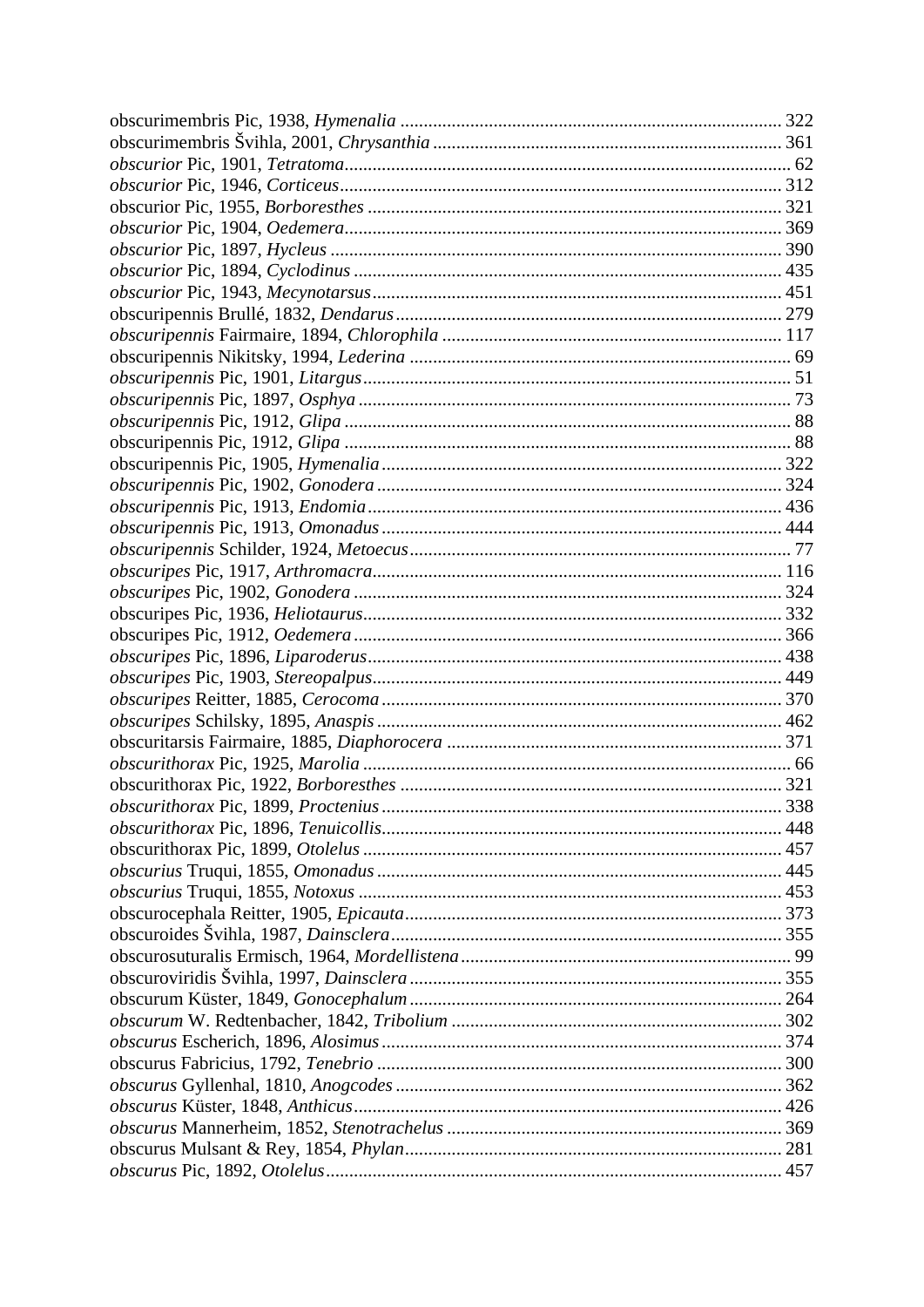obscurimembris Pic, 1938, *Hymenalia* ................................................................................... 322
obscurimembris Švihla, 2001, *Chrysanthia* ........................................................................... 361
*obscurior* Pic, 1901, *Tetratoma*................................................................................................ 62
*obscurior* Pic, 1946, *Corticeus*.............................................................................................. 312
obscurior Pic, 1955, *Borboresthes* ......................................................................................... 321
*obscurior* Pic, 1904, *Oedemera*.............................................................................................. 369
*obscurior* Pic, 1897, *Hycleus* ................................................................................................. 390
*obscurior* Pic, 1894, *Cyclodinus* ........................................................................................... 435
*obscurior* Pic, 1943, *Mecynotarsus*....................................................................................... 451
obscuripennis Brullé, 1832, *Dendarus*................................................................................... 279
*obscuripennis* Fairmaire, 1894, *Chlorophila* ......................................................................... 117
obscuripennis Nikitsky, 1994, *Lederina* .................................................................................. 69
*obscuripennis* Pic, 1901, *Litargus*............................................................................................ 51
*obscuripennis* Pic, 1897, *Osphya* ............................................................................................ 73
*obscuripennis* Pic, 1912, *Glipa* ............................................................................................... 88
obscuripennis Pic, 1912, *Glipa* ............................................................................................... 88
obscuripennis Pic, 1905, *Hymenalia* ..................................................................................... 322
*obscuripennis* Pic, 1902, *Gonodera* ....................................................................................... 324
*obscuripennis* Pic, 1913, *Endomia* ........................................................................................ 436
*obscuripennis* Pic, 1913, *Omonadus* ..................................................................................... 444
*obscuripennis* Schilder, 1924, *Metoecus*.................................................................................. 77
*obscuripes* Pic, 1917, *Arthromacra*....................................................................................... 116
*obscuripes* Pic, 1902, *Gonodera* ........................................................................................... 324
obscuripes Pic, 1936, *Heliotaurus*.......................................................................................... 332
obscuripes Pic, 1912, *Oedemera* ........................................................................................... 366
*obscuripes* Pic, 1896, *Liparoderus*........................................................................................ 438
*obscuripes* Pic, 1903, *Stereopalpus*....................................................................................... 449
*obscuripes* Reitter, 1885, *Cerocoma* ..................................................................................... 370
*obscuripes* Schilsky, 1895, *Anaspis* ...................................................................................... 462
obscuritarsis Fairmaire, 1885, *Diaphorocera* ....................................................................... 371
*obscurithorax* Pic, 1925, *Marolia* ........................................................................................... 66
obscurithorax Pic, 1922, *Borboresthes* .................................................................................. 321
*obscurithorax* Pic, 1899, *Proctenius* ..................................................................................... 338
*obscurithorax* Pic, 1896, *Tenuicollis*..................................................................................... 448
obscurithorax Pic, 1899, *Otolelus* .......................................................................................... 457
*obscurius* Truqui, 1855, *Omonadus* ...................................................................................... 445
*obscurius* Truqui, 1855, *Notoxus* .......................................................................................... 453
obscurocephala Reitter, 1905, *Epicauta*................................................................................ 373
obscuroides Švihla, 1987, *Dainsclera*.................................................................................... 355
obscurosuturalis Ermisch, 1964, *Mordellistena*...................................................................... 99
obscuroviridis Švihla, 1997, *Dainsclera* ............................................................................... 355
obscurum Küster, 1849, *Gonocephalum* ............................................................................... 264
*obscurum* W. Redtenbacher, 1842, *Tribolium* ...................................................................... 302
*obscurus* Escherich, 1896, *Alosimus* ..................................................................................... 374
obscurus Fabricius, 1792, *Tenebrio* ...................................................................................... 300
*obscurus* Gyllenhal, 1810, *Anogcodes* .................................................................................. 362
*obscurus* Küster, 1848, *Anthicus*........................................................................................... 426
*obscurus* Mannerheim, 1852, *Stenotrachelus* ....................................................................... 369
obscurus Mulsant & Rey, 1854, *Phylan*................................................................................ 281
*obscurus* Pic, 1892, *Otolelus*................................................................................................. 457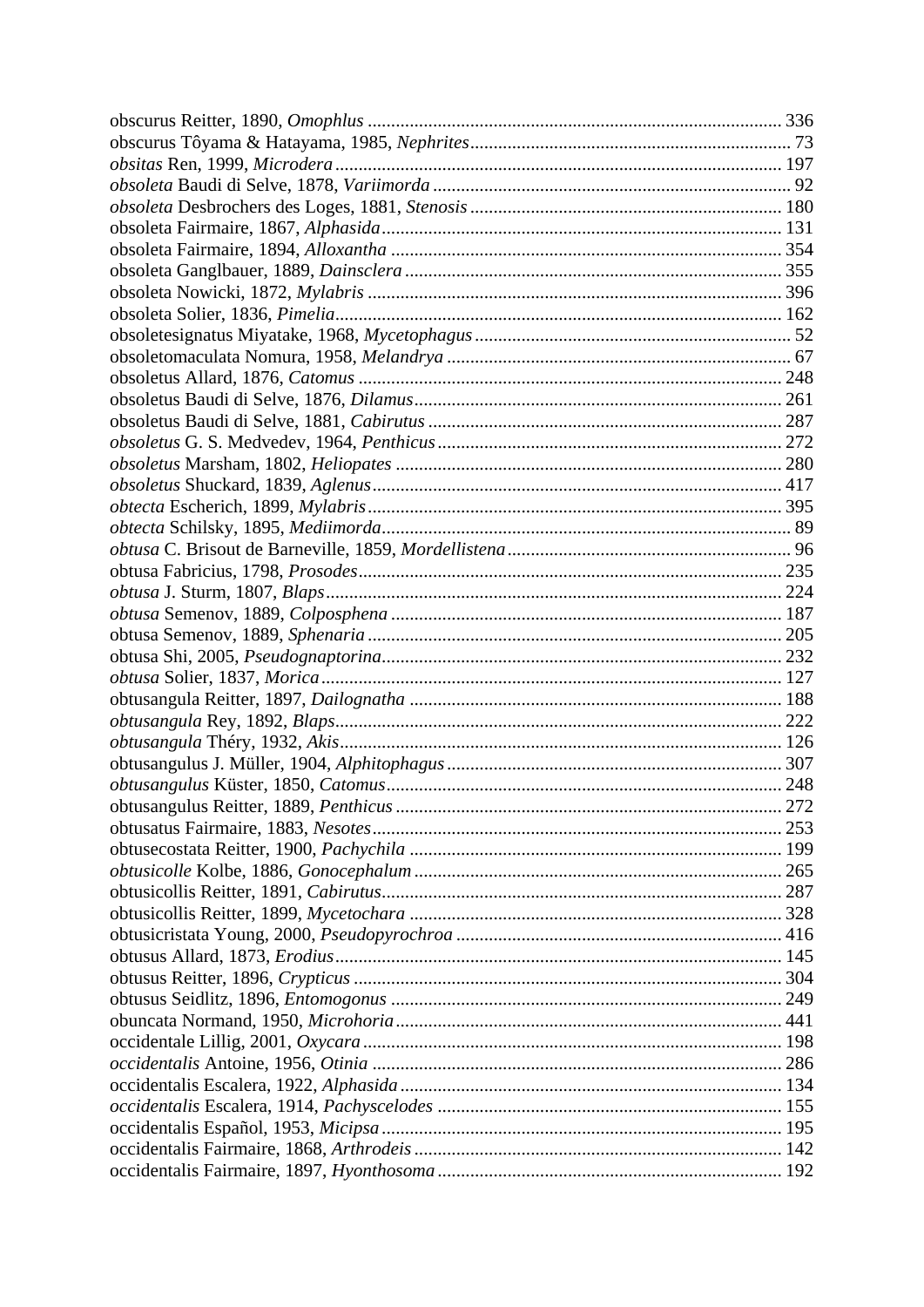obscurus Reitter, 1890, *Omophlus* ........................................................................................ 336
obscurus Tôyama & Hatayama, 1985, *Nephrites*.................................................................... 73
*obsitas* Ren, 1999, *Microdera*................................................................................................ 197
*obsoleta* Baudi di Selve, 1878, *Variimorda* ............................................................................ 92
*obsoleta* Desbrochers des Loges, 1881, *Stenosis* .................................................................. 180
obsoleta Fairmaire, 1867, *Alphasida*..................................................................................... 131
obsoleta Fairmaire, 1894, *Alloxantha* .................................................................................... 354
obsoleta Ganglbauer, 1889, *Dainsclera* ................................................................................ 355
obsoleta Nowicki, 1872, *Mylabris* ........................................................................................ 396
obsoleta Solier, 1836, *Pimelia*............................................................................................... 162
obsoletesignatus Miyatake, 1968, *Mycetophagus* .................................................................... 52
obsoletomaculata Nomura, 1958, *Melandrya* ........................................................................... 67
obsoletus Allard, 1876, *Catomus* .......................................................................................... 248
obsoletus Baudi di Selve, 1876, *Dilamus*............................................................................... 261
obsoletus Baudi di Selve, 1881, *Cabirutus* ............................................................................ 287
*obsoletus* G. S. Medvedev, 1964, *Penthicus* ......................................................................... 272
*obsoletus* Marsham, 1802, *Heliopates* .................................................................................. 280
*obsoletus* Shuckard, 1839, *Aglenus*...................................................................................... 417
*obtecta* Escherich, 1899, *Mylabris*........................................................................................ 395
*obtecta* Schilsky, 1895, *Mediimorda*....................................................................................... 89
*obtusa* C. Brisout de Barneville, 1859, *Mordellistena*............................................................. 96
obtusa Fabricius, 1798, *Prosodes*.......................................................................................... 235
*obtusa* J. Sturm, 1807, *Blaps*................................................................................................. 224
*obtusa* Semenov, 1889, *Colposphena* ................................................................................... 187
obtusa Semenov, 1889, *Sphenaria* ........................................................................................ 205
obtusa Shi, 2005, *Pseudognaptorina*..................................................................................... 232
*obtusa* Solier, 1837, *Morica*.................................................................................................. 127
obtusangula Reitter, 1897, *Dailognatha* ............................................................................... 188
*obtusangula* Rey, 1892, *Blaps*.............................................................................................. 222
*obtusangula* Théry, 1932, *Akis*............................................................................................. 126
obtusangulus J. Müller, 1904, *Alphitophagus* ....................................................................... 307
*obtusangulus* Küster, 1850, *Catomus*.................................................................................... 248
obtusangulus Reitter, 1889, *Penthicus* .................................................................................. 272
obtusatus Fairmaire, 1883, *Nesotes*....................................................................................... 253
obtusecostata Reitter, 1900, *Pachychila* ............................................................................... 199
*obtusicolle* Kolbe, 1886, *Gonocephalum* .............................................................................. 265
obtusicollis Reitter, 1891, *Cabirutus*..................................................................................... 287
obtusicollis Reitter, 1899, *Mycetochara* ............................................................................... 328
obtusicristata Young, 2000, *Pseudopyrochroa* ...................................................................... 416
obtusus Allard, 1873, *Erodius*............................................................................................... 145
obtusus Reitter, 1896, *Crypticus* ........................................................................................... 304
obtusus Seidlitz, 1896, *Entomogonus* ................................................................................... 249
obuncata Normand, 1950, *Microhoria*................................................................................... 441
occidentale Lillig, 2001, *Oxycara* ......................................................................................... 198
*occidentalis* Antoine, 1956, *Otinia* ....................................................................................... 286
occidentalis Escalera, 1922, *Alphasida* ................................................................................. 134
*occidentalis* Escalera, 1914, *Pachyscelodes* ......................................................................... 155
occidentalis Español, 1953, *Micipsa*..................................................................................... 195
occidentalis Fairmaire, 1868, *Arthrodeis* .............................................................................. 142
occidentalis Fairmaire, 1897, *Hyonthosoma* .......................................................................... 192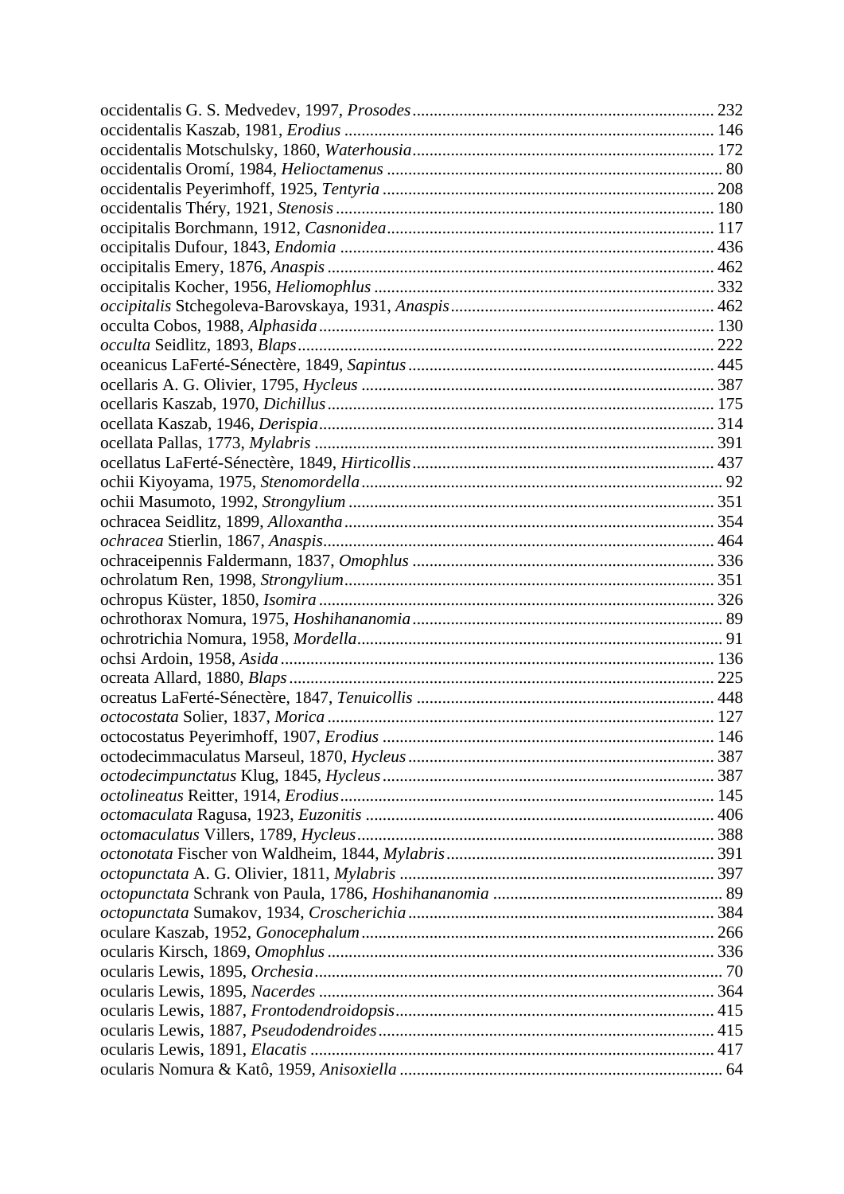occidentalis G. S. Medvedev, 1997, *Prosodes* ........................................................................ 232
occidentalis Kaszab, 1981, *Erodius* ........................................................................ 146
occidentalis Motschulsky, 1860, *Waterhousia* ........................................................................ 172
occidentalis Oromí, 1984, *Helioctamenus* ........................................................................ 80
occidentalis Peyerimhoff, 1925, *Tentyria* ........................................................................ 208
occidentalis Théry, 1921, *Stenosis* ........................................................................ 180
occipitalis Borchmann, 1912, *Casnonidea* ........................................................................ 117
occipitalis Dufour, 1843, *Endomia* ........................................................................ 436
occipitalis Emery, 1876, *Anaspis* ........................................................................ 462
occipitalis Kocher, 1956, *Heliomophlus* ........................................................................ 332
*occipitalis* Stchegoleva-Barovskaya, 1931, *Anaspis* ........................................................................ 462
occulta Cobos, 1988, *Alphasida* ........................................................................ 130
*occulta* Seidlitz, 1893, *Blaps* ........................................................................ 222
oceanicus LaFerté-Sénectère, 1849, *Sapintus* ........................................................................ 445
ocellaris A. G. Olivier, 1795, *Hycleus* ........................................................................ 387
ocellaris Kaszab, 1970, *Dichillus* ........................................................................ 175
ocellata Kaszab, 1946, *Derispia* ........................................................................ 314
ocellata Pallas, 1773, *Mylabris* ........................................................................ 391
ocellatus LaFerté-Sénectère, 1849, *Hirticollis* ........................................................................ 437
ochii Kiyoyama, 1975, *Stenomordella* ........................................................................ 92
ochii Masumoto, 1992, *Strongylium* ........................................................................ 351
ochracea Seidlitz, 1899, *Alloxantha* ........................................................................ 354
*ochracea* Stierlin, 1867, *Anaspis* ........................................................................ 464
ochraceipennis Faldermann, 1837, *Omophlus* ........................................................................ 336
ochrolatum Ren, 1998, *Strongylium* ........................................................................ 351
ochropus Küster, 1850, *Isomira* ........................................................................ 326
ochrothorax Nomura, 1975, *Hoshihananomia* ........................................................................ 89
ochrotrichia Nomura, 1958, *Mordella* ........................................................................ 91
ochsi Ardoin, 1958, *Asida* ........................................................................ 136
ocreata Allard, 1880, *Blaps* ........................................................................ 225
ocreatus LaFerté-Sénectère, 1847, *Tenuicollis* ........................................................................ 448
*octocostata* Solier, 1837, *Morica* ........................................................................ 127
octocostatus Peyerimhoff, 1907, *Erodius* ........................................................................ 146
octodecimmaculatus Marseul, 1870, *Hycleus* ........................................................................ 387
*octodecimpunctatus* Klug, 1845, *Hycleus* ........................................................................ 387
*octolineatus* Reitter, 1914, *Erodius* ........................................................................ 145
*octomaculata* Ragusa, 1923, *Euzonitis* ........................................................................ 406
*octomaculatus* Villers, 1789, *Hycleus* ........................................................................ 388
*octonotata* Fischer von Waldheim, 1844, *Mylabris* ........................................................................ 391
*octopunctata* A. G. Olivier, 1811, *Mylabris* ........................................................................ 397
*octopunctata* Schrank von Paula, 1786, *Hoshihananomia* ........................................................................ 89
*octopunctata* Sumakov, 1934, *Croscherichia* ........................................................................ 384
oculare Kaszab, 1952, *Gonocephalum* ........................................................................ 266
ocularis Kirsch, 1869, *Omophlus* ........................................................................ 336
ocularis Lewis, 1895, *Orchesia* ........................................................................ 70
ocularis Lewis, 1895, *Nacerdes* ........................................................................ 364
ocularis Lewis, 1887, *Frontodendroidopsis* ........................................................................ 415
ocularis Lewis, 1887, *Pseudodendroides* ........................................................................ 415
ocularis Lewis, 1891, *Elacatis* ........................................................................ 417
ocularis Nomura & Katô, 1959, *Anisoxiella* ........................................................................ 64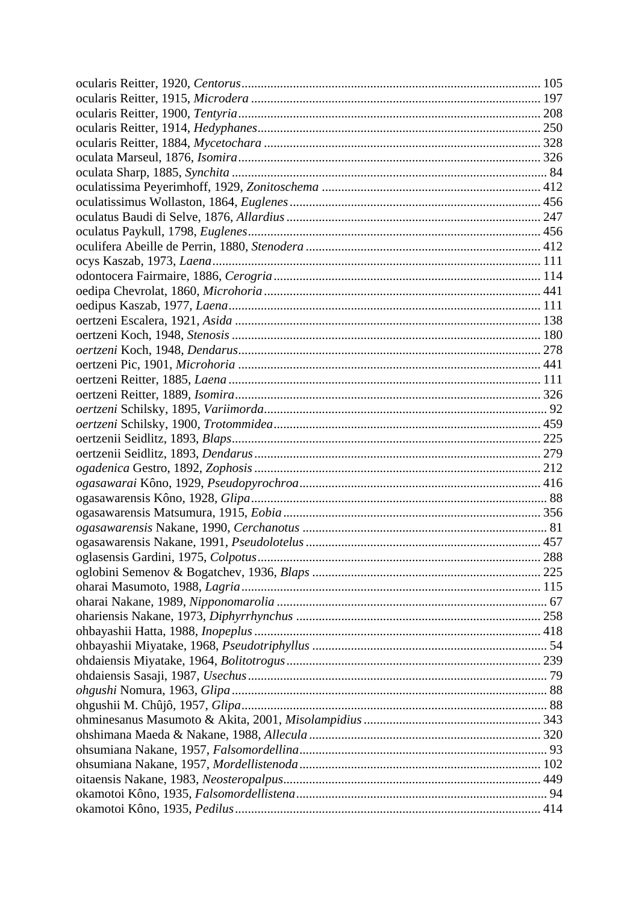ocularis Reitter, 1920, *Centorus* ........................................................................................ 105
ocularis Reitter, 1915, *Microdera* ........................................................................................ 197
ocularis Reitter, 1900, *Tentyria* ........................................................................................ 208
ocularis Reitter, 1914, *Hedyphanes* ........................................................................................ 250
ocularis Reitter, 1884, *Mycetochara* ........................................................................................ 328
oculata Marseul, 1876, *Isomira* ........................................................................................ 326
oculata Sharp, 1885, *Synchita* ........................................................................................ 84
oculatissima Peyerimhoff, 1929, *Zonitoschema* ........................................................................................ 412
oculatissimus Wollaston, 1864, *Euglenes* ........................................................................................ 456
oculatus Baudi di Selve, 1876, *Allardius* ........................................................................................ 247
oculatus Paykull, 1798, *Euglenes* ........................................................................................ 456
oculifera Abeille de Perrin, 1880, *Stenodera* ........................................................................................ 412
ocys Kaszab, 1973, *Laena* ........................................................................................ 111
odontocera Fairmaire, 1886, *Cerogria* ........................................................................................ 114
oedipa Chevrolat, 1860, *Microhoria* ........................................................................................ 441
oedipus Kaszab, 1977, *Laena* ........................................................................................ 111
oertzeni Escalera, 1921, *Asida* ........................................................................................ 138
oertzeni Koch, 1948, *Stenosis* ........................................................................................ 180
*oertzeni* Koch, 1948, *Dendarus* ........................................................................................ 278
oertzeni Pic, 1901, *Microhoria* ........................................................................................ 441
oertzeni Reitter, 1885, *Laena* ........................................................................................ 111
oertzeni Reitter, 1889, *Isomira* ........................................................................................ 326
*oertzeni* Schilsky, 1895, *Variimorda* ........................................................................................ 92
*oertzeni* Schilsky, 1900, *Trotommidea* ........................................................................................ 459
oertzenii Seidlitz, 1893, *Blaps* ........................................................................................ 225
oertzenii Seidlitz, 1893, *Dendarus* ........................................................................................ 279
*ogadenica* Gestro, 1892, *Zophosis* ........................................................................................ 212
*ogasawarai* Kôno, 1929, *Pseudopyrochroa* ........................................................................................ 416
ogasawarensis Kôno, 1928, *Glipa* ........................................................................................ 88
ogasawarensis Matsumura, 1915, *Eobia* ........................................................................................ 356
*ogasawarensis* Nakane, 1990, *Cerchanotus* ........................................................................................ 81
ogasawarensis Nakane, 1991, *Pseudolotelus* ........................................................................................ 457
oglasensis Gardini, 1975, *Colpotus* ........................................................................................ 288
oglobini Semenov & Bogatchev, 1936, *Blaps* ........................................................................................ 225
oharai Masumoto, 1988, *Lagria* ........................................................................................ 115
oharai Nakane, 1989, *Nipponomarolia* ........................................................................................ 67
ohariensis Nakane, 1973, *Diphyrrhynchus* ........................................................................................ 258
ohbayashii Hatta, 1988, *Inopeplus* ........................................................................................ 418
ohbayashii Miyatake, 1968, *Pseudotriphyllus* ........................................................................................ 54
ohdaiensis Miyatake, 1964, *Bolitotrogus* ........................................................................................ 239
ohdaiensis Sasaji, 1987, *Usechus* ........................................................................................ 79
*ohgushi* Nomura, 1963, *Glipa* ........................................................................................ 88
ohgushii M. Chûjô, 1957, *Glipa* ........................................................................................ 88
ohminesanus Masumoto & Akita, 2001, *Misolampidius* ........................................................................................ 343
ohshimana Maeda & Nakane, 1988, *Allecula* ........................................................................................ 320
ohsumiana Nakane, 1957, *Falsomordellina* ........................................................................................ 93
ohsumiana Nakane, 1957, *Mordellistenoda* ........................................................................................ 102
oitaensis Nakane, 1983, *Neosteropalpus* ........................................................................................ 449
okamotoi Kôno, 1935, *Falsomordellistena* ........................................................................................ 94
okamotoi Kôno, 1935, *Pedilus* ........................................................................................ 414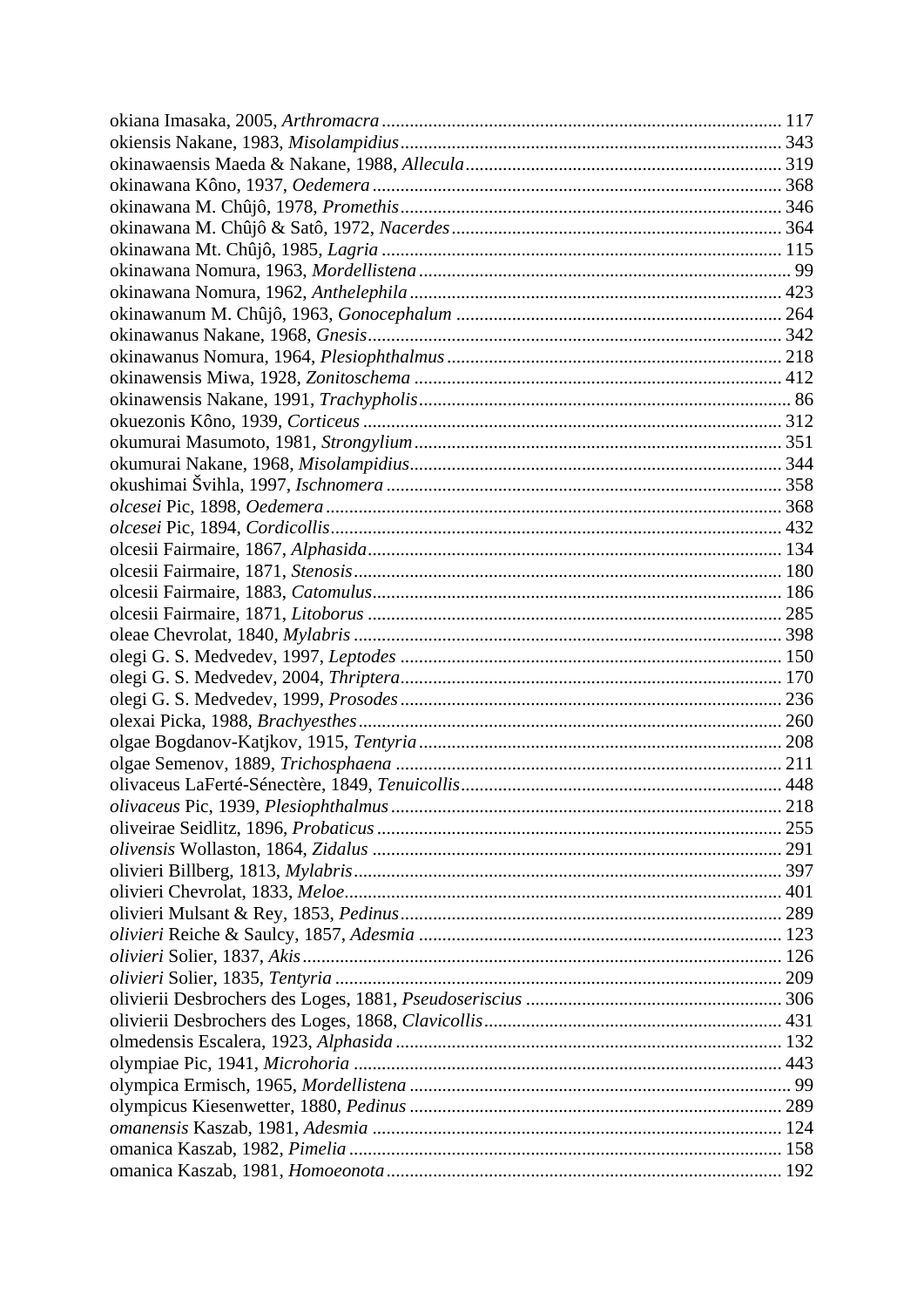okiana Imasaka, 2005, *Arthromacra* ..................................................................................... 117
okiensis Nakane, 1983, *Misolampidius* .................................................................................. 343
okinawaensis Maeda & Nakane, 1988, *Allecula* .................................................................... 319
okinawana Kôno, 1937, *Oedemera* ....................................................................................... 368
okinawana M. Chûjô, 1978, *Promethis* .................................................................................. 346
okinawana M. Chûjô & Satô, 1972, *Nacerdes* ....................................................................... 364
okinawana Mt. Chûjô, 1985, *Lagria* ...................................................................................... 115
okinawana Nomura, 1963, *Mordellistena* ................................................................................. 99
okinawana Nomura, 1962, *Anthelephila* ................................................................................. 423
okinawanum M. Chûjô, 1963, *Gonocephalum* ....................................................................... 264
okinawanus Nakane, 1968, *Gnesis* ......................................................................................... 342
okinawanus Nomura, 1964, *Plesiophthalmus* ........................................................................ 218
okinawensis Miwa, 1928, *Zonitoschema* ............................................................................... 412
okinawensis Nakane, 1991, *Trachypholis* ................................................................................. 86
okuezonis Kôno, 1939, *Corticeus* ........................................................................................... 312
okumurai Masumoto, 1981, *Strongylium* ............................................................................... 351
okumurai Nakane, 1968, *Misolampidius* ................................................................................ 344
okushimai Švihla, 1997, *Ischnomera* ..................................................................................... 358
*olcesei* Pic, 1898, *Oedemera* .................................................................................................. 368
*olcesei* Pic, 1894, *Cordicollis* ................................................................................................. 432
olcesii Fairmaire, 1867, *Alphasida* ......................................................................................... 134
olcesii Fairmaire, 1871, *Stenosis* ............................................................................................ 180
olcesii Fairmaire, 1883, *Catomulus* ........................................................................................ 186
olcesii Fairmaire, 1871, *Litoborus* ......................................................................................... 285
oleae Chevrolat, 1840, *Mylabris* ............................................................................................ 398
olegi G. S. Medvedev, 1997, *Leptodes* .................................................................................. 150
olegi G. S. Medvedev, 2004, *Thriptera* .................................................................................. 170
olegi G. S. Medvedev, 1999, *Prosodes* .................................................................................. 236
olexai Picka, 1988, *Brachyesthes* ........................................................................................... 260
olgae Bogdanov-Katjkov, 1915, *Tentyria* .............................................................................. 208
olgae Semenov, 1889, *Trichosphaena* ................................................................................... 211
olivaceus LaFerté-Sénectère, 1849, *Tenuicollis* ..................................................................... 448
*olivaceus* Pic, 1939, *Plesiophthalmus* .................................................................................... 218
oliveirae Seidlitz, 1896, *Probaticus* ........................................................................................ 255
*olivensis* Wollaston, 1864, *Zidalus* ........................................................................................ 291
olivieri Billberg, 1813, *Mylabris* ............................................................................................ 397
olivieri Chevrolat, 1833, *Meloe* .............................................................................................. 401
olivieri Mulsant & Rey, 1853, *Pedinus* .................................................................................. 289
*olivieri* Reiche & Saulcy, 1857, *Adesmia* .............................................................................. 123
*olivieri* Solier, 1837, *Akis* ....................................................................................................... 126
*olivieri* Solier, 1835, *Tentyria* ................................................................................................ 209
olivierii Desbrochers des Loges, 1881, *Pseudoseriscius* ........................................................ 306
olivierii Desbrochers des Loges, 1868, *Clavicollis* ................................................................ 431
olmedensis Escalera, 1923, *Alphasida* ................................................................................... 132
olympiae Pic, 1941, *Microhoria* ............................................................................................ 443
olympica Ermisch, 1965, *Mordellistena* ................................................................................... 99
olympicus Kiesenwetter, 1880, *Pedinus* ................................................................................ 289
*omanensis* Kaszab, 1981, *Adesmia* ........................................................................................ 124
omanica Kaszab, 1982, *Pimelia* ............................................................................................. 158
omanica Kaszab, 1981, *Homoeonota* ..................................................................................... 192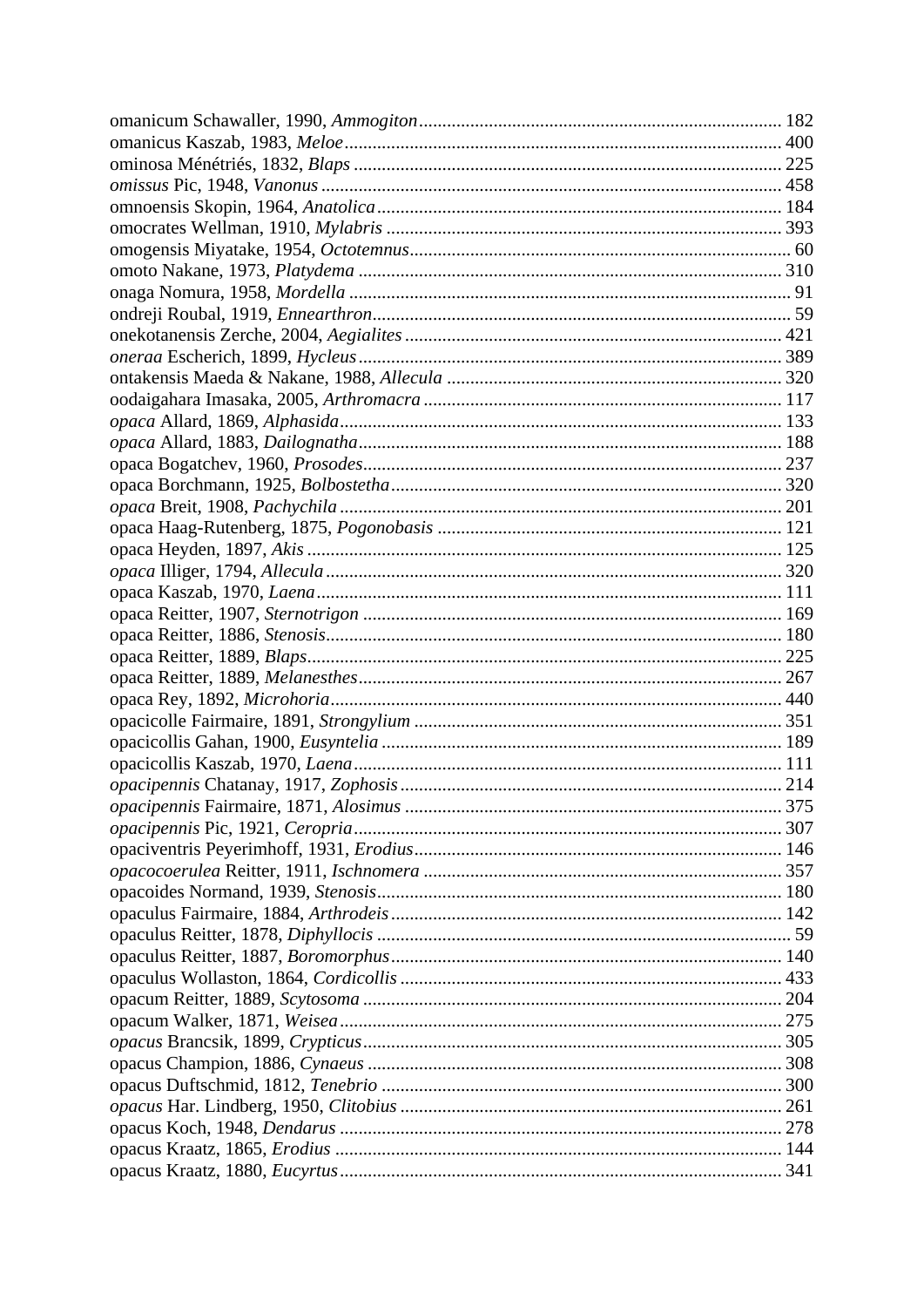omanicum Schawaller, 1990, *Ammogiton* ........ 182
omanicus Kaszab, 1983, *Meloe* ........ 400
ominosa Ménétriés, 1832, *Blaps* ........ 225
*omissus* Pic, 1948, *Vanonus* ........ 458
omnoensis Skopin, 1964, *Anatolica* ........ 184
omocrates Wellman, 1910, *Mylabris* ........ 393
omogensis Miyatake, 1954, *Octotemnus* ........ 60
omoto Nakane, 1973, *Platydema* ........ 310
onaga Nomura, 1958, *Mordella* ........ 91
ondreji Roubal, 1919, *Ennearthron* ........ 59
onekotanensis Zerche, 2004, *Aegialites* ........ 421
*oneraa* Escherich, 1899, *Hycleus* ........ 389
ontakensis Maeda & Nakane, 1988, *Allecula* ........ 320
oodaigahara Imasaka, 2005, *Arthromacra* ........ 117
*opaca* Allard, 1869, *Alphasida* ........ 133
*opaca* Allard, 1883, *Dailognatha* ........ 188
opaca Bogatchev, 1960, *Prosodes* ........ 237
opaca Borchmann, 1925, *Bolbostetha* ........ 320
*opaca* Breit, 1908, *Pachychila* ........ 201
opaca Haag-Rutenberg, 1875, *Pogonobasis* ........ 121
opaca Heyden, 1897, *Akis* ........ 125
*opaca* Illiger, 1794, *Allecula* ........ 320
opaca Kaszab, 1970, *Laena* ........ 111
opaca Reitter, 1907, *Sternotrigon* ........ 169
opaca Reitter, 1886, *Stenosis* ........ 180
opaca Reitter, 1889, *Blaps* ........ 225
opaca Reitter, 1889, *Melanesthes* ........ 267
opaca Rey, 1892, *Microhoria* ........ 440
opacicolle Fairmaire, 1891, *Strongylium* ........ 351
opacicollis Gahan, 1900, *Eusyntelia* ........ 189
opacicollis Kaszab, 1970, *Laena* ........ 111
*opacipennis* Chatanay, 1917, *Zophosis* ........ 214
*opacipennis* Fairmaire, 1871, *Alosimus* ........ 375
*opacipennis* Pic, 1921, *Ceropria* ........ 307
opaciventris Peyerimhoff, 1931, *Erodius* ........ 146
*opacocoerulea* Reitter, 1911, *Ischnomera* ........ 357
opacoides Normand, 1939, *Stenosis* ........ 180
opaculus Fairmaire, 1884, *Arthrodeis* ........ 142
opaculus Reitter, 1878, *Diphyllocis* ........ 59
opaculus Reitter, 1887, *Boromorphus* ........ 140
opaculus Wollaston, 1864, *Cordicollis* ........ 433
opacum Reitter, 1889, *Scytosoma* ........ 204
opacum Walker, 1871, *Weisea* ........ 275
*opacus* Brancsik, 1899, *Crypticus* ........ 305
opacus Champion, 1886, *Cynaeus* ........ 308
opacus Duftschmid, 1812, *Tenebrio* ........ 300
*opacus* Har. Lindberg, 1950, *Clitobius* ........ 261
opacus Koch, 1948, *Dendarus* ........ 278
opacus Kraatz, 1865, *Erodius* ........ 144
opacus Kraatz, 1880, *Eucyrtus* ........ 341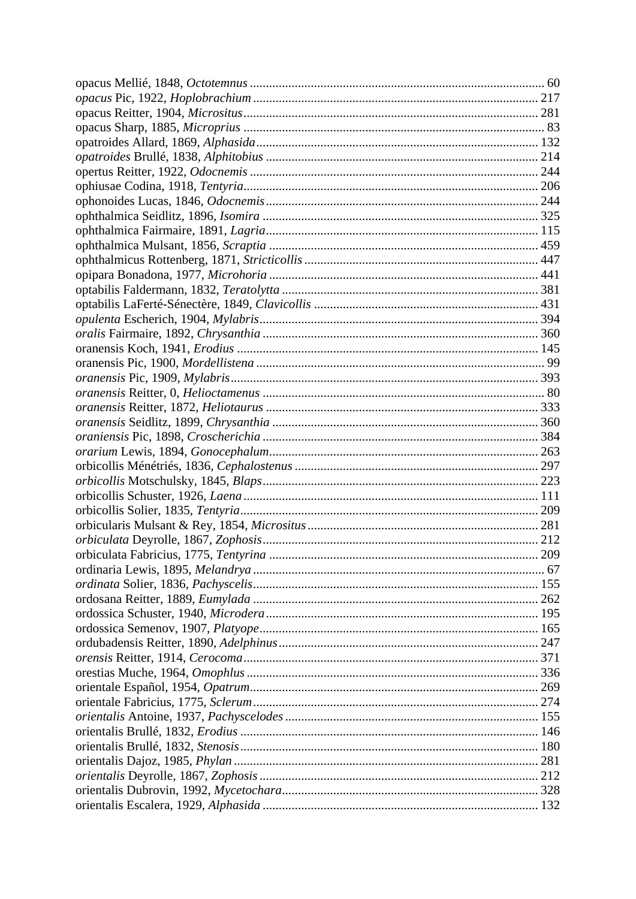opacus Mellié, 1848, *Octotemnus* ........................................................................................ 60
*opacus* Pic, 1922, *Hoplobrachium* ..................................................................................... 217
opacus Reitter, 1904, *Micrositus*........................................................................................ 281
opacus Sharp, 1885, *Microprius* .......................................................................................... 83
opatroides Allard, 1869, *Alphasida*...................................................................................... 132
*opatroides* Brullé, 1838, *Alphitobius* .................................................................................. 214
opertus Reitter, 1922, *Odocnemis* ........................................................................................ 244
ophiusae Codina, 1918, *Tentyria*.......................................................................................... 206
ophonoides Lucas, 1846, *Odocnemis*.................................................................................... 244
ophthalmica Seidlitz, 1896, *Isomira* ..................................................................................... 325
ophthalmica Fairmaire, 1891, *Lagria*.................................................................................... 115
ophthalmica Mulsant, 1856, *Scraptia* ................................................................................... 459
ophthalmicus Rottenberg, 1871, *Stricticollis*......................................................................... 447
opipara Bonadona, 1977, *Microhoria* ................................................................................... 441
optabilis Faldermann, 1832, *Teratolytta* ............................................................................... 381
optabilis LaFerté-Sénectère, 1849, *Clavicollis* ..................................................................... 431
*opulenta* Escherich, 1904, *Mylabris*..................................................................................... 394
*oralis* Fairmaire, 1892, *Chrysanthia* ..................................................................................... 360
oranensis Koch, 1941, *Erodius* ............................................................................................. 145
oranensis Pic, 1900, *Mordellistena* ......................................................................................... 99
*oranensis* Pic, 1909, *Mylabris*............................................................................................... 393
*oranensis* Reitter, 0, *Helioctamenus* ....................................................................................... 80
*oranensis* Reitter, 1872, *Heliotaurus* .................................................................................... 333
*oranensis* Seidlitz, 1899, *Chrysanthia* .................................................................................. 360
*oraniensis* Pic, 1898, *Croscherichia* ..................................................................................... 384
*orarium* Lewis, 1894, *Gonocephalum*................................................................................... 263
orbicollis Ménétriés, 1836, *Cephalostenus* ........................................................................... 297
*orbicollis* Motschulsky, 1845, *Blaps*..................................................................................... 223
orbicollis Schuster, 1926, *Laena* ........................................................................................... 111
orbicollis Solier, 1835, *Tentyria*............................................................................................ 209
orbicularis Mulsant & Rey, 1854, *Micrositus* ....................................................................... 281
*orbiculata* Deyrolle, 1867, *Zophosis*..................................................................................... 212
orbiculata Fabricius, 1775, *Tentyrina* ................................................................................... 209
ordinaria Lewis, 1895, *Melandrya* .......................................................................................... 67
*ordinata* Solier, 1836, *Pachyscelis*........................................................................................ 155
ordosana Reitter, 1889, *Eumylada* ........................................................................................ 262
ordossica Schuster, 1940, *Microdera*.................................................................................... 195
ordossica Semenov, 1907, *Platyope*...................................................................................... 165
ordubadensis Reitter, 1890, *Adelphinus*................................................................................ 247
*orensis* Reitter, 1914, *Cerocoma*........................................................................................... 371
orestias Muche, 1964, *Omophlus* .......................................................................................... 336
orientale Español, 1954, *Opatrum*......................................................................................... 269
orientale Fabricius, 1775, *Sclerum*........................................................................................ 274
*orientalis* Antoine, 1937, *Pachyscelodes* .............................................................................. 155
orientalis Brullé, 1832, *Erodius* ............................................................................................ 146
orientalis Brullé, 1832, *Stenosis*............................................................................................ 180
orientalis Dajoz, 1985, *Phylan* .............................................................................................. 281
*orientalis* Deyrolle, 1867, *Zophosis* ...................................................................................... 212
orientalis Dubrovin, 1992, *Mycetochara*............................................................................... 328
orientalis Escalera, 1929, *Alphasida* ..................................................................................... 132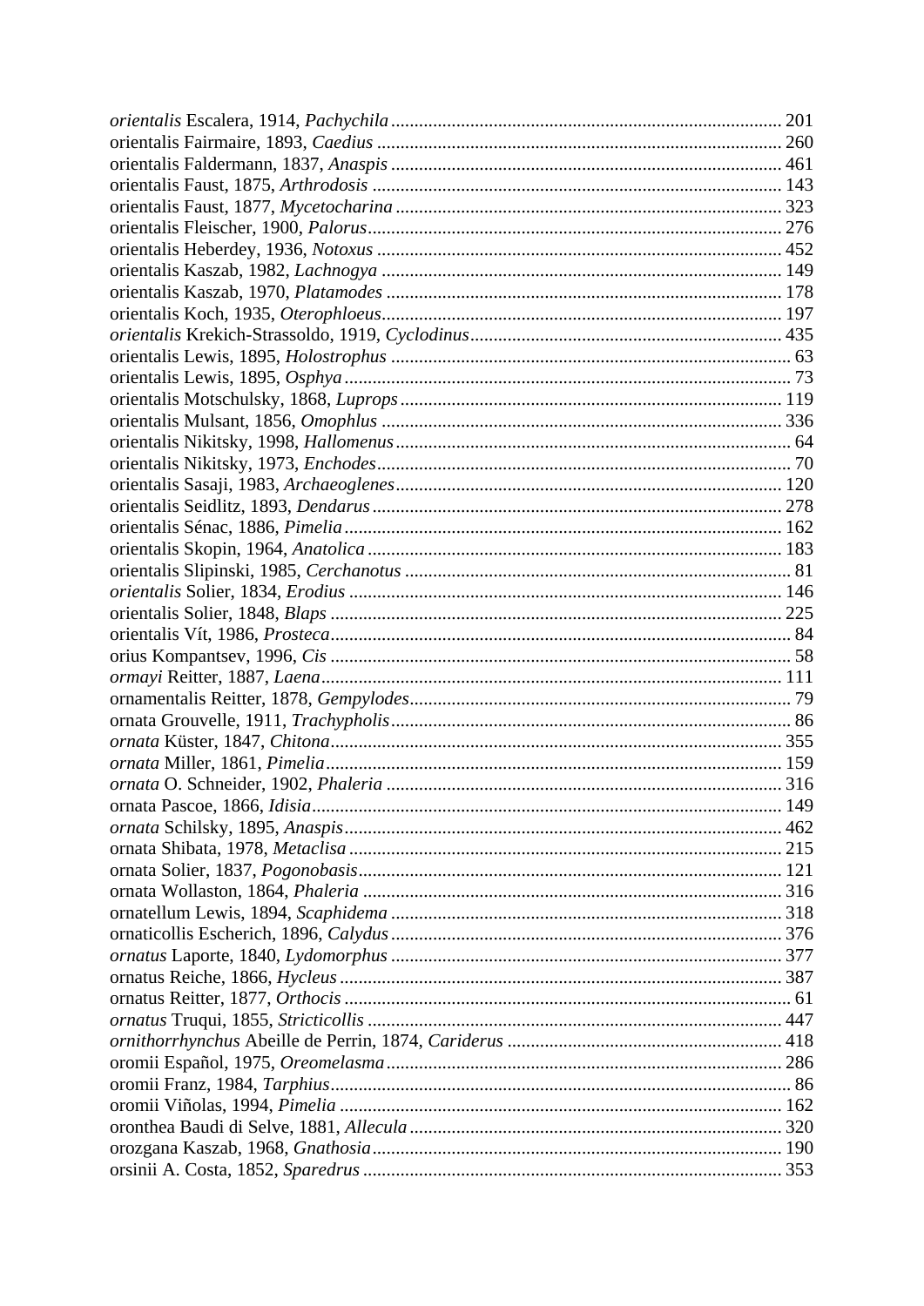*orientalis* Escalera, 1914, *Pachychila* ........................................ 201
orientalis Fairmaire, 1893, *Caedius* ........................................ 260
orientalis Faldermann, 1837, *Anaspis* ........................................ 461
orientalis Faust, 1875, *Arthrodosis* ........................................ 143
orientalis Faust, 1877, *Mycetocharina* ........................................ 323
orientalis Fleischer, 1900, *Palorus* ........................................ 276
orientalis Heberdey, 1936, *Notoxus* ........................................ 452
orientalis Kaszab, 1982, *Lachnogya* ........................................ 149
orientalis Kaszab, 1970, *Platamodes* ........................................ 178
orientalis Koch, 1935, *Oterophloeus* ........................................ 197
*orientalis* Krekich-Strassoldo, 1919, *Cyclodinus* ........................................ 435
orientalis Lewis, 1895, *Holostrophus* ........................................ 63
orientalis Lewis, 1895, *Osphya* ........................................ 73
orientalis Motschulsky, 1868, *Luprops* ........................................ 119
orientalis Mulsant, 1856, *Omophlus* ........................................ 336
orientalis Nikitsky, 1998, *Hallomenus* ........................................ 64
orientalis Nikitsky, 1973, *Enchodes* ........................................ 70
orientalis Sasaji, 1983, *Archaeoglenes* ........................................ 120
orientalis Seidlitz, 1893, *Dendarus* ........................................ 278
orientalis Sénac, 1886, *Pimelia* ........................................ 162
orientalis Skopin, 1964, *Anatolica* ........................................ 183
orientalis Slipinski, 1985, *Cerchanotus* ........................................ 81
*orientalis* Solier, 1834, *Erodius* ........................................ 146
orientalis Solier, 1848, *Blaps* ........................................ 225
orientalis Vít, 1986, *Prosteca* ........................................ 84
orius Kompantsev, 1996, *Cis* ........................................ 58
*ormayi* Reitter, 1887, *Laena* ........................................ 111
ornamentalis Reitter, 1878, *Gempylodes* ........................................ 79
ornata Grouvelle, 1911, *Trachypholis* ........................................ 86
*ornata* Küster, 1847, *Chitona* ........................................ 355
*ornata* Miller, 1861, *Pimelia* ........................................ 159
*ornata* O. Schneider, 1902, *Phaleria* ........................................ 316
ornata Pascoe, 1866, *Idisia* ........................................ 149
*ornata* Schilsky, 1895, *Anaspis* ........................................ 462
ornata Shibata, 1978, *Metaclisa* ........................................ 215
ornata Solier, 1837, *Pogonobasis* ........................................ 121
ornata Wollaston, 1864, *Phaleria* ........................................ 316
ornatellum Lewis, 1894, *Scaphidema* ........................................ 318
ornaticollis Escherich, 1896, *Calydus* ........................................ 376
*ornatus* Laporte, 1840, *Lydomorphus* ........................................ 377
ornatus Reiche, 1866, *Hycleus* ........................................ 387
ornatus Reitter, 1877, *Orthocis* ........................................ 61
*ornatus* Truqui, 1855, *Stricticollis* ........................................ 447
*ornithorrhynchus* Abeille de Perrin, 1874, *Cariderus* ........................................ 418
oromii Español, 1975, *Oreomelasma* ........................................ 286
oromii Franz, 1984, *Tarphius* ........................................ 86
oromii Viñolas, 1994, *Pimelia* ........................................ 162
oronthea Baudi di Selve, 1881, *Allecula* ........................................ 320
orozgana Kaszab, 1968, *Gnathosia* ........................................ 190
orsinii A. Costa, 1852, *Sparedrus* ........................................ 353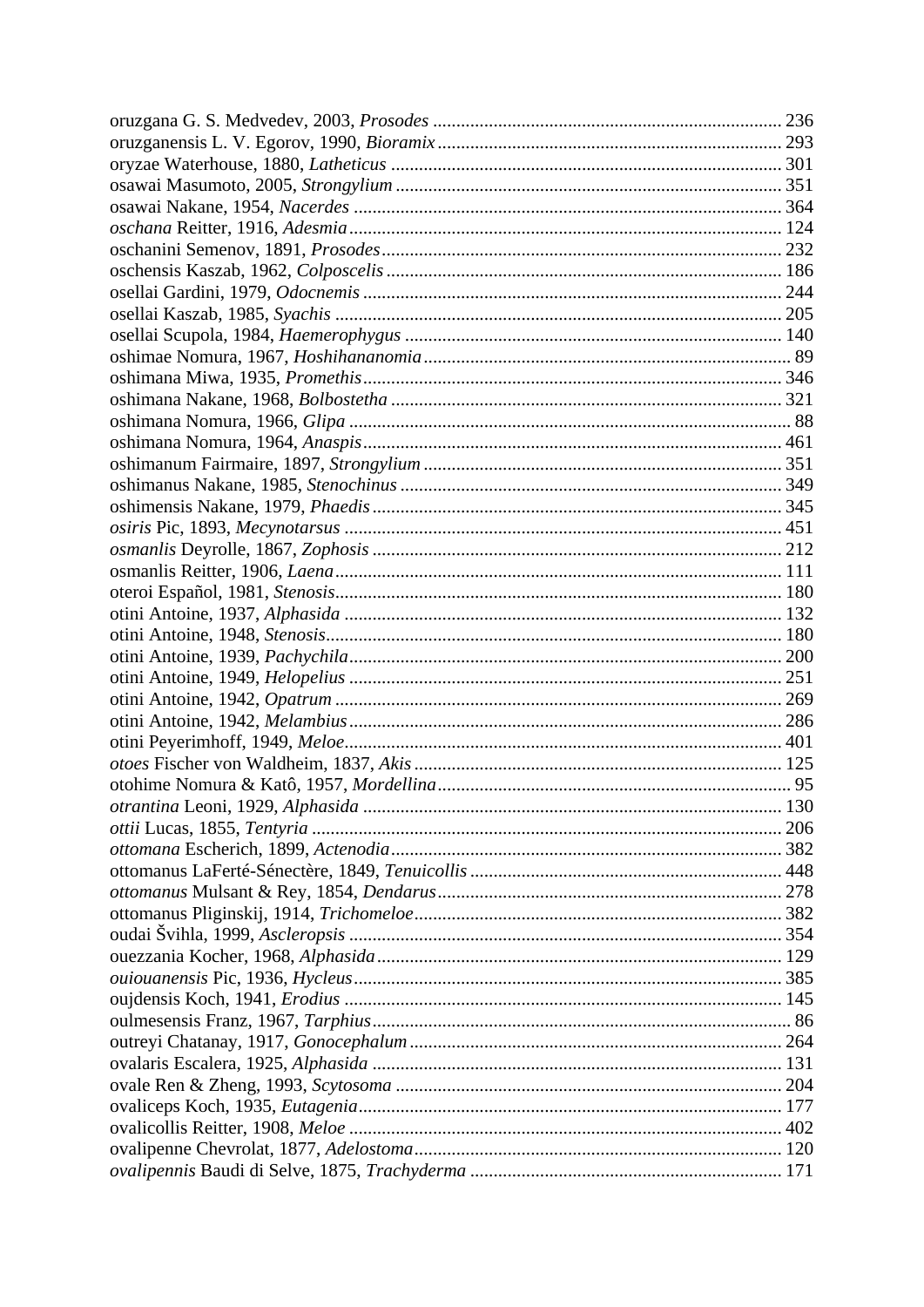oruzgana G. S. Medvedev, 2003, *Prosodes* .......................................................................... 236
oruzganensis L. V. Egorov, 1990, *Bioramix* ......................................................................... 293
oryzae Waterhouse, 1880, *Latheticus* .................................................................................. 301
osawai Masumoto, 2005, *Strongylium* ................................................................................. 351
osawai Nakane, 1954, *Nacerdes* .......................................................................................... 364
*oschana* Reitter, 1916, *Adesmia* ........................................................................................... 124
oschanini Semenov, 1891, *Prosodes* ..................................................................................... 232
oschensis Kaszab, 1962, *Colposcelis* ................................................................................... 186
osellai Gardini, 1979, *Odocnemis* ........................................................................................ 244
osellai Kaszab, 1985, *Syachis* .............................................................................................. 205
osellai Scupola, 1984, *Haemerophygus* ................................................................................ 140
oshimae Nomura, 1967, *Hoshihananomia* ............................................................................. 89
oshimana Miwa, 1935, *Promethis* ........................................................................................ 346
oshimana Nakane, 1968, *Bolbostetha* .................................................................................. 321
oshimana Nomura, 1966, *Glipa* ............................................................................................. 88
oshimana Nomura, 1964, *Anaspis* ........................................................................................ 461
oshimanum Fairmaire, 1897, *Strongylium* ........................................................................... 351
oshimanus Nakane, 1985, *Stenochinus* ................................................................................. 349
oshimensis Nakane, 1979, *Phaedis* ....................................................................................... 345
*osiris* Pic, 1893, *Mecynotarsus* ............................................................................................ 451
*osmanlis* Deyrolle, 1867, *Zophosis* ...................................................................................... 212
osmanlis Reitter, 1906, *Laena* .............................................................................................. 111
oteroi Español, 1981, *Stenosis* .............................................................................................. 180
otini Antoine, 1937, *Alphasida* ............................................................................................ 132
otini Antoine, 1948, *Stenosis* ................................................................................................ 180
otini Antoine, 1939, *Pachychila* ........................................................................................... 200
otini Antoine, 1949, *Helopelius* ........................................................................................... 251
otini Antoine, 1942, *Opatrum* .............................................................................................. 269
otini Antoine, 1942, *Melambius* ........................................................................................... 286
otini Peyerimhoff, 1949, *Meloe* ............................................................................................ 401
*otoes* Fischer von Waldheim, 1837, *Akis* .............................................................................. 125
otohime Nomura & Katô, 1957, *Mordellina* ........................................................................... 95
*otrantina* Leoni, 1929, *Alphasida* ........................................................................................ 130
*ottii* Lucas, 1855, *Tentyria* ................................................................................................... 206
*ottomana* Escherich, 1899, *Actenodia* ................................................................................... 382
ottomanus LaFerté-Sénectère, 1849, *Tenuicollis* ................................................................... 448
*ottomanus* Mulsant & Rey, 1854, *Dendarus* ......................................................................... 278
ottomanus Pliginskij, 1914, *Trichomeloe* .............................................................................. 382
oudai Švihla, 1999, *Ascleropsis* ............................................................................................ 354
ouezzania Kocher, 1968, *Alphasida* ...................................................................................... 129
*ouiouanensis* Pic, 1936, *Hycleus* .......................................................................................... 385
oujdensis Koch, 1941, *Erodius* ............................................................................................. 145
oulmesensis Franz, 1967, *Tarphius* ........................................................................................ 86
outreyi Chatanay, 1917, *Gonocephalum* ............................................................................... 264
ovalaris Escalera, 1925, *Alphasida* ....................................................................................... 131
ovale Ren & Zheng, 1993, *Scytosoma* .................................................................................. 204
ovaliceps Koch, 1935, *Eutagenia* .......................................................................................... 177
ovalicollis Reitter, 1908, *Meloe* ............................................................................................ 402
ovalipenne Chevrolat, 1877, *Adelostoma* .............................................................................. 120
*ovalipennis* Baudi di Selve, 1875, *Trachyderma* .................................................................. 171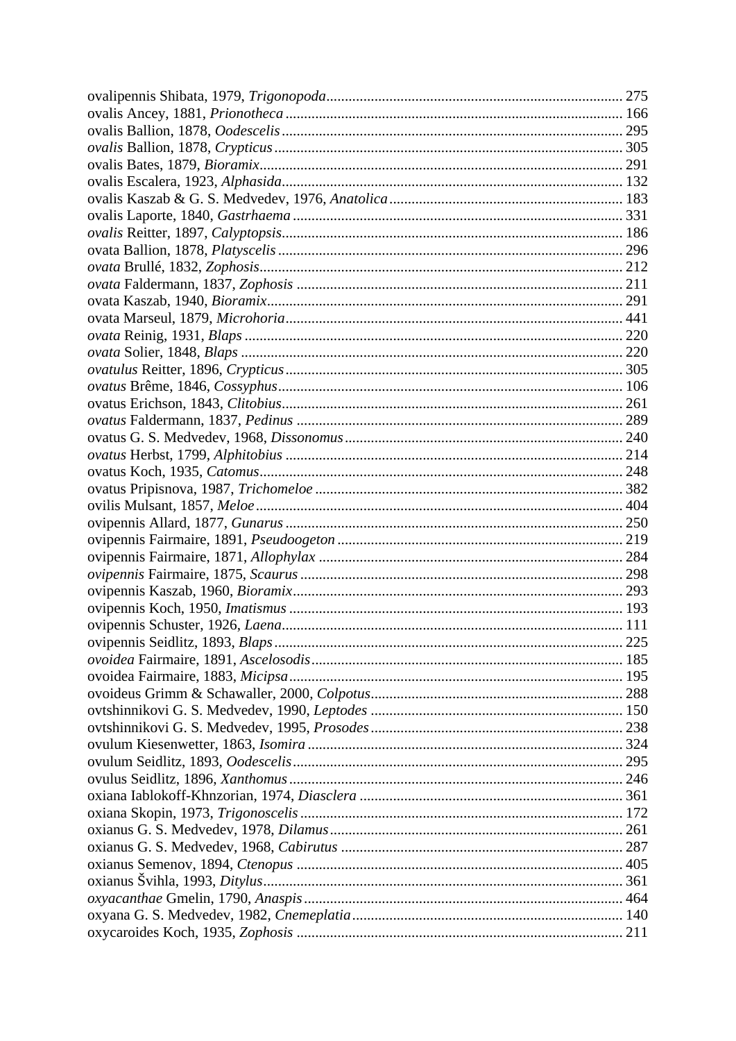ovalipennis Shibata, 1979, *Trigonopoda* ... 275
ovalis Ancey, 1881, *Prionotheca* ... 166
ovalis Ballion, 1878, *Oodescelis* ... 295
*ovalis* Ballion, 1878, *Crypticus* ... 305
ovalis Bates, 1879, *Bioramix* ... 291
ovalis Escalera, 1923, *Alphasida* ... 132
ovalis Kaszab & G. S. Medvedev, 1976, *Anatolica* ... 183
ovalis Laporte, 1840, *Gastrhaema* ... 331
*ovalis* Reitter, 1897, *Calyptopsis* ... 186
ovata Ballion, 1878, *Platyscelis* ... 296
*ovata* Brullé, 1832, *Zophosis* ... 212
*ovata* Faldermann, 1837, *Zophosis* ... 211
ovata Kaszab, 1940, *Bioramix* ... 291
ovata Marseul, 1879, *Microhoria* ... 441
*ovata* Reinig, 1931, *Blaps* ... 220
*ovata* Solier, 1848, *Blaps* ... 220
*ovatulus* Reitter, 1896, *Crypticus* ... 305
*ovatus* Brême, 1846, *Cossyphus* ... 106
ovatus Erichson, 1843, *Clitobius* ... 261
*ovatus* Faldermann, 1837, *Pedinus* ... 289
ovatus G. S. Medvedev, 1968, *Dissonomus* ... 240
*ovatus* Herbst, 1799, *Alphitobius* ... 214
ovatus Koch, 1935, *Catomus* ... 248
ovatus Pripisnova, 1987, *Trichomeloe* ... 382
ovilis Mulsant, 1857, *Meloe* ... 404
ovipennis Allard, 1877, *Gunarus* ... 250
ovipennis Fairmaire, 1891, *Pseudoogeton* ... 219
ovipennis Fairmaire, 1871, *Allophylax* ... 284
*ovipennis* Fairmaire, 1875, *Scaurus* ... 298
ovipennis Kaszab, 1960, *Bioramix* ... 293
ovipennis Koch, 1950, *Imatismus* ... 193
ovipennis Schuster, 1926, *Laena* ... 111
ovipennis Seidlitz, 1893, *Blaps* ... 225
*ovoidea* Fairmaire, 1891, *Ascelosodis* ... 185
ovoidea Fairmaire, 1883, *Micipsa* ... 195
ovoideus Grimm & Schawaller, 2000, *Colpotus* ... 288
ovtshinnikovi G. S. Medvedev, 1990, *Leptodes* ... 150
ovtshinnikovi G. S. Medvedev, 1995, *Prosodes* ... 238
ovulum Kiesenwetter, 1863, *Isomira* ... 324
ovulum Seidlitz, 1893, *Oodescelis* ... 295
ovulus Seidlitz, 1896, *Xanthomus* ... 246
oxiana Iablokoff-Khnzorian, 1974, *Diasclera* ... 361
oxiana Skopin, 1973, *Trigonoscelis* ... 172
oxianus G. S. Medvedev, 1978, *Dilamus* ... 261
oxianus G. S. Medvedev, 1968, *Cabirutus* ... 287
oxianus Semenov, 1894, *Ctenopus* ... 405
oxianus Švihla, 1993, *Ditylus* ... 361
*oxyacanthae* Gmelin, 1790, *Anaspis* ... 464
oxyana G. S. Medvedev, 1982, *Cnemeplatia* ... 140
oxycaroides Koch, 1935, *Zophosis* ... 211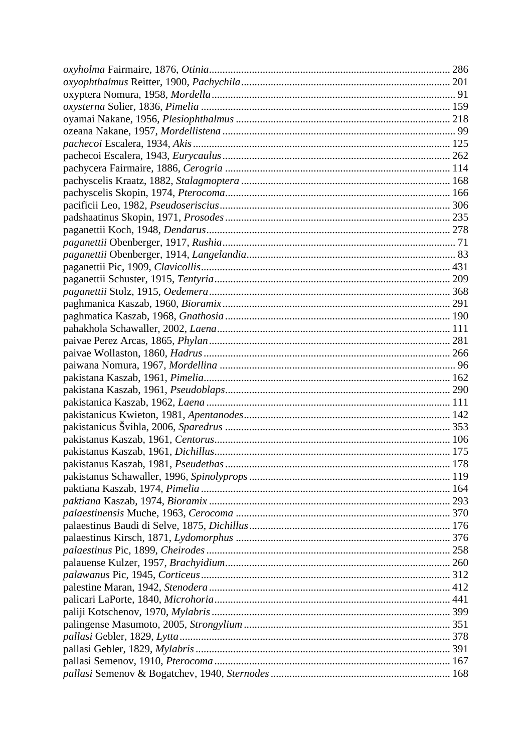*oxyholma* Fairmaire, 1876, *Otinia* ... 286
*oxyophthalmus* Reitter, 1900, *Pachychila* ... 201
oxyptera Nomura, 1958, *Mordella* ... 91
*oxysterna* Solier, 1836, *Pimelia* ... 159
oyamai Nakane, 1956, *Plesiophthalmus* ... 218
ozeana Nakane, 1957, *Mordellistena* ... 99
*pachecoi* Escalera, 1934, *Akis* ... 125
pachecoi Escalera, 1943, *Eurycaulus* ... 262
pachycera Fairmaire, 1886, *Cerogria* ... 114
pachyscelis Kraatz, 1882, *Stalagmoptera* ... 168
pachyscelis Skopin, 1974, *Pterocoma* ... 166
pacificii Leo, 1982, *Pseudoseriscius* ... 306
padshaatinus Skopin, 1971, *Prosodes* ... 235
paganettii Koch, 1948, *Dendarus* ... 278
*paganettii* Obenberger, 1917, *Rushia* ... 71
*paganettii* Obenberger, 1914, *Langelandia* ... 83
paganettii Pic, 1909, *Clavicollis* ... 431
paganettii Schuster, 1915, *Tentyria* ... 209
*paganettii* Stolz, 1915, *Oedemera* ... 368
paghmanica Kaszab, 1960, *Bioramix* ... 291
paghmatica Kaszab, 1968, *Gnathosia* ... 190
pahakhola Schawaller, 2002, *Laena* ... 111
paivae Perez Arcas, 1865, *Phylan* ... 281
paivae Wollaston, 1860, *Hadrus* ... 266
paiwana Nomura, 1967, *Mordellina* ... 96
pakistana Kaszab, 1961, *Pimelia* ... 162
pakistana Kaszab, 1961, *Pseudoblaps* ... 290
pakistanica Kaszab, 1962, *Laena* ... 111
pakistanicus Kwieton, 1981, *Apentanodes* ... 142
pakistanicus Švihla, 2006, *Sparedrus* ... 353
pakistanus Kaszab, 1961, *Centorus* ... 106
pakistanus Kaszab, 1961, *Dichillus* ... 175
pakistanus Kaszab, 1981, *Pseudethas* ... 178
pakistanus Schawaller, 1996, *Spinolyprops* ... 119
paktiana Kaszab, 1974, *Pimelia* ... 164
*paktiana* Kaszab, 1974, *Bioramix* ... 293
*palaestinensis* Muche, 1963, *Cerocoma* ... 370
palaestinus Baudi di Selve, 1875, *Dichillus* ... 176
palaestinus Kirsch, 1871, *Lydomorphus* ... 376
*palaestinus* Pic, 1899, *Cheirodes* ... 258
palauense Kulzer, 1957, *Brachyidium* ... 260
*palawanus* Pic, 1945, *Corticeus* ... 312
palestine Maran, 1942, *Stenodera* ... 412
palicari LaPorte, 1840, *Microhoria* ... 441
paliji Kotschenov, 1970, *Mylabris* ... 399
palingense Masumoto, 2005, *Strongylium* ... 351
*pallasi* Gebler, 1829, *Lytta* ... 378
pallasi Gebler, 1829, *Mylabris* ... 391
pallasi Semenov, 1910, *Pterocoma* ... 167
*pallasi* Semenov & Bogatchev, 1940, *Sternodes* ... 168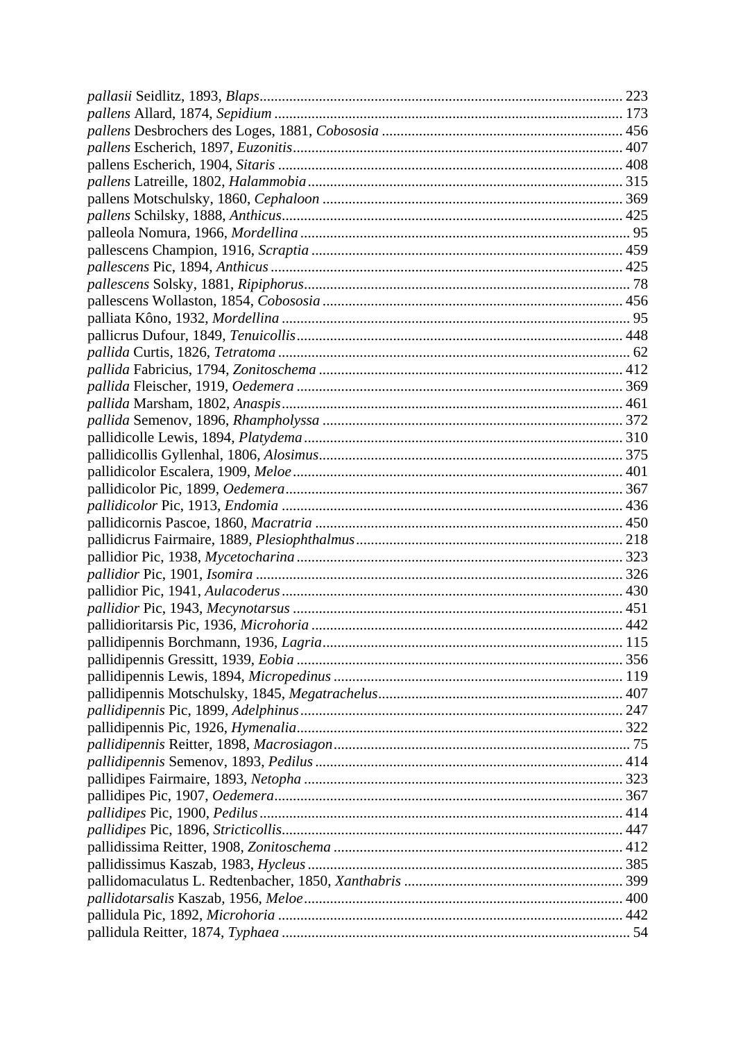*pallasii* Seidlitz, 1893, *Blaps* ................................................................................ 223
*pallens* Allard, 1874, *Sepidium* ................................................................................ 173
*pallens* Desbrochers des Loges, 1881, *Cobososia* ................................................................................ 456
*pallens* Escherich, 1897, *Euzonitis* ................................................................................ 407
pallens Escherich, 1904, *Sitaris* ................................................................................ 408
*pallens* Latreille, 1802, *Halammobia* ................................................................................ 315
pallens Motschulsky, 1860, *Cephaloon* ................................................................................ 369
*pallens* Schilsky, 1888, *Anthicus* ................................................................................ 425
palleola Nomura, 1966, *Mordellina* ................................................................................ 95
pallescens Champion, 1916, *Scraptia* ................................................................................ 459
*pallescens* Pic, 1894, *Anthicus* ................................................................................ 425
*pallescens* Solsky, 1881, *Ripiphorus* ................................................................................ 78
pallescens Wollaston, 1854, *Cobososia* ................................................................................ 456
palliata Kôno, 1932, *Mordellina* ................................................................................ 95
pallicrus Dufour, 1849, *Tenuicollis* ................................................................................ 448
*pallida* Curtis, 1826, *Tetratoma* ................................................................................ 62
*pallida* Fabricius, 1794, *Zonitoschema* ................................................................................ 412
*pallida* Fleischer, 1919, *Oedemera* ................................................................................ 369
*pallida* Marsham, 1802, *Anaspis* ................................................................................ 461
*pallida* Semenov, 1896, *Rhampholyssa* ................................................................................ 372
pallidicolle Lewis, 1894, *Platydema* ................................................................................ 310
pallidicollis Gyllenhal, 1806, *Alosimus* ................................................................................ 375
pallidicolor Escalera, 1909, *Meloe* ................................................................................ 401
pallidicolor Pic, 1899, *Oedemera* ................................................................................ 367
*pallidicolor* Pic, 1913, *Endomia* ................................................................................ 436
pallidicornis Pascoe, 1860, *Macratria* ................................................................................ 450
pallidicrus Fairmaire, 1889, *Plesiophthalmus* ................................................................................ 218
pallidior Pic, 1938, *Mycetocharina* ................................................................................ 323
*pallidior* Pic, 1901, *Isomira* ................................................................................ 326
pallidior Pic, 1941, *Aulacoderus* ................................................................................ 430
*pallidior* Pic, 1943, *Mecynotarsus* ................................................................................ 451
pallidioritarsis Pic, 1936, *Microhoria* ................................................................................ 442
pallidipennis Borchmann, 1936, *Lagria* ................................................................................ 115
pallidipennis Gressitt, 1939, *Eobia* ................................................................................ 356
pallidipennis Lewis, 1894, *Micropedinus* ................................................................................ 119
pallidipennis Motschulsky, 1845, *Megatrachelus* ................................................................................ 407
*pallidipennis* Pic, 1899, *Adelphinus* ................................................................................ 247
pallidipennis Pic, 1926, *Hymenalia* ................................................................................ 322
*pallidipennis* Reitter, 1898, *Macrosiagon* ................................................................................ 75
*pallidipennis* Semenov, 1893, *Pedilus* ................................................................................ 414
pallidipes Fairmaire, 1893, *Netopha* ................................................................................ 323
pallidipes Pic, 1907, *Oedemera* ................................................................................ 367
*pallidipes* Pic, 1900, *Pedilus* ................................................................................ 414
*pallidipes* Pic, 1896, *Stricticollis* ................................................................................ 447
pallidissima Reitter, 1908, *Zonitoschema* ................................................................................ 412
pallidissimus Kaszab, 1983, *Hycleus* ................................................................................ 385
pallidomaculatus L. Redtenbacher, 1850, *Xanthabris* ................................................................................ 399
*pallidotarsalis* Kaszab, 1956, *Meloe* ................................................................................ 400
pallidula Pic, 1892, *Microhoria* ................................................................................ 442
pallidula Reitter, 1874, *Typhaea* ................................................................................ 54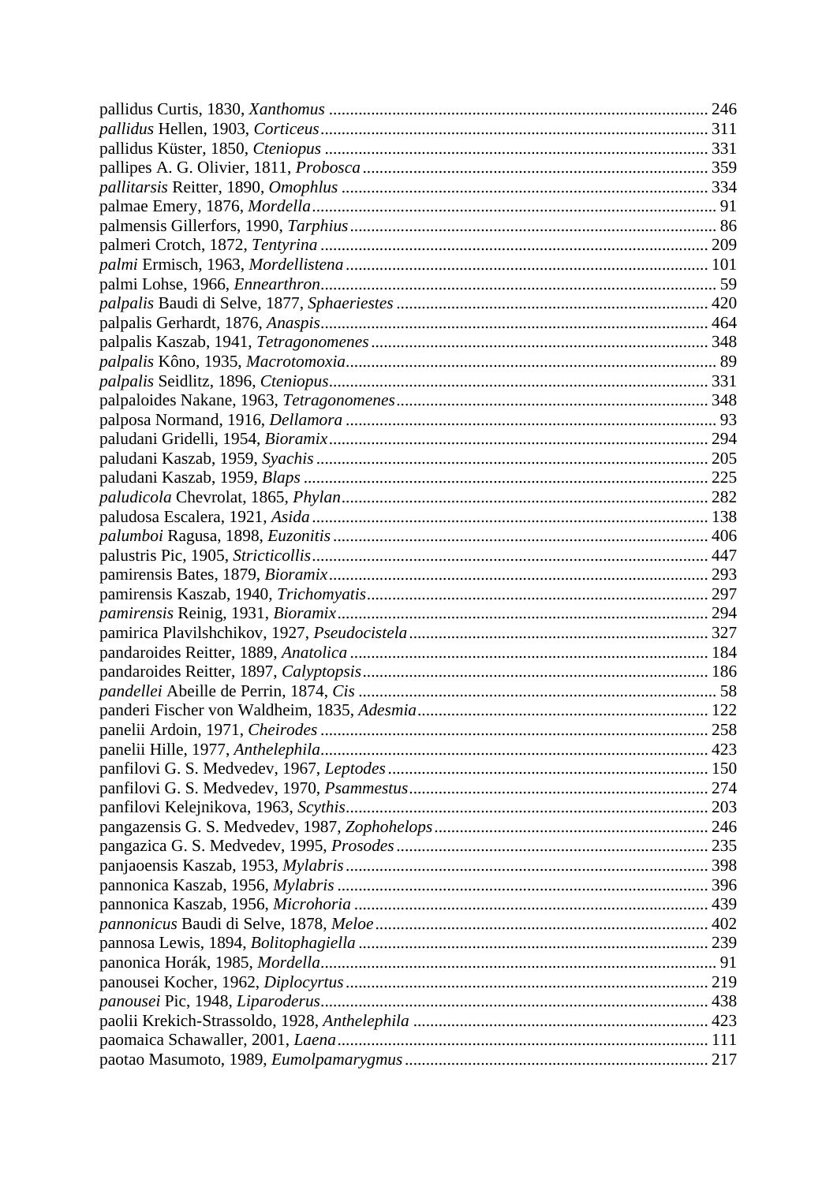pallidus Curtis, 1830, *Xanthomus* .......................................................................................... 246
*pallidus* Hellen, 1903, *Corticeus* ........................................................................................... 311
pallidus Küster, 1850, *Cteniopus* ........................................................................................... 331
pallipes A. G. Olivier, 1811, *Probosca* ................................................................................... 359
*pallitarsis* Reitter, 1890, *Omophlus* ...................................................................................... 334
palmae Emery, 1876, *Mordella* ................................................................................................ 91
palmensis Gillerfors, 1990, *Tarphius* ....................................................................................... 86
palmeri Crotch, 1872, *Tentyrina* ............................................................................................. 209
*palmi* Ermisch, 1963, *Mordellistena* ...................................................................................... 101
palmi Lohse, 1966, *Ennearthron* ................................................................................................ 59
*palpalis* Baudi di Selve, 1877, *Sphaeriestes* .......................................................................... 420
palpalis Gerhardt, 1876, *Anaspis* ............................................................................................ 464
palpalis Kaszab, 1941, *Tetragonomenes* ................................................................................. 348
*palpalis* Kôno, 1935, *Macrotomoxia* ........................................................................................ 89
*palpalis* Seidlitz, 1896, *Cteniopus* .......................................................................................... 331
palpaloides Nakane, 1963, *Tetragonomenes* ........................................................................... 348
palposa Normand, 1916, *Dellamora* .......................................................................................... 93
paludani Gridelli, 1954, *Bioramix* ........................................................................................... 294
paludani Kaszab, 1959, *Syachis* .............................................................................................. 205
paludani Kaszab, 1959, *Blaps* ................................................................................................. 225
*paludicola* Chevrolat, 1865, *Phylan* ........................................................................................ 282
paludosa Escalera, 1921, *Asida* ............................................................................................... 138
*palumboi* Ragusa, 1898, *Euzonitis* .......................................................................................... 406
palustris Pic, 1905, *Stricticollis* ............................................................................................... 447
pamirensis Bates, 1879, *Bioramix* ........................................................................................... 293
pamirensis Kaszab, 1940, *Trichomyatis* ................................................................................... 297
*pamirensis* Reinig, 1931, *Bioramix* ......................................................................................... 294
pamirica Plavilshchikov, 1927, *Pseudocistela* ......................................................................... 327
pandaroides Reitter, 1889, *Anatolica* ...................................................................................... 184
pandaroides Reitter, 1897, *Calyptopsis* ................................................................................... 186
*pandellei* Abeille de Perrin, 1874, *Cis* ...................................................................................... 58
panderi Fischer von Waldheim, 1835, *Adesmia* ....................................................................... 122
panelii Ardoin, 1971, *Cheirodes* .............................................................................................. 258
panelii Hille, 1977, *Anthelephila* ............................................................................................. 423
panfilovi G. S. Medvedev, 1967, *Leptodes* .............................................................................. 150
panfilovi G. S. Medvedev, 1970, *Psammestus* ......................................................................... 274
panfilovi Kelejnikova, 1963, *Scythis* ....................................................................................... 203
pangazensis G. S. Medvedev, 1987, *Zophohelops* ................................................................... 246
pangazica G. S. Medvedev, 1995, *Prosodes* ............................................................................ 235
panjaoensis Kaszab, 1953, *Mylabris* ........................................................................................ 398
pannonica Kaszab, 1956, *Mylabris* .......................................................................................... 396
pannonica Kaszab, 1956, *Microhoria* ...................................................................................... 439
*pannonicus* Baudi di Selve, 1878, *Meloe* ................................................................................. 402
pannosa Lewis, 1894, *Bolitophagiella* ..................................................................................... 239
panonica Horák, 1985, *Mordella* ............................................................................................... 91
panousei Kocher, 1962, *Diplocyrtus* ........................................................................................ 219
*panousei* Pic, 1948, *Liparoderus* ............................................................................................. 438
paolii Krekich-Strassoldo, 1928, *Anthelephila* ........................................................................ 423
paomaica Schawaller, 2001, *Laena* ......................................................................................... 111
paotao Masumoto, 1989, *Eumolpamarygmus* .......................................................................... 217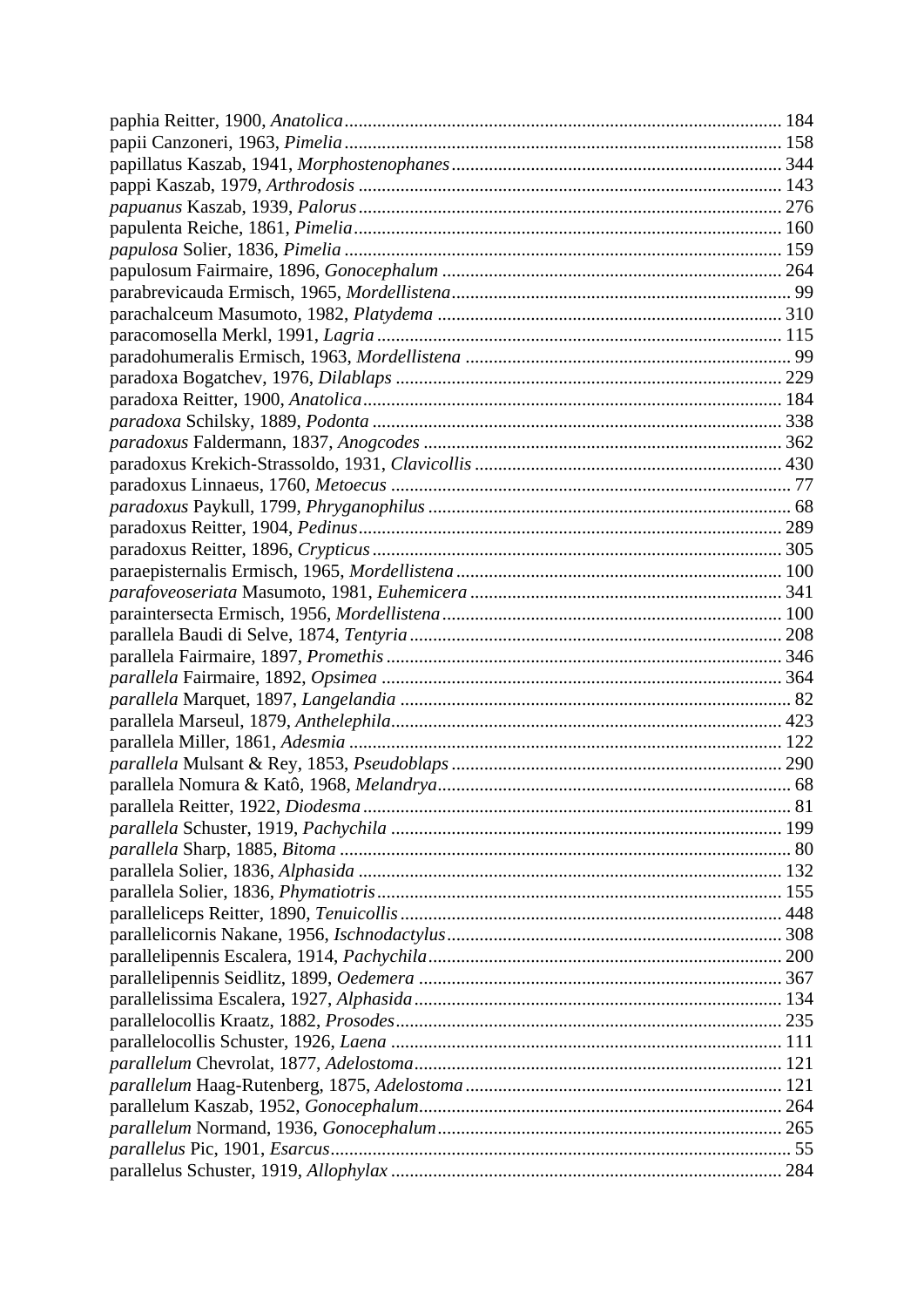paphia Reitter, 1900, *Anatolica* .......... 184
papii Canzoneri, 1963, *Pimelia* .......... 158
papillatus Kaszab, 1941, *Morphostenophanes* .......... 344
pappi Kaszab, 1979, *Arthrodosis* .......... 143
*papuanus* Kaszab, 1939, *Palorus* .......... 276
papulenta Reiche, 1861, *Pimelia* .......... 160
*papulosa* Solier, 1836, *Pimelia* .......... 159
papulosum Fairmaire, 1896, *Gonocephalum* .......... 264
parabrevicauda Ermisch, 1965, *Mordellistena* .......... 99
parachalceum Masumoto, 1982, *Platydema* .......... 310
paracomosella Merkl, 1991, *Lagria* .......... 115
paradohumeralis Ermisch, 1963, *Mordellistena* .......... 99
paradoxa Bogatchev, 1976, *Dilablaps* .......... 229
paradoxa Reitter, 1900, *Anatolica* .......... 184
*paradoxa* Schilsky, 1889, *Podonta* .......... 338
*paradoxus* Faldermann, 1837, *Anogcodes* .......... 362
paradoxus Krekich-Strassoldo, 1931, *Clavicollis* .......... 430
paradoxus Linnaeus, 1760, *Metoecus* .......... 77
*paradoxus* Paykull, 1799, *Phryganophilus* .......... 68
paradoxus Reitter, 1904, *Pedinus* .......... 289
paradoxus Reitter, 1896, *Crypticus* .......... 305
paraepisternalis Ermisch, 1965, *Mordellistena* .......... 100
*parafoveoseriata* Masumoto, 1981, *Euhemicera* .......... 341
paraintersecta Ermisch, 1956, *Mordellistena* .......... 100
parallela Baudi di Selve, 1874, *Tentyria* .......... 208
parallela Fairmaire, 1897, *Promethis* .......... 346
*parallela* Fairmaire, 1892, *Opsimea* .......... 364
*parallela* Marquet, 1897, *Langelandia* .......... 82
parallela Marseul, 1879, *Anthelephila* .......... 423
parallela Miller, 1861, *Adesmia* .......... 122
*parallela* Mulsant & Rey, 1853, *Pseudoblaps* .......... 290
parallela Nomura & Katô, 1968, *Melandrya* .......... 68
parallela Reitter, 1922, *Diodesma* .......... 81
*parallela* Schuster, 1919, *Pachychila* .......... 199
*parallela* Sharp, 1885, *Bitoma* .......... 80
parallela Solier, 1836, *Alphasida* .......... 132
parallela Solier, 1836, *Phymatiotris* .......... 155
paralleliceps Reitter, 1890, *Tenuicollis* .......... 448
parallelicornis Nakane, 1956, *Ischnodactylus* .......... 308
parallelipennis Escalera, 1914, *Pachychila* .......... 200
parallelipennis Seidlitz, 1899, *Oedemera* .......... 367
parallelissima Escalera, 1927, *Alphasida* .......... 134
parallelocollis Kraatz, 1882, *Prosodes* .......... 235
parallelocollis Schuster, 1926, *Laena* .......... 111
*parallelum* Chevrolat, 1877, *Adelostoma* .......... 121
*parallelum* Haag-Rutenberg, 1875, *Adelostoma* .......... 121
parallelum Kaszab, 1952, *Gonocephalum* .......... 264
*parallelum* Normand, 1936, *Gonocephalum* .......... 265
*parallelus* Pic, 1901, *Esarcus* .......... 55
parallelus Schuster, 1919, *Allophylax* .......... 284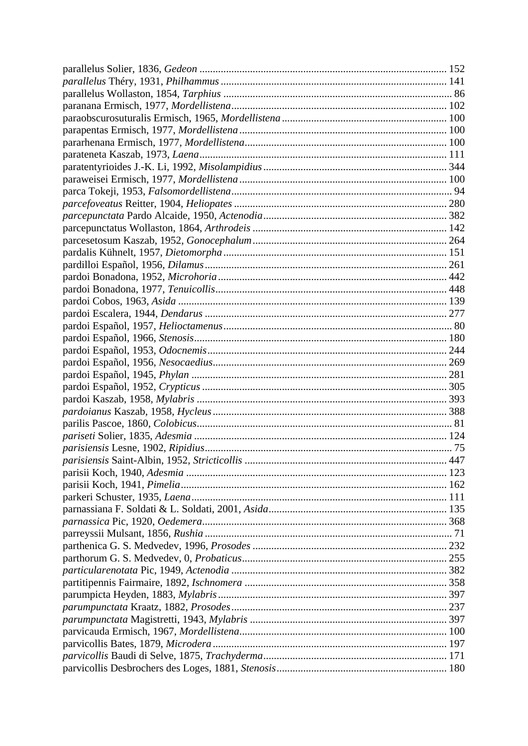parallelus Solier, 1836, *Gedeon* ........................................ 152
*parallelus* Théry, 1931, *Philhammus* ........................................ 141
parallelus Wollaston, 1854, *Tarphius* ........................................ 86
paranana Ermisch, 1977, *Mordellistena* ........................................ 102
paraobscurosuturalis Ermisch, 1965, *Mordellistena* ........................................ 100
parapentas Ermisch, 1977, *Mordellistena* ........................................ 100
pararhenana Ermisch, 1977, *Mordellistena* ........................................ 100
parateneta Kaszab, 1973, *Laena* ........................................ 111
paratentyrioides J.-K. Li, 1992, *Misolampidius* ........................................ 344
paraweisei Ermisch, 1977, *Mordellistena* ........................................ 100
parca Tokeji, 1953, *Falsomordellistena* ........................................ 94
*parcefoveatus* Reitter, 1904, *Heliopates* ........................................ 280
*parcepunctata* Pardo Alcaide, 1950, *Actenodia* ........................................ 382
parcepunctatus Wollaston, 1864, *Arthrodeis* ........................................ 142
parcesetosum Kaszab, 1952, *Gonocephalum* ........................................ 264
pardalis Kühnelt, 1957, *Dietomorpha* ........................................ 151
pardilloi Español, 1956, *Dilamus* ........................................ 261
pardoi Bonadona, 1952, *Microhoria* ........................................ 442
pardoi Bonadona, 1977, *Tenuicollis* ........................................ 448
pardoi Cobos, 1963, *Asida* ........................................ 139
pardoi Escalera, 1944, *Dendarus* ........................................ 277
pardoi Español, 1957, *Helioctamenus* ........................................ 80
pardoi Español, 1966, *Stenosis* ........................................ 180
pardoi Español, 1953, *Odocnemis* ........................................ 244
pardoi Español, 1956, *Nesocaedius* ........................................ 269
pardoi Español, 1945, *Phylan* ........................................ 281
pardoi Español, 1952, *Crypticus* ........................................ 305
pardoi Kaszab, 1958, *Mylabris* ........................................ 393
*pardoianus* Kaszab, 1958, *Hycleus* ........................................ 388
parilis Pascoe, 1860, *Colobicus* ........................................ 81
*pariseti* Solier, 1835, *Adesmia* ........................................ 124
*parisiensis* Lesne, 1902, *Ripidius* ........................................ 75
*parisiensis* Saint-Albin, 1952, *Stricticollis* ........................................ 447
parisii Koch, 1940, *Adesmia* ........................................ 123
parisii Koch, 1941, *Pimelia* ........................................ 162
parkeri Schuster, 1935, *Laena* ........................................ 111
parnassiana F. Soldati & L. Soldati, 2001, *Asida* ........................................ 135
*parnassica* Pic, 1920, *Oedemera* ........................................ 368
parreyssii Mulsant, 1856, *Rushia* ........................................ 71
parthenica G. S. Medvedev, 1996, *Prosodes* ........................................ 232
parthorum G. S. Medvedev, 0, *Probaticus* ........................................ 255
*particularenotata* Pic, 1949, *Actenodia* ........................................ 382
partitipennis Fairmaire, 1892, *Ischnomera* ........................................ 358
parumpicta Heyden, 1883, *Mylabris* ........................................ 397
*parumpunctata* Kraatz, 1882, *Prosodes* ........................................ 237
*parumpunctata* Magistretti, 1943, *Mylabris* ........................................ 397
parvicauda Ermisch, 1967, *Mordellistena* ........................................ 100
parvicollis Bates, 1879, *Microdera* ........................................ 197
*parvicollis* Baudi di Selve, 1875, *Trachyderma* ........................................ 171
parvicollis Desbrochers des Loges, 1881, *Stenosis* ........................................ 180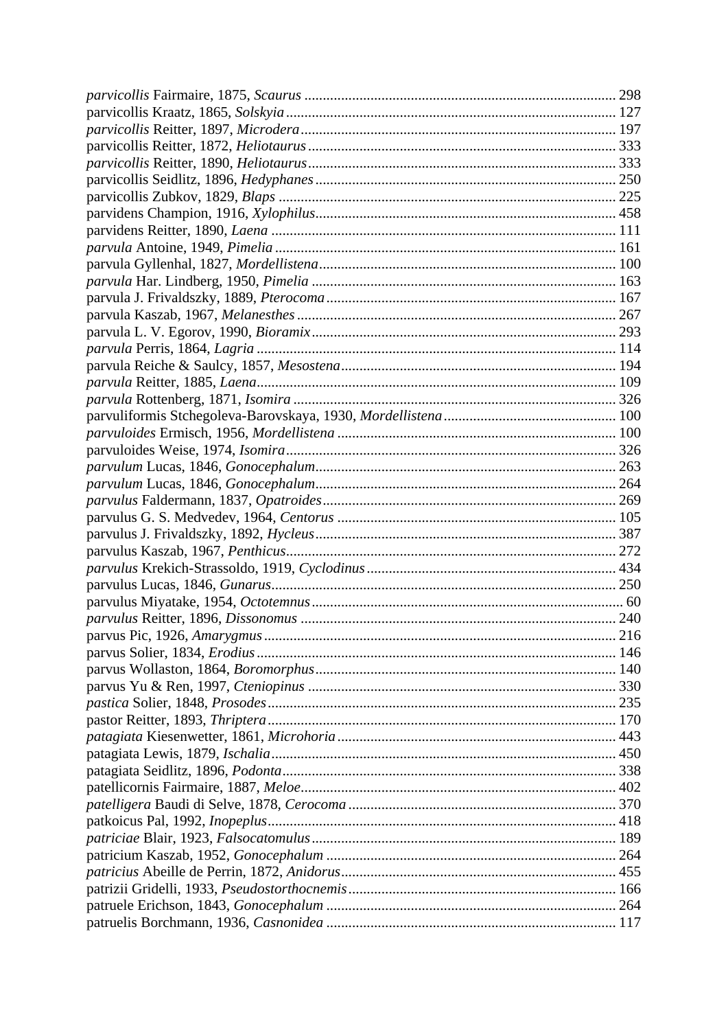*parvicollis* Fairmaire, 1875, *Scaurus* .................... 298
parvicollis Kraatz, 1865, *Solskyia* .................... 127
*parvicollis* Reitter, 1897, *Microdera* .................... 197
parvicollis Reitter, 1872, *Heliotaurus* .................... 333
*parvicollis* Reitter, 1890, *Heliotaurus* .................... 333
parvicollis Seidlitz, 1896, *Hedyphanes* .................... 250
parvicollis Zubkov, 1829, *Blaps* .................... 225
parvidens Champion, 1916, *Xylophilus* .................... 458
parvidens Reitter, 1890, *Laena* .................... 111
*parvula* Antoine, 1949, *Pimelia* .................... 161
parvula Gyllenhal, 1827, *Mordellistena* .................... 100
*parvula* Har. Lindberg, 1950, *Pimelia* .................... 163
parvula J. Frivaldszky, 1889, *Pterocoma* .................... 167
parvula Kaszab, 1967, *Melanesthes* .................... 267
parvula L. V. Egorov, 1990, *Bioramix* .................... 293
*parvula* Perris, 1864, *Lagria* .................... 114
parvula Reiche & Saulcy, 1857, *Mesostena* .................... 194
*parvula* Reitter, 1885, *Laena* .................... 109
*parvula* Rottenberg, 1871, *Isomira* .................... 326
parvuliformis Stchegoleva-Barovskaya, 1930, *Mordellistena* .................... 100
*parvuloides* Ermisch, 1956, *Mordellistena* .................... 100
parvuloides Weise, 1974, *Isomira* .................... 326
*parvulum* Lucas, 1846, *Gonocephalum* .................... 263
*parvulum* Lucas, 1846, *Gonocephalum* .................... 264
*parvulus* Faldermann, 1837, *Opatroides* .................... 269
parvulus G. S. Medvedev, 1964, *Centorus* .................... 105
parvulus J. Frivaldszky, 1892, *Hycleus* .................... 387
parvulus Kaszab, 1967, *Penthicus* .................... 272
*parvulus* Krekich-Strassoldo, 1919, *Cyclodinus* .................... 434
parvulus Lucas, 1846, *Gunarus* .................... 250
parvulus Miyatake, 1954, *Octotemnus* .................... 60
*parvulus* Reitter, 1896, *Dissonomus* .................... 240
parvus Pic, 1926, *Amarygmus* .................... 216
parvus Solier, 1834, *Erodius* .................... 146
parvus Wollaston, 1864, *Boromorphus* .................... 140
parvus Yu & Ren, 1997, *Cteniopinus* .................... 330
*pastica* Solier, 1848, *Prosodes* .................... 235
pastor Reitter, 1893, *Thriptera* .................... 170
*patagiata* Kiesenwetter, 1861, *Microhoria* .................... 443
patagiata Lewis, 1879, *Ischalia* .................... 450
patagiata Seidlitz, 1896, *Podonta* .................... 338
patellicornis Fairmaire, 1887, *Meloe* .................... 402
*patelligera* Baudi di Selve, 1878, *Cerocoma* .................... 370
patkoicus Pal, 1992, *Inopeplus* .................... 418
*patriciae* Blair, 1923, *Falsocatomulus* .................... 189
patricium Kaszab, 1952, *Gonocephalum* .................... 264
*patricius* Abeille de Perrin, 1872, *Anidorus* .................... 455
patrizii Gridelli, 1933, *Pseudostorthocnemis* .................... 166
patruele Erichson, 1843, *Gonocephalum* .................... 264
patruelis Borchmann, 1936, *Casnonidea* .................... 117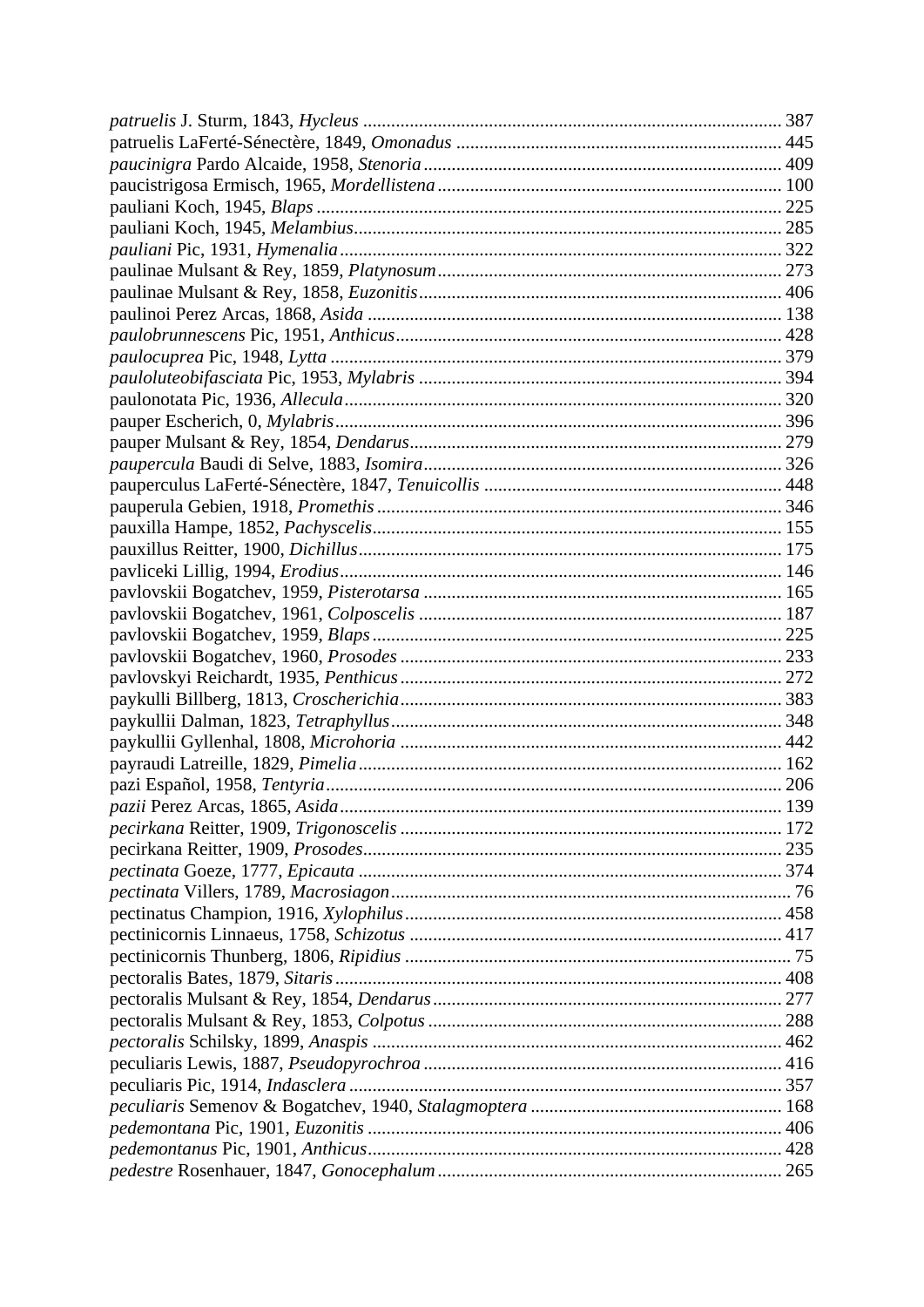*patruelis* J. Sturm, 1843, *Hycleus* ........................................................................ 387
patruelis LaFerté-Sénectère, 1849, *Omonadus* .................................................... 445
*paucinigra* Pardo Alcaide, 1958, *Stenoria* ........................................................... 409
paucistrigosa Ermisch, 1965, *Mordellistena* ........................................................ 100
pauliani Koch, 1945, *Blaps* ................................................................................. 225
pauliani Koch, 1945, *Melambius* .......................................................................... 285
*pauliani* Pic, 1931, *Hymenalia* ............................................................................. 322
paulinae Mulsant & Rey, 1859, *Platynosum* ......................................................... 273
paulinae Mulsant & Rey, 1858, *Euzonitis* ............................................................. 406
paulinoi Perez Arcas, 1868, *Asida* ....................................................................... 138
*paulobrunnescens* Pic, 1951, *Anthicus* ................................................................. 428
*paulocuprea* Pic, 1948, *Lytta* ............................................................................... 379
*pauloluteobifasciata* Pic, 1953, *Mylabris* ............................................................ 394
paulonotata Pic, 1936, *Allecula* ............................................................................ 320
pauper Escherich, 0, *Mylabris* .............................................................................. 396
pauper Mulsant & Rey, 1854, *Dendarus* ............................................................... 279
*paupercula* Baudi di Selve, 1883, *Isomira* ........................................................... 326
pauperculus LaFerté-Sénectère, 1847, *Tenuicollis* ............................................... 448
pauperula Gebien, 1918, *Promethis* ...................................................................... 346
pauxilla Hampe, 1852, *Pachyscelis* ....................................................................... 155
pauxillus Reitter, 1900, *Dichillus* .......................................................................... 175
pavliceki Lillig, 1994, *Erodius* ............................................................................. 146
pavlovskii Bogatchev, 1959, *Pisterotarsa* ............................................................ 165
pavlovskii Bogatchev, 1961, *Colposcelis* ............................................................. 187
pavlovskii Bogatchev, 1959, *Blaps* ....................................................................... 225
pavlovskii Bogatchev, 1960, *Prosodes* ................................................................. 233
pavlovskyi Reichardt, 1935, *Penthicus* ................................................................. 272
paykulli Billberg, 1813, *Croscherichia* ................................................................. 383
paykullii Dalman, 1823, *Tetraphyllus* ................................................................... 348
paykullii Gyllenhal, 1808, *Microhoria* ................................................................. 442
payraudi Latreille, 1829, *Pimelia* .......................................................................... 162
pazi Español, 1958, *Tentyria* ................................................................................ 206
*pazii* Perez Arcas, 1865, *Asida* ............................................................................ 139
*pecirkana* Reitter, 1909, *Trigonoscelis* ................................................................ 172
pecirkana Reitter, 1909, *Prosodes* ......................................................................... 235
*pectinata* Goeze, 1777, *Epicauta* ......................................................................... 374
*pectinata* Villers, 1789, *Macrosiagon* .................................................................... 76
pectinatus Champion, 1916, *Xylophilus* ................................................................ 458
pectinicornis Linnaeus, 1758, *Schizotus* ............................................................... 417
pectinicornis Thunberg, 1806, *Ripidius* .................................................................. 75
pectoralis Bates, 1879, *Sitaris* .............................................................................. 408
pectoralis Mulsant & Rey, 1854, *Dendarus* .......................................................... 277
pectoralis Mulsant & Rey, 1853, *Colpotus* ............................................................ 288
*pectoralis* Schilsky, 1899, *Anaspis* ....................................................................... 462
peculiaris Lewis, 1887, *Pseudopyrochroa* ............................................................ 416
peculiaris Pic, 1914, *Indasclera* ............................................................................ 357
*peculiaris* Semenov & Bogatchev, 1940, *Stalagmoptera* ...................................... 168
*pedemontana* Pic, 1901, *Euzonitis* ....................................................................... 406
*pedemontanus* Pic, 1901, *Anthicus* ...................................................................... 428
*pedestre* Rosenhauer, 1847, *Gonocephalum* ......................................................... 265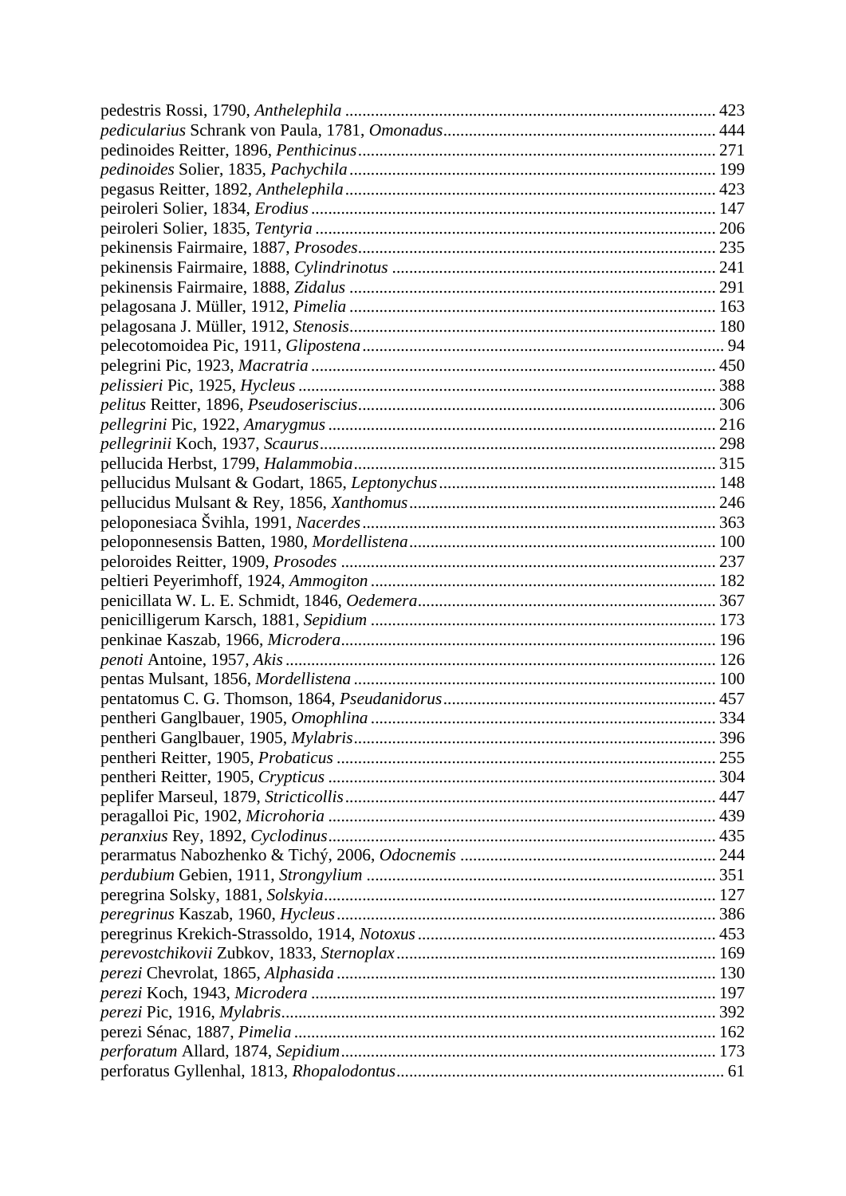pedestris Rossi, 1790, *Anthelephila* ........................................................................................ 423
*pedicularius* Schrank von Paula, 1781, *Omonadus*................................................................ 444
pedinoides Reitter, 1896, *Penthicinus*.................................................................................... 271
*pedinoides* Solier, 1835, *Pachychila* ..................................................................................... 199
pegasus Reitter, 1892, *Anthelephila* ....................................................................................... 423
peiroleri Solier, 1834, *Erodius* ............................................................................................... 147
peiroleri Solier, 1835, *Tentyria* .............................................................................................. 206
pekinensis Fairmaire, 1887, *Prosodes*..................................................................................... 235
pekinensis Fairmaire, 1888, *Cylindrinotus* ............................................................................. 241
pekinensis Fairmaire, 1888, *Zidalus* ...................................................................................... 291
pelagosana J. Müller, 1912, *Pimelia* ...................................................................................... 163
pelagosana J. Müller, 1912, *Stenosis*...................................................................................... 180
pelecotomoidea Pic, 1911, *Glipostena* ..................................................................................... 94
pelegrini Pic, 1923, *Macratria* ............................................................................................... 450
*pelissieri* Pic, 1925, *Hycleus* .................................................................................................. 388
*pelitus* Reitter, 1896, *Pseudoseriscius*.................................................................................... 306
*pellegrini* Pic, 1922, *Amarygmus* .......................................................................................... 216
*pellegrinii* Koch, 1937, *Scaurus*............................................................................................. 298
pellucida Herbst, 1799, *Halammobia*...................................................................................... 315
pellucidus Mulsant & Godart, 1865, *Leptonychus*.................................................................. 148
pellucidus Mulsant & Rey, 1856, *Xanthomus*......................................................................... 246
peloponesiaca Švihla, 1991, *Nacerdes*................................................................................... 363
peloponnesensis Batten, 1980, *Mordellistena*......................................................................... 100
peloroides Reitter, 1909, *Prosodes* ........................................................................................ 237
peltieri Peyerimhoff, 1924, *Ammogiton* ................................................................................. 182
penicillata W. L. E. Schmidt, 1846, *Oedemera*...................................................................... 367
penicilligerum Karsch, 1881, *Sepidium* ................................................................................. 173
penkinae Kaszab, 1966, *Microdera*........................................................................................ 196
*penoti* Antoine, 1957, *Akis* .................................................................................................... 126
pentas Mulsant, 1856, *Mordellistena* ..................................................................................... 100
pentatomus C. G. Thomson, 1864, *Pseudanidorus*................................................................. 457
pentheri Ganglbauer, 1905, *Omophlina* ................................................................................. 334
pentheri Ganglbauer, 1905, *Mylabris*..................................................................................... 396
pentheri Reitter, 1905, *Probaticus* ......................................................................................... 255
pentheri Reitter, 1905, *Crypticus* ........................................................................................... 304
peplifer Marseul, 1879, *Stricticollis*....................................................................................... 447
peragalloi Pic, 1902, *Microhoria* ........................................................................................... 439
*peranxius* Rey, 1892, *Cyclodinus*.......................................................................................... 435
perarmatus Nabozhenko & Tichý, 2006, *Odocnemis* ............................................................ 244
*perdubium* Gebien, 1911, *Strongylium* .................................................................................. 351
peregrina Solsky, 1881, *Solskyia*............................................................................................ 127
*peregrinus* Kaszab, 1960, *Hycleus*......................................................................................... 386
peregrinus Krekich-Strassoldo, 1914, *Notoxus*...................................................................... 453
*perevostchikovii* Zubkov, 1833, *Sternoplax*........................................................................... 169
*perezi* Chevrolat, 1865, *Alphasida* ........................................................................................ 130
*perezi* Koch, 1943, *Microdera* ............................................................................................... 197
*perezi* Pic, 1916, *Mylabris*..................................................................................................... 392
perezi Sénac, 1887, *Pimelia* ................................................................................................... 162
*perforatum* Allard, 1874, *Sepidium*....................................................................................... 173
perforatus Gyllenhal, 1813, *Rhopalodontus*............................................................................. 61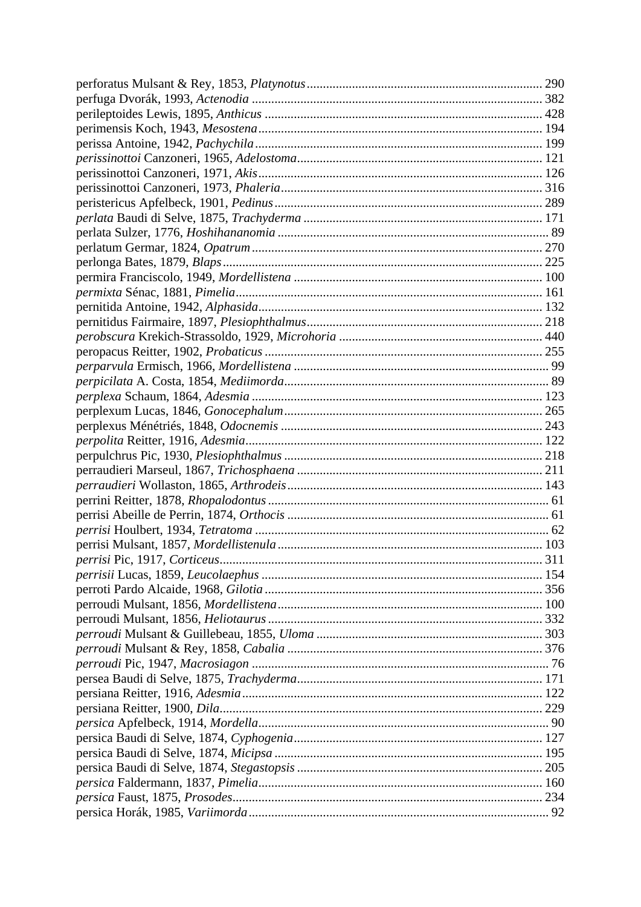perforatus Mulsant & Rey, 1853, *Platynotus* ........................................................................ 290
perfuga Dvorák, 1993, *Actenodia* ......................................................................................... 382
perileptoides Lewis, 1895, *Anthicus* ..................................................................................... 428
perimensis Koch, 1943, *Mesostena* ....................................................................................... 194
perissa Antoine, 1942, *Pachychila* ........................................................................................ 199
*perissinottoi* Canzoneri, 1965, *Adelostoma* ........................................................................... 121
perissinottoi Canzoneri, 1971, *Akis* ........................................................................................ 126
perissinottoi Canzoneri, 1973, *Phaleria* ................................................................................. 316
peristericus Apfelbeck, 1901, *Pedinus* ................................................................................... 289
*perlata* Baudi di Selve, 1875, *Trachyderma* ......................................................................... 171
perlata Sulzer, 1776, *Hoshihananomia* ................................................................................... 89
perlatum Germar, 1824, *Opatrum* ......................................................................................... 270
perlonga Bates, 1879, *Blaps* .................................................................................................. 225
permira Franciscolo, 1949, *Mordellistena* ............................................................................ 100
*permixta* Sénac, 1881, *Pimelia* .............................................................................................. 161
pernitida Antoine, 1942, *Alphasida* ....................................................................................... 132
pernitidus Fairmaire, 1897, *Plesiophthalmus* ........................................................................ 218
*perobscura* Krekich-Strassoldo, 1929, *Microhoria* ............................................................... 440
peropacus Reitter, 1902, *Probaticus* ...................................................................................... 255
*perparvula* Ermisch, 1966, *Mordellistena* ............................................................................... 99
*perpicilata* A. Costa, 1854, *Mediimorda* ................................................................................. 89
*perplexa* Schaum, 1864, *Adesmia* ......................................................................................... 123
perplexum Lucas, 1846, *Gonocephalum* ................................................................................ 265
perplexus Ménétriés, 1848, *Odocnemis* ................................................................................. 243
*perpolita* Reitter, 1916, *Adesmia* ........................................................................................... 122
perpulchrus Pic, 1930, *Plesiophthalmus* ............................................................................... 218
perraudieri Marseul, 1867, *Trichosphaena* ............................................................................ 211
*perraudieri* Wollaston, 1865, *Arthrodeis* ............................................................................... 143
perrini Reitter, 1878, *Rhopalodontus* ....................................................................................... 61
perrisi Abeille de Perrin, 1874, *Orthocis* ................................................................................. 61
*perrisi* Houlbert, 1934, *Tetratoma* ........................................................................................... 62
perrisi Mulsant, 1857, *Mordellistenula* .................................................................................. 103
*perrisi* Pic, 1917, *Corticeus* .................................................................................................... 311
*perrisii* Lucas, 1859, *Leucolaephus* ....................................................................................... 154
perroti Pardo Alcaide, 1968, *Gilotia* ...................................................................................... 356
perroudi Mulsant, 1856, *Mordellistena* .................................................................................. 100
perroudi Mulsant, 1856, *Heliotaurus* ..................................................................................... 332
*perroudi* Mulsant & Guillebeau, 1855, *Uloma* ...................................................................... 303
*perroudi* Mulsant & Rey, 1858, *Cabalia* ............................................................................... 376
*perroudi* Pic, 1947, *Macrosiagon* ............................................................................................ 76
persea Baudi di Selve, 1875, *Trachyderma* ............................................................................ 171
persiana Reitter, 1916, *Adesmia* ............................................................................................. 122
persiana Reitter, 1900, *Dila* .................................................................................................... 229
*persica* Apfelbeck, 1914, *Mordella* .......................................................................................... 90
persica Baudi di Selve, 1874, *Cyphogenia* ............................................................................. 127
persica Baudi di Selve, 1874, *Micipsa* ................................................................................... 195
persica Baudi di Selve, 1874, *Stegastopsis* ............................................................................ 205
*persica* Faldermann, 1837, *Pimelia* ........................................................................................ 160
*persica* Faust, 1875, *Prosodes* ................................................................................................ 234
persica Horák, 1985, *Variimorda* ............................................................................................. 92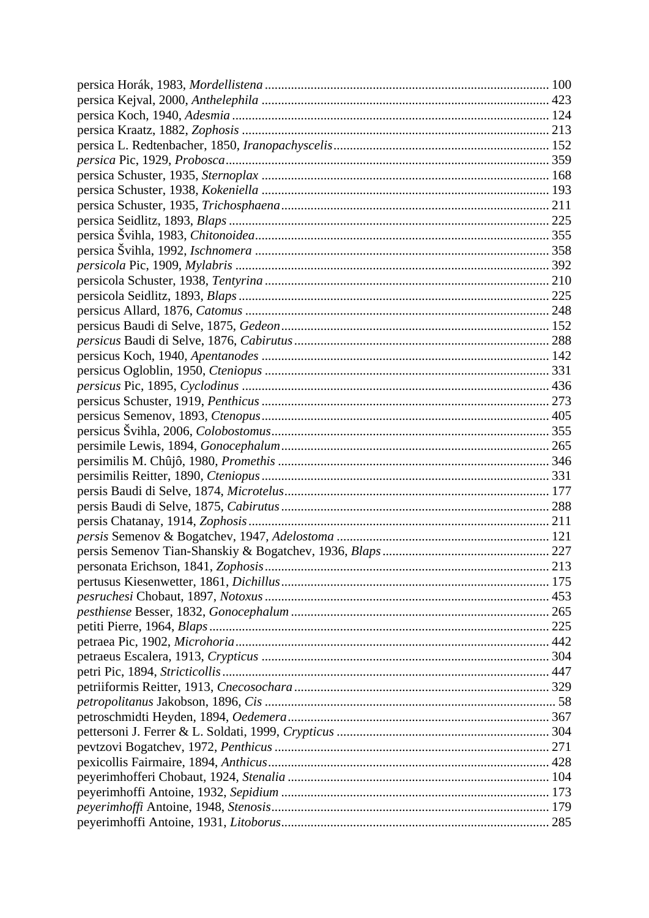persica Horák, 1983, *Mordellistena* ..................................................................................... 100
persica Kejval, 2000, *Anthelephila* ....................................................................................... 423
persica Koch, 1940, *Adesmia* ................................................................................................ 124
persica Kraatz, 1882, *Zophosis* ............................................................................................. 213
persica L. Redtenbacher, 1850, *Iranopachyscelis* ................................................................. 152
*persica* Pic, 1929, *Probosca* .................................................................................................. 359
persica Schuster, 1935, *Sternoplax* ....................................................................................... 168
persica Schuster, 1938, *Kokeniella* ....................................................................................... 193
persica Schuster, 1935, *Trichosphaena* ................................................................................. 211
persica Seidlitz, 1893, *Blaps* ................................................................................................. 225
persica Švihla, 1983, *Chitonoidea* ......................................................................................... 355
persica Švihla, 1992, *Ischnomera* ......................................................................................... 358
*persicola* Pic, 1909, *Mylabris* ............................................................................................... 392
persicola Schuster, 1938, *Tentyrina* ...................................................................................... 210
persicola Seidlitz, 1893, *Blaps* .............................................................................................. 225
persicus Allard, 1876, *Catomus* ............................................................................................ 248
persicus Baudi di Selve, 1875, *Gedeon* ................................................................................. 152
*persicus* Baudi di Selve, 1876, *Cabirutus* ............................................................................. 288
persicus Koch, 1940, *Apentanodes* ....................................................................................... 142
persicus Ogloblin, 1950, *Cteniopus* ...................................................................................... 331
*persicus* Pic, 1895, *Cyclodinus* ............................................................................................ 436
persicus Schuster, 1919, *Penthicus* ....................................................................................... 273
persicus Semenov, 1893, *Ctenopus* ....................................................................................... 405
persicus Švihla, 2006, *Colobostomus* .................................................................................... 355
persimile Lewis, 1894, *Gonocephalum* ................................................................................. 265
persimilis M. Chûjô, 1980, *Promethis* .................................................................................. 346
persimilis Reitter, 1890, *Cteniopus* ....................................................................................... 331
persis Baudi di Selve, 1874, *Microtelus* ................................................................................ 177
persis Baudi di Selve, 1875, *Cabirutus* ................................................................................. 288
persis Chatanay, 1914, *Zophosis* ........................................................................................... 211
*persis* Semenov & Bogatchev, 1947, *Adelostoma* ................................................................. 121
persis Semenov Tian-Shanskiy & Bogatchev, 1936, *Blaps* ................................................... 227
personata Erichson, 1841, *Zophosis* ..................................................................................... 213
pertusus Kiesenwetter, 1861, *Dichillus* ................................................................................. 175
*pesruchesi* Chobaut, 1897, *Notoxus* ...................................................................................... 453
*pesthiense* Besser, 1832, *Gonocephalum* .............................................................................. 265
petiti Pierre, 1964, *Blaps* ....................................................................................................... 225
petraea Pic, 1902, *Microhoria* ............................................................................................... 442
petraeus Escalera, 1913, *Crypticus* ....................................................................................... 304
petri Pic, 1894, *Stricticollis* .................................................................................................. 447
petriiformis Reitter, 1913, *Cnecosochara* ............................................................................. 329
*petropolitanus* Jakobson, 1896, *Cis* ........................................................................................ 58
petroschmidti Heyden, 1894, *Oedemera* ................................................................................ 367
pettersoni J. Ferrer & L. Soldati, 1999, *Crypticus* ................................................................ 304
pevtzovi Bogatchev, 1972, *Penthicus* ................................................................................... 271
pexicollis Fairmaire, 1894, *Anthicus* ..................................................................................... 428
peyerimhofferi Chobaut, 1924, *Stenalia* ............................................................................... 104
peyerimhoffi Antoine, 1932, *Sepidium* ................................................................................. 173
*peyerimhoffi* Antoine, 1948, *Stenosis* .................................................................................... 179
peyerimhoffi Antoine, 1931, *Litoborus* ................................................................................. 285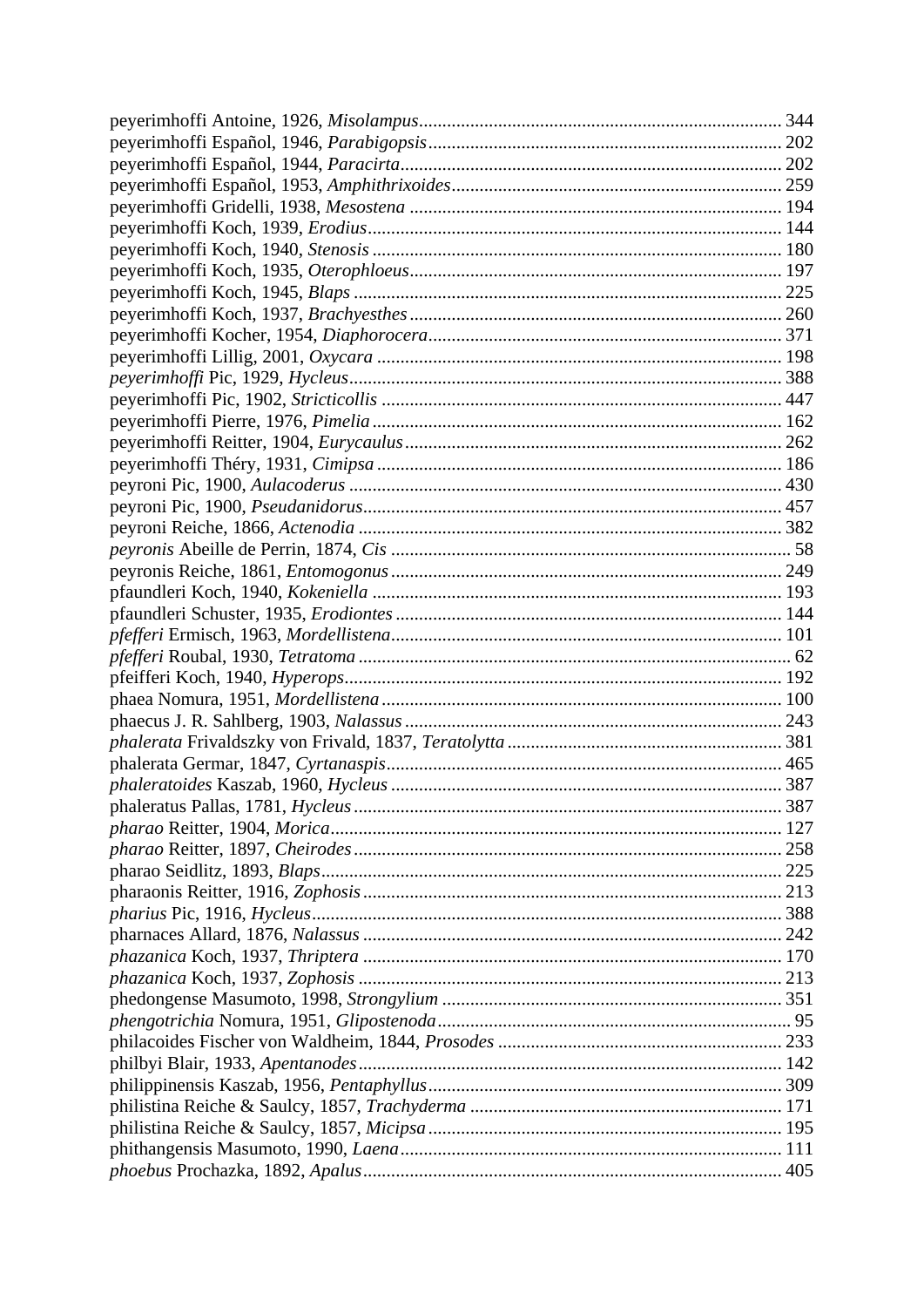peyerimhoffi Antoine, 1926, *Misolampus* ............................................................. 344
peyerimhoffi Español, 1946, *Parabigopsis* ........................................................... 202
peyerimhoffi Español, 1944, *Paracirta* ................................................................. 202
peyerimhoffi Español, 1953, *Amphithrixoides* ...................................................... 259
peyerimhoffi Gridelli, 1938, *Mesostena* ............................................................... 194
peyerimhoffi Koch, 1939, *Erodius* ........................................................................ 144
peyerimhoffi Koch, 1940, *Stenosis* ....................................................................... 180
peyerimhoffi Koch, 1935, *Oterophloeus* ................................................................ 197
peyerimhoffi Koch, 1945, *Blaps* ........................................................................... 225
peyerimhoffi Koch, 1937, *Brachyesthes* ................................................................ 260
peyerimhoffi Kocher, 1954, *Diaphorocera* ............................................................ 371
peyerimhoffi Lillig, 2001, *Oxycara* ...................................................................... 198
*peyerimhoffi* Pic, 1929, *Hycleus* ........................................................................... 388
peyerimhoffi Pic, 1902, *Stricticollis* ..................................................................... 447
peyerimhoffi Pierre, 1976, *Pimelia* ....................................................................... 162
peyerimhoffi Reitter, 1904, *Eurycaulus* ................................................................ 262
peyerimhoffi Théry, 1931, *Cimipsa* ...................................................................... 186
peyroni Pic, 1900, *Aulacoderus* ............................................................................ 430
peyroni Pic, 1900, *Pseudanidorus* ......................................................................... 457
peyroni Reiche, 1866, *Actenodia* .......................................................................... 382
*peyronis* Abeille de Perrin, 1874, *Cis* .................................................................... 58
peyronis Reiche, 1861, *Entomogonus* .................................................................... 249
pfaundleri Koch, 1940, *Kokeniella* ........................................................................ 193
pfaundleri Schuster, 1935, *Erodiontes* .................................................................. 144
*pfefferi* Ermisch, 1963, *Mordellistena* ................................................................... 101
*pfefferi* Roubal, 1930, *Tetratoma* ............................................................................ 62
pfeifferi Koch, 1940, *Hyperops* ............................................................................. 192
phaea Nomura, 1951, *Mordellistena* ..................................................................... 100
phaecus J. R. Sahlberg, 1903, *Nalassus* ................................................................ 243
*phalerata* Frivaldszky von Frivald, 1837, *Teratolytta* ........................................... 381
phalerata Germar, 1847, *Cyrtanaspis* .................................................................... 465
*phaleratoides* Kaszab, 1960, *Hycleus* .................................................................... 387
phaleratus Pallas, 1781, *Hycleus* ........................................................................... 387
*pharao* Reitter, 1904, *Morica* ................................................................................ 127
*pharao* Reitter, 1897, *Cheirodes* ........................................................................... 258
pharao Seidlitz, 1893, *Blaps* .................................................................................. 225
pharaonis Reitter, 1916, *Zophosis* ......................................................................... 213
*pharius* Pic, 1916, *Hycleus* .................................................................................... 388
pharnaces Allard, 1876, *Nalassus* .......................................................................... 242
*phazanica* Koch, 1937, *Thriptera* .......................................................................... 170
*phazanica* Koch, 1937, *Zophosis* .......................................................................... 213
phedongense Masumoto, 1998, *Strongylium* ......................................................... 351
*phengotrichia* Nomura, 1951, *Glipostenoda* ............................................................ 95
philacoides Fischer von Waldheim, 1844, *Prosodes* ............................................. 233
philbyi Blair, 1933, *Apentanodes* .......................................................................... 142
philippinensis Kaszab, 1956, *Pentaphyllus* ............................................................ 309
philistina Reiche & Saulcy, 1857, *Trachyderma* ................................................... 171
philistina Reiche & Saulcy, 1857, *Micipsa* ............................................................ 195
phithangensis Masumoto, 1990, *Laena* ................................................................. 111
*phoebus* Prochazka, 1892, *Apalus* ......................................................................... 405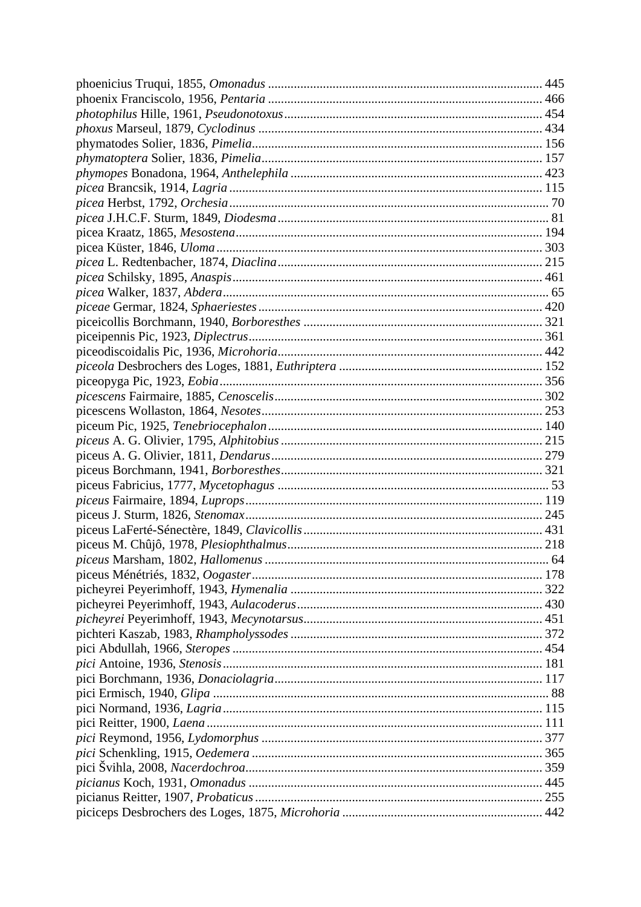phoenicius Truqui, 1855, *Omonadus* .................................................................................... 445
phoenix Franciscolo, 1956, *Pentaria* .................................................................................... 466
*photophilus* Hille, 1961, *Pseudonotoxus*................................................................................ 454
*phoxus* Marseul, 1879, *Cyclodinus* ....................................................................................... 434
phymatodes Solier, 1836, *Pimelia*......................................................................................... 156
*phymatoptera* Solier, 1836, *Pimelia*...................................................................................... 157
*phymopes* Bonadona, 1964, *Anthelephila* .............................................................................. 423
*picea* Brancsik, 1914, *Lagria* ................................................................................................ 115
*picea* Herbst, 1792, *Orchesia* .................................................................................................. 70
*picea* J.H.C.F. Sturm, 1849, *Diodesma* ................................................................................... 81
picea Kraatz, 1865, *Mesostena*.............................................................................................. 194
picea Küster, 1846, *Uloma* .................................................................................................... 303
*picea* L. Redtenbacher, 1874, *Diaclina* ................................................................................. 215
*picea* Schilsky, 1895, *Anaspis*............................................................................................... 461
*picea* Walker, 1837, *Abdera*..................................................................................................... 65
*piceae* Germar, 1824, *Sphaeriestes* ....................................................................................... 420
piceicollis Borchmann, 1940, *Borboresthes* .......................................................................... 321
piceipennis Pic, 1923, *Diplectrus*.......................................................................................... 361
piceodiscoidalis Pic, 1936, *Microhoria*.................................................................................. 442
*piceola* Desbrochers des Loges, 1881, *Euthriptera* ............................................................... 152
piceopyga Pic, 1923, *Eobia*................................................................................................... 356
*picescens* Fairmaire, 1885, *Cenoscelis*.................................................................................. 302
picescens Wollaston, 1864, *Nesotes*....................................................................................... 253
piceum Pic, 1925, *Tenebriocephalon* .................................................................................... 140
*piceus* A. G. Olivier, 1795, *Alphitobius* ................................................................................ 215
piceus A. G. Olivier, 1811, *Dendarus*.................................................................................... 279
piceus Borchmann, 1941, *Borboresthes*................................................................................. 321
piceus Fabricius, 1777, *Mycetophagus* ................................................................................... 53
*piceus* Fairmaire, 1894, *Luprops*........................................................................................... 119
piceus J. Sturm, 1826, *Stenomax*........................................................................................... 245
piceus LaFerté-Sénectère, 1849, *Clavicollis*.......................................................................... 431
piceus M. Chûjô, 1978, *Plesiophthalmus*............................................................................... 218
*piceus* Marsham, 1802, *Hallomenus* ....................................................................................... 64
piceus Ménétriés, 1832, *Oogaster*.......................................................................................... 178
picheyrei Peyerimhoff, 1943, *Hymenalia* .............................................................................. 322
picheyrei Peyerimhoff, 1943, *Aulacoderus*............................................................................ 430
*picheyrei* Peyerimhoff, 1943, *Mecynotarsus*.......................................................................... 451
pichteri Kaszab, 1983, *Rhampholyssodes* ............................................................................. 372
pici Abdullah, 1966, *Steropes* ................................................................................................ 454
*pici* Antoine, 1936, *Stenosis*................................................................................................... 181
pici Borchmann, 1936, *Donaciolagria*................................................................................... 117
pici Ermisch, 1940, *Glipa* ........................................................................................................ 88
pici Normand, 1936, *Lagria*................................................................................................... 115
pici Reitter, 1900, *Laena* ........................................................................................................ 111
*pici* Reymond, 1956, *Lydomorphus* ....................................................................................... 377
*pici* Schenkling, 1915, *Oedemera* .......................................................................................... 365
pici Švihla, 2008, *Nacerdochroa*............................................................................................ 359
*picianus* Koch, 1931, *Omonadus* ........................................................................................... 445
picianus Reitter, 1907, *Probaticus* ......................................................................................... 255
piciceps Desbrochers des Loges, 1875, *Microhoria* .............................................................. 442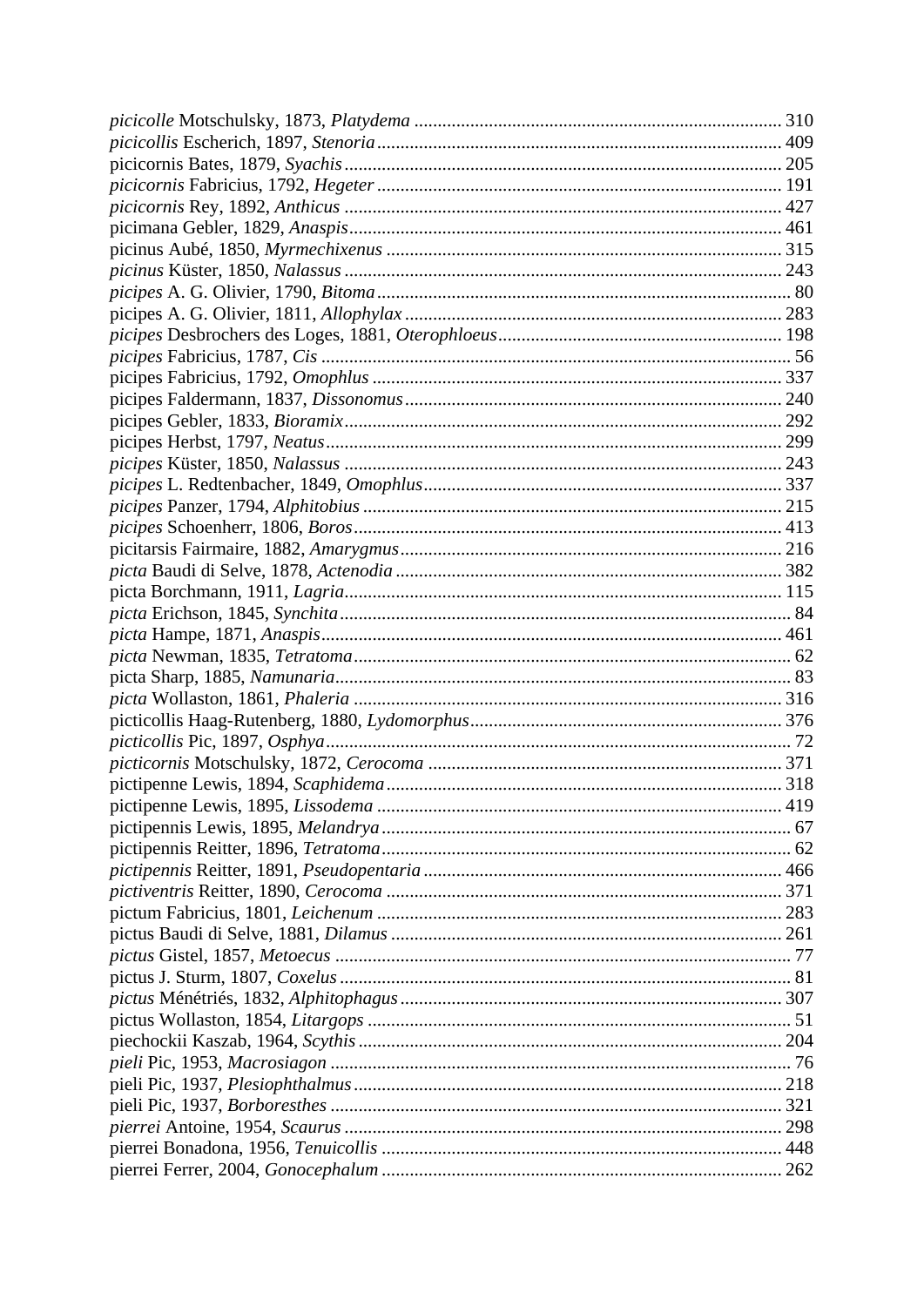*picicolle* Motschulsky, 1873, *Platydema* .............................................................................. 310
*picicollis* Escherich, 1897, *Stenoria* ...................................................................................... 409
picicornis Bates, 1879, *Syachis* ............................................................................................. 205
*picicornis* Fabricius, 1792, *Hegeter* ..................................................................................... 191
*picicornis* Rey, 1892, *Anthicus* ............................................................................................. 427
picimana Gebler, 1829, *Anaspis* ............................................................................................ 461
picinus Aubé, 1850, *Myrmechixenus* ..................................................................................... 315
*picinus* Küster, 1850, *Nalassus* ............................................................................................ 243
*picipes* A. G. Olivier, 1790, *Bitoma* ....................................................................................... 80
picipes A. G. Olivier, 1811, *Allophylax* ................................................................................ 283
*picipes* Desbrochers des Loges, 1881, *Oterophloeus* ............................................................ 198
*picipes* Fabricius, 1787, *Cis* ................................................................................................... 56
picipes Fabricius, 1792, *Omophlus* ....................................................................................... 337
picipes Faldermann, 1837, *Dissonomus* ................................................................................ 240
picipes Gebler, 1833, *Bioramix* ............................................................................................. 292
picipes Herbst, 1797, *Neatus* ................................................................................................. 299
*picipes* Küster, 1850, *Nalassus* ............................................................................................. 243
*picipes* L. Redtenbacher, 1849, *Omophlus* ............................................................................ 337
*picipes* Panzer, 1794, *Alphitobius* ......................................................................................... 215
*picipes* Schoenherr, 1806, *Boros* ........................................................................................... 413
picitarsis Fairmaire, 1882, *Amarygmus* ................................................................................ 216
*picta* Baudi di Selve, 1878, *Actenodia* .................................................................................. 382
picta Borchmann, 1911, *Lagria* ............................................................................................. 115
*picta* Erichson, 1845, *Synchita* ................................................................................................ 84
*picta* Hampe, 1871, *Anaspis* .................................................................................................. 461
*picta* Newman, 1835, *Tetratoma* ............................................................................................. 62
picta Sharp, 1885, *Namunaria* ................................................................................................. 83
*picta* Wollaston, 1861, *Phaleria* ........................................................................................... 316
picticollis Haag-Rutenberg, 1880, *Lydomorphus* .................................................................. 376
*picticollis* Pic, 1897, *Osphya* ................................................................................................... 72
*picticornis* Motschulsky, 1872, *Cerocoma* ............................................................................ 371
pictipenne Lewis, 1894, *Scaphidema* .................................................................................... 318
pictipenne Lewis, 1895, *Lissodema* ...................................................................................... 419
pictipennis Lewis, 1895, *Melandrya* ....................................................................................... 67
pictipennis Reitter, 1896, *Tetratoma* ....................................................................................... 62
*pictipennis* Reitter, 1891, *Pseudopentaria* ............................................................................ 466
*pictiventris* Reitter, 1890, *Cerocoma* .................................................................................... 371
pictum Fabricius, 1801, *Leichenum* ...................................................................................... 283
pictus Baudi di Selve, 1881, *Dilamus* .................................................................................... 261
*pictus* Gistel, 1857, *Metoecus* ................................................................................................. 77
pictus J. Sturm, 1807, *Coxelus* ................................................................................................ 81
*pictus* Ménétriés, 1832, *Alphitophagus* ................................................................................. 307
pictus Wollaston, 1854, *Litargops* ........................................................................................... 51
piechockii Kaszab, 1964, *Scythis* .......................................................................................... 204
*pieli* Pic, 1953, *Macrosiagon* ................................................................................................. 76
pieli Pic, 1937, *Plesiophthalmus* ........................................................................................... 218
pieli Pic, 1937, *Borboresthes* ................................................................................................ 321
*pierrei* Antoine, 1954, *Scaurus* ............................................................................................. 298
pierrei Bonadona, 1956, *Tenuicollis* ..................................................................................... 448
pierrei Ferrer, 2004, *Gonocephalum* ..................................................................................... 262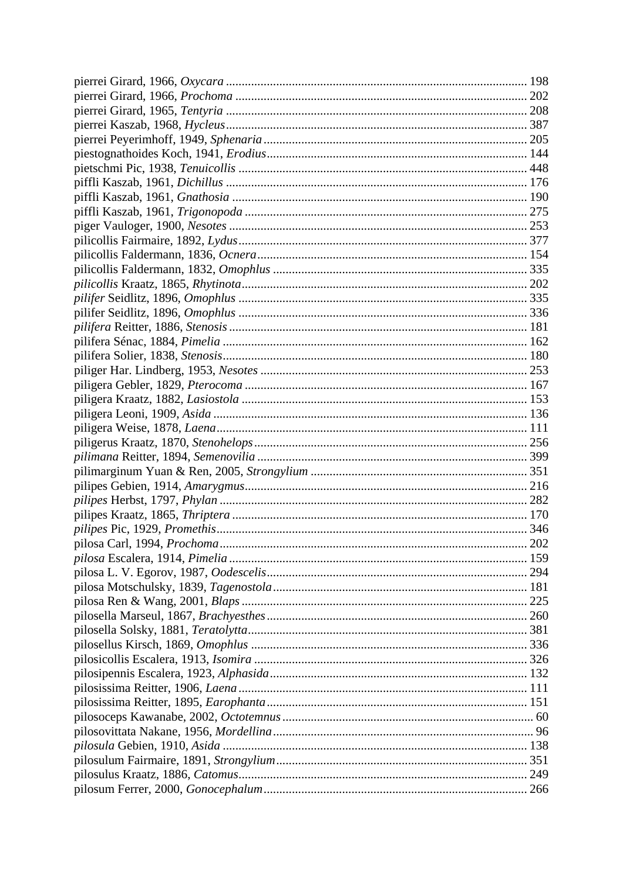pierrei Girard, 1966, *Oxycara* ............................................................................................ 198
pierrei Girard, 1966, *Prochoma* ........................................................................................... 202
pierrei Girard, 1965, *Tentyria* .............................................................................................. 208
pierrei Kaszab, 1968, *Hycleus*.............................................................................................. 387
pierrei Peyerimhoff, 1949, *Sphenaria* .................................................................................. 205
piestognathoides Koch, 1941, *Erodius*.................................................................................. 144
pietschmi Pic, 1938, *Tenuicollis* .......................................................................................... 448
piffli Kaszab, 1961, *Dichillus* ............................................................................................... 176
piffli Kaszab, 1961, *Gnathosia* ............................................................................................. 190
piffli Kaszab, 1961, *Trigonopoda* ......................................................................................... 275
piger Vauloger, 1900, *Nesotes* .............................................................................................. 253
pilicollis Fairmaire, 1892, *Lydus*........................................................................................... 377
pilicollis Faldermann, 1836, *Ocnera*..................................................................................... 154
pilicollis Faldermann, 1832, *Omophlus* ................................................................................ 335
*pilicollis* Kraatz, 1865, *Rhytinota*.......................................................................................... 202
*pilifer* Seidlitz, 1896, *Omophlus* ........................................................................................... 335
pilifer Seidlitz, 1896, *Omophlus* ........................................................................................... 336
*pilifera* Reitter, 1886, *Stenosis* ............................................................................................. 181
pilifera Sénac, 1884, *Pimelia* ................................................................................................ 162
pilifera Solier, 1838, *Stenosis*................................................................................................ 180
piliger Har. Lindberg, 1953, *Nesotes* .................................................................................... 253
piligera Gebler, 1829, *Pterocoma* ......................................................................................... 167
piligera Kraatz, 1882, *Lasiostola* .......................................................................................... 153
piligera Leoni, 1909, *Asida* ................................................................................................... 136
piligera Weise, 1878, *Laena*.................................................................................................. 111
piligerus Kraatz, 1870, *Stenohelops*...................................................................................... 256
*pilimana* Reitter, 1894, *Semenovilia* ..................................................................................... 399
pilimarginum Yuan & Ren, 2005, *Strongylium* .................................................................... 351
pilipes Gebien, 1914, *Amarygmus*......................................................................................... 216
*pilipes* Herbst, 1797, *Phylan* ................................................................................................ 282
pilipes Kraatz, 1865, *Thriptera* ............................................................................................. 170
*pilipes* Pic, 1929, *Promethis*.................................................................................................. 346
pilosa Carl, 1994, *Prochoma*................................................................................................. 202
*pilosa* Escalera, 1914, *Pimelia* .............................................................................................. 159
pilosa L. V. Egorov, 1987, *Oodescelis*................................................................................... 294
pilosa Motschulsky, 1839, *Tagenostola*................................................................................ 181
pilosa Ren & Wang, 2001, *Blaps* .......................................................................................... 225
pilosella Marseul, 1867, *Brachyesthes*.................................................................................. 260
pilosella Solsky, 1881, *Teratolytta*........................................................................................ 381
pilosellus Kirsch, 1869, *Omophlus* ....................................................................................... 336
pilosicollis Escalera, 1913, *Isomira* ...................................................................................... 326
pilosipennis Escalera, 1923, *Alphasida*................................................................................. 132
pilosissima Reitter, 1906, *Laena* ........................................................................................... 111
pilosissima Reitter, 1895, *Earophanta*.................................................................................. 151
pilosoceps Kawanabe, 2002, *Octotemnus* ............................................................................... 60
pilosovittata Nakane, 1956, *Mordellina* .................................................................................. 96
*pilosula* Gebien, 1910, *Asida* ................................................................................................ 138
pilosulum Fairmaire, 1891, *Strongylium*............................................................................... 351
pilosulus Kraatz, 1886, *Catomus*........................................................................................... 249
pilosum Ferrer, 2000, *Gonocephalum*................................................................................... 266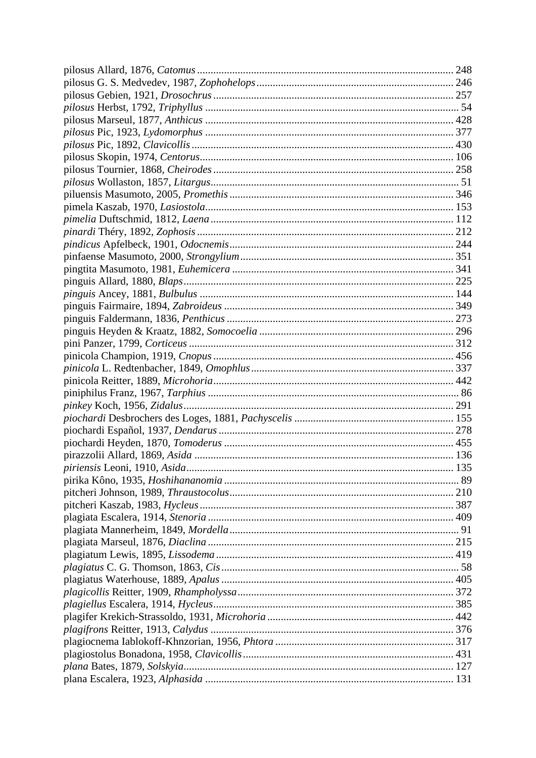pilosus Allard, 1876, *Catomus* ........................................................................ 248
pilosus G. S. Medvedev, 1987, *Zophohelops* .................................................... 246
pilosus Gebien, 1921, *Drosochrus* ..................................................................... 257
*pilosus* Herbst, 1792, *Triphyllus* ......................................................................... 54
pilosus Marseul, 1877, *Anthicus* ....................................................................... 428
*pilosus* Pic, 1923, *Lydomorphus* ....................................................................... 377
*pilosus* Pic, 1892, *Clavicollis* ........................................................................... 430
pilosus Skopin, 1974, *Centorus* ......................................................................... 106
pilosus Tournier, 1868, *Cheirodes* ..................................................................... 258
*pilosus* Wollaston, 1857, *Litargus* ...................................................................... 51
piluensis Masumoto, 2005, *Promethis* ............................................................... 346
pimela Kaszab, 1970, *Lasiostola* ........................................................................ 153
*pimelia* Duftschmid, 1812, *Laena* ..................................................................... 112
*pinardi* Théry, 1892, *Zophosis* ......................................................................... 212
*pindicus* Apfelbeck, 1901, *Odocnemis* ............................................................... 244
pinfaense Masumoto, 2000, *Strongylium* ............................................................ 351
pingtita Masumoto, 1981, *Euhemicera* ................................................................ 341
pinguis Allard, 1880, *Blaps* ................................................................................ 225
*pinguis* Ancey, 1881, *Bulbulus* .......................................................................... 144
pinguis Fairmaire, 1894, *Zabroideus* .................................................................. 349
pinguis Faldermann, 1836, *Penthicus* ................................................................. 273
pinguis Heyden & Kraatz, 1882, *Somocoelia* ....................................................... 296
pini Panzer, 1799, *Corticeus* ............................................................................... 312
pinicola Champion, 1919, *Cnopus* ....................................................................... 456
*pinicola* L. Redtenbacher, 1849, *Omophlus* ........................................................ 337
pinicola Reitter, 1889, *Microhoria* ...................................................................... 442
piniphilus Franz, 1967, *Tarphius* .......................................................................... 86
*pinkey* Koch, 1956, *Zidalus* ............................................................................... 291
*piochardi* Desbrochers des Loges, 1881, *Pachyscelis* .......................................... 155
piochardi Español, 1937, *Dendarus* .................................................................... 278
piochardi Heyden, 1870, *Tomoderus* ................................................................... 455
pirazzolii Allard, 1869, *Asida* ............................................................................. 136
*piriensis* Leoni, 1910, *Asida* .............................................................................. 135
pirika Kôno, 1935, *Hoshihananomia* ...................................................................... 89
pitcheri Johnson, 1989, *Thraustocolus* ................................................................. 210
pitcheri Kaszab, 1983, *Hycleus* ........................................................................... 387
plagiata Escalera, 1914, *Stenoria* ........................................................................ 409
plagiata Mannerheim, 1849, *Mordella* ................................................................... 91
plagiata Marseul, 1876, *Diaclina* ......................................................................... 215
plagiatum Lewis, 1895, *Lissodema* ...................................................................... 419
*plagiatus* C. G. Thomson, 1863, *Cis* ..................................................................... 58
plagiatus Waterhouse, 1889, *Apalus* .................................................................... 405
*plagicollis* Reitter, 1909, *Rhampholyssa* .............................................................. 372
*plagiellus* Escalera, 1914, *Hycleus* ...................................................................... 385
plagifer Krekich-Strassoldo, 1931, *Microhoria* ...................................................... 442
*plagifrons* Reitter, 1913, *Calydus* ........................................................................ 376
plagiocnema Iablokoff-Khnzorian, 1956, *Phtora* ................................................... 317
plagiostolus Bonadona, 1958, *Clavicollis* ............................................................. 431
*plana* Bates, 1879, *Solskyia* ................................................................................ 127
plana Escalera, 1923, *Alphasida* .......................................................................... 131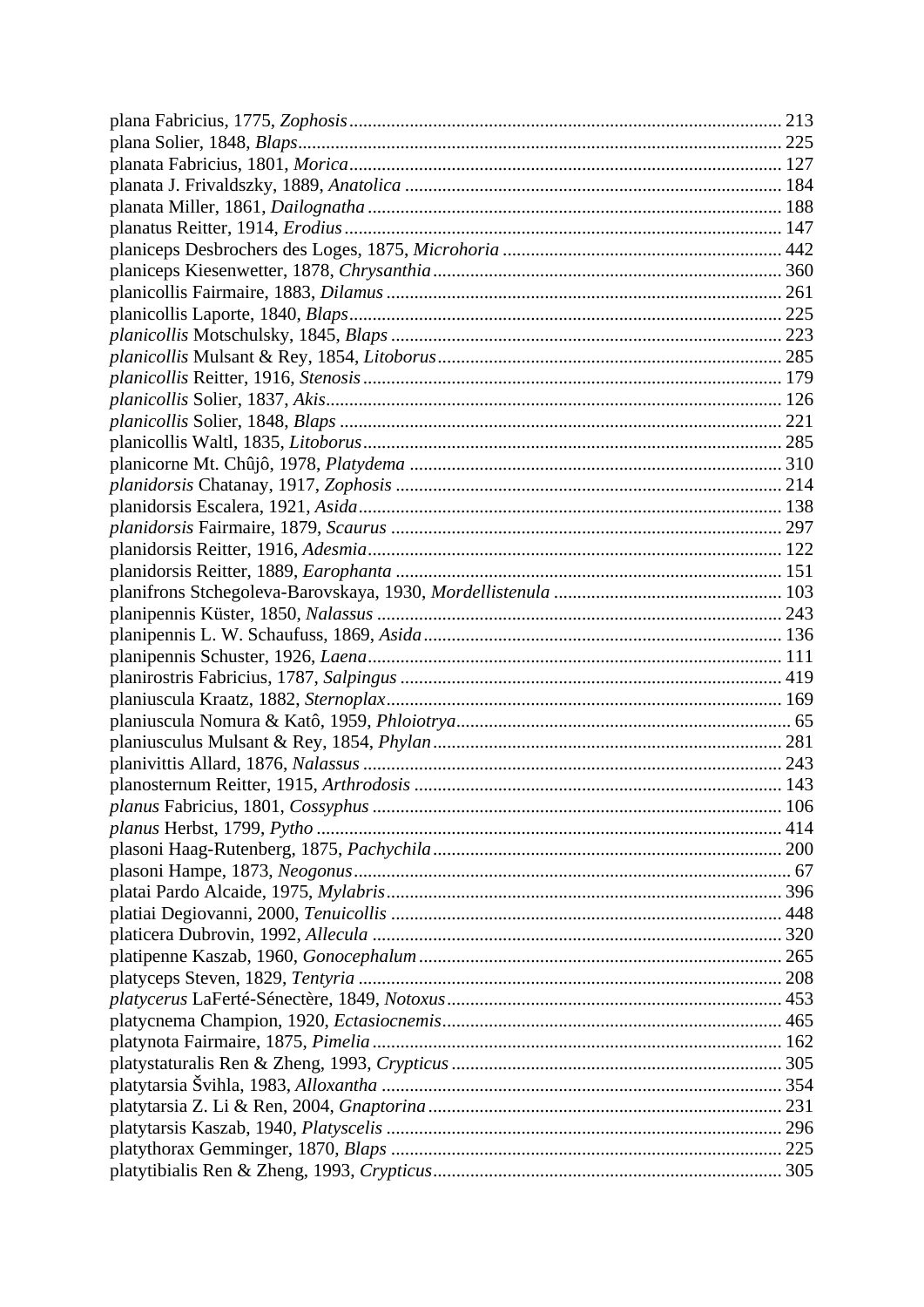plana Fabricius, 1775, *Zophosis* .......... 213
plana Solier, 1848, *Blaps* .......... 225
planata Fabricius, 1801, *Morica* .......... 127
planata J. Frivaldszky, 1889, *Anatolica* .......... 184
planata Miller, 1861, *Dailognatha* .......... 188
planatus Reitter, 1914, *Erodius* .......... 147
planiceps Desbrochers des Loges, 1875, *Microhoria* .......... 442
planiceps Kiesenwetter, 1878, *Chrysanthia* .......... 360
planicollis Fairmaire, 1883, *Dilamus* .......... 261
planicollis Laporte, 1840, *Blaps* .......... 225
*planicollis* Motschulsky, 1845, *Blaps* .......... 223
*planicollis* Mulsant & Rey, 1854, *Litoborus* .......... 285
*planicollis* Reitter, 1916, *Stenosis* .......... 179
*planicollis* Solier, 1837, *Akis* .......... 126
*planicollis* Solier, 1848, *Blaps* .......... 221
planicollis Waltl, 1835, *Litoborus* .......... 285
planicorne Mt. Chûjô, 1978, *Platydema* .......... 310
*planidorsis* Chatanay, 1917, *Zophosis* .......... 214
planidorsis Escalera, 1921, *Asida* .......... 138
*planidorsis* Fairmaire, 1879, *Scaurus* .......... 297
planidorsis Reitter, 1916, *Adesmia* .......... 122
planidorsis Reitter, 1889, *Earophanta* .......... 151
planifrons Stchegoleva-Barovskaya, 1930, *Mordellistenula* .......... 103
planipennis Küster, 1850, *Nalassus* .......... 243
planipennis L. W. Schaufuss, 1869, *Asida* .......... 136
planipennis Schuster, 1926, *Laena* .......... 111
planirostris Fabricius, 1787, *Salpingus* .......... 419
planiuscula Kraatz, 1882, *Sternoplax* .......... 169
planiuscula Nomura & Katô, 1959, *Phloiotrya* .......... 65
planiusculus Mulsant & Rey, 1854, *Phylan* .......... 281
planivittis Allard, 1876, *Nalassus* .......... 243
planosternum Reitter, 1915, *Arthrodosis* .......... 143
*planus* Fabricius, 1801, *Cossyphus* .......... 106
*planus* Herbst, 1799, *Pytho* .......... 414
plasoni Haag-Rutenberg, 1875, *Pachychila* .......... 200
plasoni Hampe, 1873, *Neogonus* .......... 67
platai Pardo Alcaide, 1975, *Mylabris* .......... 396
platiai Degiovanni, 2000, *Tenuicollis* .......... 448
platicera Dubrovin, 1992, *Allecula* .......... 320
platipenne Kaszab, 1960, *Gonocephalum* .......... 265
platyceps Steven, 1829, *Tentyria* .......... 208
*platycerus* LaFerté-Sénectère, 1849, *Notoxus* .......... 453
platycnema Champion, 1920, *Ectasiocnemis* .......... 465
platynota Fairmaire, 1875, *Pimelia* .......... 162
platystaturalis Ren & Zheng, 1993, *Crypticus* .......... 305
platytarsia Švihla, 1983, *Alloxantha* .......... 354
platytarsia Z. Li & Ren, 2004, *Gnaptorina* .......... 231
platytarsis Kaszab, 1940, *Platyscelis* .......... 296
platythorax Gemminger, 1870, *Blaps* .......... 225
platytibialis Ren & Zheng, 1993, *Crypticus* .......... 305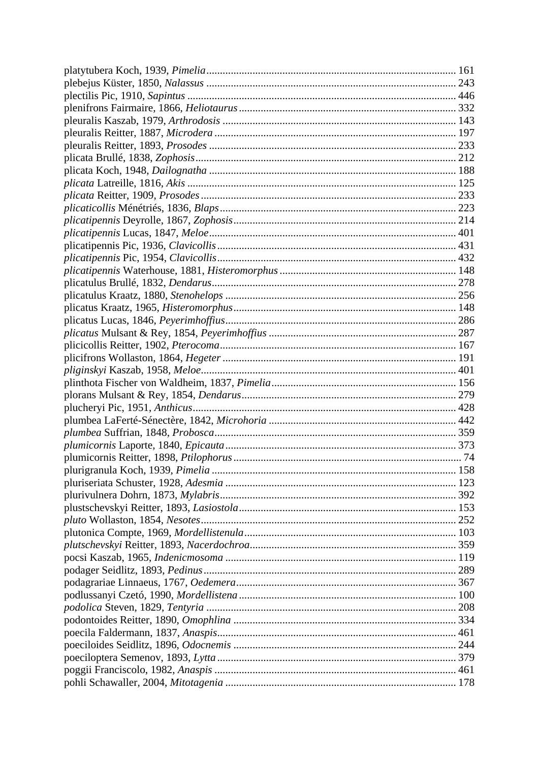platytubera Koch, 1939, *Pimelia* .......... 161
plebejus Küster, 1850, *Nalassus* .......... 243
plectilis Pic, 1910, *Sapintus* .......... 446
plenifrons Fairmaire, 1866, *Heliotaurus* .......... 332
pleuralis Kaszab, 1979, *Arthrodosis* .......... 143
pleuralis Reitter, 1887, *Microdera* .......... 197
pleuralis Reitter, 1893, *Prosodes* .......... 233
plicata Brullé, 1838, *Zophosis* .......... 212
plicata Koch, 1948, *Dailognatha* .......... 188
*plicata* Latreille, 1816, *Akis* .......... 125
*plicata* Reitter, 1909, *Prosodes* .......... 233
*plicaticollis* Ménétriés, 1836, *Blaps* .......... 223
*plicatipennis* Deyrolle, 1867, *Zophosis* .......... 214
*plicatipennis* Lucas, 1847, *Meloe* .......... 401
plicatipennis Pic, 1936, *Clavicollis* .......... 431
*plicatipennis* Pic, 1954, *Clavicollis* .......... 432
*plicatipennis* Waterhouse, 1881, *Histeromorphus* .......... 148
plicatulus Brullé, 1832, *Dendarus* .......... 278
plicatulus Kraatz, 1880, *Stenohelops* .......... 256
plicatus Kraatz, 1965, *Histeromorphus* .......... 148
plicatus Lucas, 1846, *Peyerimhoffius* .......... 286
*plicatus* Mulsant & Rey, 1854, *Peyerimhoffius* .......... 287
plicicollis Reitter, 1902, *Pterocoma* .......... 167
plicifrons Wollaston, 1864, *Hegeter* .......... 191
*pliginskyi* Kaszab, 1958, *Meloe* .......... 401
plinthota Fischer von Waldheim, 1837, *Pimelia* .......... 156
plorans Mulsant & Rey, 1854, *Dendarus* .......... 279
plucheryi Pic, 1951, *Anthicus* .......... 428
plumbea LaFerté-Sénectère, 1842, *Microhoria* .......... 442
*plumbea* Suffrian, 1848, *Probosca* .......... 359
*plumicornis* Laporte, 1840, *Epicauta* .......... 373
plumicornis Reitter, 1898, *Ptilophorus* .......... 74
plurigranula Koch, 1939, *Pimelia* .......... 158
pluriseriata Schuster, 1928, *Adesmia* .......... 123
plurivulnera Dohrn, 1873, *Mylabris* .......... 392
plustschevskyi Reitter, 1893, *Lasiostola* .......... 153
*pluto* Wollaston, 1854, *Nesotes* .......... 252
plutonica Compte, 1969, *Mordellistenula* .......... 103
*plutschevskyi* Reitter, 1893, *Nacerdochroa* .......... 359
pocsi Kaszab, 1965, *Indenicmosoma* .......... 119
podager Seidlitz, 1893, *Pedinus* .......... 289
podagrariae Linnaeus, 1767, *Oedemera* .......... 367
podlussanyi Czetó, 1990, *Mordellistena* .......... 100
*podolica* Steven, 1829, *Tentyria* .......... 208
podontoides Reitter, 1890, *Omophlina* .......... 334
poecila Faldermann, 1837, *Anaspis* .......... 461
poeciloides Seidlitz, 1896, *Odocnemis* .......... 244
poeciloptera Semenov, 1893, *Lytta* .......... 379
poggii Franciscolo, 1982, *Anaspis* .......... 461
pohli Schawaller, 2004, *Mitotagenia* .......... 178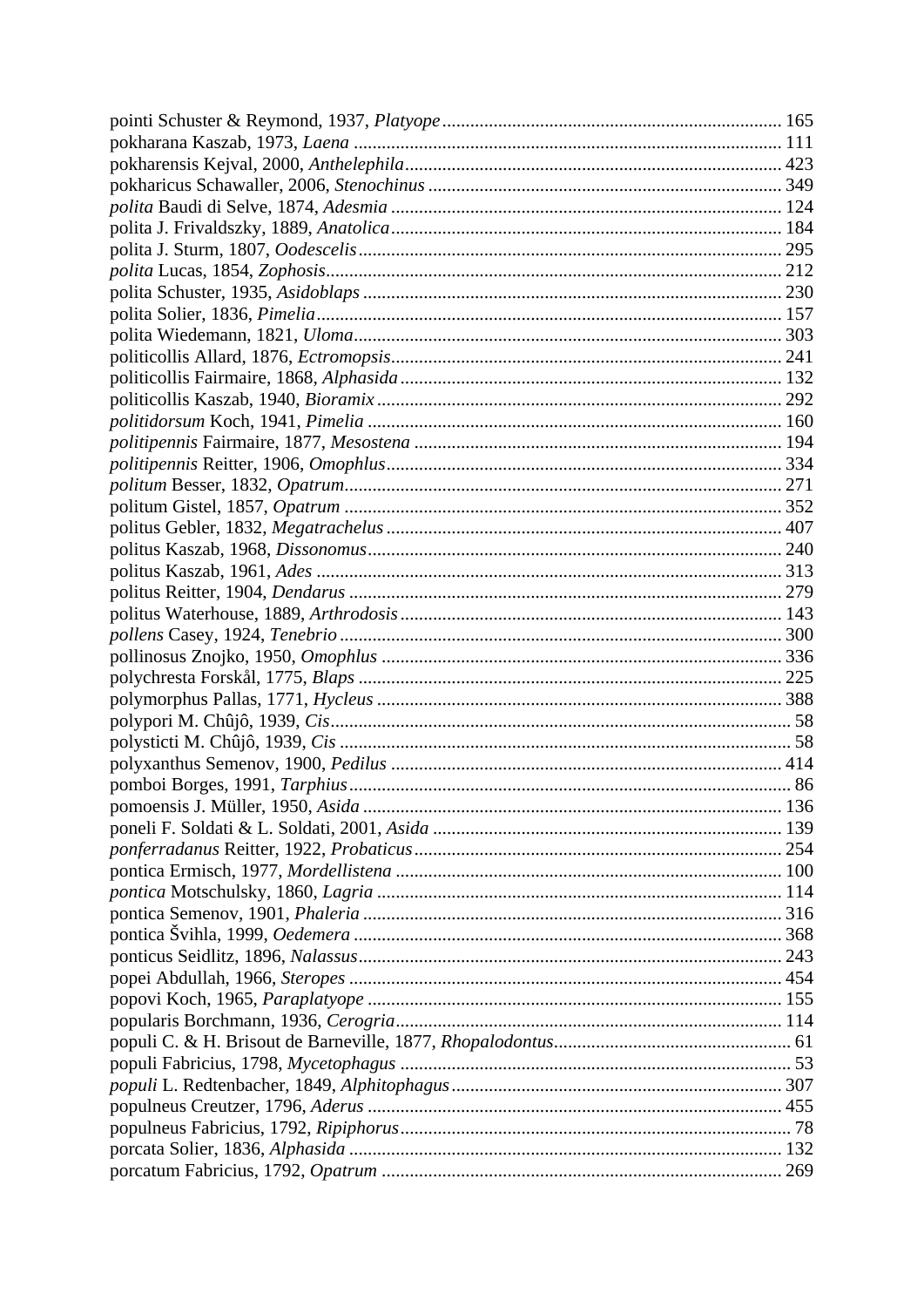pointi Schuster & Reymond, 1937, *Platyope* ........ 165
pokharana Kaszab, 1973, *Laena* ........ 111
pokharensis Kejval, 2000, *Anthelephila* ........ 423
pokharicus Schawaller, 2006, *Stenochinus* ........ 349
*polita* Baudi di Selve, 1874, *Adesmia* ........ 124
polita J. Frivaldszky, 1889, *Anatolica* ........ 184
polita J. Sturm, 1807, *Oodescelis* ........ 295
*polita* Lucas, 1854, *Zophosis* ........ 212
polita Schuster, 1935, *Asidoblaps* ........ 230
polita Solier, 1836, *Pimelia* ........ 157
polita Wiedemann, 1821, *Uloma* ........ 303
politicollis Allard, 1876, *Ectromopsis* ........ 241
politicollis Fairmaire, 1868, *Alphasida* ........ 132
politicollis Kaszab, 1940, *Bioramix* ........ 292
*politidorsum* Koch, 1941, *Pimelia* ........ 160
*politipennis* Fairmaire, 1877, *Mesostena* ........ 194
*politipennis* Reitter, 1906, *Omophlus* ........ 334
*politum* Besser, 1832, *Opatrum* ........ 271
politum Gistel, 1857, *Opatrum* ........ 352
politus Gebler, 1832, *Megatrachelus* ........ 407
politus Kaszab, 1968, *Dissonomus* ........ 240
politus Kaszab, 1961, *Ades* ........ 313
politus Reitter, 1904, *Dendarus* ........ 279
politus Waterhouse, 1889, *Arthrodosis* ........ 143
*pollens* Casey, 1924, *Tenebrio* ........ 300
pollinosus Znojko, 1950, *Omophlus* ........ 336
polychresta Forskål, 1775, *Blaps* ........ 225
polymorphus Pallas, 1771, *Hycleus* ........ 388
polypori M. Chûjô, 1939, *Cis* ........ 58
polysticti M. Chûjô, 1939, *Cis* ........ 58
polyxanthus Semenov, 1900, *Pedilus* ........ 414
pomboi Borges, 1991, *Tarphius* ........ 86
pomoensis J. Müller, 1950, *Asida* ........ 136
poneli F. Soldati & L. Soldati, 2001, *Asida* ........ 139
*ponferradanus* Reitter, 1922, *Probaticus* ........ 254
pontica Ermisch, 1977, *Mordellistena* ........ 100
*pontica* Motschulsky, 1860, *Lagria* ........ 114
pontica Semenov, 1901, *Phaleria* ........ 316
pontica Švihla, 1999, *Oedemera* ........ 368
ponticus Seidlitz, 1896, *Nalassus* ........ 243
popei Abdullah, 1966, *Steropes* ........ 454
popovi Koch, 1965, *Paraplatyope* ........ 155
popularis Borchmann, 1936, *Cerogria* ........ 114
populi C. & H. Brisout de Barneville, 1877, *Rhopalodontus* ........ 61
populi Fabricius, 1798, *Mycetophagus* ........ 53
*populi* L. Redtenbacher, 1849, *Alphitophagus* ........ 307
populneus Creutzer, 1796, *Aderus* ........ 455
populneus Fabricius, 1792, *Ripiphorus* ........ 78
porcata Solier, 1836, *Alphasida* ........ 132
porcatum Fabricius, 1792, *Opatrum* ........ 269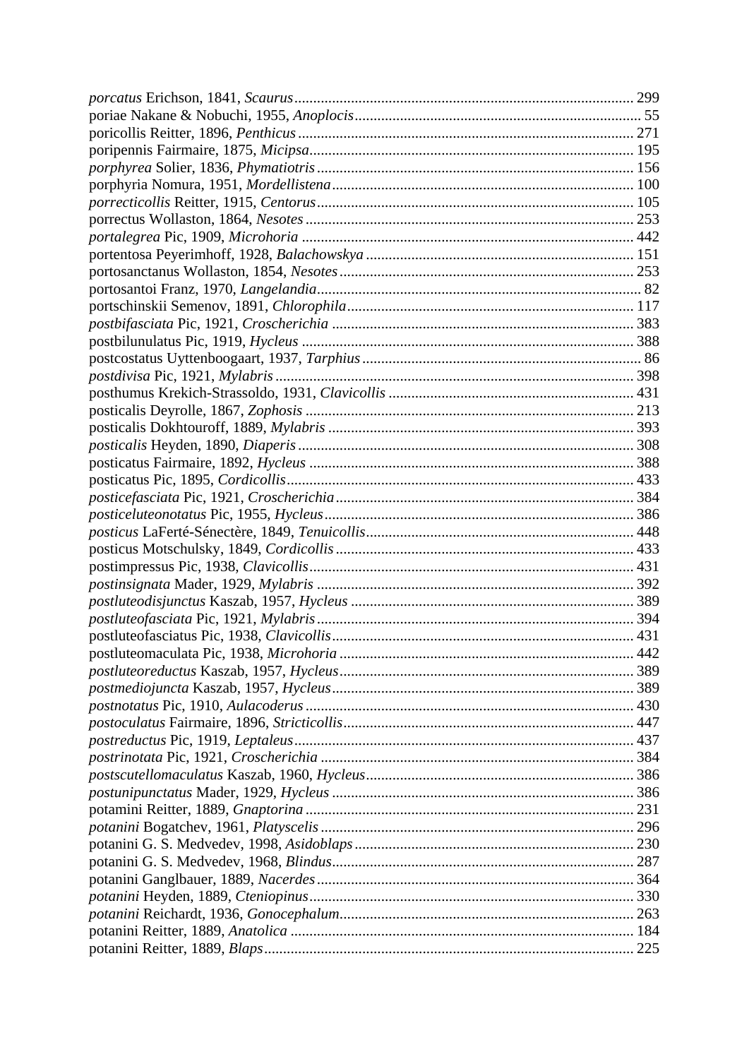*porcatus* Erichson, 1841, *Scaurus* ........................................................................................ 299
poriae Nakane & Nobuchi, 1955, *Anoplocis* .......................................................................... 55
poricollis Reitter, 1896, *Penthicus* ........................................................................................ 271
poripennis Fairmaire, 1875, *Micipsa* .................................................................................... 195
*porphyrea* Solier, 1836, *Phymatiotris* .................................................................................. 156
porphyria Nomura, 1951, *Mordellistena* ............................................................................... 100
*porrecticollis* Reitter, 1915, *Centorus* .................................................................................. 105
porrectus Wollaston, 1864, *Nesotes* ...................................................................................... 253
*portalegrea* Pic, 1909, *Microhoria* ...................................................................................... 442
portentosa Peyerimhoff, 1928, *Balachowskya* ...................................................................... 151
portosanctanus Wollaston, 1854, *Nesotes* ............................................................................. 253
portosantoi Franz, 1970, *Langelandia* ..................................................................................... 82
portschinskii Semenov, 1891, *Chlorophila* ........................................................................... 117
*postbifasciata* Pic, 1921, *Croscherichia* .............................................................................. 383
postbilunulatus Pic, 1919, *Hycleus* ....................................................................................... 388
postcostatus Uyttenboogaart, 1937, *Tarphius* .......................................................................... 86
*postdivisa* Pic, 1921, *Mylabris* ............................................................................................. 398
posthumus Krekich-Strassoldo, 1931, *Clavicollis* ................................................................ 431
posticalis Deyrolle, 1867, *Zophosis* ...................................................................................... 213
posticalis Dokhtouroff, 1889, *Mylabris* ................................................................................ 393
*posticalis* Heyden, 1890, *Diaperis* ....................................................................................... 308
posticatus Fairmaire, 1892, *Hycleus* ..................................................................................... 388
posticatus Pic, 1895, *Cordicollis* ........................................................................................... 433
*posticefasciata* Pic, 1921, *Croscherichia* ............................................................................. 384
*posticeluteonotatus* Pic, 1955, *Hycleus* ................................................................................ 386
*posticus* LaFerté-Sénectère, 1849, *Tenuicollis* ..................................................................... 448
posticus Motschulsky, 1849, *Cordicollis* .............................................................................. 433
postimpressus Pic, 1938, *Clavicollis* ..................................................................................... 431
*postinsignata* Mader, 1929, *Mylabris* .................................................................................. 392
*postluteodisjunctus* Kaszab, 1957, *Hycleus* .......................................................................... 389
*postluteofasciata* Pic, 1921, *Mylabris* ................................................................................... 394
postluteofasciatus Pic, 1938, *Clavicollis* ............................................................................... 431
postluteomaculata Pic, 1938, *Microhoria* ............................................................................. 442
*postluteoreductus* Kaszab, 1957, *Hycleus* ............................................................................. 389
*postmediojuncta* Kaszab, 1957, *Hycleus* ............................................................................... 389
*postnotatus* Pic, 1910, *Aulacoderus* ...................................................................................... 430
*postoculatus* Fairmaire, 1896, *Stricticollis* ............................................................................ 447
*postreductus* Pic, 1919, *Leptaleus* ........................................................................................ 437
*postrinotata* Pic, 1921, *Croscherichia* .................................................................................. 384
*postscutellomaculatus* Kaszab, 1960, *Hycleus* ...................................................................... 386
*postunipunctatus* Mader, 1929, *Hycleus* ............................................................................... 386
potamini Reitter, 1889, *Gnaptorina* ....................................................................................... 231
*potanini* Bogatchev, 1961, *Platyscelis* .................................................................................. 296
potanini G. S. Medvedev, 1998, *Asidoblaps* ......................................................................... 230
potanini G. S. Medvedev, 1968, *Blindus* ............................................................................... 287
potanini Ganglbauer, 1889, *Nacerdes* ................................................................................... 364
*potanini* Heyden, 1889, *Cteniopinus* ..................................................................................... 330
*potanini* Reichardt, 1936, *Gonocephalum* .............................................................................. 263
potanini Reitter, 1889, *Anatolica* .......................................................................................... 184
potanini Reitter, 1889, *Blaps* ................................................................................................. 225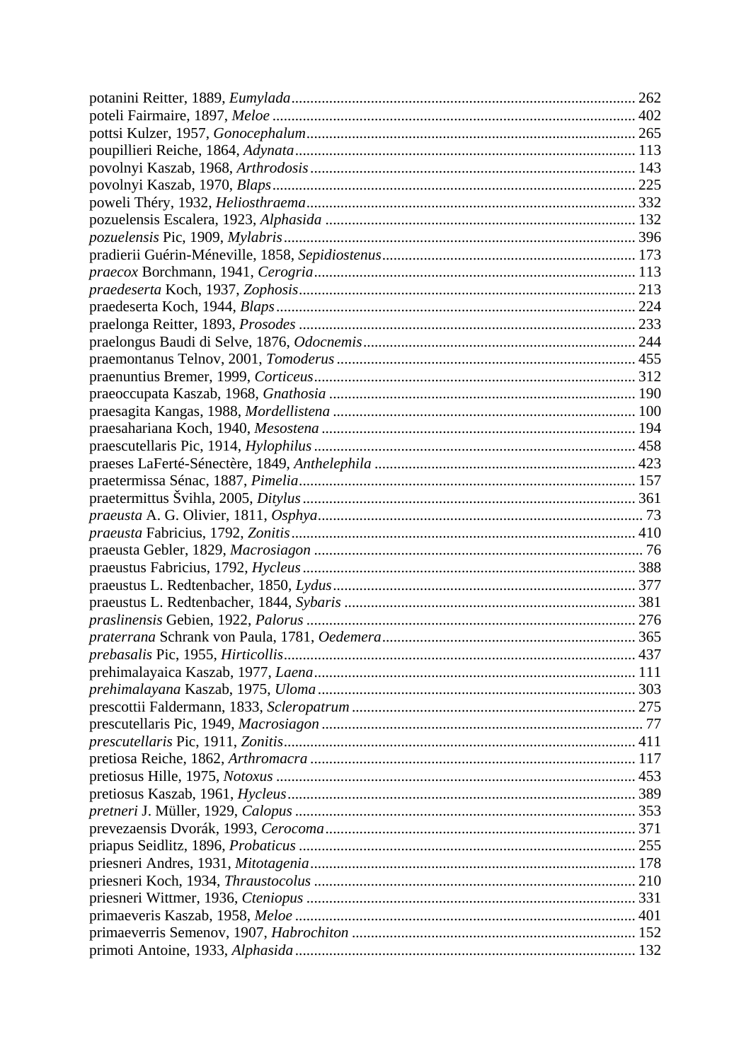potanini Reitter, 1889, *Eumylada* .......................................................................... 262
poteli Fairmaire, 1897, *Meloe* .............................................................................. 402
pottsi Kulzer, 1957, *Gonocephalum* ...................................................................... 265
poupillieri Reiche, 1864, *Adynata* ........................................................................ 113
povolnyi Kaszab, 1968, *Arthrodosis* ..................................................................... 143
povolnyi Kaszab, 1970, *Blaps* ............................................................................... 225
poweli Théry, 1932, *Heliosthraema* ....................................................................... 332
pozuelensis Escalera, 1923, *Alphasida* ................................................................. 132
*pozuelensis* Pic, 1909, *Mylabris* ........................................................................... 396
pradierii Guérin-Méneville, 1858, *Sepidiostenus* ................................................... 173
*praecox* Borchmann, 1941, *Cerogria* ..................................................................... 113
*praedeserta* Koch, 1937, *Zophosis* ........................................................................ 213
praedeserta Koch, 1944, *Blaps* .............................................................................. 224
praelonga Reitter, 1893, *Prosodes* ........................................................................ 233
praelongus Baudi di Selve, 1876, *Odocnemis* ........................................................ 244
praemontanus Telnov, 2001, *Tomoderus* ............................................................... 455
praenuntius Bremer, 1999, *Corticeus* .................................................................... 312
praeoccupata Kaszab, 1968, *Gnathosia* ................................................................ 190
praesagita Kangas, 1988, *Mordellistena* ............................................................... 100
praesahariana Koch, 1940, *Mesostena* .................................................................. 194
praescutellaris Pic, 1914, *Hylophilus* ................................................................... 458
praeses LaFerté-Sénectère, 1849, *Anthelephila* .................................................... 423
praetermissa Sénac, 1887, *Pimelia* ........................................................................ 157
praetermittus Švihla, 2005, *Ditylus* ....................................................................... 361
*praeusta* A. G. Olivier, 1811, *Osphya* ..................................................................... 73
*praeusta* Fabricius, 1792, *Zonitis* .......................................................................... 410
praeusta Gebler, 1829, *Macrosiagon* ....................................................................... 76
praeustus Fabricius, 1792, *Hycleus* ....................................................................... 388
praeustus L. Redtenbacher, 1850, *Lydus* ............................................................... 377
praeustus L. Redtenbacher, 1844, *Sybaris* ............................................................ 381
*praslinensis* Gebien, 1922, *Palorus* ...................................................................... 276
*praterrana* Schrank von Paula, 1781, *Oedemera* ................................................... 365
*prebasalis* Pic, 1955, *Hirticollis* ............................................................................ 437
prehimalayaica Kaszab, 1977, *Laena* .................................................................... 111
*prehimalayana* Kaszab, 1975, *Uloma* ................................................................... 303
prescottii Faldermann, 1833, *Scleropatrum* ........................................................... 275
prescutellaris Pic, 1949, *Macrosiagon* .................................................................... 77
*prescutellaris* Pic, 1911, *Zonitis* ............................................................................ 411
pretiosa Reiche, 1862, *Arthromacra* ...................................................................... 117
pretiosus Hille, 1975, *Notoxus* .............................................................................. 453
pretiosus Kaszab, 1961, *Hycleus* ........................................................................... 389
*pretneri* J. Müller, 1929, *Calopus* ......................................................................... 353
prevezaensis Dvorák, 1993, *Cerocoma* .................................................................. 371
priapus Seidlitz, 1896, *Probaticus* ........................................................................ 255
priesneri Andres, 1931, *Mitotagenia* ..................................................................... 178
priesneri Koch, 1934, *Thraustocolus* .................................................................... 210
priesneri Wittmer, 1936, *Cteniopus* ...................................................................... 331
primaeveris Kaszab, 1958, *Meloe* ......................................................................... 401
primaeverris Semenov, 1907, *Habrochiton* ........................................................... 152
primoti Antoine, 1933, *Alphasida* ......................................................................... 132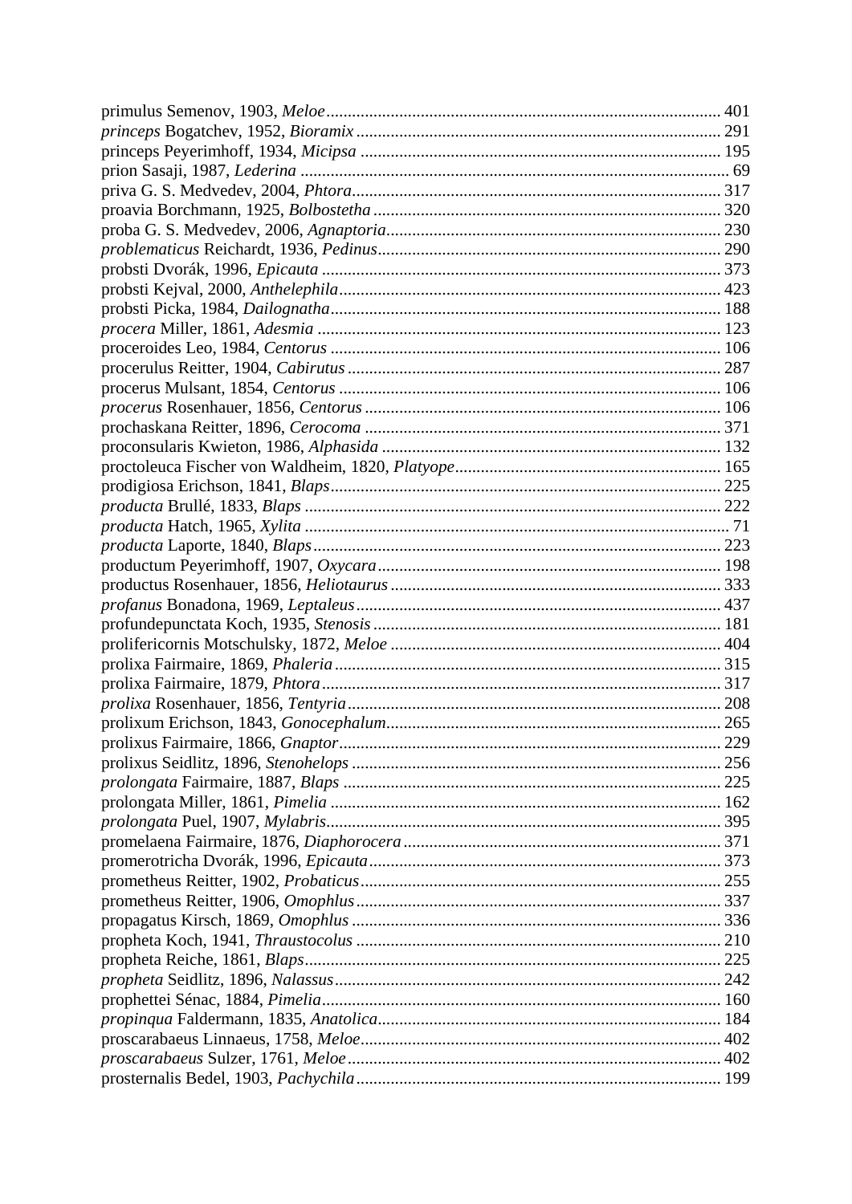primulus Semenov, 1903, *Meloe* ........................................................................................ 401
*princeps* Bogatchev, 1952, *Bioramix* ................................................................................. 291
princeps Peyerimhoff, 1934, *Micipsa* ................................................................................. 195
prion Sasaji, 1987, *Lederina* ................................................................................................. 69
priva G. S. Medvedev, 2004, *Phtora* .................................................................................... 317
proavia Borchmann, 1925, *Bolbostetha* ............................................................................... 320
proba G. S. Medvedev, 2006, *Agnaptoria* ............................................................................ 230
*problematicus* Reichardt, 1936, *Pedinus* ............................................................................ 290
probsti Dvorák, 1996, *Epicauta* ........................................................................................... 373
probsti Kejval, 2000, *Anthelephila* ...................................................................................... 423
probsti Picka, 1984, *Dailognatha* ......................................................................................... 188
*procera* Miller, 1861, *Adesmia* ........................................................................................... 123
proceroides Leo, 1984, *Centorus* ......................................................................................... 106
procerulus Reitter, 1904, *Cabirutus* .................................................................................... 287
procerus Mulsant, 1854, *Centorus* ....................................................................................... 106
*procerus* Rosenhauer, 1856, *Centorus* ................................................................................ 106
prochaskana Reitter, 1896, *Cerocoma* ................................................................................. 371
proconsularis Kwieton, 1986, *Alphasida* ............................................................................. 132
proctoleuca Fischer von Waldheim, 1820, *Platyope* ............................................................ 165
prodigiosa Erichson, 1841, *Blaps* ........................................................................................ 225
*producta* Brullé, 1833, *Blaps* .............................................................................................. 222
*producta* Hatch, 1965, *Xylita* ................................................................................................ 71
*producta* Laporte, 1840, *Blaps* ............................................................................................ 223
productum Peyerimhoff, 1907, *Oxycara* .............................................................................. 198
productus Rosenhauer, 1856, *Heliotaurus* ........................................................................... 333
*profanus* Bonadona, 1969, *Leptaleus* .................................................................................. 437
profundepunctata Koch, 1935, *Stenosis* ............................................................................... 181
prolifericornis Motschulsky, 1872, *Meloe* ........................................................................... 404
prolixa Fairmaire, 1869, *Phaleria* ........................................................................................ 315
prolixa Fairmaire, 1879, *Phtora* ........................................................................................... 317
*prolixa* Rosenhauer, 1856, *Tentyria* .................................................................................... 208
prolixum Erichson, 1843, *Gonocephalum* ............................................................................ 265
prolixus Fairmaire, 1866, *Gnaptor* ....................................................................................... 229
prolixus Seidlitz, 1896, *Stenohelops* .................................................................................... 256
*prolongata* Fairmaire, 1887, *Blaps* ...................................................................................... 225
prolongata Miller, 1861, *Pimelia* ......................................................................................... 162
*prolongata* Puel, 1907, *Mylabris* ......................................................................................... 395
promelaena Fairmaire, 1876, *Diaphorocera* ........................................................................ 371
promerotricha Dvorák, 1996, *Epicauta* ................................................................................ 373
prometheus Reitter, 1902, *Probaticus* .................................................................................. 255
prometheus Reitter, 1906, *Omophlus* ................................................................................... 337
propagatus Kirsch, 1869, *Omophlus* .................................................................................... 336
propheta Koch, 1941, *Thraustocolus* ................................................................................... 210
propheta Reiche, 1861, *Blaps* .............................................................................................. 225
*propheta* Seidlitz, 1896, *Nalassus* ........................................................................................ 242
prophettei Sénac, 1884, *Pimelia* .......................................................................................... 160
*propinqua* Faldermann, 1835, *Anatolica* ............................................................................. 184
proscarabaeus Linnaeus, 1758, *Meloe* ................................................................................. 402
*proscarabaeus* Sulzer, 1761, *Meloe* ..................................................................................... 402
prosternalis Bedel, 1903, *Pachychila* ................................................................................... 199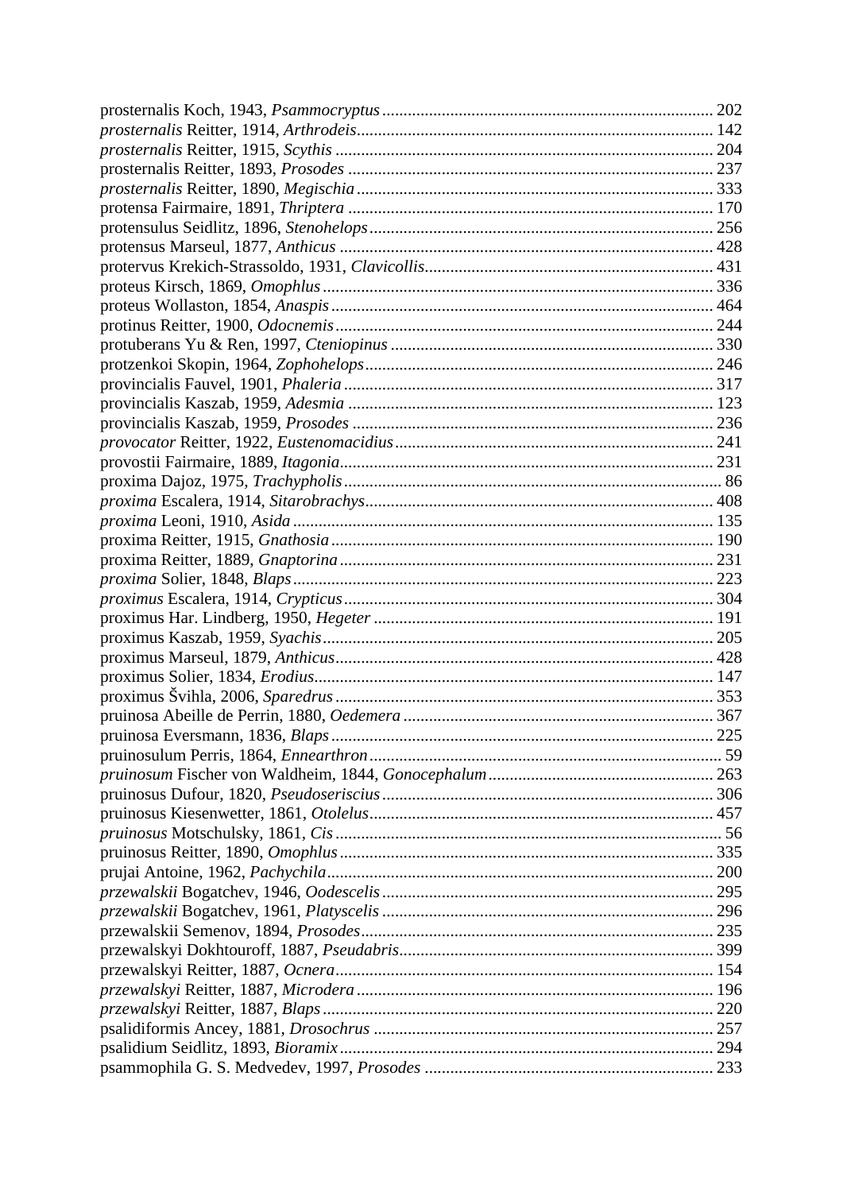prosternalis Koch, 1943, *Psammocryptus* .......... 202
*prosternalis* Reitter, 1914, *Arthrodeis* .......... 142
*prosternalis* Reitter, 1915, *Scythis* .......... 204
prosternalis Reitter, 1893, *Prosodes* .......... 237
*prosternalis* Reitter, 1890, *Megischia* .......... 333
protensa Fairmaire, 1891, *Thriptera* .......... 170
protensulus Seidlitz, 1896, *Stenohelops* .......... 256
protensus Marseul, 1877, *Anthicus* .......... 428
protervus Krekich-Strassoldo, 1931, *Clavicollis* .......... 431
proteus Kirsch, 1869, *Omophlus* .......... 336
proteus Wollaston, 1854, *Anaspis* .......... 464
protinus Reitter, 1900, *Odocnemis* .......... 244
protuberans Yu & Ren, 1997, *Cteniopinus* .......... 330
protzenkoi Skopin, 1964, *Zophohelops* .......... 246
provincialis Fauvel, 1901, *Phaleria* .......... 317
provincialis Kaszab, 1959, *Adesmia* .......... 123
provincialis Kaszab, 1959, *Prosodes* .......... 236
*provocator* Reitter, 1922, *Eustenomacidius* .......... 241
provostii Fairmaire, 1889, *Itagonia* .......... 231
proxima Dajoz, 1975, *Trachypholis* .......... 86
*proxima* Escalera, 1914, *Sitarobrachys* .......... 408
*proxima* Leoni, 1910, *Asida* .......... 135
proxima Reitter, 1915, *Gnathosia* .......... 190
proxima Reitter, 1889, *Gnaptorina* .......... 231
*proxima* Solier, 1848, *Blaps* .......... 223
*proximus* Escalera, 1914, *Crypticus* .......... 304
proximus Har. Lindberg, 1950, *Hegeter* .......... 191
proximus Kaszab, 1959, *Syachis* .......... 205
proximus Marseul, 1879, *Anthicus* .......... 428
proximus Solier, 1834, *Erodius* .......... 147
proximus Švihla, 2006, *Sparedrus* .......... 353
pruinosa Abeille de Perrin, 1880, *Oedemera* .......... 367
pruinosa Eversmann, 1836, *Blaps* .......... 225
pruinosulum Perris, 1864, *Ennearthron* .......... 59
*pruinosum* Fischer von Waldheim, 1844, *Gonocephalum* .......... 263
pruinosus Dufour, 1820, *Pseudoseriscius* .......... 306
pruinosus Kiesenwetter, 1861, *Otolelus* .......... 457
*pruinosus* Motschulsky, 1861, *Cis* .......... 56
pruinosus Reitter, 1890, *Omophlus* .......... 335
prujai Antoine, 1962, *Pachychila* .......... 200
*przewalskii* Bogatchev, 1946, *Oodescelis* .......... 295
*przewalskii* Bogatchev, 1961, *Platyscelis* .......... 296
przewalskii Semenov, 1894, *Prosodes* .......... 235
przewalskyi Dokhtouroff, 1887, *Pseudabris* .......... 399
przewalskyi Reitter, 1887, *Ocnera* .......... 154
*przewalskyi* Reitter, 1887, *Microdera* .......... 196
*przewalskyi* Reitter, 1887, *Blaps* .......... 220
psalidiformis Ancey, 1881, *Drosochrus* .......... 257
psalidium Seidlitz, 1893, *Bioramix* .......... 294
psammophila G. S. Medvedev, 1997, *Prosodes* .......... 233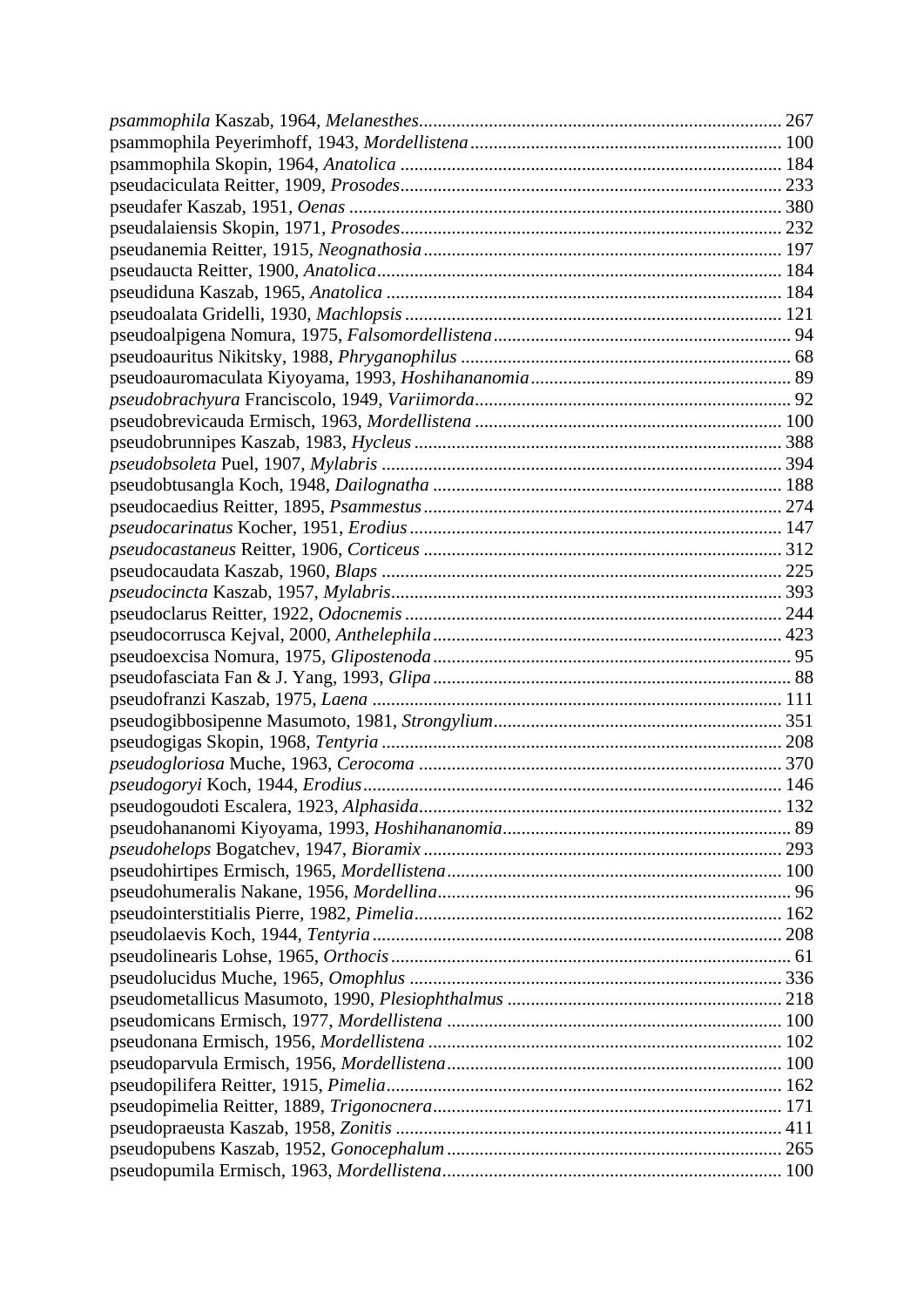*psammophila* Kaszab, 1964, *Melanesthes* .......... 267
psammophila Peyerimhoff, 1943, *Mordellistena* .......... 100
psammophila Skopin, 1964, *Anatolica* .......... 184
pseudaciculata Reitter, 1909, *Prosodes* .......... 233
pseudafer Kaszab, 1951, *Oenas* .......... 380
pseudalaiensis Skopin, 1971, *Prosodes* .......... 232
pseudanemia Reitter, 1915, *Neognathosia* .......... 197
pseudaucta Reitter, 1900, *Anatolica* .......... 184
pseudiduna Kaszab, 1965, *Anatolica* .......... 184
pseudoalata Gridelli, 1930, *Machlopsis* .......... 121
pseudoalpigena Nomura, 1975, *Falsomordellistena* .......... 94
pseudoauritus Nikitsky, 1988, *Phryganophilus* .......... 68
pseudoauromaculata Kiyoyama, 1993, *Hoshihananomia* .......... 89
*pseudobrachyura* Franciscolo, 1949, *Variimorda* .......... 92
pseudobrevicauda Ermisch, 1963, *Mordellistena* .......... 100
pseudobrunnipes Kaszab, 1983, *Hycleus* .......... 388
*pseudobsoleta* Puel, 1907, *Mylabris* .......... 394
pseudobtusangla Koch, 1948, *Dailognatha* .......... 188
pseudocaedius Reitter, 1895, *Psammestus* .......... 274
*pseudocarinatus* Kocher, 1951, *Erodius* .......... 147
*pseudocastaneus* Reitter, 1906, *Corticeus* .......... 312
pseudocaudata Kaszab, 1960, *Blaps* .......... 225
*pseudocincta* Kaszab, 1957, *Mylabris* .......... 393
pseudoclarus Reitter, 1922, *Odocnemis* .......... 244
pseudocorrusca Kejval, 2000, *Anthelephila* .......... 423
pseudoexcisa Nomura, 1975, *Glipostenoda* .......... 95
pseudofasciata Fan & J. Yang, 1993, *Glipa* .......... 88
pseudofranzi Kaszab, 1975, *Laena* .......... 111
pseudogibbosipenne Masumoto, 1981, *Strongylium* .......... 351
pseudogigas Skopin, 1968, *Tentyria* .......... 208
*pseudogloriosa* Muche, 1963, *Cerocoma* .......... 370
*pseudogoryi* Koch, 1944, *Erodius* .......... 146
pseudogoudoti Escalera, 1923, *Alphasida* .......... 132
pseudohananomi Kiyoyama, 1993, *Hoshihananomia* .......... 89
*pseudohelops* Bogatchev, 1947, *Bioramix* .......... 293
pseudohirtipes Ermisch, 1965, *Mordellistena* .......... 100
pseudohumeralis Nakane, 1956, *Mordellina* .......... 96
pseudointerstitialis Pierre, 1982, *Pimelia* .......... 162
pseudolaevis Koch, 1944, *Tentyria* .......... 208
pseudolinearis Lohse, 1965, *Orthocis* .......... 61
pseudolucidus Muche, 1965, *Omophlus* .......... 336
pseudometallicus Masumoto, 1990, *Plesiophthalmus* .......... 218
pseudomicans Ermisch, 1977, *Mordellistena* .......... 100
pseudonana Ermisch, 1956, *Mordellistena* .......... 102
pseudoparvula Ermisch, 1956, *Mordellistena* .......... 100
pseudopilifera Reitter, 1915, *Pimelia* .......... 162
pseudopimelia Reitter, 1889, *Trigonocnera* .......... 171
pseudopraeusta Kaszab, 1958, *Zonitis* .......... 411
pseudopubens Kaszab, 1952, *Gonocephalum* .......... 265
pseudopumila Ermisch, 1963, *Mordellistena* .......... 100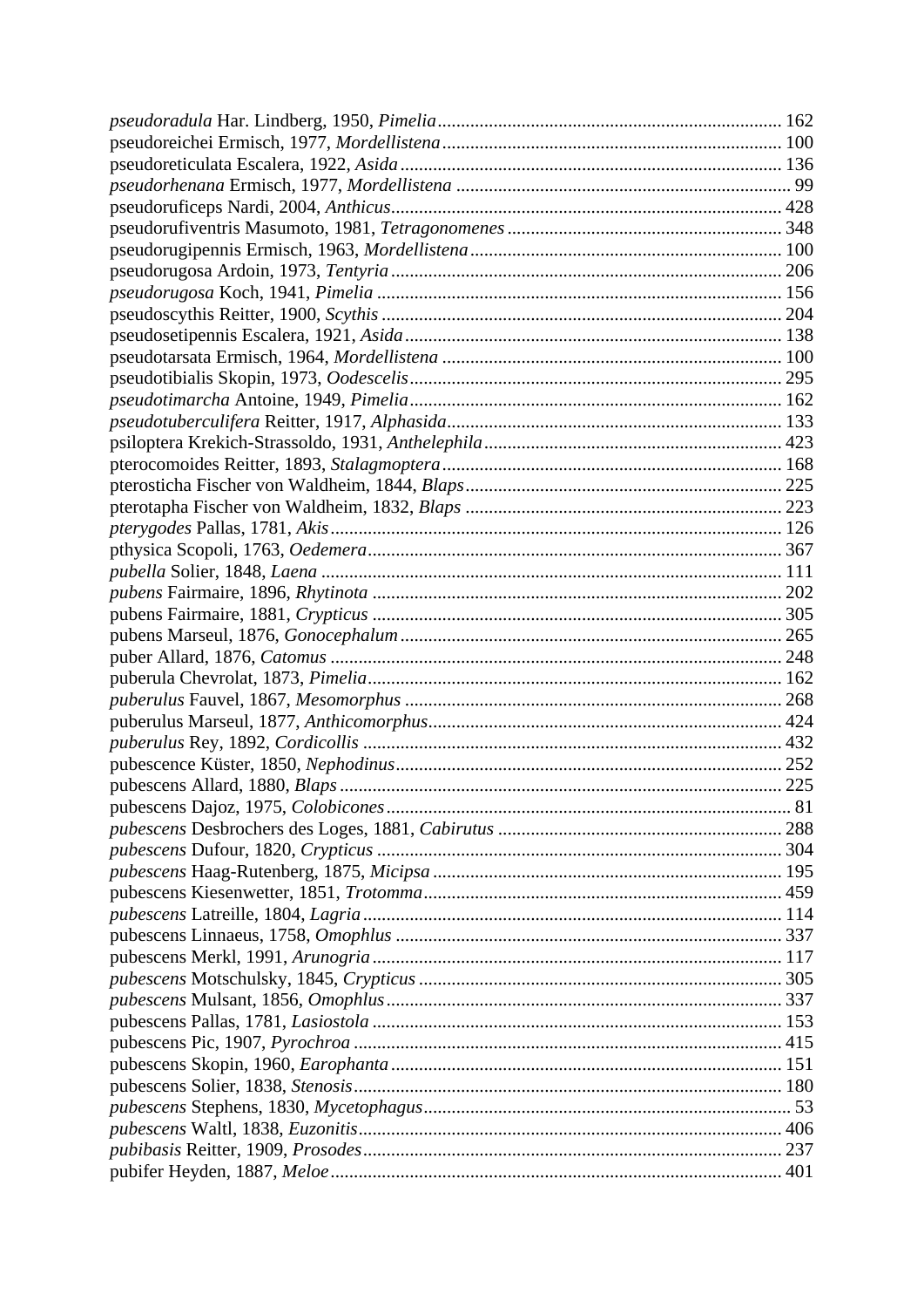*pseudoradula* Har. Lindberg, 1950, *Pimelia* ........................................................................ 162
pseudoreichei Ermisch, 1977, *Mordellistena* ........................................................................ 100
pseudoreticulata Escalera, 1922, *Asida* ................................................................................ 136
*pseudorhenana* Ermisch, 1977, *Mordellistena* ...................................................................... 99
pseudoruficeps Nardi, 2004, *Anthicus* .................................................................................. 428
pseudorufiventris Masumoto, 1981, *Tetragonomenes* ............................................................ 348
pseudorugipennis Ermisch, 1963, *Mordellistena* .................................................................. 100
pseudorugosa Ardoin, 1973, *Tentyria* .................................................................................. 206
*pseudorugosa* Koch, 1941, *Pimelia* ...................................................................................... 156
pseudoscythis Reitter, 1900, *Scythis* .................................................................................... 204
pseudosetipennis Escalera, 1921, *Asida* ................................................................................ 138
pseudotarsata Ermisch, 1964, *Mordellistena* ........................................................................ 100
pseudotibialis Skopin, 1973, *Oodescelis* .............................................................................. 295
*pseudotimarcha* Antoine, 1949, *Pimelia* .............................................................................. 162
*pseudotuberculifera* Reitter, 1917, *Alphasida* ...................................................................... 133
psiloptera Krekich-Strassoldo, 1931, *Anthelephila* ............................................................... 423
pterocomoides Reitter, 1893, *Stalagmoptera* ........................................................................ 168
pterosticha Fischer von Waldheim, 1844, *Blaps* .................................................................. 225
pterotapha Fischer von Waldheim, 1832, *Blaps* .................................................................. 223
*pterygodes* Pallas, 1781, *Akis* ............................................................................................... 126
pthysica Scopoli, 1763, *Oedemera* ....................................................................................... 367
*pubella* Solier, 1848, *Laena* ................................................................................................. 111
*pubens* Fairmaire, 1896, *Rhytinota* ...................................................................................... 202
pubens Fairmaire, 1881, *Crypticus* ...................................................................................... 305
pubens Marseul, 1876, *Gonocephalum* ................................................................................. 265
puber Allard, 1876, *Catomus* ............................................................................................... 248
puberula Chevrolat, 1873, *Pimelia* ....................................................................................... 162
*puberulus* Fauvel, 1867, *Mesomorphus* ............................................................................... 268
puberulus Marseul, 1877, *Anthicomorphus* .......................................................................... 424
*puberulus* Rey, 1892, *Cordicollis* ........................................................................................ 432
pubescence Küster, 1850, *Nephodinus* .................................................................................. 252
pubescens Allard, 1880, *Blaps* ............................................................................................. 225
pubescens Dajoz, 1975, *Colobicones* ..................................................................................... 81
*pubescens* Desbrochers des Loges, 1881, *Cabirutus* ............................................................ 288
*pubescens* Dufour, 1820, *Crypticus* ..................................................................................... 304
*pubescens* Haag-Rutenberg, 1875, *Micipsa* .......................................................................... 195
pubescens Kiesenwetter, 1851, *Trotomma* ............................................................................ 459
*pubescens* Latreille, 1804, *Lagria* ........................................................................................ 114
pubescens Linnaeus, 1758, *Omophlus* .................................................................................. 337
pubescens Merkl, 1991, *Arunogria* ....................................................................................... 117
*pubescens* Motschulsky, 1845, *Crypticus* ............................................................................ 305
*pubescens* Mulsant, 1856, *Omophlus* ................................................................................... 337
pubescens Pallas, 1781, *Lasiostola* ....................................................................................... 153
pubescens Pic, 1907, *Pyrochroa* ........................................................................................... 415
pubescens Skopin, 1960, *Earophanta* .................................................................................... 151
pubescens Solier, 1838, *Stenosis* .......................................................................................... 180
*pubescens* Stephens, 1830, *Mycetophagus* ............................................................................. 53
*pubescens* Waltl, 1838, *Euzonitis* ......................................................................................... 406
*pubibasis* Reitter, 1909, *Prosodes* ........................................................................................ 237
pubifer Heyden, 1887, *Meloe* ................................................................................................ 401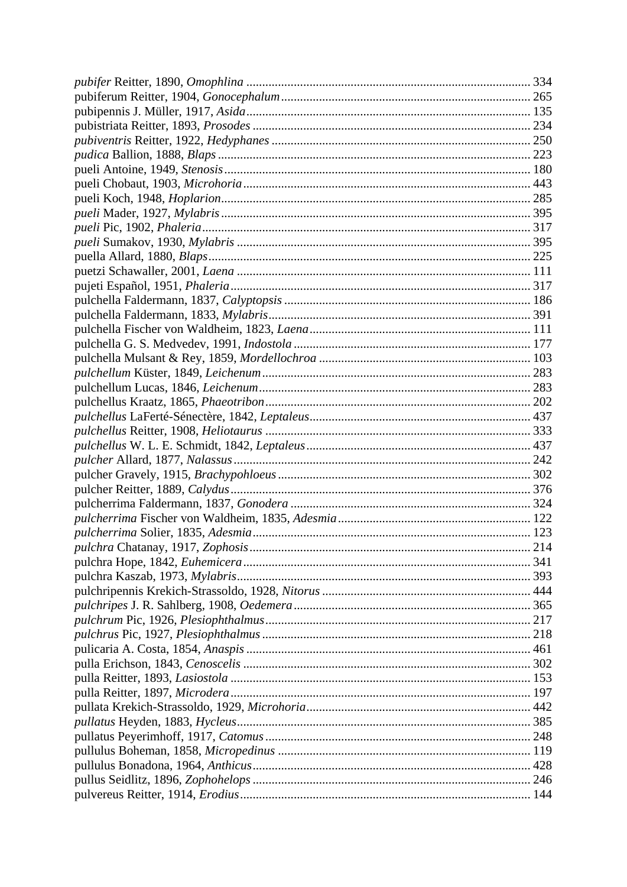*pubifer* Reitter, 1890, *Omophlina* ........................................................................ 334
pubiferum Reitter, 1904, *Gonocephalum* ............................................................. 265
pubipennis J. Müller, 1917, *Asida* ......................................................................... 135
pubistriata Reitter, 1893, *Prosodes* ....................................................................... 234
*pubiventris* Reitter, 1922, *Hedyphanes* ................................................................ 250
*pudica* Ballion, 1888, *Blaps* .................................................................................. 223
pueli Antoine, 1949, *Stenosis* ................................................................................. 180
pueli Chobaut, 1903, *Microhoria* ........................................................................... 443
pueli Koch, 1948, *Hoplarion* ................................................................................... 285
*pueli* Mader, 1927, *Mylabris* .................................................................................. 395
*pueli* Pic, 1902, *Phaleria* ....................................................................................... 317
*pueli* Sumakov, 1930, *Mylabris* ............................................................................ 395
puella Allard, 1880, *Blaps* ...................................................................................... 225
puetzi Schawaller, 2001, *Laena* ............................................................................. 111
pujeti Español, 1951, *Phaleria* ............................................................................... 317
pulchella Faldermann, 1837, *Calyptopsis* ............................................................. 186
pulchella Faldermann, 1833, *Mylabris* ................................................................... 391
pulchella Fischer von Waldheim, 1823, *Laena* ...................................................... 111
pulchella G. S. Medvedev, 1991, *Indostola* ........................................................... 177
pulchella Mulsant & Rey, 1859, *Mordellochroa* ................................................... 103
*pulchellum* Küster, 1849, *Leichenum* .................................................................... 283
pulchellum Lucas, 1846, *Leichenum* ...................................................................... 283
pulchellus Kraatz, 1865, *Phaeotribon* .................................................................... 202
*pulchellus* LaFerté-Sénectère, 1842, *Leptaleus* .................................................... 437
*pulchellus* Reitter, 1908, *Heliotaurus* .................................................................... 333
*pulchellus* W. L. E. Schmidt, 1842, *Leptaleus* ..................................................... 437
*pulcher* Allard, 1877, *Nalassus* ............................................................................. 242
pulcher Gravely, 1915, *Brachypohloeus* ................................................................ 302
pulcher Reitter, 1889, *Calydus* ............................................................................... 376
pulcherrima Faldermann, 1837, *Gonodera* ............................................................ 324
*pulcherrima* Fischer von Waldheim, 1835, *Adesmia* ............................................ 122
*pulcherrima* Solier, 1835, *Adesmia* ....................................................................... 123
*pulchra* Chatanay, 1917, *Zophosis* ........................................................................ 214
pulchra Hope, 1842, *Euhemicera* ........................................................................... 341
pulchra Kaszab, 1973, *Mylabris* ............................................................................. 393
pulchripennis Krekich-Strassoldo, 1928, *Nitorus* .................................................. 444
*pulchripes* J. R. Sahlberg, 1908, *Oedemera* ........................................................... 365
*pulchrum* Pic, 1926, *Plesiophthalmus* .................................................................... 217
*pulchrus* Pic, 1927, *Plesiophthalmus* ..................................................................... 218
pulicaria A. Costa, 1854, *Anaspis* .......................................................................... 461
pulla Erichson, 1843, *Cenoscelis* ........................................................................... 302
pulla Reitter, 1893, *Lasiostola* ............................................................................... 153
pulla Reitter, 1897, *Microdera* ............................................................................... 197
pullata Krekich-Strassoldo, 1929, *Microhoria* ....................................................... 442
*pullatus* Heyden, 1883, *Hycleus* ............................................................................. 385
pullatus Peyerimhoff, 1917, *Catomus* .................................................................... 248
pullulus Boheman, 1858, *Micropedinus* ................................................................ 119
pullulus Bonadona, 1964, *Anthicus* ........................................................................ 428
pullus Seidlitz, 1896, *Zophohelops* ........................................................................ 246
pulvereus Reitter, 1914, *Erodius* ............................................................................ 144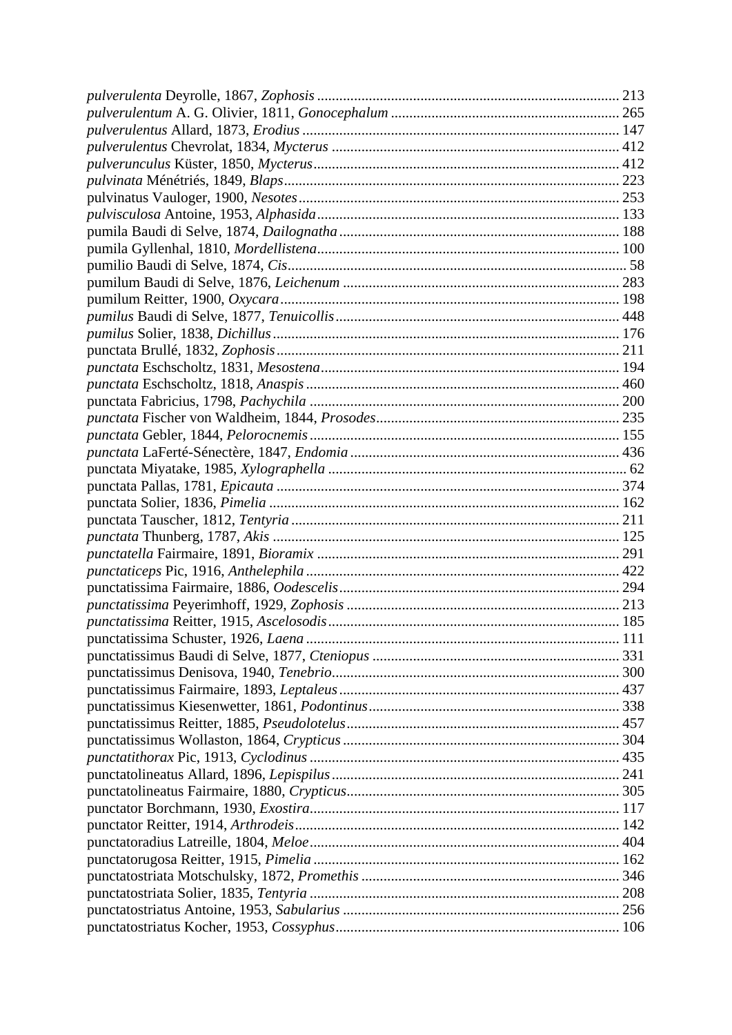*pulverulenta* Deyrolle, 1867, *Zophosis* ................................................................................. 213
*pulverulentum* A. G. Olivier, 1811, *Gonocephalum* ............................................................. 265
*pulverulentus* Allard, 1873, *Erodius* ..................................................................................... 147
*pulverulentus* Chevrolat, 1834, *Mycterus* ............................................................................. 412
*pulverunculus* Küster, 1850, *Mycterus*.................................................................................. 412
*pulvinata* Ménétriés, 1849, *Blaps*.......................................................................................... 223
pulvinatus Vauloger, 1900, *Nesotes*....................................................................................... 253
*pulvisculosa* Antoine, 1953, *Alphasida*................................................................................. 133
pumila Baudi di Selve, 1874, *Dailognatha* ............................................................................ 188
pumila Gyllenhal, 1810, *Mordellistena*.................................................................................. 100
pumilio Baudi di Selve, 1874, *Cis*........................................................................................... 58
pumilum Baudi di Selve, 1876, *Leichenum* ........................................................................... 283
pumilum Reitter, 1900, *Oxycara*............................................................................................ 198
*pumilus* Baudi di Selve, 1877, *Tenuicollis*............................................................................ 448
*pumilus* Solier, 1838, *Dichillus*............................................................................................. 176
punctata Brullé, 1832, *Zophosis*............................................................................................ 211
*punctata* Eschscholtz, 1831, *Mesostena*................................................................................ 194
*punctata* Eschscholtz, 1818, *Anaspis*.................................................................................... 460
punctata Fabricius, 1798, *Pachychila* .................................................................................... 200
*punctata* Fischer von Waldheim, 1844, *Prosodes*.................................................................. 235
*punctata* Gebler, 1844, *Pelorocnemis*................................................................................... 155
*punctata* LaFerté-Sénectère, 1847, *Endomia*........................................................................ 436
punctata Miyatake, 1985, *Xylographella* ................................................................................ 62
punctata Pallas, 1781, *Epicauta* ............................................................................................ 374
punctata Solier, 1836, *Pimelia* .............................................................................................. 162
punctata Tauscher, 1812, *Tentyria* ........................................................................................ 211
*punctata* Thunberg, 1787, *Akis* ............................................................................................. 125
*punctatella* Fairmaire, 1891, *Bioramix* ................................................................................. 291
*punctaticeps* Pic, 1916, *Anthelephila* .................................................................................... 422
punctatissima Fairmaire, 1886, *Oodescelis*............................................................................ 294
*punctatissima* Peyerimhoff, 1929, *Zophosis* ......................................................................... 213
*punctatissima* Reitter, 1915, *Ascelosodis*.............................................................................. 185
punctatissima Schuster, 1926, *Laena* .................................................................................... 111
punctatissimus Baudi di Selve, 1877, *Cteniopus* ................................................................... 331
punctatissimus Denisova, 1940, *Tenebrio*.............................................................................. 300
punctatissimus Fairmaire, 1893, *Leptaleus*............................................................................ 437
punctatissimus Kiesenwetter, 1861, *Podontinus*.................................................................... 338
punctatissimus Reitter, 1885, *Pseudolotelus*.......................................................................... 457
punctatissimus Wollaston, 1864, *Crypticus*........................................................................... 304
*punctatithorax* Pic, 1913, *Cyclodinus* ................................................................................... 435
punctatolineatus Allard, 1896, *Lepispilus*............................................................................. 241
punctatolineatus Fairmaire, 1880, *Crypticus*......................................................................... 305
punctator Borchmann, 1930, *Exostira*................................................................................... 117
punctator Reitter, 1914, *Arthrodeis*....................................................................................... 142
punctatoradius Latreille, 1804, *Meloe*................................................................................... 404
punctatorugosa Reitter, 1915, *Pimelia* .................................................................................. 162
punctatostriata Motschulsky, 1872, *Promethis* ...................................................................... 346
punctatostriata Solier, 1835, *Tentyria* ................................................................................... 208
punctatostriatus Antoine, 1953, *Sabularius* .......................................................................... 256
punctatostriatus Kocher, 1953, *Cossyphus*............................................................................ 106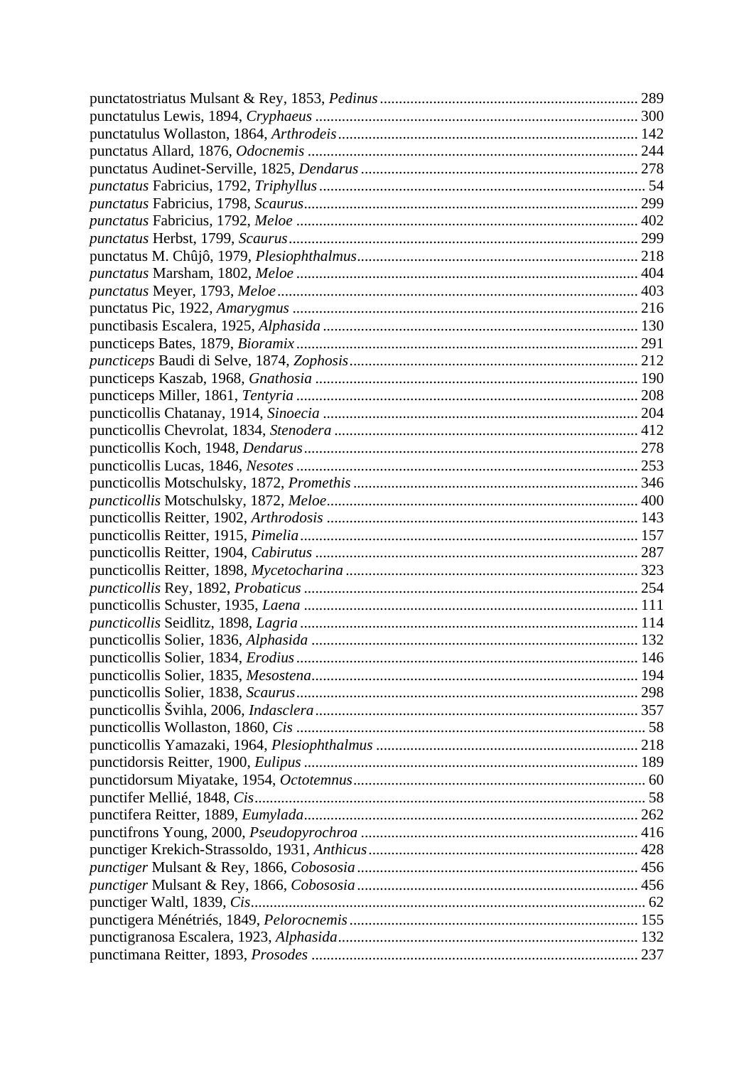punctatostriatus Mulsant & Rey, 1853, *Pedinus* ................................................................ 289
punctatulus Lewis, 1894, *Cryphaeus* ................................................................ 300
punctatulus Wollaston, 1864, *Arthrodeis* ................................................................ 142
punctatus Allard, 1876, *Odocnemis* ................................................................ 244
punctatus Audinet-Serville, 1825, *Dendarus* ................................................................ 278
*punctatus* Fabricius, 1792, *Triphyllus* ................................................................ 54
*punctatus* Fabricius, 1798, *Scaurus* ................................................................ 299
*punctatus* Fabricius, 1792, *Meloe* ................................................................ 402
*punctatus* Herbst, 1799, *Scaurus* ................................................................ 299
punctatus M. Chûjô, 1979, *Plesiophthalmus* ................................................................ 218
*punctatus* Marsham, 1802, *Meloe* ................................................................ 404
*punctatus* Meyer, 1793, *Meloe* ................................................................ 403
punctatus Pic, 1922, *Amarygmus* ................................................................ 216
punctibasis Escalera, 1925, *Alphasida* ................................................................ 130
puncticeps Bates, 1879, *Bioramix* ................................................................ 291
*puncticeps* Baudi di Selve, 1874, *Zophosis* ................................................................ 212
puncticeps Kaszab, 1968, *Gnathosia* ................................................................ 190
puncticeps Miller, 1861, *Tentyria* ................................................................ 208
puncticollis Chatanay, 1914, *Sinoecia* ................................................................ 204
puncticollis Chevrolat, 1834, *Stenodera* ................................................................ 412
puncticollis Koch, 1948, *Dendarus* ................................................................ 278
puncticollis Lucas, 1846, *Nesotes* ................................................................ 253
puncticollis Motschulsky, 1872, *Promethis* ................................................................ 346
*puncticollis* Motschulsky, 1872, *Meloe* ................................................................ 400
puncticollis Reitter, 1902, *Arthrodosis* ................................................................ 143
puncticollis Reitter, 1915, *Pimelia* ................................................................ 157
puncticollis Reitter, 1904, *Cabirutus* ................................................................ 287
puncticollis Reitter, 1898, *Mycetocharina* ................................................................ 323
*puncticollis* Rey, 1892, *Probaticus* ................................................................ 254
puncticollis Schuster, 1935, *Laena* ................................................................ 111
*puncticollis* Seidlitz, 1898, *Lagria* ................................................................ 114
puncticollis Solier, 1836, *Alphasida* ................................................................ 132
puncticollis Solier, 1834, *Erodius* ................................................................ 146
puncticollis Solier, 1835, *Mesostena* ................................................................ 194
puncticollis Solier, 1838, *Scaurus* ................................................................ 298
puncticollis Švihla, 2006, *Indasclera* ................................................................ 357
puncticollis Wollaston, 1860, *Cis* ................................................................ 58
puncticollis Yamazaki, 1964, *Plesiophthalmus* ................................................................ 218
punctidorsis Reitter, 1900, *Eulipus* ................................................................ 189
punctidorsum Miyatake, 1954, *Octotemnus* ................................................................ 60
punctifer Mellié, 1848, *Cis* ................................................................ 58
punctifera Reitter, 1889, *Eumylada* ................................................................ 262
punctifrons Young, 2000, *Pseudopyrochroa* ................................................................ 416
punctiger Krekich-Strassoldo, 1931, *Anthicus* ................................................................ 428
*punctiger* Mulsant & Rey, 1866, *Cobososia* ................................................................ 456
*punctiger* Mulsant & Rey, 1866, *Cobososia* ................................................................ 456
punctiger Waltl, 1839, *Cis* ................................................................ 62
punctigera Ménétriés, 1849, *Pelorocnemis* ................................................................ 155
punctigranosa Escalera, 1923, *Alphasida* ................................................................ 132
punctimana Reitter, 1893, *Prosodes* ................................................................ 237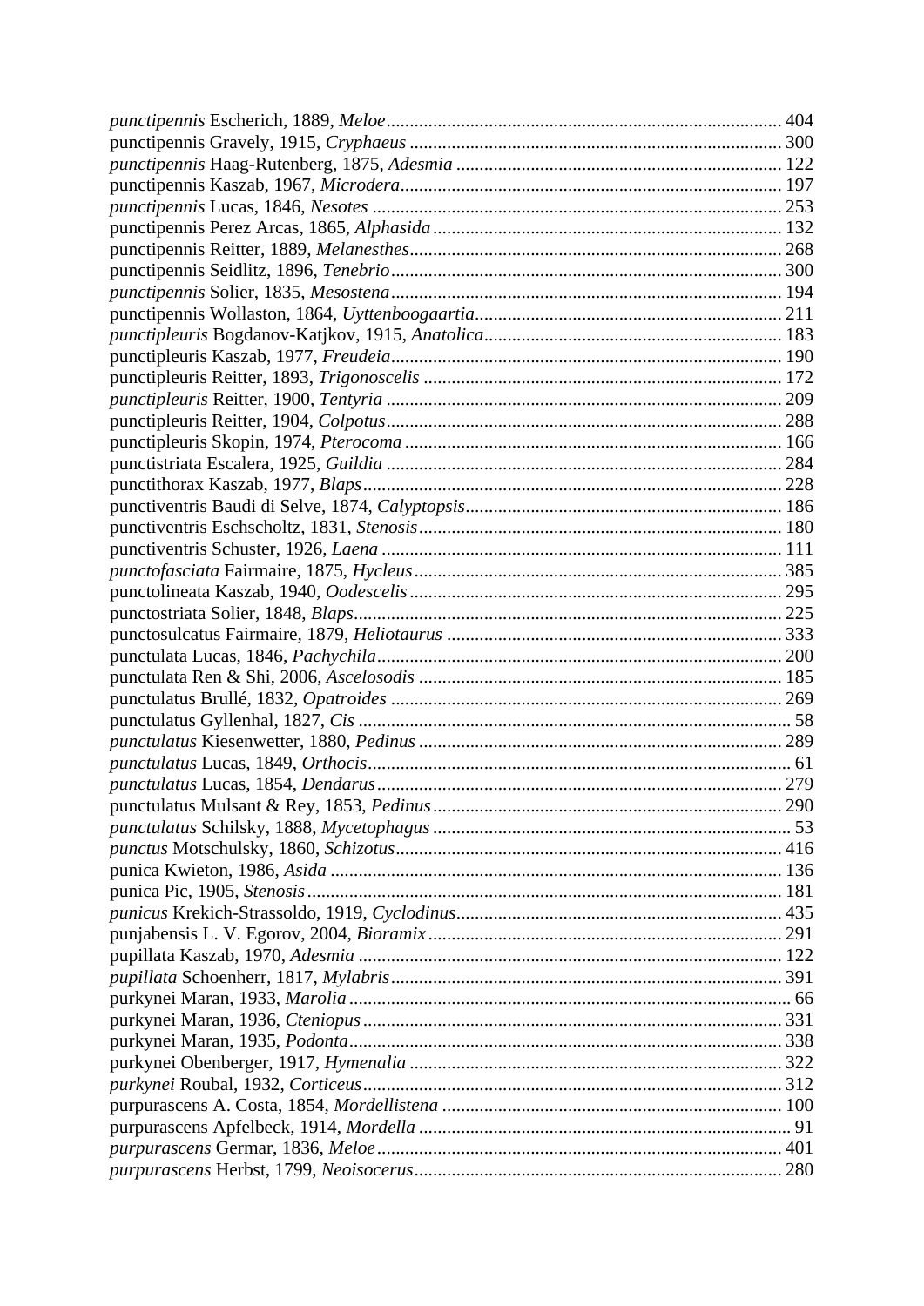*punctipennis* Escherich, 1889, *Meloe* .................... 404
punctipennis Gravely, 1915, *Cryphaeus* .................... 300
*punctipennis* Haag-Rutenberg, 1875, *Adesmia* .................... 122
punctipennis Kaszab, 1967, *Microdera* .................... 197
*punctipennis* Lucas, 1846, *Nesotes* .................... 253
punctipennis Perez Arcas, 1865, *Alphasida* .................... 132
punctipennis Reitter, 1889, *Melanesthes* .................... 268
punctipennis Seidlitz, 1896, *Tenebrio* .................... 300
*punctipennis* Solier, 1835, *Mesostena* .................... 194
punctipennis Wollaston, 1864, *Uyttenboogaartia* .................... 211
*punctipleuris* Bogdanov-Katjkov, 1915, *Anatolica* .................... 183
punctipleuris Kaszab, 1977, *Freudeia* .................... 190
punctipleuris Reitter, 1893, *Trigonoscelis* .................... 172
*punctipleuris* Reitter, 1900, *Tentyria* .................... 209
punctipleuris Reitter, 1904, *Colpotus* .................... 288
punctipleuris Skopin, 1974, *Pterocoma* .................... 166
punctistriata Escalera, 1925, *Guildia* .................... 284
punctithorax Kaszab, 1977, *Blaps* .................... 228
punctiventris Baudi di Selve, 1874, *Calyptopsis* .................... 186
punctiventris Eschscholtz, 1831, *Stenosis* .................... 180
punctiventris Schuster, 1926, *Laena* .................... 111
*punctofasciata* Fairmaire, 1875, *Hycleus* .................... 385
punctolineata Kaszab, 1940, *Oodescelis* .................... 295
punctostriata Solier, 1848, *Blaps* .................... 225
punctosulcatus Fairmaire, 1879, *Heliotaurus* .................... 333
punctulata Lucas, 1846, *Pachychila* .................... 200
punctulata Ren & Shi, 2006, *Ascelosodis* .................... 185
punctulatus Brullé, 1832, *Opatroides* .................... 269
punctulatus Gyllenhal, 1827, *Cis* .................... 58
*punctulatus* Kiesenwetter, 1880, *Pedinus* .................... 289
*punctulatus* Lucas, 1849, *Orthocis* .................... 61
*punctulatus* Lucas, 1854, *Dendarus* .................... 279
punctulatus Mulsant & Rey, 1853, *Pedinus* .................... 290
*punctulatus* Schilsky, 1888, *Mycetophagus* .................... 53
*punctus* Motschulsky, 1860, *Schizotus* .................... 416
punica Kwieton, 1986, *Asida* .................... 136
punica Pic, 1905, *Stenosis* .................... 181
*punicus* Krekich-Strassoldo, 1919, *Cyclodinus* .................... 435
punjabensis L. V. Egorov, 2004, *Bioramix* .................... 291
pupillata Kaszab, 1970, *Adesmia* .................... 122
*pupillata* Schoenherr, 1817, *Mylabris* .................... 391
purkynei Maran, 1933, *Marolia* .................... 66
purkynei Maran, 1936, *Cteniopus* .................... 331
purkynei Maran, 1935, *Podonta* .................... 338
purkynei Obenberger, 1917, *Hymenalia* .................... 322
*purkynei* Roubal, 1932, *Corticeus* .................... 312
purpurascens A. Costa, 1854, *Mordellistena* .................... 100
purpurascens Apfelbeck, 1914, *Mordella* .................... 91
*purpurascens* Germar, 1836, *Meloe* .................... 401
*purpurascens* Herbst, 1799, *Neoisocerus* .................... 280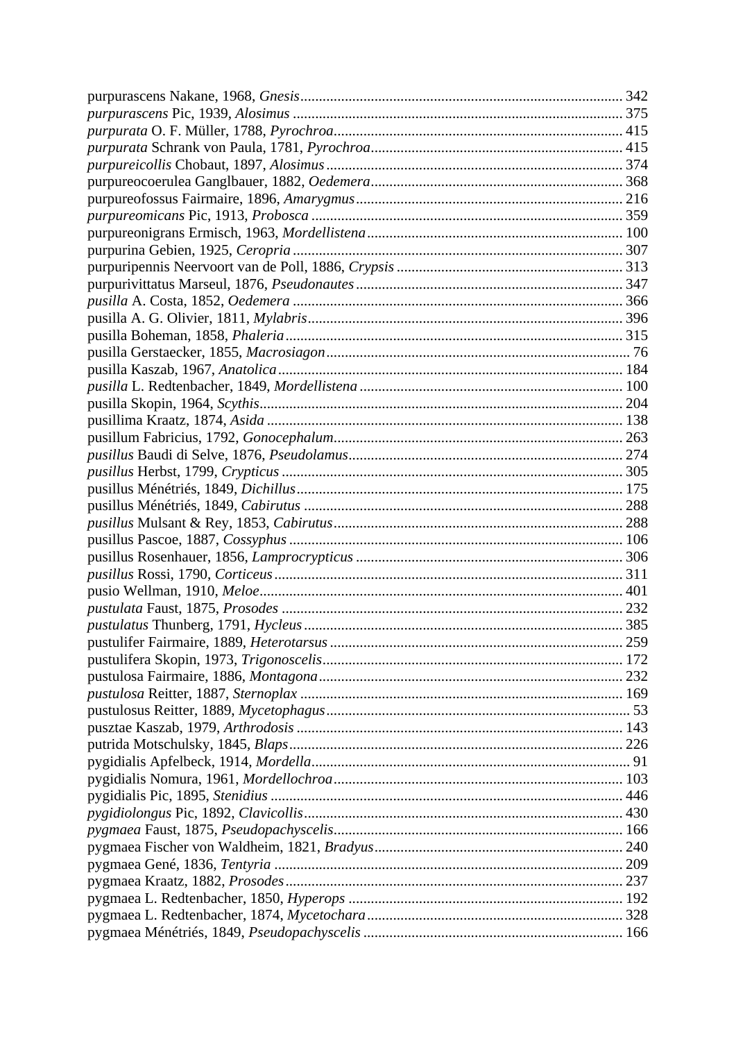purpurascens Nakane, 1968, *Gnesis* ........ 342
*purpurascens* Pic, 1939, *Alosimus* ........ 375
*purpurata* O. F. Müller, 1788, *Pyrochroa* ........ 415
*purpurata* Schrank von Paula, 1781, *Pyrochroa* ........ 415
*purpureicollis* Chobaut, 1897, *Alosimus* ........ 374
purpureocoerulea Ganglbauer, 1882, *Oedemera* ........ 368
purpureofossus Fairmaire, 1896, *Amarygmus* ........ 216
*purpureomicans* Pic, 1913, *Probosca* ........ 359
purpureonigrans Ermisch, 1963, *Mordellistena* ........ 100
purpurina Gebien, 1925, *Ceropria* ........ 307
purpuripennis Neervoort van de Poll, 1886, *Crypsis* ........ 313
purpurivittatus Marseul, 1876, *Pseudonautes* ........ 347
*pusilla* A. Costa, 1852, *Oedemera* ........ 366
pusilla A. G. Olivier, 1811, *Mylabris* ........ 396
pusilla Boheman, 1858, *Phaleria* ........ 315
pusilla Gerstaecker, 1855, *Macrosiagon* ........ 76
pusilla Kaszab, 1967, *Anatolica* ........ 184
*pusilla* L. Redtenbacher, 1849, *Mordellistena* ........ 100
pusilla Skopin, 1964, *Scythis* ........ 204
pusillima Kraatz, 1874, *Asida* ........ 138
pusillum Fabricius, 1792, *Gonocephalum* ........ 263
*pusillus* Baudi di Selve, 1876, *Pseudolamus* ........ 274
*pusillus* Herbst, 1799, *Crypticus* ........ 305
pusillus Ménétriés, 1849, *Dichillus* ........ 175
pusillus Ménétriés, 1849, *Cabirutus* ........ 288
*pusillus* Mulsant & Rey, 1853, *Cabirutus* ........ 288
pusillus Pascoe, 1887, *Cossyphus* ........ 106
pusillus Rosenhauer, 1856, *Lamprocrypticus* ........ 306
*pusillus* Rossi, 1790, *Corticeus* ........ 311
pusio Wellman, 1910, *Meloe* ........ 401
*pustulata* Faust, 1875, *Prosodes* ........ 232
*pustulatus* Thunberg, 1791, *Hycleus* ........ 385
pustulifer Fairmaire, 1889, *Heterotarsus* ........ 259
pustulifera Skopin, 1973, *Trigonoscelis* ........ 172
pustulosa Fairmaire, 1886, *Montagona* ........ 232
*pustulosa* Reitter, 1887, *Sternoplax* ........ 169
pustulosus Reitter, 1889, *Mycetophagus* ........ 53
pusztae Kaszab, 1979, *Arthrodosis* ........ 143
putrida Motschulsky, 1845, *Blaps* ........ 226
pygidialis Apfelbeck, 1914, *Mordella* ........ 91
pygidialis Nomura, 1961, *Mordellochroa* ........ 103
pygidialis Pic, 1895, *Stenidius* ........ 446
*pygidiolongus* Pic, 1892, *Clavicollis* ........ 430
*pygmaea* Faust, 1875, *Pseudopachyscelis* ........ 166
pygmaea Fischer von Waldheim, 1821, *Bradyus* ........ 240
pygmaea Gené, 1836, *Tentyria* ........ 209
pygmaea Kraatz, 1882, *Prosodes* ........ 237
pygmaea L. Redtenbacher, 1850, *Hyperops* ........ 192
pygmaea L. Redtenbacher, 1874, *Mycetochara* ........ 328
pygmaea Ménétriés, 1849, *Pseudopachyscelis* ........ 166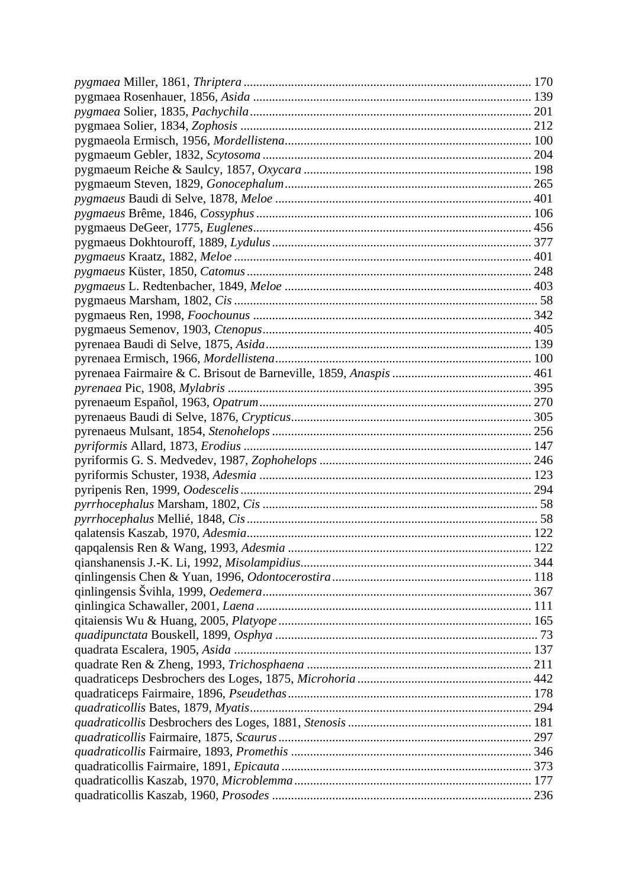*pygmaea* Miller, 1861, *Thriptera* .......... 170
pygmaea Rosenhauer, 1856, *Asida* .......... 139
*pygmaea* Solier, 1835, *Pachychila* .......... 201
pygmaea Solier, 1834, *Zophosis* .......... 212
pygmaeola Ermisch, 1956, *Mordellistena* .......... 100
pygmaeum Gebler, 1832, *Scytosoma* .......... 204
pygmaeum Reiche & Saulcy, 1857, *Oxycara* .......... 198
pygmaeum Steven, 1829, *Gonocephalum* .......... 265
*pygmaeus* Baudi di Selve, 1878, *Meloe* .......... 401
*pygmaeus* Brême, 1846, *Cossyphus* .......... 106
pygmaeus DeGeer, 1775, *Euglenes* .......... 456
pygmaeus Dokhtouroff, 1889, *Lydulus* .......... 377
*pygmaeus* Kraatz, 1882, *Meloe* .......... 401
*pygmaeus* Küster, 1850, *Catomus* .......... 248
*pygmaeus* L. Redtenbacher, 1849, *Meloe* .......... 403
pygmaeus Marsham, 1802, *Cis* .......... 58
pygmaeus Ren, 1998, *Foochounus* .......... 342
pygmaeus Semenov, 1903, *Ctenopus* .......... 405
pyrenaea Baudi di Selve, 1875, *Asida* .......... 139
pyrenaea Ermisch, 1966, *Mordellistena* .......... 100
pyrenaea Fairmaire & C. Brisout de Barneville, 1859, *Anaspis* .......... 461
*pyrenaea* Pic, 1908, *Mylabris* .......... 395
pyrenaeum Español, 1963, *Opatrum* .......... 270
pyrenaeus Baudi di Selve, 1876, *Crypticus* .......... 305
pyrenaeus Mulsant, 1854, *Stenohelops* .......... 256
*pyriformis* Allard, 1873, *Erodius* .......... 147
pyriformis G. S. Medvedev, 1987, *Zophohelops* .......... 246
pyriformis Schuster, 1938, *Adesmia* .......... 123
pyripenis Ren, 1999, *Oodescelis* .......... 294
*pyrrhocephalus* Marsham, 1802, *Cis* .......... 58
*pyrrhocephalus* Mellié, 1848, *Cis* .......... 58
qalatensis Kaszab, 1970, *Adesmia* .......... 122
qapqalensis Ren & Wang, 1993, *Adesmia* .......... 122
qianshanensis J.-K. Li, 1992, *Misolampidius* .......... 344
qinlingensis Chen & Yuan, 1996, *Odontocerostira* .......... 118
qinlingensis Švihla, 1999, *Oedemera* .......... 367
qinlingica Schawaller, 2001, *Laena* .......... 111
qitaiensis Wu & Huang, 2005, *Platyope* .......... 165
*quadipunctata* Bouskell, 1899, *Osphya* .......... 73
quadrata Escalera, 1905, *Asida* .......... 137
quadrate Ren & Zheng, 1993, *Trichosphaena* .......... 211
quadraticeps Desbrochers des Loges, 1875, *Microhoria* .......... 442
quadraticeps Fairmaire, 1896, *Pseudethas* .......... 178
*quadraticollis* Bates, 1879, *Myatis* .......... 294
*quadraticollis* Desbrochers des Loges, 1881, *Stenosis* .......... 181
*quadraticollis* Fairmaire, 1875, *Scaurus* .......... 297
*quadraticollis* Fairmaire, 1893, *Promethis* .......... 346
quadraticollis Fairmaire, 1891, *Epicauta* .......... 373
quadraticollis Kaszab, 1970, *Microblemma* .......... 177
quadraticollis Kaszab, 1960, *Prosodes* .......... 236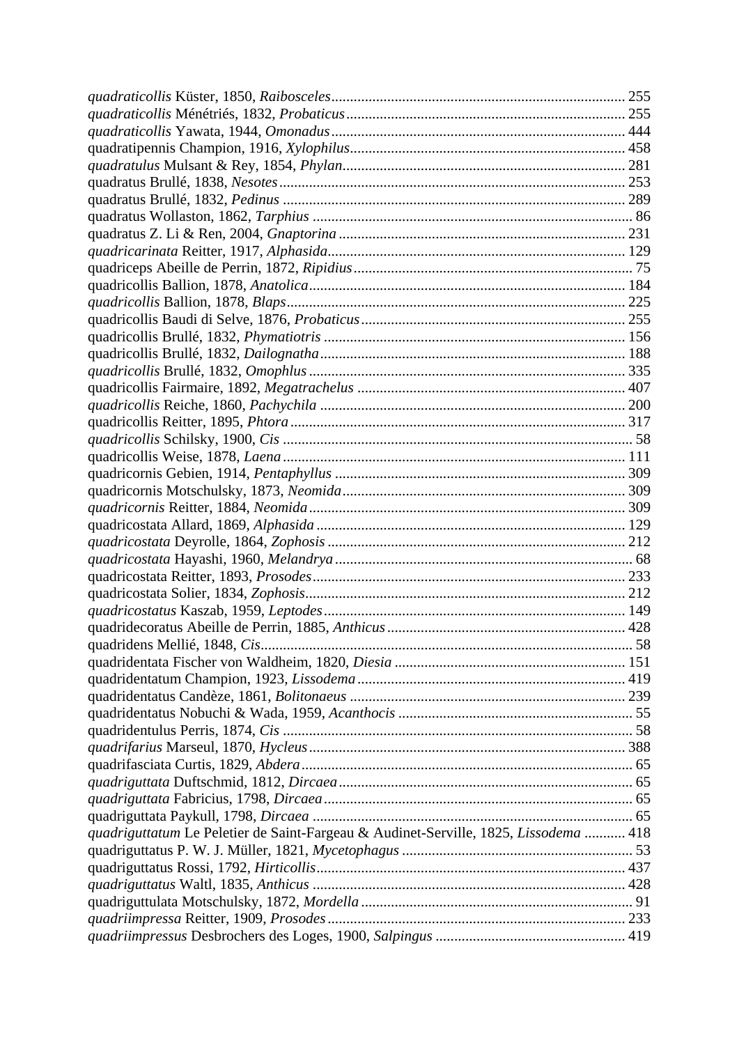*quadraticollis* Küster, 1850, *Raibosceles* ........ 255
*quadraticollis* Ménétriés, 1832, *Probaticus* ........ 255
*quadraticollis* Yawata, 1944, *Omonadus* ........ 444
quadratipennis Champion, 1916, *Xylophilus* ........ 458
*quadratulus* Mulsant & Rey, 1854, *Phylan* ........ 281
quadratus Brullé, 1838, *Nesotes* ........ 253
quadratus Brullé, 1832, *Pedinus* ........ 289
quadratus Wollaston, 1862, *Tarphius* ........ 86
quadratus Z. Li & Ren, 2004, *Gnaptorina* ........ 231
*quadricarinata* Reitter, 1917, *Alphasida* ........ 129
quadriceps Abeille de Perrin, 1872, *Ripidius* ........ 75
quadricollis Ballion, 1878, *Anatolica* ........ 184
*quadricollis* Ballion, 1878, *Blaps* ........ 225
quadricollis Baudi di Selve, 1876, *Probaticus* ........ 255
quadricollis Brullé, 1832, *Phymatiotris* ........ 156
quadricollis Brullé, 1832, *Dailognatha* ........ 188
*quadricollis* Brullé, 1832, *Omophlus* ........ 335
quadricollis Fairmaire, 1892, *Megatrachelus* ........ 407
*quadricollis* Reiche, 1860, *Pachychila* ........ 200
quadricollis Reitter, 1895, *Phtora* ........ 317
*quadricollis* Schilsky, 1900, *Cis* ........ 58
quadricollis Weise, 1878, *Laena* ........ 111
quadricornis Gebien, 1914, *Pentaphyllus* ........ 309
quadricornis Motschulsky, 1873, *Neomida* ........ 309
*quadricornis* Reitter, 1884, *Neomida* ........ 309
quadricostata Allard, 1869, *Alphasida* ........ 129
*quadricostata* Deyrolle, 1864, *Zophosis* ........ 212
*quadricostata* Hayashi, 1960, *Melandrya* ........ 68
quadricostata Reitter, 1893, *Prosodes* ........ 233
quadricostata Solier, 1834, *Zophosis* ........ 212
*quadricostatus* Kaszab, 1959, *Leptodes* ........ 149
quadridecoratus Abeille de Perrin, 1885, *Anthicus* ........ 428
quadridens Mellié, 1848, *Cis* ........ 58
quadridentata Fischer von Waldheim, 1820, *Diesia* ........ 151
quadridentatum Champion, 1923, *Lissodema* ........ 419
quadridentatus Candèze, 1861, *Bolitonaeus* ........ 239
quadridentatus Nobuchi & Wada, 1959, *Acanthocis* ........ 55
quadridentulus Perris, 1874, *Cis* ........ 58
*quadrifarius* Marseul, 1870, *Hycleus* ........ 388
quadrifasciata Curtis, 1829, *Abdera* ........ 65
*quadriguttata* Duftschmid, 1812, *Dircaea* ........ 65
*quadriguttata* Fabricius, 1798, *Dircaea* ........ 65
quadriguttata Paykull, 1798, *Dircaea* ........ 65
*quadriguttatum* Le Peletier de Saint-Fargeau & Audinet-Serville, 1825, *Lissodema* ........ 418
quadriguttatus P. W. J. Müller, 1821, *Mycetophagus* ........ 53
quadriguttatus Rossi, 1792, *Hirticollis* ........ 437
*quadriguttatus* Waltl, 1835, *Anthicus* ........ 428
quadriguttulata Motschulsky, 1872, *Mordella* ........ 91
*quadriimpressa* Reitter, 1909, *Prosodes* ........ 233
*quadriimpressus* Desbrochers des Loges, 1900, *Salpingus* ........ 419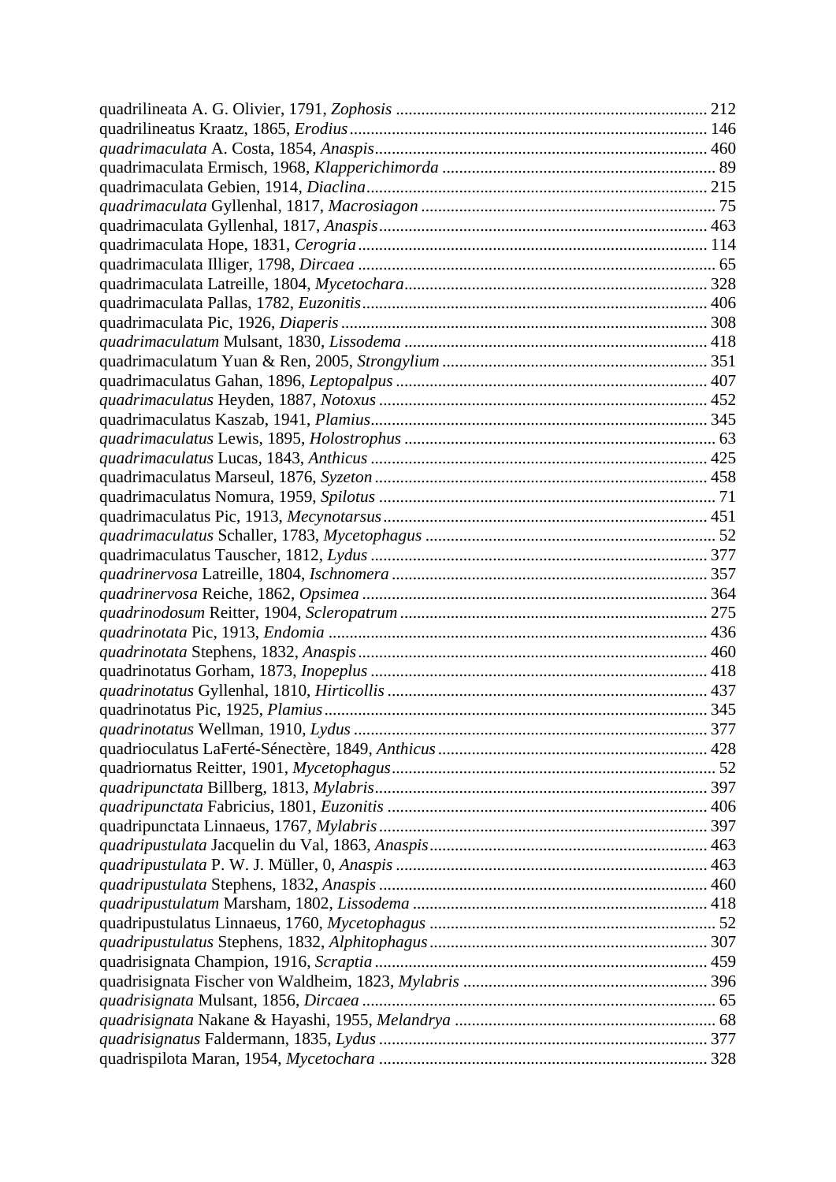quadrilineata A. G. Olivier, 1791, *Zophosis* ........................................................................ 212
quadrilineatus Kraatz, 1865, *Erodius* .................................................................................. 146
*quadrimaculata* A. Costa, 1854, *Anaspis* ............................................................................ 460
quadrimaculata Ermisch, 1968, *Klapperichimorda* ................................................................ 89
quadrimaculata Gebien, 1914, *Diaclina* ................................................................................ 215
*quadrimaculata* Gyllenhal, 1817, *Macrosiagon* ..................................................................... 75
quadrimaculata Gyllenhal, 1817, *Anaspis* ............................................................................. 463
quadrimaculata Hope, 1831, *Cerogria* ................................................................................... 114
quadrimaculata Illiger, 1798, *Dircaea* ..................................................................................... 65
quadrimaculata Latreille, 1804, *Mycetochara* ........................................................................ 328
quadrimaculata Pallas, 1782, *Euzonitis* ................................................................................. 406
quadrimaculata Pic, 1926, *Diaperis* ....................................................................................... 308
*quadrimaculatum* Mulsant, 1830, *Lissodema* ....................................................................... 418
quadrimaculatum Yuan & Ren, 2005, *Strongylium* ............................................................... 351
quadrimaculatus Gahan, 1896, *Leptopalpus* .......................................................................... 407
*quadrimaculatus* Heyden, 1887, *Notoxus* ............................................................................. 452
quadrimaculatus Kaszab, 1941, *Plamius* ................................................................................ 345
*quadrimaculatus* Lewis, 1895, *Holostrophus* .......................................................................... 63
*quadrimaculatus* Lucas, 1843, *Anthicus* ................................................................................ 425
quadrimaculatus Marseul, 1876, *Syzeton* ............................................................................... 458
quadrimaculatus Nomura, 1959, *Spilotus* ................................................................................. 71
quadrimaculatus Pic, 1913, *Mecynotarsus* ............................................................................. 451
*quadrimaculatus* Schaller, 1783, *Mycetophagus* ..................................................................... 52
quadrimaculatus Tauscher, 1812, *Lydus* ................................................................................ 377
*quadrinervosa* Latreille, 1804, *Ischnomera* ........................................................................... 357
*quadrinervosa* Reiche, 1862, *Opsimea* .................................................................................. 364
*quadrinodosum* Reitter, 1904, *Scleropatrum* ......................................................................... 275
*quadrinotata* Pic, 1913, *Endomia* .......................................................................................... 436
*quadrinotata* Stephens, 1832, *Anaspis* .................................................................................. 460
quadrinotatus Gorham, 1873, *Inopeplus* ................................................................................ 418
*quadrinotatus* Gyllenhal, 1810, *Hirticollis* ............................................................................ 437
quadrinotatus Pic, 1925, *Plamius* ........................................................................................... 345
*quadrinotatus* Wellman, 1910, *Lydus* .................................................................................... 377
quadrioculatus LaFerté-Sénectère, 1849, *Anthicus* ................................................................ 428
quadriornatus Reitter, 1901, *Mycetophagus* ............................................................................ 52
*quadripunctata* Billberg, 1813, *Mylabris* ............................................................................... 397
*quadripunctata* Fabricius, 1801, *Euzonitis* ............................................................................ 406
quadripunctata Linnaeus, 1767, *Mylabris* .............................................................................. 397
*quadripustulata* Jacquelin du Val, 1863, *Anaspis* .................................................................. 463
*quadripustulata* P. W. J. Müller, 0, *Anaspis* .......................................................................... 463
*quadripustulata* Stephens, 1832, *Anaspis* .............................................................................. 460
*quadripustulatum* Marsham, 1802, *Lissodema* ....................................................................... 418
quadripustulatus Linnaeus, 1760, *Mycetophagus* .................................................................... 52
*quadripustulatus* Stephens, 1832, *Alphitophagus* .................................................................. 307
quadrisignata Champion, 1916, *Scraptia* ............................................................................... 459
quadrisignata Fischer von Waldheim, 1823, *Mylabris* ........................................................... 396
*quadrisignata* Mulsant, 1856, *Dircaea* .................................................................................... 65
*quadrisignata* Nakane & Hayashi, 1955, *Melandrya* .............................................................. 68
*quadrisignatus* Faldermann, 1835, *Lydus* .............................................................................. 377
quadrispilota Maran, 1954, *Mycetochara* .............................................................................. 328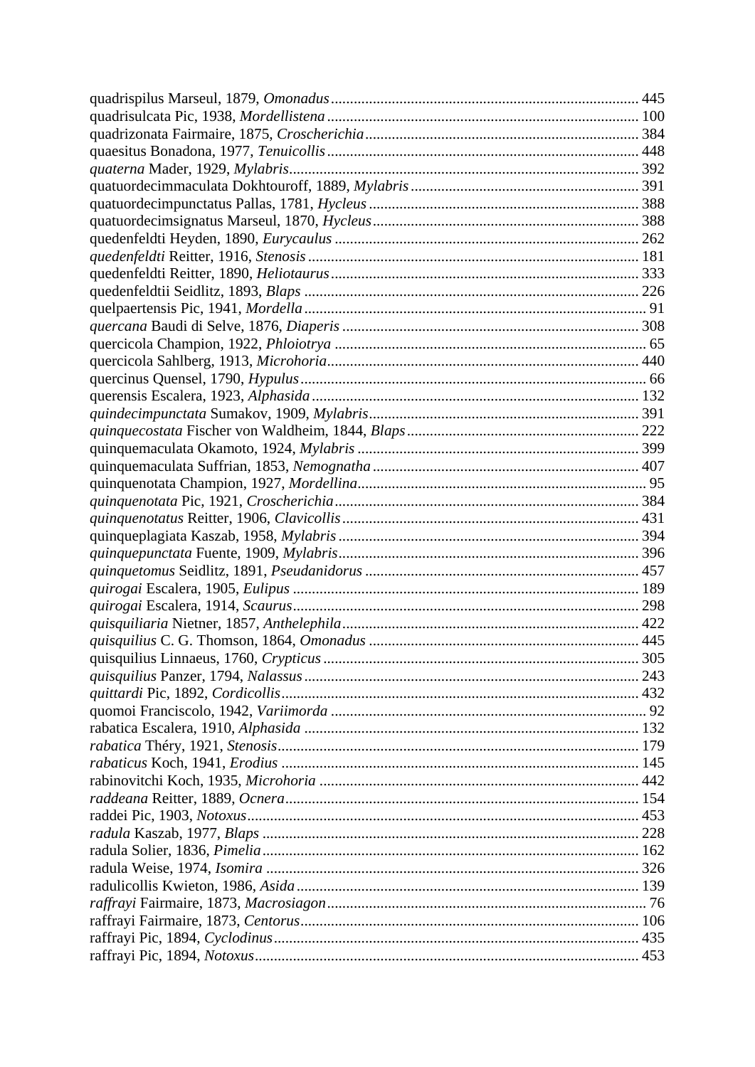quadrispilus Marseul, 1879, *Omonadus* ........ 445
quadrisulcata Pic, 1938, *Mordellistena* ........ 100
quadrizonata Fairmaire, 1875, *Croscherichia* ........ 384
quaesitus Bonadona, 1977, *Tenuicollis* ........ 448
*quaterna* Mader, 1929, *Mylabris* ........ 392
quatuordecimmaculata Dokhtouroff, 1889, *Mylabris* ........ 391
quatuordecimpunctatus Pallas, 1781, *Hycleus* ........ 388
quatuordecimsignatus Marseul, 1870, *Hycleus* ........ 388
quedenfeldti Heyden, 1890, *Eurycaulus* ........ 262
*quedenfeldti* Reitter, 1916, *Stenosis* ........ 181
quedenfeldti Reitter, 1890, *Heliotaurus* ........ 333
quedenfeldtii Seidlitz, 1893, *Blaps* ........ 226
quelpaertensis Pic, 1941, *Mordella* ........ 91
*quercana* Baudi di Selve, 1876, *Diaperis* ........ 308
quercicola Champion, 1922, *Phloiotrya* ........ 65
quercicola Sahlberg, 1913, *Microhoria* ........ 440
quercinus Quensel, 1790, *Hypulus* ........ 66
querensis Escalera, 1923, *Alphasida* ........ 132
*quindecimpunctata* Sumakov, 1909, *Mylabris* ........ 391
*quinquecostata* Fischer von Waldheim, 1844, *Blaps* ........ 222
quinquemaculata Okamoto, 1924, *Mylabris* ........ 399
quinquemaculata Suffrian, 1853, *Nemognatha* ........ 407
quinquenotata Champion, 1927, *Mordellina* ........ 95
*quinquenotata* Pic, 1921, *Croscherichia* ........ 384
*quinquenotatus* Reitter, 1906, *Clavicollis* ........ 431
quinqueplagiata Kaszab, 1958, *Mylabris* ........ 394
*quinquepunctata* Fuente, 1909, *Mylabris* ........ 396
*quinquetomus* Seidlitz, 1891, *Pseudanidorus* ........ 457
*quirogai* Escalera, 1905, *Eulipus* ........ 189
*quirogai* Escalera, 1914, *Scaurus* ........ 298
*quisquiliaria* Nietner, 1857, *Anthelephila* ........ 422
*quisquilius* C. G. Thomson, 1864, *Omonadus* ........ 445
quisquilius Linnaeus, 1760, *Crypticus* ........ 305
*quisquilius* Panzer, 1794, *Nalassus* ........ 243
*quittardi* Pic, 1892, *Cordicollis* ........ 432
quomoi Franciscolo, 1942, *Variimorda* ........ 92
rabatica Escalera, 1910, *Alphasida* ........ 132
*rabatica* Théry, 1921, *Stenosis* ........ 179
*rabaticus* Koch, 1941, *Erodius* ........ 145
rabinovitchi Koch, 1935, *Microhoria* ........ 442
*raddeana* Reitter, 1889, *Ocnera* ........ 154
raddei Pic, 1903, *Notoxus* ........ 453
*radula* Kaszab, 1977, *Blaps* ........ 228
radula Solier, 1836, *Pimelia* ........ 162
radula Weise, 1974, *Isomira* ........ 326
radulicollis Kwieton, 1986, *Asida* ........ 139
*raffrayi* Fairmaire, 1873, *Macrosiagon* ........ 76
raffrayi Fairmaire, 1873, *Centorus* ........ 106
raffrayi Pic, 1894, *Cyclodinus* ........ 435
raffrayi Pic, 1894, *Notoxus* ........ 453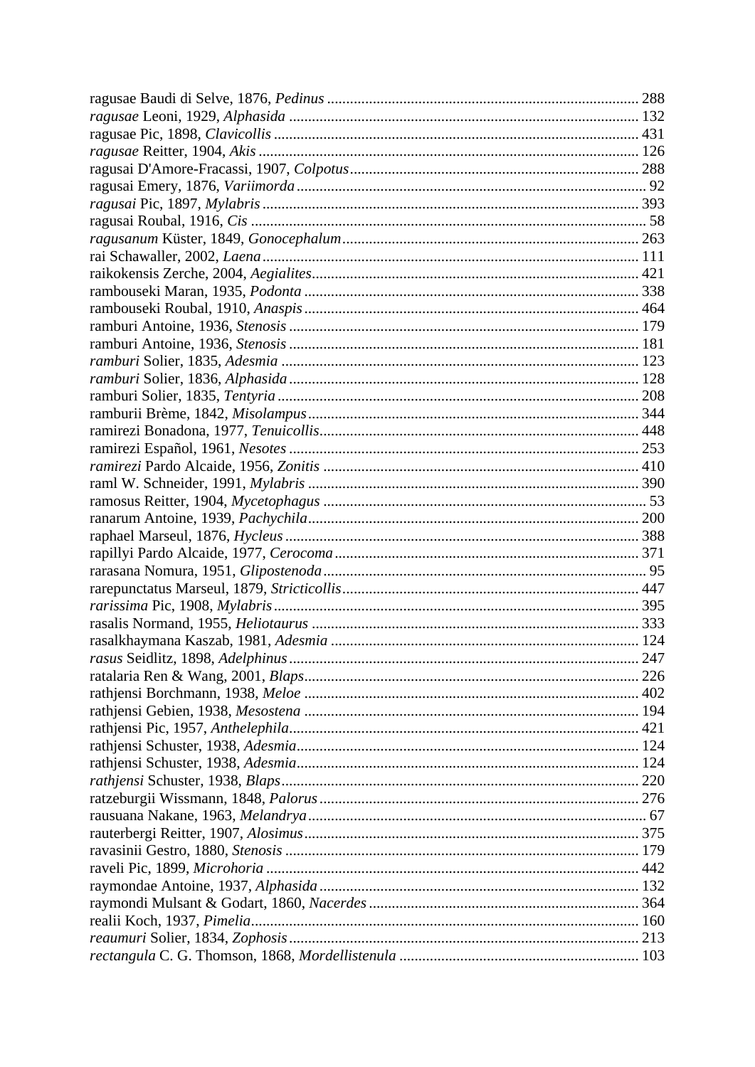ragusae Baudi di Selve, 1876, *Pedinus* ................................ 288
*ragusae* Leoni, 1929, *Alphasida* ................................ 132
ragusae Pic, 1898, *Clavicollis* ................................ 431
*ragusae* Reitter, 1904, *Akis* ................................ 126
ragusai D'Amore-Fracassi, 1907, *Colpotus* ................................ 288
ragusai Emery, 1876, *Variimorda* ................................ 92
*ragusai* Pic, 1897, *Mylabris* ................................ 393
ragusai Roubal, 1916, *Cis* ................................ 58
*ragusanum* Küster, 1849, *Gonocephalum* ................................ 263
rai Schawaller, 2002, *Laena* ................................ 111
raikokensis Zerche, 2004, *Aegialites* ................................ 421
rambouseki Maran, 1935, *Podonta* ................................ 338
rambouseki Roubal, 1910, *Anaspis* ................................ 464
ramburi Antoine, 1936, *Stenosis* ................................ 179
ramburi Antoine, 1936, *Stenosis* ................................ 181
*ramburi* Solier, 1835, *Adesmia* ................................ 123
*ramburi* Solier, 1836, *Alphasida* ................................ 128
ramburi Solier, 1835, *Tentyria* ................................ 208
ramburii Brème, 1842, *Misolampus* ................................ 344
ramirezi Bonadona, 1977, *Tenuicollis* ................................ 448
ramirezi Español, 1961, *Nesotes* ................................ 253
*ramirezi* Pardo Alcaide, 1956, *Zonitis* ................................ 410
raml W. Schneider, 1991, *Mylabris* ................................ 390
ramosus Reitter, 1904, *Mycetophagus* ................................ 53
ranarum Antoine, 1939, *Pachychila* ................................ 200
raphael Marseul, 1876, *Hycleus* ................................ 388
rapillyi Pardo Alcaide, 1977, *Cerocoma* ................................ 371
rarasana Nomura, 1951, *Glipostenoda* ................................ 95
rarepunctatus Marseul, 1879, *Stricticollis* ................................ 447
*rarissima* Pic, 1908, *Mylabris* ................................ 395
rasalis Normand, 1955, *Heliotaurus* ................................ 333
rasalkhaymana Kaszab, 1981, *Adesmia* ................................ 124
*rasus* Seidlitz, 1898, *Adelphinus* ................................ 247
ratalaria Ren & Wang, 2001, *Blaps* ................................ 226
rathjensi Borchmann, 1938, *Meloe* ................................ 402
rathjensi Gebien, 1938, *Mesostena* ................................ 194
rathjensi Pic, 1957, *Anthelephila* ................................ 421
rathjensi Schuster, 1938, *Adesmia* ................................ 124
rathjensi Schuster, 1938, *Adesmia* ................................ 124
*rathjensi* Schuster, 1938, *Blaps* ................................ 220
ratzeburgii Wissmann, 1848, *Palorus* ................................ 276
rausuana Nakane, 1963, *Melandrya* ................................ 67
rauterbergi Reitter, 1907, *Alosimus* ................................ 375
ravasinii Gestro, 1880, *Stenosis* ................................ 179
raveli Pic, 1899, *Microhoria* ................................ 442
raymondae Antoine, 1937, *Alphasida* ................................ 132
raymondi Mulsant & Godart, 1860, *Nacerdes* ................................ 364
realii Koch, 1937, *Pimelia* ................................ 160
*reaumuri* Solier, 1834, *Zophosis* ................................ 213
*rectangula* C. G. Thomson, 1868, *Mordellistenula* ................................ 103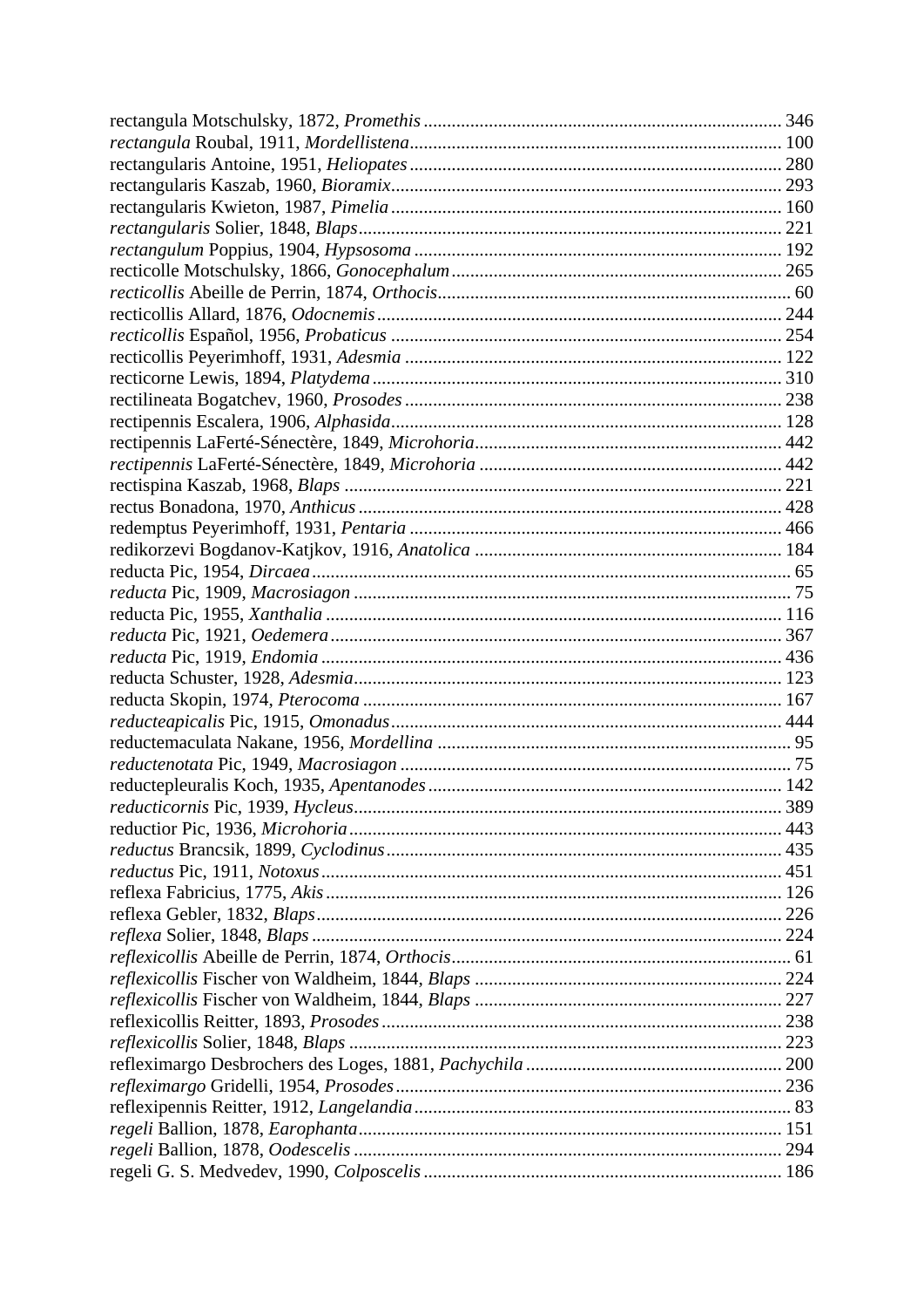rectangula Motschulsky, 1872, *Promethis* ........................................................................ 346
*rectangula* Roubal, 1911, *Mordellistena*........................................................................ 100
rectangularis Antoine, 1951, *Heliopates* ........................................................................ 280
rectangularis Kaszab, 1960, *Bioramix*........................................................................ 293
rectangularis Kwieton, 1987, *Pimelia* ........................................................................ 160
*rectangularis* Solier, 1848, *Blaps*........................................................................ 221
*rectangulum* Poppius, 1904, *Hypsosoma* ........................................................................ 192
recticolle Motschulsky, 1866, *Gonocephalum*........................................................................ 265
*recticollis* Abeille de Perrin, 1874, *Orthocis*........................................................................ 60
recticollis Allard, 1876, *Odocnemis*........................................................................ 244
*recticollis* Español, 1956, *Probaticus* ........................................................................ 254
recticollis Peyerimhoff, 1931, *Adesmia* ........................................................................ 122
recticorne Lewis, 1894, *Platydema*........................................................................ 310
rectilineata Bogatchev, 1960, *Prosodes* ........................................................................ 238
rectipennis Escalera, 1906, *Alphasida*........................................................................ 128
rectipennis LaFerté-Sénectère, 1849, *Microhoria*........................................................................ 442
*rectipennis* LaFerté-Sénectère, 1849, *Microhoria* ........................................................................ 442
rectispina Kaszab, 1968, *Blaps* ........................................................................ 221
rectus Bonadona, 1970, *Anthicus*........................................................................ 428
redemptus Peyerimhoff, 1931, *Pentaria* ........................................................................ 466
redikorzevi Bogdanov-Katjkov, 1916, *Anatolica* ........................................................................ 184
reducta Pic, 1954, *Dircaea*........................................................................ 65
*reducta* Pic, 1909, *Macrosiagon* ........................................................................ 75
reducta Pic, 1955, *Xanthalia* ........................................................................ 116
*reducta* Pic, 1921, *Oedemera*........................................................................ 367
*reducta* Pic, 1919, *Endomia* ........................................................................ 436
reducta Schuster, 1928, *Adesmia*........................................................................ 123
reducta Skopin, 1974, *Pterocoma* ........................................................................ 167
*reducteapicalis* Pic, 1915, *Omonadus*........................................................................ 444
reductemaculata Nakane, 1956, *Mordellina* ........................................................................ 95
*reductenotata* Pic, 1949, *Macrosiagon* ........................................................................ 75
reductepleuralis Koch, 1935, *Apentanodes*........................................................................ 142
*reducticornis* Pic, 1939, *Hycleus*........................................................................ 389
reductior Pic, 1936, *Microhoria*........................................................................ 443
*reductus* Brancsik, 1899, *Cyclodinus*........................................................................ 435
*reductus* Pic, 1911, *Notoxus*........................................................................ 451
reflexa Fabricius, 1775, *Akis*........................................................................ 126
reflexa Gebler, 1832, *Blaps*........................................................................ 226
*reflexa* Solier, 1848, *Blaps* ........................................................................ 224
*reflexicollis* Abeille de Perrin, 1874, *Orthocis*........................................................................ 61
*reflexicollis* Fischer von Waldheim, 1844, *Blaps* ........................................................................ 224
*reflexicollis* Fischer von Waldheim, 1844, *Blaps* ........................................................................ 227
reflexicollis Reitter, 1893, *Prosodes*........................................................................ 238
*reflexicollis* Solier, 1848, *Blaps* ........................................................................ 223
refleximargo Desbrochers des Loges, 1881, *Pachychila* ........................................................................ 200
*refleximargo* Gridelli, 1954, *Prosodes*........................................................................ 236
reflexipennis Reitter, 1912, *Langelandia*........................................................................ 83
*regeli* Ballion, 1878, *Earophanta*........................................................................ 151
*regeli* Ballion, 1878, *Oodescelis* ........................................................................ 294
regeli G. S. Medvedev, 1990, *Colposcelis* ........................................................................ 186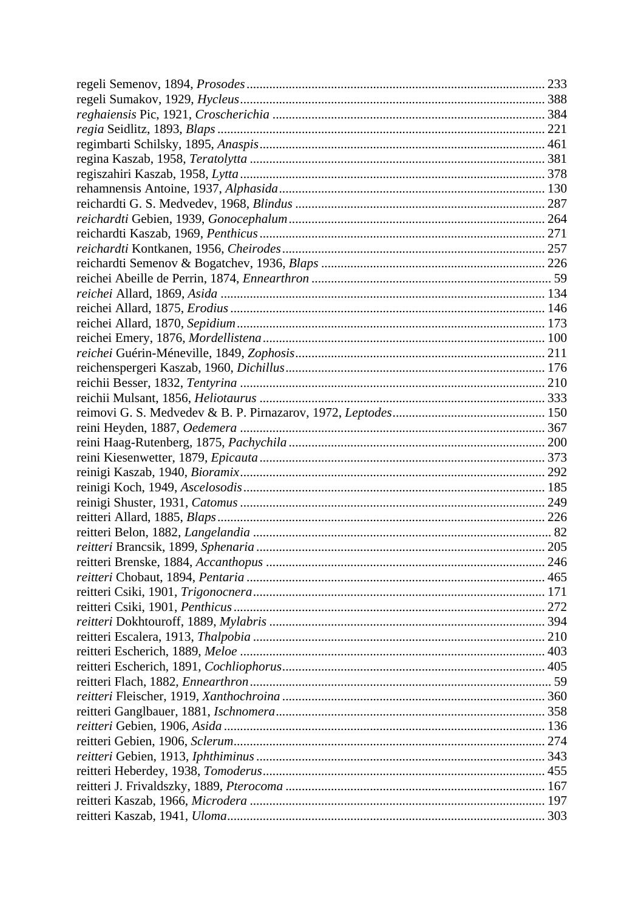regeli Semenov, 1894, *Prosodes* ........................................................................................ 233
regeli Sumakov, 1929, *Hycleus*.......................................................................................... 388
*reghaiensis* Pic, 1921, *Croscherichia* ................................................................................ 384
*regia* Seidlitz, 1893, *Blaps* ................................................................................................ 221
regimbarti Schilsky, 1895, *Anaspis*.................................................................................... 461
regina Kaszab, 1958, *Teratolytta* ....................................................................................... 381
regiszahiri Kaszab, 1958, *Lytta* .......................................................................................... 378
rehamnensis Antoine, 1937, *Alphasida*.............................................................................. 130
reichardti G. S. Medvedev, 1968, *Blindus* ......................................................................... 287
*reichardti* Gebien, 1939, *Gonocephalum*........................................................................... 264
reichardti Kaszab, 1969, *Penthicus*.................................................................................... 271
*reichardti* Kontkanen, 1956, *Cheirodes*............................................................................. 257
reichardti Semenov & Bogatchev, 1936, *Blaps* ................................................................. 226
reichei Abeille de Perrin, 1874, *Ennearthron* ...................................................................... 59
*reichei* Allard, 1869, *Asida* ................................................................................................ 134
reichei Allard, 1875, *Erodius* ............................................................................................. 146
reichei Allard, 1870, *Sepidium*........................................................................................... 173
reichei Emery, 1876, *Mordellistena*................................................................................... 100
*reichei* Guérin-Méneville, 1849, *Zophosis*......................................................................... 211
reichenspergeri Kaszab, 1960, *Dichillus*............................................................................ 176
reichii Besser, 1832, *Tentyrina* .......................................................................................... 210
reichii Mulsant, 1856, *Heliotaurus* .................................................................................... 333
reimovi G. S. Medvedev & B. P. Pirnazarov, 1972, *Leptodes*............................................ 150
reini Heyden, 1887, *Oedemera* .......................................................................................... 367
reini Haag-Rutenberg, 1875, *Pachychila* ........................................................................... 200
reini Kiesenwetter, 1879, *Epicauta* .................................................................................... 373
reinigi Kaszab, 1940, *Bioramix*.......................................................................................... 292
reinigi Koch, 1949, *Ascelosodis*......................................................................................... 185
reinigi Shuster, 1931, *Catomus* ......................................................................................... 249
reitteri Allard, 1885, *Blaps*................................................................................................. 226
reitteri Belon, 1882, *Langelandia* ........................................................................................ 82
*reitteri* Brancsik, 1899, *Sphenaria* ..................................................................................... 205
reitteri Brenske, 1884, *Accanthopus* .................................................................................. 246
*reitteri* Chobaut, 1894, *Pentaria* ........................................................................................ 465
reitteri Csiki, 1901, *Trigonocnera*...................................................................................... 171
reitteri Csiki, 1901, *Penthicus*............................................................................................ 272
*reitteri* Dokhtouroff, 1889, *Mylabris* ................................................................................. 394
reitteri Escalera, 1913, *Thalpobia* ...................................................................................... 210
reitteri Escherich, 1889, *Meloe* .......................................................................................... 403
reitteri Escherich, 1891, *Cochliophorus*............................................................................. 405
reitteri Flach, 1882, *Ennearthron*......................................................................................... 59
*reitteri* Fleischer, 1919, *Xanthochroina* ............................................................................. 360
reitteri Ganglbauer, 1881, *Ischnomera*............................................................................... 358
*reitteri* Gebien, 1906, *Asida* ............................................................................................... 136
reitteri Gebien, 1906, *Sclerum*............................................................................................ 274
*reitteri* Gebien, 1913, *Iphthiminus* ..................................................................................... 343
reitteri Heberdey, 1938, *Tomoderus*................................................................................... 455
reitteri J. Frivaldszky, 1889, *Pterocoma* ............................................................................ 167
reitteri Kaszab, 1966, *Microdera* ....................................................................................... 197
reitteri Kaszab, 1941, *Uloma*.............................................................................................. 303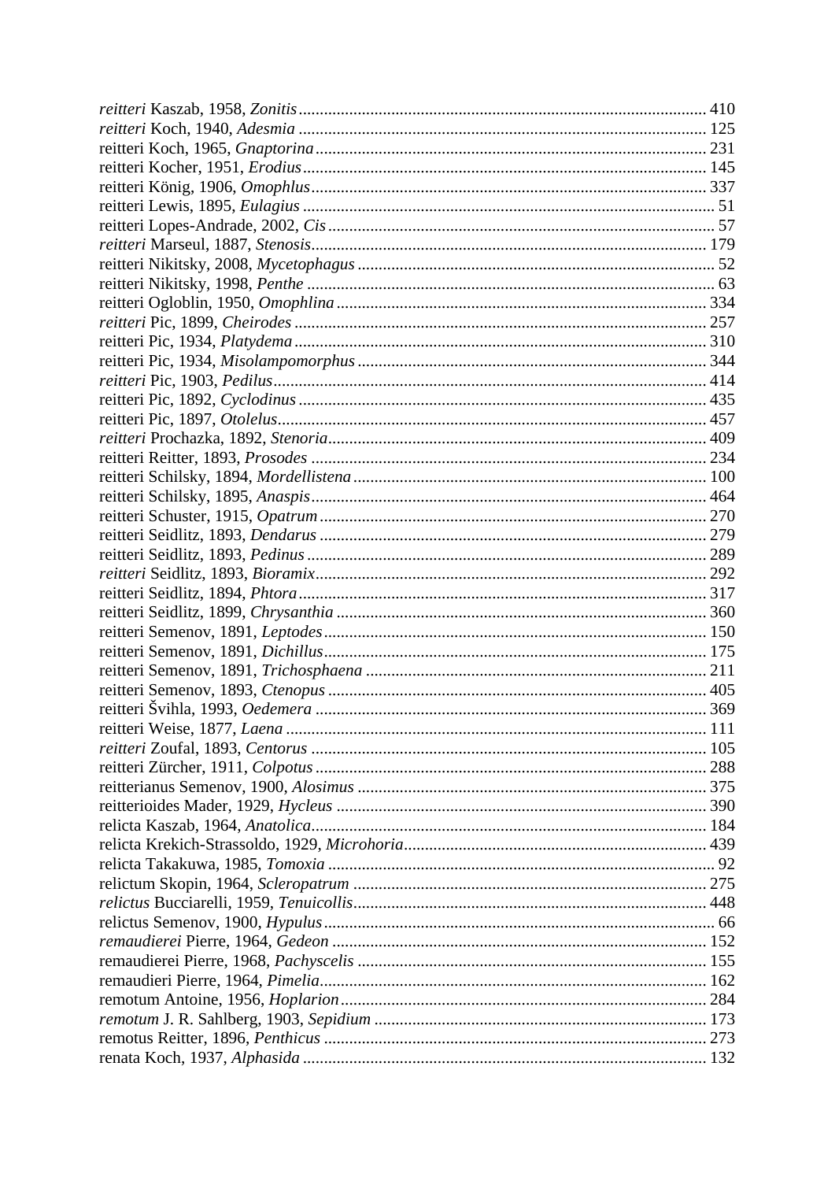*reitteri* Kaszab, 1958, *Zonitis* ................................................. 410
*reitteri* Koch, 1940, *Adesmia* ................................................. 125
reitteri Koch, 1965, *Gnaptorina* ................................................. 231
reitteri Kocher, 1951, *Erodius* ................................................. 145
reitteri König, 1906, *Omophlus* ................................................. 337
reitteri Lewis, 1895, *Eulagius* ................................................. 51
reitteri Lopes-Andrade, 2002, *Cis* ................................................. 57
*reitteri* Marseul, 1887, *Stenosis* ................................................. 179
reitteri Nikitsky, 2008, *Mycetophagus* ................................................. 52
reitteri Nikitsky, 1998, *Penthe* ................................................. 63
reitteri Ogloblin, 1950, *Omophlina* ................................................. 334
*reitteri* Pic, 1899, *Cheirodes* ................................................. 257
reitteri Pic, 1934, *Platydema* ................................................. 310
reitteri Pic, 1934, *Misolampomorphus* ................................................. 344
*reitteri* Pic, 1903, *Pedilus* ................................................. 414
reitteri Pic, 1892, *Cyclodinus* ................................................. 435
reitteri Pic, 1897, *Otolelus* ................................................. 457
*reitteri* Prochazka, 1892, *Stenoria* ................................................. 409
reitteri Reitter, 1893, *Prosodes* ................................................. 234
reitteri Schilsky, 1894, *Mordellistena* ................................................. 100
reitteri Schilsky, 1895, *Anaspis* ................................................. 464
reitteri Schuster, 1915, *Opatrum* ................................................. 270
reitteri Seidlitz, 1893, *Dendarus* ................................................. 279
reitteri Seidlitz, 1893, *Pedinus* ................................................. 289
*reitteri* Seidlitz, 1893, *Bioramix* ................................................. 292
reitteri Seidlitz, 1894, *Phtora* ................................................. 317
reitteri Seidlitz, 1899, *Chrysanthia* ................................................. 360
reitteri Semenov, 1891, *Leptodes* ................................................. 150
reitteri Semenov, 1891, *Dichillus* ................................................. 175
reitteri Semenov, 1891, *Trichosphaena* ................................................. 211
reitteri Semenov, 1893, *Ctenopus* ................................................. 405
reitteri Švihla, 1993, *Oedemera* ................................................. 369
reitteri Weise, 1877, *Laena* ................................................. 111
*reitteri* Zoufal, 1893, *Centorus* ................................................. 105
reitteri Zürcher, 1911, *Colpotus* ................................................. 288
reitterianus Semenov, 1900, *Alosimus* ................................................. 375
reitterioides Mader, 1929, *Hycleus* ................................................. 390
relicta Kaszab, 1964, *Anatolica* ................................................. 184
relicta Krekich-Strassoldo, 1929, *Microhoria* ................................................. 439
relicta Takakuwa, 1985, *Tomoxia* ................................................. 92
relictum Skopin, 1964, *Scleropatrum* ................................................. 275
*relictus* Bucciarelli, 1959, *Tenuicollis* ................................................. 448
relictus Semenov, 1900, *Hypulus* ................................................. 66
*remaudierei* Pierre, 1964, *Gedeon* ................................................. 152
remaudierei Pierre, 1968, *Pachyscelis* ................................................. 155
remaudieri Pierre, 1964, *Pimelia* ................................................. 162
remotum Antoine, 1956, *Hoplarion* ................................................. 284
*remotum* J. R. Sahlberg, 1903, *Sepidium* ................................................. 173
remotus Reitter, 1896, *Penthicus* ................................................. 273
renata Koch, 1937, *Alphasida* ................................................. 132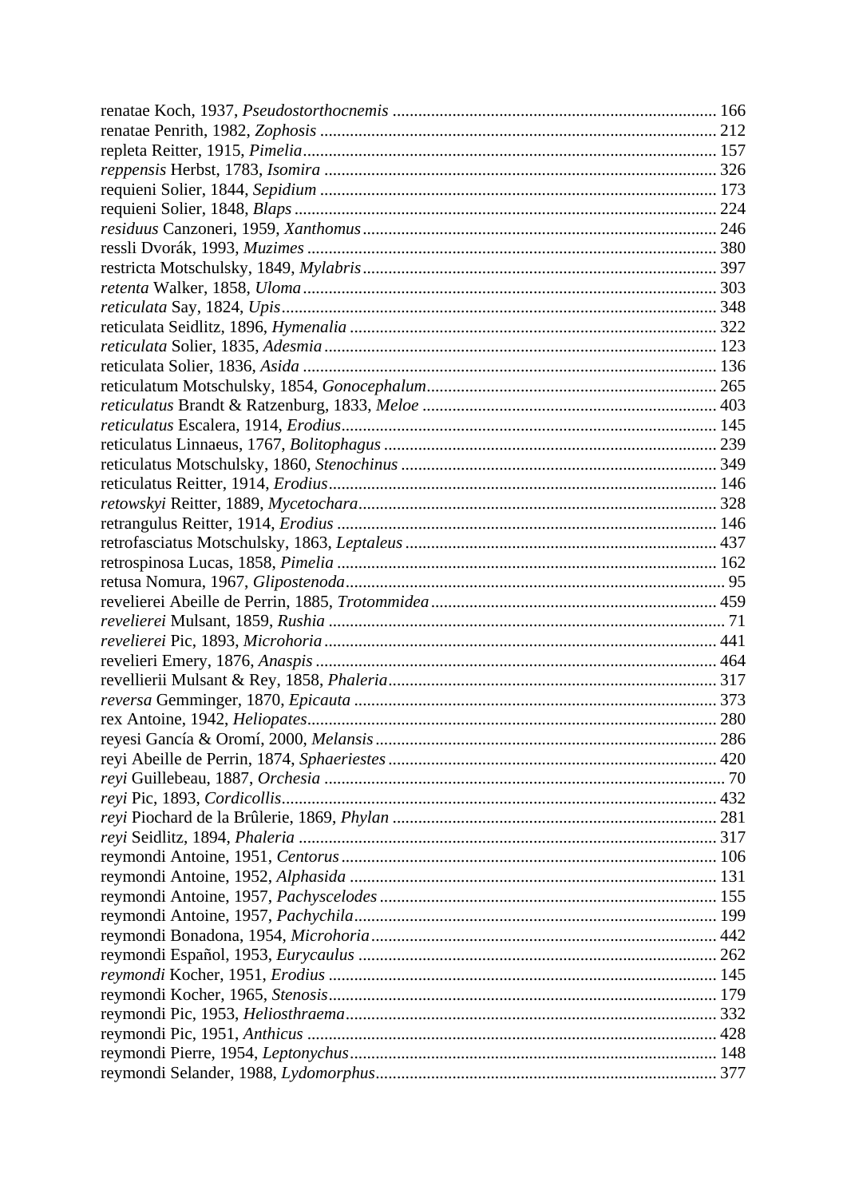renatae Koch, 1937, *Pseudostorthocnemis* ........................................ 166
renatae Penrith, 1982, *Zophosis* ........................................ 212
repleta Reitter, 1915, *Pimelia* ........................................ 157
*reppensis* Herbst, 1783, *Isomira* ........................................ 326
requieni Solier, 1844, *Sepidium* ........................................ 173
requieni Solier, 1848, *Blaps* ........................................ 224
*residuus* Canzoneri, 1959, *Xanthomus* ........................................ 246
ressli Dvorák, 1993, *Muzimes* ........................................ 380
restricta Motschulsky, 1849, *Mylabris* ........................................ 397
*retenta* Walker, 1858, *Uloma* ........................................ 303
*reticulata* Say, 1824, *Upis* ........................................ 348
reticulata Seidlitz, 1896, *Hymenalia* ........................................ 322
*reticulata* Solier, 1835, *Adesmia* ........................................ 123
reticulata Solier, 1836, *Asida* ........................................ 136
reticulatum Motschulsky, 1854, *Gonocephalum* ........................................ 265
*reticulatus* Brandt & Ratzenburg, 1833, *Meloe* ........................................ 403
*reticulatus* Escalera, 1914, *Erodius* ........................................ 145
reticulatus Linnaeus, 1767, *Bolitophagus* ........................................ 239
reticulatus Motschulsky, 1860, *Stenochinus* ........................................ 349
reticulatus Reitter, 1914, *Erodius* ........................................ 146
*retowskyi* Reitter, 1889, *Mycetochara* ........................................ 328
retrangulus Reitter, 1914, *Erodius* ........................................ 146
retrofasciatus Motschulsky, 1863, *Leptaleus* ........................................ 437
retrospinosa Lucas, 1858, *Pimelia* ........................................ 162
retusa Nomura, 1967, *Glipostenoda* ........................................ 95
revelierei Abeille de Perrin, 1885, *Trotommidea* ........................................ 459
*revelierei* Mulsant, 1859, *Rushia* ........................................ 71
*revelierei* Pic, 1893, *Microhoria* ........................................ 441
revelieri Emery, 1876, *Anaspis* ........................................ 464
revellierii Mulsant & Rey, 1858, *Phaleria* ........................................ 317
*reversa* Gemminger, 1870, *Epicauta* ........................................ 373
rex Antoine, 1942, *Heliopates* ........................................ 280
reyesi Gancía & Oromí, 2000, *Melansis* ........................................ 286
reyi Abeille de Perrin, 1874, *Sphaeriestes* ........................................ 420
*reyi* Guillebeau, 1887, *Orchesia* ........................................ 70
*reyi* Pic, 1893, *Cordicollis* ........................................ 432
*reyi* Piochard de la Brûlerie, 1869, *Phylan* ........................................ 281
*reyi* Seidlitz, 1894, *Phaleria* ........................................ 317
reymondi Antoine, 1951, *Centorus* ........................................ 106
reymondi Antoine, 1952, *Alphasida* ........................................ 131
reymondi Antoine, 1957, *Pachyscelodes* ........................................ 155
reymondi Antoine, 1957, *Pachychila* ........................................ 199
reymondi Bonadona, 1954, *Microhoria* ........................................ 442
reymondi Español, 1953, *Eurycaulus* ........................................ 262
*reymondi* Kocher, 1951, *Erodius* ........................................ 145
reymondi Kocher, 1965, *Stenosis* ........................................ 179
reymondi Pic, 1953, *Heliosthraema* ........................................ 332
reymondi Pic, 1951, *Anthicus* ........................................ 428
reymondi Pierre, 1954, *Leptonychus* ........................................ 148
reymondi Selander, 1988, *Lydomorphus* ........................................ 377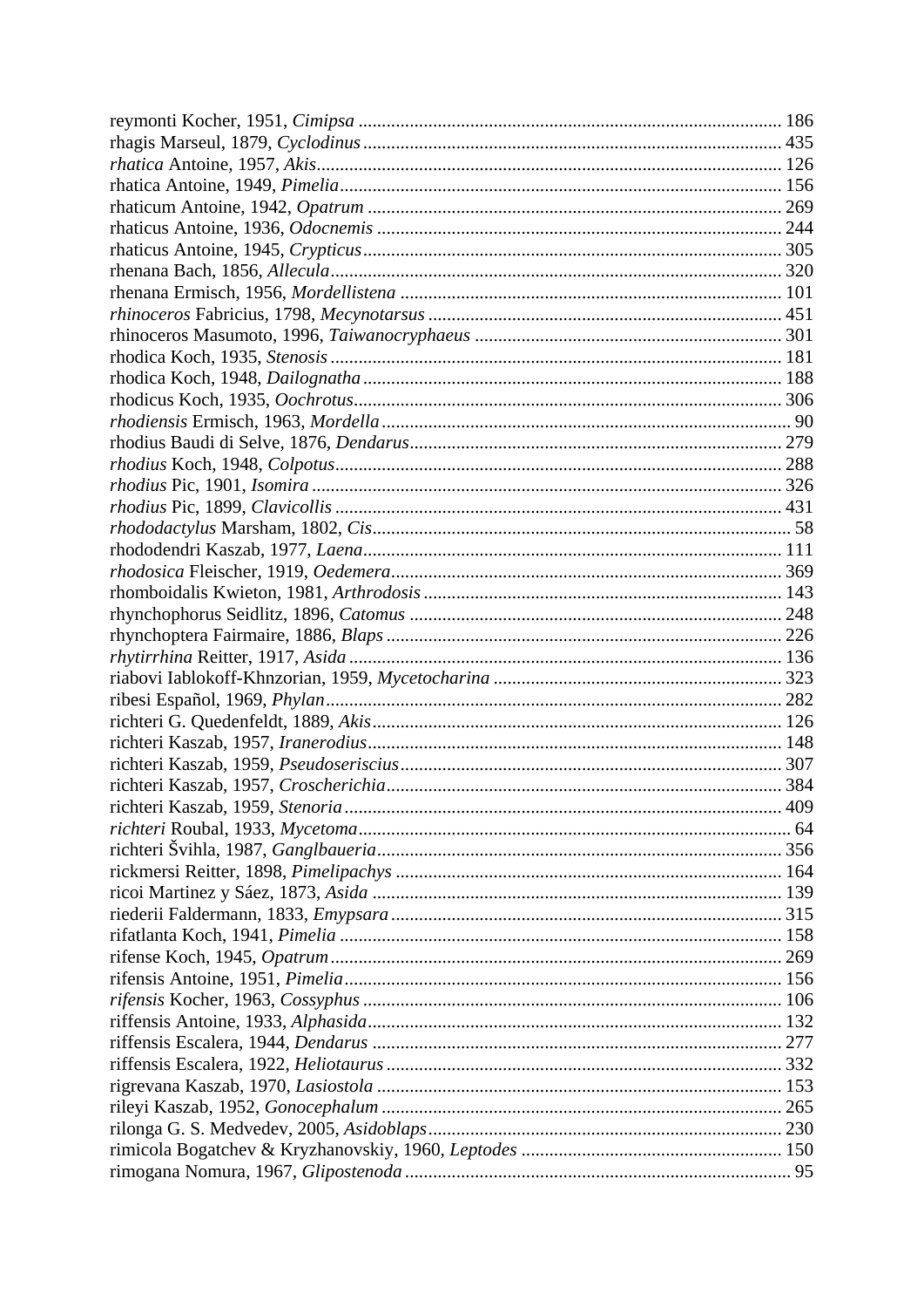reymonti Kocher, 1951, *Cimipsa* .......................................................................................... 186
rhagis Marseul, 1879, *Cyclodinus* .......................................................................................... 435
*rhatica* Antoine, 1957, *Akis*.................................................................................................. 126
rhatica Antoine, 1949, *Pimelia*............................................................................................. 156
rhaticum Antoine, 1942, *Opatrum* ........................................................................................ 269
rhaticus Antoine, 1936, *Odocnemis* ...................................................................................... 244
rhaticus Antoine, 1945, *Crypticus*......................................................................................... 305
rhenana Bach, 1856, *Allecula*................................................................................................ 320
rhenana Ermisch, 1956, *Mordellistena* ................................................................................. 101
*rhinoceros* Fabricius, 1798, *Mecynotarsus* ........................................................................... 451
rhinoceros Masumoto, 1996, *Taiwanocryphaeus* .................................................................. 301
rhodica Koch, 1935, *Stenosis* ................................................................................................ 181
rhodica Koch, 1948, *Dailognatha* ......................................................................................... 188
rhodicus Koch, 1935, *Oochrotus*........................................................................................... 306
*rhodiensis* Ermisch, 1963, *Mordella* ....................................................................................... 90
rhodius Baudi di Selve, 1876, *Dendarus*............................................................................... 279
*rhodius* Koch, 1948, *Colpotus*............................................................................................... 288
*rhodius* Pic, 1901, *Isomira* .................................................................................................... 326
*rhodius* Pic, 1899, *Clavicollis* ............................................................................................... 431
*rhododactylus* Marsham, 1802, *Cis*......................................................................................... 58
rhododendri Kaszab, 1977, *Laena*......................................................................................... 111
*rhodosica* Fleischer, 1919, *Oedemera*................................................................................... 369
rhomboidalis Kwieton, 1981, *Arthrodosis* ............................................................................ 143
rhynchophorus Seidlitz, 1896, *Catomus* ............................................................................... 248
rhynchoptera Fairmaire, 1886, *Blaps* .................................................................................... 226
*rhytirrhina* Reitter, 1917, *Asida* ............................................................................................ 136
riabovi Iablokoff-Khnzorian, 1959, *Mycetocharina* ............................................................. 323
ribesi Español, 1969, *Phylan*................................................................................................. 282
richteri G. Quedenfeldt, 1889, *Akis*....................................................................................... 126
richteri Kaszab, 1957, *Iranerodius*........................................................................................ 148
richteri Kaszab, 1959, *Pseudoseriscius*................................................................................. 307
richteri Kaszab, 1957, *Croscherichia*.................................................................................... 384
richteri Kaszab, 1959, *Stenoria* ............................................................................................. 409
*richteri* Roubal, 1933, *Mycetoma*............................................................................................ 64
richteri Švihla, 1987, *Ganglbaueria*....................................................................................... 356
rickmersi Reitter, 1898, *Pimelipachys* .................................................................................. 164
ricoi Martinez y Sáez, 1873, *Asida* ....................................................................................... 139
riederii Faldermann, 1833, *Emypsara* ................................................................................... 315
rifatlanta Koch, 1941, *Pimelia* .............................................................................................. 158
rifense Koch, 1945, *Opatrum*................................................................................................ 269
rifensis Antoine, 1951, *Pimelia*............................................................................................. 156
*rifensis* Kocher, 1963, *Cossyphus* ......................................................................................... 106
riffensis Antoine, 1933, *Alphasida*........................................................................................ 132
riffensis Escalera, 1944, *Dendarus* ....................................................................................... 277
riffensis Escalera, 1922, *Heliotaurus* .................................................................................... 332
rigrevana Kaszab, 1970, *Lasiostola* ...................................................................................... 153
rileyi Kaszab, 1952, *Gonocephalum* ..................................................................................... 265
rilonga G. S. Medvedev, 2005, *Asidoblaps*............................................................................ 230
rimicola Bogatchev & Kryzhanovskiy, 1960, *Leptodes* ........................................................ 150
rimogana Nomura, 1967, *Glipostenoda* .................................................................................. 95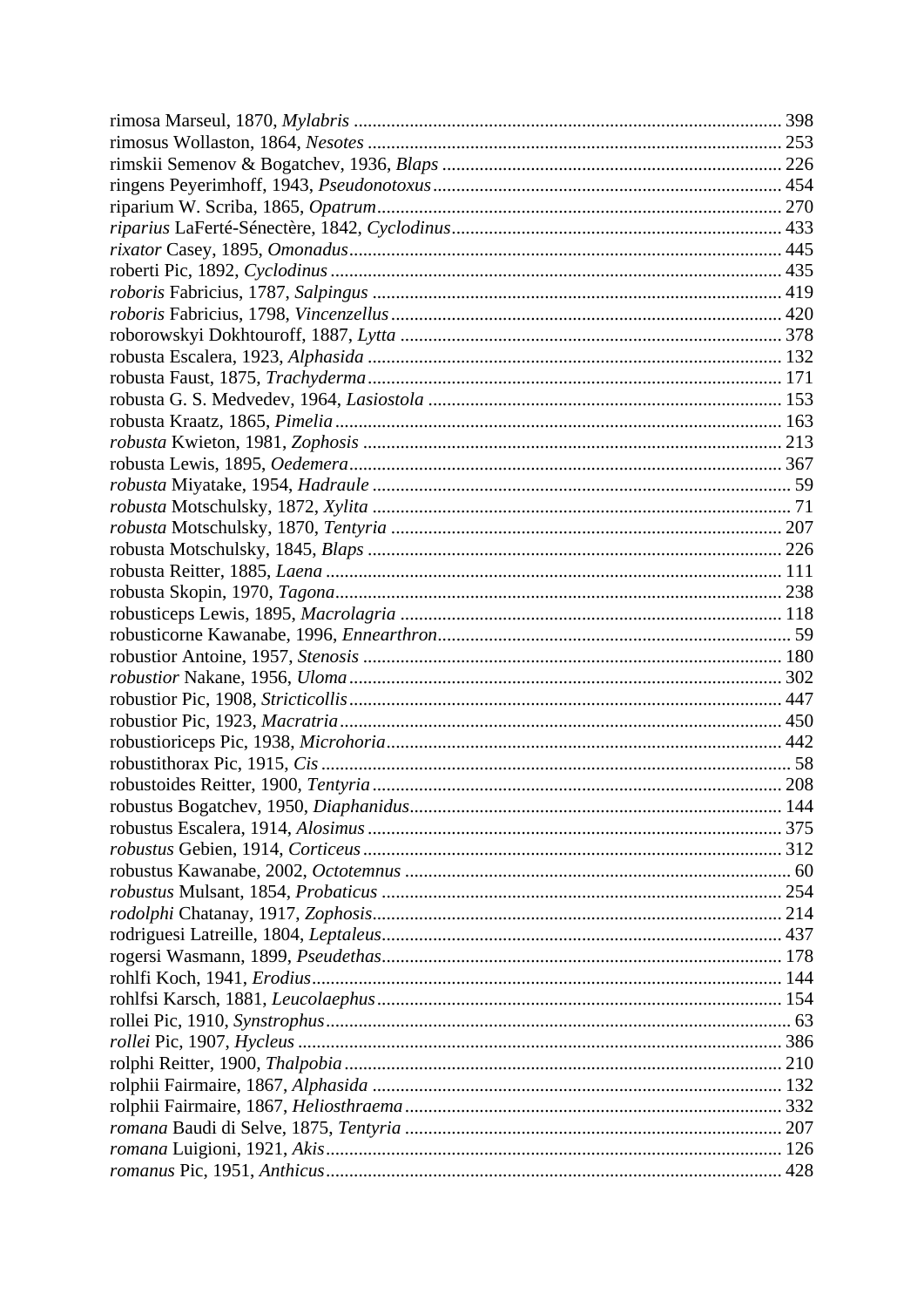rimosa Marseul, 1870, *Mylabris* ........................................ 398
rimosus Wollaston, 1864, *Nesotes* ........................................ 253
rimskii Semenov & Bogatchev, 1936, *Blaps* ........................................ 226
ringens Peyerimhoff, 1943, *Pseudonotoxus* ........................................ 454
riparium W. Scriba, 1865, *Opatrum* ........................................ 270
*riparius* LaFerté-Sénectère, 1842, *Cyclodinus* ........................................ 433
*rixator* Casey, 1895, *Omonadus* ........................................ 445
roberti Pic, 1892, *Cyclodinus* ........................................ 435
*roboris* Fabricius, 1787, *Salpingus* ........................................ 419
*roboris* Fabricius, 1798, *Vincenzellus* ........................................ 420
roborowskyi Dokhtouroff, 1887, *Lytta* ........................................ 378
robusta Escalera, 1923, *Alphasida* ........................................ 132
robusta Faust, 1875, *Trachyderma* ........................................ 171
robusta G. S. Medvedev, 1964, *Lasiostola* ........................................ 153
robusta Kraatz, 1865, *Pimelia* ........................................ 163
*robusta* Kwieton, 1981, *Zophosis* ........................................ 213
robusta Lewis, 1895, *Oedemera* ........................................ 367
*robusta* Miyatake, 1954, *Hadraule* ........................................ 59
*robusta* Motschulsky, 1872, *Xylita* ........................................ 71
*robusta* Motschulsky, 1870, *Tentyria* ........................................ 207
robusta Motschulsky, 1845, *Blaps* ........................................ 226
robusta Reitter, 1885, *Laena* ........................................ 111
robusta Skopin, 1970, *Tagona* ........................................ 238
robusticeps Lewis, 1895, *Macrolagria* ........................................ 118
robusticorne Kawanabe, 1996, *Ennearthron* ........................................ 59
robustior Antoine, 1957, *Stenosis* ........................................ 180
*robustior* Nakane, 1956, *Uloma* ........................................ 302
robustior Pic, 1908, *Stricticollis* ........................................ 447
robustior Pic, 1923, *Macratria* ........................................ 450
robustioriceps Pic, 1938, *Microhoria* ........................................ 442
robustithorax Pic, 1915, *Cis* ........................................ 58
robustoides Reitter, 1900, *Tentyria* ........................................ 208
robustus Bogatchev, 1950, *Diaphanidus* ........................................ 144
robustus Escalera, 1914, *Alosimus* ........................................ 375
*robustus* Gebien, 1914, *Corticeus* ........................................ 312
robustus Kawanabe, 2002, *Octotemnus* ........................................ 60
*robustus* Mulsant, 1854, *Probaticus* ........................................ 254
*rodolphi* Chatanay, 1917, *Zophosis* ........................................ 214
rodriguesi Latreille, 1804, *Leptaleus* ........................................ 437
rogersi Wasmann, 1899, *Pseudethas* ........................................ 178
rohlfi Koch, 1941, *Erodius* ........................................ 144
rohlfsi Karsch, 1881, *Leucolaephus* ........................................ 154
rollei Pic, 1910, *Synstrophus* ........................................ 63
*rollei* Pic, 1907, *Hycleus* ........................................ 386
rolphi Reitter, 1900, *Thalpobia* ........................................ 210
rolphii Fairmaire, 1867, *Alphasida* ........................................ 132
rolphii Fairmaire, 1867, *Heliosthraema* ........................................ 332
*romana* Baudi di Selve, 1875, *Tentyria* ........................................ 207
*romana* Luigioni, 1921, *Akis* ........................................ 126
*romanus* Pic, 1951, *Anthicus* ........................................ 428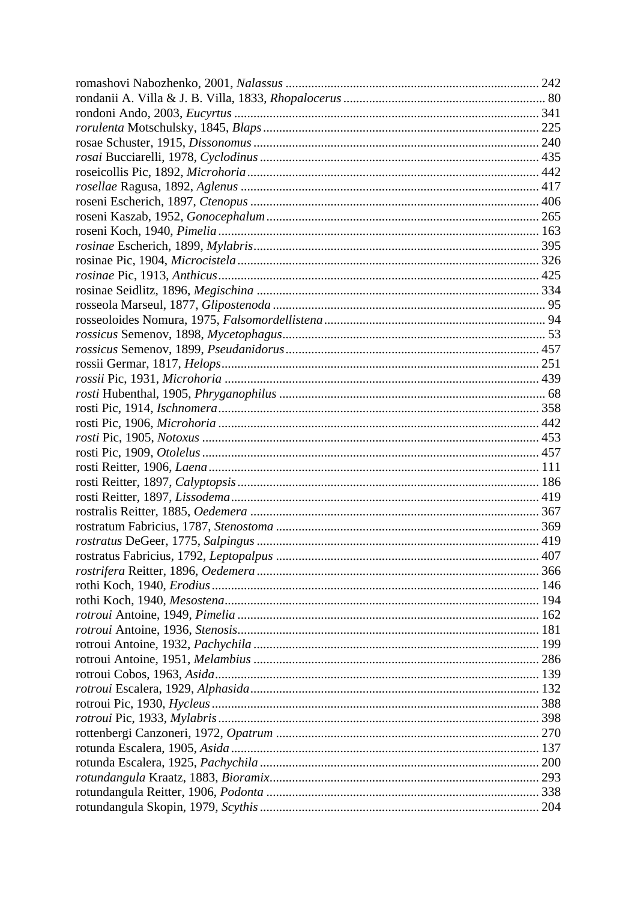romashovi Nabozhenko, 2001, *Nalassus* ............................................................................ 242
rondanii A. Villa & J. B. Villa, 1833, *Rhopalocerus* ........................................................... 80
rondoni Ando, 2003, *Eucyrtus* ........................................................................................ 341
*rorulenta* Motschulsky, 1845, *Blaps* ................................................................................ 225
rosae Schuster, 1915, *Dissonomus* ................................................................................... 240
*rosai* Bucciarelli, 1978, *Cyclodinus* ................................................................................ 435
roseicollis Pic, 1892, *Microhoria* ..................................................................................... 442
*rosellae* Ragusa, 1892, *Aglenus* ..................................................................................... 417
roseni Escherich, 1897, *Ctenopus* .................................................................................... 406
roseni Kaszab, 1952, *Gonocephalum* ................................................................................ 265
roseni Koch, 1940, *Pimelia* ............................................................................................. 163
*rosinae* Escherich, 1899, *Mylabris* ................................................................................... 395
rosinae Pic, 1904, *Microcistela* ........................................................................................ 326
*rosinae* Pic, 1913, *Anthicus* ............................................................................................ 425
rosinae Seidlitz, 1896, *Megischina* ................................................................................... 334
rosseola Marseul, 1877, *Glipostenoda* ................................................................................ 95
rosseoloides Nomura, 1975, *Falsomordellistena* .................................................................... 94
*rossicus* Semenov, 1898, *Mycetophagus* .............................................................................. 53
*rossicus* Semenov, 1899, *Pseudanidorus* ............................................................................ 457
rossii Germar, 1817, *Helops* ............................................................................................ 251
*rossii* Pic, 1931, *Microhoria* .......................................................................................... 439
*rosti* Hubenthal, 1905, *Phryganophilus* ................................................................................ 68
rosti Pic, 1914, *Ischnomera* ............................................................................................. 358
rosti Pic, 1906, *Microhoria* .............................................................................................. 442
*rosti* Pic, 1905, *Notoxus* ................................................................................................ 453
rosti Pic, 1909, *Otolelus* .................................................................................................. 457
rosti Reitter, 1906, *Laena* ................................................................................................ 111
rosti Reitter, 1897, *Calyptopsis* ........................................................................................ 186
rosti Reitter, 1897, *Lissodema* .......................................................................................... 419
rostralis Reitter, 1885, *Oedemera* ..................................................................................... 367
rostratum Fabricius, 1787, *Stenostoma* .............................................................................. 369
*rostratus* DeGeer, 1775, *Salpingus* ................................................................................... 419
rostratus Fabricius, 1792, *Leptopalpus* ............................................................................... 407
*rostrifera* Reitter, 1896, *Oedemera* ................................................................................... 366
rothi Koch, 1940, *Erodius* ................................................................................................ 146
rothi Koch, 1940, *Mesostena* ............................................................................................ 194
*rotroui* Antoine, 1949, *Pimelia* ........................................................................................ 162
*rotroui* Antoine, 1936, *Stenosis* ........................................................................................ 181
rotroui Antoine, 1932, *Pachychila* ..................................................................................... 199
rotroui Antoine, 1951, *Melambius* ..................................................................................... 286
rotroui Cobos, 1963, *Asida* .............................................................................................. 139
*rotroui* Escalera, 1929, *Alphasida* ..................................................................................... 132
rotroui Pic, 1930, *Hycleus* ............................................................................................... 388
*rotroui* Pic, 1933, *Mylabris* ............................................................................................. 398
rottenbergi Canzoneri, 1972, *Opatrum* ............................................................................... 270
rotunda Escalera, 1905, *Asida* .......................................................................................... 137
rotunda Escalera, 1925, *Pachychila* ................................................................................... 200
*rotundangula* Kraatz, 1883, *Bioramix* ................................................................................ 293
rotundangula Reitter, 1906, *Podonta* ................................................................................. 338
rotundangula Skopin, 1979, *Scythis* .................................................................................. 204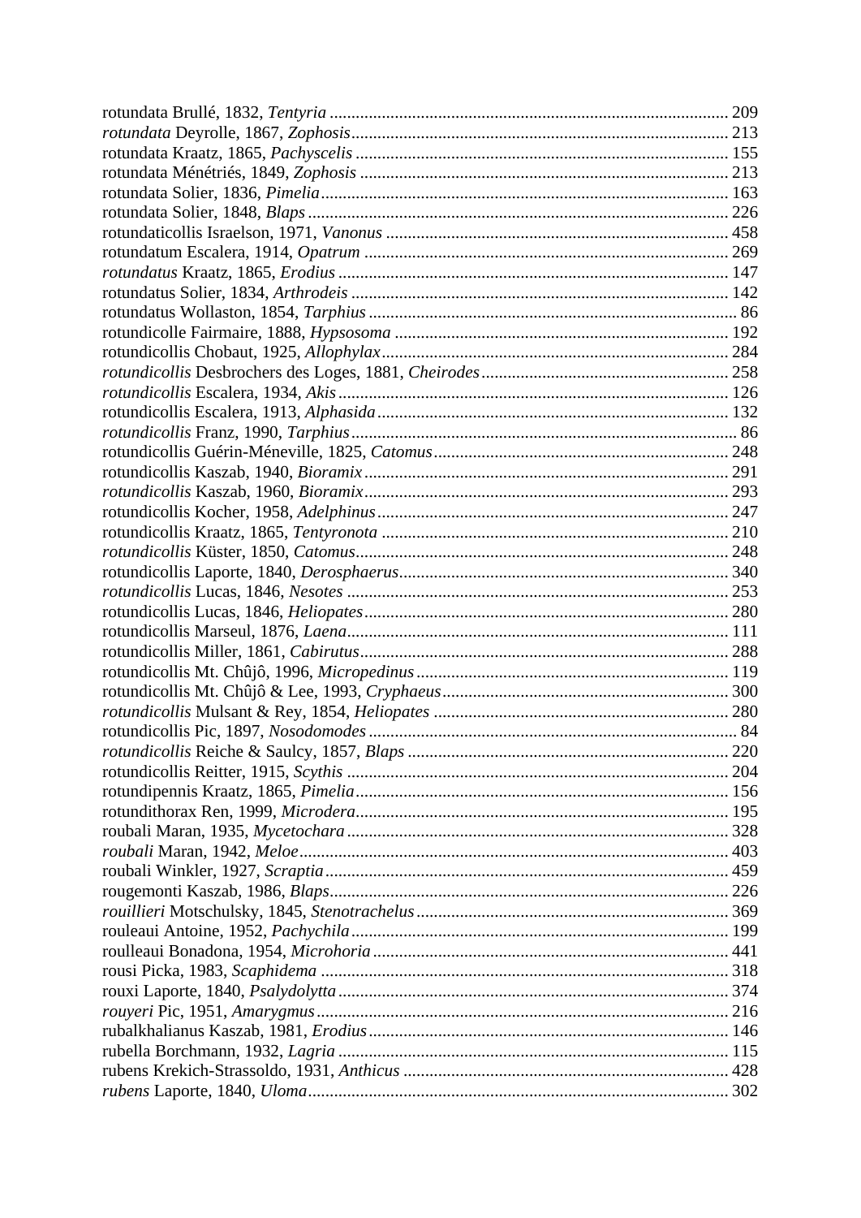rotundata Brullé, 1832, *Tentyria* ........................................................................................ 209
*rotundata* Deyrolle, 1867, *Zophosis*...................................................................................... 213
rotundata Kraatz, 1865, *Pachyscelis* ..................................................................................... 155
rotundata Ménétriés, 1849, *Zophosis* .................................................................................... 213
rotundata Solier, 1836, *Pimelia*............................................................................................. 163
rotundata Solier, 1848, *Blaps* ................................................................................................ 226
rotundaticollis Israelson, 1971, *Vanonus* .............................................................................. 458
rotundatum Escalera, 1914, *Opatrum* ................................................................................... 269
*rotundatus* Kraatz, 1865, *Erodius* ......................................................................................... 147
rotundatus Solier, 1834, *Arthrodeis* ...................................................................................... 142
rotundatus Wollaston, 1854, *Tarphius* .................................................................................... 86
rotundicolle Fairmaire, 1888, *Hypsosoma* ............................................................................ 192
rotundicollis Chobaut, 1925, *Allophylax*............................................................................... 284
*rotundicollis* Desbrochers des Loges, 1881, *Cheirodes*......................................................... 258
*rotundicollis* Escalera, 1934, *Akis*.......................................................................................... 126
rotundicollis Escalera, 1913, *Alphasida*................................................................................. 132
*rotundicollis* Franz, 1990, *Tarphius*......................................................................................... 86
rotundicollis Guérin-Méneville, 1825, *Catomus*.................................................................... 248
rotundicollis Kaszab, 1940, *Bioramix*.................................................................................... 291
*rotundicollis* Kaszab, 1960, *Bioramix*.................................................................................... 293
rotundicollis Kocher, 1958, *Adelphinus*................................................................................. 247
rotundicollis Kraatz, 1865, *Tentyronota* ............................................................................... 210
*rotundicollis* Küster, 1850, *Catomus*...................................................................................... 248
rotundicollis Laporte, 1840, *Derosphaerus*............................................................................ 340
*rotundicollis* Lucas, 1846, *Nesotes* ........................................................................................ 253
rotundicollis Lucas, 1846, *Heliopates*.................................................................................... 280
rotundicollis Marseul, 1876, *Laena*........................................................................................ 111
rotundicollis Miller, 1861, *Cabirutus*..................................................................................... 288
rotundicollis Mt. Chûjô, 1996, *Micropedinus*........................................................................ 119
rotundicollis Mt. Chûjô & Lee, 1993, *Cryphaeus*.................................................................. 300
*rotundicollis* Mulsant & Rey, 1854, *Heliopates* .................................................................... 280
rotundicollis Pic, 1897, *Nosodomodes* .................................................................................... 84
*rotundicollis* Reiche & Saulcy, 1857, *Blaps* .......................................................................... 220
rotundicollis Reitter, 1915, *Scythis* ........................................................................................ 204
rotundipennis Kraatz, 1865, *Pimelia*..................................................................................... 156
rotundithorax Ren, 1999, *Microdera*...................................................................................... 195
roubali Maran, 1935, *Mycetochara* ....................................................................................... 328
*roubali* Maran, 1942, *Meloe*.................................................................................................. 403
roubali Winkler, 1927, *Scraptia* ............................................................................................ 459
rougemonti Kaszab, 1986, *Blaps*............................................................................................ 226
*rouillieri* Motschulsky, 1845, *Stenotrachelus*........................................................................ 369
rouleaui Antoine, 1952, *Pachychila*....................................................................................... 199
roulleaui Bonadona, 1954, *Microhoria*.................................................................................. 441
rousi Picka, 1983, *Scaphidema* ............................................................................................. 318
rouxi Laporte, 1840, *Psalydolytta*......................................................................................... 374
*rouyeri* Pic, 1951, *Amarygmus*.............................................................................................. 216
rubalkhalianus Kaszab, 1981, *Erodius*................................................................................... 146
rubella Borchmann, 1932, *Lagria* .......................................................................................... 115
rubens Krekich-Strassoldo, 1931, *Anthicus* .......................................................................... 428
*rubens* Laporte, 1840, *Uloma*................................................................................................ 302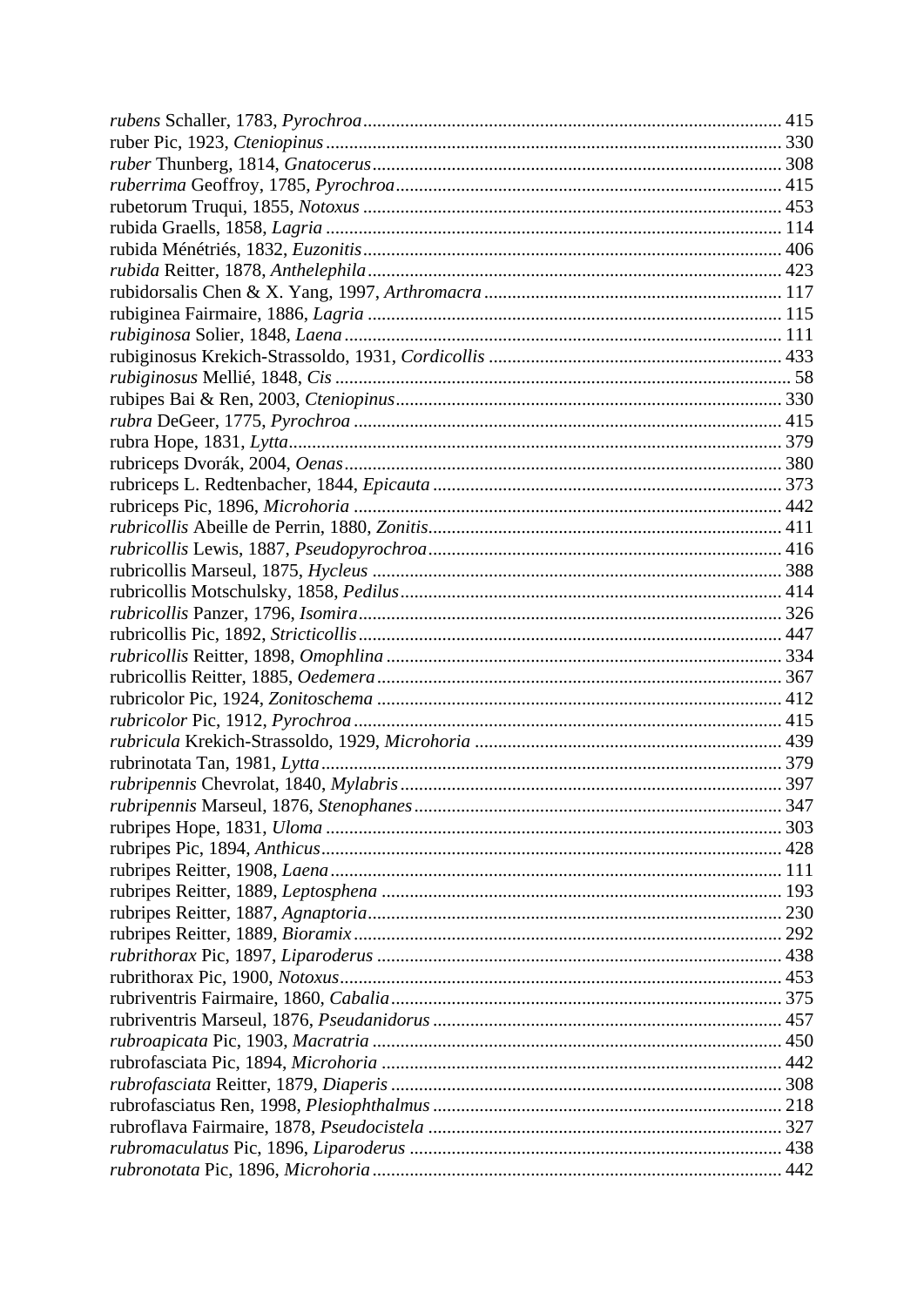*rubens* Schaller, 1783, *Pyrochroa* ............ 415
ruber Pic, 1923, *Cteniopinus* ............ 330
*ruber* Thunberg, 1814, *Gnatocerus* ............ 308
*ruberrima* Geoffroy, 1785, *Pyrochroa* ............ 415
rubetorum Truqui, 1855, *Notoxus* ............ 453
rubida Graells, 1858, *Lagria* ............ 114
rubida Ménétriés, 1832, *Euzonitis* ............ 406
*rubida* Reitter, 1878, *Anthelephila* ............ 423
rubidorsalis Chen & X. Yang, 1997, *Arthromacra* ............ 117
rubiginea Fairmaire, 1886, *Lagria* ............ 115
*rubiginosa* Solier, 1848, *Laena* ............ 111
rubiginosus Krekich-Strassoldo, 1931, *Cordicollis* ............ 433
*rubiginosus* Mellié, 1848, *Cis* ............ 58
rubipes Bai & Ren, 2003, *Cteniopinus* ............ 330
*rubra* DeGeer, 1775, *Pyrochroa* ............ 415
rubra Hope, 1831, *Lytta* ............ 379
rubriceps Dvorák, 2004, *Oenas* ............ 380
rubriceps L. Redtenbacher, 1844, *Epicauta* ............ 373
rubriceps Pic, 1896, *Microhoria* ............ 442
*rubricollis* Abeille de Perrin, 1880, *Zonitis* ............ 411
*rubricollis* Lewis, 1887, *Pseudopyrochroa* ............ 416
rubricollis Marseul, 1875, *Hycleus* ............ 388
rubricollis Motschulsky, 1858, *Pedilus* ............ 414
*rubricollis* Panzer, 1796, *Isomira* ............ 326
rubricollis Pic, 1892, *Stricticollis* ............ 447
*rubricollis* Reitter, 1898, *Omophlina* ............ 334
rubricollis Reitter, 1885, *Oedemera* ............ 367
rubricolor Pic, 1924, *Zonitoschema* ............ 412
*rubricolor* Pic, 1912, *Pyrochroa* ............ 415
*rubricula* Krekich-Strassoldo, 1929, *Microhoria* ............ 439
rubrinotata Tan, 1981, *Lytta* ............ 379
*rubripennis* Chevrolat, 1840, *Mylabris* ............ 397
*rubripennis* Marseul, 1876, *Stenophanes* ............ 347
rubripes Hope, 1831, *Uloma* ............ 303
rubripes Pic, 1894, *Anthicus* ............ 428
rubripes Reitter, 1908, *Laena* ............ 111
rubripes Reitter, 1889, *Leptosphena* ............ 193
rubripes Reitter, 1887, *Agnaptoria* ............ 230
rubripes Reitter, 1889, *Bioramix* ............ 292
*rubrithorax* Pic, 1897, *Liparoderus* ............ 438
rubrithorax Pic, 1900, *Notoxus* ............ 453
rubriventris Fairmaire, 1860, *Cabalia* ............ 375
rubriventris Marseul, 1876, *Pseudanidorus* ............ 457
*rubroapicata* Pic, 1903, *Macratria* ............ 450
rubrofasciata Pic, 1894, *Microhoria* ............ 442
*rubrofasciata* Reitter, 1879, *Diaperis* ............ 308
rubrofasciatus Ren, 1998, *Plesiophthalmus* ............ 218
rubroflava Fairmaire, 1878, *Pseudocistela* ............ 327
*rubromaculatus* Pic, 1896, *Liparoderus* ............ 438
*rubronotata* Pic, 1896, *Microhoria* ............ 442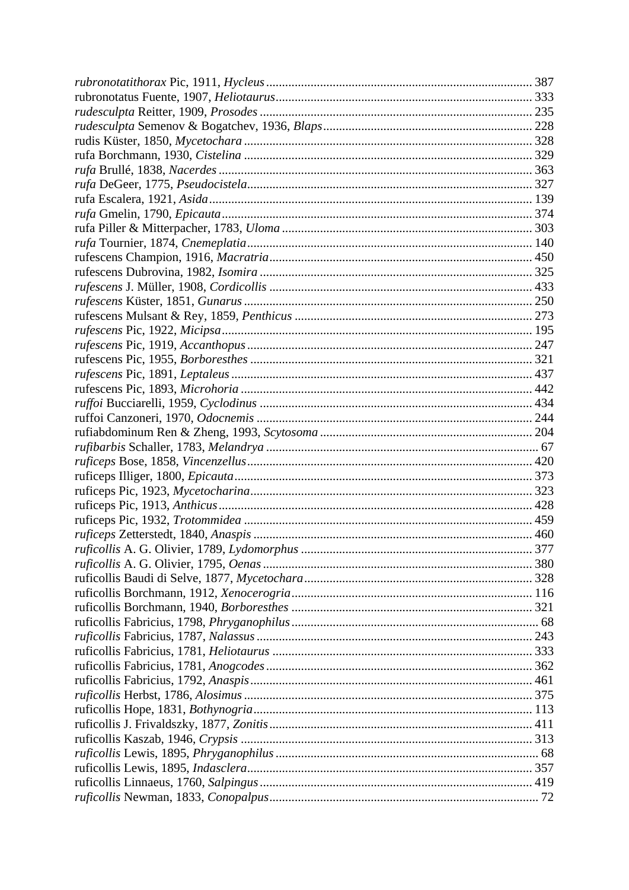*rubronotatithorax* Pic, 1911, *Hycleus* ........ 387
rubronotatus Fuente, 1907, *Heliotaurus* ........ 333
*rudesculpta* Reitter, 1909, *Prosodes* ........ 235
*rudesculpta* Semenov & Bogatchev, 1936, *Blaps* ........ 228
rudis Küster, 1850, *Mycetochara* ........ 328
rufa Borchmann, 1930, *Cistelina* ........ 329
*rufa* Brullé, 1838, *Nacerdes* ........ 363
*rufa* DeGeer, 1775, *Pseudocistela* ........ 327
rufa Escalera, 1921, *Asida* ........ 139
*rufa* Gmelin, 1790, *Epicauta* ........ 374
rufa Piller & Mitterpacher, 1783, *Uloma* ........ 303
*rufa* Tournier, 1874, *Cnemeplatia* ........ 140
rufescens Champion, 1916, *Macratria* ........ 450
rufescens Dubrovina, 1982, *Isomira* ........ 325
*rufescens* J. Müller, 1908, *Cordicollis* ........ 433
*rufescens* Küster, 1851, *Gunarus* ........ 250
rufescens Mulsant & Rey, 1859, *Penthicus* ........ 273
*rufescens* Pic, 1922, *Micipsa* ........ 195
*rufescens* Pic, 1919, *Accanthopus* ........ 247
rufescens Pic, 1955, *Borboresthes* ........ 321
*rufescens* Pic, 1891, *Leptaleus* ........ 437
rufescens Pic, 1893, *Microhoria* ........ 442
*ruffoi* Bucciarelli, 1959, *Cyclodinus* ........ 434
ruffoi Canzoneri, 1970, *Odocnemis* ........ 244
rufiabdominum Ren & Zheng, 1993, *Scytosoma* ........ 204
*rufibarbis* Schaller, 1783, *Melandrya* ........ 67
*ruficeps* Bose, 1858, *Vincenzellus* ........ 420
ruficeps Illiger, 1800, *Epicauta* ........ 373
ruficeps Pic, 1923, *Mycetocharina* ........ 323
ruficeps Pic, 1913, *Anthicus* ........ 428
ruficeps Pic, 1932, *Trotommidea* ........ 459
*ruficeps* Zetterstedt, 1840, *Anaspis* ........ 460
*ruficollis* A. G. Olivier, 1789, *Lydomorphus* ........ 377
*ruficollis* A. G. Olivier, 1795, *Oenas* ........ 380
ruficollis Baudi di Selve, 1877, *Mycetochara* ........ 328
ruficollis Borchmann, 1912, *Xenocerogria* ........ 116
ruficollis Borchmann, 1940, *Borboresthes* ........ 321
ruficollis Fabricius, 1798, *Phryganophilus* ........ 68
*ruficollis* Fabricius, 1787, *Nalassus* ........ 243
ruficollis Fabricius, 1781, *Heliotaurus* ........ 333
ruficollis Fabricius, 1781, *Anogcodes* ........ 362
ruficollis Fabricius, 1792, *Anaspis* ........ 461
*ruficollis* Herbst, 1786, *Alosimus* ........ 375
ruficollis Hope, 1831, *Bothynogria* ........ 113
ruficollis J. Frivaldszky, 1877, *Zonitis* ........ 411
ruficollis Kaszab, 1946, *Crypsis* ........ 313
*ruficollis* Lewis, 1895, *Phryganophilus* ........ 68
ruficollis Lewis, 1895, *Indasclera* ........ 357
ruficollis Linnaeus, 1760, *Salpingus* ........ 419
*ruficollis* Newman, 1833, *Conopalpus* ........ 72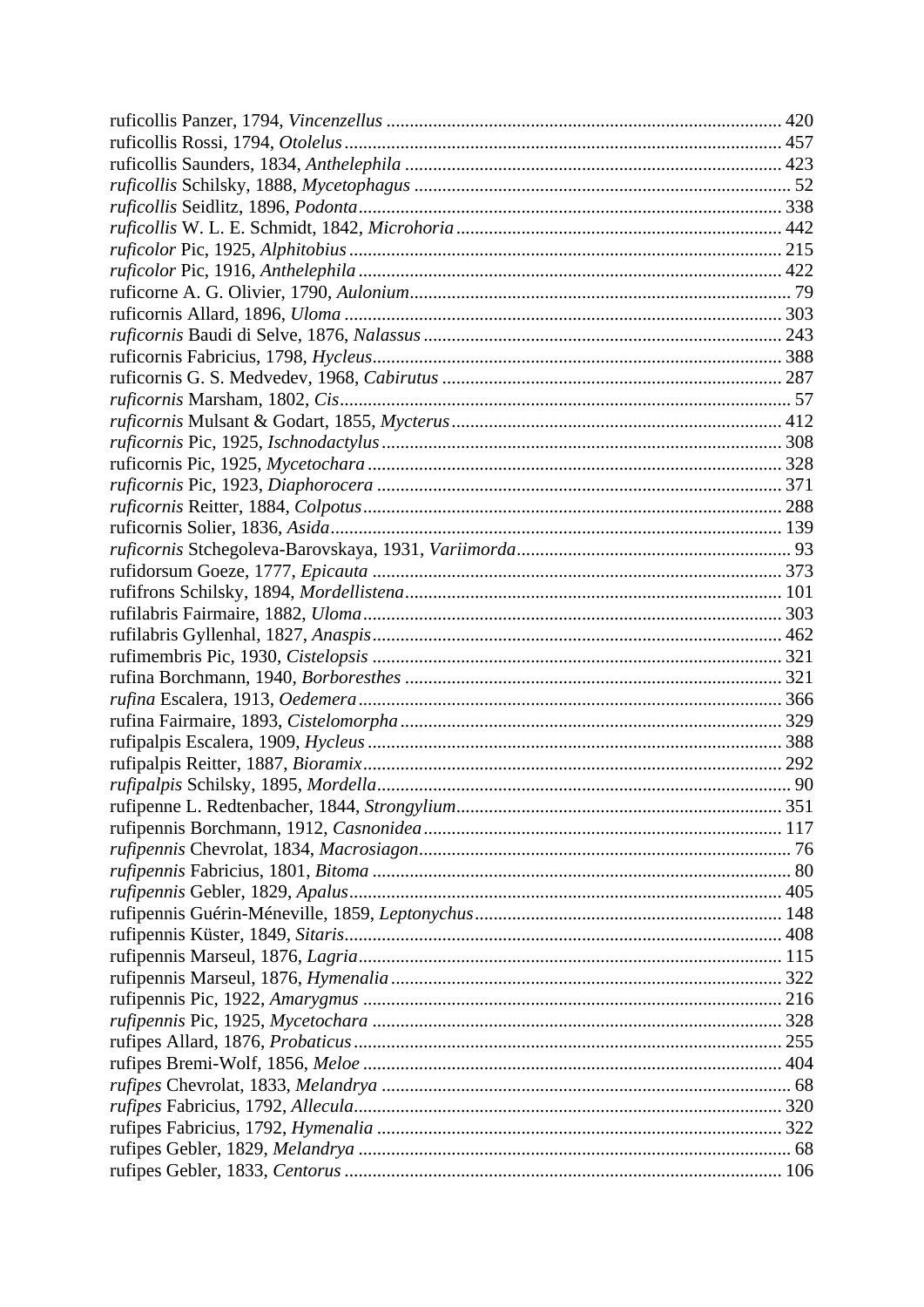ruficollis Panzer, 1794, *Vincenzellus* .......... 420
ruficollis Rossi, 1794, *Otolelus* .......... 457
ruficollis Saunders, 1834, *Anthelephila* .......... 423
*ruficollis* Schilsky, 1888, *Mycetophagus* .......... 52
*ruficollis* Seidlitz, 1896, *Podonta* .......... 338
*ruficollis* W. L. E. Schmidt, 1842, *Microhoria* .......... 442
*ruficolor* Pic, 1925, *Alphitobius* .......... 215
*ruficolor* Pic, 1916, *Anthelephila* .......... 422
ruficorne A. G. Olivier, 1790, *Aulonium* .......... 79
ruficornis Allard, 1896, *Uloma* .......... 303
*ruficornis* Baudi di Selve, 1876, *Nalassus* .......... 243
ruficornis Fabricius, 1798, *Hycleus* .......... 388
ruficornis G. S. Medvedev, 1968, *Cabirutus* .......... 287
*ruficornis* Marsham, 1802, *Cis* .......... 57
*ruficornis* Mulsant & Godart, 1855, *Mycterus* .......... 412
*ruficornis* Pic, 1925, *Ischnodactylus* .......... 308
ruficornis Pic, 1925, *Mycetochara* .......... 328
*ruficornis* Pic, 1923, *Diaphorocera* .......... 371
*ruficornis* Reitter, 1884, *Colpotus* .......... 288
ruficornis Solier, 1836, *Asida* .......... 139
*ruficornis* Stchegoleva-Barovskaya, 1931, *Variimorda* .......... 93
rufidorsum Goeze, 1777, *Epicauta* .......... 373
rufifrons Schilsky, 1894, *Mordellistena* .......... 101
rufilabris Fairmaire, 1882, *Uloma* .......... 303
rufilabris Gyllenhal, 1827, *Anaspis* .......... 462
rufimembris Pic, 1930, *Cistelopsis* .......... 321
rufina Borchmann, 1940, *Borboresthes* .......... 321
*rufina* Escalera, 1913, *Oedemera* .......... 366
rufina Fairmaire, 1893, *Cistelomorpha* .......... 329
rufipalpis Escalera, 1909, *Hycleus* .......... 388
rufipalpis Reitter, 1887, *Bioramix* .......... 292
*rufipalpis* Schilsky, 1895, *Mordella* .......... 90
rufipenne L. Redtenbacher, 1844, *Strongylium* .......... 351
rufipennis Borchmann, 1912, *Casnonidea* .......... 117
*rufipennis* Chevrolat, 1834, *Macrosiagon* .......... 76
*rufipennis* Fabricius, 1801, *Bitoma* .......... 80
*rufipennis* Gebler, 1829, *Apalus* .......... 405
rufipennis Guérin-Méneville, 1859, *Leptonychus* .......... 148
rufipennis Küster, 1849, *Sitaris* .......... 408
rufipennis Marseul, 1876, *Lagria* .......... 115
rufipennis Marseul, 1876, *Hymenalia* .......... 322
rufipennis Pic, 1922, *Amarygmus* .......... 216
*rufipennis* Pic, 1925, *Mycetochara* .......... 328
rufipes Allard, 1876, *Probaticus* .......... 255
rufipes Bremi-Wolf, 1856, *Meloe* .......... 404
*rufipes* Chevrolat, 1833, *Melandrya* .......... 68
*rufipes* Fabricius, 1792, *Allecula* .......... 320
rufipes Fabricius, 1792, *Hymenalia* .......... 322
rufipes Gebler, 1829, *Melandrya* .......... 68
rufipes Gebler, 1833, *Centorus* .......... 106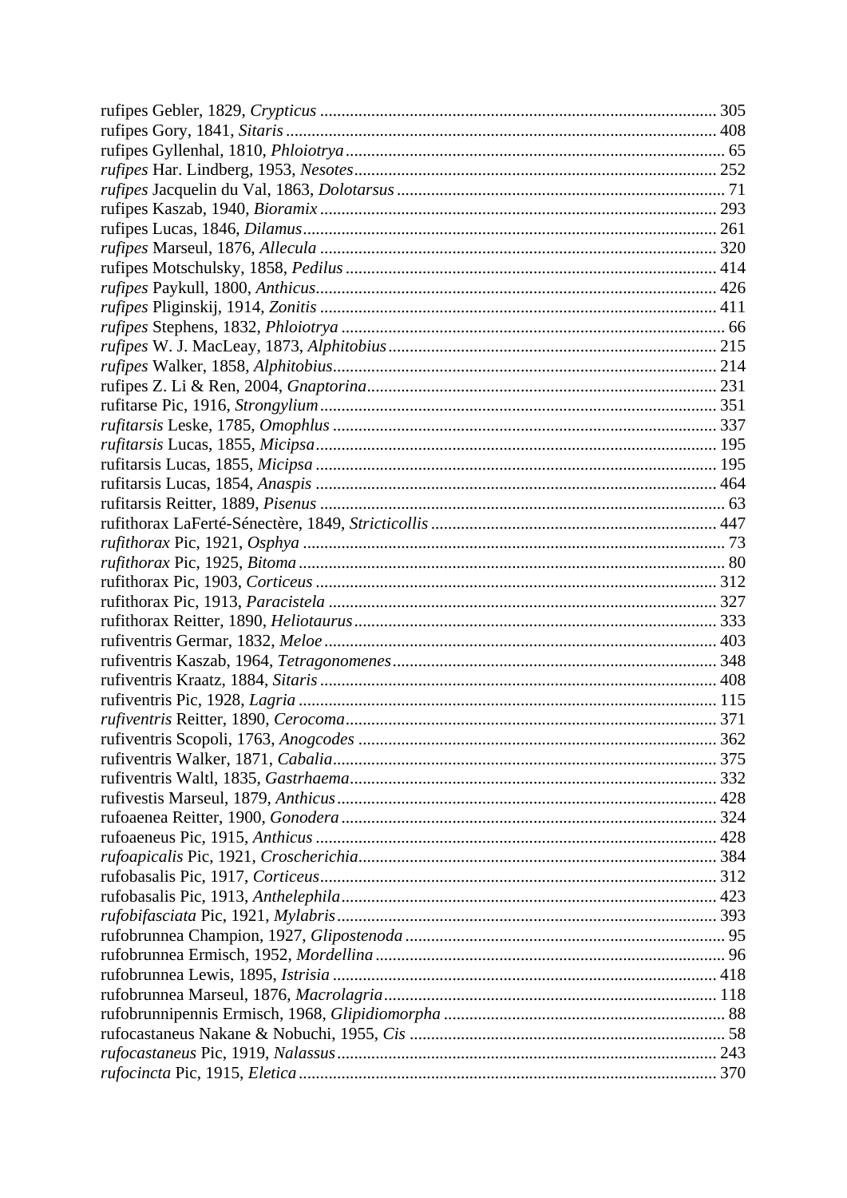rufipes Gebler, 1829, *Crypticus* ........................................ 305
rufipes Gory, 1841, *Sitaris* ........................................ 408
rufipes Gyllenhal, 1810, *Phloiotrya* ........................................ 65
*rufipes* Har. Lindberg, 1953, *Nesotes* ........................................ 252
*rufipes* Jacquelin du Val, 1863, *Dolotarsus* ........................................ 71
rufipes Kaszab, 1940, *Bioramix* ........................................ 293
rufipes Lucas, 1846, *Dilamus* ........................................ 261
*rufipes* Marseul, 1876, *Allecula* ........................................ 320
rufipes Motschulsky, 1858, *Pedilus* ........................................ 414
*rufipes* Paykull, 1800, *Anthicus* ........................................ 426
*rufipes* Pliginskij, 1914, *Zonitis* ........................................ 411
*rufipes* Stephens, 1832, *Phloiotrya* ........................................ 66
*rufipes* W. J. MacLeay, 1873, *Alphitobius* ........................................ 215
*rufipes* Walker, 1858, *Alphitobius* ........................................ 214
rufipes Z. Li & Ren, 2004, *Gnaptorina* ........................................ 231
rufitarse Pic, 1916, *Strongylium* ........................................ 351
*rufitarsis* Leske, 1785, *Omophlus* ........................................ 337
*rufitarsis* Lucas, 1855, *Micipsa* ........................................ 195
rufitarsis Lucas, 1855, *Micipsa* ........................................ 195
rufitarsis Lucas, 1854, *Anaspis* ........................................ 464
rufitarsis Reitter, 1889, *Pisenus* ........................................ 63
rufithorax LaFerté-Sénectère, 1849, *Stricticollis* ........................................ 447
*rufithorax* Pic, 1921, *Osphya* ........................................ 73
*rufithorax* Pic, 1925, *Bitoma* ........................................ 80
rufithorax Pic, 1903, *Corticeus* ........................................ 312
rufithorax Pic, 1913, *Paracistela* ........................................ 327
rufithorax Reitter, 1890, *Heliotaurus* ........................................ 333
rufiventris Germar, 1832, *Meloe* ........................................ 403
rufiventris Kaszab, 1964, *Tetragonomenes* ........................................ 348
rufiventris Kraatz, 1884, *Sitaris* ........................................ 408
rufiventris Pic, 1928, *Lagria* ........................................ 115
*rufiventris* Reitter, 1890, *Cerocoma* ........................................ 371
rufiventris Scopoli, 1763, *Anogcodes* ........................................ 362
rufiventris Walker, 1871, *Cabalia* ........................................ 375
rufiventris Waltl, 1835, *Gastrhaema* ........................................ 332
rufivestis Marseul, 1879, *Anthicus* ........................................ 428
rufoaenea Reitter, 1900, *Gonodera* ........................................ 324
rufoaeneus Pic, 1915, *Anthicus* ........................................ 428
*rufoapicalis* Pic, 1921, *Croscherichia* ........................................ 384
rufobasalis Pic, 1917, *Corticeus* ........................................ 312
rufobasalis Pic, 1913, *Anthelephila* ........................................ 423
*rufobifasciata* Pic, 1921, *Mylabris* ........................................ 393
rufobrunnea Champion, 1927, *Glipostenoda* ........................................ 95
rufobrunnea Ermisch, 1952, *Mordellina* ........................................ 96
rufobrunnea Lewis, 1895, *Istrisia* ........................................ 418
rufobrunnea Marseul, 1876, *Macrolagria* ........................................ 118
rufobrunnipennis Ermisch, 1968, *Glipidiomorpha* ........................................ 88
rufocastaneus Nakane & Nobuchi, 1955, *Cis* ........................................ 58
*rufocastaneus* Pic, 1919, *Nalassus* ........................................ 243
*rufocincta* Pic, 1915, *Eletica* ........................................ 370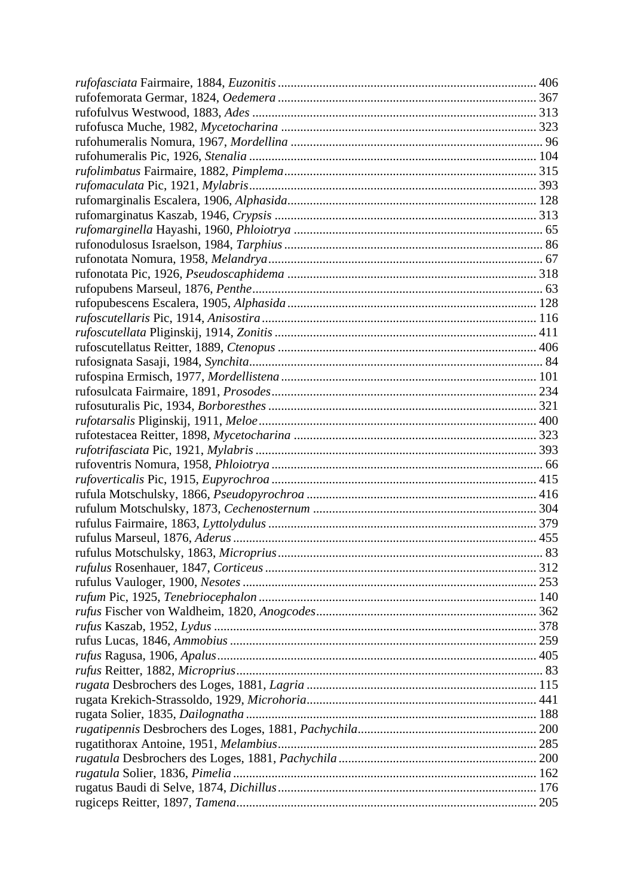*rufofasciata* Fairmaire, 1884, *Euzonitis* ................................................................................ 406
rufofemorata Germar, 1824, *Oedemera* ................................................................................ 367
rufofulvus Westwood, 1883, *Ades* ........................................................................................ 313
rufofusca Muche, 1982, *Mycetocharina* ............................................................................... 323
rufohumeralis Nomura, 1967, *Mordellina* .............................................................................. 96
rufohumeralis Pic, 1926, *Stenalia* ......................................................................................... 104
*rufolimbatus* Fairmaire, 1882, *Pimplema*.............................................................................. 315
*rufomaculata* Pic, 1921, *Mylabris*......................................................................................... 393
rufomarginalis Escalera, 1906, *Alphasida*.............................................................................. 128
rufomarginatus Kaszab, 1946, *Crypsis* ................................................................................. 313
*rufomarginella* Hayashi, 1960, *Phloiotrya* ............................................................................. 65
rufonodulosus Israelson, 1984, *Tarphius* ................................................................................ 86
rufonotata Nomura, 1958, *Melandrya*..................................................................................... 67
rufonotata Pic, 1926, *Pseudoscaphidema* ............................................................................. 318
rufopubens Marseul, 1876, *Penthe*.......................................................................................... 63
rufopubescens Escalera, 1905, *Alphasida* ............................................................................. 128
*rufoscutellaris* Pic, 1914, *Anisostira* ..................................................................................... 116
*rufoscutellata* Pliginskij, 1914, *Zonitis* ................................................................................. 411
rufoscutellatus Reitter, 1889, *Ctenopus* ................................................................................ 406
rufosignata Sasaji, 1984, *Synchita*........................................................................................... 84
rufospina Ermisch, 1977, *Mordellistena* ............................................................................... 101
rufosulcata Fairmaire, 1891, *Prosodes*.................................................................................. 234
rufosuturalis Pic, 1934, *Borboresthes* ................................................................................... 321
*rufotarsalis* Pliginskij, 1911, *Meloe*...................................................................................... 400
rufotestacea Reitter, 1898, *Mycetocharina* ........................................................................... 323
*rufotrifasciata* Pic, 1921, *Mylabris* ....................................................................................... 393
rufoventris Nomura, 1958, *Phloiotrya* .................................................................................... 66
*rufoverticalis* Pic, 1915, *Eupyrochroa* .................................................................................. 415
rufula Motschulsky, 1866, *Pseudopyrochroa* ....................................................................... 416
rufulum Motschulsky, 1873, *Cechenosternum* ..................................................................... 304
rufulus Fairmaire, 1863, *Lyttolydulus* ................................................................................... 379
rufulus Marseul, 1876, *Aderus* .............................................................................................. 455
rufulus Motschulsky, 1863, *Microprius*................................................................................... 83
*rufulus* Rosenhauer, 1847, *Corticeus* .................................................................................... 312
rufulus Vauloger, 1900, *Nesotes* ........................................................................................... 253
*rufum* Pic, 1925, *Tenebriocephalon* ...................................................................................... 140
*rufus* Fischer von Waldheim, 1820, *Anogcodes*.................................................................... 362
*rufus* Kaszab, 1952, *Lydus* .................................................................................................... 378
rufus Lucas, 1846, *Ammobius* ............................................................................................... 259
*rufus* Ragusa, 1906, *Apalus*.................................................................................................. 405
*rufus* Reitter, 1882, *Microprius*............................................................................................... 83
*rugata* Desbrochers des Loges, 1881, *Lagria* ....................................................................... 115
rugata Krekich-Strassoldo, 1929, *Microhoria*....................................................................... 441
rugata Solier, 1835, *Dailognatha* .......................................................................................... 188
*rugatipennis* Desbrochers des Loges, 1881, *Pachychila*....................................................... 200
rugatithorax Antoine, 1951, *Melambius*................................................................................ 285
*rugatula* Desbrochers des Loges, 1881, *Pachychila* ............................................................. 200
*rugatula* Solier, 1836, *Pimelia* .............................................................................................. 162
rugatus Baudi di Selve, 1874, *Dichillus*................................................................................ 176
rugiceps Reitter, 1897, *Tamena*............................................................................................. 205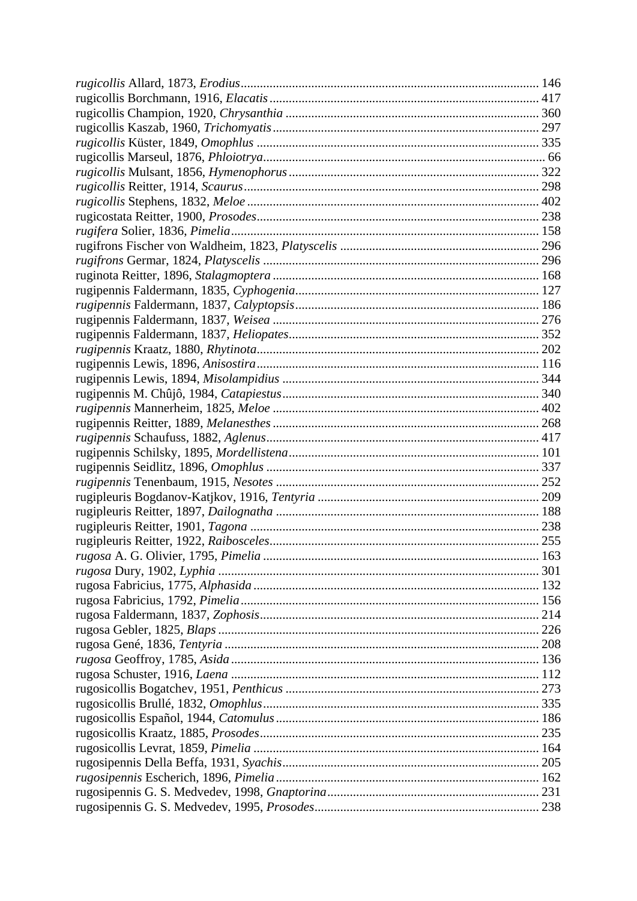*rugicollis* Allard, 1873, *Erodius* ........................................................................................... 146
rugicollis Borchmann, 1916, *Elacatis* .................................................................................. 417
rugicollis Champion, 1920, *Chrysanthia* ............................................................................ 360
rugicollis Kaszab, 1960, *Trichomyatis* ................................................................................ 297
*rugicollis* Küster, 1849, *Omophlus* ..................................................................................... 335
rugicollis Marseul, 1876, *Phloiotrya* ...................................................................................... 66
*rugicollis* Mulsant, 1856, *Hymenophorus* ............................................................................ 322
*rugicollis* Reitter, 1914, *Scaurus* .......................................................................................... 298
*rugicollis* Stephens, 1832, *Meloe* ......................................................................................... 402
rugicostata Reitter, 1900, *Prosodes* ...................................................................................... 238
*rugifera* Solier, 1836, *Pimelia* .............................................................................................. 158
rugifrons Fischer von Waldheim, 1823, *Platyscelis* ............................................................ 296
*rugifrons* Germar, 1824, *Platyscelis* .................................................................................... 296
ruginota Reitter, 1896, *Stalagmoptera* .................................................................................. 168
rugipennis Faldermann, 1835, *Cyphogenia* ........................................................................... 127
*rugipennis* Faldermann, 1837, *Calyptopsis* .......................................................................... 186
rugipennis Faldermann, 1837, *Weisea* ................................................................................... 276
rugipennis Faldermann, 1837, *Heliopates* ............................................................................. 352
*rugipennis* Kraatz, 1880, *Rhytinota* ...................................................................................... 202
rugipennis Lewis, 1896, *Anisostira* ....................................................................................... 116
rugipennis Lewis, 1894, *Misolampidius* ................................................................................ 344
rugipennis M. Chûjô, 1984, *Catapiestus* ............................................................................... 340
*rugipennis* Mannerheim, 1825, *Meloe* .................................................................................. 402
rugipennis Reitter, 1889, *Melanesthes* .................................................................................. 268
*rugipennis* Schaufuss, 1882, *Aglenus* ................................................................................... 417
rugipennis Schilsky, 1895, *Mordellistena* ............................................................................. 101
rugipennis Seidlitz, 1896, *Omophlus* ..................................................................................... 337
*rugipennis* Tenenbaum, 1915, *Nesotes* ................................................................................. 252
rugipleuris Bogdanov-Katjkov, 1916, *Tentyria* .................................................................... 209
rugipleuris Reitter, 1897, *Dailognatha* .................................................................................. 188
rugipleuris Reitter, 1901, *Tagona* .......................................................................................... 238
rugipleuris Reitter, 1922, *Raibosceles* ................................................................................... 255
*rugosa* A. G. Olivier, 1795, *Pimelia* ..................................................................................... 163
*rugosa* Dury, 1902, *Lyphia* .................................................................................................... 301
rugosa Fabricius, 1775, *Alphasida* ......................................................................................... 132
rugosa Fabricius, 1792, *Pimelia* ............................................................................................. 156
rugosa Faldermann, 1837, *Zophosis* ...................................................................................... 214
rugosa Gebler, 1825, *Blaps* .................................................................................................... 226
rugosa Gené, 1836, *Tentyria* .................................................................................................. 208
*rugosa* Geoffroy, 1785, *Asida* ............................................................................................... 136
rugosa Schuster, 1916, *Laena* ................................................................................................ 112
rugosicollis Bogatchev, 1951, *Penthicus* ............................................................................... 273
rugosicollis Brullé, 1832, *Omophlus* ...................................................................................... 335
rugosicollis Español, 1944, *Catomulus* .................................................................................. 186
rugosicollis Kraatz, 1885, *Prosodes* ....................................................................................... 235
rugosicollis Levrat, 1859, *Pimelia* ......................................................................................... 164
rugosipennis Della Beffa, 1931, *Syachis* ............................................................................... 205
*rugosipennis* Escherich, 1896, *Pimelia* ................................................................................. 162
rugosipennis G. S. Medvedev, 1998, *Gnaptorina* ................................................................. 231
rugosipennis G. S. Medvedev, 1995, *Prosodes* ..................................................................... 238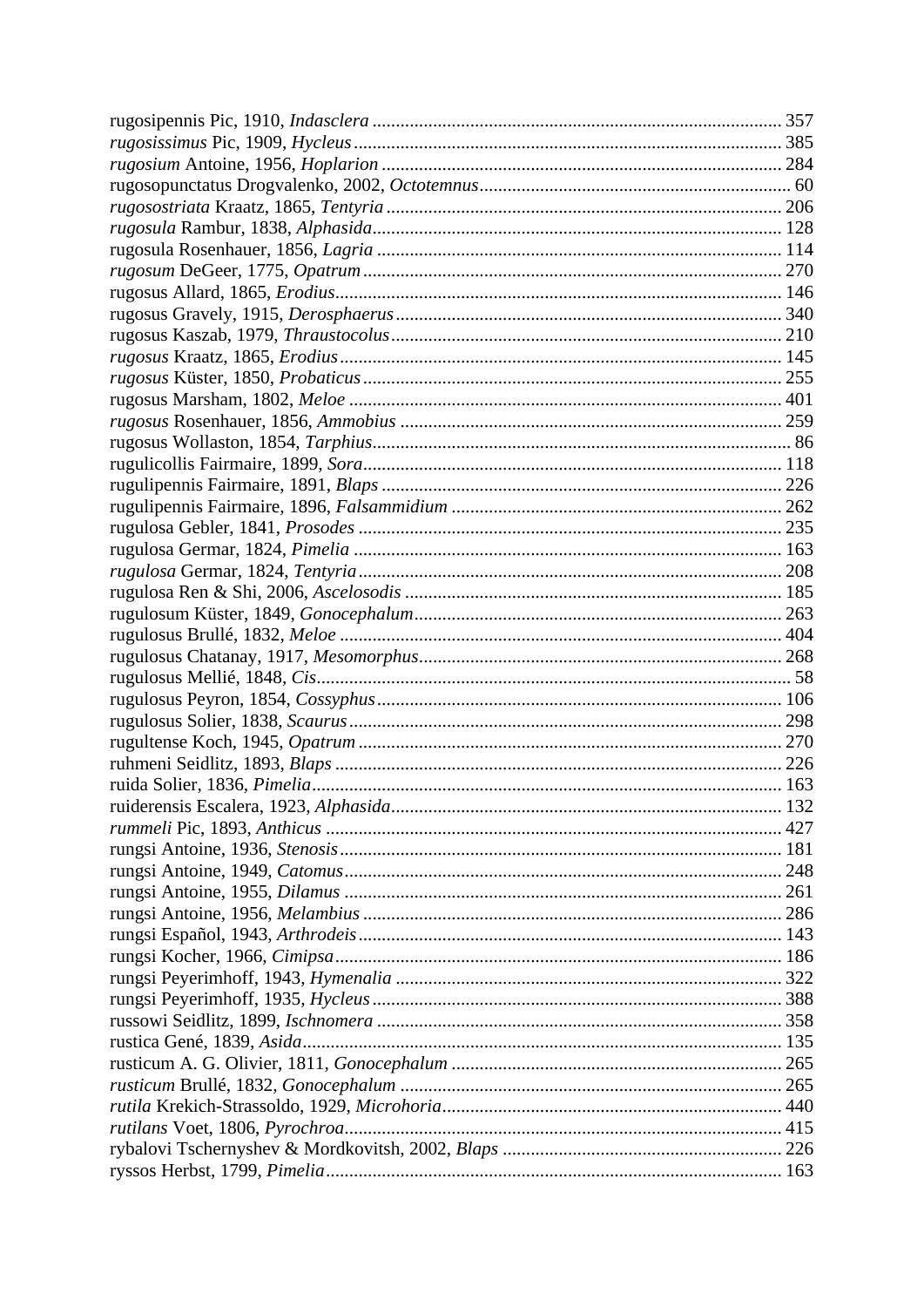rugosipennis Pic, 1910, *Indasclera* ........................................ 357
*rugosissimus* Pic, 1909, *Hycleus* ........................................ 385
*rugosium* Antoine, 1956, *Hoplarion* ........................................ 284
rugosopunctatus Drogvalenko, 2002, *Octotemnus* ........................................ 60
*rugosostriata* Kraatz, 1865, *Tentyria* ........................................ 206
*rugosula* Rambur, 1838, *Alphasida* ........................................ 128
rugosula Rosenhauer, 1856, *Lagria* ........................................ 114
*rugosum* DeGeer, 1775, *Opatrum* ........................................ 270
rugosus Allard, 1865, *Erodius* ........................................ 146
rugosus Gravely, 1915, *Derosphaerus* ........................................ 340
rugosus Kaszab, 1979, *Thraustocolus* ........................................ 210
*rugosus* Kraatz, 1865, *Erodius* ........................................ 145
*rugosus* Küster, 1850, *Probaticus* ........................................ 255
rugosus Marsham, 1802, *Meloe* ........................................ 401
*rugosus* Rosenhauer, 1856, *Ammobius* ........................................ 259
rugosus Wollaston, 1854, *Tarphius* ........................................ 86
rugulicollis Fairmaire, 1899, *Sora* ........................................ 118
rugulipennis Fairmaire, 1891, *Blaps* ........................................ 226
rugulipennis Fairmaire, 1896, *Falsammidium* ........................................ 262
rugulosa Gebler, 1841, *Prosodes* ........................................ 235
rugulosa Germar, 1824, *Pimelia* ........................................ 163
*rugulosa* Germar, 1824, *Tentyria* ........................................ 208
rugulosa Ren & Shi, 2006, *Ascelosodis* ........................................ 185
rugulosum Küster, 1849, *Gonocephalum* ........................................ 263
rugulosus Brullé, 1832, *Meloe* ........................................ 404
rugulosus Chatanay, 1917, *Mesomorphus* ........................................ 268
rugulosus Mellié, 1848, *Cis* ........................................ 58
rugulosus Peyron, 1854, *Cossyphus* ........................................ 106
rugulosus Solier, 1838, *Scaurus* ........................................ 298
rugultense Koch, 1945, *Opatrum* ........................................ 270
ruhmeni Seidlitz, 1893, *Blaps* ........................................ 226
ruida Solier, 1836, *Pimelia* ........................................ 163
ruiderensis Escalera, 1923, *Alphasida* ........................................ 132
*rummeli* Pic, 1893, *Anthicus* ........................................ 427
rungsi Antoine, 1936, *Stenosis* ........................................ 181
rungsi Antoine, 1949, *Catomus* ........................................ 248
rungsi Antoine, 1955, *Dilamus* ........................................ 261
rungsi Antoine, 1956, *Melambius* ........................................ 286
rungsi Español, 1943, *Arthrodeis* ........................................ 143
rungsi Kocher, 1966, *Cimipsa* ........................................ 186
rungsi Peyerimhoff, 1943, *Hymenalia* ........................................ 322
rungsi Peyerimhoff, 1935, *Hycleus* ........................................ 388
russowi Seidlitz, 1899, *Ischnomera* ........................................ 358
rustica Gené, 1839, *Asida* ........................................ 135
rusticum A. G. Olivier, 1811, *Gonocephalum* ........................................ 265
*rusticum* Brullé, 1832, *Gonocephalum* ........................................ 265
*rutila* Krekich-Strassoldo, 1929, *Microhoria* ........................................ 440
*rutilans* Voet, 1806, *Pyrochroa* ........................................ 415
rybalovi Tschernyshev & Mordkovitsh, 2002, *Blaps* ........................................ 226
ryssos Herbst, 1799, *Pimelia* ........................................ 163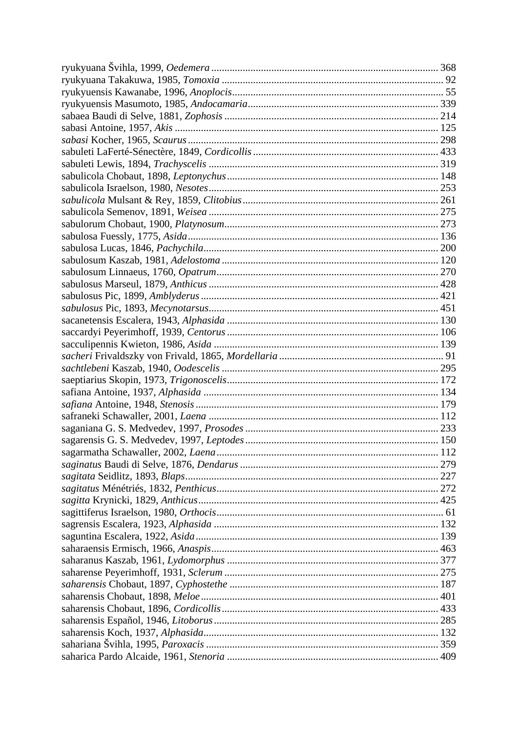ryukyuana Švihla, 1999, *Oedemera* ........................................................................................ 368
ryukyuana Takakuwa, 1985, *Tomoxia* ....................................................................................... 92
ryukyuensis Kawanabe, 1996, *Anoplocis*.................................................................................. 55
ryukyuensis Masumoto, 1985, *Andocamaria*.......................................................................... 339
sabaea Baudi di Selve, 1881, *Zophosis* .................................................................................. 214
sabasi Antoine, 1957, *Akis* ..................................................................................................... 125
*sabasi* Kocher, 1965, *Scaurus* ................................................................................................ 298
sabuleti LaFerté-Sénectère, 1849, *Cordicollis* ....................................................................... 433
sabuleti Lewis, 1894, *Trachyscelis* ........................................................................................ 319
sabulicola Chobaut, 1898, *Leptonychus* .................................................................................. 148
sabulicola Israelson, 1980, *Nesotes* ........................................................................................ 253
*sabulicola* Mulsant & Rey, 1859, *Clitobius* ........................................................................... 261
sabulicola Semenov, 1891, *Weisea* ........................................................................................ 275
sabulorum Chobaut, 1900, *Platynosum* .................................................................................. 273
sabulosa Fuessly, 1775, *Asida* ................................................................................................ 136
sabulosa Lucas, 1846, *Pachychila* .......................................................................................... 200
sabulosum Kaszab, 1981, *Adelostoma* ................................................................................... 120
sabulosum Linnaeus, 1760, *Opatrum* ..................................................................................... 270
sabulosus Marseul, 1879, *Anthicus* ........................................................................................ 428
sabulosus Pic, 1899, *Amblyderus* ........................................................................................... 421
*sabulosus* Pic, 1893, *Mecynotarsus* ....................................................................................... 451
sacanetensis Escalera, 1943, *Alphasida* ................................................................................. 130
saccardyi Peyerimhoff, 1939, *Centorus* ................................................................................. 106
sacculipennis Kwieton, 1986, *Asida* ...................................................................................... 139
*sacheri* Frivaldszky von Frivald, 1865, *Mordellaria* ................................................................ 91
*sachtlebeni* Kaszab, 1940, *Oodescelis* ................................................................................... 295
saeptiarius Skopin, 1973, *Trigonoscelis* ................................................................................. 172
safiana Antoine, 1937, *Alphasida* .......................................................................................... 134
*safiana* Antoine, 1948, *Stenosis* ............................................................................................ 179
safraneki Schawaller, 2001, *Laena* ........................................................................................ 112
saganiana G. S. Medvedev, 1997, *Prosodes* ........................................................................... 233
sagarensis G. S. Medvedev, 1997, *Leptodes* ........................................................................... 150
sagarmatha Schawaller, 2002, *Laena* ..................................................................................... 112
*saginatus* Baudi di Selve, 1876, *Dendarus* ............................................................................ 279
*sagitata* Seidlitz, 1893, *Blaps* ................................................................................................. 227
*sagitatus* Ménétriés, 1832, *Penthicus* ..................................................................................... 272
*sagitta* Krynicki, 1829, *Anthicus* ............................................................................................ 425
sagittiferus Israelson, 1980, *Orthocis* ....................................................................................... 61
sagrensis Escalera, 1923, *Alphasida* ...................................................................................... 132
saguntina Escalera, 1922, *Asida* ............................................................................................. 139
saharaensis Ermisch, 1966, *Anaspis* ...................................................................................... 463
saharanus Kaszab, 1961, *Lydomorphus* ................................................................................. 377
saharense Peyerimhoff, 1931, *Sclerum* .................................................................................. 275
*saharensis* Chobaut, 1897, *Cyphostethe* ................................................................................ 187
saharensis Chobaut, 1898, *Meloe* ........................................................................................... 401
saharensis Chobaut, 1896, *Cordicollis* ................................................................................... 433
saharensis Español, 1946, *Litoborus* ...................................................................................... 285
saharensis Koch, 1937, *Alphasida* .......................................................................................... 132
sahariana Švihla, 1995, *Paroxacis* ......................................................................................... 359
saharica Pardo Alcaide, 1961, *Stenoria* ................................................................................. 409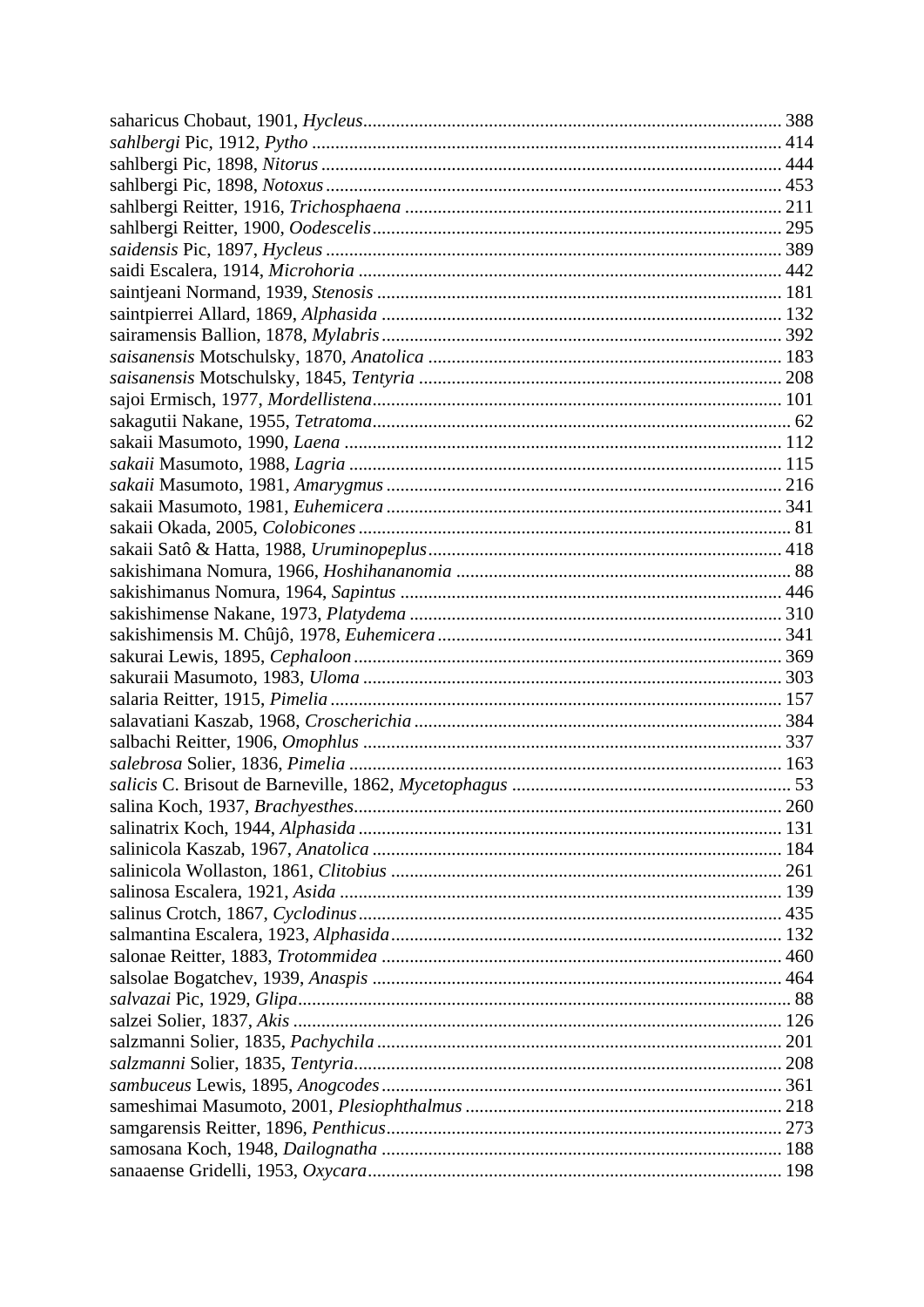saharicus Chobaut, 1901, *Hycleus* ........ 388
*sahlbergi* Pic, 1912, *Pytho* ........ 414
sahlbergi Pic, 1898, *Nitorus* ........ 444
sahlbergi Pic, 1898, *Notoxus* ........ 453
sahlbergi Reitter, 1916, *Trichosphaena* ........ 211
sahlbergi Reitter, 1900, *Oodescelis* ........ 295
*saidensis* Pic, 1897, *Hycleus* ........ 389
saidi Escalera, 1914, *Microhoria* ........ 442
saintjeani Normand, 1939, *Stenosis* ........ 181
saintpierrei Allard, 1869, *Alphasida* ........ 132
sairamensis Ballion, 1878, *Mylabris* ........ 392
*saisanensis* Motschulsky, 1870, *Anatolica* ........ 183
*saisanensis* Motschulsky, 1845, *Tentyria* ........ 208
sajoi Ermisch, 1977, *Mordellistena* ........ 101
sakagutii Nakane, 1955, *Tetratoma* ........ 62
sakaii Masumoto, 1990, *Laena* ........ 112
*sakaii* Masumoto, 1988, *Lagria* ........ 115
*sakaii* Masumoto, 1981, *Amarygmus* ........ 216
sakaii Masumoto, 1981, *Euhemicera* ........ 341
sakaii Okada, 2005, *Colobicones* ........ 81
sakaii Satô & Hatta, 1988, *Uruminopeplus* ........ 418
sakishimana Nomura, 1966, *Hoshihananomia* ........ 88
sakishimanus Nomura, 1964, *Sapintus* ........ 446
sakishimense Nakane, 1973, *Platydema* ........ 310
sakishimensis M. Chûjô, 1978, *Euhemicera* ........ 341
sakurai Lewis, 1895, *Cephaloon* ........ 369
sakuraii Masumoto, 1983, *Uloma* ........ 303
salaria Reitter, 1915, *Pimelia* ........ 157
salavatiani Kaszab, 1968, *Croscherichia* ........ 384
salbachi Reitter, 1906, *Omophlus* ........ 337
*salebrosa* Solier, 1836, *Pimelia* ........ 163
*salicis* C. Brisout de Barneville, 1862, *Mycetophagus* ........ 53
salina Koch, 1937, *Brachyesthes* ........ 260
salinatrix Koch, 1944, *Alphasida* ........ 131
salinicola Kaszab, 1967, *Anatolica* ........ 184
salinicola Wollaston, 1861, *Clitobius* ........ 261
salinosa Escalera, 1921, *Asida* ........ 139
salinus Crotch, 1867, *Cyclodinus* ........ 435
salmantina Escalera, 1923, *Alphasida* ........ 132
salonae Reitter, 1883, *Trotommidea* ........ 460
salsolae Bogatchev, 1939, *Anaspis* ........ 464
*salvazai* Pic, 1929, *Glipa* ........ 88
salzei Solier, 1837, *Akis* ........ 126
salzmanni Solier, 1835, *Pachychila* ........ 201
*salzmanni* Solier, 1835, *Tentyria* ........ 208
*sambuceus* Lewis, 1895, *Anogcodes* ........ 361
sameshimai Masumoto, 2001, *Plesiophthalmus* ........ 218
samgarensis Reitter, 1896, *Penthicus* ........ 273
samosana Koch, 1948, *Dailognatha* ........ 188
sanaaense Gridelli, 1953, *Oxycara* ........ 198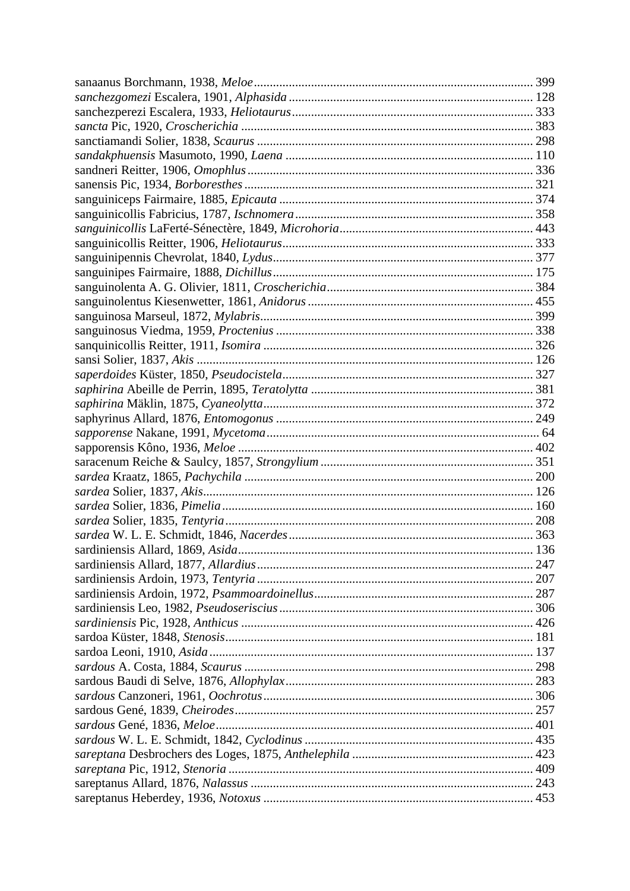sanaanus Borchmann, 1938, *Meloe* ........ 399
*sanchezgomezi* Escalera, 1901, *Alphasida* ........ 128
sanchezperezi Escalera, 1933, *Heliotaurus* ........ 333
*sancta* Pic, 1920, *Croscherichia* ........ 383
sanctiamandi Solier, 1838, *Scaurus* ........ 298
*sandakphuensis* Masumoto, 1990, *Laena* ........ 110
sandneri Reitter, 1906, *Omophlus* ........ 336
sanensis Pic, 1934, *Borboresthes* ........ 321
sanguiniceps Fairmaire, 1885, *Epicauta* ........ 374
sanguinicollis Fabricius, 1787, *Ischnomera* ........ 358
*sanguinicollis* LaFerté-Sénectère, 1849, *Microhoria* ........ 443
sanguinicollis Reitter, 1906, *Heliotaurus* ........ 333
sanguinipennis Chevrolat, 1840, *Lydus* ........ 377
sanguinipes Fairmaire, 1888, *Dichillus* ........ 175
sanguinolenta A. G. Olivier, 1811, *Croscherichia* ........ 384
sanguinolentus Kiesenwetter, 1861, *Anidorus* ........ 455
sanguinosa Marseul, 1872, *Mylabris* ........ 399
sanguinosus Viedma, 1959, *Proctenius* ........ 338
sanquinicollis Reitter, 1911, *Isomira* ........ 326
sansi Solier, 1837, *Akis* ........ 126
*saperdoides* Küster, 1850, *Pseudocistela* ........ 327
*saphirina* Abeille de Perrin, 1895, *Teratolytta* ........ 381
*saphirina* Mäklin, 1875, *Cyaneolytta* ........ 372
saphyrinus Allard, 1876, *Entomogonus* ........ 249
*sapporense* Nakane, 1991, *Mycetoma* ........ 64
sapporensis Kôno, 1936, *Meloe* ........ 402
saracenum Reiche & Saulcy, 1857, *Strongylium* ........ 351
*sardea* Kraatz, 1865, *Pachychila* ........ 200
*sardea* Solier, 1837, *Akis* ........ 126
*sardea* Solier, 1836, *Pimelia* ........ 160
*sardea* Solier, 1835, *Tentyria* ........ 208
*sardea* W. L. E. Schmidt, 1846, *Nacerdes* ........ 363
sardiniensis Allard, 1869, *Asida* ........ 136
sardiniensis Allard, 1877, *Allardius* ........ 247
sardiniensis Ardoin, 1973, *Tentyria* ........ 207
sardiniensis Ardoin, 1972, *Psammoardoinellus* ........ 287
sardiniensis Leo, 1982, *Pseudoseriscius* ........ 306
*sardiniensis* Pic, 1928, *Anthicus* ........ 426
sardoa Küster, 1848, *Stenosis* ........ 181
sardoa Leoni, 1910, *Asida* ........ 137
*sardous* A. Costa, 1884, *Scaurus* ........ 298
sardous Baudi di Selve, 1876, *Allophylax* ........ 283
*sardous* Canzoneri, 1961, *Oochrotus* ........ 306
sardous Gené, 1839, *Cheirodes* ........ 257
*sardous* Gené, 1836, *Meloe* ........ 401
*sardous* W. L. E. Schmidt, 1842, *Cyclodinus* ........ 435
*sareptana* Desbrochers des Loges, 1875, *Anthelephila* ........ 423
*sareptana* Pic, 1912, *Stenoria* ........ 409
sareptanus Allard, 1876, *Nalassus* ........ 243
sareptanus Heberdey, 1936, *Notoxus* ........ 453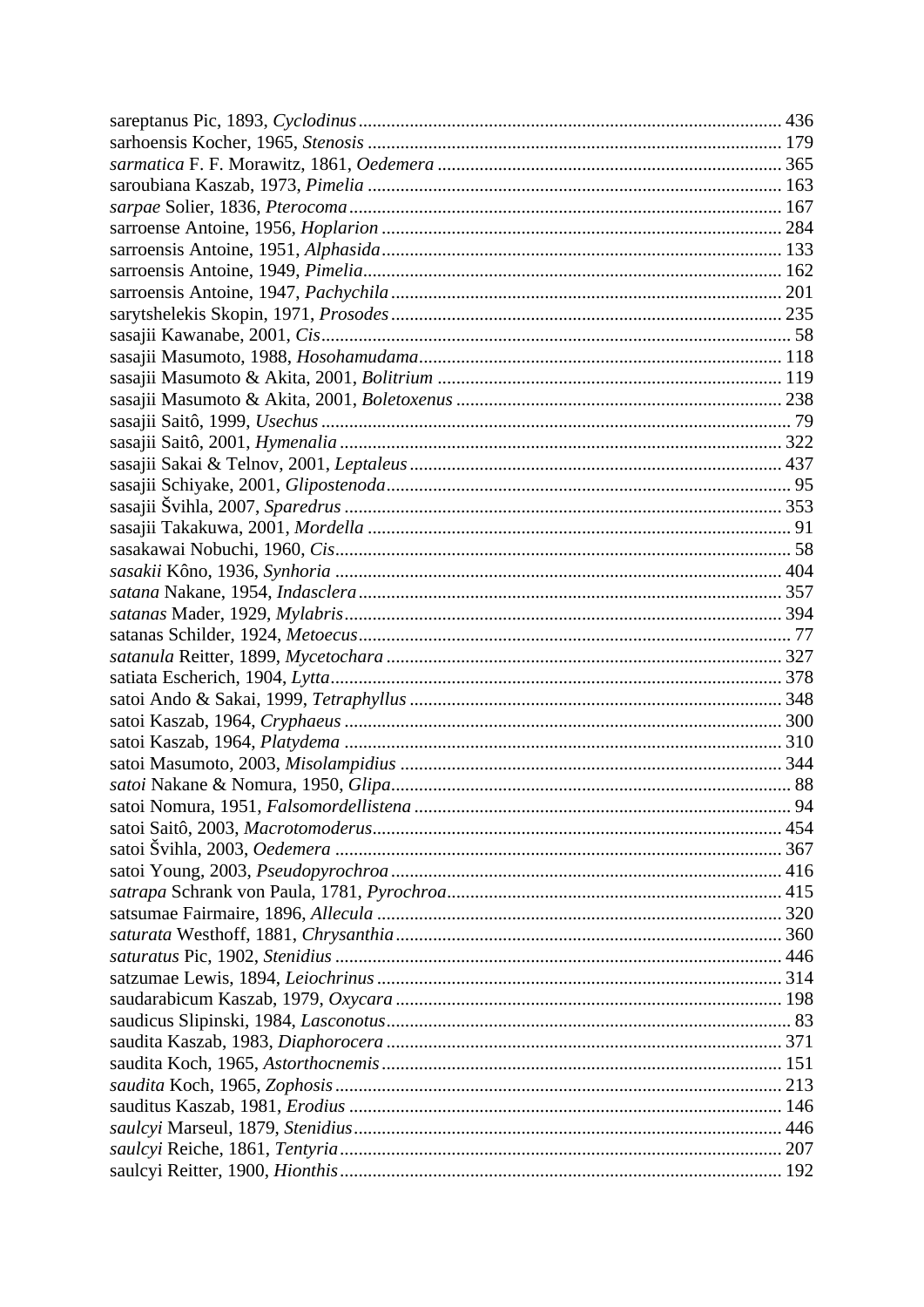sareptanus Pic, 1893, *Cyclodinus* ........................................................................ 436
sarhoensis Kocher, 1965, *Stenosis* ..................................................................... 179
*sarmatica* F. F. Morawitz, 1861, *Oedemera* ......................................................... 365
saroubiana Kaszab, 1973, *Pimelia* ...................................................................... 163
*sarpae* Solier, 1836, *Pterocoma* ........................................................................ 167
sarroense Antoine, 1956, *Hoplarion* .................................................................... 284
sarroensis Antoine, 1951, *Alphasida* .................................................................... 133
sarroensis Antoine, 1949, *Pimelia* ....................................................................... 162
sarroensis Antoine, 1947, *Pachychila* ................................................................... 201
sarytshelekis Skopin, 1971, *Prosodes* ................................................................... 235
sasajii Kawanabe, 2001, *Cis* ................................................................................. 58
sasajii Masumoto, 1988, *Hosohamudama* ................................................................ 118
sasajii Masumoto & Akita, 2001, *Bolitrium* ............................................................ 119
sasajii Masumoto & Akita, 2001, *Boletoxenus* ......................................................... 238
sasajii Saitô, 1999, *Usechus* ................................................................................. 79
sasajii Saitô, 2001, *Hymenalia* ............................................................................. 322
sasajii Sakai & Telnov, 2001, *Leptaleus* ................................................................ 437
sasajii Schiyake, 2001, *Glipostenoda* ...................................................................... 95
sasajii Švihla, 2007, *Sparedrus* ............................................................................ 353
sasajii Takakuwa, 2001, *Mordella* .......................................................................... 91
sasakawai Nobuchi, 1960, *Cis* ................................................................................ 58
*sasakii* Kôno, 1936, *Synhoria* ............................................................................. 404
*satana* Nakane, 1954, *Indasclera* ......................................................................... 357
*satanas* Mader, 1929, *Mylabris* ............................................................................ 394
satanas Schilder, 1924, *Metoecus* ........................................................................... 77
*satanula* Reitter, 1899, *Mycetochara* .................................................................... 327
satiata Escherich, 1904, *Lytta* ............................................................................... 378
satoi Ando & Sakai, 1999, *Tetraphyllus* ................................................................. 348
satoi Kaszab, 1964, *Cryphaeus* ............................................................................. 300
satoi Kaszab, 1964, *Platydema* ............................................................................. 310
satoi Masumoto, 2003, *Misolampidius* .................................................................... 344
*satoi* Nakane & Nomura, 1950, *Glipa* ...................................................................... 88
satoi Nomura, 1951, *Falsomordellistena* .................................................................. 94
satoi Saitô, 2003, *Macrotomoderus* ........................................................................ 454
satoi Švihla, 2003, *Oedemera* ............................................................................... 367
satoi Young, 2003, *Pseudopyrochroa* ...................................................................... 416
*satrapa* Schrank von Paula, 1781, *Pyrochroa* ......................................................... 415
satsumae Fairmaire, 1896, *Allecula* ....................................................................... 320
*saturata* Westhoff, 1881, *Chrysanthia* ................................................................... 360
*saturatus* Pic, 1902, *Stenidius* ............................................................................ 446
satzumae Lewis, 1894, *Leiochrinus* ........................................................................ 314
saudarabicum Kaszab, 1979, *Oxycara* ..................................................................... 198
saudicus Slipinski, 1984, *Lasconotus* ....................................................................... 83
saudita Kaszab, 1983, *Diaphorocera* ...................................................................... 371
saudita Koch, 1965, *Astorthocnemis* ....................................................................... 151
*saudita* Koch, 1965, *Zophosis* .............................................................................. 213
sauditus Kaszab, 1981, *Erodius* ............................................................................. 146
*saulcyi* Marseul, 1879, *Stenidius* .......................................................................... 446
*saulcyi* Reiche, 1861, *Tentyria* ............................................................................. 207
saulcyi Reitter, 1900, *Hionthis* ............................................................................... 192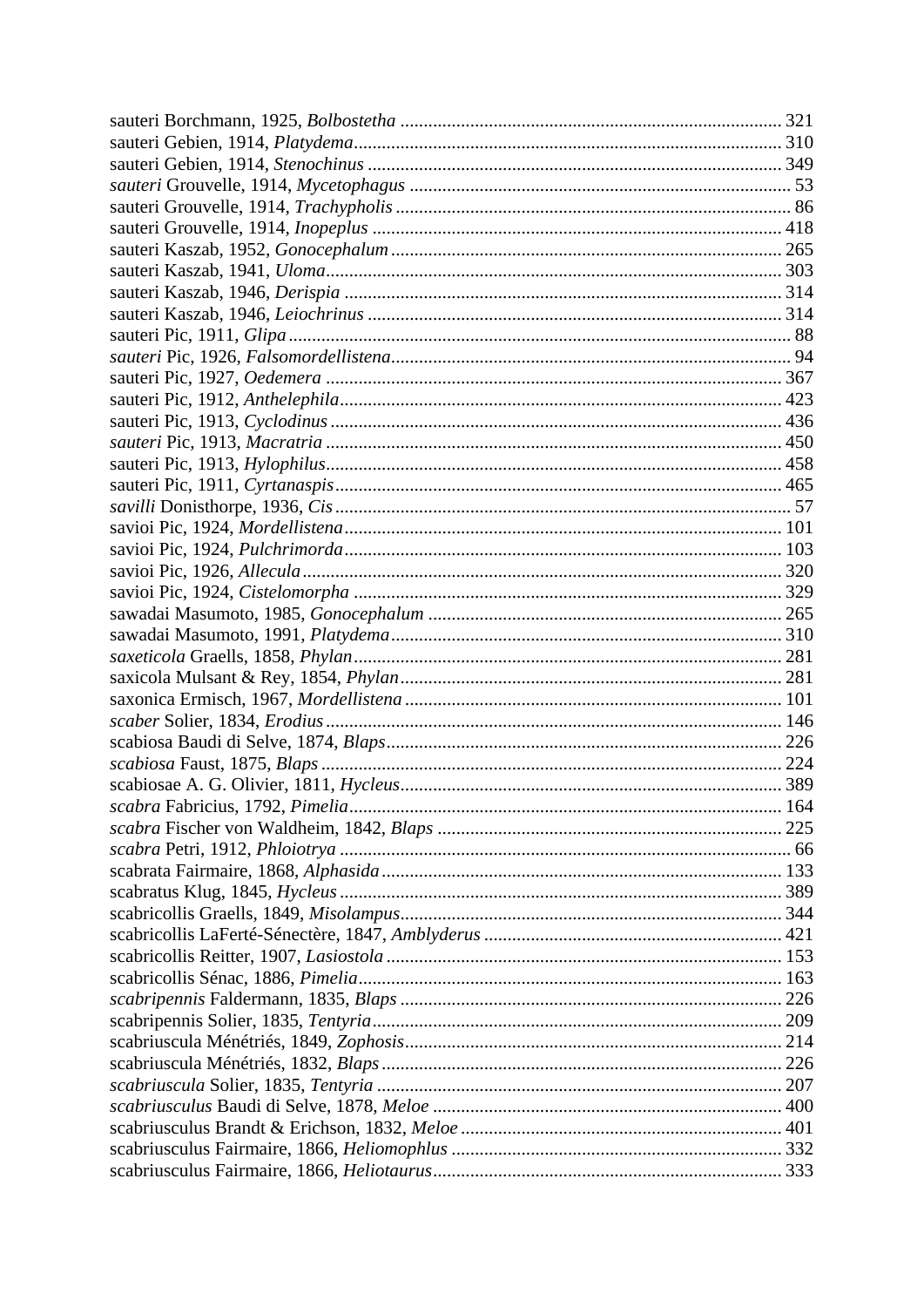sauteri Borchmann, 1925, *Bolbostetha* ................................................ 321
sauteri Gebien, 1914, *Platydema* ................................................ 310
sauteri Gebien, 1914, *Stenochinus* ................................................ 349
*sauteri* Grouvelle, 1914, *Mycetophagus* ................................................ 53
sauteri Grouvelle, 1914, *Trachypholis* ................................................ 86
sauteri Grouvelle, 1914, *Inopeplus* ................................................ 418
sauteri Kaszab, 1952, *Gonocephalum* ................................................ 265
sauteri Kaszab, 1941, *Uloma* ................................................ 303
sauteri Kaszab, 1946, *Derispia* ................................................ 314
sauteri Kaszab, 1946, *Leiochrinus* ................................................ 314
sauteri Pic, 1911, *Glipa* ................................................ 88
*sauteri* Pic, 1926, *Falsomordellistena* ................................................ 94
sauteri Pic, 1927, *Oedemera* ................................................ 367
sauteri Pic, 1912, *Anthelephila* ................................................ 423
sauteri Pic, 1913, *Cyclodinus* ................................................ 436
*sauteri* Pic, 1913, *Macratria* ................................................ 450
sauteri Pic, 1913, *Hylophilus* ................................................ 458
sauteri Pic, 1911, *Cyrtanaspis* ................................................ 465
*savilli* Donisthorpe, 1936, *Cis* ................................................ 57
savioi Pic, 1924, *Mordellistena* ................................................ 101
savioi Pic, 1924, *Pulchrimorda* ................................................ 103
savioi Pic, 1926, *Allecula* ................................................ 320
savioi Pic, 1924, *Cistelomorpha* ................................................ 329
sawadai Masumoto, 1985, *Gonocephalum* ................................................ 265
sawadai Masumoto, 1991, *Platydema* ................................................ 310
*saxeticola* Graells, 1858, *Phylan* ................................................ 281
saxicola Mulsant & Rey, 1854, *Phylan* ................................................ 281
saxonica Ermisch, 1967, *Mordellistena* ................................................ 101
*scaber* Solier, 1834, *Erodius* ................................................ 146
scabiosa Baudi di Selve, 1874, *Blaps* ................................................ 226
*scabiosa* Faust, 1875, *Blaps* ................................................ 224
scabiosae A. G. Olivier, 1811, *Hycleus* ................................................ 389
*scabra* Fabricius, 1792, *Pimelia* ................................................ 164
*scabra* Fischer von Waldheim, 1842, *Blaps* ................................................ 225
*scabra* Petri, 1912, *Phloiotrya* ................................................ 66
scabrata Fairmaire, 1868, *Alphasida* ................................................ 133
scabratus Klug, 1845, *Hycleus* ................................................ 389
scabricollis Graells, 1849, *Misolampus* ................................................ 344
scabricollis LaFerté-Sénectère, 1847, *Amblyderus* ................................................ 421
scabricollis Reitter, 1907, *Lasiostola* ................................................ 153
scabricollis Sénac, 1886, *Pimelia* ................................................ 163
*scabripennis* Faldermann, 1835, *Blaps* ................................................ 226
scabripennis Solier, 1835, *Tentyria* ................................................ 209
scabriuscula Ménétriés, 1849, *Zophosis* ................................................ 214
scabriuscula Ménétriés, 1832, *Blaps* ................................................ 226
*scabriuscula* Solier, 1835, *Tentyria* ................................................ 207
*scabriusculus* Baudi di Selve, 1878, *Meloe* ................................................ 400
scabriusculus Brandt & Erichson, 1832, *Meloe* ................................................ 401
scabriusculus Fairmaire, 1866, *Heliomophlus* ................................................ 332
scabriusculus Fairmaire, 1866, *Heliotaurus* ................................................ 333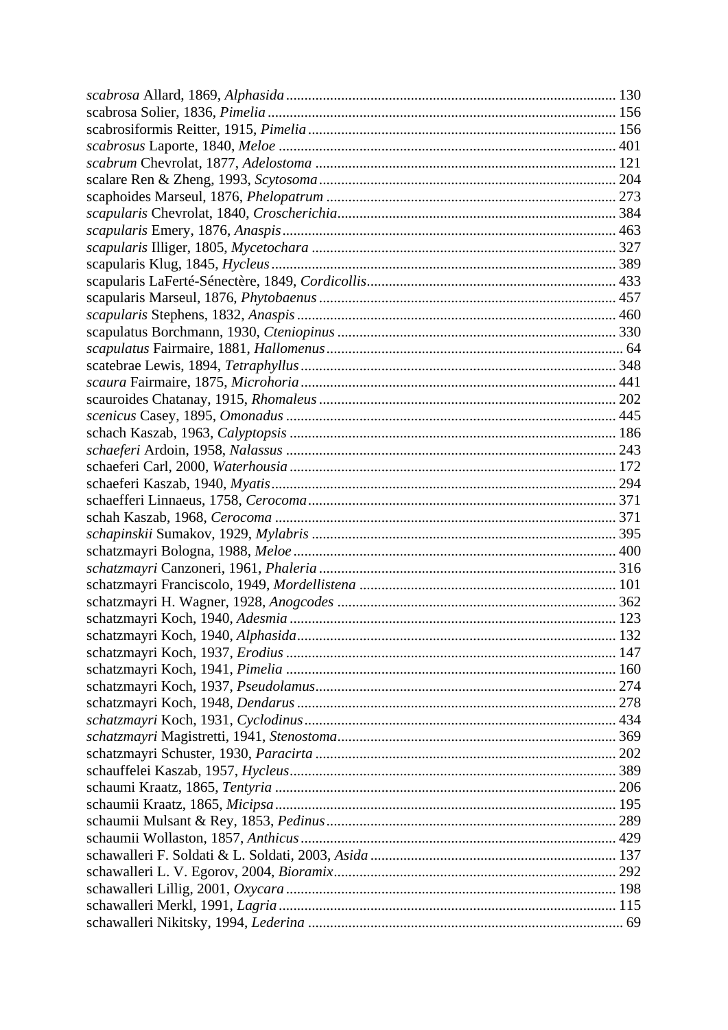*scabrosa* Allard, 1869, *Alphasida* ........ 130
scabrosa Solier, 1836, *Pimelia* ........ 156
scabrosiformis Reitter, 1915, *Pimelia* ........ 156
*scabrosus* Laporte, 1840, *Meloe* ........ 401
*scabrum* Chevrolat, 1877, *Adelostoma* ........ 121
scalare Ren & Zheng, 1993, *Scytosoma* ........ 204
scaphoides Marseul, 1876, *Phelopatrum* ........ 273
*scapularis* Chevrolat, 1840, *Croscherichia* ........ 384
*scapularis* Emery, 1876, *Anaspis* ........ 463
*scapularis* Illiger, 1805, *Mycetochara* ........ 327
scapularis Klug, 1845, *Hycleus* ........ 389
scapularis LaFerté-Sénectère, 1849, *Cordicollis* ........ 433
scapularis Marseul, 1876, *Phytobaenus* ........ 457
*scapularis* Stephens, 1832, *Anaspis* ........ 460
scapulatus Borchmann, 1930, *Cteniopinus* ........ 330
*scapulatus* Fairmaire, 1881, *Hallomenus* ........ 64
scatebrae Lewis, 1894, *Tetraphyllus* ........ 348
*scaura* Fairmaire, 1875, *Microhoria* ........ 441
scauroides Chatanay, 1915, *Rhomaleus* ........ 202
*scenicus* Casey, 1895, *Omonadus* ........ 445
schach Kaszab, 1963, *Calyptopsis* ........ 186
*schaeferi* Ardoin, 1958, *Nalassus* ........ 243
schaeferi Carl, 2000, *Waterhousia* ........ 172
schaeferi Kaszab, 1940, *Myatis* ........ 294
schaefferi Linnaeus, 1758, *Cerocoma* ........ 371
schah Kaszab, 1968, *Cerocoma* ........ 371
*schapinskii* Sumakov, 1929, *Mylabris* ........ 395
schatzmayri Bologna, 1988, *Meloe* ........ 400
*schatzmayri* Canzoneri, 1961, *Phaleria* ........ 316
schatzmayri Franciscolo, 1949, *Mordellistena* ........ 101
schatzmayri H. Wagner, 1928, *Anogcodes* ........ 362
schatzmayri Koch, 1940, *Adesmia* ........ 123
schatzmayri Koch, 1940, *Alphasida* ........ 132
schatzmayri Koch, 1937, *Erodius* ........ 147
schatzmayri Koch, 1941, *Pimelia* ........ 160
schatzmayri Koch, 1937, *Pseudolamus* ........ 274
schatzmayri Koch, 1948, *Dendarus* ........ 278
*schatzmayri* Koch, 1931, *Cyclodinus* ........ 434
*schatzmayri* Magistretti, 1941, *Stenostoma* ........ 369
schatzmayri Schuster, 1930, *Paracirta* ........ 202
schauffelei Kaszab, 1957, *Hycleus* ........ 389
schaumi Kraatz, 1865, *Tentyria* ........ 206
schaumii Kraatz, 1865, *Micipsa* ........ 195
schaumii Mulsant & Rey, 1853, *Pedinus* ........ 289
schaumii Wollaston, 1857, *Anthicus* ........ 429
schawalleri F. Soldati & L. Soldati, 2003, *Asida* ........ 137
schawalleri L. V. Egorov, 2004, *Bioramix* ........ 292
schawalleri Lillig, 2001, *Oxycara* ........ 198
schawalleri Merkl, 1991, *Lagria* ........ 115
schawalleri Nikitsky, 1994, *Lederina* ........ 69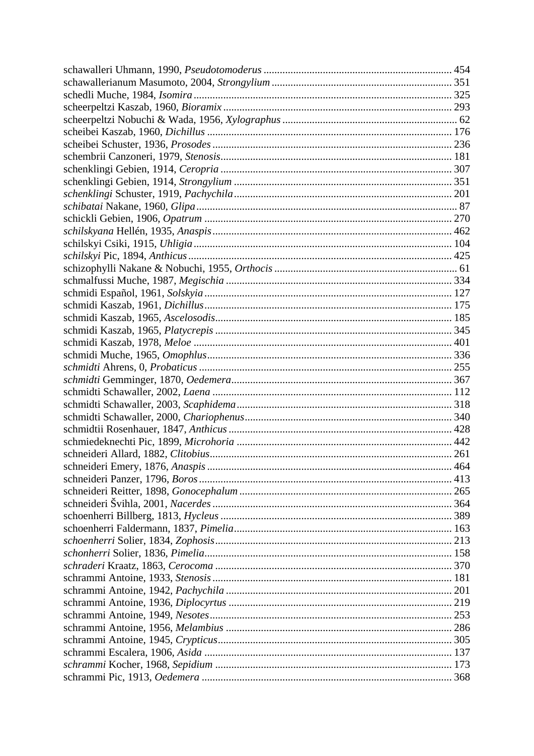schawalleri Uhmann, 1990, *Pseudotomoderus* ........................................................................ 454
schawallerianum Masumoto, 2004, *Strongylium* .................................................................. 351
schedli Muche, 1984, *Isomira* ............................................................................................ 325
scheerpeltzi Kaszab, 1960, *Bioramix* .................................................................................. 293
scheerpeltzi Nobuchi & Wada, 1956, *Xylographus* ................................................................ 62
scheibei Kaszab, 1960, *Dichillus* ......................................................................................... 176
scheibei Schuster, 1936, *Prosodes* ...................................................................................... 236
schembrii Canzoneri, 1979, *Stenosis*................................................................................... 181
schenklingi Gebien, 1914, *Ceropria* ..................................................................................... 307
schenklingi Gebien, 1914, *Strongylium* ................................................................................ 351
*schenklingi* Schuster, 1919, *Pachychila* ................................................................................ 201
*schibatai* Nakane, 1960, *Glipa* ................................................................................................ 87
schickli Gebien, 1906, *Opatrum* ........................................................................................... 270
*schilskyana* Hellén, 1935, *Anaspis* ....................................................................................... 462
schilskyi Csiki, 1915, *Uhligia* ............................................................................................... 104
*schilskyi* Pic, 1894, *Anthicus* ................................................................................................ 425
schizophylli Nakane & Nobuchi, 1955, *Orthocis* .................................................................... 61
schmalfussi Muche, 1987, *Megischia* ................................................................................... 334
schmidi Español, 1961, *Solskyia* .......................................................................................... 127
schmidi Kaszab, 1961, *Dichillus* .......................................................................................... 175
schmidi Kaszab, 1965, *Ascelosodis* ...................................................................................... 185
schmidi Kaszab, 1965, *Platycrepis* ...................................................................................... 345
schmidi Kaszab, 1978, *Meloe* ............................................................................................... 401
schmidi Muche, 1965, *Omophlus* .......................................................................................... 336
*schmidti* Ahrens, 0, *Probaticus* ............................................................................................ 255
*schmidti* Gemminger, 1870, *Oedemera* ................................................................................. 367
schmidti Schawaller, 2002, *Laena* ........................................................................................ 112
schmidti Schawaller, 2003, *Scaphidema* ............................................................................... 318
schmidti Schawaller, 2000, *Chariophenus* ............................................................................ 340
schmidtii Rosenhauer, 1847, *Anthicus* ................................................................................. 428
schmiedeknechti Pic, 1899, *Microhoria* ............................................................................... 442
schneideri Allard, 1882, *Clitobius* ........................................................................................ 261
schneideri Emery, 1876, *Anaspis* ......................................................................................... 464
schneideri Panzer, 1796, *Boros* ............................................................................................ 413
schneideri Reitter, 1898, *Gonocephalum* .............................................................................. 265
schneideri Švihla, 2001, *Nacerdes* ....................................................................................... 364
schoenherri Billberg, 1813, *Hycleus* .................................................................................... 389
schoenherri Faldermann, 1837, *Pimelia* ............................................................................... 163
*schoenherri* Solier, 1834, *Zophosis* ....................................................................................... 213
*schonherri* Solier, 1836, *Pimelia* .......................................................................................... 158
*schraderi* Kraatz, 1863, *Cerocoma* ...................................................................................... 370
schrammi Antoine, 1933, *Stenosis* ....................................................................................... 181
schrammi Antoine, 1942, *Pachychila* ................................................................................... 201
schrammi Antoine, 1936, *Diplocyrtus* .................................................................................. 219
schrammi Antoine, 1949, *Nesotes* ........................................................................................ 253
schrammi Antoine, 1956, *Melambius* ................................................................................... 286
schrammi Antoine, 1945, *Crypticus* ..................................................................................... 305
schrammi Escalera, 1906, *Asida* .......................................................................................... 137
*schrammi* Kocher, 1968, *Sepidium* ...................................................................................... 173
schrammi Pic, 1913, *Oedemera* ........................................................................................... 368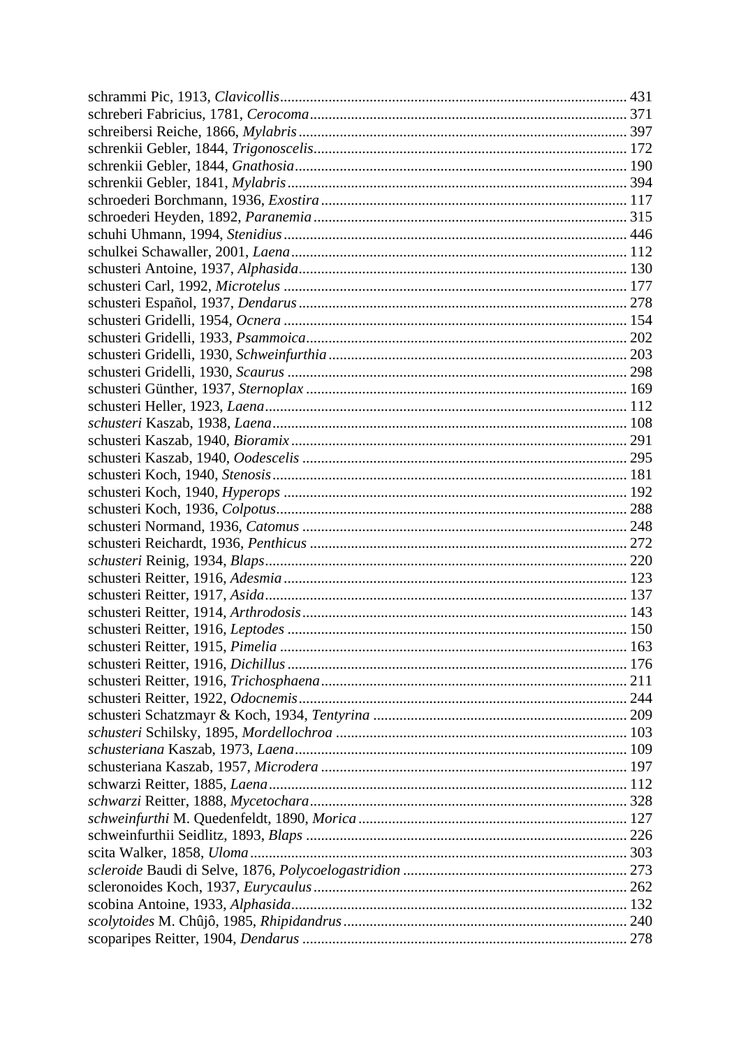schrammi Pic, 1913, *Clavicollis* ........................................................................................ 431
schreberi Fabricius, 1781, *Cerocoma* ................................................................................. 371
schreibersi Reiche, 1866, *Mylabris* ..................................................................................... 397
schrenkii Gebler, 1844, *Trigonoscelis* ................................................................................. 172
schrenkii Gebler, 1844, *Gnathosia* ...................................................................................... 190
schrenkii Gebler, 1841, *Mylabris* ........................................................................................ 394
schroederi Borchmann, 1936, *Exostira* ................................................................................ 117
schroederi Heyden, 1892, *Paranemia* .................................................................................. 315
schuhi Uhmann, 1994, *Stenidius* ......................................................................................... 446
schulkei Schawaller, 2001, *Laena* ....................................................................................... 112
schusteri Antoine, 1937, *Alphasida* ..................................................................................... 130
schusteri Carl, 1992, *Microtelus* ......................................................................................... 177
schusteri Español, 1937, *Dendarus* ..................................................................................... 278
schusteri Gridelli, 1954, *Ocnera* ......................................................................................... 154
schusteri Gridelli, 1933, *Psammoica* ................................................................................... 202
schusteri Gridelli, 1930, *Schweinfurthia* ............................................................................. 203
schusteri Gridelli, 1930, *Scaurus* ........................................................................................ 298
schusteri Günther, 1937, *Sternoplax* ................................................................................... 169
schusteri Heller, 1923, *Laena* .............................................................................................. 112
*schusteri* Kaszab, 1938, *Laena* ........................................................................................... 108
schusteri Kaszab, 1940, *Bioramix* ....................................................................................... 291
schusteri Kaszab, 1940, *Oodescelis* ..................................................................................... 295
schusteri Koch, 1940, *Stenosis* ............................................................................................ 181
schusteri Koch, 1940, *Hyperops* .......................................................................................... 192
schusteri Koch, 1936, *Colpotus* ........................................................................................... 288
schusteri Normand, 1936, *Catomus* ..................................................................................... 248
schusteri Reichardt, 1936, *Penthicus* ................................................................................... 272
*schusteri* Reinig, 1934, *Blaps* .............................................................................................. 220
schusteri Reitter, 1916, *Adesmia* ......................................................................................... 123
schusteri Reitter, 1917, *Asida* .............................................................................................. 137
schusteri Reitter, 1914, *Arthrodosis* .................................................................................... 143
schusteri Reitter, 1916, *Leptodes* ......................................................................................... 150
schusteri Reitter, 1915, *Pimelia* ........................................................................................... 163
schusteri Reitter, 1916, *Dichillus* ......................................................................................... 176
schusteri Reitter, 1916, *Trichosphaena* ................................................................................ 211
schusteri Reitter, 1922, *Odocnemis* ...................................................................................... 244
schusteri Schatzmayr & Koch, 1934, *Tentyrina* ................................................................... 209
*schusteri* Schilsky, 1895, *Mordellochroa* ............................................................................. 103
*schusteriana* Kaszab, 1973, *Laena* ....................................................................................... 109
schusteriana Kaszab, 1957, *Microdera* ................................................................................. 197
schwarzi Reitter, 1885, *Laena* .............................................................................................. 112
*schwarzi* Reitter, 1888, *Mycetochara* ................................................................................... 328
*schweinfurthi* M. Quedenfeldt, 1890, *Morica* ....................................................................... 127
schweinfurthii Seidlitz, 1893, *Blaps* ..................................................................................... 226
scita Walker, 1858, *Uloma* ................................................................................................... 303
*scleroide* Baudi di Selve, 1876, *Polycoelogastridion* ............................................................ 273
scleronoides Koch, 1937, *Eurycaulus* .................................................................................. 262
scobina Antoine, 1933, *Alphasida* ........................................................................................ 132
*scolytoides* M. Chûjô, 1985, *Rhipidandrus* ........................................................................... 240
scoparipes Reitter, 1904, *Dendarus* ..................................................................................... 278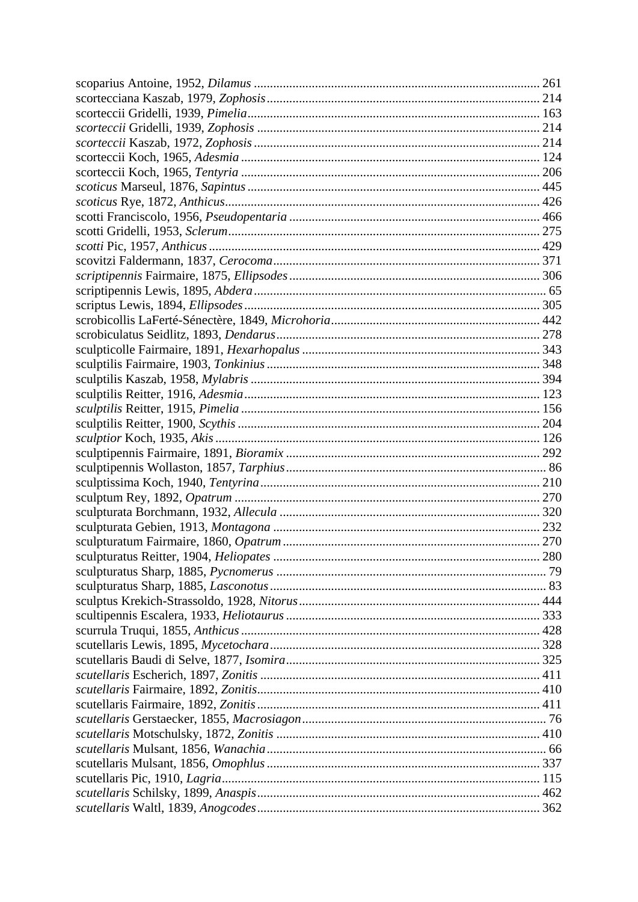scoparius Antoine, 1952, *Dilamus* ........................................................................................ 261
scortecciana Kaszab, 1979, *Zophosis* .................................................................................... 214
scorteccii Gridelli, 1939, *Pimelia* .......................................................................................... 163
*scorteccii* Gridelli, 1939, *Zophosis* ...................................................................................... 214
*scorteccii* Kaszab, 1972, *Zophosis* ....................................................................................... 214
scorteccii Koch, 1965, *Adesmia* ............................................................................................ 124
scorteccii Koch, 1965, *Tentyria* ............................................................................................ 206
*scoticus* Marseul, 1876, *Sapintus* ......................................................................................... 445
*scoticus* Rye, 1872, *Anthicus* ................................................................................................ 426
scotti Franciscolo, 1956, *Pseudopentaria* ............................................................................. 466
scotti Gridelli, 1953, *Sclerum* ................................................................................................ 275
*scotti* Pic, 1957, *Anthicus* ..................................................................................................... 429
scovitzi Faldermann, 1837, *Cerocoma* .................................................................................. 371
*scriptipennis* Fairmaire, 1875, *Ellipsodes* ............................................................................. 306
scriptipennis Lewis, 1895, *Abdera* .......................................................................................... 65
scriptus Lewis, 1894, *Ellipsodes* ........................................................................................... 305
scrobicollis LaFerté-Sénectère, 1849, *Microhoria* ................................................................ 442
scrobiculatus Seidlitz, 1893, *Dendarus* ................................................................................. 278
sculpticolle Fairmaire, 1891, *Hexarhopalus* ......................................................................... 343
sculptilis Fairmaire, 1903, *Tonkinius* .................................................................................... 348
sculptilis Kaszab, 1958, *Mylabris* ......................................................................................... 394
sculptilis Reitter, 1916, *Adesmia* ........................................................................................... 123
*sculptilis* Reitter, 1915, *Pimelia* ............................................................................................ 156
sculptilis Reitter, 1900, *Scythis* ............................................................................................. 204
*sculptior* Koch, 1935, *Akis* .................................................................................................... 126
sculptipennis Fairmaire, 1891, *Bioramix* ............................................................................... 292
sculptipennis Wollaston, 1857, *Tarphius* ................................................................................ 86
sculptissima Koch, 1940, *Tentyrina* ...................................................................................... 210
sculptum Rey, 1892, *Opatrum* ............................................................................................... 270
sculpturata Borchmann, 1932, *Allecula* ................................................................................ 320
sculpturata Gebien, 1913, *Montagona* ................................................................................... 232
sculpturatum Fairmaire, 1860, *Opatrum* ............................................................................... 270
sculpturatus Reitter, 1904, *Heliopates* .................................................................................. 280
sculpturatus Sharp, 1885, *Pycnomerus* ................................................................................... 79
sculpturatus Sharp, 1885, *Lasconotus* ..................................................................................... 83
sculptus Krekich-Strassoldo, 1928, *Nitorus* .......................................................................... 444
scultipennis Escalera, 1933, *Heliotaurus* .............................................................................. 333
scurrula Truqui, 1855, *Anthicus* ............................................................................................ 428
scutellaris Lewis, 1895, *Mycetochara* ................................................................................... 328
scutellaris Baudi di Selve, 1877, *Isomira* .............................................................................. 325
*scutellaris* Escherich, 1897, *Zonitis* ...................................................................................... 411
*scutellaris* Fairmaire, 1892, *Zonitis* ...................................................................................... 410
scutellaris Fairmaire, 1892, *Zonitis* ....................................................................................... 411
*scutellaris* Gerstaecker, 1855, *Macrosiagon* ........................................................................... 76
*scutellaris* Motschulsky, 1872, *Zonitis* ................................................................................. 410
*scutellaris* Mulsant, 1856, *Wanachia* ..................................................................................... 66
scutellaris Mulsant, 1856, *Omophlus* .................................................................................... 337
scutellaris Pic, 1910, *Lagria* .................................................................................................. 115
*scutellaris* Schilsky, 1899, *Anaspis* ....................................................................................... 462
*scutellaris* Waltl, 1839, *Anogcodes* ....................................................................................... 362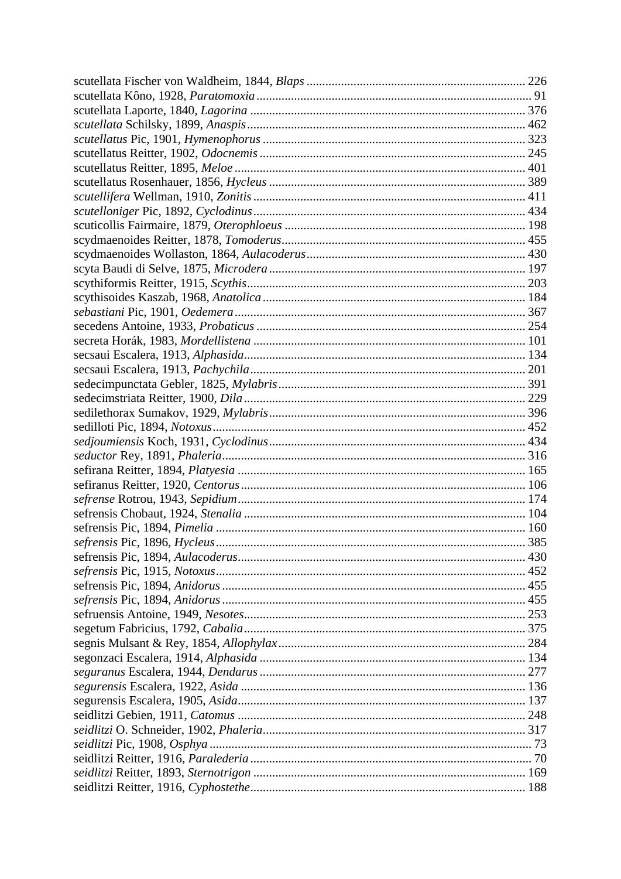scutellata Fischer von Waldheim, 1844, *Blaps* ........................ 226
scutellata Kôno, 1928, *Paratomoxia* ........................ 91
scutellata Laporte, 1840, *Lagorina* ........................ 376
*scutellata* Schilsky, 1899, *Anaspis* ........................ 462
*scutellatus* Pic, 1901, *Hymenophorus* ........................ 323
scutellatus Reitter, 1902, *Odocnemis* ........................ 245
scutellatus Reitter, 1895, *Meloe* ........................ 401
scutellatus Rosenhauer, 1856, *Hycleus* ........................ 389
*scutellifera* Wellman, 1910, *Zonitis* ........................ 411
*scutelloniger* Pic, 1892, *Cyclodinus* ........................ 434
scuticollis Fairmaire, 1879, *Oterophloeus* ........................ 198
scydmaenoides Reitter, 1878, *Tomoderus* ........................ 455
scydmaenoides Wollaston, 1864, *Aulacoderus* ........................ 430
scyta Baudi di Selve, 1875, *Microdera* ........................ 197
scythiformis Reitter, 1915, *Scythis* ........................ 203
scythisoides Kaszab, 1968, *Anatolica* ........................ 184
*sebastiani* Pic, 1901, *Oedemera* ........................ 367
secedens Antoine, 1933, *Probaticus* ........................ 254
secreta Horák, 1983, *Mordellistena* ........................ 101
secsaui Escalera, 1913, *Alphasida* ........................ 134
secsaui Escalera, 1913, *Pachychila* ........................ 201
sedecimpunctata Gebler, 1825, *Mylabris* ........................ 391
sedecimstriata Reitter, 1900, *Dila* ........................ 229
sedilethorax Sumakov, 1929, *Mylabris* ........................ 396
sedilloti Pic, 1894, *Notoxus* ........................ 452
*sedjoumiensis* Koch, 1931, *Cyclodinus* ........................ 434
*seductor* Rey, 1891, *Phaleria* ........................ 316
sefirana Reitter, 1894, *Platyesia* ........................ 165
sefiranus Reitter, 1920, *Centorus* ........................ 106
*sefrense* Rotrou, 1943, *Sepidium* ........................ 174
sefrensis Chobaut, 1924, *Stenalia* ........................ 104
sefrensis Pic, 1894, *Pimelia* ........................ 160
*sefrensis* Pic, 1896, *Hycleus* ........................ 385
sefrensis Pic, 1894, *Aulacoderus* ........................ 430
*sefrensis* Pic, 1915, *Notoxus* ........................ 452
sefrensis Pic, 1894, *Anidorus* ........................ 455
*sefrensis* Pic, 1894, *Anidorus* ........................ 455
sefruensis Antoine, 1949, *Nesotes* ........................ 253
segetum Fabricius, 1792, *Cabalia* ........................ 375
segnis Mulsant & Rey, 1854, *Allophylax* ........................ 284
segonzaci Escalera, 1914, *Alphasida* ........................ 134
*seguranus* Escalera, 1944, *Dendarus* ........................ 277
*segurensis* Escalera, 1922, *Asida* ........................ 136
segurensis Escalera, 1905, *Asida* ........................ 137
seidlitzi Gebien, 1911, *Catomus* ........................ 248
*seidlitzi* O. Schneider, 1902, *Phaleria* ........................ 317
*seidlitzi* Pic, 1908, *Osphya* ........................ 73
seidlitzi Reitter, 1916, *Paralederia* ........................ 70
*seidlitzi* Reitter, 1893, *Sternotrigon* ........................ 169
seidlitzi Reitter, 1916, *Cyphostethe* ........................ 188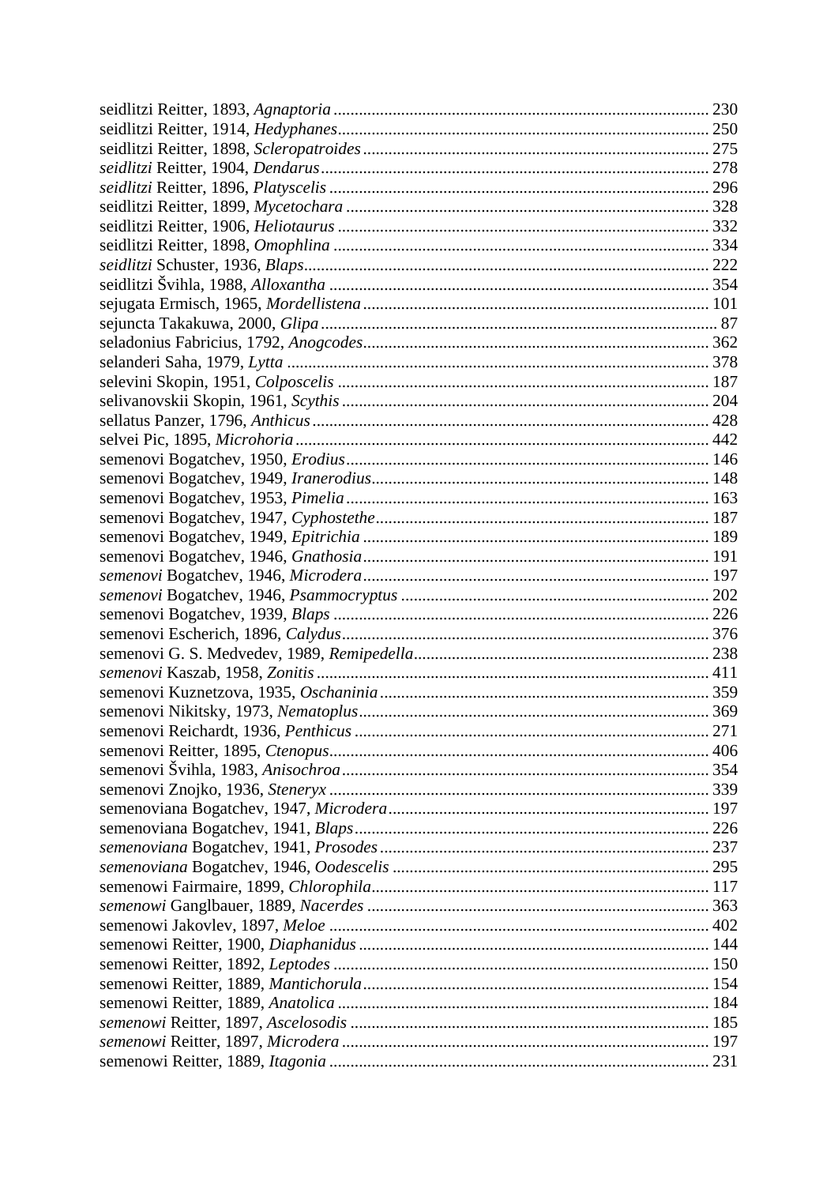seidlitzi Reitter, 1893, *Agnaptoria* ........................................................................................ 230
seidlitzi Reitter, 1914, *Hedyphanes*....................................................................................... 250
seidlitzi Reitter, 1898, *Scleropatroides* ................................................................................. 275
*seidlitzi* Reitter, 1904, *Dendarus*........................................................................................... 278
*seidlitzi* Reitter, 1896, *Platyscelis* ......................................................................................... 296
seidlitzi Reitter, 1899, *Mycetochara* ..................................................................................... 328
seidlitzi Reitter, 1906, *Heliotaurus* ....................................................................................... 332
seidlitzi Reitter, 1898, *Omophlina* ........................................................................................ 334
*seidlitzi* Schuster, 1936, *Blaps*............................................................................................... 222
seidlitzi Švihla, 1988, *Alloxantha* ......................................................................................... 354
sejugata Ermisch, 1965, *Mordellistena* ................................................................................. 101
sejuncta Takakuwa, 2000, *Glipa* ............................................................................................. 87
seladonius Fabricius, 1792, *Anogcodes*................................................................................. 362
selanderi Saha, 1979, *Lytta* ................................................................................................... 378
selevini Skopin, 1951, *Colposcelis* ....................................................................................... 187
selivanovskii Skopin, 1961, *Scythis* ...................................................................................... 204
sellatus Panzer, 1796, *Anthicus*............................................................................................. 428
selvei Pic, 1895, *Microhoria* ................................................................................................. 442
semenovi Bogatchev, 1950, *Erodius*..................................................................................... 146
semenovi Bogatchev, 1949, *Iranerodius*............................................................................... 148
semenovi Bogatchev, 1953, *Pimelia* ..................................................................................... 163
semenovi Bogatchev, 1947, *Cyphostethe*.............................................................................. 187
semenovi Bogatchev, 1949, *Epitrichia* ................................................................................. 189
semenovi Bogatchev, 1946, *Gnathosia*................................................................................. 191
*semenovi* Bogatchev, 1946, *Microdera*................................................................................. 197
*semenovi* Bogatchev, 1946, *Psammocryptus* ........................................................................ 202
semenovi Bogatchev, 1939, *Blaps* ........................................................................................ 226
semenovi Escherich, 1896, *Calydus*...................................................................................... 376
semenovi G. S. Medvedev, 1989, *Remipedella*..................................................................... 238
*semenovi* Kaszab, 1958, *Zonitis* ............................................................................................ 411
semenovi Kuznetzova, 1935, *Oschaninia* ............................................................................. 359
semenovi Nikitsky, 1973, *Nematoplus*.................................................................................. 369
semenovi Reichardt, 1936, *Penthicus* ................................................................................... 271
semenovi Reitter, 1895, *Ctenopus*......................................................................................... 406
semenovi Švihla, 1983, *Anisochroa* ...................................................................................... 354
semenovi Znojko, 1936, *Steneryx* ......................................................................................... 339
semenoviana Bogatchev, 1947, *Microdera*........................................................................... 197
semenoviana Bogatchev, 1941, *Blaps*................................................................................... 226
*semenoviana* Bogatchev, 1941, *Prosodes* ............................................................................. 237
*semenoviana* Bogatchev, 1946, *Oodescelis* ........................................................................... 295
semenowi Fairmaire, 1899, *Chlorophila*............................................................................... 117
*semenowi* Ganglbauer, 1889, *Nacerdes* ................................................................................ 363
semenowi Jakovlev, 1897, *Meloe* .......................................................................................... 402
semenowi Reitter, 1900, *Diaphanidus* .................................................................................. 144
semenowi Reitter, 1892, *Leptodes* ........................................................................................ 150
semenowi Reitter, 1889, *Mantichorula*................................................................................. 154
semenowi Reitter, 1889, *Anatolica* ....................................................................................... 184
*semenowi* Reitter, 1897, *Ascelosodis* .................................................................................... 185
*semenowi* Reitter, 1897, *Microdera* ...................................................................................... 197
semenowi Reitter, 1889, *Itagonia* ......................................................................................... 231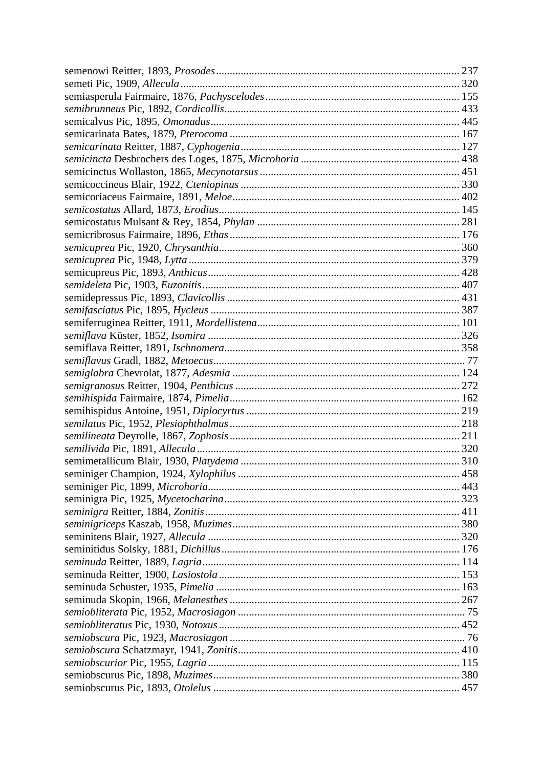semenowi Reitter, 1893, *Prosodes* ........................................................................................ 237
semeti Pic, 1909, *Allecula* ...................................................................................................... 320
semiasperula Fairmaire, 1876, *Pachyscelodes* ...................................................................... 155
*semibrunneus* Pic, 1892, *Cordicollis* ..................................................................................... 433
semicalvus Pic, 1895, *Omonadus* .......................................................................................... 445
semicarinata Bates, 1879, *Pterocoma* ................................................................................... 167
*semicarinata* Reitter, 1887, *Cyphogenia* ............................................................................... 127
*semicincta* Desbrochers des Loges, 1875, *Microhoria* ......................................................... 438
semicinctus Wollaston, 1865, *Mecynotarsus* ........................................................................ 451
semicoccineus Blair, 1922, *Cteniopinus* ............................................................................... 330
semicoriaceus Fairmaire, 1891, *Meloe* .................................................................................. 402
*semicostatus* Allard, 1873, *Erodius* ....................................................................................... 145
semicostatus Mulsant & Rey, 1854, *Phylan* ......................................................................... 281
semicribrosus Fairmaire, 1896, *Ethas* ................................................................................... 176
*semicuprea* Pic, 1920, *Chrysanthia* ....................................................................................... 360
*semicuprea* Pic, 1948, *Lytta* .................................................................................................. 379
semicupreus Pic, 1893, *Anthicus* ........................................................................................... 428
*semideleta* Pic, 1903, *Euzonitis* ............................................................................................. 407
semidepressus Pic, 1893, *Clavicollis* .................................................................................... 431
*semifasciatus* Pic, 1895, *Hycleus* .......................................................................................... 387
semiferruginea Reitter, 1911, *Mordellistena* ......................................................................... 101
*semiflava* Küster, 1852, *Isomira* ........................................................................................... 326
semiflava Reitter, 1891, *Ischnomera* ...................................................................................... 358
*semiflavus* Gradl, 1882, *Metoecus* ........................................................................................... 77
*semiglabra* Chevrolat, 1877, *Adesmia* .................................................................................. 124
*semigranosus* Reitter, 1904, *Penthicus* ................................................................................. 272
*semihispida* Fairmaire, 1874, *Pimelia* ................................................................................... 162
semihispidus Antoine, 1951, *Diplocyrtus* ............................................................................. 219
*semilatus* Pic, 1952, *Plesiophthalmus* ................................................................................... 218
*semilineata* Deyrolle, 1867, *Zophosis* ................................................................................... 211
*semilivida* Pic, 1891, *Allecula* ............................................................................................... 320
semimetallicum Blair, 1930, *Platydema* ............................................................................... 310
seminiger Champion, 1924, *Xylophilus* ................................................................................ 458
seminiger Pic, 1899, *Microhoria* ........................................................................................... 443
seminigra Pic, 1925, *Mycetocharina* ..................................................................................... 323
*seminigra* Reitter, 1884, *Zonitis* ............................................................................................ 411
*seminigriceps* Kaszab, 1958, *Muzimes* .................................................................................. 380
seminitens Blair, 1927, *Allecula* ........................................................................................... 320
seminitidus Solsky, 1881, *Dichillus* ...................................................................................... 176
*seminuda* Reitter, 1889, *Lagria* ............................................................................................. 114
seminuda Reitter, 1900, *Lasiostola* ....................................................................................... 153
seminuda Schuster, 1935, *Pimelia* ........................................................................................ 163
seminuda Skopin, 1966, *Melanesthes* .................................................................................... 267
*semiobliterata* Pic, 1952, *Macrosiagon* .................................................................................. 75
*semiobliteratus* Pic, 1930, *Notoxus* ....................................................................................... 452
*semiobscura* Pic, 1923, *Macrosiagon* ..................................................................................... 76
*semiobscura* Schatzmayr, 1941, *Zonitis* ................................................................................ 410
*semiobscurior* Pic, 1955, *Lagria* ........................................................................................... 115
semiobscurus Pic, 1898, *Muzimes* ......................................................................................... 380
semiobscurus Pic, 1893, *Otolelus* ......................................................................................... 457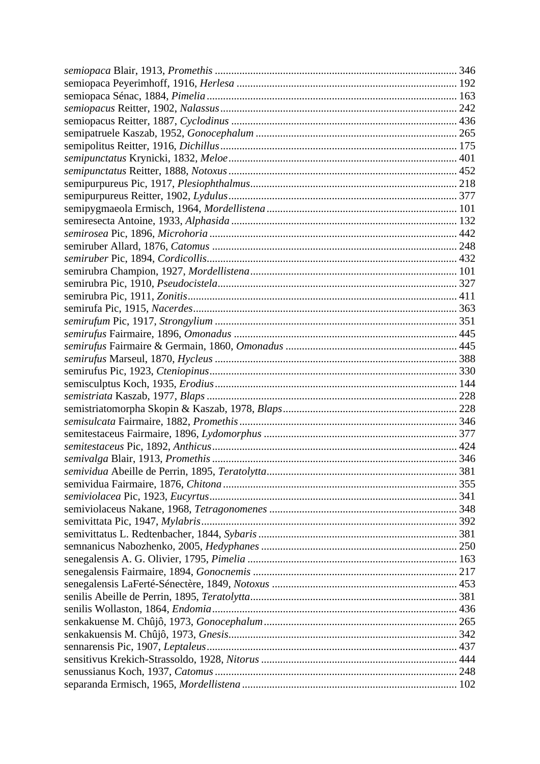*semiopaca* Blair, 1913, *Promethis* ........................................ 346
semiopaca Peyerimhoff, 1916, *Herlesa* ........................................ 192
semiopaca Sénac, 1884, *Pimelia* ........................................ 163
*semiopacus* Reitter, 1902, *Nalassus* ........................................ 242
semiopacus Reitter, 1887, *Cyclodinus* ........................................ 436
semipatruele Kaszab, 1952, *Gonocephalum* ........................................ 265
semipolitus Reitter, 1916, *Dichillus* ........................................ 175
*semipunctatus* Krynicki, 1832, *Meloe* ........................................ 401
*semipunctatus* Reitter, 1888, *Notoxus* ........................................ 452
semipurpureus Pic, 1917, *Plesiophthalmus* ........................................ 218
semipurpureus Reitter, 1902, *Lydulus* ........................................ 377
semipygmaeola Ermisch, 1964, *Mordellistena* ........................................ 101
semiresecta Antoine, 1933, *Alphasida* ........................................ 132
*semirosea* Pic, 1896, *Microhoria* ........................................ 442
semiruber Allard, 1876, *Catomus* ........................................ 248
*semiruber* Pic, 1894, *Cordicollis* ........................................ 432
semirubra Champion, 1927, *Mordellistena* ........................................ 101
semirubra Pic, 1910, *Pseudocistela* ........................................ 327
semirubra Pic, 1911, *Zonitis* ........................................ 411
semirufa Pic, 1915, *Nacerdes* ........................................ 363
*semirufum* Pic, 1917, *Strongylium* ........................................ 351
*semirufus* Fairmaire, 1896, *Omonadus* ........................................ 445
*semirufus* Fairmaire & Germain, 1860, *Omonadus* ........................................ 445
*semirufus* Marseul, 1870, *Hycleus* ........................................ 388
semirufus Pic, 1923, *Cteniopinus* ........................................ 330
semisculptus Koch, 1935, *Erodius* ........................................ 144
*semistriata* Kaszab, 1977, *Blaps* ........................................ 228
semistriatomorpha Skopin & Kaszab, 1978, *Blaps* ........................................ 228
*semisulcata* Fairmaire, 1882, *Promethis* ........................................ 346
semitestaceus Fairmaire, 1896, *Lydomorphus* ........................................ 377
*semitestaceus* Pic, 1892, *Anthicus* ........................................ 424
*semivalga* Blair, 1913, *Promethis* ........................................ 346
*semividua* Abeille de Perrin, 1895, *Teratolytta* ........................................ 381
semividua Fairmaire, 1876, *Chitona* ........................................ 355
*semiviolacea* Pic, 1923, *Eucyrtus* ........................................ 341
semiviolaceus Nakane, 1968, *Tetragonomenes* ........................................ 348
semivittata Pic, 1947, *Mylabris* ........................................ 392
semivittatus L. Redtenbacher, 1844, *Sybaris* ........................................ 381
semnanicus Nabozhenko, 2005, *Hedyphanes* ........................................ 250
senegalensis A. G. Olivier, 1795, *Pimelia* ........................................ 163
senegalensis Fairmaire, 1894, *Gonocnemis* ........................................ 217
senegalensis LaFerté-Sénectère, 1849, *Notoxus* ........................................ 453
senilis Abeille de Perrin, 1895, *Teratolytta* ........................................ 381
senilis Wollaston, 1864, *Endomia* ........................................ 436
senkakuense M. Chûjô, 1973, *Gonocephalum* ........................................ 265
senkakuensis M. Chûjô, 1973, *Gnesis* ........................................ 342
sennarensis Pic, 1907, *Leptaleus* ........................................ 437
sensitivus Krekich-Strassoldo, 1928, *Nitorus* ........................................ 444
senussianus Koch, 1937, *Catomus* ........................................ 248
separanda Ermisch, 1965, *Mordellistena* ........................................ 102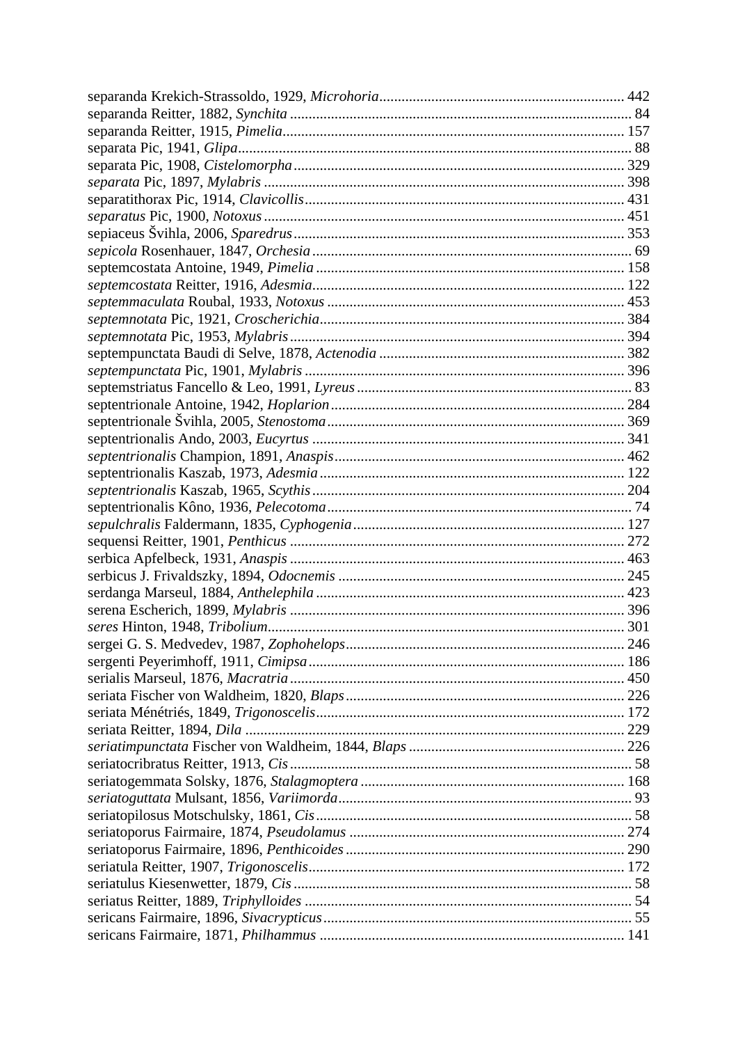separanda Krekich-Strassoldo, 1929, *Microhoria* .................................................... 442
separanda Reitter, 1882, *Synchita* .................................................... 84
separanda Reitter, 1915, *Pimelia* .................................................... 157
separata Pic, 1941, *Glipa* .................................................... 88
separata Pic, 1908, *Cistelomorpha* .................................................... 329
*separata* Pic, 1897, *Mylabris* .................................................... 398
separatithorax Pic, 1914, *Clavicollis* .................................................... 431
*separatus* Pic, 1900, *Notoxus* .................................................... 451
sepiaceus Švihla, 2006, *Sparedrus* .................................................... 353
*sepicola* Rosenhauer, 1847, *Orchesia* .................................................... 69
septemcostata Antoine, 1949, *Pimelia* .................................................... 158
*septemcostata* Reitter, 1916, *Adesmia* .................................................... 122
*septemmaculata* Roubal, 1933, *Notoxus* .................................................... 453
*septemnotata* Pic, 1921, *Croscherichia* .................................................... 384
*septemnotata* Pic, 1953, *Mylabris* .................................................... 394
septempunctata Baudi di Selve, 1878, *Actenodia* .................................................... 382
*septempunctata* Pic, 1901, *Mylabris* .................................................... 396
septemstriatus Fancello & Leo, 1991, *Lyreus* .................................................... 83
septentrionale Antoine, 1942, *Hoplarion* .................................................... 284
septentrionale Švihla, 2005, *Stenostoma* .................................................... 369
septentrionalis Ando, 2003, *Eucyrtus* .................................................... 341
*septentrionalis* Champion, 1891, *Anaspis* .................................................... 462
septentrionalis Kaszab, 1973, *Adesmia* .................................................... 122
*septentrionalis* Kaszab, 1965, *Scythis* .................................................... 204
septentrionalis Kôno, 1936, *Pelecotoma* .................................................... 74
*sepulchralis* Faldermann, 1835, *Cyphogenia* .................................................... 127
sequensi Reitter, 1901, *Penthicus* .................................................... 272
serbica Apfelbeck, 1931, *Anaspis* .................................................... 463
serbicus J. Frivaldszky, 1894, *Odocnemis* .................................................... 245
serdanga Marseul, 1884, *Anthelephila* .................................................... 423
serena Escherich, 1899, *Mylabris* .................................................... 396
*seres* Hinton, 1948, *Tribolium* .................................................... 301
sergei G. S. Medvedev, 1987, *Zophohelops* .................................................... 246
sergenti Peyerimhoff, 1911, *Cimipsa* .................................................... 186
serialis Marseul, 1876, *Macratria* .................................................... 450
seriata Fischer von Waldheim, 1820, *Blaps* .................................................... 226
seriata Ménétriés, 1849, *Trigonoscelis* .................................................... 172
seriata Reitter, 1894, *Dila* .................................................... 229
*seriatimpunctata* Fischer von Waldheim, 1844, *Blaps* .................................................... 226
seriatocribratus Reitter, 1913, *Cis* .................................................... 58
seriatogemmata Solsky, 1876, *Stalagmoptera* .................................................... 168
*seriatoguttata* Mulsant, 1856, *Variimorda* .................................................... 93
seriatopilosus Motschulsky, 1861, *Cis* .................................................... 58
seriatoporus Fairmaire, 1874, *Pseudolamus* .................................................... 274
seriatoporus Fairmaire, 1896, *Penthicoides* .................................................... 290
seriatula Reitter, 1907, *Trigonoscelis* .................................................... 172
seriatulus Kiesenwetter, 1879, *Cis* .................................................... 58
seriatus Reitter, 1889, *Triphylloides* .................................................... 54
sericans Fairmaire, 1896, *Sivacrypticus* .................................................... 55
sericans Fairmaire, 1871, *Philhammus* .................................................... 141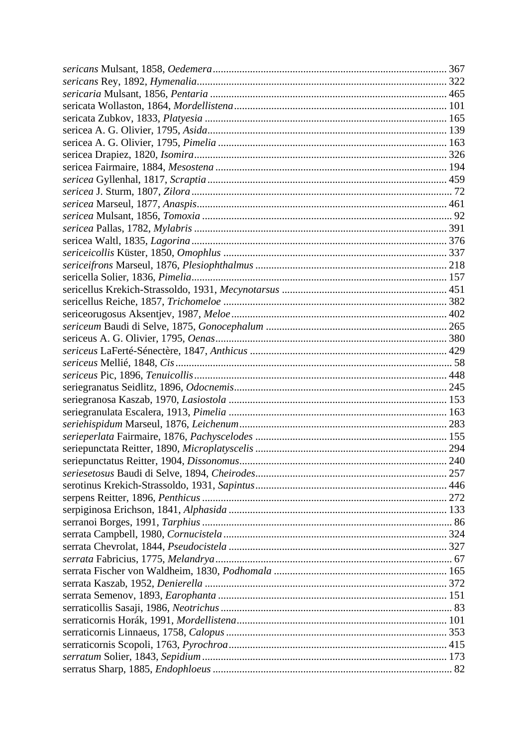*sericans* Mulsant, 1858, *Oedemera* ........................................ 367
*sericans* Rey, 1892, *Hymenalia* ........................................ 322
*sericaria* Mulsant, 1856, *Pentaria* ........................................ 465
sericata Wollaston, 1864, *Mordellistena* ........................................ 101
sericata Zubkov, 1833, *Platyesia* ........................................ 165
sericea A. G. Olivier, 1795, *Asida* ........................................ 139
sericea A. G. Olivier, 1795, *Pimelia* ........................................ 163
sericea Drapiez, 1820, *Isomira* ........................................ 326
sericea Fairmaire, 1884, *Mesostena* ........................................ 194
*sericea* Gyllenhal, 1817, *Scraptia* ........................................ 459
*sericea* J. Sturm, 1807, *Zilora* ........................................ 72
*sericea* Marseul, 1877, *Anaspis* ........................................ 461
*sericea* Mulsant, 1856, *Tomoxia* ........................................ 92
*sericea* Pallas, 1782, *Mylabris* ........................................ 391
sericea Waltl, 1835, *Lagorina* ........................................ 376
*sericeicollis* Küster, 1850, *Omophlus* ........................................ 337
*sericeifrons* Marseul, 1876, *Plesiophthalmus* ........................................ 218
sericella Solier, 1836, *Pimelia* ........................................ 157
sericellus Krekich-Strassoldo, 1931, *Mecynotarsus* ........................................ 451
sericellus Reiche, 1857, *Trichomeloe* ........................................ 382
sericeorugosus Aksentjev, 1987, *Meloe* ........................................ 402
*sericeum* Baudi di Selve, 1875, *Gonocephalum* ........................................ 265
sericeus A. G. Olivier, 1795, *Oenas* ........................................ 380
*sericeus* LaFerté-Sénectère, 1847, *Anthicus* ........................................ 429
*sericeus* Mellié, 1848, *Cis* ........................................ 58
*sericeus* Pic, 1896, *Tenuicollis* ........................................ 448
seriegranatus Seidlitz, 1896, *Odocnemis* ........................................ 245
seriegranosa Kaszab, 1970, *Lasiostola* ........................................ 153
seriegranulata Escalera, 1913, *Pimelia* ........................................ 163
*seriehispidum* Marseul, 1876, *Leichenum* ........................................ 283
*serieperlata* Fairmaire, 1876, *Pachyscelodes* ........................................ 155
seriepunctata Reitter, 1890, *Microplatyscelis* ........................................ 294
seriepunctatus Reitter, 1904, *Dissonomus* ........................................ 240
*seriesetosus* Baudi di Selve, 1894, *Cheirodes* ........................................ 257
serotinus Krekich-Strassoldo, 1931, *Sapintus* ........................................ 446
serpens Reitter, 1896, *Penthicus* ........................................ 272
serpiginosa Erichson, 1841, *Alphasida* ........................................ 133
serranoi Borges, 1991, *Tarphius* ........................................ 86
serrata Campbell, 1980, *Cornucistela* ........................................ 324
serrata Chevrolat, 1844, *Pseudocistela* ........................................ 327
*serrata* Fabricius, 1775, *Melandrya* ........................................ 67
serrata Fischer von Waldheim, 1830, *Podhomala* ........................................ 165
serrata Kaszab, 1952, *Denierella* ........................................ 372
serrata Semenov, 1893, *Earophanta* ........................................ 151
serraticollis Sasaji, 1986, *Neotrichus* ........................................ 83
serraticornis Horák, 1991, *Mordellistena* ........................................ 101
serraticornis Linnaeus, 1758, *Calopus* ........................................ 353
serraticornis Scopoli, 1763, *Pyrochroa* ........................................ 415
*serratum* Solier, 1843, *Sepidium* ........................................ 173
serratus Sharp, 1885, *Endophloeus* ........................................ 82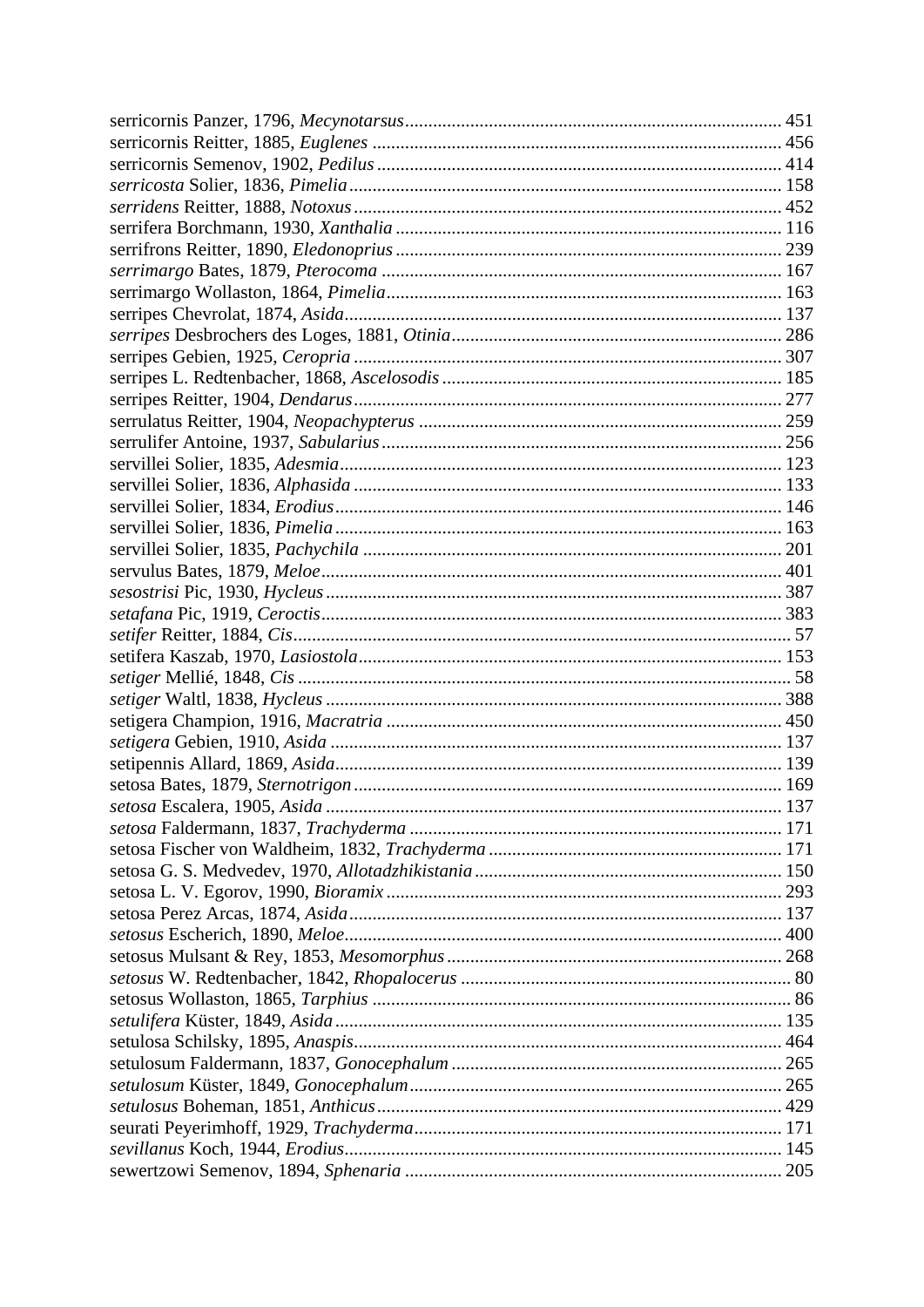serricornis Panzer, 1796, *Mecynotarsus* ........................................................................ 451
serricornis Reitter, 1885, *Euglenes* ........................................................................ 456
serricornis Semenov, 1902, *Pedilus* ........................................................................ 414
*serricosta* Solier, 1836, *Pimelia* ........................................................................ 158
*serridens* Reitter, 1888, *Notoxus* ........................................................................ 452
serrifera Borchmann, 1930, *Xanthalia* ........................................................................ 116
serrifrons Reitter, 1890, *Eledonoprius* ........................................................................ 239
*serrimargo* Bates, 1879, *Pterocoma* ........................................................................ 167
serrimargo Wollaston, 1864, *Pimelia* ........................................................................ 163
serripes Chevrolat, 1874, *Asida* ........................................................................ 137
*serripes* Desbrochers des Loges, 1881, *Otinia* ........................................................................ 286
serripes Gebien, 1925, *Ceropria* ........................................................................ 307
serripes L. Redtenbacher, 1868, *Ascelosodis* ........................................................................ 185
serripes Reitter, 1904, *Dendarus* ........................................................................ 277
serrulatus Reitter, 1904, *Neopachypterus* ........................................................................ 259
serrulifer Antoine, 1937, *Sabularius* ........................................................................ 256
servillei Solier, 1835, *Adesmia* ........................................................................ 123
servillei Solier, 1836, *Alphasida* ........................................................................ 133
servillei Solier, 1834, *Erodius* ........................................................................ 146
servillei Solier, 1836, *Pimelia* ........................................................................ 163
servillei Solier, 1835, *Pachychila* ........................................................................ 201
servulus Bates, 1879, *Meloe* ........................................................................ 401
*sesostrisi* Pic, 1930, *Hycleus* ........................................................................ 387
*setafana* Pic, 1919, *Ceroctis* ........................................................................ 383
*setifer* Reitter, 1884, *Cis* ........................................................................ 57
setifera Kaszab, 1970, *Lasiostola* ........................................................................ 153
*setiger* Mellié, 1848, *Cis* ........................................................................ 58
*setiger* Waltl, 1838, *Hycleus* ........................................................................ 388
setigera Champion, 1916, *Macratria* ........................................................................ 450
*setigera* Gebien, 1910, *Asida* ........................................................................ 137
setipennis Allard, 1869, *Asida* ........................................................................ 139
setosa Bates, 1879, *Sternotrigon* ........................................................................ 169
*setosa* Escalera, 1905, *Asida* ........................................................................ 137
*setosa* Faldermann, 1837, *Trachyderma* ........................................................................ 171
setosa Fischer von Waldheim, 1832, *Trachyderma* ........................................................................ 171
setosa G. S. Medvedev, 1970, *Allotadzhikistania* ........................................................................ 150
setosa L. V. Egorov, 1990, *Bioramix* ........................................................................ 293
setosa Perez Arcas, 1874, *Asida* ........................................................................ 137
*setosus* Escherich, 1890, *Meloe* ........................................................................ 400
setosus Mulsant & Rey, 1853, *Mesomorphus* ........................................................................ 268
*setosus* W. Redtenbacher, 1842, *Rhopalocerus* ........................................................................ 80
setosus Wollaston, 1865, *Tarphius* ........................................................................ 86
*setulifera* Küster, 1849, *Asida* ........................................................................ 135
setulosa Schilsky, 1895, *Anaspis* ........................................................................ 464
setulosum Faldermann, 1837, *Gonocephalum* ........................................................................ 265
*setulosum* Küster, 1849, *Gonocephalum* ........................................................................ 265
*setulosus* Boheman, 1851, *Anthicus* ........................................................................ 429
seurati Peyerimhoff, 1929, *Trachyderma* ........................................................................ 171
*sevillanus* Koch, 1944, *Erodius* ........................................................................ 145
sewertzowi Semenov, 1894, *Sphenaria* ........................................................................ 205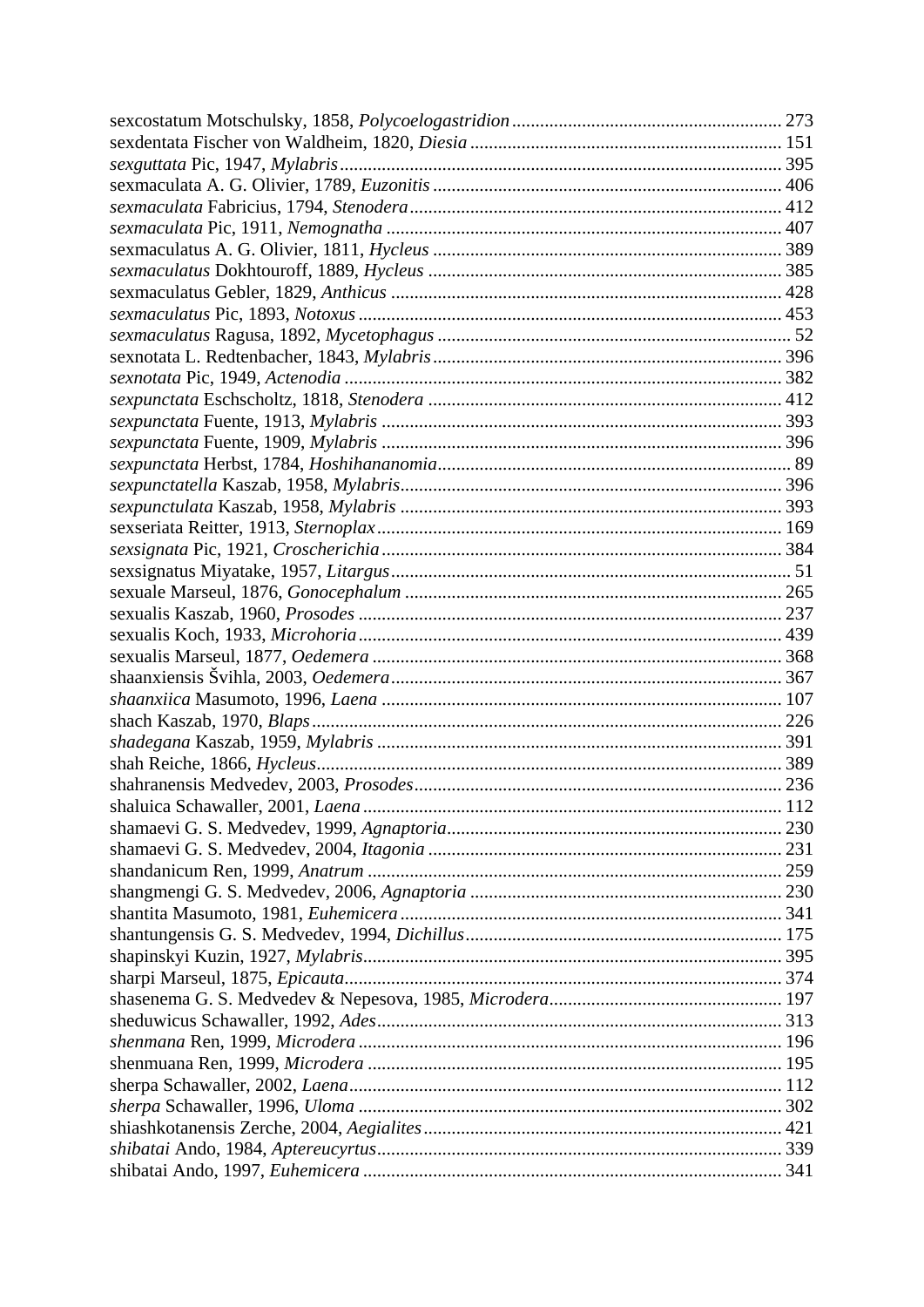sexcostatum Motschulsky, 1858, *Polycoelogastridion* .......... 273
sexdentata Fischer von Waldheim, 1820, *Diesia* .......... 151
*sexguttata* Pic, 1947, *Mylabris* .......... 395
sexmaculata A. G. Olivier, 1789, *Euzonitis* .......... 406
*sexmaculata* Fabricius, 1794, *Stenodera* .......... 412
*sexmaculata* Pic, 1911, *Nemognatha* .......... 407
sexmaculatus A. G. Olivier, 1811, *Hycleus* .......... 389
*sexmaculatus* Dokhtouroff, 1889, *Hycleus* .......... 385
sexmaculatus Gebler, 1829, *Anthicus* .......... 428
*sexmaculatus* Pic, 1893, *Notoxus* .......... 453
*sexmaculatus* Ragusa, 1892, *Mycetophagus* .......... 52
sexnotata L. Redtenbacher, 1843, *Mylabris* .......... 396
*sexnotata* Pic, 1949, *Actenodia* .......... 382
*sexpunctata* Eschscholtz, 1818, *Stenodera* .......... 412
*sexpunctata* Fuente, 1913, *Mylabris* .......... 393
*sexpunctata* Fuente, 1909, *Mylabris* .......... 396
*sexpunctata* Herbst, 1784, *Hoshihananomia* .......... 89
*sexpunctatella* Kaszab, 1958, *Mylabris* .......... 396
*sexpunctulata* Kaszab, 1958, *Mylabris* .......... 393
sexseriata Reitter, 1913, *Sternoplax* .......... 169
*sexsignata* Pic, 1921, *Croscherichia* .......... 384
sexsignatus Miyatake, 1957, *Litargus* .......... 51
sexuale Marseul, 1876, *Gonocephalum* .......... 265
sexualis Kaszab, 1960, *Prosodes* .......... 237
sexualis Koch, 1933, *Microhoria* .......... 439
sexualis Marseul, 1877, *Oedemera* .......... 368
shaanxiensis Švihla, 2003, *Oedemera* .......... 367
*shaanxiica* Masumoto, 1996, *Laena* .......... 107
shach Kaszab, 1970, *Blaps* .......... 226
*shadegana* Kaszab, 1959, *Mylabris* .......... 391
shah Reiche, 1866, *Hycleus* .......... 389
shahranensis Medvedev, 2003, *Prosodes* .......... 236
shaluica Schawaller, 2001, *Laena* .......... 112
shamaevi G. S. Medvedev, 1999, *Agnaptoria* .......... 230
shamaevi G. S. Medvedev, 2004, *Itagonia* .......... 231
shandanicum Ren, 1999, *Anatrum* .......... 259
shangmengi G. S. Medvedev, 2006, *Agnaptoria* .......... 230
shantita Masumoto, 1981, *Euhemicera* .......... 341
shantungensis G. S. Medvedev, 1994, *Dichillus* .......... 175
shapinskyi Kuzin, 1927, *Mylabris* .......... 395
sharpi Marseul, 1875, *Epicauta* .......... 374
shasenema G. S. Medvedev & Nepesova, 1985, *Microdera* .......... 197
sheduwicus Schawaller, 1992, *Ades* .......... 313
*shenmana* Ren, 1999, *Microdera* .......... 196
shenmuana Ren, 1999, *Microdera* .......... 195
sherpa Schawaller, 2002, *Laena* .......... 112
*sherpa* Schawaller, 1996, *Uloma* .......... 302
shiashkotanensis Zerche, 2004, *Aegialites* .......... 421
*shibatai* Ando, 1984, *Aptereucyrtus* .......... 339
shibatai Ando, 1997, *Euhemicera* .......... 341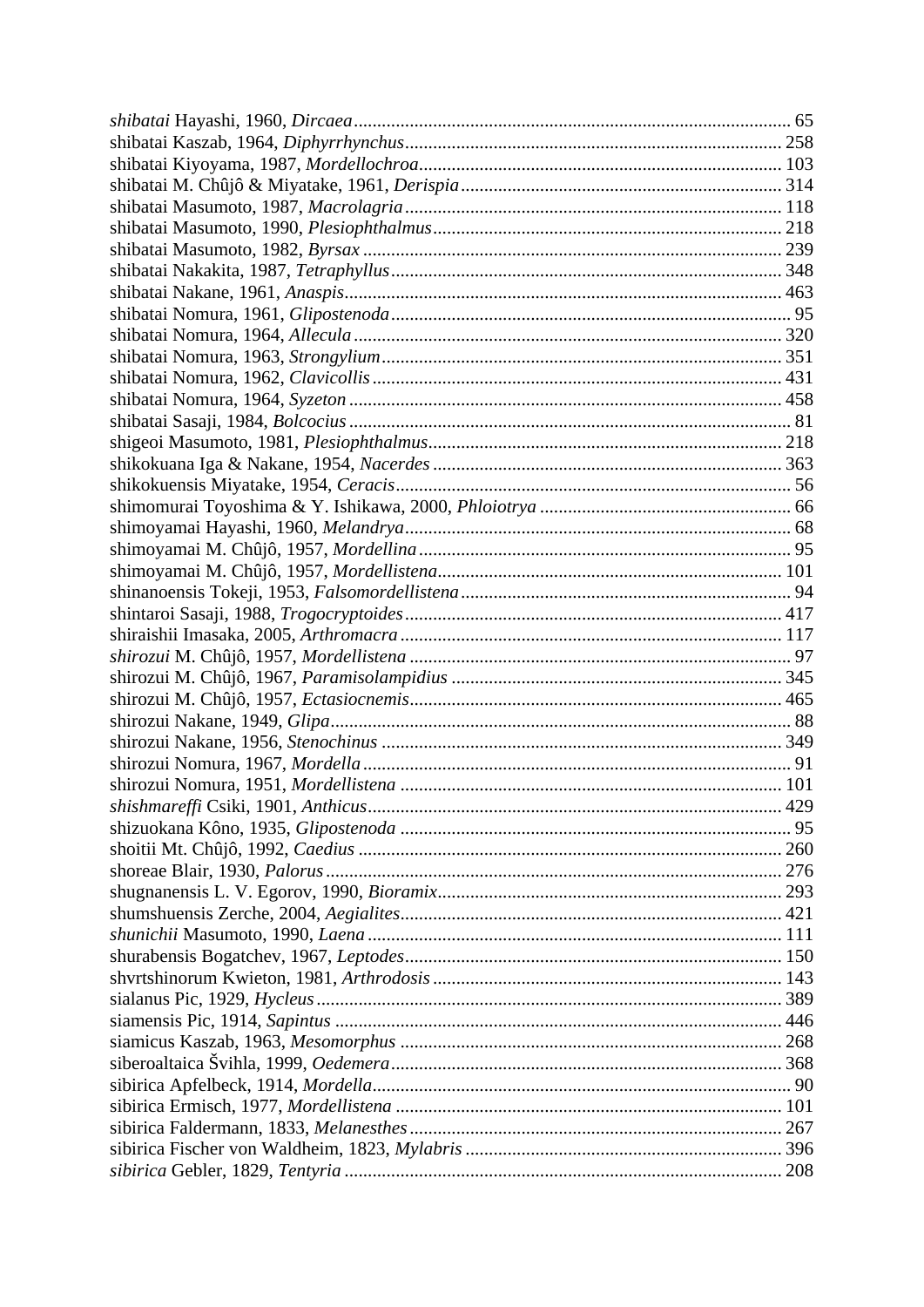*shibatai* Hayashi, 1960, *Dircaea* ........ 65
shibatai Kaszab, 1964, *Diphyrrhynchus* ........ 258
shibatai Kiyoyama, 1987, *Mordellochroa* ........ 103
shibatai M. Chûjô & Miyatake, 1961, *Derispia* ........ 314
shibatai Masumoto, 1987, *Macrolagria* ........ 118
shibatai Masumoto, 1990, *Plesiophthalmus* ........ 218
shibatai Masumoto, 1982, *Byrsax* ........ 239
shibatai Nakakita, 1987, *Tetraphyllus* ........ 348
shibatai Nakane, 1961, *Anaspis* ........ 463
shibatai Nomura, 1961, *Glipostenoda* ........ 95
shibatai Nomura, 1964, *Allecula* ........ 320
shibatai Nomura, 1963, *Strongylium* ........ 351
shibatai Nomura, 1962, *Clavicollis* ........ 431
shibatai Nomura, 1964, *Syzeton* ........ 458
shibatai Sasaji, 1984, *Bolcocius* ........ 81
shigeoi Masumoto, 1981, *Plesiophthalmus* ........ 218
shikokuana Iga & Nakane, 1954, *Nacerdes* ........ 363
shikokuensis Miyatake, 1954, *Ceracis* ........ 56
shimomurai Toyoshima & Y. Ishikawa, 2000, *Phloiotrya* ........ 66
shimoyamai Hayashi, 1960, *Melandrya* ........ 68
shimoyamai M. Chûjô, 1957, *Mordellina* ........ 95
shimoyamai M. Chûjô, 1957, *Mordellistena* ........ 101
shinanoensis Tokeji, 1953, *Falsomordellistena* ........ 94
shintaroi Sasaji, 1988, *Trogocryptoides* ........ 417
shiraishii Imasaka, 2005, *Arthromacra* ........ 117
*shirozui* M. Chûjô, 1957, *Mordellistena* ........ 97
shirozui M. Chûjô, 1967, *Paramisolampidius* ........ 345
shirozui M. Chûjô, 1957, *Ectasiocnemis* ........ 465
shirozui Nakane, 1949, *Glipa* ........ 88
shirozui Nakane, 1956, *Stenochinus* ........ 349
shirozui Nomura, 1967, *Mordella* ........ 91
shirozui Nomura, 1951, *Mordellistena* ........ 101
*shishmareffi* Csiki, 1901, *Anthicus* ........ 429
shizuokana Kôno, 1935, *Glipostenoda* ........ 95
shoitii Mt. Chûjô, 1992, *Caedius* ........ 260
shoreae Blair, 1930, *Palorus* ........ 276
shugnanensis L. V. Egorov, 1990, *Bioramix* ........ 293
shumshuensis Zerche, 2004, *Aegialites* ........ 421
*shunichii* Masumoto, 1990, *Laena* ........ 111
shurabensis Bogatchev, 1967, *Leptodes* ........ 150
shvrtshinorum Kwieton, 1981, *Arthrodosis* ........ 143
sialanus Pic, 1929, *Hycleus* ........ 389
siamensis Pic, 1914, *Sapintus* ........ 446
siamicus Kaszab, 1963, *Mesomorphus* ........ 268
siberoaltaica Švihla, 1999, *Oedemera* ........ 368
sibirica Apfelbeck, 1914, *Mordella* ........ 90
sibirica Ermisch, 1977, *Mordellistena* ........ 101
sibirica Faldermann, 1833, *Melanesthes* ........ 267
sibirica Fischer von Waldheim, 1823, *Mylabris* ........ 396
*sibirica* Gebler, 1829, *Tentyria* ........ 208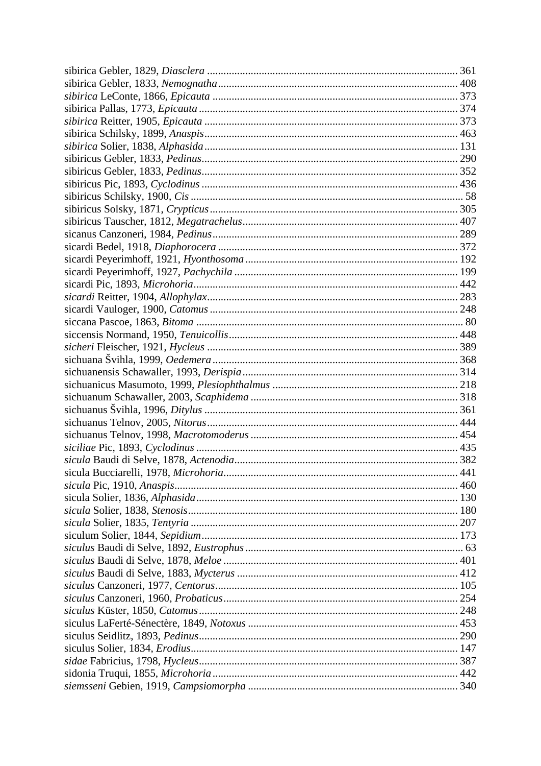sibirica Gebler, 1829, *Diasclera* ........................................................................ 361
sibirica Gebler, 1833, *Nemognatha* ..................................................................... 408
*sibirica* LeConte, 1866, *Epicauta* ...................................................................... 373
sibirica Pallas, 1773, *Epicauta* ........................................................................... 374
*sibirica* Reitter, 1905, *Epicauta* ......................................................................... 373
sibirica Schilsky, 1899, *Anaspis* .......................................................................... 463
*sibirica* Solier, 1838, *Alphasida* .......................................................................... 131
sibiricus Gebler, 1833, *Pedinus* ........................................................................... 290
sibiricus Gebler, 1833, *Pedinus* ........................................................................... 352
sibiricus Pic, 1893, *Cyclodinus* ............................................................................ 436
sibiricus Schilsky, 1900, *Cis* ................................................................................. 58
sibiricus Solsky, 1871, *Crypticus* ......................................................................... 305
sibiricus Tauscher, 1812, *Megatrachelus* ............................................................. 407
sicanus Canzoneri, 1984, *Pedinus* ........................................................................ 289
sicardi Bedel, 1918, *Diaphorocera* ....................................................................... 372
sicardi Peyerimhoff, 1921, *Hyonthosoma* ............................................................. 192
sicardi Peyerimhoff, 1927, *Pachychila* ................................................................. 199
sicardi Pic, 1893, *Microhoria* ............................................................................... 442
*sicardi* Reitter, 1904, *Allophylax* .......................................................................... 283
sicardi Vauloger, 1900, *Catomus* .......................................................................... 248
siccana Pascoe, 1863, *Bitoma* ................................................................................ 80
siccensis Normand, 1950, *Tenuicollis* ................................................................... 448
*sicheri* Fleischer, 1921, *Hycleus* .......................................................................... 389
sichuana Švihla, 1999, *Oedemera* ......................................................................... 368
sichuanensis Schawaller, 1993, *Derispia* .............................................................. 314
sichuanicus Masumoto, 1999, *Plesiophthalmus* ................................................... 218
sichuanum Schawaller, 2003, *Scaphidema* ........................................................... 318
sichuanus Švihla, 1996, *Ditylus* ............................................................................ 361
sichuanus Telnov, 2005, *Nitorus* ........................................................................... 444
sichuanus Telnov, 1998, *Macrotomoderus* ........................................................... 454
*siciliae* Pic, 1893, *Cyclodinus* ............................................................................... 435
*sicula* Baudi di Selve, 1878, *Actenodia* ................................................................ 382
sicula Bucciarelli, 1978, *Microhoria* ..................................................................... 441
*sicula* Pic, 1910, *Anaspis* ...................................................................................... 460
sicula Solier, 1836, *Alphasida* ............................................................................... 130
*sicula* Solier, 1838, *Stenosis* ................................................................................. 180
*sicula* Solier, 1835, *Tentyria* ................................................................................ 207
siculum Solier, 1844, *Sepidium* ............................................................................. 173
*siculus* Baudi di Selve, 1892, *Eustrophus* ............................................................... 63
*siculus* Baudi di Selve, 1878, *Meloe* ..................................................................... 401
*siculus* Baudi di Selve, 1883, *Mycterus* ................................................................ 412
*siculus* Canzoneri, 1977, *Centorus* ....................................................................... 105
*siculus* Canzoneri, 1960, *Probaticus* ..................................................................... 254
*siculus* Küster, 1850, *Catomus* .............................................................................. 248
siculus LaFerté-Sénectère, 1849, *Notoxus* ............................................................ 453
siculus Seidlitz, 1893, *Pedinus* .............................................................................. 290
siculus Solier, 1834, *Erodius* ................................................................................. 147
*sidae* Fabricius, 1798, *Hycleus* .............................................................................. 387
sidonia Truqui, 1855, *Microhoria* ......................................................................... 442
*siemsseni* Gebien, 1919, *Campsiomorpha* ............................................................ 340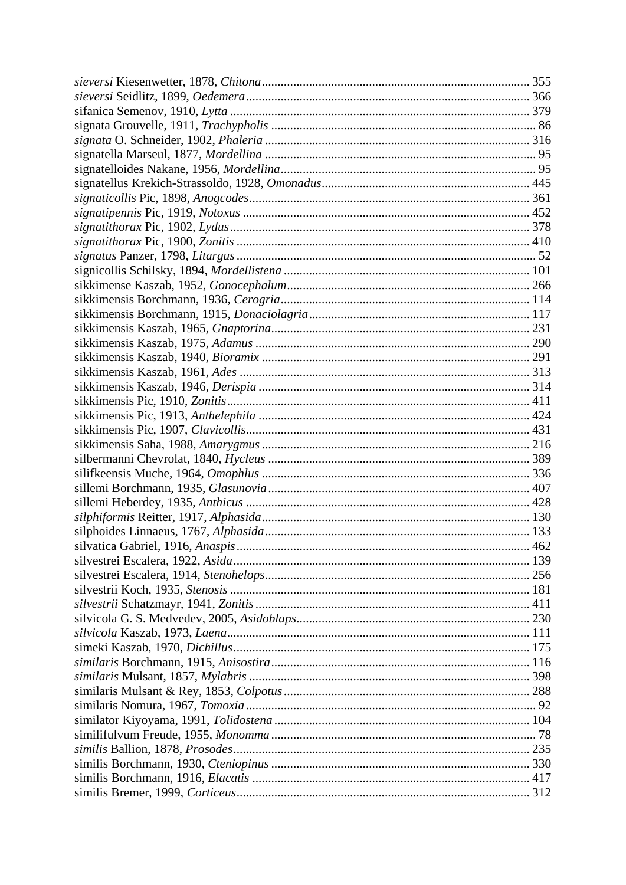*sieversi* Kiesenwetter, 1878, *Chitona* ..... 355
*sieversi* Seidlitz, 1899, *Oedemera* ..... 366
sifanica Semenov, 1910, *Lytta* ..... 379
signata Grouvelle, 1911, *Trachypholis* ..... 86
*signata* O. Schneider, 1902, *Phaleria* ..... 316
signatella Marseul, 1877, *Mordellina* ..... 95
signatelloides Nakane, 1956, *Mordellina* ..... 95
signatellus Krekich-Strassoldo, 1928, *Omonadus* ..... 445
*signaticollis* Pic, 1898, *Anogcodes* ..... 361
*signatipennis* Pic, 1919, *Notoxus* ..... 452
*signatithorax* Pic, 1902, *Lydus* ..... 378
*signatithorax* Pic, 1900, *Zonitis* ..... 410
*signatus* Panzer, 1798, *Litargus* ..... 52
signicollis Schilsky, 1894, *Mordellistena* ..... 101
sikkimense Kaszab, 1952, *Gonocephalum* ..... 266
sikkimensis Borchmann, 1936, *Cerogria* ..... 114
sikkimensis Borchmann, 1915, *Donaciolagria* ..... 117
sikkimensis Kaszab, 1965, *Gnaptorina* ..... 231
sikkimensis Kaszab, 1975, *Adamus* ..... 290
sikkimensis Kaszab, 1940, *Bioramix* ..... 291
sikkimensis Kaszab, 1961, *Ades* ..... 313
sikkimensis Kaszab, 1946, *Derispia* ..... 314
sikkimensis Pic, 1910, *Zonitis* ..... 411
sikkimensis Pic, 1913, *Anthelephila* ..... 424
sikkimensis Pic, 1907, *Clavicollis* ..... 431
sikkimensis Saha, 1988, *Amarygmus* ..... 216
silbermanni Chevrolat, 1840, *Hycleus* ..... 389
silifkeensis Muche, 1964, *Omophlus* ..... 336
sillemi Borchmann, 1935, *Glasunovia* ..... 407
sillemi Heberdey, 1935, *Anthicus* ..... 428
*silphiformis* Reitter, 1917, *Alphasida* ..... 130
silphoides Linnaeus, 1767, *Alphasida* ..... 133
silvatica Gabriel, 1916, *Anaspis* ..... 462
silvestrei Escalera, 1922, *Asida* ..... 139
silvestrei Escalera, 1914, *Stenohelops* ..... 256
silvestrii Koch, 1935, *Stenosis* ..... 181
*silvestrii* Schatzmayr, 1941, *Zonitis* ..... 411
silvicola G. S. Medvedev, 2005, *Asidoblaps* ..... 230
*silvicola* Kaszab, 1973, *Laena* ..... 111
simeki Kaszab, 1970, *Dichillus* ..... 175
*similaris* Borchmann, 1915, *Anisostira* ..... 116
*similaris* Mulsant, 1857, *Mylabris* ..... 398
similaris Mulsant & Rey, 1853, *Colpotus* ..... 288
similaris Nomura, 1967, *Tomoxia* ..... 92
similator Kiyoyama, 1991, *Tolidostena* ..... 104
similifulvum Freude, 1955, *Monomma* ..... 78
*similis* Ballion, 1878, *Prosodes* ..... 235
similis Borchmann, 1930, *Cteniopinus* ..... 330
similis Borchmann, 1916, *Elacatis* ..... 417
similis Bremer, 1999, *Corticeus* ..... 312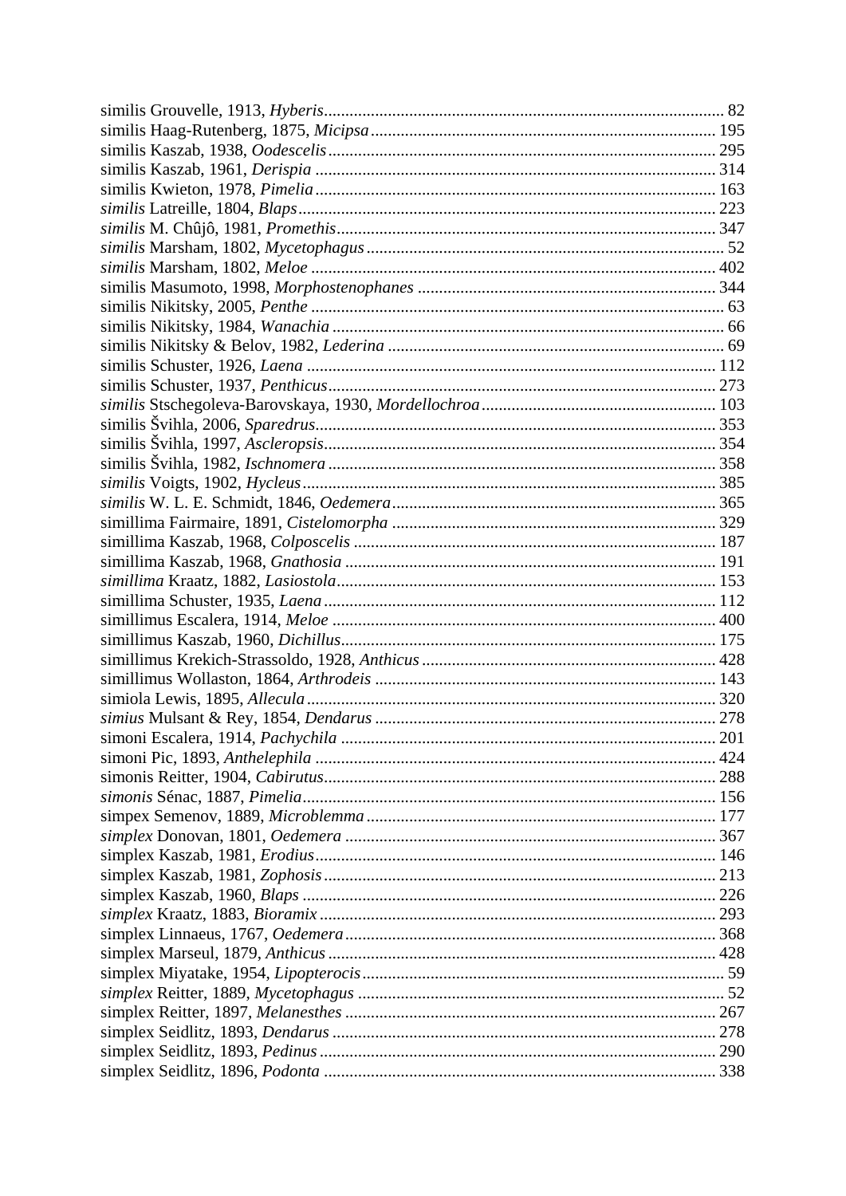similis Grouvelle, 1913, *Hyberis* ........ 82
similis Haag-Rutenberg, 1875, *Micipsa* ........ 195
similis Kaszab, 1938, *Oodescelis* ........ 295
similis Kaszab, 1961, *Derispia* ........ 314
similis Kwieton, 1978, *Pimelia* ........ 163
*similis* Latreille, 1804, *Blaps* ........ 223
*similis* M. Chûjô, 1981, *Promethis* ........ 347
*similis* Marsham, 1802, *Mycetophagus* ........ 52
*similis* Marsham, 1802, *Meloe* ........ 402
similis Masumoto, 1998, *Morphostenophanes* ........ 344
similis Nikitsky, 2005, *Penthe* ........ 63
similis Nikitsky, 1984, *Wanachia* ........ 66
similis Nikitsky & Belov, 1982, *Lederina* ........ 69
similis Schuster, 1926, *Laena* ........ 112
similis Schuster, 1937, *Penthicus* ........ 273
*similis* Stschegoleva-Barovskaya, 1930, *Mordellochroa* ........ 103
similis Švihla, 2006, *Sparedrus* ........ 353
similis Švihla, 1997, *Ascleropsis* ........ 354
similis Švihla, 1982, *Ischnomera* ........ 358
*similis* Voigts, 1902, *Hycleus* ........ 385
*similis* W. L. E. Schmidt, 1846, *Oedemera* ........ 365
simillima Fairmaire, 1891, *Cistelomorpha* ........ 329
simillima Kaszab, 1968, *Colposcelis* ........ 187
simillima Kaszab, 1968, *Gnathosia* ........ 191
*simillima* Kraatz, 1882, *Lasiostola* ........ 153
simillima Schuster, 1935, *Laena* ........ 112
simillimus Escalera, 1914, *Meloe* ........ 400
simillimus Kaszab, 1960, *Dichillus* ........ 175
simillimus Krekich-Strassoldo, 1928, *Anthicus* ........ 428
simillimus Wollaston, 1864, *Arthrodeis* ........ 143
simiola Lewis, 1895, *Allecula* ........ 320
*simius* Mulsant & Rey, 1854, *Dendarus* ........ 278
simoni Escalera, 1914, *Pachychila* ........ 201
simoni Pic, 1893, *Anthelephila* ........ 424
simonis Reitter, 1904, *Cabirutus* ........ 288
*simonis* Sénac, 1887, *Pimelia* ........ 156
simpex Semenov, 1889, *Microblemma* ........ 177
*simplex* Donovan, 1801, *Oedemera* ........ 367
simplex Kaszab, 1981, *Erodius* ........ 146
simplex Kaszab, 1981, *Zophosis* ........ 213
simplex Kaszab, 1960, *Blaps* ........ 226
*simplex* Kraatz, 1883, *Bioramix* ........ 293
simplex Linnaeus, 1767, *Oedemera* ........ 368
simplex Marseul, 1879, *Anthicus* ........ 428
simplex Miyatake, 1954, *Lipopterocis* ........ 59
*simplex* Reitter, 1889, *Mycetophagus* ........ 52
simplex Reitter, 1897, *Melanesthes* ........ 267
simplex Seidlitz, 1893, *Dendarus* ........ 278
simplex Seidlitz, 1893, *Pedinus* ........ 290
simplex Seidlitz, 1896, *Podonta* ........ 338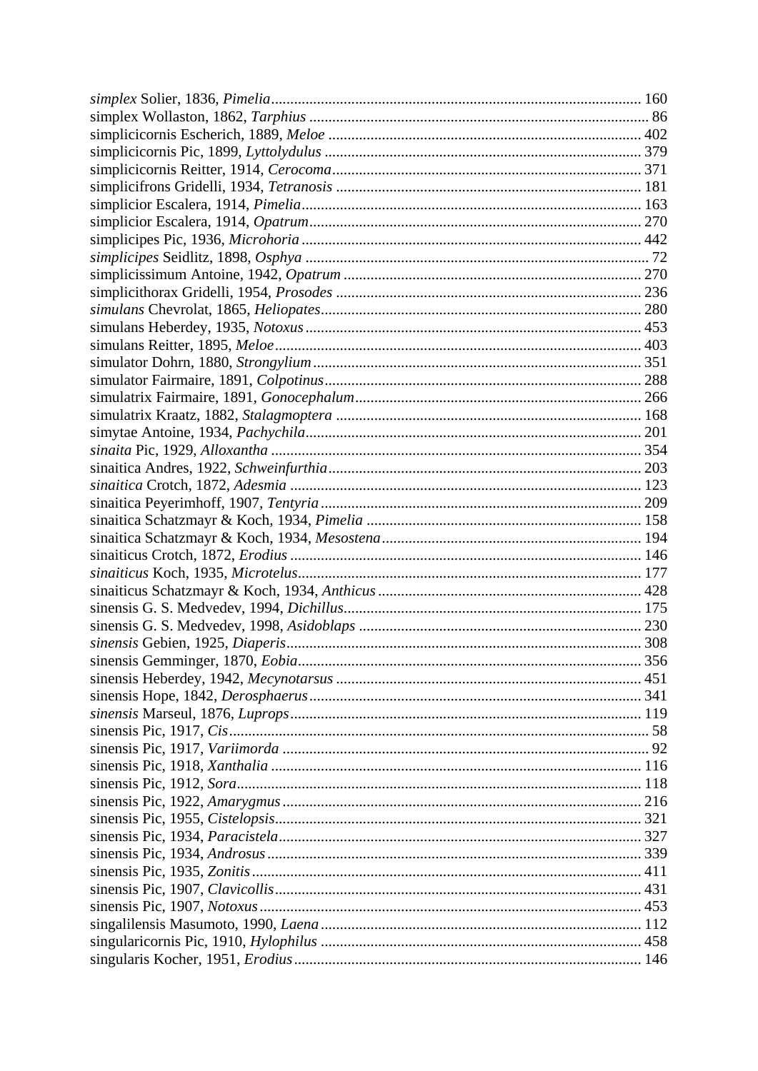*simplex* Solier, 1836, *Pimelia* ........ 160
simplex Wollaston, 1862, *Tarphius* ........ 86
simplicicornis Escherich, 1889, *Meloe* ........ 402
simplicicornis Pic, 1899, *Lyttolydulus* ........ 379
simplicicornis Reitter, 1914, *Cerocoma* ........ 371
simplicifrons Gridelli, 1934, *Tetranosis* ........ 181
simplicior Escalera, 1914, *Pimelia* ........ 163
simplicior Escalera, 1914, *Opatrum* ........ 270
simplicipes Pic, 1936, *Microhoria* ........ 442
*simplicipes* Seidlitz, 1898, *Osphya* ........ 72
simplicissimum Antoine, 1942, *Opatrum* ........ 270
simplicithorax Gridelli, 1954, *Prosodes* ........ 236
*simulans* Chevrolat, 1865, *Heliopates* ........ 280
simulans Heberdey, 1935, *Notoxus* ........ 453
simulans Reitter, 1895, *Meloe* ........ 403
simulator Dohrn, 1880, *Strongylium* ........ 351
simulator Fairmaire, 1891, *Colpotinus* ........ 288
simulatrix Fairmaire, 1891, *Gonocephalum* ........ 266
simulatrix Kraatz, 1882, *Stalagmoptera* ........ 168
simytae Antoine, 1934, *Pachychila* ........ 201
*sinaita* Pic, 1929, *Alloxantha* ........ 354
sinaitica Andres, 1922, *Schweinfurthia* ........ 203
*sinaitica* Crotch, 1872, *Adesmia* ........ 123
sinaitica Peyerimhoff, 1907, *Tentyria* ........ 209
sinaitica Schatzmayr & Koch, 1934, *Pimelia* ........ 158
sinaitica Schatzmayr & Koch, 1934, *Mesostena* ........ 194
sinaiticus Crotch, 1872, *Erodius* ........ 146
*sinaiticus* Koch, 1935, *Microtelus* ........ 177
sinaiticus Schatzmayr & Koch, 1934, *Anthicus* ........ 428
sinensis G. S. Medvedev, 1994, *Dichillus* ........ 175
sinensis G. S. Medvedev, 1998, *Asidoblaps* ........ 230
*sinensis* Gebien, 1925, *Diaperis* ........ 308
sinensis Gemminger, 1870, *Eobia* ........ 356
sinensis Heberdey, 1942, *Mecynotarsus* ........ 451
sinensis Hope, 1842, *Derosphaerus* ........ 341
*sinensis* Marseul, 1876, *Luprops* ........ 119
sinensis Pic, 1917, *Cis* ........ 58
sinensis Pic, 1917, *Variimorda* ........ 92
sinensis Pic, 1918, *Xanthalia* ........ 116
sinensis Pic, 1912, *Sora* ........ 118
sinensis Pic, 1922, *Amarygmus* ........ 216
sinensis Pic, 1955, *Cistelopsis* ........ 321
sinensis Pic, 1934, *Paracistela* ........ 327
sinensis Pic, 1934, *Androsus* ........ 339
sinensis Pic, 1935, *Zonitis* ........ 411
sinensis Pic, 1907, *Clavicollis* ........ 431
sinensis Pic, 1907, *Notoxus* ........ 453
singalilensis Masumoto, 1990, *Laena* ........ 112
singularicornis Pic, 1910, *Hylophilus* ........ 458
singularis Kocher, 1951, *Erodius* ........ 146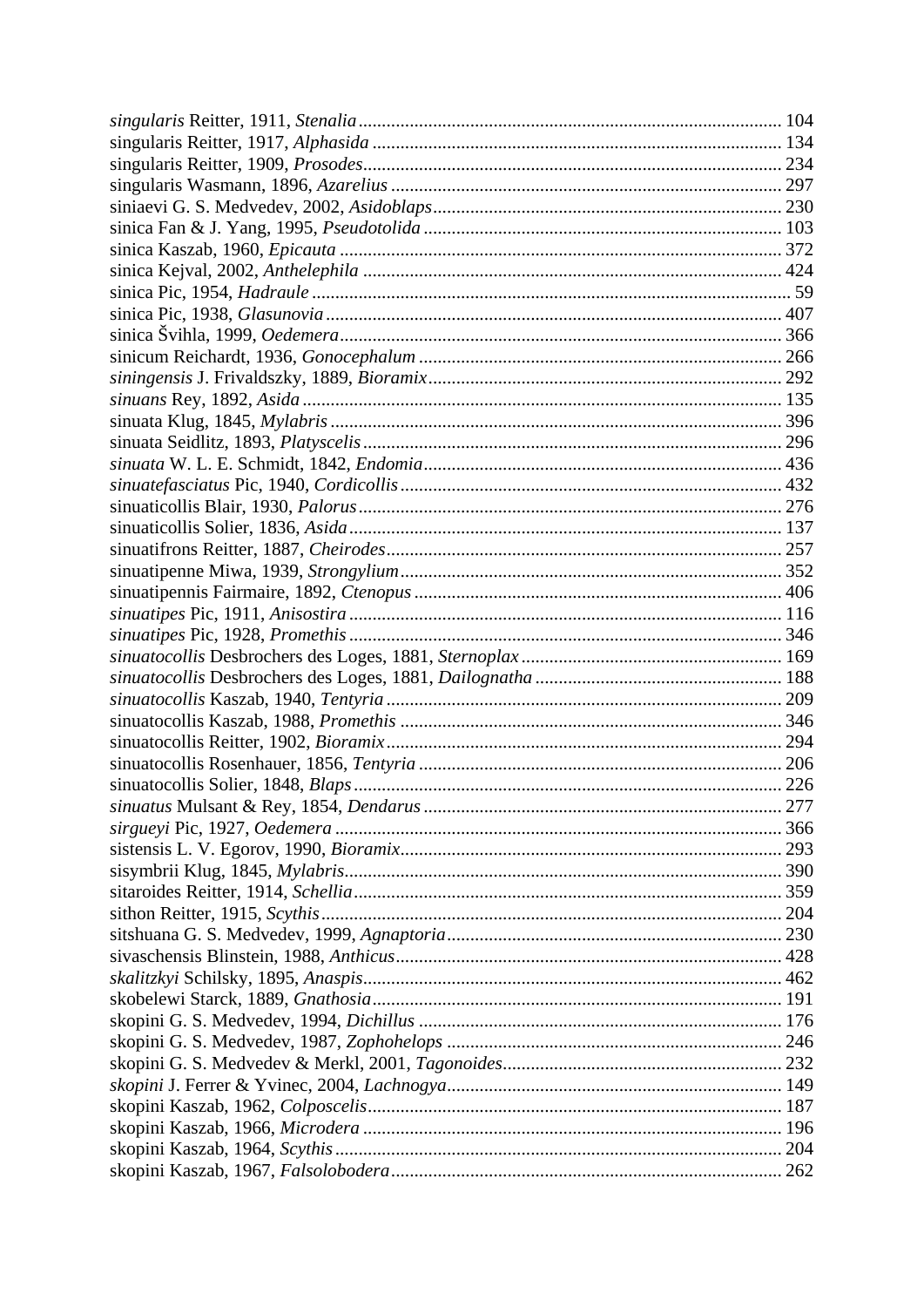*singularis* Reitter, 1911, *Stenalia* ................................................................ 104
singularis Reitter, 1917, *Alphasida* ................................................................ 134
singularis Reitter, 1909, *Prosodes* ................................................................ 234
singularis Wasmann, 1896, *Azarelius* ................................................................ 297
siniaevi G. S. Medvedev, 2002, *Asidoblaps* ................................................................ 230
sinica Fan & J. Yang, 1995, *Pseudotolida* ................................................................ 103
sinica Kaszab, 1960, *Epicauta* ................................................................ 372
sinica Kejval, 2002, *Anthelephila* ................................................................ 424
sinica Pic, 1954, *Hadraule* ................................................................ 59
sinica Pic, 1938, *Glasunovia* ................................................................ 407
sinica Švihla, 1999, *Oedemera* ................................................................ 366
sinicum Reichardt, 1936, *Gonocephalum* ................................................................ 266
*siningensis* J. Frivaldszky, 1889, *Bioramix* ................................................................ 292
*sinuans* Rey, 1892, *Asida* ................................................................ 135
sinuata Klug, 1845, *Mylabris* ................................................................ 396
sinuata Seidlitz, 1893, *Platyscelis* ................................................................ 296
*sinuata* W. L. E. Schmidt, 1842, *Endomia* ................................................................ 436
*sinuatefasciatus* Pic, 1940, *Cordicollis* ................................................................ 432
sinuaticollis Blair, 1930, *Palorus* ................................................................ 276
sinuaticollis Solier, 1836, *Asida* ................................................................ 137
sinuatifrons Reitter, 1887, *Cheirodes* ................................................................ 257
sinuatipenne Miwa, 1939, *Strongylium* ................................................................ 352
sinuatipennis Fairmaire, 1892, *Ctenopus* ................................................................ 406
*sinuatipes* Pic, 1911, *Anisostira* ................................................................ 116
*sinuatipes* Pic, 1928, *Promethis* ................................................................ 346
*sinuatocollis* Desbrochers des Loges, 1881, *Sternoplax* ................................................................ 169
*sinuatocollis* Desbrochers des Loges, 1881, *Dailognatha* ................................................................ 188
*sinuatocollis* Kaszab, 1940, *Tentyria* ................................................................ 209
sinuatocollis Kaszab, 1988, *Promethis* ................................................................ 346
sinuatocollis Reitter, 1902, *Bioramix* ................................................................ 294
sinuatocollis Rosenhauer, 1856, *Tentyria* ................................................................ 206
sinuatocollis Solier, 1848, *Blaps* ................................................................ 226
*sinuatus* Mulsant & Rey, 1854, *Dendarus* ................................................................ 277
*sirgueyi* Pic, 1927, *Oedemera* ................................................................ 366
sistensis L. V. Egorov, 1990, *Bioramix* ................................................................ 293
sisymbrii Klug, 1845, *Mylabris* ................................................................ 390
sitaroides Reitter, 1914, *Schellia* ................................................................ 359
sithon Reitter, 1915, *Scythis* ................................................................ 204
sitshuana G. S. Medvedev, 1999, *Agnaptoria* ................................................................ 230
sivaschensis Blinstein, 1988, *Anthicus* ................................................................ 428
*skalitzkyi* Schilsky, 1895, *Anaspis* ................................................................ 462
skobelewi Starck, 1889, *Gnathosia* ................................................................ 191
skopini G. S. Medvedev, 1994, *Dichillus* ................................................................ 176
skopini G. S. Medvedev, 1987, *Zophohelops* ................................................................ 246
skopini G. S. Medvedev & Merkl, 2001, *Tagonoides* ................................................................ 232
*skopini* J. Ferrer & Yvinec, 2004, *Lachnogya* ................................................................ 149
skopini Kaszab, 1962, *Colposcelis* ................................................................ 187
skopini Kaszab, 1966, *Microdera* ................................................................ 196
skopini Kaszab, 1964, *Scythis* ................................................................ 204
skopini Kaszab, 1967, *Falsolobodera* ................................................................ 262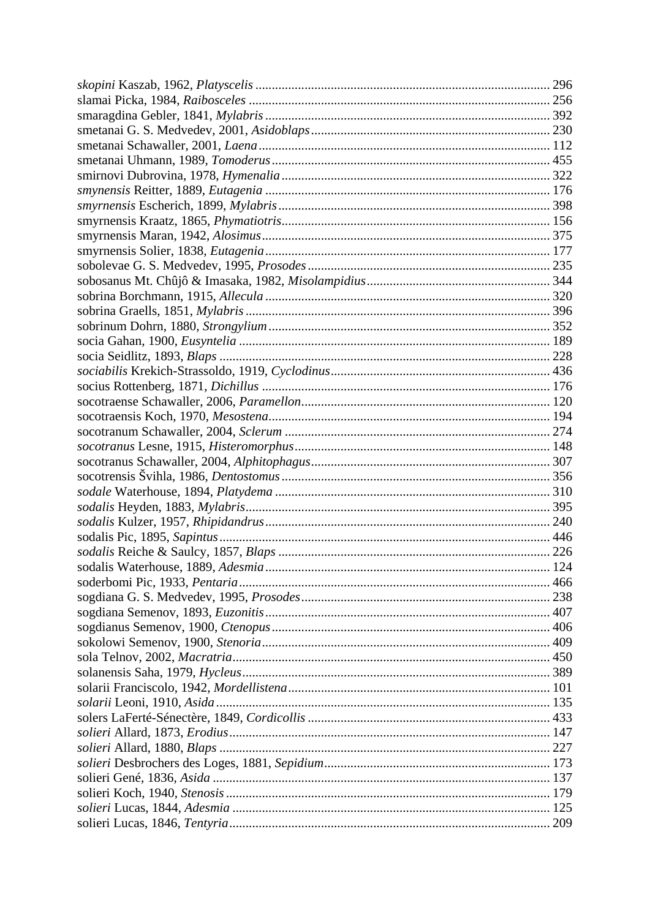*skopini* Kaszab, 1962, *Platyscelis* ........................................................................ 296
slamai Picka, 1984, *Raibosceles* ........................................................................ 256
smaragdina Gebler, 1841, *Mylabris* ........................................................................ 392
smetanai G. S. Medvedev, 2001, *Asidoblaps* ........................................................................ 230
smetanai Schawaller, 2001, *Laena* ........................................................................ 112
smetanai Uhmann, 1989, *Tomoderus* ........................................................................ 455
smirnovi Dubrovina, 1978, *Hymenalia* ........................................................................ 322
*smynensis* Reitter, 1889, *Eutagenia* ........................................................................ 176
*smyrnensis* Escherich, 1899, *Mylabris* ........................................................................ 398
smyrnensis Kraatz, 1865, *Phymatiotris* ........................................................................ 156
smyrnensis Maran, 1942, *Alosimus* ........................................................................ 375
smyrnensis Solier, 1838, *Eutagenia* ........................................................................ 177
sobolevae G. S. Medvedev, 1995, *Prosodes* ........................................................................ 235
sobosanus Mt. Chûjô & Imasaka, 1982, *Misolampidius* ........................................................................ 344
sobrina Borchmann, 1915, *Allecula* ........................................................................ 320
sobrina Graells, 1851, *Mylabris* ........................................................................ 396
sobrinum Dohrn, 1880, *Strongylium* ........................................................................ 352
socia Gahan, 1900, *Eusyntelia* ........................................................................ 189
socia Seidlitz, 1893, *Blaps* ........................................................................ 228
*sociabilis* Krekich-Strassoldo, 1919, *Cyclodinus* ........................................................................ 436
socius Rottenberg, 1871, *Dichillus* ........................................................................ 176
socotraense Schawaller, 2006, *Paramellon* ........................................................................ 120
socotraensis Koch, 1970, *Mesostena* ........................................................................ 194
socotranum Schawaller, 2004, *Sclerum* ........................................................................ 274
*socotranus* Lesne, 1915, *Histeromorphus* ........................................................................ 148
socotranus Schawaller, 2004, *Alphitophagus* ........................................................................ 307
socotrensis Švihla, 1986, *Dentostomus* ........................................................................ 356
*sodale* Waterhouse, 1894, *Platydema* ........................................................................ 310
*sodalis* Heyden, 1883, *Mylabris* ........................................................................ 395
*sodalis* Kulzer, 1957, *Rhipidandrus* ........................................................................ 240
sodalis Pic, 1895, *Sapintus* ........................................................................ 446
*sodalis* Reiche & Saulcy, 1857, *Blaps* ........................................................................ 226
sodalis Waterhouse, 1889, *Adesmia* ........................................................................ 124
soderbomi Pic, 1933, *Pentaria* ........................................................................ 466
sogdiana G. S. Medvedev, 1995, *Prosodes* ........................................................................ 238
sogdiana Semenov, 1893, *Euzonitis* ........................................................................ 407
sogdianus Semenov, 1900, *Ctenopus* ........................................................................ 406
sokolowi Semenov, 1900, *Stenoria* ........................................................................ 409
sola Telnov, 2002, *Macratria* ........................................................................ 450
solanensis Saha, 1979, *Hycleus* ........................................................................ 389
solarii Franciscolo, 1942, *Mordellistena* ........................................................................ 101
*solarii* Leoni, 1910, *Asida* ........................................................................ 135
solers LaFerté-Sénectère, 1849, *Cordicollis* ........................................................................ 433
*solieri* Allard, 1873, *Erodius* ........................................................................ 147
*solieri* Allard, 1880, *Blaps* ........................................................................ 227
*solieri* Desbrochers des Loges, 1881, *Sepidium* ........................................................................ 173
solieri Gené, 1836, *Asida* ........................................................................ 137
solieri Koch, 1940, *Stenosis* ........................................................................ 179
*solieri* Lucas, 1844, *Adesmia* ........................................................................ 125
solieri Lucas, 1846, *Tentyria* ........................................................................ 209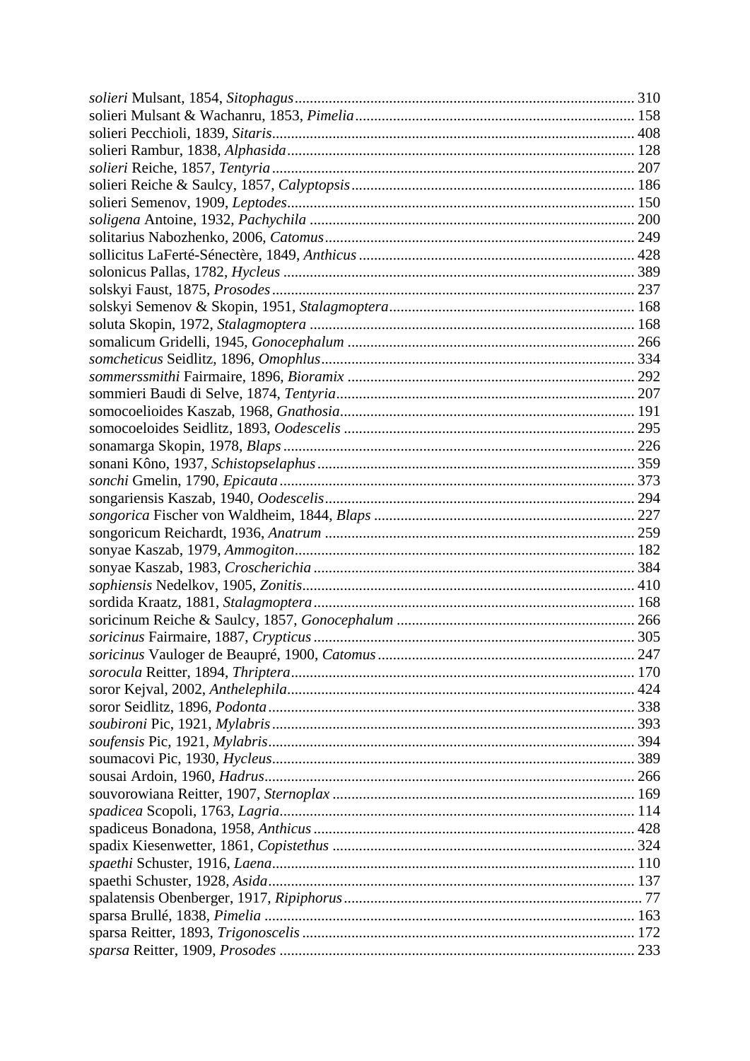*solieri* Mulsant, 1854, *Sitophagus* ........................................................................... 310
solieri Mulsant & Wachanru, 1853, *Pimelia* ........................................................................... 158
solieri Pecchioli, 1839, *Sitaris* ........................................................................... 408
solieri Rambur, 1838, *Alphasida* ........................................................................... 128
*solieri* Reiche, 1857, *Tentyria* ........................................................................... 207
solieri Reiche & Saulcy, 1857, *Calyptopsis* ........................................................................... 186
solieri Semenov, 1909, *Leptodes* ........................................................................... 150
*soligena* Antoine, 1932, *Pachychila* ........................................................................... 200
solitarius Nabozhenko, 2006, *Catomus* ........................................................................... 249
sollicitus LaFerté-Sénectère, 1849, *Anthicus* ........................................................................... 428
solonicus Pallas, 1782, *Hycleus* ........................................................................... 389
solskyi Faust, 1875, *Prosodes* ........................................................................... 237
solskyi Semenov & Skopin, 1951, *Stalagmoptera* ........................................................................... 168
soluta Skopin, 1972, *Stalagmoptera* ........................................................................... 168
somalicum Gridelli, 1945, *Gonocephalum* ........................................................................... 266
*somcheticus* Seidlitz, 1896, *Omophlus* ........................................................................... 334
*sommerssmithi* Fairmaire, 1896, *Bioramix* ........................................................................... 292
sommieri Baudi di Selve, 1874, *Tentyria* ........................................................................... 207
somocoelioides Kaszab, 1968, *Gnathosia* ........................................................................... 191
somocoeloides Seidlitz, 1893, *Oodescelis* ........................................................................... 295
sonamarga Skopin, 1978, *Blaps* ........................................................................... 226
sonani Kôno, 1937, *Schistopselaphus* ........................................................................... 359
*sonchi* Gmelin, 1790, *Epicauta* ........................................................................... 373
songariensis Kaszab, 1940, *Oodescelis* ........................................................................... 294
*songorica* Fischer von Waldheim, 1844, *Blaps* ........................................................................... 227
songoricum Reichardt, 1936, *Anatrum* ........................................................................... 259
sonyae Kaszab, 1979, *Ammogiton* ........................................................................... 182
sonyae Kaszab, 1983, *Croscherichia* ........................................................................... 384
*sophiensis* Nedelkov, 1905, *Zonitis* ........................................................................... 410
sordida Kraatz, 1881, *Stalagmoptera* ........................................................................... 168
soricinum Reiche & Saulcy, 1857, *Gonocephalum* ........................................................................... 266
*soricinus* Fairmaire, 1887, *Crypticus* ........................................................................... 305
*soricinus* Vauloger de Beaupré, 1900, *Catomus* ........................................................................... 247
*sorocula* Reitter, 1894, *Thriptera* ........................................................................... 170
soror Kejval, 2002, *Anthelephila* ........................................................................... 424
soror Seidlitz, 1896, *Podonta* ........................................................................... 338
*soubironi* Pic, 1921, *Mylabris* ........................................................................... 393
*soufensis* Pic, 1921, *Mylabris* ........................................................................... 394
soumacovi Pic, 1930, *Hycleus* ........................................................................... 389
sousai Ardoin, 1960, *Hadrus* ........................................................................... 266
souvorowiana Reitter, 1907, *Sternoplax* ........................................................................... 169
*spadicea* Scopoli, 1763, *Lagria* ........................................................................... 114
spadiceus Bonadona, 1958, *Anthicus* ........................................................................... 428
spadix Kiesenwetter, 1861, *Copistethus* ........................................................................... 324
*spaethi* Schuster, 1916, *Laena* ........................................................................... 110
spaethi Schuster, 1928, *Asida* ........................................................................... 137
spalatensis Obenberger, 1917, *Ripiphorus* ........................................................................... 77
sparsa Brullé, 1838, *Pimelia* ........................................................................... 163
sparsa Reitter, 1893, *Trigonoscelis* ........................................................................... 172
*sparsa* Reitter, 1909, *Prosodes* ........................................................................... 233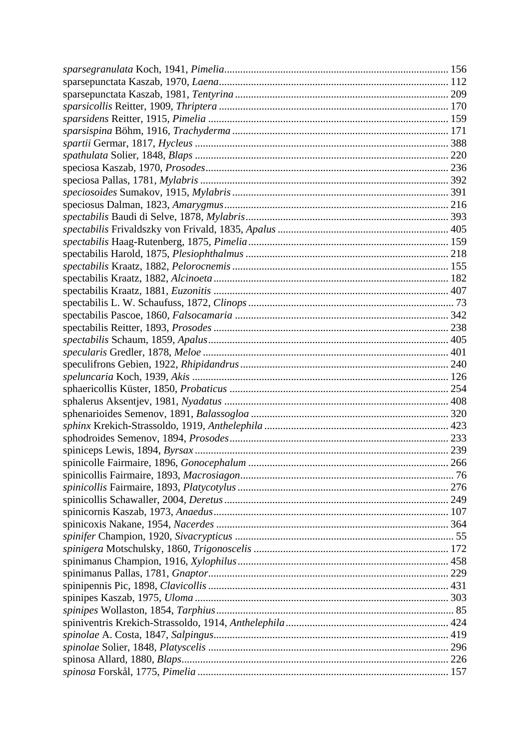*sparsegranulata* Koch, 1941, *Pimelia* .... 156
sparsepunctata Kaszab, 1970, *Laena* .... 112
sparsepunctata Kaszab, 1981, *Tentyrina* .... 209
*sparsicollis* Reitter, 1909, *Thriptera* .... 170
*sparsidens* Reitter, 1915, *Pimelia* .... 159
*sparsispina* Böhm, 1916, *Trachyderma* .... 171
*spartii* Germar, 1817, *Hycleus* .... 388
*spathulata* Solier, 1848, *Blaps* .... 220
speciosa Kaszab, 1970, *Prosodes* .... 236
speciosa Pallas, 1781, *Mylabris* .... 392
*speciosoides* Sumakov, 1915, *Mylabris* .... 391
speciosus Dalman, 1823, *Amarygmus* .... 216
*spectabilis* Baudi di Selve, 1878, *Mylabris* .... 393
*spectabilis* Frivaldszky von Frivald, 1835, *Apalus* .... 405
*spectabilis* Haag-Rutenberg, 1875, *Pimelia* .... 159
spectabilis Harold, 1875, *Plesiophthalmus* .... 218
*spectabilis* Kraatz, 1882, *Pelorocnemis* .... 155
spectabilis Kraatz, 1882, *Alcinoeta* .... 182
spectabilis Kraatz, 1881, *Euzonitis* .... 407
spectabilis L. W. Schaufuss, 1872, *Clinops* .... 73
spectabilis Pascoe, 1860, *Falsocamaria* .... 342
spectabilis Reitter, 1893, *Prosodes* .... 238
*spectabilis* Schaum, 1859, *Apalus* .... 405
*specularis* Gredler, 1878, *Meloe* .... 401
speculifrons Gebien, 1922, *Rhipidandrus* .... 240
*speluncaria* Koch, 1939, *Akis* .... 126
sphaericollis Küster, 1850, *Probaticus* .... 254
sphalerus Aksentjev, 1981, *Nyadatus* .... 408
sphenarioides Semenov, 1891, *Balassogloa* .... 320
*sphinx* Krekich-Strassoldo, 1919, *Anthelephila* .... 423
sphodroides Semenov, 1894, *Prosodes* .... 233
spiniceps Lewis, 1894, *Byrsax* .... 239
spinicolle Fairmaire, 1896, *Gonocephalum* .... 266
spinicollis Fairmaire, 1893, *Macrosiagon* .... 76
*spinicollis* Fairmaire, 1893, *Platycotylus* .... 276
spinicollis Schawaller, 2004, *Deretus* .... 249
spinicornis Kaszab, 1973, *Anaedus* .... 107
spinicoxis Nakane, 1954, *Nacerdes* .... 364
*spinifer* Champion, 1920, *Sivacrypticus* .... 55
*spinigera* Motschulsky, 1860, *Trigonoscelis* .... 172
spinimanus Champion, 1916, *Xylophilus* .... 458
spinimanus Pallas, 1781, *Gnaptor* .... 229
spinipennis Pic, 1898, *Clavicollis* .... 431
spinipes Kaszab, 1975, *Uloma* .... 303
*spinipes* Wollaston, 1854, *Tarphius* .... 85
spiniventris Krekich-Strassoldo, 1914, *Anthelephila* .... 424
*spinolae* A. Costa, 1847, *Salpingus* .... 419
*spinolae* Solier, 1848, *Platyscelis* .... 296
spinosa Allard, 1880, *Blaps* .... 226
*spinosa* Forskål, 1775, *Pimelia* .... 157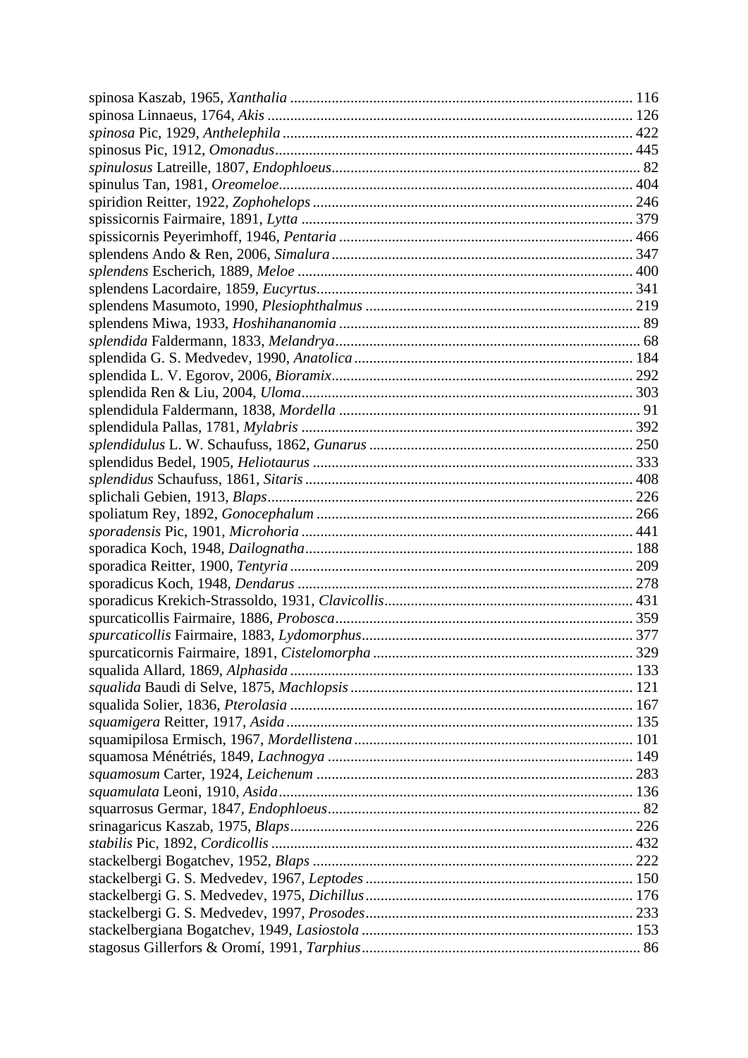spinosa Kaszab, 1965, *Xanthalia* ........................................................................................ 116
spinosa Linnaeus, 1764, *Akis* ............................................................................................... 126
*spinosa* Pic, 1929, *Anthelephila* ........................................................................................... 422
spinosus Pic, 1912, *Omonadus*.............................................................................................. 445
*spinulosus* Latreille, 1807, *Endophloeus*................................................................................. 82
spinulus Tan, 1981, *Oreomeloe*............................................................................................. 404
spiridion Reitter, 1922, *Zophohelops* .................................................................................... 246
spissicornis Fairmaire, 1891, *Lytta* ....................................................................................... 379
spissicornis Peyerimhoff, 1946, *Pentaria* ............................................................................. 466
splendens Ando & Ren, 2006, *Simalura* ............................................................................... 347
*splendens* Escherich, 1889, *Meloe* ........................................................................................ 400
splendens Lacordaire, 1859, *Eucyrtus*................................................................................... 341
splendens Masumoto, 1990, *Plesiophthalmus* ...................................................................... 219
splendens Miwa, 1933, *Hoshihananomia* ............................................................................... 89
*splendida* Faldermann, 1833, *Melandrya*................................................................................ 68
splendida G. S. Medvedev, 1990, *Anatolica* ......................................................................... 184
splendida L. V. Egorov, 2006, *Bioramix*............................................................................... 292
splendida Ren & Liu, 2004, *Uloma*....................................................................................... 303
splendidula Faldermann, 1838, *Mordella* ............................................................................... 91
splendidula Pallas, 1781, *Mylabris* ....................................................................................... 392
*splendidulus* L. W. Schaufuss, 1862, *Gunarus* ..................................................................... 250
splendidus Bedel, 1905, *Heliotaurus* .................................................................................... 333
*splendidus* Schaufuss, 1861, *Sitaris* ..................................................................................... 408
splichali Gebien, 1913, *Blaps*................................................................................................ 226
spoliatum Rey, 1892, *Gonocephalum* ................................................................................... 266
*sporadensis* Pic, 1901, *Microhoria* ....................................................................................... 441
sporadica Koch, 1948, *Dailognatha*...................................................................................... 188
sporadica Reitter, 1900, *Tentyria* .......................................................................................... 209
sporadicus Koch, 1948, *Dendarus* ........................................................................................ 278
sporadicus Krekich-Strassoldo, 1931, *Clavicollis*................................................................. 431
spurcaticollis Fairmaire, 1886, *Probosca*.............................................................................. 359
*spurcaticollis* Fairmaire, 1883, *Lydomorphus*....................................................................... 377
spurcaticornis Fairmaire, 1891, *Cistelomorpha* .................................................................... 329
squalida Allard, 1869, *Alphasida* .......................................................................................... 133
*squalida* Baudi di Selve, 1875, *Machlopsis* .......................................................................... 121
squalida Solier, 1836, *Pterolasia* .......................................................................................... 167
*squamigera* Reitter, 1917, *Asida* .......................................................................................... 135
squamipilosa Ermisch, 1967, *Mordellistena* ......................................................................... 101
squamosa Ménétriés, 1849, *Lachnogya* ................................................................................ 149
*squamosum* Carter, 1924, *Leichenum* ................................................................................... 283
*squamulata* Leoni, 1910, *Asida*............................................................................................. 136
squarrosus Germar, 1847, *Endophloeus*.................................................................................. 82
srinagaricus Kaszab, 1975, *Blaps*.......................................................................................... 226
*stabilis* Pic, 1892, *Cordicollis* ............................................................................................... 432
stackelbergi Bogatchev, 1952, *Blaps* .................................................................................... 222
stackelbergi G. S. Medvedev, 1967, *Leptodes* ....................................................................... 150
stackelbergi G. S. Medvedev, 1975, *Dichillus*....................................................................... 176
stackelbergi G. S. Medvedev, 1997, *Prosodes*....................................................................... 233
stackelbergiana Bogatchev, 1949, *Lasiostola* ....................................................................... 153
stagosus Gillerfors & Oromí, 1991, *Tarphius*......................................................................... 86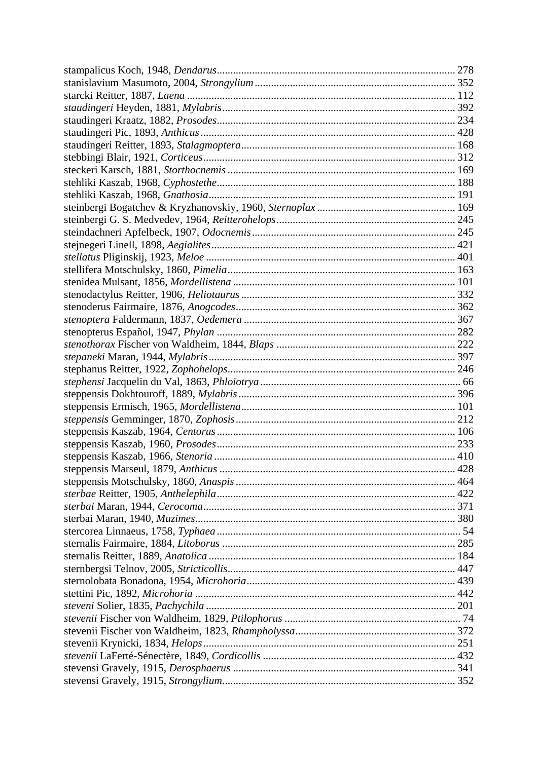stampalicus Koch, 1948, *Dendarus* ........ 278
stanislavium Masumoto, 2004, *Strongylium* ........ 352
starcki Reitter, 1887, *Laena* ........ 112
*staudingeri* Heyden, 1881, *Mylabris* ........ 392
staudingeri Kraatz, 1882, *Prosodes* ........ 234
staudingeri Pic, 1893, *Anthicus* ........ 428
staudingeri Reitter, 1893, *Stalagmoptera* ........ 168
stebbingi Blair, 1921, *Corticeus* ........ 312
steckeri Karsch, 1881, *Storthocnemis* ........ 169
stehliki Kaszab, 1968, *Cyphostethe* ........ 188
stehliki Kaszab, 1968, *Gnathosia* ........ 191
steinbergi Bogatchev & Kryzhanovskiy, 1960, *Sternoplax* ........ 169
steinbergi G. S. Medvedev, 1964, *Reitterohelops* ........ 245
steindachneri Apfelbeck, 1907, *Odocnemis* ........ 245
stejnegeri Linell, 1898, *Aegialites* ........ 421
*stellatus* Pliginskij, 1923, *Meloe* ........ 401
stellifera Motschulsky, 1860, *Pimelia* ........ 163
stenidea Mulsant, 1856, *Mordellistena* ........ 101
stenodactylus Reitter, 1906, *Heliotaurus* ........ 332
stenoderus Fairmaire, 1876, *Anogcodes* ........ 362
*stenoptera* Faldermann, 1837, *Oedemera* ........ 367
stenopterus Español, 1947, *Phylan* ........ 282
*stenothorax* Fischer von Waldheim, 1844, *Blaps* ........ 222
*stepaneki* Maran, 1944, *Mylabris* ........ 397
stephanus Reitter, 1922, *Zophohelops* ........ 246
*stephensi* Jacquelin du Val, 1863, *Phloiotrya* ........ 66
steppensis Dokhtouroff, 1889, *Mylabris* ........ 396
steppensis Ermisch, 1965, *Mordellistena* ........ 101
*steppensis* Gemminger, 1870, *Zophosis* ........ 212
steppensis Kaszab, 1964, *Centorus* ........ 106
steppensis Kaszab, 1960, *Prosodes* ........ 233
steppensis Kaszab, 1966, *Stenoria* ........ 410
steppensis Marseul, 1879, *Anthicus* ........ 428
steppensis Motschulsky, 1860, *Anaspis* ........ 464
*sterbae* Reitter, 1905, *Anthelephila* ........ 422
*sterbai* Maran, 1944, *Cerocoma* ........ 371
sterbai Maran, 1940, *Muzimes* ........ 380
stercorea Linnaeus, 1758, *Typhaea* ........ 54
sternalis Fairmaire, 1884, *Litoborus* ........ 285
sternalis Reitter, 1889, *Anatolica* ........ 184
sternbergsi Telnov, 2005, *Stricticollis* ........ 447
sternolobata Bonadona, 1954, *Microhoria* ........ 439
stettini Pic, 1892, *Microhoria* ........ 442
*steveni* Solier, 1835, *Pachychila* ........ 201
*stevenii* Fischer von Waldheim, 1829, *Ptilophorus* ........ 74
stevenii Fischer von Waldheim, 1823, *Rhampholyssa* ........ 372
stevenii Krynicki, 1834, *Helops* ........ 251
*stevenii* LaFerté-Sénectère, 1849, *Cordicollis* ........ 432
stevensi Gravely, 1915, *Derosphaerus* ........ 341
stevensi Gravely, 1915, *Strongylium* ........ 352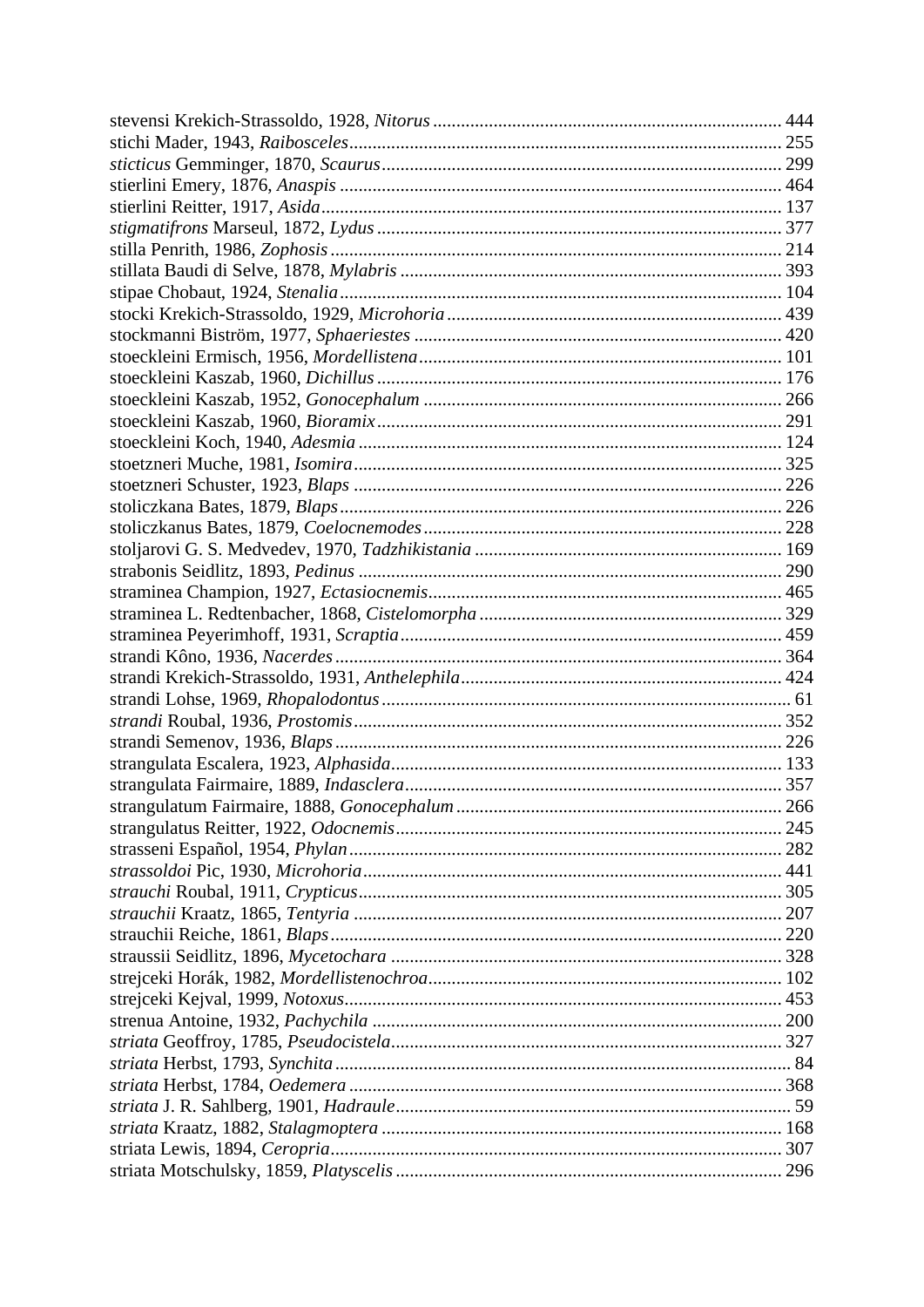stevensi Krekich-Strassoldo, 1928, *Nitorus* .......................................................................... 444
stichi Mader, 1943, *Raibosceles*............................................................................................ 255
*sticticus* Gemminger, 1870, *Scaurus*.................................................................................... 299
stierlini Emery, 1876, *Anaspis* .............................................................................................. 464
stierlini Reitter, 1917, *Asida*................................................................................................. 137
*stigmatifrons* Marseul, 1872, *Lydus* ...................................................................................... 377
stilla Penrith, 1986, *Zophosis* ................................................................................................ 214
stillata Baudi di Selve, 1878, *Mylabris* ................................................................................. 393
stipae Chobaut, 1924, *Stenalia* .............................................................................................. 104
stocki Krekich-Strassoldo, 1929, *Microhoria* ....................................................................... 439
stockmanni Biström, 1977, *Sphaeriestes* .............................................................................. 420
stoeckleini Ermisch, 1956, *Mordellistena*............................................................................. 101
stoeckleini Kaszab, 1960, *Dichillus* ...................................................................................... 176
stoeckleini Kaszab, 1952, *Gonocephalum* ............................................................................ 266
stoeckleini Kaszab, 1960, *Bioramix*...................................................................................... 291
stoeckleini Koch, 1940, *Adesmia* .......................................................................................... 124
stoetzneri Muche, 1981, *Isomira*........................................................................................... 325
stoetzneri Schuster, 1923, *Blaps* ........................................................................................... 226
stoliczkana Bates, 1879, *Blaps*.............................................................................................. 226
stoliczkanus Bates, 1879, *Coelocnemodes*............................................................................ 228
stoljarovi G. S. Medvedev, 1970, *Tadzhikistania* ................................................................. 169
strabonis Seidlitz, 1893, *Pedinus* .......................................................................................... 290
straminea Champion, 1927, *Ectasiocnemis*........................................................................... 465
straminea L. Redtenbacher, 1868, *Cistelomorpha* ................................................................ 329
straminea Peyerimhoff, 1931, *Scraptia*................................................................................. 459
strandi Kôno, 1936, *Nacerdes*............................................................................................... 364
strandi Krekich-Strassoldo, 1931, *Anthelephila*.................................................................... 424
strandi Lohse, 1969, *Rhopalodontus*........................................................................................ 61
*strandi* Roubal, 1936, *Prostomis*........................................................................................... 352
strandi Semenov, 1936, *Blaps*............................................................................................... 226
strangulata Escalera, 1923, *Alphasida*................................................................................... 133
strangulata Fairmaire, 1889, *Indasclera*................................................................................ 357
strangulatum Fairmaire, 1888, *Gonocephalum* ..................................................................... 266
strangulatus Reitter, 1922, *Odocnemis*.................................................................................. 245
strasseni Español, 1954, *Phylan*............................................................................................ 282
*strassoldoi* Pic, 1930, *Microhoria*......................................................................................... 441
*strauchi* Roubal, 1911, *Crypticus*.......................................................................................... 305
*strauchii* Kraatz, 1865, *Tentyria* ........................................................................................... 207
strauchii Reiche, 1861, *Blaps*................................................................................................ 220
straussii Seidlitz, 1896, *Mycetochara* ................................................................................... 328
strejceki Horák, 1982, *Mordellistenochroa*........................................................................... 102
strejceki Kejval, 1999, *Notoxus*............................................................................................. 453
strenua Antoine, 1932, *Pachychila* ....................................................................................... 200
*striata* Geoffroy, 1785, *Pseudocistela*................................................................................... 327
*striata* Herbst, 1793, *Synchita* ................................................................................................ 84
*striata* Herbst, 1784, *Oedemera* ............................................................................................ 368
*striata* J. R. Sahlberg, 1901, *Hadraule*.................................................................................... 59
*striata* Kraatz, 1882, *Stalagmoptera* ..................................................................................... 168
striata Lewis, 1894, *Ceropria*................................................................................................ 307
striata Motschulsky, 1859, *Platyscelis* .................................................................................. 296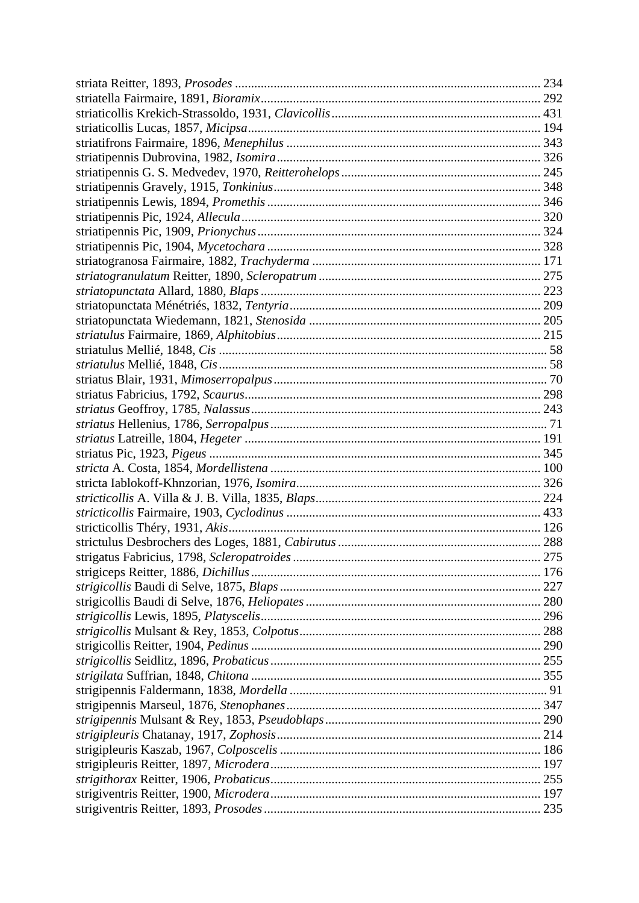striata Reitter, 1893, *Prosodes* .......... 234
striatella Fairmaire, 1891, *Bioramix* .......... 292
striaticollis Krekich-Strassoldo, 1931, *Clavicollis* .......... 431
striaticollis Lucas, 1857, *Micipsa* .......... 194
striatifrons Fairmaire, 1896, *Menephilus* .......... 343
striatipennis Dubrovina, 1982, *Isomira* .......... 326
striatipennis G. S. Medvedev, 1970, *Reitterohelops* .......... 245
striatipennis Gravely, 1915, *Tonkinius* .......... 348
striatipennis Lewis, 1894, *Promethis* .......... 346
striatipennis Pic, 1924, *Allecula* .......... 320
striatipennis Pic, 1909, *Prionychus* .......... 324
striatipennis Pic, 1904, *Mycetochara* .......... 328
striatogranosa Fairmaire, 1882, *Trachyderma* .......... 171
*striatogranulatum* Reitter, 1890, *Scleropatrum* .......... 275
*striatopunctata* Allard, 1880, *Blaps* .......... 223
striatopunctata Ménétriés, 1832, *Tentyria* .......... 209
striatopunctata Wiedemann, 1821, *Stenosida* .......... 205
*striatulus* Fairmaire, 1869, *Alphitobius* .......... 215
striatulus Mellié, 1848, *Cis* .......... 58
*striatulus* Mellié, 1848, *Cis* .......... 58
striatus Blair, 1931, *Mimoserropalpus* .......... 70
striatus Fabricius, 1792, *Scaurus* .......... 298
*striatus* Geoffroy, 1785, *Nalassus* .......... 243
*striatus* Hellenius, 1786, *Serropalpus* .......... 71
*striatus* Latreille, 1804, *Hegeter* .......... 191
striatus Pic, 1923, *Pigeus* .......... 345
*stricta* A. Costa, 1854, *Mordellistena* .......... 100
stricta Iablokoff-Khnzorian, 1976, *Isomira* .......... 326
*stricticollis* A. Villa & J. B. Villa, 1835, *Blaps* .......... 224
*stricticollis* Fairmaire, 1903, *Cyclodinus* .......... 433
stricticollis Théry, 1931, *Akis* .......... 126
strictulus Desbrochers des Loges, 1881, *Cabirutus* .......... 288
strigatus Fabricius, 1798, *Scleropatroides* .......... 275
strigiceps Reitter, 1886, *Dichillus* .......... 176
*strigicollis* Baudi di Selve, 1875, *Blaps* .......... 227
strigicollis Baudi di Selve, 1876, *Heliopates* .......... 280
*strigicollis* Lewis, 1895, *Platyscelis* .......... 296
*strigicollis* Mulsant & Rey, 1853, *Colpotus* .......... 288
strigicollis Reitter, 1904, *Pedinus* .......... 290
*strigicollis* Seidlitz, 1896, *Probaticus* .......... 255
*strigilata* Suffrian, 1848, *Chitona* .......... 355
strigipennis Faldermann, 1838, *Mordella* .......... 91
strigipennis Marseul, 1876, *Stenophanes* .......... 347
*strigipennis* Mulsant & Rey, 1853, *Pseudoblaps* .......... 290
*strigipleuris* Chatanay, 1917, *Zophosis* .......... 214
strigipleuris Kaszab, 1967, *Colposcelis* .......... 186
strigipleuris Reitter, 1897, *Microdera* .......... 197
*strigithorax* Reitter, 1906, *Probaticus* .......... 255
strigiventris Reitter, 1900, *Microdera* .......... 197
strigiventris Reitter, 1893, *Prosodes* .......... 235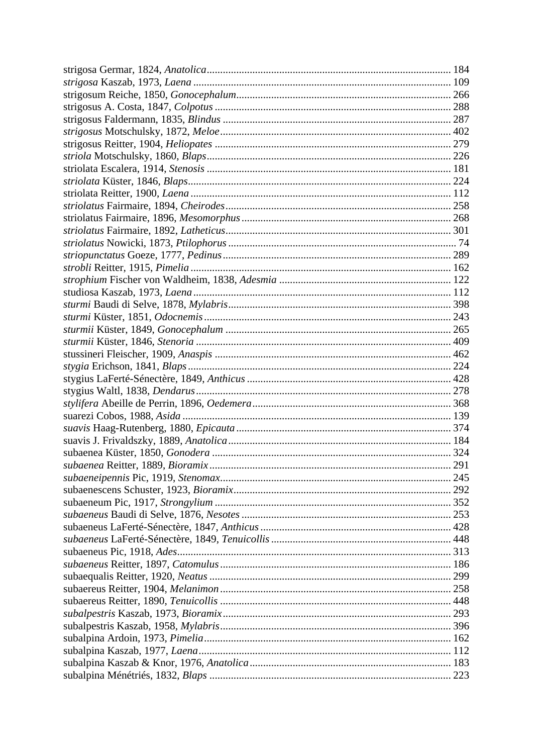strigosa Germar, 1824, *Anatolica* ........................................................................................ 184
*strigosa* Kaszab, 1973, *Laena* ............................................................................................ 109
strigosum Reiche, 1850, *Gonocephalum*............................................................................... 266
strigosus A. Costa, 1847, *Colpotus* ...................................................................................... 288
strigosus Faldermann, 1835, *Blindus* ................................................................................... 287
*strigosus* Motschulsky, 1872, *Meloe*.................................................................................... 402
strigosus Reitter, 1904, *Heliopates* ...................................................................................... 279
*striola* Motschulsky, 1860, *Blaps*......................................................................................... 226
striolata Escalera, 1914, *Stenosis* ........................................................................................ 181
*striolata* Küster, 1846, *Blaps*................................................................................................ 224
striolata Reitter, 1900, *Laena* ............................................................................................... 112
*striolatus* Fairmaire, 1894, *Cheirodes*.................................................................................. 258
striolatus Fairmaire, 1896, *Mesomorphus* ............................................................................ 268
*striolatus* Fairmaire, 1892, *Latheticus*.................................................................................. 301
*striolatus* Nowicki, 1873, *Ptilophorus* .................................................................................... 74
*striopunctatus* Goeze, 1777, *Pedinus*................................................................................... 289
*strobli* Reitter, 1915, *Pimelia* ............................................................................................... 162
*strophium* Fischer von Waldheim, 1838, *Adesmia* ............................................................... 122
studiosa Kaszab, 1973, *Laena* ............................................................................................... 112
*sturmi* Baudi di Selve, 1878, *Mylabris*................................................................................. 398
*sturmi* Küster, 1851, *Odocnemis* .......................................................................................... 243
*sturmii* Küster, 1849, *Gonocephalum* .................................................................................. 265
*sturmii* Küster, 1846, *Stenoria* ............................................................................................. 409
stussineri Fleischer, 1909, *Anaspis* ...................................................................................... 462
*stygia* Erichson, 1841, *Blaps* ................................................................................................ 224
stygius LaFerté-Sénectère, 1849, *Anthicus* .......................................................................... 428
stygius Waltl, 1838, *Dendarus*.............................................................................................. 278
*stylifera* Abeille de Perrin, 1896, *Oedemera*......................................................................... 368
suarezi Cobos, 1988, *Asida* .................................................................................................. 139
*suavis* Haag-Rutenberg, 1880, *Epicauta* .............................................................................. 374
suavis J. Frivaldszky, 1889, *Anatolica*.................................................................................. 184
subaenea Küster, 1850, *Gonodera* ........................................................................................ 324
*subaenea* Reitter, 1889, *Bioramix* ........................................................................................ 291
*subaeneipennis* Pic, 1919, *Stenomax*.................................................................................... 245
subaenescens Schuster, 1923, *Bioramix*................................................................................ 292
subaeneum Pic, 1917, *Strongylium* ....................................................................................... 352
*subaeneus* Baudi di Selve, 1876, *Nesotes* ............................................................................ 253
subaeneus LaFerté-Sénectère, 1847, *Anthicus* ...................................................................... 428
*subaeneus* LaFerté-Sénectère, 1849, *Tenuicollis* .................................................................. 448
subaeneus Pic, 1918, *Ades*..................................................................................................... 313
*subaeneus* Reitter, 1897, *Catomulus* .................................................................................... 186
subaequalis Reitter, 1920, *Neatus* ......................................................................................... 299
subaereus Reitter, 1904, *Melanimon* ..................................................................................... 258
subaereus Reitter, 1890, *Tenuicollis* ..................................................................................... 448
*subalpestris* Kaszab, 1973, *Bioramix*................................................................................... 293
subalpestris Kaszab, 1958, *Mylabris*..................................................................................... 396
subalpina Ardoin, 1973, *Pimelia*........................................................................................... 162
subalpina Kaszab, 1977, *Laena*............................................................................................. 112
subalpina Kaszab & Knor, 1976, *Anatolica*.......................................................................... 183
subalpina Ménétriés, 1832, *Blaps* ......................................................................................... 223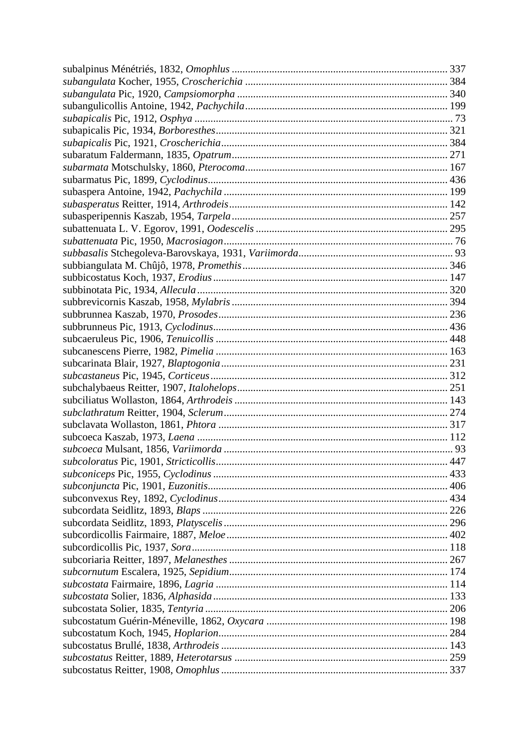subalpinus Ménétriés, 1832, *Omophlus* ................................................ 337
*subangulata* Kocher, 1955, *Croscherichia* ............................................ 384
*subangulata* Pic, 1920, *Campsiomorpha* .............................................. 340
subangulicollis Antoine, 1942, *Pachychila* ............................................ 199
*subapicalis* Pic, 1912, *Osphya* ......................................................... 73
subapicalis Pic, 1934, *Borboresthes* .................................................... 321
*subapicalis* Pic, 1921, *Croscherichia* .................................................. 384
subaratum Faldermann, 1835, *Opatrum* ................................................. 271
*subarmata* Motschulsky, 1860, *Pterocoma* ............................................ 167
subarmatus Pic, 1899, *Cyclodinus* ....................................................... 436
subaspera Antoine, 1942, *Pachychila* .................................................... 199
*subasperatus* Reitter, 1914, *Arthrodeis* ................................................ 142
subasperipennis Kaszab, 1954, *Tarpela* ................................................. 257
subattenuata L. V. Egorov, 1991, *Oodescelis* ......................................... 295
*subattenuata* Pic, 1950, *Macrosiagon* .................................................... 76
*subbasalis* Stchegoleva-Barovskaya, 1931, *Variimorda* ............................. 93
subbiangulata M. Chûjô, 1978, *Promethis* ............................................. 346
subbicostatus Koch, 1937, *Erodius* ....................................................... 147
subbinotata Pic, 1934, *Allecula* ........................................................... 320
subbrevicornis Kaszab, 1958, *Mylabris* .................................................. 394
subbrunnea Kaszab, 1970, *Prosodes* ..................................................... 236
subbrunneus Pic, 1913, *Cyclodinus* ...................................................... 436
subcaeruleus Pic, 1906, *Tenuicollis* ...................................................... 448
subcanescens Pierre, 1982, *Pimelia* ...................................................... 163
subcarinata Blair, 1927, *Blaptogonia* .................................................... 231
*subcastaneus* Pic, 1945, *Corticeus* ....................................................... 312
subchalybaeus Reitter, 1907, *Italohelops* ............................................... 251
subciliatus Wollaston, 1864, *Arthrodeis* ................................................ 143
*subclathratum* Reitter, 1904, *Sclerum* .................................................. 274
subclavata Wollaston, 1861, *Phtora* ..................................................... 317
subcoeca Kaszab, 1973, *Laena* ............................................................ 112
*subcoeca* Mulsant, 1856, *Variimorda* ...................................................... 93
*subcoloratus* Pic, 1901, *Stricticollis* ..................................................... 447
*subconiceps* Pic, 1955, *Cyclodinus* ...................................................... 433
*subconjuncta* Pic, 1901, *Euzonitis* ....................................................... 406
subconvexus Rey, 1892, *Cyclodinus* ...................................................... 434
subcordata Seidlitz, 1893, *Blaps* .......................................................... 226
subcordata Seidlitz, 1893, *Platyscelis* .................................................... 296
subcordicollis Fairmaire, 1887, *Meloe* ................................................... 402
subcordicollis Pic, 1937, *Sora* ............................................................. 118
subcoriaria Reitter, 1897, *Melanesthes* .................................................. 267
*subcornutum* Escalera, 1925, *Sepidium* ................................................. 174
*subcostata* Fairmaire, 1896, *Lagria* ...................................................... 114
*subcostata* Solier, 1836, *Alphasida* ...................................................... 133
subcostata Solier, 1835, *Tentyria* ......................................................... 206
subcostatum Guérin-Méneville, 1862, *Oxycara* ....................................... 198
subcostatum Koch, 1945, *Hoplarion* ..................................................... 284
subcostatus Brullé, 1838, *Arthrodeis* .................................................... 143
*subcostatus* Reitter, 1889, *Heterotarsus* ............................................... 259
subcostatus Reitter, 1908, *Omophlus* .................................................... 337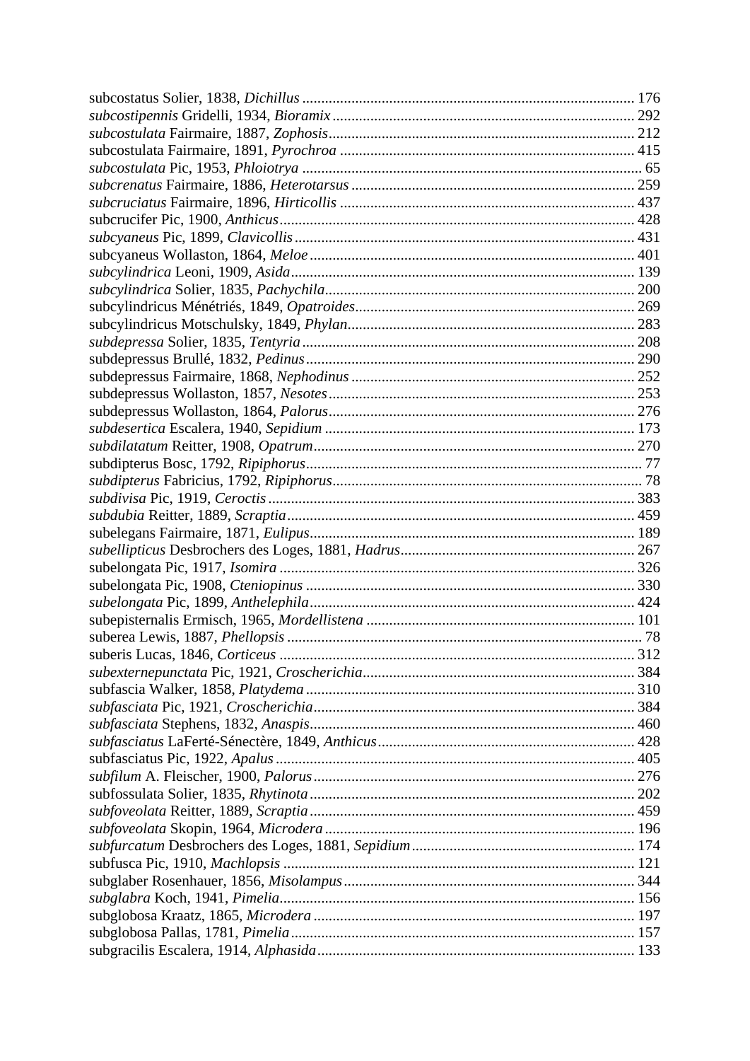subcostatus Solier, 1838, *Dichillus* ........................................................................................ 176
*subcostipennis* Gridelli, 1934, *Bioramix* ................................................................................ 292
*subcostulata* Fairmaire, 1887, *Zophosis*................................................................................. 212
subcostulata Fairmaire, 1891, *Pyrochroa* .............................................................................. 415
*subcostulata* Pic, 1953, *Phloiotrya* ......................................................................................... 65
*subcrenatus* Fairmaire, 1886, *Heterotarsus* ........................................................................... 259
*subcruciatus* Fairmaire, 1896, *Hirticollis* .............................................................................. 437
subcrucifer Pic, 1900, *Anthicus*............................................................................................. 428
*subcyaneus* Pic, 1899, *Clavicollis* ......................................................................................... 431
subcyaneus Wollaston, 1864, *Meloe* ...................................................................................... 401
*subcylindrica* Leoni, 1909, *Asida*.......................................................................................... 139
*subcylindrica* Solier, 1835, *Pachychila*.................................................................................. 200
subcylindricus Ménétriés, 1849, *Opatroides*.......................................................................... 269
subcylindricus Motschulsky, 1849, *Phylan*............................................................................ 283
*subdepressa* Solier, 1835, *Tentyria* ........................................................................................ 208
subdepressus Brullé, 1832, *Pedinus*....................................................................................... 290
subdepressus Fairmaire, 1868, *Nephodinus* ........................................................................... 252
subdepressus Wollaston, 1857, *Nesotes*................................................................................. 253
subdepressus Wollaston, 1864, *Palorus*................................................................................. 276
*subdesertica* Escalera, 1940, *Sepidium* .................................................................................. 173
*subdilatatum* Reitter, 1908, *Opatrum*..................................................................................... 270
subdipterus Bosc, 1792, *Ripiphorus*......................................................................................... 77
*subdipterus* Fabricius, 1792, *Ripiphorus*.................................................................................. 78
*subdivisa* Pic, 1919, *Ceroctis* ................................................................................................. 383
*subdubia* Reitter, 1889, *Scraptia*............................................................................................ 459
subelegans Fairmaire, 1871, *Eulipus*...................................................................................... 189
*subellipticus* Desbrochers des Loges, 1881, *Hadrus*.............................................................. 267
subelongata Pic, 1917, *Isomira* .............................................................................................. 326
subelongata Pic, 1908, *Cteniopinus* ....................................................................................... 330
*subelongata* Pic, 1899, *Anthelephila*...................................................................................... 424
subepisternalis Ermisch, 1965, *Mordellistena* ....................................................................... 101
suberea Lewis, 1887, *Phellopsis* .............................................................................................. 78
suberis Lucas, 1846, *Corticeus* .............................................................................................. 312
*subexternepunctata* Pic, 1921, *Croscherichia*........................................................................ 384
subfascia Walker, 1858, *Platydema* ....................................................................................... 310
*subfasciata* Pic, 1921, *Croscherichia*..................................................................................... 384
*subfasciata* Stephens, 1832, *Anaspis*..................................................................................... 460
*subfasciatus* LaFerté-Sénectère, 1849, *Anthicus*.................................................................... 428
subfasciatus Pic, 1922, *Apalus* ............................................................................................... 405
*subfilum* A. Fleischer, 1900, *Palorus*..................................................................................... 276
subfossulata Solier, 1835, *Rhytinota* ..................................................................................... 202
*subfoveolata* Reitter, 1889, *Scraptia* ..................................................................................... 459
*subfoveolata* Skopin, 1964, *Microdera* .................................................................................. 196
*subfurcatum* Desbrochers des Loges, 1881, *Sepidium*........................................................... 174
subfusca Pic, 1910, *Machlopsis* ............................................................................................. 121
subglaber Rosenhauer, 1856, *Misolampus*............................................................................. 344
*subglabra* Koch, 1941, *Pimelia*.............................................................................................. 156
subglobosa Kraatz, 1865, *Microdera* ..................................................................................... 197
subglobosa Pallas, 1781, *Pimelia* ........................................................................................... 157
subgracilis Escalera, 1914, *Alphasida*.................................................................................... 133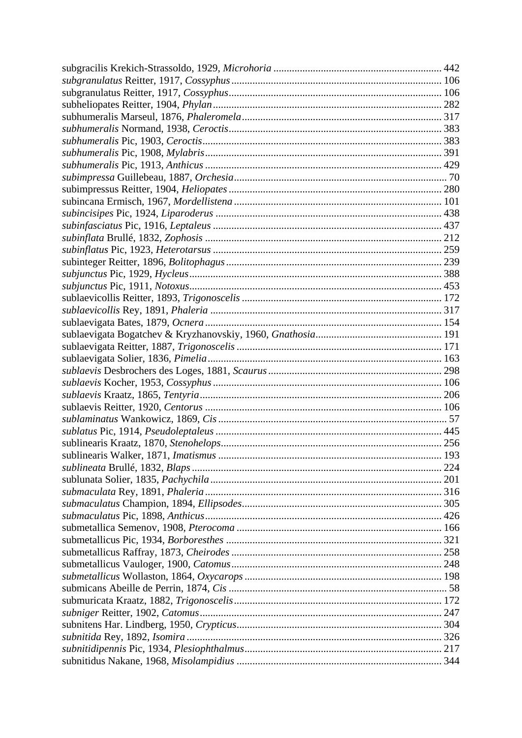subgracilis Krekich-Strassoldo, 1929, *Microhoria* ............................................................... 442
*subgranulatus* Reitter, 1917, *Cossyphus* ............................................................... 106
subgranulatus Reitter, 1917, *Cossyphus* ............................................................... 106
subheliopates Reitter, 1904, *Phylan* ............................................................... 282
subhumeralis Marseul, 1876, *Phaleromela* ............................................................... 317
*subhumeralis* Normand, 1938, *Ceroctis* ............................................................... 383
*subhumeralis* Pic, 1903, *Ceroctis* ............................................................... 383
*subhumeralis* Pic, 1908, *Mylabris* ............................................................... 391
*subhumeralis* Pic, 1913, *Anthicus* ............................................................... 429
*subimpressa* Guillebeau, 1887, *Orchesia* ............................................................... 70
subimpressus Reitter, 1904, *Heliopates* ............................................................... 280
subincana Ermisch, 1967, *Mordellistena* ............................................................... 101
*subincisipes* Pic, 1924, *Liparoderus* ............................................................... 438
*subinfasciatus* Pic, 1916, *Leptaleus* ............................................................... 437
*subinflata* Brullé, 1832, *Zophosis* ............................................................... 212
*subinflatus* Pic, 1923, *Heterotarsus* ............................................................... 259
subinteger Reitter, 1896, *Bolitophagus* ............................................................... 239
*subjunctus* Pic, 1929, *Hycleus* ............................................................... 388
*subjunctus* Pic, 1911, *Notoxus* ............................................................... 453
sublaevicollis Reitter, 1893, *Trigonoscelis* ............................................................... 172
*sublaevicollis* Rey, 1891, *Phaleria* ............................................................... 317
sublaevigata Bates, 1879, *Ocnera* ............................................................... 154
sublaevigata Bogatchev & Kryzhanovskiy, 1960, *Gnathosia* ............................................................... 191
sublaevigata Reitter, 1887, *Trigonoscelis* ............................................................... 171
sublaevigata Solier, 1836, *Pimelia* ............................................................... 163
*sublaevis* Desbrochers des Loges, 1881, *Scaurus* ............................................................... 298
*sublaevis* Kocher, 1953, *Cossyphus* ............................................................... 106
*sublaevis* Kraatz, 1865, *Tentyria* ............................................................... 206
sublaevis Reitter, 1920, *Centorus* ............................................................... 106
*sublaminatus* Wankowicz, 1869, *Cis* ............................................................... 57
*sublatus* Pic, 1914, *Pseudoleptaleus* ............................................................... 445
sublinearis Kraatz, 1870, *Stenohelops* ............................................................... 256
sublinearis Walker, 1871, *Imatismus* ............................................................... 193
*sublineata* Brullé, 1832, *Blaps* ............................................................... 224
sublunata Solier, 1835, *Pachychila* ............................................................... 201
*submaculata* Rey, 1891, *Phaleria* ............................................................... 316
*submaculatus* Champion, 1894, *Ellipsodes* ............................................................... 305
*submaculatus* Pic, 1898, *Anthicus* ............................................................... 426
submetallica Semenov, 1908, *Pterocoma* ............................................................... 166
submetallicus Pic, 1934, *Borboresthes* ............................................................... 321
submetallicus Raffray, 1873, *Cheirodes* ............................................................... 258
submetallicus Vauloger, 1900, *Catomus* ............................................................... 248
*submetallicus* Wollaston, 1864, *Oxycarops* ............................................................... 198
submicans Abeille de Perrin, 1874, *Cis* ............................................................... 58
submuricata Kraatz, 1882, *Trigonoscelis* ............................................................... 172
*subniger* Reitter, 1902, *Catomus* ............................................................... 247
subnitens Har. Lindberg, 1950, *Crypticus* ............................................................... 304
*subnitida* Rey, 1892, *Isomira* ............................................................... 326
*subnitidipennis* Pic, 1934, *Plesiophthalmus* ............................................................... 217
subnitidus Nakane, 1968, *Misolampidius* ............................................................... 344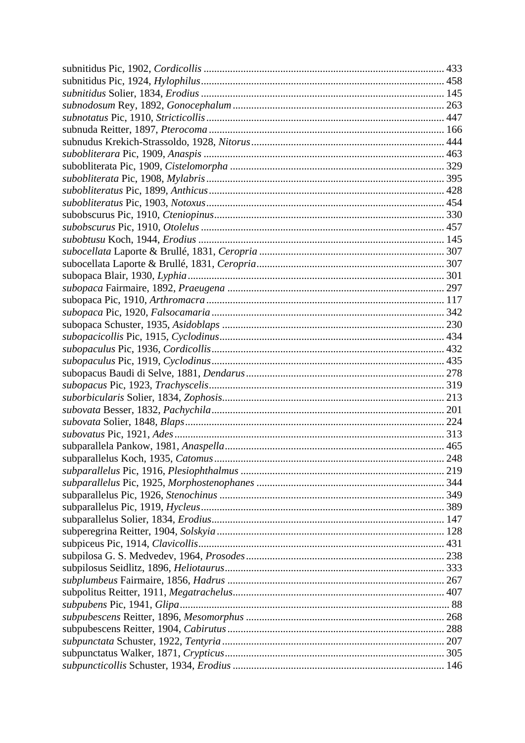subnitidus Pic, 1902, *Cordicollis* ........................................................................................ 433
subnitidus Pic, 1924, *Hylophilus*........................................................................................ 458
*subnitidus* Solier, 1834, *Erodius* ........................................................................................ 145
*subnodosum* Rey, 1892, *Gonocephalum* ............................................................................... 263
*subnotatus* Pic, 1910, *Stricticollis* ........................................................................................ 447
subnuda Reitter, 1897, *Pterocoma* ........................................................................................ 166
subnudus Krekich-Strassoldo, 1928, *Nitorus*......................................................................... 444
*subobliterara* Pic, 1909, *Anaspis* ........................................................................................ 463
subobliterata Pic, 1909, *Cistelomorpha* ................................................................................ 329
*subobliterata* Pic, 1908, *Mylabris* ........................................................................................ 395
*subobliteratus* Pic, 1899, *Anthicus*........................................................................................ 428
*subobliteratus* Pic, 1903, *Notoxus*........................................................................................ 454
subobscurus Pic, 1910, *Cteniopinus*...................................................................................... 330
*subobscurus* Pic, 1910, *Otolelus* ........................................................................................ 457
*subobtusu* Koch, 1944, *Erodius* ........................................................................................ 145
*subocellata* Laporte & Brullé, 1831, *Ceropria* ..................................................................... 307
subocellata Laporte & Brullé, 1831, *Ceropria*....................................................................... 307
subopaca Blair, 1930, *Lyphia*............................................................................................... 301
*subopaca* Fairmaire, 1892, *Praeugena* ................................................................................. 297
subopaca Pic, 1910, *Arthromacra* ........................................................................................ 117
*subopaca* Pic, 1920, *Falsocamaria* ...................................................................................... 342
subopaca Schuster, 1935, *Asidoblaps* ................................................................................... 230
*subopacicollis* Pic, 1915, *Cyclodinus*.................................................................................... 434
*subopaculus* Pic, 1936, *Cordicollis*....................................................................................... 432
*subopaculus* Pic, 1919, *Cyclodinus*....................................................................................... 435
subopacus Baudi di Selve, 1881, *Dendarus*.......................................................................... 278
*subopacus* Pic, 1923, *Trachyscelis*........................................................................................ 319
*suborbicularis* Solier, 1834, *Zophosis*................................................................................... 213
*subovata* Besser, 1832, *Pachychila*....................................................................................... 201
*subovata* Solier, 1848, *Blaps*................................................................................................ 224
*subovatus* Pic, 1921, *Ades*..................................................................................................... 313
subparallela Pankow, 1981, *Anaspella*.................................................................................. 465
subparallelus Koch, 1935, *Catomus*...................................................................................... 248
*subparallelus* Pic, 1916, *Plesiophthalmus* ............................................................................ 219
*subparallelus* Pic, 1925, *Morphostenophanes* ...................................................................... 344
subparallelus Pic, 1926, *Stenochinus* .................................................................................... 349
subparallelus Pic, 1919, *Hycleus*........................................................................................... 389
subparallelus Solier, 1834, *Erodius*....................................................................................... 147
subperegrina Reitter, 1904, *Solskyia* ..................................................................................... 128
subpiceus Pic, 1914, *Clavicollis*............................................................................................ 431
subpilosa G. S. Medvedev, 1964, *Prosodes*........................................................................... 238
subpilosus Seidlitz, 1896, *Heliotaurus*.................................................................................. 333
*subplumbeus* Fairmaire, 1856, *Hadrus* ................................................................................. 267
subpolitus Reitter, 1911, *Megatrachelus*............................................................................... 407
*subpubens* Pic, 1941, *Glipa*.................................................................................................... 88
*subpubescens* Reitter, 1896, *Mesomorphus* .......................................................................... 268
subpubescens Reitter, 1904, *Cabirutus* ................................................................................. 288
*subpunctata* Schuster, 1922, *Tentyria* ................................................................................... 207
subpunctatus Walker, 1871, *Crypticus*.................................................................................. 305
*subpuncticollis* Schuster, 1934, *Erodius* ............................................................................... 146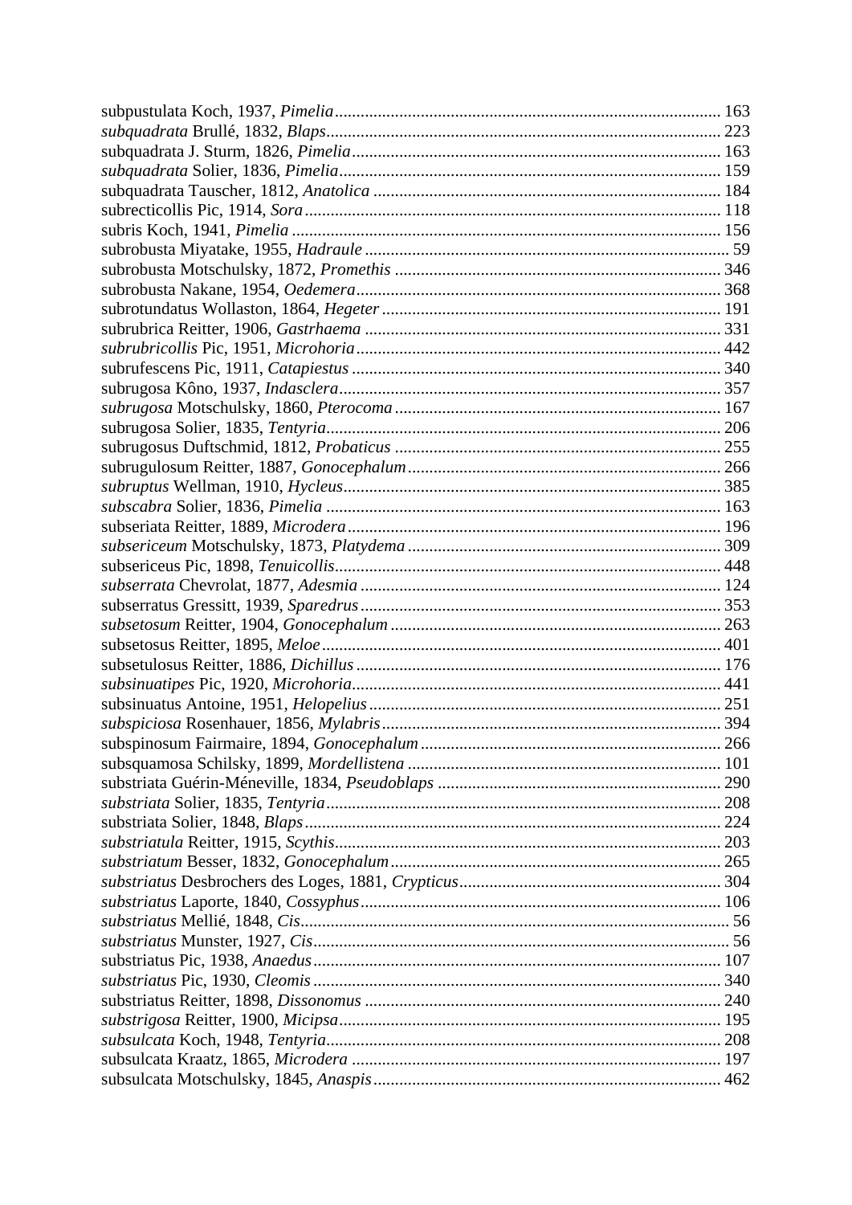subpustulata Koch, 1937, *Pimelia* ........................................................................................ 163
*subquadrata* Brullé, 1832, *Blaps* ........................................................................................ 223
subquadrata J. Sturm, 1826, *Pimelia* ..................................................................................... 163
*subquadrata* Solier, 1836, *Pimelia* ...................................................................................... 159
subquadrata Tauscher, 1812, *Anatolica* ................................................................................ 184
subrecticollis Pic, 1914, *Sora* ............................................................................................... 118
subris Koch, 1941, *Pimelia* ................................................................................................... 156
subrobusta Miyatake, 1955, *Hadraule* ..................................................................................... 59
subrobusta Motschulsky, 1872, *Promethis* ............................................................................ 346
subrobusta Nakane, 1954, *Oedemera* ..................................................................................... 368
subrotundatus Wollaston, 1864, *Hegeter* ............................................................................... 191
subrubrica Reitter, 1906, *Gastrhaema* ................................................................................... 331
*subrubricollis* Pic, 1951, *Microhoria* ..................................................................................... 442
subrufescens Pic, 1911, *Catapiestus* ...................................................................................... 340
subrugosa Kôno, 1937, *Indasclera* ......................................................................................... 357
*subrugosa* Motschulsky, 1860, *Pterocoma* ............................................................................ 167
subrugosa Solier, 1835, *Tentyria* ............................................................................................ 206
subrugosus Duftschmid, 1812, *Probaticus* ............................................................................ 255
subrugulosum Reitter, 1887, *Gonocephalum* ......................................................................... 266
*subruptus* Wellman, 1910, *Hycleus* ........................................................................................ 385
*subscabra* Solier, 1836, *Pimelia* ........................................................................................... 163
subseriata Reitter, 1889, *Microdera* ....................................................................................... 196
*subsericeum* Motschulsky, 1873, *Platydema* ......................................................................... 309
subsericeus Pic, 1898, *Tenuicollis* .......................................................................................... 448
*subserrata* Chevrolat, 1877, *Adesmia* ................................................................................... 124
subserratus Gressitt, 1939, *Sparedrus* .................................................................................... 353
*subsetosum* Reitter, 1904, *Gonocephalum* ............................................................................ 263
subsetosus Reitter, 1895, *Meloe* ............................................................................................. 401
subsetulosus Reitter, 1886, *Dichillus* ..................................................................................... 176
*subsinuatipes* Pic, 1920, *Microhoria* ..................................................................................... 441
subsinuatus Antoine, 1951, *Helopelius* .................................................................................. 251
*subspiciosa* Rosenhauer, 1856, *Mylabris* ............................................................................... 394
subspinosum Fairmaire, 1894, *Gonocephalum* ...................................................................... 266
subsquamosa Schilsky, 1899, *Mordellistena* ......................................................................... 101
substriata Guérin-Méneville, 1834, *Pseudoblaps* .................................................................. 290
*substriata* Solier, 1835, *Tentyria* ............................................................................................ 208
substriata Solier, 1848, *Blaps* ................................................................................................. 224
*substriatula* Reitter, 1915, *Scythis* ......................................................................................... 203
*substriatum* Besser, 1832, *Gonocephalum* ............................................................................. 265
*substriatus* Desbrochers des Loges, 1881, *Crypticus* ............................................................. 304
*substriatus* Laporte, 1840, *Cossyphus* .................................................................................... 106
*substriatus* Mellié, 1848, *Cis* ................................................................................................... 56
*substriatus* Munster, 1927, *Cis* ................................................................................................ 56
substriatus Pic, 1938, *Anaedus* ............................................................................................... 107
*substriatus* Pic, 1930, *Cleomis* ............................................................................................... 340
substriatus Reitter, 1898, *Dissonomus* ................................................................................... 240
*substrigosa* Reitter, 1900, *Micipsa* ......................................................................................... 195
*subsulcata* Koch, 1948, *Tentyria* ............................................................................................ 208
subsulcata Kraatz, 1865, *Microdera* ...................................................................................... 197
subsulcata Motschulsky, 1845, *Anaspis* ................................................................................. 462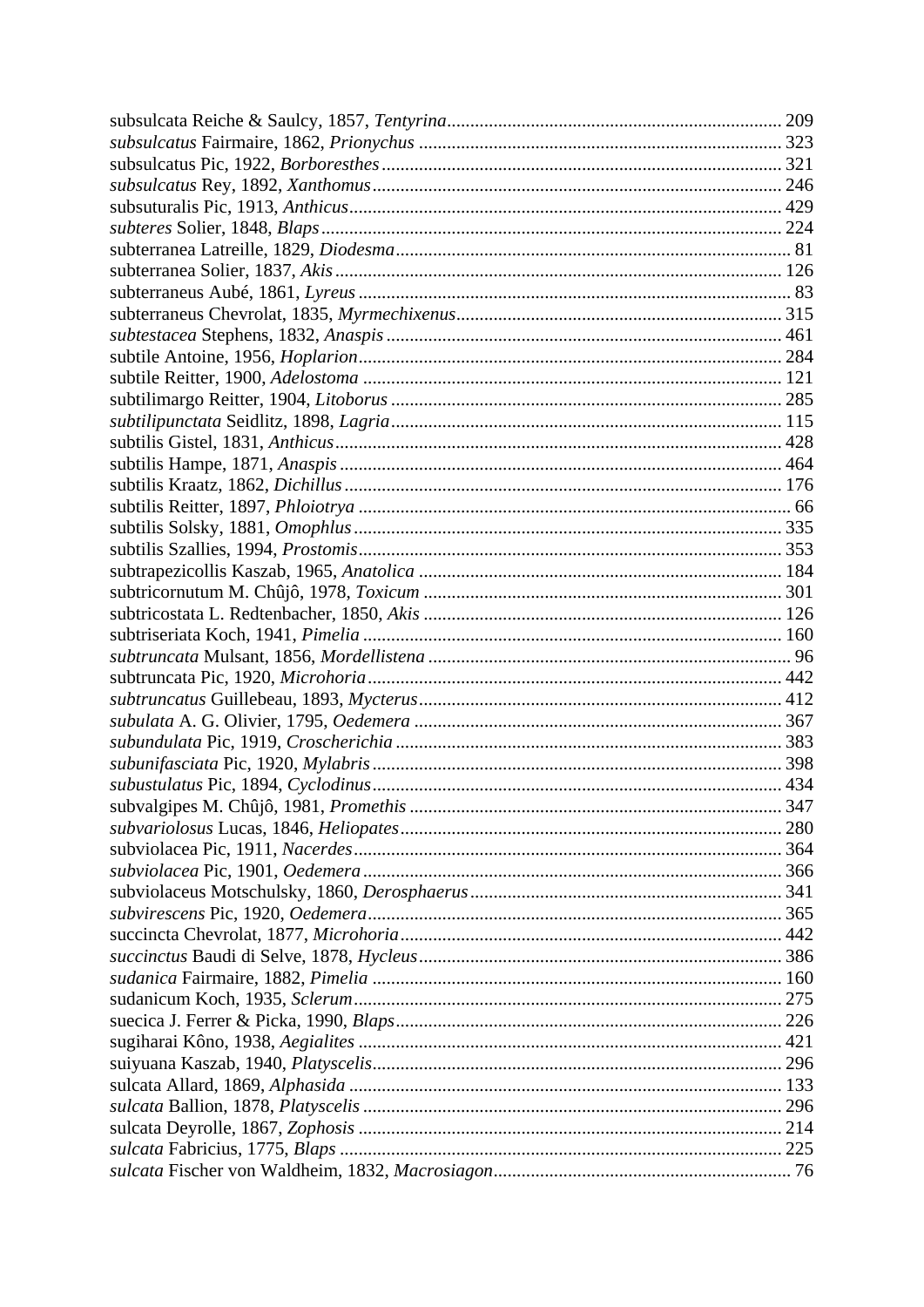subsulcata Reiche & Saulcy, 1857, *Tentyrina* ........ 209
*subsulcatus* Fairmaire, 1862, *Prionychus* ........ 323
subsulcatus Pic, 1922, *Borboresthes* ........ 321
*subsulcatus* Rey, 1892, *Xanthomus* ........ 246
subsuturalis Pic, 1913, *Anthicus* ........ 429
*subteres* Solier, 1848, *Blaps* ........ 224
subterranea Latreille, 1829, *Diodesma* ........ 81
subterranea Solier, 1837, *Akis* ........ 126
subterraneus Aubé, 1861, *Lyreus* ........ 83
subterraneus Chevrolat, 1835, *Myrmechixenus* ........ 315
*subtestacea* Stephens, 1832, *Anaspis* ........ 461
subtile Antoine, 1956, *Hoplarion* ........ 284
subtile Reitter, 1900, *Adelostoma* ........ 121
subtilimargo Reitter, 1904, *Litoborus* ........ 285
*subtilipunctata* Seidlitz, 1898, *Lagria* ........ 115
subtilis Gistel, 1831, *Anthicus* ........ 428
subtilis Hampe, 1871, *Anaspis* ........ 464
subtilis Kraatz, 1862, *Dichillus* ........ 176
subtilis Reitter, 1897, *Phloiotrya* ........ 66
subtilis Solsky, 1881, *Omophlus* ........ 335
subtilis Szallies, 1994, *Prostomis* ........ 353
subtrapezicollis Kaszab, 1965, *Anatolica* ........ 184
subtricornutum M. Chûjô, 1978, *Toxicum* ........ 301
subtricostata L. Redtenbacher, 1850, *Akis* ........ 126
subtriseriata Koch, 1941, *Pimelia* ........ 160
*subtruncata* Mulsant, 1856, *Mordellistena* ........ 96
subtruncata Pic, 1920, *Microhoria* ........ 442
*subtruncatus* Guillebeau, 1893, *Mycterus* ........ 412
*subulata* A. G. Olivier, 1795, *Oedemera* ........ 367
*subundulata* Pic, 1919, *Croscherichia* ........ 383
*subunifasciata* Pic, 1920, *Mylabris* ........ 398
*subustulatus* Pic, 1894, *Cyclodinus* ........ 434
subvalgipes M. Chûjô, 1981, *Promethis* ........ 347
*subvariolosus* Lucas, 1846, *Heliopates* ........ 280
subviolacea Pic, 1911, *Nacerdes* ........ 364
*subviolacea* Pic, 1901, *Oedemera* ........ 366
subviolaceus Motschulsky, 1860, *Derosphaerus* ........ 341
*subvirescens* Pic, 1920, *Oedemera* ........ 365
succincta Chevrolat, 1877, *Microhoria* ........ 442
*succinctus* Baudi di Selve, 1878, *Hycleus* ........ 386
*sudanica* Fairmaire, 1882, *Pimelia* ........ 160
sudanicum Koch, 1935, *Sclerum* ........ 275
suecica J. Ferrer & Picka, 1990, *Blaps* ........ 226
sugiharai Kôno, 1938, *Aegialites* ........ 421
suiyuana Kaszab, 1940, *Platyscelis* ........ 296
sulcata Allard, 1869, *Alphasida* ........ 133
*sulcata* Ballion, 1878, *Platyscelis* ........ 296
sulcata Deyrolle, 1867, *Zophosis* ........ 214
*sulcata* Fabricius, 1775, *Blaps* ........ 225
*sulcata* Fischer von Waldheim, 1832, *Macrosiagon* ........ 76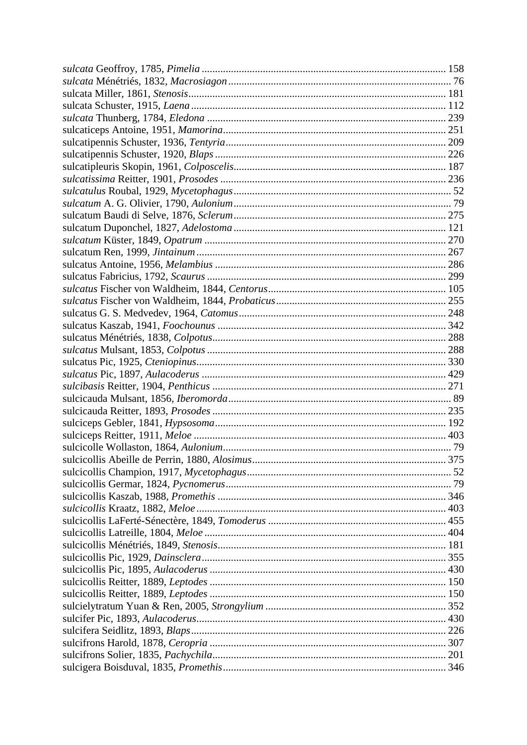*sulcata* Geoffroy, 1785, *Pimelia* ........................................................................................ 158
*sulcata* Ménétriés, 1832, *Macrosiagon* .................................................................................. 76
sulcata Miller, 1861, *Stenosis*............................................................................................... 181
sulcata Schuster, 1915, *Laena* .............................................................................................. 112
*sulcata* Thunberg, 1784, *Eledona* ........................................................................................ 239
sulcaticeps Antoine, 1951, *Mamorina*.................................................................................. 251
sulcatipennis Schuster, 1936, *Tentyria*.................................................................................. 209
sulcatipennis Schuster, 1920, *Blaps* ..................................................................................... 226
sulcatipleuris Skopin, 1961, *Colposcelis*............................................................................... 187
*sulcatissima* Reitter, 1901, *Prosodes* ................................................................................... 236
*sulcatulus* Roubal, 1929, *Mycetophagus*................................................................................ 52
*sulcatum* A. G. Olivier, 1790, *Aulonium*................................................................................ 79
sulcatum Baudi di Selve, 1876, *Sclerum*............................................................................... 275
sulcatum Duponchel, 1827, *Adelostoma* ............................................................................... 121
*sulcatum* Küster, 1849, *Opatrum* ......................................................................................... 270
sulcatum Ren, 1999, *Jintainum*............................................................................................. 267
sulcatus Antoine, 1956, *Melambius* ...................................................................................... 286
sulcatus Fabricius, 1792, *Scaurus* ......................................................................................... 299
*sulcatus* Fischer von Waldheim, 1844, *Centorus*.................................................................. 105
*sulcatus* Fischer von Waldheim, 1844, *Probaticus*............................................................... 255
sulcatus G. S. Medvedev, 1964, *Catomus*............................................................................. 248
sulcatus Kaszab, 1941, *Foochounus* ..................................................................................... 342
sulcatus Ménétriés, 1838, *Colpotus*....................................................................................... 288
*sulcatus* Mulsant, 1853, *Colpotus* ........................................................................................ 288
sulcatus Pic, 1925, *Cteniopinus*............................................................................................. 330
*sulcatus* Pic, 1897, *Aulacoderus* .......................................................................................... 429
*sulcibasis* Reitter, 1904, *Penthicus* ....................................................................................... 271
sulcicauda Mulsant, 1856, *Iberomorda*................................................................................... 89
sulcicauda Reitter, 1893, *Prosodes* ....................................................................................... 235
sulciceps Gebler, 1841, *Hypsosoma*...................................................................................... 192
sulciceps Reitter, 1911, *Meloe* ............................................................................................... 403
sulcicolle Wollaston, 1864, *Aulonium*..................................................................................... 79
sulcicollis Abeille de Perrin, 1880, *Alosimus*......................................................................... 375
sulcicollis Champion, 1917, *Mycetophagus*............................................................................ 52
sulcicollis Germar, 1824, *Pycnomerus*.................................................................................... 79
sulcicollis Kaszab, 1988, *Promethis* ...................................................................................... 346
*sulcicollis* Kraatz, 1882, *Meloe* ............................................................................................. 403
sulcicollis LaFerté-Sénectère, 1849, *Tomoderus* ................................................................... 455
sulcicollis Latreille, 1804, *Meloe* ........................................................................................... 404
sulcicollis Ménétriés, 1849, *Stenosis*..................................................................................... 181
sulcicollis Pic, 1929, *Dainsclera*........................................................................................... 355
sulcicollis Pic, 1895, *Aulacoderus* ........................................................................................ 430
sulcicollis Reitter, 1889, *Leptodes* ........................................................................................ 150
sulcicollis Reitter, 1889, *Leptodes* ........................................................................................ 150
sulcielytratum Yuan & Ren, 2005, *Strongylium* ................................................................... 352
sulcifer Pic, 1893, *Aulacoderus*............................................................................................. 430
sulcifera Seidlitz, 1893, *Blaps*............................................................................................... 226
sulcifrons Harold, 1878, *Ceropria* ......................................................................................... 307
sulcifrons Solier, 1835, *Pachychila*....................................................................................... 201
sulcigera Boisduval, 1835, *Promethis*................................................................................... 346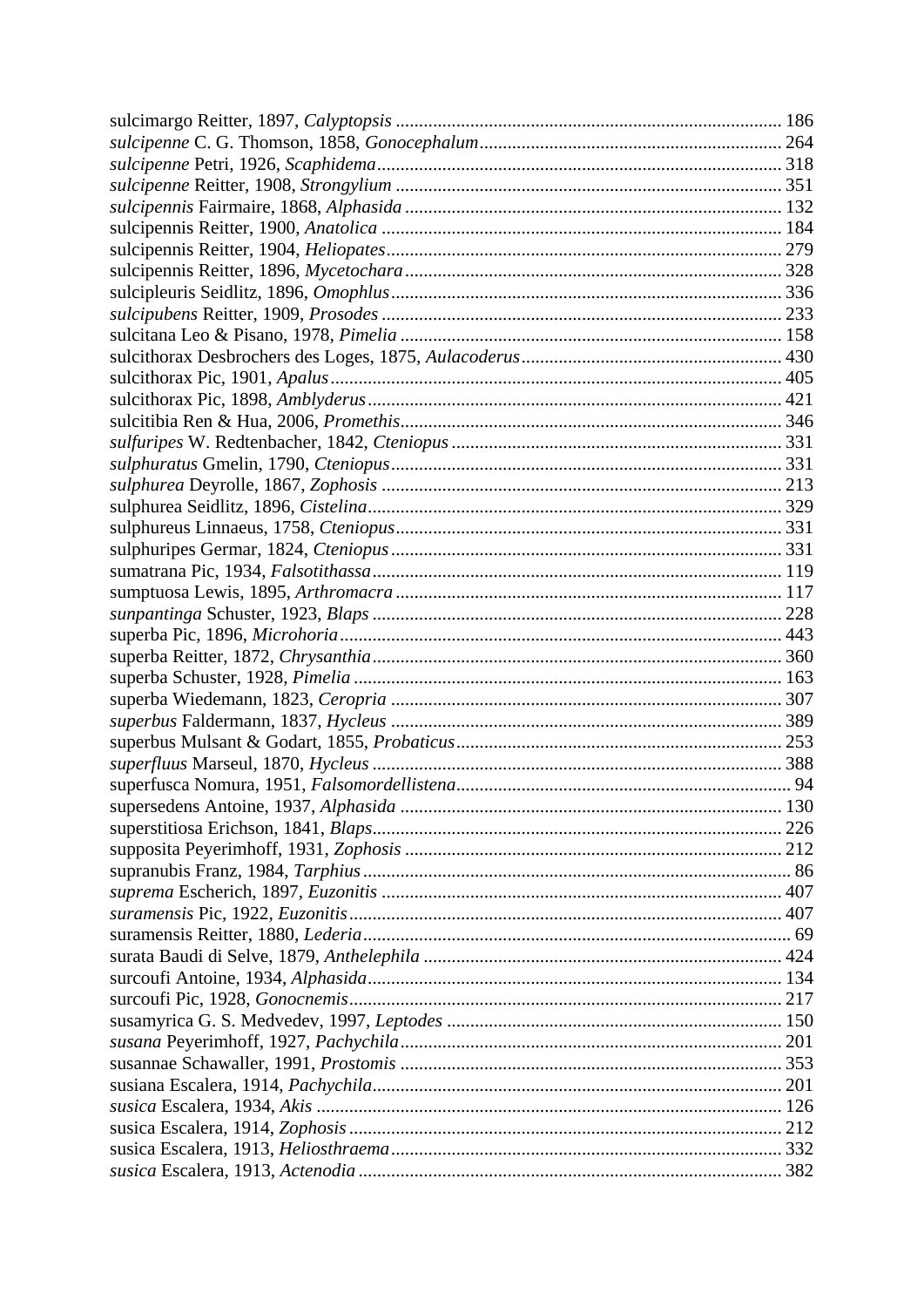sulcimargo Reitter, 1897, *Calyptopsis* ........ 186
*sulcipenne* C. G. Thomson, 1858, *Gonocephalum* ........ 264
*sulcipenne* Petri, 1926, *Scaphidema* ........ 318
*sulcipenne* Reitter, 1908, *Strongylium* ........ 351
*sulcipennis* Fairmaire, 1868, *Alphasida* ........ 132
sulcipennis Reitter, 1900, *Anatolica* ........ 184
sulcipennis Reitter, 1904, *Heliopates* ........ 279
sulcipennis Reitter, 1896, *Mycetochara* ........ 328
sulcipleuris Seidlitz, 1896, *Omophlus* ........ 336
*sulcipubens* Reitter, 1909, *Prosodes* ........ 233
sulcitana Leo & Pisano, 1978, *Pimelia* ........ 158
sulcithorax Desbrochers des Loges, 1875, *Aulacoderus* ........ 430
sulcithorax Pic, 1901, *Apalus* ........ 405
sulcithorax Pic, 1898, *Amblyderus* ........ 421
sulcitibia Ren & Hua, 2006, *Promethis* ........ 346
*sulfuripes* W. Redtenbacher, 1842, *Cteniopus* ........ 331
*sulphuratus* Gmelin, 1790, *Cteniopus* ........ 331
*sulphurea* Deyrolle, 1867, *Zophosis* ........ 213
sulphurea Seidlitz, 1896, *Cistelina* ........ 329
sulphureus Linnaeus, 1758, *Cteniopus* ........ 331
sulphuripes Germar, 1824, *Cteniopus* ........ 331
sumatrana Pic, 1934, *Falsotithassa* ........ 119
sumptuosa Lewis, 1895, *Arthromacra* ........ 117
*sunpantinga* Schuster, 1923, *Blaps* ........ 228
superba Pic, 1896, *Microhoria* ........ 443
superba Reitter, 1872, *Chrysanthia* ........ 360
superba Schuster, 1928, *Pimelia* ........ 163
superba Wiedemann, 1823, *Ceropria* ........ 307
*superbus* Faldermann, 1837, *Hycleus* ........ 389
superbus Mulsant & Godart, 1855, *Probaticus* ........ 253
*superfluus* Marseul, 1870, *Hycleus* ........ 388
superfusca Nomura, 1951, *Falsomordellistena* ........ 94
supersedens Antoine, 1937, *Alphasida* ........ 130
superstitiosa Erichson, 1841, *Blaps* ........ 226
supposita Peyerimhoff, 1931, *Zophosis* ........ 212
supranubis Franz, 1984, *Tarphius* ........ 86
*suprema* Escherich, 1897, *Euzonitis* ........ 407
*suramensis* Pic, 1922, *Euzonitis* ........ 407
suramensis Reitter, 1880, *Lederia* ........ 69
surata Baudi di Selve, 1879, *Anthelephila* ........ 424
surcoufi Antoine, 1934, *Alphasida* ........ 134
surcoufi Pic, 1928, *Gonocnemis* ........ 217
susamyrica G. S. Medvedev, 1997, *Leptodes* ........ 150
*susana* Peyerimhoff, 1927, *Pachychila* ........ 201
susannae Schawaller, 1991, *Prostomis* ........ 353
susiana Escalera, 1914, *Pachychila* ........ 201
*susica* Escalera, 1934, *Akis* ........ 126
susica Escalera, 1914, *Zophosis* ........ 212
susica Escalera, 1913, *Heliosthraema* ........ 332
*susica* Escalera, 1913, *Actenodia* ........ 382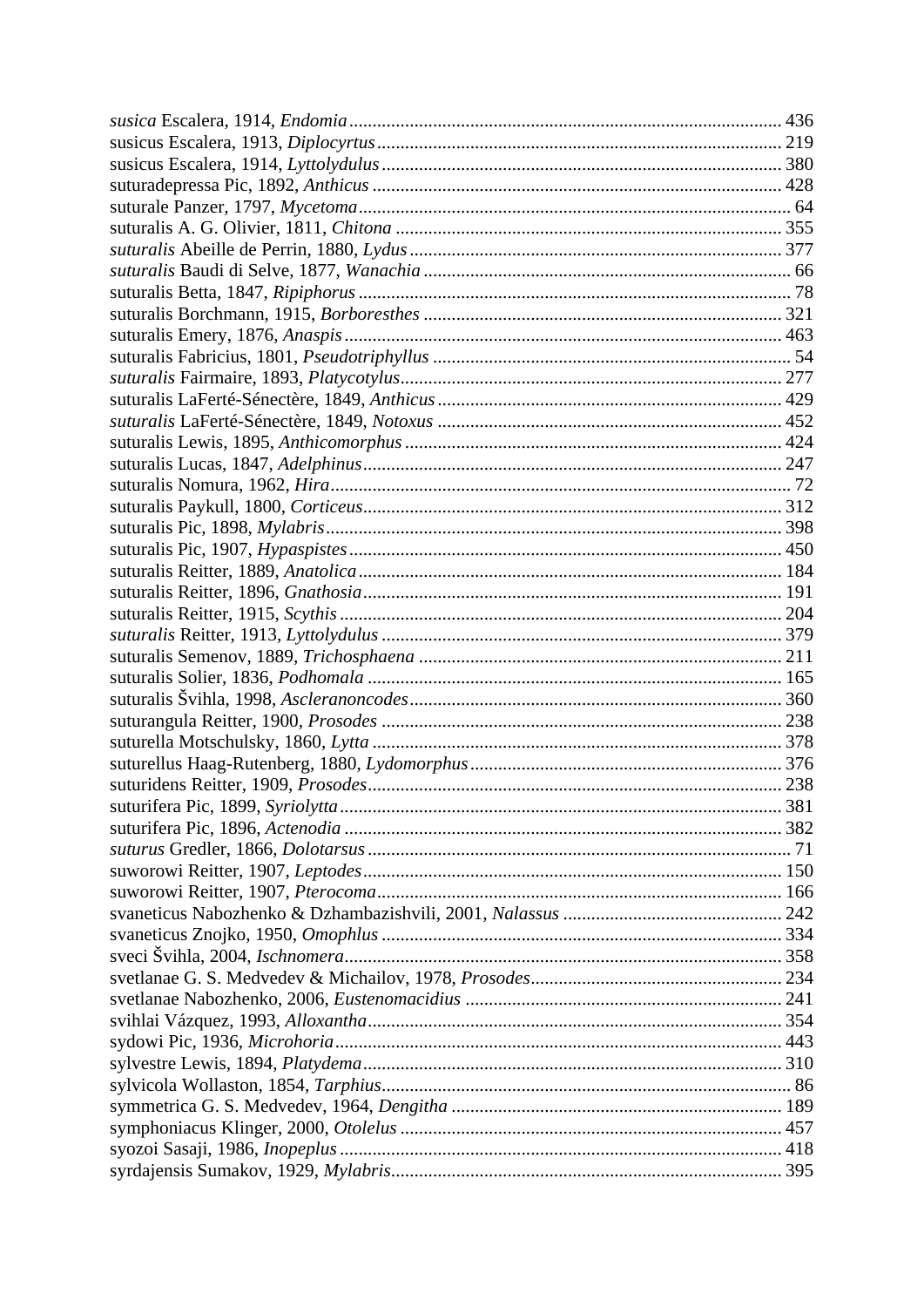*susica* Escalera, 1914, *Endomia* ........ 436
susicus Escalera, 1913, *Diplocyrtus* ........ 219
susicus Escalera, 1914, *Lyttolydulus* ........ 380
suturadepressa Pic, 1892, *Anthicus* ........ 428
suturale Panzer, 1797, *Mycetoma* ........ 64
suturalis A. G. Olivier, 1811, *Chitona* ........ 355
*suturalis* Abeille de Perrin, 1880, *Lydus* ........ 377
*suturalis* Baudi di Selve, 1877, *Wanachia* ........ 66
suturalis Betta, 1847, *Ripiphorus* ........ 78
suturalis Borchmann, 1915, *Borboresthes* ........ 321
suturalis Emery, 1876, *Anaspis* ........ 463
suturalis Fabricius, 1801, *Pseudotriphyllus* ........ 54
*suturalis* Fairmaire, 1893, *Platycotylus* ........ 277
suturalis LaFerté-Sénectère, 1849, *Anthicus* ........ 429
*suturalis* LaFerté-Sénectère, 1849, *Notoxus* ........ 452
suturalis Lewis, 1895, *Anthicomorphus* ........ 424
suturalis Lucas, 1847, *Adelphinus* ........ 247
suturalis Nomura, 1962, *Hira* ........ 72
suturalis Paykull, 1800, *Corticeus* ........ 312
suturalis Pic, 1898, *Mylabris* ........ 398
suturalis Pic, 1907, *Hypaspistes* ........ 450
suturalis Reitter, 1889, *Anatolica* ........ 184
suturalis Reitter, 1896, *Gnathosia* ........ 191
suturalis Reitter, 1915, *Scythis* ........ 204
*suturalis* Reitter, 1913, *Lyttolydulus* ........ 379
suturalis Semenov, 1889, *Trichosphaena* ........ 211
suturalis Solier, 1836, *Podhomala* ........ 165
suturalis Švihla, 1998, *Ascleranoncodes* ........ 360
suturangula Reitter, 1900, *Prosodes* ........ 238
suturella Motschulsky, 1860, *Lytta* ........ 378
suturellus Haag-Rutenberg, 1880, *Lydomorphus* ........ 376
suturidens Reitter, 1909, *Prosodes* ........ 238
suturifera Pic, 1899, *Syriolytta* ........ 381
suturifera Pic, 1896, *Actenodia* ........ 382
*suturus* Gredler, 1866, *Dolotarsus* ........ 71
suworowi Reitter, 1907, *Leptodes* ........ 150
suworowi Reitter, 1907, *Pterocoma* ........ 166
svaneticus Nabozhenko & Dzhambazishvili, 2001, *Nalassus* ........ 242
svaneticus Znojko, 1950, *Omophlus* ........ 334
sveci Švihla, 2004, *Ischnomera* ........ 358
svetlanae G. S. Medvedev & Michailov, 1978, *Prosodes* ........ 234
svetlanae Nabozhenko, 2006, *Eustenomacidius* ........ 241
svihlai Vázquez, 1993, *Alloxantha* ........ 354
sydowi Pic, 1936, *Microhoria* ........ 443
sylvestre Lewis, 1894, *Platydema* ........ 310
sylvicola Wollaston, 1854, *Tarphius* ........ 86
symmetrica G. S. Medvedev, 1964, *Dengitha* ........ 189
symphoniacus Klinger, 2000, *Otolelus* ........ 457
syozoi Sasaji, 1986, *Inopeplus* ........ 418
syrdajensis Sumakov, 1929, *Mylabris* ........ 395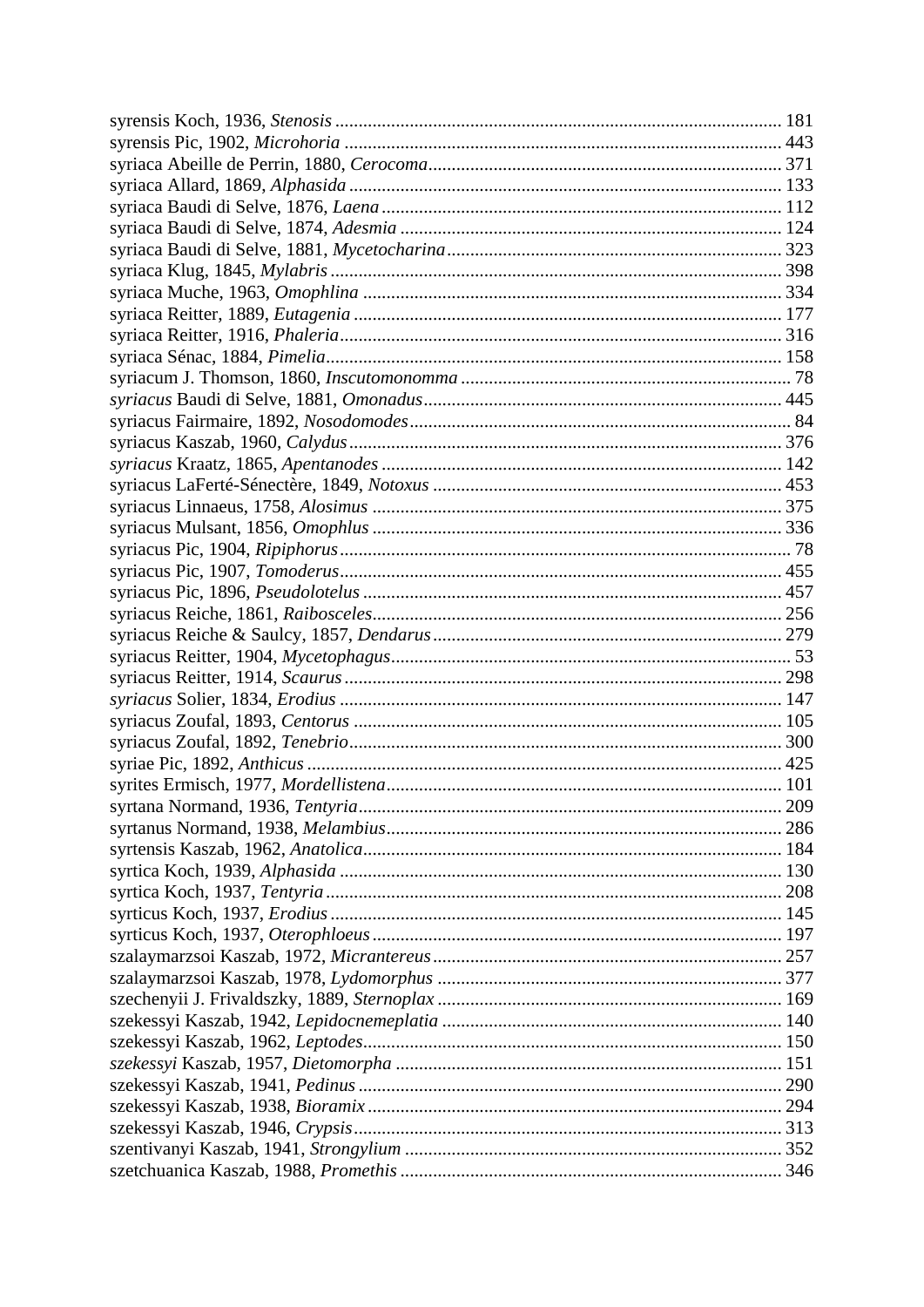syrensis Koch, 1936, *Stenosis* ................................................................................................ 181
syrensis Pic, 1902, *Microhoria* ................................................................................................ 443
syriaca Abeille de Perrin, 1880, *Cerocoma* ............................................................................. 371
syriaca Allard, 1869, *Alphasida* ................................................................................................ 133
syriaca Baudi di Selve, 1876, *Laena* ......................................................................................... 112
syriaca Baudi di Selve, 1874, *Adesmia* .................................................................................... 124
syriaca Baudi di Selve, 1881, *Mycetocharina* ........................................................................... 323
syriaca Klug, 1845, *Mylabris* .................................................................................................... 398
syriaca Muche, 1963, *Omophlina* .............................................................................................. 334
syriaca Reitter, 1889, *Eutagenia* ............................................................................................... 177
syriaca Reitter, 1916, *Phaleria* .................................................................................................. 316
syriaca Sénac, 1884, *Pimelia* ..................................................................................................... 158
syriacum J. Thomson, 1860, *Inscutomonomma* .......................................................................... 78
*syriacus* Baudi di Selve, 1881, *Omonadus* ................................................................................ 445
syriacus Fairmaire, 1892, *Nosodomodes* ...................................................................................... 84
syriacus Kaszab, 1960, *Calydus* ................................................................................................. 376
*syriacus* Kraatz, 1865, *Apentanodes* ......................................................................................... 142
syriacus LaFerté-Sénectère, 1849, *Notoxus* ............................................................................... 453
syriacus Linnaeus, 1758, *Alosimus* ............................................................................................ 375
syriacus Mulsant, 1856, *Omophlus* ............................................................................................ 336
syriacus Pic, 1904, *Ripiphorus* ..................................................................................................... 78
syriacus Pic, 1907, *Tomoderus* ................................................................................................... 455
syriacus Pic, 1896, *Pseudolotelus* .............................................................................................. 457
syriacus Reiche, 1861, *Raibosceles* ............................................................................................ 256
syriacus Reiche & Saulcy, 1857, *Dendarus* ................................................................................ 279
syriacus Reitter, 1904, *Mycetophagus* .......................................................................................... 53
syriacus Reitter, 1914, *Scaurus* .................................................................................................. 298
*syriacus* Solier, 1834, *Erodius* ................................................................................................... 147
syriacus Zoufal, 1893, *Centorus* ................................................................................................ 105
syriacus Zoufal, 1892, *Tenebrio* ................................................................................................. 300
syriae Pic, 1892, *Anthicus* .......................................................................................................... 425
syrites Ermisch, 1977, *Mordellistena* ......................................................................................... 101
syrtana Normand, 1936, *Tentyria* ............................................................................................... 209
syrtanus Normand, 1938, *Melambius* ......................................................................................... 286
syrtensis Kaszab, 1962, *Anatolica* .............................................................................................. 184
syrtica Koch, 1939, *Alphasida* ................................................................................................... 130
syrtica Koch, 1937, *Tentyria* ...................................................................................................... 208
syrticus Koch, 1937, *Erodius* ..................................................................................................... 145
syrticus Koch, 1937, *Oterophloeus* ............................................................................................ 197
szalaymarzsoi Kaszab, 1972, *Micrantereus* ................................................................................ 257
szalaymarzsoi Kaszab, 1978, *Lydomorphus* ............................................................................... 377
szechenyii J. Frivaldszky, 1889, *Sternoplax* ............................................................................... 169
szekessyi Kaszab, 1942, *Lepidocnemeplatia* .............................................................................. 140
szekessyi Kaszab, 1962, *Leptodes* .............................................................................................. 150
*szekessyi* Kaszab, 1957, *Dietomorpha* ....................................................................................... 151
szekessyi Kaszab, 1941, *Pedinus* ............................................................................................... 290
szekessyi Kaszab, 1938, *Bioramix* ............................................................................................. 294
szekessyi Kaszab, 1946, *Crypsis* ................................................................................................ 313
szentivanyi Kaszab, 1941, *Strongylium* ...................................................................................... 352
szetchuanica Kaszab, 1988, *Promethis* ....................................................................................... 346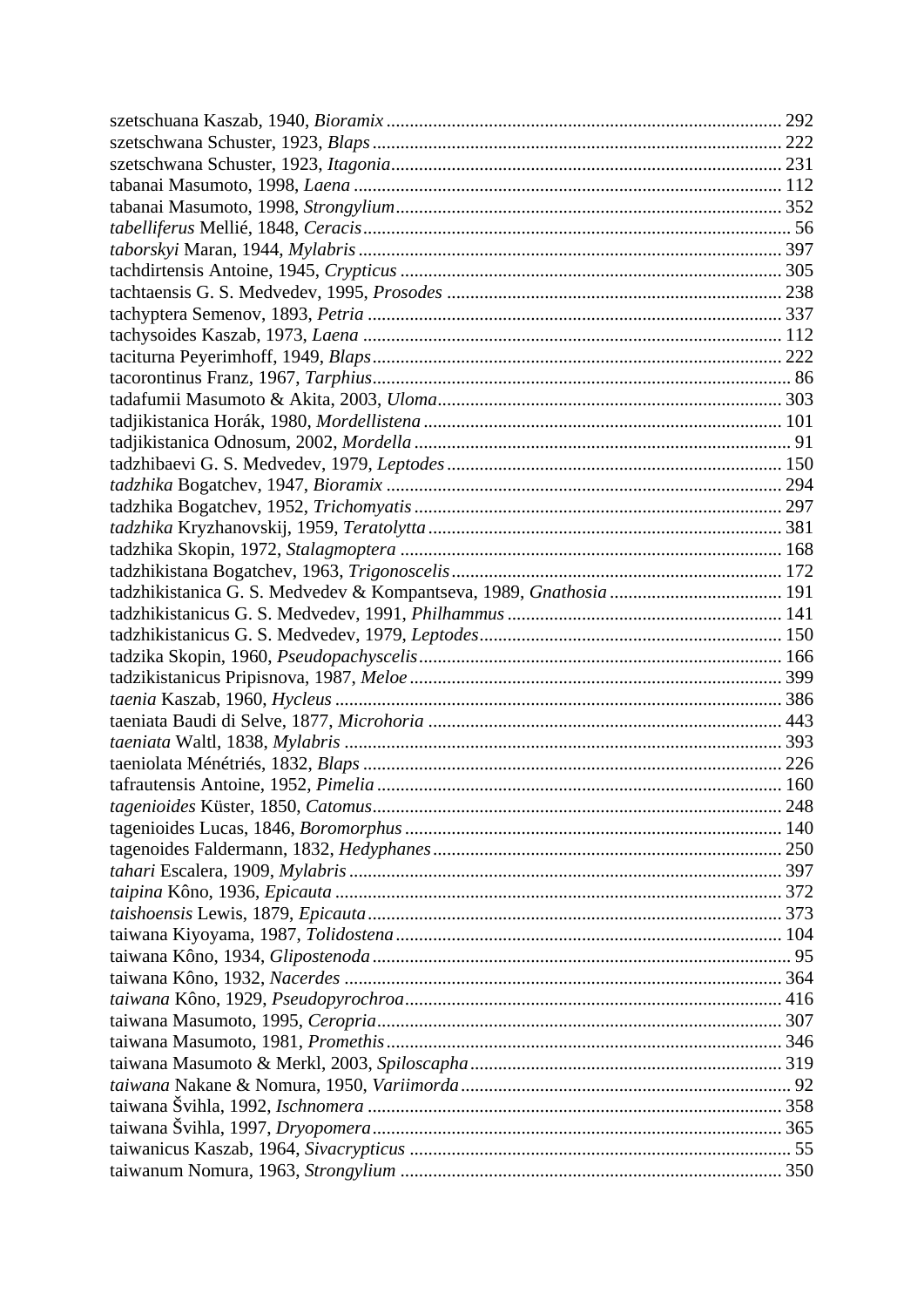szetschuana Kaszab, 1940, *Bioramix* ..................................................................................... 292
szetschwana Schuster, 1923, *Blaps* ....................................................................................... 222
szetschwana Schuster, 1923, *Itagonia* ................................................................................... 231
tabanai Masumoto, 1998, *Laena* ........................................................................................... 112
tabanai Masumoto, 1998, *Strongylium* .................................................................................. 352
*tabelliferus* Mellié, 1848, *Ceracis* ........................................................................................... 56
*taborskyi* Maran, 1944, *Mylabris* .......................................................................................... 397
tachdirtensis Antoine, 1945, *Crypticus* ................................................................................. 305
tachtaensis G. S. Medvedev, 1995, *Prosodes* ....................................................................... 238
tachyptera Semenov, 1893, *Petria* ........................................................................................ 337
tachysoides Kaszab, 1973, *Laena* ......................................................................................... 112
taciturna Peyerimhoff, 1949, *Blaps* ....................................................................................... 222
tacorontinus Franz, 1967, *Tarphius* ......................................................................................... 86
tadafumii Masumoto & Akita, 2003, *Uloma* .......................................................................... 303
tadjikistanica Horák, 1980, *Mordellistena* ............................................................................ 101
tadjikistanica Odnosum, 2002, *Mordella* ................................................................................. 91
tadzhibaevi G. S. Medvedev, 1979, *Leptodes* ....................................................................... 150
*tadzhika* Bogatchev, 1947, *Bioramix* .................................................................................... 294
tadzhika Bogatchev, 1952, *Trichomyatis* .............................................................................. 297
*tadzhika* Kryzhanovskij, 1959, *Teratolytta* ........................................................................... 381
tadzhika Skopin, 1972, *Stalagmoptera* ................................................................................. 168
tadzhikistana Bogatchev, 1963, *Trigonoscelis* ...................................................................... 172
tadzhikistanica G. S. Medvedev & Kompantseva, 1989, *Gnathosia* ..................................... 191
tadzhikistanicus G. S. Medvedev, 1991, *Philhammus* ........................................................... 141
tadzhikistanicus G. S. Medvedev, 1979, *Leptodes* ................................................................ 150
tadzika Skopin, 1960, *Pseudopachyscelis* ............................................................................. 166
tadzikistanicus Pripisnova, 1987, *Meloe* ............................................................................... 399
*taenia* Kaszab, 1960, *Hycleus* ............................................................................................... 386
taeniata Baudi di Selve, 1877, *Microhoria* ........................................................................... 443
*taeniata* Waltl, 1838, *Mylabris* ............................................................................................. 393
taeniolata Ménétriés, 1832, *Blaps* ......................................................................................... 226
tafrautensis Antoine, 1952, *Pimelia* ...................................................................................... 160
*tagenioides* Küster, 1850, *Catomus* ....................................................................................... 248
tagenioides Lucas, 1846, *Boromorphus* ................................................................................ 140
tagenoides Faldermann, 1832, *Hedyphanes* .......................................................................... 250
*tahari* Escalera, 1909, *Mylabris* ............................................................................................ 397
*taipina* Kôno, 1936, *Epicauta* ............................................................................................... 372
*taishoensis* Lewis, 1879, *Epicauta* ........................................................................................ 373
taiwana Kiyoyama, 1987, *Tolidostena* ................................................................................... 104
taiwana Kôno, 1934, *Glipostenoda* ......................................................................................... 95
taiwana Kôno, 1932, *Nacerdes* ............................................................................................. 364
*taiwana* Kôno, 1929, *Pseudopyrochroa* ................................................................................. 416
taiwana Masumoto, 1995, *Ceropria* ....................................................................................... 307
taiwana Masumoto, 1981, *Promethis* ..................................................................................... 346
taiwana Masumoto & Merkl, 2003, *Spiloscapha* .................................................................. 319
*taiwana* Nakane & Nomura, 1950, *Variimorda* ...................................................................... 92
taiwana Švihla, 1992, *Ischnomera* ........................................................................................ 358
taiwana Švihla, 1997, *Dryopomera* ........................................................................................ 365
taiwanicus Kaszab, 1964, *Sivacrypticus* ................................................................................. 55
taiwanum Nomura, 1963, *Strongylium* ................................................................................. 350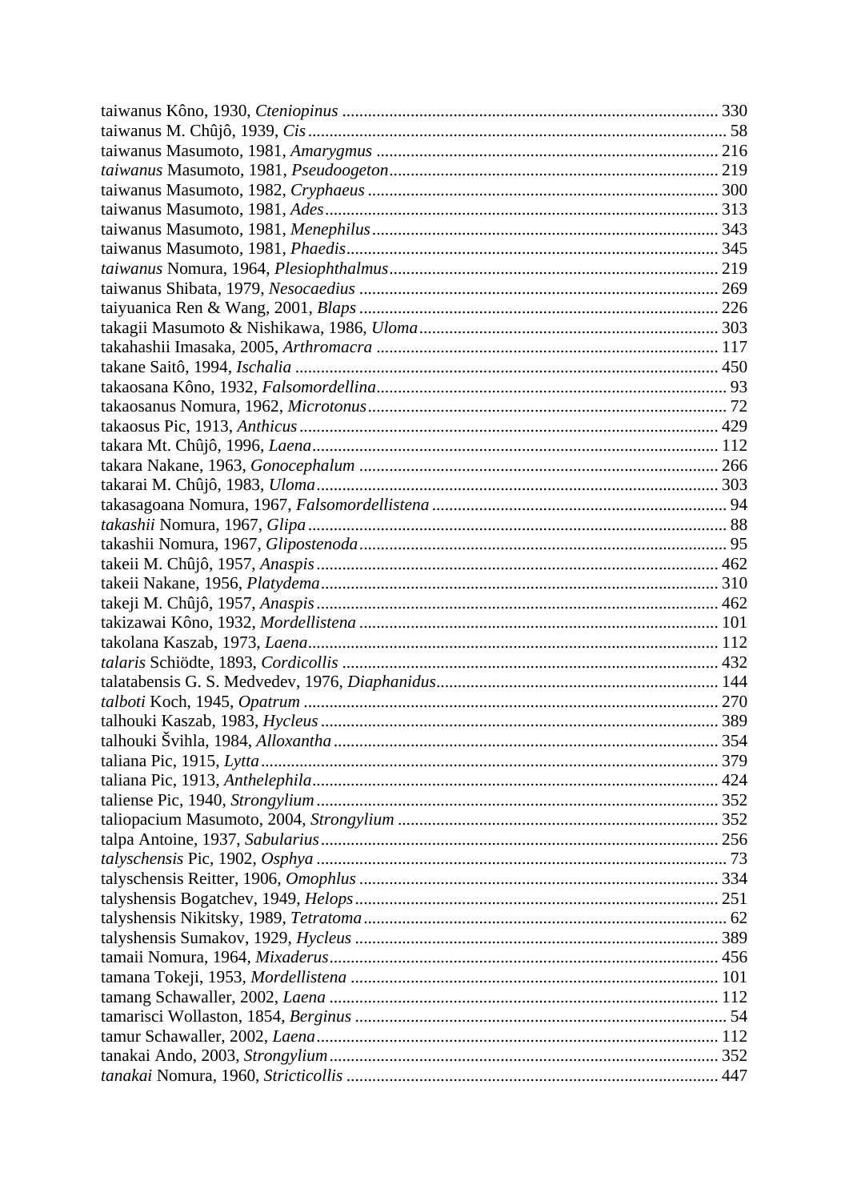taiwanus Kôno, 1930, *Cteniopinus* ........................................................................ 330
taiwanus M. Chûjô, 1939, *Cis* ................................................................................. 58
taiwanus Masumoto, 1981, *Amarygmus* ................................................................ 216
*taiwanus* Masumoto, 1981, *Pseudoogeton* ............................................................. 219
taiwanus Masumoto, 1982, *Cryphaeus* .................................................................. 300
taiwanus Masumoto, 1981, *Ades* ........................................................................... 313
taiwanus Masumoto, 1981, *Menephilus* ................................................................. 343
taiwanus Masumoto, 1981, *Phaedis* ....................................................................... 345
*taiwanus* Nomura, 1964, *Plesiophthalmus* ............................................................. 219
taiwanus Shibata, 1979, *Nesocaedius* .................................................................... 269
taiyuanica Ren & Wang, 2001, *Blaps* .................................................................... 226
takagii Masumoto & Nishikawa, 1986, *Uloma* ....................................................... 303
takahashii Imasaka, 2005, *Arthromacra* ................................................................ 117
takane Saitô, 1994, *Ischalia* ................................................................................... 450
takaosana Kôno, 1932, *Falsomordellina* .................................................................. 93
takaosanus Nomura, 1962, *Microtonus* .................................................................... 72
takaosus Pic, 1913, *Anthicus* .................................................................................. 429
takara Mt. Chûjô, 1996, *Laena* ............................................................................... 112
takara Nakane, 1963, *Gonocephalum* .................................................................... 266
takarai M. Chûjô, 1983, *Uloma* ............................................................................. 303
takasagoana Nomura, 1967, *Falsomordellistena* ..................................................... 94
*takashii* Nomura, 1967, *Glipa* ................................................................................. 88
takashii Nomura, 1967, *Glipostenoda* ...................................................................... 95
takeii M. Chûjô, 1957, *Anaspis* .............................................................................. 462
takeii Nakane, 1956, *Platydema* ............................................................................. 310
takeji M. Chûjô, 1957, *Anaspis* .............................................................................. 462
takizawai Kôno, 1932, *Mordellistena* .................................................................... 101
takolana Kaszab, 1973, *Laena* ................................................................................ 112
*talaris* Schiödte, 1893, *Cordicollis* ........................................................................ 432
talatabensis G. S. Medvedev, 1976, *Diaphanidus* .................................................. 144
*talboti* Koch, 1945, *Opatrum* ................................................................................. 270
talhouki Kaszab, 1983, *Hycleus* ............................................................................. 389
talhouki Švihla, 1984, *Alloxantha* .......................................................................... 354
taliana Pic, 1915, *Lytta* ........................................................................................... 379
taliana Pic, 1913, *Anthelephila* ............................................................................... 424
taliense Pic, 1940, *Strongylium* .............................................................................. 352
taliopacium Masumoto, 2004, *Strongylium* ........................................................... 352
talpa Antoine, 1937, *Sabularius* ............................................................................. 256
*talyschensis* Pic, 1902, *Osphya* ................................................................................ 73
talyschensis Reitter, 1906, *Omophlus* .................................................................... 334
talyshensis Bogatchev, 1949, *Helops* ..................................................................... 251
talyshensis Nikitsky, 1989, *Tetratoma* ..................................................................... 62
talyshensis Sumakov, 1929, *Hycleus* ..................................................................... 389
tamaii Nomura, 1964, *Mixaderus* ........................................................................... 456
tamana Tokeji, 1953, *Mordellistena* ...................................................................... 101
tamang Schawaller, 2002, *Laena* ........................................................................... 112
tamarisci Wollaston, 1854, *Berginus* ....................................................................... 54
tamur Schawaller, 2002, *Laena* .............................................................................. 112
tanakai Ando, 2003, *Strongylium* ........................................................................... 352
*tanakai* Nomura, 1960, *Stricticollis* ....................................................................... 447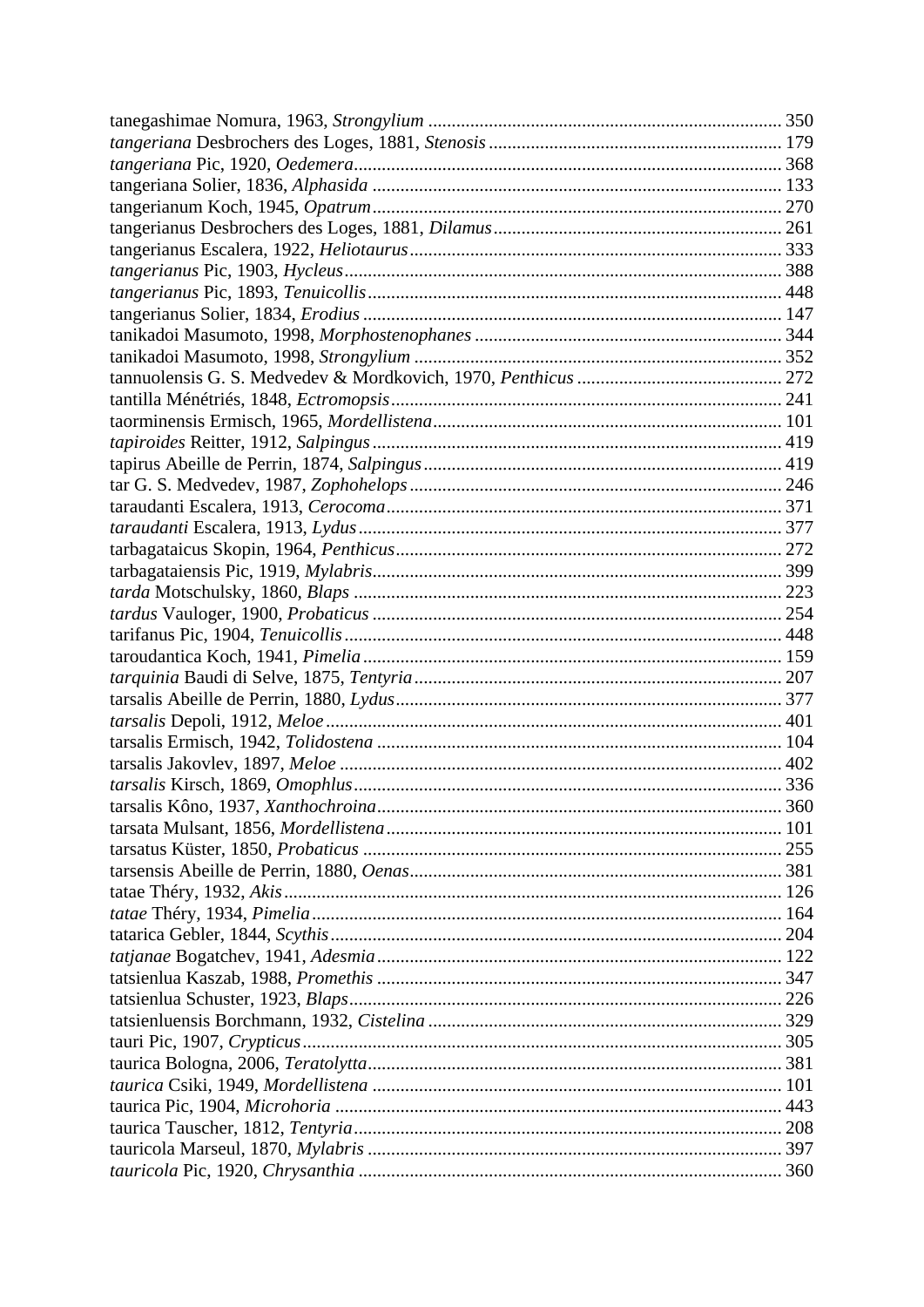tanegashimae Nomura, 1963, *Strongylium* ........................................................................... 350
*tangeriana* Desbrochers des Loges, 1881, *Stenosis* .............................................................. 179
*tangeriana* Pic, 1920, *Oedemera*........................................................................................... 368
tangeriana Solier, 1836, *Alphasida* ....................................................................................... 133
tangerianum Koch, 1945, *Opatrum*....................................................................................... 270
tangerianus Desbrochers des Loges, 1881, *Dilamus*............................................................. 261
tangerianus Escalera, 1922, *Heliotaurus*............................................................................... 333
*tangerianus* Pic, 1903, *Hycleus*............................................................................................. 388
*tangerianus* Pic, 1893, *Tenuicollis*........................................................................................ 448
tangerianus Solier, 1834, *Erodius* ......................................................................................... 147
tanikadoi Masumoto, 1998, *Morphostenophanes* ................................................................. 344
tanikadoi Masumoto, 1998, *Strongylium* .............................................................................. 352
tannuolensis G. S. Medvedev & Mordkovich, 1970, *Penthicus* ............................................ 272
tantilla Ménétriés, 1848, *Ectromopsis*................................................................................... 241
taorminensis Ermisch, 1965, *Mordellistena*........................................................................... 101
*tapiroides* Reitter, 1912, *Salpingus*....................................................................................... 419
tapirus Abeille de Perrin, 1874, *Salpingus*............................................................................ 419
tar G. S. Medvedev, 1987, *Zophohelops*............................................................................... 246
taraudanti Escalera, 1913, *Cerocoma*.................................................................................... 371
*taraudanti* Escalera, 1913, *Lydus*.......................................................................................... 377
tarbagataicus Skopin, 1964, *Penthicus*.................................................................................. 272
tarbagataiensis Pic, 1919, *Mylabris*....................................................................................... 399
*tarda* Motschulsky, 1860, *Blaps* ........................................................................................... 223
*tardus* Vauloger, 1900, *Probaticus* ....................................................................................... 254
tarifanus Pic, 1904, *Tenuicollis*............................................................................................. 448
taroudantica Koch, 1941, *Pimelia* ......................................................................................... 159
*tarquinia* Baudi di Selve, 1875, *Tentyria*.............................................................................. 207
tarsalis Abeille de Perrin, 1880, *Lydus*.................................................................................. 377
*tarsalis* Depoli, 1912, *Meloe* ................................................................................................. 401
tarsalis Ermisch, 1942, *Tolidostena* ...................................................................................... 104
tarsalis Jakovlev, 1897, *Meloe* ............................................................................................... 402
*tarsalis* Kirsch, 1869, *Omophlus*........................................................................................... 336
tarsalis Kôno, 1937, *Xanthochroina*...................................................................................... 360
tarsata Mulsant, 1856, *Mordellistena* .................................................................................... 101
tarsatus Küster, 1850, *Probaticus* .......................................................................................... 255
tarsensis Abeille de Perrin, 1880, *Oenas*............................................................................... 381
tatae Théry, 1932, *Akis*......................................................................................................... 126
*tatae* Théry, 1934, *Pimelia* .................................................................................................... 164
tatarica Gebler, 1844, *Scythis*................................................................................................ 204
*tatjanae* Bogatchev, 1941, *Adesmia* ...................................................................................... 122
tatsienlua Kaszab, 1988, *Promethis* ...................................................................................... 347
tatsienlua Schuster, 1923, *Blaps*............................................................................................ 226
tatsienluensis Borchmann, 1932, *Cistelina* ........................................................................... 329
tauri Pic, 1907, *Crypticus*...................................................................................................... 305
taurica Bologna, 2006, *Teratolytta*........................................................................................ 381
*taurica* Csiki, 1949, *Mordellistena* ....................................................................................... 101
taurica Pic, 1904, *Microhoria* ............................................................................................... 443
taurica Tauscher, 1812, *Tentyria*........................................................................................... 208
tauricola Marseul, 1870, *Mylabris* ........................................................................................ 397
*tauricola* Pic, 1920, *Chrysanthia* .......................................................................................... 360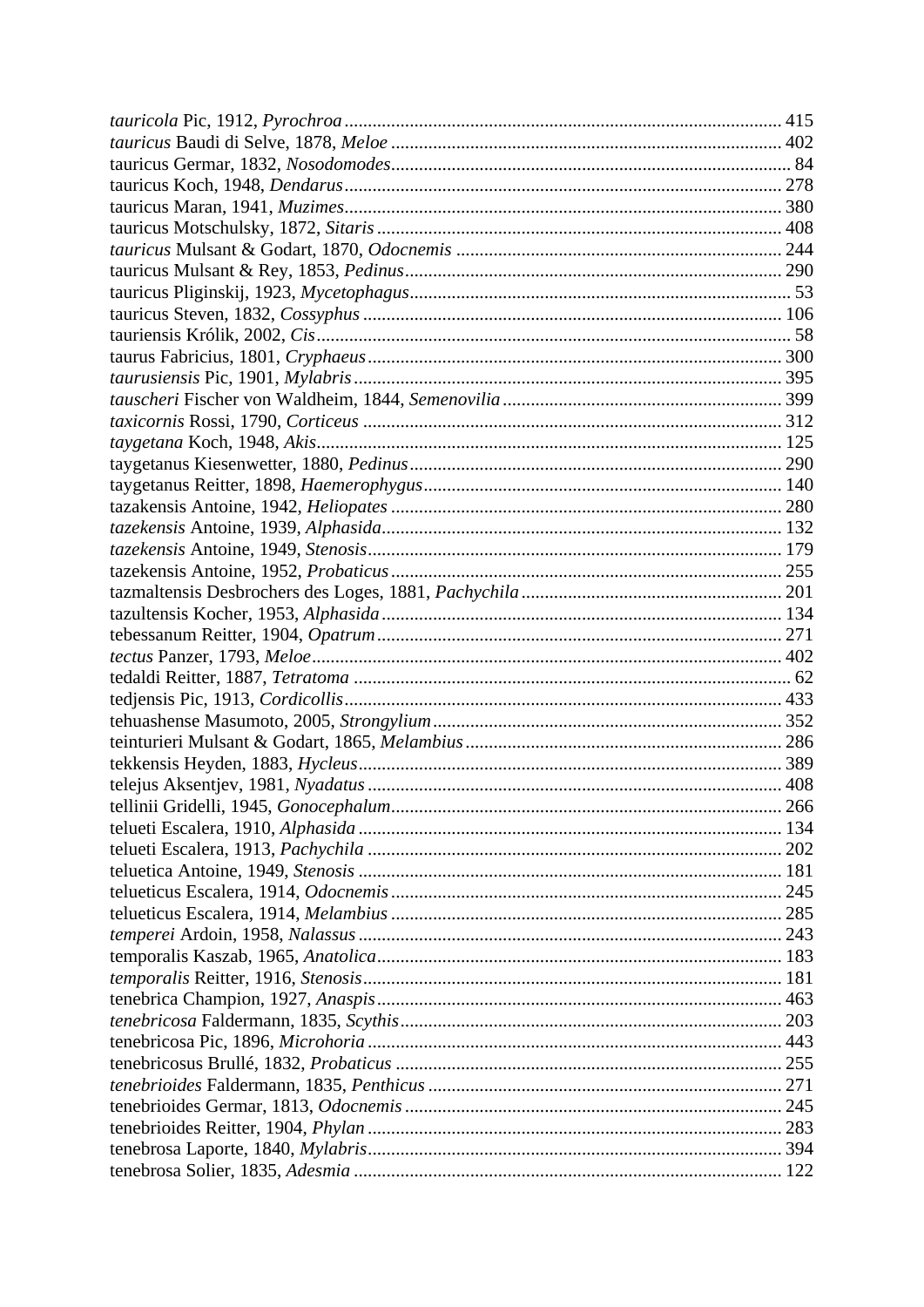*tauricola* Pic, 1912, *Pyrochroa* ............................................................ 415
*tauricus* Baudi di Selve, 1878, *Meloe* ............................................................ 402
tauricus Germar, 1832, *Nosodomodes* ............................................................ 84
tauricus Koch, 1948, *Dendarus* ............................................................ 278
tauricus Maran, 1941, *Muzimes* ............................................................ 380
tauricus Motschulsky, 1872, *Sitaris* ............................................................ 408
*tauricus* Mulsant & Godart, 1870, *Odocnemis* ............................................................ 244
tauricus Mulsant & Rey, 1853, *Pedinus* ............................................................ 290
tauricus Pliginskij, 1923, *Mycetophagus* ............................................................ 53
tauricus Steven, 1832, *Cossyphus* ............................................................ 106
tauriensis Królik, 2002, *Cis* ............................................................ 58
taurus Fabricius, 1801, *Cryphaeus* ............................................................ 300
*taurusiensis* Pic, 1901, *Mylabris* ............................................................ 395
*tauscheri* Fischer von Waldheim, 1844, *Semenovilia* ............................................................ 399
*taxicornis* Rossi, 1790, *Corticeus* ............................................................ 312
*taygetana* Koch, 1948, *Akis* ............................................................ 125
taygetanus Kiesenwetter, 1880, *Pedinus* ............................................................ 290
taygetanus Reitter, 1898, *Haemerophygus* ............................................................ 140
tazakensis Antoine, 1942, *Heliopates* ............................................................ 280
*tazekensis* Antoine, 1939, *Alphasida* ............................................................ 132
*tazekensis* Antoine, 1949, *Stenosis* ............................................................ 179
tazekensis Antoine, 1952, *Probaticus* ............................................................ 255
tazmaltensis Desbrochers des Loges, 1881, *Pachychila* ............................................................ 201
tazultensis Kocher, 1953, *Alphasida* ............................................................ 134
tebessanum Reitter, 1904, *Opatrum* ............................................................ 271
*tectus* Panzer, 1793, *Meloe* ............................................................ 402
tedaldi Reitter, 1887, *Tetratoma* ............................................................ 62
tedjensis Pic, 1913, *Cordicollis* ............................................................ 433
tehuashense Masumoto, 2005, *Strongylium* ............................................................ 352
teinturieri Mulsant & Godart, 1865, *Melambius* ............................................................ 286
tekkensis Heyden, 1883, *Hycleus* ............................................................ 389
telejus Aksentjev, 1981, *Nyadatus* ............................................................ 408
tellinii Gridelli, 1945, *Gonocephalum* ............................................................ 266
telueti Escalera, 1910, *Alphasida* ............................................................ 134
telueti Escalera, 1913, *Pachychila* ............................................................ 202
teluetica Antoine, 1949, *Stenosis* ............................................................ 181
telueticus Escalera, 1914, *Odocnemis* ............................................................ 245
telueticus Escalera, 1914, *Melambius* ............................................................ 285
*temperei* Ardoin, 1958, *Nalassus* ............................................................ 243
temporalis Kaszab, 1965, *Anatolica* ............................................................ 183
*temporalis* Reitter, 1916, *Stenosis* ............................................................ 181
tenebrica Champion, 1927, *Anaspis* ............................................................ 463
*tenebricosa* Faldermann, 1835, *Scythis* ............................................................ 203
tenebricosa Pic, 1896, *Microhoria* ............................................................ 443
tenebricosus Brullé, 1832, *Probaticus* ............................................................ 255
*tenebrioides* Faldermann, 1835, *Penthicus* ............................................................ 271
tenebrioides Germar, 1813, *Odocnemis* ............................................................ 245
tenebrioides Reitter, 1904, *Phylan* ............................................................ 283
tenebrosa Laporte, 1840, *Mylabris* ............................................................ 394
tenebrosa Solier, 1835, *Adesmia* ............................................................ 122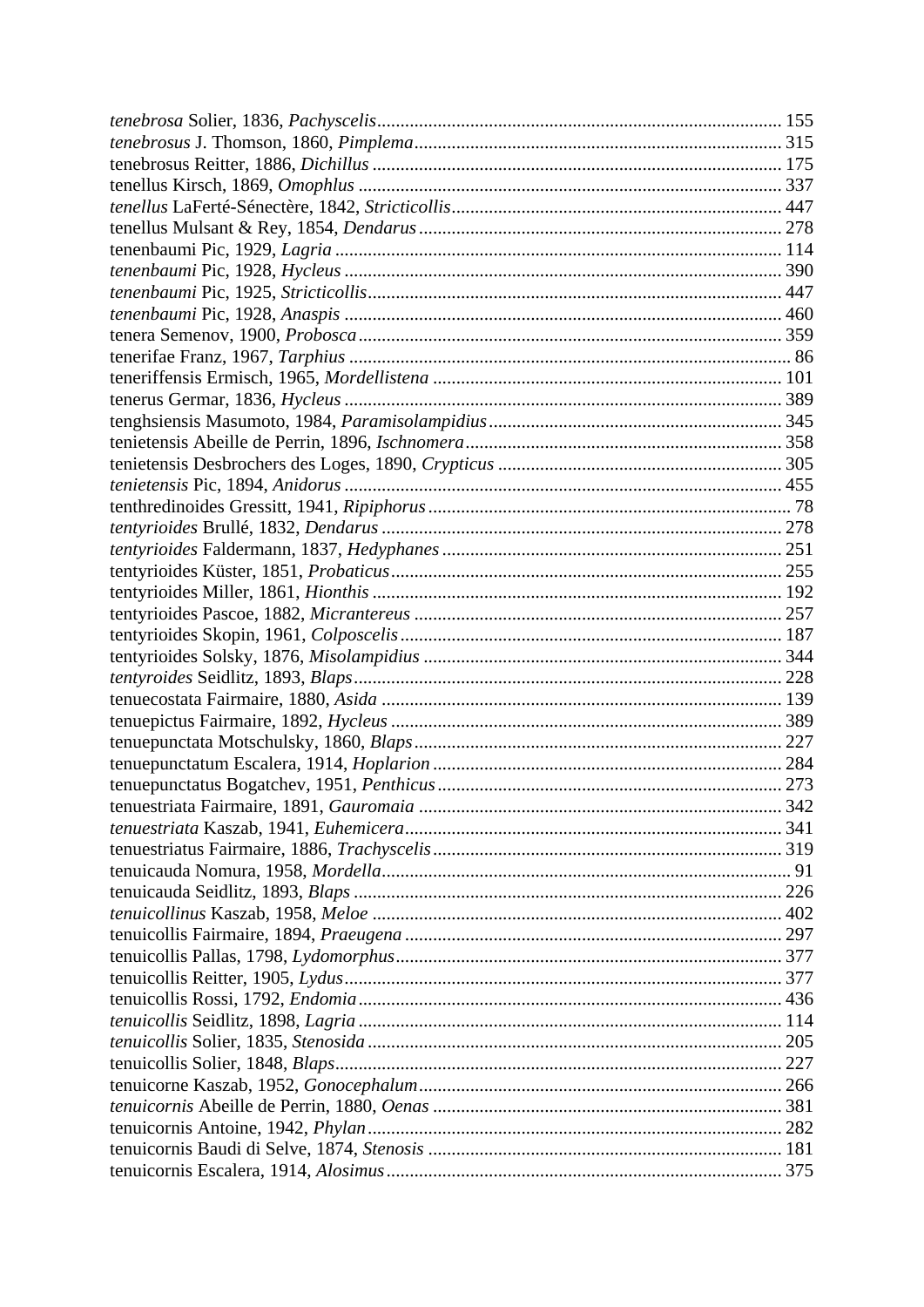*tenebrosa* Solier, 1836, *Pachyscelis* ..................................... 155
*tenebrosus* J. Thomson, 1860, *Pimplema* ..................................... 315
tenebrosus Reitter, 1886, *Dichillus* ..................................... 175
tenellus Kirsch, 1869, *Omophlus* ..................................... 337
*tenellus* LaFerté-Sénectère, 1842, *Stricticollis* ..................................... 447
tenellus Mulsant & Rey, 1854, *Dendarus* ..................................... 278
tenenbaumi Pic, 1929, *Lagria* ..................................... 114
*tenenbaumi* Pic, 1928, *Hycleus* ..................................... 390
*tenenbaumi* Pic, 1925, *Stricticollis* ..................................... 447
*tenenbaumi* Pic, 1928, *Anaspis* ..................................... 460
tenera Semenov, 1900, *Probosca* ..................................... 359
tenerifae Franz, 1967, *Tarphius* ..................................... 86
teneriffensis Ermisch, 1965, *Mordellistena* ..................................... 101
tenerus Germar, 1836, *Hycleus* ..................................... 389
tenghsiensis Masumoto, 1984, *Paramisolampidius* ..................................... 345
tenietensis Abeille de Perrin, 1896, *Ischnomera* ..................................... 358
tenietensis Desbrochers des Loges, 1890, *Crypticus* ..................................... 305
*tenietensis* Pic, 1894, *Anidorus* ..................................... 455
tenthredinoides Gressitt, 1941, *Ripiphorus* ..................................... 78
*tentyrioides* Brullé, 1832, *Dendarus* ..................................... 278
*tentyrioides* Faldermann, 1837, *Hedyphanes* ..................................... 251
tentyrioides Küster, 1851, *Probaticus* ..................................... 255
tentyrioides Miller, 1861, *Hionthis* ..................................... 192
tentyrioides Pascoe, 1882, *Micrantereus* ..................................... 257
tentyrioides Skopin, 1961, *Colposcelis* ..................................... 187
tentyrioides Solsky, 1876, *Misolampidius* ..................................... 344
*tentyroides* Seidlitz, 1893, *Blaps* ..................................... 228
tenuecostata Fairmaire, 1880, *Asida* ..................................... 139
tenuepictus Fairmaire, 1892, *Hycleus* ..................................... 389
tenuepunctata Motschulsky, 1860, *Blaps* ..................................... 227
tenuepunctatum Escalera, 1914, *Hoplarion* ..................................... 284
tenuepunctatus Bogatchev, 1951, *Penthicus* ..................................... 273
tenuestriata Fairmaire, 1891, *Gauromaia* ..................................... 342
*tenuestriata* Kaszab, 1941, *Euhemicera* ..................................... 341
tenuestriatus Fairmaire, 1886, *Trachyscelis* ..................................... 319
tenuicauda Nomura, 1958, *Mordella* ..................................... 91
tenuicauda Seidlitz, 1893, *Blaps* ..................................... 226
*tenuicollinus* Kaszab, 1958, *Meloe* ..................................... 402
tenuicollis Fairmaire, 1894, *Praeugena* ..................................... 297
tenuicollis Pallas, 1798, *Lydomorphus* ..................................... 377
tenuicollis Reitter, 1905, *Lydus* ..................................... 377
tenuicollis Rossi, 1792, *Endomia* ..................................... 436
*tenuicollis* Seidlitz, 1898, *Lagria* ..................................... 114
*tenuicollis* Solier, 1835, *Stenosida* ..................................... 205
tenuicollis Solier, 1848, *Blaps* ..................................... 227
tenuicorne Kaszab, 1952, *Gonocephalum* ..................................... 266
*tenuicornis* Abeille de Perrin, 1880, *Oenas* ..................................... 381
tenuicornis Antoine, 1942, *Phylan* ..................................... 282
tenuicornis Baudi di Selve, 1874, *Stenosis* ..................................... 181
tenuicornis Escalera, 1914, *Alosimus* ..................................... 375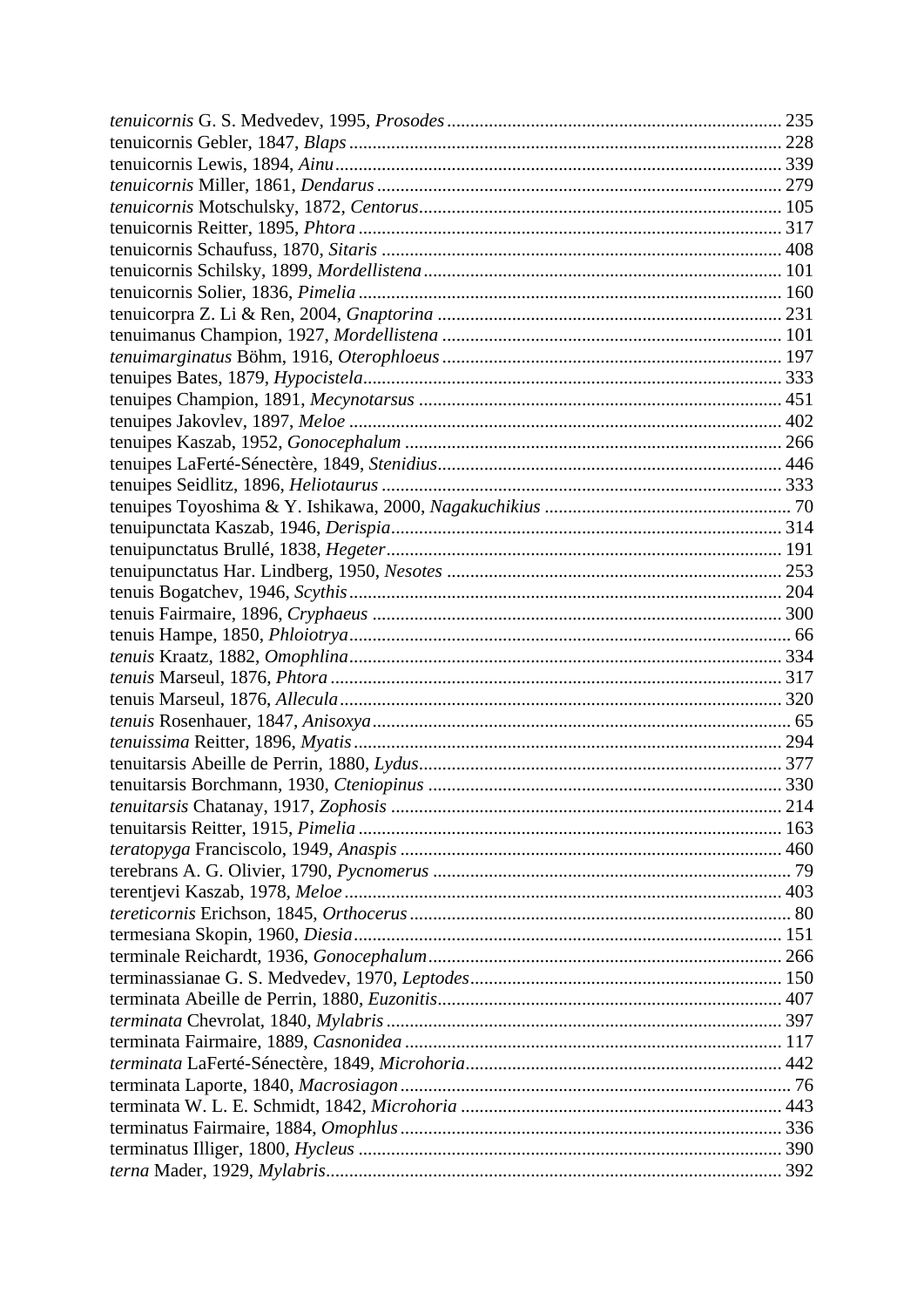*tenuicornis* G. S. Medvedev, 1995, *Prosodes* ........................................................................ 235
tenuicornis Gebler, 1847, *Blaps* ................................................................................ 228
tenuicornis Lewis, 1894, *Ainu* ................................................................................ 339
*tenuicornis* Miller, 1861, *Dendarus* ........................................................................ 279
*tenuicornis* Motschulsky, 1872, *Centorus* ................................................................ 105
tenuicornis Reitter, 1895, *Phtora* ............................................................................ 317
tenuicornis Schaufuss, 1870, *Sitaris* ........................................................................ 408
tenuicornis Schilsky, 1899, *Mordellistena* ................................................................ 101
tenuicornis Solier, 1836, *Pimelia* ............................................................................ 160
tenuicorpra Z. Li & Ren, 2004, *Gnaptorina* ................................................................ 231
tenuimanus Champion, 1927, *Mordellistena* .............................................................. 101
*tenuimarginatus* Böhm, 1916, *Oterophloeus* ............................................................ 197
tenuipes Bates, 1879, *Hypocistela* ............................................................................ 333
tenuipes Champion, 1891, *Mecynotarsus* .................................................................. 451
tenuipes Jakovlev, 1897, *Meloe* ................................................................................ 402
tenuipes Kaszab, 1952, *Gonocephalum* ...................................................................... 266
tenuipes LaFerté-Sénectère, 1849, *Stenidius* .............................................................. 446
tenuipes Seidlitz, 1896, *Heliotaurus* .......................................................................... 333
tenuipes Toyoshima & Y. Ishikawa, 2000, *Nagakuchikius* ........................................... 70
tenuipunctata Kaszab, 1946, *Derispia* ........................................................................ 314
tenuipunctatus Brullé, 1838, *Hegeter* ........................................................................ 191
tenuipunctatus Har. Lindberg, 1950, *Nesotes* ............................................................ 253
tenuis Bogatchev, 1946, *Scythis* ................................................................................ 204
tenuis Fairmaire, 1896, *Cryphaeus* ............................................................................ 300
tenuis Hampe, 1850, *Phloiotrya* .................................................................................. 66
*tenuis* Kraatz, 1882, *Omophlina* ................................................................................ 334
*tenuis* Marseul, 1876, *Phtora* .................................................................................... 317
tenuis Marseul, 1876, *Allecula* .................................................................................. 320
*tenuis* Rosenhauer, 1847, *Anisoxya* ............................................................................ 65
*tenuissima* Reitter, 1896, *Myatis* .............................................................................. 294
tenuitarsis Abeille de Perrin, 1880, *Lydus* .................................................................. 377
tenuitarsis Borchmann, 1930, *Cteniopinus* ................................................................ 330
*tenuitarsis* Chatanay, 1917, *Zophosis* ...................................................................... 214
tenuitarsis Reitter, 1915, *Pimelia* .............................................................................. 163
*teratopyga* Franciscolo, 1949, *Anaspis* .................................................................... 460
terebrans A. G. Olivier, 1790, *Pycnomerus* .................................................................. 79
terentjevi Kaszab, 1978, *Meloe* .................................................................................. 403
*tereticornis* Erichson, 1845, *Orthocerus* .................................................................... 80
termesiana Skopin, 1960, *Diesia* ................................................................................ 151
terminale Reichardt, 1936, *Gonocephalum* ................................................................ 266
terminassianae G. S. Medvedev, 1970, *Leptodes* ........................................................ 150
terminata Abeille de Perrin, 1880, *Euzonitis* .............................................................. 407
*terminata* Chevrolat, 1840, *Mylabris* ........................................................................ 397
terminata Fairmaire, 1889, *Casnonidea* ...................................................................... 117
*terminata* LaFerté-Sénectère, 1849, *Microhoria* ........................................................ 442
terminata Laporte, 1840, *Macrosiagon* ........................................................................ 76
terminata W. L. E. Schmidt, 1842, *Microhoria* ............................................................ 443
terminatus Fairmaire, 1884, *Omophlus* ...................................................................... 336
terminatus Illiger, 1800, *Hycleus* .............................................................................. 390
*terna* Mader, 1929, *Mylabris* ...................................................................................... 392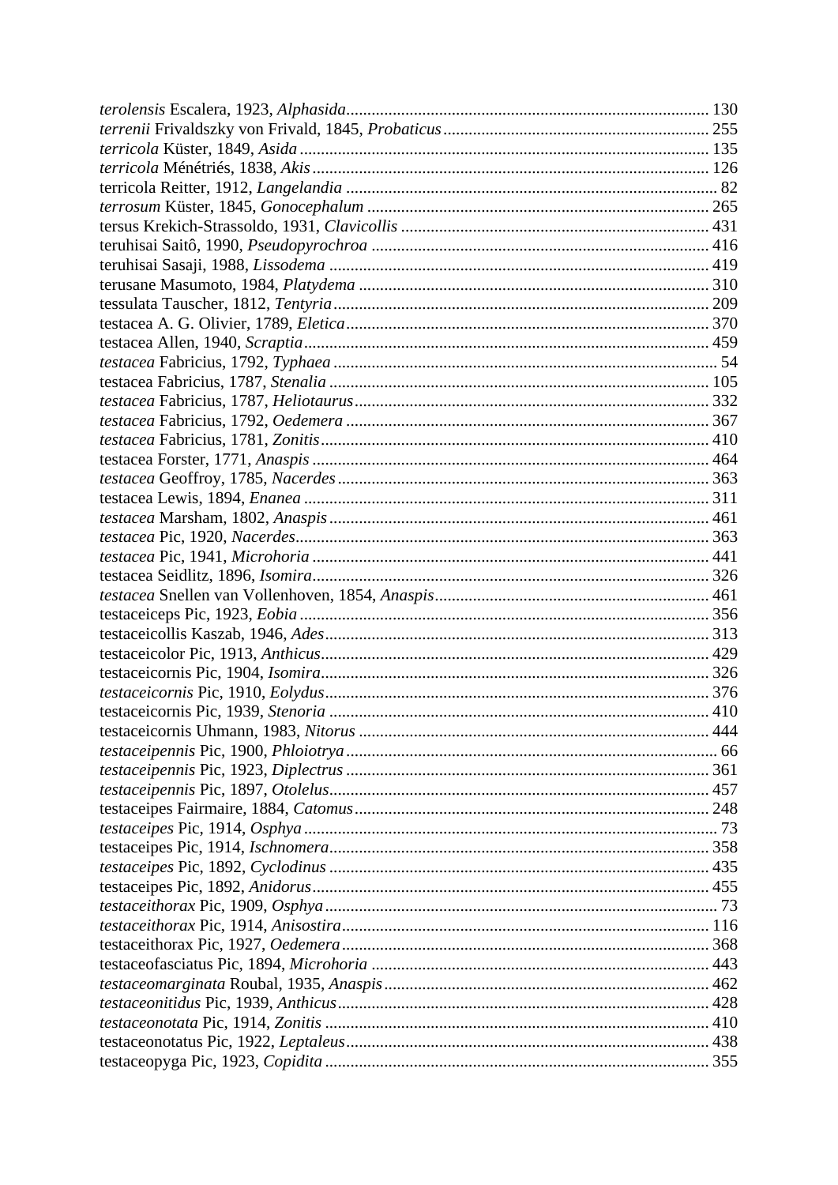*terolensis* Escalera, 1923, *Alphasida* ........................................................ 130
*terrenii* Frivaldszky von Frivald, 1845, *Probaticus* .............................................. 255
*terricola* Küster, 1849, *Asida* ................................................................ 135
*terricola* Ménétriés, 1838, *Akis* ............................................................. 126
terricola Reitter, 1912, *Langelandia* ........................................................... 82
*terrosum* Küster, 1845, *Gonocephalum* ........................................................ 265
tersus Krekich-Strassoldo, 1931, *Clavicollis* .................................................. 431
teruhisai Saitô, 1990, *Pseudopyrochroa* ........................................................ 416
teruhisai Sasaji, 1988, *Lissodema* .............................................................. 419
terusane Masumoto, 1984, *Platydema* ............................................................ 310
tessulata Tauscher, 1812, *Tentyria* ............................................................. 209
testacea A. G. Olivier, 1789, *Eletica* .......................................................... 370
testacea Allen, 1940, *Scraptia* .................................................................. 459
*testacea* Fabricius, 1792, *Typhaea* ............................................................ 54
testacea Fabricius, 1787, *Stenalia* ............................................................. 105
*testacea* Fabricius, 1787, *Heliotaurus* ........................................................ 332
*testacea* Fabricius, 1792, *Oedemera* ........................................................... 367
*testacea* Fabricius, 1781, *Zonitis* ............................................................ 410
testacea Forster, 1771, *Anaspis* ................................................................ 464
*testacea* Geoffroy, 1785, *Nacerdes* ............................................................ 363
testacea Lewis, 1894, *Enanea* ................................................................... 311
*testacea* Marsham, 1802, *Anaspis* .............................................................. 461
*testacea* Pic, 1920, *Nacerdes* ................................................................. 363
*testacea* Pic, 1941, *Microhoria* ............................................................... 441
testacea Seidlitz, 1896, *Isomira* ............................................................... 326
*testacea* Snellen van Vollenhoven, 1854, *Anaspis* .............................................. 461
testaceiceps Pic, 1923, *Eobia* .................................................................. 356
testaceicollis Kaszab, 1946, *Ades* .............................................................. 313
testaceicolor Pic, 1913, *Anthicus* ............................................................... 429
testaceicornis Pic, 1904, *Isomira* ............................................................... 326
*testaceicornis* Pic, 1910, *Eolydus* ............................................................. 376
testaceicornis Pic, 1939, *Stenoria* .............................................................. 410
testaceicornis Uhmann, 1983, *Nitorus* ............................................................ 444
*testaceipennis* Pic, 1900, *Phloiotrya* ........................................................... 66
*testaceipennis* Pic, 1923, *Diplectrus* ........................................................... 361
*testaceipennis* Pic, 1897, *Otolelus* ............................................................. 457
testaceipes Fairmaire, 1884, *Catomus* ............................................................ 248
*testaceipes* Pic, 1914, *Osphya* .................................................................. 73
testaceipes Pic, 1914, *Ischnomera* ............................................................... 358
*testaceipes* Pic, 1892, *Cyclodinus* .............................................................. 435
testaceipes Pic, 1892, *Anidorus* ................................................................. 455
*testaceithorax* Pic, 1909, *Osphya* ............................................................... 73
*testaceithorax* Pic, 1914, *Anisostira* ........................................................... 116
testaceithorax Pic, 1927, *Oedemera* .............................................................. 368
testaceofasciatus Pic, 1894, *Microhoria* ......................................................... 443
*testaceomarginata* Roubal, 1935, *Anaspis* ....................................................... 462
*testaceonitidus* Pic, 1939, *Anthicus* ............................................................ 428
*testaceonotata* Pic, 1914, *Zonitis* .............................................................. 410
testaceonotatus Pic, 1922, *Leptaleus* ............................................................ 438
testaceopyga Pic, 1923, *Copidita* ................................................................ 355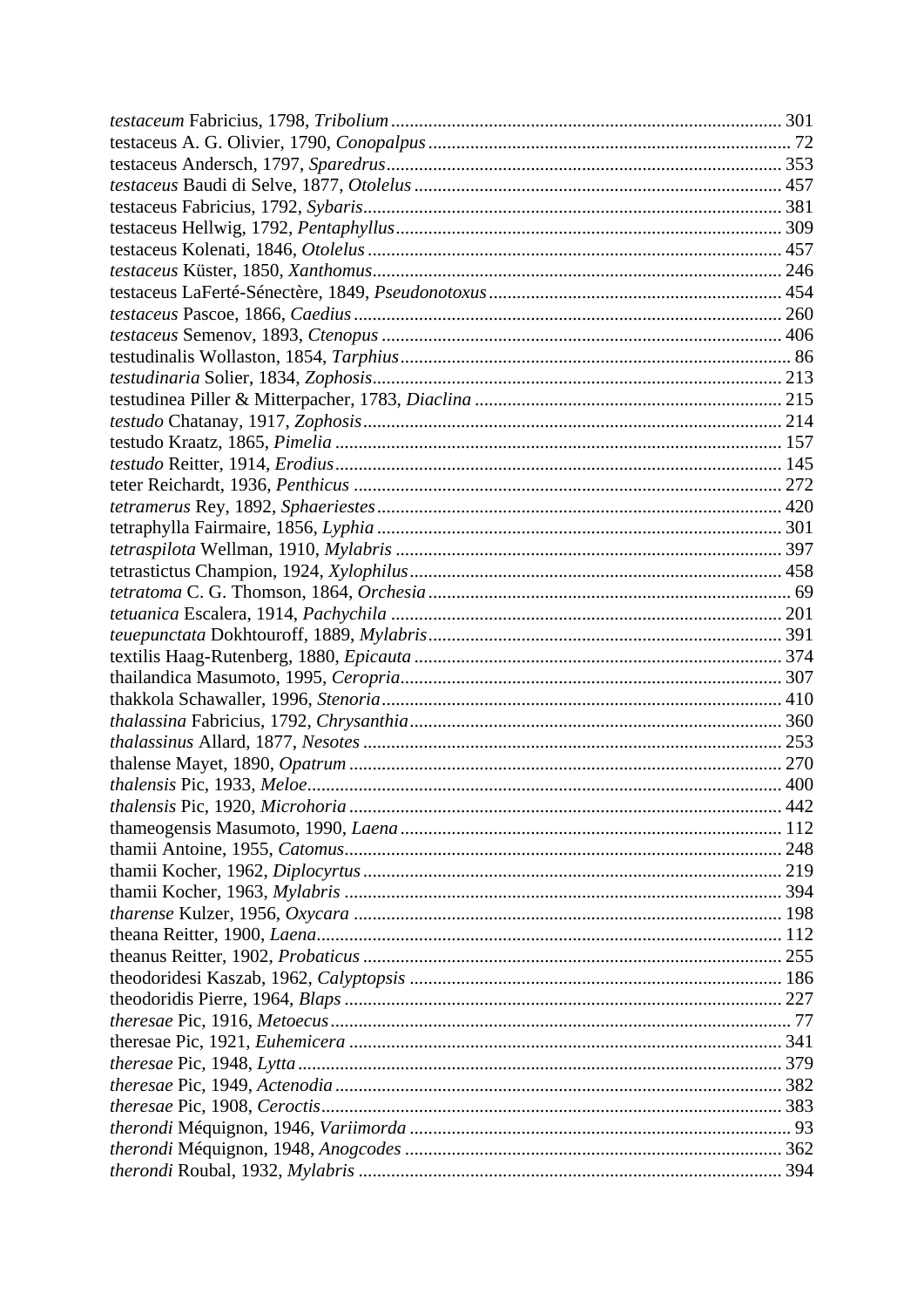*testaceum* Fabricius, 1798, *Tribolium* ... 301
testaceus A. G. Olivier, 1790, *Conopalpus* ... 72
testaceus Andersch, 1797, *Sparedrus* ... 353
*testaceus* Baudi di Selve, 1877, *Otolelus* ... 457
testaceus Fabricius, 1792, *Sybaris* ... 381
testaceus Hellwig, 1792, *Pentaphyllus* ... 309
testaceus Kolenati, 1846, *Otolelus* ... 457
*testaceus* Küster, 1850, *Xanthomus* ... 246
testaceus LaFerté-Sénectère, 1849, *Pseudonotoxus* ... 454
*testaceus* Pascoe, 1866, *Caedius* ... 260
*testaceus* Semenov, 1893, *Ctenopus* ... 406
testudinalis Wollaston, 1854, *Tarphius* ... 86
*testudinaria* Solier, 1834, *Zophosis* ... 213
testudinea Piller & Mitterpacher, 1783, *Diaclina* ... 215
*testudo* Chatanay, 1917, *Zophosis* ... 214
testudo Kraatz, 1865, *Pimelia* ... 157
*testudo* Reitter, 1914, *Erodius* ... 145
teter Reichardt, 1936, *Penthicus* ... 272
*tetramerus* Rey, 1892, *Sphaeriestes* ... 420
tetraphylla Fairmaire, 1856, *Lyphia* ... 301
*tetraspilota* Wellman, 1910, *Mylabris* ... 397
tetrastictus Champion, 1924, *Xylophilus* ... 458
*tetratoma* C. G. Thomson, 1864, *Orchesia* ... 69
*tetuanica* Escalera, 1914, *Pachychila* ... 201
*teuepunctata* Dokhtouroff, 1889, *Mylabris* ... 391
textilis Haag-Rutenberg, 1880, *Epicauta* ... 374
thailandica Masumoto, 1995, *Ceropria* ... 307
thakkola Schawaller, 1996, *Stenoria* ... 410
*thalassina* Fabricius, 1792, *Chrysanthia* ... 360
*thalassinus* Allard, 1877, *Nesotes* ... 253
thalense Mayet, 1890, *Opatrum* ... 270
*thalensis* Pic, 1933, *Meloe* ... 400
*thalensis* Pic, 1920, *Microhoria* ... 442
thameogensis Masumoto, 1990, *Laena* ... 112
thamii Antoine, 1955, *Catomus* ... 248
thamii Kocher, 1962, *Diplocyrtus* ... 219
thamii Kocher, 1963, *Mylabris* ... 394
*tharense* Kulzer, 1956, *Oxycara* ... 198
theana Reitter, 1900, *Laena* ... 112
theanus Reitter, 1902, *Probaticus* ... 255
theodoridesi Kaszab, 1962, *Calyptopsis* ... 186
theodoridis Pierre, 1964, *Blaps* ... 227
*theresae* Pic, 1916, *Metoecus* ... 77
theresae Pic, 1921, *Euhemicera* ... 341
*theresae* Pic, 1948, *Lytta* ... 379
*theresae* Pic, 1949, *Actenodia* ... 382
*theresae* Pic, 1908, *Ceroctis* ... 383
*therondi* Méquignon, 1946, *Variimorda* ... 93
*therondi* Méquignon, 1948, *Anogcodes* ... 362
*therondi* Roubal, 1932, *Mylabris* ... 394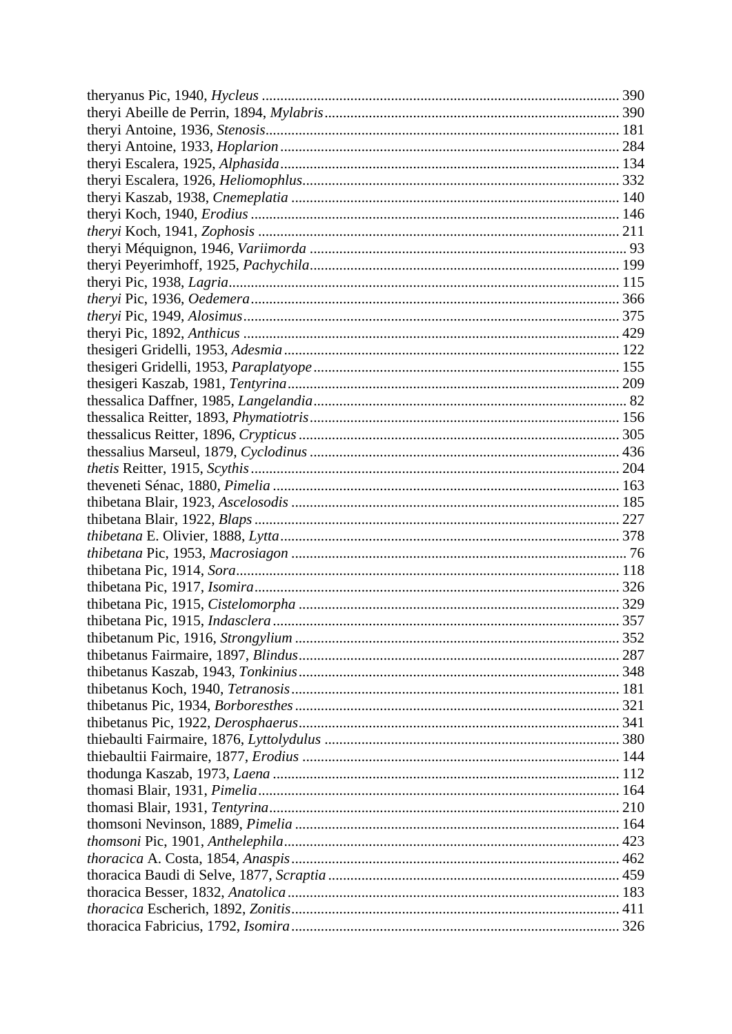theryanus Pic, 1940, *Hycleus* ............................................................................................. 390
theryi Abeille de Perrin, 1894, *Mylabris* ............................................................................... 390
theryi Antoine, 1936, *Stenosis* .............................................................................................. 181
theryi Antoine, 1933, *Hoplarion* ........................................................................................... 284
theryi Escalera, 1925, *Alphasida* ........................................................................................... 134
theryi Escalera, 1926, *Heliomophlus* ..................................................................................... 332
theryi Kaszab, 1938, *Cnemeplatia* ......................................................................................... 140
theryi Koch, 1940, *Erodius* ................................................................................................... 146
*theryi* Koch, 1941, *Zophosis* ................................................................................................. 211
theryi Méquignon, 1946, *Variimorda* ........................................................................................ 93
theryi Peyerimhoff, 1925, *Pachychila* ..................................................................................... 199
theryi Pic, 1938, *Lagria* .......................................................................................................... 115
*theryi* Pic, 1936, *Oedemera* ..................................................................................................... 366
*theryi* Pic, 1949, *Alosimus* ...................................................................................................... 375
theryi Pic, 1892, *Anthicus* ....................................................................................................... 429
thesigeri Gridelli, 1953, *Adesmia* ........................................................................................... 122
thesigeri Gridelli, 1953, *Paraplatyope* .................................................................................... 155
thesigeri Kaszab, 1981, *Tentyrina* .......................................................................................... 209
thessalica Daffner, 1985, *Langelandia* ..................................................................................... 82
thessalica Reitter, 1893, *Phymatiotris* ..................................................................................... 156
thessalicus Reitter, 1896, *Crypticus* ........................................................................................ 305
thessalius Marseul, 1879, *Cyclodinus* ..................................................................................... 436
*thetis* Reitter, 1915, *Scythis* .................................................................................................... 204
theveneti Sénac, 1880, *Pimelia* ............................................................................................... 163
thibetana Blair, 1923, *Ascelosodis* .......................................................................................... 185
thibetana Blair, 1922, *Blaps* .................................................................................................... 227
*thibetana* E. Olivier, 1888, *Lytta* ............................................................................................ 378
*thibetana* Pic, 1953, *Macrosiagon* ............................................................................................ 76
thibetana Pic, 1914, *Sora* ........................................................................................................ 118
thibetana Pic, 1917, *Isomira* ................................................................................................... 326
thibetana Pic, 1915, *Cistelomorpha* ........................................................................................ 329
thibetana Pic, 1915, *Indasclera* .............................................................................................. 357
thibetanum Pic, 1916, *Strongylium* ......................................................................................... 352
thibetanus Fairmaire, 1897, *Blindus* ....................................................................................... 287
thibetanus Kaszab, 1943, *Tonkinius* ....................................................................................... 348
thibetanus Koch, 1940, *Tetranosis* .......................................................................................... 181
thibetanus Pic, 1934, *Borboresthes* ......................................................................................... 321
thibetanus Pic, 1922, *Derosphaerus* ........................................................................................ 341
thiebaulti Fairmaire, 1876, *Lyttolydulus* ................................................................................. 380
thiebaultii Fairmaire, 1877, *Erodius* ....................................................................................... 144
thodunga Kaszab, 1973, *Laena* .............................................................................................. 112
thomasi Blair, 1931, *Pimelia* ................................................................................................... 164
thomasi Blair, 1931, *Tentyrina* ................................................................................................ 210
thomsoni Nevinson, 1889, *Pimelia* ......................................................................................... 164
*thomsoni* Pic, 1901, *Anthelephila* ............................................................................................ 423
*thoracica* A. Costa, 1854, *Anaspis* .......................................................................................... 462
thoracica Baudi di Selve, 1877, *Scraptia* ................................................................................ 459
thoracica Besser, 1832, *Anatolica* ........................................................................................... 183
*thoracica* Escherich, 1892, *Zonitis* .......................................................................................... 411
thoracica Fabricius, 1792, *Isomira* .......................................................................................... 326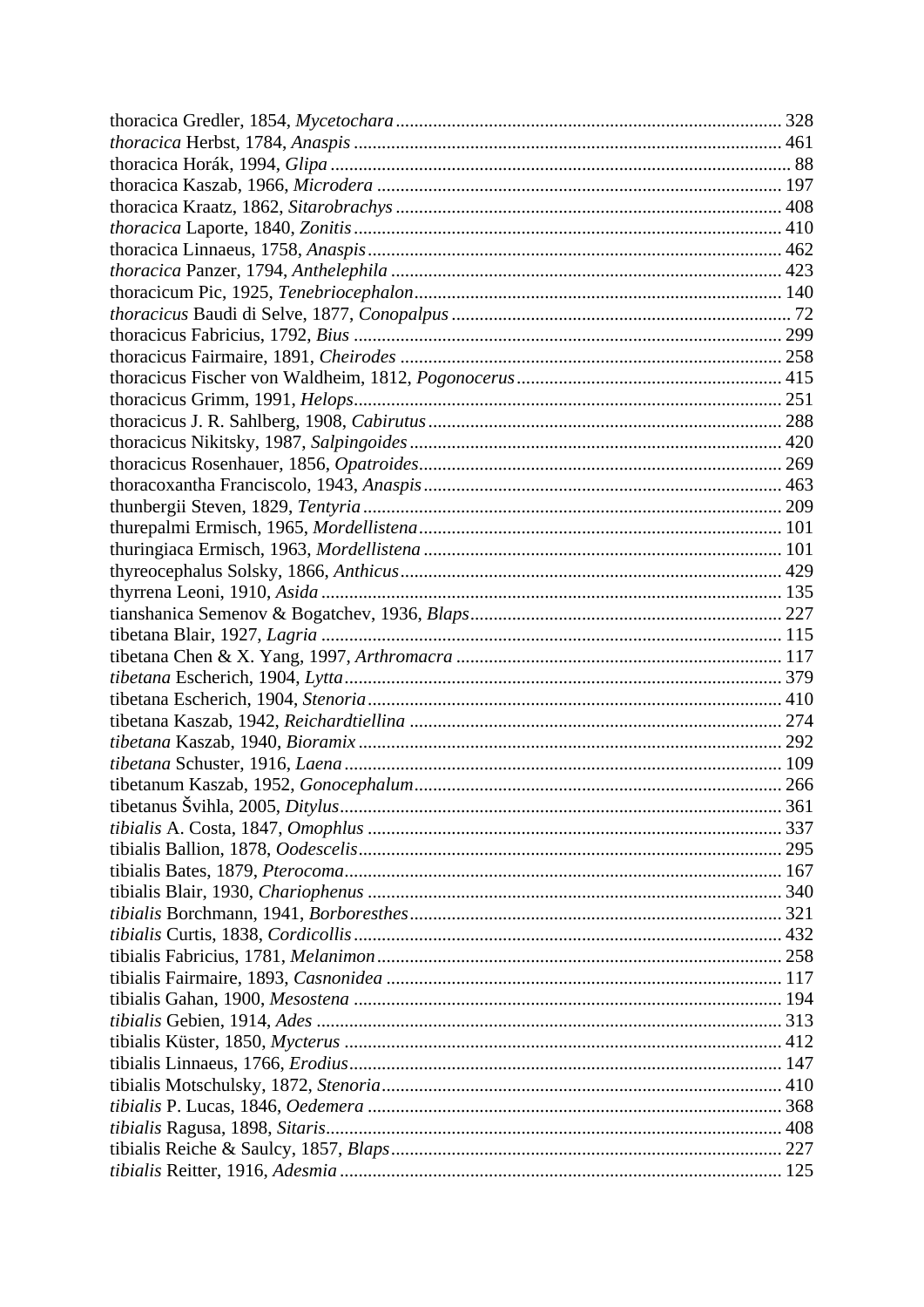thoracica Gredler, 1854, *Mycetochara* .................................................................................... 328
*thoracica* Herbst, 1784, *Anaspis* ............................................................................................ 461
thoracica Horák, 1994, *Glipa* .................................................................................................... 88
thoracica Kaszab, 1966, *Microdera* ........................................................................................ 197
thoracica Kraatz, 1862, *Sitarobrachys* .................................................................................... 408
*thoracica* Laporte, 1840, *Zonitis* ............................................................................................ 410
thoracica Linnaeus, 1758, *Anaspis* ......................................................................................... 462
*thoracica* Panzer, 1794, *Anthelephila* .................................................................................... 423
thoracicum Pic, 1925, *Tenebriocephalon* ................................................................................ 140
*thoracicus* Baudi di Selve, 1877, *Conopalpus* .......................................................................... 72
thoracicus Fabricius, 1792, *Bius* ............................................................................................. 299
thoracicus Fairmaire, 1891, *Cheirodes* .................................................................................. 258
thoracicus Fischer von Waldheim, 1812, *Pogonocerus* .......................................................... 415
thoracicus Grimm, 1991, *Helops* ............................................................................................. 251
thoracicus J. R. Sahlberg, 1908, *Cabirutus* ............................................................................. 288
thoracicus Nikitsky, 1987, *Salpingoides* ................................................................................. 420
thoracicus Rosenhauer, 1856, *Opatroides* ............................................................................... 269
thoracoxantha Franciscolo, 1943, *Anaspis* .............................................................................. 463
thunbergii Steven, 1829, *Tentyria* ........................................................................................... 209
thurepalmi Ermisch, 1965, *Mordellistena* ............................................................................... 101
thuringiaca Ermisch, 1963, *Mordellistena* .............................................................................. 101
thyreocephalus Solsky, 1866, *Anthicus* .................................................................................. 429
thyrrena Leoni, 1910, *Asida* .................................................................................................... 135
tianshanica Semenov & Bogatchev, 1936, *Blaps* ................................................................... 227
tibetana Blair, 1927, *Lagria* .................................................................................................... 115
tibetana Chen & X. Yang, 1997, *Arthromacra* ....................................................................... 117
*tibetana* Escherich, 1904, *Lytta* ............................................................................................... 379
tibetana Escherich, 1904, *Stenoria* .......................................................................................... 410
tibetana Kaszab, 1942, *Reichardtiellina* ................................................................................ 274
*tibetana* Kaszab, 1940, *Bioramix* ............................................................................................ 292
*tibetana* Schuster, 1916, *Laena* ............................................................................................... 109
tibetanum Kaszab, 1952, *Gonocephalum* ................................................................................ 266
tibetanus Švihla, 2005, *Ditylus* ................................................................................................ 361
*tibialis* A. Costa, 1847, *Omophlus* .......................................................................................... 337
tibialis Ballion, 1878, *Oodescelis* ............................................................................................ 295
tibialis Bates, 1879, *Pterocoma* ............................................................................................... 167
tibialis Blair, 1930, *Chariophenus* .......................................................................................... 340
*tibialis* Borchmann, 1941, *Borboresthes* ................................................................................. 321
*tibialis* Curtis, 1838, *Cordicollis* ............................................................................................. 432
tibialis Fabricius, 1781, *Melanimon* ........................................................................................ 258
tibialis Fairmaire, 1893, *Casnonidea* ...................................................................................... 117
tibialis Gahan, 1900, *Mesostena* ............................................................................................. 194
*tibialis* Gebien, 1914, *Ades* ..................................................................................................... 313
tibialis Küster, 1850, *Mycterus* ............................................................................................... 412
tibialis Linnaeus, 1766, *Erodius* .............................................................................................. 147
tibialis Motschulsky, 1872, *Stenoria* ....................................................................................... 410
*tibialis* P. Lucas, 1846, *Oedemera* .......................................................................................... 368
*tibialis* Ragusa, 1898, *Sitaris* .................................................................................................. 408
tibialis Reiche & Saulcy, 1857, *Blaps* .................................................................................... 227
*tibialis* Reitter, 1916, *Adesmia* ............................................................................................... 125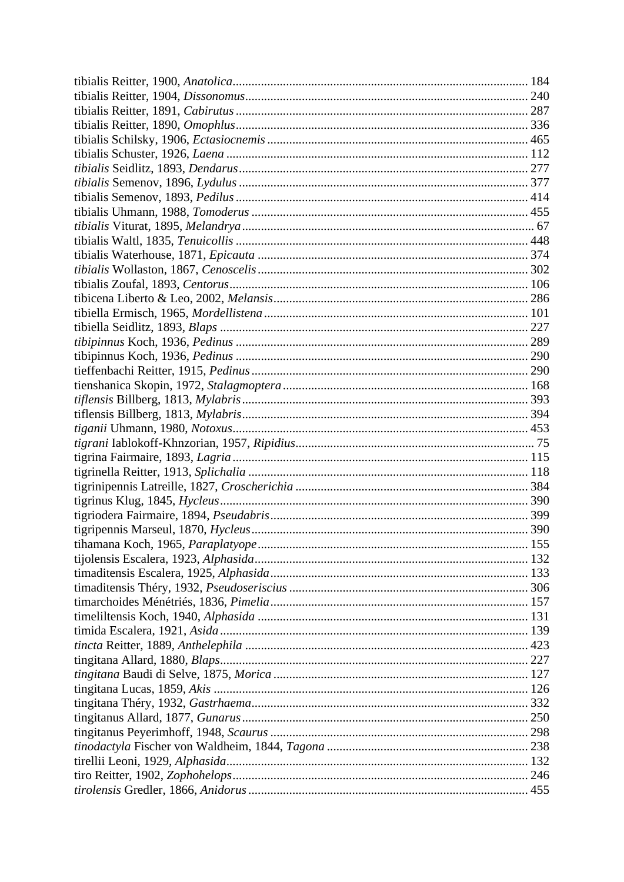tibialis Reitter, 1900, *Anatolica* ........ 184
tibialis Reitter, 1904, *Dissonomus* ........ 240
tibialis Reitter, 1891, *Cabirutus* ........ 287
tibialis Reitter, 1890, *Omophlus* ........ 336
tibialis Schilsky, 1906, *Ectasiocnemis* ........ 465
tibialis Schuster, 1926, *Laena* ........ 112
*tibialis* Seidlitz, 1893, *Dendarus* ........ 277
*tibialis* Semenov, 1896, *Lydulus* ........ 377
tibialis Semenov, 1893, *Pedilus* ........ 414
tibialis Uhmann, 1988, *Tomoderus* ........ 455
*tibialis* Viturat, 1895, *Melandrya* ........ 67
tibialis Waltl, 1835, *Tenuicollis* ........ 448
tibialis Waterhouse, 1871, *Epicauta* ........ 374
*tibialis* Wollaston, 1867, *Cenoscelis* ........ 302
tibialis Zoufal, 1893, *Centorus* ........ 106
tibicena Liberto & Leo, 2002, *Melansis* ........ 286
tibiella Ermisch, 1965, *Mordellistena* ........ 101
tibiella Seidlitz, 1893, *Blaps* ........ 227
*tibipinnus* Koch, 1936, *Pedinus* ........ 289
tibipinnus Koch, 1936, *Pedinus* ........ 290
tieffenbachi Reitter, 1915, *Pedinus* ........ 290
tienshanica Skopin, 1972, *Stalagmoptera* ........ 168
*tiflensis* Billberg, 1813, *Mylabris* ........ 393
tiflensis Billberg, 1813, *Mylabris* ........ 394
*tiganii* Uhmann, 1980, *Notoxus* ........ 453
*tigrani* Iablokoff-Khnzorian, 1957, *Ripidius* ........ 75
tigrina Fairmaire, 1893, *Lagria* ........ 115
tigrinella Reitter, 1913, *Splichalia* ........ 118
tigrinipennis Latreille, 1827, *Croscherichia* ........ 384
tigrinus Klug, 1845, *Hycleus* ........ 390
tigriodera Fairmaire, 1894, *Pseudabris* ........ 399
tigripennis Marseul, 1870, *Hycleus* ........ 390
tihamana Koch, 1965, *Paraplatyope* ........ 155
tijolensis Escalera, 1923, *Alphasida* ........ 132
timaditensis Escalera, 1925, *Alphasida* ........ 133
timaditensis Théry, 1932, *Pseudoseriscius* ........ 306
timarchoides Ménétriés, 1836, *Pimelia* ........ 157
timeliltensis Koch, 1940, *Alphasida* ........ 131
timida Escalera, 1921, *Asida* ........ 139
*tincta* Reitter, 1889, *Anthelephila* ........ 423
tingitana Allard, 1880, *Blaps* ........ 227
*tingitana* Baudi di Selve, 1875, *Morica* ........ 127
tingitana Lucas, 1859, *Akis* ........ 126
tingitana Théry, 1932, *Gastrhaema* ........ 332
tingitanus Allard, 1877, *Gunarus* ........ 250
tingitanus Peyerimhoff, 1948, *Scaurus* ........ 298
*tinodactyla* Fischer von Waldheim, 1844, *Tagona* ........ 238
tirellii Leoni, 1929, *Alphasida* ........ 132
tiro Reitter, 1902, *Zophohelops* ........ 246
*tirolensis* Gredler, 1866, *Anidorus* ........ 455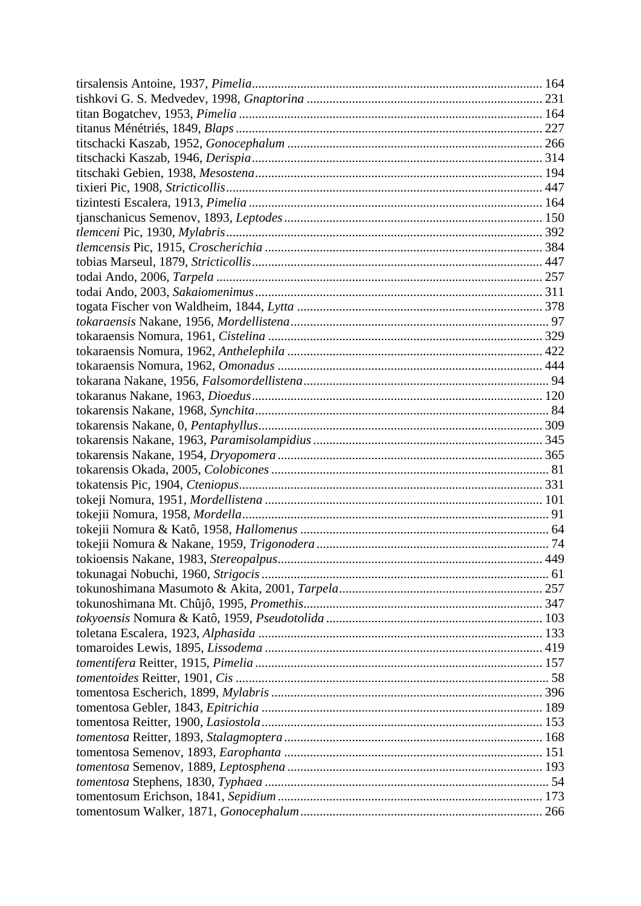tirsalensis Antoine, 1937, *Pimelia* ........ 164
tishkovi G. S. Medvedev, 1998, *Gnaptorina* ........ 231
titan Bogatchev, 1953, *Pimelia* ........ 164
titanus Ménétriés, 1849, *Blaps* ........ 227
titschacki Kaszab, 1952, *Gonocephalum* ........ 266
titschacki Kaszab, 1946, *Derispia* ........ 314
titschaki Gebien, 1938, *Mesostena* ........ 194
tixieri Pic, 1908, *Stricticollis* ........ 447
tizintesti Escalera, 1913, *Pimelia* ........ 164
tjanschanicus Semenov, 1893, *Leptodes* ........ 150
*tlemceni* Pic, 1930, *Mylabris* ........ 392
*tlemcensis* Pic, 1915, *Croscherichia* ........ 384
tobias Marseul, 1879, *Stricticollis* ........ 447
todai Ando, 2006, *Tarpela* ........ 257
todai Ando, 2003, *Sakaiomenimus* ........ 311
togata Fischer von Waldheim, 1844, *Lytta* ........ 378
*tokaraensis* Nakane, 1956, *Mordellistena* ........ 97
tokaraensis Nomura, 1961, *Cistelina* ........ 329
tokaraensis Nomura, 1962, *Anthelephila* ........ 422
tokaraensis Nomura, 1962, *Omonadus* ........ 444
tokarana Nakane, 1956, *Falsomordellistena* ........ 94
tokaranus Nakane, 1963, *Dioedus* ........ 120
tokarensis Nakane, 1968, *Synchita* ........ 84
tokarensis Nakane, 0, *Pentaphyllus* ........ 309
tokarensis Nakane, 1963, *Paramisolampidius* ........ 345
tokarensis Nakane, 1954, *Dryopomera* ........ 365
tokarensis Okada, 2005, *Colobicones* ........ 81
tokatensis Pic, 1904, *Cteniopus* ........ 331
tokeji Nomura, 1951, *Mordellistena* ........ 101
tokejii Nomura, 1958, *Mordella* ........ 91
tokejii Nomura & Katô, 1958, *Hallomenus* ........ 64
tokejii Nomura & Nakane, 1959, *Trigonodera* ........ 74
tokioensis Nakane, 1983, *Stereopalpus* ........ 449
tokunagai Nobuchi, 1960, *Strigocis* ........ 61
tokunoshimana Masumoto & Akita, 2001, *Tarpela* ........ 257
tokunoshimana Mt. Chûjô, 1995, *Promethis* ........ 347
*tokyoensis* Nomura & Katô, 1959, *Pseudotolida* ........ 103
toletana Escalera, 1923, *Alphasida* ........ 133
tomaroides Lewis, 1895, *Lissodema* ........ 419
*tomentifera* Reitter, 1915, *Pimelia* ........ 157
*tomentoides* Reitter, 1901, *Cis* ........ 58
tomentosa Escherich, 1899, *Mylabris* ........ 396
tomentosa Gebler, 1843, *Epitrichia* ........ 189
tomentosa Reitter, 1900, *Lasiostola* ........ 153
*tomentosa* Reitter, 1893, *Stalagmoptera* ........ 168
tomentosa Semenov, 1893, *Earophanta* ........ 151
*tomentosa* Semenov, 1889, *Leptosphena* ........ 193
*tomentosa* Stephens, 1830, *Typhaea* ........ 54
tomentosum Erichson, 1841, *Sepidium* ........ 173
tomentosum Walker, 1871, *Gonocephalum* ........ 266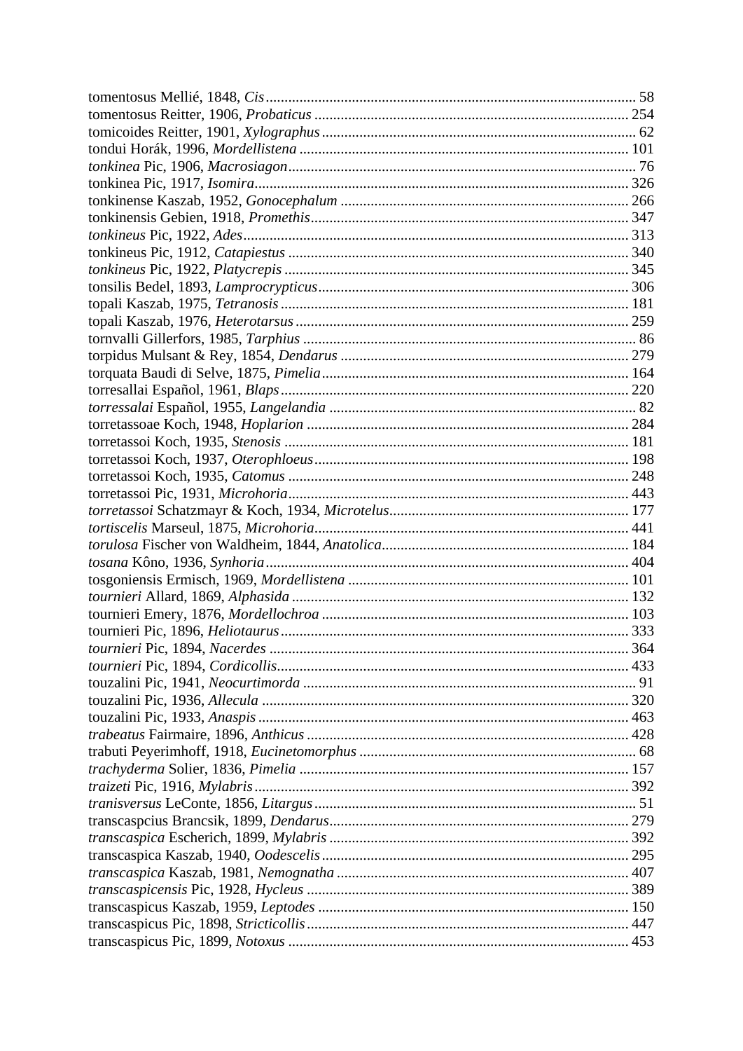tomentosus Mellié, 1848, *Cis* .................................................................................................. 58
tomentosus Reitter, 1906, *Probaticus* .................................................................................... 254
tomicoides Reitter, 1901, *Xylographus* ................................................................................... 62
tondui Horák, 1996, *Mordellistena* ....................................................................................... 101
*tonkinea* Pic, 1906, *Macrosiagon* ........................................................................................... 76
tonkinea Pic, 1917, *Isomira* .................................................................................................. 326
tonkinense Kaszab, 1952, *Gonocephalum* ............................................................................. 266
tonkinensis Gebien, 1918, *Promethis* .................................................................................... 347
*tonkineus* Pic, 1922, *Ades* ..................................................................................................... 313
tonkineus Pic, 1912, *Catapiestus* .......................................................................................... 340
*tonkineus* Pic, 1922, *Platycrepis* ........................................................................................... 345
tonsilis Bedel, 1893, *Lamprocrypticus* .................................................................................. 306
topali Kaszab, 1975, *Tetranosis* ............................................................................................ 181
topali Kaszab, 1976, *Heterotarsus* ........................................................................................ 259
tornvalli Gillerfors, 1985, *Tarphius* ........................................................................................ 86
torpidus Mulsant & Rey, 1854, *Dendarus* ............................................................................ 279
torquata Baudi di Selve, 1875, *Pimelia* ................................................................................. 164
torresallai Español, 1961, *Blaps* ............................................................................................ 220
*torressalai* Español, 1955, *Langelandia* ................................................................................. 82
torretassoae Koch, 1948, *Hoplarion* ..................................................................................... 284
torretassoi Koch, 1935, *Stenosis* ........................................................................................... 181
torretassoi Koch, 1937, *Oterophloeus* ................................................................................... 198
torretassoi Koch, 1935, *Catomus* .......................................................................................... 248
torretassoi Pic, 1931, *Microhoria* .......................................................................................... 443
*torretassoi* Schatzmayr & Koch, 1934, *Microtelus* ............................................................... 177
*tortiscelis* Marseul, 1875, *Microhoria* ................................................................................... 441
*torulosa* Fischer von Waldheim, 1844, *Anatolica* ................................................................. 184
*tosana* Kôno, 1936, *Synhoria* ................................................................................................ 404
tosgoniensis Ermisch, 1969, *Mordellistena* .......................................................................... 101
*tournieri* Allard, 1869, *Alphasida* .......................................................................................... 132
tournieri Emery, 1876, *Mordellochroa* ................................................................................. 103
tournieri Pic, 1896, *Heliotaurus* ............................................................................................ 333
*tournieri* Pic, 1894, *Nacerdes* ............................................................................................... 364
*tournieri* Pic, 1894, *Cordicollis* ............................................................................................. 433
touzalini Pic, 1941, *Neocurtimorda* ........................................................................................ 91
touzalini Pic, 1936, *Allecula* ................................................................................................. 320
touzalini Pic, 1933, *Anaspis* ................................................................................................. 463
*trabeatus* Fairmaire, 1896, *Anthicus* ..................................................................................... 428
trabuti Peyerimhoff, 1918, *Eucinetomorphus* .......................................................................... 68
*trachyderma* Solier, 1836, *Pimelia* ....................................................................................... 157
*traizeti* Pic, 1916, *Mylabris* ................................................................................................... 392
*tranisversus* LeConte, 1856, *Litargus* ..................................................................................... 51
transcaspcius Brancsik, 1899, *Dendarus* ............................................................................... 279
*transcaspica* Escherich, 1899, *Mylabris* ............................................................................... 392
transcaspica Kaszab, 1940, *Oodescelis* ................................................................................. 295
*transcaspica* Kaszab, 1981, *Nemognatha* ............................................................................. 407
*transcaspicensis* Pic, 1928, *Hycleus* ..................................................................................... 389
transcaspicus Kaszab, 1959, *Leptodes* .................................................................................. 150
transcaspicus Pic, 1898, *Stricticollis* ..................................................................................... 447
transcaspicus Pic, 1899, *Notoxus* .......................................................................................... 453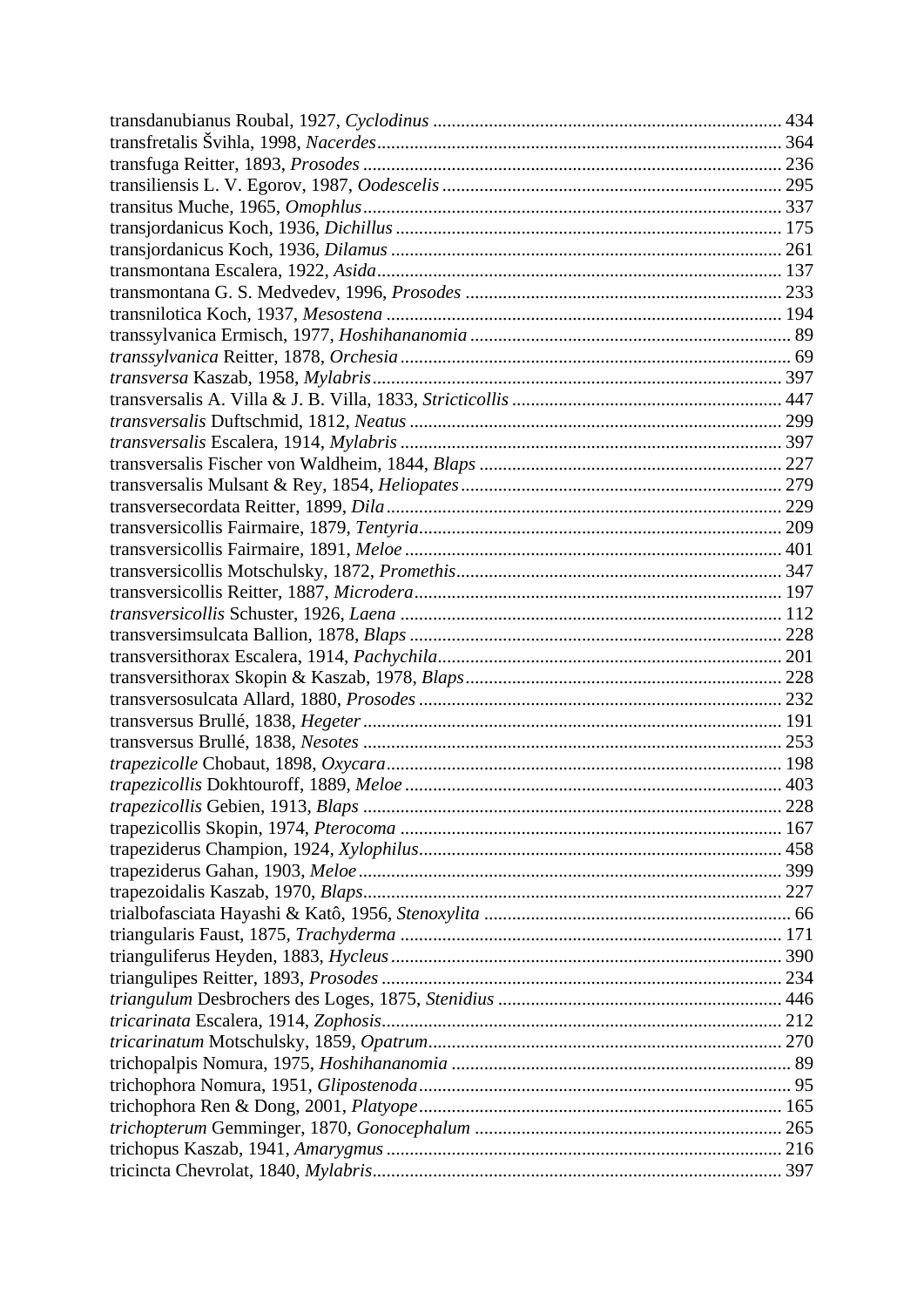transdanubianus Roubal, 1927, *Cyclodinus* .......... 434
transfretalis Švihla, 1998, *Nacerdes* .......... 364
transfuga Reitter, 1893, *Prosodes* .......... 236
transiliensis L. V. Egorov, 1987, *Oodescelis* .......... 295
transitus Muche, 1965, *Omophlus* .......... 337
transjordanicus Koch, 1936, *Dichillus* .......... 175
transjordanicus Koch, 1936, *Dilamus* .......... 261
transmontana Escalera, 1922, *Asida* .......... 137
transmontana G. S. Medvedev, 1996, *Prosodes* .......... 233
transnilotica Koch, 1937, *Mesostena* .......... 194
transsylvanica Ermisch, 1977, *Hoshihananomia* .......... 89
*transsylvanica* Reitter, 1878, *Orchesia* .......... 69
*transversa* Kaszab, 1958, *Mylabris* .......... 397
transversalis A. Villa & J. B. Villa, 1833, *Stricticollis* .......... 447
*transversalis* Duftschmid, 1812, *Neatus* .......... 299
*transversalis* Escalera, 1914, *Mylabris* .......... 397
transversalis Fischer von Waldheim, 1844, *Blaps* .......... 227
transversalis Mulsant & Rey, 1854, *Heliopates* .......... 279
transversecordata Reitter, 1899, *Dila* .......... 229
transversicollis Fairmaire, 1879, *Tentyria* .......... 209
transversicollis Fairmaire, 1891, *Meloe* .......... 401
transversicollis Motschulsky, 1872, *Promethis* .......... 347
transversicollis Reitter, 1887, *Microdera* .......... 197
*transversicollis* Schuster, 1926, *Laena* .......... 112
transversimsulcata Ballion, 1878, *Blaps* .......... 228
transversithorax Escalera, 1914, *Pachychila* .......... 201
transversithorax Skopin & Kaszab, 1978, *Blaps* .......... 228
transversosulcata Allard, 1880, *Prosodes* .......... 232
transversus Brullé, 1838, *Hegeter* .......... 191
transversus Brullé, 1838, *Nesotes* .......... 253
*trapezicolle* Chobaut, 1898, *Oxycara* .......... 198
*trapezicollis* Dokhtouroff, 1889, *Meloe* .......... 403
*trapezicollis* Gebien, 1913, *Blaps* .......... 228
trapezicollis Skopin, 1974, *Pterocoma* .......... 167
trapeziderus Champion, 1924, *Xylophilus* .......... 458
trapeziderus Gahan, 1903, *Meloe* .......... 399
trapezoidalis Kaszab, 1970, *Blaps* .......... 227
trialbofasciata Hayashi & Katô, 1956, *Stenoxylita* .......... 66
triangularis Faust, 1875, *Trachyderma* .......... 171
trianguliferus Heyden, 1883, *Hycleus* .......... 390
triangulipes Reitter, 1893, *Prosodes* .......... 234
*triangulum* Desbrochers des Loges, 1875, *Stenidius* .......... 446
*tricarinata* Escalera, 1914, *Zophosis* .......... 212
*tricarinatum* Motschulsky, 1859, *Opatrum* .......... 270
trichopalpis Nomura, 1975, *Hoshihananomia* .......... 89
trichophora Nomura, 1951, *Glipostenoda* .......... 95
trichophora Ren & Dong, 2001, *Platyope* .......... 165
*trichopterum* Gemminger, 1870, *Gonocephalum* .......... 265
trichopus Kaszab, 1941, *Amarygmus* .......... 216
tricincta Chevrolat, 1840, *Mylabris* .......... 397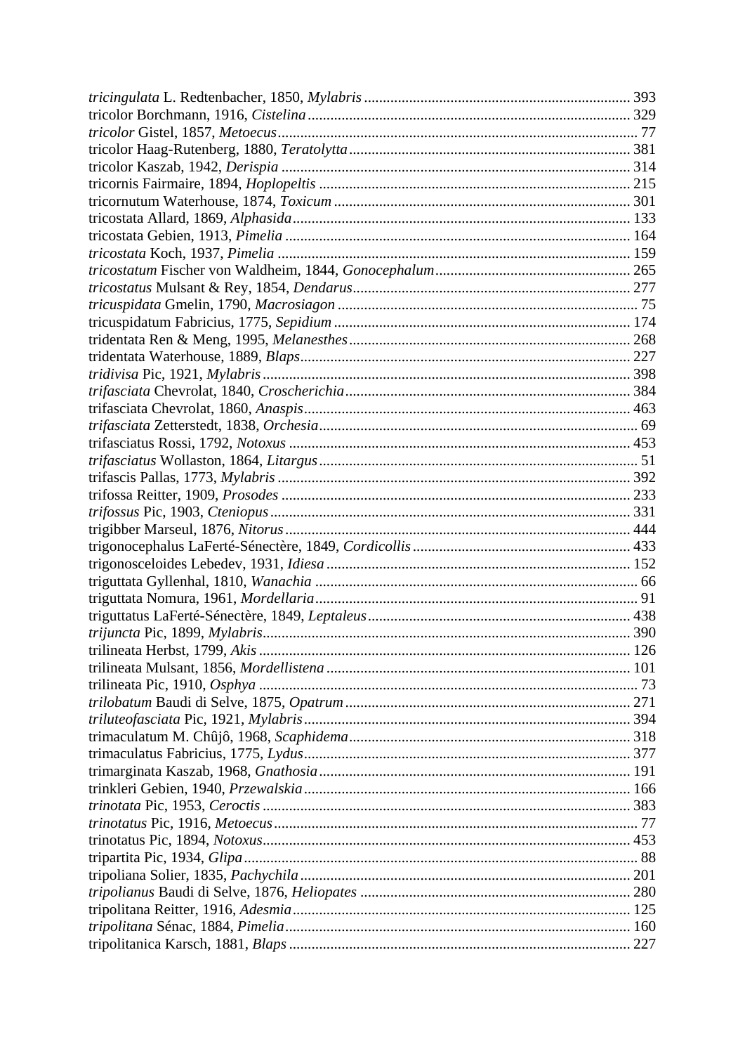*tricingulata* L. Redtenbacher, 1850, *Mylabris* ........................................................................ 393
tricolor Borchmann, 1916, *Cistelina* ........................................................................ 329
*tricolor* Gistel, 1857, *Metoecus* ........................................................................ 77
tricolor Haag-Rutenberg, 1880, *Teratolytta* ........................................................................ 381
tricolor Kaszab, 1942, *Derispia* ........................................................................ 314
tricornis Fairmaire, 1894, *Hoplopeltis* ........................................................................ 215
tricornutum Waterhouse, 1874, *Toxicum* ........................................................................ 301
tricostata Allard, 1869, *Alphasida* ........................................................................ 133
tricostata Gebien, 1913, *Pimelia* ........................................................................ 164
*tricostata* Koch, 1937, *Pimelia* ........................................................................ 159
*tricostatum* Fischer von Waldheim, 1844, *Gonocephalum* ........................................................................ 265
*tricostatus* Mulsant & Rey, 1854, *Dendarus* ........................................................................ 277
*tricuspidata* Gmelin, 1790, *Macrosiagon* ........................................................................ 75
tricuspidatum Fabricius, 1775, *Sepidium* ........................................................................ 174
tridentata Ren & Meng, 1995, *Melanesthes* ........................................................................ 268
tridentata Waterhouse, 1889, *Blaps* ........................................................................ 227
*tridivisa* Pic, 1921, *Mylabris* ........................................................................ 398
*trifasciata* Chevrolat, 1840, *Croscherichia* ........................................................................ 384
trifasciata Chevrolat, 1860, *Anaspis* ........................................................................ 463
*trifasciata* Zetterstedt, 1838, *Orchesia* ........................................................................ 69
trifasciatus Rossi, 1792, *Notoxus* ........................................................................ 453
*trifasciatus* Wollaston, 1864, *Litargus* ........................................................................ 51
trifascis Pallas, 1773, *Mylabris* ........................................................................ 392
trifossa Reitter, 1909, *Prosodes* ........................................................................ 233
*trifossus* Pic, 1903, *Cteniopus* ........................................................................ 331
trigibber Marseul, 1876, *Nitorus* ........................................................................ 444
trigonocephalus LaFerté-Sénectère, 1849, *Cordicollis* ........................................................................ 433
trigonosceloides Lebedev, 1931, *Idiesa* ........................................................................ 152
triguttata Gyllenhal, 1810, *Wanachia* ........................................................................ 66
triguttata Nomura, 1961, *Mordellaria* ........................................................................ 91
triguttatus LaFerté-Sénectère, 1849, *Leptaleus* ........................................................................ 438
*trijuncta* Pic, 1899, *Mylabris* ........................................................................ 390
trilineata Herbst, 1799, *Akis* ........................................................................ 126
trilineata Mulsant, 1856, *Mordellistena* ........................................................................ 101
trilineata Pic, 1910, *Osphya* ........................................................................ 73
*trilobatum* Baudi di Selve, 1875, *Opatrum* ........................................................................ 271
*triluteofasciata* Pic, 1921, *Mylabris* ........................................................................ 394
trimaculatum M. Chûjô, 1968, *Scaphidema* ........................................................................ 318
trimaculatus Fabricius, 1775, *Lydus* ........................................................................ 377
trimarginata Kaszab, 1968, *Gnathosia* ........................................................................ 191
trinkleri Gebien, 1940, *Przewalskia* ........................................................................ 166
*trinotata* Pic, 1953, *Ceroctis* ........................................................................ 383
*trinotatus* Pic, 1916, *Metoecus* ........................................................................ 77
trinotatus Pic, 1894, *Notoxus* ........................................................................ 453
tripartita Pic, 1934, *Glipa* ........................................................................ 88
tripoliana Solier, 1835, *Pachychila* ........................................................................ 201
*tripolianus* Baudi di Selve, 1876, *Heliopates* ........................................................................ 280
tripolitana Reitter, 1916, *Adesmia* ........................................................................ 125
*tripolitana* Sénac, 1884, *Pimelia* ........................................................................ 160
tripolitanica Karsch, 1881, *Blaps* ........................................................................ 227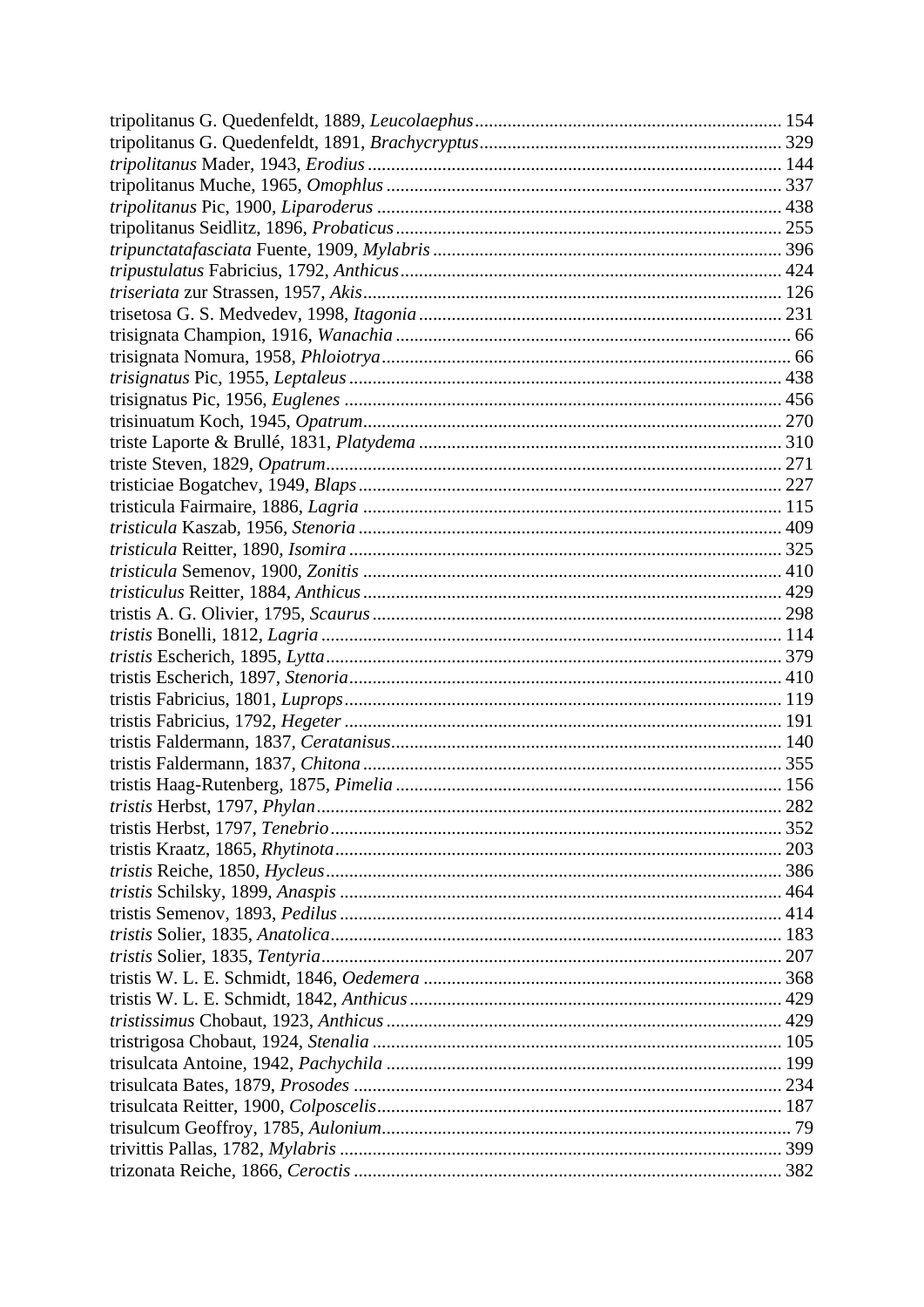tripolitanus G. Quedenfeldt, 1889, *Leucolaephus* ........................ 154
tripolitanus G. Quedenfeldt, 1891, *Brachycryptus* ........................ 329
*tripolitanus* Mader, 1943, *Erodius* ........................ 144
tripolitanus Muche, 1965, *Omophlus* ........................ 337
*tripolitanus* Pic, 1900, *Liparoderus* ........................ 438
tripolitanus Seidlitz, 1896, *Probaticus* ........................ 255
*tripunctatafasciata* Fuente, 1909, *Mylabris* ........................ 396
*tripustulatus* Fabricius, 1792, *Anthicus* ........................ 424
*triseriata* zur Strassen, 1957, *Akis* ........................ 126
trisetosa G. S. Medvedev, 1998, *Itagonia* ........................ 231
trisignata Champion, 1916, *Wanachia* ........................ 66
trisignata Nomura, 1958, *Phloiotrya* ........................ 66
*trisignatus* Pic, 1955, *Leptaleus* ........................ 438
trisignatus Pic, 1956, *Euglenes* ........................ 456
trisinuatum Koch, 1945, *Opatrum* ........................ 270
triste Laporte & Brullé, 1831, *Platydema* ........................ 310
triste Steven, 1829, *Opatrum* ........................ 271
tristiciae Bogatchev, 1949, *Blaps* ........................ 227
tristicula Fairmaire, 1886, *Lagria* ........................ 115
*tristicula* Kaszab, 1956, *Stenoria* ........................ 409
*tristicula* Reitter, 1890, *Isomira* ........................ 325
*tristicula* Semenov, 1900, *Zonitis* ........................ 410
*tristiculus* Reitter, 1884, *Anthicus* ........................ 429
tristis A. G. Olivier, 1795, *Scaurus* ........................ 298
*tristis* Bonelli, 1812, *Lagria* ........................ 114
*tristis* Escherich, 1895, *Lytta* ........................ 379
tristis Escherich, 1897, *Stenoria* ........................ 410
tristis Fabricius, 1801, *Luprops* ........................ 119
tristis Fabricius, 1792, *Hegeter* ........................ 191
tristis Faldermann, 1837, *Ceratanisus* ........................ 140
tristis Faldermann, 1837, *Chitona* ........................ 355
tristis Haag-Rutenberg, 1875, *Pimelia* ........................ 156
*tristis* Herbst, 1797, *Phylan* ........................ 282
tristis Herbst, 1797, *Tenebrio* ........................ 352
tristis Kraatz, 1865, *Rhytinota* ........................ 203
*tristis* Reiche, 1850, *Hycleus* ........................ 386
*tristis* Schilsky, 1899, *Anaspis* ........................ 464
tristis Semenov, 1893, *Pedilus* ........................ 414
*tristis* Solier, 1835, *Anatolica* ........................ 183
*tristis* Solier, 1835, *Tentyria* ........................ 207
tristis W. L. E. Schmidt, 1846, *Oedemera* ........................ 368
tristis W. L. E. Schmidt, 1842, *Anthicus* ........................ 429
*tristissimus* Chobaut, 1923, *Anthicus* ........................ 429
tristrigosa Chobaut, 1924, *Stenalia* ........................ 105
trisulcata Antoine, 1942, *Pachychila* ........................ 199
trisulcata Bates, 1879, *Prosodes* ........................ 234
trisulcata Reitter, 1900, *Colposcelis* ........................ 187
trisulcum Geoffroy, 1785, *Aulonium* ........................ 79
trivittis Pallas, 1782, *Mylabris* ........................ 399
trizonata Reiche, 1866, *Ceroctis* ........................ 382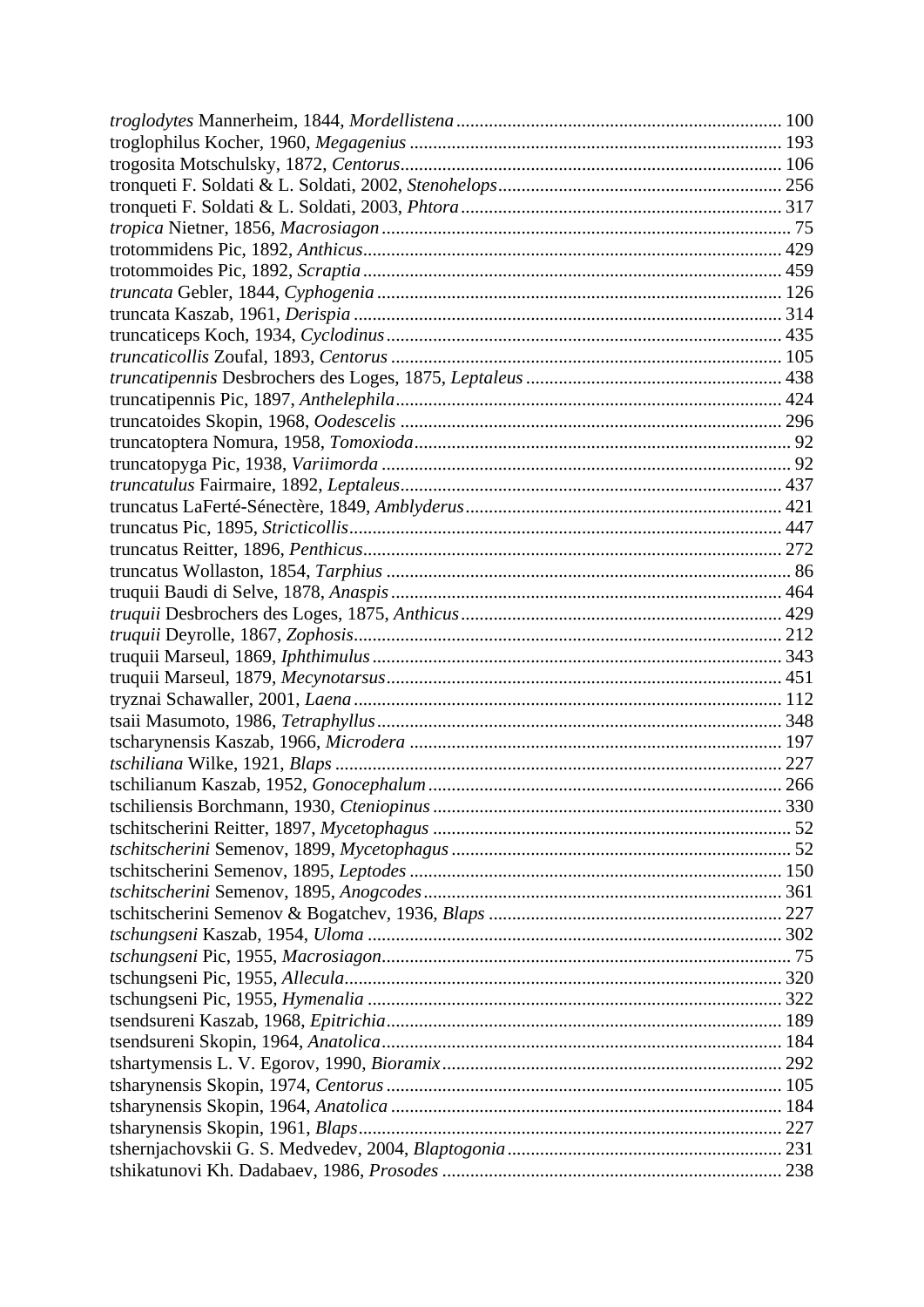*troglodytes* Mannerheim, 1844, *Mordellistena* ........ 100
troglophilus Kocher, 1960, *Megagenius* ........ 193
trogosita Motschulsky, 1872, *Centorus* ........ 106
tronqueti F. Soldati & L. Soldati, 2002, *Stenohelops* ........ 256
tronqueti F. Soldati & L. Soldati, 2003, *Phtora* ........ 317
*tropica* Nietner, 1856, *Macrosiagon* ........ 75
trotommidens Pic, 1892, *Anthicus* ........ 429
trotommoides Pic, 1892, *Scraptia* ........ 459
*truncata* Gebler, 1844, *Cyphogenia* ........ 126
truncata Kaszab, 1961, *Derispia* ........ 314
truncaticeps Koch, 1934, *Cyclodinus* ........ 435
*truncaticollis* Zoufal, 1893, *Centorus* ........ 105
*truncatipennis* Desbrochers des Loges, 1875, *Leptaleus* ........ 438
truncatipennis Pic, 1897, *Anthelephila* ........ 424
truncatoides Skopin, 1968, *Oodescelis* ........ 296
truncatoptera Nomura, 1958, *Tomoxioda* ........ 92
truncatopyga Pic, 1938, *Variimorda* ........ 92
*truncatulus* Fairmaire, 1892, *Leptaleus* ........ 437
truncatus LaFerté-Sénectère, 1849, *Amblyderus* ........ 421
truncatus Pic, 1895, *Stricticollis* ........ 447
truncatus Reitter, 1896, *Penthicus* ........ 272
truncatus Wollaston, 1854, *Tarphius* ........ 86
truquii Baudi di Selve, 1878, *Anaspis* ........ 464
*truquii* Desbrochers des Loges, 1875, *Anthicus* ........ 429
*truquii* Deyrolle, 1867, *Zophosis* ........ 212
truquii Marseul, 1869, *Iphthimulus* ........ 343
truquii Marseul, 1879, *Mecynotarsus* ........ 451
tryznai Schawaller, 2001, *Laena* ........ 112
tsaii Masumoto, 1986, *Tetraphyllus* ........ 348
tscharynensis Kaszab, 1966, *Microdera* ........ 197
*tschiliana* Wilke, 1921, *Blaps* ........ 227
tschilianum Kaszab, 1952, *Gonocephalum* ........ 266
tschiliensis Borchmann, 1930, *Cteniopinus* ........ 330
tschitscherini Reitter, 1897, *Mycetophagus* ........ 52
*tschitscherini* Semenov, 1899, *Mycetophagus* ........ 52
tschitscherini Semenov, 1895, *Leptodes* ........ 150
*tschitscherini* Semenov, 1895, *Anogcodes* ........ 361
tschitscherini Semenov & Bogatchev, 1936, *Blaps* ........ 227
*tschungseni* Kaszab, 1954, *Uloma* ........ 302
*tschungseni* Pic, 1955, *Macrosiagon* ........ 75
tschungseni Pic, 1955, *Allecula* ........ 320
tschungseni Pic, 1955, *Hymenalia* ........ 322
tsendsureni Kaszab, 1968, *Epitrichia* ........ 189
tsendsureni Skopin, 1964, *Anatolica* ........ 184
tshartymensis L. V. Egorov, 1990, *Bioramix* ........ 292
tsharynensis Skopin, 1974, *Centorus* ........ 105
tsharynensis Skopin, 1964, *Anatolica* ........ 184
tsharynensis Skopin, 1961, *Blaps* ........ 227
tshernjachovskii G. S. Medvedev, 2004, *Blaptogonia* ........ 231
tshikatunovi Kh. Dadabaev, 1986, *Prosodes* ........ 238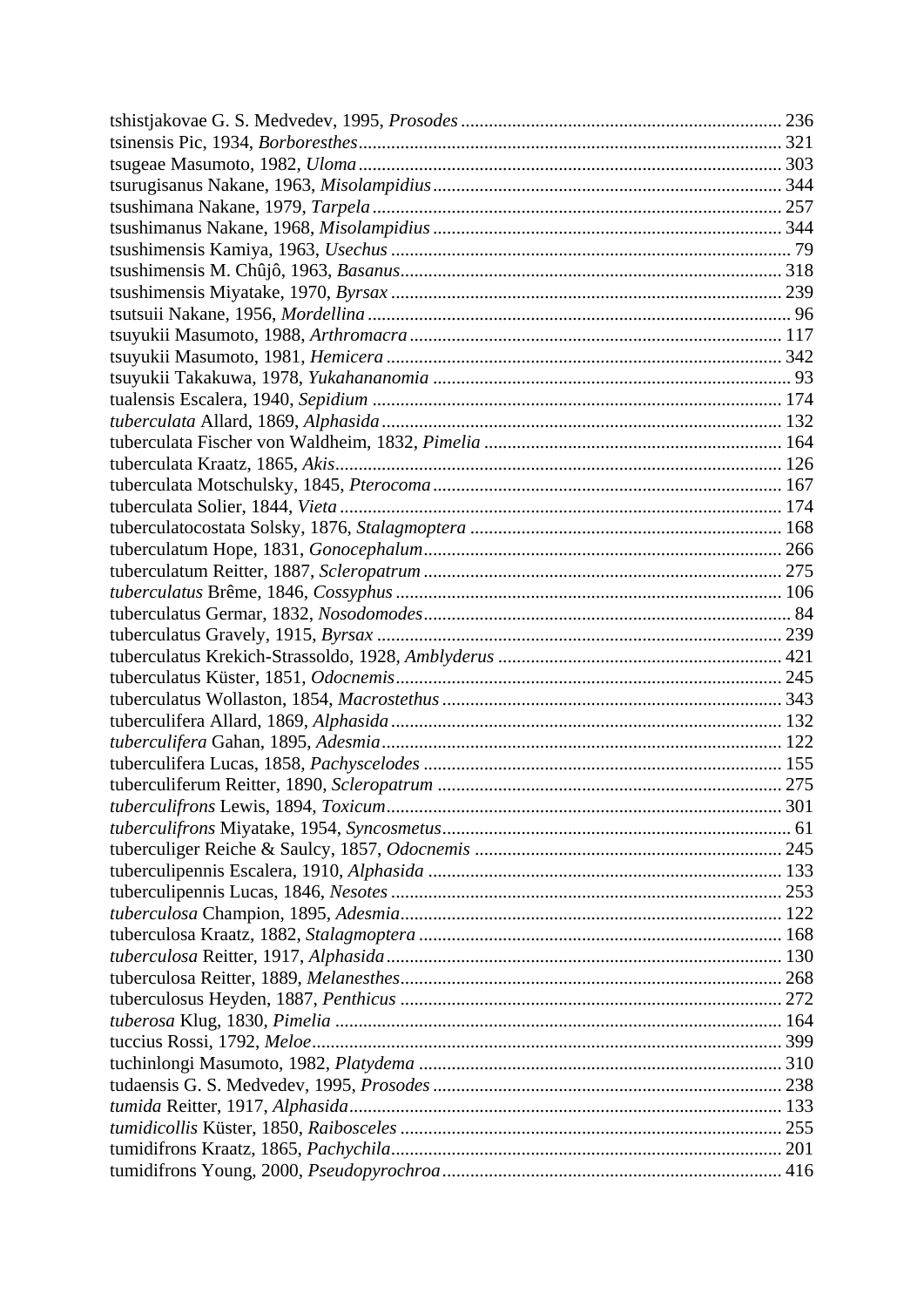tshistjakovae G. S. Medvedev, 1995, *Prosodes* ........................................ 236
tsinensis Pic, 1934, *Borboresthes* ........................................ 321
tsugeae Masumoto, 1982, *Uloma* ........................................ 303
tsurugisanus Nakane, 1963, *Misolampidius* ........................................ 344
tsushimana Nakane, 1979, *Tarpela* ........................................ 257
tsushimanus Nakane, 1968, *Misolampidius* ........................................ 344
tsushimensis Kamiya, 1963, *Usechus* ........................................ 79
tsushimensis M. Chûjô, 1963, *Basanus* ........................................ 318
tsushimensis Miyatake, 1970, *Byrsax* ........................................ 239
tsutsuii Nakane, 1956, *Mordellina* ........................................ 96
tsuyukii Masumoto, 1988, *Arthromacra* ........................................ 117
tsuyukii Masumoto, 1981, *Hemicera* ........................................ 342
tsuyukii Takakuwa, 1978, *Yukahananomia* ........................................ 93
tualensis Escalera, 1940, *Sepidium* ........................................ 174
*tuberculata* Allard, 1869, *Alphasida* ........................................ 132
tuberculata Fischer von Waldheim, 1832, *Pimelia* ........................................ 164
tuberculata Kraatz, 1865, *Akis* ........................................ 126
tuberculata Motschulsky, 1845, *Pterocoma* ........................................ 167
tuberculata Solier, 1844, *Vieta* ........................................ 174
tuberculatocostata Solsky, 1876, *Stalagmoptera* ........................................ 168
tuberculatum Hope, 1831, *Gonocephalum* ........................................ 266
tuberculatum Reitter, 1887, *Scleropatrum* ........................................ 275
*tuberculatus* Brême, 1846, *Cossyphus* ........................................ 106
tuberculatus Germar, 1832, *Nosodomodes* ........................................ 84
tuberculatus Gravely, 1915, *Byrsax* ........................................ 239
tuberculatus Krekich-Strassoldo, 1928, *Amblyderus* ........................................ 421
tuberculatus Küster, 1851, *Odocnemis* ........................................ 245
tuberculatus Wollaston, 1854, *Macrostethus* ........................................ 343
tuberculifera Allard, 1869, *Alphasida* ........................................ 132
*tuberculifera* Gahan, 1895, *Adesmia* ........................................ 122
tuberculifera Lucas, 1858, *Pachyscelodes* ........................................ 155
tuberculiferum Reitter, 1890, *Scleropatrum* ........................................ 275
*tuberculifrons* Lewis, 1894, *Toxicum* ........................................ 301
*tuberculifrons* Miyatake, 1954, *Syncosmetus* ........................................ 61
tuberculiger Reiche & Saulcy, 1857, *Odocnemis* ........................................ 245
tuberculipennis Escalera, 1910, *Alphasida* ........................................ 133
tuberculipennis Lucas, 1846, *Nesotes* ........................................ 253
*tuberculosa* Champion, 1895, *Adesmia* ........................................ 122
tuberculosa Kraatz, 1882, *Stalagmoptera* ........................................ 168
*tuberculosa* Reitter, 1917, *Alphasida* ........................................ 130
tuberculosa Reitter, 1889, *Melanesthes* ........................................ 268
tuberculosus Heyden, 1887, *Penthicus* ........................................ 272
*tuberosa* Klug, 1830, *Pimelia* ........................................ 164
tuccius Rossi, 1792, *Meloe* ........................................ 399
tuchinlongi Masumoto, 1982, *Platydema* ........................................ 310
tudaensis G. S. Medvedev, 1995, *Prosodes* ........................................ 238
*tumida* Reitter, 1917, *Alphasida* ........................................ 133
*tumidicollis* Küster, 1850, *Raibosceles* ........................................ 255
tumidifrons Kraatz, 1865, *Pachychila* ........................................ 201
tumidifrons Young, 2000, *Pseudopyrochroa* ........................................ 416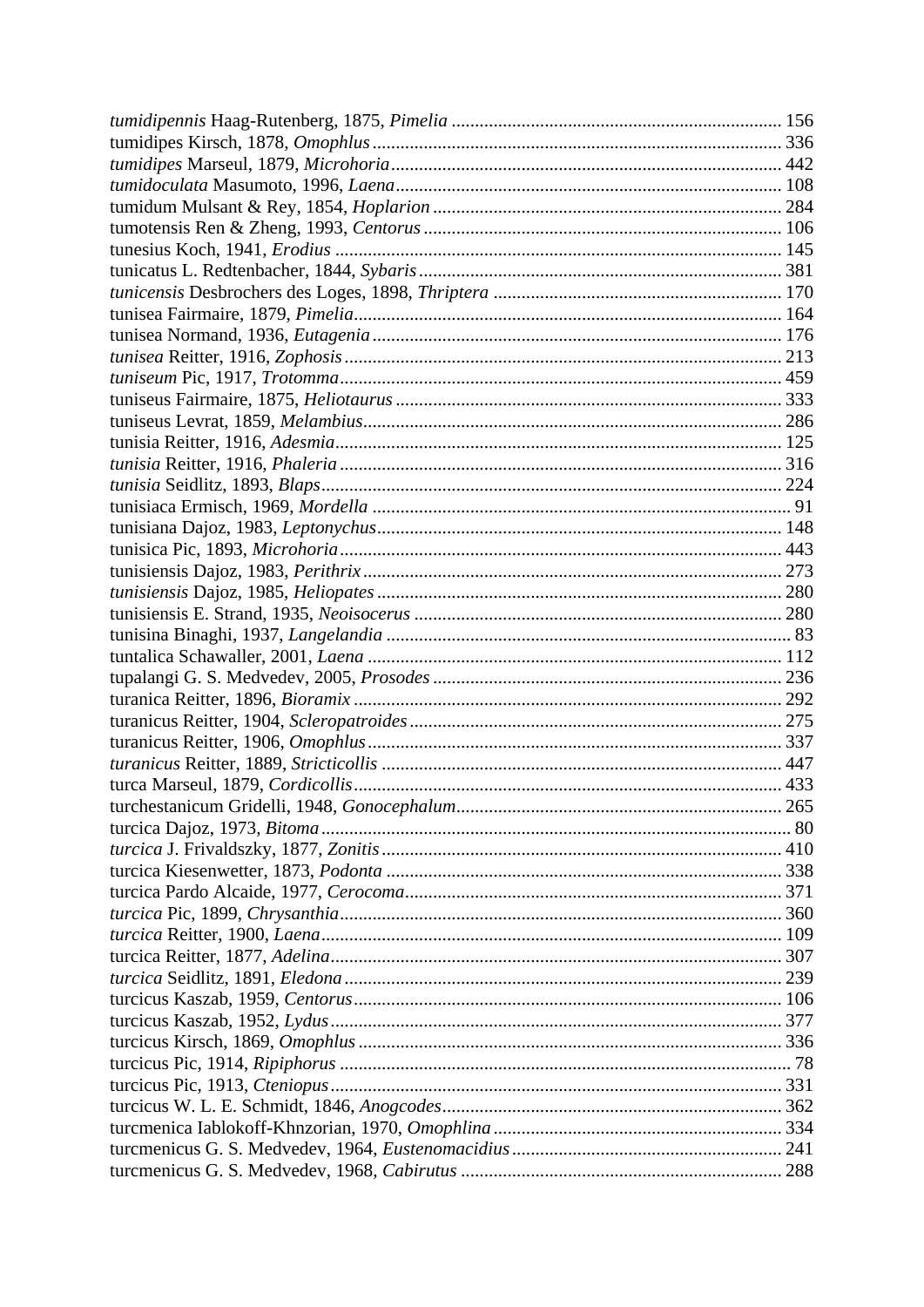*tumidipennis* Haag-Rutenberg, 1875, *Pimelia* ........................................ 156
tumidipes Kirsch, 1878, *Omophlus* ........................................ 336
*tumidipes* Marseul, 1879, *Microhoria* ........................................ 442
*tumidoculata* Masumoto, 1996, *Laena* ........................................ 108
tumidum Mulsant & Rey, 1854, *Hoplarion* ........................................ 284
tumotensis Ren & Zheng, 1993, *Centorus* ........................................ 106
tunesius Koch, 1941, *Erodius* ........................................ 145
tunicatus L. Redtenbacher, 1844, *Sybaris* ........................................ 381
*tunicensis* Desbrochers des Loges, 1898, *Thriptera* ........................................ 170
tunisea Fairmaire, 1879, *Pimelia* ........................................ 164
tunisea Normand, 1936, *Eutagenia* ........................................ 176
*tunisea* Reitter, 1916, *Zophosis* ........................................ 213
*tuniseum* Pic, 1917, *Trotomma* ........................................ 459
tuniseus Fairmaire, 1875, *Heliotaurus* ........................................ 333
tuniseus Levrat, 1859, *Melambius* ........................................ 286
tunisia Reitter, 1916, *Adesmia* ........................................ 125
*tunisia* Reitter, 1916, *Phaleria* ........................................ 316
*tunisia* Seidlitz, 1893, *Blaps* ........................................ 224
tunisiaca Ermisch, 1969, *Mordella* ........................................ 91
tunisiana Dajoz, 1983, *Leptonychus* ........................................ 148
tunisica Pic, 1893, *Microhoria* ........................................ 443
tunisiensis Dajoz, 1983, *Perithrix* ........................................ 273
*tunisiensis* Dajoz, 1985, *Heliopates* ........................................ 280
tunisiensis E. Strand, 1935, *Neoisocerus* ........................................ 280
tunisina Binaghi, 1937, *Langelandia* ........................................ 83
tuntalica Schawaller, 2001, *Laena* ........................................ 112
tupalangi G. S. Medvedev, 2005, *Prosodes* ........................................ 236
turanica Reitter, 1896, *Bioramix* ........................................ 292
turanicus Reitter, 1904, *Scleropatroides* ........................................ 275
turanicus Reitter, 1906, *Omophlus* ........................................ 337
*turanicus* Reitter, 1889, *Stricticollis* ........................................ 447
turca Marseul, 1879, *Cordicollis* ........................................ 433
turchestanicum Gridelli, 1948, *Gonocephalum* ........................................ 265
turcica Dajoz, 1973, *Bitoma* ........................................ 80
*turcica* J. Frivaldszky, 1877, *Zonitis* ........................................ 410
turcica Kiesenwetter, 1873, *Podonta* ........................................ 338
turcica Pardo Alcaide, 1977, *Cerocoma* ........................................ 371
*turcica* Pic, 1899, *Chrysanthia* ........................................ 360
*turcica* Reitter, 1900, *Laena* ........................................ 109
turcica Reitter, 1877, *Adelina* ........................................ 307
*turcica* Seidlitz, 1891, *Eledona* ........................................ 239
turcicus Kaszab, 1959, *Centorus* ........................................ 106
turcicus Kaszab, 1952, *Lydus* ........................................ 377
turcicus Kirsch, 1869, *Omophlus* ........................................ 336
turcicus Pic, 1914, *Ripiphorus* ........................................ 78
turcicus Pic, 1913, *Cteniopus* ........................................ 331
turcicus W. L. E. Schmidt, 1846, *Anogcodes* ........................................ 362
turcmenica Iablokoff-Khnzorian, 1970, *Omophlina* ........................................ 334
turcmenicus G. S. Medvedev, 1964, *Eustenomacidius* ........................................ 241
turcmenicus G. S. Medvedev, 1968, *Cabirutus* ........................................ 288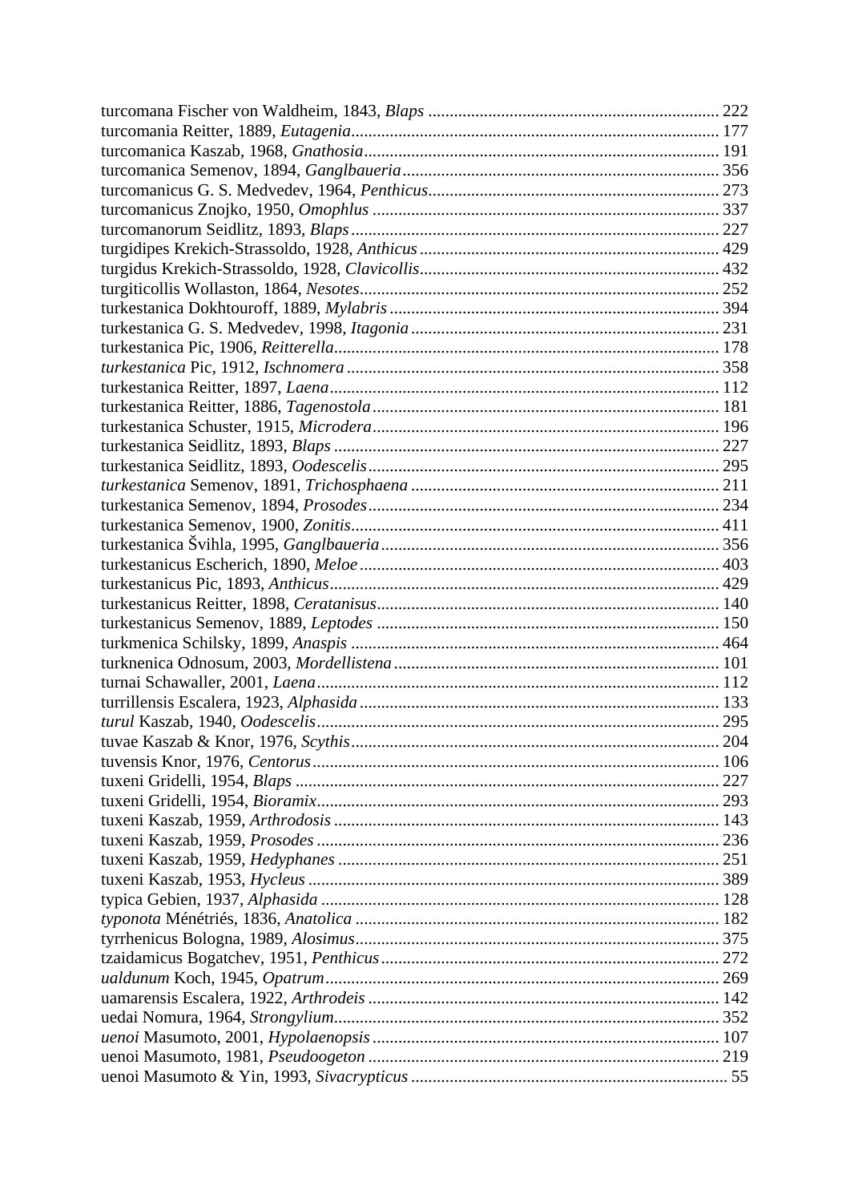turcomana Fischer von Waldheim, 1843, *Blaps* .................................................................. 222
turcomania Reitter, 1889, *Eutagenia*..................................................................... 177
turcomanica Kaszab, 1968, *Gnathosia*.................................................................. 191
turcomanica Semenov, 1894, *Ganglbaueria*........................................................... 356
turcomanicus G. S. Medvedev, 1964, *Penthicus*.................................................... 273
turcomanicus Znojko, 1950, *Omophlus* ................................................................. 337
turcomanorum Seidlitz, 1893, *Blaps*...................................................................... 227
turgidipes Krekich-Strassoldo, 1928, *Anthicus* ..................................................... 429
turgidus Krekich-Strassoldo, 1928, *Clavicollis*...................................................... 432
turgiticollis Wollaston, 1864, *Nesotes*.................................................................... 252
turkestanica Dokhtouroff, 1889, *Mylabris* ............................................................. 394
turkestanica G. S. Medvedev, 1998, *Itagonia* ........................................................ 231
turkestanica Pic, 1906, *Reitterella*.......................................................................... 178
*turkestanica* Pic, 1912, *Ischnomera* ...................................................................... 358
turkestanica Reitter, 1897, *Laena*........................................................................... 112
turkestanica Reitter, 1886, *Tagenostola* ................................................................. 181
turkestanica Schuster, 1915, *Microdera*................................................................. 196
turkestanica Seidlitz, 1893, *Blaps* ......................................................................... 227
turkestanica Seidlitz, 1893, *Oodescelis*.................................................................. 295
*turkestanica* Semenov, 1891, *Trichosphaena* ........................................................ 211
turkestanica Semenov, 1894, *Prosodes*................................................................... 234
turkestanica Semenov, 1900, *Zonitis*...................................................................... 411
turkestanica Švihla, 1995, *Ganglbaueria*............................................................... 356
turkestanicus Escherich, 1890, *Meloe*.................................................................... 403
turkestanicus Pic, 1893, *Anthicus*........................................................................... 429
turkestanicus Reitter, 1898, *Ceratanisus*................................................................ 140
turkestanicus Semenov, 1889, *Leptodes* ................................................................ 150
turkmenica Schilsky, 1899, *Anaspis* ...................................................................... 464
turknenica Odnosum, 2003, *Mordellistena* ............................................................ 101
turnai Schawaller, 2001, *Laena*.............................................................................. 112
turrillensis Escalera, 1923, *Alphasida* .................................................................... 133
*turul* Kaszab, 1940, *Oodescelis*.............................................................................. 295
tuvae Kaszab & Knor, 1976, *Scythis*...................................................................... 204
tuvensis Knor, 1976, *Centorus*................................................................................ 106
tuxeni Gridelli, 1954, *Blaps* ................................................................................... 227
tuxeni Gridelli, 1954, *Bioramix*.............................................................................. 293
tuxeni Kaszab, 1959, *Arthrodosis* .......................................................................... 143
tuxeni Kaszab, 1959, *Prosodes* .............................................................................. 236
tuxeni Kaszab, 1959, *Hedyphanes* ......................................................................... 251
tuxeni Kaszab, 1953, *Hycleus* ................................................................................ 389
typica Gebien, 1937, *Alphasida* ............................................................................. 128
*typonota* Ménétriés, 1836, *Anatolica* ..................................................................... 182
tyrrhenicus Bologna, 1989, *Alosimus*..................................................................... 375
tzaidamicus Bogatchev, 1951, *Penthicus*............................................................... 272
*ualdunum* Koch, 1945, *Opatrum*............................................................................ 269
uamarensis Escalera, 1922, *Arthrodeis* .................................................................. 142
uedai Nomura, 1964, *Strongylium*.......................................................................... 352
*uenoi* Masumoto, 2001, *Hypolaenopsis* ................................................................. 107
uenoi Masumoto, 1981, *Pseudoogeton* .................................................................. 219
uenoi Masumoto & Yin, 1993, *Sivacrypticus* .......................................................... 55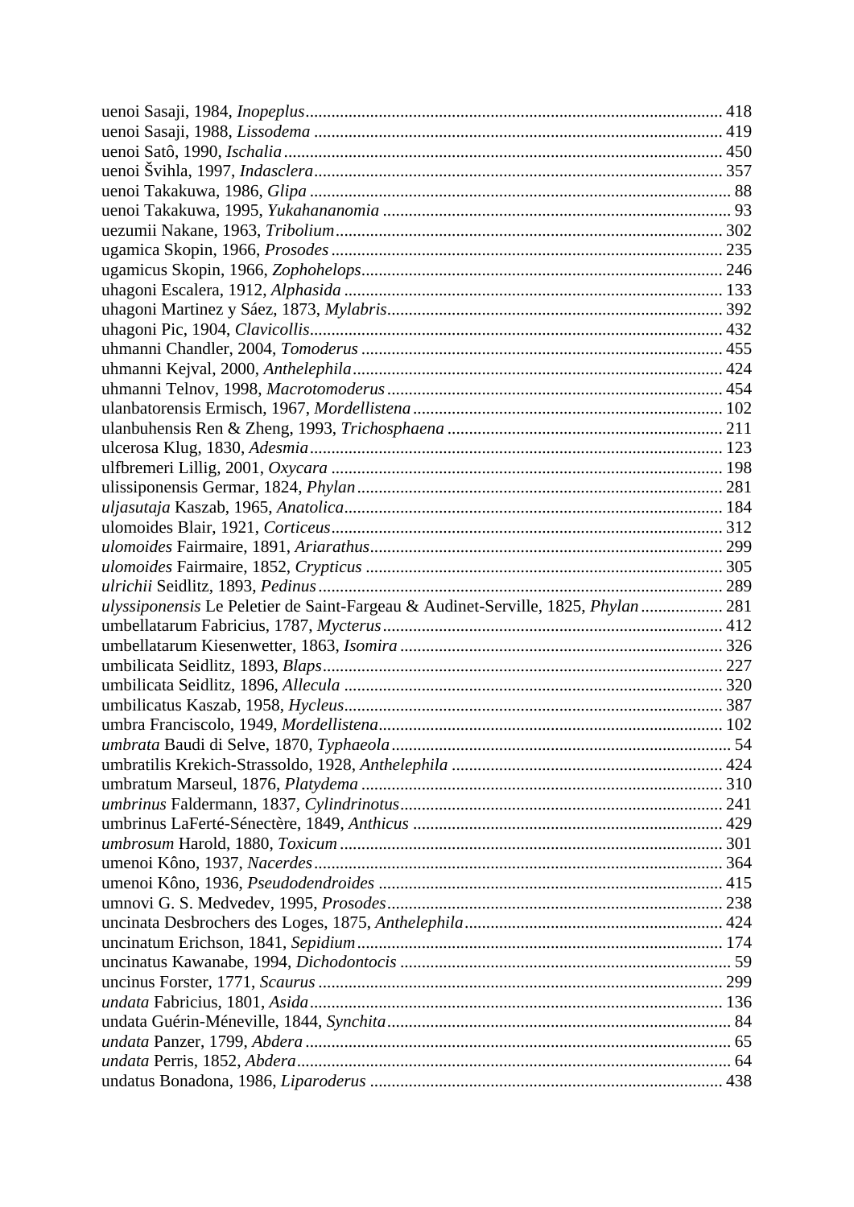uenoi Sasaji, 1984, *Inopeplus* ........................................................................ 418
uenoi Sasaji, 1988, *Lissodema* ........................................................................ 419
uenoi Satô, 1990, *Ischalia* ............................................................................ 450
uenoi Švihla, 1997, *Indasclera* ........................................................................ 357
uenoi Takakuwa, 1986, *Glipa* ........................................................................... 88
uenoi Takakuwa, 1995, *Yukahananomia* .................................................................. 93
uezumii Nakane, 1963, *Tribolium* ...................................................................... 302
ugamica Skopin, 1966, *Prosodes* ....................................................................... 235
ugamicus Skopin, 1966, *Zophohelops* ................................................................... 246
uhagoni Escalera, 1912, *Alphasida* .................................................................... 133
uhagoni Martinez y Sáez, 1873, *Mylabris* .............................................................. 392
uhagoni Pic, 1904, *Clavicollis* ....................................................................... 432
uhmanni Chandler, 2004, *Tomoderus* ..................................................................... 455
uhmanni Kejval, 2000, *Anthelephila* .................................................................... 424
uhmanni Telnov, 1998, *Macrotomoderus* ................................................................. 454
ulanbatorensis Ermisch, 1967, *Mordellistena* ........................................................... 102
ulanbuhensis Ren & Zheng, 1993, *Trichosphaena* .......................................................... 211
ulcerosa Klug, 1830, *Adesmia* ........................................................................... 123
ulfbremeri Lillig, 2001, *Oxycara* ...................................................................... 198
ulissiponensis Germar, 1824, *Phylan* .................................................................... 281
*uljasutaja* Kaszab, 1965, *Anatolica* .................................................................... 184
ulomoides Blair, 1921, *Corticeus* ....................................................................... 312
*ulomoides* Fairmaire, 1891, *Ariarathus* ................................................................ 299
*ulomoides* Fairmaire, 1852, *Crypticus* ................................................................. 305
*ulrichii* Seidlitz, 1893, *Pedinus* ...................................................................... 289
*ulyssiponensis* Le Peletier de Saint-Fargeau & Audinet-Serville, 1825, *Phylan* ........................ 281
umbellatarum Fabricius, 1787, *Mycterus* ................................................................. 412
umbellatarum Kiesenwetter, 1863, *Isomira* ............................................................... 326
umbilicata Seidlitz, 1893, *Blaps* ....................................................................... 227
umbilicata Seidlitz, 1896, *Allecula* .................................................................... 320
umbilicatus Kaszab, 1958, *Hycleus* ...................................................................... 387
umbra Franciscolo, 1949, *Mordellistena* ................................................................. 102
*umbrata* Baudi di Selve, 1870, *Typhaeola* ................................................................ 54
umbratilis Krekich-Strassoldo, 1928, *Anthelephila* ...................................................... 424
umbratum Marseul, 1876, *Platydema* ...................................................................... 310
*umbrinus* Faldermann, 1837, *Cylindrinotus* .............................................................. 241
umbrinus LaFerté-Sénectère, 1849, *Anthicus* .............................................................. 429
*umbrosum* Harold, 1880, *Toxicum* ......................................................................... 301
umenoi Kôno, 1937, *Nacerdes* ............................................................................. 364
umenoi Kôno, 1936, *Pseudodendroides* ..................................................................... 415
umnovi G. S. Medvedev, 1995, *Prosodes* .................................................................... 238
uncinata Desbrochers des Loges, 1875, *Anthelephila* ....................................................... 424
uncinatum Erichson, 1841, *Sepidium* ...................................................................... 174
uncinatus Kawanabe, 1994, *Dichodontocis* ................................................................... 59
uncinus Forster, 1771, *Scaurus* .......................................................................... 299
*undata* Fabricius, 1801, *Asida* .......................................................................... 136
undata Guérin-Méneville, 1844, *Synchita* ................................................................... 84
*undata* Panzer, 1799, *Abdera* ............................................................................. 65
*undata* Perris, 1852, *Abdera* ............................................................................. 64
undatus Bonadona, 1986, *Liparoderus* ...................................................................... 438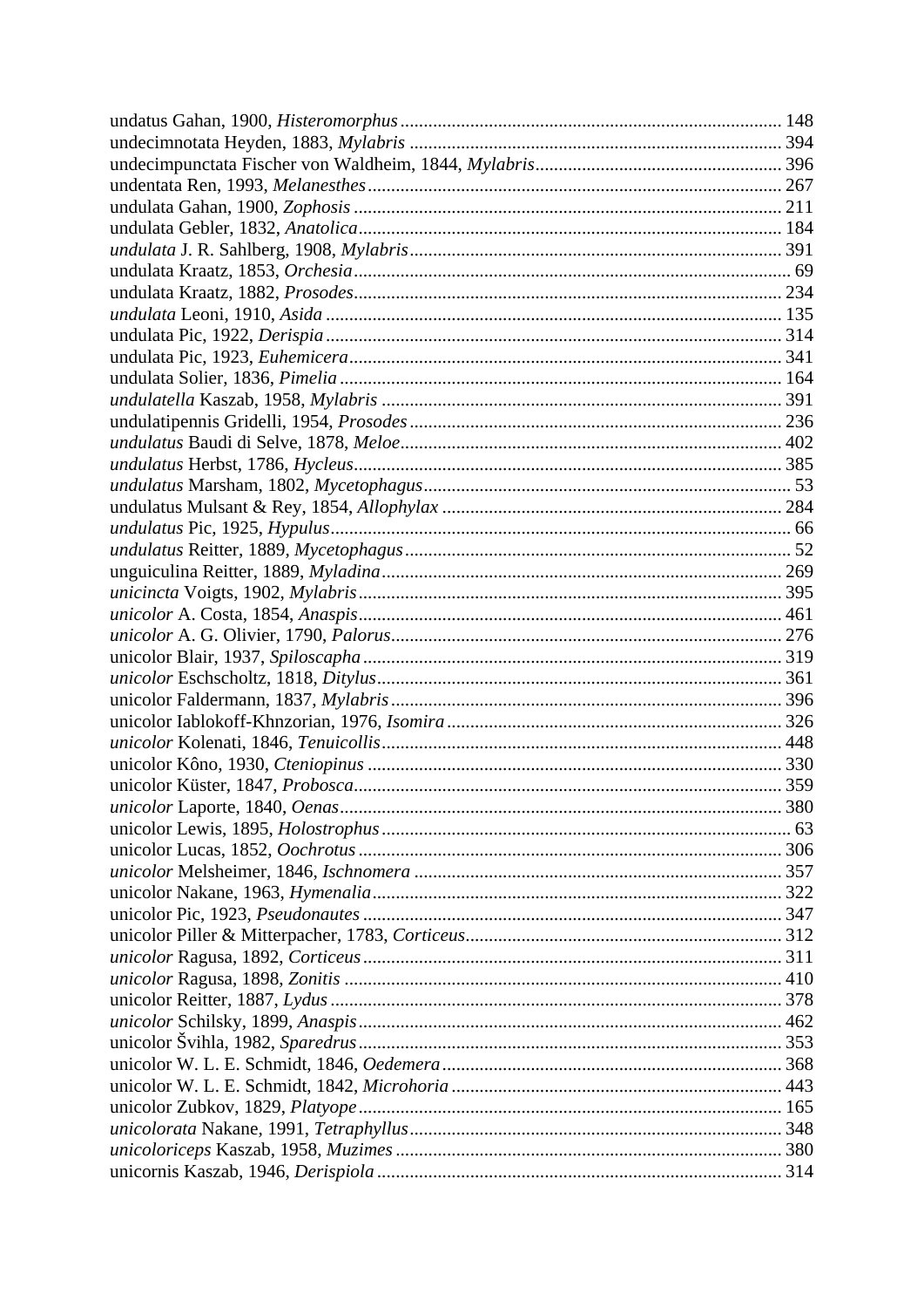undatus Gahan, 1900, *Histeromorphus* ................................................................................ 148
undecimnotata Heyden, 1883, *Mylabris* ................................................................................ 394
undecimpunctata Fischer von Waldheim, 1844, *Mylabris* ..................................................... 396
undentata Ren, 1993, *Melanesthes* ........................................................................................ 267
undulata Gahan, 1900, *Zophosis* ........................................................................................... 211
undulata Gebler, 1832, *Anatolica* .......................................................................................... 184
*undulata* J. R. Sahlberg, 1908, *Mylabris* ............................................................................... 391
undulata Kraatz, 1853, *Orchesia* ............................................................................................. 69
undulata Kraatz, 1882, *Prosodes* ........................................................................................... 234
*undulata* Leoni, 1910, *Asida* ................................................................................................. 135
undulata Pic, 1922, *Derispia* ................................................................................................. 314
undulata Pic, 1923, *Euhemicera* ............................................................................................ 341
undulata Solier, 1836, *Pimelia* .............................................................................................. 164
*undulatella* Kaszab, 1958, *Mylabris* ..................................................................................... 391
undulatipennis Gridelli, 1954, *Prosodes* ................................................................................ 236
*undulatus* Baudi di Selve, 1878, *Meloe* ................................................................................. 402
*undulatus* Herbst, 1786, *Hycleus* .......................................................................................... 385
*undulatus* Marsham, 1802, *Mycetophagus* .............................................................................. 53
undulatus Mulsant & Rey, 1854, *Allophylax* ......................................................................... 284
*undulatus* Pic, 1925, *Hypulus* ................................................................................................. 66
*undulatus* Reitter, 1889, *Mycetophagus* .................................................................................. 52
unguiculina Reitter, 1889, *Myladina* ..................................................................................... 269
*unicincta* Voigts, 1902, *Mylabris* .......................................................................................... 395
*unicolor* A. Costa, 1854, *Anaspis* .......................................................................................... 461
*unicolor* A. G. Olivier, 1790, *Palorus* ................................................................................... 276
unicolor Blair, 1937, *Spiloscapha* .......................................................................................... 319
*unicolor* Eschscholtz, 1818, *Ditylus* ...................................................................................... 361
unicolor Faldermann, 1837, *Mylabris* .................................................................................... 396
unicolor Iablokoff-Khnzorian, 1976, *Isomira* ........................................................................ 326
*unicolor* Kolenati, 1846, *Tenuicollis* ..................................................................................... 448
unicolor Kôno, 1930, *Cteniopinus* ......................................................................................... 330
unicolor Küster, 1847, *Probosca* ............................................................................................ 359
*unicolor* Laporte, 1840, *Oenas* .............................................................................................. 380
unicolor Lewis, 1895, *Holostrophus* ........................................................................................ 63
unicolor Lucas, 1852, *Oochrotus* ........................................................................................... 306
*unicolor* Melsheimer, 1846, *Ischnomera* ............................................................................... 357
unicolor Nakane, 1963, *Hymenalia* ........................................................................................ 322
unicolor Pic, 1923, *Pseudonautes* .......................................................................................... 347
unicolor Piller & Mitterpacher, 1783, *Corticeus* .................................................................... 312
*unicolor* Ragusa, 1892, *Corticeus* .......................................................................................... 311
*unicolor* Ragusa, 1898, *Zonitis* ............................................................................................. 410
unicolor Reitter, 1887, *Lydus* ................................................................................................. 378
*unicolor* Schilsky, 1899, *Anaspis* .......................................................................................... 462
unicolor Švihla, 1982, *Sparedrus* ........................................................................................... 353
unicolor W. L. E. Schmidt, 1846, *Oedemera* ......................................................................... 368
unicolor W. L. E. Schmidt, 1842, *Microhoria* ........................................................................ 443
unicolor Zubkov, 1829, *Platyope* ........................................................................................... 165
*unicolorata* Nakane, 1991, *Tetraphyllus* ................................................................................ 348
*unicoloriceps* Kaszab, 1958, *Muzimes* .................................................................................. 380
unicornis Kaszab, 1946, *Derispiola* ....................................................................................... 314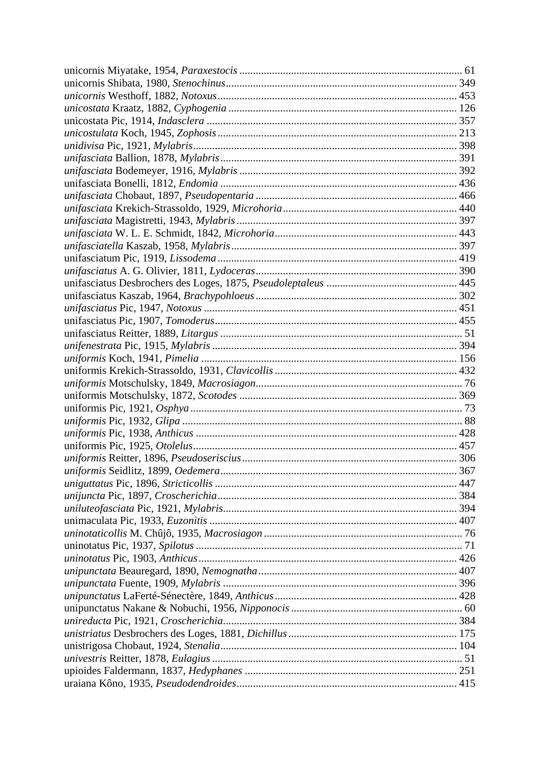unicornis Miyatake, 1954, *Paraxestocis* ........................................ 61
unicornis Shibata, 1980, *Stenochinus* ........................................ 349
*unicornis* Westhoff, 1882, *Notoxus* ........................................ 453
*unicostata* Kraatz, 1882, *Cyphogenia* ........................................ 126
unicostata Pic, 1914, *Indasclera* ........................................ 357
*unicostulata* Koch, 1945, *Zophosis* ........................................ 213
*unidivisa* Pic, 1921, *Mylabris* ........................................ 398
*unifasciata* Ballion, 1878, *Mylabris* ........................................ 391
*unifasciata* Bodemeyer, 1916, *Mylabris* ........................................ 392
unifasciata Bonelli, 1812, *Endomia* ........................................ 436
*unifasciata* Chobaut, 1897, *Pseudopentaria* ........................................ 466
*unifasciata* Krekich-Strassoldo, 1929, *Microhoria* ........................................ 440
*unifasciata* Magistretti, 1943, *Mylabris* ........................................ 397
*unifasciata* W. L. E. Schmidt, 1842, *Microhoria* ........................................ 443
*unifasciatella* Kaszab, 1958, *Mylabris* ........................................ 397
unifasciatum Pic, 1919, *Lissodema* ........................................ 419
*unifasciatus* A. G. Olivier, 1811, *Lydoceras* ........................................ 390
unifasciatus Desbrochers des Loges, 1875, *Pseudoleptaleus* ........................................ 445
unifasciatus Kaszab, 1964, *Brachypohloeus* ........................................ 302
*unifasciatus* Pic, 1947, *Notoxus* ........................................ 451
unifasciatus Pic, 1907, *Tomoderus* ........................................ 455
unifasciatus Reitter, 1889, *Litargus* ........................................ 51
*unifenestrata* Pic, 1915, *Mylabris* ........................................ 394
*uniformis* Koch, 1941, *Pimelia* ........................................ 156
uniformis Krekich-Strassoldo, 1931, *Clavicollis* ........................................ 432
*uniformis* Motschulsky, 1849, *Macrosiagon* ........................................ 76
uniformis Motschulsky, 1872, *Scotodes* ........................................ 369
uniformis Pic, 1921, *Osphya* ........................................ 73
*uniformis* Pic, 1932, *Glipa* ........................................ 88
*uniformis* Pic, 1938, *Anthicus* ........................................ 428
uniformis Pic, 1925, *Otolelus* ........................................ 457
*uniformis* Reitter, 1896, *Pseudoseriscius* ........................................ 306
*uniformis* Seidlitz, 1899, *Oedemera* ........................................ 367
*uniguttatus* Pic, 1896, *Stricticollis* ........................................ 447
*unijuncta* Pic, 1897, *Croscherichia* ........................................ 384
*uniluteofasciata* Pic, 1921, *Mylabris* ........................................ 394
unimaculata Pic, 1933, *Euzonitis* ........................................ 407
*uninotaticollis* M. Chûjô, 1935, *Macrosiagon* ........................................ 76
uninotatus Pic, 1937, *Spilotus* ........................................ 71
*uninotatus* Pic, 1903, *Anthicus* ........................................ 426
*unipunctata* Beauregard, 1890, *Nemognatha* ........................................ 407
*unipunctata* Fuente, 1909, *Mylabris* ........................................ 396
*unipunctatus* LaFerté-Sénectère, 1849, *Anthicus* ........................................ 428
unipunctatus Nakane & Nobuchi, 1956, *Nipponocis* ........................................ 60
*unireducta* Pic, 1921, *Croscherichia* ........................................ 384
*unistriatus* Desbrochers des Loges, 1881, *Dichillus* ........................................ 175
unistrigosa Chobaut, 1924, *Stenalia* ........................................ 104
*univestris* Reitter, 1878, *Eulagius* ........................................ 51
upioides Faldermann, 1837, *Hedyphanes* ........................................ 251
uraiana Kôno, 1935, *Pseudodendroides* ........................................ 415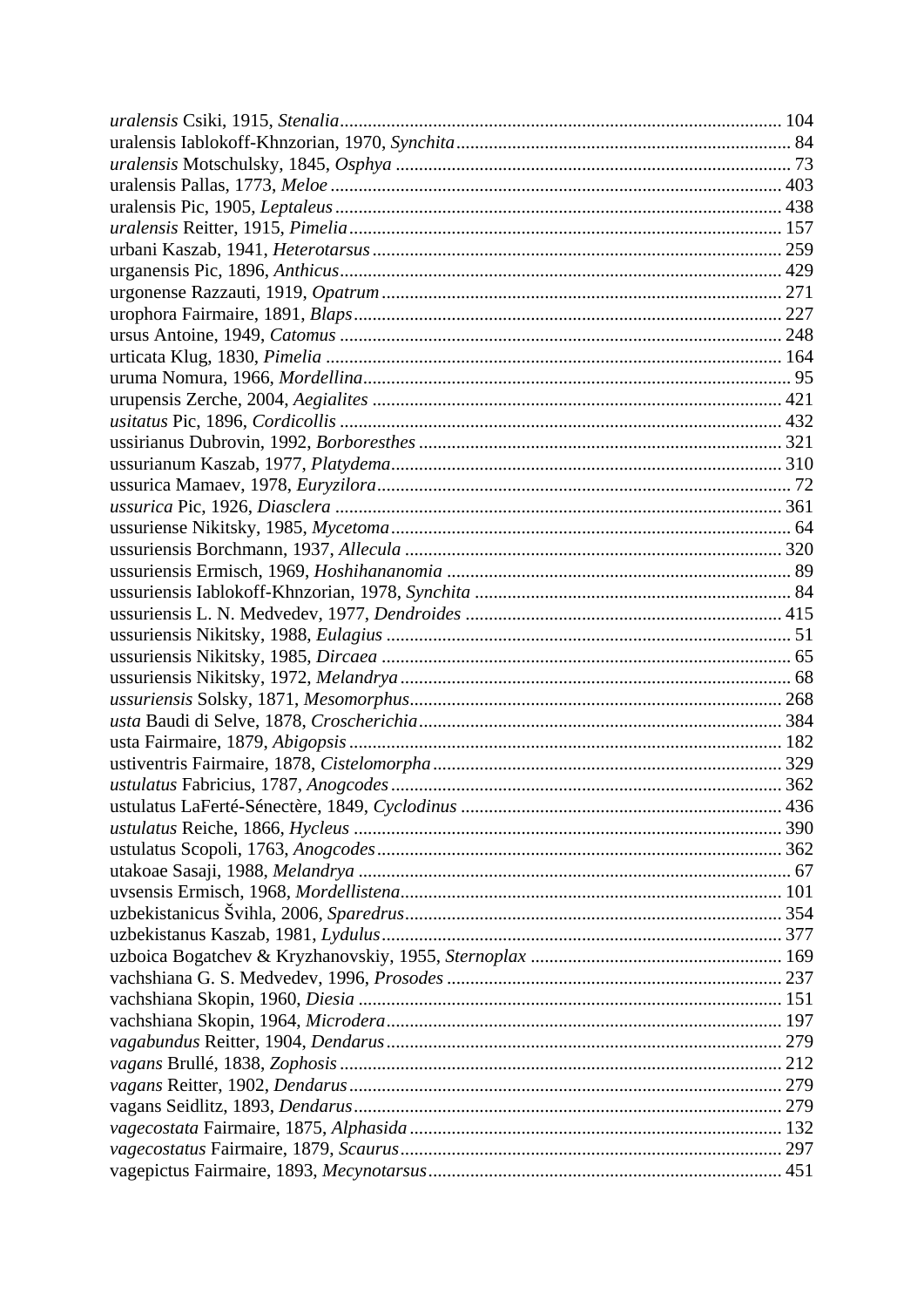*uralensis* Csiki, 1915, *Stenalia* ........................................................................ 104
uralensis Iablokoff-Khnzorian, 1970, *Synchita* ........................................................ 84
*uralensis* Motschulsky, 1845, *Osphya* ..................................................................... 73
uralensis Pallas, 1773, *Meloe* ................................................................................. 403
uralensis Pic, 1905, *Leptaleus* ................................................................................ 438
*uralensis* Reitter, 1915, *Pimelia* ............................................................................. 157
urbani Kaszab, 1941, *Heterotarsus* ........................................................................ 259
urganensis Pic, 1896, *Anthicus* .............................................................................. 429
urgonense Razzauti, 1919, *Opatrum* ...................................................................... 271
urophora Fairmaire, 1891, *Blaps* ............................................................................ 227
ursus Antoine, 1949, *Catomus* ............................................................................... 248
urticata Klug, 1830, *Pimelia* .................................................................................. 164
uruma Nomura, 1966, *Mordellina* ............................................................................ 95
urupensis Zerche, 2004, *Aegialites* ........................................................................ 421
*usitatus* Pic, 1896, *Cordicollis* ............................................................................... 432
ussirianus Dubrovin, 1992, *Borboresthes* .............................................................. 321
ussurianum Kaszab, 1977, *Platydema* .................................................................... 310
ussurica Mamaev, 1978, *Euryzilora* ......................................................................... 72
*ussurica* Pic, 1926, *Diasclera* ................................................................................ 361
ussuriense Nikitsky, 1985, *Mycetoma* ...................................................................... 64
ussuriensis Borchmann, 1937, *Allecula* .................................................................. 320
ussuriensis Ermisch, 1969, *Hoshihananomia* ........................................................... 89
ussuriensis Iablokoff-Khnzorian, 1978, *Synchita* .................................................... 84
ussuriensis L. N. Medvedev, 1977, *Dendroides* .................................................... 415
ussuriensis Nikitsky, 1988, *Eulagius* ....................................................................... 51
ussuriensis Nikitsky, 1985, *Dircaea* ........................................................................ 65
ussuriensis Nikitsky, 1972, *Melandrya* .................................................................... 68
*ussuriensis* Solsky, 1871, *Mesomorphus* ................................................................ 268
*usta* Baudi di Selve, 1878, *Croscherichia* ............................................................... 384
usta Fairmaire, 1879, *Abigopsis* .............................................................................. 182
ustiventris Fairmaire, 1878, *Cistelomorpha* ............................................................ 329
*ustulatus* Fabricius, 1787, *Anogcodes* ..................................................................... 362
ustulatus LaFerté-Sénectère, 1849, *Cyclodinus* ...................................................... 436
*ustulatus* Reiche, 1866, *Hycleus* ............................................................................. 390
ustulatus Scopoli, 1763, *Anogcodes* ....................................................................... 362
utakoae Sasaji, 1988, *Melandrya* ............................................................................. 67
uvsensis Ermisch, 1968, *Mordellistena* ................................................................... 101
uzbekistanicus Švihla, 2006, *Sparedrus* ................................................................. 354
uzbekistanus Kaszab, 1981, *Lydulus* ....................................................................... 377
uzboica Bogatchev & Kryzhanovskiy, 1955, *Sternoplax* ........................................ 169
vachshiana G. S. Medvedev, 1996, *Prosodes* ......................................................... 237
vachshiana Skopin, 1960, *Diesia* ............................................................................ 151
vachshiana Skopin, 1964, *Microdera* ...................................................................... 197
*vagabundus* Reitter, 1904, *Dendarus* ..................................................................... 279
*vagans* Brullé, 1838, *Zophosis* ............................................................................... 212
*vagans* Reitter, 1902, *Dendarus* .............................................................................. 279
vagans Seidlitz, 1893, *Dendarus* ............................................................................. 279
*vagecostata* Fairmaire, 1875, *Alphasida* ................................................................. 132
*vagecostatus* Fairmaire, 1879, *Scaurus* ................................................................... 297
vagepictus Fairmaire, 1893, *Mecynotarsus* .............................................................. 451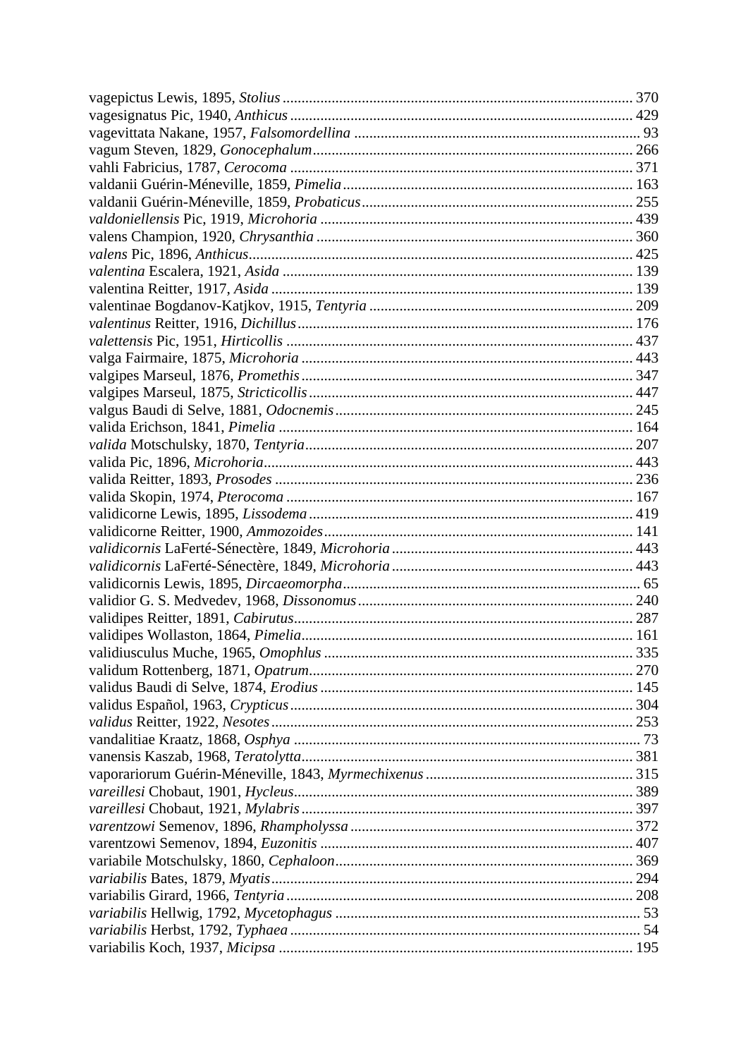vagepictus Lewis, 1895, *Stolius* ........................................................................................ 370
vagesignatus Pic, 1940, *Anthicus* ...................................................................................... 429
vagevittata Nakane, 1957, *Falsomordellina* ........................................................................... 93
vagum Steven, 1829, *Gonocephalum*................................................................................... 266
vahli Fabricius, 1787, *Cerocoma* ........................................................................................ 371
valdanii Guérin-Méneville, 1859, *Pimelia*............................................................................. 163
valdanii Guérin-Méneville, 1859, *Probaticus*........................................................................ 255
*valdoniellensis* Pic, 1919, *Microhoria* .................................................................................. 439
valens Champion, 1920, *Chrysanthia* .................................................................................. 360
*valens* Pic, 1896, *Anthicus*................................................................................................... 425
*valentina* Escalera, 1921, *Asida* .......................................................................................... 139
valentina Reitter, 1917, *Asida* ............................................................................................. 139
valentinae Bogdanov-Katjkov, 1915, *Tentyria* ..................................................................... 209
*valentinus* Reitter, 1916, *Dichillus*....................................................................................... 176
*valettensis* Pic, 1951, *Hirticollis* .......................................................................................... 437
valga Fairmaire, 1875, *Microhoria* ...................................................................................... 443
valgipes Marseul, 1876, *Promethis*....................................................................................... 347
valgipes Marseul, 1875, *Stricticollis*..................................................................................... 447
valgus Baudi di Selve, 1881, *Odocnemis*.............................................................................. 245
valida Erichson, 1841, *Pimelia* ............................................................................................ 164
*valida* Motschulsky, 1870, *Tentyria*...................................................................................... 207
valida Pic, 1896, *Microhoria*................................................................................................. 443
valida Reitter, 1893, *Prosodes* .............................................................................................. 236
valida Skopin, 1974, *Pterocoma* ........................................................................................... 167
validicorne Lewis, 1895, *Lissodema* ..................................................................................... 419
validicorne Reitter, 1900, *Ammozoides*................................................................................. 141
*validicornis* LaFerté-Sénectère, 1849, *Microhoria* ............................................................... 443
*validicornis* LaFerté-Sénectère, 1849, *Microhoria* ............................................................... 443
validicornis Lewis, 1895, *Dircaeomorpha*............................................................................... 65
validior G. S. Medvedev, 1968, *Dissonomus*........................................................................ 240
validipes Reitter, 1891, *Cabirutus*......................................................................................... 287
validipes Wollaston, 1864, *Pimelia*....................................................................................... 161
validiusculus Muche, 1965, *Omophlus* ................................................................................. 335
validum Rottenberg, 1871, *Opatrum*..................................................................................... 270
validus Baudi di Selve, 1874, *Erodius* .................................................................................. 145
validus Español, 1963, *Crypticus*.......................................................................................... 304
*validus* Reitter, 1922, *Nesotes*............................................................................................... 253
vandalitiae Kraatz, 1868, *Osphya* .......................................................................................... 73
vanensis Kaszab, 1968, *Teratolytta*....................................................................................... 381
vaporariorum Guérin-Méneville, 1843, *Myrmechixenus* ....................................................... 315
*vareillesi* Chobaut, 1901, *Hycleus*......................................................................................... 389
*vareillesi* Chobaut, 1921, *Mylabris*....................................................................................... 397
*varentzowi* Semenov, 1896, *Rhampholyssa* .......................................................................... 372
varentzowi Semenov, 1894, *Euzonitis* .................................................................................. 407
variabile Motschulsky, 1860, *Cephaloon*.............................................................................. 369
*variabilis* Bates, 1879, *Myatis*............................................................................................... 294
variabilis Girard, 1966, *Tentyria*........................................................................................... 208
*variabilis* Hellwig, 1792, *Mycetophagus* ................................................................................ 53
*variabilis* Herbst, 1792, *Typhaea* ........................................................................................... 54
variabilis Koch, 1937, *Micipsa* ............................................................................................. 195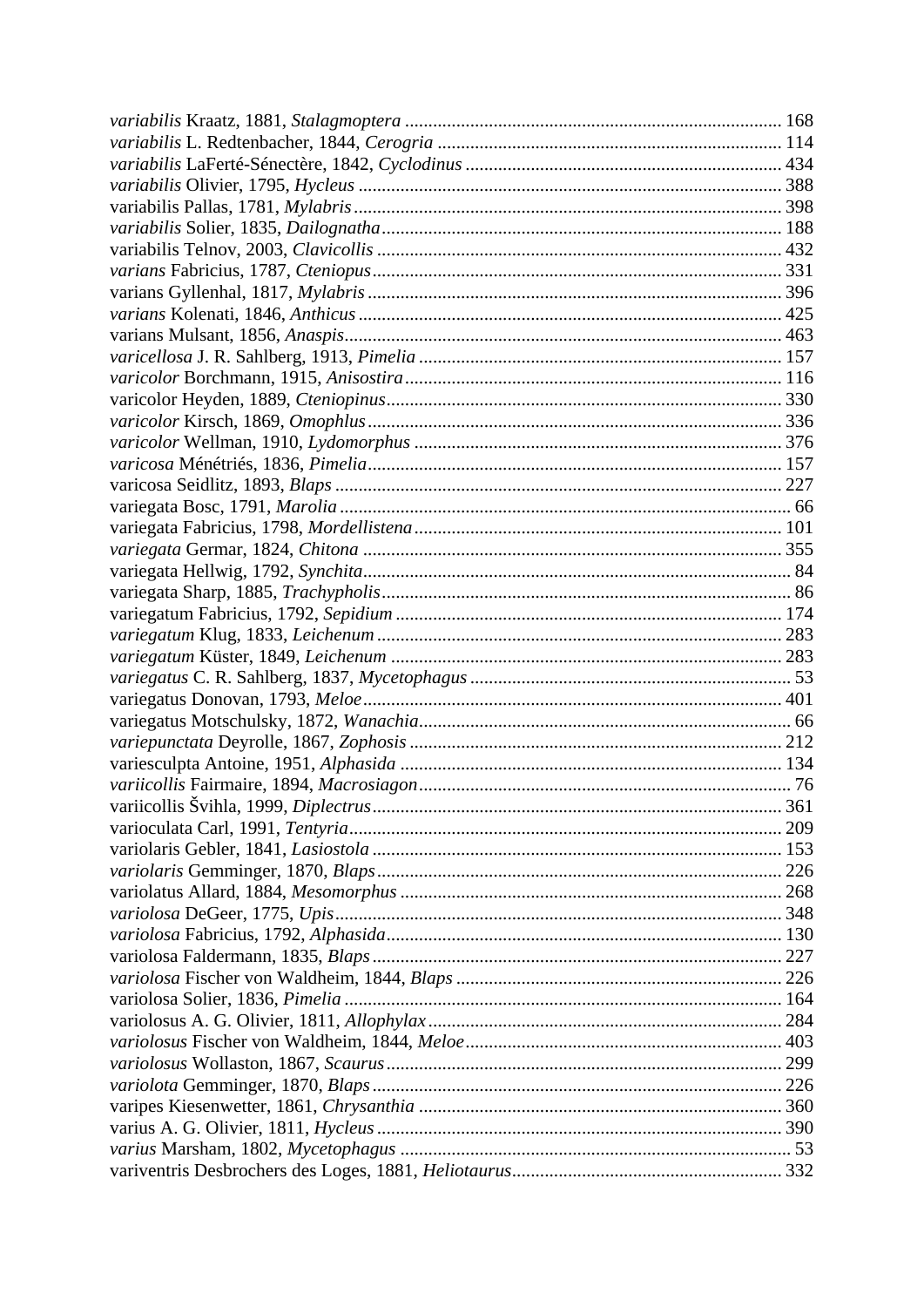*variabilis* Kraatz, 1881, *Stalagmoptera* ........ 168
*variabilis* L. Redtenbacher, 1844, *Cerogria* ........ 114
*variabilis* LaFerté-Sénectère, 1842, *Cyclodinus* ........ 434
*variabilis* Olivier, 1795, *Hycleus* ........ 388
variabilis Pallas, 1781, *Mylabris* ........ 398
*variabilis* Solier, 1835, *Dailognatha* ........ 188
variabilis Telnov, 2003, *Clavicollis* ........ 432
*varians* Fabricius, 1787, *Cteniopus* ........ 331
varians Gyllenhal, 1817, *Mylabris* ........ 396
*varians* Kolenati, 1846, *Anthicus* ........ 425
varians Mulsant, 1856, *Anaspis* ........ 463
*varicellosa* J. R. Sahlberg, 1913, *Pimelia* ........ 157
*varicolor* Borchmann, 1915, *Anisostira* ........ 116
varicolor Heyden, 1889, *Cteniopinus* ........ 330
*varicolor* Kirsch, 1869, *Omophlus* ........ 336
*varicolor* Wellman, 1910, *Lydomorphus* ........ 376
*varicosa* Ménétriés, 1836, *Pimelia* ........ 157
varicosa Seidlitz, 1893, *Blaps* ........ 227
variegata Bosc, 1791, *Marolia* ........ 66
variegata Fabricius, 1798, *Mordellistena* ........ 101
*variegata* Germar, 1824, *Chitona* ........ 355
variegata Hellwig, 1792, *Synchita* ........ 84
variegata Sharp, 1885, *Trachypholis* ........ 86
variegatum Fabricius, 1792, *Sepidium* ........ 174
*variegatum* Klug, 1833, *Leichenum* ........ 283
*variegatum* Küster, 1849, *Leichenum* ........ 283
*variegatus* C. R. Sahlberg, 1837, *Mycetophagus* ........ 53
variegatus Donovan, 1793, *Meloe* ........ 401
variegatus Motschulsky, 1872, *Wanachia* ........ 66
*variepunctata* Deyrolle, 1867, *Zophosis* ........ 212
variesculpta Antoine, 1951, *Alphasida* ........ 134
*variicollis* Fairmaire, 1894, *Macrosiagon* ........ 76
variicollis Švihla, 1999, *Diplectrus* ........ 361
varioculata Carl, 1991, *Tentyria* ........ 209
variolaris Gebler, 1841, *Lasiostola* ........ 153
*variolaris* Gemminger, 1870, *Blaps* ........ 226
variolatus Allard, 1884, *Mesomorphus* ........ 268
*variolosa* DeGeer, 1775, *Upis* ........ 348
*variolosa* Fabricius, 1792, *Alphasida* ........ 130
variolosa Faldermann, 1835, *Blaps* ........ 227
*variolosa* Fischer von Waldheim, 1844, *Blaps* ........ 226
variolosa Solier, 1836, *Pimelia* ........ 164
variolosus A. G. Olivier, 1811, *Allophylax* ........ 284
*variolosus* Fischer von Waldheim, 1844, *Meloe* ........ 403
*variolosus* Wollaston, 1867, *Scaurus* ........ 299
*variolota* Gemminger, 1870, *Blaps* ........ 226
varipes Kiesenwetter, 1861, *Chrysanthia* ........ 360
varius A. G. Olivier, 1811, *Hycleus* ........ 390
*varius* Marsham, 1802, *Mycetophagus* ........ 53
variventris Desbrochers des Loges, 1881, *Heliotaurus* ........ 332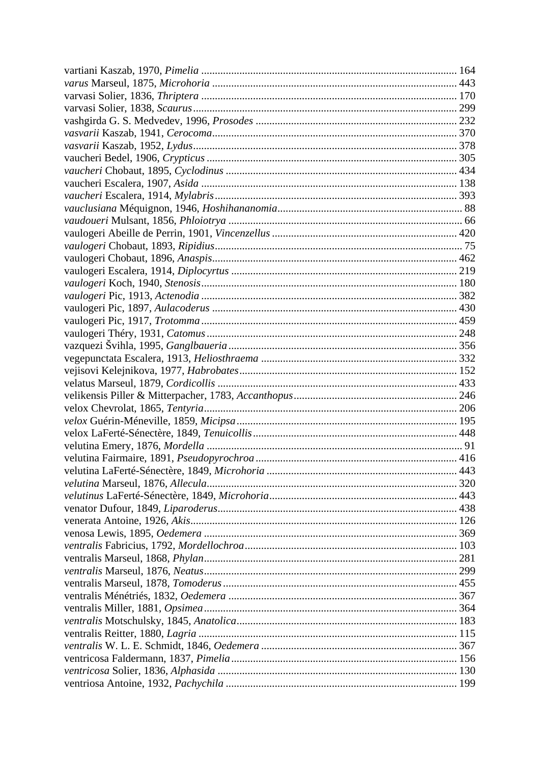vartiani Kaszab, 1970, *Pimelia* ............................................................................... 164
*varus* Marseul, 1875, *Microhoria* ........................................................................... 443
varvasi Solier, 1836, *Thriptera* ............................................................................... 170
varvasi Solier, 1838, *Scaurus* ................................................................................. 299
vashgirda G. S. Medvedev, 1996, *Prosodes* ............................................................ 232
*vasvarii* Kaszab, 1941, *Cerocoma* .......................................................................... 370
*vasvarii* Kaszab, 1952, *Lydus* ................................................................................. 378
vaucheri Bedel, 1906, *Crypticus* ............................................................................. 305
*vaucheri* Chobaut, 1895, *Cyclodinus* ..................................................................... 434
vaucheri Escalera, 1907, *Asida* ............................................................................... 138
*vaucheri* Escalera, 1914, *Mylabris* ......................................................................... 393
*vauclusiana* Méquignon, 1946, *Hoshihananomia* ..................................................... 88
*vaudoueri* Mulsant, 1856, *Phloiotrya* ....................................................................... 66
vaulogeri Abeille de Perrin, 1901, *Vincenzellus* ..................................................... 420
*vaulogeri* Chobaut, 1893, *Ripidius* ........................................................................... 75
vaulogeri Chobaut, 1896, *Anaspis* ........................................................................... 462
vaulogeri Escalera, 1914, *Diplocyrtus* .................................................................... 219
*vaulogeri* Koch, 1940, *Stenosis* .............................................................................. 180
*vaulogeri* Pic, 1913, *Actenodia* .............................................................................. 382
vaulogeri Pic, 1897, *Aulacoderus* ........................................................................... 430
vaulogeri Pic, 1917, *Trotomma* ............................................................................... 459
vaulogeri Théry, 1931, *Catomus* ............................................................................. 248
vazquezi Švihla, 1995, *Ganglbaueria* ...................................................................... 356
vegepunctata Escalera, 1913, *Heliosthraema* ......................................................... 332
vejisovi Kelejnikova, 1977, *Habrobates* ................................................................. 152
velatus Marseul, 1879, *Cordicollis* ......................................................................... 433
velikensis Piller & Mitterpacher, 1783, *Accanthopus* ............................................. 246
velox Chevrolat, 1865, *Tentyria* .............................................................................. 206
*velox* Guérin-Méneville, 1859, *Micipsa* ................................................................. 195
velox LaFerté-Sénectère, 1849, *Tenuicollis* ............................................................ 448
velutina Emery, 1876, *Mordella* ................................................................................ 91
velutina Fairmaire, 1891, *Pseudopyrochroa* ........................................................... 416
velutina LaFerté-Sénectère, 1849, *Microhoria* ....................................................... 443
*velutina* Marseul, 1876, *Allecula* ........................................................................... 320
*velutinus* LaFerté-Sénectère, 1849, *Microhoria* ..................................................... 443
venator Dufour, 1849, *Liparoderus* ......................................................................... 438
venerata Antoine, 1926, *Akis* ................................................................................... 126
venosa Lewis, 1895, *Oedemera* .............................................................................. 369
*ventralis* Fabricius, 1792, *Mordellochroa* .............................................................. 103
ventralis Marseul, 1868, *Phylan* .............................................................................. 281
*ventralis* Marseul, 1876, *Neatus* ............................................................................ 299
ventralis Marseul, 1878, *Tomoderus* ....................................................................... 455
ventralis Ménétriés, 1832, *Oedemera* ..................................................................... 367
ventralis Miller, 1881, *Opsimea* .............................................................................. 364
*ventralis* Motschulsky, 1845, *Anatolica* ................................................................. 183
ventralis Reitter, 1880, *Lagria* ................................................................................. 115
*ventralis* W. L. E. Schmidt, 1846, *Oedemera* ......................................................... 367
ventricosa Faldermann, 1837, *Pimelia* .................................................................... 156
*ventricosa* Solier, 1836, *Alphasida* ........................................................................ 130
ventriosa Antoine, 1932, *Pachychila* ....................................................................... 199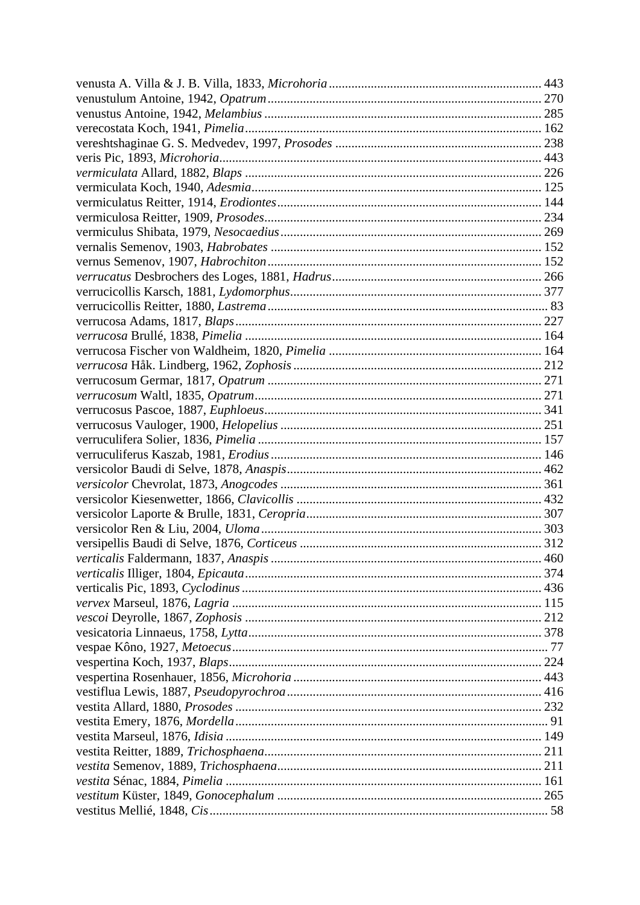venusta A. Villa & J. B. Villa, 1833, *Microhoria* ................................................................ 443
venustulum Antoine, 1942, *Opatrum* ................................................................ 270
venustus Antoine, 1942, *Melambius* ................................................................ 285
verecostata Koch, 1941, *Pimelia* ................................................................ 162
vereshtshaginae G. S. Medvedev, 1997, *Prosodes* ................................................................ 238
veris Pic, 1893, *Microhoria* ................................................................ 443
*vermiculata* Allard, 1882, *Blaps* ................................................................ 226
vermiculata Koch, 1940, *Adesmia* ................................................................ 125
vermiculatus Reitter, 1914, *Erodiontes* ................................................................ 144
vermiculosa Reitter, 1909, *Prosodes* ................................................................ 234
vermiculus Shibata, 1979, *Nesocaedius* ................................................................ 269
vernalis Semenov, 1903, *Habrobates* ................................................................ 152
vernus Semenov, 1907, *Habrochiton* ................................................................ 152
*verrucatus* Desbrochers des Loges, 1881, *Hadrus* ................................................................ 266
verrucicollis Karsch, 1881, *Lydomorphus* ................................................................ 377
verrucicollis Reitter, 1880, *Lastrema* ................................................................ 83
verrucosa Adams, 1817, *Blaps* ................................................................ 227
*verrucosa* Brullé, 1838, *Pimelia* ................................................................ 164
verrucosa Fischer von Waldheim, 1820, *Pimelia* ................................................................ 164
*verrucosa* Håk. Lindberg, 1962, *Zophosis* ................................................................ 212
verrucosum Germar, 1817, *Opatrum* ................................................................ 271
*verrucosum* Waltl, 1835, *Opatrum* ................................................................ 271
verrucosus Pascoe, 1887, *Euphloeus* ................................................................ 341
verrucosus Vauloger, 1900, *Helopelius* ................................................................ 251
verruculifera Solier, 1836, *Pimelia* ................................................................ 157
verruculiferus Kaszab, 1981, *Erodius* ................................................................ 146
versicolor Baudi di Selve, 1878, *Anaspis* ................................................................ 462
*versicolor* Chevrolat, 1873, *Anogcodes* ................................................................ 361
versicolor Kiesenwetter, 1866, *Clavicollis* ................................................................ 432
versicolor Laporte & Brulle, 1831, *Ceropria* ................................................................ 307
versicolor Ren & Liu, 2004, *Uloma* ................................................................ 303
versipellis Baudi di Selve, 1876, *Corticeus* ................................................................ 312
*verticalis* Faldermann, 1837, *Anaspis* ................................................................ 460
*verticalis* Illiger, 1804, *Epicauta* ................................................................ 374
verticalis Pic, 1893, *Cyclodinus* ................................................................ 436
*vervex* Marseul, 1876, *Lagria* ................................................................ 115
*vescoi* Deyrolle, 1867, *Zophosis* ................................................................ 212
vesicatoria Linnaeus, 1758, *Lytta* ................................................................ 378
vespae Kôno, 1927, *Metoecus* ................................................................ 77
vespertina Koch, 1937, *Blaps* ................................................................ 224
vespertina Rosenhauer, 1856, *Microhoria* ................................................................ 443
vestiflua Lewis, 1887, *Pseudopyrochroa* ................................................................ 416
vestita Allard, 1880, *Prosodes* ................................................................ 232
vestita Emery, 1876, *Mordella* ................................................................ 91
vestita Marseul, 1876, *Idisia* ................................................................ 149
vestita Reitter, 1889, *Trichosphaena* ................................................................ 211
*vestita* Semenov, 1889, *Trichosphaena* ................................................................ 211
*vestita* Sénac, 1884, *Pimelia* ................................................................ 161
*vestitum* Küster, 1849, *Gonocephalum* ................................................................ 265
vestitus Mellié, 1848, *Cis* ................................................................ 58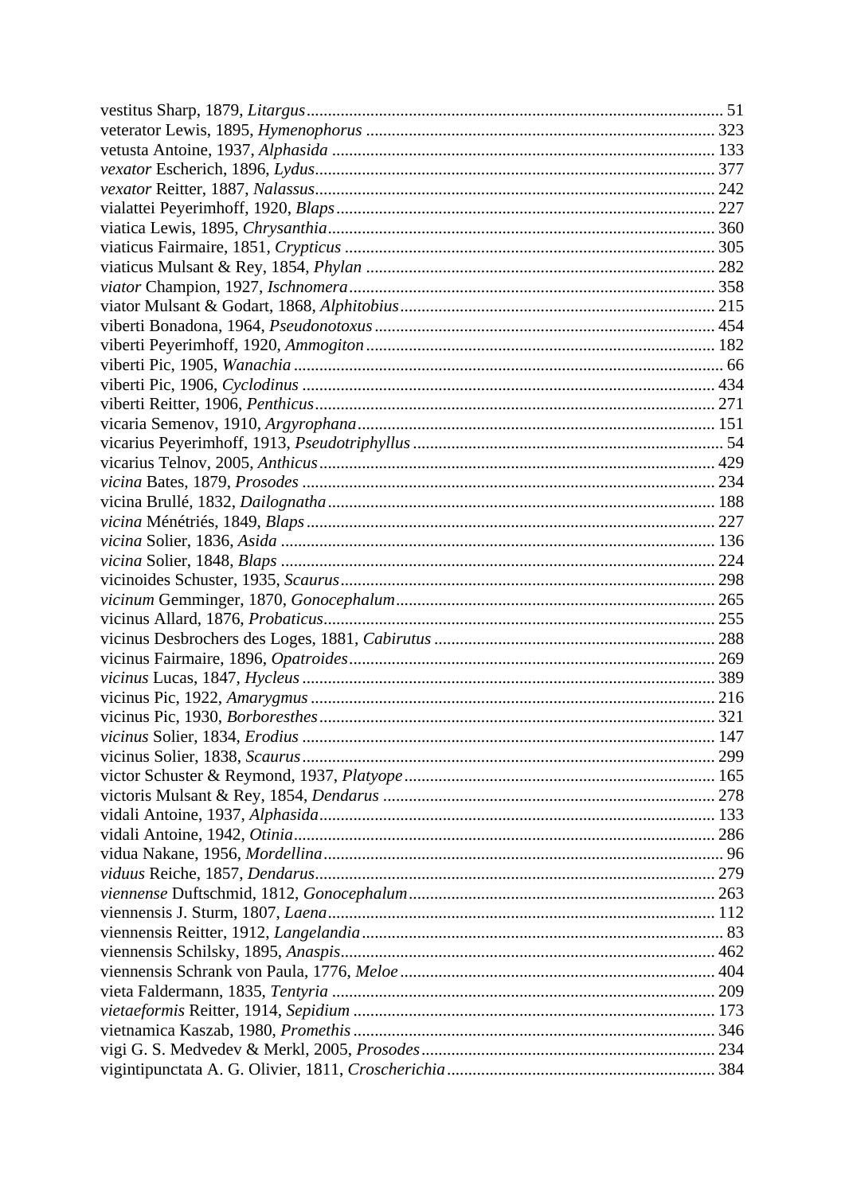vestitus Sharp, 1879, *Litargus* ........................................................................................ 51
veterator Lewis, 1895, *Hymenophorus* .............................................................................. 323
vetusta Antoine, 1937, *Alphasida* ..................................................................................... 133
*vexator* Escherich, 1896, *Lydus* ....................................................................................... 377
*vexator* Reitter, 1887, *Nalassus* ...................................................................................... 242
vialattei Peyerimhoff, 1920, *Blaps* .................................................................................... 227
viatica Lewis, 1895, *Chrysanthia* ..................................................................................... 360
viaticus Fairmaire, 1851, *Crypticus* .................................................................................. 305
viaticus Mulsant & Rey, 1854, *Phylan* ............................................................................. 282
*viator* Champion, 1927, *Ischnomera* ................................................................................. 358
viator Mulsant & Godart, 1868, *Alphitobius* ..................................................................... 215
viberti Bonadona, 1964, *Pseudonotoxus* ........................................................................... 454
viberti Peyerimhoff, 1920, *Ammogiton* ............................................................................. 182
viberti Pic, 1905, *Wanachia* ................................................................................................ 66
viberti Pic, 1906, *Cyclodinus* ............................................................................................. 434
viberti Reitter, 1906, *Penthicus* .......................................................................................... 271
vicaria Semenov, 1910, *Argyrophana* ................................................................................ 151
vicarius Peyerimhoff, 1913, *Pseudotriphyllus* ..................................................................... 54
vicarius Telnov, 2005, *Anthicus* ......................................................................................... 429
*vicina* Bates, 1879, *Prosodes* ............................................................................................. 234
vicina Brullé, 1832, *Dailognatha* ....................................................................................... 188
*vicina* Ménétriés, 1849, *Blaps* ........................................................................................... 227
*vicina* Solier, 1836, *Asida* .................................................................................................. 136
*vicina* Solier, 1848, *Blaps* .................................................................................................. 224
vicinoides Schuster, 1935, *Scaurus* .................................................................................... 298
*vicinum* Gemminger, 1870, *Gonocephalum* ....................................................................... 265
vicinus Allard, 1876, *Probaticus* ........................................................................................ 255
vicinus Desbrochers des Loges, 1881, *Cabirutus* ............................................................... 288
vicinus Fairmaire, 1896, *Opatroides* .................................................................................. 269
*vicinus* Lucas, 1847, *Hycleus* ............................................................................................. 389
vicinus Pic, 1922, *Amarygmus* ........................................................................................... 216
vicinus Pic, 1930, *Borboresthes* ......................................................................................... 321
*vicinus* Solier, 1834, *Erodius* ............................................................................................. 147
vicinus Solier, 1838, *Scaurus* ............................................................................................. 299
victor Schuster & Reymond, 1937, *Platyope* ...................................................................... 165
victoris Mulsant & Rey, 1854, *Dendarus* ........................................................................... 278
vidali Antoine, 1937, *Alphasida* ......................................................................................... 133
vidali Antoine, 1942, *Otinia* ............................................................................................... 286
vidua Nakane, 1956, *Mordellina* .......................................................................................... 96
*viduus* Reiche, 1857, *Dendarus* .......................................................................................... 279
*viennense* Duftschmid, 1812, *Gonocephalum* ..................................................................... 263
viennensis J. Sturm, 1807, *Laena* ....................................................................................... 112
viennensis Reitter, 1912, *Langelandia* .................................................................................. 83
viennensis Schilsky, 1895, *Anaspis* .................................................................................... 462
viennensis Schrank von Paula, 1776, *Meloe* ....................................................................... 404
vieta Faldermann, 1835, *Tentyria* ...................................................................................... 209
*vietaeformis* Reitter, 1914, *Sepidium* ................................................................................. 173
vietnamica Kaszab, 1980, *Promethis* .................................................................................. 346
vigi G. S. Medvedev & Merkl, 2005, *Prosodes* .................................................................. 234
vigintipunctata A. G. Olivier, 1811, *Croscherichia* ............................................................ 384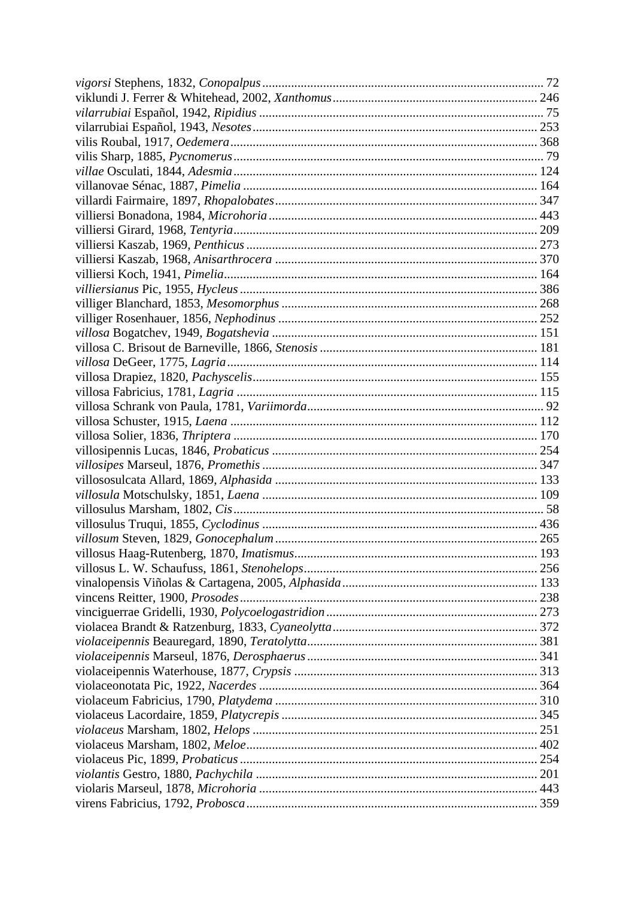*vigorsi* Stephens, 1832, *Conopalpus* ........ 72
viklundi J. Ferrer & Whitehead, 2002, *Xanthomus* ........ 246
*vilarrubiai* Español, 1942, *Ripidius* ........ 75
vilarrubiai Español, 1943, *Nesotes* ........ 253
vilis Roubal, 1917, *Oedemera* ........ 368
vilis Sharp, 1885, *Pycnomerus* ........ 79
*villae* Osculati, 1844, *Adesmia* ........ 124
villanovae Sénac, 1887, *Pimelia* ........ 164
villardi Fairmaire, 1897, *Rhopalobates* ........ 347
villiersi Bonadona, 1984, *Microhoria* ........ 443
villiersi Girard, 1968, *Tentyria* ........ 209
villiersi Kaszab, 1969, *Penthicus* ........ 273
villiersi Kaszab, 1968, *Anisarthrocera* ........ 370
villiersi Koch, 1941, *Pimelia* ........ 164
*villiersianus* Pic, 1955, *Hycleus* ........ 386
villiger Blanchard, 1853, *Mesomorphus* ........ 268
villiger Rosenhauer, 1856, *Nephodinus* ........ 252
*villosa* Bogatchev, 1949, *Bogatshevia* ........ 151
villosa C. Brisout de Barneville, 1866, *Stenosis* ........ 181
*villosa* DeGeer, 1775, *Lagria* ........ 114
villosa Drapiez, 1820, *Pachyscelis* ........ 155
villosa Fabricius, 1781, *Lagria* ........ 115
villosa Schrank von Paula, 1781, *Variimorda* ........ 92
villosa Schuster, 1915, *Laena* ........ 112
villosa Solier, 1836, *Thriptera* ........ 170
villosipennis Lucas, 1846, *Probaticus* ........ 254
*villosipes* Marseul, 1876, *Promethis* ........ 347
villososulcata Allard, 1869, *Alphasida* ........ 133
*villosula* Motschulsky, 1851, *Laena* ........ 109
villosulus Marsham, 1802, *Cis* ........ 58
villosulus Truqui, 1855, *Cyclodinus* ........ 436
*villosum* Steven, 1829, *Gonocephalum* ........ 265
villosus Haag-Rutenberg, 1870, *Imatismus* ........ 193
villosus L. W. Schaufuss, 1861, *Stenohelops* ........ 256
vinalopensis Viñolas & Cartagena, 2005, *Alphasida* ........ 133
vincens Reitter, 1900, *Prosodes* ........ 238
vinciguerrae Gridelli, 1930, *Polycoelogastridion* ........ 273
violacea Brandt & Ratzenburg, 1833, *Cyaneolytta* ........ 372
*violaceipennis* Beauregard, 1890, *Teratolytta* ........ 381
*violaceipennis* Marseul, 1876, *Derosphaerus* ........ 341
violaceipennis Waterhouse, 1877, *Crypsis* ........ 313
violaceonotata Pic, 1922, *Nacerdes* ........ 364
violaceum Fabricius, 1790, *Platydema* ........ 310
violaceus Lacordaire, 1859, *Platycrepis* ........ 345
*violaceus* Marsham, 1802, *Helops* ........ 251
violaceus Marsham, 1802, *Meloe* ........ 402
violaceus Pic, 1899, *Probaticus* ........ 254
*violantis* Gestro, 1880, *Pachychila* ........ 201
violaris Marseul, 1878, *Microhoria* ........ 443
virens Fabricius, 1792, *Probosca* ........ 359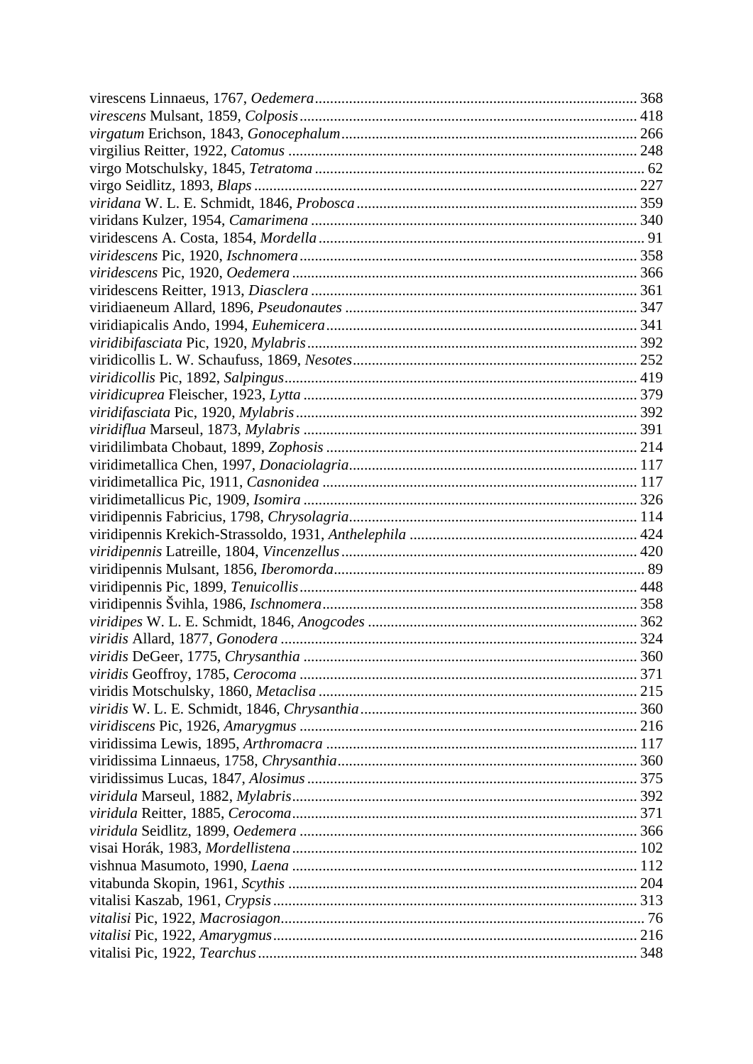virescens Linnaeus, 1767, *Oedemera* .................... 368
*virescens* Mulsant, 1859, *Colposis* .................... 418
*virgatum* Erichson, 1843, *Gonocephalum* .................... 266
virgilius Reitter, 1922, *Catomus* .................... 248
virgo Motschulsky, 1845, *Tetratoma* .................... 62
virgo Seidlitz, 1893, *Blaps* .................... 227
*viridana* W. L. E. Schmidt, 1846, *Probosca* .................... 359
viridans Kulzer, 1954, *Camarimena* .................... 340
viridescens A. Costa, 1854, *Mordella* .................... 91
*viridescens* Pic, 1920, *Ischnomera* .................... 358
*viridescens* Pic, 1920, *Oedemera* .................... 366
viridescens Reitter, 1913, *Diasclera* .................... 361
viridiaeneum Allard, 1896, *Pseudonautes* .................... 347
viridiapicalis Ando, 1994, *Euhemicera* .................... 341
*viridibifasciata* Pic, 1920, *Mylabris* .................... 392
viridicollis L. W. Schaufuss, 1869, *Nesotes* .................... 252
*viridicollis* Pic, 1892, *Salpingus* .................... 419
*viridicuprea* Fleischer, 1923, *Lytta* .................... 379
*viridifasciata* Pic, 1920, *Mylabris* .................... 392
*viridiflua* Marseul, 1873, *Mylabris* .................... 391
viridilimbata Chobaut, 1899, *Zophosis* .................... 214
viridimetallica Chen, 1997, *Donaciolagria* .................... 117
viridimetallica Pic, 1911, *Casnonidea* .................... 117
viridimetallicus Pic, 1909, *Isomira* .................... 326
viridipennis Fabricius, 1798, *Chrysolagria* .................... 114
viridipennis Krekich-Strassoldo, 1931, *Anthelephila* .................... 424
*viridipennis* Latreille, 1804, *Vincenzellus* .................... 420
viridipennis Mulsant, 1856, *Iberomorda* .................... 89
viridipennis Pic, 1899, *Tenuicollis* .................... 448
viridipennis Švihla, 1986, *Ischnomera* .................... 358
*viridipes* W. L. E. Schmidt, 1846, *Anogcodes* .................... 362
*viridis* Allard, 1877, *Gonodera* .................... 324
*viridis* DeGeer, 1775, *Chrysanthia* .................... 360
*viridis* Geoffroy, 1785, *Cerocoma* .................... 371
viridis Motschulsky, 1860, *Metaclisa* .................... 215
*viridis* W. L. E. Schmidt, 1846, *Chrysanthia* .................... 360
*viridiscens* Pic, 1926, *Amarygmus* .................... 216
viridissima Lewis, 1895, *Arthromacra* .................... 117
viridissima Linnaeus, 1758, *Chrysanthia* .................... 360
viridissimus Lucas, 1847, *Alosimus* .................... 375
*viridula* Marseul, 1882, *Mylabris* .................... 392
*viridula* Reitter, 1885, *Cerocoma* .................... 371
*viridula* Seidlitz, 1899, *Oedemera* .................... 366
visai Horák, 1983, *Mordellistena* .................... 102
vishnua Masumoto, 1990, *Laena* .................... 112
vitabunda Skopin, 1961, *Scythis* .................... 204
vitalisi Kaszab, 1961, *Crypsis* .................... 313
*vitalisi* Pic, 1922, *Macrosiagon* .................... 76
*vitalisi* Pic, 1922, *Amarygmus* .................... 216
vitalisi Pic, 1922, *Tearchus* .................... 348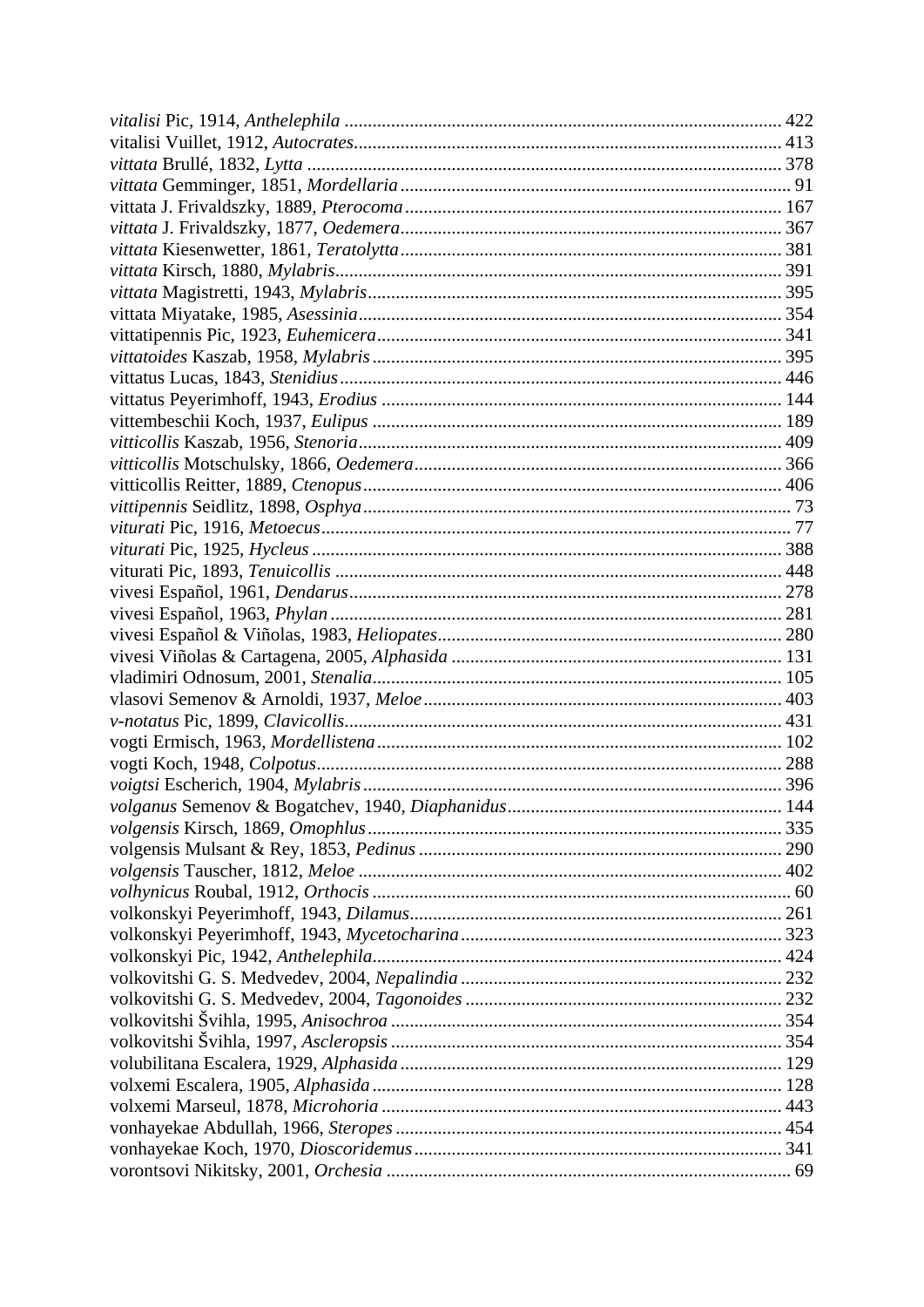*vitalisi* Pic, 1914, *Anthelephila* ............................................................................ 422
vitalisi Vuillet, 1912, *Autocrates*.......................................................................... 413
*vittata* Brullé, 1832, *Lytta* ..................................................................................... 378
*vittata* Gemminger, 1851, *Mordellaria* ................................................................... 91
vittata J. Frivaldszky, 1889, *Pterocoma* ................................................................ 167
*vittata* J. Frivaldszky, 1877, *Oedemera* .................................................................. 367
*vittata* Kiesenwetter, 1861, *Teratolytta* .................................................................. 381
*vittata* Kirsch, 1880, *Mylabris* ................................................................................ 391
*vittata* Magistretti, 1943, *Mylabris* ........................................................................ 395
vittata Miyatake, 1985, *Asessinia* ............................................................................ 354
vittatipennis Pic, 1923, *Euhemicera* ........................................................................ 341
*vittatoides* Kaszab, 1958, *Mylabris* ........................................................................ 395
vittatus Lucas, 1843, *Stenidius* ................................................................................ 446
vittatus Peyerimhoff, 1943, *Erodius* ...................................................................... 144
vittembeschii Koch, 1937, *Eulipus* ........................................................................ 189
*vitticollis* Kaszab, 1956, *Stenoria* ........................................................................... 409
*vitticollis* Motschulsky, 1866, *Oedemera* ............................................................... 366
vitticollis Reitter, 1889, *Ctenopus* ........................................................................... 406
*vittipennis* Seidlitz, 1898, *Osphya* ............................................................................ 73
*viturati* Pic, 1916, *Metoecus* ..................................................................................... 77
*viturati* Pic, 1925, *Hycleus* ..................................................................................... 388
viturati Pic, 1893, *Tenuicollis* ................................................................................. 448
vivesi Español, 1961, *Dendarus* .............................................................................. 278
vivesi Español, 1963, *Phylan* .................................................................................. 281
vivesi Español & Viñolas, 1983, *Heliopates* ........................................................... 280
vivesi Viñolas & Cartagena, 2005, *Alphasida* ....................................................... 131
vladimiri Odnosum, 2001, *Stenalia* ........................................................................ 105
vlasovi Semenov & Arnoldi, 1937, *Meloe* ............................................................. 403
*v-notatus* Pic, 1899, *Clavicollis* .............................................................................. 431
vogti Ermisch, 1963, *Mordellistena* ....................................................................... 102
vogti Koch, 1948, *Colpotus* .................................................................................... 288
*voigtsi* Escherich, 1904, *Mylabris* .......................................................................... 396
*volganus* Semenov & Bogatchev, 1940, *Diaphanidus* ........................................... 144
*volgensis* Kirsch, 1869, *Omophlus* ......................................................................... 335
volgensis Mulsant & Rey, 1853, *Pedinus* ............................................................... 290
*volgensis* Tauscher, 1812, *Meloe* ........................................................................... 402
*volhynicus* Roubal, 1912, *Orthocis* .......................................................................... 60
volkonskyi Peyerimhoff, 1943, *Dilamus* ................................................................ 261
volkonskyi Peyerimhoff, 1943, *Mycetocharina* ...................................................... 323
volkonskyi Pic, 1942, *Anthelephila* ........................................................................ 424
volkovitshi G. S. Medvedev, 2004, *Nepalindia* ..................................................... 232
volkovitshi G. S. Medvedev, 2004, *Tagonoides* ..................................................... 232
volkovitshi Švihla, 1995, *Anisochroa* ..................................................................... 354
volkovitshi Švihla, 1997, *Ascleropsis* ..................................................................... 354
volubilitana Escalera, 1929, *Alphasida* .................................................................. 129
volxemi Escalera, 1905, *Alphasida* ........................................................................ 128
volxemi Marseul, 1878, *Microhoria* ....................................................................... 443
vonhayekae Abdullah, 1966, *Steropes* ................................................................... 454
vonhayekae Koch, 1970, *Dioscoridemus* ............................................................... 341
vorontsovi Nikitsky, 2001, *Orchesia* ........................................................................ 69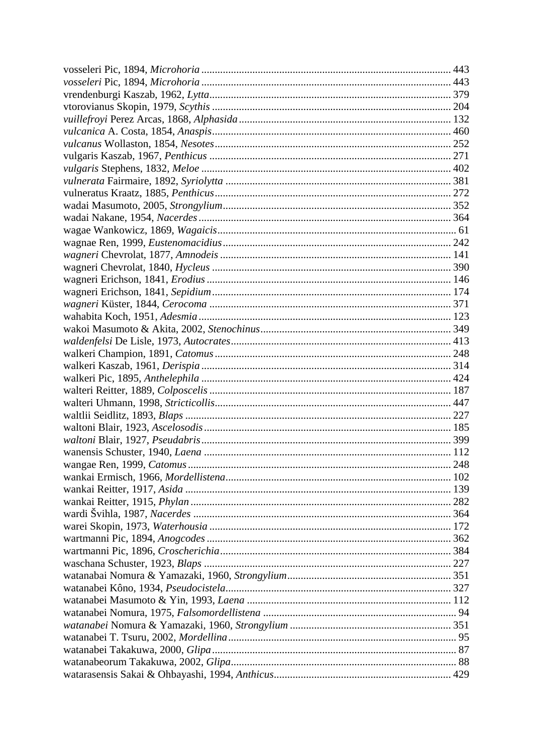vosseleri Pic, 1894, *Microhoria* ........................................................................... 443
*vosseleri* Pic, 1894, *Microhoria* ........................................................................... 443
vrendenburgi Kaszab, 1962, *Lytta* ........................................................................... 379
vtorovianus Skopin, 1979, *Scythis* ........................................................................... 204
*vuillefroyi* Perez Arcas, 1868, *Alphasida* ........................................................................... 132
*vulcanica* A. Costa, 1854, *Anaspis* ........................................................................... 460
*vulcanus* Wollaston, 1854, *Nesotes* ........................................................................... 252
vulgaris Kaszab, 1967, *Penthicus* ........................................................................... 271
*vulgaris* Stephens, 1832, *Meloe* ........................................................................... 402
*vulnerata* Fairmaire, 1892, *Syriolytta* ........................................................................... 381
vulneratus Kraatz, 1885, *Penthicus* ........................................................................... 272
wadai Masumoto, 2005, *Strongylium* ........................................................................... 352
wadai Nakane, 1954, *Nacerdes* ........................................................................... 364
wagae Wankowicz, 1869, *Wagaicis* ........................................................................... 61
wagnae Ren, 1999, *Eustenomacidius* ........................................................................... 242
*wagneri* Chevrolat, 1877, *Amnodeis* ........................................................................... 141
wagneri Chevrolat, 1840, *Hycleus* ........................................................................... 390
wagneri Erichson, 1841, *Erodius* ........................................................................... 146
wagneri Erichson, 1841, *Sepidium* ........................................................................... 174
*wagneri* Küster, 1844, *Cerocoma* ........................................................................... 371
wahabita Koch, 1951, *Adesmia* ........................................................................... 123
wakoi Masumoto & Akita, 2002, *Stenochinus* ........................................................................... 349
*waldenfelsi* De Lisle, 1973, *Autocrates* ........................................................................... 413
walkeri Champion, 1891, *Catomus* ........................................................................... 248
walkeri Kaszab, 1961, *Derispia* ........................................................................... 314
walkeri Pic, 1895, *Anthelephila* ........................................................................... 424
walteri Reitter, 1889, *Colposcelis* ........................................................................... 187
walteri Uhmann, 1998, *Stricticollis* ........................................................................... 447
waltlii Seidlitz, 1893, *Blaps* ........................................................................... 227
waltoni Blair, 1923, *Ascelosodis* ........................................................................... 185
*waltoni* Blair, 1927, *Pseudabris* ........................................................................... 399
wanensis Schuster, 1940, *Laena* ........................................................................... 112
wangae Ren, 1999, *Catomus* ........................................................................... 248
wankai Ermisch, 1966, *Mordellistena* ........................................................................... 102
wankai Reitter, 1917, *Asida* ........................................................................... 139
wankai Reitter, 1915, *Phylan* ........................................................................... 282
wardi Švihla, 1987, *Nacerdes* ........................................................................... 364
warei Skopin, 1973, *Waterhousia* ........................................................................... 172
wartmanni Pic, 1894, *Anogcodes* ........................................................................... 362
wartmanni Pic, 1896, *Croscherichia* ........................................................................... 384
waschana Schuster, 1923, *Blaps* ........................................................................... 227
watanabai Nomura & Yamazaki, 1960, *Strongylium* ........................................................................... 351
watanabei Kôno, 1934, *Pseudocistela* ........................................................................... 327
watanabei Masumoto & Yin, 1993, *Laena* ........................................................................... 112
watanabei Nomura, 1975, *Falsomordellistena* ........................................................................... 94
*watanabei* Nomura & Yamazaki, 1960, *Strongylium* ........................................................................... 351
watanabei T. Tsuru, 2002, *Mordellina* ........................................................................... 95
watanabei Takakuwa, 2000, *Glipa* ........................................................................... 87
watanabeorum Takakuwa, 2002, *Glipa* ........................................................................... 88
watarasensis Sakai & Ohbayashi, 1994, *Anthicus* ........................................................................... 429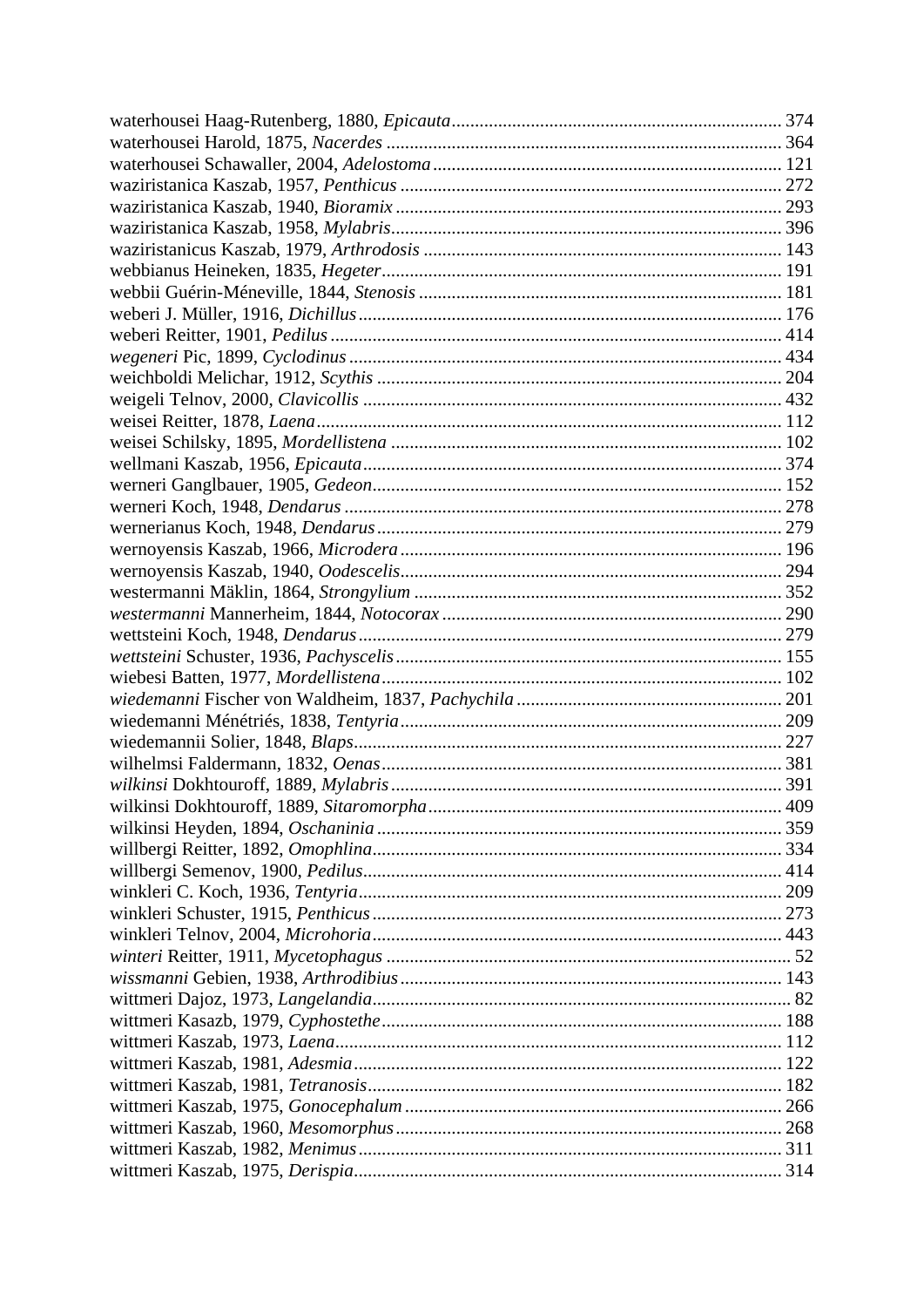waterhousei Haag-Rutenberg, 1880, *Epicauta* ........................................................ 374
waterhousei Harold, 1875, *Nacerdes* ........................................................ 364
waterhousei Schawaller, 2004, *Adelostoma* ........................................................ 121
waziristanica Kaszab, 1957, *Penthicus* ........................................................ 272
waziristanica Kaszab, 1940, *Bioramix* ........................................................ 293
waziristanica Kaszab, 1958, *Mylabris* ........................................................ 396
waziristanicus Kaszab, 1979, *Arthrodosis* ........................................................ 143
webbianus Heineken, 1835, *Hegeter* ........................................................ 191
webbii Guérin-Méneville, 1844, *Stenosis* ........................................................ 181
weberi J. Müller, 1916, *Dichillus* ........................................................ 176
weberi Reitter, 1901, *Pedilus* ........................................................ 414
*wegeneri* Pic, 1899, *Cyclodinus* ........................................................ 434
weichboldi Melichar, 1912, *Scythis* ........................................................ 204
weigeli Telnov, 2000, *Clavicollis* ........................................................ 432
weisei Reitter, 1878, *Laena* ........................................................ 112
weisei Schilsky, 1895, *Mordellistena* ........................................................ 102
wellmani Kaszab, 1956, *Epicauta* ........................................................ 374
werneri Ganglbauer, 1905, *Gedeon* ........................................................ 152
werneri Koch, 1948, *Dendarus* ........................................................ 278
wernerianus Koch, 1948, *Dendarus* ........................................................ 279
wernoyensis Kaszab, 1966, *Microdera* ........................................................ 196
wernoyensis Kaszab, 1940, *Oodescelis* ........................................................ 294
westermanni Mäklin, 1864, *Strongylium* ........................................................ 352
*westermanni* Mannerheim, 1844, *Notocorax* ........................................................ 290
wettsteini Koch, 1948, *Dendarus* ........................................................ 279
*wettsteini* Schuster, 1936, *Pachyscelis* ........................................................ 155
wiebesi Batten, 1977, *Mordellistena* ........................................................ 102
*wiedemanni* Fischer von Waldheim, 1837, *Pachychila* ........................................................ 201
wiedemanni Ménétriés, 1838, *Tentyria* ........................................................ 209
wiedemannii Solier, 1848, *Blaps* ........................................................ 227
wilhelmsi Faldermann, 1832, *Oenas* ........................................................ 381
*wilkinsi* Dokhtouroff, 1889, *Mylabris* ........................................................ 391
wilkinsi Dokhtouroff, 1889, *Sitaromorpha* ........................................................ 409
wilkinsi Heyden, 1894, *Oschaninia* ........................................................ 359
willbergi Reitter, 1892, *Omophlina* ........................................................ 334
willbergi Semenov, 1900, *Pedilus* ........................................................ 414
winkleri C. Koch, 1936, *Tentyria* ........................................................ 209
winkleri Schuster, 1915, *Penthicus* ........................................................ 273
winkleri Telnov, 2004, *Microhoria* ........................................................ 443
*winteri* Reitter, 1911, *Mycetophagus* ........................................................ 52
*wissmanni* Gebien, 1938, *Arthrodibius* ........................................................ 143
wittmeri Dajoz, 1973, *Langelandia* ........................................................ 82
wittmeri Kasazb, 1979, *Cyphostethe* ........................................................ 188
wittmeri Kaszab, 1973, *Laena* ........................................................ 112
wittmeri Kaszab, 1981, *Adesmia* ........................................................ 122
wittmeri Kaszab, 1981, *Tetranosis* ........................................................ 182
wittmeri Kaszab, 1975, *Gonocephalum* ........................................................ 266
wittmeri Kaszab, 1960, *Mesomorphus* ........................................................ 268
wittmeri Kaszab, 1982, *Menimus* ........................................................ 311
wittmeri Kaszab, 1975, *Derispia* ........................................................ 314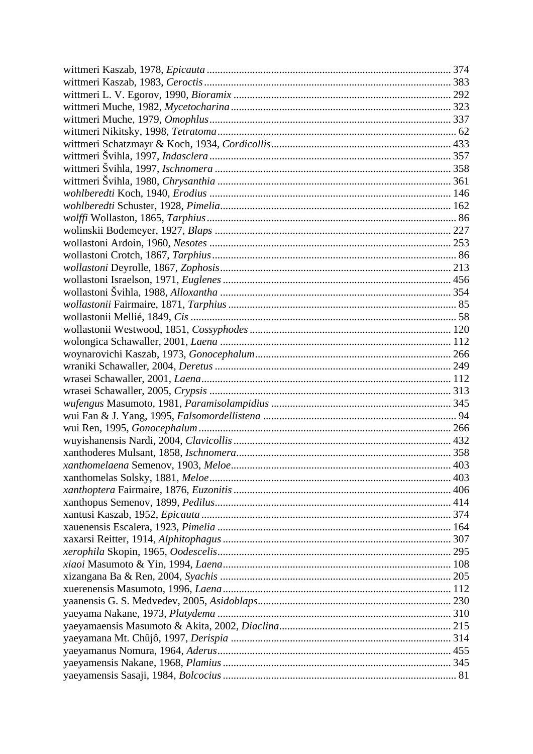wittmeri Kaszab, 1978, *Epicauta* .......................................................................................... 374
wittmeri Kaszab, 1983, *Ceroctis* ........................................................................................... 383
wittmeri L. V. Egorov, 1990, *Bioramix* ................................................................................ 292
wittmeri Muche, 1982, *Mycetocharina* ................................................................................. 323
wittmeri Muche, 1979, *Omophlus* ......................................................................................... 337
wittmeri Nikitsky, 1998, *Tetratoma* ........................................................................................ 62
wittmeri Schatzmayr & Koch, 1934, *Cordicollis* .................................................................. 433
wittmeri Švihla, 1997, *Indasclera* ......................................................................................... 357
wittmeri Švihla, 1997, *Ischnomera* ....................................................................................... 358
wittmeri Švihla, 1980, *Chrysanthia* ...................................................................................... 361
*wohlberedti* Koch, 1940, *Erodius* ......................................................................................... 146
*wohlberedti* Schuster, 1928, *Pimelia* ..................................................................................... 162
*wolffi* Wollaston, 1865, *Tarphius* ........................................................................................... 86
wolinskii Bodemeyer, 1927, *Blaps* ....................................................................................... 227
wollastoni Ardoin, 1960, *Nesotes* .......................................................................................... 253
wollastoni Crotch, 1867, *Tarphius* .......................................................................................... 86
*wollastoni* Deyrolle, 1867, *Zophosis* ..................................................................................... 213
wollastoni Israelson, 1971, *Euglenes* .................................................................................... 456
wollastoni Švihla, 1988, *Alloxantha* ..................................................................................... 354
*wollastonii* Fairmaire, 1871, *Tarphius* .................................................................................... 85
wollastonii Mellié, 1849, *Cis* ................................................................................................. 58
wollastonii Westwood, 1851, *Cossyphodes* .......................................................................... 120
wolongica Schawaller, 2001, *Laena* ..................................................................................... 112
woynarovichi Kaszab, 1973, *Gonocephalum* ......................................................................... 266
wraniki Schawaller, 2004, *Deretus* ....................................................................................... 249
wrasei Schawaller, 2001, *Laena* ............................................................................................ 112
wrasei Schawaller, 2005, *Crypsis* ......................................................................................... 313
*wufengus* Masumoto, 1981, *Paramisolampidius* .................................................................. 345
wui Fan & J. Yang, 1995, *Falsomordellistena* ....................................................................... 94
wui Ren, 1995, *Gonocephalum* ............................................................................................. 266
wuyishanensis Nardi, 2004, *Clavicollis* ................................................................................ 432
xanthoderes Mulsant, 1858, *Ischnomera* ................................................................................ 358
*xanthomelaena* Semenov, 1903, *Meloe* ................................................................................. 403
xanthomelas Solsky, 1881, *Meloe* .......................................................................................... 403
*xanthoptera* Fairmaire, 1876, *Euzonitis* ................................................................................ 406
xanthopus Semenov, 1899, *Pedilus* ........................................................................................ 414
xantusi Kaszab, 1952, *Epicauta* ............................................................................................ 374
xauenensis Escalera, 1923, *Pimelia* ...................................................................................... 164
xaxarsi Reitter, 1914, *Alphitophagus* ..................................................................................... 307
*xerophila* Skopin, 1965, *Oodescelis* ....................................................................................... 295
*xiaoi* Masumoto & Yin, 1994, *Laena* .................................................................................... 108
xizangana Ba & Ren, 2004, *Syachis* ..................................................................................... 205
xuerenensis Masumoto, 1996, *Laena* .................................................................................... 112
yaanensis G. S. Medvedev, 2005, *Asidoblaps* ........................................................................ 230
yaeyama Nakane, 1973, *Platydema* ...................................................................................... 310
yaeyamaensis Masumoto & Akita, 2002, *Diaclina* ................................................................ 215
yaeyamana Mt. Chûjô, 1997, *Derispia* ................................................................................. 314
yaeyamanus Nomura, 1964, *Aderus* ....................................................................................... 455
yaeyamensis Nakane, 1968, *Plamius* .................................................................................... 345
yaeyamensis Sasaji, 1984, *Bolcocius* ..................................................................................... 81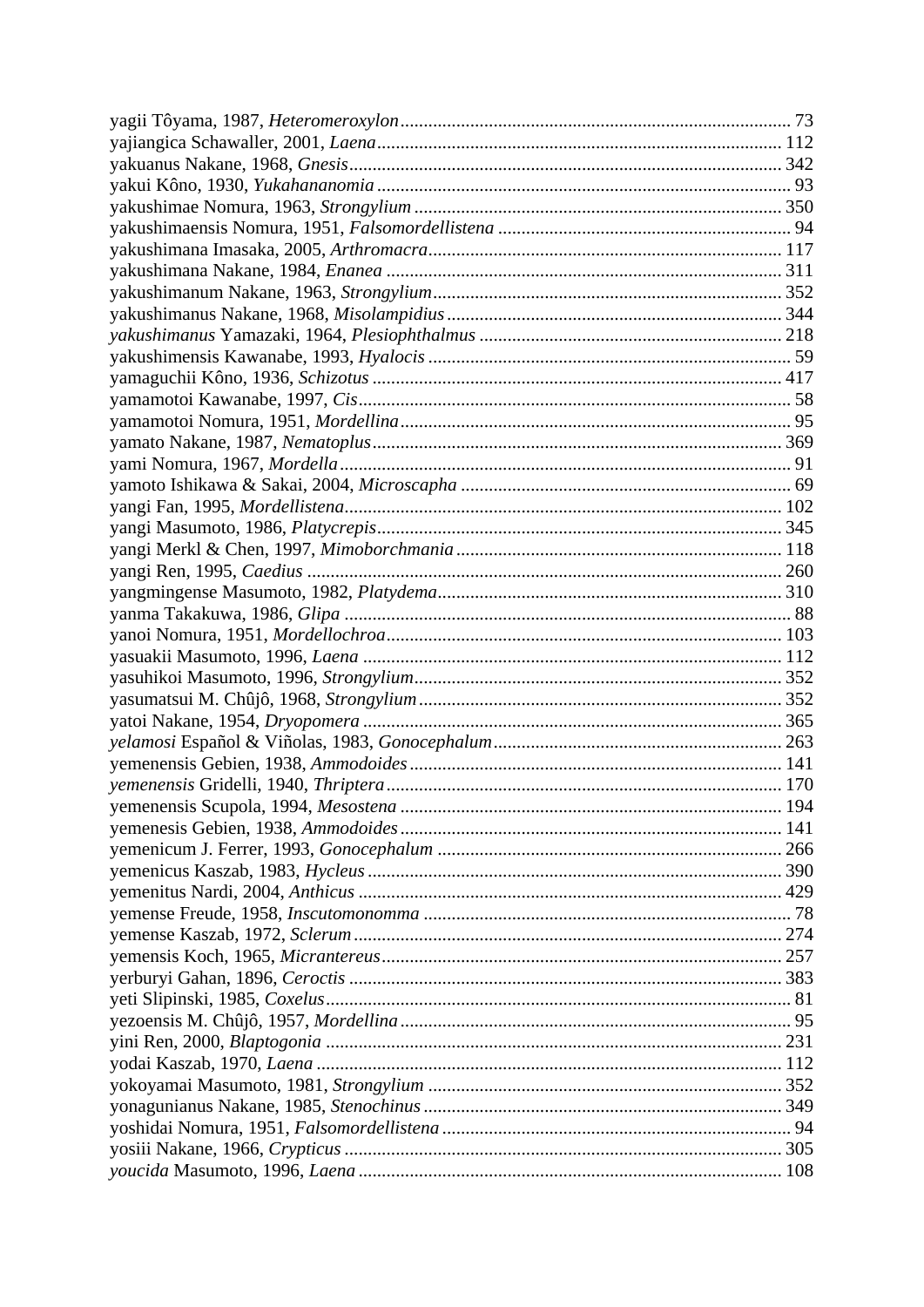yagii Tôyama, 1987, *Heteromeroxylon* ........ 73
yajiangica Schawaller, 2001, *Laena* ........ 112
yakuanus Nakane, 1968, *Gnesis* ........ 342
yakui Kôno, 1930, *Yukahananomia* ........ 93
yakushimae Nomura, 1963, *Strongylium* ........ 350
yakushimaensis Nomura, 1951, *Falsomordellistena* ........ 94
yakushimana Imasaka, 2005, *Arthromacra* ........ 117
yakushimana Nakane, 1984, *Enanea* ........ 311
yakushimanum Nakane, 1963, *Strongylium* ........ 352
yakushimanus Nakane, 1968, *Misolampidius* ........ 344
*yakushimanus* Yamazaki, 1964, *Plesiophthalmus* ........ 218
yakushimensis Kawanabe, 1993, *Hyalocis* ........ 59
yamaguchii Kôno, 1936, *Schizotus* ........ 417
yamamotoi Kawanabe, 1997, *Cis* ........ 58
yamamotoi Nomura, 1951, *Mordellina* ........ 95
yamato Nakane, 1987, *Nematoplus* ........ 369
yami Nomura, 1967, *Mordella* ........ 91
yamoto Ishikawa & Sakai, 2004, *Microscapha* ........ 69
yangi Fan, 1995, *Mordellistena* ........ 102
yangi Masumoto, 1986, *Platycrepis* ........ 345
yangi Merkl & Chen, 1997, *Mimoborchmania* ........ 118
yangi Ren, 1995, *Caedius* ........ 260
yangmingense Masumoto, 1982, *Platydema* ........ 310
yanma Takakuwa, 1986, *Glipa* ........ 88
yanoi Nomura, 1951, *Mordellochroa* ........ 103
yasuakii Masumoto, 1996, *Laena* ........ 112
yasuhikoi Masumoto, 1996, *Strongylium* ........ 352
yasumatsui M. Chûjô, 1968, *Strongylium* ........ 352
yatoi Nakane, 1954, *Dryopomera* ........ 365
*yelamosi* Español & Viñolas, 1983, *Gonocephalum* ........ 263
yemenensis Gebien, 1938, *Ammodoides* ........ 141
*yemenensis* Gridelli, 1940, *Thriptera* ........ 170
yemenensis Scupola, 1994, *Mesostena* ........ 194
yemenesis Gebien, 1938, *Ammodoides* ........ 141
yemenicum J. Ferrer, 1993, *Gonocephalum* ........ 266
yemenicus Kaszab, 1983, *Hycleus* ........ 390
yemenitus Nardi, 2004, *Anthicus* ........ 429
yemense Freude, 1958, *Inscutomonomma* ........ 78
yemense Kaszab, 1972, *Sclerum* ........ 274
yemensis Koch, 1965, *Micrantereus* ........ 257
yerburyi Gahan, 1896, *Ceroctis* ........ 383
yeti Slipinski, 1985, *Coxelus* ........ 81
yezoensis M. Chûjô, 1957, *Mordellina* ........ 95
yini Ren, 2000, *Blaptogonia* ........ 231
yodai Kaszab, 1970, *Laena* ........ 112
yokoyamai Masumoto, 1981, *Strongylium* ........ 352
yonagunianus Nakane, 1985, *Stenochinus* ........ 349
yoshidai Nomura, 1951, *Falsomordellistena* ........ 94
yosiii Nakane, 1966, *Crypticus* ........ 305
*youcida* Masumoto, 1996, *Laena* ........ 108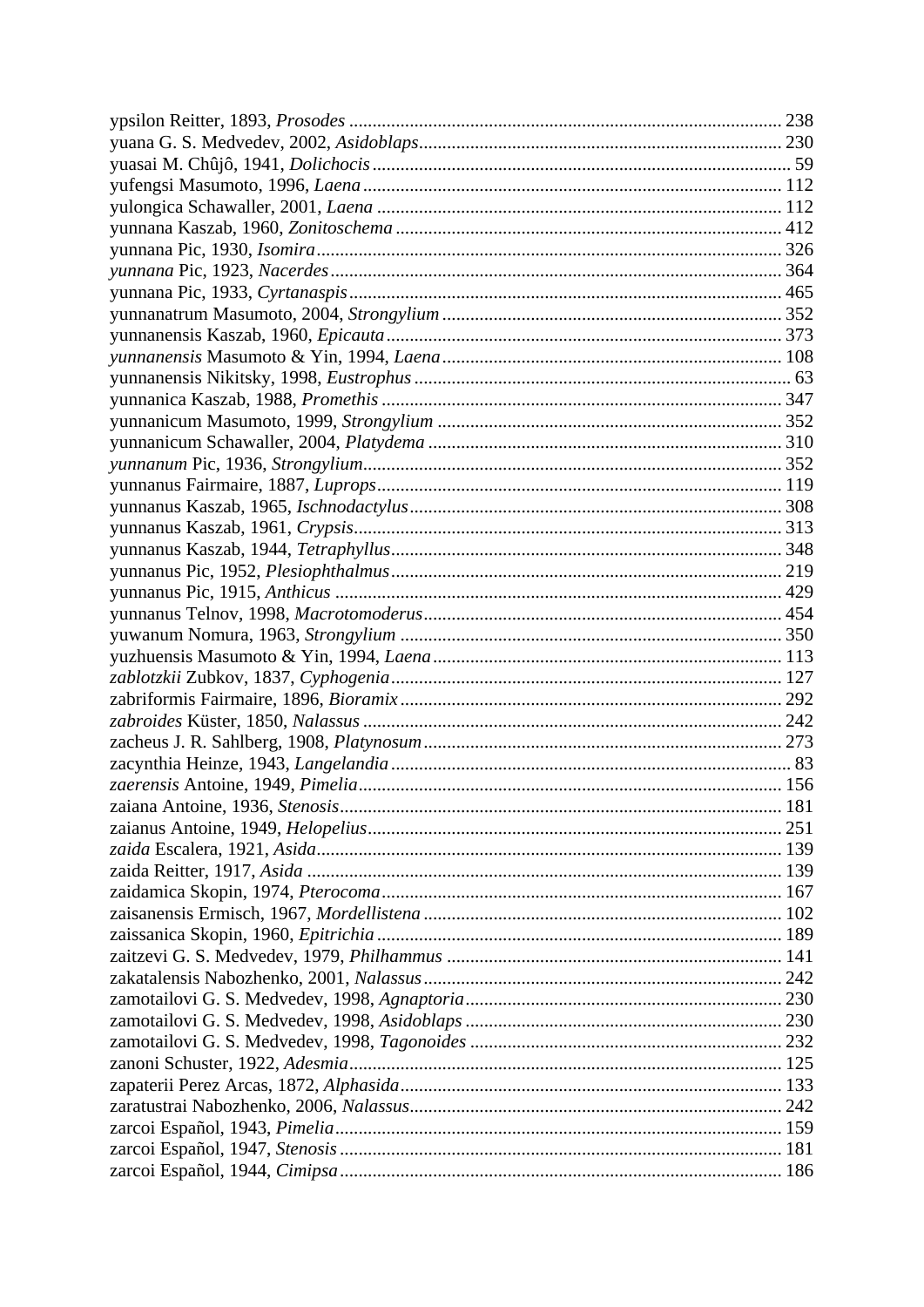ypsilon Reitter, 1893, *Prosodes* ............................................................................................ 238
yuana G. S. Medvedev, 2002, *Asidoblaps* ............................................................................. 230
yuasai M. Chûjô, 1941, *Dolichocis* ......................................................................................... 59
yufengsi Masumoto, 1996, *Laena* ......................................................................................... 112
yulongica Schawaller, 2001, *Laena* ...................................................................................... 112
yunnana Kaszab, 1960, *Zonitoschema* .................................................................................. 412
yunnana Pic, 1930, *Isomira* ................................................................................................... 326
*yunnana* Pic, 1923, *Nacerdes* ................................................................................................ 364
yunnana Pic, 1933, *Cyrtanaspis* ............................................................................................ 465
yunnanatrum Masumoto, 2004, *Strongylium* ........................................................................ 352
yunnanensis Kaszab, 1960, *Epicauta* .................................................................................... 373
*yunnanensis* Masumoto & Yin, 1994, *Laena* ........................................................................ 108
yunnanensis Nikitsky, 1998, *Eustrophus* ................................................................................ 63
yunnanica Kaszab, 1988, *Promethis* ..................................................................................... 347
yunnanicum Masumoto, 1999, *Strongylium* .......................................................................... 352
yunnanicum Schawaller, 2004, *Platydema* ........................................................................... 310
*yunnanum* Pic, 1936, *Strongylium* ......................................................................................... 352
yunnanus Fairmaire, 1887, *Luprops* ...................................................................................... 119
yunnanus Kaszab, 1965, *Ischnodactylus* ............................................................................... 308
yunnanus Kaszab, 1961, *Crypsis* ........................................................................................... 313
yunnanus Kaszab, 1944, *Tetraphyllus* ................................................................................... 348
yunnanus Pic, 1952, *Plesiophthalmus* ................................................................................... 219
yunnanus Pic, 1915, *Anthicus* ............................................................................................... 429
yunnanus Telnov, 1998, *Macrotomoderus* ............................................................................ 454
yuwanum Nomura, 1963, *Strongylium* ................................................................................. 350
yuzhuensis Masumoto & Yin, 1994, *Laena* .......................................................................... 113
*zablotzkii* Zubkov, 1837, *Cyphogenia* .................................................................................... 127
zabriformis Fairmaire, 1896, *Bioramix* ................................................................................. 292
*zabroides* Küster, 1850, *Nalassus* ......................................................................................... 242
zacheus J. R. Sahlberg, 1908, *Platynosum* ............................................................................ 273
zacynthia Heinze, 1943, *Langelandia* ..................................................................................... 83
*zaerensis* Antoine, 1949, *Pimelia* .......................................................................................... 156
zaiana Antoine, 1936, *Stenosis* ............................................................................................... 181
zaianus Antoine, 1949, *Helopelius* ........................................................................................ 251
*zaida* Escalera, 1921, *Asida* ................................................................................................... 139
zaida Reitter, 1917, *Asida* ...................................................................................................... 139
zaidamica Skopin, 1974, *Pterocoma* ...................................................................................... 167
zaisanensis Ermisch, 1967, *Mordellistena* ............................................................................ 102
zaissanica Skopin, 1960, *Epitrichia* ...................................................................................... 189
zaitzevi G. S. Medvedev, 1979, *Philhammus* ....................................................................... 141
zakatalensis Nabozhenko, 2001, *Nalassus* ............................................................................ 242
zamotailovi G. S. Medvedev, 1998, *Agnaptoria* ................................................................... 230
zamotailovi G. S. Medvedev, 1998, *Asidoblaps* ................................................................... 230
zamotailovi G. S. Medvedev, 1998, *Tagonoides* .................................................................. 232
zanoni Schuster, 1922, *Adesmia* ............................................................................................ 125
zapaterii Perez Arcas, 1872, *Alphasida* ................................................................................. 133
zaratustrai Nabozhenko, 2006, *Nalassus* ............................................................................... 242
zarcoi Español, 1943, *Pimelia* ............................................................................................... 159
zarcoi Español, 1947, *Stenosis* .............................................................................................. 181
zarcoi Español, 1944, *Cimipsa* .............................................................................................. 186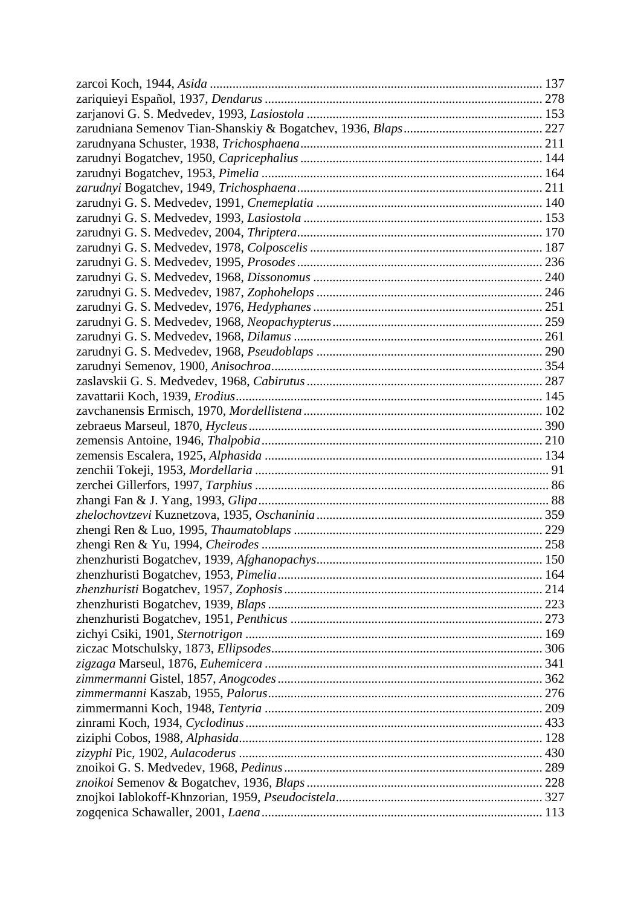zarcoi Koch, 1944, *Asida* ..................................................................................... 137
zariquieyi Español, 1937, *Dendarus* ..................................................................... 278
zarjanovi G. S. Medvedev, 1993, *Lasiostola* ......................................................... 153
zarudniana Semenov Tian-Shanskiy & Bogatchev, 1936, *Blaps* ........................................ 227
zarudnyana Schuster, 1938, *Trichosphaena* ............................................................ 211
zarudnyi Bogatchev, 1950, *Capricephalius* ............................................................ 144
zarudnyi Bogatchev, 1953, *Pimelia* ..................................................................... 164
*zarudnyi* Bogatchev, 1949, *Trichosphaena* ............................................................ 211
zarudnyi G. S. Medvedev, 1991, *Cnemeplatia* ......................................................... 140
zarudnyi G. S. Medvedev, 1993, *Lasiostola* ........................................................... 153
zarudnyi G. S. Medvedev, 2004, *Thriptera* ............................................................. 170
zarudnyi G. S. Medvedev, 1978, *Colposcelis* .......................................................... 187
zarudnyi G. S. Medvedev, 1995, *Prosodes* ............................................................. 236
zarudnyi G. S. Medvedev, 1968, *Dissonomus* ......................................................... 240
zarudnyi G. S. Medvedev, 1987, *Zophohelops* ......................................................... 246
zarudnyi G. S. Medvedev, 1976, *Hedyphanes* ......................................................... 251
zarudnyi G. S. Medvedev, 1968, *Neopachypterus* ..................................................... 259
zarudnyi G. S. Medvedev, 1968, *Dilamus* .............................................................. 261
zarudnyi G. S. Medvedev, 1968, *Pseudoblaps* ......................................................... 290
zarudnyi Semenov, 1900, *Anisochroa* ................................................................... 354
zaslavskii G. S. Medvedev, 1968, *Cabirutus* .......................................................... 287
zavattarii Koch, 1939, *Erodius* ........................................................................... 145
zavchanensis Ermisch, 1970, *Mordellistena* ........................................................... 102
zebraeus Marseul, 1870, *Hycleus* ........................................................................ 390
zemensis Antoine, 1946, *Thalpobia* ...................................................................... 210
zemensis Escalera, 1925, *Alphasida* ..................................................................... 134
zenchii Tokeji, 1953, *Mordellaria* ......................................................................... 91
zerchei Gillerfors, 1997, *Tarphius* ......................................................................... 86
zhangi Fan & J. Yang, 1993, *Glipa* ........................................................................ 88
*zhelochovtzevi* Kuznetzova, 1935, *Oschaninia* ........................................................ 359
zhengi Ren & Luo, 1995, *Thaumatoblaps* .............................................................. 229
zhengi Ren & Yu, 1994, *Cheirodes* ...................................................................... 258
zhenzhuristi Bogatchev, 1939, *Afghanopachys* ........................................................ 150
zhenzhuristi Bogatchev, 1953, *Pimelia* .................................................................. 164
*zhenzhuristi* Bogatchev, 1957, *Zophosis* ............................................................... 214
zhenzhuristi Bogatchev, 1939, *Blaps* .................................................................... 223
zhenzhuristi Bogatchev, 1951, *Penthicus* ............................................................... 273
zichyi Csiki, 1901, *Sternotrigon* .......................................................................... 169
ziczac Motschulsky, 1873, *Ellipsodes* .................................................................... 306
*zigzaga* Marseul, 1876, *Euhemicera* .................................................................... 341
*zimmermanni* Gistel, 1857, *Anogcodes* ................................................................ 362
*zimmermanni* Kaszab, 1955, *Palorus* ................................................................... 276
zimmermanni Koch, 1948, *Tentyria* ...................................................................... 209
zinrami Koch, 1934, *Cyclodinus* .......................................................................... 433
ziziphi Cobos, 1988, *Alphasida* ........................................................................... 128
*zizyphi* Pic, 1902, *Aulacoderus* ........................................................................... 430
znoikoi G. S. Medvedev, 1968, *Pedinus* ................................................................ 289
*znoikoi* Semenov & Bogatchev, 1936, *Blaps* .......................................................... 228
znojkoi Iablokoff-Khnzorian, 1959, *Pseudocistela* .................................................. 327
zogqenica Schawaller, 2001, *Laena* ...................................................................... 113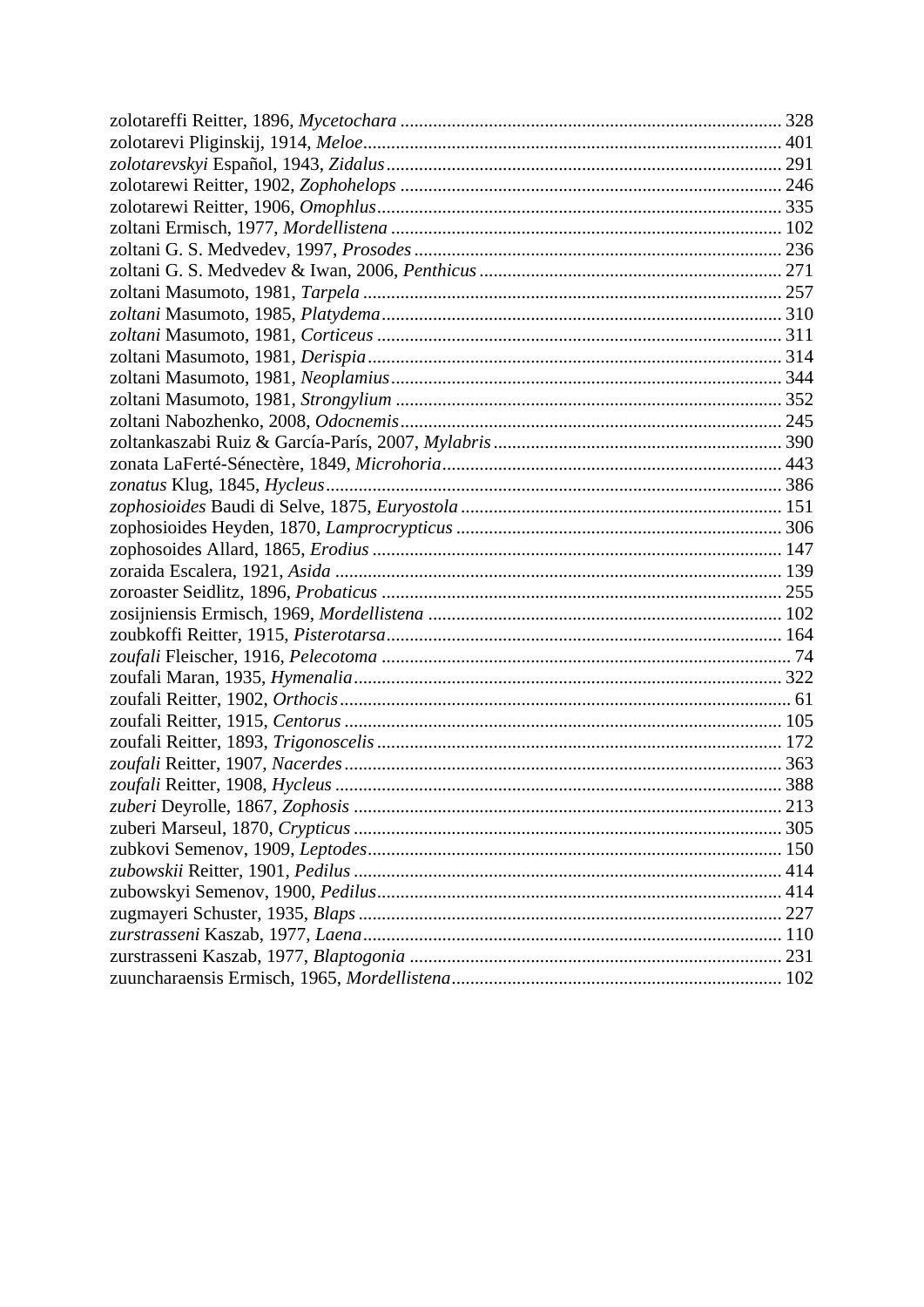zolotareffi Reitter, 1896, *Mycetochara* .......... 328
zolotarevi Pliginskij, 1914, *Meloe* .......... 401
*zolotarevskyi* Español, 1943, *Zidalus* .......... 291
zolotarewi Reitter, 1902, *Zophohelops* .......... 246
zolotarewi Reitter, 1906, *Omophlus* .......... 335
zoltani Ermisch, 1977, *Mordellistena* .......... 102
zoltani G. S. Medvedev, 1997, *Prosodes* .......... 236
zoltani G. S. Medvedev & Iwan, 2006, *Penthicus* .......... 271
zoltani Masumoto, 1981, *Tarpela* .......... 257
*zoltani* Masumoto, 1985, *Platydema* .......... 310
*zoltani* Masumoto, 1981, *Corticeus* .......... 311
zoltani Masumoto, 1981, *Derispia* .......... 314
zoltani Masumoto, 1981, *Neoplamius* .......... 344
zoltani Masumoto, 1981, *Strongylium* .......... 352
zoltani Nabozhenko, 2008, *Odocnemis* .......... 245
zoltankaszabi Ruiz & García-París, 2007, *Mylabris* .......... 390
zonata LaFerté-Sénectère, 1849, *Microhoria* .......... 443
*zonatus* Klug, 1845, *Hycleus* .......... 386
*zophosioides* Baudi di Selve, 1875, *Euryostola* .......... 151
zophosioides Heyden, 1870, *Lamprocrypticus* .......... 306
zophosoides Allard, 1865, *Erodius* .......... 147
zoraida Escalera, 1921, *Asida* .......... 139
zoroaster Seidlitz, 1896, *Probaticus* .......... 255
zosijniensis Ermisch, 1969, *Mordellistena* .......... 102
zoubkoffi Reitter, 1915, *Pisterotarsa* .......... 164
*zoufali* Fleischer, 1916, *Pelecotoma* .......... 74
zoufali Maran, 1935, *Hymenalia* .......... 322
zoufali Reitter, 1902, *Orthocis* .......... 61
zoufali Reitter, 1915, *Centorus* .......... 105
zoufali Reitter, 1893, *Trigonoscelis* .......... 172
*zoufali* Reitter, 1907, *Nacerdes* .......... 363
*zoufali* Reitter, 1908, *Hycleus* .......... 388
*zuberi* Deyrolle, 1867, *Zophosis* .......... 213
zuberi Marseul, 1870, *Crypticus* .......... 305
zubkovi Semenov, 1909, *Leptodes* .......... 150
*zubowskii* Reitter, 1901, *Pedilus* .......... 414
zubowskyi Semenov, 1900, *Pedilus* .......... 414
zugmayeri Schuster, 1935, *Blaps* .......... 227
*zurstrasseni* Kaszab, 1977, *Laena* .......... 110
zurstrasseni Kaszab, 1977, *Blaptogonia* .......... 231
zuuncharaensis Ermisch, 1965, *Mordellistena* .......... 102